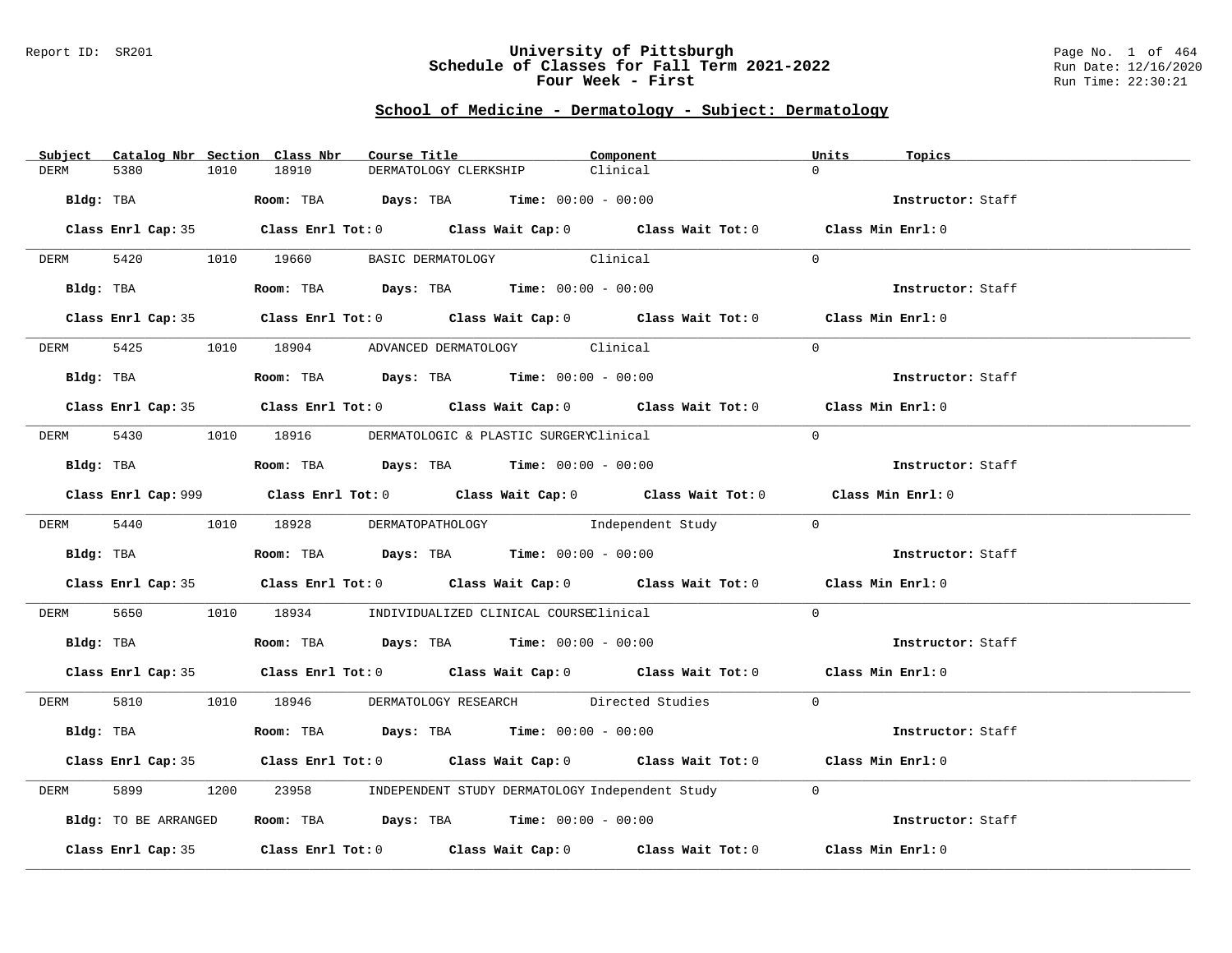Report ID: SR201

# University of Pittsburgh
## Schedule of Classes for Fall Term 2021-2022
## Four Week - First

Run Date: 12/16/2020
Run Time: 22:30:21

## School of Medicine - Dermatology - Subject: Dermatology

| Subject | Catalog Nbr | Section | Class Nbr | Course Title | Component | Units | Topics |
|---|---|---|---|---|---|---|---|
| DERM | 5380 | 1010 | 18910 | DERMATOLOGY CLERKSHIP | Clinical | 0 | |

**Bldg:** TBA **Room:** TBA **Days:** TBA **Time:** 00:00 - 00:00 **Instructor:** Staff

**Class Enrl Cap:** 35 **Class Enrl Tot:** 0 **Class Wait Cap:** 0 **Class Wait Tot:** 0 **Class Min Enrl:** 0

---

| Subject | Catalog Nbr | Section | Class Nbr | Course Title | Component | Units | Topics |
|---|---|---|---|---|---|---|---|
| DERM | 5420 | 1010 | 19660 | BASIC DERMATOLOGY | Clinical | 0 | |

**Bldg:** TBA **Room:** TBA **Days:** TBA **Time:** 00:00 - 00:00 **Instructor:** Staff

**Class Enrl Cap:** 35 **Class Enrl Tot:** 0 **Class Wait Cap:** 0 **Class Wait Tot:** 0 **Class Min Enrl:** 0

---

| Subject | Catalog Nbr | Section | Class Nbr | Course Title | Component | Units | Topics |
|---|---|---|---|---|---|---|---|
| DERM | 5425 | 1010 | 18904 | ADVANCED DERMATOLOGY | Clinical | 0 | |

**Bldg:** TBA **Room:** TBA **Days:** TBA **Time:** 00:00 - 00:00 **Instructor:** Staff

**Class Enrl Cap:** 35 **Class Enrl Tot:** 0 **Class Wait Cap:** 0 **Class Wait Tot:** 0 **Class Min Enrl:** 0

---

| Subject | Catalog Nbr | Section | Class Nbr | Course Title | Component | Units | Topics |
|---|---|---|---|---|---|---|---|
| DERM | 5430 | 1010 | 18916 | DERMATOLOGIC & PLASTIC SURGERY | Clinical | 0 | |

**Bldg:** TBA **Room:** TBA **Days:** TBA **Time:** 00:00 - 00:00 **Instructor:** Staff

**Class Enrl Cap:** 999 **Class Enrl Tot:** 0 **Class Wait Cap:** 0 **Class Wait Tot:** 0 **Class Min Enrl:** 0

---

| Subject | Catalog Nbr | Section | Class Nbr | Course Title | Component | Units | Topics |
|---|---|---|---|---|---|---|---|
| DERM | 5440 | 1010 | 18928 | DERMATOPATHOLOGY | Independent Study | 0 | |

**Bldg:** TBA **Room:** TBA **Days:** TBA **Time:** 00:00 - 00:00 **Instructor:** Staff

**Class Enrl Cap:** 35 **Class Enrl Tot:** 0 **Class Wait Cap:** 0 **Class Wait Tot:** 0 **Class Min Enrl:** 0

---

| Subject | Catalog Nbr | Section | Class Nbr | Course Title | Component | Units | Topics |
|---|---|---|---|---|---|---|---|
| DERM | 5650 | 1010 | 18934 | INDIVIDUALIZED CLINICAL COURSE | Clinical | 0 | |

**Bldg:** TBA **Room:** TBA **Days:** TBA **Time:** 00:00 - 00:00 **Instructor:** Staff

**Class Enrl Cap:** 35 **Class Enrl Tot:** 0 **Class Wait Cap:** 0 **Class Wait Tot:** 0 **Class Min Enrl:** 0

---

| Subject | Catalog Nbr | Section | Class Nbr | Course Title | Component | Units | Topics |
|---|---|---|---|---|---|---|---|
| DERM | 5810 | 1010 | 18946 | DERMATOLOGY RESEARCH | Directed Studies | 0 | |

**Bldg:** TBA **Room:** TBA **Days:** TBA **Time:** 00:00 - 00:00 **Instructor:** Staff

**Class Enrl Cap:** 35 **Class Enrl Tot:** 0 **Class Wait Cap:** 0 **Class Wait Tot:** 0 **Class Min Enrl:** 0

---

| Subject | Catalog Nbr | Section | Class Nbr | Course Title | Component | Units | Topics |
|---|---|---|---|---|---|---|---|
| DERM | 5899 | 1200 | 23958 | INDEPENDENT STUDY DERMATOLOGY | Independent Study | 0 | |

**Bldg:** TO BE ARRANGED **Room:** TBA **Days:** TBA **Time:** 00:00 - 00:00 **Instructor:** Staff

**Class Enrl Cap:** 35 **Class Enrl Tot:** 0 **Class Wait Cap:** 0 **Class Wait Tot:** 0 **Class Min Enrl:** 0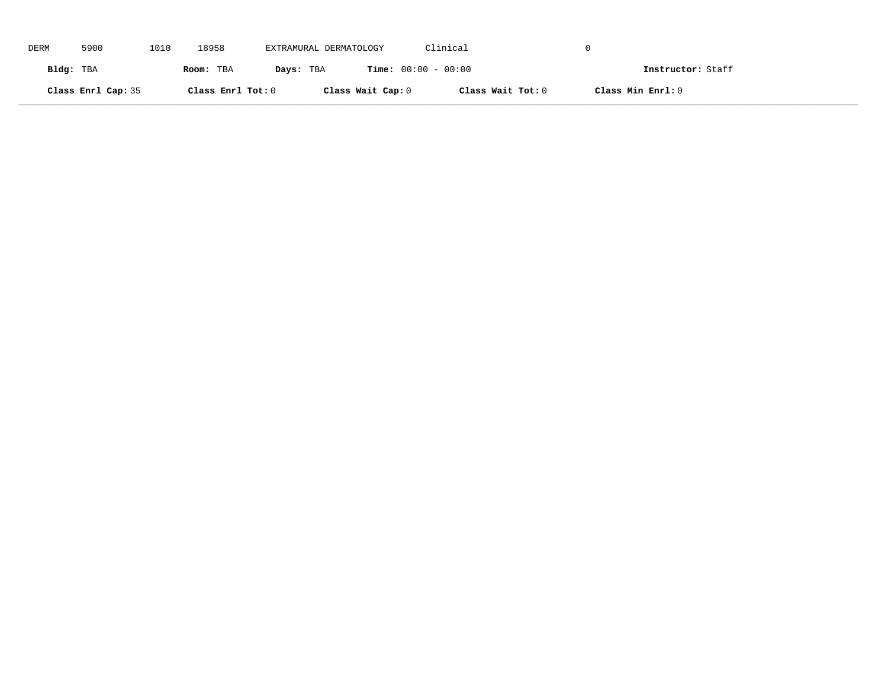DERM 5900 1010 18958 EXTRAMURAL DERMATOLOGY Clinical 0

**Bldg:** TBA **Room:** TBA **Days:** TBA **Time:** 00:00 - 00:00 **Instructor:** Staff

**Class Enrl Cap:** 35 **Class Enrl Tot:** 0 **Class Wait Cap:** 0 **Class Wait Tot:** 0 **Class Min Enrl:** 0

---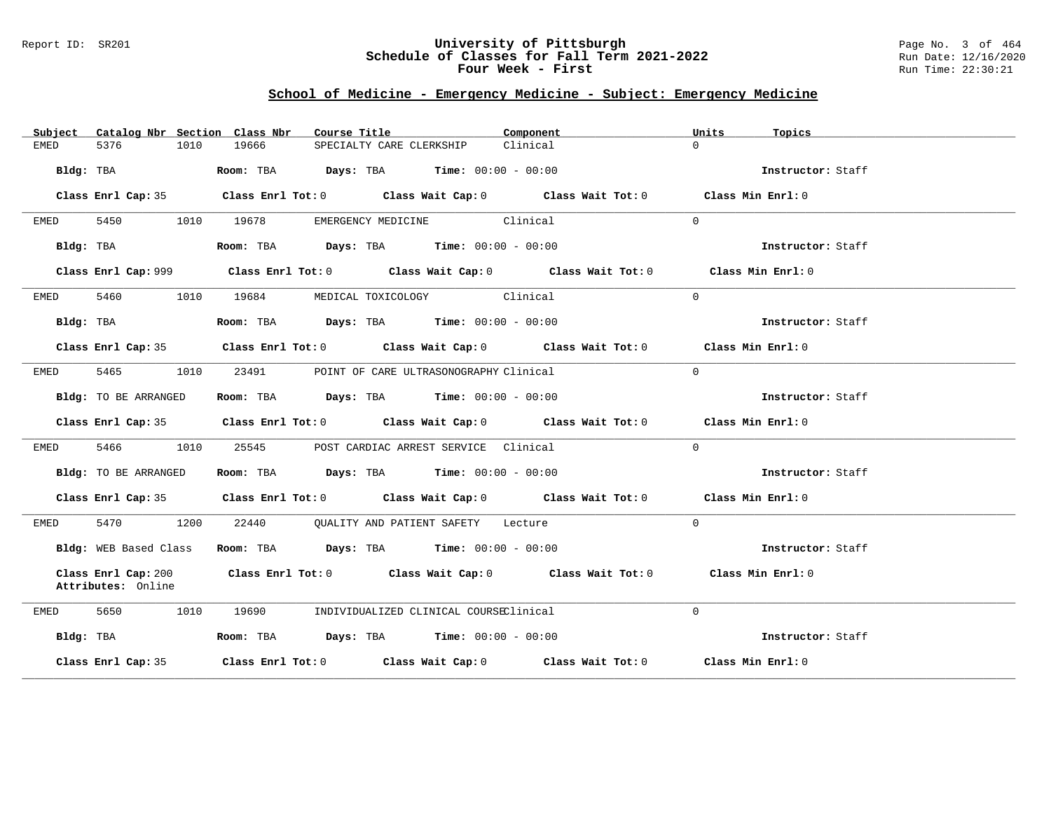## School of Medicine - Emergency Medicine - Subject: Emergency Medicine

| Subject | Catalog Nbr | Section | Class Nbr | Course Title | Component | Units | Topics |
|---|---|---|---|---|---|---|---|
| EMED | 5376 | 1010 | 19666 | SPECIALTY CARE CLERKSHIP | Clinical | 0 | |

**Bldg:** TBA **Room:** TBA **Days:** TBA **Time:** 00:00 - 00:00 **Instructor:** Staff

**Class Enrl Cap:** 35 **Class Enrl Tot:** 0 **Class Wait Cap:** 0 **Class Wait Tot:** 0 **Class Min Enrl:** 0

---

| Subject | Catalog Nbr | Section | Class Nbr | Course Title | Component | Units | Topics |
|---|---|---|---|---|---|---|---|
| EMED | 5450 | 1010 | 19678 | EMERGENCY MEDICINE | Clinical | 0 | |

**Bldg:** TBA **Room:** TBA **Days:** TBA **Time:** 00:00 - 00:00 **Instructor:** Staff

**Class Enrl Cap:** 999 **Class Enrl Tot:** 0 **Class Wait Cap:** 0 **Class Wait Tot:** 0 **Class Min Enrl:** 0

---

| Subject | Catalog Nbr | Section | Class Nbr | Course Title | Component | Units | Topics |
|---|---|---|---|---|---|---|---|
| EMED | 5460 | 1010 | 19684 | MEDICAL TOXICOLOGY | Clinical | 0 | |

**Bldg:** TBA **Room:** TBA **Days:** TBA **Time:** 00:00 - 00:00 **Instructor:** Staff

**Class Enrl Cap:** 35 **Class Enrl Tot:** 0 **Class Wait Cap:** 0 **Class Wait Tot:** 0 **Class Min Enrl:** 0

---

| Subject | Catalog Nbr | Section | Class Nbr | Course Title | Component | Units | Topics |
|---|---|---|---|---|---|---|---|
| EMED | 5465 | 1010 | 23491 | POINT OF CARE ULTRASONOGRAPHY | Clinical | 0 | |

**Bldg:** TO BE ARRANGED **Room:** TBA **Days:** TBA **Time:** 00:00 - 00:00 **Instructor:** Staff

**Class Enrl Cap:** 35 **Class Enrl Tot:** 0 **Class Wait Cap:** 0 **Class Wait Tot:** 0 **Class Min Enrl:** 0

---

| Subject | Catalog Nbr | Section | Class Nbr | Course Title | Component | Units | Topics |
|---|---|---|---|---|---|---|---|
| EMED | 5466 | 1010 | 25545 | POST CARDIAC ARREST SERVICE | Clinical | 0 | |

**Bldg:** TO BE ARRANGED **Room:** TBA **Days:** TBA **Time:** 00:00 - 00:00 **Instructor:** Staff

**Class Enrl Cap:** 35 **Class Enrl Tot:** 0 **Class Wait Cap:** 0 **Class Wait Tot:** 0 **Class Min Enrl:** 0

---

| Subject | Catalog Nbr | Section | Class Nbr | Course Title | Component | Units | Topics |
|---|---|---|---|---|---|---|---|
| EMED | 5470 | 1200 | 22440 | QUALITY AND PATIENT SAFETY | Lecture | 0 | |

**Bldg:** WEB Based Class **Room:** TBA **Days:** TBA **Time:** 00:00 - 00:00 **Instructor:** Staff

**Class Enrl Cap:** 200 **Class Enrl Tot:** 0 **Class Wait Cap:** 0 **Class Wait Tot:** 0 **Class Min Enrl:** 0
**Attributes:** Online

---

| Subject | Catalog Nbr | Section | Class Nbr | Course Title | Component | Units | Topics |
|---|---|---|---|---|---|---|---|
| EMED | 5650 | 1010 | 19690 | INDIVIDUALIZED CLINICAL COURSE | Clinical | 0 | |

**Bldg:** TBA **Room:** TBA **Days:** TBA **Time:** 00:00 - 00:00 **Instructor:** Staff

**Class Enrl Cap:** 35 **Class Enrl Tot:** 0 **Class Wait Cap:** 0 **Class Wait Tot:** 0 **Class Min Enrl:** 0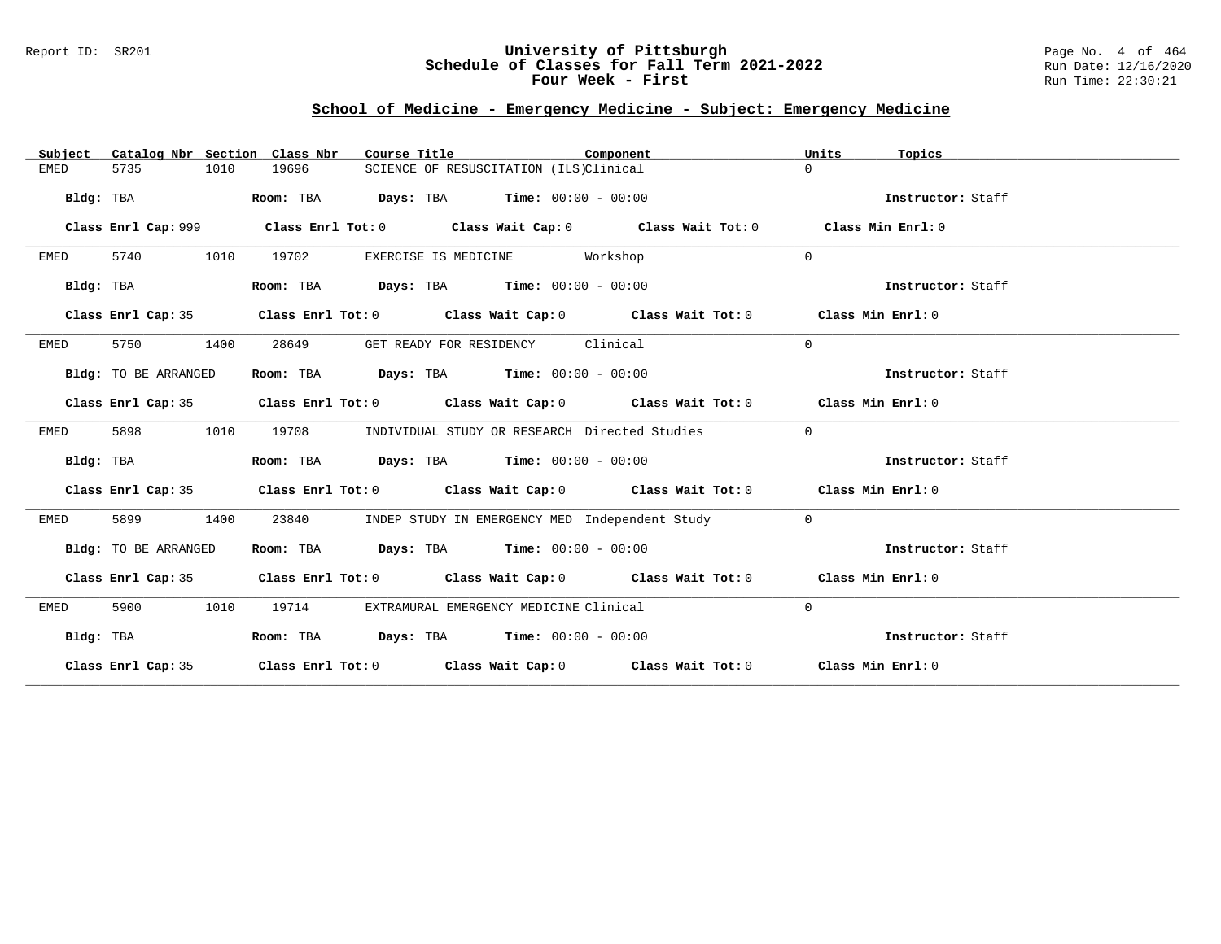## School of Medicine - Emergency Medicine - Subject: Emergency Medicine

| Subject | Catalog Nbr | Section | Class Nbr | Course Title | Component | Units | Topics |
|---|---|---|---|---|---|---|---|
| EMED | 5735 | 1010 | 19696 | SCIENCE OF RESUSCITATION (ILS) | Clinical | 0 | |

**Bldg:** TBA **Room:** TBA **Days:** TBA **Time:** 00:00 - 00:00 **Instructor:** Staff

**Class Enrl Cap:** 999 **Class Enrl Tot:** 0 **Class Wait Cap:** 0 **Class Wait Tot:** 0 **Class Min Enrl:** 0

| Subject | Catalog Nbr | Section | Class Nbr | Course Title | Component | Units | Topics |
|---|---|---|---|---|---|---|---|
| EMED | 5740 | 1010 | 19702 | EXERCISE IS MEDICINE | Workshop | 0 | |

**Bldg:** TBA **Room:** TBA **Days:** TBA **Time:** 00:00 - 00:00 **Instructor:** Staff

**Class Enrl Cap:** 35 **Class Enrl Tot:** 0 **Class Wait Cap:** 0 **Class Wait Tot:** 0 **Class Min Enrl:** 0

| Subject | Catalog Nbr | Section | Class Nbr | Course Title | Component | Units | Topics |
|---|---|---|---|---|---|---|---|
| EMED | 5750 | 1400 | 28649 | GET READY FOR RESIDENCY | Clinical | 0 | |

**Bldg:** TO BE ARRANGED **Room:** TBA **Days:** TBA **Time:** 00:00 - 00:00 **Instructor:** Staff

**Class Enrl Cap:** 35 **Class Enrl Tot:** 0 **Class Wait Cap:** 0 **Class Wait Tot:** 0 **Class Min Enrl:** 0

| Subject | Catalog Nbr | Section | Class Nbr | Course Title | Component | Units | Topics |
|---|---|---|---|---|---|---|---|
| EMED | 5898 | 1010 | 19708 | INDIVIDUAL STUDY OR RESEARCH | Directed Studies | 0 | |

**Bldg:** TBA **Room:** TBA **Days:** TBA **Time:** 00:00 - 00:00 **Instructor:** Staff

**Class Enrl Cap:** 35 **Class Enrl Tot:** 0 **Class Wait Cap:** 0 **Class Wait Tot:** 0 **Class Min Enrl:** 0

| Subject | Catalog Nbr | Section | Class Nbr | Course Title | Component | Units | Topics |
|---|---|---|---|---|---|---|---|
| EMED | 5899 | 1400 | 23840 | INDEP STUDY IN EMERGENCY MED | Independent Study | 0 | |

**Bldg:** TO BE ARRANGED **Room:** TBA **Days:** TBA **Time:** 00:00 - 00:00 **Instructor:** Staff

**Class Enrl Cap:** 35 **Class Enrl Tot:** 0 **Class Wait Cap:** 0 **Class Wait Tot:** 0 **Class Min Enrl:** 0

| Subject | Catalog Nbr | Section | Class Nbr | Course Title | Component | Units | Topics |
|---|---|---|---|---|---|---|---|
| EMED | 5900 | 1010 | 19714 | EXTRAMURAL EMERGENCY MEDICINE | Clinical | 0 | |

**Bldg:** TBA **Room:** TBA **Days:** TBA **Time:** 00:00 - 00:00 **Instructor:** Staff

**Class Enrl Cap:** 35 **Class Enrl Tot:** 0 **Class Wait Cap:** 0 **Class Wait Tot:** 0 **Class Min Enrl:** 0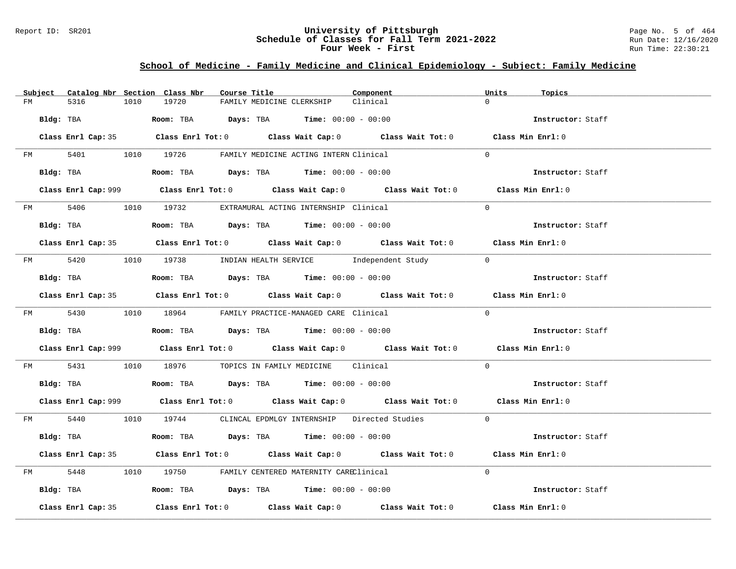## School of Medicine - Family Medicine and Clinical Epidemiology - Subject: Family Medicine

| Subject | Catalog Nbr | Section | Class Nbr | Course Title | Component | Units | Topics |
|---|---|---|---|---|---|---|---|
| FM | 5316 | 1010 | 19720 | FAMILY MEDICINE CLERKSHIP | Clinical | 0 | |

**Bldg:** TBA **Room:** TBA **Days:** TBA **Time:** 00:00 - 00:00 **Instructor:** Staff

**Class Enrl Cap:** 35 **Class Enrl Tot:** 0 **Class Wait Cap:** 0 **Class Wait Tot:** 0 **Class Min Enrl:** 0

---

| Subject | Catalog Nbr | Section | Class Nbr | Course Title | Component | Units | Topics |
|---|---|---|---|---|---|---|---|
| FM | 5401 | 1010 | 19726 | FAMILY MEDICINE ACTING INTERN | Clinical | 0 | |

**Bldg:** TBA **Room:** TBA **Days:** TBA **Time:** 00:00 - 00:00 **Instructor:** Staff

**Class Enrl Cap:** 999 **Class Enrl Tot:** 0 **Class Wait Cap:** 0 **Class Wait Tot:** 0 **Class Min Enrl:** 0

---

| Subject | Catalog Nbr | Section | Class Nbr | Course Title | Component | Units | Topics |
|---|---|---|---|---|---|---|---|
| FM | 5406 | 1010 | 19732 | EXTRAMURAL ACTING INTERNSHIP | Clinical | 0 | |

**Bldg:** TBA **Room:** TBA **Days:** TBA **Time:** 00:00 - 00:00 **Instructor:** Staff

**Class Enrl Cap:** 35 **Class Enrl Tot:** 0 **Class Wait Cap:** 0 **Class Wait Tot:** 0 **Class Min Enrl:** 0

---

| Subject | Catalog Nbr | Section | Class Nbr | Course Title | Component | Units | Topics |
|---|---|---|---|---|---|---|---|
| FM | 5420 | 1010 | 19738 | INDIAN HEALTH SERVICE | Independent Study | 0 | |

**Bldg:** TBA **Room:** TBA **Days:** TBA **Time:** 00:00 - 00:00 **Instructor:** Staff

**Class Enrl Cap:** 35 **Class Enrl Tot:** 0 **Class Wait Cap:** 0 **Class Wait Tot:** 0 **Class Min Enrl:** 0

---

| Subject | Catalog Nbr | Section | Class Nbr | Course Title | Component | Units | Topics |
|---|---|---|---|---|---|---|---|
| FM | 5430 | 1010 | 18964 | FAMILY PRACTICE-MANAGED CARE | Clinical | 0 | |

**Bldg:** TBA **Room:** TBA **Days:** TBA **Time:** 00:00 - 00:00 **Instructor:** Staff

**Class Enrl Cap:** 999 **Class Enrl Tot:** 0 **Class Wait Cap:** 0 **Class Wait Tot:** 0 **Class Min Enrl:** 0

---

| Subject | Catalog Nbr | Section | Class Nbr | Course Title | Component | Units | Topics |
|---|---|---|---|---|---|---|---|
| FM | 5431 | 1010 | 18976 | TOPICS IN FAMILY MEDICINE | Clinical | 0 | |

**Bldg:** TBA **Room:** TBA **Days:** TBA **Time:** 00:00 - 00:00 **Instructor:** Staff

**Class Enrl Cap:** 999 **Class Enrl Tot:** 0 **Class Wait Cap:** 0 **Class Wait Tot:** 0 **Class Min Enrl:** 0

---

| Subject | Catalog Nbr | Section | Class Nbr | Course Title | Component | Units | Topics |
|---|---|---|---|---|---|---|---|
| FM | 5440 | 1010 | 19744 | CLINCAL EPDMLGY INTERNSHIP | Directed Studies | 0 | |

**Bldg:** TBA **Room:** TBA **Days:** TBA **Time:** 00:00 - 00:00 **Instructor:** Staff

**Class Enrl Cap:** 35 **Class Enrl Tot:** 0 **Class Wait Cap:** 0 **Class Wait Tot:** 0 **Class Min Enrl:** 0

---

| Subject | Catalog Nbr | Section | Class Nbr | Course Title | Component | Units | Topics |
|---|---|---|---|---|---|---|---|
| FM | 5448 | 1010 | 19750 | FAMILY CENTERED MATERNITY CARE | Clinical | 0 | |

**Bldg:** TBA **Room:** TBA **Days:** TBA **Time:** 00:00 - 00:00 **Instructor:** Staff

**Class Enrl Cap:** 35 **Class Enrl Tot:** 0 **Class Wait Cap:** 0 **Class Wait Tot:** 0 **Class Min Enrl:** 0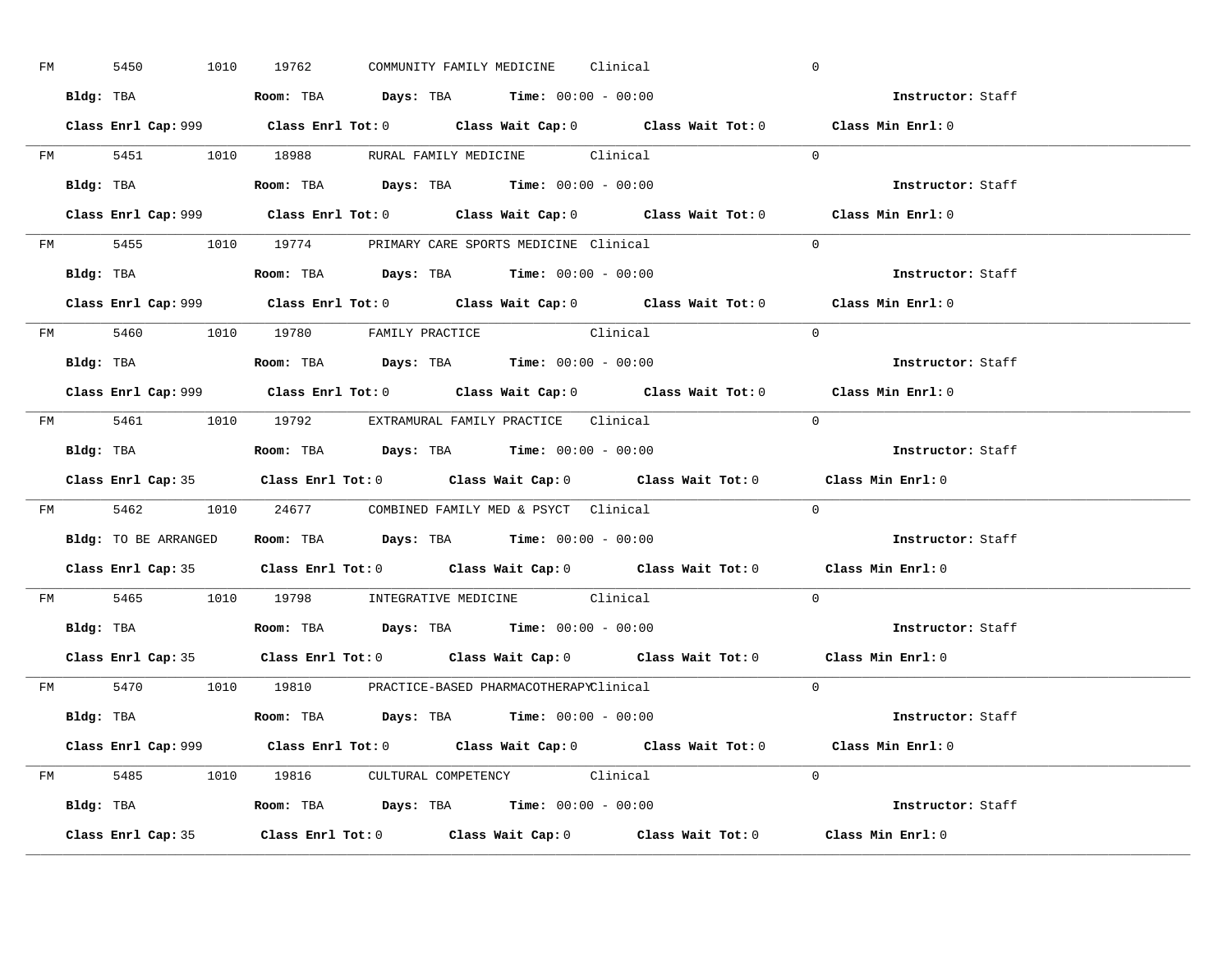FM 5450 1010 19762 COMMUNITY FAMILY MEDICINE Clinical 0

**Bldg:** TBA **Room:** TBA **Days:** TBA **Time:** 00:00 - 00:00 **Instructor:** Staff

**Class Enrl Cap:** 999 **Class Enrl Tot:** 0 **Class Wait Cap:** 0 **Class Wait Tot:** 0 **Class Min Enrl:** 0

---

FM 5451 1010 18988 RURAL FAMILY MEDICINE Clinical 0

**Bldg:** TBA **Room:** TBA **Days:** TBA **Time:** 00:00 - 00:00 **Instructor:** Staff

**Class Enrl Cap:** 999 **Class Enrl Tot:** 0 **Class Wait Cap:** 0 **Class Wait Tot:** 0 **Class Min Enrl:** 0

---

FM 5455 1010 19774 PRIMARY CARE SPORTS MEDICINE Clinical 0

**Bldg:** TBA **Room:** TBA **Days:** TBA **Time:** 00:00 - 00:00 **Instructor:** Staff

**Class Enrl Cap:** 999 **Class Enrl Tot:** 0 **Class Wait Cap:** 0 **Class Wait Tot:** 0 **Class Min Enrl:** 0

---

FM 5460 1010 19780 FAMILY PRACTICE Clinical 0

**Bldg:** TBA **Room:** TBA **Days:** TBA **Time:** 00:00 - 00:00 **Instructor:** Staff

**Class Enrl Cap:** 999 **Class Enrl Tot:** 0 **Class Wait Cap:** 0 **Class Wait Tot:** 0 **Class Min Enrl:** 0

---

FM 5461 1010 19792 EXTRAMURAL FAMILY PRACTICE Clinical 0

**Bldg:** TBA **Room:** TBA **Days:** TBA **Time:** 00:00 - 00:00 **Instructor:** Staff

**Class Enrl Cap:** 35 **Class Enrl Tot:** 0 **Class Wait Cap:** 0 **Class Wait Tot:** 0 **Class Min Enrl:** 0

---

FM 5462 1010 24677 COMBINED FAMILY MED & PSYCT Clinical 0

**Bldg:** TO BE ARRANGED **Room:** TBA **Days:** TBA **Time:** 00:00 - 00:00 **Instructor:** Staff

**Class Enrl Cap:** 35 **Class Enrl Tot:** 0 **Class Wait Cap:** 0 **Class Wait Tot:** 0 **Class Min Enrl:** 0

---

FM 5465 1010 19798 INTEGRATIVE MEDICINE Clinical 0

**Bldg:** TBA **Room:** TBA **Days:** TBA **Time:** 00:00 - 00:00 **Instructor:** Staff

**Class Enrl Cap:** 35 **Class Enrl Tot:** 0 **Class Wait Cap:** 0 **Class Wait Tot:** 0 **Class Min Enrl:** 0

---

FM 5470 1010 19810 PRACTICE-BASED PHARMACOTHERAPY Clinical 0

**Bldg:** TBA **Room:** TBA **Days:** TBA **Time:** 00:00 - 00:00 **Instructor:** Staff

**Class Enrl Cap:** 999 **Class Enrl Tot:** 0 **Class Wait Cap:** 0 **Class Wait Tot:** 0 **Class Min Enrl:** 0

---

FM 5485 1010 19816 CULTURAL COMPETENCY Clinical 0

**Bldg:** TBA **Room:** TBA **Days:** TBA **Time:** 00:00 - 00:00 **Instructor:** Staff

**Class Enrl Cap:** 35 **Class Enrl Tot:** 0 **Class Wait Cap:** 0 **Class Wait Tot:** 0 **Class Min Enrl:** 0

---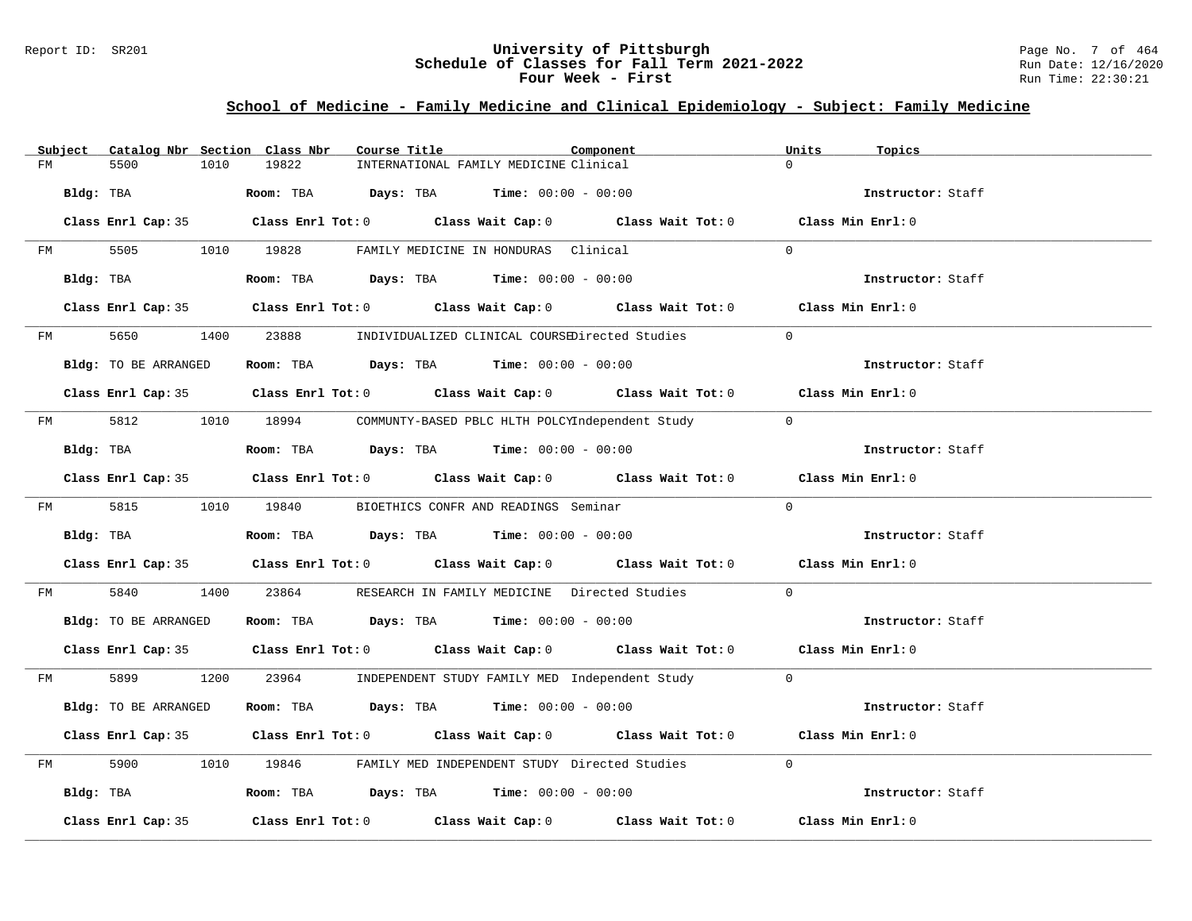## School of Medicine - Family Medicine and Clinical Epidemiology - Subject: Family Medicine

| Subject | Catalog Nbr | Section | Class Nbr | Course Title | Component | Units | Topics |
|---|---|---|---|---|---|---|---|
| FM | 5500 | 1010 | 19822 | INTERNATIONAL FAMILY MEDICINE | Clinical | 0 | |

Bldg: TBA Room: TBA Days: TBA Time: 00:00 - 00:00 Instructor: Staff

Class Enrl Cap: 35 Class Enrl Tot: 0 Class Wait Cap: 0 Class Wait Tot: 0 Class Min Enrl: 0

| Subject | Catalog Nbr | Section | Class Nbr | Course Title | Component | Units | Topics |
|---|---|---|---|---|---|---|---|
| FM | 5505 | 1010 | 19828 | FAMILY MEDICINE IN HONDURAS | Clinical | 0 | |

Bldg: TBA Room: TBA Days: TBA Time: 00:00 - 00:00 Instructor: Staff

Class Enrl Cap: 35 Class Enrl Tot: 0 Class Wait Cap: 0 Class Wait Tot: 0 Class Min Enrl: 0

| Subject | Catalog Nbr | Section | Class Nbr | Course Title | Component | Units | Topics |
|---|---|---|---|---|---|---|---|
| FM | 5650 | 1400 | 23888 | INDIVIDUALIZED CLINICAL COURSE | Directed Studies | 0 | |

Bldg: TO BE ARRANGED Room: TBA Days: TBA Time: 00:00 - 00:00 Instructor: Staff

Class Enrl Cap: 35 Class Enrl Tot: 0 Class Wait Cap: 0 Class Wait Tot: 0 Class Min Enrl: 0

| Subject | Catalog Nbr | Section | Class Nbr | Course Title | Component | Units | Topics |
|---|---|---|---|---|---|---|---|
| FM | 5812 | 1010 | 18994 | COMMUNTY-BASED PBLC HLTH POLCY | Independent Study | 0 | |

Bldg: TBA Room: TBA Days: TBA Time: 00:00 - 00:00 Instructor: Staff

Class Enrl Cap: 35 Class Enrl Tot: 0 Class Wait Cap: 0 Class Wait Tot: 0 Class Min Enrl: 0

| Subject | Catalog Nbr | Section | Class Nbr | Course Title | Component | Units | Topics |
|---|---|---|---|---|---|---|---|
| FM | 5815 | 1010 | 19840 | BIOETHICS CONFR AND READINGS | Seminar | 0 | |

Bldg: TBA Room: TBA Days: TBA Time: 00:00 - 00:00 Instructor: Staff

Class Enrl Cap: 35 Class Enrl Tot: 0 Class Wait Cap: 0 Class Wait Tot: 0 Class Min Enrl: 0

| Subject | Catalog Nbr | Section | Class Nbr | Course Title | Component | Units | Topics |
|---|---|---|---|---|---|---|---|
| FM | 5840 | 1400 | 23864 | RESEARCH IN FAMILY MEDICINE | Directed Studies | 0 | |

Bldg: TO BE ARRANGED Room: TBA Days: TBA Time: 00:00 - 00:00 Instructor: Staff

Class Enrl Cap: 35 Class Enrl Tot: 0 Class Wait Cap: 0 Class Wait Tot: 0 Class Min Enrl: 0

| Subject | Catalog Nbr | Section | Class Nbr | Course Title | Component | Units | Topics |
|---|---|---|---|---|---|---|---|
| FM | 5899 | 1200 | 23964 | INDEPENDENT STUDY FAMILY MED | Independent Study | 0 | |

Bldg: TO BE ARRANGED Room: TBA Days: TBA Time: 00:00 - 00:00 Instructor: Staff

Class Enrl Cap: 35 Class Enrl Tot: 0 Class Wait Cap: 0 Class Wait Tot: 0 Class Min Enrl: 0

| Subject | Catalog Nbr | Section | Class Nbr | Course Title | Component | Units | Topics |
|---|---|---|---|---|---|---|---|
| FM | 5900 | 1010 | 19846 | FAMILY MED INDEPENDENT STUDY | Directed Studies | 0 | |

Bldg: TBA Room: TBA Days: TBA Time: 00:00 - 00:00 Instructor: Staff

Class Enrl Cap: 35 Class Enrl Tot: 0 Class Wait Cap: 0 Class Wait Tot: 0 Class Min Enrl: 0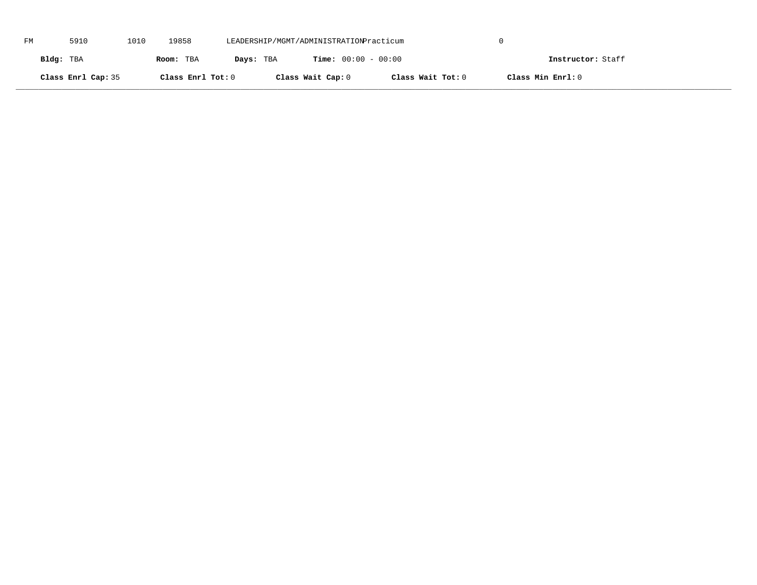FM 5910 1010 19858 LEADERSHIP/MGMT/ADMINISTRATION Practicum 0

**Bldg:** TBA **Room:** TBA **Days:** TBA **Time:** 00:00 - 00:00 **Instructor:** Staff

**Class Enrl Cap:** 35 **Class Enrl Tot:** 0 **Class Wait Cap:** 0 **Class Wait Tot:** 0 **Class Min Enrl:** 0

---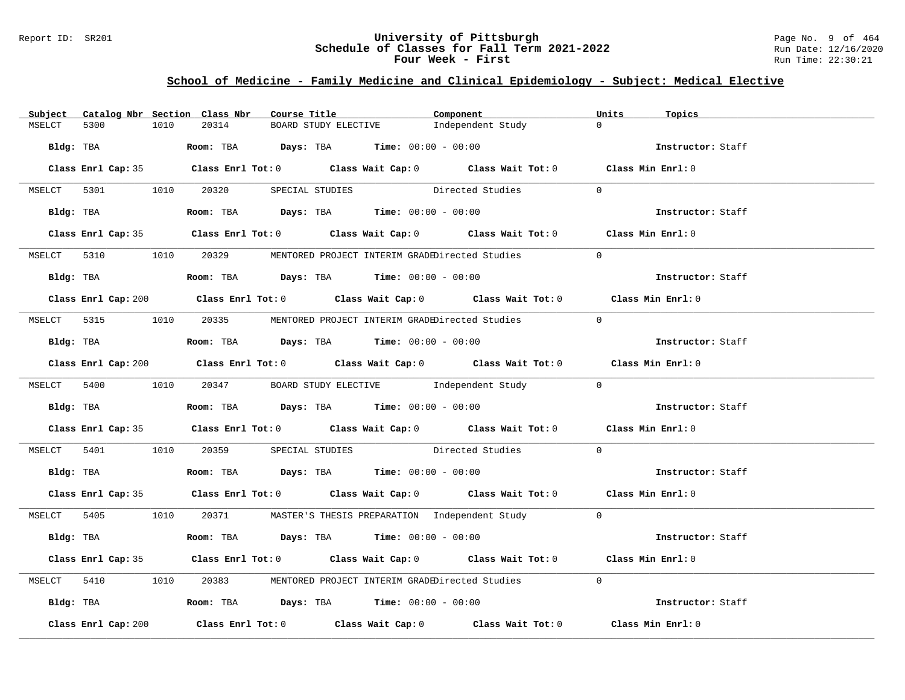## School of Medicine - Family Medicine and Clinical Epidemiology - Subject: Medical Elective

| Subject | Catalog Nbr | Section | Class Nbr | Course Title | Component | Units | Topics |
|---|---|---|---|---|---|---|---|
| MSELCT | 5300 | 1010 | 20314 | BOARD STUDY ELECTIVE | Independent Study | 0 | |

**Bldg:** TBA **Room:** TBA **Days:** TBA **Time:** 00:00 - 00:00 **Instructor:** Staff

**Class Enrl Cap:** 35 **Class Enrl Tot:** 0 **Class Wait Cap:** 0 **Class Wait Tot:** 0 **Class Min Enrl:** 0

---

| Subject | Catalog Nbr | Section | Class Nbr | Course Title | Component | Units | Topics |
|---|---|---|---|---|---|---|---|
| MSELCT | 5301 | 1010 | 20320 | SPECIAL STUDIES | Directed Studies | 0 | |

**Bldg:** TBA **Room:** TBA **Days:** TBA **Time:** 00:00 - 00:00 **Instructor:** Staff

**Class Enrl Cap:** 35 **Class Enrl Tot:** 0 **Class Wait Cap:** 0 **Class Wait Tot:** 0 **Class Min Enrl:** 0

---

| Subject | Catalog Nbr | Section | Class Nbr | Course Title | Component | Units | Topics |
|---|---|---|---|---|---|---|---|
| MSELCT | 5310 | 1010 | 20329 | MENTORED PROJECT INTERIM GRADE | Directed Studies | 0 | |

**Bldg:** TBA **Room:** TBA **Days:** TBA **Time:** 00:00 - 00:00 **Instructor:** Staff

**Class Enrl Cap:** 200 **Class Enrl Tot:** 0 **Class Wait Cap:** 0 **Class Wait Tot:** 0 **Class Min Enrl:** 0

---

| Subject | Catalog Nbr | Section | Class Nbr | Course Title | Component | Units | Topics |
|---|---|---|---|---|---|---|---|
| MSELCT | 5315 | 1010 | 20335 | MENTORED PROJECT INTERIM GRADE | Directed Studies | 0 | |

**Bldg:** TBA **Room:** TBA **Days:** TBA **Time:** 00:00 - 00:00 **Instructor:** Staff

**Class Enrl Cap:** 200 **Class Enrl Tot:** 0 **Class Wait Cap:** 0 **Class Wait Tot:** 0 **Class Min Enrl:** 0

---

| Subject | Catalog Nbr | Section | Class Nbr | Course Title | Component | Units | Topics |
|---|---|---|---|---|---|---|---|
| MSELCT | 5400 | 1010 | 20347 | BOARD STUDY ELECTIVE | Independent Study | 0 | |

**Bldg:** TBA **Room:** TBA **Days:** TBA **Time:** 00:00 - 00:00 **Instructor:** Staff

**Class Enrl Cap:** 35 **Class Enrl Tot:** 0 **Class Wait Cap:** 0 **Class Wait Tot:** 0 **Class Min Enrl:** 0

---

| Subject | Catalog Nbr | Section | Class Nbr | Course Title | Component | Units | Topics |
|---|---|---|---|---|---|---|---|
| MSELCT | 5401 | 1010 | 20359 | SPECIAL STUDIES | Directed Studies | 0 | |

**Bldg:** TBA **Room:** TBA **Days:** TBA **Time:** 00:00 - 00:00 **Instructor:** Staff

**Class Enrl Cap:** 35 **Class Enrl Tot:** 0 **Class Wait Cap:** 0 **Class Wait Tot:** 0 **Class Min Enrl:** 0

---

| Subject | Catalog Nbr | Section | Class Nbr | Course Title | Component | Units | Topics |
|---|---|---|---|---|---|---|---|
| MSELCT | 5405 | 1010 | 20371 | MASTER'S THESIS PREPARATION | Independent Study | 0 | |

**Bldg:** TBA **Room:** TBA **Days:** TBA **Time:** 00:00 - 00:00 **Instructor:** Staff

**Class Enrl Cap:** 35 **Class Enrl Tot:** 0 **Class Wait Cap:** 0 **Class Wait Tot:** 0 **Class Min Enrl:** 0

---

| Subject | Catalog Nbr | Section | Class Nbr | Course Title | Component | Units | Topics |
|---|---|---|---|---|---|---|---|
| MSELCT | 5410 | 1010 | 20383 | MENTORED PROJECT INTERIM GRADE | Directed Studies | 0 | |

**Bldg:** TBA **Room:** TBA **Days:** TBA **Time:** 00:00 - 00:00 **Instructor:** Staff

**Class Enrl Cap:** 200 **Class Enrl Tot:** 0 **Class Wait Cap:** 0 **Class Wait Tot:** 0 **Class Min Enrl:** 0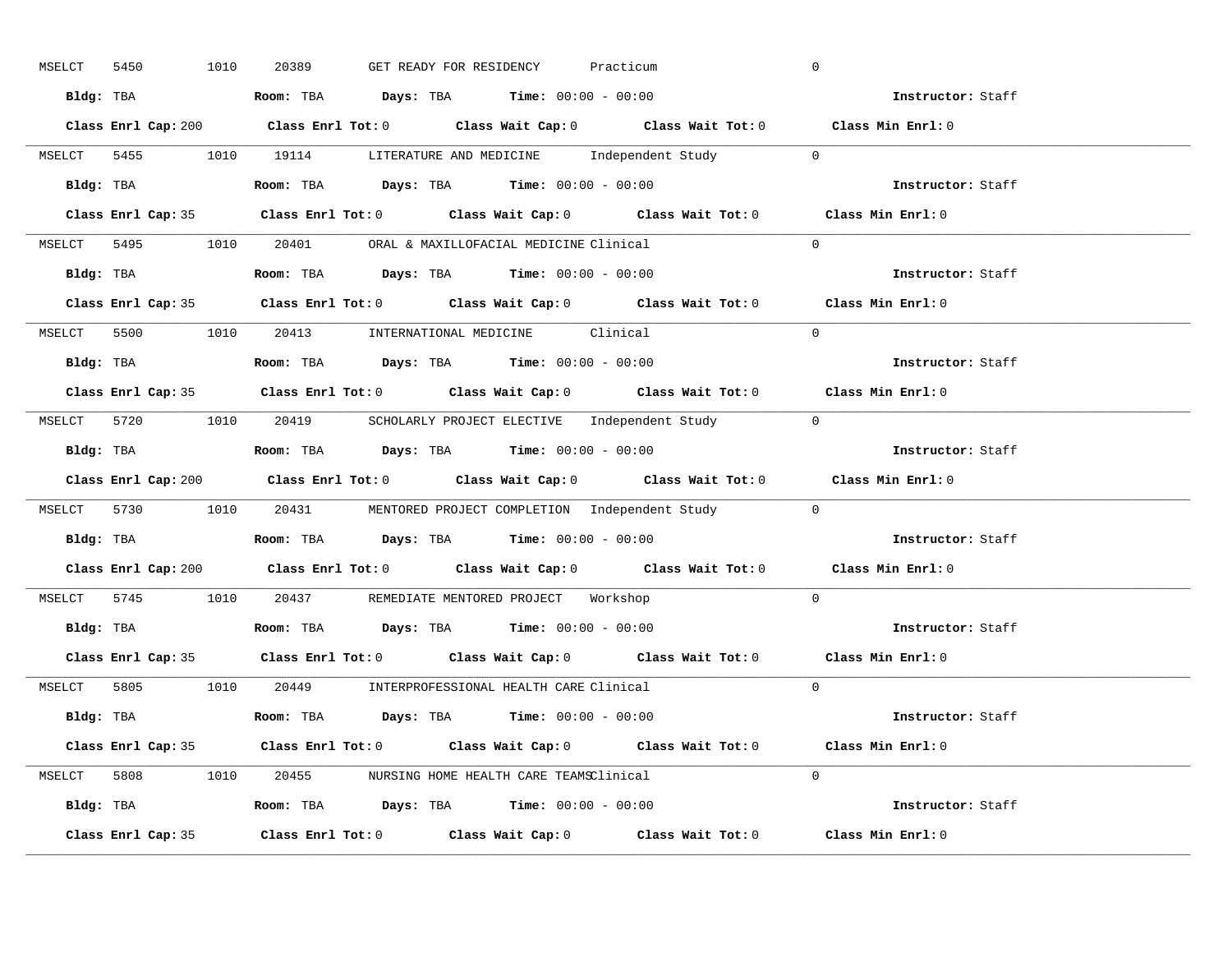MSELCT 5450 1010 20389 GET READY FOR RESIDENCY Practicum 0

**Bldg:** TBA **Room:** TBA **Days:** TBA **Time:** 00:00 - 00:00 **Instructor:** Staff

**Class Enrl Cap:** 200 **Class Enrl Tot:** 0 **Class Wait Cap:** 0 **Class Wait Tot:** 0 **Class Min Enrl:** 0

---

MSELCT 5455 1010 19114 LITERATURE AND MEDICINE Independent Study 0

**Bldg:** TBA **Room:** TBA **Days:** TBA **Time:** 00:00 - 00:00 **Instructor:** Staff

**Class Enrl Cap:** 35 **Class Enrl Tot:** 0 **Class Wait Cap:** 0 **Class Wait Tot:** 0 **Class Min Enrl:** 0

---

MSELCT 5495 1010 20401 ORAL & MAXILLOFACIAL MEDICINE Clinical 0

**Bldg:** TBA **Room:** TBA **Days:** TBA **Time:** 00:00 - 00:00 **Instructor:** Staff

**Class Enrl Cap:** 35 **Class Enrl Tot:** 0 **Class Wait Cap:** 0 **Class Wait Tot:** 0 **Class Min Enrl:** 0

---

MSELCT 5500 1010 20413 INTERNATIONAL MEDICINE Clinical 0

**Bldg:** TBA **Room:** TBA **Days:** TBA **Time:** 00:00 - 00:00 **Instructor:** Staff

**Class Enrl Cap:** 35 **Class Enrl Tot:** 0 **Class Wait Cap:** 0 **Class Wait Tot:** 0 **Class Min Enrl:** 0

---

MSELCT 5720 1010 20419 SCHOLARLY PROJECT ELECTIVE Independent Study 0

**Bldg:** TBA **Room:** TBA **Days:** TBA **Time:** 00:00 - 00:00 **Instructor:** Staff

**Class Enrl Cap:** 200 **Class Enrl Tot:** 0 **Class Wait Cap:** 0 **Class Wait Tot:** 0 **Class Min Enrl:** 0

---

MSELCT 5730 1010 20431 MENTORED PROJECT COMPLETION Independent Study 0

**Bldg:** TBA **Room:** TBA **Days:** TBA **Time:** 00:00 - 00:00 **Instructor:** Staff

**Class Enrl Cap:** 200 **Class Enrl Tot:** 0 **Class Wait Cap:** 0 **Class Wait Tot:** 0 **Class Min Enrl:** 0

---

MSELCT 5745 1010 20437 REMEDIATE MENTORED PROJECT Workshop 0

**Bldg:** TBA **Room:** TBA **Days:** TBA **Time:** 00:00 - 00:00 **Instructor:** Staff

**Class Enrl Cap:** 35 **Class Enrl Tot:** 0 **Class Wait Cap:** 0 **Class Wait Tot:** 0 **Class Min Enrl:** 0

---

MSELCT 5805 1010 20449 INTERPROFESSIONAL HEALTH CARE Clinical 0

**Bldg:** TBA **Room:** TBA **Days:** TBA **Time:** 00:00 - 00:00 **Instructor:** Staff

**Class Enrl Cap:** 35 **Class Enrl Tot:** 0 **Class Wait Cap:** 0 **Class Wait Tot:** 0 **Class Min Enrl:** 0

---

MSELCT 5808 1010 20455 NURSING HOME HEALTH CARE TEAMS Clinical 0

**Bldg:** TBA **Room:** TBA **Days:** TBA **Time:** 00:00 - 00:00 **Instructor:** Staff

**Class Enrl Cap:** 35 **Class Enrl Tot:** 0 **Class Wait Cap:** 0 **Class Wait Tot:** 0 **Class Min Enrl:** 0

---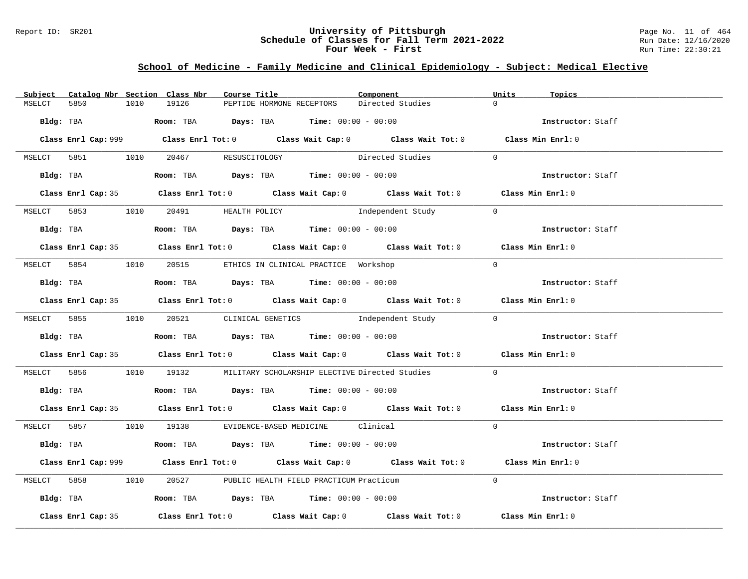## School of Medicine - Family Medicine and Clinical Epidemiology - Subject: Medical Elective

| Subject | Catalog Nbr | Section | Class Nbr | Course Title | Component | Units | Topics |
|---|---|---|---|---|---|---|---|
| MSELCT | 5850 | 1010 | 19126 | PEPTIDE HORMONE RECEPTORS | Directed Studies | 0 | |

**Bldg:** TBA **Room:** TBA **Days:** TBA **Time:** 00:00 - 00:00 **Instructor:** Staff

**Class Enrl Cap:** 999 **Class Enrl Tot:** 0 **Class Wait Cap:** 0 **Class Wait Tot:** 0 **Class Min Enrl:** 0

| Subject | Catalog Nbr | Section | Class Nbr | Course Title | Component | Units | Topics |
|---|---|---|---|---|---|---|---|
| MSELCT | 5851 | 1010 | 20467 | RESUSCITOLOGY | Directed Studies | 0 | |

**Bldg:** TBA **Room:** TBA **Days:** TBA **Time:** 00:00 - 00:00 **Instructor:** Staff

**Class Enrl Cap:** 35 **Class Enrl Tot:** 0 **Class Wait Cap:** 0 **Class Wait Tot:** 0 **Class Min Enrl:** 0

| Subject | Catalog Nbr | Section | Class Nbr | Course Title | Component | Units | Topics |
|---|---|---|---|---|---|---|---|
| MSELCT | 5853 | 1010 | 20491 | HEALTH POLICY | Independent Study | 0 | |

**Bldg:** TBA **Room:** TBA **Days:** TBA **Time:** 00:00 - 00:00 **Instructor:** Staff

**Class Enrl Cap:** 35 **Class Enrl Tot:** 0 **Class Wait Cap:** 0 **Class Wait Tot:** 0 **Class Min Enrl:** 0

| Subject | Catalog Nbr | Section | Class Nbr | Course Title | Component | Units | Topics |
|---|---|---|---|---|---|---|---|
| MSELCT | 5854 | 1010 | 20515 | ETHICS IN CLINICAL PRACTICE | Workshop | 0 | |

**Bldg:** TBA **Room:** TBA **Days:** TBA **Time:** 00:00 - 00:00 **Instructor:** Staff

**Class Enrl Cap:** 35 **Class Enrl Tot:** 0 **Class Wait Cap:** 0 **Class Wait Tot:** 0 **Class Min Enrl:** 0

| Subject | Catalog Nbr | Section | Class Nbr | Course Title | Component | Units | Topics |
|---|---|---|---|---|---|---|---|
| MSELCT | 5855 | 1010 | 20521 | CLINICAL GENETICS | Independent Study | 0 | |

**Bldg:** TBA **Room:** TBA **Days:** TBA **Time:** 00:00 - 00:00 **Instructor:** Staff

**Class Enrl Cap:** 35 **Class Enrl Tot:** 0 **Class Wait Cap:** 0 **Class Wait Tot:** 0 **Class Min Enrl:** 0

| Subject | Catalog Nbr | Section | Class Nbr | Course Title | Component | Units | Topics |
|---|---|---|---|---|---|---|---|
| MSELCT | 5856 | 1010 | 19132 | MILITARY SCHOLARSHIP ELECTIVE | Directed Studies | 0 | |

**Bldg:** TBA **Room:** TBA **Days:** TBA **Time:** 00:00 - 00:00 **Instructor:** Staff

**Class Enrl Cap:** 35 **Class Enrl Tot:** 0 **Class Wait Cap:** 0 **Class Wait Tot:** 0 **Class Min Enrl:** 0

| Subject | Catalog Nbr | Section | Class Nbr | Course Title | Component | Units | Topics |
|---|---|---|---|---|---|---|---|
| MSELCT | 5857 | 1010 | 19138 | EVIDENCE-BASED MEDICINE | Clinical | 0 | |

**Bldg:** TBA **Room:** TBA **Days:** TBA **Time:** 00:00 - 00:00 **Instructor:** Staff

**Class Enrl Cap:** 999 **Class Enrl Tot:** 0 **Class Wait Cap:** 0 **Class Wait Tot:** 0 **Class Min Enrl:** 0

| Subject | Catalog Nbr | Section | Class Nbr | Course Title | Component | Units | Topics |
|---|---|---|---|---|---|---|---|
| MSELCT | 5858 | 1010 | 20527 | PUBLIC HEALTH FIELD PRACTICUM | Practicum | 0 | |

**Bldg:** TBA **Room:** TBA **Days:** TBA **Time:** 00:00 - 00:00 **Instructor:** Staff

**Class Enrl Cap:** 35 **Class Enrl Tot:** 0 **Class Wait Cap:** 0 **Class Wait Tot:** 0 **Class Min Enrl:** 0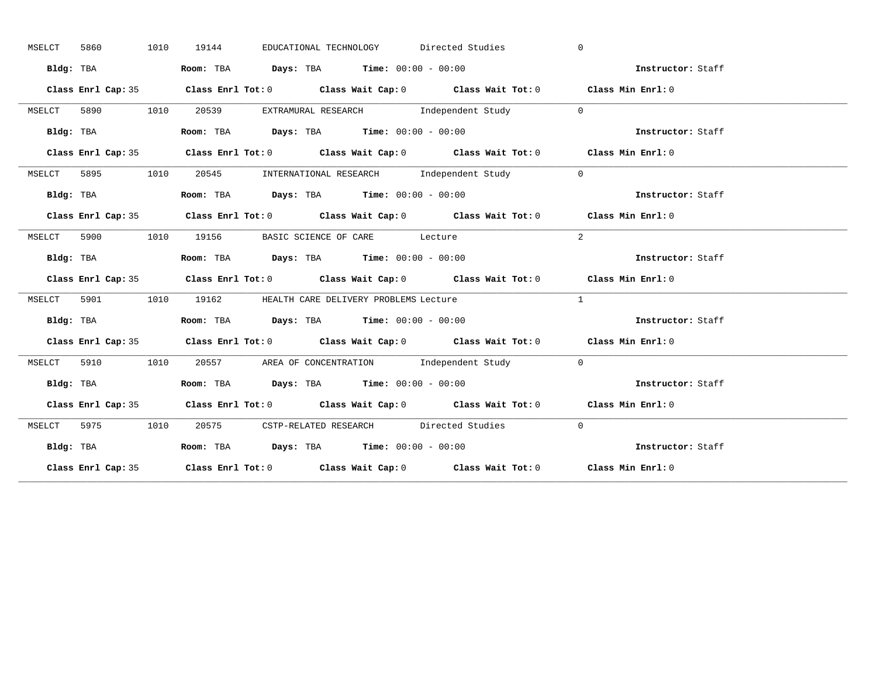MSELCT 5860 1010 19144 EDUCATIONAL TECHNOLOGY Directed Studies 0

**Bldg:** TBA **Room:** TBA **Days:** TBA **Time:** 00:00 - 00:00 **Instructor:** Staff

**Class Enrl Cap:** 35 **Class Enrl Tot:** 0 **Class Wait Cap:** 0 **Class Wait Tot:** 0 **Class Min Enrl:** 0

---

MSELCT 5890 1010 20539 EXTRAMURAL RESEARCH Independent Study 0

**Bldg:** TBA **Room:** TBA **Days:** TBA **Time:** 00:00 - 00:00 **Instructor:** Staff

**Class Enrl Cap:** 35 **Class Enrl Tot:** 0 **Class Wait Cap:** 0 **Class Wait Tot:** 0 **Class Min Enrl:** 0

---

MSELCT 5895 1010 20545 INTERNATIONAL RESEARCH Independent Study 0

**Bldg:** TBA **Room:** TBA **Days:** TBA **Time:** 00:00 - 00:00 **Instructor:** Staff

**Class Enrl Cap:** 35 **Class Enrl Tot:** 0 **Class Wait Cap:** 0 **Class Wait Tot:** 0 **Class Min Enrl:** 0

---

MSELCT 5900 1010 19156 BASIC SCIENCE OF CARE Lecture 2

**Bldg:** TBA **Room:** TBA **Days:** TBA **Time:** 00:00 - 00:00 **Instructor:** Staff

**Class Enrl Cap:** 35 **Class Enrl Tot:** 0 **Class Wait Cap:** 0 **Class Wait Tot:** 0 **Class Min Enrl:** 0

---

MSELCT 5901 1010 19162 HEALTH CARE DELIVERY PROBLEMS Lecture 1

**Bldg:** TBA **Room:** TBA **Days:** TBA **Time:** 00:00 - 00:00 **Instructor:** Staff

**Class Enrl Cap:** 35 **Class Enrl Tot:** 0 **Class Wait Cap:** 0 **Class Wait Tot:** 0 **Class Min Enrl:** 0

---

MSELCT 5910 1010 20557 AREA OF CONCENTRATION Independent Study 0

**Bldg:** TBA **Room:** TBA **Days:** TBA **Time:** 00:00 - 00:00 **Instructor:** Staff

**Class Enrl Cap:** 35 **Class Enrl Tot:** 0 **Class Wait Cap:** 0 **Class Wait Tot:** 0 **Class Min Enrl:** 0

---

MSELCT 5975 1010 20575 CSTP-RELATED RESEARCH Directed Studies 0

**Bldg:** TBA **Room:** TBA **Days:** TBA **Time:** 00:00 - 00:00 **Instructor:** Staff

**Class Enrl Cap:** 35 **Class Enrl Tot:** 0 **Class Wait Cap:** 0 **Class Wait Tot:** 0 **Class Min Enrl:** 0

---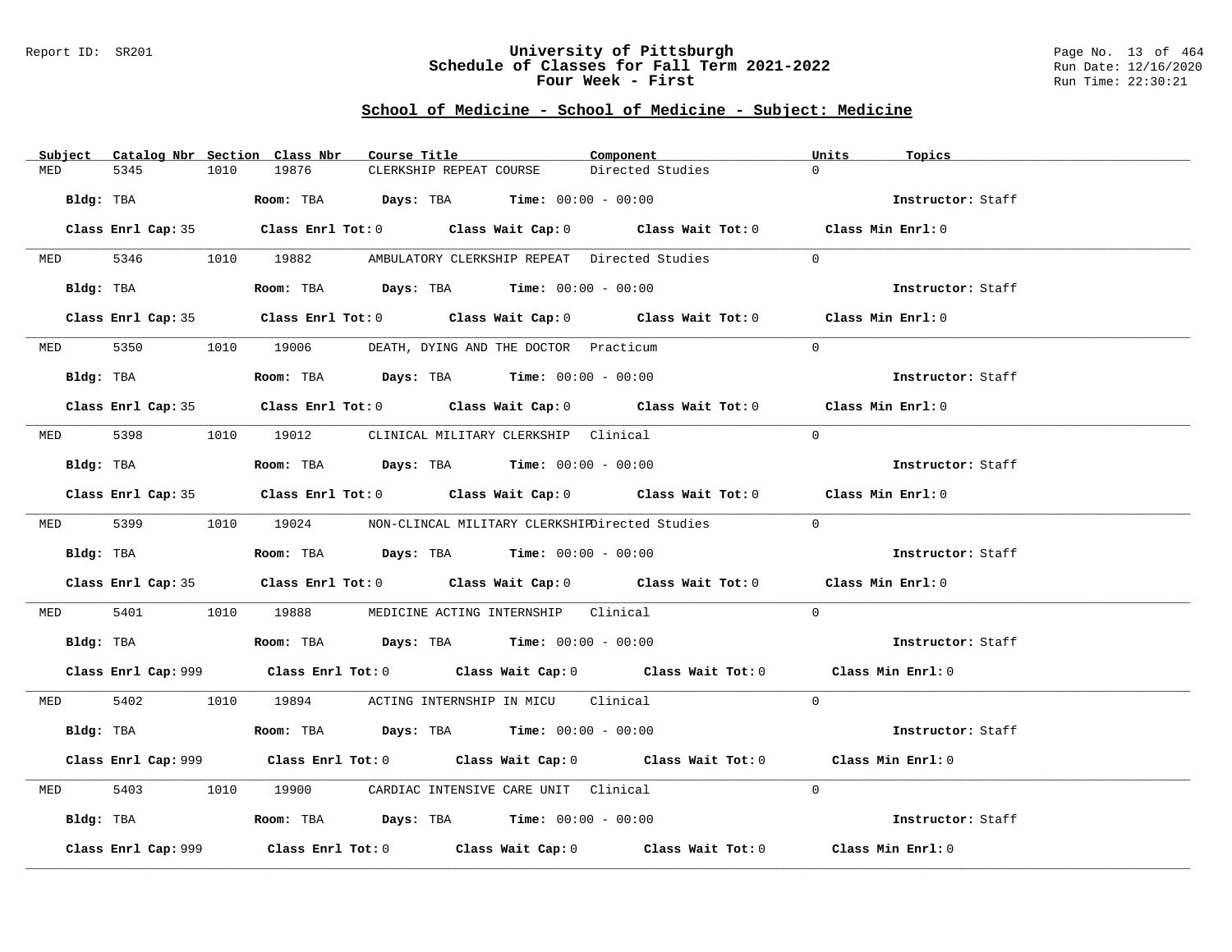## School of Medicine - School of Medicine - Subject: Medicine

| Subject | Catalog Nbr | Section | Class Nbr | Course Title | Component | Units | Topics |
|---|---|---|---|---|---|---|---|
| MED | 5345 | 1010 | 19876 | CLERKSHIP REPEAT COURSE | Directed Studies | 0 | |

**Bldg:** TBA **Room:** TBA **Days:** TBA **Time:** 00:00 - 00:00 **Instructor:** Staff

**Class Enrl Cap:** 35 **Class Enrl Tot:** 0 **Class Wait Cap:** 0 **Class Wait Tot:** 0 **Class Min Enrl:** 0

---

| Subject | Catalog Nbr | Section | Class Nbr | Course Title | Component | Units | Topics |
|---|---|---|---|---|---|---|---|
| MED | 5346 | 1010 | 19882 | AMBULATORY CLERKSHIP REPEAT | Directed Studies | 0 | |

**Bldg:** TBA **Room:** TBA **Days:** TBA **Time:** 00:00 - 00:00 **Instructor:** Staff

**Class Enrl Cap:** 35 **Class Enrl Tot:** 0 **Class Wait Cap:** 0 **Class Wait Tot:** 0 **Class Min Enrl:** 0

---

| Subject | Catalog Nbr | Section | Class Nbr | Course Title | Component | Units | Topics |
|---|---|---|---|---|---|---|---|
| MED | 5350 | 1010 | 19006 | DEATH, DYING AND THE DOCTOR | Practicum | 0 | |

**Bldg:** TBA **Room:** TBA **Days:** TBA **Time:** 00:00 - 00:00 **Instructor:** Staff

**Class Enrl Cap:** 35 **Class Enrl Tot:** 0 **Class Wait Cap:** 0 **Class Wait Tot:** 0 **Class Min Enrl:** 0

---

| Subject | Catalog Nbr | Section | Class Nbr | Course Title | Component | Units | Topics |
|---|---|---|---|---|---|---|---|
| MED | 5398 | 1010 | 19012 | CLINICAL MILITARY CLERKSHIP | Clinical | 0 | |

**Bldg:** TBA **Room:** TBA **Days:** TBA **Time:** 00:00 - 00:00 **Instructor:** Staff

**Class Enrl Cap:** 35 **Class Enrl Tot:** 0 **Class Wait Cap:** 0 **Class Wait Tot:** 0 **Class Min Enrl:** 0

---

| Subject | Catalog Nbr | Section | Class Nbr | Course Title | Component | Units | Topics |
|---|---|---|---|---|---|---|---|
| MED | 5399 | 1010 | 19024 | NON-CLINCAL MILITARY CLERKSHIP | Directed Studies | 0 | |

**Bldg:** TBA **Room:** TBA **Days:** TBA **Time:** 00:00 - 00:00 **Instructor:** Staff

**Class Enrl Cap:** 35 **Class Enrl Tot:** 0 **Class Wait Cap:** 0 **Class Wait Tot:** 0 **Class Min Enrl:** 0

---

| Subject | Catalog Nbr | Section | Class Nbr | Course Title | Component | Units | Topics |
|---|---|---|---|---|---|---|---|
| MED | 5401 | 1010 | 19888 | MEDICINE ACTING INTERNSHIP | Clinical | 0 | |

**Bldg:** TBA **Room:** TBA **Days:** TBA **Time:** 00:00 - 00:00 **Instructor:** Staff

**Class Enrl Cap:** 999 **Class Enrl Tot:** 0 **Class Wait Cap:** 0 **Class Wait Tot:** 0 **Class Min Enrl:** 0

---

| Subject | Catalog Nbr | Section | Class Nbr | Course Title | Component | Units | Topics |
|---|---|---|---|---|---|---|---|
| MED | 5402 | 1010 | 19894 | ACTING INTERNSHIP IN MICU | Clinical | 0 | |

**Bldg:** TBA **Room:** TBA **Days:** TBA **Time:** 00:00 - 00:00 **Instructor:** Staff

**Class Enrl Cap:** 999 **Class Enrl Tot:** 0 **Class Wait Cap:** 0 **Class Wait Tot:** 0 **Class Min Enrl:** 0

---

| Subject | Catalog Nbr | Section | Class Nbr | Course Title | Component | Units | Topics |
|---|---|---|---|---|---|---|---|
| MED | 5403 | 1010 | 19900 | CARDIAC INTENSIVE CARE UNIT | Clinical | 0 | |

**Bldg:** TBA **Room:** TBA **Days:** TBA **Time:** 00:00 - 00:00 **Instructor:** Staff

**Class Enrl Cap:** 999 **Class Enrl Tot:** 0 **Class Wait Cap:** 0 **Class Wait Tot:** 0 **Class Min Enrl:** 0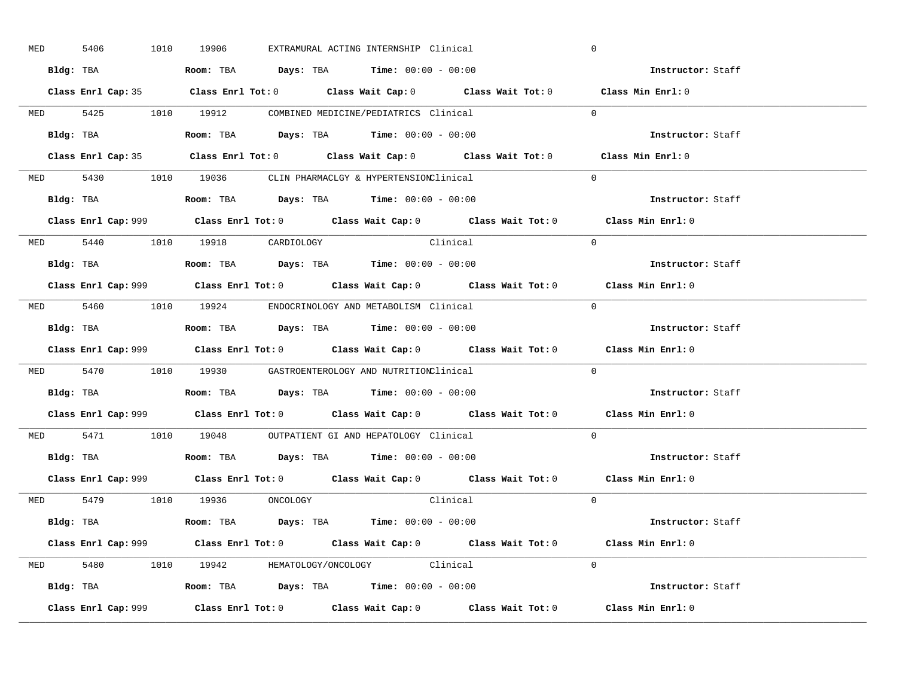MED 5406 1010 19906 EXTRAMURAL ACTING INTERNSHIP Clinical 0

**Bldg:** TBA **Room:** TBA **Days:** TBA **Time:** 00:00 - 00:00 **Instructor:** Staff

**Class Enrl Cap:** 35 **Class Enrl Tot:** 0 **Class Wait Cap:** 0 **Class Wait Tot:** 0 **Class Min Enrl:** 0

---

MED 5425 1010 19912 COMBINED MEDICINE/PEDIATRICS Clinical 0

**Bldg:** TBA **Room:** TBA **Days:** TBA **Time:** 00:00 - 00:00 **Instructor:** Staff

**Class Enrl Cap:** 35 **Class Enrl Tot:** 0 **Class Wait Cap:** 0 **Class Wait Tot:** 0 **Class Min Enrl:** 0

---

MED 5430 1010 19036 CLIN PHARMACLGY & HYPERTENSION Clinical 0

**Bldg:** TBA **Room:** TBA **Days:** TBA **Time:** 00:00 - 00:00 **Instructor:** Staff

**Class Enrl Cap:** 999 **Class Enrl Tot:** 0 **Class Wait Cap:** 0 **Class Wait Tot:** 0 **Class Min Enrl:** 0

---

MED 5440 1010 19918 CARDIOLOGY Clinical 0

**Bldg:** TBA **Room:** TBA **Days:** TBA **Time:** 00:00 - 00:00 **Instructor:** Staff

**Class Enrl Cap:** 999 **Class Enrl Tot:** 0 **Class Wait Cap:** 0 **Class Wait Tot:** 0 **Class Min Enrl:** 0

---

MED 5460 1010 19924 ENDOCRINOLOGY AND METABOLISM Clinical 0

**Bldg:** TBA **Room:** TBA **Days:** TBA **Time:** 00:00 - 00:00 **Instructor:** Staff

**Class Enrl Cap:** 999 **Class Enrl Tot:** 0 **Class Wait Cap:** 0 **Class Wait Tot:** 0 **Class Min Enrl:** 0

---

MED 5470 1010 19930 GASTROENTEROLOGY AND NUTRITION Clinical 0

**Bldg:** TBA **Room:** TBA **Days:** TBA **Time:** 00:00 - 00:00 **Instructor:** Staff

**Class Enrl Cap:** 999 **Class Enrl Tot:** 0 **Class Wait Cap:** 0 **Class Wait Tot:** 0 **Class Min Enrl:** 0

---

MED 5471 1010 19048 OUTPATIENT GI AND HEPATOLOGY Clinical 0

**Bldg:** TBA **Room:** TBA **Days:** TBA **Time:** 00:00 - 00:00 **Instructor:** Staff

**Class Enrl Cap:** 999 **Class Enrl Tot:** 0 **Class Wait Cap:** 0 **Class Wait Tot:** 0 **Class Min Enrl:** 0

---

MED 5479 1010 19936 ONCOLOGY Clinical 0

**Bldg:** TBA **Room:** TBA **Days:** TBA **Time:** 00:00 - 00:00 **Instructor:** Staff

**Class Enrl Cap:** 999 **Class Enrl Tot:** 0 **Class Wait Cap:** 0 **Class Wait Tot:** 0 **Class Min Enrl:** 0

---

MED 5480 1010 19942 HEMATOLOGY/ONCOLOGY Clinical 0

**Bldg:** TBA **Room:** TBA **Days:** TBA **Time:** 00:00 - 00:00 **Instructor:** Staff

**Class Enrl Cap:** 999 **Class Enrl Tot:** 0 **Class Wait Cap:** 0 **Class Wait Tot:** 0 **Class Min Enrl:** 0

---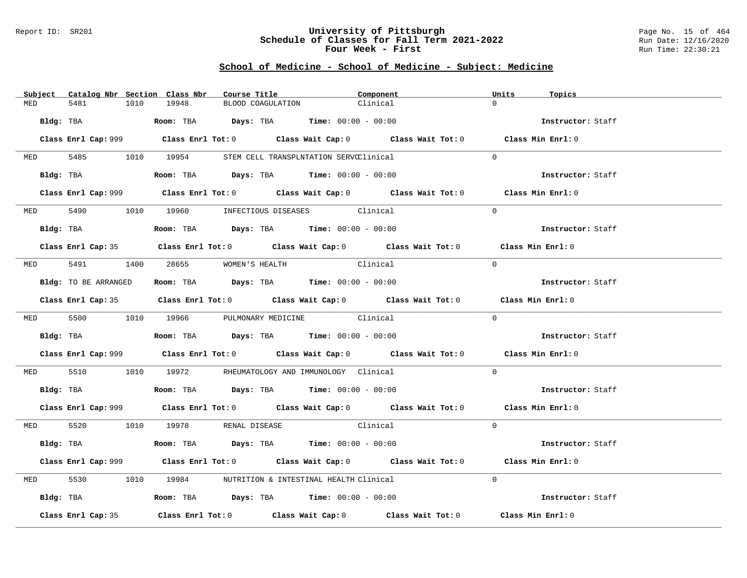## University of Pittsburgh
## Schedule of Classes for Fall Term 2021-2022
## Four Week - First

### School of Medicine - School of Medicine - Subject: Medicine

| Subject | Catalog Nbr | Section | Class Nbr | Course Title | Component | Units | Topics |
|---|---|---|---|---|---|---|---|
| MED | 5481 | 1010 | 19948 | BLOOD COAGULATION | Clinical | 0 | |

**Bldg:** TBA **Room:** TBA **Days:** TBA **Time:** 00:00 - 00:00 **Instructor:** Staff

**Class Enrl Cap:** 999 **Class Enrl Tot:** 0 **Class Wait Cap:** 0 **Class Wait Tot:** 0 **Class Min Enrl:** 0

---

| Subject | Catalog Nbr | Section | Class Nbr | Course Title | Component | Units | Topics |
|---|---|---|---|---|---|---|---|
| MED | 5485 | 1010 | 19954 | STEM CELL TRANSPLNTATION SERVC | Clinical | 0 | |

**Bldg:** TBA **Room:** TBA **Days:** TBA **Time:** 00:00 - 00:00 **Instructor:** Staff

**Class Enrl Cap:** 999 **Class Enrl Tot:** 0 **Class Wait Cap:** 0 **Class Wait Tot:** 0 **Class Min Enrl:** 0

---

| Subject | Catalog Nbr | Section | Class Nbr | Course Title | Component | Units | Topics |
|---|---|---|---|---|---|---|---|
| MED | 5490 | 1010 | 19960 | INFECTIOUS DISEASES | Clinical | 0 | |

**Bldg:** TBA **Room:** TBA **Days:** TBA **Time:** 00:00 - 00:00 **Instructor:** Staff

**Class Enrl Cap:** 35 **Class Enrl Tot:** 0 **Class Wait Cap:** 0 **Class Wait Tot:** 0 **Class Min Enrl:** 0

---

| Subject | Catalog Nbr | Section | Class Nbr | Course Title | Component | Units | Topics |
|---|---|---|---|---|---|---|---|
| MED | 5491 | 1400 | 28655 | WOMEN'S HEALTH | Clinical | 0 | |

**Bldg:** TO BE ARRANGED **Room:** TBA **Days:** TBA **Time:** 00:00 - 00:00 **Instructor:** Staff

**Class Enrl Cap:** 35 **Class Enrl Tot:** 0 **Class Wait Cap:** 0 **Class Wait Tot:** 0 **Class Min Enrl:** 0

---

| Subject | Catalog Nbr | Section | Class Nbr | Course Title | Component | Units | Topics |
|---|---|---|---|---|---|---|---|
| MED | 5500 | 1010 | 19966 | PULMONARY MEDICINE | Clinical | 0 | |

**Bldg:** TBA **Room:** TBA **Days:** TBA **Time:** 00:00 - 00:00 **Instructor:** Staff

**Class Enrl Cap:** 999 **Class Enrl Tot:** 0 **Class Wait Cap:** 0 **Class Wait Tot:** 0 **Class Min Enrl:** 0

---

| Subject | Catalog Nbr | Section | Class Nbr | Course Title | Component | Units | Topics |
|---|---|---|---|---|---|---|---|
| MED | 5510 | 1010 | 19972 | RHEUMATOLOGY AND IMMUNOLOGY | Clinical | 0 | |

**Bldg:** TBA **Room:** TBA **Days:** TBA **Time:** 00:00 - 00:00 **Instructor:** Staff

**Class Enrl Cap:** 999 **Class Enrl Tot:** 0 **Class Wait Cap:** 0 **Class Wait Tot:** 0 **Class Min Enrl:** 0

---

| Subject | Catalog Nbr | Section | Class Nbr | Course Title | Component | Units | Topics |
|---|---|---|---|---|---|---|---|
| MED | 5520 | 1010 | 19978 | RENAL DISEASE | Clinical | 0 | |

**Bldg:** TBA **Room:** TBA **Days:** TBA **Time:** 00:00 - 00:00 **Instructor:** Staff

**Class Enrl Cap:** 999 **Class Enrl Tot:** 0 **Class Wait Cap:** 0 **Class Wait Tot:** 0 **Class Min Enrl:** 0

---

| Subject | Catalog Nbr | Section | Class Nbr | Course Title | Component | Units | Topics |
|---|---|---|---|---|---|---|---|
| MED | 5530 | 1010 | 19984 | NUTRITION & INTESTINAL HEALTH | Clinical | 0 | |

**Bldg:** TBA **Room:** TBA **Days:** TBA **Time:** 00:00 - 00:00 **Instructor:** Staff

**Class Enrl Cap:** 35 **Class Enrl Tot:** 0 **Class Wait Cap:** 0 **Class Wait Tot:** 0 **Class Min Enrl:** 0

---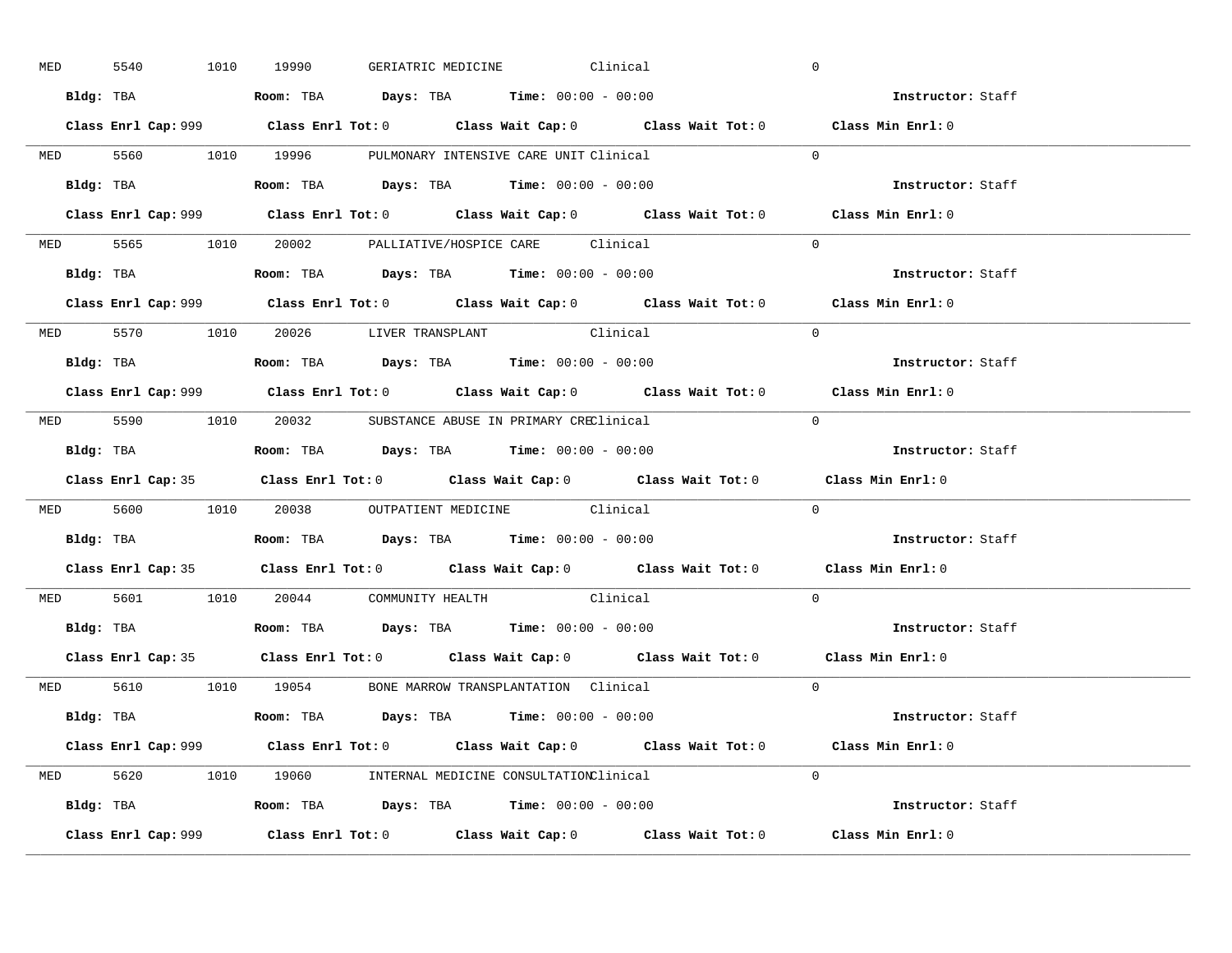MED 5540 1010 19990 GERIATRIC MEDICINE Clinical 0

**Bldg:** TBA **Room:** TBA **Days:** TBA **Time:** 00:00 - 00:00 **Instructor:** Staff

**Class Enrl Cap:** 999 **Class Enrl Tot:** 0 **Class Wait Cap:** 0 **Class Wait Tot:** 0 **Class Min Enrl:** 0

---

MED 5560 1010 19996 PULMONARY INTENSIVE CARE UNIT Clinical 0

**Bldg:** TBA **Room:** TBA **Days:** TBA **Time:** 00:00 - 00:00 **Instructor:** Staff

**Class Enrl Cap:** 999 **Class Enrl Tot:** 0 **Class Wait Cap:** 0 **Class Wait Tot:** 0 **Class Min Enrl:** 0

---

MED 5565 1010 20002 PALLIATIVE/HOSPICE CARE Clinical 0

**Bldg:** TBA **Room:** TBA **Days:** TBA **Time:** 00:00 - 00:00 **Instructor:** Staff

**Class Enrl Cap:** 999 **Class Enrl Tot:** 0 **Class Wait Cap:** 0 **Class Wait Tot:** 0 **Class Min Enrl:** 0

---

MED 5570 1010 20026 LIVER TRANSPLANT Clinical 0

**Bldg:** TBA **Room:** TBA **Days:** TBA **Time:** 00:00 - 00:00 **Instructor:** Staff

**Class Enrl Cap:** 999 **Class Enrl Tot:** 0 **Class Wait Cap:** 0 **Class Wait Tot:** 0 **Class Min Enrl:** 0

---

MED 5590 1010 20032 SUBSTANCE ABUSE IN PRIMARY CRE Clinical 0

**Bldg:** TBA **Room:** TBA **Days:** TBA **Time:** 00:00 - 00:00 **Instructor:** Staff

**Class Enrl Cap:** 35 **Class Enrl Tot:** 0 **Class Wait Cap:** 0 **Class Wait Tot:** 0 **Class Min Enrl:** 0

---

MED 5600 1010 20038 OUTPATIENT MEDICINE Clinical 0

**Bldg:** TBA **Room:** TBA **Days:** TBA **Time:** 00:00 - 00:00 **Instructor:** Staff

**Class Enrl Cap:** 35 **Class Enrl Tot:** 0 **Class Wait Cap:** 0 **Class Wait Tot:** 0 **Class Min Enrl:** 0

---

MED 5601 1010 20044 COMMUNITY HEALTH Clinical 0

**Bldg:** TBA **Room:** TBA **Days:** TBA **Time:** 00:00 - 00:00 **Instructor:** Staff

**Class Enrl Cap:** 35 **Class Enrl Tot:** 0 **Class Wait Cap:** 0 **Class Wait Tot:** 0 **Class Min Enrl:** 0

---

MED 5610 1010 19054 BONE MARROW TRANSPLANTATION Clinical 0

**Bldg:** TBA **Room:** TBA **Days:** TBA **Time:** 00:00 - 00:00 **Instructor:** Staff

**Class Enrl Cap:** 999 **Class Enrl Tot:** 0 **Class Wait Cap:** 0 **Class Wait Tot:** 0 **Class Min Enrl:** 0

---

MED 5620 1010 19060 INTERNAL MEDICINE CONSULTATION Clinical 0

**Bldg:** TBA **Room:** TBA **Days:** TBA **Time:** 00:00 - 00:00 **Instructor:** Staff

**Class Enrl Cap:** 999 **Class Enrl Tot:** 0 **Class Wait Cap:** 0 **Class Wait Tot:** 0 **Class Min Enrl:** 0

---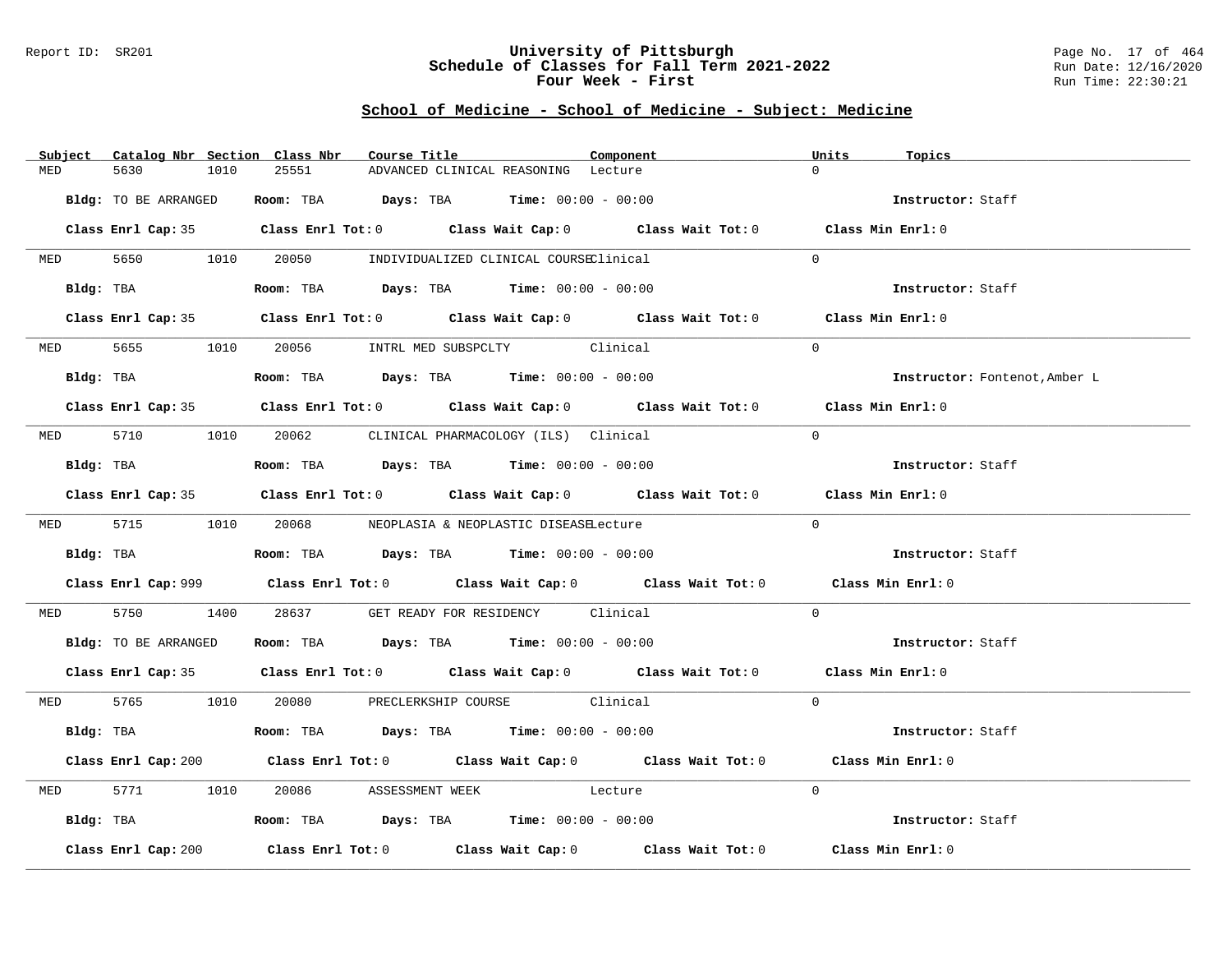## School of Medicine - School of Medicine - Subject: Medicine

| Subject | Catalog Nbr | Section | Class Nbr | Course Title | Component | Units | Topics |
|---|---|---|---|---|---|---|---|
| MED | 5630 | 1010 | 25551 | ADVANCED CLINICAL REASONING | Lecture | 0 | |

**Bldg:** TO BE ARRANGED **Room:** TBA **Days:** TBA **Time:** 00:00 - 00:00 **Instructor:** Staff

**Class Enrl Cap:** 35 **Class Enrl Tot:** 0 **Class Wait Cap:** 0 **Class Wait Tot:** 0 **Class Min Enrl:** 0

---

| Subject | Catalog Nbr | Section | Class Nbr | Course Title | Component | Units | Topics |
|---|---|---|---|---|---|---|---|
| MED | 5650 | 1010 | 20050 | INDIVIDUALIZED CLINICAL COURSE | Clinical | 0 | |

**Bldg:** TBA **Room:** TBA **Days:** TBA **Time:** 00:00 - 00:00 **Instructor:** Staff

**Class Enrl Cap:** 35 **Class Enrl Tot:** 0 **Class Wait Cap:** 0 **Class Wait Tot:** 0 **Class Min Enrl:** 0

---

| Subject | Catalog Nbr | Section | Class Nbr | Course Title | Component | Units | Topics |
|---|---|---|---|---|---|---|---|
| MED | 5655 | 1010 | 20056 | INTRL MED SUBSPCLTY | Clinical | 0 | |

**Bldg:** TBA **Room:** TBA **Days:** TBA **Time:** 00:00 - 00:00 **Instructor:** Fontenot,Amber L

**Class Enrl Cap:** 35 **Class Enrl Tot:** 0 **Class Wait Cap:** 0 **Class Wait Tot:** 0 **Class Min Enrl:** 0

---

| Subject | Catalog Nbr | Section | Class Nbr | Course Title | Component | Units | Topics |
|---|---|---|---|---|---|---|---|
| MED | 5710 | 1010 | 20062 | CLINICAL PHARMACOLOGY (ILS) | Clinical | 0 | |

**Bldg:** TBA **Room:** TBA **Days:** TBA **Time:** 00:00 - 00:00 **Instructor:** Staff

**Class Enrl Cap:** 35 **Class Enrl Tot:** 0 **Class Wait Cap:** 0 **Class Wait Tot:** 0 **Class Min Enrl:** 0

---

| Subject | Catalog Nbr | Section | Class Nbr | Course Title | Component | Units | Topics |
|---|---|---|---|---|---|---|---|
| MED | 5715 | 1010 | 20068 | NEOPLASIA & NEOPLASTIC DISEASE | Lecture | 0 | |

**Bldg:** TBA **Room:** TBA **Days:** TBA **Time:** 00:00 - 00:00 **Instructor:** Staff

**Class Enrl Cap:** 999 **Class Enrl Tot:** 0 **Class Wait Cap:** 0 **Class Wait Tot:** 0 **Class Min Enrl:** 0

---

| Subject | Catalog Nbr | Section | Class Nbr | Course Title | Component | Units | Topics |
|---|---|---|---|---|---|---|---|
| MED | 5750 | 1400 | 28637 | GET READY FOR RESIDENCY | Clinical | 0 | |

**Bldg:** TO BE ARRANGED **Room:** TBA **Days:** TBA **Time:** 00:00 - 00:00 **Instructor:** Staff

**Class Enrl Cap:** 35 **Class Enrl Tot:** 0 **Class Wait Cap:** 0 **Class Wait Tot:** 0 **Class Min Enrl:** 0

---

| Subject | Catalog Nbr | Section | Class Nbr | Course Title | Component | Units | Topics |
|---|---|---|---|---|---|---|---|
| MED | 5765 | 1010 | 20080 | PRECLERKSHIP COURSE | Clinical | 0 | |

**Bldg:** TBA **Room:** TBA **Days:** TBA **Time:** 00:00 - 00:00 **Instructor:** Staff

**Class Enrl Cap:** 200 **Class Enrl Tot:** 0 **Class Wait Cap:** 0 **Class Wait Tot:** 0 **Class Min Enrl:** 0

---

| Subject | Catalog Nbr | Section | Class Nbr | Course Title | Component | Units | Topics |
|---|---|---|---|---|---|---|---|
| MED | 5771 | 1010 | 20086 | ASSESSMENT WEEK | Lecture | 0 | |

**Bldg:** TBA **Room:** TBA **Days:** TBA **Time:** 00:00 - 00:00 **Instructor:** Staff

**Class Enrl Cap:** 200 **Class Enrl Tot:** 0 **Class Wait Cap:** 0 **Class Wait Tot:** 0 **Class Min Enrl:** 0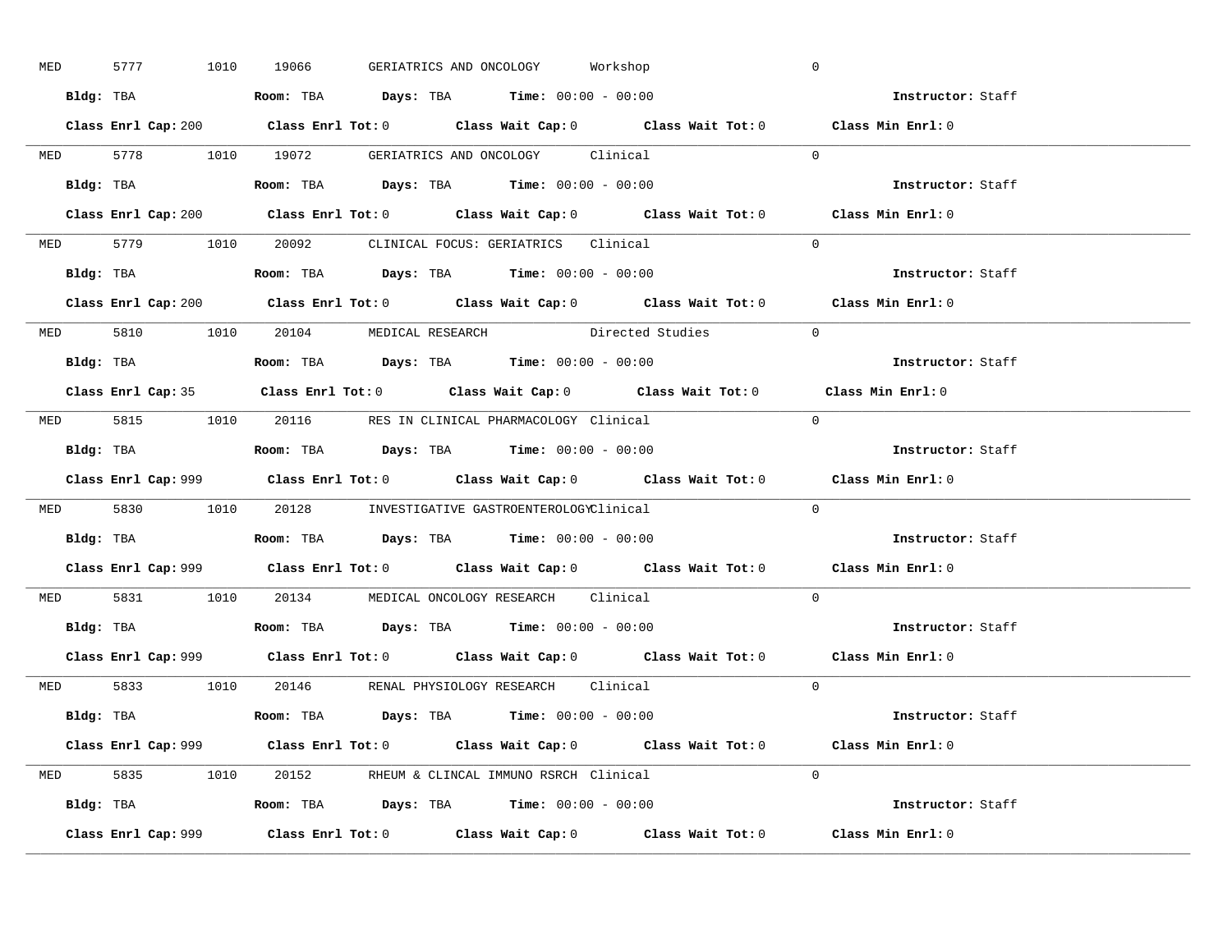MED 5777 1010 19066 GERIATRICS AND ONCOLOGY Workshop 0

**Bldg:** TBA **Room:** TBA **Days:** TBA **Time:** 00:00 - 00:00 **Instructor:** Staff

**Class Enrl Cap:** 200 **Class Enrl Tot:** 0 **Class Wait Cap:** 0 **Class Wait Tot:** 0 **Class Min Enrl:** 0

---

MED 5778 1010 19072 GERIATRICS AND ONCOLOGY Clinical 0

**Bldg:** TBA **Room:** TBA **Days:** TBA **Time:** 00:00 - 00:00 **Instructor:** Staff

**Class Enrl Cap:** 200 **Class Enrl Tot:** 0 **Class Wait Cap:** 0 **Class Wait Tot:** 0 **Class Min Enrl:** 0

---

MED 5779 1010 20092 CLINICAL FOCUS: GERIATRICS Clinical 0

**Bldg:** TBA **Room:** TBA **Days:** TBA **Time:** 00:00 - 00:00 **Instructor:** Staff

**Class Enrl Cap:** 200 **Class Enrl Tot:** 0 **Class Wait Cap:** 0 **Class Wait Tot:** 0 **Class Min Enrl:** 0

---

MED 5810 1010 20104 MEDICAL RESEARCH Directed Studies 0

**Bldg:** TBA **Room:** TBA **Days:** TBA **Time:** 00:00 - 00:00 **Instructor:** Staff

**Class Enrl Cap:** 35 **Class Enrl Tot:** 0 **Class Wait Cap:** 0 **Class Wait Tot:** 0 **Class Min Enrl:** 0

---

MED 5815 1010 20116 RES IN CLINICAL PHARMACOLOGY Clinical 0

**Bldg:** TBA **Room:** TBA **Days:** TBA **Time:** 00:00 - 00:00 **Instructor:** Staff

**Class Enrl Cap:** 999 **Class Enrl Tot:** 0 **Class Wait Cap:** 0 **Class Wait Tot:** 0 **Class Min Enrl:** 0

---

MED 5830 1010 20128 INVESTIGATIVE GASTROENTEROLOGY Clinical 0

**Bldg:** TBA **Room:** TBA **Days:** TBA **Time:** 00:00 - 00:00 **Instructor:** Staff

**Class Enrl Cap:** 999 **Class Enrl Tot:** 0 **Class Wait Cap:** 0 **Class Wait Tot:** 0 **Class Min Enrl:** 0

---

MED 5831 1010 20134 MEDICAL ONCOLOGY RESEARCH Clinical 0

**Bldg:** TBA **Room:** TBA **Days:** TBA **Time:** 00:00 - 00:00 **Instructor:** Staff

**Class Enrl Cap:** 999 **Class Enrl Tot:** 0 **Class Wait Cap:** 0 **Class Wait Tot:** 0 **Class Min Enrl:** 0

---

MED 5833 1010 20146 RENAL PHYSIOLOGY RESEARCH Clinical 0

**Bldg:** TBA **Room:** TBA **Days:** TBA **Time:** 00:00 - 00:00 **Instructor:** Staff

**Class Enrl Cap:** 999 **Class Enrl Tot:** 0 **Class Wait Cap:** 0 **Class Wait Tot:** 0 **Class Min Enrl:** 0

---

MED 5835 1010 20152 RHEUM & CLINCAL IMMUNO RSRCH Clinical 0

**Bldg:** TBA **Room:** TBA **Days:** TBA **Time:** 00:00 - 00:00 **Instructor:** Staff

**Class Enrl Cap:** 999 **Class Enrl Tot:** 0 **Class Wait Cap:** 0 **Class Wait Tot:** 0 **Class Min Enrl:** 0

---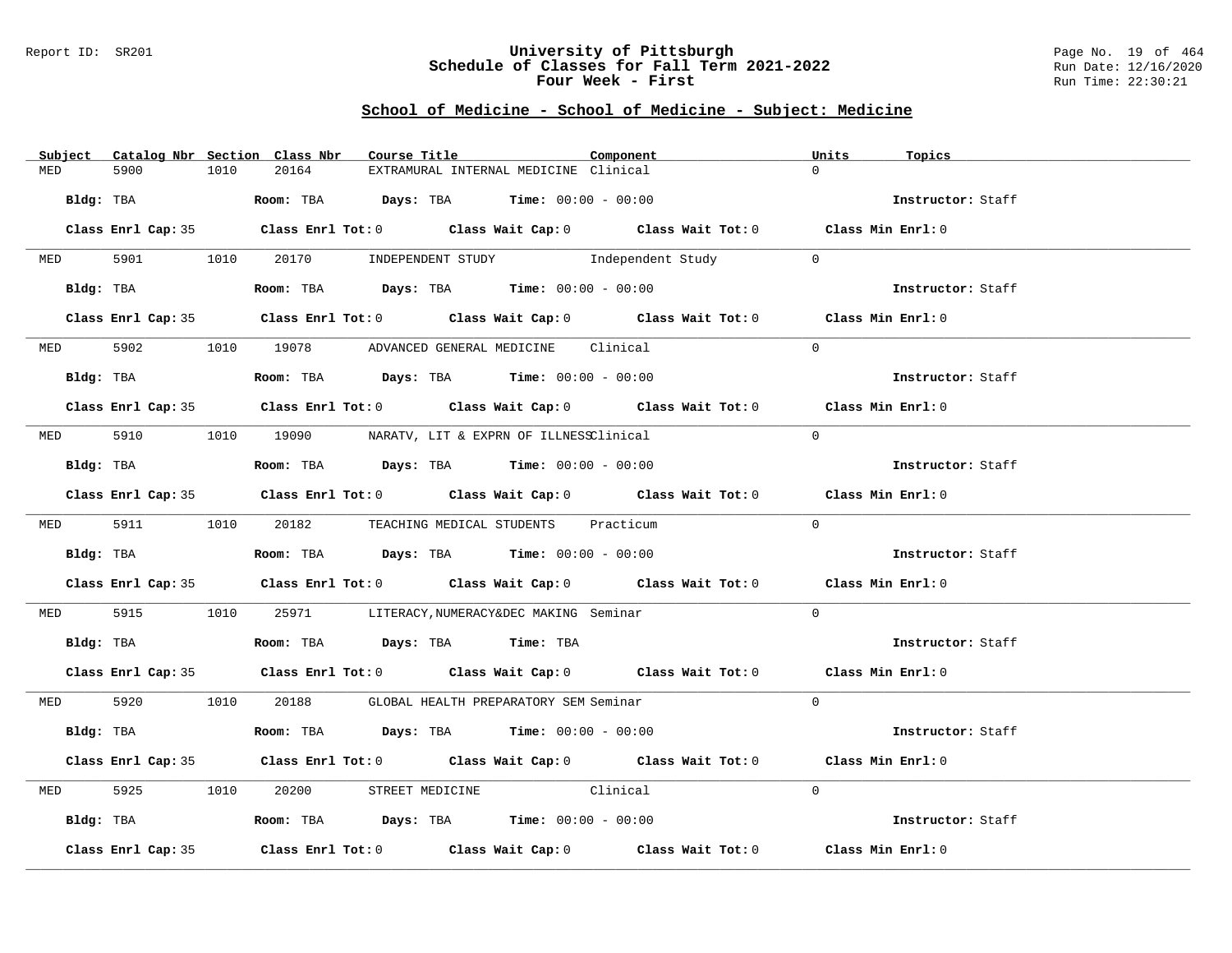# University of Pittsburgh
## Schedule of Classes for Fall Term 2021-2022
### Four Week - First

Report ID: SR201

Run Date: 12/16/2020
Run Time: 22:30:21

## School of Medicine - School of Medicine - Subject: Medicine

| Subject | Catalog Nbr | Section | Class Nbr | Course Title | Component | Units | Topics |
|---|---|---|---|---|---|---|---|
| MED | 5900 | 1010 | 20164 | EXTRAMURAL INTERNAL MEDICINE | Clinical | 0 | |

**Bldg:** TBA **Room:** TBA **Days:** TBA **Time:** 00:00 - 00:00 **Instructor:** Staff

**Class Enrl Cap:** 35 **Class Enrl Tot:** 0 **Class Wait Cap:** 0 **Class Wait Tot:** 0 **Class Min Enrl:** 0

---

| Subject | Catalog Nbr | Section | Class Nbr | Course Title | Component | Units | Topics |
|---|---|---|---|---|---|---|---|
| MED | 5901 | 1010 | 20170 | INDEPENDENT STUDY | Independent Study | 0 | |

**Bldg:** TBA **Room:** TBA **Days:** TBA **Time:** 00:00 - 00:00 **Instructor:** Staff

**Class Enrl Cap:** 35 **Class Enrl Tot:** 0 **Class Wait Cap:** 0 **Class Wait Tot:** 0 **Class Min Enrl:** 0

---

| Subject | Catalog Nbr | Section | Class Nbr | Course Title | Component | Units | Topics |
|---|---|---|---|---|---|---|---|
| MED | 5902 | 1010 | 19078 | ADVANCED GENERAL MEDICINE | Clinical | 0 | |

**Bldg:** TBA **Room:** TBA **Days:** TBA **Time:** 00:00 - 00:00 **Instructor:** Staff

**Class Enrl Cap:** 35 **Class Enrl Tot:** 0 **Class Wait Cap:** 0 **Class Wait Tot:** 0 **Class Min Enrl:** 0

---

| Subject | Catalog Nbr | Section | Class Nbr | Course Title | Component | Units | Topics |
|---|---|---|---|---|---|---|---|
| MED | 5910 | 1010 | 19090 | NARATV, LIT & EXPRN OF ILLNESS | Clinical | 0 | |

**Bldg:** TBA **Room:** TBA **Days:** TBA **Time:** 00:00 - 00:00 **Instructor:** Staff

**Class Enrl Cap:** 35 **Class Enrl Tot:** 0 **Class Wait Cap:** 0 **Class Wait Tot:** 0 **Class Min Enrl:** 0

---

| Subject | Catalog Nbr | Section | Class Nbr | Course Title | Component | Units | Topics |
|---|---|---|---|---|---|---|---|
| MED | 5911 | 1010 | 20182 | TEACHING MEDICAL STUDENTS | Practicum | 0 | |

**Bldg:** TBA **Room:** TBA **Days:** TBA **Time:** 00:00 - 00:00 **Instructor:** Staff

**Class Enrl Cap:** 35 **Class Enrl Tot:** 0 **Class Wait Cap:** 0 **Class Wait Tot:** 0 **Class Min Enrl:** 0

---

| Subject | Catalog Nbr | Section | Class Nbr | Course Title | Component | Units | Topics |
|---|---|---|---|---|---|---|---|
| MED | 5915 | 1010 | 25971 | LITERACY,NUMERACY&DEC MAKING | Seminar | 0 | |

**Bldg:** TBA **Room:** TBA **Days:** TBA **Time:** TBA **Instructor:** Staff

**Class Enrl Cap:** 35 **Class Enrl Tot:** 0 **Class Wait Cap:** 0 **Class Wait Tot:** 0 **Class Min Enrl:** 0

---

| Subject | Catalog Nbr | Section | Class Nbr | Course Title | Component | Units | Topics |
|---|---|---|---|---|---|---|---|
| MED | 5920 | 1010 | 20188 | GLOBAL HEALTH PREPARATORY SEM | Seminar | 0 | |

**Bldg:** TBA **Room:** TBA **Days:** TBA **Time:** 00:00 - 00:00 **Instructor:** Staff

**Class Enrl Cap:** 35 **Class Enrl Tot:** 0 **Class Wait Cap:** 0 **Class Wait Tot:** 0 **Class Min Enrl:** 0

---

| Subject | Catalog Nbr | Section | Class Nbr | Course Title | Component | Units | Topics |
|---|---|---|---|---|---|---|---|
| MED | 5925 | 1010 | 20200 | STREET MEDICINE | Clinical | 0 | |

**Bldg:** TBA **Room:** TBA **Days:** TBA **Time:** 00:00 - 00:00 **Instructor:** Staff

**Class Enrl Cap:** 35 **Class Enrl Tot:** 0 **Class Wait Cap:** 0 **Class Wait Tot:** 0 **Class Min Enrl:** 0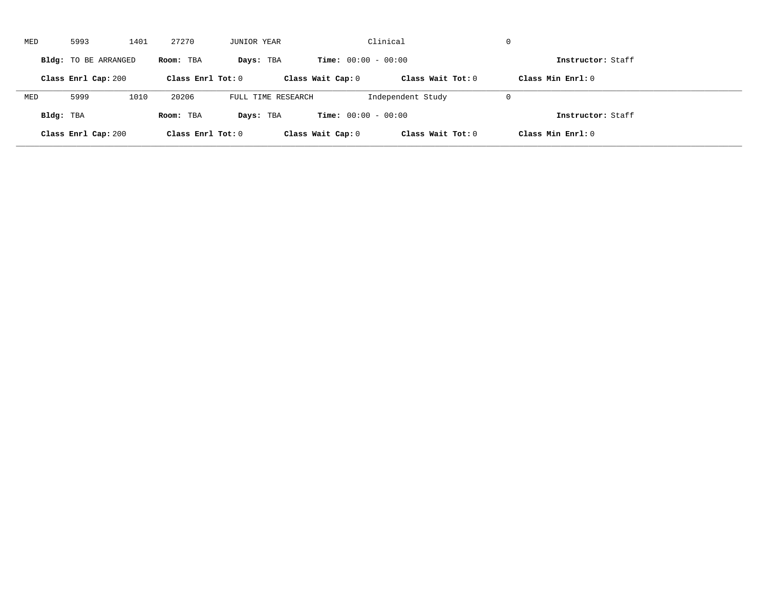MED 5993 1401 27270 JUNIOR YEAR Clinical 0

**Bldg:** TO BE ARRANGED **Room:** TBA **Days:** TBA **Time:** 00:00 - 00:00 **Instructor:** Staff

**Class Enrl Cap:** 200 **Class Enrl Tot:** 0 **Class Wait Cap:** 0 **Class Wait Tot:** 0 **Class Min Enrl:** 0

---

MED 5999 1010 20206 FULL TIME RESEARCH Independent Study 0

**Bldg:** TBA **Room:** TBA **Days:** TBA **Time:** 00:00 - 00:00 **Instructor:** Staff

**Class Enrl Cap:** 200 **Class Enrl Tot:** 0 **Class Wait Cap:** 0 **Class Wait Tot:** 0 **Class Min Enrl:** 0

---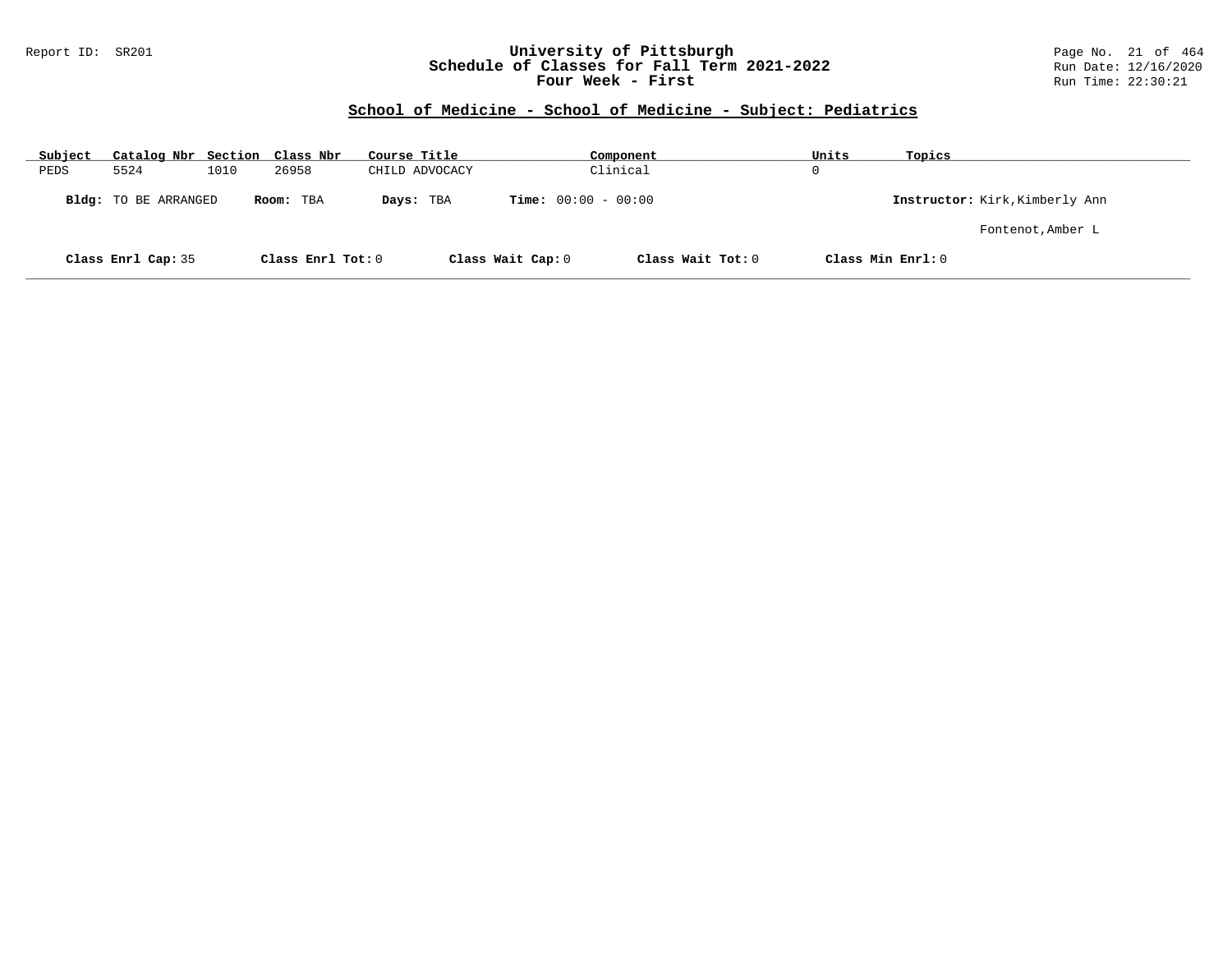## School of Medicine - School of Medicine - Subject: Pediatrics

| Subject | Catalog Nbr | Section | Class Nbr | Course Title | Component | Units | Topics |
|---|---|---|---|---|---|---|---|
| PEDS | 5524 | 1010 | 26958 | CHILD ADVOCACY | Clinical | 0 | |

**Bldg:** TO BE ARRANGED **Room:** TBA **Days:** TBA **Time:** 00:00 - 00:00 **Instructor:** Kirk,Kimberly Ann

Fontenot,Amber L

**Class Enrl Cap:** 35 **Class Enrl Tot:** 0 **Class Wait Cap:** 0 **Class Wait Tot:** 0 **Class Min Enrl:** 0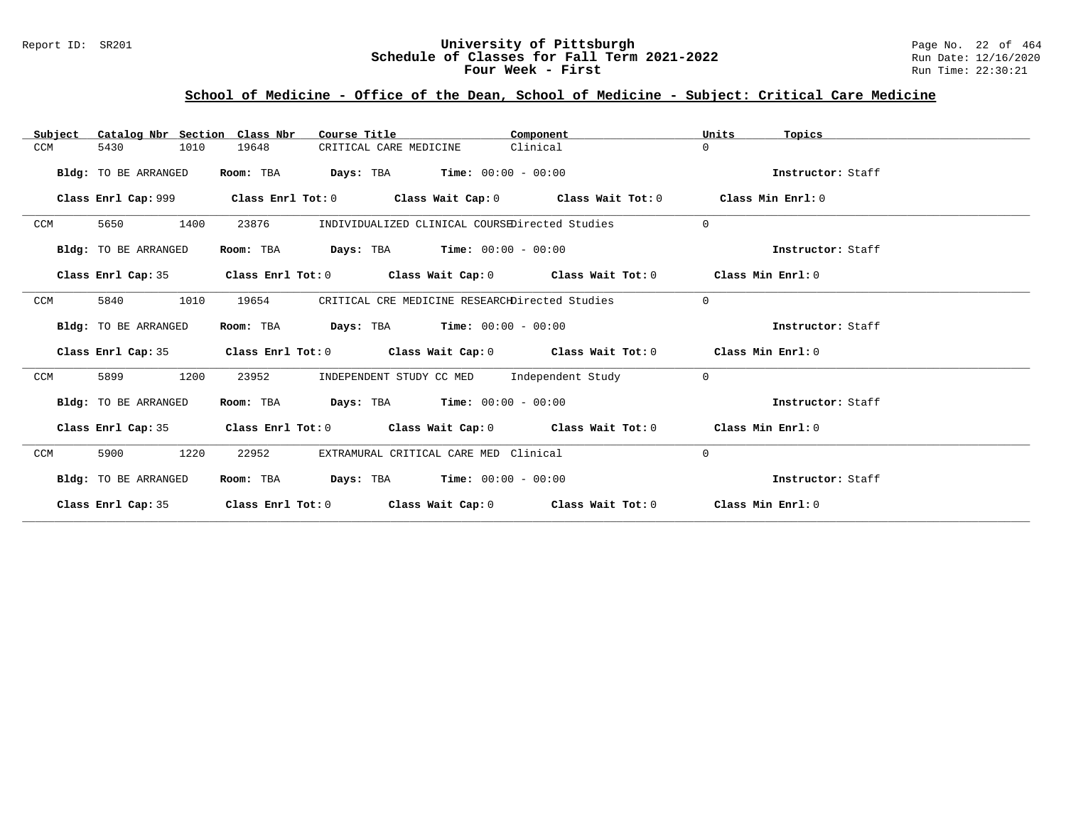## School of Medicine - Office of the Dean, School of Medicine - Subject: Critical Care Medicine

| Subject | Catalog Nbr | Section | Class Nbr | Course Title | Component | Units | Topics |
|---|---|---|---|---|---|---|---|
| CCM | 5430 | 1010 | 19648 | CRITICAL CARE MEDICINE | Clinical | 0 | |

**Bldg:** TO BE ARRANGED **Room:** TBA **Days:** TBA **Time:** 00:00 - 00:00 **Instructor:** Staff

**Class Enrl Cap:** 999 **Class Enrl Tot:** 0 **Class Wait Cap:** 0 **Class Wait Tot:** 0 **Class Min Enrl:** 0

| Subject | Catalog Nbr | Section | Class Nbr | Course Title | Component | Units | Topics |
|---|---|---|---|---|---|---|---|
| CCM | 5650 | 1400 | 23876 | INDIVIDUALIZED CLINICAL COURSE | Directed Studies | 0 | |

**Bldg:** TO BE ARRANGED **Room:** TBA **Days:** TBA **Time:** 00:00 - 00:00 **Instructor:** Staff

**Class Enrl Cap:** 35 **Class Enrl Tot:** 0 **Class Wait Cap:** 0 **Class Wait Tot:** 0 **Class Min Enrl:** 0

| Subject | Catalog Nbr | Section | Class Nbr | Course Title | Component | Units | Topics |
|---|---|---|---|---|---|---|---|
| CCM | 5840 | 1010 | 19654 | CRITICAL CRE MEDICINE RESEARCH | Directed Studies | 0 | |

**Bldg:** TO BE ARRANGED **Room:** TBA **Days:** TBA **Time:** 00:00 - 00:00 **Instructor:** Staff

**Class Enrl Cap:** 35 **Class Enrl Tot:** 0 **Class Wait Cap:** 0 **Class Wait Tot:** 0 **Class Min Enrl:** 0

| Subject | Catalog Nbr | Section | Class Nbr | Course Title | Component | Units | Topics |
|---|---|---|---|---|---|---|---|
| CCM | 5899 | 1200 | 23952 | INDEPENDENT STUDY CC MED | Independent Study | 0 | |

**Bldg:** TO BE ARRANGED **Room:** TBA **Days:** TBA **Time:** 00:00 - 00:00 **Instructor:** Staff

**Class Enrl Cap:** 35 **Class Enrl Tot:** 0 **Class Wait Cap:** 0 **Class Wait Tot:** 0 **Class Min Enrl:** 0

| Subject | Catalog Nbr | Section | Class Nbr | Course Title | Component | Units | Topics |
|---|---|---|---|---|---|---|---|
| CCM | 5900 | 1220 | 22952 | EXTRAMURAL CRITICAL CARE MED | Clinical | 0 | |

**Bldg:** TO BE ARRANGED **Room:** TBA **Days:** TBA **Time:** 00:00 - 00:00 **Instructor:** Staff

**Class Enrl Cap:** 35 **Class Enrl Tot:** 0 **Class Wait Cap:** 0 **Class Wait Tot:** 0 **Class Min Enrl:** 0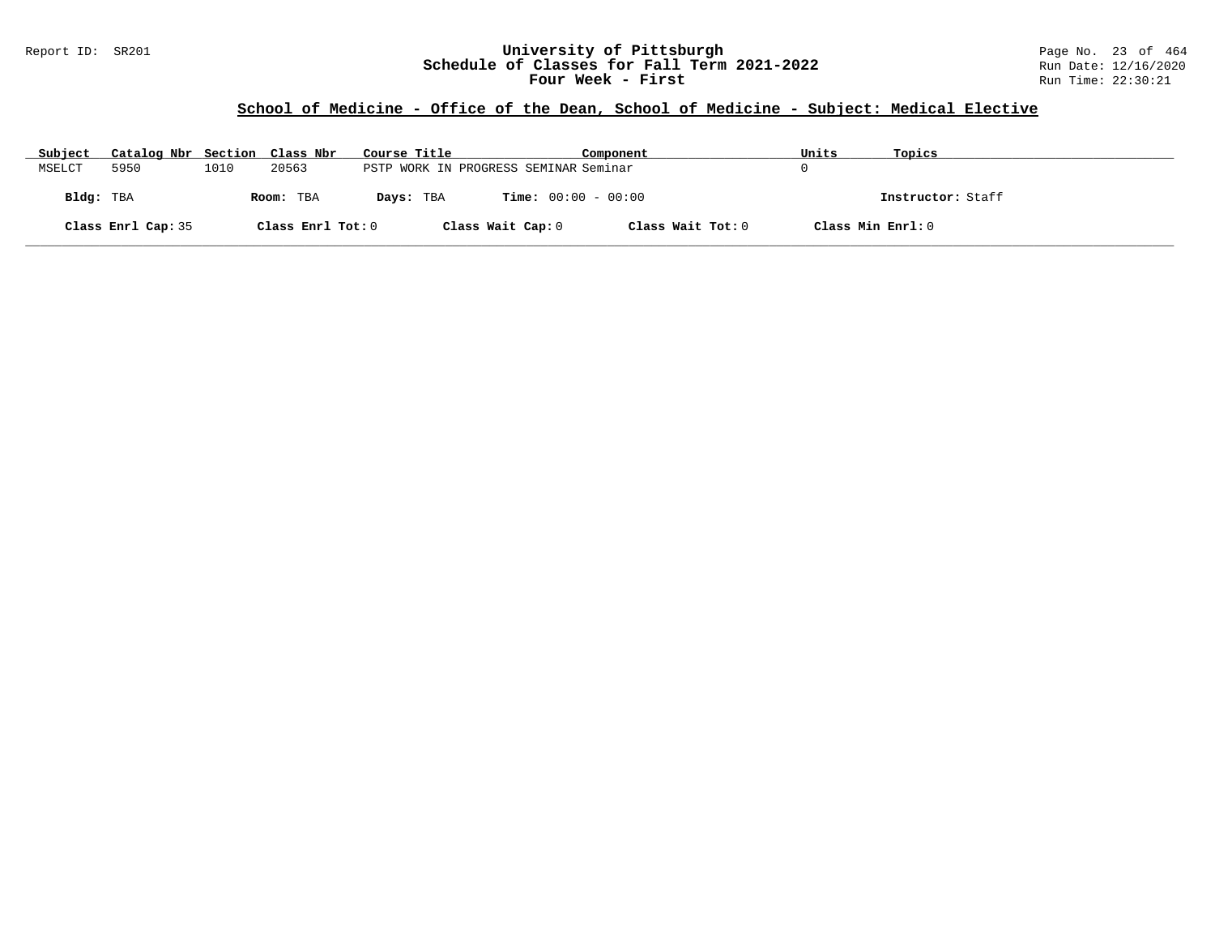# University of Pittsburgh
## Schedule of Classes for Fall Term 2021-2022
### Four Week - First

Report ID: SR201

Run Date: 12/16/2020
Run Time: 22:30:21

## School of Medicine - Office of the Dean, School of Medicine - Subject: Medical Elective

| Subject | Catalog Nbr | Section | Class Nbr | Course Title | Component | Units | Topics |
|---|---|---|---|---|---|---|---|
| MSELCT | 5950 | 1010 | 20563 | PSTP WORK IN PROGRESS SEMINAR | Seminar | 0 | |

**Bldg:** TBA **Room:** TBA **Days:** TBA **Time:** 00:00 - 00:00 **Instructor:** Staff

**Class Enrl Cap:** 35 **Class Enrl Tot:** 0 **Class Wait Cap:** 0 **Class Wait Tot:** 0 **Class Min Enrl:** 0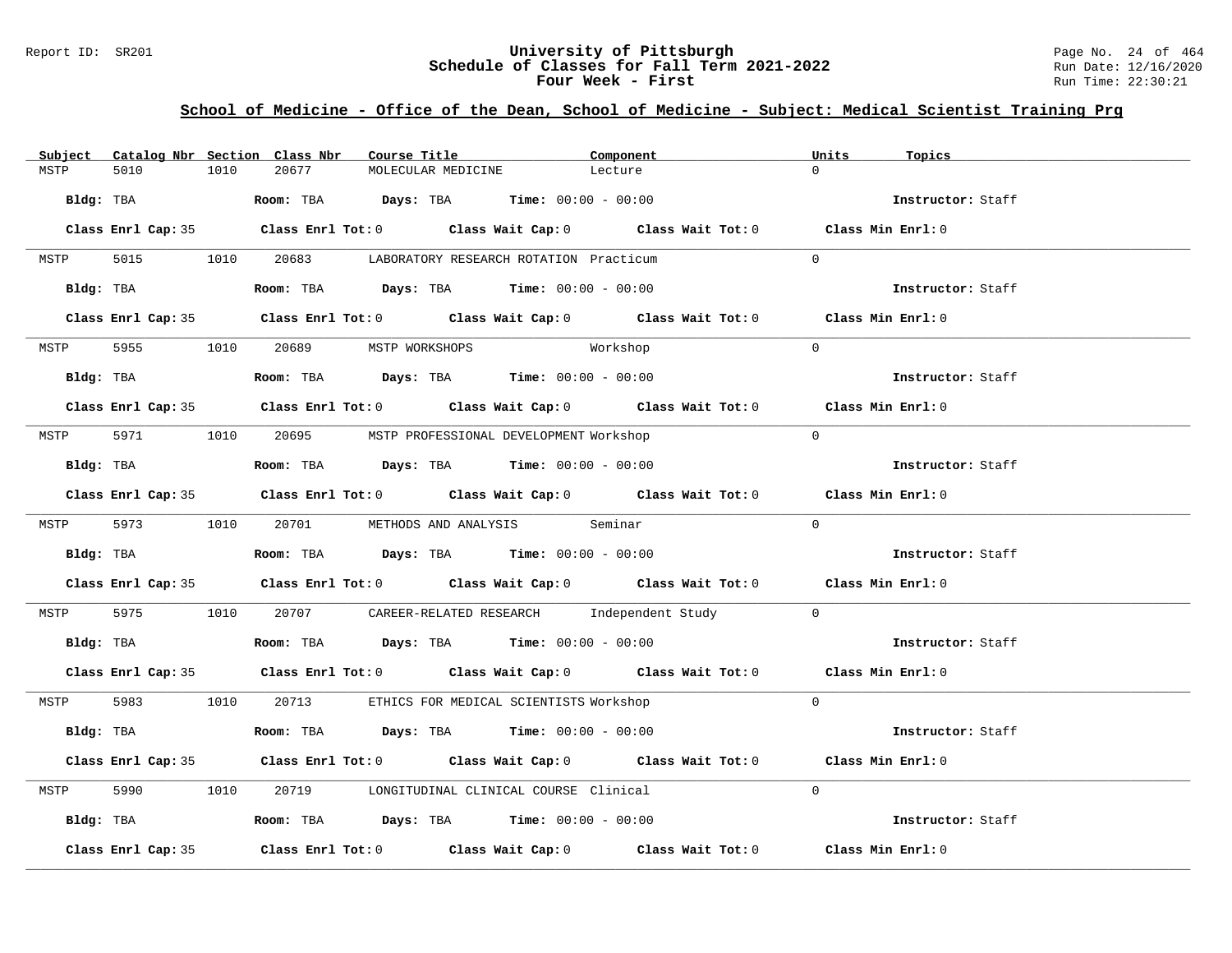## School of Medicine - Office of the Dean, School of Medicine - Subject: Medical Scientist Training Prg

| Subject | Catalog Nbr | Section | Class Nbr | Course Title | Component | Units | Topics |
|---|---|---|---|---|---|---|---|
| MSTP | 5010 | 1010 | 20677 | MOLECULAR MEDICINE | Lecture | 0 | |

**Bldg:** TBA **Room:** TBA **Days:** TBA **Time:** 00:00 - 00:00 **Instructor:** Staff

**Class Enrl Cap:** 35 **Class Enrl Tot:** 0 **Class Wait Cap:** 0 **Class Wait Tot:** 0 **Class Min Enrl:** 0

| Subject | Catalog Nbr | Section | Class Nbr | Course Title | Component | Units | Topics |
|---|---|---|---|---|---|---|---|
| MSTP | 5015 | 1010 | 20683 | LABORATORY RESEARCH ROTATION | Practicum | 0 | |

**Bldg:** TBA **Room:** TBA **Days:** TBA **Time:** 00:00 - 00:00 **Instructor:** Staff

**Class Enrl Cap:** 35 **Class Enrl Tot:** 0 **Class Wait Cap:** 0 **Class Wait Tot:** 0 **Class Min Enrl:** 0

| Subject | Catalog Nbr | Section | Class Nbr | Course Title | Component | Units | Topics |
|---|---|---|---|---|---|---|---|
| MSTP | 5955 | 1010 | 20689 | MSTP WORKSHOPS | Workshop | 0 | |

**Bldg:** TBA **Room:** TBA **Days:** TBA **Time:** 00:00 - 00:00 **Instructor:** Staff

**Class Enrl Cap:** 35 **Class Enrl Tot:** 0 **Class Wait Cap:** 0 **Class Wait Tot:** 0 **Class Min Enrl:** 0

| Subject | Catalog Nbr | Section | Class Nbr | Course Title | Component | Units | Topics |
|---|---|---|---|---|---|---|---|
| MSTP | 5971 | 1010 | 20695 | MSTP PROFESSIONAL DEVELOPMENT | Workshop | 0 | |

**Bldg:** TBA **Room:** TBA **Days:** TBA **Time:** 00:00 - 00:00 **Instructor:** Staff

**Class Enrl Cap:** 35 **Class Enrl Tot:** 0 **Class Wait Cap:** 0 **Class Wait Tot:** 0 **Class Min Enrl:** 0

| Subject | Catalog Nbr | Section | Class Nbr | Course Title | Component | Units | Topics |
|---|---|---|---|---|---|---|---|
| MSTP | 5973 | 1010 | 20701 | METHODS AND ANALYSIS | Seminar | 0 | |

**Bldg:** TBA **Room:** TBA **Days:** TBA **Time:** 00:00 - 00:00 **Instructor:** Staff

**Class Enrl Cap:** 35 **Class Enrl Tot:** 0 **Class Wait Cap:** 0 **Class Wait Tot:** 0 **Class Min Enrl:** 0

| Subject | Catalog Nbr | Section | Class Nbr | Course Title | Component | Units | Topics |
|---|---|---|---|---|---|---|---|
| MSTP | 5975 | 1010 | 20707 | CAREER-RELATED RESEARCH | Independent Study | 0 | |

**Bldg:** TBA **Room:** TBA **Days:** TBA **Time:** 00:00 - 00:00 **Instructor:** Staff

**Class Enrl Cap:** 35 **Class Enrl Tot:** 0 **Class Wait Cap:** 0 **Class Wait Tot:** 0 **Class Min Enrl:** 0

| Subject | Catalog Nbr | Section | Class Nbr | Course Title | Component | Units | Topics |
|---|---|---|---|---|---|---|---|
| MSTP | 5983 | 1010 | 20713 | ETHICS FOR MEDICAL SCIENTISTS | Workshop | 0 | |

**Bldg:** TBA **Room:** TBA **Days:** TBA **Time:** 00:00 - 00:00 **Instructor:** Staff

**Class Enrl Cap:** 35 **Class Enrl Tot:** 0 **Class Wait Cap:** 0 **Class Wait Tot:** 0 **Class Min Enrl:** 0

| Subject | Catalog Nbr | Section | Class Nbr | Course Title | Component | Units | Topics |
|---|---|---|---|---|---|---|---|
| MSTP | 5990 | 1010 | 20719 | LONGITUDINAL CLINICAL COURSE | Clinical | 0 | |

**Bldg:** TBA **Room:** TBA **Days:** TBA **Time:** 00:00 - 00:00 **Instructor:** Staff

**Class Enrl Cap:** 35 **Class Enrl Tot:** 0 **Class Wait Cap:** 0 **Class Wait Tot:** 0 **Class Min Enrl:** 0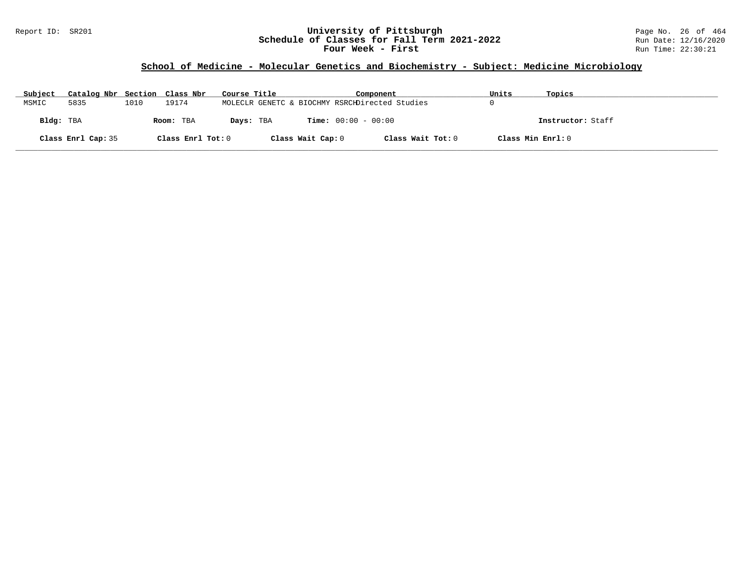# University of Pittsburgh
## Schedule of Classes for Fall Term 2021-2022
### Four Week - First

Report ID: SR201

Run Date: 12/16/2020
Run Time: 22:30:21

## School of Medicine - Molecular Genetics and Biochemistry - Subject: Medicine Microbiology

| Subject | Catalog Nbr | Section | Class Nbr | Course Title | Component | Units | Topics |
|---|---|---|---|---|---|---|---|
| MSMIC | 5835 | 1010 | 19174 | MOLECLR GENETC & BIOCHMY RSRCH | Directed Studies | 0 | |

**Bldg:** TBA **Room:** TBA **Days:** TBA **Time:** 00:00 - 00:00 **Instructor:** Staff

**Class Enrl Cap:** 35 **Class Enrl Tot:** 0 **Class Wait Cap:** 0 **Class Wait Tot:** 0 **Class Min Enrl:** 0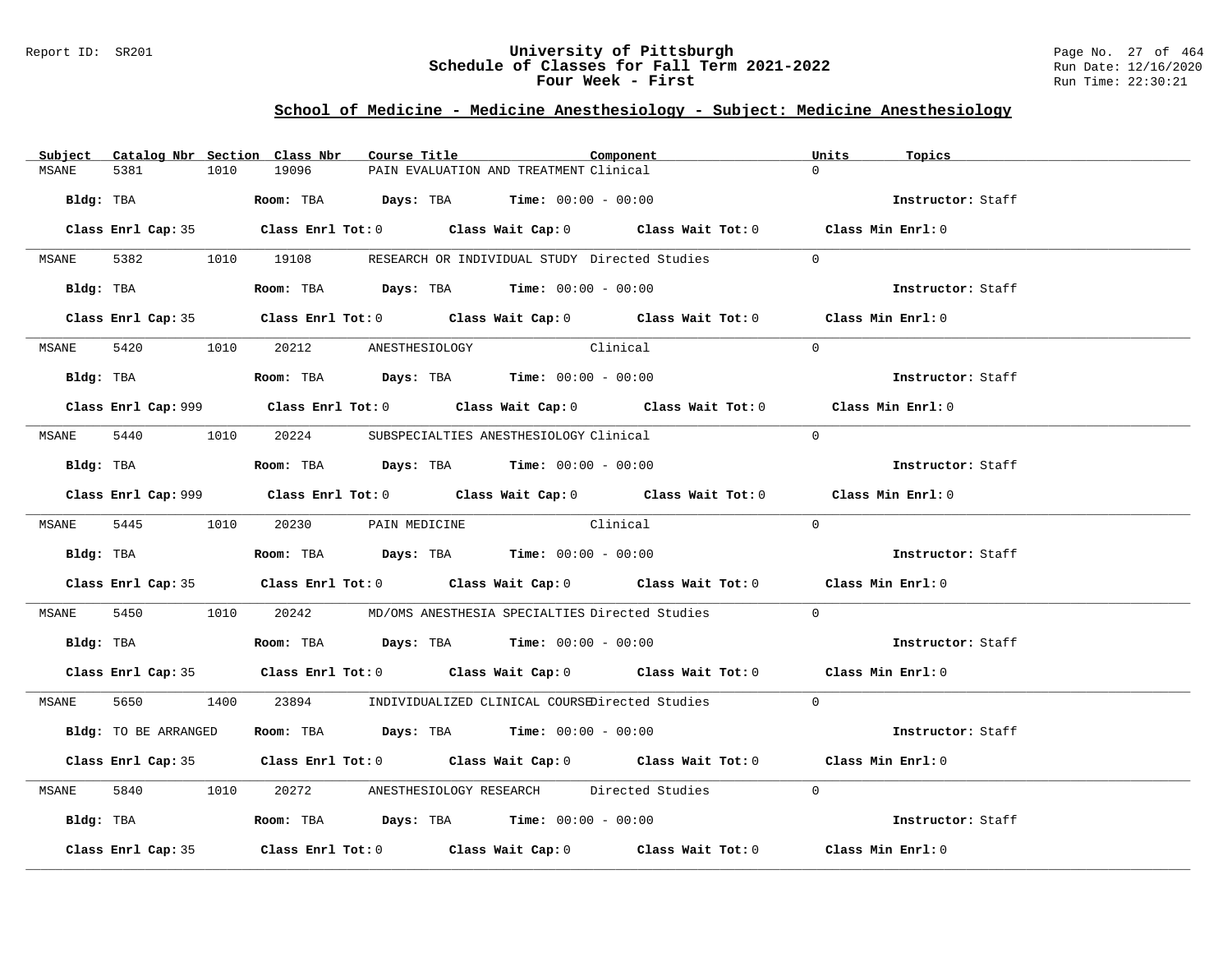# University of Pittsburgh
## Schedule of Classes for Fall Term 2021-2022
### Four Week - First

Report ID: SR201

Run Date: 12/16/2020
Run Time: 22:30:21

## School of Medicine - Medicine Anesthesiology - Subject: Medicine Anesthesiology

| Subject | Catalog Nbr | Section | Class Nbr | Course Title | Component | Units | Topics |
|---|---|---|---|---|---|---|---|
| MSANE | 5381 | 1010 | 19096 | PAIN EVALUATION AND TREATMENT | Clinical | 0 | |

**Bldg:** TBA **Room:** TBA **Days:** TBA **Time:** 00:00 - 00:00 **Instructor:** Staff

**Class Enrl Cap:** 35 **Class Enrl Tot:** 0 **Class Wait Cap:** 0 **Class Wait Tot:** 0 **Class Min Enrl:** 0

---

| Subject | Catalog Nbr | Section | Class Nbr | Course Title | Component | Units | Topics |
|---|---|---|---|---|---|---|---|
| MSANE | 5382 | 1010 | 19108 | RESEARCH OR INDIVIDUAL STUDY | Directed Studies | 0 | |

**Bldg:** TBA **Room:** TBA **Days:** TBA **Time:** 00:00 - 00:00 **Instructor:** Staff

**Class Enrl Cap:** 35 **Class Enrl Tot:** 0 **Class Wait Cap:** 0 **Class Wait Tot:** 0 **Class Min Enrl:** 0

---

| Subject | Catalog Nbr | Section | Class Nbr | Course Title | Component | Units | Topics |
|---|---|---|---|---|---|---|---|
| MSANE | 5420 | 1010 | 20212 | ANESTHESIOLOGY | Clinical | 0 | |

**Bldg:** TBA **Room:** TBA **Days:** TBA **Time:** 00:00 - 00:00 **Instructor:** Staff

**Class Enrl Cap:** 999 **Class Enrl Tot:** 0 **Class Wait Cap:** 0 **Class Wait Tot:** 0 **Class Min Enrl:** 0

---

| Subject | Catalog Nbr | Section | Class Nbr | Course Title | Component | Units | Topics |
|---|---|---|---|---|---|---|---|
| MSANE | 5440 | 1010 | 20224 | SUBSPECIALTIES ANESTHESIOLOGY | Clinical | 0 | |

**Bldg:** TBA **Room:** TBA **Days:** TBA **Time:** 00:00 - 00:00 **Instructor:** Staff

**Class Enrl Cap:** 999 **Class Enrl Tot:** 0 **Class Wait Cap:** 0 **Class Wait Tot:** 0 **Class Min Enrl:** 0

---

| Subject | Catalog Nbr | Section | Class Nbr | Course Title | Component | Units | Topics |
|---|---|---|---|---|---|---|---|
| MSANE | 5445 | 1010 | 20230 | PAIN MEDICINE | Clinical | 0 | |

**Bldg:** TBA **Room:** TBA **Days:** TBA **Time:** 00:00 - 00:00 **Instructor:** Staff

**Class Enrl Cap:** 35 **Class Enrl Tot:** 0 **Class Wait Cap:** 0 **Class Wait Tot:** 0 **Class Min Enrl:** 0

---

| Subject | Catalog Nbr | Section | Class Nbr | Course Title | Component | Units | Topics |
|---|---|---|---|---|---|---|---|
| MSANE | 5450 | 1010 | 20242 | MD/OMS ANESTHESIA SPECIALTIES | Directed Studies | 0 | |

**Bldg:** TBA **Room:** TBA **Days:** TBA **Time:** 00:00 - 00:00 **Instructor:** Staff

**Class Enrl Cap:** 35 **Class Enrl Tot:** 0 **Class Wait Cap:** 0 **Class Wait Tot:** 0 **Class Min Enrl:** 0

---

| Subject | Catalog Nbr | Section | Class Nbr | Course Title | Component | Units | Topics |
|---|---|---|---|---|---|---|---|
| MSANE | 5650 | 1400 | 23894 | INDIVIDUALIZED CLINICAL COURSE | Directed Studies | 0 | |

**Bldg:** TO BE ARRANGED **Room:** TBA **Days:** TBA **Time:** 00:00 - 00:00 **Instructor:** Staff

**Class Enrl Cap:** 35 **Class Enrl Tot:** 0 **Class Wait Cap:** 0 **Class Wait Tot:** 0 **Class Min Enrl:** 0

---

| Subject | Catalog Nbr | Section | Class Nbr | Course Title | Component | Units | Topics |
|---|---|---|---|---|---|---|---|
| MSANE | 5840 | 1010 | 20272 | ANESTHESIOLOGY RESEARCH | Directed Studies | 0 | |

**Bldg:** TBA **Room:** TBA **Days:** TBA **Time:** 00:00 - 00:00 **Instructor:** Staff

**Class Enrl Cap:** 35 **Class Enrl Tot:** 0 **Class Wait Cap:** 0 **Class Wait Tot:** 0 **Class Min Enrl:** 0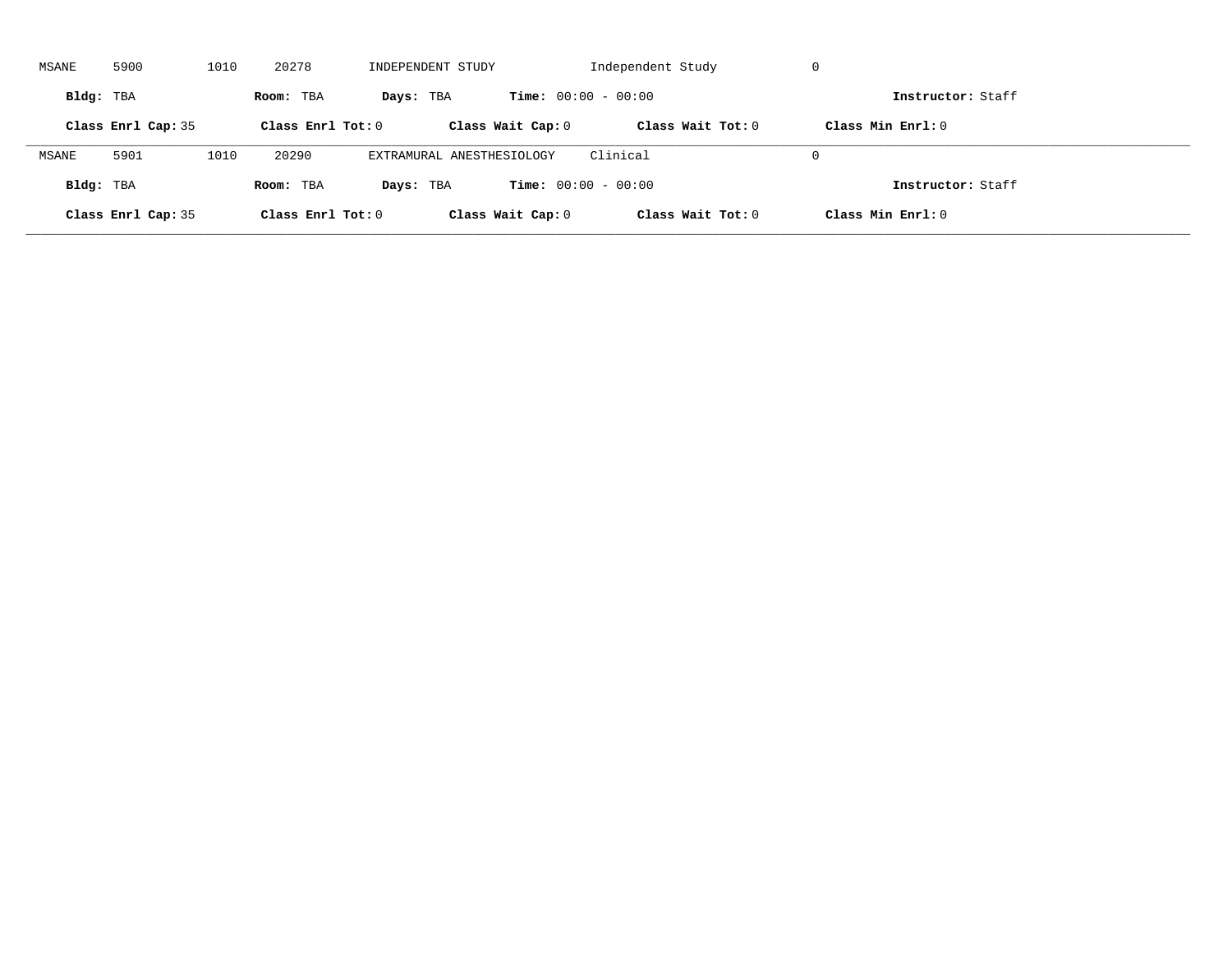MSANE 5900 1010 20278 INDEPENDENT STUDY Independent Study 0

**Bldg:** TBA **Room:** TBA **Days:** TBA **Time:** 00:00 - 00:00 **Instructor:** Staff

**Class Enrl Cap:** 35 **Class Enrl Tot:** 0 **Class Wait Cap:** 0 **Class Wait Tot:** 0 **Class Min Enrl:** 0

---

MSANE 5901 1010 20290 EXTRAMURAL ANESTHESIOLOGY Clinical 0

**Bldg:** TBA **Room:** TBA **Days:** TBA **Time:** 00:00 - 00:00 **Instructor:** Staff

**Class Enrl Cap:** 35 **Class Enrl Tot:** 0 **Class Wait Cap:** 0 **Class Wait Tot:** 0 **Class Min Enrl:** 0

---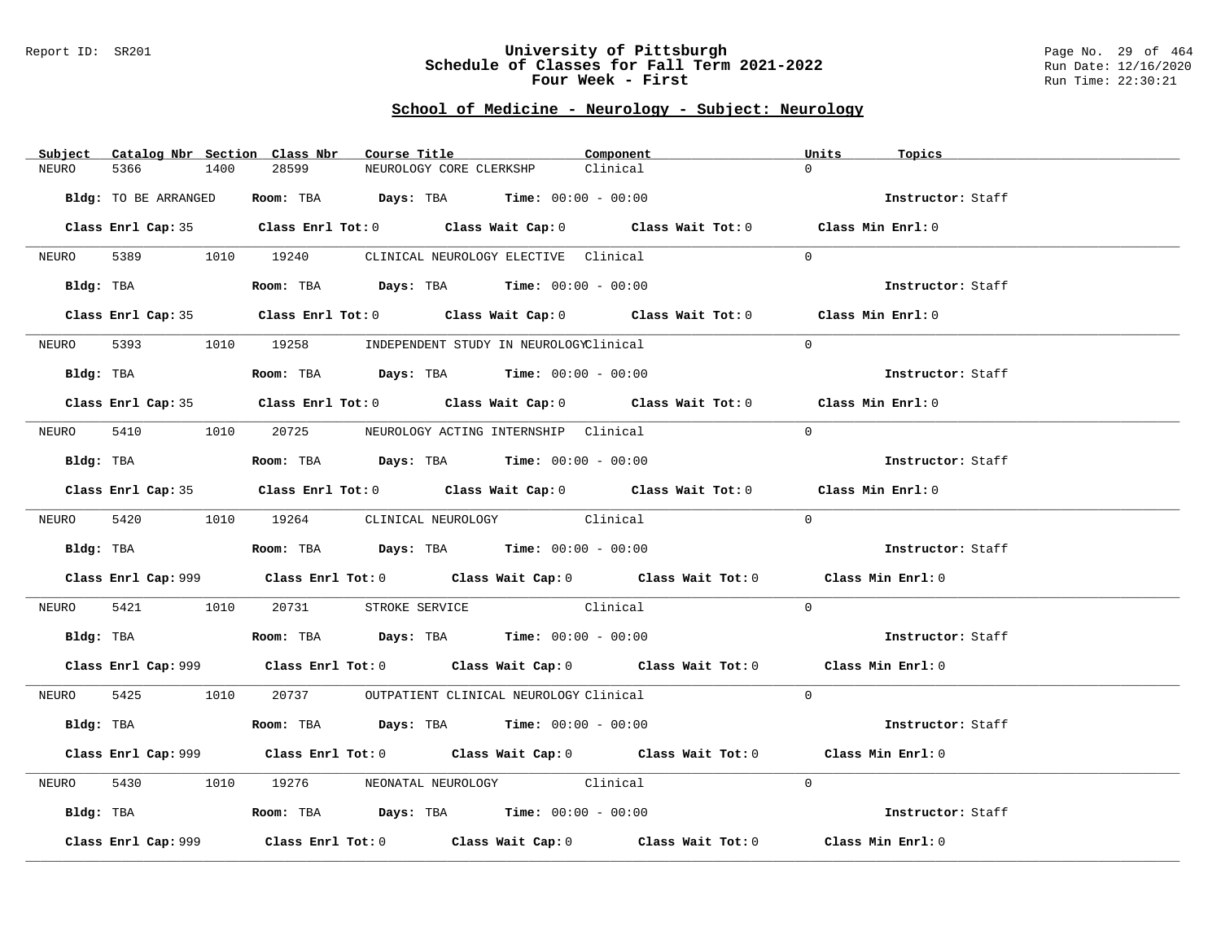Report ID: SR201

# University of Pittsburgh
## Schedule of Classes for Fall Term 2021-2022
## Four Week - First

Run Date: 12/16/2020
Run Time: 22:30:21

### School of Medicine - Neurology - Subject: Neurology

| Subject | Catalog Nbr | Section | Class Nbr | Course Title | Component | Units | Topics |
|---|---|---|---|---|---|---|---|
| NEURO | 5366 | 1400 | 28599 | NEUROLOGY CORE CLERKSHP | Clinical | 0 | |

**Bldg:** TO BE ARRANGED **Room:** TBA **Days:** TBA **Time:** 00:00 - 00:00 **Instructor:** Staff

**Class Enrl Cap:** 35 **Class Enrl Tot:** 0 **Class Wait Cap:** 0 **Class Wait Tot:** 0 **Class Min Enrl:** 0

| Subject | Catalog Nbr | Section | Class Nbr | Course Title | Component | Units | Topics |
|---|---|---|---|---|---|---|---|
| NEURO | 5389 | 1010 | 19240 | CLINICAL NEUROLOGY ELECTIVE | Clinical | 0 | |

**Bldg:** TBA **Room:** TBA **Days:** TBA **Time:** 00:00 - 00:00 **Instructor:** Staff

**Class Enrl Cap:** 35 **Class Enrl Tot:** 0 **Class Wait Cap:** 0 **Class Wait Tot:** 0 **Class Min Enrl:** 0

| Subject | Catalog Nbr | Section | Class Nbr | Course Title | Component | Units | Topics |
|---|---|---|---|---|---|---|---|
| NEURO | 5393 | 1010 | 19258 | INDEPENDENT STUDY IN NEUROLOGY | Clinical | 0 | |

**Bldg:** TBA **Room:** TBA **Days:** TBA **Time:** 00:00 - 00:00 **Instructor:** Staff

**Class Enrl Cap:** 35 **Class Enrl Tot:** 0 **Class Wait Cap:** 0 **Class Wait Tot:** 0 **Class Min Enrl:** 0

| Subject | Catalog Nbr | Section | Class Nbr | Course Title | Component | Units | Topics |
|---|---|---|---|---|---|---|---|
| NEURO | 5410 | 1010 | 20725 | NEUROLOGY ACTING INTERNSHIP | Clinical | 0 | |

**Bldg:** TBA **Room:** TBA **Days:** TBA **Time:** 00:00 - 00:00 **Instructor:** Staff

**Class Enrl Cap:** 35 **Class Enrl Tot:** 0 **Class Wait Cap:** 0 **Class Wait Tot:** 0 **Class Min Enrl:** 0

| Subject | Catalog Nbr | Section | Class Nbr | Course Title | Component | Units | Topics |
|---|---|---|---|---|---|---|---|
| NEURO | 5420 | 1010 | 19264 | CLINICAL NEUROLOGY | Clinical | 0 | |

**Bldg:** TBA **Room:** TBA **Days:** TBA **Time:** 00:00 - 00:00 **Instructor:** Staff

**Class Enrl Cap:** 999 **Class Enrl Tot:** 0 **Class Wait Cap:** 0 **Class Wait Tot:** 0 **Class Min Enrl:** 0

| Subject | Catalog Nbr | Section | Class Nbr | Course Title | Component | Units | Topics |
|---|---|---|---|---|---|---|---|
| NEURO | 5421 | 1010 | 20731 | STROKE SERVICE | Clinical | 0 | |

**Bldg:** TBA **Room:** TBA **Days:** TBA **Time:** 00:00 - 00:00 **Instructor:** Staff

**Class Enrl Cap:** 999 **Class Enrl Tot:** 0 **Class Wait Cap:** 0 **Class Wait Tot:** 0 **Class Min Enrl:** 0

| Subject | Catalog Nbr | Section | Class Nbr | Course Title | Component | Units | Topics |
|---|---|---|---|---|---|---|---|
| NEURO | 5425 | 1010 | 20737 | OUTPATIENT CLINICAL NEUROLOGY | Clinical | 0 | |

**Bldg:** TBA **Room:** TBA **Days:** TBA **Time:** 00:00 - 00:00 **Instructor:** Staff

**Class Enrl Cap:** 999 **Class Enrl Tot:** 0 **Class Wait Cap:** 0 **Class Wait Tot:** 0 **Class Min Enrl:** 0

| Subject | Catalog Nbr | Section | Class Nbr | Course Title | Component | Units | Topics |
|---|---|---|---|---|---|---|---|
| NEURO | 5430 | 1010 | 19276 | NEONATAL NEUROLOGY | Clinical | 0 | |

**Bldg:** TBA **Room:** TBA **Days:** TBA **Time:** 00:00 - 00:00 **Instructor:** Staff

**Class Enrl Cap:** 999 **Class Enrl Tot:** 0 **Class Wait Cap:** 0 **Class Wait Tot:** 0 **Class Min Enrl:** 0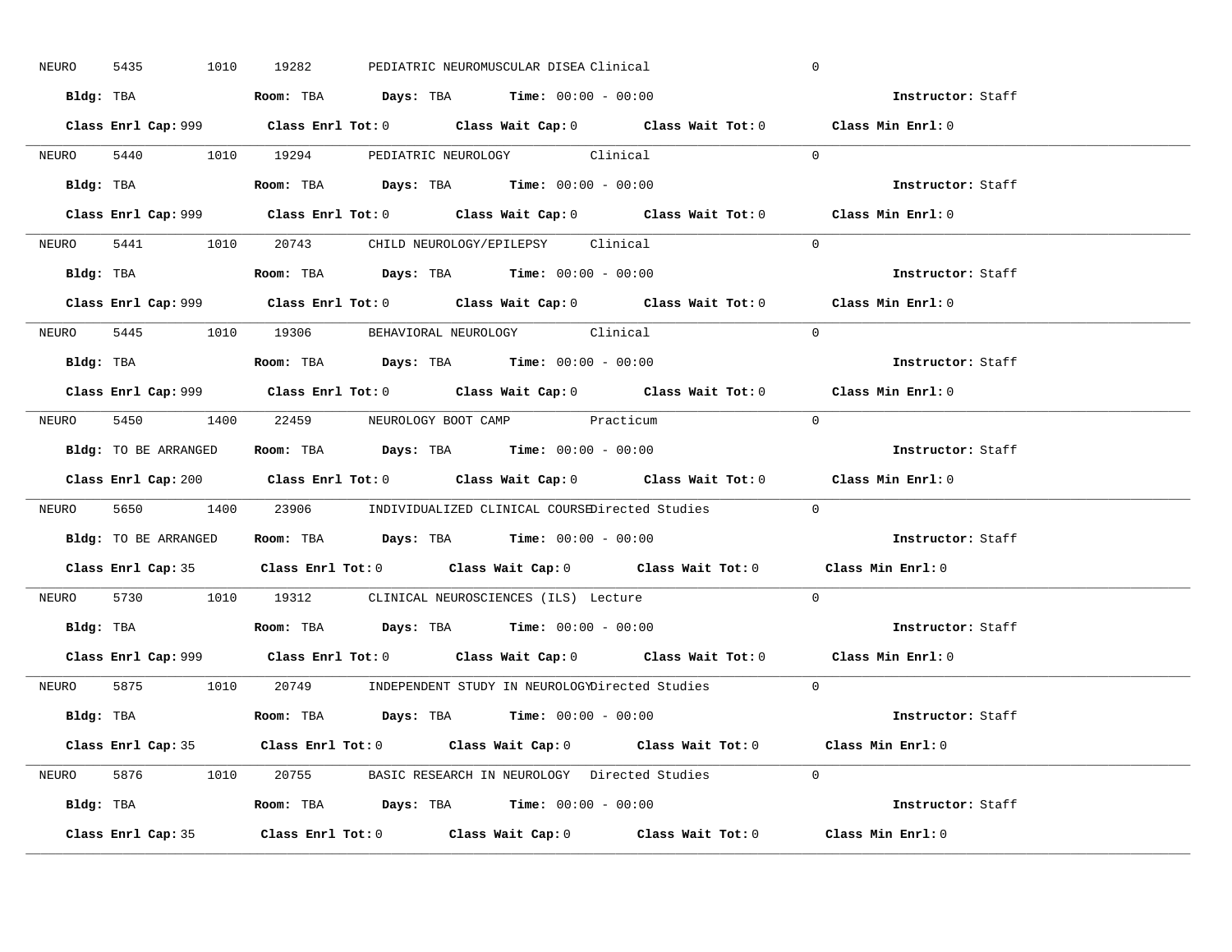NEURO 5435 1010 19282 PEDIATRIC NEUROMUSCULAR DISEA Clinical 0

**Bldg:** TBA **Room:** TBA **Days:** TBA **Time:** 00:00 - 00:00 **Instructor:** Staff

**Class Enrl Cap:** 999 **Class Enrl Tot:** 0 **Class Wait Cap:** 0 **Class Wait Tot:** 0 **Class Min Enrl:** 0

---

NEURO 5440 1010 19294 PEDIATRIC NEUROLOGY Clinical 0

**Bldg:** TBA **Room:** TBA **Days:** TBA **Time:** 00:00 - 00:00 **Instructor:** Staff

**Class Enrl Cap:** 999 **Class Enrl Tot:** 0 **Class Wait Cap:** 0 **Class Wait Tot:** 0 **Class Min Enrl:** 0

---

NEURO 5441 1010 20743 CHILD NEUROLOGY/EPILEPSY Clinical 0

**Bldg:** TBA **Room:** TBA **Days:** TBA **Time:** 00:00 - 00:00 **Instructor:** Staff

**Class Enrl Cap:** 999 **Class Enrl Tot:** 0 **Class Wait Cap:** 0 **Class Wait Tot:** 0 **Class Min Enrl:** 0

---

NEURO 5445 1010 19306 BEHAVIORAL NEUROLOGY Clinical 0

**Bldg:** TBA **Room:** TBA **Days:** TBA **Time:** 00:00 - 00:00 **Instructor:** Staff

**Class Enrl Cap:** 999 **Class Enrl Tot:** 0 **Class Wait Cap:** 0 **Class Wait Tot:** 0 **Class Min Enrl:** 0

---

NEURO 5450 1400 22459 NEUROLOGY BOOT CAMP Practicum 0

**Bldg:** TO BE ARRANGED **Room:** TBA **Days:** TBA **Time:** 00:00 - 00:00 **Instructor:** Staff

**Class Enrl Cap:** 200 **Class Enrl Tot:** 0 **Class Wait Cap:** 0 **Class Wait Tot:** 0 **Class Min Enrl:** 0

---

NEURO 5650 1400 23906 INDIVIDUALIZED CLINICAL COURSE Directed Studies 0

**Bldg:** TO BE ARRANGED **Room:** TBA **Days:** TBA **Time:** 00:00 - 00:00 **Instructor:** Staff

**Class Enrl Cap:** 35 **Class Enrl Tot:** 0 **Class Wait Cap:** 0 **Class Wait Tot:** 0 **Class Min Enrl:** 0

---

NEURO 5730 1010 19312 CLINICAL NEUROSCIENCES (ILS) Lecture 0

**Bldg:** TBA **Room:** TBA **Days:** TBA **Time:** 00:00 - 00:00 **Instructor:** Staff

**Class Enrl Cap:** 999 **Class Enrl Tot:** 0 **Class Wait Cap:** 0 **Class Wait Tot:** 0 **Class Min Enrl:** 0

---

NEURO 5875 1010 20749 INDEPENDENT STUDY IN NEUROLOGY Directed Studies 0

**Bldg:** TBA **Room:** TBA **Days:** TBA **Time:** 00:00 - 00:00 **Instructor:** Staff

**Class Enrl Cap:** 35 **Class Enrl Tot:** 0 **Class Wait Cap:** 0 **Class Wait Tot:** 0 **Class Min Enrl:** 0

---

NEURO 5876 1010 20755 BASIC RESEARCH IN NEUROLOGY Directed Studies 0

**Bldg:** TBA **Room:** TBA **Days:** TBA **Time:** 00:00 - 00:00 **Instructor:** Staff

**Class Enrl Cap:** 35 **Class Enrl Tot:** 0 **Class Wait Cap:** 0 **Class Wait Tot:** 0 **Class Min Enrl:** 0

---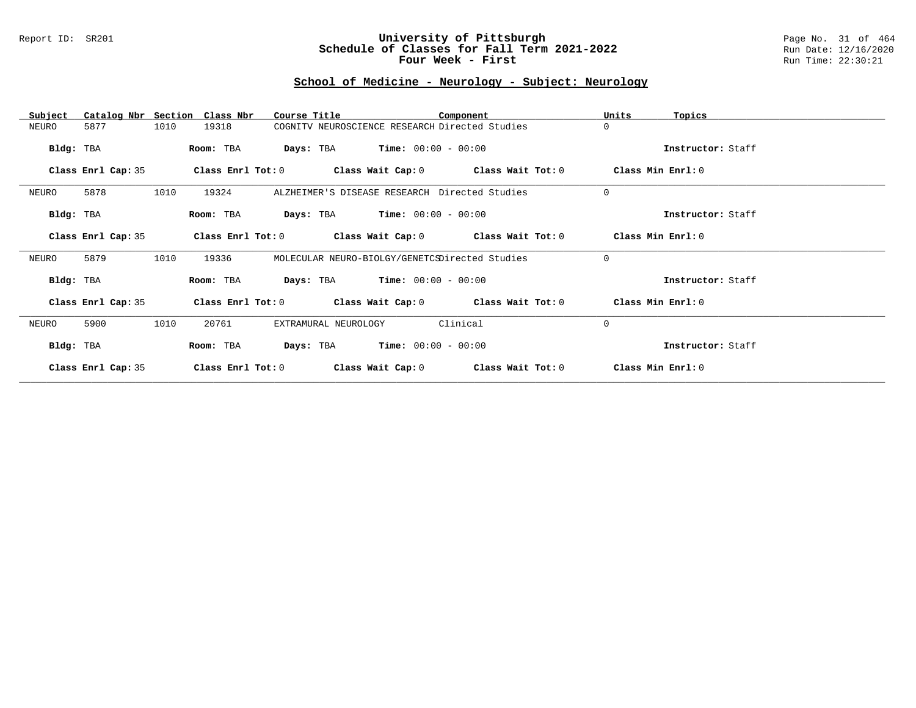# University of Pittsburgh
## Schedule of Classes for Fall Term 2021-2022
## Four Week - First

Report ID: SR201

Run Date: 12/16/2020
Run Time: 22:30:21

## School of Medicine - Neurology - Subject: Neurology

| Subject | Catalog Nbr | Section | Class Nbr | Course Title | Component | Units | Topics |
|---|---|---|---|---|---|---|---|
| NEURO | 5877 | 1010 | 19318 | COGNITV NEUROSCIENCE RESEARCH | Directed Studies | 0 | |

**Bldg:** TBA **Room:** TBA **Days:** TBA **Time:** 00:00 - 00:00 **Instructor:** Staff

**Class Enrl Cap:** 35 **Class Enrl Tot:** 0 **Class Wait Cap:** 0 **Class Wait Tot:** 0 **Class Min Enrl:** 0

---

| Subject | Catalog Nbr | Section | Class Nbr | Course Title | Component | Units | Topics |
|---|---|---|---|---|---|---|---|
| NEURO | 5878 | 1010 | 19324 | ALZHEIMER'S DISEASE RESEARCH | Directed Studies | 0 | |

**Bldg:** TBA **Room:** TBA **Days:** TBA **Time:** 00:00 - 00:00 **Instructor:** Staff

**Class Enrl Cap:** 35 **Class Enrl Tot:** 0 **Class Wait Cap:** 0 **Class Wait Tot:** 0 **Class Min Enrl:** 0

---

| Subject | Catalog Nbr | Section | Class Nbr | Course Title | Component | Units | Topics |
|---|---|---|---|---|---|---|---|
| NEURO | 5879 | 1010 | 19336 | MOLECULAR NEURO-BIOLGY/GENETCS | Directed Studies | 0 | |

**Bldg:** TBA **Room:** TBA **Days:** TBA **Time:** 00:00 - 00:00 **Instructor:** Staff

**Class Enrl Cap:** 35 **Class Enrl Tot:** 0 **Class Wait Cap:** 0 **Class Wait Tot:** 0 **Class Min Enrl:** 0

---

| Subject | Catalog Nbr | Section | Class Nbr | Course Title | Component | Units | Topics |
|---|---|---|---|---|---|---|---|
| NEURO | 5900 | 1010 | 20761 | EXTRAMURAL NEUROLOGY | Clinical | 0 | |

**Bldg:** TBA **Room:** TBA **Days:** TBA **Time:** 00:00 - 00:00 **Instructor:** Staff

**Class Enrl Cap:** 35 **Class Enrl Tot:** 0 **Class Wait Cap:** 0 **Class Wait Tot:** 0 **Class Min Enrl:** 0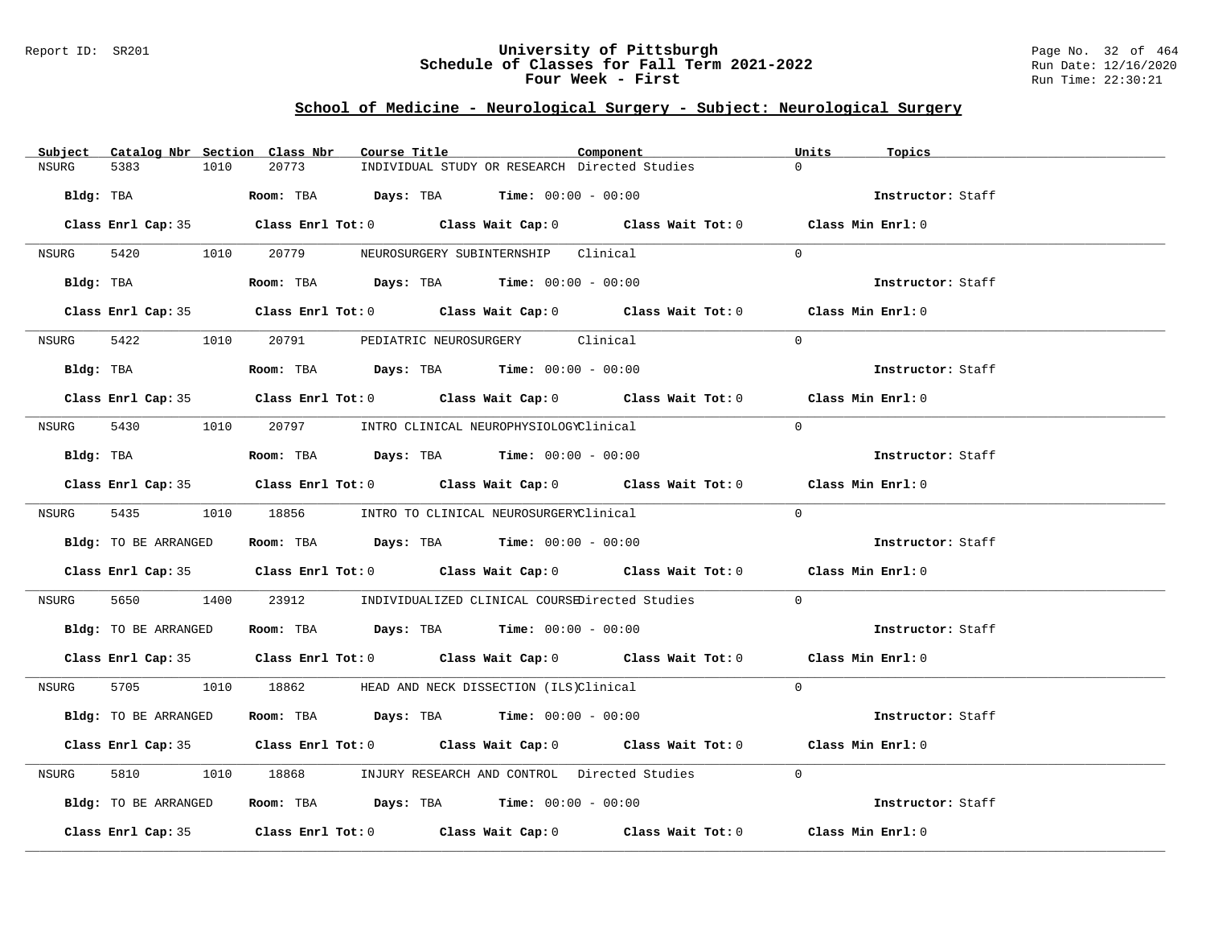Report ID: SR201

# University of Pittsburgh
## Schedule of Classes for Fall Term 2021-2022
## Four Week - First

Run Date: 12/16/2020
Run Time: 22:30:21

### School of Medicine - Neurological Surgery - Subject: Neurological Surgery

| Subject | Catalog Nbr | Section | Class Nbr | Course Title | Component | Units | Topics |
|---|---|---|---|---|---|---|---|
| NSURG | 5383 | 1010 | 20773 | INDIVIDUAL STUDY OR RESEARCH | Directed Studies | 0 | |

**Bldg:** TBA **Room:** TBA **Days:** TBA **Time:** 00:00 - 00:00 **Instructor:** Staff

**Class Enrl Cap:** 35 **Class Enrl Tot:** 0 **Class Wait Cap:** 0 **Class Wait Tot:** 0 **Class Min Enrl:** 0

| Subject | Catalog Nbr | Section | Class Nbr | Course Title | Component | Units | Topics |
|---|---|---|---|---|---|---|---|
| NSURG | 5420 | 1010 | 20779 | NEUROSURGERY SUBINTERNSHIP | Clinical | 0 | |

**Bldg:** TBA **Room:** TBA **Days:** TBA **Time:** 00:00 - 00:00 **Instructor:** Staff

**Class Enrl Cap:** 35 **Class Enrl Tot:** 0 **Class Wait Cap:** 0 **Class Wait Tot:** 0 **Class Min Enrl:** 0

| Subject | Catalog Nbr | Section | Class Nbr | Course Title | Component | Units | Topics |
|---|---|---|---|---|---|---|---|
| NSURG | 5422 | 1010 | 20791 | PEDIATRIC NEUROSURGERY | Clinical | 0 | |

**Bldg:** TBA **Room:** TBA **Days:** TBA **Time:** 00:00 - 00:00 **Instructor:** Staff

**Class Enrl Cap:** 35 **Class Enrl Tot:** 0 **Class Wait Cap:** 0 **Class Wait Tot:** 0 **Class Min Enrl:** 0

| Subject | Catalog Nbr | Section | Class Nbr | Course Title | Component | Units | Topics |
|---|---|---|---|---|---|---|---|
| NSURG | 5430 | 1010 | 20797 | INTRO CLINICAL NEUROPHYSIOLOGY | Clinical | 0 | |

**Bldg:** TBA **Room:** TBA **Days:** TBA **Time:** 00:00 - 00:00 **Instructor:** Staff

**Class Enrl Cap:** 35 **Class Enrl Tot:** 0 **Class Wait Cap:** 0 **Class Wait Tot:** 0 **Class Min Enrl:** 0

| Subject | Catalog Nbr | Section | Class Nbr | Course Title | Component | Units | Topics |
|---|---|---|---|---|---|---|---|
| NSURG | 5435 | 1010 | 18856 | INTRO TO CLINICAL NEUROSURGERY | Clinical | 0 | |

**Bldg:** TO BE ARRANGED **Room:** TBA **Days:** TBA **Time:** 00:00 - 00:00 **Instructor:** Staff

**Class Enrl Cap:** 35 **Class Enrl Tot:** 0 **Class Wait Cap:** 0 **Class Wait Tot:** 0 **Class Min Enrl:** 0

| Subject | Catalog Nbr | Section | Class Nbr | Course Title | Component | Units | Topics |
|---|---|---|---|---|---|---|---|
| NSURG | 5650 | 1400 | 23912 | INDIVIDUALIZED CLINICAL COURSE | Directed Studies | 0 | |

**Bldg:** TO BE ARRANGED **Room:** TBA **Days:** TBA **Time:** 00:00 - 00:00 **Instructor:** Staff

**Class Enrl Cap:** 35 **Class Enrl Tot:** 0 **Class Wait Cap:** 0 **Class Wait Tot:** 0 **Class Min Enrl:** 0

| Subject | Catalog Nbr | Section | Class Nbr | Course Title | Component | Units | Topics |
|---|---|---|---|---|---|---|---|
| NSURG | 5705 | 1010 | 18862 | HEAD AND NECK DISSECTION (ILS) | Clinical | 0 | |

**Bldg:** TO BE ARRANGED **Room:** TBA **Days:** TBA **Time:** 00:00 - 00:00 **Instructor:** Staff

**Class Enrl Cap:** 35 **Class Enrl Tot:** 0 **Class Wait Cap:** 0 **Class Wait Tot:** 0 **Class Min Enrl:** 0

| Subject | Catalog Nbr | Section | Class Nbr | Course Title | Component | Units | Topics |
|---|---|---|---|---|---|---|---|
| NSURG | 5810 | 1010 | 18868 | INJURY RESEARCH AND CONTROL | Directed Studies | 0 | |

**Bldg:** TO BE ARRANGED **Room:** TBA **Days:** TBA **Time:** 00:00 - 00:00 **Instructor:** Staff

**Class Enrl Cap:** 35 **Class Enrl Tot:** 0 **Class Wait Cap:** 0 **Class Wait Tot:** 0 **Class Min Enrl:** 0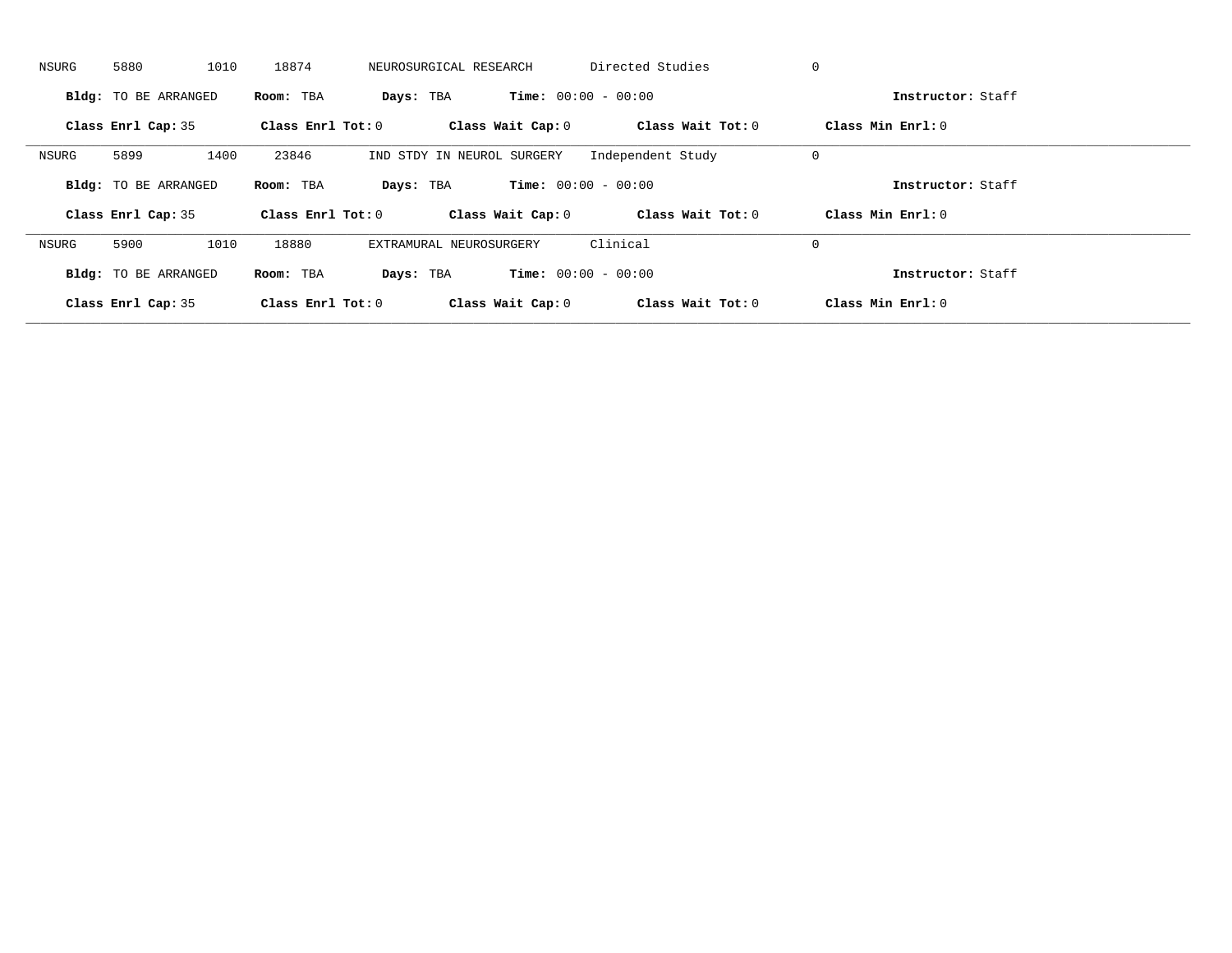NSURG 5880 1010 18874 NEUROSURGICAL RESEARCH Directed Studies 0

**Bldg:** TO BE ARRANGED **Room:** TBA **Days:** TBA **Time:** 00:00 - 00:00 **Instructor:** Staff

**Class Enrl Cap:** 35 **Class Enrl Tot:** 0 **Class Wait Cap:** 0 **Class Wait Tot:** 0 **Class Min Enrl:** 0

---

NSURG 5899 1400 23846 IND STDY IN NEUROL SURGERY Independent Study 0

**Bldg:** TO BE ARRANGED **Room:** TBA **Days:** TBA **Time:** 00:00 - 00:00 **Instructor:** Staff

**Class Enrl Cap:** 35 **Class Enrl Tot:** 0 **Class Wait Cap:** 0 **Class Wait Tot:** 0 **Class Min Enrl:** 0

---

NSURG 5900 1010 18880 EXTRAMURAL NEUROSURGERY Clinical 0

**Bldg:** TO BE ARRANGED **Room:** TBA **Days:** TBA **Time:** 00:00 - 00:00 **Instructor:** Staff

**Class Enrl Cap:** 35 **Class Enrl Tot:** 0 **Class Wait Cap:** 0 **Class Wait Tot:** 0 **Class Min Enrl:** 0

---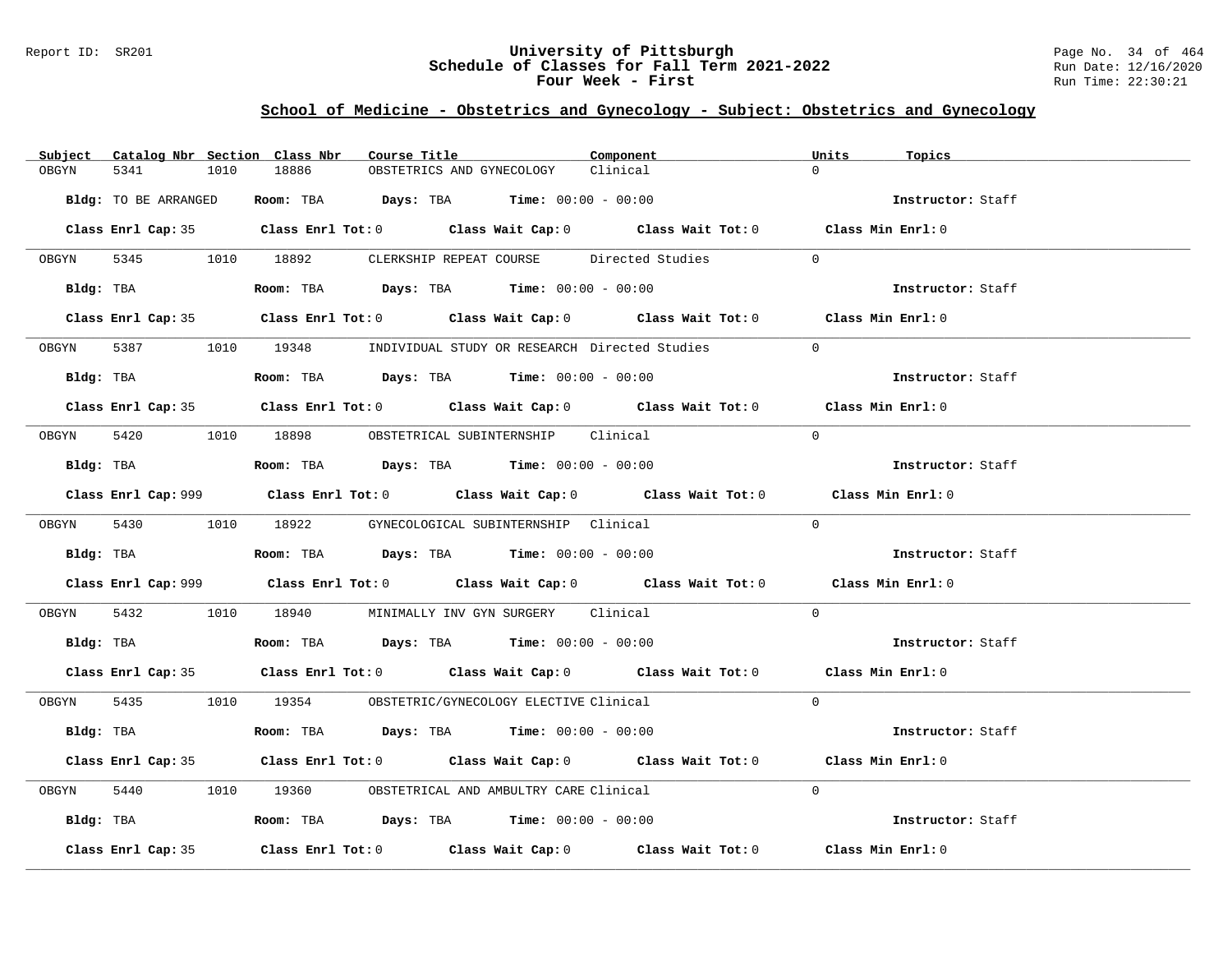## School of Medicine - Obstetrics and Gynecology - Subject: Obstetrics and Gynecology

| Subject | Catalog Nbr | Section | Class Nbr | Course Title | Component | Units | Topics |
|---|---|---|---|---|---|---|---|
| OBGYN | 5341 | 1010 | 18886 | OBSTETRICS AND GYNECOLOGY | Clinical | 0 | |

**Bldg:** TO BE ARRANGED **Room:** TBA **Days:** TBA **Time:** 00:00 - 00:00 **Instructor:** Staff

**Class Enrl Cap:** 35 **Class Enrl Tot:** 0 **Class Wait Cap:** 0 **Class Wait Tot:** 0 **Class Min Enrl:** 0

| Subject | Catalog Nbr | Section | Class Nbr | Course Title | Component | Units | Topics |
|---|---|---|---|---|---|---|---|
| OBGYN | 5345 | 1010 | 18892 | CLERKSHIP REPEAT COURSE | Directed Studies | 0 | |

**Bldg:** TBA **Room:** TBA **Days:** TBA **Time:** 00:00 - 00:00 **Instructor:** Staff

**Class Enrl Cap:** 35 **Class Enrl Tot:** 0 **Class Wait Cap:** 0 **Class Wait Tot:** 0 **Class Min Enrl:** 0

| Subject | Catalog Nbr | Section | Class Nbr | Course Title | Component | Units | Topics |
|---|---|---|---|---|---|---|---|
| OBGYN | 5387 | 1010 | 19348 | INDIVIDUAL STUDY OR RESEARCH | Directed Studies | 0 | |

**Bldg:** TBA **Room:** TBA **Days:** TBA **Time:** 00:00 - 00:00 **Instructor:** Staff

**Class Enrl Cap:** 35 **Class Enrl Tot:** 0 **Class Wait Cap:** 0 **Class Wait Tot:** 0 **Class Min Enrl:** 0

| Subject | Catalog Nbr | Section | Class Nbr | Course Title | Component | Units | Topics |
|---|---|---|---|---|---|---|---|
| OBGYN | 5420 | 1010 | 18898 | OBSTETRICAL SUBINTERNSHIP | Clinical | 0 | |

**Bldg:** TBA **Room:** TBA **Days:** TBA **Time:** 00:00 - 00:00 **Instructor:** Staff

**Class Enrl Cap:** 999 **Class Enrl Tot:** 0 **Class Wait Cap:** 0 **Class Wait Tot:** 0 **Class Min Enrl:** 0

| Subject | Catalog Nbr | Section | Class Nbr | Course Title | Component | Units | Topics |
|---|---|---|---|---|---|---|---|
| OBGYN | 5430 | 1010 | 18922 | GYNECOLOGICAL SUBINTERNSHIP | Clinical | 0 | |

**Bldg:** TBA **Room:** TBA **Days:** TBA **Time:** 00:00 - 00:00 **Instructor:** Staff

**Class Enrl Cap:** 999 **Class Enrl Tot:** 0 **Class Wait Cap:** 0 **Class Wait Tot:** 0 **Class Min Enrl:** 0

| Subject | Catalog Nbr | Section | Class Nbr | Course Title | Component | Units | Topics |
|---|---|---|---|---|---|---|---|
| OBGYN | 5432 | 1010 | 18940 | MINIMALLY INV GYN SURGERY | Clinical | 0 | |

**Bldg:** TBA **Room:** TBA **Days:** TBA **Time:** 00:00 - 00:00 **Instructor:** Staff

**Class Enrl Cap:** 35 **Class Enrl Tot:** 0 **Class Wait Cap:** 0 **Class Wait Tot:** 0 **Class Min Enrl:** 0

| Subject | Catalog Nbr | Section | Class Nbr | Course Title | Component | Units | Topics |
|---|---|---|---|---|---|---|---|
| OBGYN | 5435 | 1010 | 19354 | OBSTETRIC/GYNECOLOGY ELECTIVE | Clinical | 0 | |

**Bldg:** TBA **Room:** TBA **Days:** TBA **Time:** 00:00 - 00:00 **Instructor:** Staff

**Class Enrl Cap:** 35 **Class Enrl Tot:** 0 **Class Wait Cap:** 0 **Class Wait Tot:** 0 **Class Min Enrl:** 0

| Subject | Catalog Nbr | Section | Class Nbr | Course Title | Component | Units | Topics |
|---|---|---|---|---|---|---|---|
| OBGYN | 5440 | 1010 | 19360 | OBSTETRICAL AND AMBULTRY CARE | Clinical | 0 | |

**Bldg:** TBA **Room:** TBA **Days:** TBA **Time:** 00:00 - 00:00 **Instructor:** Staff

**Class Enrl Cap:** 35 **Class Enrl Tot:** 0 **Class Wait Cap:** 0 **Class Wait Tot:** 0 **Class Min Enrl:** 0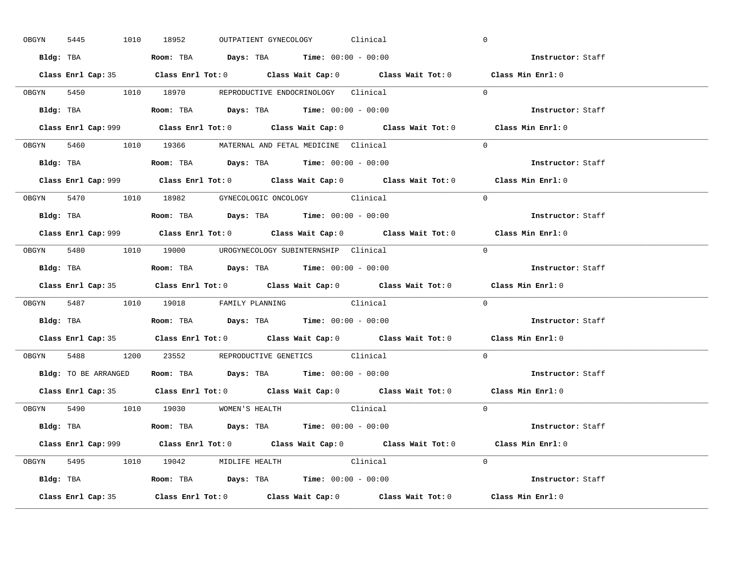OBGYN 5445 1010 18952 OUTPATIENT GYNECOLOGY Clinical 0

**Bldg:** TBA **Room:** TBA **Days:** TBA **Time:** 00:00 - 00:00 **Instructor:** Staff

**Class Enrl Cap:** 35 **Class Enrl Tot:** 0 **Class Wait Cap:** 0 **Class Wait Tot:** 0 **Class Min Enrl:** 0

---

OBGYN 5450 1010 18970 REPRODUCTIVE ENDOCRINOLOGY Clinical 0

**Bldg:** TBA **Room:** TBA **Days:** TBA **Time:** 00:00 - 00:00 **Instructor:** Staff

**Class Enrl Cap:** 999 **Class Enrl Tot:** 0 **Class Wait Cap:** 0 **Class Wait Tot:** 0 **Class Min Enrl:** 0

---

OBGYN 5460 1010 19366 MATERNAL AND FETAL MEDICINE Clinical 0

**Bldg:** TBA **Room:** TBA **Days:** TBA **Time:** 00:00 - 00:00 **Instructor:** Staff

**Class Enrl Cap:** 999 **Class Enrl Tot:** 0 **Class Wait Cap:** 0 **Class Wait Tot:** 0 **Class Min Enrl:** 0

---

OBGYN 5470 1010 18982 GYNECOLOGIC ONCOLOGY Clinical 0

**Bldg:** TBA **Room:** TBA **Days:** TBA **Time:** 00:00 - 00:00 **Instructor:** Staff

**Class Enrl Cap:** 999 **Class Enrl Tot:** 0 **Class Wait Cap:** 0 **Class Wait Tot:** 0 **Class Min Enrl:** 0

---

OBGYN 5480 1010 19000 UROGYNECOLOGY SUBINTERNSHIP Clinical 0

**Bldg:** TBA **Room:** TBA **Days:** TBA **Time:** 00:00 - 00:00 **Instructor:** Staff

**Class Enrl Cap:** 35 **Class Enrl Tot:** 0 **Class Wait Cap:** 0 **Class Wait Tot:** 0 **Class Min Enrl:** 0

---

OBGYN 5487 1010 19018 FAMILY PLANNING Clinical 0

**Bldg:** TBA **Room:** TBA **Days:** TBA **Time:** 00:00 - 00:00 **Instructor:** Staff

**Class Enrl Cap:** 35 **Class Enrl Tot:** 0 **Class Wait Cap:** 0 **Class Wait Tot:** 0 **Class Min Enrl:** 0

---

OBGYN 5488 1200 23552 REPRODUCTIVE GENETICS Clinical 0

**Bldg:** TO BE ARRANGED **Room:** TBA **Days:** TBA **Time:** 00:00 - 00:00 **Instructor:** Staff

**Class Enrl Cap:** 35 **Class Enrl Tot:** 0 **Class Wait Cap:** 0 **Class Wait Tot:** 0 **Class Min Enrl:** 0

---

OBGYN 5490 1010 19030 WOMEN'S HEALTH Clinical 0

**Bldg:** TBA **Room:** TBA **Days:** TBA **Time:** 00:00 - 00:00 **Instructor:** Staff

**Class Enrl Cap:** 999 **Class Enrl Tot:** 0 **Class Wait Cap:** 0 **Class Wait Tot:** 0 **Class Min Enrl:** 0

---

OBGYN 5495 1010 19042 MIDLIFE HEALTH Clinical 0

**Bldg:** TBA **Room:** TBA **Days:** TBA **Time:** 00:00 - 00:00 **Instructor:** Staff

**Class Enrl Cap:** 35 **Class Enrl Tot:** 0 **Class Wait Cap:** 0 **Class Wait Tot:** 0 **Class Min Enrl:** 0

---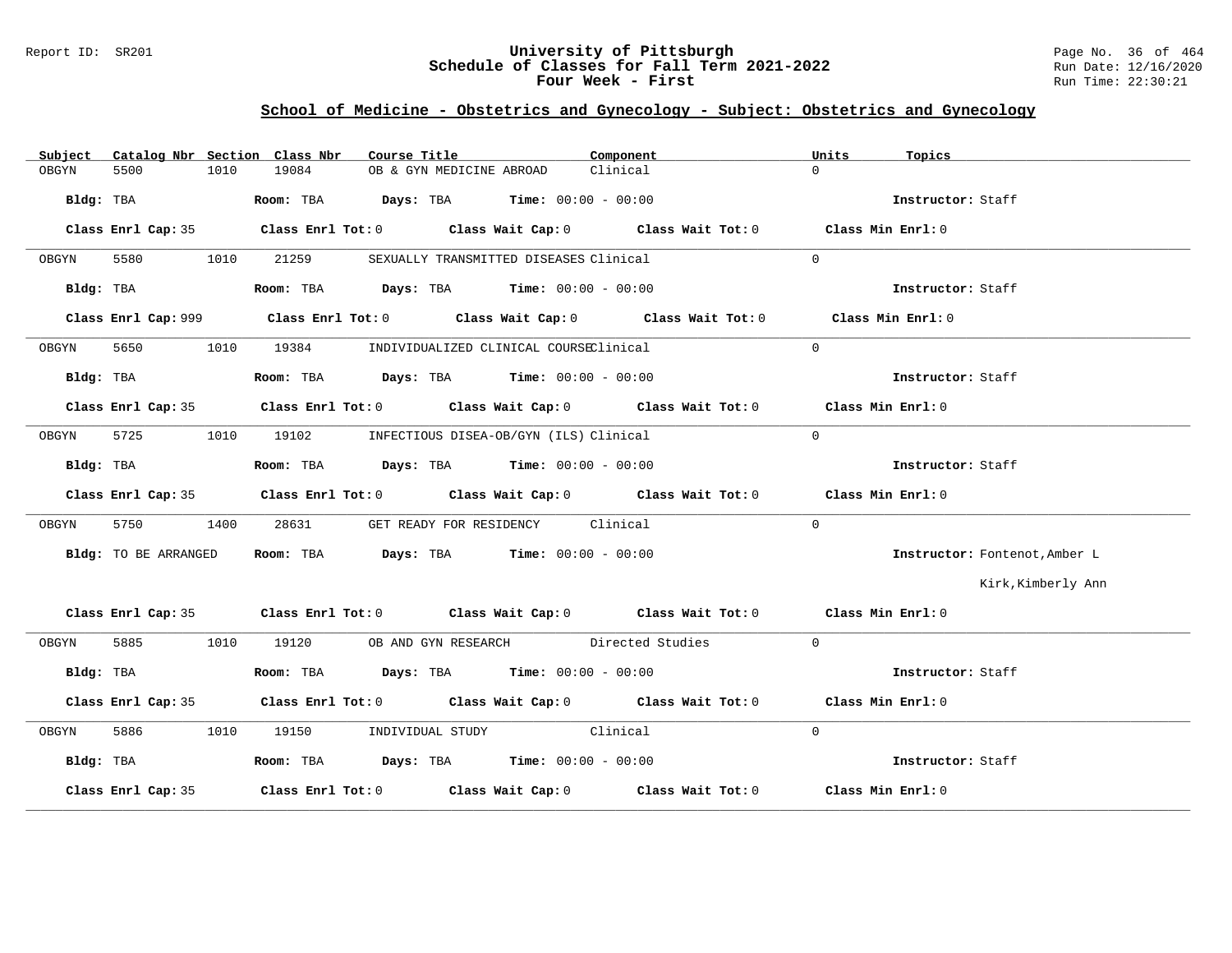## School of Medicine - Obstetrics and Gynecology - Subject: Obstetrics and Gynecology

| Subject | Catalog Nbr | Section | Class Nbr | Course Title | Component | Units | Topics |
|---|---|---|---|---|---|---|---|
| OBGYN | 5500 | 1010 | 19084 | OB & GYN MEDICINE ABROAD | Clinical | 0 | |

**Bldg:** TBA **Room:** TBA **Days:** TBA **Time:** 00:00 - 00:00 **Instructor:** Staff

**Class Enrl Cap:** 35 **Class Enrl Tot:** 0 **Class Wait Cap:** 0 **Class Wait Tot:** 0 **Class Min Enrl:** 0

---

| Subject | Catalog Nbr | Section | Class Nbr | Course Title | Component | Units | Topics |
|---|---|---|---|---|---|---|---|
| OBGYN | 5580 | 1010 | 21259 | SEXUALLY TRANSMITTED DISEASES | Clinical | 0 | |

**Bldg:** TBA **Room:** TBA **Days:** TBA **Time:** 00:00 - 00:00 **Instructor:** Staff

**Class Enrl Cap:** 999 **Class Enrl Tot:** 0 **Class Wait Cap:** 0 **Class Wait Tot:** 0 **Class Min Enrl:** 0

---

| Subject | Catalog Nbr | Section | Class Nbr | Course Title | Component | Units | Topics |
|---|---|---|---|---|---|---|---|
| OBGYN | 5650 | 1010 | 19384 | INDIVIDUALIZED CLINICAL COURSE | Clinical | 0 | |

**Bldg:** TBA **Room:** TBA **Days:** TBA **Time:** 00:00 - 00:00 **Instructor:** Staff

**Class Enrl Cap:** 35 **Class Enrl Tot:** 0 **Class Wait Cap:** 0 **Class Wait Tot:** 0 **Class Min Enrl:** 0

---

| Subject | Catalog Nbr | Section | Class Nbr | Course Title | Component | Units | Topics |
|---|---|---|---|---|---|---|---|
| OBGYN | 5725 | 1010 | 19102 | INFECTIOUS DISEA-OB/GYN (ILS) | Clinical | 0 | |

**Bldg:** TBA **Room:** TBA **Days:** TBA **Time:** 00:00 - 00:00 **Instructor:** Staff

**Class Enrl Cap:** 35 **Class Enrl Tot:** 0 **Class Wait Cap:** 0 **Class Wait Tot:** 0 **Class Min Enrl:** 0

---

| Subject | Catalog Nbr | Section | Class Nbr | Course Title | Component | Units | Topics |
|---|---|---|---|---|---|---|---|
| OBGYN | 5750 | 1400 | 28631 | GET READY FOR RESIDENCY | Clinical | 0 | |

**Bldg:** TO BE ARRANGED **Room:** TBA **Days:** TBA **Time:** 00:00 - 00:00 **Instructor:** Fontenot,Amber L; Kirk,Kimberly Ann

**Class Enrl Cap:** 35 **Class Enrl Tot:** 0 **Class Wait Cap:** 0 **Class Wait Tot:** 0 **Class Min Enrl:** 0

---

| Subject | Catalog Nbr | Section | Class Nbr | Course Title | Component | Units | Topics |
|---|---|---|---|---|---|---|---|
| OBGYN | 5885 | 1010 | 19120 | OB AND GYN RESEARCH | Directed Studies | 0 | |

**Bldg:** TBA **Room:** TBA **Days:** TBA **Time:** 00:00 - 00:00 **Instructor:** Staff

**Class Enrl Cap:** 35 **Class Enrl Tot:** 0 **Class Wait Cap:** 0 **Class Wait Tot:** 0 **Class Min Enrl:** 0

---

| Subject | Catalog Nbr | Section | Class Nbr | Course Title | Component | Units | Topics |
|---|---|---|---|---|---|---|---|
| OBGYN | 5886 | 1010 | 19150 | INDIVIDUAL STUDY | Clinical | 0 | |

**Bldg:** TBA **Room:** TBA **Days:** TBA **Time:** 00:00 - 00:00 **Instructor:** Staff

**Class Enrl Cap:** 35 **Class Enrl Tot:** 0 **Class Wait Cap:** 0 **Class Wait Tot:** 0 **Class Min Enrl:** 0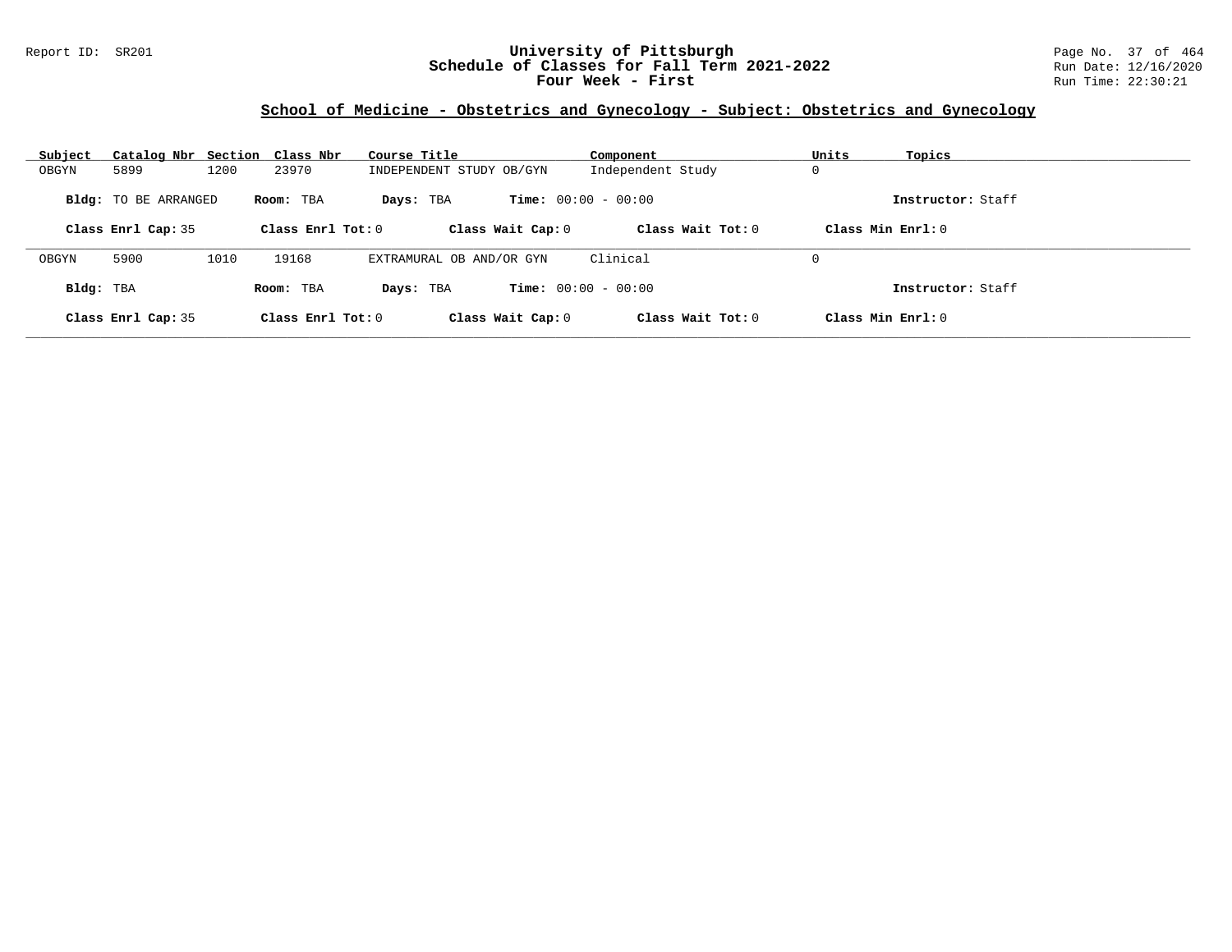# University of Pittsburgh
## Schedule of Classes for Fall Term 2021-2022
### Four Week - First

Report ID: SR201

Run Date: 12/16/2020

Run Time: 22:30:21

## School of Medicine - Obstetrics and Gynecology - Subject: Obstetrics and Gynecology

| Subject | Catalog Nbr | Section | Class Nbr | Course Title | Component | Units | Topics |
|---|---|---|---|---|---|---|---|
| OBGYN | 5899 | 1200 | 23970 | INDEPENDENT STUDY OB/GYN | Independent Study | 0 | |

**Bldg:** TO BE ARRANGED **Room:** TBA **Days:** TBA **Time:** 00:00 - 00:00 **Instructor:** Staff

**Class Enrl Cap:** 35 **Class Enrl Tot:** 0 **Class Wait Cap:** 0 **Class Wait Tot:** 0 **Class Min Enrl:** 0

---

| Subject | Catalog Nbr | Section | Class Nbr | Course Title | Component | Units | Topics |
|---|---|---|---|---|---|---|---|
| OBGYN | 5900 | 1010 | 19168 | EXTRAMURAL OB AND/OR GYN | Clinical | 0 | |

**Bldg:** TBA **Room:** TBA **Days:** TBA **Time:** 00:00 - 00:00 **Instructor:** Staff

**Class Enrl Cap:** 35 **Class Enrl Tot:** 0 **Class Wait Cap:** 0 **Class Wait Tot:** 0 **Class Min Enrl:** 0

---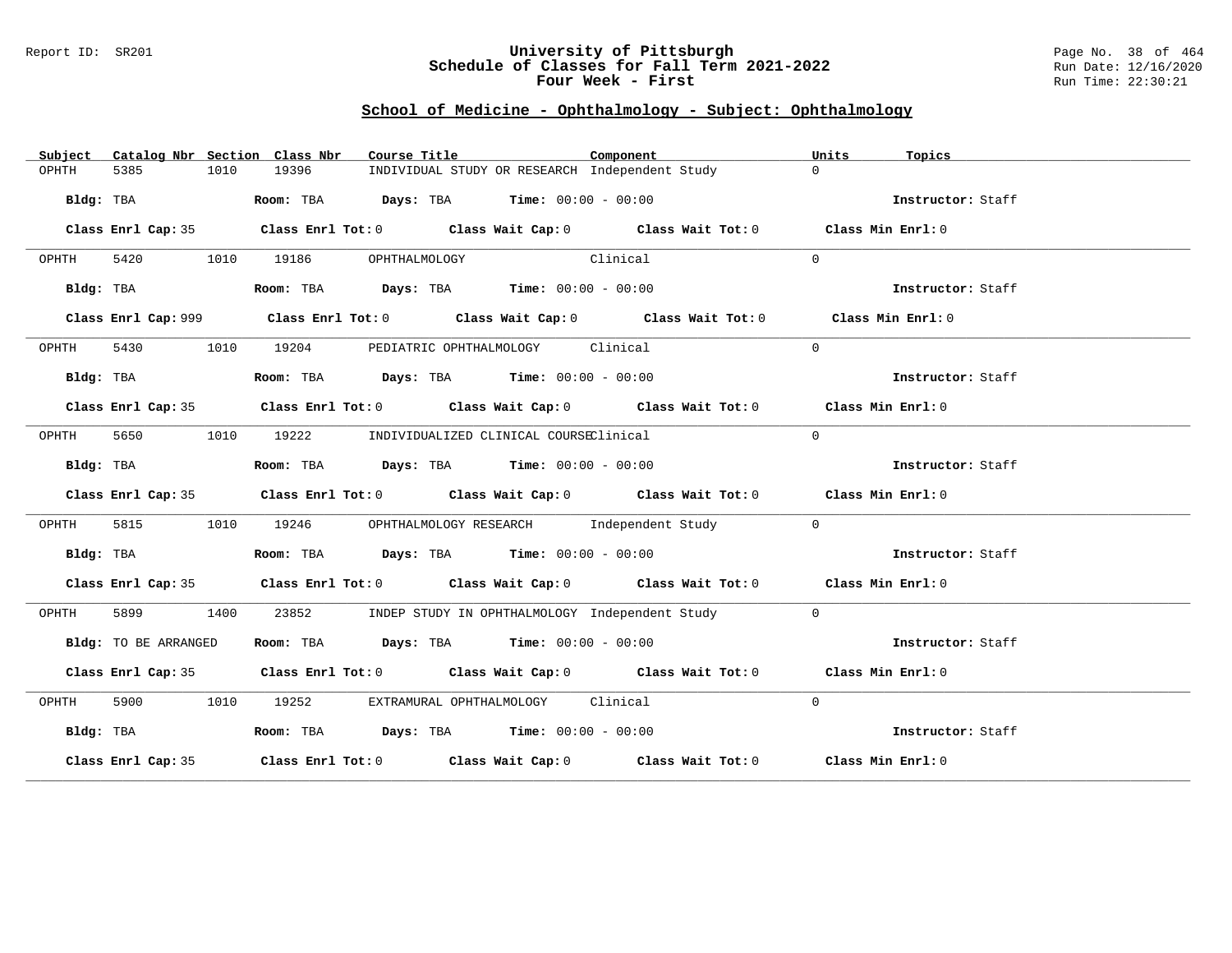# University of Pittsburgh
## Schedule of Classes for Fall Term 2021-2022
### Four Week - First

Report ID: SR201

Run Date: 12/16/2020
Run Time: 22:30:21

## School of Medicine - Ophthalmology - Subject: Ophthalmology

| Subject | Catalog Nbr | Section | Class Nbr | Course Title | Component | Units | Topics |
|---|---|---|---|---|---|---|---|
| OPHTH | 5385 | 1010 | 19396 | INDIVIDUAL STUDY OR RESEARCH | Independent Study | 0 | |

**Bldg:** TBA **Room:** TBA **Days:** TBA **Time:** 00:00 - 00:00 **Instructor:** Staff

**Class Enrl Cap:** 35 **Class Enrl Tot:** 0 **Class Wait Cap:** 0 **Class Wait Tot:** 0 **Class Min Enrl:** 0

---

| Subject | Catalog Nbr | Section | Class Nbr | Course Title | Component | Units | Topics |
|---|---|---|---|---|---|---|---|
| OPHTH | 5420 | 1010 | 19186 | OPHTHALMOLOGY | Clinical | 0 | |

**Bldg:** TBA **Room:** TBA **Days:** TBA **Time:** 00:00 - 00:00 **Instructor:** Staff

**Class Enrl Cap:** 999 **Class Enrl Tot:** 0 **Class Wait Cap:** 0 **Class Wait Tot:** 0 **Class Min Enrl:** 0

---

| Subject | Catalog Nbr | Section | Class Nbr | Course Title | Component | Units | Topics |
|---|---|---|---|---|---|---|---|
| OPHTH | 5430 | 1010 | 19204 | PEDIATRIC OPHTHALMOLOGY | Clinical | 0 | |

**Bldg:** TBA **Room:** TBA **Days:** TBA **Time:** 00:00 - 00:00 **Instructor:** Staff

**Class Enrl Cap:** 35 **Class Enrl Tot:** 0 **Class Wait Cap:** 0 **Class Wait Tot:** 0 **Class Min Enrl:** 0

---

| Subject | Catalog Nbr | Section | Class Nbr | Course Title | Component | Units | Topics |
|---|---|---|---|---|---|---|---|
| OPHTH | 5650 | 1010 | 19222 | INDIVIDUALIZED CLINICAL COURSE | Clinical | 0 | |

**Bldg:** TBA **Room:** TBA **Days:** TBA **Time:** 00:00 - 00:00 **Instructor:** Staff

**Class Enrl Cap:** 35 **Class Enrl Tot:** 0 **Class Wait Cap:** 0 **Class Wait Tot:** 0 **Class Min Enrl:** 0

---

| Subject | Catalog Nbr | Section | Class Nbr | Course Title | Component | Units | Topics |
|---|---|---|---|---|---|---|---|
| OPHTH | 5815 | 1010 | 19246 | OPHTHALMOLOGY RESEARCH | Independent Study | 0 | |

**Bldg:** TBA **Room:** TBA **Days:** TBA **Time:** 00:00 - 00:00 **Instructor:** Staff

**Class Enrl Cap:** 35 **Class Enrl Tot:** 0 **Class Wait Cap:** 0 **Class Wait Tot:** 0 **Class Min Enrl:** 0

---

| Subject | Catalog Nbr | Section | Class Nbr | Course Title | Component | Units | Topics |
|---|---|---|---|---|---|---|---|
| OPHTH | 5899 | 1400 | 23852 | INDEP STUDY IN OPHTHALMOLOGY | Independent Study | 0 | |

**Bldg:** TO BE ARRANGED **Room:** TBA **Days:** TBA **Time:** 00:00 - 00:00 **Instructor:** Staff

**Class Enrl Cap:** 35 **Class Enrl Tot:** 0 **Class Wait Cap:** 0 **Class Wait Tot:** 0 **Class Min Enrl:** 0

---

| Subject | Catalog Nbr | Section | Class Nbr | Course Title | Component | Units | Topics |
|---|---|---|---|---|---|---|---|
| OPHTH | 5900 | 1010 | 19252 | EXTRAMURAL OPHTHALMOLOGY | Clinical | 0 | |

**Bldg:** TBA **Room:** TBA **Days:** TBA **Time:** 00:00 - 00:00 **Instructor:** Staff

**Class Enrl Cap:** 35 **Class Enrl Tot:** 0 **Class Wait Cap:** 0 **Class Wait Tot:** 0 **Class Min Enrl:** 0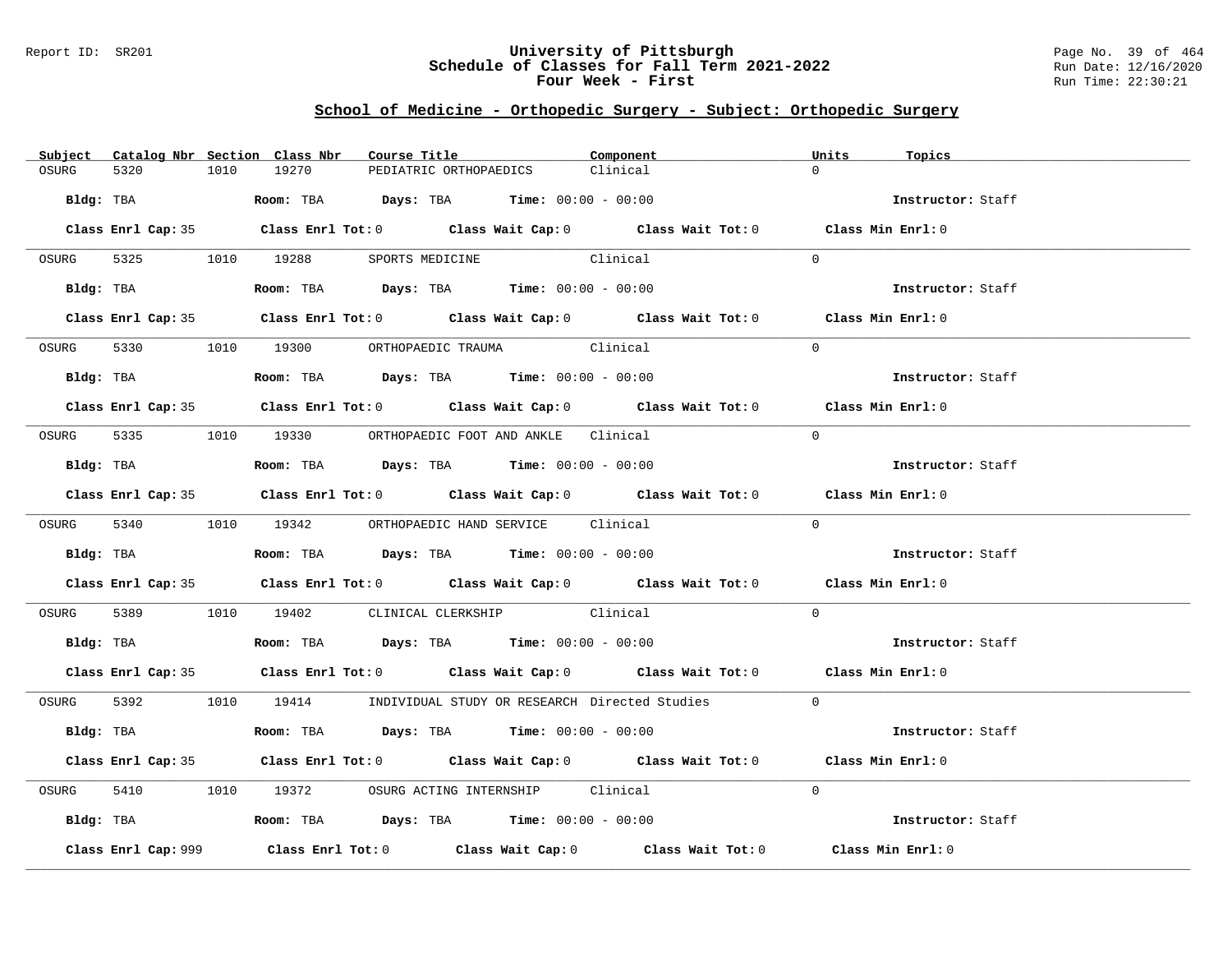## School of Medicine - Orthopedic Surgery - Subject: Orthopedic Surgery

| Subject | Catalog Nbr | Section | Class Nbr | Course Title | Component | Units | Topics |
|---|---|---|---|---|---|---|---|
| OSURG | 5320 | 1010 | 19270 | PEDIATRIC ORTHOPAEDICS | Clinical | 0 | |

**Bldg:** TBA **Room:** TBA **Days:** TBA **Time:** 00:00 - 00:00 **Instructor:** Staff

**Class Enrl Cap:** 35 **Class Enrl Tot:** 0 **Class Wait Cap:** 0 **Class Wait Tot:** 0 **Class Min Enrl:** 0

---

| Subject | Catalog Nbr | Section | Class Nbr | Course Title | Component | Units | Topics |
|---|---|---|---|---|---|---|---|
| OSURG | 5325 | 1010 | 19288 | SPORTS MEDICINE | Clinical | 0 | |

**Bldg:** TBA **Room:** TBA **Days:** TBA **Time:** 00:00 - 00:00 **Instructor:** Staff

**Class Enrl Cap:** 35 **Class Enrl Tot:** 0 **Class Wait Cap:** 0 **Class Wait Tot:** 0 **Class Min Enrl:** 0

---

| Subject | Catalog Nbr | Section | Class Nbr | Course Title | Component | Units | Topics |
|---|---|---|---|---|---|---|---|
| OSURG | 5330 | 1010 | 19300 | ORTHOPAEDIC TRAUMA | Clinical | 0 | |

**Bldg:** TBA **Room:** TBA **Days:** TBA **Time:** 00:00 - 00:00 **Instructor:** Staff

**Class Enrl Cap:** 35 **Class Enrl Tot:** 0 **Class Wait Cap:** 0 **Class Wait Tot:** 0 **Class Min Enrl:** 0

---

| Subject | Catalog Nbr | Section | Class Nbr | Course Title | Component | Units | Topics |
|---|---|---|---|---|---|---|---|
| OSURG | 5335 | 1010 | 19330 | ORTHOPAEDIC FOOT AND ANKLE | Clinical | 0 | |

**Bldg:** TBA **Room:** TBA **Days:** TBA **Time:** 00:00 - 00:00 **Instructor:** Staff

**Class Enrl Cap:** 35 **Class Enrl Tot:** 0 **Class Wait Cap:** 0 **Class Wait Tot:** 0 **Class Min Enrl:** 0

---

| Subject | Catalog Nbr | Section | Class Nbr | Course Title | Component | Units | Topics |
|---|---|---|---|---|---|---|---|
| OSURG | 5340 | 1010 | 19342 | ORTHOPAEDIC HAND SERVICE | Clinical | 0 | |

**Bldg:** TBA **Room:** TBA **Days:** TBA **Time:** 00:00 - 00:00 **Instructor:** Staff

**Class Enrl Cap:** 35 **Class Enrl Tot:** 0 **Class Wait Cap:** 0 **Class Wait Tot:** 0 **Class Min Enrl:** 0

---

| Subject | Catalog Nbr | Section | Class Nbr | Course Title | Component | Units | Topics |
|---|---|---|---|---|---|---|---|
| OSURG | 5389 | 1010 | 19402 | CLINICAL CLERKSHIP | Clinical | 0 | |

**Bldg:** TBA **Room:** TBA **Days:** TBA **Time:** 00:00 - 00:00 **Instructor:** Staff

**Class Enrl Cap:** 35 **Class Enrl Tot:** 0 **Class Wait Cap:** 0 **Class Wait Tot:** 0 **Class Min Enrl:** 0

---

| Subject | Catalog Nbr | Section | Class Nbr | Course Title | Component | Units | Topics |
|---|---|---|---|---|---|---|---|
| OSURG | 5392 | 1010 | 19414 | INDIVIDUAL STUDY OR RESEARCH | Directed Studies | 0 | |

**Bldg:** TBA **Room:** TBA **Days:** TBA **Time:** 00:00 - 00:00 **Instructor:** Staff

**Class Enrl Cap:** 35 **Class Enrl Tot:** 0 **Class Wait Cap:** 0 **Class Wait Tot:** 0 **Class Min Enrl:** 0

---

| Subject | Catalog Nbr | Section | Class Nbr | Course Title | Component | Units | Topics |
|---|---|---|---|---|---|---|---|
| OSURG | 5410 | 1010 | 19372 | OSURG ACTING INTERNSHIP | Clinical | 0 | |

**Bldg:** TBA **Room:** TBA **Days:** TBA **Time:** 00:00 - 00:00 **Instructor:** Staff

**Class Enrl Cap:** 999 **Class Enrl Tot:** 0 **Class Wait Cap:** 0 **Class Wait Tot:** 0 **Class Min Enrl:** 0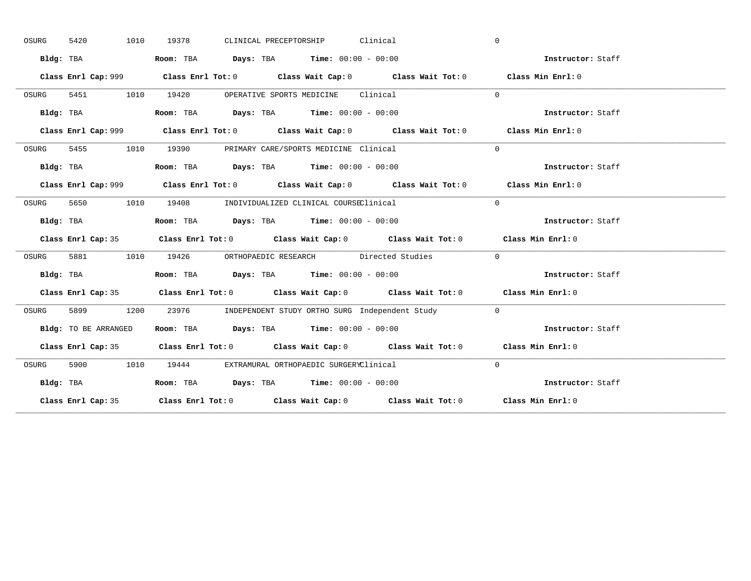OSURG 5420 1010 19378 CLINICAL PRECEPTORSHIP Clinical 0

**Bldg:** TBA **Room:** TBA **Days:** TBA **Time:** 00:00 - 00:00 **Instructor:** Staff

**Class Enrl Cap:** 999 **Class Enrl Tot:** 0 **Class Wait Cap:** 0 **Class Wait Tot:** 0 **Class Min Enrl:** 0

---

OSURG 5451 1010 19420 OPERATIVE SPORTS MEDICINE Clinical 0

**Bldg:** TBA **Room:** TBA **Days:** TBA **Time:** 00:00 - 00:00 **Instructor:** Staff

**Class Enrl Cap:** 999 **Class Enrl Tot:** 0 **Class Wait Cap:** 0 **Class Wait Tot:** 0 **Class Min Enrl:** 0

---

OSURG 5455 1010 19390 PRIMARY CARE/SPORTS MEDICINE Clinical 0

**Bldg:** TBA **Room:** TBA **Days:** TBA **Time:** 00:00 - 00:00 **Instructor:** Staff

**Class Enrl Cap:** 999 **Class Enrl Tot:** 0 **Class Wait Cap:** 0 **Class Wait Tot:** 0 **Class Min Enrl:** 0

---

OSURG 5650 1010 19408 INDIVIDUALIZED CLINICAL COURSE Clinical 0

**Bldg:** TBA **Room:** TBA **Days:** TBA **Time:** 00:00 - 00:00 **Instructor:** Staff

**Class Enrl Cap:** 35 **Class Enrl Tot:** 0 **Class Wait Cap:** 0 **Class Wait Tot:** 0 **Class Min Enrl:** 0

---

OSURG 5881 1010 19426 ORTHOPAEDIC RESEARCH Directed Studies 0

**Bldg:** TBA **Room:** TBA **Days:** TBA **Time:** 00:00 - 00:00 **Instructor:** Staff

**Class Enrl Cap:** 35 **Class Enrl Tot:** 0 **Class Wait Cap:** 0 **Class Wait Tot:** 0 **Class Min Enrl:** 0

---

OSURG 5899 1200 23976 INDEPENDENT STUDY ORTHO SURG Independent Study 0

**Bldg:** TO BE ARRANGED **Room:** TBA **Days:** TBA **Time:** 00:00 - 00:00 **Instructor:** Staff

**Class Enrl Cap:** 35 **Class Enrl Tot:** 0 **Class Wait Cap:** 0 **Class Wait Tot:** 0 **Class Min Enrl:** 0

---

OSURG 5900 1010 19444 EXTRAMURAL ORTHOPAEDIC SURGERY Clinical 0

**Bldg:** TBA **Room:** TBA **Days:** TBA **Time:** 00:00 - 00:00 **Instructor:** Staff

**Class Enrl Cap:** 35 **Class Enrl Tot:** 0 **Class Wait Cap:** 0 **Class Wait Tot:** 0 **Class Min Enrl:** 0

---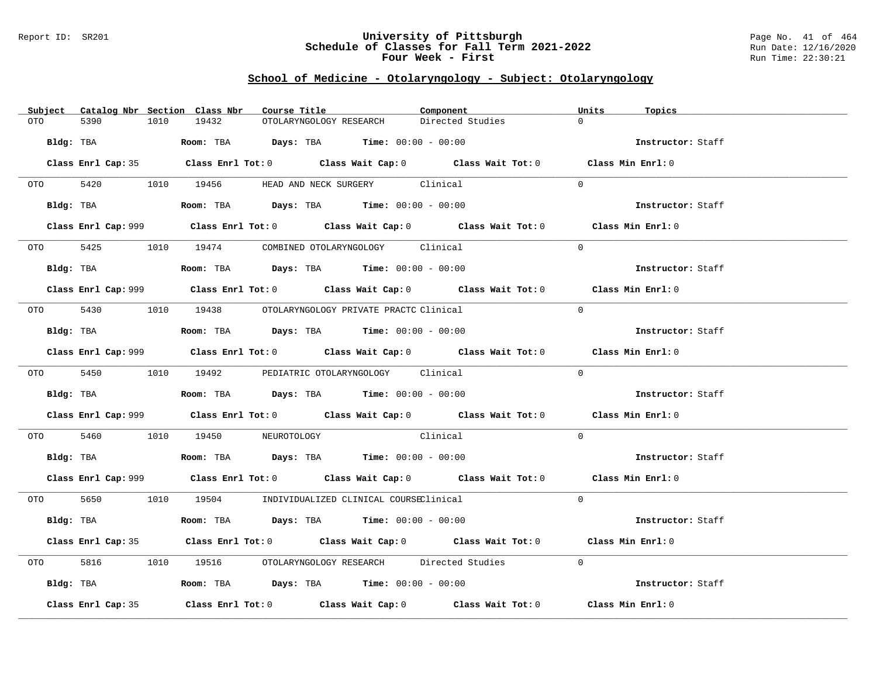## School of Medicine - Otolaryngology - Subject: Otolaryngology

| Subject | Catalog Nbr | Section | Class Nbr | Course Title | Component | Units | Topics |
|---|---|---|---|---|---|---|---|
| OTO | 5390 | 1010 | 19432 | OTOLARYNGOLOGY RESEARCH | Directed Studies | 0 | |

**Bldg:** TBA **Room:** TBA **Days:** TBA **Time:** 00:00 - 00:00 **Instructor:** Staff

**Class Enrl Cap:** 35 **Class Enrl Tot:** 0 **Class Wait Cap:** 0 **Class Wait Tot:** 0 **Class Min Enrl:** 0

| Subject | Catalog Nbr | Section | Class Nbr | Course Title | Component | Units | Topics |
|---|---|---|---|---|---|---|---|
| OTO | 5420 | 1010 | 19456 | HEAD AND NECK SURGERY | Clinical | 0 | |

**Bldg:** TBA **Room:** TBA **Days:** TBA **Time:** 00:00 - 00:00 **Instructor:** Staff

**Class Enrl Cap:** 999 **Class Enrl Tot:** 0 **Class Wait Cap:** 0 **Class Wait Tot:** 0 **Class Min Enrl:** 0

| Subject | Catalog Nbr | Section | Class Nbr | Course Title | Component | Units | Topics |
|---|---|---|---|---|---|---|---|
| OTO | 5425 | 1010 | 19474 | COMBINED OTOLARYNGOLOGY | Clinical | 0 | |

**Bldg:** TBA **Room:** TBA **Days:** TBA **Time:** 00:00 - 00:00 **Instructor:** Staff

**Class Enrl Cap:** 999 **Class Enrl Tot:** 0 **Class Wait Cap:** 0 **Class Wait Tot:** 0 **Class Min Enrl:** 0

| Subject | Catalog Nbr | Section | Class Nbr | Course Title | Component | Units | Topics |
|---|---|---|---|---|---|---|---|
| OTO | 5430 | 1010 | 19438 | OTOLARYNGOLOGY PRIVATE PRACTC | Clinical | 0 | |

**Bldg:** TBA **Room:** TBA **Days:** TBA **Time:** 00:00 - 00:00 **Instructor:** Staff

**Class Enrl Cap:** 999 **Class Enrl Tot:** 0 **Class Wait Cap:** 0 **Class Wait Tot:** 0 **Class Min Enrl:** 0

| Subject | Catalog Nbr | Section | Class Nbr | Course Title | Component | Units | Topics |
|---|---|---|---|---|---|---|---|
| OTO | 5450 | 1010 | 19492 | PEDIATRIC OTOLARYNGOLOGY | Clinical | 0 | |

**Bldg:** TBA **Room:** TBA **Days:** TBA **Time:** 00:00 - 00:00 **Instructor:** Staff

**Class Enrl Cap:** 999 **Class Enrl Tot:** 0 **Class Wait Cap:** 0 **Class Wait Tot:** 0 **Class Min Enrl:** 0

| Subject | Catalog Nbr | Section | Class Nbr | Course Title | Component | Units | Topics |
|---|---|---|---|---|---|---|---|
| OTO | 5460 | 1010 | 19450 | NEUROTOLOGY | Clinical | 0 | |

**Bldg:** TBA **Room:** TBA **Days:** TBA **Time:** 00:00 - 00:00 **Instructor:** Staff

**Class Enrl Cap:** 999 **Class Enrl Tot:** 0 **Class Wait Cap:** 0 **Class Wait Tot:** 0 **Class Min Enrl:** 0

| Subject | Catalog Nbr | Section | Class Nbr | Course Title | Component | Units | Topics |
|---|---|---|---|---|---|---|---|
| OTO | 5650 | 1010 | 19504 | INDIVIDUALIZED CLINICAL COURSE | Clinical | 0 | |

**Bldg:** TBA **Room:** TBA **Days:** TBA **Time:** 00:00 - 00:00 **Instructor:** Staff

**Class Enrl Cap:** 35 **Class Enrl Tot:** 0 **Class Wait Cap:** 0 **Class Wait Tot:** 0 **Class Min Enrl:** 0

| Subject | Catalog Nbr | Section | Class Nbr | Course Title | Component | Units | Topics |
|---|---|---|---|---|---|---|---|
| OTO | 5816 | 1010 | 19516 | OTOLARYNGOLOGY RESEARCH | Directed Studies | 0 | |

**Bldg:** TBA **Room:** TBA **Days:** TBA **Time:** 00:00 - 00:00 **Instructor:** Staff

**Class Enrl Cap:** 35 **Class Enrl Tot:** 0 **Class Wait Cap:** 0 **Class Wait Tot:** 0 **Class Min Enrl:** 0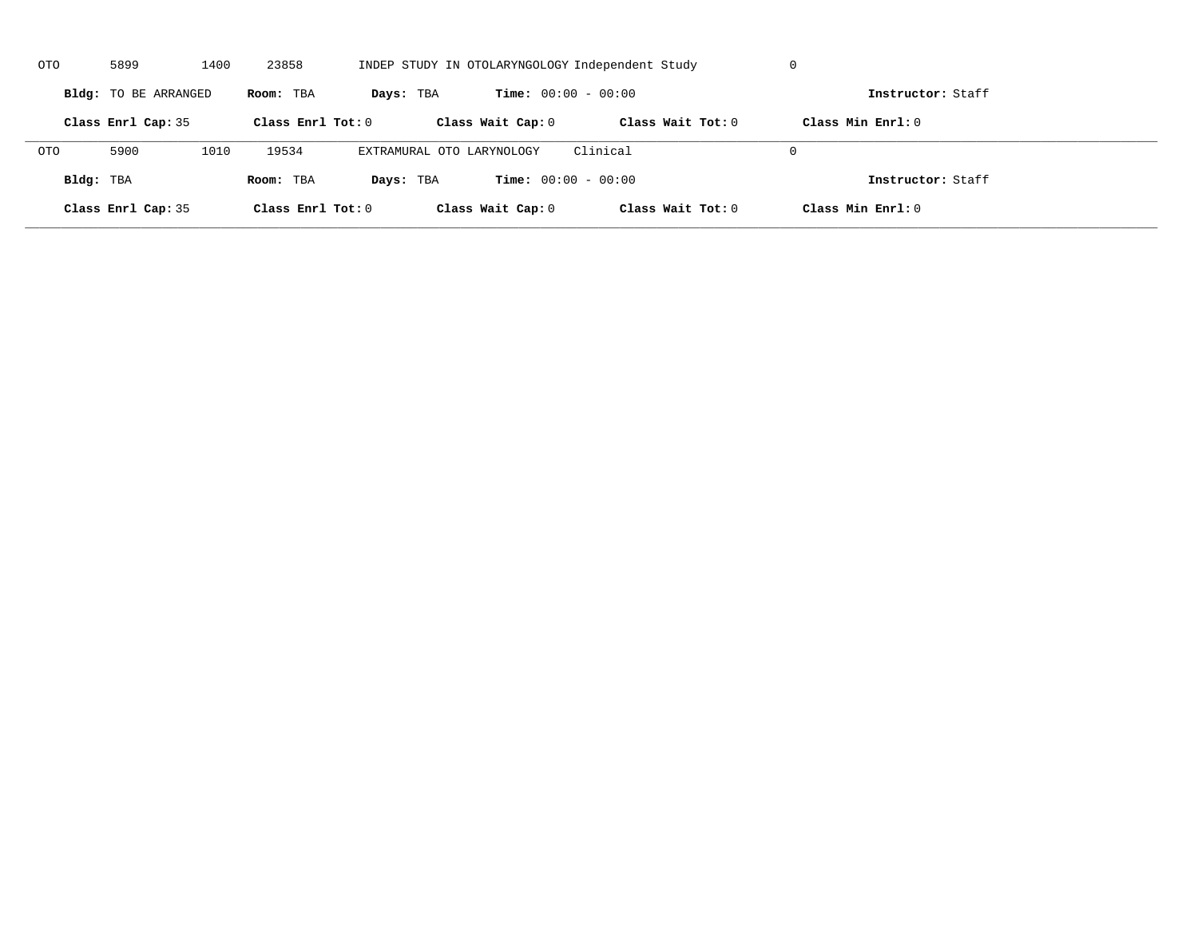OTO 5899 1400 23858 INDEP STUDY IN OTOLARYNGOLOGY Independent Study 0

**Bldg:** TO BE ARRANGED **Room:** TBA **Days:** TBA **Time:** 00:00 - 00:00 **Instructor:** Staff

**Class Enrl Cap:** 35 **Class Enrl Tot:** 0 **Class Wait Cap:** 0 **Class Wait Tot:** 0 **Class Min Enrl:** 0

---

OTO 5900 1010 19534 EXTRAMURAL OTO LARYNOLOGY Clinical 0

**Bldg:** TBA **Room:** TBA **Days:** TBA **Time:** 00:00 - 00:00 **Instructor:** Staff

**Class Enrl Cap:** 35 **Class Enrl Tot:** 0 **Class Wait Cap:** 0 **Class Wait Tot:** 0 **Class Min Enrl:** 0

---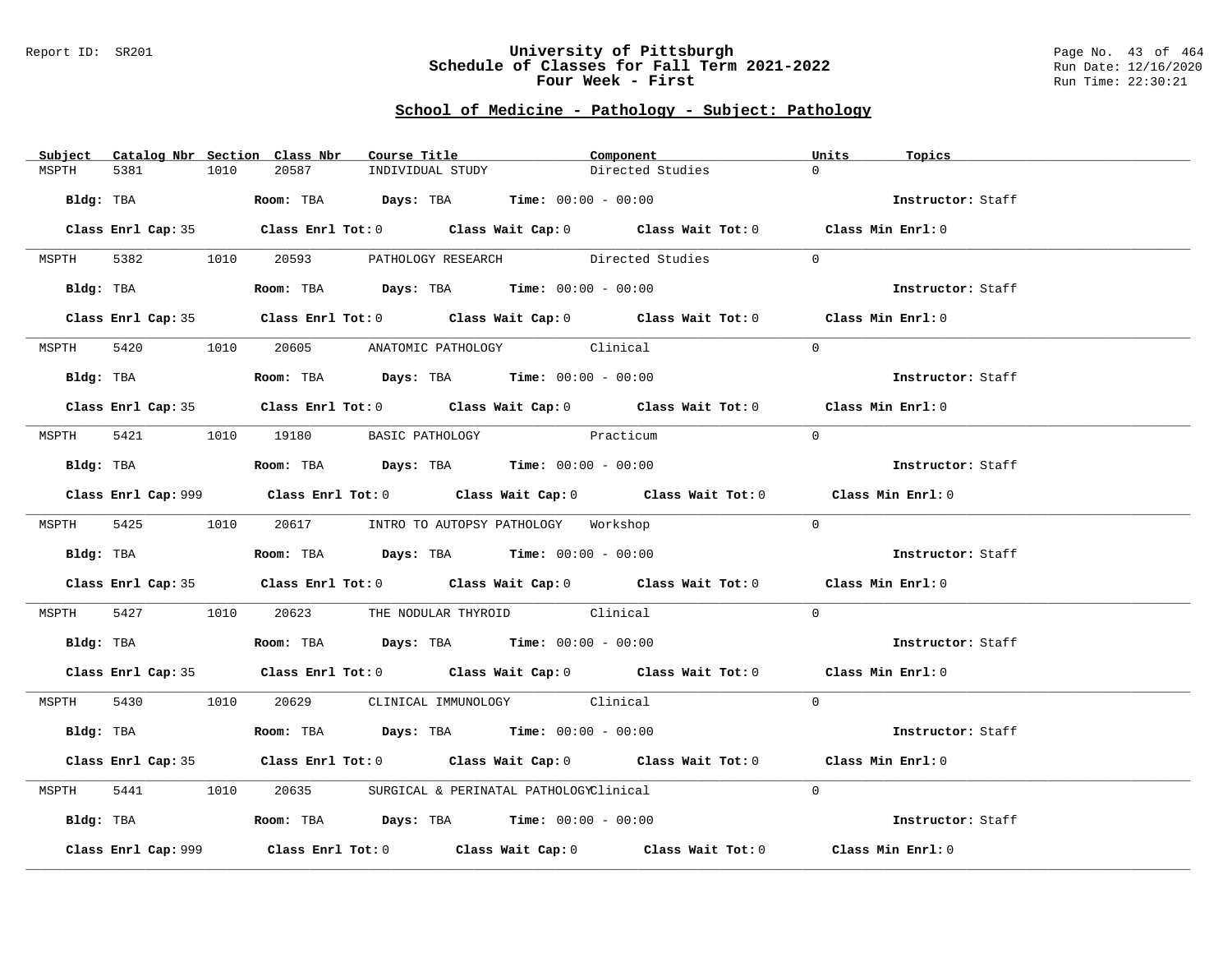## School of Medicine - Pathology - Subject: Pathology

| Subject | Catalog Nbr | Section | Class Nbr | Course Title | Component | Units | Topics |
|---|---|---|---|---|---|---|---|
| MSPTH | 5381 | 1010 | 20587 | INDIVIDUAL STUDY | Directed Studies | 0 | |

**Bldg:** TBA **Room:** TBA **Days:** TBA **Time:** 00:00 - 00:00 **Instructor:** Staff

**Class Enrl Cap:** 35 **Class Enrl Tot:** 0 **Class Wait Cap:** 0 **Class Wait Tot:** 0 **Class Min Enrl:** 0

---

| Subject | Catalog Nbr | Section | Class Nbr | Course Title | Component | Units | Topics |
|---|---|---|---|---|---|---|---|
| MSPTH | 5382 | 1010 | 20593 | PATHOLOGY RESEARCH | Directed Studies | 0 | |

**Bldg:** TBA **Room:** TBA **Days:** TBA **Time:** 00:00 - 00:00 **Instructor:** Staff

**Class Enrl Cap:** 35 **Class Enrl Tot:** 0 **Class Wait Cap:** 0 **Class Wait Tot:** 0 **Class Min Enrl:** 0

---

| Subject | Catalog Nbr | Section | Class Nbr | Course Title | Component | Units | Topics |
|---|---|---|---|---|---|---|---|
| MSPTH | 5420 | 1010 | 20605 | ANATOMIC PATHOLOGY | Clinical | 0 | |

**Bldg:** TBA **Room:** TBA **Days:** TBA **Time:** 00:00 - 00:00 **Instructor:** Staff

**Class Enrl Cap:** 35 **Class Enrl Tot:** 0 **Class Wait Cap:** 0 **Class Wait Tot:** 0 **Class Min Enrl:** 0

---

| Subject | Catalog Nbr | Section | Class Nbr | Course Title | Component | Units | Topics |
|---|---|---|---|---|---|---|---|
| MSPTH | 5421 | 1010 | 19180 | BASIC PATHOLOGY | Practicum | 0 | |

**Bldg:** TBA **Room:** TBA **Days:** TBA **Time:** 00:00 - 00:00 **Instructor:** Staff

**Class Enrl Cap:** 999 **Class Enrl Tot:** 0 **Class Wait Cap:** 0 **Class Wait Tot:** 0 **Class Min Enrl:** 0

---

| Subject | Catalog Nbr | Section | Class Nbr | Course Title | Component | Units | Topics |
|---|---|---|---|---|---|---|---|
| MSPTH | 5425 | 1010 | 20617 | INTRO TO AUTOPSY PATHOLOGY | Workshop | 0 | |

**Bldg:** TBA **Room:** TBA **Days:** TBA **Time:** 00:00 - 00:00 **Instructor:** Staff

**Class Enrl Cap:** 35 **Class Enrl Tot:** 0 **Class Wait Cap:** 0 **Class Wait Tot:** 0 **Class Min Enrl:** 0

---

| Subject | Catalog Nbr | Section | Class Nbr | Course Title | Component | Units | Topics |
|---|---|---|---|---|---|---|---|
| MSPTH | 5427 | 1010 | 20623 | THE NODULAR THYROID | Clinical | 0 | |

**Bldg:** TBA **Room:** TBA **Days:** TBA **Time:** 00:00 - 00:00 **Instructor:** Staff

**Class Enrl Cap:** 35 **Class Enrl Tot:** 0 **Class Wait Cap:** 0 **Class Wait Tot:** 0 **Class Min Enrl:** 0

---

| Subject | Catalog Nbr | Section | Class Nbr | Course Title | Component | Units | Topics |
|---|---|---|---|---|---|---|---|
| MSPTH | 5430 | 1010 | 20629 | CLINICAL IMMUNOLOGY | Clinical | 0 | |

**Bldg:** TBA **Room:** TBA **Days:** TBA **Time:** 00:00 - 00:00 **Instructor:** Staff

**Class Enrl Cap:** 35 **Class Enrl Tot:** 0 **Class Wait Cap:** 0 **Class Wait Tot:** 0 **Class Min Enrl:** 0

---

| Subject | Catalog Nbr | Section | Class Nbr | Course Title | Component | Units | Topics |
|---|---|---|---|---|---|---|---|
| MSPTH | 5441 | 1010 | 20635 | SURGICAL & PERINATAL PATHOLOGY | Clinical | 0 | |

**Bldg:** TBA **Room:** TBA **Days:** TBA **Time:** 00:00 - 00:00 **Instructor:** Staff

**Class Enrl Cap:** 999 **Class Enrl Tot:** 0 **Class Wait Cap:** 0 **Class Wait Tot:** 0 **Class Min Enrl:** 0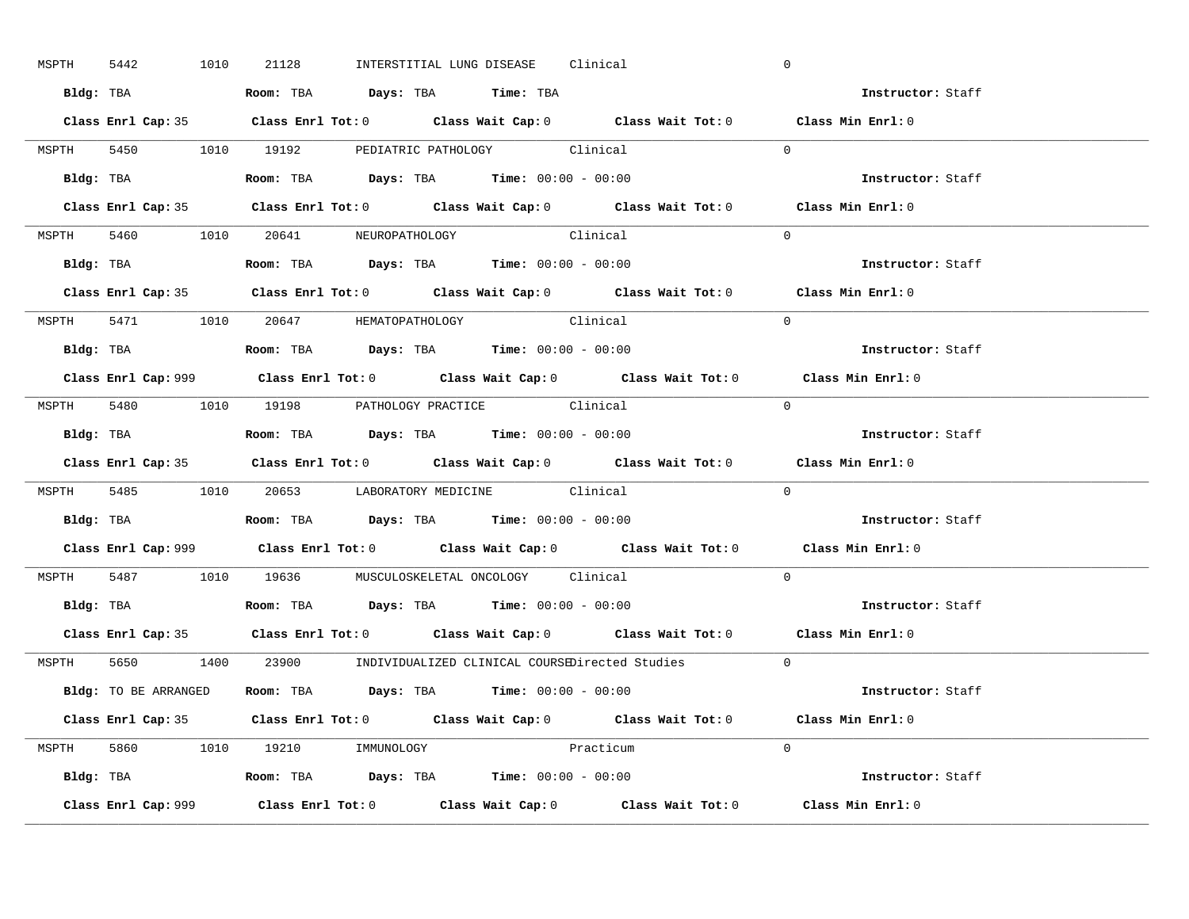MSPTH 5442 1010 21128 INTERSTITIAL LUNG DISEASE Clinical 0

**Bldg:** TBA **Room:** TBA **Days:** TBA **Time:** TBA **Instructor:** Staff

**Class Enrl Cap:** 35 **Class Enrl Tot:** 0 **Class Wait Cap:** 0 **Class Wait Tot:** 0 **Class Min Enrl:** 0

---

MSPTH 5450 1010 19192 PEDIATRIC PATHOLOGY Clinical 0

**Bldg:** TBA **Room:** TBA **Days:** TBA **Time:** 00:00 - 00:00 **Instructor:** Staff

**Class Enrl Cap:** 35 **Class Enrl Tot:** 0 **Class Wait Cap:** 0 **Class Wait Tot:** 0 **Class Min Enrl:** 0

---

MSPTH 5460 1010 20641 NEUROPATHOLOGY Clinical 0

**Bldg:** TBA **Room:** TBA **Days:** TBA **Time:** 00:00 - 00:00 **Instructor:** Staff

**Class Enrl Cap:** 35 **Class Enrl Tot:** 0 **Class Wait Cap:** 0 **Class Wait Tot:** 0 **Class Min Enrl:** 0

---

MSPTH 5471 1010 20647 HEMATOPATHOLOGY Clinical 0

**Bldg:** TBA **Room:** TBA **Days:** TBA **Time:** 00:00 - 00:00 **Instructor:** Staff

**Class Enrl Cap:** 999 **Class Enrl Tot:** 0 **Class Wait Cap:** 0 **Class Wait Tot:** 0 **Class Min Enrl:** 0

---

MSPTH 5480 1010 19198 PATHOLOGY PRACTICE Clinical 0

**Bldg:** TBA **Room:** TBA **Days:** TBA **Time:** 00:00 - 00:00 **Instructor:** Staff

**Class Enrl Cap:** 35 **Class Enrl Tot:** 0 **Class Wait Cap:** 0 **Class Wait Tot:** 0 **Class Min Enrl:** 0

---

MSPTH 5485 1010 20653 LABORATORY MEDICINE Clinical 0

**Bldg:** TBA **Room:** TBA **Days:** TBA **Time:** 00:00 - 00:00 **Instructor:** Staff

**Class Enrl Cap:** 999 **Class Enrl Tot:** 0 **Class Wait Cap:** 0 **Class Wait Tot:** 0 **Class Min Enrl:** 0

---

MSPTH 5487 1010 19636 MUSCULOSKELETAL ONCOLOGY Clinical 0

**Bldg:** TBA **Room:** TBA **Days:** TBA **Time:** 00:00 - 00:00 **Instructor:** Staff

**Class Enrl Cap:** 35 **Class Enrl Tot:** 0 **Class Wait Cap:** 0 **Class Wait Tot:** 0 **Class Min Enrl:** 0

---

MSPTH 5650 1400 23900 INDIVIDUALIZED CLINICAL COURSE Directed Studies 0

**Bldg:** TO BE ARRANGED **Room:** TBA **Days:** TBA **Time:** 00:00 - 00:00 **Instructor:** Staff

**Class Enrl Cap:** 35 **Class Enrl Tot:** 0 **Class Wait Cap:** 0 **Class Wait Tot:** 0 **Class Min Enrl:** 0

---

MSPTH 5860 1010 19210 IMMUNOLOGY Practicum 0

**Bldg:** TBA **Room:** TBA **Days:** TBA **Time:** 00:00 - 00:00 **Instructor:** Staff

**Class Enrl Cap:** 999 **Class Enrl Tot:** 0 **Class Wait Cap:** 0 **Class Wait Tot:** 0 **Class Min Enrl:** 0

---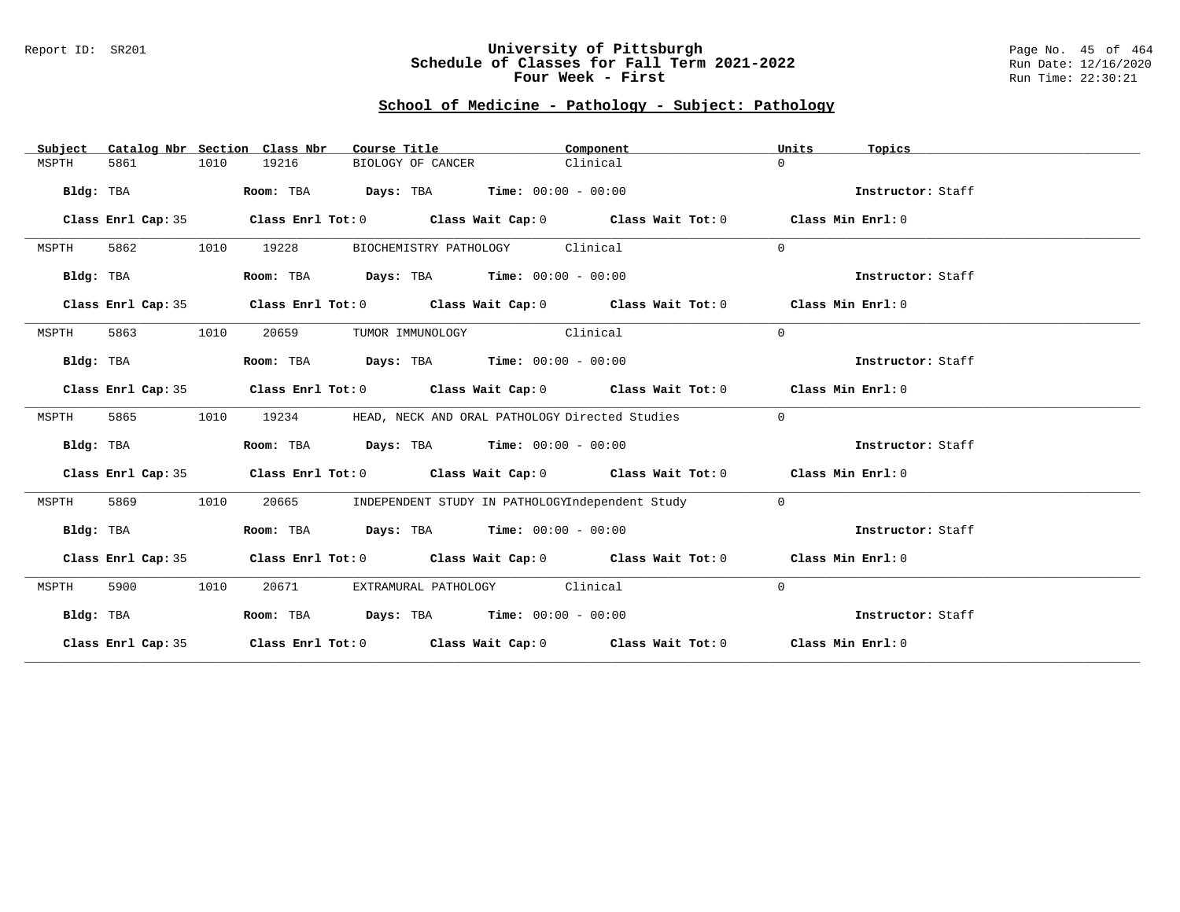# University of Pittsburgh
## Schedule of Classes for Fall Term 2021-2022
### Four Week - First

Report ID: SR201 | Run Date: 12/16/2020 | Run Time: 22:30:21

## School of Medicine - Pathology - Subject: Pathology

| Subject | Catalog Nbr | Section | Class Nbr | Course Title | Component | Units | Topics |
|---|---|---|---|---|---|---|---|
| MSPTH | 5861 | 1010 | 19216 | BIOLOGY OF CANCER | Clinical | 0 | |

**Bldg:** TBA **Room:** TBA **Days:** TBA **Time:** 00:00 - 00:00 **Instructor:** Staff

**Class Enrl Cap:** 35 **Class Enrl Tot:** 0 **Class Wait Cap:** 0 **Class Wait Tot:** 0 **Class Min Enrl:** 0

---

| Subject | Catalog Nbr | Section | Class Nbr | Course Title | Component | Units | Topics |
|---|---|---|---|---|---|---|---|
| MSPTH | 5862 | 1010 | 19228 | BIOCHEMISTRY PATHOLOGY | Clinical | 0 | |

**Bldg:** TBA **Room:** TBA **Days:** TBA **Time:** 00:00 - 00:00 **Instructor:** Staff

**Class Enrl Cap:** 35 **Class Enrl Tot:** 0 **Class Wait Cap:** 0 **Class Wait Tot:** 0 **Class Min Enrl:** 0

---

| Subject | Catalog Nbr | Section | Class Nbr | Course Title | Component | Units | Topics |
|---|---|---|---|---|---|---|---|
| MSPTH | 5863 | 1010 | 20659 | TUMOR IMMUNOLOGY | Clinical | 0 | |

**Bldg:** TBA **Room:** TBA **Days:** TBA **Time:** 00:00 - 00:00 **Instructor:** Staff

**Class Enrl Cap:** 35 **Class Enrl Tot:** 0 **Class Wait Cap:** 0 **Class Wait Tot:** 0 **Class Min Enrl:** 0

---

| Subject | Catalog Nbr | Section | Class Nbr | Course Title | Component | Units | Topics |
|---|---|---|---|---|---|---|---|
| MSPTH | 5865 | 1010 | 19234 | HEAD, NECK AND ORAL PATHOLOGY | Directed Studies | 0 | |

**Bldg:** TBA **Room:** TBA **Days:** TBA **Time:** 00:00 - 00:00 **Instructor:** Staff

**Class Enrl Cap:** 35 **Class Enrl Tot:** 0 **Class Wait Cap:** 0 **Class Wait Tot:** 0 **Class Min Enrl:** 0

---

| Subject | Catalog Nbr | Section | Class Nbr | Course Title | Component | Units | Topics |
|---|---|---|---|---|---|---|---|
| MSPTH | 5869 | 1010 | 20665 | INDEPENDENT STUDY IN PATHOLOGY | Independent Study | 0 | |

**Bldg:** TBA **Room:** TBA **Days:** TBA **Time:** 00:00 - 00:00 **Instructor:** Staff

**Class Enrl Cap:** 35 **Class Enrl Tot:** 0 **Class Wait Cap:** 0 **Class Wait Tot:** 0 **Class Min Enrl:** 0

---

| Subject | Catalog Nbr | Section | Class Nbr | Course Title | Component | Units | Topics |
|---|---|---|---|---|---|---|---|
| MSPTH | 5900 | 1010 | 20671 | EXTRAMURAL PATHOLOGY | Clinical | 0 | |

**Bldg:** TBA **Room:** TBA **Days:** TBA **Time:** 00:00 - 00:00 **Instructor:** Staff

**Class Enrl Cap:** 35 **Class Enrl Tot:** 0 **Class Wait Cap:** 0 **Class Wait Tot:** 0 **Class Min Enrl:** 0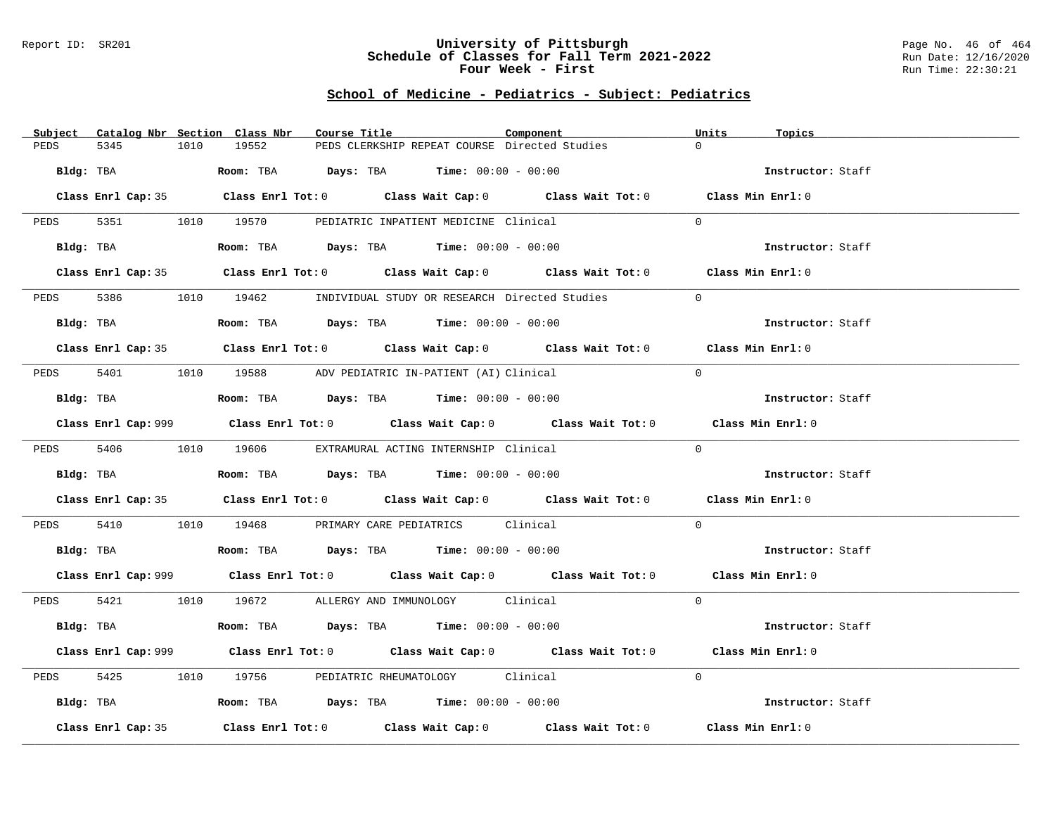## School of Medicine - Pediatrics - Subject: Pediatrics

| Subject | Catalog Nbr | Section | Class Nbr | Course Title | Component | Units | Topics |
|---|---|---|---|---|---|---|---|
| PEDS | 5345 | 1010 | 19552 | PEDS CLERKSHIP REPEAT COURSE | Directed Studies | 0 | |

**Bldg:** TBA **Room:** TBA **Days:** TBA **Time:** 00:00 - 00:00 **Instructor:** Staff

**Class Enrl Cap:** 35 **Class Enrl Tot:** 0 **Class Wait Cap:** 0 **Class Wait Tot:** 0 **Class Min Enrl:** 0

---

| Subject | Catalog Nbr | Section | Class Nbr | Course Title | Component | Units | Topics |
|---|---|---|---|---|---|---|---|
| PEDS | 5351 | 1010 | 19570 | PEDIATRIC INPATIENT MEDICINE | Clinical | 0 | |

**Bldg:** TBA **Room:** TBA **Days:** TBA **Time:** 00:00 - 00:00 **Instructor:** Staff

**Class Enrl Cap:** 35 **Class Enrl Tot:** 0 **Class Wait Cap:** 0 **Class Wait Tot:** 0 **Class Min Enrl:** 0

---

| Subject | Catalog Nbr | Section | Class Nbr | Course Title | Component | Units | Topics |
|---|---|---|---|---|---|---|---|
| PEDS | 5386 | 1010 | 19462 | INDIVIDUAL STUDY OR RESEARCH | Directed Studies | 0 | |

**Bldg:** TBA **Room:** TBA **Days:** TBA **Time:** 00:00 - 00:00 **Instructor:** Staff

**Class Enrl Cap:** 35 **Class Enrl Tot:** 0 **Class Wait Cap:** 0 **Class Wait Tot:** 0 **Class Min Enrl:** 0

---

| Subject | Catalog Nbr | Section | Class Nbr | Course Title | Component | Units | Topics |
|---|---|---|---|---|---|---|---|
| PEDS | 5401 | 1010 | 19588 | ADV PEDIATRIC IN-PATIENT (AI) | Clinical | 0 | |

**Bldg:** TBA **Room:** TBA **Days:** TBA **Time:** 00:00 - 00:00 **Instructor:** Staff

**Class Enrl Cap:** 999 **Class Enrl Tot:** 0 **Class Wait Cap:** 0 **Class Wait Tot:** 0 **Class Min Enrl:** 0

---

| Subject | Catalog Nbr | Section | Class Nbr | Course Title | Component | Units | Topics |
|---|---|---|---|---|---|---|---|
| PEDS | 5406 | 1010 | 19606 | EXTRAMURAL ACTING INTERNSHIP | Clinical | 0 | |

**Bldg:** TBA **Room:** TBA **Days:** TBA **Time:** 00:00 - 00:00 **Instructor:** Staff

**Class Enrl Cap:** 35 **Class Enrl Tot:** 0 **Class Wait Cap:** 0 **Class Wait Tot:** 0 **Class Min Enrl:** 0

---

| Subject | Catalog Nbr | Section | Class Nbr | Course Title | Component | Units | Topics |
|---|---|---|---|---|---|---|---|
| PEDS | 5410 | 1010 | 19468 | PRIMARY CARE PEDIATRICS | Clinical | 0 | |

**Bldg:** TBA **Room:** TBA **Days:** TBA **Time:** 00:00 - 00:00 **Instructor:** Staff

**Class Enrl Cap:** 999 **Class Enrl Tot:** 0 **Class Wait Cap:** 0 **Class Wait Tot:** 0 **Class Min Enrl:** 0

---

| Subject | Catalog Nbr | Section | Class Nbr | Course Title | Component | Units | Topics |
|---|---|---|---|---|---|---|---|
| PEDS | 5421 | 1010 | 19672 | ALLERGY AND IMMUNOLOGY | Clinical | 0 | |

**Bldg:** TBA **Room:** TBA **Days:** TBA **Time:** 00:00 - 00:00 **Instructor:** Staff

**Class Enrl Cap:** 999 **Class Enrl Tot:** 0 **Class Wait Cap:** 0 **Class Wait Tot:** 0 **Class Min Enrl:** 0

---

| Subject | Catalog Nbr | Section | Class Nbr | Course Title | Component | Units | Topics |
|---|---|---|---|---|---|---|---|
| PEDS | 5425 | 1010 | 19756 | PEDIATRIC RHEUMATOLOGY | Clinical | 0 | |

**Bldg:** TBA **Room:** TBA **Days:** TBA **Time:** 00:00 - 00:00 **Instructor:** Staff

**Class Enrl Cap:** 35 **Class Enrl Tot:** 0 **Class Wait Cap:** 0 **Class Wait Tot:** 0 **Class Min Enrl:** 0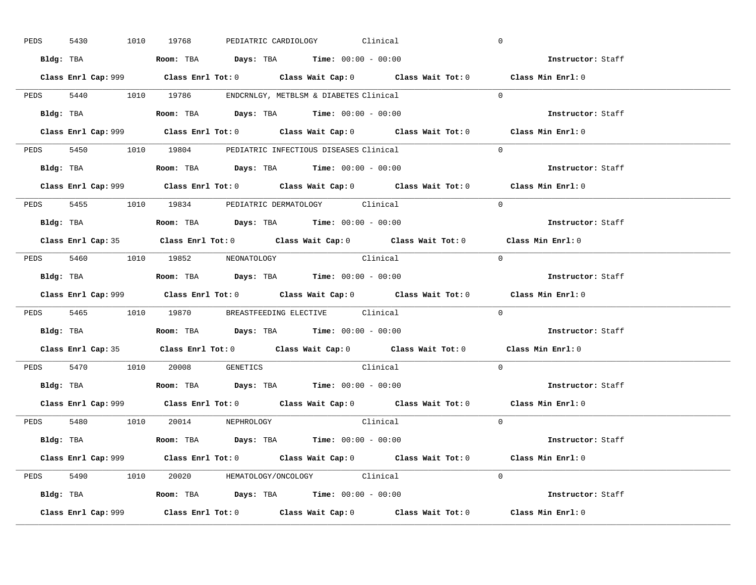PEDS 5430 1010 19768 PEDIATRIC CARDIOLOGY Clinical 0

**Bldg:** TBA **Room:** TBA **Days:** TBA **Time:** 00:00 - 00:00 **Instructor:** Staff

**Class Enrl Cap:** 999 **Class Enrl Tot:** 0 **Class Wait Cap:** 0 **Class Wait Tot:** 0 **Class Min Enrl:** 0

---

PEDS 5440 1010 19786 ENDCRNLGY, METBLSM & DIABETES Clinical 0

**Bldg:** TBA **Room:** TBA **Days:** TBA **Time:** 00:00 - 00:00 **Instructor:** Staff

**Class Enrl Cap:** 999 **Class Enrl Tot:** 0 **Class Wait Cap:** 0 **Class Wait Tot:** 0 **Class Min Enrl:** 0

---

PEDS 5450 1010 19804 PEDIATRIC INFECTIOUS DISEASES Clinical 0

**Bldg:** TBA **Room:** TBA **Days:** TBA **Time:** 00:00 - 00:00 **Instructor:** Staff

**Class Enrl Cap:** 999 **Class Enrl Tot:** 0 **Class Wait Cap:** 0 **Class Wait Tot:** 0 **Class Min Enrl:** 0

---

PEDS 5455 1010 19834 PEDIATRIC DERMATOLOGY Clinical 0

**Bldg:** TBA **Room:** TBA **Days:** TBA **Time:** 00:00 - 00:00 **Instructor:** Staff

**Class Enrl Cap:** 35 **Class Enrl Tot:** 0 **Class Wait Cap:** 0 **Class Wait Tot:** 0 **Class Min Enrl:** 0

---

PEDS 5460 1010 19852 NEONATOLOGY Clinical 0

**Bldg:** TBA **Room:** TBA **Days:** TBA **Time:** 00:00 - 00:00 **Instructor:** Staff

**Class Enrl Cap:** 999 **Class Enrl Tot:** 0 **Class Wait Cap:** 0 **Class Wait Tot:** 0 **Class Min Enrl:** 0

---

PEDS 5465 1010 19870 BREASTFEEDING ELECTIVE Clinical 0

**Bldg:** TBA **Room:** TBA **Days:** TBA **Time:** 00:00 - 00:00 **Instructor:** Staff

**Class Enrl Cap:** 35 **Class Enrl Tot:** 0 **Class Wait Cap:** 0 **Class Wait Tot:** 0 **Class Min Enrl:** 0

---

PEDS 5470 1010 20008 GENETICS Clinical 0

**Bldg:** TBA **Room:** TBA **Days:** TBA **Time:** 00:00 - 00:00 **Instructor:** Staff

**Class Enrl Cap:** 999 **Class Enrl Tot:** 0 **Class Wait Cap:** 0 **Class Wait Tot:** 0 **Class Min Enrl:** 0

---

PEDS 5480 1010 20014 NEPHROLOGY Clinical 0

**Bldg:** TBA **Room:** TBA **Days:** TBA **Time:** 00:00 - 00:00 **Instructor:** Staff

**Class Enrl Cap:** 999 **Class Enrl Tot:** 0 **Class Wait Cap:** 0 **Class Wait Tot:** 0 **Class Min Enrl:** 0

---

PEDS 5490 1010 20020 HEMATOLOGY/ONCOLOGY Clinical 0

**Bldg:** TBA **Room:** TBA **Days:** TBA **Time:** 00:00 - 00:00 **Instructor:** Staff

**Class Enrl Cap:** 999 **Class Enrl Tot:** 0 **Class Wait Cap:** 0 **Class Wait Tot:** 0 **Class Min Enrl:** 0

---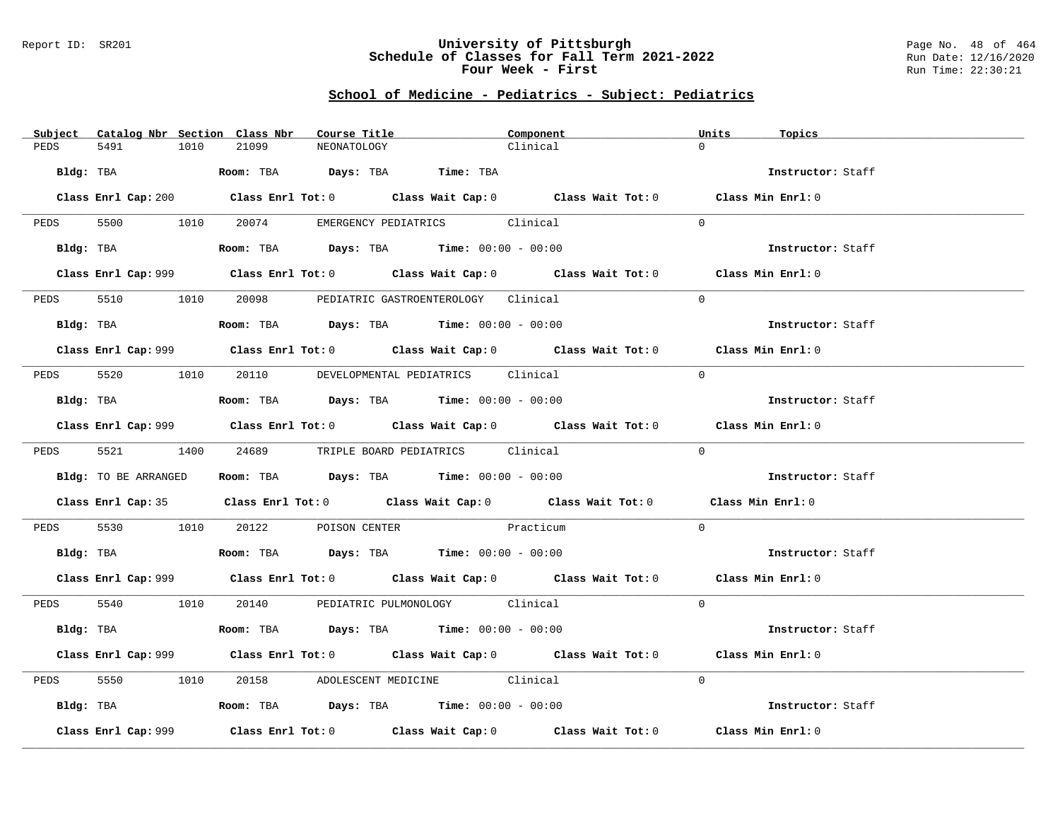## School of Medicine - Pediatrics - Subject: Pediatrics

| Subject | Catalog Nbr | Section | Class Nbr | Course Title | Component | Units | Topics |
|---|---|---|---|---|---|---|---|
| PEDS | 5491 | 1010 | 21099 | NEONATOLOGY | Clinical | 0 | |

**Bldg:** TBA **Room:** TBA **Days:** TBA **Time:** TBA **Instructor:** Staff

**Class Enrl Cap:** 200 **Class Enrl Tot:** 0 **Class Wait Cap:** 0 **Class Wait Tot:** 0 **Class Min Enrl:** 0

---

| Subject | Catalog Nbr | Section | Class Nbr | Course Title | Component | Units | Topics |
|---|---|---|---|---|---|---|---|
| PEDS | 5500 | 1010 | 20074 | EMERGENCY PEDIATRICS | Clinical | 0 | |

**Bldg:** TBA **Room:** TBA **Days:** TBA **Time:** 00:00 - 00:00 **Instructor:** Staff

**Class Enrl Cap:** 999 **Class Enrl Tot:** 0 **Class Wait Cap:** 0 **Class Wait Tot:** 0 **Class Min Enrl:** 0

---

| Subject | Catalog Nbr | Section | Class Nbr | Course Title | Component | Units | Topics |
|---|---|---|---|---|---|---|---|
| PEDS | 5510 | 1010 | 20098 | PEDIATRIC GASTROENTEROLOGY | Clinical | 0 | |

**Bldg:** TBA **Room:** TBA **Days:** TBA **Time:** 00:00 - 00:00 **Instructor:** Staff

**Class Enrl Cap:** 999 **Class Enrl Tot:** 0 **Class Wait Cap:** 0 **Class Wait Tot:** 0 **Class Min Enrl:** 0

---

| Subject | Catalog Nbr | Section | Class Nbr | Course Title | Component | Units | Topics |
|---|---|---|---|---|---|---|---|
| PEDS | 5520 | 1010 | 20110 | DEVELOPMENTAL PEDIATRICS | Clinical | 0 | |

**Bldg:** TBA **Room:** TBA **Days:** TBA **Time:** 00:00 - 00:00 **Instructor:** Staff

**Class Enrl Cap:** 999 **Class Enrl Tot:** 0 **Class Wait Cap:** 0 **Class Wait Tot:** 0 **Class Min Enrl:** 0

---

| Subject | Catalog Nbr | Section | Class Nbr | Course Title | Component | Units | Topics |
|---|---|---|---|---|---|---|---|
| PEDS | 5521 | 1400 | 24689 | TRIPLE BOARD PEDIATRICS | Clinical | 0 | |

**Bldg:** TO BE ARRANGED **Room:** TBA **Days:** TBA **Time:** 00:00 - 00:00 **Instructor:** Staff

**Class Enrl Cap:** 35 **Class Enrl Tot:** 0 **Class Wait Cap:** 0 **Class Wait Tot:** 0 **Class Min Enrl:** 0

---

| Subject | Catalog Nbr | Section | Class Nbr | Course Title | Component | Units | Topics |
|---|---|---|---|---|---|---|---|
| PEDS | 5530 | 1010 | 20122 | POISON CENTER | Practicum | 0 | |

**Bldg:** TBA **Room:** TBA **Days:** TBA **Time:** 00:00 - 00:00 **Instructor:** Staff

**Class Enrl Cap:** 999 **Class Enrl Tot:** 0 **Class Wait Cap:** 0 **Class Wait Tot:** 0 **Class Min Enrl:** 0

---

| Subject | Catalog Nbr | Section | Class Nbr | Course Title | Component | Units | Topics |
|---|---|---|---|---|---|---|---|
| PEDS | 5540 | 1010 | 20140 | PEDIATRIC PULMONOLOGY | Clinical | 0 | |

**Bldg:** TBA **Room:** TBA **Days:** TBA **Time:** 00:00 - 00:00 **Instructor:** Staff

**Class Enrl Cap:** 999 **Class Enrl Tot:** 0 **Class Wait Cap:** 0 **Class Wait Tot:** 0 **Class Min Enrl:** 0

---

| Subject | Catalog Nbr | Section | Class Nbr | Course Title | Component | Units | Topics |
|---|---|---|---|---|---|---|---|
| PEDS | 5550 | 1010 | 20158 | ADOLESCENT MEDICINE | Clinical | 0 | |

**Bldg:** TBA **Room:** TBA **Days:** TBA **Time:** 00:00 - 00:00 **Instructor:** Staff

**Class Enrl Cap:** 999 **Class Enrl Tot:** 0 **Class Wait Cap:** 0 **Class Wait Tot:** 0 **Class Min Enrl:** 0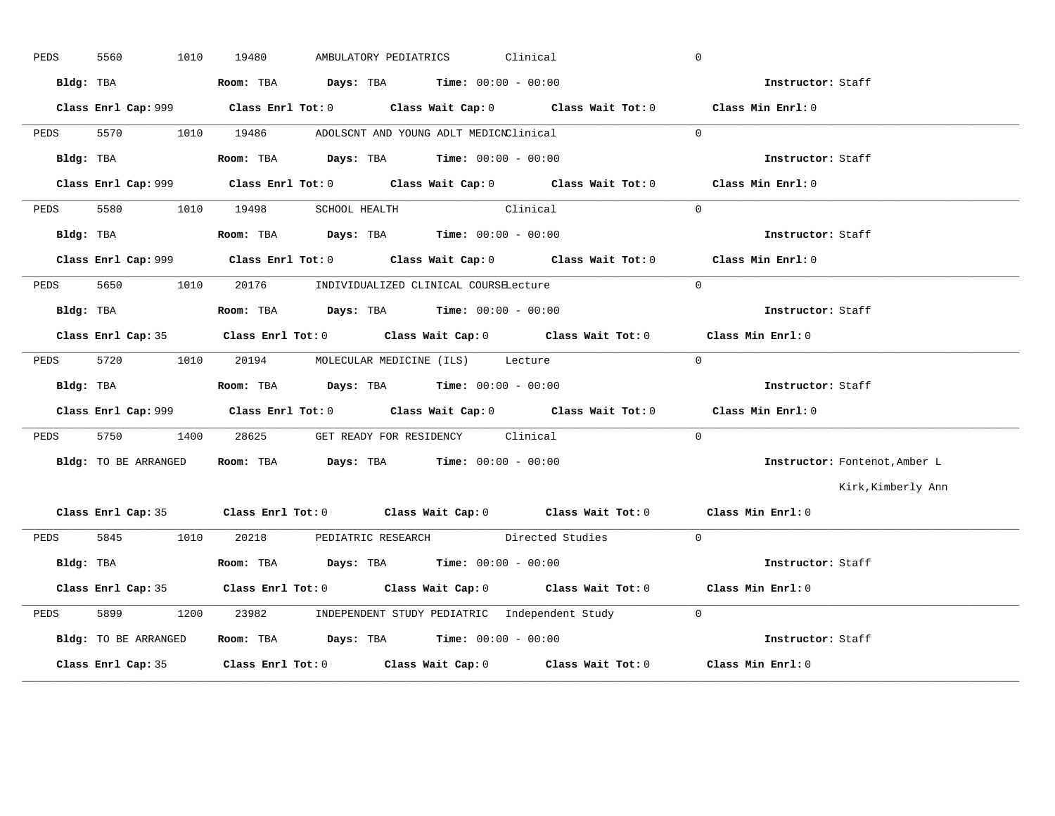PEDS 5560 1010 19480 AMBULATORY PEDIATRICS Clinical 0

**Bldg:** TBA **Room:** TBA **Days:** TBA **Time:** 00:00 - 00:00 **Instructor:** Staff

**Class Enrl Cap:** 999 **Class Enrl Tot:** 0 **Class Wait Cap:** 0 **Class Wait Tot:** 0 **Class Min Enrl:** 0

---

PEDS 5570 1010 19486 ADOLSCNT AND YOUNG ADLT MEDICN Clinical 0

**Bldg:** TBA **Room:** TBA **Days:** TBA **Time:** 00:00 - 00:00 **Instructor:** Staff

**Class Enrl Cap:** 999 **Class Enrl Tot:** 0 **Class Wait Cap:** 0 **Class Wait Tot:** 0 **Class Min Enrl:** 0

---

PEDS 5580 1010 19498 SCHOOL HEALTH Clinical 0

**Bldg:** TBA **Room:** TBA **Days:** TBA **Time:** 00:00 - 00:00 **Instructor:** Staff

**Class Enrl Cap:** 999 **Class Enrl Tot:** 0 **Class Wait Cap:** 0 **Class Wait Tot:** 0 **Class Min Enrl:** 0

---

PEDS 5650 1010 20176 INDIVIDUALIZED CLINICAL COURSE Lecture 0

**Bldg:** TBA **Room:** TBA **Days:** TBA **Time:** 00:00 - 00:00 **Instructor:** Staff

**Class Enrl Cap:** 35 **Class Enrl Tot:** 0 **Class Wait Cap:** 0 **Class Wait Tot:** 0 **Class Min Enrl:** 0

---

PEDS 5720 1010 20194 MOLECULAR MEDICINE (ILS) Lecture 0

**Bldg:** TBA **Room:** TBA **Days:** TBA **Time:** 00:00 - 00:00 **Instructor:** Staff

**Class Enrl Cap:** 999 **Class Enrl Tot:** 0 **Class Wait Cap:** 0 **Class Wait Tot:** 0 **Class Min Enrl:** 0

---

PEDS 5750 1400 28625 GET READY FOR RESIDENCY Clinical 0

**Bldg:** TO BE ARRANGED **Room:** TBA **Days:** TBA **Time:** 00:00 - 00:00 **Instructor:** Fontenot,Amber L
Kirk,Kimberly Ann

**Class Enrl Cap:** 35 **Class Enrl Tot:** 0 **Class Wait Cap:** 0 **Class Wait Tot:** 0 **Class Min Enrl:** 0

---

PEDS 5845 1010 20218 PEDIATRIC RESEARCH Directed Studies 0

**Bldg:** TBA **Room:** TBA **Days:** TBA **Time:** 00:00 - 00:00 **Instructor:** Staff

**Class Enrl Cap:** 35 **Class Enrl Tot:** 0 **Class Wait Cap:** 0 **Class Wait Tot:** 0 **Class Min Enrl:** 0

---

PEDS 5899 1200 23982 INDEPENDENT STUDY PEDIATRIC Independent Study 0

**Bldg:** TO BE ARRANGED **Room:** TBA **Days:** TBA **Time:** 00:00 - 00:00 **Instructor:** Staff

**Class Enrl Cap:** 35 **Class Enrl Tot:** 0 **Class Wait Cap:** 0 **Class Wait Tot:** 0 **Class Min Enrl:** 0

---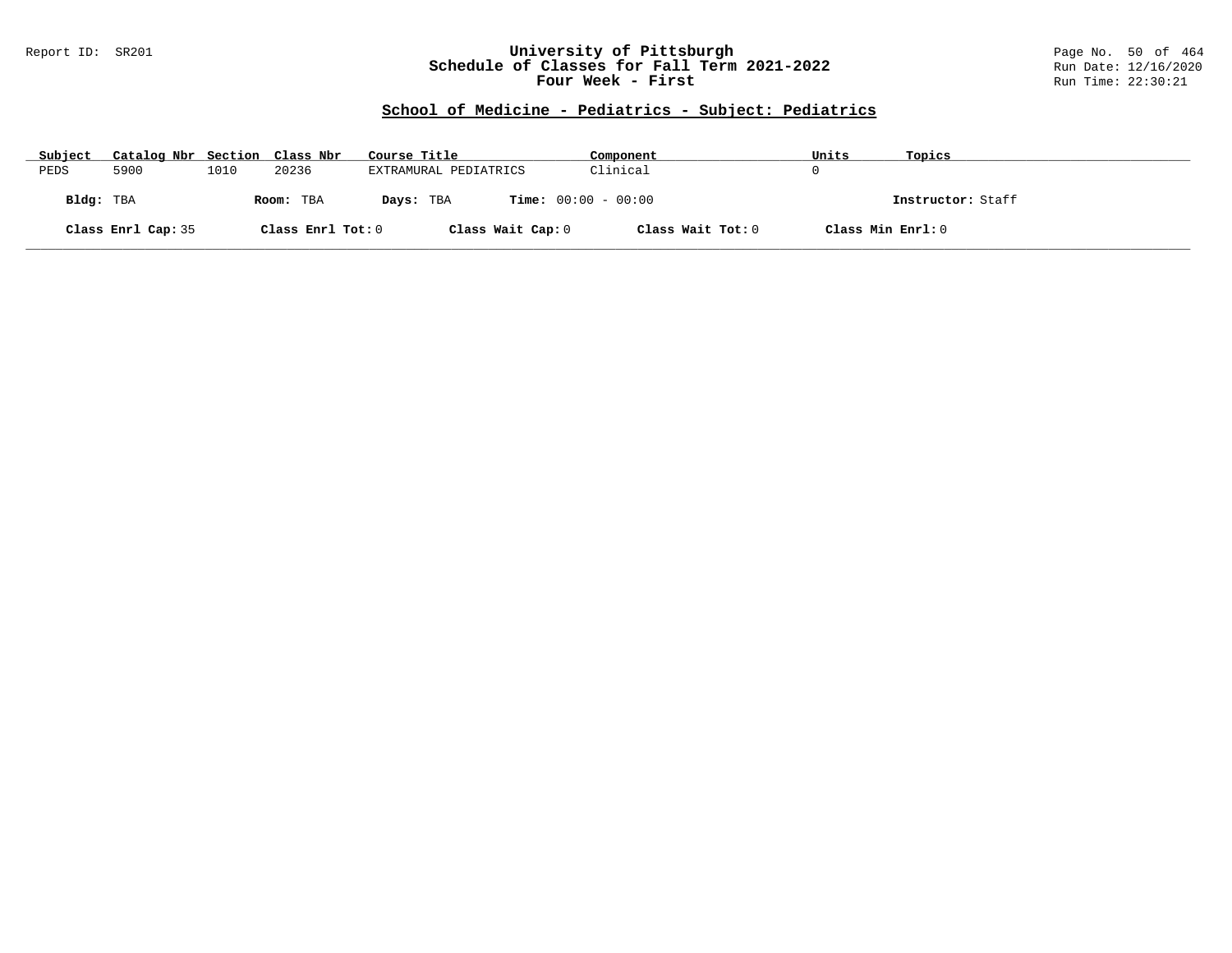# University of Pittsburgh
## Schedule of Classes for Fall Term 2021-2022
## Four Week - First

Report ID: SR201

Run Date: 12/16/2020
Run Time: 22:30:21

### School of Medicine - Pediatrics - Subject: Pediatrics

| Subject | Catalog Nbr | Section | Class Nbr | Course Title | Component | Units | Topics |
|---|---|---|---|---|---|---|---|
| PEDS | 5900 | 1010 | 20236 | EXTRAMURAL PEDIATRICS | Clinical | 0 | |

**Bldg:** TBA **Room:** TBA **Days:** TBA **Time:** 00:00 - 00:00 **Instructor:** Staff

**Class Enrl Cap:** 35 **Class Enrl Tot:** 0 **Class Wait Cap:** 0 **Class Wait Tot:** 0 **Class Min Enrl:** 0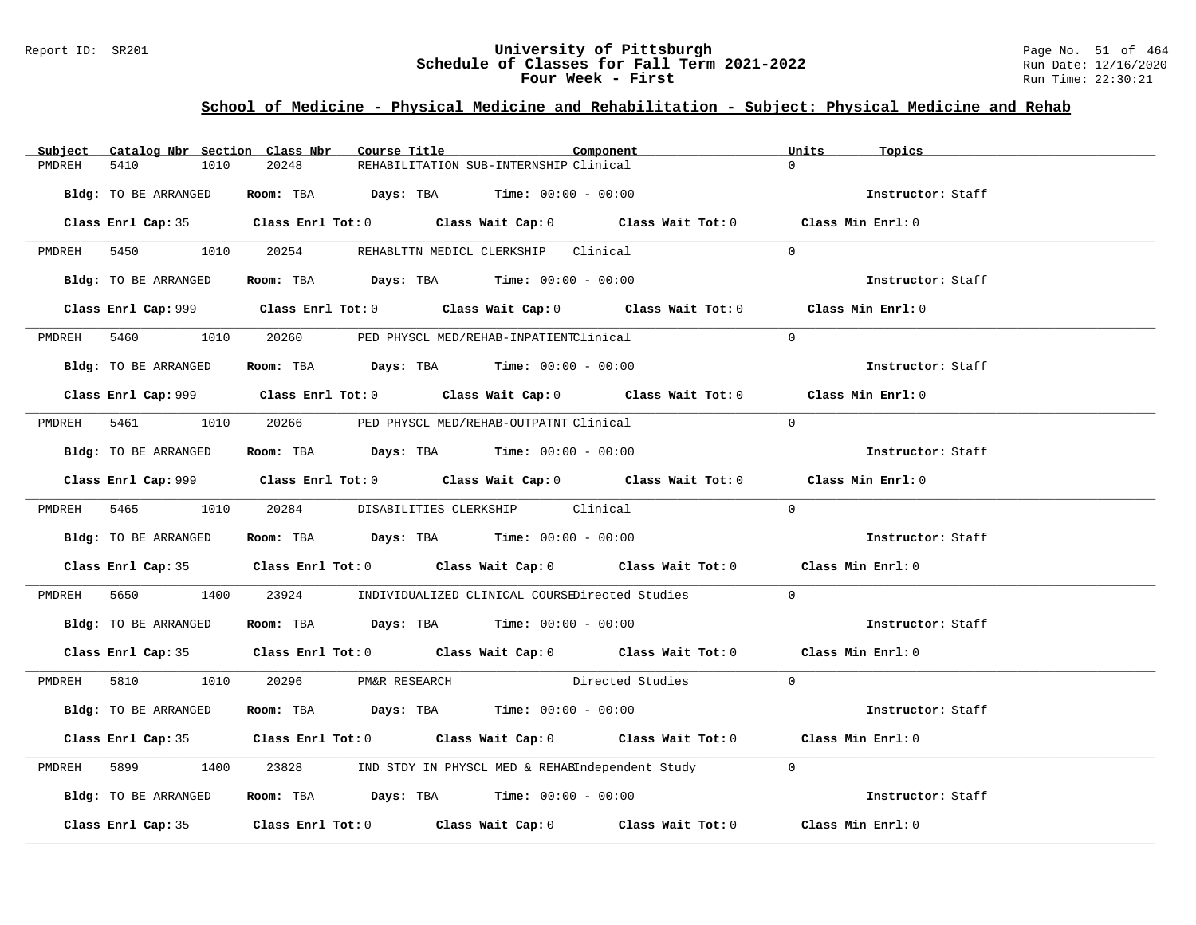# University of Pittsburgh
## Schedule of Classes for Fall Term 2021-2022
### Four Week - First

## School of Medicine - Physical Medicine and Rehabilitation - Subject: Physical Medicine and Rehab

| Subject | Catalog Nbr | Section | Class Nbr | Course Title | Component | Units | Topics |
|---|---|---|---|---|---|---|---|
| PMDREH | 5410 | 1010 | 20248 | REHABILITATION SUB-INTERNSHIP | Clinical | 0 | |

**Bldg:** TO BE ARRANGED **Room:** TBA **Days:** TBA **Time:** 00:00 - 00:00 **Instructor:** Staff

**Class Enrl Cap:** 35 **Class Enrl Tot:** 0 **Class Wait Cap:** 0 **Class Wait Tot:** 0 **Class Min Enrl:** 0

| Subject | Catalog Nbr | Section | Class Nbr | Course Title | Component | Units | Topics |
|---|---|---|---|---|---|---|---|
| PMDREH | 5450 | 1010 | 20254 | REHABLTTN MEDICL CLERKSHIP | Clinical | 0 | |

**Bldg:** TO BE ARRANGED **Room:** TBA **Days:** TBA **Time:** 00:00 - 00:00 **Instructor:** Staff

**Class Enrl Cap:** 999 **Class Enrl Tot:** 0 **Class Wait Cap:** 0 **Class Wait Tot:** 0 **Class Min Enrl:** 0

| Subject | Catalog Nbr | Section | Class Nbr | Course Title | Component | Units | Topics |
|---|---|---|---|---|---|---|---|
| PMDREH | 5460 | 1010 | 20260 | PED PHYSCL MED/REHAB-INPATIENT | Clinical | 0 | |

**Bldg:** TO BE ARRANGED **Room:** TBA **Days:** TBA **Time:** 00:00 - 00:00 **Instructor:** Staff

**Class Enrl Cap:** 999 **Class Enrl Tot:** 0 **Class Wait Cap:** 0 **Class Wait Tot:** 0 **Class Min Enrl:** 0

| Subject | Catalog Nbr | Section | Class Nbr | Course Title | Component | Units | Topics |
|---|---|---|---|---|---|---|---|
| PMDREH | 5461 | 1010 | 20266 | PED PHYSCL MED/REHAB-OUTPATNT | Clinical | 0 | |

**Bldg:** TO BE ARRANGED **Room:** TBA **Days:** TBA **Time:** 00:00 - 00:00 **Instructor:** Staff

**Class Enrl Cap:** 999 **Class Enrl Tot:** 0 **Class Wait Cap:** 0 **Class Wait Tot:** 0 **Class Min Enrl:** 0

| Subject | Catalog Nbr | Section | Class Nbr | Course Title | Component | Units | Topics |
|---|---|---|---|---|---|---|---|
| PMDREH | 5465 | 1010 | 20284 | DISABILITIES CLERKSHIP | Clinical | 0 | |

**Bldg:** TO BE ARRANGED **Room:** TBA **Days:** TBA **Time:** 00:00 - 00:00 **Instructor:** Staff

**Class Enrl Cap:** 35 **Class Enrl Tot:** 0 **Class Wait Cap:** 0 **Class Wait Tot:** 0 **Class Min Enrl:** 0

| Subject | Catalog Nbr | Section | Class Nbr | Course Title | Component | Units | Topics |
|---|---|---|---|---|---|---|---|
| PMDREH | 5650 | 1400 | 23924 | INDIVIDUALIZED CLINICAL COURSE | Directed Studies | 0 | |

**Bldg:** TO BE ARRANGED **Room:** TBA **Days:** TBA **Time:** 00:00 - 00:00 **Instructor:** Staff

**Class Enrl Cap:** 35 **Class Enrl Tot:** 0 **Class Wait Cap:** 0 **Class Wait Tot:** 0 **Class Min Enrl:** 0

| Subject | Catalog Nbr | Section | Class Nbr | Course Title | Component | Units | Topics |
|---|---|---|---|---|---|---|---|
| PMDREH | 5810 | 1010 | 20296 | PM&R RESEARCH | Directed Studies | 0 | |

**Bldg:** TO BE ARRANGED **Room:** TBA **Days:** TBA **Time:** 00:00 - 00:00 **Instructor:** Staff

**Class Enrl Cap:** 35 **Class Enrl Tot:** 0 **Class Wait Cap:** 0 **Class Wait Tot:** 0 **Class Min Enrl:** 0

| Subject | Catalog Nbr | Section | Class Nbr | Course Title | Component | Units | Topics |
|---|---|---|---|---|---|---|---|
| PMDREH | 5899 | 1400 | 23828 | IND STDY IN PHYSCL MED & REHAB | Independent Study | 0 | |

**Bldg:** TO BE ARRANGED **Room:** TBA **Days:** TBA **Time:** 00:00 - 00:00 **Instructor:** Staff

**Class Enrl Cap:** 35 **Class Enrl Tot:** 0 **Class Wait Cap:** 0 **Class Wait Tot:** 0 **Class Min Enrl:** 0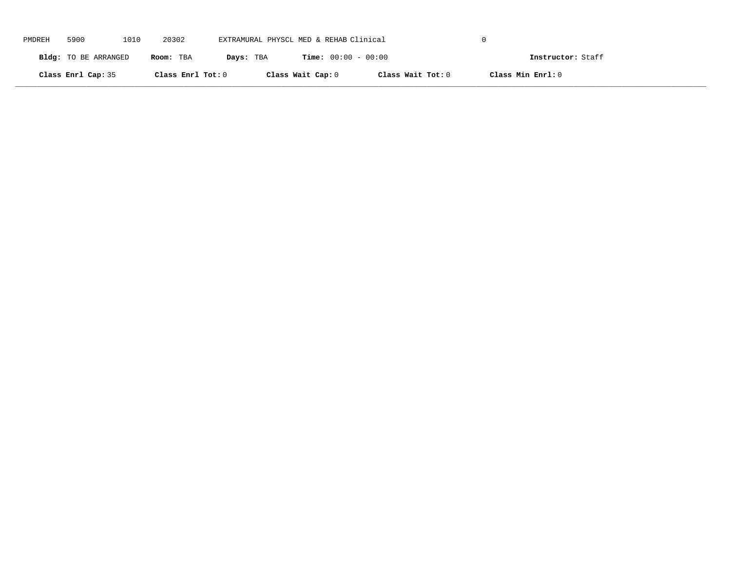PMDREH 5900 1010 20302 EXTRAMURAL PHYSCL MED & REHAB Clinical 0

**Bldg:** TO BE ARRANGED **Room:** TBA **Days:** TBA **Time:** 00:00 - 00:00 **Instructor:** Staff

**Class Enrl Cap:** 35 **Class Enrl Tot:** 0 **Class Wait Cap:** 0 **Class Wait Tot:** 0 **Class Min Enrl:** 0

---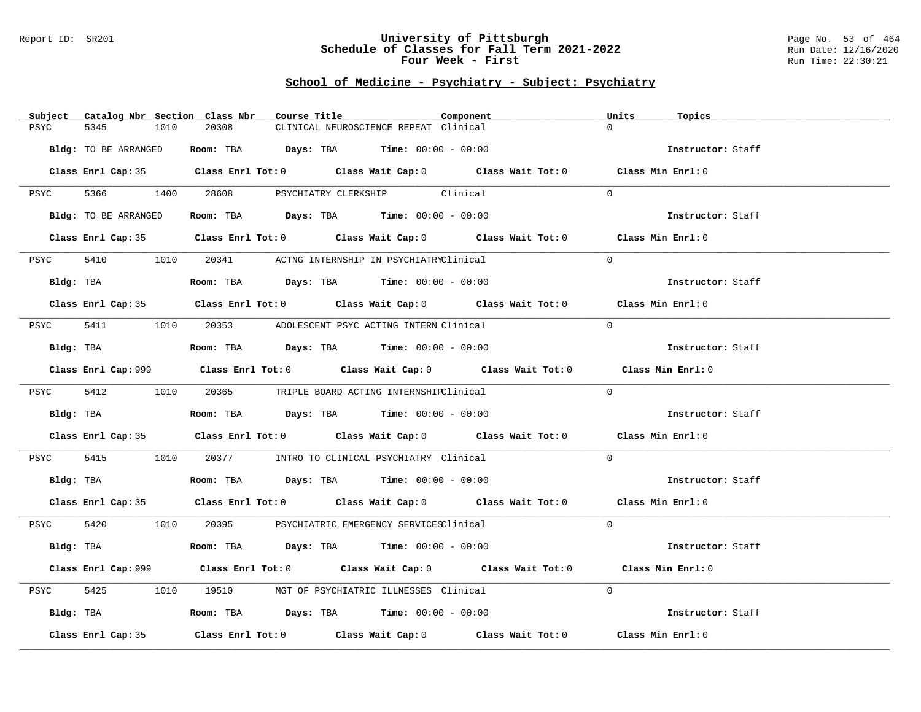## School of Medicine - Psychiatry - Subject: Psychiatry

| Subject | Catalog Nbr | Section | Class Nbr | Course Title | Component | Units | Topics |
|---|---|---|---|---|---|---|---|
| PSYC | 5345 | 1010 | 20308 | CLINICAL NEUROSCIENCE REPEAT | Clinical | 0 | |

**Bldg:** TO BE ARRANGED **Room:** TBA **Days:** TBA **Time:** 00:00 - 00:00 **Instructor:** Staff

**Class Enrl Cap:** 35 **Class Enrl Tot:** 0 **Class Wait Cap:** 0 **Class Wait Tot:** 0 **Class Min Enrl:** 0

| Subject | Catalog Nbr | Section | Class Nbr | Course Title | Component | Units | Topics |
|---|---|---|---|---|---|---|---|
| PSYC | 5366 | 1400 | 28608 | PSYCHIATRY CLERKSHIP | Clinical | 0 | |

**Bldg:** TO BE ARRANGED **Room:** TBA **Days:** TBA **Time:** 00:00 - 00:00 **Instructor:** Staff

**Class Enrl Cap:** 35 **Class Enrl Tot:** 0 **Class Wait Cap:** 0 **Class Wait Tot:** 0 **Class Min Enrl:** 0

| Subject | Catalog Nbr | Section | Class Nbr | Course Title | Component | Units | Topics |
|---|---|---|---|---|---|---|---|
| PSYC | 5410 | 1010 | 20341 | ACTNG INTERNSHIP IN PSYCHIATRY | Clinical | 0 | |

**Bldg:** TBA **Room:** TBA **Days:** TBA **Time:** 00:00 - 00:00 **Instructor:** Staff

**Class Enrl Cap:** 35 **Class Enrl Tot:** 0 **Class Wait Cap:** 0 **Class Wait Tot:** 0 **Class Min Enrl:** 0

| Subject | Catalog Nbr | Section | Class Nbr | Course Title | Component | Units | Topics |
|---|---|---|---|---|---|---|---|
| PSYC | 5411 | 1010 | 20353 | ADOLESCENT PSYC ACTING INTERN | Clinical | 0 | |

**Bldg:** TBA **Room:** TBA **Days:** TBA **Time:** 00:00 - 00:00 **Instructor:** Staff

**Class Enrl Cap:** 999 **Class Enrl Tot:** 0 **Class Wait Cap:** 0 **Class Wait Tot:** 0 **Class Min Enrl:** 0

| Subject | Catalog Nbr | Section | Class Nbr | Course Title | Component | Units | Topics |
|---|---|---|---|---|---|---|---|
| PSYC | 5412 | 1010 | 20365 | TRIPLE BOARD ACTING INTERNSHIP | Clinical | 0 | |

**Bldg:** TBA **Room:** TBA **Days:** TBA **Time:** 00:00 - 00:00 **Instructor:** Staff

**Class Enrl Cap:** 35 **Class Enrl Tot:** 0 **Class Wait Cap:** 0 **Class Wait Tot:** 0 **Class Min Enrl:** 0

| Subject | Catalog Nbr | Section | Class Nbr | Course Title | Component | Units | Topics |
|---|---|---|---|---|---|---|---|
| PSYC | 5415 | 1010 | 20377 | INTRO TO CLINICAL PSYCHIATRY | Clinical | 0 | |

**Bldg:** TBA **Room:** TBA **Days:** TBA **Time:** 00:00 - 00:00 **Instructor:** Staff

**Class Enrl Cap:** 35 **Class Enrl Tot:** 0 **Class Wait Cap:** 0 **Class Wait Tot:** 0 **Class Min Enrl:** 0

| Subject | Catalog Nbr | Section | Class Nbr | Course Title | Component | Units | Topics |
|---|---|---|---|---|---|---|---|
| PSYC | 5420 | 1010 | 20395 | PSYCHIATRIC EMERGENCY SERVICES | Clinical | 0 | |

**Bldg:** TBA **Room:** TBA **Days:** TBA **Time:** 00:00 - 00:00 **Instructor:** Staff

**Class Enrl Cap:** 999 **Class Enrl Tot:** 0 **Class Wait Cap:** 0 **Class Wait Tot:** 0 **Class Min Enrl:** 0

| Subject | Catalog Nbr | Section | Class Nbr | Course Title | Component | Units | Topics |
|---|---|---|---|---|---|---|---|
| PSYC | 5425 | 1010 | 19510 | MGT OF PSYCHIATRIC ILLNESSES | Clinical | 0 | |

**Bldg:** TBA **Room:** TBA **Days:** TBA **Time:** 00:00 - 00:00 **Instructor:** Staff

**Class Enrl Cap:** 35 **Class Enrl Tot:** 0 **Class Wait Cap:** 0 **Class Wait Tot:** 0 **Class Min Enrl:** 0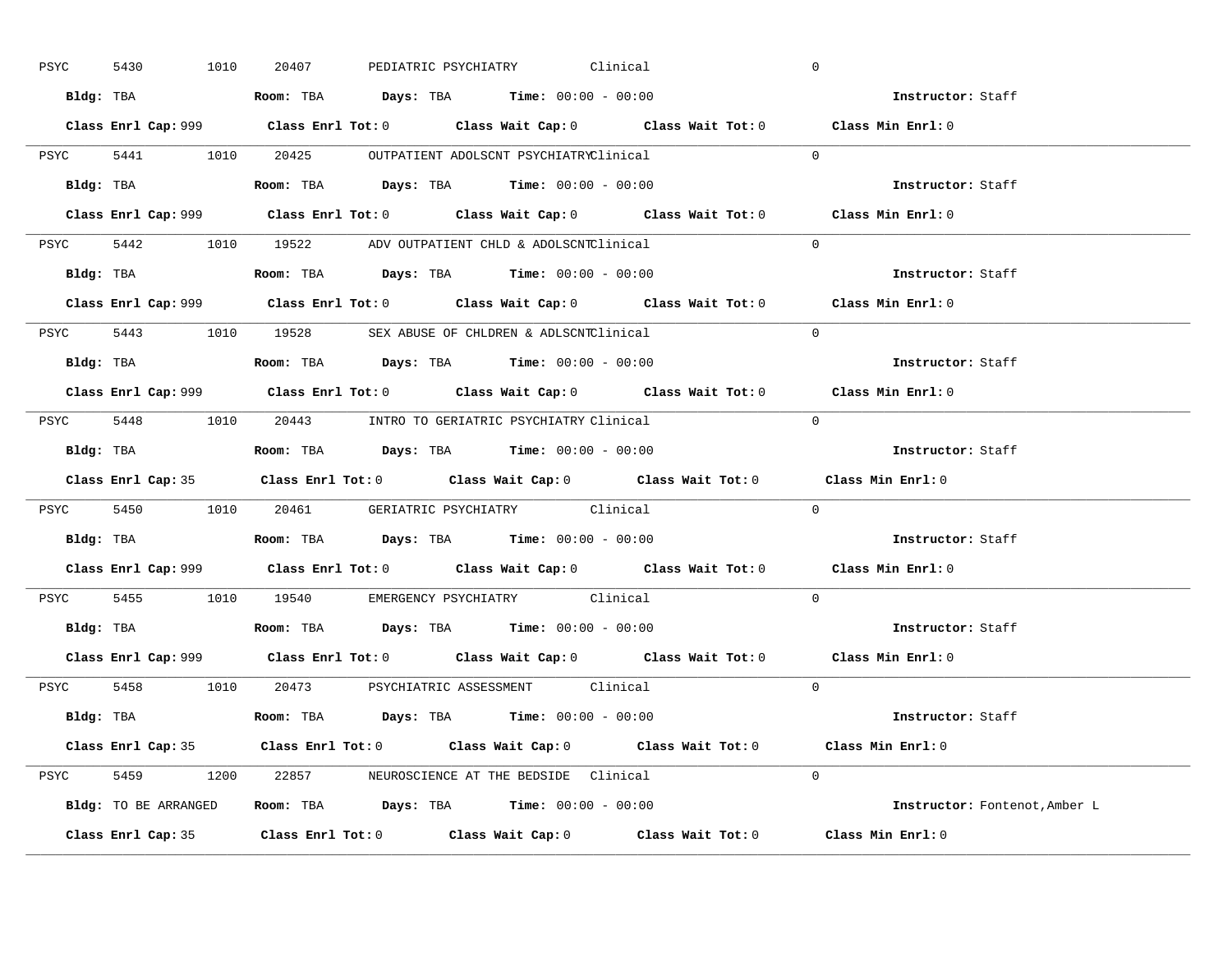PSYC 5430 1010 20407 PEDIATRIC PSYCHIATRY Clinical 0

**Bldg:** TBA **Room:** TBA **Days:** TBA **Time:** 00:00 - 00:00 **Instructor:** Staff

**Class Enrl Cap:** 999 **Class Enrl Tot:** 0 **Class Wait Cap:** 0 **Class Wait Tot:** 0 **Class Min Enrl:** 0

---

PSYC 5441 1010 20425 OUTPATIENT ADOLSCNT PSYCHIATRY Clinical 0

**Bldg:** TBA **Room:** TBA **Days:** TBA **Time:** 00:00 - 00:00 **Instructor:** Staff

**Class Enrl Cap:** 999 **Class Enrl Tot:** 0 **Class Wait Cap:** 0 **Class Wait Tot:** 0 **Class Min Enrl:** 0

---

PSYC 5442 1010 19522 ADV OUTPATIENT CHLD & ADOLSCNT Clinical 0

**Bldg:** TBA **Room:** TBA **Days:** TBA **Time:** 00:00 - 00:00 **Instructor:** Staff

**Class Enrl Cap:** 999 **Class Enrl Tot:** 0 **Class Wait Cap:** 0 **Class Wait Tot:** 0 **Class Min Enrl:** 0

---

PSYC 5443 1010 19528 SEX ABUSE OF CHLDREN & ADLSCNT Clinical 0

**Bldg:** TBA **Room:** TBA **Days:** TBA **Time:** 00:00 - 00:00 **Instructor:** Staff

**Class Enrl Cap:** 999 **Class Enrl Tot:** 0 **Class Wait Cap:** 0 **Class Wait Tot:** 0 **Class Min Enrl:** 0

---

PSYC 5448 1010 20443 INTRO TO GERIATRIC PSYCHIATRY Clinical 0

**Bldg:** TBA **Room:** TBA **Days:** TBA **Time:** 00:00 - 00:00 **Instructor:** Staff

**Class Enrl Cap:** 35 **Class Enrl Tot:** 0 **Class Wait Cap:** 0 **Class Wait Tot:** 0 **Class Min Enrl:** 0

---

PSYC 5450 1010 20461 GERIATRIC PSYCHIATRY Clinical 0

**Bldg:** TBA **Room:** TBA **Days:** TBA **Time:** 00:00 - 00:00 **Instructor:** Staff

**Class Enrl Cap:** 999 **Class Enrl Tot:** 0 **Class Wait Cap:** 0 **Class Wait Tot:** 0 **Class Min Enrl:** 0

---

PSYC 5455 1010 19540 EMERGENCY PSYCHIATRY Clinical 0

**Bldg:** TBA **Room:** TBA **Days:** TBA **Time:** 00:00 - 00:00 **Instructor:** Staff

**Class Enrl Cap:** 999 **Class Enrl Tot:** 0 **Class Wait Cap:** 0 **Class Wait Tot:** 0 **Class Min Enrl:** 0

---

PSYC 5458 1010 20473 PSYCHIATRIC ASSESSMENT Clinical 0

**Bldg:** TBA **Room:** TBA **Days:** TBA **Time:** 00:00 - 00:00 **Instructor:** Staff

**Class Enrl Cap:** 35 **Class Enrl Tot:** 0 **Class Wait Cap:** 0 **Class Wait Tot:** 0 **Class Min Enrl:** 0

---

PSYC 5459 1200 22857 NEUROSCIENCE AT THE BEDSIDE Clinical 0

**Bldg:** TO BE ARRANGED **Room:** TBA **Days:** TBA **Time:** 00:00 - 00:00 **Instructor:** Fontenot,Amber L

**Class Enrl Cap:** 35 **Class Enrl Tot:** 0 **Class Wait Cap:** 0 **Class Wait Tot:** 0 **Class Min Enrl:** 0

---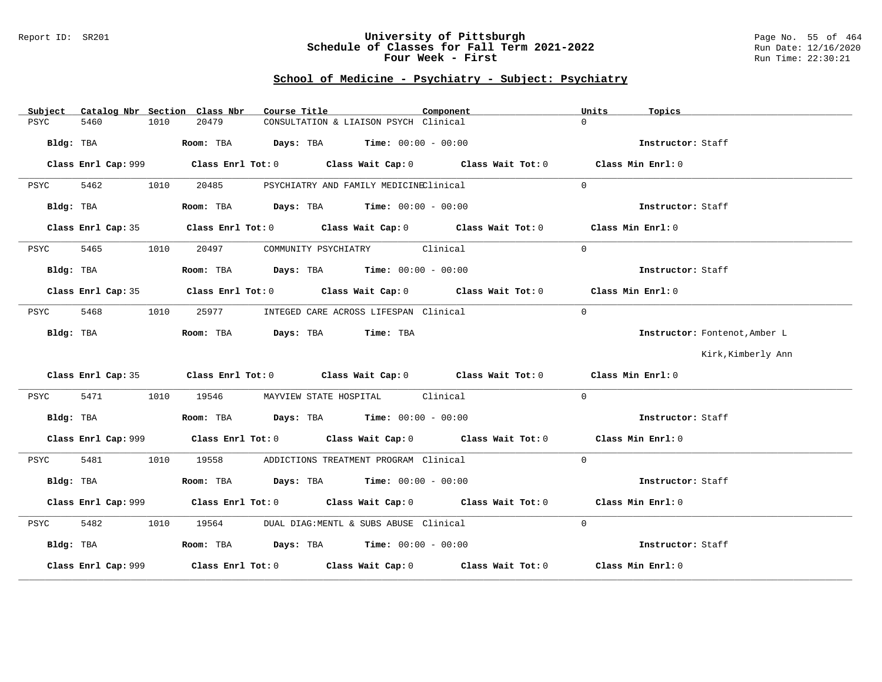## School of Medicine - Psychiatry - Subject: Psychiatry

| Subject | Catalog Nbr | Section | Class Nbr | Course Title | Component | Units | Topics |
|---|---|---|---|---|---|---|---|
| PSYC | 5460 | 1010 | 20479 | CONSULTATION & LIAISON PSYCH | Clinical | 0 | |

**Bldg:** TBA **Room:** TBA **Days:** TBA **Time:** 00:00 - 00:00 **Instructor:** Staff

**Class Enrl Cap:** 999 **Class Enrl Tot:** 0 **Class Wait Cap:** 0 **Class Wait Tot:** 0 **Class Min Enrl:** 0

---

| Subject | Catalog Nbr | Section | Class Nbr | Course Title | Component | Units | Topics |
|---|---|---|---|---|---|---|---|
| PSYC | 5462 | 1010 | 20485 | PSYCHIATRY AND FAMILY MEDICINE | Clinical | 0 | |

**Bldg:** TBA **Room:** TBA **Days:** TBA **Time:** 00:00 - 00:00 **Instructor:** Staff

**Class Enrl Cap:** 35 **Class Enrl Tot:** 0 **Class Wait Cap:** 0 **Class Wait Tot:** 0 **Class Min Enrl:** 0

---

| Subject | Catalog Nbr | Section | Class Nbr | Course Title | Component | Units | Topics |
|---|---|---|---|---|---|---|---|
| PSYC | 5465 | 1010 | 20497 | COMMUNITY PSYCHIATRY | Clinical | 0 | |

**Bldg:** TBA **Room:** TBA **Days:** TBA **Time:** 00:00 - 00:00 **Instructor:** Staff

**Class Enrl Cap:** 35 **Class Enrl Tot:** 0 **Class Wait Cap:** 0 **Class Wait Tot:** 0 **Class Min Enrl:** 0

---

| Subject | Catalog Nbr | Section | Class Nbr | Course Title | Component | Units | Topics |
|---|---|---|---|---|---|---|---|
| PSYC | 5468 | 1010 | 25977 | INTEGED CARE ACROSS LIFESPAN | Clinical | 0 | |

**Bldg:** TBA **Room:** TBA **Days:** TBA **Time:** TBA **Instructor:** Fontenot,Amber L; Kirk,Kimberly Ann

**Class Enrl Cap:** 35 **Class Enrl Tot:** 0 **Class Wait Cap:** 0 **Class Wait Tot:** 0 **Class Min Enrl:** 0

---

| Subject | Catalog Nbr | Section | Class Nbr | Course Title | Component | Units | Topics |
|---|---|---|---|---|---|---|---|
| PSYC | 5471 | 1010 | 19546 | MAYVIEW STATE HOSPITAL | Clinical | 0 | |

**Bldg:** TBA **Room:** TBA **Days:** TBA **Time:** 00:00 - 00:00 **Instructor:** Staff

**Class Enrl Cap:** 999 **Class Enrl Tot:** 0 **Class Wait Cap:** 0 **Class Wait Tot:** 0 **Class Min Enrl:** 0

---

| Subject | Catalog Nbr | Section | Class Nbr | Course Title | Component | Units | Topics |
|---|---|---|---|---|---|---|---|
| PSYC | 5481 | 1010 | 19558 | ADDICTIONS TREATMENT PROGRAM | Clinical | 0 | |

**Bldg:** TBA **Room:** TBA **Days:** TBA **Time:** 00:00 - 00:00 **Instructor:** Staff

**Class Enrl Cap:** 999 **Class Enrl Tot:** 0 **Class Wait Cap:** 0 **Class Wait Tot:** 0 **Class Min Enrl:** 0

---

| Subject | Catalog Nbr | Section | Class Nbr | Course Title | Component | Units | Topics |
|---|---|---|---|---|---|---|---|
| PSYC | 5482 | 1010 | 19564 | DUAL DIAG:MENTL & SUBS ABUSE | Clinical | 0 | |

**Bldg:** TBA **Room:** TBA **Days:** TBA **Time:** 00:00 - 00:00 **Instructor:** Staff

**Class Enrl Cap:** 999 **Class Enrl Tot:** 0 **Class Wait Cap:** 0 **Class Wait Tot:** 0 **Class Min Enrl:** 0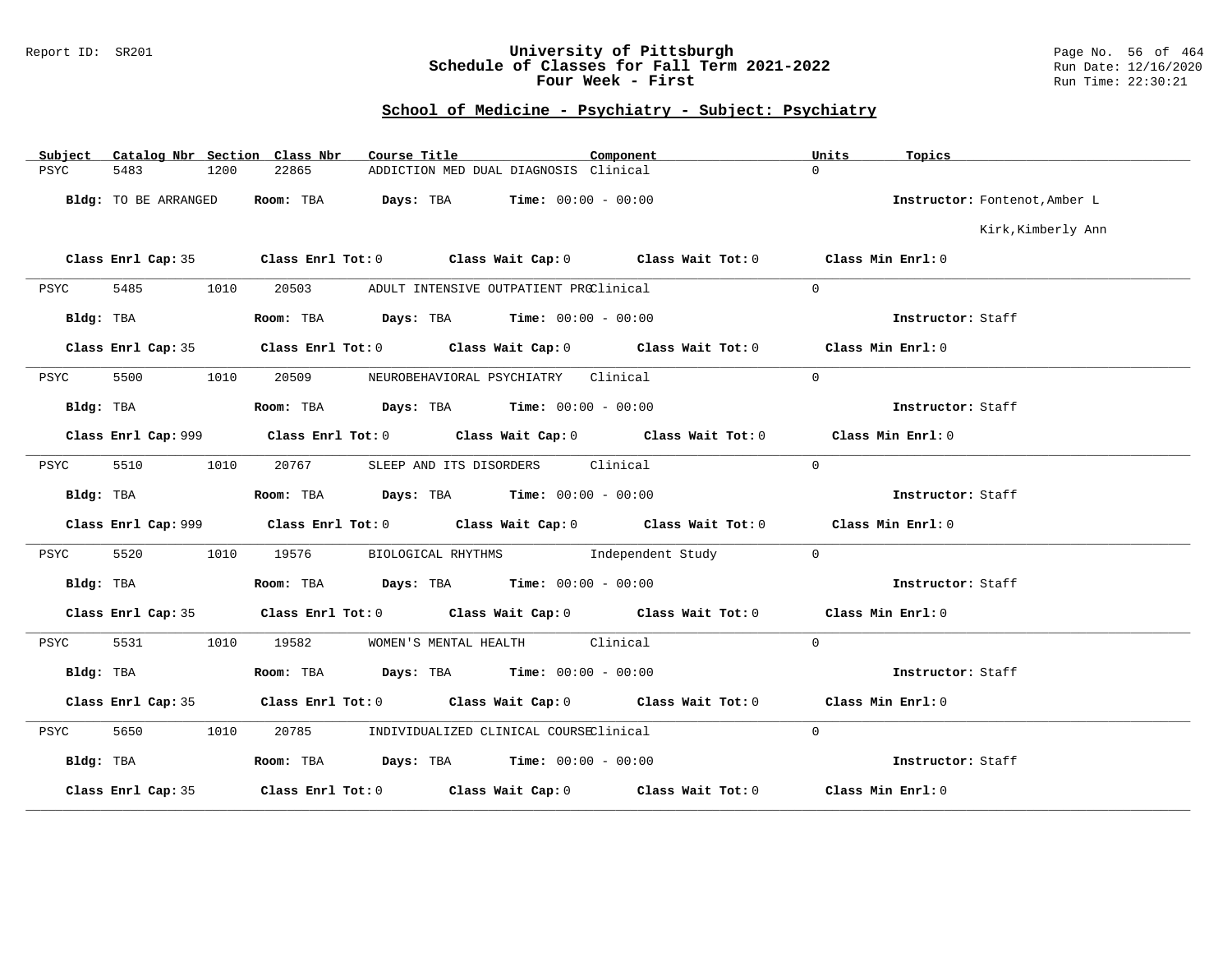## School of Medicine - Psychiatry - Subject: Psychiatry

| Subject | Catalog Nbr | Section | Class Nbr | Course Title | Component | Units | Topics |
|---|---|---|---|---|---|---|---|
| PSYC | 5483 | 1200 | 22865 | ADDICTION MED DUAL DIAGNOSIS | Clinical | 0 | |

**Bldg:** TO BE ARRANGED **Room:** TBA **Days:** TBA **Time:** 00:00 - 00:00 **Instructor:** Fontenot,Amber L; Kirk,Kimberly Ann

**Class Enrl Cap:** 35 **Class Enrl Tot:** 0 **Class Wait Cap:** 0 **Class Wait Tot:** 0 **Class Min Enrl:** 0

---

| Subject | Catalog Nbr | Section | Class Nbr | Course Title | Component | Units | Topics |
|---|---|---|---|---|---|---|---|
| PSYC | 5485 | 1010 | 20503 | ADULT INTENSIVE OUTPATIENT PRO | Clinical | 0 | |

**Bldg:** TBA **Room:** TBA **Days:** TBA **Time:** 00:00 - 00:00 **Instructor:** Staff

**Class Enrl Cap:** 35 **Class Enrl Tot:** 0 **Class Wait Cap:** 0 **Class Wait Tot:** 0 **Class Min Enrl:** 0

---

| Subject | Catalog Nbr | Section | Class Nbr | Course Title | Component | Units | Topics |
|---|---|---|---|---|---|---|---|
| PSYC | 5500 | 1010 | 20509 | NEUROBEHAVIORAL PSYCHIATRY | Clinical | 0 | |

**Bldg:** TBA **Room:** TBA **Days:** TBA **Time:** 00:00 - 00:00 **Instructor:** Staff

**Class Enrl Cap:** 999 **Class Enrl Tot:** 0 **Class Wait Cap:** 0 **Class Wait Tot:** 0 **Class Min Enrl:** 0

---

| Subject | Catalog Nbr | Section | Class Nbr | Course Title | Component | Units | Topics |
|---|---|---|---|---|---|---|---|
| PSYC | 5510 | 1010 | 20767 | SLEEP AND ITS DISORDERS | Clinical | 0 | |

**Bldg:** TBA **Room:** TBA **Days:** TBA **Time:** 00:00 - 00:00 **Instructor:** Staff

**Class Enrl Cap:** 999 **Class Enrl Tot:** 0 **Class Wait Cap:** 0 **Class Wait Tot:** 0 **Class Min Enrl:** 0

---

| Subject | Catalog Nbr | Section | Class Nbr | Course Title | Component | Units | Topics |
|---|---|---|---|---|---|---|---|
| PSYC | 5520 | 1010 | 19576 | BIOLOGICAL RHYTHMS | Independent Study | 0 | |

**Bldg:** TBA **Room:** TBA **Days:** TBA **Time:** 00:00 - 00:00 **Instructor:** Staff

**Class Enrl Cap:** 35 **Class Enrl Tot:** 0 **Class Wait Cap:** 0 **Class Wait Tot:** 0 **Class Min Enrl:** 0

---

| Subject | Catalog Nbr | Section | Class Nbr | Course Title | Component | Units | Topics |
|---|---|---|---|---|---|---|---|
| PSYC | 5531 | 1010 | 19582 | WOMEN'S MENTAL HEALTH | Clinical | 0 | |

**Bldg:** TBA **Room:** TBA **Days:** TBA **Time:** 00:00 - 00:00 **Instructor:** Staff

**Class Enrl Cap:** 35 **Class Enrl Tot:** 0 **Class Wait Cap:** 0 **Class Wait Tot:** 0 **Class Min Enrl:** 0

---

| Subject | Catalog Nbr | Section | Class Nbr | Course Title | Component | Units | Topics |
|---|---|---|---|---|---|---|---|
| PSYC | 5650 | 1010 | 20785 | INDIVIDUALIZED CLINICAL COURSE | Clinical | 0 | |

**Bldg:** TBA **Room:** TBA **Days:** TBA **Time:** 00:00 - 00:00 **Instructor:** Staff

**Class Enrl Cap:** 35 **Class Enrl Tot:** 0 **Class Wait Cap:** 0 **Class Wait Tot:** 0 **Class Min Enrl:** 0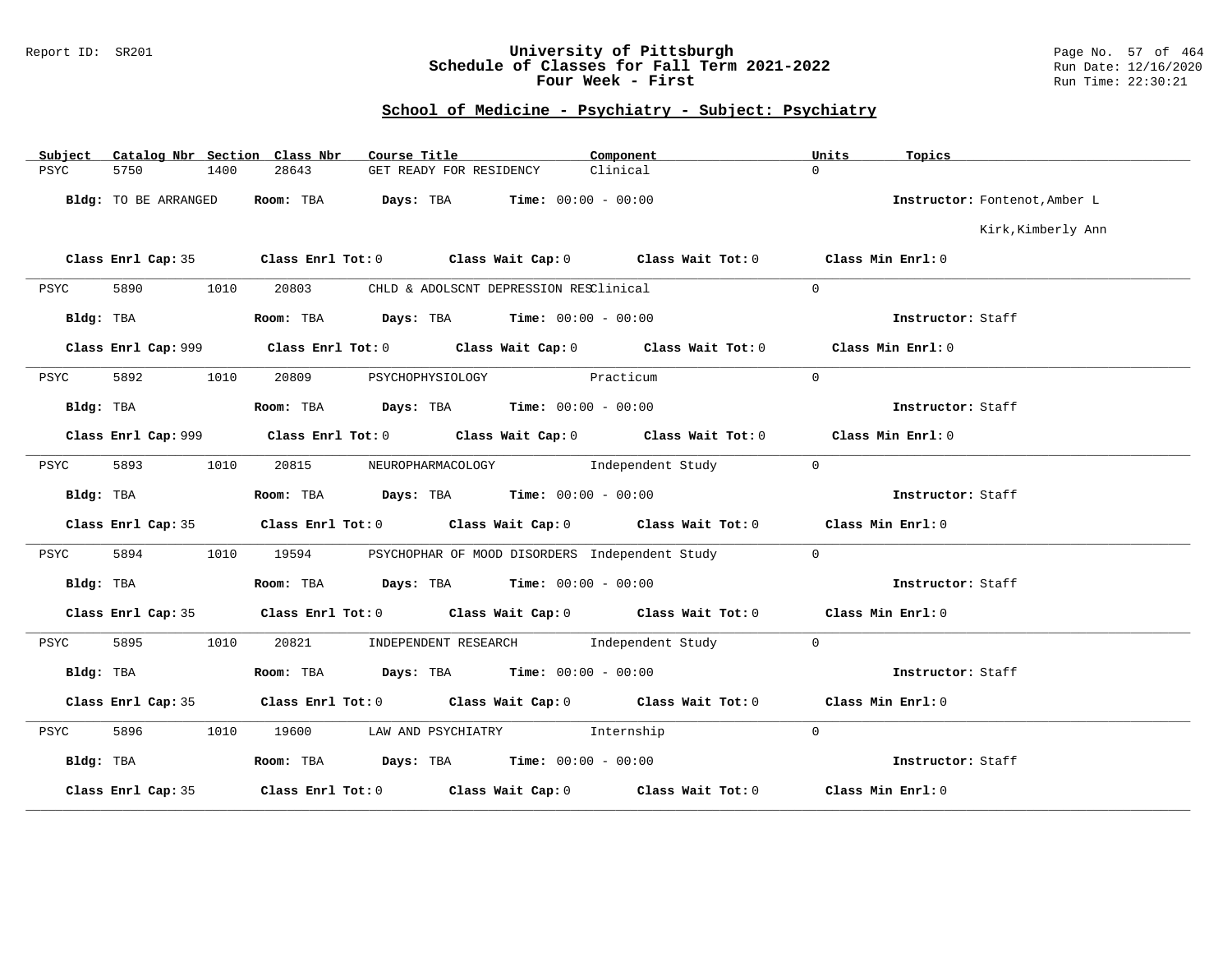## School of Medicine - Psychiatry - Subject: Psychiatry

| Subject | Catalog Nbr | Section | Class Nbr | Course Title | Component | Units | Topics |
|---|---|---|---|---|---|---|---|
| PSYC | 5750 | 1400 | 28643 | GET READY FOR RESIDENCY | Clinical | 0 | |

**Bldg:** TO BE ARRANGED **Room:** TBA **Days:** TBA **Time:** 00:00 - 00:00 **Instructor:** Fontenot,Amber L; Kirk,Kimberly Ann

**Class Enrl Cap:** 35 **Class Enrl Tot:** 0 **Class Wait Cap:** 0 **Class Wait Tot:** 0 **Class Min Enrl:** 0

---

| Subject | Catalog Nbr | Section | Class Nbr | Course Title | Component | Units | Topics |
|---|---|---|---|---|---|---|---|
| PSYC | 5890 | 1010 | 20803 | CHLD & ADOLSCNT DEPRESSION RES | Clinical | 0 | |

**Bldg:** TBA **Room:** TBA **Days:** TBA **Time:** 00:00 - 00:00 **Instructor:** Staff

**Class Enrl Cap:** 999 **Class Enrl Tot:** 0 **Class Wait Cap:** 0 **Class Wait Tot:** 0 **Class Min Enrl:** 0

---

| Subject | Catalog Nbr | Section | Class Nbr | Course Title | Component | Units | Topics |
|---|---|---|---|---|---|---|---|
| PSYC | 5892 | 1010 | 20809 | PSYCHOPHYSIOLOGY | Practicum | 0 | |

**Bldg:** TBA **Room:** TBA **Days:** TBA **Time:** 00:00 - 00:00 **Instructor:** Staff

**Class Enrl Cap:** 999 **Class Enrl Tot:** 0 **Class Wait Cap:** 0 **Class Wait Tot:** 0 **Class Min Enrl:** 0

---

| Subject | Catalog Nbr | Section | Class Nbr | Course Title | Component | Units | Topics |
|---|---|---|---|---|---|---|---|
| PSYC | 5893 | 1010 | 20815 | NEUROPHARMACOLOGY | Independent Study | 0 | |

**Bldg:** TBA **Room:** TBA **Days:** TBA **Time:** 00:00 - 00:00 **Instructor:** Staff

**Class Enrl Cap:** 35 **Class Enrl Tot:** 0 **Class Wait Cap:** 0 **Class Wait Tot:** 0 **Class Min Enrl:** 0

---

| Subject | Catalog Nbr | Section | Class Nbr | Course Title | Component | Units | Topics |
|---|---|---|---|---|---|---|---|
| PSYC | 5894 | 1010 | 19594 | PSYCHOPHAR OF MOOD DISORDERS | Independent Study | 0 | |

**Bldg:** TBA **Room:** TBA **Days:** TBA **Time:** 00:00 - 00:00 **Instructor:** Staff

**Class Enrl Cap:** 35 **Class Enrl Tot:** 0 **Class Wait Cap:** 0 **Class Wait Tot:** 0 **Class Min Enrl:** 0

---

| Subject | Catalog Nbr | Section | Class Nbr | Course Title | Component | Units | Topics |
|---|---|---|---|---|---|---|---|
| PSYC | 5895 | 1010 | 20821 | INDEPENDENT RESEARCH | Independent Study | 0 | |

**Bldg:** TBA **Room:** TBA **Days:** TBA **Time:** 00:00 - 00:00 **Instructor:** Staff

**Class Enrl Cap:** 35 **Class Enrl Tot:** 0 **Class Wait Cap:** 0 **Class Wait Tot:** 0 **Class Min Enrl:** 0

---

| Subject | Catalog Nbr | Section | Class Nbr | Course Title | Component | Units | Topics |
|---|---|---|---|---|---|---|---|
| PSYC | 5896 | 1010 | 19600 | LAW AND PSYCHIATRY | Internship | 0 | |

**Bldg:** TBA **Room:** TBA **Days:** TBA **Time:** 00:00 - 00:00 **Instructor:** Staff

**Class Enrl Cap:** 35 **Class Enrl Tot:** 0 **Class Wait Cap:** 0 **Class Wait Tot:** 0 **Class Min Enrl:** 0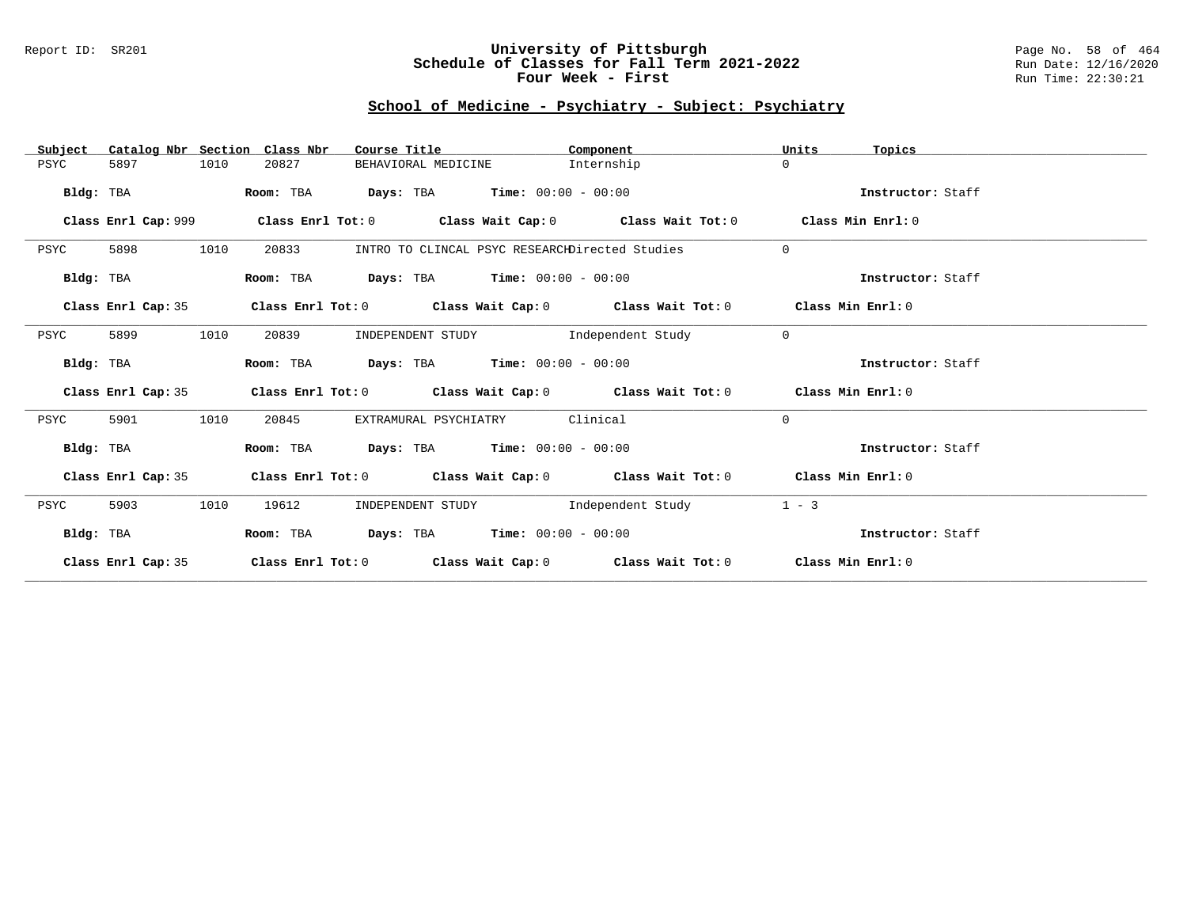# University of Pittsburgh
## Schedule of Classes for Fall Term 2021-2022
## Four Week - First

Report ID: SR201

Run Date: 12/16/2020
Run Time: 22:30:21

### School of Medicine - Psychiatry - Subject: Psychiatry

| Subject | Catalog Nbr | Section | Class Nbr | Course Title | Component | Units | Topics |
|---|---|---|---|---|---|---|---|
| PSYC | 5897 | 1010 | 20827 | BEHAVIORAL MEDICINE | Internship | 0 | |

**Bldg:** TBA **Room:** TBA **Days:** TBA **Time:** 00:00 - 00:00 **Instructor:** Staff

**Class Enrl Cap:** 999 **Class Enrl Tot:** 0 **Class Wait Cap:** 0 **Class Wait Tot:** 0 **Class Min Enrl:** 0

---

| Subject | Catalog Nbr | Section | Class Nbr | Course Title | Component | Units | Topics |
|---|---|---|---|---|---|---|---|
| PSYC | 5898 | 1010 | 20833 | INTRO TO CLINCAL PSYC RESEARCH | Directed Studies | 0 | |

**Bldg:** TBA **Room:** TBA **Days:** TBA **Time:** 00:00 - 00:00 **Instructor:** Staff

**Class Enrl Cap:** 35 **Class Enrl Tot:** 0 **Class Wait Cap:** 0 **Class Wait Tot:** 0 **Class Min Enrl:** 0

---

| Subject | Catalog Nbr | Section | Class Nbr | Course Title | Component | Units | Topics |
|---|---|---|---|---|---|---|---|
| PSYC | 5899 | 1010 | 20839 | INDEPENDENT STUDY | Independent Study | 0 | |

**Bldg:** TBA **Room:** TBA **Days:** TBA **Time:** 00:00 - 00:00 **Instructor:** Staff

**Class Enrl Cap:** 35 **Class Enrl Tot:** 0 **Class Wait Cap:** 0 **Class Wait Tot:** 0 **Class Min Enrl:** 0

---

| Subject | Catalog Nbr | Section | Class Nbr | Course Title | Component | Units | Topics |
|---|---|---|---|---|---|---|---|
| PSYC | 5901 | 1010 | 20845 | EXTRAMURAL PSYCHIATRY | Clinical | 0 | |

**Bldg:** TBA **Room:** TBA **Days:** TBA **Time:** 00:00 - 00:00 **Instructor:** Staff

**Class Enrl Cap:** 35 **Class Enrl Tot:** 0 **Class Wait Cap:** 0 **Class Wait Tot:** 0 **Class Min Enrl:** 0

---

| Subject | Catalog Nbr | Section | Class Nbr | Course Title | Component | Units | Topics |
|---|---|---|---|---|---|---|---|
| PSYC | 5903 | 1010 | 19612 | INDEPENDENT STUDY | Independent Study | 1 - 3 | |

**Bldg:** TBA **Room:** TBA **Days:** TBA **Time:** 00:00 - 00:00 **Instructor:** Staff

**Class Enrl Cap:** 35 **Class Enrl Tot:** 0 **Class Wait Cap:** 0 **Class Wait Tot:** 0 **Class Min Enrl:** 0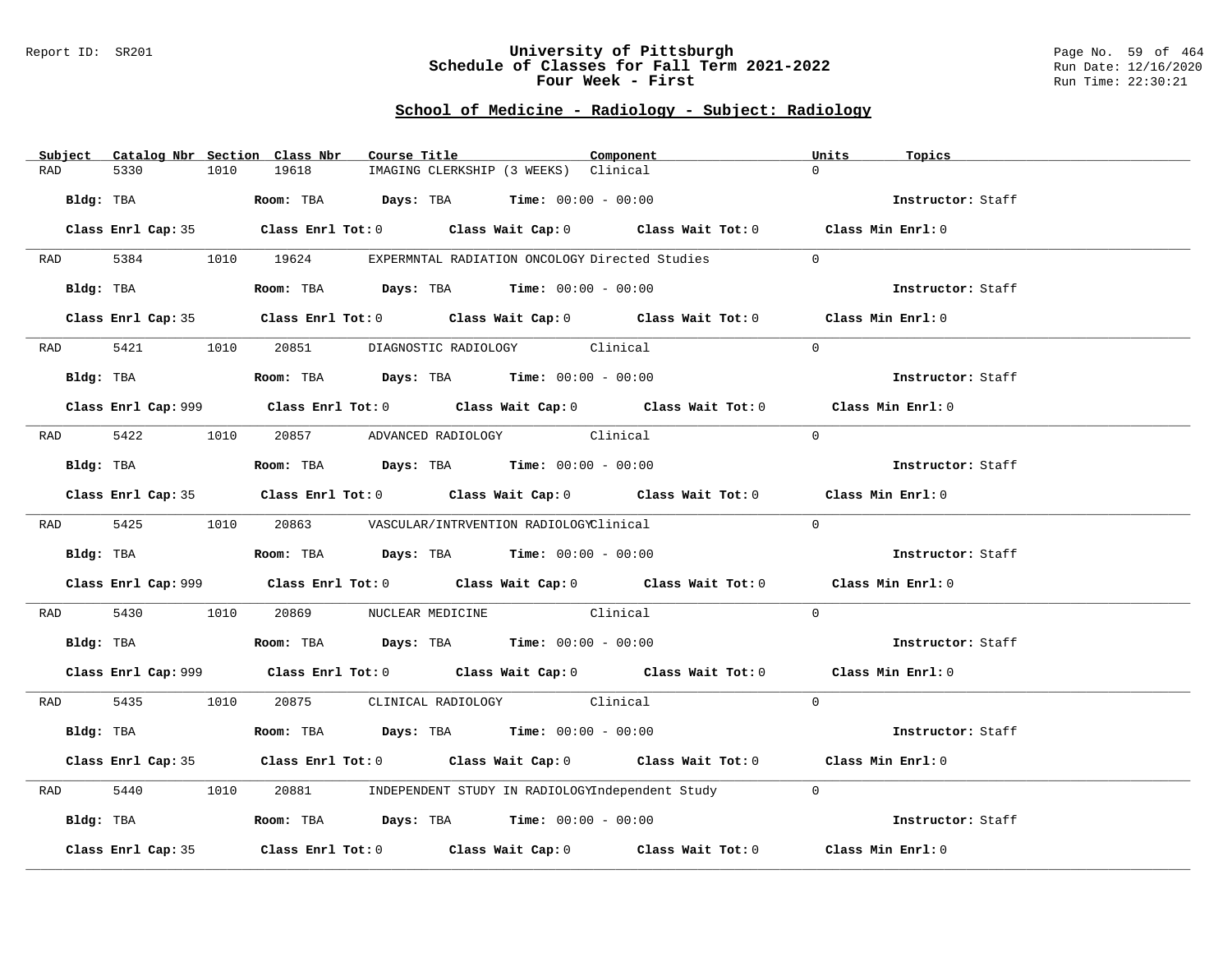## University of Pittsburgh
## Schedule of Classes for Fall Term 2021-2022
## Four Week - First

### School of Medicine - Radiology - Subject: Radiology

| Subject | Catalog Nbr | Section | Class Nbr | Course Title | Component | Units | Topics |
|---|---|---|---|---|---|---|---|
| RAD | 5330 | 1010 | 19618 | IMAGING CLERKSHIP (3 WEEKS) | Clinical | 0 | |

**Bldg:** TBA **Room:** TBA **Days:** TBA **Time:** 00:00 - 00:00 **Instructor:** Staff

**Class Enrl Cap:** 35 **Class Enrl Tot:** 0 **Class Wait Cap:** 0 **Class Wait Tot:** 0 **Class Min Enrl:** 0

| Subject | Catalog Nbr | Section | Class Nbr | Course Title | Component | Units | Topics |
|---|---|---|---|---|---|---|---|
| RAD | 5384 | 1010 | 19624 | EXPERMNTAL RADIATION ONCOLOGY | Directed Studies | 0 | |

**Bldg:** TBA **Room:** TBA **Days:** TBA **Time:** 00:00 - 00:00 **Instructor:** Staff

**Class Enrl Cap:** 35 **Class Enrl Tot:** 0 **Class Wait Cap:** 0 **Class Wait Tot:** 0 **Class Min Enrl:** 0

| Subject | Catalog Nbr | Section | Class Nbr | Course Title | Component | Units | Topics |
|---|---|---|---|---|---|---|---|
| RAD | 5421 | 1010 | 20851 | DIAGNOSTIC RADIOLOGY | Clinical | 0 | |

**Bldg:** TBA **Room:** TBA **Days:** TBA **Time:** 00:00 - 00:00 **Instructor:** Staff

**Class Enrl Cap:** 999 **Class Enrl Tot:** 0 **Class Wait Cap:** 0 **Class Wait Tot:** 0 **Class Min Enrl:** 0

| Subject | Catalog Nbr | Section | Class Nbr | Course Title | Component | Units | Topics |
|---|---|---|---|---|---|---|---|
| RAD | 5422 | 1010 | 20857 | ADVANCED RADIOLOGY | Clinical | 0 | |

**Bldg:** TBA **Room:** TBA **Days:** TBA **Time:** 00:00 - 00:00 **Instructor:** Staff

**Class Enrl Cap:** 35 **Class Enrl Tot:** 0 **Class Wait Cap:** 0 **Class Wait Tot:** 0 **Class Min Enrl:** 0

| Subject | Catalog Nbr | Section | Class Nbr | Course Title | Component | Units | Topics |
|---|---|---|---|---|---|---|---|
| RAD | 5425 | 1010 | 20863 | VASCULAR/INTRVENTION RADIOLOGY | Clinical | 0 | |

**Bldg:** TBA **Room:** TBA **Days:** TBA **Time:** 00:00 - 00:00 **Instructor:** Staff

**Class Enrl Cap:** 999 **Class Enrl Tot:** 0 **Class Wait Cap:** 0 **Class Wait Tot:** 0 **Class Min Enrl:** 0

| Subject | Catalog Nbr | Section | Class Nbr | Course Title | Component | Units | Topics |
|---|---|---|---|---|---|---|---|
| RAD | 5430 | 1010 | 20869 | NUCLEAR MEDICINE | Clinical | 0 | |

**Bldg:** TBA **Room:** TBA **Days:** TBA **Time:** 00:00 - 00:00 **Instructor:** Staff

**Class Enrl Cap:** 999 **Class Enrl Tot:** 0 **Class Wait Cap:** 0 **Class Wait Tot:** 0 **Class Min Enrl:** 0

| Subject | Catalog Nbr | Section | Class Nbr | Course Title | Component | Units | Topics |
|---|---|---|---|---|---|---|---|
| RAD | 5435 | 1010 | 20875 | CLINICAL RADIOLOGY | Clinical | 0 | |

**Bldg:** TBA **Room:** TBA **Days:** TBA **Time:** 00:00 - 00:00 **Instructor:** Staff

**Class Enrl Cap:** 35 **Class Enrl Tot:** 0 **Class Wait Cap:** 0 **Class Wait Tot:** 0 **Class Min Enrl:** 0

| Subject | Catalog Nbr | Section | Class Nbr | Course Title | Component | Units | Topics |
|---|---|---|---|---|---|---|---|
| RAD | 5440 | 1010 | 20881 | INDEPENDENT STUDY IN RADIOLOGY | Independent Study | 0 | |

**Bldg:** TBA **Room:** TBA **Days:** TBA **Time:** 00:00 - 00:00 **Instructor:** Staff

**Class Enrl Cap:** 35 **Class Enrl Tot:** 0 **Class Wait Cap:** 0 **Class Wait Tot:** 0 **Class Min Enrl:** 0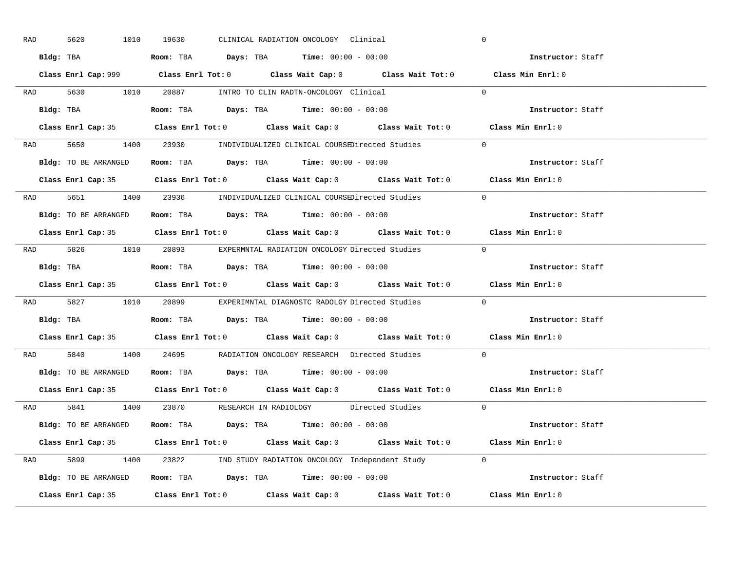RAD 5620 1010 19630 CLINICAL RADIATION ONCOLOGY Clinical 0

**Bldg:** TBA **Room:** TBA **Days:** TBA **Time:** 00:00 - 00:00 **Instructor:** Staff

**Class Enrl Cap:** 999 **Class Enrl Tot:** 0 **Class Wait Cap:** 0 **Class Wait Tot:** 0 **Class Min Enrl:** 0

---

RAD 5630 1010 20887 INTRO TO CLIN RADTN-ONCOLOGY Clinical 0

**Bldg:** TBA **Room:** TBA **Days:** TBA **Time:** 00:00 - 00:00 **Instructor:** Staff

**Class Enrl Cap:** 35 **Class Enrl Tot:** 0 **Class Wait Cap:** 0 **Class Wait Tot:** 0 **Class Min Enrl:** 0

---

RAD 5650 1400 23930 INDIVIDUALIZED CLINICAL COURSE Directed Studies 0

**Bldg:** TO BE ARRANGED **Room:** TBA **Days:** TBA **Time:** 00:00 - 00:00 **Instructor:** Staff

**Class Enrl Cap:** 35 **Class Enrl Tot:** 0 **Class Wait Cap:** 0 **Class Wait Tot:** 0 **Class Min Enrl:** 0

---

RAD 5651 1400 23936 INDIVIDUALIZED CLINICAL COURSE Directed Studies 0

**Bldg:** TO BE ARRANGED **Room:** TBA **Days:** TBA **Time:** 00:00 - 00:00 **Instructor:** Staff

**Class Enrl Cap:** 35 **Class Enrl Tot:** 0 **Class Wait Cap:** 0 **Class Wait Tot:** 0 **Class Min Enrl:** 0

---

RAD 5826 1010 20893 EXPERMNTAL RADIATION ONCOLOGY Directed Studies 0

**Bldg:** TBA **Room:** TBA **Days:** TBA **Time:** 00:00 - 00:00 **Instructor:** Staff

**Class Enrl Cap:** 35 **Class Enrl Tot:** 0 **Class Wait Cap:** 0 **Class Wait Tot:** 0 **Class Min Enrl:** 0

---

RAD 5827 1010 20899 EXPERIMNTAL DIAGNOSTC RADOLGY Directed Studies 0

**Bldg:** TBA **Room:** TBA **Days:** TBA **Time:** 00:00 - 00:00 **Instructor:** Staff

**Class Enrl Cap:** 35 **Class Enrl Tot:** 0 **Class Wait Cap:** 0 **Class Wait Tot:** 0 **Class Min Enrl:** 0

---

RAD 5840 1400 24695 RADIATION ONCOLOGY RESEARCH Directed Studies 0

**Bldg:** TO BE ARRANGED **Room:** TBA **Days:** TBA **Time:** 00:00 - 00:00 **Instructor:** Staff

**Class Enrl Cap:** 35 **Class Enrl Tot:** 0 **Class Wait Cap:** 0 **Class Wait Tot:** 0 **Class Min Enrl:** 0

---

RAD 5841 1400 23870 RESEARCH IN RADIOLOGY Directed Studies 0

**Bldg:** TO BE ARRANGED **Room:** TBA **Days:** TBA **Time:** 00:00 - 00:00 **Instructor:** Staff

**Class Enrl Cap:** 35 **Class Enrl Tot:** 0 **Class Wait Cap:** 0 **Class Wait Tot:** 0 **Class Min Enrl:** 0

---

RAD 5899 1400 23822 IND STUDY RADIATION ONCOLOGY Independent Study 0

**Bldg:** TO BE ARRANGED **Room:** TBA **Days:** TBA **Time:** 00:00 - 00:00 **Instructor:** Staff

**Class Enrl Cap:** 35 **Class Enrl Tot:** 0 **Class Wait Cap:** 0 **Class Wait Tot:** 0 **Class Min Enrl:** 0

---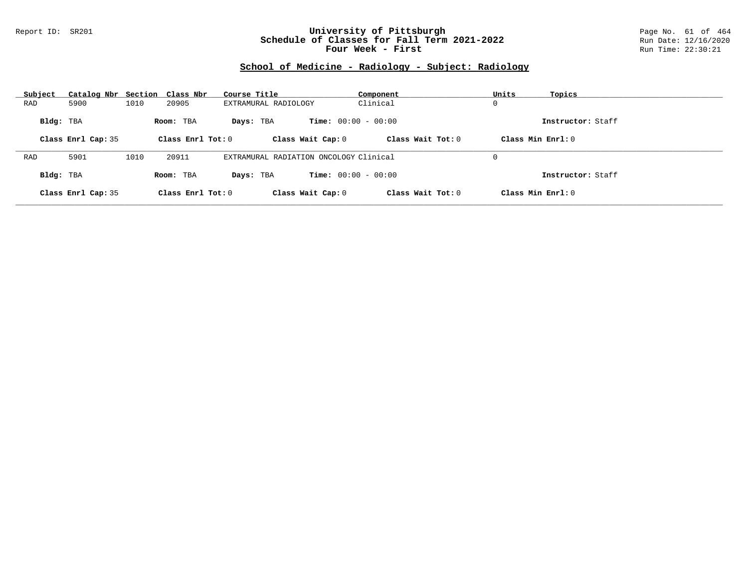## School of Medicine - Radiology - Subject: Radiology

| Subject | Catalog Nbr | Section | Class Nbr | Course Title | Component | Units | Topics |
|---|---|---|---|---|---|---|---|
| RAD | 5900 | 1010 | 20905 | EXTRAMURAL RADIOLOGY | Clinical | 0 | |

**Bldg:** TBA **Room:** TBA **Days:** TBA **Time:** 00:00 - 00:00 **Instructor:** Staff

**Class Enrl Cap:** 35 **Class Enrl Tot:** 0 **Class Wait Cap:** 0 **Class Wait Tot:** 0 **Class Min Enrl:** 0

| Subject | Catalog Nbr | Section | Class Nbr | Course Title | Component | Units | Topics |
|---|---|---|---|---|---|---|---|
| RAD | 5901 | 1010 | 20911 | EXTRAMURAL RADIATION ONCOLOGY | Clinical | 0 | |

**Bldg:** TBA **Room:** TBA **Days:** TBA **Time:** 00:00 - 00:00 **Instructor:** Staff

**Class Enrl Cap:** 35 **Class Enrl Tot:** 0 **Class Wait Cap:** 0 **Class Wait Tot:** 0 **Class Min Enrl:** 0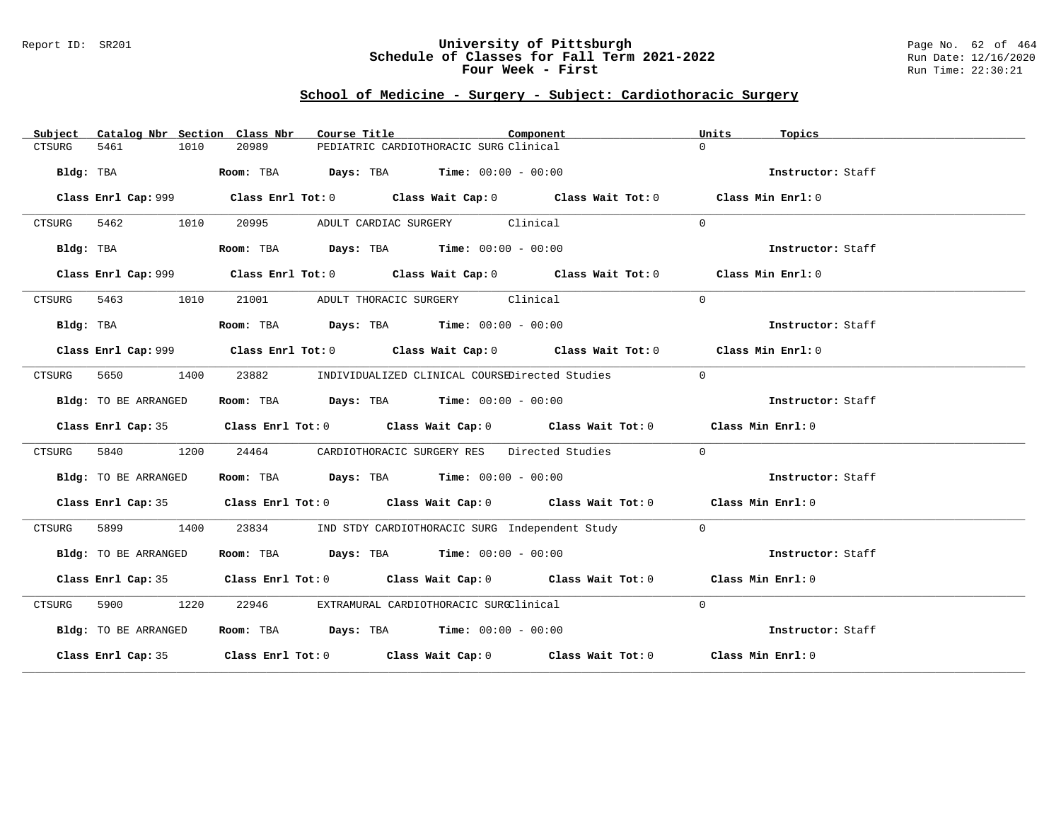## School of Medicine - Surgery - Subject: Cardiothoracic Surgery

| Subject | Catalog Nbr | Section | Class Nbr | Course Title | Component | Units | Topics |
|---|---|---|---|---|---|---|---|
| CTSURG | 5461 | 1010 | 20989 | PEDIATRIC CARDIOTHORACIC SURG | Clinical | 0 | |

**Bldg:** TBA **Room:** TBA **Days:** TBA **Time:** 00:00 - 00:00 **Instructor:** Staff

**Class Enrl Cap:** 999 **Class Enrl Tot:** 0 **Class Wait Cap:** 0 **Class Wait Tot:** 0 **Class Min Enrl:** 0

| Subject | Catalog Nbr | Section | Class Nbr | Course Title | Component | Units | Topics |
|---|---|---|---|---|---|---|---|
| CTSURG | 5462 | 1010 | 20995 | ADULT CARDIAC SURGERY | Clinical | 0 | |

**Bldg:** TBA **Room:** TBA **Days:** TBA **Time:** 00:00 - 00:00 **Instructor:** Staff

**Class Enrl Cap:** 999 **Class Enrl Tot:** 0 **Class Wait Cap:** 0 **Class Wait Tot:** 0 **Class Min Enrl:** 0

| Subject | Catalog Nbr | Section | Class Nbr | Course Title | Component | Units | Topics |
|---|---|---|---|---|---|---|---|
| CTSURG | 5463 | 1010 | 21001 | ADULT THORACIC SURGERY | Clinical | 0 | |

**Bldg:** TBA **Room:** TBA **Days:** TBA **Time:** 00:00 - 00:00 **Instructor:** Staff

**Class Enrl Cap:** 999 **Class Enrl Tot:** 0 **Class Wait Cap:** 0 **Class Wait Tot:** 0 **Class Min Enrl:** 0

| Subject | Catalog Nbr | Section | Class Nbr | Course Title | Component | Units | Topics |
|---|---|---|---|---|---|---|---|
| CTSURG | 5650 | 1400 | 23882 | INDIVIDUALIZED CLINICAL COURSE | Directed Studies | 0 | |

**Bldg:** TO BE ARRANGED **Room:** TBA **Days:** TBA **Time:** 00:00 - 00:00 **Instructor:** Staff

**Class Enrl Cap:** 35 **Class Enrl Tot:** 0 **Class Wait Cap:** 0 **Class Wait Tot:** 0 **Class Min Enrl:** 0

| Subject | Catalog Nbr | Section | Class Nbr | Course Title | Component | Units | Topics |
|---|---|---|---|---|---|---|---|
| CTSURG | 5840 | 1200 | 24464 | CARDIOTHORACIC SURGERY RES | Directed Studies | 0 | |

**Bldg:** TO BE ARRANGED **Room:** TBA **Days:** TBA **Time:** 00:00 - 00:00 **Instructor:** Staff

**Class Enrl Cap:** 35 **Class Enrl Tot:** 0 **Class Wait Cap:** 0 **Class Wait Tot:** 0 **Class Min Enrl:** 0

| Subject | Catalog Nbr | Section | Class Nbr | Course Title | Component | Units | Topics |
|---|---|---|---|---|---|---|---|
| CTSURG | 5899 | 1400 | 23834 | IND STDY CARDIOTHORACIC SURG | Independent Study | 0 | |

**Bldg:** TO BE ARRANGED **Room:** TBA **Days:** TBA **Time:** 00:00 - 00:00 **Instructor:** Staff

**Class Enrl Cap:** 35 **Class Enrl Tot:** 0 **Class Wait Cap:** 0 **Class Wait Tot:** 0 **Class Min Enrl:** 0

| Subject | Catalog Nbr | Section | Class Nbr | Course Title | Component | Units | Topics |
|---|---|---|---|---|---|---|---|
| CTSURG | 5900 | 1220 | 22946 | EXTRAMURAL CARDIOTHORACIC SURG | Clinical | 0 | |

**Bldg:** TO BE ARRANGED **Room:** TBA **Days:** TBA **Time:** 00:00 - 00:00 **Instructor:** Staff

**Class Enrl Cap:** 35 **Class Enrl Tot:** 0 **Class Wait Cap:** 0 **Class Wait Tot:** 0 **Class Min Enrl:** 0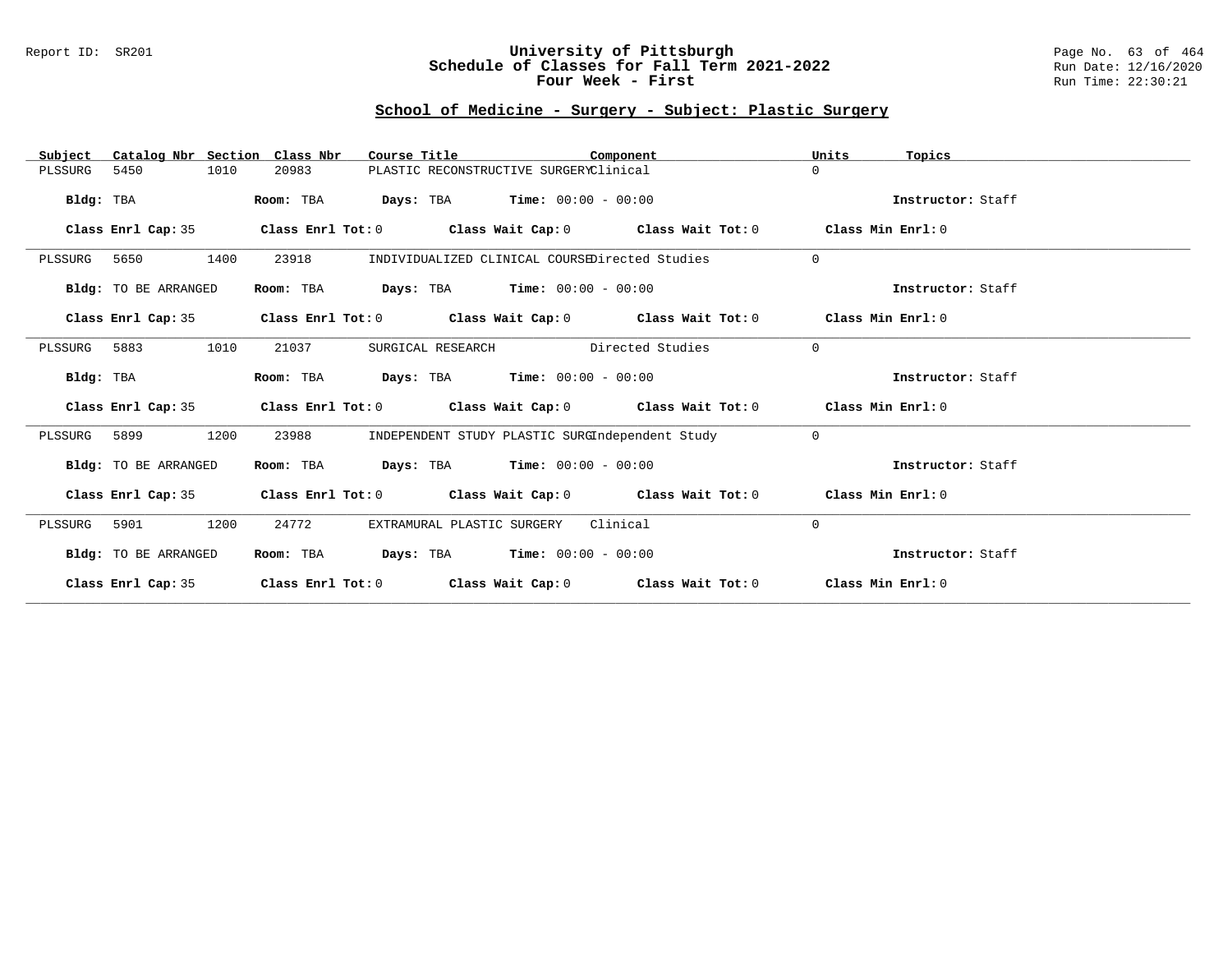Report ID: SR201

# University of Pittsburgh
## Schedule of Classes for Fall Term 2021-2022
## Four Week - First

Run Date: 12/16/2020
Run Time: 22:30:21

## School of Medicine - Surgery - Subject: Plastic Surgery

| Subject | Catalog Nbr | Section | Class Nbr | Course Title | Component | Units | Topics |
|---|---|---|---|---|---|---|---|
| PLSSURG | 5450 | 1010 | 20983 | PLASTIC RECONSTRUCTIVE SURGERY | Clinical | 0 | |

**Bldg:** TBA **Room:** TBA **Days:** TBA **Time:** 00:00 - 00:00 **Instructor:** Staff

**Class Enrl Cap:** 35 **Class Enrl Tot:** 0 **Class Wait Cap:** 0 **Class Wait Tot:** 0 **Class Min Enrl:** 0

---

| Subject | Catalog Nbr | Section | Class Nbr | Course Title | Component | Units | Topics |
|---|---|---|---|---|---|---|---|
| PLSSURG | 5650 | 1400 | 23918 | INDIVIDUALIZED CLINICAL COURSE | Directed Studies | 0 | |

**Bldg:** TO BE ARRANGED **Room:** TBA **Days:** TBA **Time:** 00:00 - 00:00 **Instructor:** Staff

**Class Enrl Cap:** 35 **Class Enrl Tot:** 0 **Class Wait Cap:** 0 **Class Wait Tot:** 0 **Class Min Enrl:** 0

---

| Subject | Catalog Nbr | Section | Class Nbr | Course Title | Component | Units | Topics |
|---|---|---|---|---|---|---|---|
| PLSSURG | 5883 | 1010 | 21037 | SURGICAL RESEARCH | Directed Studies | 0 | |

**Bldg:** TBA **Room:** TBA **Days:** TBA **Time:** 00:00 - 00:00 **Instructor:** Staff

**Class Enrl Cap:** 35 **Class Enrl Tot:** 0 **Class Wait Cap:** 0 **Class Wait Tot:** 0 **Class Min Enrl:** 0

---

| Subject | Catalog Nbr | Section | Class Nbr | Course Title | Component | Units | Topics |
|---|---|---|---|---|---|---|---|
| PLSSURG | 5899 | 1200 | 23988 | INDEPENDENT STUDY PLASTIC SURG | Independent Study | 0 | |

**Bldg:** TO BE ARRANGED **Room:** TBA **Days:** TBA **Time:** 00:00 - 00:00 **Instructor:** Staff

**Class Enrl Cap:** 35 **Class Enrl Tot:** 0 **Class Wait Cap:** 0 **Class Wait Tot:** 0 **Class Min Enrl:** 0

---

| Subject | Catalog Nbr | Section | Class Nbr | Course Title | Component | Units | Topics |
|---|---|---|---|---|---|---|---|
| PLSSURG | 5901 | 1200 | 24772 | EXTRAMURAL PLASTIC SURGERY | Clinical | 0 | |

**Bldg:** TO BE ARRANGED **Room:** TBA **Days:** TBA **Time:** 00:00 - 00:00 **Instructor:** Staff

**Class Enrl Cap:** 35 **Class Enrl Tot:** 0 **Class Wait Cap:** 0 **Class Wait Tot:** 0 **Class Min Enrl:** 0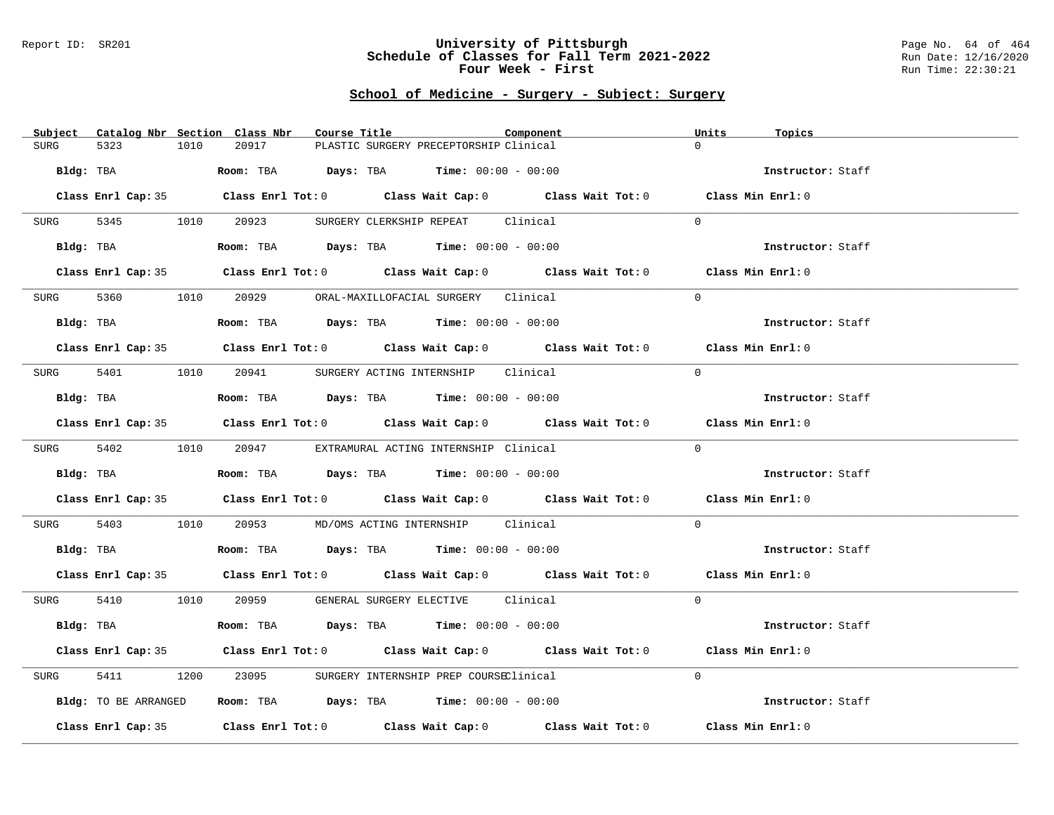## School of Medicine - Surgery - Subject: Surgery

| Subject | Catalog Nbr | Section | Class Nbr | Course Title | Component | Units | Topics |
|---|---|---|---|---|---|---|---|
| SURG | 5323 | 1010 | 20917 | PLASTIC SURGERY PRECEPTORSHIP | Clinical | 0 | |

Bldg: TBA  Room: TBA  Days: TBA  Time: 00:00 - 00:00  Instructor: Staff

Class Enrl Cap: 35  Class Enrl Tot: 0  Class Wait Cap: 0  Class Wait Tot: 0  Class Min Enrl: 0

---

| Subject | Catalog Nbr | Section | Class Nbr | Course Title | Component | Units | Topics |
|---|---|---|---|---|---|---|---|
| SURG | 5345 | 1010 | 20923 | SURGERY CLERKSHIP REPEAT | Clinical | 0 | |

Bldg: TBA  Room: TBA  Days: TBA  Time: 00:00 - 00:00  Instructor: Staff

Class Enrl Cap: 35  Class Enrl Tot: 0  Class Wait Cap: 0  Class Wait Tot: 0  Class Min Enrl: 0

---

| Subject | Catalog Nbr | Section | Class Nbr | Course Title | Component | Units | Topics |
|---|---|---|---|---|---|---|---|
| SURG | 5360 | 1010 | 20929 | ORAL-MAXILLOFACIAL SURGERY | Clinical | 0 | |

Bldg: TBA  Room: TBA  Days: TBA  Time: 00:00 - 00:00  Instructor: Staff

Class Enrl Cap: 35  Class Enrl Tot: 0  Class Wait Cap: 0  Class Wait Tot: 0  Class Min Enrl: 0

---

| Subject | Catalog Nbr | Section | Class Nbr | Course Title | Component | Units | Topics |
|---|---|---|---|---|---|---|---|
| SURG | 5401 | 1010 | 20941 | SURGERY ACTING INTERNSHIP | Clinical | 0 | |

Bldg: TBA  Room: TBA  Days: TBA  Time: 00:00 - 00:00  Instructor: Staff

Class Enrl Cap: 35  Class Enrl Tot: 0  Class Wait Cap: 0  Class Wait Tot: 0  Class Min Enrl: 0

---

| Subject | Catalog Nbr | Section | Class Nbr | Course Title | Component | Units | Topics |
|---|---|---|---|---|---|---|---|
| SURG | 5402 | 1010 | 20947 | EXTRAMURAL ACTING INTERNSHIP | Clinical | 0 | |

Bldg: TBA  Room: TBA  Days: TBA  Time: 00:00 - 00:00  Instructor: Staff

Class Enrl Cap: 35  Class Enrl Tot: 0  Class Wait Cap: 0  Class Wait Tot: 0  Class Min Enrl: 0

---

| Subject | Catalog Nbr | Section | Class Nbr | Course Title | Component | Units | Topics |
|---|---|---|---|---|---|---|---|
| SURG | 5403 | 1010 | 20953 | MD/OMS ACTING INTERNSHIP | Clinical | 0 | |

Bldg: TBA  Room: TBA  Days: TBA  Time: 00:00 - 00:00  Instructor: Staff

Class Enrl Cap: 35  Class Enrl Tot: 0  Class Wait Cap: 0  Class Wait Tot: 0  Class Min Enrl: 0

---

| Subject | Catalog Nbr | Section | Class Nbr | Course Title | Component | Units | Topics |
|---|---|---|---|---|---|---|---|
| SURG | 5410 | 1010 | 20959 | GENERAL SURGERY ELECTIVE | Clinical | 0 | |

Bldg: TBA  Room: TBA  Days: TBA  Time: 00:00 - 00:00  Instructor: Staff

Class Enrl Cap: 35  Class Enrl Tot: 0  Class Wait Cap: 0  Class Wait Tot: 0  Class Min Enrl: 0

---

| Subject | Catalog Nbr | Section | Class Nbr | Course Title | Component | Units | Topics |
|---|---|---|---|---|---|---|---|
| SURG | 5411 | 1200 | 23095 | SURGERY INTERNSHIP PREP COURSE | Clinical | 0 | |

Bldg: TO BE ARRANGED  Room: TBA  Days: TBA  Time: 00:00 - 00:00  Instructor: Staff

Class Enrl Cap: 35  Class Enrl Tot: 0  Class Wait Cap: 0  Class Wait Tot: 0  Class Min Enrl: 0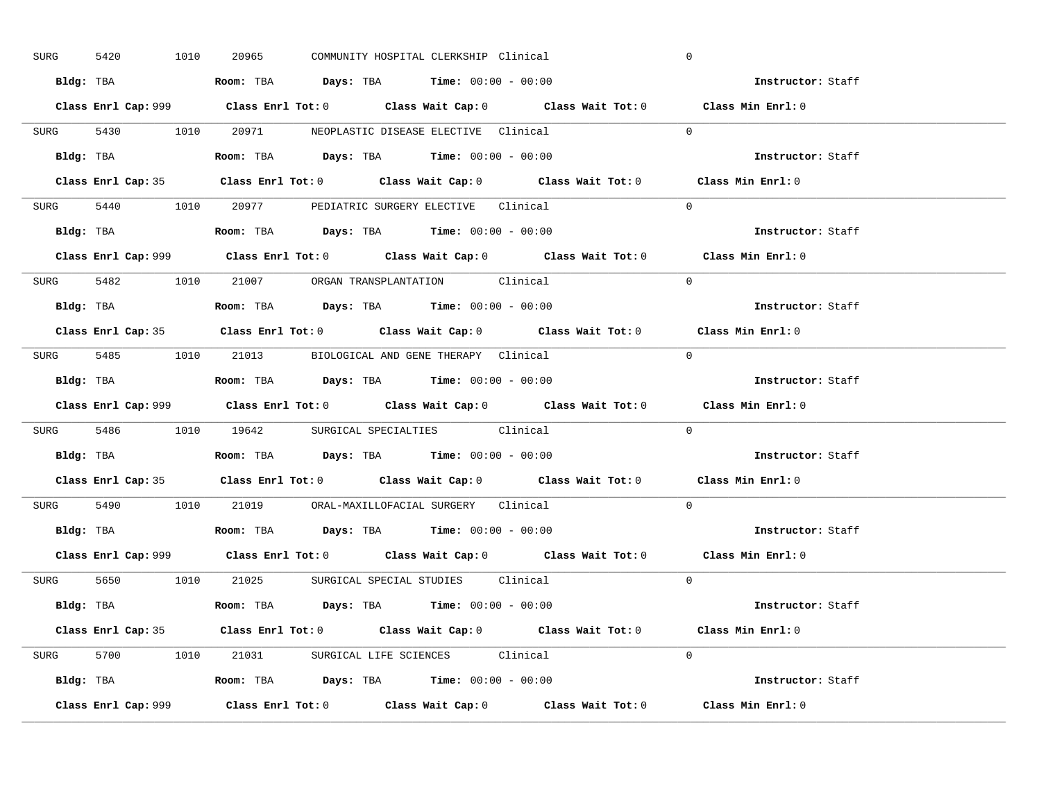SURG 5420 1010 20965 COMMUNITY HOSPITAL CLERKSHIP Clinical 0

**Bldg:** TBA **Room:** TBA **Days:** TBA **Time:** 00:00 - 00:00 **Instructor:** Staff

**Class Enrl Cap:** 999 **Class Enrl Tot:** 0 **Class Wait Cap:** 0 **Class Wait Tot:** 0 **Class Min Enrl:** 0

---

SURG 5430 1010 20971 NEOPLASTIC DISEASE ELECTIVE Clinical 0

**Bldg:** TBA **Room:** TBA **Days:** TBA **Time:** 00:00 - 00:00 **Instructor:** Staff

**Class Enrl Cap:** 35 **Class Enrl Tot:** 0 **Class Wait Cap:** 0 **Class Wait Tot:** 0 **Class Min Enrl:** 0

---

SURG 5440 1010 20977 PEDIATRIC SURGERY ELECTIVE Clinical 0

**Bldg:** TBA **Room:** TBA **Days:** TBA **Time:** 00:00 - 00:00 **Instructor:** Staff

**Class Enrl Cap:** 999 **Class Enrl Tot:** 0 **Class Wait Cap:** 0 **Class Wait Tot:** 0 **Class Min Enrl:** 0

---

SURG 5482 1010 21007 ORGAN TRANSPLANTATION Clinical 0

**Bldg:** TBA **Room:** TBA **Days:** TBA **Time:** 00:00 - 00:00 **Instructor:** Staff

**Class Enrl Cap:** 35 **Class Enrl Tot:** 0 **Class Wait Cap:** 0 **Class Wait Tot:** 0 **Class Min Enrl:** 0

---

SURG 5485 1010 21013 BIOLOGICAL AND GENE THERAPY Clinical 0

**Bldg:** TBA **Room:** TBA **Days:** TBA **Time:** 00:00 - 00:00 **Instructor:** Staff

**Class Enrl Cap:** 999 **Class Enrl Tot:** 0 **Class Wait Cap:** 0 **Class Wait Tot:** 0 **Class Min Enrl:** 0

---

SURG 5486 1010 19642 SURGICAL SPECIALTIES Clinical 0

**Bldg:** TBA **Room:** TBA **Days:** TBA **Time:** 00:00 - 00:00 **Instructor:** Staff

**Class Enrl Cap:** 35 **Class Enrl Tot:** 0 **Class Wait Cap:** 0 **Class Wait Tot:** 0 **Class Min Enrl:** 0

---

SURG 5490 1010 21019 ORAL-MAXILLOFACIAL SURGERY Clinical 0

**Bldg:** TBA **Room:** TBA **Days:** TBA **Time:** 00:00 - 00:00 **Instructor:** Staff

**Class Enrl Cap:** 999 **Class Enrl Tot:** 0 **Class Wait Cap:** 0 **Class Wait Tot:** 0 **Class Min Enrl:** 0

---

SURG 5650 1010 21025 SURGICAL SPECIAL STUDIES Clinical 0

**Bldg:** TBA **Room:** TBA **Days:** TBA **Time:** 00:00 - 00:00 **Instructor:** Staff

**Class Enrl Cap:** 35 **Class Enrl Tot:** 0 **Class Wait Cap:** 0 **Class Wait Tot:** 0 **Class Min Enrl:** 0

---

SURG 5700 1010 21031 SURGICAL LIFE SCIENCES Clinical 0

**Bldg:** TBA **Room:** TBA **Days:** TBA **Time:** 00:00 - 00:00 **Instructor:** Staff

**Class Enrl Cap:** 999 **Class Enrl Tot:** 0 **Class Wait Cap:** 0 **Class Wait Tot:** 0 **Class Min Enrl:** 0

---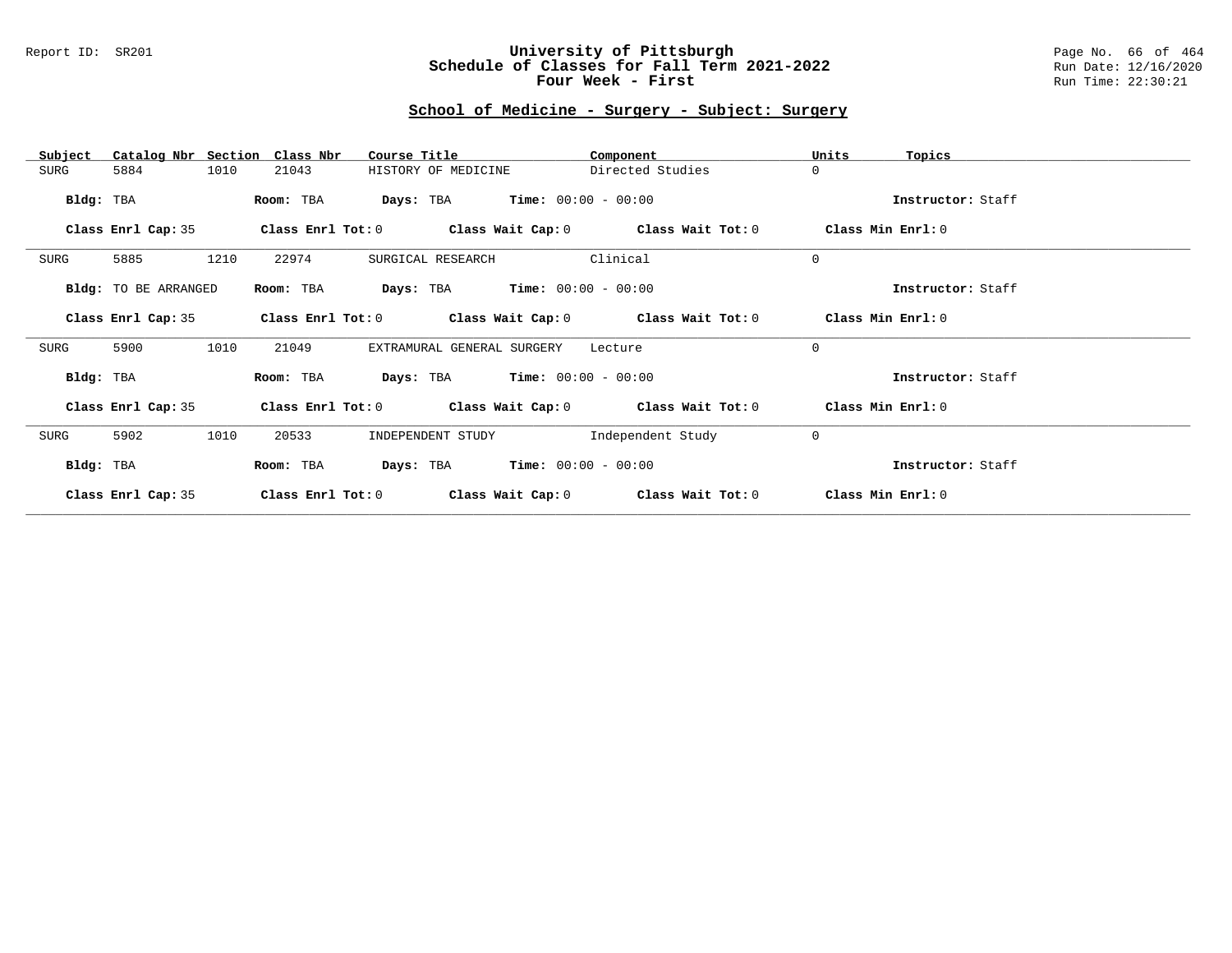# University of Pittsburgh
## Schedule of Classes for Fall Term 2021-2022
## Four Week - First

Report ID: SR201

Run Date: 12/16/2020

Run Time: 22:30:21

### School of Medicine - Surgery - Subject: Surgery

| Subject | Catalog Nbr | Section | Class Nbr | Course Title | Component | Units | Topics |
|---|---|---|---|---|---|---|---|
| SURG | 5884 | 1010 | 21043 | HISTORY OF MEDICINE | Directed Studies | 0 | |

**Bldg:** TBA **Room:** TBA **Days:** TBA **Time:** 00:00 - 00:00 **Instructor:** Staff

**Class Enrl Cap:** 35 **Class Enrl Tot:** 0 **Class Wait Cap:** 0 **Class Wait Tot:** 0 **Class Min Enrl:** 0

---

| Subject | Catalog Nbr | Section | Class Nbr | Course Title | Component | Units | Topics |
|---|---|---|---|---|---|---|---|
| SURG | 5885 | 1210 | 22974 | SURGICAL RESEARCH | Clinical | 0 | |

**Bldg:** TO BE ARRANGED **Room:** TBA **Days:** TBA **Time:** 00:00 - 00:00 **Instructor:** Staff

**Class Enrl Cap:** 35 **Class Enrl Tot:** 0 **Class Wait Cap:** 0 **Class Wait Tot:** 0 **Class Min Enrl:** 0

---

| Subject | Catalog Nbr | Section | Class Nbr | Course Title | Component | Units | Topics |
|---|---|---|---|---|---|---|---|
| SURG | 5900 | 1010 | 21049 | EXTRAMURAL GENERAL SURGERY | Lecture | 0 | |

**Bldg:** TBA **Room:** TBA **Days:** TBA **Time:** 00:00 - 00:00 **Instructor:** Staff

**Class Enrl Cap:** 35 **Class Enrl Tot:** 0 **Class Wait Cap:** 0 **Class Wait Tot:** 0 **Class Min Enrl:** 0

---

| Subject | Catalog Nbr | Section | Class Nbr | Course Title | Component | Units | Topics |
|---|---|---|---|---|---|---|---|
| SURG | 5902 | 1010 | 20533 | INDEPENDENT STUDY | Independent Study | 0 | |

**Bldg:** TBA **Room:** TBA **Days:** TBA **Time:** 00:00 - 00:00 **Instructor:** Staff

**Class Enrl Cap:** 35 **Class Enrl Tot:** 0 **Class Wait Cap:** 0 **Class Wait Tot:** 0 **Class Min Enrl:** 0

---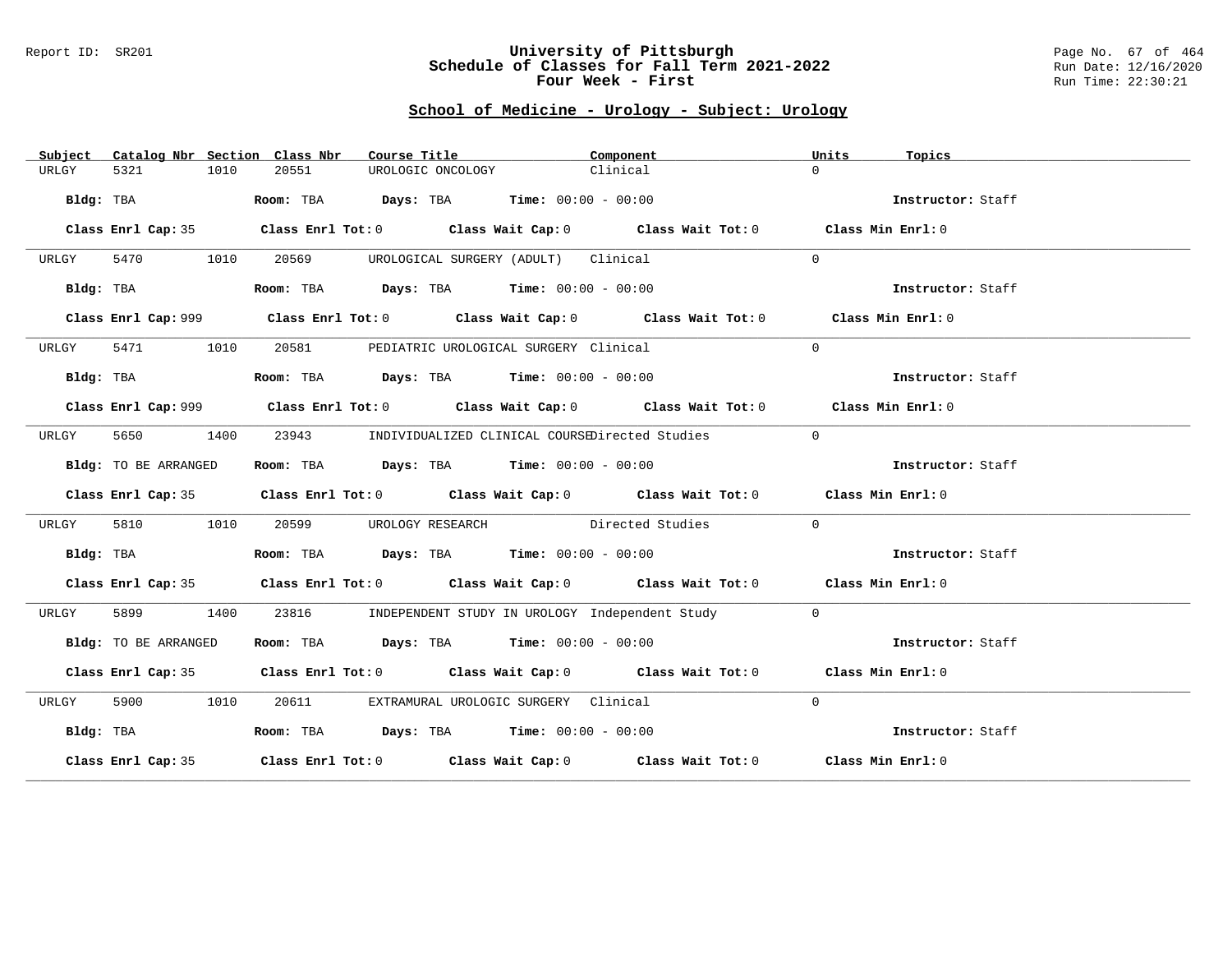Report ID: SR201

# University of Pittsburgh
## Schedule of Classes for Fall Term 2021-2022
## Four Week - First

Run Date: 12/16/2020
Run Time: 22:30:21

## School of Medicine - Urology - Subject: Urology

| Subject | Catalog Nbr | Section | Class Nbr | Course Title | Component | Units | Topics |
|---|---|---|---|---|---|---|---|
| URLGY | 5321 | 1010 | 20551 | UROLOGIC ONCOLOGY | Clinical | 0 | |

**Bldg:** TBA **Room:** TBA **Days:** TBA **Time:** 00:00 - 00:00 **Instructor:** Staff

**Class Enrl Cap:** 35 **Class Enrl Tot:** 0 **Class Wait Cap:** 0 **Class Wait Tot:** 0 **Class Min Enrl:** 0

---

| Subject | Catalog Nbr | Section | Class Nbr | Course Title | Component | Units | Topics |
|---|---|---|---|---|---|---|---|
| URLGY | 5470 | 1010 | 20569 | UROLOGICAL SURGERY (ADULT) | Clinical | 0 | |

**Bldg:** TBA **Room:** TBA **Days:** TBA **Time:** 00:00 - 00:00 **Instructor:** Staff

**Class Enrl Cap:** 999 **Class Enrl Tot:** 0 **Class Wait Cap:** 0 **Class Wait Tot:** 0 **Class Min Enrl:** 0

---

| Subject | Catalog Nbr | Section | Class Nbr | Course Title | Component | Units | Topics |
|---|---|---|---|---|---|---|---|
| URLGY | 5471 | 1010 | 20581 | PEDIATRIC UROLOGICAL SURGERY | Clinical | 0 | |

**Bldg:** TBA **Room:** TBA **Days:** TBA **Time:** 00:00 - 00:00 **Instructor:** Staff

**Class Enrl Cap:** 999 **Class Enrl Tot:** 0 **Class Wait Cap:** 0 **Class Wait Tot:** 0 **Class Min Enrl:** 0

---

| Subject | Catalog Nbr | Section | Class Nbr | Course Title | Component | Units | Topics |
|---|---|---|---|---|---|---|---|
| URLGY | 5650 | 1400 | 23943 | INDIVIDUALIZED CLINICAL COURSE | Directed Studies | 0 | |

**Bldg:** TO BE ARRANGED **Room:** TBA **Days:** TBA **Time:** 00:00 - 00:00 **Instructor:** Staff

**Class Enrl Cap:** 35 **Class Enrl Tot:** 0 **Class Wait Cap:** 0 **Class Wait Tot:** 0 **Class Min Enrl:** 0

---

| Subject | Catalog Nbr | Section | Class Nbr | Course Title | Component | Units | Topics |
|---|---|---|---|---|---|---|---|
| URLGY | 5810 | 1010 | 20599 | UROLOGY RESEARCH | Directed Studies | 0 | |

**Bldg:** TBA **Room:** TBA **Days:** TBA **Time:** 00:00 - 00:00 **Instructor:** Staff

**Class Enrl Cap:** 35 **Class Enrl Tot:** 0 **Class Wait Cap:** 0 **Class Wait Tot:** 0 **Class Min Enrl:** 0

---

| Subject | Catalog Nbr | Section | Class Nbr | Course Title | Component | Units | Topics |
|---|---|---|---|---|---|---|---|
| URLGY | 5899 | 1400 | 23816 | INDEPENDENT STUDY IN UROLOGY | Independent Study | 0 | |

**Bldg:** TO BE ARRANGED **Room:** TBA **Days:** TBA **Time:** 00:00 - 00:00 **Instructor:** Staff

**Class Enrl Cap:** 35 **Class Enrl Tot:** 0 **Class Wait Cap:** 0 **Class Wait Tot:** 0 **Class Min Enrl:** 0

---

| Subject | Catalog Nbr | Section | Class Nbr | Course Title | Component | Units | Topics |
|---|---|---|---|---|---|---|---|
| URLGY | 5900 | 1010 | 20611 | EXTRAMURAL UROLOGIC SURGERY | Clinical | 0 | |

**Bldg:** TBA **Room:** TBA **Days:** TBA **Time:** 00:00 - 00:00 **Instructor:** Staff

**Class Enrl Cap:** 35 **Class Enrl Tot:** 0 **Class Wait Cap:** 0 **Class Wait Tot:** 0 **Class Min Enrl:** 0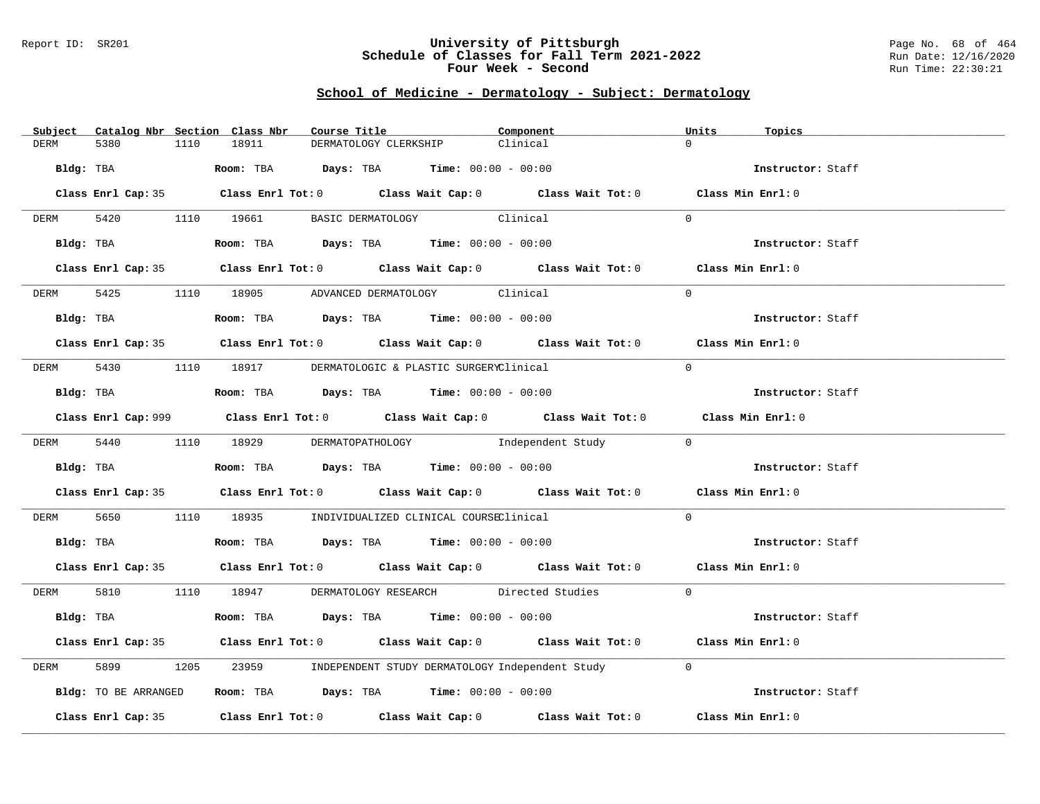# University of Pittsburgh
## Schedule of Classes for Fall Term 2021-2022
### Four Week - Second

## School of Medicine - Dermatology - Subject: Dermatology

| Subject | Catalog Nbr | Section | Class Nbr | Course Title | Component | Units | Topics |
|---|---|---|---|---|---|---|---|
| DERM | 5380 | 1110 | 18911 | DERMATOLOGY CLERKSHIP | Clinical | 0 | |

**Bldg:** TBA **Room:** TBA **Days:** TBA **Time:** 00:00 - 00:00 **Instructor:** Staff

**Class Enrl Cap:** 35 **Class Enrl Tot:** 0 **Class Wait Cap:** 0 **Class Wait Tot:** 0 **Class Min Enrl:** 0

| Subject | Catalog Nbr | Section | Class Nbr | Course Title | Component | Units | Topics |
|---|---|---|---|---|---|---|---|
| DERM | 5420 | 1110 | 19661 | BASIC DERMATOLOGY | Clinical | 0 | |

**Bldg:** TBA **Room:** TBA **Days:** TBA **Time:** 00:00 - 00:00 **Instructor:** Staff

**Class Enrl Cap:** 35 **Class Enrl Tot:** 0 **Class Wait Cap:** 0 **Class Wait Tot:** 0 **Class Min Enrl:** 0

| Subject | Catalog Nbr | Section | Class Nbr | Course Title | Component | Units | Topics |
|---|---|---|---|---|---|---|---|
| DERM | 5425 | 1110 | 18905 | ADVANCED DERMATOLOGY | Clinical | 0 | |

**Bldg:** TBA **Room:** TBA **Days:** TBA **Time:** 00:00 - 00:00 **Instructor:** Staff

**Class Enrl Cap:** 35 **Class Enrl Tot:** 0 **Class Wait Cap:** 0 **Class Wait Tot:** 0 **Class Min Enrl:** 0

| Subject | Catalog Nbr | Section | Class Nbr | Course Title | Component | Units | Topics |
|---|---|---|---|---|---|---|---|
| DERM | 5430 | 1110 | 18917 | DERMATOLOGIC & PLASTIC SURGERY | Clinical | 0 | |

**Bldg:** TBA **Room:** TBA **Days:** TBA **Time:** 00:00 - 00:00 **Instructor:** Staff

**Class Enrl Cap:** 999 **Class Enrl Tot:** 0 **Class Wait Cap:** 0 **Class Wait Tot:** 0 **Class Min Enrl:** 0

| Subject | Catalog Nbr | Section | Class Nbr | Course Title | Component | Units | Topics |
|---|---|---|---|---|---|---|---|
| DERM | 5440 | 1110 | 18929 | DERMATOPATHOLOGY | Independent Study | 0 | |

**Bldg:** TBA **Room:** TBA **Days:** TBA **Time:** 00:00 - 00:00 **Instructor:** Staff

**Class Enrl Cap:** 35 **Class Enrl Tot:** 0 **Class Wait Cap:** 0 **Class Wait Tot:** 0 **Class Min Enrl:** 0

| Subject | Catalog Nbr | Section | Class Nbr | Course Title | Component | Units | Topics |
|---|---|---|---|---|---|---|---|
| DERM | 5650 | 1110 | 18935 | INDIVIDUALIZED CLINICAL COURSE | Clinical | 0 | |

**Bldg:** TBA **Room:** TBA **Days:** TBA **Time:** 00:00 - 00:00 **Instructor:** Staff

**Class Enrl Cap:** 35 **Class Enrl Tot:** 0 **Class Wait Cap:** 0 **Class Wait Tot:** 0 **Class Min Enrl:** 0

| Subject | Catalog Nbr | Section | Class Nbr | Course Title | Component | Units | Topics |
|---|---|---|---|---|---|---|---|
| DERM | 5810 | 1110 | 18947 | DERMATOLOGY RESEARCH | Directed Studies | 0 | |

**Bldg:** TBA **Room:** TBA **Days:** TBA **Time:** 00:00 - 00:00 **Instructor:** Staff

**Class Enrl Cap:** 35 **Class Enrl Tot:** 0 **Class Wait Cap:** 0 **Class Wait Tot:** 0 **Class Min Enrl:** 0

| Subject | Catalog Nbr | Section | Class Nbr | Course Title | Component | Units | Topics |
|---|---|---|---|---|---|---|---|
| DERM | 5899 | 1205 | 23959 | INDEPENDENT STUDY DERMATOLOGY | Independent Study | 0 | |

**Bldg:** TO BE ARRANGED **Room:** TBA **Days:** TBA **Time:** 00:00 - 00:00 **Instructor:** Staff

**Class Enrl Cap:** 35 **Class Enrl Tot:** 0 **Class Wait Cap:** 0 **Class Wait Tot:** 0 **Class Min Enrl:** 0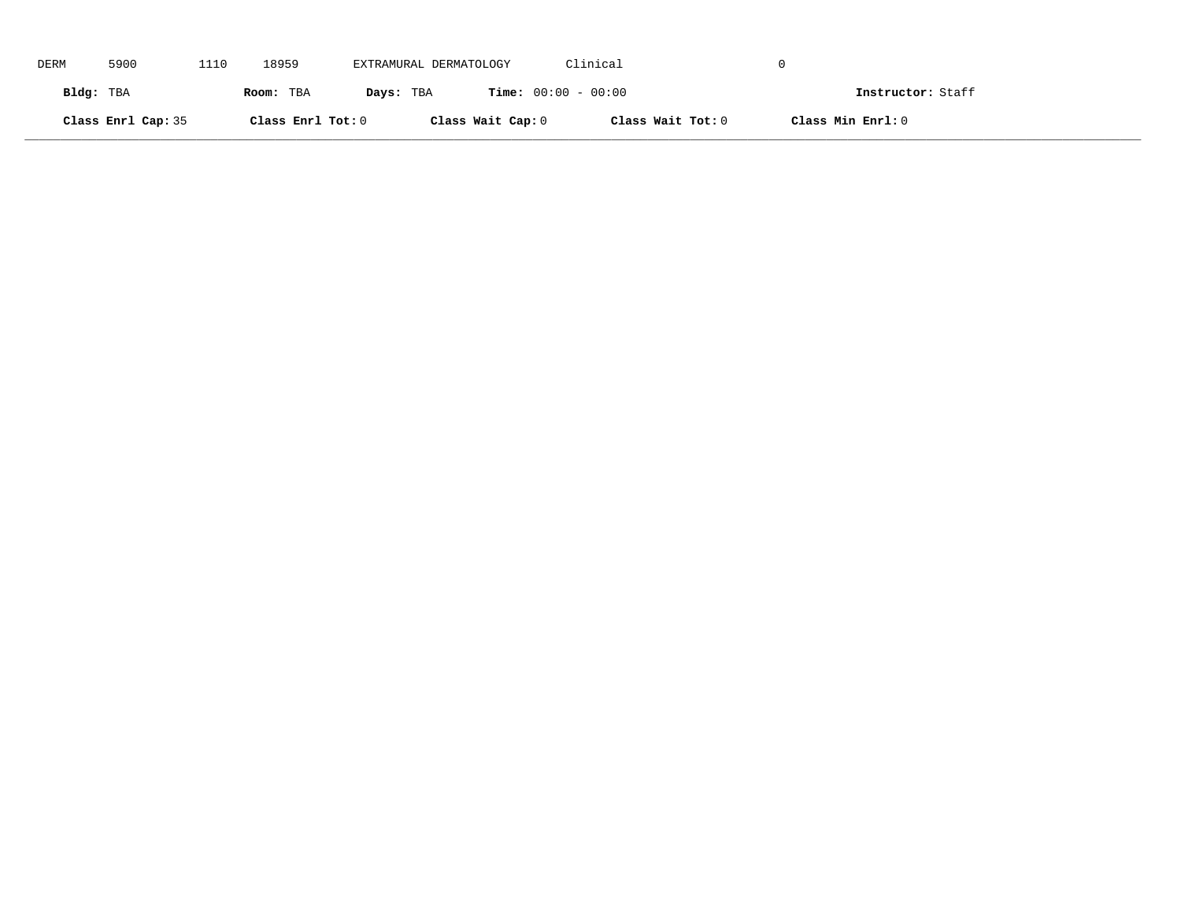DERM 5900 1110 18959 EXTRAMURAL DERMATOLOGY Clinical 0

**Bldg:** TBA **Room:** TBA **Days:** TBA **Time:** 00:00 - 00:00 **Instructor:** Staff

**Class Enrl Cap:** 35 **Class Enrl Tot:** 0 **Class Wait Cap:** 0 **Class Wait Tot:** 0 **Class Min Enrl:** 0

---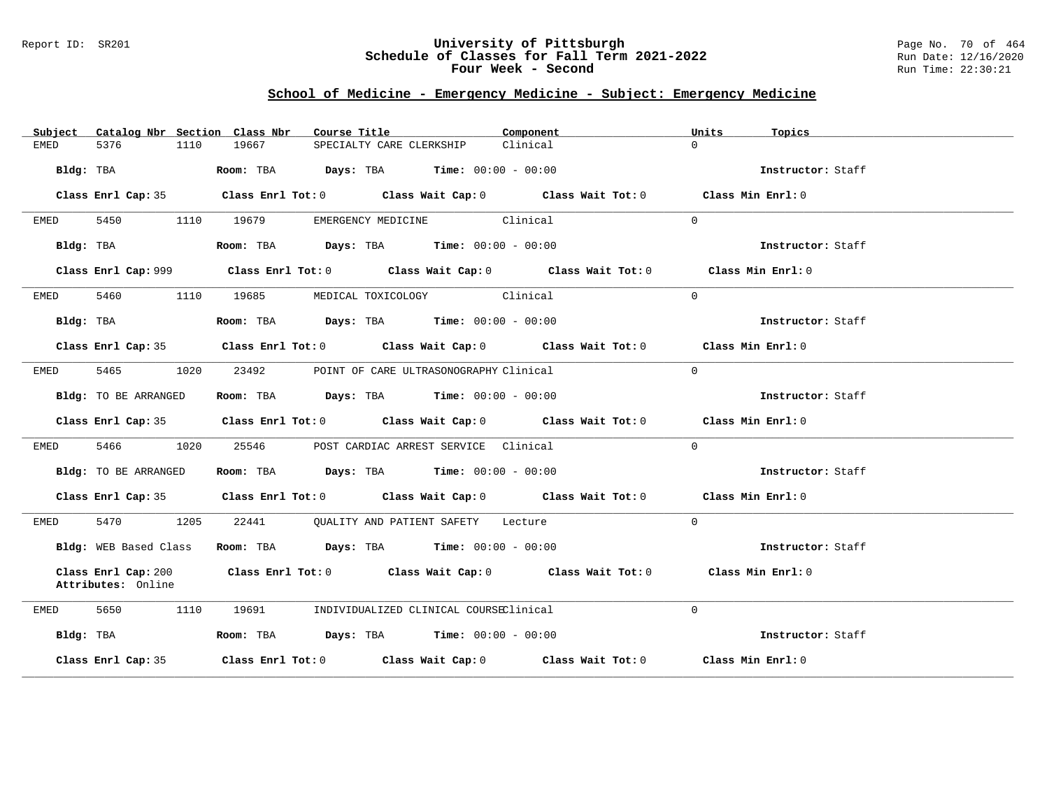# University of Pittsburgh
## Schedule of Classes for Fall Term 2021-2022
### Four Week - Second

Report ID: SR201 | Run Date: 12/16/2020 | Run Time: 22:30:21

## School of Medicine - Emergency Medicine - Subject: Emergency Medicine

| Subject | Catalog Nbr | Section | Class Nbr | Course Title | Component | Units | Topics |
|---|---|---|---|---|---|---|---|
| EMED | 5376 | 1110 | 19667 | SPECIALTY CARE CLERKSHIP | Clinical | 0 | |

**Bldg:** TBA **Room:** TBA **Days:** TBA **Time:** 00:00 - 00:00 **Instructor:** Staff

**Class Enrl Cap:** 35 **Class Enrl Tot:** 0 **Class Wait Cap:** 0 **Class Wait Tot:** 0 **Class Min Enrl:** 0

---

| Subject | Catalog Nbr | Section | Class Nbr | Course Title | Component | Units | Topics |
|---|---|---|---|---|---|---|---|
| EMED | 5450 | 1110 | 19679 | EMERGENCY MEDICINE | Clinical | 0 | |

**Bldg:** TBA **Room:** TBA **Days:** TBA **Time:** 00:00 - 00:00 **Instructor:** Staff

**Class Enrl Cap:** 999 **Class Enrl Tot:** 0 **Class Wait Cap:** 0 **Class Wait Tot:** 0 **Class Min Enrl:** 0

---

| Subject | Catalog Nbr | Section | Class Nbr | Course Title | Component | Units | Topics |
|---|---|---|---|---|---|---|---|
| EMED | 5460 | 1110 | 19685 | MEDICAL TOXICOLOGY | Clinical | 0 | |

**Bldg:** TBA **Room:** TBA **Days:** TBA **Time:** 00:00 - 00:00 **Instructor:** Staff

**Class Enrl Cap:** 35 **Class Enrl Tot:** 0 **Class Wait Cap:** 0 **Class Wait Tot:** 0 **Class Min Enrl:** 0

---

| Subject | Catalog Nbr | Section | Class Nbr | Course Title | Component | Units | Topics |
|---|---|---|---|---|---|---|---|
| EMED | 5465 | 1020 | 23492 | POINT OF CARE ULTRASONOGRAPHY | Clinical | 0 | |

**Bldg:** TO BE ARRANGED **Room:** TBA **Days:** TBA **Time:** 00:00 - 00:00 **Instructor:** Staff

**Class Enrl Cap:** 35 **Class Enrl Tot:** 0 **Class Wait Cap:** 0 **Class Wait Tot:** 0 **Class Min Enrl:** 0

---

| Subject | Catalog Nbr | Section | Class Nbr | Course Title | Component | Units | Topics |
|---|---|---|---|---|---|---|---|
| EMED | 5466 | 1020 | 25546 | POST CARDIAC ARREST SERVICE | Clinical | 0 | |

**Bldg:** TO BE ARRANGED **Room:** TBA **Days:** TBA **Time:** 00:00 - 00:00 **Instructor:** Staff

**Class Enrl Cap:** 35 **Class Enrl Tot:** 0 **Class Wait Cap:** 0 **Class Wait Tot:** 0 **Class Min Enrl:** 0

---

| Subject | Catalog Nbr | Section | Class Nbr | Course Title | Component | Units | Topics |
|---|---|---|---|---|---|---|---|
| EMED | 5470 | 1205 | 22441 | QUALITY AND PATIENT SAFETY | Lecture | 0 | |

**Bldg:** WEB Based Class **Room:** TBA **Days:** TBA **Time:** 00:00 - 00:00 **Instructor:** Staff

**Class Enrl Cap:** 200 **Class Enrl Tot:** 0 **Class Wait Cap:** 0 **Class Wait Tot:** 0 **Class Min Enrl:** 0
**Attributes:** Online

---

| Subject | Catalog Nbr | Section | Class Nbr | Course Title | Component | Units | Topics |
|---|---|---|---|---|---|---|---|
| EMED | 5650 | 1110 | 19691 | INDIVIDUALIZED CLINICAL COURSE | Clinical | 0 | |

**Bldg:** TBA **Room:** TBA **Days:** TBA **Time:** 00:00 - 00:00 **Instructor:** Staff

**Class Enrl Cap:** 35 **Class Enrl Tot:** 0 **Class Wait Cap:** 0 **Class Wait Tot:** 0 **Class Min Enrl:** 0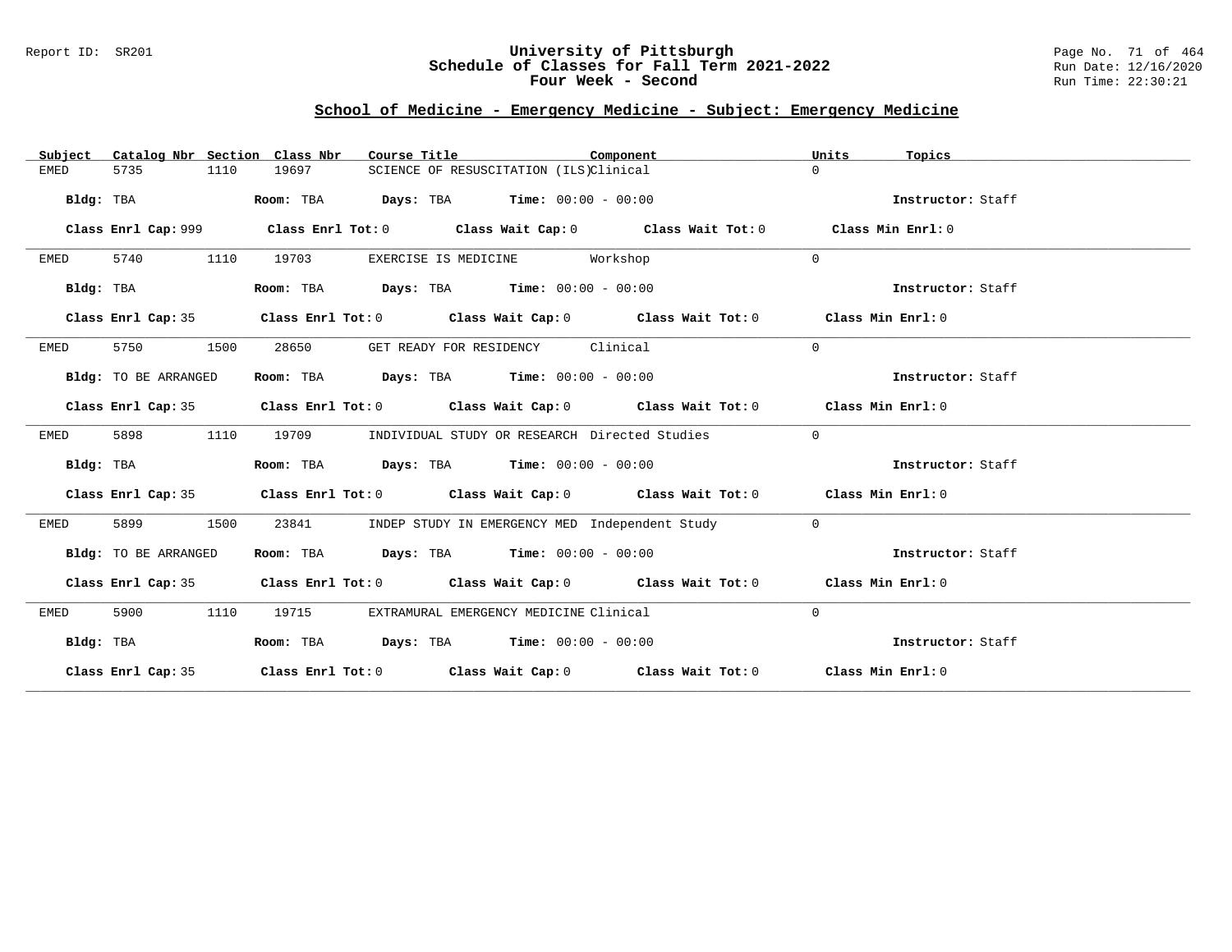# University of Pittsburgh
## Schedule of Classes for Fall Term 2021-2022
### Four Week - Second

Report ID: SR201

Run Date: 12/16/2020
Run Time: 22:30:21

## School of Medicine - Emergency Medicine - Subject: Emergency Medicine

| Subject | Catalog Nbr | Section | Class Nbr | Course Title | Component | Units | Topics |
|---|---|---|---|---|---|---|---|
| EMED | 5735 | 1110 | 19697 | SCIENCE OF RESUSCITATION (ILS) | Clinical | 0 | |

**Bldg:** TBA **Room:** TBA **Days:** TBA **Time:** 00:00 - 00:00 **Instructor:** Staff

**Class Enrl Cap:** 999 **Class Enrl Tot:** 0 **Class Wait Cap:** 0 **Class Wait Tot:** 0 **Class Min Enrl:** 0

| Subject | Catalog Nbr | Section | Class Nbr | Course Title | Component | Units | Topics |
|---|---|---|---|---|---|---|---|
| EMED | 5740 | 1110 | 19703 | EXERCISE IS MEDICINE | Workshop | 0 | |

**Bldg:** TBA **Room:** TBA **Days:** TBA **Time:** 00:00 - 00:00 **Instructor:** Staff

**Class Enrl Cap:** 35 **Class Enrl Tot:** 0 **Class Wait Cap:** 0 **Class Wait Tot:** 0 **Class Min Enrl:** 0

| Subject | Catalog Nbr | Section | Class Nbr | Course Title | Component | Units | Topics |
|---|---|---|---|---|---|---|---|
| EMED | 5750 | 1500 | 28650 | GET READY FOR RESIDENCY | Clinical | 0 | |

**Bldg:** TO BE ARRANGED **Room:** TBA **Days:** TBA **Time:** 00:00 - 00:00 **Instructor:** Staff

**Class Enrl Cap:** 35 **Class Enrl Tot:** 0 **Class Wait Cap:** 0 **Class Wait Tot:** 0 **Class Min Enrl:** 0

| Subject | Catalog Nbr | Section | Class Nbr | Course Title | Component | Units | Topics |
|---|---|---|---|---|---|---|---|
| EMED | 5898 | 1110 | 19709 | INDIVIDUAL STUDY OR RESEARCH | Directed Studies | 0 | |

**Bldg:** TBA **Room:** TBA **Days:** TBA **Time:** 00:00 - 00:00 **Instructor:** Staff

**Class Enrl Cap:** 35 **Class Enrl Tot:** 0 **Class Wait Cap:** 0 **Class Wait Tot:** 0 **Class Min Enrl:** 0

| Subject | Catalog Nbr | Section | Class Nbr | Course Title | Component | Units | Topics |
|---|---|---|---|---|---|---|---|
| EMED | 5899 | 1500 | 23841 | INDEP STUDY IN EMERGENCY MED | Independent Study | 0 | |

**Bldg:** TO BE ARRANGED **Room:** TBA **Days:** TBA **Time:** 00:00 - 00:00 **Instructor:** Staff

**Class Enrl Cap:** 35 **Class Enrl Tot:** 0 **Class Wait Cap:** 0 **Class Wait Tot:** 0 **Class Min Enrl:** 0

| Subject | Catalog Nbr | Section | Class Nbr | Course Title | Component | Units | Topics |
|---|---|---|---|---|---|---|---|
| EMED | 5900 | 1110 | 19715 | EXTRAMURAL EMERGENCY MEDICINE | Clinical | 0 | |

**Bldg:** TBA **Room:** TBA **Days:** TBA **Time:** 00:00 - 00:00 **Instructor:** Staff

**Class Enrl Cap:** 35 **Class Enrl Tot:** 0 **Class Wait Cap:** 0 **Class Wait Tot:** 0 **Class Min Enrl:** 0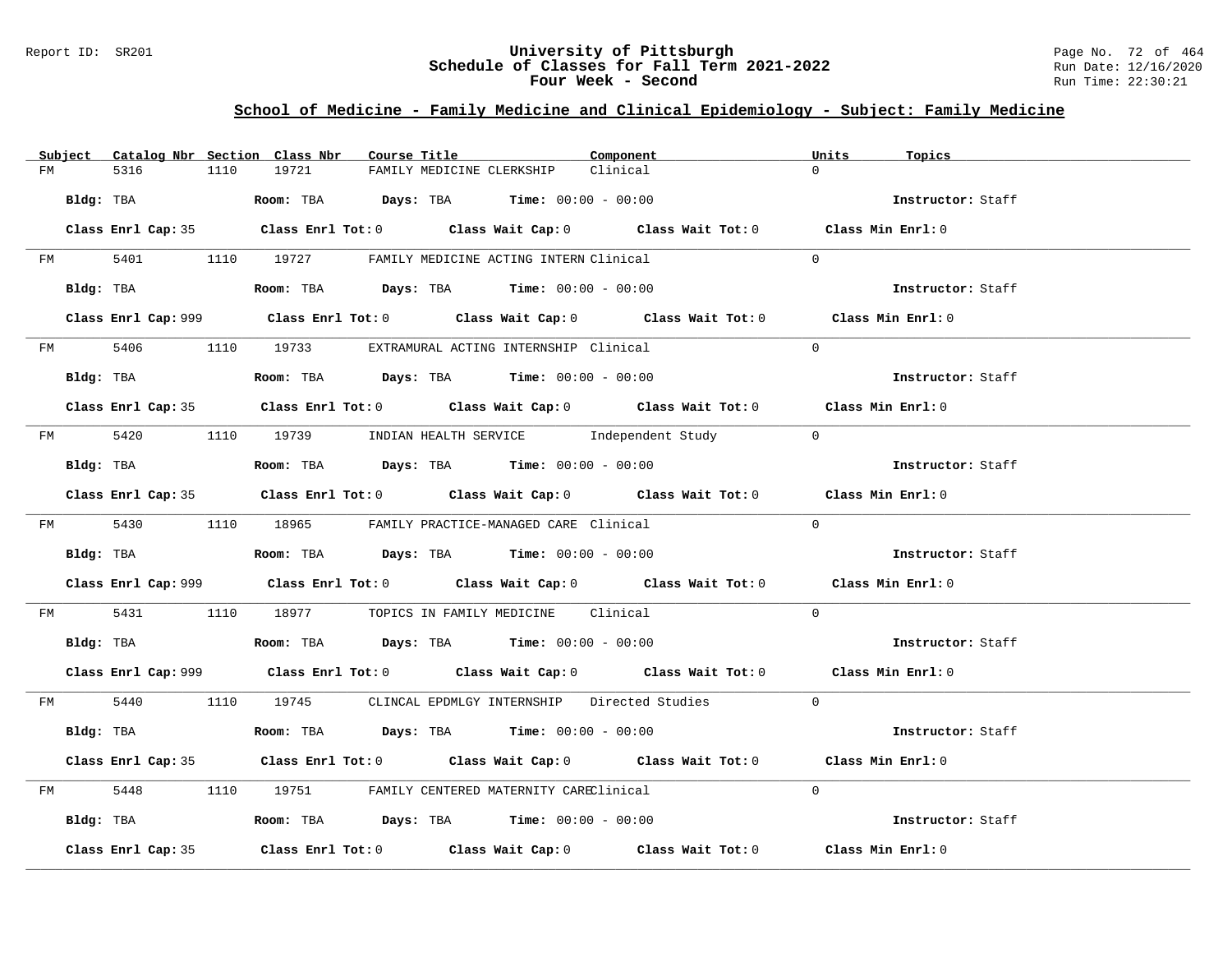# University of Pittsburgh
## Schedule of Classes for Fall Term 2021-2022
### Four Week - Second

Report ID: SR201

Run Date: 12/16/2020
Run Time: 22:30:21

## School of Medicine - Family Medicine and Clinical Epidemiology - Subject: Family Medicine

| Subject | Catalog Nbr | Section | Class Nbr | Course Title | Component | Units | Topics |
|---|---|---|---|---|---|---|---|
| FM | 5316 | 1110 | 19721 | FAMILY MEDICINE CLERKSHIP | Clinical | 0 | |

**Bldg:** TBA **Room:** TBA **Days:** TBA **Time:** 00:00 - 00:00 **Instructor:** Staff

**Class Enrl Cap:** 35 **Class Enrl Tot:** 0 **Class Wait Cap:** 0 **Class Wait Tot:** 0 **Class Min Enrl:** 0

| Subject | Catalog Nbr | Section | Class Nbr | Course Title | Component | Units | Topics |
|---|---|---|---|---|---|---|---|
| FM | 5401 | 1110 | 19727 | FAMILY MEDICINE ACTING INTERN | Clinical | 0 | |

**Bldg:** TBA **Room:** TBA **Days:** TBA **Time:** 00:00 - 00:00 **Instructor:** Staff

**Class Enrl Cap:** 999 **Class Enrl Tot:** 0 **Class Wait Cap:** 0 **Class Wait Tot:** 0 **Class Min Enrl:** 0

| Subject | Catalog Nbr | Section | Class Nbr | Course Title | Component | Units | Topics |
|---|---|---|---|---|---|---|---|
| FM | 5406 | 1110 | 19733 | EXTRAMURAL ACTING INTERNSHIP | Clinical | 0 | |

**Bldg:** TBA **Room:** TBA **Days:** TBA **Time:** 00:00 - 00:00 **Instructor:** Staff

**Class Enrl Cap:** 35 **Class Enrl Tot:** 0 **Class Wait Cap:** 0 **Class Wait Tot:** 0 **Class Min Enrl:** 0

| Subject | Catalog Nbr | Section | Class Nbr | Course Title | Component | Units | Topics |
|---|---|---|---|---|---|---|---|
| FM | 5420 | 1110 | 19739 | INDIAN HEALTH SERVICE | Independent Study | 0 | |

**Bldg:** TBA **Room:** TBA **Days:** TBA **Time:** 00:00 - 00:00 **Instructor:** Staff

**Class Enrl Cap:** 35 **Class Enrl Tot:** 0 **Class Wait Cap:** 0 **Class Wait Tot:** 0 **Class Min Enrl:** 0

| Subject | Catalog Nbr | Section | Class Nbr | Course Title | Component | Units | Topics |
|---|---|---|---|---|---|---|---|
| FM | 5430 | 1110 | 18965 | FAMILY PRACTICE-MANAGED CARE | Clinical | 0 | |

**Bldg:** TBA **Room:** TBA **Days:** TBA **Time:** 00:00 - 00:00 **Instructor:** Staff

**Class Enrl Cap:** 999 **Class Enrl Tot:** 0 **Class Wait Cap:** 0 **Class Wait Tot:** 0 **Class Min Enrl:** 0

| Subject | Catalog Nbr | Section | Class Nbr | Course Title | Component | Units | Topics |
|---|---|---|---|---|---|---|---|
| FM | 5431 | 1110 | 18977 | TOPICS IN FAMILY MEDICINE | Clinical | 0 | |

**Bldg:** TBA **Room:** TBA **Days:** TBA **Time:** 00:00 - 00:00 **Instructor:** Staff

**Class Enrl Cap:** 999 **Class Enrl Tot:** 0 **Class Wait Cap:** 0 **Class Wait Tot:** 0 **Class Min Enrl:** 0

| Subject | Catalog Nbr | Section | Class Nbr | Course Title | Component | Units | Topics |
|---|---|---|---|---|---|---|---|
| FM | 5440 | 1110 | 19745 | CLINCAL EPDMLGY INTERNSHIP | Directed Studies | 0 | |

**Bldg:** TBA **Room:** TBA **Days:** TBA **Time:** 00:00 - 00:00 **Instructor:** Staff

**Class Enrl Cap:** 35 **Class Enrl Tot:** 0 **Class Wait Cap:** 0 **Class Wait Tot:** 0 **Class Min Enrl:** 0

| Subject | Catalog Nbr | Section | Class Nbr | Course Title | Component | Units | Topics |
|---|---|---|---|---|---|---|---|
| FM | 5448 | 1110 | 19751 | FAMILY CENTERED MATERNITY CARE | Clinical | 0 | |

**Bldg:** TBA **Room:** TBA **Days:** TBA **Time:** 00:00 - 00:00 **Instructor:** Staff

**Class Enrl Cap:** 35 **Class Enrl Tot:** 0 **Class Wait Cap:** 0 **Class Wait Tot:** 0 **Class Min Enrl:** 0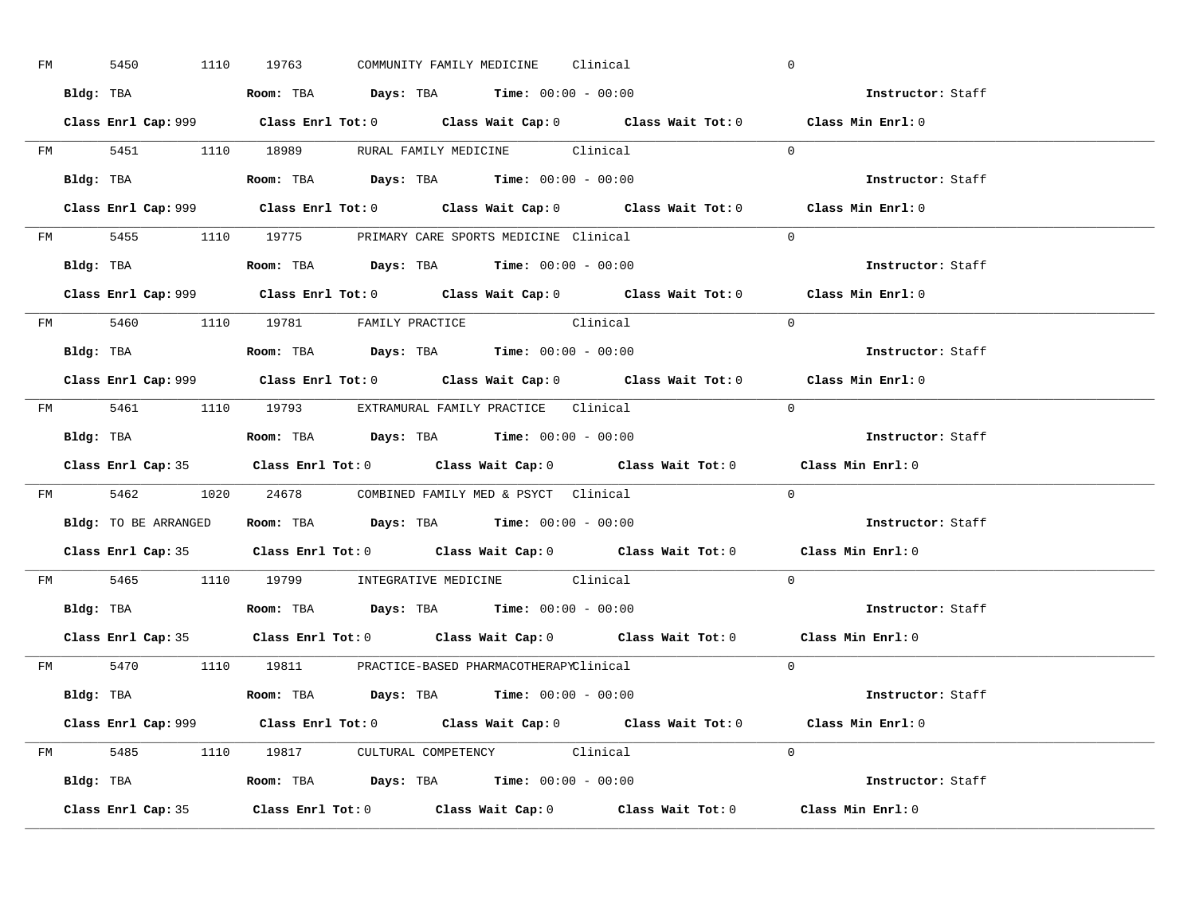FM 5450 1110 19763 COMMUNITY FAMILY MEDICINE Clinical 0

**Bldg:** TBA **Room:** TBA **Days:** TBA **Time:** 00:00 - 00:00 **Instructor:** Staff

**Class Enrl Cap:** 999 **Class Enrl Tot:** 0 **Class Wait Cap:** 0 **Class Wait Tot:** 0 **Class Min Enrl:** 0

---

FM 5451 1110 18989 RURAL FAMILY MEDICINE Clinical 0

**Bldg:** TBA **Room:** TBA **Days:** TBA **Time:** 00:00 - 00:00 **Instructor:** Staff

**Class Enrl Cap:** 999 **Class Enrl Tot:** 0 **Class Wait Cap:** 0 **Class Wait Tot:** 0 **Class Min Enrl:** 0

---

FM 5455 1110 19775 PRIMARY CARE SPORTS MEDICINE Clinical 0

**Bldg:** TBA **Room:** TBA **Days:** TBA **Time:** 00:00 - 00:00 **Instructor:** Staff

**Class Enrl Cap:** 999 **Class Enrl Tot:** 0 **Class Wait Cap:** 0 **Class Wait Tot:** 0 **Class Min Enrl:** 0

---

FM 5460 1110 19781 FAMILY PRACTICE Clinical 0

**Bldg:** TBA **Room:** TBA **Days:** TBA **Time:** 00:00 - 00:00 **Instructor:** Staff

**Class Enrl Cap:** 999 **Class Enrl Tot:** 0 **Class Wait Cap:** 0 **Class Wait Tot:** 0 **Class Min Enrl:** 0

---

FM 5461 1110 19793 EXTRAMURAL FAMILY PRACTICE Clinical 0

**Bldg:** TBA **Room:** TBA **Days:** TBA **Time:** 00:00 - 00:00 **Instructor:** Staff

**Class Enrl Cap:** 35 **Class Enrl Tot:** 0 **Class Wait Cap:** 0 **Class Wait Tot:** 0 **Class Min Enrl:** 0

---

FM 5462 1020 24678 COMBINED FAMILY MED & PSYCT Clinical 0

**Bldg:** TO BE ARRANGED **Room:** TBA **Days:** TBA **Time:** 00:00 - 00:00 **Instructor:** Staff

**Class Enrl Cap:** 35 **Class Enrl Tot:** 0 **Class Wait Cap:** 0 **Class Wait Tot:** 0 **Class Min Enrl:** 0

---

FM 5465 1110 19799 INTEGRATIVE MEDICINE Clinical 0

**Bldg:** TBA **Room:** TBA **Days:** TBA **Time:** 00:00 - 00:00 **Instructor:** Staff

**Class Enrl Cap:** 35 **Class Enrl Tot:** 0 **Class Wait Cap:** 0 **Class Wait Tot:** 0 **Class Min Enrl:** 0

---

FM 5470 1110 19811 PRACTICE-BASED PHARMACOTHERAPY Clinical 0

**Bldg:** TBA **Room:** TBA **Days:** TBA **Time:** 00:00 - 00:00 **Instructor:** Staff

**Class Enrl Cap:** 999 **Class Enrl Tot:** 0 **Class Wait Cap:** 0 **Class Wait Tot:** 0 **Class Min Enrl:** 0

---

FM 5485 1110 19817 CULTURAL COMPETENCY Clinical 0

**Bldg:** TBA **Room:** TBA **Days:** TBA **Time:** 00:00 - 00:00 **Instructor:** Staff

**Class Enrl Cap:** 35 **Class Enrl Tot:** 0 **Class Wait Cap:** 0 **Class Wait Tot:** 0 **Class Min Enrl:** 0

---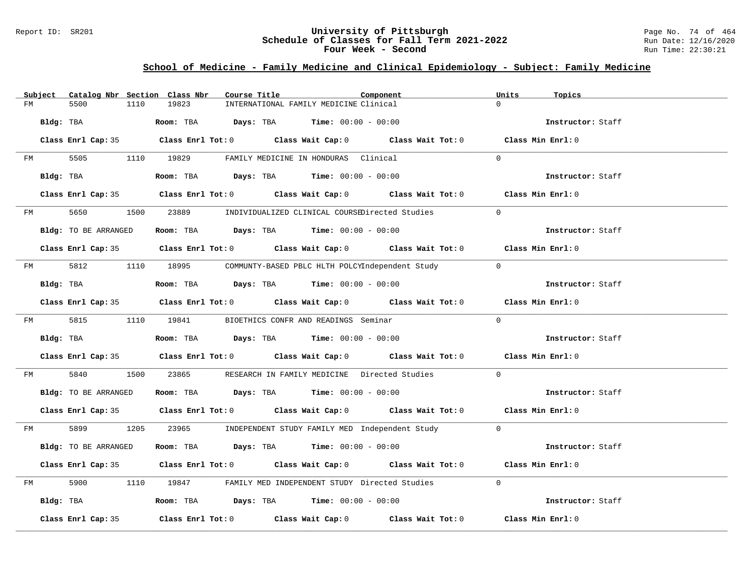# University of Pittsburgh
## Schedule of Classes for Fall Term 2021-2022
### Four Week - Second

Report ID: SR201

Run Date: 12/16/2020
Run Time: 22:30:21

## School of Medicine - Family Medicine and Clinical Epidemiology - Subject: Family Medicine

| Subject | Catalog Nbr | Section | Class Nbr | Course Title | Component | Units | Topics |
|---|---|---|---|---|---|---|---|
| FM | 5500 | 1110 | 19823 | INTERNATIONAL FAMILY MEDICINE | Clinical | 0 | |

Bldg: TBA | Room: TBA | Days: TBA | Time: 00:00 - 00:00 | Instructor: Staff

Class Enrl Cap: 35 | Class Enrl Tot: 0 | Class Wait Cap: 0 | Class Wait Tot: 0 | Class Min Enrl: 0

| Subject | Catalog Nbr | Section | Class Nbr | Course Title | Component | Units | Topics |
|---|---|---|---|---|---|---|---|
| FM | 5505 | 1110 | 19829 | FAMILY MEDICINE IN HONDURAS | Clinical | 0 | |

Bldg: TBA | Room: TBA | Days: TBA | Time: 00:00 - 00:00 | Instructor: Staff

Class Enrl Cap: 35 | Class Enrl Tot: 0 | Class Wait Cap: 0 | Class Wait Tot: 0 | Class Min Enrl: 0

| Subject | Catalog Nbr | Section | Class Nbr | Course Title | Component | Units | Topics |
|---|---|---|---|---|---|---|---|
| FM | 5650 | 1500 | 23889 | INDIVIDUALIZED CLINICAL COURSE | Directed Studies | 0 | |

Bldg: TO BE ARRANGED | Room: TBA | Days: TBA | Time: 00:00 - 00:00 | Instructor: Staff

Class Enrl Cap: 35 | Class Enrl Tot: 0 | Class Wait Cap: 0 | Class Wait Tot: 0 | Class Min Enrl: 0

| Subject | Catalog Nbr | Section | Class Nbr | Course Title | Component | Units | Topics |
|---|---|---|---|---|---|---|---|
| FM | 5812 | 1110 | 18995 | COMMUNTY-BASED PBLC HLTH POLCY | Independent Study | 0 | |

Bldg: TBA | Room: TBA | Days: TBA | Time: 00:00 - 00:00 | Instructor: Staff

Class Enrl Cap: 35 | Class Enrl Tot: 0 | Class Wait Cap: 0 | Class Wait Tot: 0 | Class Min Enrl: 0

| Subject | Catalog Nbr | Section | Class Nbr | Course Title | Component | Units | Topics |
|---|---|---|---|---|---|---|---|
| FM | 5815 | 1110 | 19841 | BIOETHICS CONFR AND READINGS | Seminar | 0 | |

Bldg: TBA | Room: TBA | Days: TBA | Time: 00:00 - 00:00 | Instructor: Staff

Class Enrl Cap: 35 | Class Enrl Tot: 0 | Class Wait Cap: 0 | Class Wait Tot: 0 | Class Min Enrl: 0

| Subject | Catalog Nbr | Section | Class Nbr | Course Title | Component | Units | Topics |
|---|---|---|---|---|---|---|---|
| FM | 5840 | 1500 | 23865 | RESEARCH IN FAMILY MEDICINE | Directed Studies | 0 | |

Bldg: TO BE ARRANGED | Room: TBA | Days: TBA | Time: 00:00 - 00:00 | Instructor: Staff

Class Enrl Cap: 35 | Class Enrl Tot: 0 | Class Wait Cap: 0 | Class Wait Tot: 0 | Class Min Enrl: 0

| Subject | Catalog Nbr | Section | Class Nbr | Course Title | Component | Units | Topics |
|---|---|---|---|---|---|---|---|
| FM | 5899 | 1205 | 23965 | INDEPENDENT STUDY FAMILY MED | Independent Study | 0 | |

Bldg: TO BE ARRANGED | Room: TBA | Days: TBA | Time: 00:00 - 00:00 | Instructor: Staff

Class Enrl Cap: 35 | Class Enrl Tot: 0 | Class Wait Cap: 0 | Class Wait Tot: 0 | Class Min Enrl: 0

| Subject | Catalog Nbr | Section | Class Nbr | Course Title | Component | Units | Topics |
|---|---|---|---|---|---|---|---|
| FM | 5900 | 1110 | 19847 | FAMILY MED INDEPENDENT STUDY | Directed Studies | 0 | |

Bldg: TBA | Room: TBA | Days: TBA | Time: 00:00 - 00:00 | Instructor: Staff

Class Enrl Cap: 35 | Class Enrl Tot: 0 | Class Wait Cap: 0 | Class Wait Tot: 0 | Class Min Enrl: 0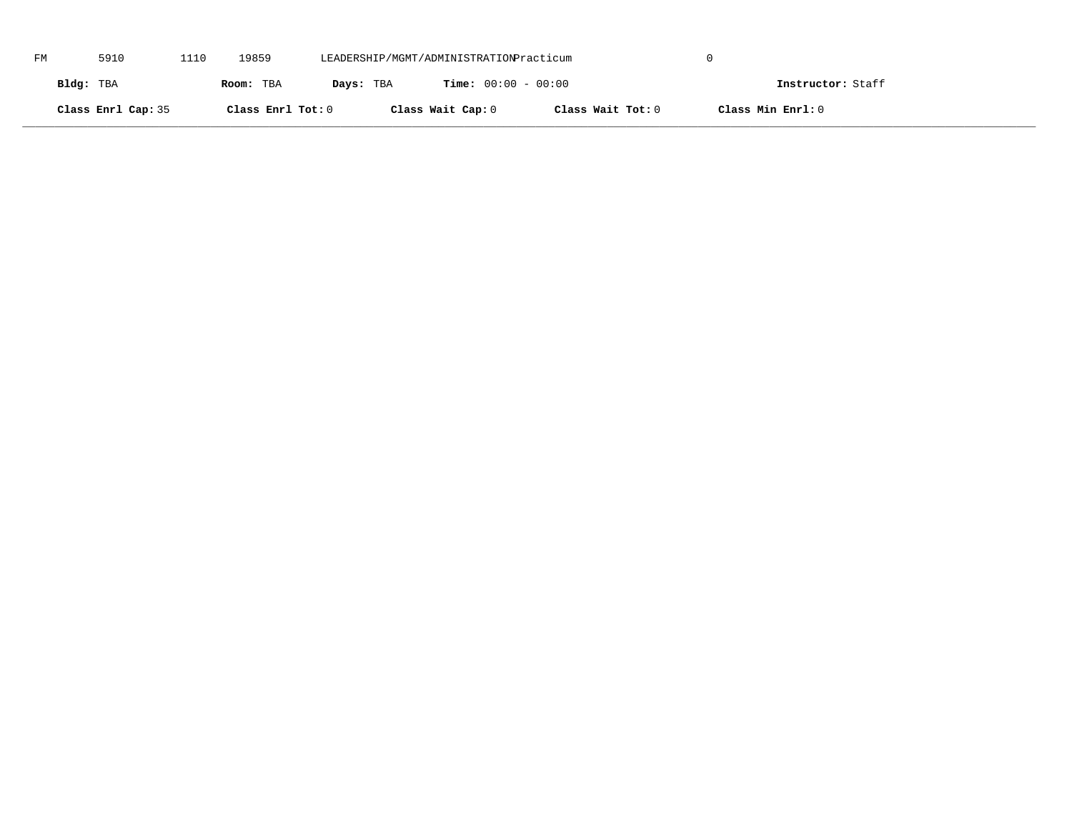FM 5910 1110 19859 LEADERSHIP/MGMT/ADMINISTRATION Practicum 0

**Bldg:** TBA **Room:** TBA **Days:** TBA **Time:** 00:00 - 00:00 **Instructor:** Staff

**Class Enrl Cap:** 35 **Class Enrl Tot:** 0 **Class Wait Cap:** 0 **Class Wait Tot:** 0 **Class Min Enrl:** 0

---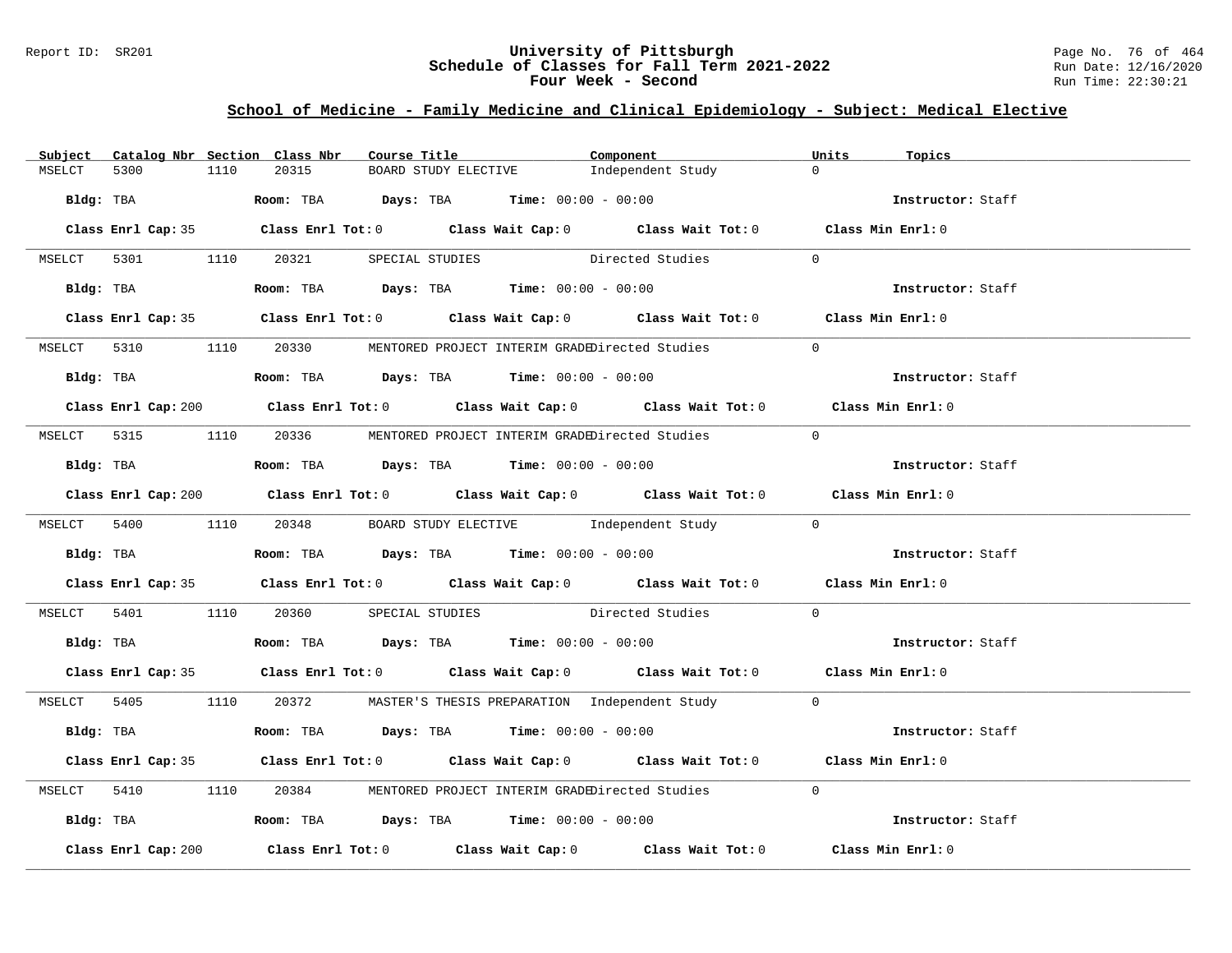## School of Medicine - Family Medicine and Clinical Epidemiology - Subject: Medical Elective

| Subject | Catalog Nbr | Section | Class Nbr | Course Title | Component | Units | Topics |
|---|---|---|---|---|---|---|---|
| MSELCT | 5300 | 1110 | 20315 | BOARD STUDY ELECTIVE | Independent Study | 0 | |

**Bldg:** TBA **Room:** TBA **Days:** TBA **Time:** 00:00 - 00:00 **Instructor:** Staff

**Class Enrl Cap:** 35 **Class Enrl Tot:** 0 **Class Wait Cap:** 0 **Class Wait Tot:** 0 **Class Min Enrl:** 0

| Subject | Catalog Nbr | Section | Class Nbr | Course Title | Component | Units | Topics |
|---|---|---|---|---|---|---|---|
| MSELCT | 5301 | 1110 | 20321 | SPECIAL STUDIES | Directed Studies | 0 | |

**Bldg:** TBA **Room:** TBA **Days:** TBA **Time:** 00:00 - 00:00 **Instructor:** Staff

**Class Enrl Cap:** 35 **Class Enrl Tot:** 0 **Class Wait Cap:** 0 **Class Wait Tot:** 0 **Class Min Enrl:** 0

| Subject | Catalog Nbr | Section | Class Nbr | Course Title | Component | Units | Topics |
|---|---|---|---|---|---|---|---|
| MSELCT | 5310 | 1110 | 20330 | MENTORED PROJECT INTERIM GRADE | Directed Studies | 0 | |

**Bldg:** TBA **Room:** TBA **Days:** TBA **Time:** 00:00 - 00:00 **Instructor:** Staff

**Class Enrl Cap:** 200 **Class Enrl Tot:** 0 **Class Wait Cap:** 0 **Class Wait Tot:** 0 **Class Min Enrl:** 0

| Subject | Catalog Nbr | Section | Class Nbr | Course Title | Component | Units | Topics |
|---|---|---|---|---|---|---|---|
| MSELCT | 5315 | 1110 | 20336 | MENTORED PROJECT INTERIM GRADE | Directed Studies | 0 | |

**Bldg:** TBA **Room:** TBA **Days:** TBA **Time:** 00:00 - 00:00 **Instructor:** Staff

**Class Enrl Cap:** 200 **Class Enrl Tot:** 0 **Class Wait Cap:** 0 **Class Wait Tot:** 0 **Class Min Enrl:** 0

| Subject | Catalog Nbr | Section | Class Nbr | Course Title | Component | Units | Topics |
|---|---|---|---|---|---|---|---|
| MSELCT | 5400 | 1110 | 20348 | BOARD STUDY ELECTIVE | Independent Study | 0 | |

**Bldg:** TBA **Room:** TBA **Days:** TBA **Time:** 00:00 - 00:00 **Instructor:** Staff

**Class Enrl Cap:** 35 **Class Enrl Tot:** 0 **Class Wait Cap:** 0 **Class Wait Tot:** 0 **Class Min Enrl:** 0

| Subject | Catalog Nbr | Section | Class Nbr | Course Title | Component | Units | Topics |
|---|---|---|---|---|---|---|---|
| MSELCT | 5401 | 1110 | 20360 | SPECIAL STUDIES | Directed Studies | 0 | |

**Bldg:** TBA **Room:** TBA **Days:** TBA **Time:** 00:00 - 00:00 **Instructor:** Staff

**Class Enrl Cap:** 35 **Class Enrl Tot:** 0 **Class Wait Cap:** 0 **Class Wait Tot:** 0 **Class Min Enrl:** 0

| Subject | Catalog Nbr | Section | Class Nbr | Course Title | Component | Units | Topics |
|---|---|---|---|---|---|---|---|
| MSELCT | 5405 | 1110 | 20372 | MASTER'S THESIS PREPARATION | Independent Study | 0 | |

**Bldg:** TBA **Room:** TBA **Days:** TBA **Time:** 00:00 - 00:00 **Instructor:** Staff

**Class Enrl Cap:** 35 **Class Enrl Tot:** 0 **Class Wait Cap:** 0 **Class Wait Tot:** 0 **Class Min Enrl:** 0

| Subject | Catalog Nbr | Section | Class Nbr | Course Title | Component | Units | Topics |
|---|---|---|---|---|---|---|---|
| MSELCT | 5410 | 1110 | 20384 | MENTORED PROJECT INTERIM GRADE | Directed Studies | 0 | |

**Bldg:** TBA **Room:** TBA **Days:** TBA **Time:** 00:00 - 00:00 **Instructor:** Staff

**Class Enrl Cap:** 200 **Class Enrl Tot:** 0 **Class Wait Cap:** 0 **Class Wait Tot:** 0 **Class Min Enrl:** 0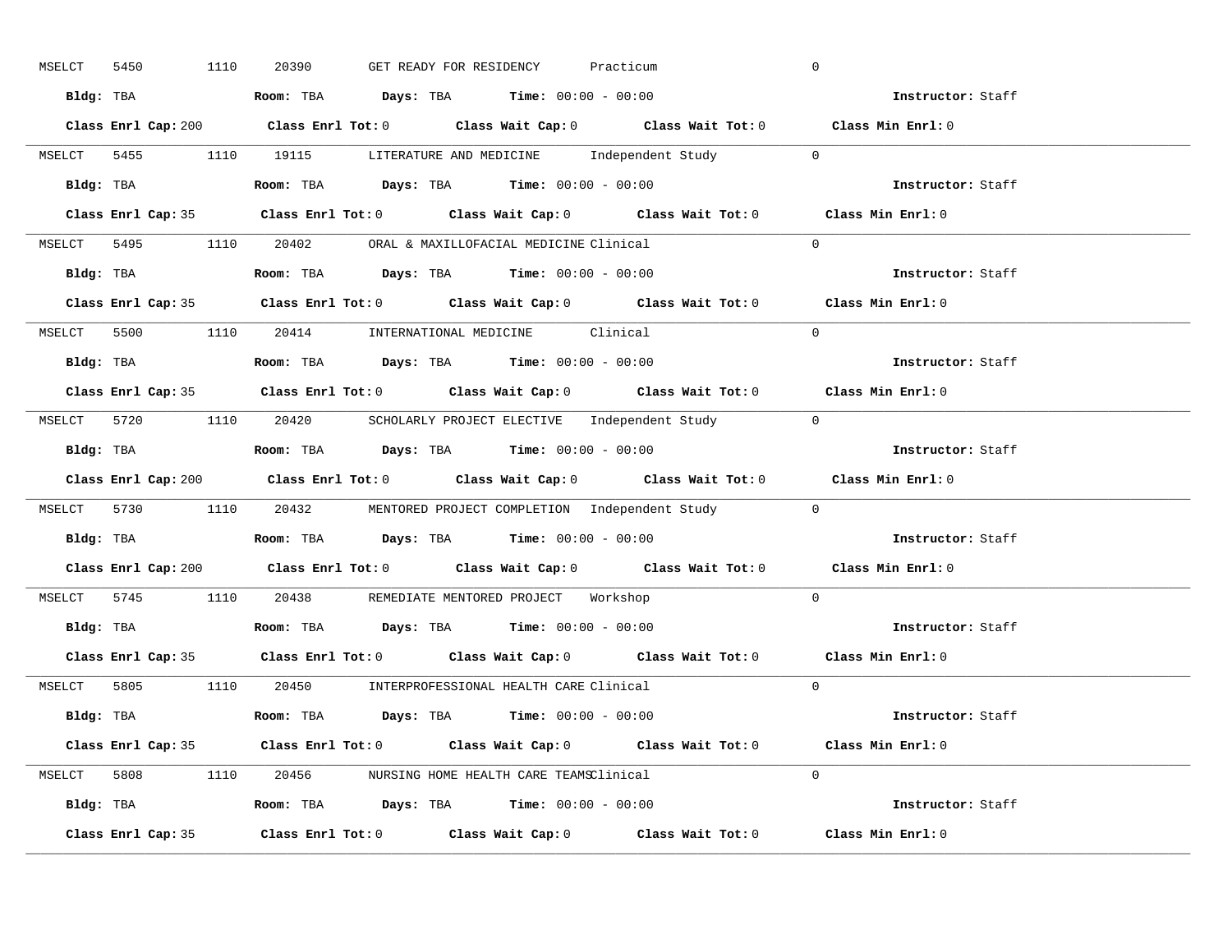MSELCT 5450 1110 20390 GET READY FOR RESIDENCY Practicum 0

**Bldg:** TBA **Room:** TBA **Days:** TBA **Time:** 00:00 - 00:00 **Instructor:** Staff

**Class Enrl Cap:** 200 **Class Enrl Tot:** 0 **Class Wait Cap:** 0 **Class Wait Tot:** 0 **Class Min Enrl:** 0

---

MSELCT 5455 1110 19115 LITERATURE AND MEDICINE Independent Study 0

**Bldg:** TBA **Room:** TBA **Days:** TBA **Time:** 00:00 - 00:00 **Instructor:** Staff

**Class Enrl Cap:** 35 **Class Enrl Tot:** 0 **Class Wait Cap:** 0 **Class Wait Tot:** 0 **Class Min Enrl:** 0

---

MSELCT 5495 1110 20402 ORAL & MAXILLOFACIAL MEDICINE Clinical 0

**Bldg:** TBA **Room:** TBA **Days:** TBA **Time:** 00:00 - 00:00 **Instructor:** Staff

**Class Enrl Cap:** 35 **Class Enrl Tot:** 0 **Class Wait Cap:** 0 **Class Wait Tot:** 0 **Class Min Enrl:** 0

---

MSELCT 5500 1110 20414 INTERNATIONAL MEDICINE Clinical 0

**Bldg:** TBA **Room:** TBA **Days:** TBA **Time:** 00:00 - 00:00 **Instructor:** Staff

**Class Enrl Cap:** 35 **Class Enrl Tot:** 0 **Class Wait Cap:** 0 **Class Wait Tot:** 0 **Class Min Enrl:** 0

---

MSELCT 5720 1110 20420 SCHOLARLY PROJECT ELECTIVE Independent Study 0

**Bldg:** TBA **Room:** TBA **Days:** TBA **Time:** 00:00 - 00:00 **Instructor:** Staff

**Class Enrl Cap:** 200 **Class Enrl Tot:** 0 **Class Wait Cap:** 0 **Class Wait Tot:** 0 **Class Min Enrl:** 0

---

MSELCT 5730 1110 20432 MENTORED PROJECT COMPLETION Independent Study 0

**Bldg:** TBA **Room:** TBA **Days:** TBA **Time:** 00:00 - 00:00 **Instructor:** Staff

**Class Enrl Cap:** 200 **Class Enrl Tot:** 0 **Class Wait Cap:** 0 **Class Wait Tot:** 0 **Class Min Enrl:** 0

---

MSELCT 5745 1110 20438 REMEDIATE MENTORED PROJECT Workshop 0

**Bldg:** TBA **Room:** TBA **Days:** TBA **Time:** 00:00 - 00:00 **Instructor:** Staff

**Class Enrl Cap:** 35 **Class Enrl Tot:** 0 **Class Wait Cap:** 0 **Class Wait Tot:** 0 **Class Min Enrl:** 0

---

MSELCT 5805 1110 20450 INTERPROFESSIONAL HEALTH CARE Clinical 0

**Bldg:** TBA **Room:** TBA **Days:** TBA **Time:** 00:00 - 00:00 **Instructor:** Staff

**Class Enrl Cap:** 35 **Class Enrl Tot:** 0 **Class Wait Cap:** 0 **Class Wait Tot:** 0 **Class Min Enrl:** 0

---

MSELCT 5808 1110 20456 NURSING HOME HEALTH CARE TEAMS Clinical 0

**Bldg:** TBA **Room:** TBA **Days:** TBA **Time:** 00:00 - 00:00 **Instructor:** Staff

**Class Enrl Cap:** 35 **Class Enrl Tot:** 0 **Class Wait Cap:** 0 **Class Wait Tot:** 0 **Class Min Enrl:** 0

---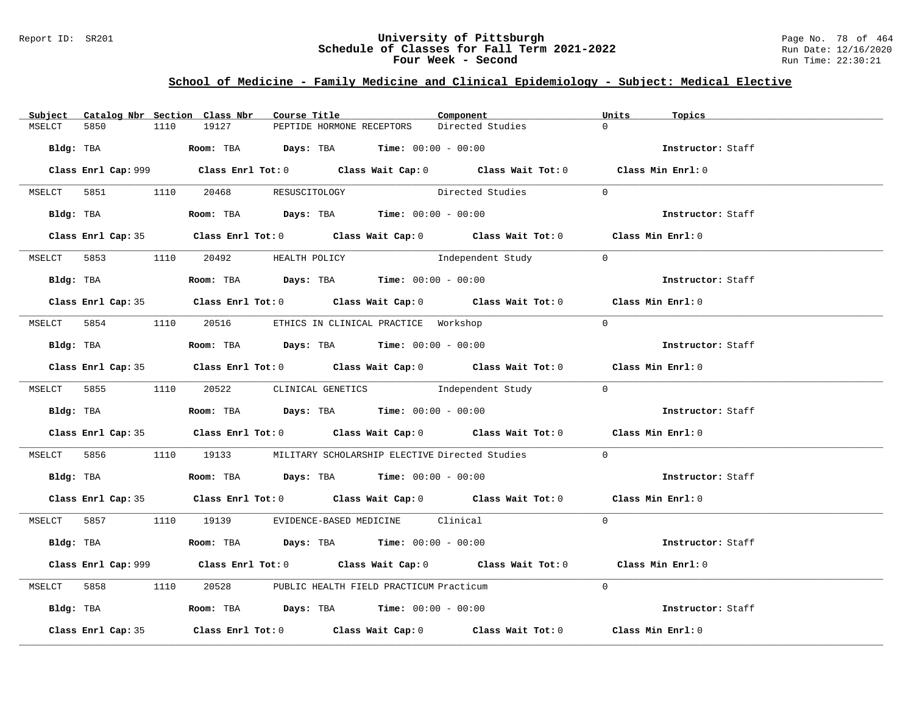## School of Medicine - Family Medicine and Clinical Epidemiology - Subject: Medical Elective

| Subject | Catalog Nbr | Section | Class Nbr | Course Title | Component | Units | Topics |
|---|---|---|---|---|---|---|---|
| MSELCT | 5850 | 1110 | 19127 | PEPTIDE HORMONE RECEPTORS | Directed Studies | 0 | |

**Bldg:** TBA **Room:** TBA **Days:** TBA **Time:** 00:00 - 00:00 **Instructor:** Staff

**Class Enrl Cap:** 999 **Class Enrl Tot:** 0 **Class Wait Cap:** 0 **Class Wait Tot:** 0 **Class Min Enrl:** 0

---

| Subject | Catalog Nbr | Section | Class Nbr | Course Title | Component | Units | Topics |
|---|---|---|---|---|---|---|---|
| MSELCT | 5851 | 1110 | 20468 | RESUSCITOLOGY | Directed Studies | 0 | |

**Bldg:** TBA **Room:** TBA **Days:** TBA **Time:** 00:00 - 00:00 **Instructor:** Staff

**Class Enrl Cap:** 35 **Class Enrl Tot:** 0 **Class Wait Cap:** 0 **Class Wait Tot:** 0 **Class Min Enrl:** 0

---

| Subject | Catalog Nbr | Section | Class Nbr | Course Title | Component | Units | Topics |
|---|---|---|---|---|---|---|---|
| MSELCT | 5853 | 1110 | 20492 | HEALTH POLICY | Independent Study | 0 | |

**Bldg:** TBA **Room:** TBA **Days:** TBA **Time:** 00:00 - 00:00 **Instructor:** Staff

**Class Enrl Cap:** 35 **Class Enrl Tot:** 0 **Class Wait Cap:** 0 **Class Wait Tot:** 0 **Class Min Enrl:** 0

---

| Subject | Catalog Nbr | Section | Class Nbr | Course Title | Component | Units | Topics |
|---|---|---|---|---|---|---|---|
| MSELCT | 5854 | 1110 | 20516 | ETHICS IN CLINICAL PRACTICE | Workshop | 0 | |

**Bldg:** TBA **Room:** TBA **Days:** TBA **Time:** 00:00 - 00:00 **Instructor:** Staff

**Class Enrl Cap:** 35 **Class Enrl Tot:** 0 **Class Wait Cap:** 0 **Class Wait Tot:** 0 **Class Min Enrl:** 0

---

| Subject | Catalog Nbr | Section | Class Nbr | Course Title | Component | Units | Topics |
|---|---|---|---|---|---|---|---|
| MSELCT | 5855 | 1110 | 20522 | CLINICAL GENETICS | Independent Study | 0 | |

**Bldg:** TBA **Room:** TBA **Days:** TBA **Time:** 00:00 - 00:00 **Instructor:** Staff

**Class Enrl Cap:** 35 **Class Enrl Tot:** 0 **Class Wait Cap:** 0 **Class Wait Tot:** 0 **Class Min Enrl:** 0

---

| Subject | Catalog Nbr | Section | Class Nbr | Course Title | Component | Units | Topics |
|---|---|---|---|---|---|---|---|
| MSELCT | 5856 | 1110 | 19133 | MILITARY SCHOLARSHIP ELECTIVE | Directed Studies | 0 | |

**Bldg:** TBA **Room:** TBA **Days:** TBA **Time:** 00:00 - 00:00 **Instructor:** Staff

**Class Enrl Cap:** 35 **Class Enrl Tot:** 0 **Class Wait Cap:** 0 **Class Wait Tot:** 0 **Class Min Enrl:** 0

---

| Subject | Catalog Nbr | Section | Class Nbr | Course Title | Component | Units | Topics |
|---|---|---|---|---|---|---|---|
| MSELCT | 5857 | 1110 | 19139 | EVIDENCE-BASED MEDICINE | Clinical | 0 | |

**Bldg:** TBA **Room:** TBA **Days:** TBA **Time:** 00:00 - 00:00 **Instructor:** Staff

**Class Enrl Cap:** 999 **Class Enrl Tot:** 0 **Class Wait Cap:** 0 **Class Wait Tot:** 0 **Class Min Enrl:** 0

---

| Subject | Catalog Nbr | Section | Class Nbr | Course Title | Component | Units | Topics |
|---|---|---|---|---|---|---|---|
| MSELCT | 5858 | 1110 | 20528 | PUBLIC HEALTH FIELD PRACTICUM | Practicum | 0 | |

**Bldg:** TBA **Room:** TBA **Days:** TBA **Time:** 00:00 - 00:00 **Instructor:** Staff

**Class Enrl Cap:** 35 **Class Enrl Tot:** 0 **Class Wait Cap:** 0 **Class Wait Tot:** 0 **Class Min Enrl:** 0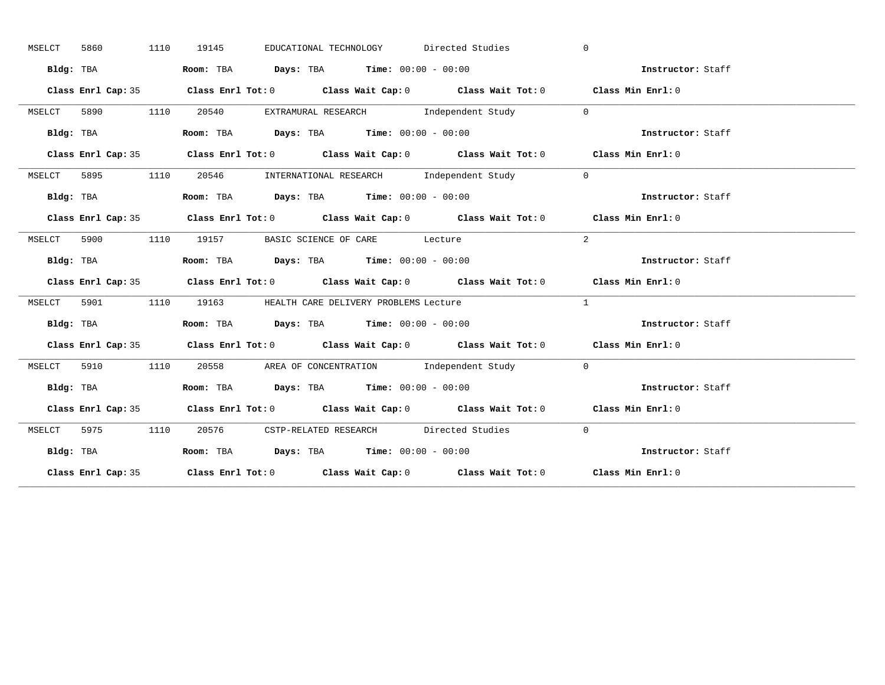MSELCT 5860 1110 19145 EDUCATIONAL TECHNOLOGY Directed Studies 0

**Bldg:** TBA **Room:** TBA **Days:** TBA **Time:** 00:00 - 00:00 **Instructor:** Staff

**Class Enrl Cap:** 35 **Class Enrl Tot:** 0 **Class Wait Cap:** 0 **Class Wait Tot:** 0 **Class Min Enrl:** 0

---

MSELCT 5890 1110 20540 EXTRAMURAL RESEARCH Independent Study 0

**Bldg:** TBA **Room:** TBA **Days:** TBA **Time:** 00:00 - 00:00 **Instructor:** Staff

**Class Enrl Cap:** 35 **Class Enrl Tot:** 0 **Class Wait Cap:** 0 **Class Wait Tot:** 0 **Class Min Enrl:** 0

---

MSELCT 5895 1110 20546 INTERNATIONAL RESEARCH Independent Study 0

**Bldg:** TBA **Room:** TBA **Days:** TBA **Time:** 00:00 - 00:00 **Instructor:** Staff

**Class Enrl Cap:** 35 **Class Enrl Tot:** 0 **Class Wait Cap:** 0 **Class Wait Tot:** 0 **Class Min Enrl:** 0

---

MSELCT 5900 1110 19157 BASIC SCIENCE OF CARE Lecture 2

**Bldg:** TBA **Room:** TBA **Days:** TBA **Time:** 00:00 - 00:00 **Instructor:** Staff

**Class Enrl Cap:** 35 **Class Enrl Tot:** 0 **Class Wait Cap:** 0 **Class Wait Tot:** 0 **Class Min Enrl:** 0

---

MSELCT 5901 1110 19163 HEALTH CARE DELIVERY PROBLEMS Lecture 1

**Bldg:** TBA **Room:** TBA **Days:** TBA **Time:** 00:00 - 00:00 **Instructor:** Staff

**Class Enrl Cap:** 35 **Class Enrl Tot:** 0 **Class Wait Cap:** 0 **Class Wait Tot:** 0 **Class Min Enrl:** 0

---

MSELCT 5910 1110 20558 AREA OF CONCENTRATION Independent Study 0

**Bldg:** TBA **Room:** TBA **Days:** TBA **Time:** 00:00 - 00:00 **Instructor:** Staff

**Class Enrl Cap:** 35 **Class Enrl Tot:** 0 **Class Wait Cap:** 0 **Class Wait Tot:** 0 **Class Min Enrl:** 0

---

MSELCT 5975 1110 20576 CSTP-RELATED RESEARCH Directed Studies 0

**Bldg:** TBA **Room:** TBA **Days:** TBA **Time:** 00:00 - 00:00 **Instructor:** Staff

**Class Enrl Cap:** 35 **Class Enrl Tot:** 0 **Class Wait Cap:** 0 **Class Wait Tot:** 0 **Class Min Enrl:** 0

---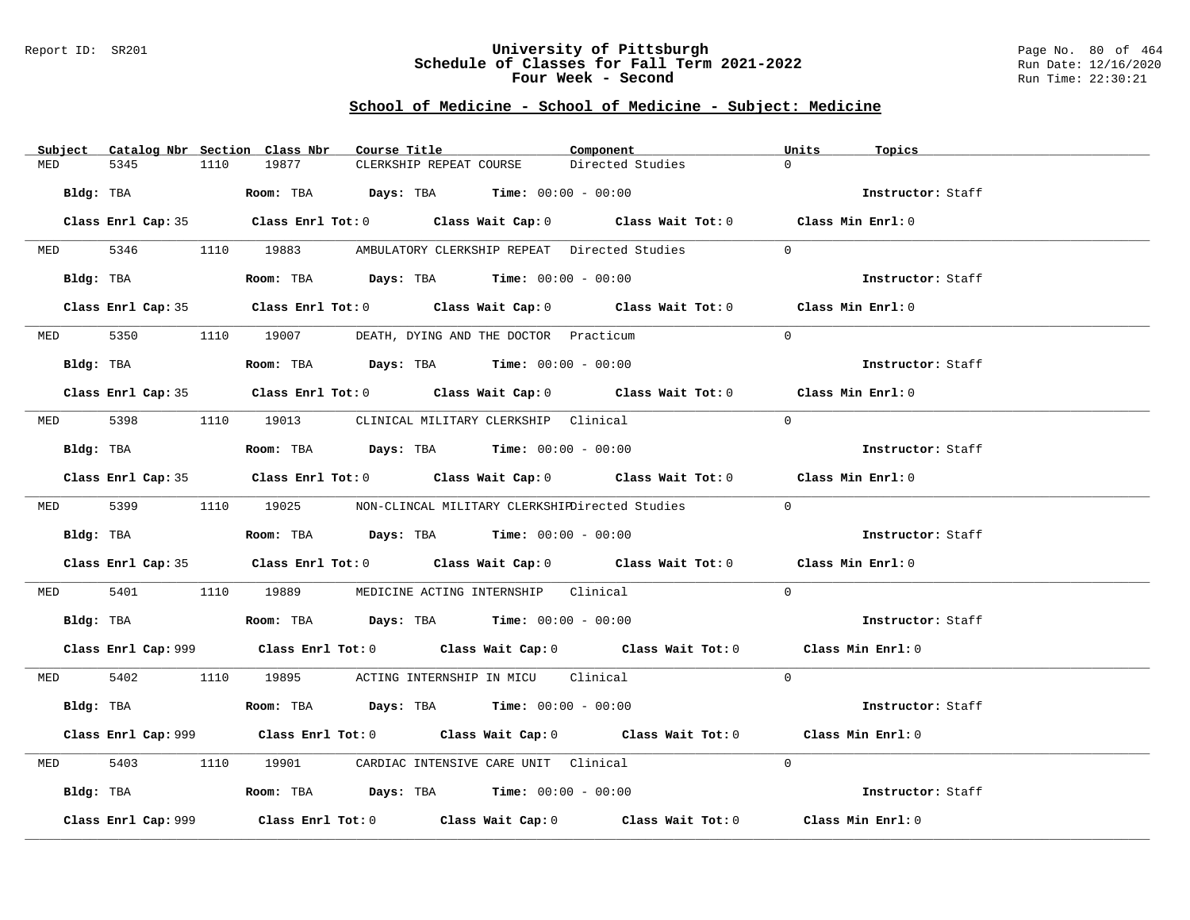# University of Pittsburgh
## Schedule of Classes for Fall Term 2021-2022
### Four Week - Second

## School of Medicine - School of Medicine - Subject: Medicine

| Subject | Catalog Nbr | Section | Class Nbr | Course Title | Component | Units | Topics |
|---|---|---|---|---|---|---|---|
| MED | 5345 | 1110 | 19877 | CLERKSHIP REPEAT COURSE | Directed Studies | 0 | |

**Bldg:** TBA **Room:** TBA **Days:** TBA **Time:** 00:00 - 00:00 **Instructor:** Staff

**Class Enrl Cap:** 35 **Class Enrl Tot:** 0 **Class Wait Cap:** 0 **Class Wait Tot:** 0 **Class Min Enrl:** 0

| Subject | Catalog Nbr | Section | Class Nbr | Course Title | Component | Units | Topics |
|---|---|---|---|---|---|---|---|
| MED | 5346 | 1110 | 19883 | AMBULATORY CLERKSHIP REPEAT | Directed Studies | 0 | |

**Bldg:** TBA **Room:** TBA **Days:** TBA **Time:** 00:00 - 00:00 **Instructor:** Staff

**Class Enrl Cap:** 35 **Class Enrl Tot:** 0 **Class Wait Cap:** 0 **Class Wait Tot:** 0 **Class Min Enrl:** 0

| Subject | Catalog Nbr | Section | Class Nbr | Course Title | Component | Units | Topics |
|---|---|---|---|---|---|---|---|
| MED | 5350 | 1110 | 19007 | DEATH, DYING AND THE DOCTOR | Practicum | 0 | |

**Bldg:** TBA **Room:** TBA **Days:** TBA **Time:** 00:00 - 00:00 **Instructor:** Staff

**Class Enrl Cap:** 35 **Class Enrl Tot:** 0 **Class Wait Cap:** 0 **Class Wait Tot:** 0 **Class Min Enrl:** 0

| Subject | Catalog Nbr | Section | Class Nbr | Course Title | Component | Units | Topics |
|---|---|---|---|---|---|---|---|
| MED | 5398 | 1110 | 19013 | CLINICAL MILITARY CLERKSHIP | Clinical | 0 | |

**Bldg:** TBA **Room:** TBA **Days:** TBA **Time:** 00:00 - 00:00 **Instructor:** Staff

**Class Enrl Cap:** 35 **Class Enrl Tot:** 0 **Class Wait Cap:** 0 **Class Wait Tot:** 0 **Class Min Enrl:** 0

| Subject | Catalog Nbr | Section | Class Nbr | Course Title | Component | Units | Topics |
|---|---|---|---|---|---|---|---|
| MED | 5399 | 1110 | 19025 | NON-CLINCAL MILITARY CLERKSHIP | Directed Studies | 0 | |

**Bldg:** TBA **Room:** TBA **Days:** TBA **Time:** 00:00 - 00:00 **Instructor:** Staff

**Class Enrl Cap:** 35 **Class Enrl Tot:** 0 **Class Wait Cap:** 0 **Class Wait Tot:** 0 **Class Min Enrl:** 0

| Subject | Catalog Nbr | Section | Class Nbr | Course Title | Component | Units | Topics |
|---|---|---|---|---|---|---|---|
| MED | 5401 | 1110 | 19889 | MEDICINE ACTING INTERNSHIP | Clinical | 0 | |

**Bldg:** TBA **Room:** TBA **Days:** TBA **Time:** 00:00 - 00:00 **Instructor:** Staff

**Class Enrl Cap:** 999 **Class Enrl Tot:** 0 **Class Wait Cap:** 0 **Class Wait Tot:** 0 **Class Min Enrl:** 0

| Subject | Catalog Nbr | Section | Class Nbr | Course Title | Component | Units | Topics |
|---|---|---|---|---|---|---|---|
| MED | 5402 | 1110 | 19895 | ACTING INTERNSHIP IN MICU | Clinical | 0 | |

**Bldg:** TBA **Room:** TBA **Days:** TBA **Time:** 00:00 - 00:00 **Instructor:** Staff

**Class Enrl Cap:** 999 **Class Enrl Tot:** 0 **Class Wait Cap:** 0 **Class Wait Tot:** 0 **Class Min Enrl:** 0

| Subject | Catalog Nbr | Section | Class Nbr | Course Title | Component | Units | Topics |
|---|---|---|---|---|---|---|---|
| MED | 5403 | 1110 | 19901 | CARDIAC INTENSIVE CARE UNIT | Clinical | 0 | |

**Bldg:** TBA **Room:** TBA **Days:** TBA **Time:** 00:00 - 00:00 **Instructor:** Staff

**Class Enrl Cap:** 999 **Class Enrl Tot:** 0 **Class Wait Cap:** 0 **Class Wait Tot:** 0 **Class Min Enrl:** 0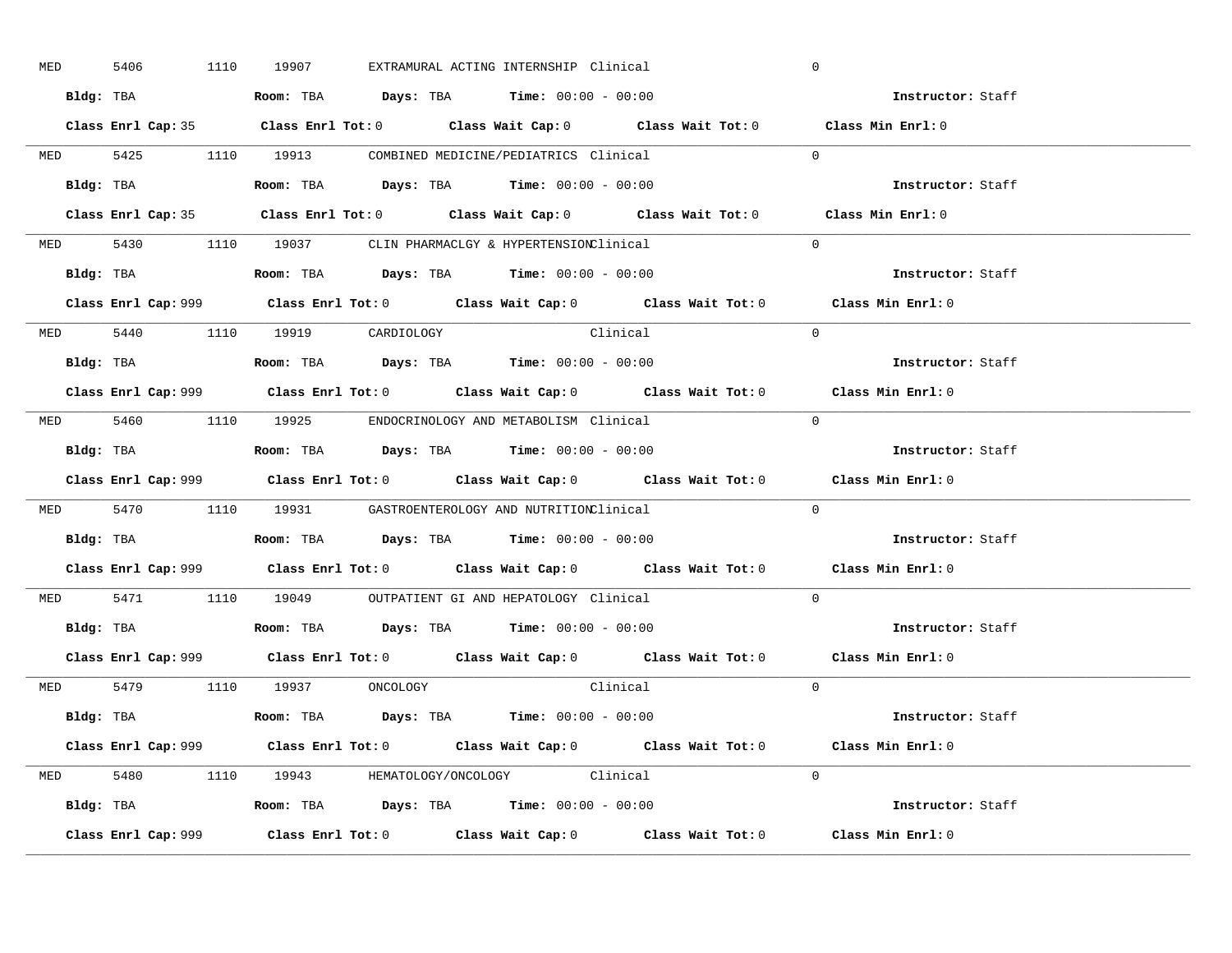MED 5406 1110 19907 EXTRAMURAL ACTING INTERNSHIP Clinical 0

**Bldg:** TBA **Room:** TBA **Days:** TBA **Time:** 00:00 - 00:00 **Instructor:** Staff

**Class Enrl Cap:** 35 **Class Enrl Tot:** 0 **Class Wait Cap:** 0 **Class Wait Tot:** 0 **Class Min Enrl:** 0

---

MED 5425 1110 19913 COMBINED MEDICINE/PEDIATRICS Clinical 0

**Bldg:** TBA **Room:** TBA **Days:** TBA **Time:** 00:00 - 00:00 **Instructor:** Staff

**Class Enrl Cap:** 35 **Class Enrl Tot:** 0 **Class Wait Cap:** 0 **Class Wait Tot:** 0 **Class Min Enrl:** 0

---

MED 5430 1110 19037 CLIN PHARMACLGY & HYPERTENSION Clinical 0

**Bldg:** TBA **Room:** TBA **Days:** TBA **Time:** 00:00 - 00:00 **Instructor:** Staff

**Class Enrl Cap:** 999 **Class Enrl Tot:** 0 **Class Wait Cap:** 0 **Class Wait Tot:** 0 **Class Min Enrl:** 0

---

MED 5440 1110 19919 CARDIOLOGY Clinical 0

**Bldg:** TBA **Room:** TBA **Days:** TBA **Time:** 00:00 - 00:00 **Instructor:** Staff

**Class Enrl Cap:** 999 **Class Enrl Tot:** 0 **Class Wait Cap:** 0 **Class Wait Tot:** 0 **Class Min Enrl:** 0

---

MED 5460 1110 19925 ENDOCRINOLOGY AND METABOLISM Clinical 0

**Bldg:** TBA **Room:** TBA **Days:** TBA **Time:** 00:00 - 00:00 **Instructor:** Staff

**Class Enrl Cap:** 999 **Class Enrl Tot:** 0 **Class Wait Cap:** 0 **Class Wait Tot:** 0 **Class Min Enrl:** 0

---

MED 5470 1110 19931 GASTROENTEROLOGY AND NUTRITION Clinical 0

**Bldg:** TBA **Room:** TBA **Days:** TBA **Time:** 00:00 - 00:00 **Instructor:** Staff

**Class Enrl Cap:** 999 **Class Enrl Tot:** 0 **Class Wait Cap:** 0 **Class Wait Tot:** 0 **Class Min Enrl:** 0

---

MED 5471 1110 19049 OUTPATIENT GI AND HEPATOLOGY Clinical 0

**Bldg:** TBA **Room:** TBA **Days:** TBA **Time:** 00:00 - 00:00 **Instructor:** Staff

**Class Enrl Cap:** 999 **Class Enrl Tot:** 0 **Class Wait Cap:** 0 **Class Wait Tot:** 0 **Class Min Enrl:** 0

---

MED 5479 1110 19937 ONCOLOGY Clinical 0

**Bldg:** TBA **Room:** TBA **Days:** TBA **Time:** 00:00 - 00:00 **Instructor:** Staff

**Class Enrl Cap:** 999 **Class Enrl Tot:** 0 **Class Wait Cap:** 0 **Class Wait Tot:** 0 **Class Min Enrl:** 0

---

MED 5480 1110 19943 HEMATOLOGY/ONCOLOGY Clinical 0

**Bldg:** TBA **Room:** TBA **Days:** TBA **Time:** 00:00 - 00:00 **Instructor:** Staff

**Class Enrl Cap:** 999 **Class Enrl Tot:** 0 **Class Wait Cap:** 0 **Class Wait Tot:** 0 **Class Min Enrl:** 0

---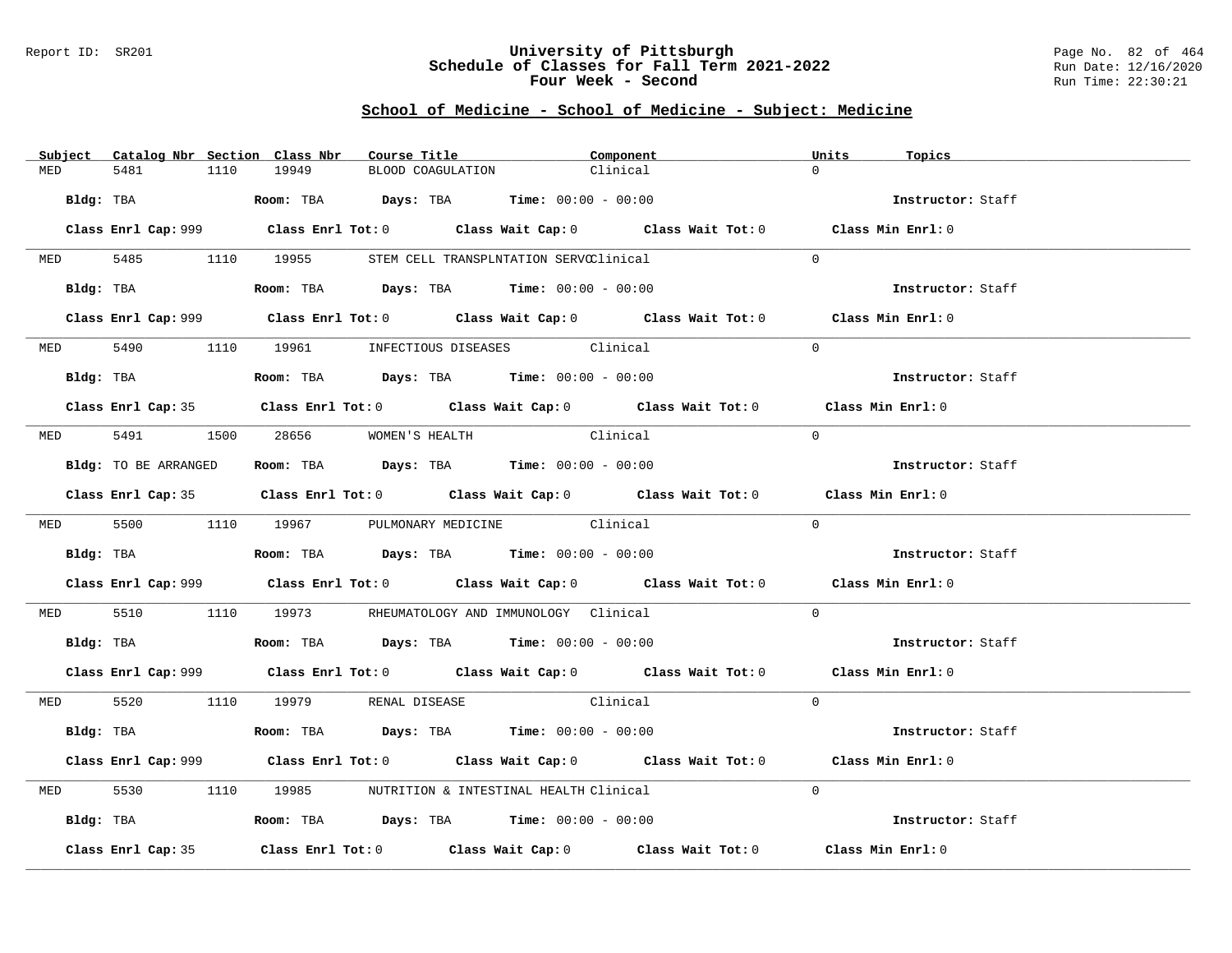# University of Pittsburgh
## Schedule of Classes for Fall Term 2021-2022
### Four Week - Second

Report ID: SR201

Run Date: 12/16/2020
Run Time: 22:30:21

## School of Medicine - School of Medicine - Subject: Medicine

| Subject | Catalog Nbr | Section | Class Nbr | Course Title | Component | Units | Topics |
|---|---|---|---|---|---|---|---|
| MED | 5481 | 1110 | 19949 | BLOOD COAGULATION | Clinical | 0 | |

**Bldg:** TBA **Room:** TBA **Days:** TBA **Time:** 00:00 - 00:00 **Instructor:** Staff

**Class Enrl Cap:** 999 **Class Enrl Tot:** 0 **Class Wait Cap:** 0 **Class Wait Tot:** 0 **Class Min Enrl:** 0

| Subject | Catalog Nbr | Section | Class Nbr | Course Title | Component | Units | Topics |
|---|---|---|---|---|---|---|---|
| MED | 5485 | 1110 | 19955 | STEM CELL TRANSPLNTATION SERVC | Clinical | 0 | |

**Bldg:** TBA **Room:** TBA **Days:** TBA **Time:** 00:00 - 00:00 **Instructor:** Staff

**Class Enrl Cap:** 999 **Class Enrl Tot:** 0 **Class Wait Cap:** 0 **Class Wait Tot:** 0 **Class Min Enrl:** 0

| Subject | Catalog Nbr | Section | Class Nbr | Course Title | Component | Units | Topics |
|---|---|---|---|---|---|---|---|
| MED | 5490 | 1110 | 19961 | INFECTIOUS DISEASES | Clinical | 0 | |

**Bldg:** TBA **Room:** TBA **Days:** TBA **Time:** 00:00 - 00:00 **Instructor:** Staff

**Class Enrl Cap:** 35 **Class Enrl Tot:** 0 **Class Wait Cap:** 0 **Class Wait Tot:** 0 **Class Min Enrl:** 0

| Subject | Catalog Nbr | Section | Class Nbr | Course Title | Component | Units | Topics |
|---|---|---|---|---|---|---|---|
| MED | 5491 | 1500 | 28656 | WOMEN'S HEALTH | Clinical | 0 | |

**Bldg:** TO BE ARRANGED **Room:** TBA **Days:** TBA **Time:** 00:00 - 00:00 **Instructor:** Staff

**Class Enrl Cap:** 35 **Class Enrl Tot:** 0 **Class Wait Cap:** 0 **Class Wait Tot:** 0 **Class Min Enrl:** 0

| Subject | Catalog Nbr | Section | Class Nbr | Course Title | Component | Units | Topics |
|---|---|---|---|---|---|---|---|
| MED | 5500 | 1110 | 19967 | PULMONARY MEDICINE | Clinical | 0 | |

**Bldg:** TBA **Room:** TBA **Days:** TBA **Time:** 00:00 - 00:00 **Instructor:** Staff

**Class Enrl Cap:** 999 **Class Enrl Tot:** 0 **Class Wait Cap:** 0 **Class Wait Tot:** 0 **Class Min Enrl:** 0

| Subject | Catalog Nbr | Section | Class Nbr | Course Title | Component | Units | Topics |
|---|---|---|---|---|---|---|---|
| MED | 5510 | 1110 | 19973 | RHEUMATOLOGY AND IMMUNOLOGY | Clinical | 0 | |

**Bldg:** TBA **Room:** TBA **Days:** TBA **Time:** 00:00 - 00:00 **Instructor:** Staff

**Class Enrl Cap:** 999 **Class Enrl Tot:** 0 **Class Wait Cap:** 0 **Class Wait Tot:** 0 **Class Min Enrl:** 0

| Subject | Catalog Nbr | Section | Class Nbr | Course Title | Component | Units | Topics |
|---|---|---|---|---|---|---|---|
| MED | 5520 | 1110 | 19979 | RENAL DISEASE | Clinical | 0 | |

**Bldg:** TBA **Room:** TBA **Days:** TBA **Time:** 00:00 - 00:00 **Instructor:** Staff

**Class Enrl Cap:** 999 **Class Enrl Tot:** 0 **Class Wait Cap:** 0 **Class Wait Tot:** 0 **Class Min Enrl:** 0

| Subject | Catalog Nbr | Section | Class Nbr | Course Title | Component | Units | Topics |
|---|---|---|---|---|---|---|---|
| MED | 5530 | 1110 | 19985 | NUTRITION & INTESTINAL HEALTH | Clinical | 0 | |

**Bldg:** TBA **Room:** TBA **Days:** TBA **Time:** 00:00 - 00:00 **Instructor:** Staff

**Class Enrl Cap:** 35 **Class Enrl Tot:** 0 **Class Wait Cap:** 0 **Class Wait Tot:** 0 **Class Min Enrl:** 0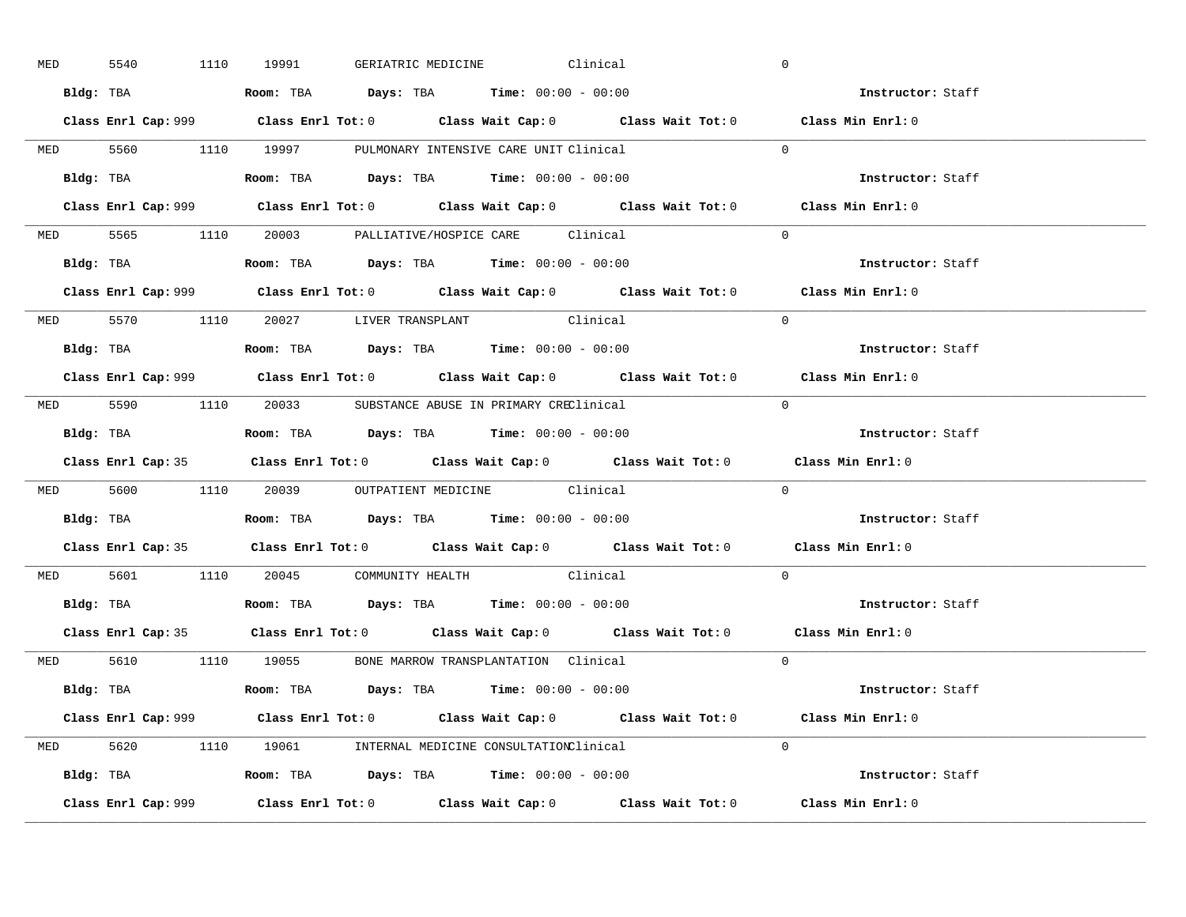MED 5540 1110 19991 GERIATRIC MEDICINE Clinical 0

**Bldg:** TBA **Room:** TBA **Days:** TBA **Time:** 00:00 - 00:00 **Instructor:** Staff

**Class Enrl Cap:** 999 **Class Enrl Tot:** 0 **Class Wait Cap:** 0 **Class Wait Tot:** 0 **Class Min Enrl:** 0

---

MED 5560 1110 19997 PULMONARY INTENSIVE CARE UNIT Clinical 0

**Bldg:** TBA **Room:** TBA **Days:** TBA **Time:** 00:00 - 00:00 **Instructor:** Staff

**Class Enrl Cap:** 999 **Class Enrl Tot:** 0 **Class Wait Cap:** 0 **Class Wait Tot:** 0 **Class Min Enrl:** 0

---

MED 5565 1110 20003 PALLIATIVE/HOSPICE CARE Clinical 0

**Bldg:** TBA **Room:** TBA **Days:** TBA **Time:** 00:00 - 00:00 **Instructor:** Staff

**Class Enrl Cap:** 999 **Class Enrl Tot:** 0 **Class Wait Cap:** 0 **Class Wait Tot:** 0 **Class Min Enrl:** 0

---

MED 5570 1110 20027 LIVER TRANSPLANT Clinical 0

**Bldg:** TBA **Room:** TBA **Days:** TBA **Time:** 00:00 - 00:00 **Instructor:** Staff

**Class Enrl Cap:** 999 **Class Enrl Tot:** 0 **Class Wait Cap:** 0 **Class Wait Tot:** 0 **Class Min Enrl:** 0

---

MED 5590 1110 20033 SUBSTANCE ABUSE IN PRIMARY CREClinical 0

**Bldg:** TBA **Room:** TBA **Days:** TBA **Time:** 00:00 - 00:00 **Instructor:** Staff

**Class Enrl Cap:** 35 **Class Enrl Tot:** 0 **Class Wait Cap:** 0 **Class Wait Tot:** 0 **Class Min Enrl:** 0

---

MED 5600 1110 20039 OUTPATIENT MEDICINE Clinical 0

**Bldg:** TBA **Room:** TBA **Days:** TBA **Time:** 00:00 - 00:00 **Instructor:** Staff

**Class Enrl Cap:** 35 **Class Enrl Tot:** 0 **Class Wait Cap:** 0 **Class Wait Tot:** 0 **Class Min Enrl:** 0

---

MED 5601 1110 20045 COMMUNITY HEALTH Clinical 0

**Bldg:** TBA **Room:** TBA **Days:** TBA **Time:** 00:00 - 00:00 **Instructor:** Staff

**Class Enrl Cap:** 35 **Class Enrl Tot:** 0 **Class Wait Cap:** 0 **Class Wait Tot:** 0 **Class Min Enrl:** 0

---

MED 5610 1110 19055 BONE MARROW TRANSPLANTATION Clinical 0

**Bldg:** TBA **Room:** TBA **Days:** TBA **Time:** 00:00 - 00:00 **Instructor:** Staff

**Class Enrl Cap:** 999 **Class Enrl Tot:** 0 **Class Wait Cap:** 0 **Class Wait Tot:** 0 **Class Min Enrl:** 0

---

MED 5620 1110 19061 INTERNAL MEDICINE CONSULTATIONClinical 0

**Bldg:** TBA **Room:** TBA **Days:** TBA **Time:** 00:00 - 00:00 **Instructor:** Staff

**Class Enrl Cap:** 999 **Class Enrl Tot:** 0 **Class Wait Cap:** 0 **Class Wait Tot:** 0 **Class Min Enrl:** 0

---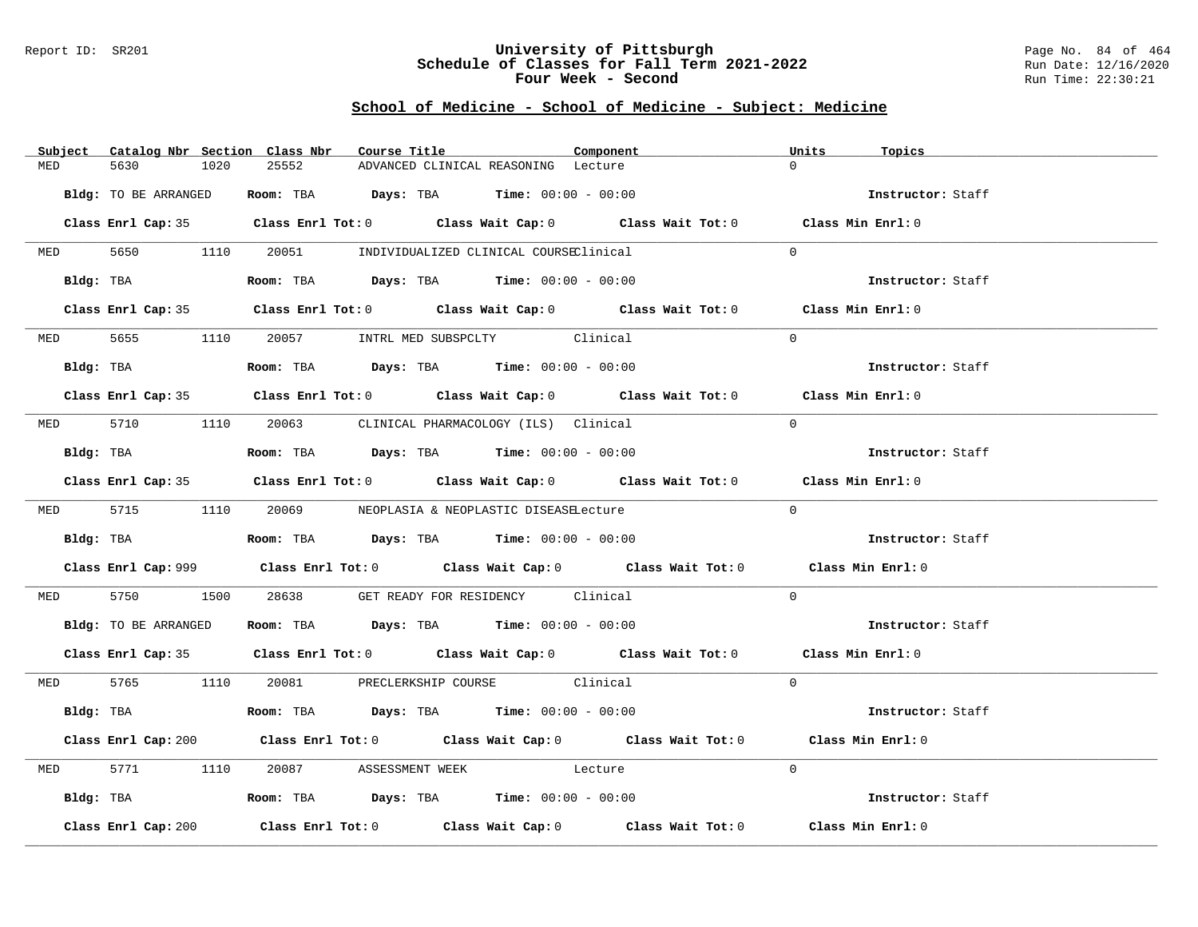Report ID: SR201

# University of Pittsburgh
## Schedule of Classes for Fall Term 2021-2022
## Four Week - Second

Run Date: 12/16/2020
Run Time: 22:30:21

### School of Medicine - School of Medicine - Subject: Medicine

| Subject | Catalog Nbr | Section | Class Nbr | Course Title | Component | Units | Topics |
|---|---|---|---|---|---|---|---|
| MED | 5630 | 1020 | 25552 | ADVANCED CLINICAL REASONING | Lecture | 0 | |

**Bldg:** TO BE ARRANGED **Room:** TBA **Days:** TBA **Time:** 00:00 - 00:00 **Instructor:** Staff

**Class Enrl Cap:** 35 **Class Enrl Tot:** 0 **Class Wait Cap:** 0 **Class Wait Tot:** 0 **Class Min Enrl:** 0

| Subject | Catalog Nbr | Section | Class Nbr | Course Title | Component | Units | Topics |
|---|---|---|---|---|---|---|---|
| MED | 5650 | 1110 | 20051 | INDIVIDUALIZED CLINICAL COURSE | Clinical | 0 | |

**Bldg:** TBA **Room:** TBA **Days:** TBA **Time:** 00:00 - 00:00 **Instructor:** Staff

**Class Enrl Cap:** 35 **Class Enrl Tot:** 0 **Class Wait Cap:** 0 **Class Wait Tot:** 0 **Class Min Enrl:** 0

| Subject | Catalog Nbr | Section | Class Nbr | Course Title | Component | Units | Topics |
|---|---|---|---|---|---|---|---|
| MED | 5655 | 1110 | 20057 | INTRL MED SUBSPCLTY | Clinical | 0 | |

**Bldg:** TBA **Room:** TBA **Days:** TBA **Time:** 00:00 - 00:00 **Instructor:** Staff

**Class Enrl Cap:** 35 **Class Enrl Tot:** 0 **Class Wait Cap:** 0 **Class Wait Tot:** 0 **Class Min Enrl:** 0

| Subject | Catalog Nbr | Section | Class Nbr | Course Title | Component | Units | Topics |
|---|---|---|---|---|---|---|---|
| MED | 5710 | 1110 | 20063 | CLINICAL PHARMACOLOGY (ILS) | Clinical | 0 | |

**Bldg:** TBA **Room:** TBA **Days:** TBA **Time:** 00:00 - 00:00 **Instructor:** Staff

**Class Enrl Cap:** 35 **Class Enrl Tot:** 0 **Class Wait Cap:** 0 **Class Wait Tot:** 0 **Class Min Enrl:** 0

| Subject | Catalog Nbr | Section | Class Nbr | Course Title | Component | Units | Topics |
|---|---|---|---|---|---|---|---|
| MED | 5715 | 1110 | 20069 | NEOPLASIA & NEOPLASTIC DISEASE | Lecture | 0 | |

**Bldg:** TBA **Room:** TBA **Days:** TBA **Time:** 00:00 - 00:00 **Instructor:** Staff

**Class Enrl Cap:** 999 **Class Enrl Tot:** 0 **Class Wait Cap:** 0 **Class Wait Tot:** 0 **Class Min Enrl:** 0

| Subject | Catalog Nbr | Section | Class Nbr | Course Title | Component | Units | Topics |
|---|---|---|---|---|---|---|---|
| MED | 5750 | 1500 | 28638 | GET READY FOR RESIDENCY | Clinical | 0 | |

**Bldg:** TO BE ARRANGED **Room:** TBA **Days:** TBA **Time:** 00:00 - 00:00 **Instructor:** Staff

**Class Enrl Cap:** 35 **Class Enrl Tot:** 0 **Class Wait Cap:** 0 **Class Wait Tot:** 0 **Class Min Enrl:** 0

| Subject | Catalog Nbr | Section | Class Nbr | Course Title | Component | Units | Topics |
|---|---|---|---|---|---|---|---|
| MED | 5765 | 1110 | 20081 | PRECLERKSHIP COURSE | Clinical | 0 | |

**Bldg:** TBA **Room:** TBA **Days:** TBA **Time:** 00:00 - 00:00 **Instructor:** Staff

**Class Enrl Cap:** 200 **Class Enrl Tot:** 0 **Class Wait Cap:** 0 **Class Wait Tot:** 0 **Class Min Enrl:** 0

| Subject | Catalog Nbr | Section | Class Nbr | Course Title | Component | Units | Topics |
|---|---|---|---|---|---|---|---|
| MED | 5771 | 1110 | 20087 | ASSESSMENT WEEK | Lecture | 0 | |

**Bldg:** TBA **Room:** TBA **Days:** TBA **Time:** 00:00 - 00:00 **Instructor:** Staff

**Class Enrl Cap:** 200 **Class Enrl Tot:** 0 **Class Wait Cap:** 0 **Class Wait Tot:** 0 **Class Min Enrl:** 0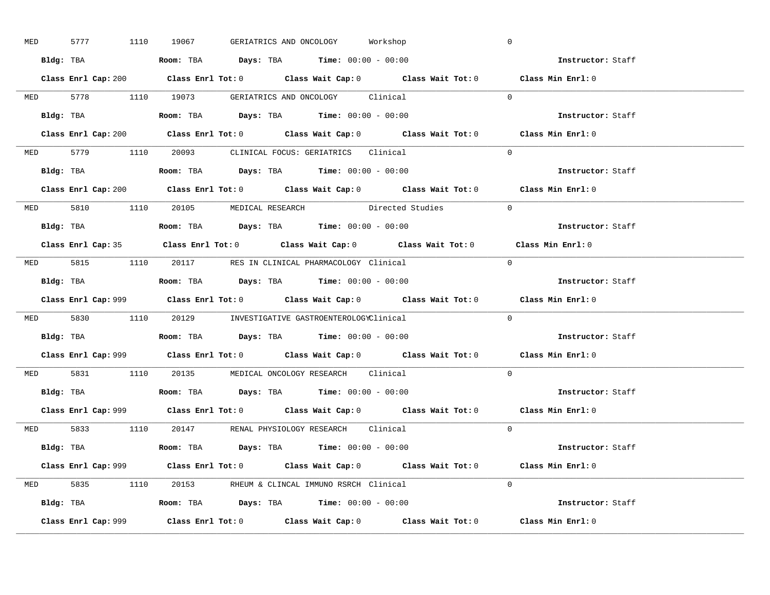MED 5777 1110 19067 GERIATRICS AND ONCOLOGY Workshop 0

**Bldg:** TBA **Room:** TBA **Days:** TBA **Time:** 00:00 - 00:00 **Instructor:** Staff

**Class Enrl Cap:** 200 **Class Enrl Tot:** 0 **Class Wait Cap:** 0 **Class Wait Tot:** 0 **Class Min Enrl:** 0

---

MED 5778 1110 19073 GERIATRICS AND ONCOLOGY Clinical 0

**Bldg:** TBA **Room:** TBA **Days:** TBA **Time:** 00:00 - 00:00 **Instructor:** Staff

**Class Enrl Cap:** 200 **Class Enrl Tot:** 0 **Class Wait Cap:** 0 **Class Wait Tot:** 0 **Class Min Enrl:** 0

---

MED 5779 1110 20093 CLINICAL FOCUS: GERIATRICS Clinical 0

**Bldg:** TBA **Room:** TBA **Days:** TBA **Time:** 00:00 - 00:00 **Instructor:** Staff

**Class Enrl Cap:** 200 **Class Enrl Tot:** 0 **Class Wait Cap:** 0 **Class Wait Tot:** 0 **Class Min Enrl:** 0

---

MED 5810 1110 20105 MEDICAL RESEARCH Directed Studies 0

**Bldg:** TBA **Room:** TBA **Days:** TBA **Time:** 00:00 - 00:00 **Instructor:** Staff

**Class Enrl Cap:** 35 **Class Enrl Tot:** 0 **Class Wait Cap:** 0 **Class Wait Tot:** 0 **Class Min Enrl:** 0

---

MED 5815 1110 20117 RES IN CLINICAL PHARMACOLOGY Clinical 0

**Bldg:** TBA **Room:** TBA **Days:** TBA **Time:** 00:00 - 00:00 **Instructor:** Staff

**Class Enrl Cap:** 999 **Class Enrl Tot:** 0 **Class Wait Cap:** 0 **Class Wait Tot:** 0 **Class Min Enrl:** 0

---

MED 5830 1110 20129 INVESTIGATIVE GASTROENTEROLOGY Clinical 0

**Bldg:** TBA **Room:** TBA **Days:** TBA **Time:** 00:00 - 00:00 **Instructor:** Staff

**Class Enrl Cap:** 999 **Class Enrl Tot:** 0 **Class Wait Cap:** 0 **Class Wait Tot:** 0 **Class Min Enrl:** 0

---

MED 5831 1110 20135 MEDICAL ONCOLOGY RESEARCH Clinical 0

**Bldg:** TBA **Room:** TBA **Days:** TBA **Time:** 00:00 - 00:00 **Instructor:** Staff

**Class Enrl Cap:** 999 **Class Enrl Tot:** 0 **Class Wait Cap:** 0 **Class Wait Tot:** 0 **Class Min Enrl:** 0

---

MED 5833 1110 20147 RENAL PHYSIOLOGY RESEARCH Clinical 0

**Bldg:** TBA **Room:** TBA **Days:** TBA **Time:** 00:00 - 00:00 **Instructor:** Staff

**Class Enrl Cap:** 999 **Class Enrl Tot:** 0 **Class Wait Cap:** 0 **Class Wait Tot:** 0 **Class Min Enrl:** 0

---

MED 5835 1110 20153 RHEUM & CLINCAL IMMUNO RSRCH Clinical 0

**Bldg:** TBA **Room:** TBA **Days:** TBA **Time:** 00:00 - 00:00 **Instructor:** Staff

**Class Enrl Cap:** 999 **Class Enrl Tot:** 0 **Class Wait Cap:** 0 **Class Wait Tot:** 0 **Class Min Enrl:** 0

---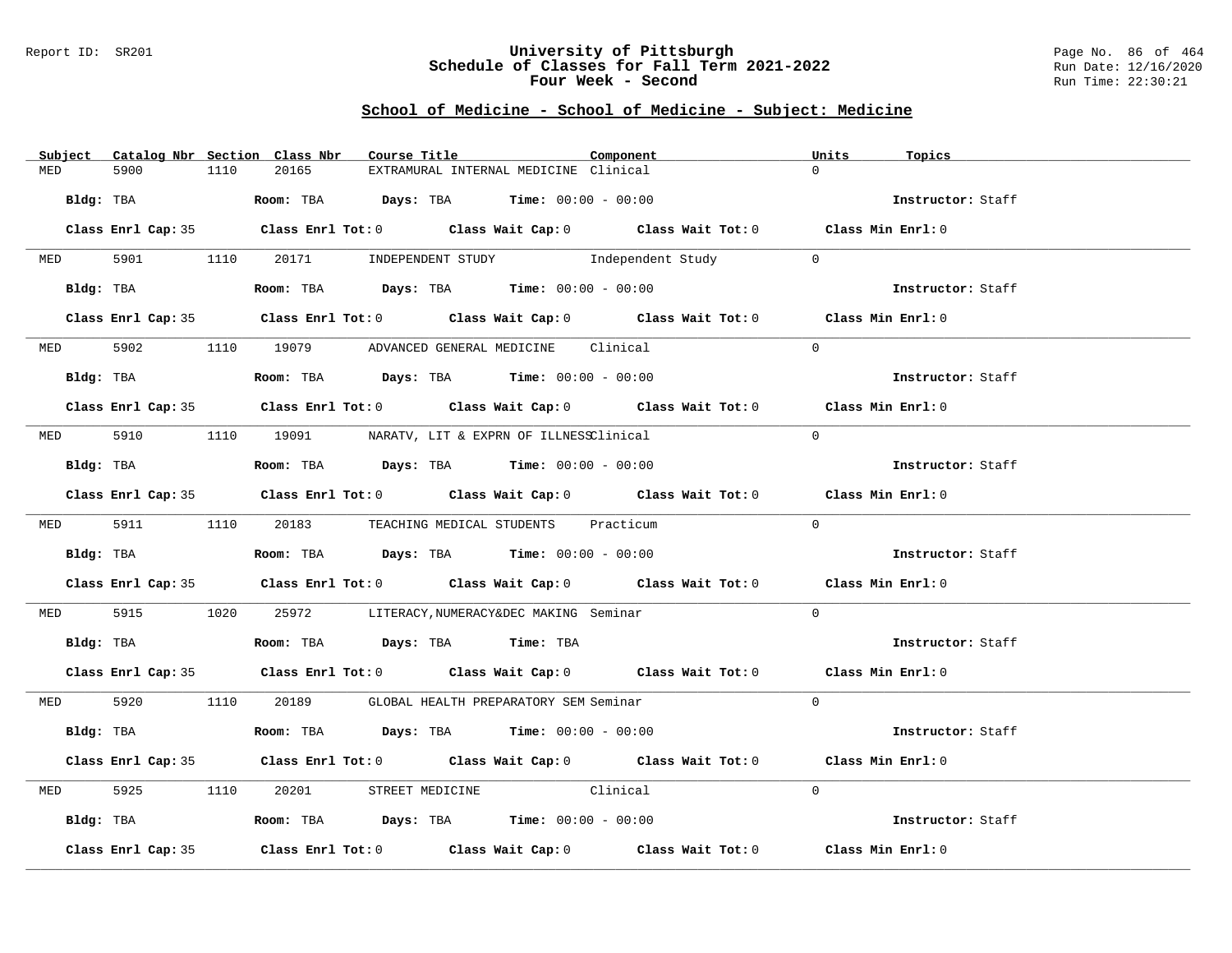Report ID: SR201

# University of Pittsburgh
## Schedule of Classes for Fall Term 2021-2022
### Four Week - Second

Run Date: 12/16/2020
Run Time: 22:30:21

## School of Medicine - School of Medicine - Subject: Medicine

| Subject | Catalog Nbr | Section | Class Nbr | Course Title | Component | Units | Topics |
|---|---|---|---|---|---|---|---|
| MED | 5900 | 1110 | 20165 | EXTRAMURAL INTERNAL MEDICINE | Clinical | 0 | |

**Bldg:** TBA **Room:** TBA **Days:** TBA **Time:** 00:00 - 00:00 **Instructor:** Staff

**Class Enrl Cap:** 35 **Class Enrl Tot:** 0 **Class Wait Cap:** 0 **Class Wait Tot:** 0 **Class Min Enrl:** 0

| Subject | Catalog Nbr | Section | Class Nbr | Course Title | Component | Units | Topics |
|---|---|---|---|---|---|---|---|
| MED | 5901 | 1110 | 20171 | INDEPENDENT STUDY | Independent Study | 0 | |

**Bldg:** TBA **Room:** TBA **Days:** TBA **Time:** 00:00 - 00:00 **Instructor:** Staff

**Class Enrl Cap:** 35 **Class Enrl Tot:** 0 **Class Wait Cap:** 0 **Class Wait Tot:** 0 **Class Min Enrl:** 0

| Subject | Catalog Nbr | Section | Class Nbr | Course Title | Component | Units | Topics |
|---|---|---|---|---|---|---|---|
| MED | 5902 | 1110 | 19079 | ADVANCED GENERAL MEDICINE | Clinical | 0 | |

**Bldg:** TBA **Room:** TBA **Days:** TBA **Time:** 00:00 - 00:00 **Instructor:** Staff

**Class Enrl Cap:** 35 **Class Enrl Tot:** 0 **Class Wait Cap:** 0 **Class Wait Tot:** 0 **Class Min Enrl:** 0

| Subject | Catalog Nbr | Section | Class Nbr | Course Title | Component | Units | Topics |
|---|---|---|---|---|---|---|---|
| MED | 5910 | 1110 | 19091 | NARATV, LIT & EXPRN OF ILLNESS | Clinical | 0 | |

**Bldg:** TBA **Room:** TBA **Days:** TBA **Time:** 00:00 - 00:00 **Instructor:** Staff

**Class Enrl Cap:** 35 **Class Enrl Tot:** 0 **Class Wait Cap:** 0 **Class Wait Tot:** 0 **Class Min Enrl:** 0

| Subject | Catalog Nbr | Section | Class Nbr | Course Title | Component | Units | Topics |
|---|---|---|---|---|---|---|---|
| MED | 5911 | 1110 | 20183 | TEACHING MEDICAL STUDENTS | Practicum | 0 | |

**Bldg:** TBA **Room:** TBA **Days:** TBA **Time:** 00:00 - 00:00 **Instructor:** Staff

**Class Enrl Cap:** 35 **Class Enrl Tot:** 0 **Class Wait Cap:** 0 **Class Wait Tot:** 0 **Class Min Enrl:** 0

| Subject | Catalog Nbr | Section | Class Nbr | Course Title | Component | Units | Topics |
|---|---|---|---|---|---|---|---|
| MED | 5915 | 1020 | 25972 | LITERACY,NUMERACY&DEC MAKING | Seminar | 0 | |

**Bldg:** TBA **Room:** TBA **Days:** TBA **Time:** TBA **Instructor:** Staff

**Class Enrl Cap:** 35 **Class Enrl Tot:** 0 **Class Wait Cap:** 0 **Class Wait Tot:** 0 **Class Min Enrl:** 0

| Subject | Catalog Nbr | Section | Class Nbr | Course Title | Component | Units | Topics |
|---|---|---|---|---|---|---|---|
| MED | 5920 | 1110 | 20189 | GLOBAL HEALTH PREPARATORY SEM | Seminar | 0 | |

**Bldg:** TBA **Room:** TBA **Days:** TBA **Time:** 00:00 - 00:00 **Instructor:** Staff

**Class Enrl Cap:** 35 **Class Enrl Tot:** 0 **Class Wait Cap:** 0 **Class Wait Tot:** 0 **Class Min Enrl:** 0

| Subject | Catalog Nbr | Section | Class Nbr | Course Title | Component | Units | Topics |
|---|---|---|---|---|---|---|---|
| MED | 5925 | 1110 | 20201 | STREET MEDICINE | Clinical | 0 | |

**Bldg:** TBA **Room:** TBA **Days:** TBA **Time:** 00:00 - 00:00 **Instructor:** Staff

**Class Enrl Cap:** 35 **Class Enrl Tot:** 0 **Class Wait Cap:** 0 **Class Wait Tot:** 0 **Class Min Enrl:** 0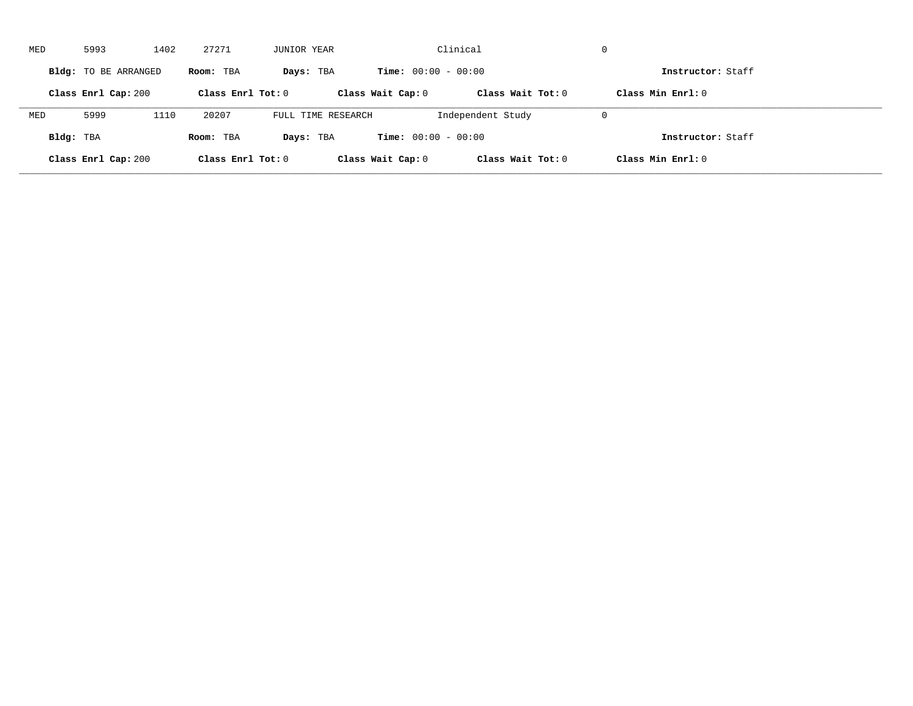MED 5993 1402 27271 JUNIOR YEAR Clinical 0

**Bldg:** TO BE ARRANGED **Room:** TBA **Days:** TBA **Time:** 00:00 - 00:00 **Instructor:** Staff

**Class Enrl Cap:** 200 **Class Enrl Tot:** 0 **Class Wait Cap:** 0 **Class Wait Tot:** 0 **Class Min Enrl:** 0

---

MED 5999 1110 20207 FULL TIME RESEARCH Independent Study 0

**Bldg:** TBA **Room:** TBA **Days:** TBA **Time:** 00:00 - 00:00 **Instructor:** Staff

**Class Enrl Cap:** 200 **Class Enrl Tot:** 0 **Class Wait Cap:** 0 **Class Wait Tot:** 0 **Class Min Enrl:** 0

---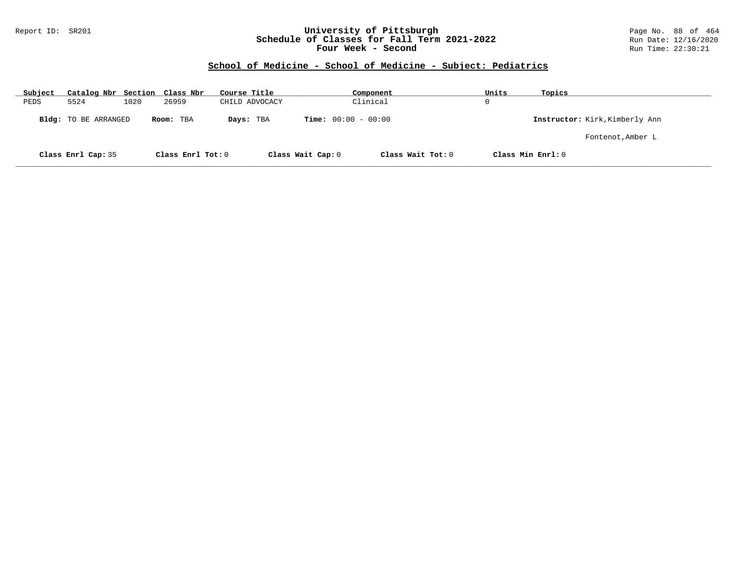## School of Medicine - School of Medicine - Subject: Pediatrics

| Subject | Catalog Nbr | Section | Class Nbr | Course Title | Component | Units | Topics |
|---|---|---|---|---|---|---|---|
| PEDS | 5524 | 1020 | 26959 | CHILD ADVOCACY | Clinical | 0 | |

**Bldg:** TO BE ARRANGED **Room:** TBA **Days:** TBA **Time:** 00:00 - 00:00 **Instructor:** Kirk,Kimberly Ann

Fontenot,Amber L

**Class Enrl Cap:** 35 **Class Enrl Tot:** 0 **Class Wait Cap:** 0 **Class Wait Tot:** 0 **Class Min Enrl:** 0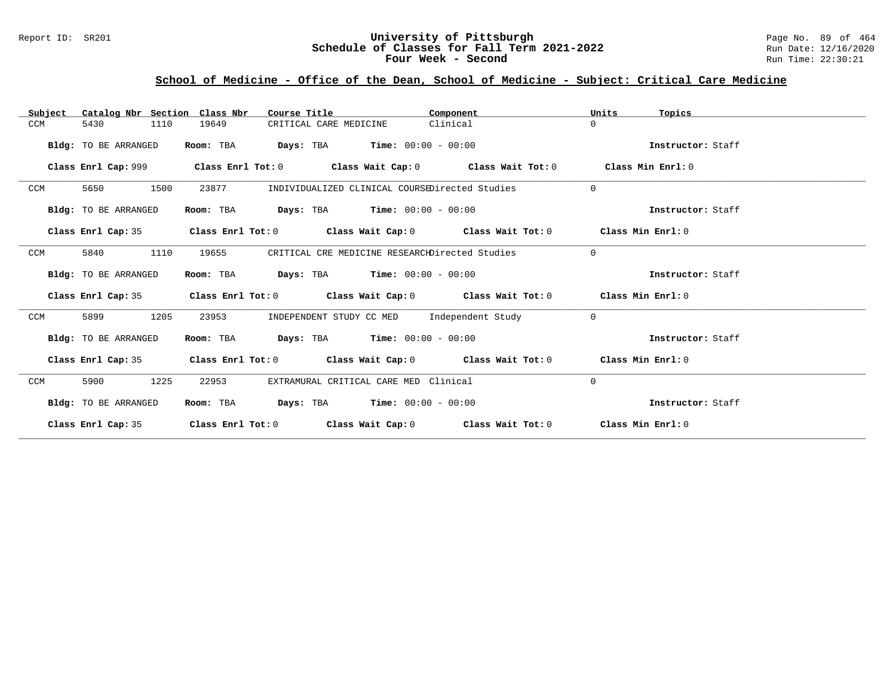University of Pittsburgh
Schedule of Classes for Fall Term 2021-2022
Four Week - Second

## School of Medicine - Office of the Dean, School of Medicine - Subject: Critical Care Medicine

| Subject | Catalog Nbr | Section | Class Nbr | Course Title | Component | Units | Topics |
|---|---|---|---|---|---|---|---|
| CCM | 5430 | 1110 | 19649 | CRITICAL CARE MEDICINE | Clinical | 0 | |

**Bldg:** TO BE ARRANGED **Room:** TBA **Days:** TBA **Time:** 00:00 - 00:00 **Instructor:** Staff

**Class Enrl Cap:** 999 **Class Enrl Tot:** 0 **Class Wait Cap:** 0 **Class Wait Tot:** 0 **Class Min Enrl:** 0

| Subject | Catalog Nbr | Section | Class Nbr | Course Title | Component | Units | Topics |
|---|---|---|---|---|---|---|---|
| CCM | 5650 | 1500 | 23877 | INDIVIDUALIZED CLINICAL COURSE | Directed Studies | 0 | |

**Bldg:** TO BE ARRANGED **Room:** TBA **Days:** TBA **Time:** 00:00 - 00:00 **Instructor:** Staff

**Class Enrl Cap:** 35 **Class Enrl Tot:** 0 **Class Wait Cap:** 0 **Class Wait Tot:** 0 **Class Min Enrl:** 0

| Subject | Catalog Nbr | Section | Class Nbr | Course Title | Component | Units | Topics |
|---|---|---|---|---|---|---|---|
| CCM | 5840 | 1110 | 19655 | CRITICAL CRE MEDICINE RESEARCH | Directed Studies | 0 | |

**Bldg:** TO BE ARRANGED **Room:** TBA **Days:** TBA **Time:** 00:00 - 00:00 **Instructor:** Staff

**Class Enrl Cap:** 35 **Class Enrl Tot:** 0 **Class Wait Cap:** 0 **Class Wait Tot:** 0 **Class Min Enrl:** 0

| Subject | Catalog Nbr | Section | Class Nbr | Course Title | Component | Units | Topics |
|---|---|---|---|---|---|---|---|
| CCM | 5899 | 1205 | 23953 | INDEPENDENT STUDY CC MED | Independent Study | 0 | |

**Bldg:** TO BE ARRANGED **Room:** TBA **Days:** TBA **Time:** 00:00 - 00:00 **Instructor:** Staff

**Class Enrl Cap:** 35 **Class Enrl Tot:** 0 **Class Wait Cap:** 0 **Class Wait Tot:** 0 **Class Min Enrl:** 0

| Subject | Catalog Nbr | Section | Class Nbr | Course Title | Component | Units | Topics |
|---|---|---|---|---|---|---|---|
| CCM | 5900 | 1225 | 22953 | EXTRAMURAL CRITICAL CARE MED | Clinical | 0 | |

**Bldg:** TO BE ARRANGED **Room:** TBA **Days:** TBA **Time:** 00:00 - 00:00 **Instructor:** Staff

**Class Enrl Cap:** 35 **Class Enrl Tot:** 0 **Class Wait Cap:** 0 **Class Wait Tot:** 0 **Class Min Enrl:** 0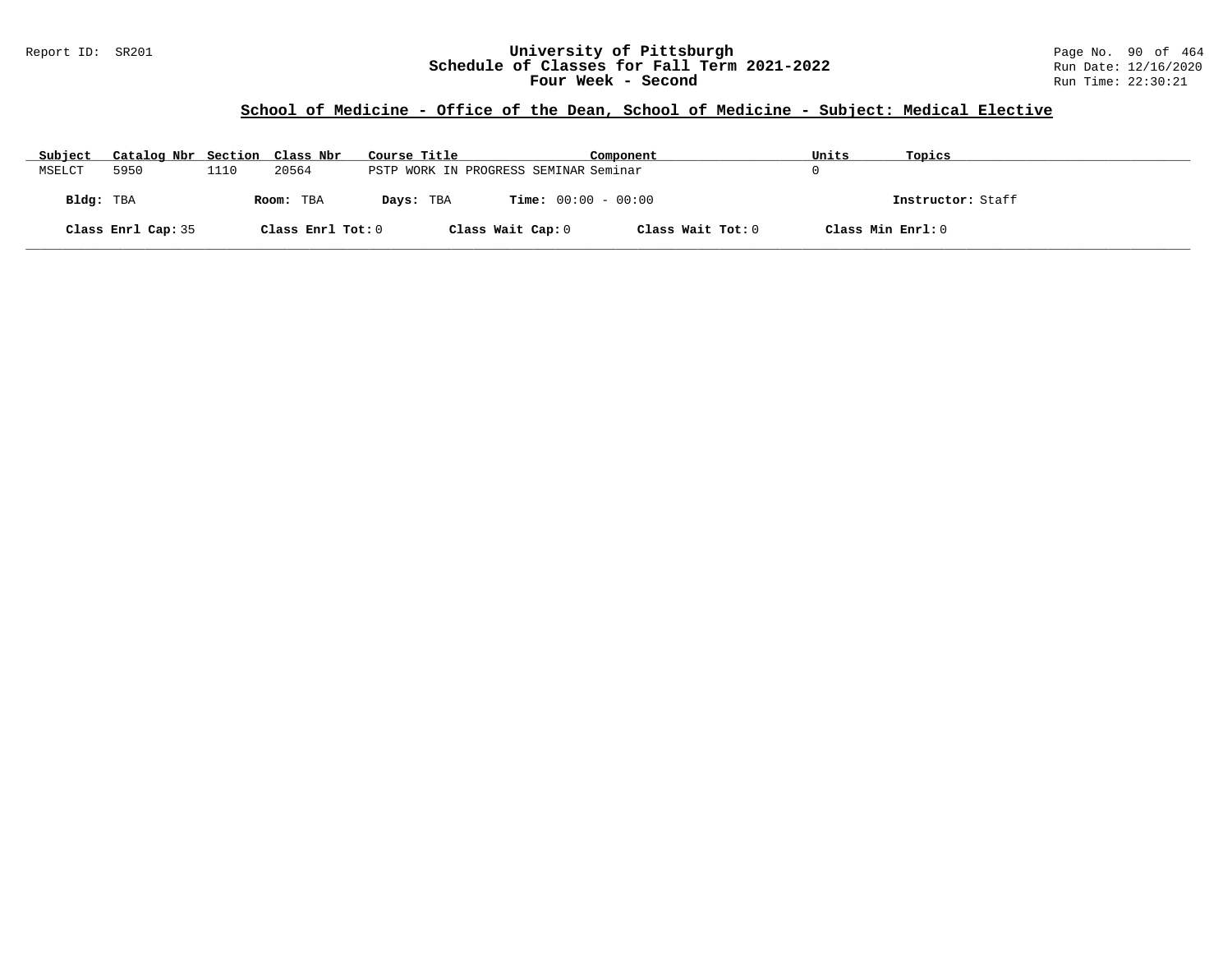## School of Medicine - Office of the Dean, School of Medicine - Subject: Medical Elective

| Subject | Catalog Nbr | Section | Class Nbr | Course Title | Component | Units | Topics |
|---|---|---|---|---|---|---|---|
| MSELCT | 5950 | 1110 | 20564 | PSTP WORK IN PROGRESS SEMINAR | Seminar | 0 | |

**Bldg:** TBA **Room:** TBA **Days:** TBA **Time:** 00:00 - 00:00 **Instructor:** Staff

**Class Enrl Cap:** 35 **Class Enrl Tot:** 0 **Class Wait Cap:** 0 **Class Wait Tot:** 0 **Class Min Enrl:** 0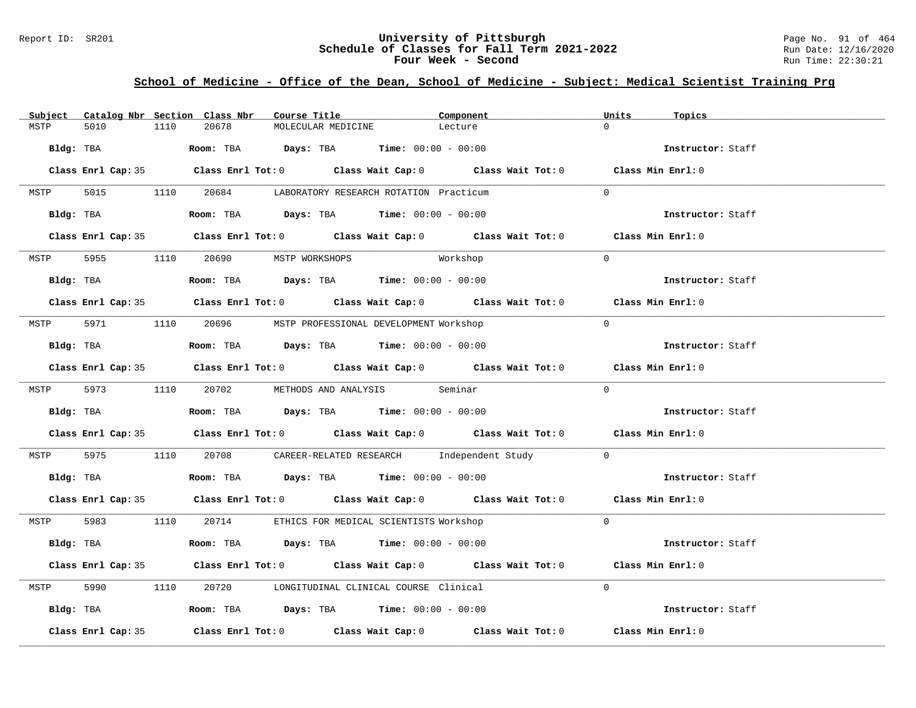## School of Medicine - Office of the Dean, School of Medicine - Subject: Medical Scientist Training Prg

Schedule of Classes for Fall Term 2021-2022
Four Week - Second

| Subject | Catalog Nbr | Section | Class Nbr | Course Title | Component | Units | Topics |
|---|---|---|---|---|---|---|---|
| MSTP | 5010 | 1110 | 20678 | MOLECULAR MEDICINE | Lecture | 0 | |

**Bldg:** TBA **Room:** TBA **Days:** TBA **Time:** 00:00 - 00:00 **Instructor:** Staff

**Class Enrl Cap:** 35 **Class Enrl Tot:** 0 **Class Wait Cap:** 0 **Class Wait Tot:** 0 **Class Min Enrl:** 0

| Subject | Catalog Nbr | Section | Class Nbr | Course Title | Component | Units | Topics |
|---|---|---|---|---|---|---|---|
| MSTP | 5015 | 1110 | 20684 | LABORATORY RESEARCH ROTATION | Practicum | 0 | |

**Bldg:** TBA **Room:** TBA **Days:** TBA **Time:** 00:00 - 00:00 **Instructor:** Staff

**Class Enrl Cap:** 35 **Class Enrl Tot:** 0 **Class Wait Cap:** 0 **Class Wait Tot:** 0 **Class Min Enrl:** 0

| Subject | Catalog Nbr | Section | Class Nbr | Course Title | Component | Units | Topics |
|---|---|---|---|---|---|---|---|
| MSTP | 5955 | 1110 | 20690 | MSTP WORKSHOPS | Workshop | 0 | |

**Bldg:** TBA **Room:** TBA **Days:** TBA **Time:** 00:00 - 00:00 **Instructor:** Staff

**Class Enrl Cap:** 35 **Class Enrl Tot:** 0 **Class Wait Cap:** 0 **Class Wait Tot:** 0 **Class Min Enrl:** 0

| Subject | Catalog Nbr | Section | Class Nbr | Course Title | Component | Units | Topics |
|---|---|---|---|---|---|---|---|
| MSTP | 5971 | 1110 | 20696 | MSTP PROFESSIONAL DEVELOPMENT | Workshop | 0 | |

**Bldg:** TBA **Room:** TBA **Days:** TBA **Time:** 00:00 - 00:00 **Instructor:** Staff

**Class Enrl Cap:** 35 **Class Enrl Tot:** 0 **Class Wait Cap:** 0 **Class Wait Tot:** 0 **Class Min Enrl:** 0

| Subject | Catalog Nbr | Section | Class Nbr | Course Title | Component | Units | Topics |
|---|---|---|---|---|---|---|---|
| MSTP | 5973 | 1110 | 20702 | METHODS AND ANALYSIS | Seminar | 0 | |

**Bldg:** TBA **Room:** TBA **Days:** TBA **Time:** 00:00 - 00:00 **Instructor:** Staff

**Class Enrl Cap:** 35 **Class Enrl Tot:** 0 **Class Wait Cap:** 0 **Class Wait Tot:** 0 **Class Min Enrl:** 0

| Subject | Catalog Nbr | Section | Class Nbr | Course Title | Component | Units | Topics |
|---|---|---|---|---|---|---|---|
| MSTP | 5975 | 1110 | 20708 | CAREER-RELATED RESEARCH | Independent Study | 0 | |

**Bldg:** TBA **Room:** TBA **Days:** TBA **Time:** 00:00 - 00:00 **Instructor:** Staff

**Class Enrl Cap:** 35 **Class Enrl Tot:** 0 **Class Wait Cap:** 0 **Class Wait Tot:** 0 **Class Min Enrl:** 0

| Subject | Catalog Nbr | Section | Class Nbr | Course Title | Component | Units | Topics |
|---|---|---|---|---|---|---|---|
| MSTP | 5983 | 1110 | 20714 | ETHICS FOR MEDICAL SCIENTISTS | Workshop | 0 | |

**Bldg:** TBA **Room:** TBA **Days:** TBA **Time:** 00:00 - 00:00 **Instructor:** Staff

**Class Enrl Cap:** 35 **Class Enrl Tot:** 0 **Class Wait Cap:** 0 **Class Wait Tot:** 0 **Class Min Enrl:** 0

| Subject | Catalog Nbr | Section | Class Nbr | Course Title | Component | Units | Topics |
|---|---|---|---|---|---|---|---|
| MSTP | 5990 | 1110 | 20720 | LONGITUDINAL CLINICAL COURSE | Clinical | 0 | |

**Bldg:** TBA **Room:** TBA **Days:** TBA **Time:** 00:00 - 00:00 **Instructor:** Staff

**Class Enrl Cap:** 35 **Class Enrl Tot:** 0 **Class Wait Cap:** 0 **Class Wait Tot:** 0 **Class Min Enrl:** 0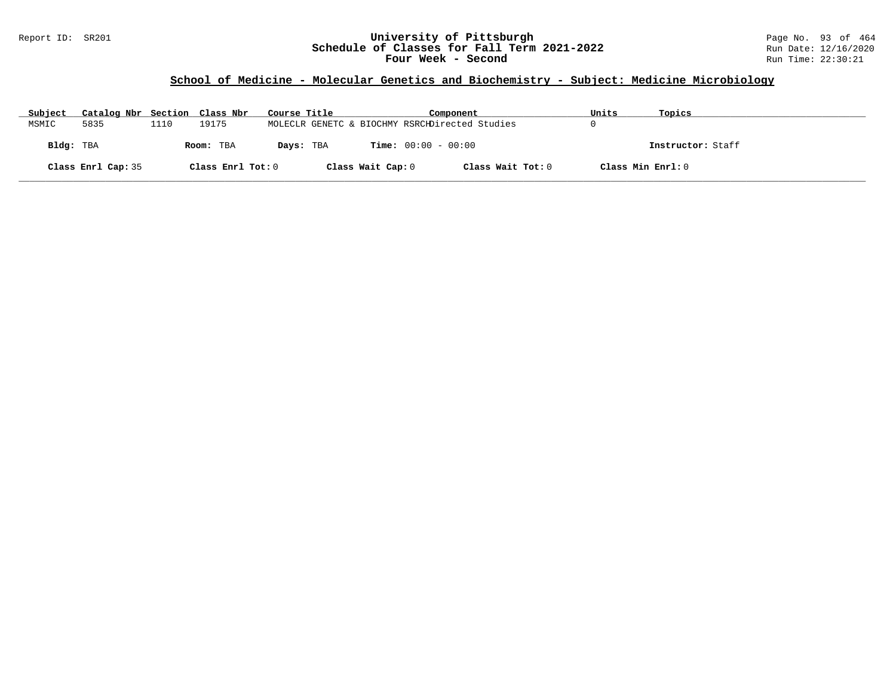# University of Pittsburgh
## Schedule of Classes for Fall Term 2021-2022
## Four Week - Second

Report ID: SR201

Run Date: 12/16/2020
Run Time: 22:30:21

### School of Medicine - Molecular Genetics and Biochemistry - Subject: Medicine Microbiology

| Subject | Catalog Nbr | Section | Class Nbr | Course Title | Component | Units | Topics |
|---|---|---|---|---|---|---|---|
| MSMIC | 5835 | 1110 | 19175 | MOLECLR GENETC & BIOCHMY RSRCH | Directed Studies | 0 | |

**Bldg:** TBA  **Room:** TBA  **Days:** TBA  **Time:** 00:00 - 00:00  **Instructor:** Staff

**Class Enrl Cap:** 35  **Class Enrl Tot:** 0  **Class Wait Cap:** 0  **Class Wait Tot:** 0  **Class Min Enrl:** 0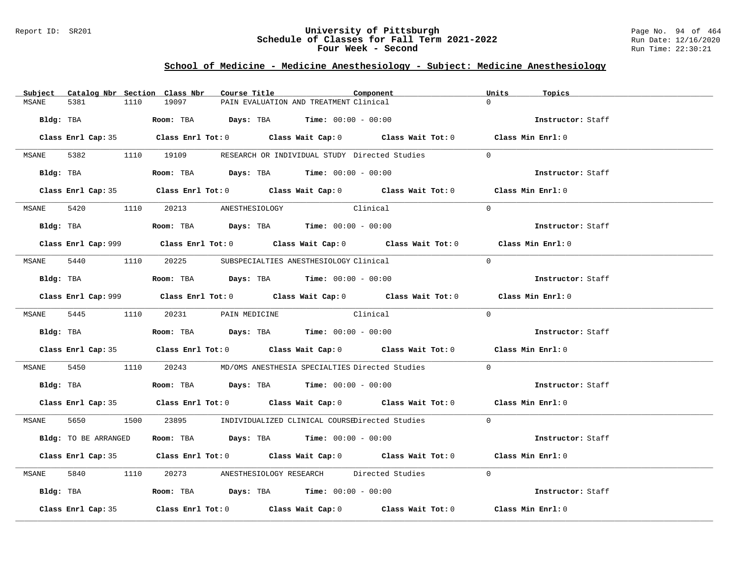Report ID: SR201

# University of Pittsburgh
## Schedule of Classes for Fall Term 2021-2022
### Four Week - Second

Run Date: 12/16/2020
Run Time: 22:30:21

## School of Medicine - Medicine Anesthesiology - Subject: Medicine Anesthesiology

| Subject | Catalog Nbr | Section | Class Nbr | Course Title | Component | Units | Topics |
|---|---|---|---|---|---|---|---|
| MSANE | 5381 | 1110 | 19097 | PAIN EVALUATION AND TREATMENT | Clinical | 0 | |

**Bldg:** TBA **Room:** TBA **Days:** TBA **Time:** 00:00 - 00:00 **Instructor:** Staff

**Class Enrl Cap:** 35 **Class Enrl Tot:** 0 **Class Wait Cap:** 0 **Class Wait Tot:** 0 **Class Min Enrl:** 0

| Subject | Catalog Nbr | Section | Class Nbr | Course Title | Component | Units | Topics |
|---|---|---|---|---|---|---|---|
| MSANE | 5382 | 1110 | 19109 | RESEARCH OR INDIVIDUAL STUDY | Directed Studies | 0 | |

**Bldg:** TBA **Room:** TBA **Days:** TBA **Time:** 00:00 - 00:00 **Instructor:** Staff

**Class Enrl Cap:** 35 **Class Enrl Tot:** 0 **Class Wait Cap:** 0 **Class Wait Tot:** 0 **Class Min Enrl:** 0

| Subject | Catalog Nbr | Section | Class Nbr | Course Title | Component | Units | Topics |
|---|---|---|---|---|---|---|---|
| MSANE | 5420 | 1110 | 20213 | ANESTHESIOLOGY | Clinical | 0 | |

**Bldg:** TBA **Room:** TBA **Days:** TBA **Time:** 00:00 - 00:00 **Instructor:** Staff

**Class Enrl Cap:** 999 **Class Enrl Tot:** 0 **Class Wait Cap:** 0 **Class Wait Tot:** 0 **Class Min Enrl:** 0

| Subject | Catalog Nbr | Section | Class Nbr | Course Title | Component | Units | Topics |
|---|---|---|---|---|---|---|---|
| MSANE | 5440 | 1110 | 20225 | SUBSPECIALTIES ANESTHESIOLOGY | Clinical | 0 | |

**Bldg:** TBA **Room:** TBA **Days:** TBA **Time:** 00:00 - 00:00 **Instructor:** Staff

**Class Enrl Cap:** 999 **Class Enrl Tot:** 0 **Class Wait Cap:** 0 **Class Wait Tot:** 0 **Class Min Enrl:** 0

| Subject | Catalog Nbr | Section | Class Nbr | Course Title | Component | Units | Topics |
|---|---|---|---|---|---|---|---|
| MSANE | 5445 | 1110 | 20231 | PAIN MEDICINE | Clinical | 0 | |

**Bldg:** TBA **Room:** TBA **Days:** TBA **Time:** 00:00 - 00:00 **Instructor:** Staff

**Class Enrl Cap:** 35 **Class Enrl Tot:** 0 **Class Wait Cap:** 0 **Class Wait Tot:** 0 **Class Min Enrl:** 0

| Subject | Catalog Nbr | Section | Class Nbr | Course Title | Component | Units | Topics |
|---|---|---|---|---|---|---|---|
| MSANE | 5450 | 1110 | 20243 | MD/OMS ANESTHESIA SPECIALTIES | Directed Studies | 0 | |

**Bldg:** TBA **Room:** TBA **Days:** TBA **Time:** 00:00 - 00:00 **Instructor:** Staff

**Class Enrl Cap:** 35 **Class Enrl Tot:** 0 **Class Wait Cap:** 0 **Class Wait Tot:** 0 **Class Min Enrl:** 0

| Subject | Catalog Nbr | Section | Class Nbr | Course Title | Component | Units | Topics |
|---|---|---|---|---|---|---|---|
| MSANE | 5650 | 1500 | 23895 | INDIVIDUALIZED CLINICAL COURSE | Directed Studies | 0 | |

**Bldg:** TO BE ARRANGED **Room:** TBA **Days:** TBA **Time:** 00:00 - 00:00 **Instructor:** Staff

**Class Enrl Cap:** 35 **Class Enrl Tot:** 0 **Class Wait Cap:** 0 **Class Wait Tot:** 0 **Class Min Enrl:** 0

| Subject | Catalog Nbr | Section | Class Nbr | Course Title | Component | Units | Topics |
|---|---|---|---|---|---|---|---|
| MSANE | 5840 | 1110 | 20273 | ANESTHESIOLOGY RESEARCH | Directed Studies | 0 | |

**Bldg:** TBA **Room:** TBA **Days:** TBA **Time:** 00:00 - 00:00 **Instructor:** Staff

**Class Enrl Cap:** 35 **Class Enrl Tot:** 0 **Class Wait Cap:** 0 **Class Wait Tot:** 0 **Class Min Enrl:** 0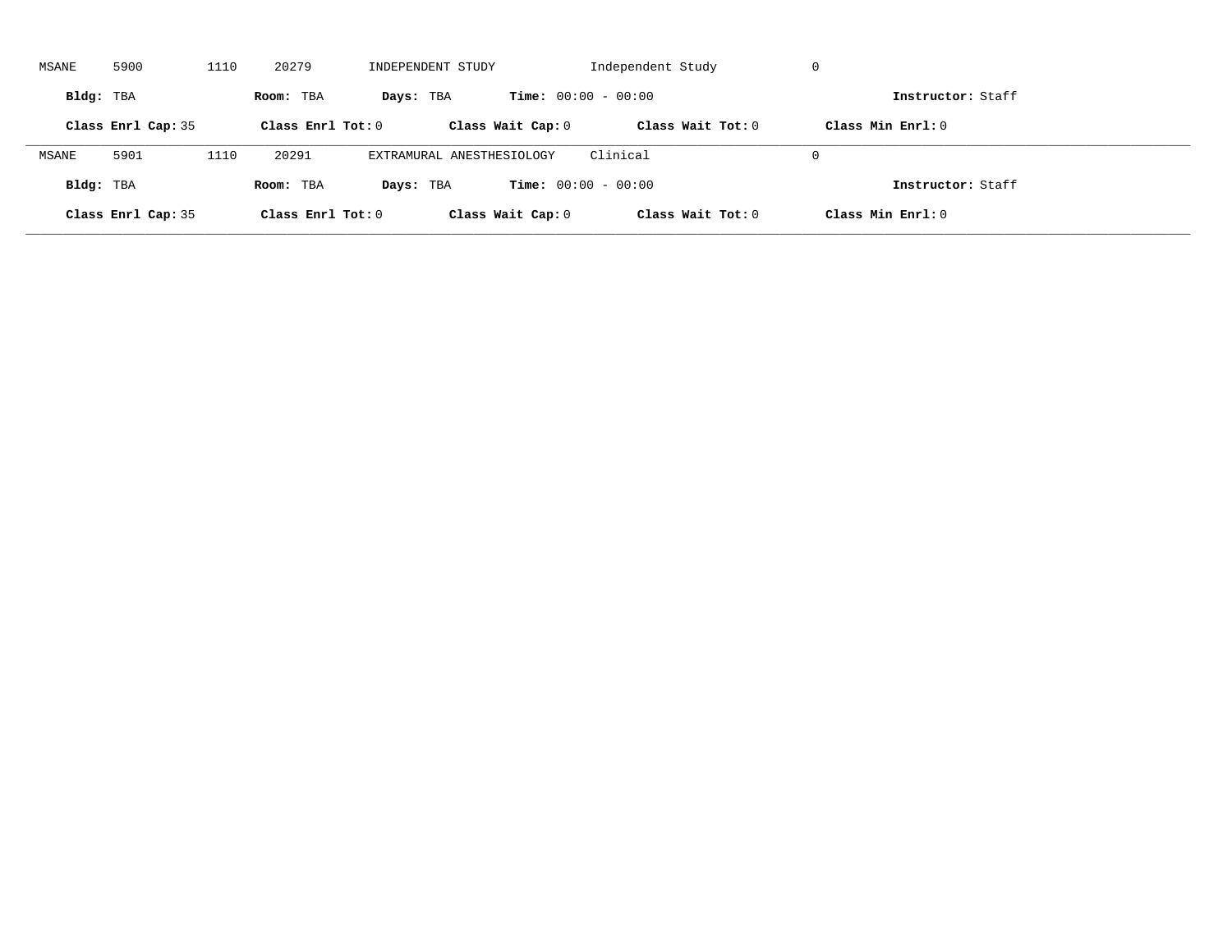MSANE 5900 1110 20279 INDEPENDENT STUDY Independent Study 0

**Bldg:** TBA **Room:** TBA **Days:** TBA **Time:** 00:00 - 00:00 **Instructor:** Staff

**Class Enrl Cap:** 35 **Class Enrl Tot:** 0 **Class Wait Cap:** 0 **Class Wait Tot:** 0 **Class Min Enrl:** 0

---

MSANE 5901 1110 20291 EXTRAMURAL ANESTHESIOLOGY Clinical 0

**Bldg:** TBA **Room:** TBA **Days:** TBA **Time:** 00:00 - 00:00 **Instructor:** Staff

**Class Enrl Cap:** 35 **Class Enrl Tot:** 0 **Class Wait Cap:** 0 **Class Wait Tot:** 0 **Class Min Enrl:** 0

---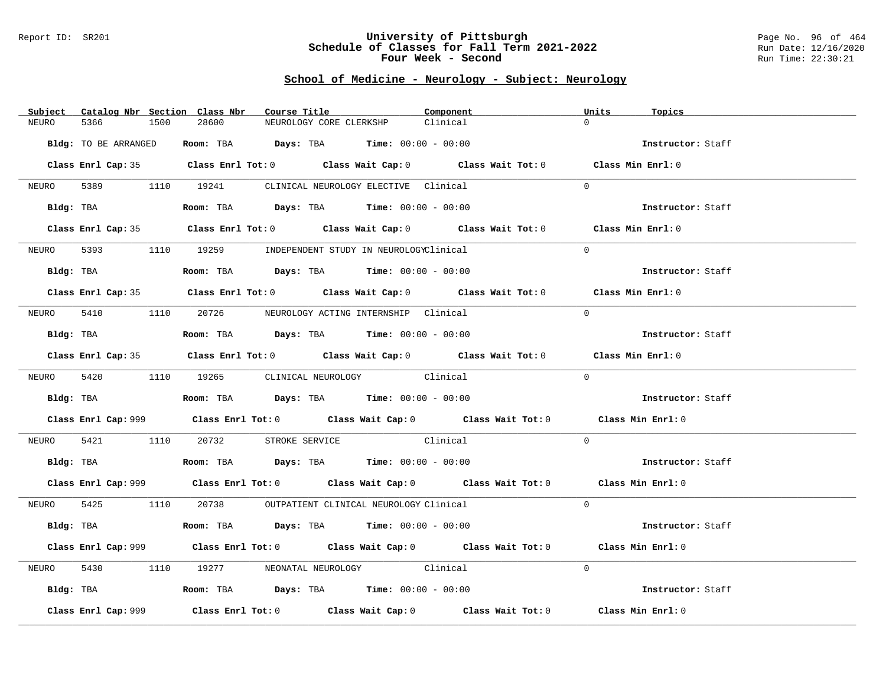# University of Pittsburgh
## Schedule of Classes for Fall Term 2021-2022
## Four Week - Second

Report ID: SR201

Run Date: 12/16/2020
Run Time: 22:30:21

### School of Medicine - Neurology - Subject: Neurology

| Subject | Catalog Nbr | Section | Class Nbr | Course Title | Component | Units | Topics |
|---|---|---|---|---|---|---|---|
| NEURO | 5366 | 1500 | 28600 | NEUROLOGY CORE CLERKSHP | Clinical | 0 | |

**Bldg:** TO BE ARRANGED **Room:** TBA **Days:** TBA **Time:** 00:00 - 00:00 **Instructor:** Staff

**Class Enrl Cap:** 35 **Class Enrl Tot:** 0 **Class Wait Cap:** 0 **Class Wait Tot:** 0 **Class Min Enrl:** 0

---

| Subject | Catalog Nbr | Section | Class Nbr | Course Title | Component | Units | Topics |
|---|---|---|---|---|---|---|---|
| NEURO | 5389 | 1110 | 19241 | CLINICAL NEUROLOGY ELECTIVE | Clinical | 0 | |

**Bldg:** TBA **Room:** TBA **Days:** TBA **Time:** 00:00 - 00:00 **Instructor:** Staff

**Class Enrl Cap:** 35 **Class Enrl Tot:** 0 **Class Wait Cap:** 0 **Class Wait Tot:** 0 **Class Min Enrl:** 0

---

| Subject | Catalog Nbr | Section | Class Nbr | Course Title | Component | Units | Topics |
|---|---|---|---|---|---|---|---|
| NEURO | 5393 | 1110 | 19259 | INDEPENDENT STUDY IN NEUROLOGY | Clinical | 0 | |

**Bldg:** TBA **Room:** TBA **Days:** TBA **Time:** 00:00 - 00:00 **Instructor:** Staff

**Class Enrl Cap:** 35 **Class Enrl Tot:** 0 **Class Wait Cap:** 0 **Class Wait Tot:** 0 **Class Min Enrl:** 0

---

| Subject | Catalog Nbr | Section | Class Nbr | Course Title | Component | Units | Topics |
|---|---|---|---|---|---|---|---|
| NEURO | 5410 | 1110 | 20726 | NEUROLOGY ACTING INTERNSHIP | Clinical | 0 | |

**Bldg:** TBA **Room:** TBA **Days:** TBA **Time:** 00:00 - 00:00 **Instructor:** Staff

**Class Enrl Cap:** 35 **Class Enrl Tot:** 0 **Class Wait Cap:** 0 **Class Wait Tot:** 0 **Class Min Enrl:** 0

---

| Subject | Catalog Nbr | Section | Class Nbr | Course Title | Component | Units | Topics |
|---|---|---|---|---|---|---|---|
| NEURO | 5420 | 1110 | 19265 | CLINICAL NEUROLOGY | Clinical | 0 | |

**Bldg:** TBA **Room:** TBA **Days:** TBA **Time:** 00:00 - 00:00 **Instructor:** Staff

**Class Enrl Cap:** 999 **Class Enrl Tot:** 0 **Class Wait Cap:** 0 **Class Wait Tot:** 0 **Class Min Enrl:** 0

---

| Subject | Catalog Nbr | Section | Class Nbr | Course Title | Component | Units | Topics |
|---|---|---|---|---|---|---|---|
| NEURO | 5421 | 1110 | 20732 | STROKE SERVICE | Clinical | 0 | |

**Bldg:** TBA **Room:** TBA **Days:** TBA **Time:** 00:00 - 00:00 **Instructor:** Staff

**Class Enrl Cap:** 999 **Class Enrl Tot:** 0 **Class Wait Cap:** 0 **Class Wait Tot:** 0 **Class Min Enrl:** 0

---

| Subject | Catalog Nbr | Section | Class Nbr | Course Title | Component | Units | Topics |
|---|---|---|---|---|---|---|---|
| NEURO | 5425 | 1110 | 20738 | OUTPATIENT CLINICAL NEUROLOGY | Clinical | 0 | |

**Bldg:** TBA **Room:** TBA **Days:** TBA **Time:** 00:00 - 00:00 **Instructor:** Staff

**Class Enrl Cap:** 999 **Class Enrl Tot:** 0 **Class Wait Cap:** 0 **Class Wait Tot:** 0 **Class Min Enrl:** 0

---

| Subject | Catalog Nbr | Section | Class Nbr | Course Title | Component | Units | Topics |
|---|---|---|---|---|---|---|---|
| NEURO | 5430 | 1110 | 19277 | NEONATAL NEUROLOGY | Clinical | 0 | |

**Bldg:** TBA **Room:** TBA **Days:** TBA **Time:** 00:00 - 00:00 **Instructor:** Staff

**Class Enrl Cap:** 999 **Class Enrl Tot:** 0 **Class Wait Cap:** 0 **Class Wait Tot:** 0 **Class Min Enrl:** 0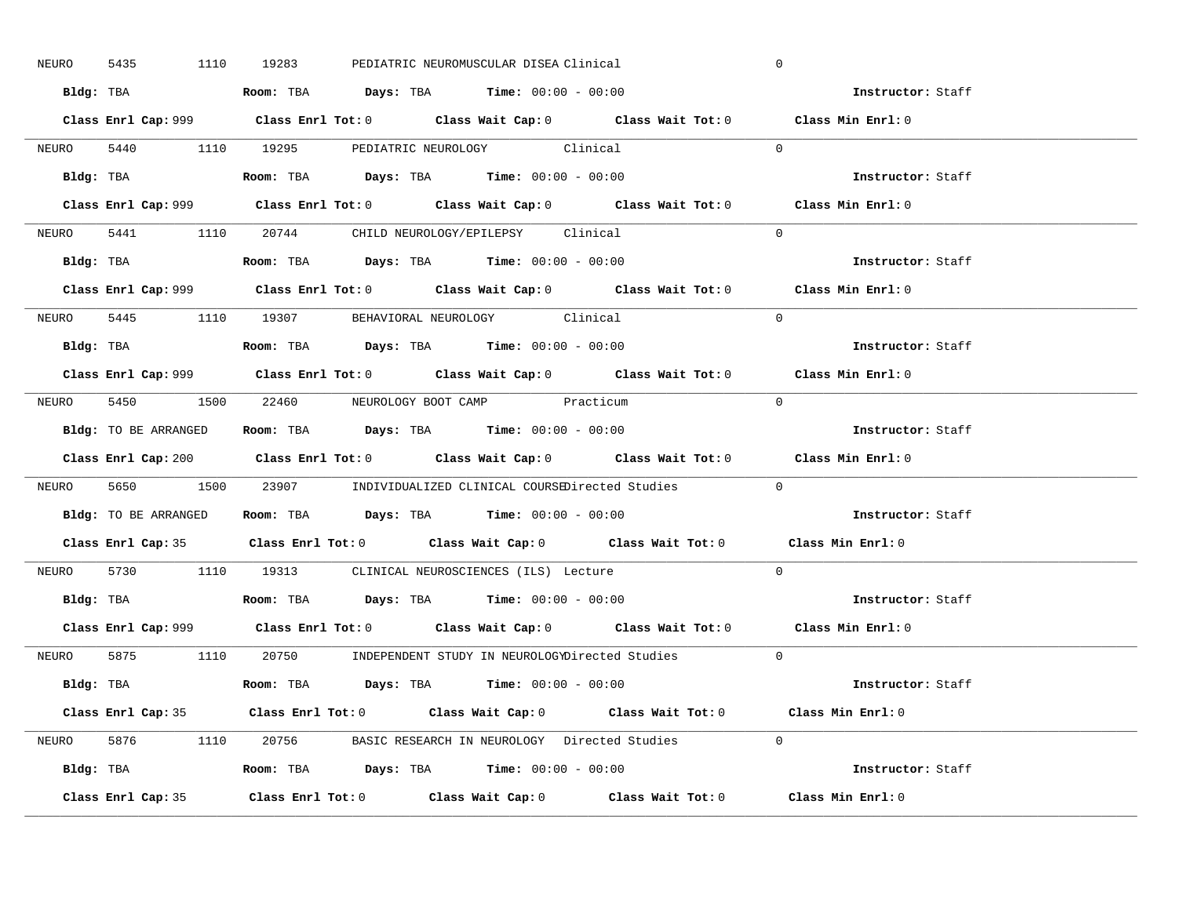NEURO 5435 1110 19283 PEDIATRIC NEUROMUSCULAR DISEA Clinical 0

**Bldg:** TBA **Room:** TBA **Days:** TBA **Time:** 00:00 - 00:00 **Instructor:** Staff

**Class Enrl Cap:** 999 **Class Enrl Tot:** 0 **Class Wait Cap:** 0 **Class Wait Tot:** 0 **Class Min Enrl:** 0

---

NEURO 5440 1110 19295 PEDIATRIC NEUROLOGY Clinical 0

**Bldg:** TBA **Room:** TBA **Days:** TBA **Time:** 00:00 - 00:00 **Instructor:** Staff

**Class Enrl Cap:** 999 **Class Enrl Tot:** 0 **Class Wait Cap:** 0 **Class Wait Tot:** 0 **Class Min Enrl:** 0

---

NEURO 5441 1110 20744 CHILD NEUROLOGY/EPILEPSY Clinical 0

**Bldg:** TBA **Room:** TBA **Days:** TBA **Time:** 00:00 - 00:00 **Instructor:** Staff

**Class Enrl Cap:** 999 **Class Enrl Tot:** 0 **Class Wait Cap:** 0 **Class Wait Tot:** 0 **Class Min Enrl:** 0

---

NEURO 5445 1110 19307 BEHAVIORAL NEUROLOGY Clinical 0

**Bldg:** TBA **Room:** TBA **Days:** TBA **Time:** 00:00 - 00:00 **Instructor:** Staff

**Class Enrl Cap:** 999 **Class Enrl Tot:** 0 **Class Wait Cap:** 0 **Class Wait Tot:** 0 **Class Min Enrl:** 0

---

NEURO 5450 1500 22460 NEUROLOGY BOOT CAMP Practicum 0

**Bldg:** TO BE ARRANGED **Room:** TBA **Days:** TBA **Time:** 00:00 - 00:00 **Instructor:** Staff

**Class Enrl Cap:** 200 **Class Enrl Tot:** 0 **Class Wait Cap:** 0 **Class Wait Tot:** 0 **Class Min Enrl:** 0

---

NEURO 5650 1500 23907 INDIVIDUALIZED CLINICAL COURSE Directed Studies 0

**Bldg:** TO BE ARRANGED **Room:** TBA **Days:** TBA **Time:** 00:00 - 00:00 **Instructor:** Staff

**Class Enrl Cap:** 35 **Class Enrl Tot:** 0 **Class Wait Cap:** 0 **Class Wait Tot:** 0 **Class Min Enrl:** 0

---

NEURO 5730 1110 19313 CLINICAL NEUROSCIENCES (ILS) Lecture 0

**Bldg:** TBA **Room:** TBA **Days:** TBA **Time:** 00:00 - 00:00 **Instructor:** Staff

**Class Enrl Cap:** 999 **Class Enrl Tot:** 0 **Class Wait Cap:** 0 **Class Wait Tot:** 0 **Class Min Enrl:** 0

---

NEURO 5875 1110 20750 INDEPENDENT STUDY IN NEUROLOGY Directed Studies 0

**Bldg:** TBA **Room:** TBA **Days:** TBA **Time:** 00:00 - 00:00 **Instructor:** Staff

**Class Enrl Cap:** 35 **Class Enrl Tot:** 0 **Class Wait Cap:** 0 **Class Wait Tot:** 0 **Class Min Enrl:** 0

---

NEURO 5876 1110 20756 BASIC RESEARCH IN NEUROLOGY Directed Studies 0

**Bldg:** TBA **Room:** TBA **Days:** TBA **Time:** 00:00 - 00:00 **Instructor:** Staff

**Class Enrl Cap:** 35 **Class Enrl Tot:** 0 **Class Wait Cap:** 0 **Class Wait Tot:** 0 **Class Min Enrl:** 0

---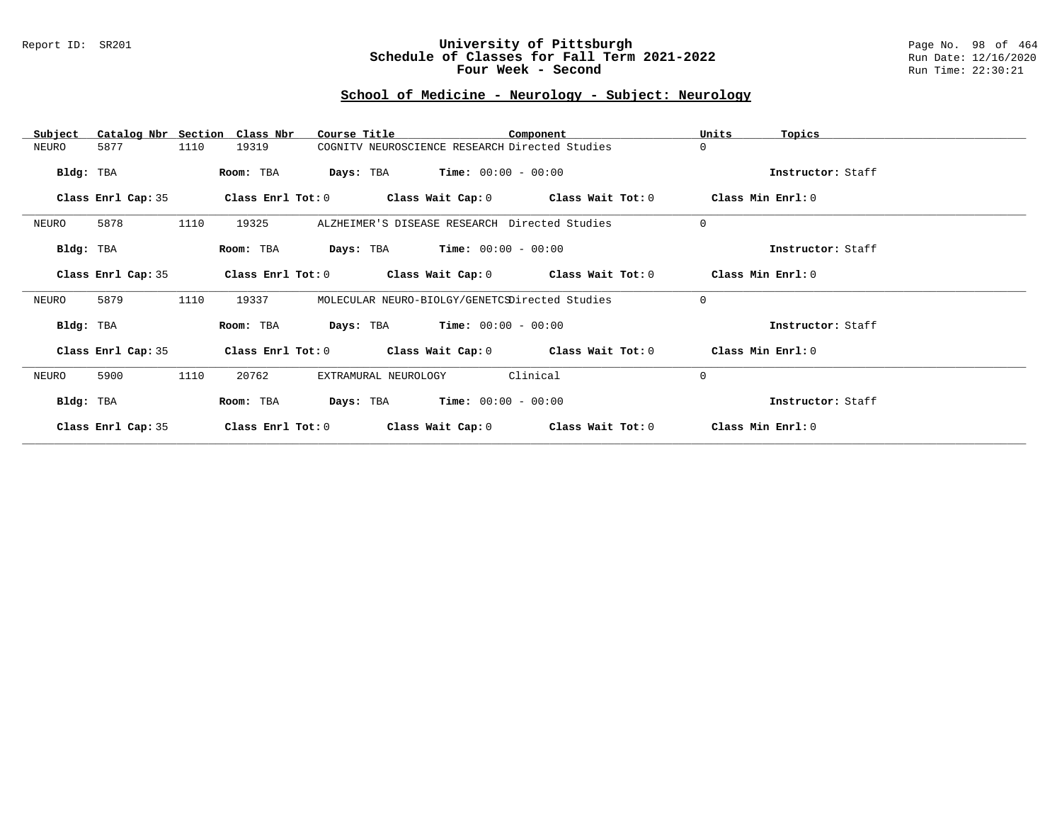## School of Medicine - Neurology - Subject: Neurology

| Subject | Catalog Nbr | Section | Class Nbr | Course Title | Component | Units | Topics |
|---|---|---|---|---|---|---|---|
| NEURO | 5877 | 1110 | 19319 | COGNITV NEUROSCIENCE RESEARCH | Directed Studies | 0 | |

**Bldg:** TBA **Room:** TBA **Days:** TBA **Time:** 00:00 - 00:00 **Instructor:** Staff

**Class Enrl Cap:** 35 **Class Enrl Tot:** 0 **Class Wait Cap:** 0 **Class Wait Tot:** 0 **Class Min Enrl:** 0

| Subject | Catalog Nbr | Section | Class Nbr | Course Title | Component | Units | Topics |
|---|---|---|---|---|---|---|---|
| NEURO | 5878 | 1110 | 19325 | ALZHEIMER'S DISEASE RESEARCH | Directed Studies | 0 | |

**Bldg:** TBA **Room:** TBA **Days:** TBA **Time:** 00:00 - 00:00 **Instructor:** Staff

**Class Enrl Cap:** 35 **Class Enrl Tot:** 0 **Class Wait Cap:** 0 **Class Wait Tot:** 0 **Class Min Enrl:** 0

| Subject | Catalog Nbr | Section | Class Nbr | Course Title | Component | Units | Topics |
|---|---|---|---|---|---|---|---|
| NEURO | 5879 | 1110 | 19337 | MOLECULAR NEURO-BIOLGY/GENETCS | Directed Studies | 0 | |

**Bldg:** TBA **Room:** TBA **Days:** TBA **Time:** 00:00 - 00:00 **Instructor:** Staff

**Class Enrl Cap:** 35 **Class Enrl Tot:** 0 **Class Wait Cap:** 0 **Class Wait Tot:** 0 **Class Min Enrl:** 0

| Subject | Catalog Nbr | Section | Class Nbr | Course Title | Component | Units | Topics |
|---|---|---|---|---|---|---|---|
| NEURO | 5900 | 1110 | 20762 | EXTRAMURAL NEUROLOGY | Clinical | 0 | |

**Bldg:** TBA **Room:** TBA **Days:** TBA **Time:** 00:00 - 00:00 **Instructor:** Staff

**Class Enrl Cap:** 35 **Class Enrl Tot:** 0 **Class Wait Cap:** 0 **Class Wait Tot:** 0 **Class Min Enrl:** 0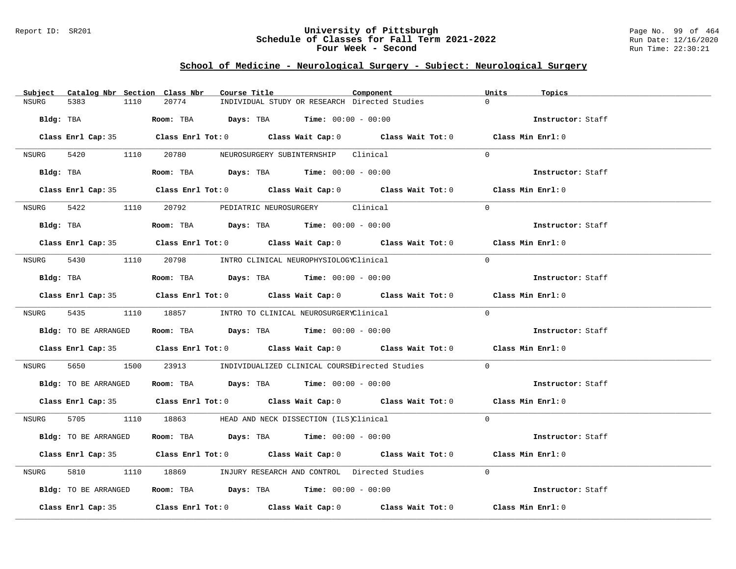# University of Pittsburgh
## Schedule of Classes for Fall Term 2021-2022
### Four Week - Second

Report ID: SR201

## School of Medicine - Neurological Surgery - Subject: Neurological Surgery

| Subject | Catalog Nbr | Section | Class Nbr | Course Title | Component | Units | Topics |
|---|---|---|---|---|---|---|---|
| NSURG | 5383 | 1110 | 20774 | INDIVIDUAL STUDY OR RESEARCH | Directed Studies | 0 | |

Bldg: TBA | Room: TBA | Days: TBA | Time: 00:00 - 00:00 | Instructor: Staff

Class Enrl Cap: 35 | Class Enrl Tot: 0 | Class Wait Cap: 0 | Class Wait Tot: 0 | Class Min Enrl: 0

| Subject | Catalog Nbr | Section | Class Nbr | Course Title | Component | Units | Topics |
|---|---|---|---|---|---|---|---|
| NSURG | 5420 | 1110 | 20780 | NEUROSURGERY SUBINTERNSHIP | Clinical | 0 | |

Bldg: TBA | Room: TBA | Days: TBA | Time: 00:00 - 00:00 | Instructor: Staff

Class Enrl Cap: 35 | Class Enrl Tot: 0 | Class Wait Cap: 0 | Class Wait Tot: 0 | Class Min Enrl: 0

| Subject | Catalog Nbr | Section | Class Nbr | Course Title | Component | Units | Topics |
|---|---|---|---|---|---|---|---|
| NSURG | 5422 | 1110 | 20792 | PEDIATRIC NEUROSURGERY | Clinical | 0 | |

Bldg: TBA | Room: TBA | Days: TBA | Time: 00:00 - 00:00 | Instructor: Staff

Class Enrl Cap: 35 | Class Enrl Tot: 0 | Class Wait Cap: 0 | Class Wait Tot: 0 | Class Min Enrl: 0

| Subject | Catalog Nbr | Section | Class Nbr | Course Title | Component | Units | Topics |
|---|---|---|---|---|---|---|---|
| NSURG | 5430 | 1110 | 20798 | INTRO CLINICAL NEUROPHYSIOLOGY | Clinical | 0 | |

Bldg: TBA | Room: TBA | Days: TBA | Time: 00:00 - 00:00 | Instructor: Staff

Class Enrl Cap: 35 | Class Enrl Tot: 0 | Class Wait Cap: 0 | Class Wait Tot: 0 | Class Min Enrl: 0

| Subject | Catalog Nbr | Section | Class Nbr | Course Title | Component | Units | Topics |
|---|---|---|---|---|---|---|---|
| NSURG | 5435 | 1110 | 18857 | INTRO TO CLINICAL NEUROSURGERY | Clinical | 0 | |

Bldg: TO BE ARRANGED | Room: TBA | Days: TBA | Time: 00:00 - 00:00 | Instructor: Staff

Class Enrl Cap: 35 | Class Enrl Tot: 0 | Class Wait Cap: 0 | Class Wait Tot: 0 | Class Min Enrl: 0

| Subject | Catalog Nbr | Section | Class Nbr | Course Title | Component | Units | Topics |
|---|---|---|---|---|---|---|---|
| NSURG | 5650 | 1500 | 23913 | INDIVIDUALIZED CLINICAL COURSE | Directed Studies | 0 | |

Bldg: TO BE ARRANGED | Room: TBA | Days: TBA | Time: 00:00 - 00:00 | Instructor: Staff

Class Enrl Cap: 35 | Class Enrl Tot: 0 | Class Wait Cap: 0 | Class Wait Tot: 0 | Class Min Enrl: 0

| Subject | Catalog Nbr | Section | Class Nbr | Course Title | Component | Units | Topics |
|---|---|---|---|---|---|---|---|
| NSURG | 5705 | 1110 | 18863 | HEAD AND NECK DISSECTION (ILS) | Clinical | 0 | |

Bldg: TO BE ARRANGED | Room: TBA | Days: TBA | Time: 00:00 - 00:00 | Instructor: Staff

Class Enrl Cap: 35 | Class Enrl Tot: 0 | Class Wait Cap: 0 | Class Wait Tot: 0 | Class Min Enrl: 0

| Subject | Catalog Nbr | Section | Class Nbr | Course Title | Component | Units | Topics |
|---|---|---|---|---|---|---|---|
| NSURG | 5810 | 1110 | 18869 | INJURY RESEARCH AND CONTROL | Directed Studies | 0 | |

Bldg: TO BE ARRANGED | Room: TBA | Days: TBA | Time: 00:00 - 00:00 | Instructor: Staff

Class Enrl Cap: 35 | Class Enrl Tot: 0 | Class Wait Cap: 0 | Class Wait Tot: 0 | Class Min Enrl: 0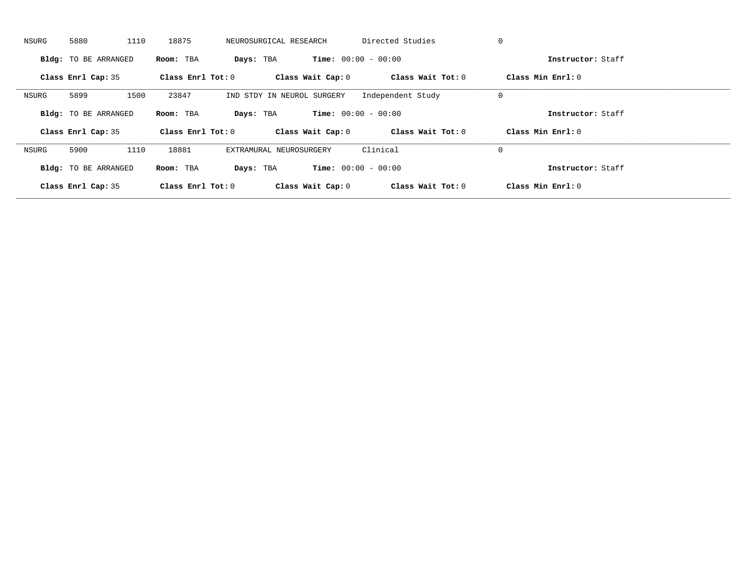NSURG 5880 1110 18875 NEUROSURGICAL RESEARCH Directed Studies 0

**Bldg:** TO BE ARRANGED **Room:** TBA **Days:** TBA **Time:** 00:00 - 00:00 **Instructor:** Staff

**Class Enrl Cap:** 35 **Class Enrl Tot:** 0 **Class Wait Cap:** 0 **Class Wait Tot:** 0 **Class Min Enrl:** 0

---

NSURG 5899 1500 23847 IND STDY IN NEUROL SURGERY Independent Study 0

**Bldg:** TO BE ARRANGED **Room:** TBA **Days:** TBA **Time:** 00:00 - 00:00 **Instructor:** Staff

**Class Enrl Cap:** 35 **Class Enrl Tot:** 0 **Class Wait Cap:** 0 **Class Wait Tot:** 0 **Class Min Enrl:** 0

---

NSURG 5900 1110 18881 EXTRAMURAL NEUROSURGERY Clinical 0

**Bldg:** TO BE ARRANGED **Room:** TBA **Days:** TBA **Time:** 00:00 - 00:00 **Instructor:** Staff

**Class Enrl Cap:** 35 **Class Enrl Tot:** 0 **Class Wait Cap:** 0 **Class Wait Tot:** 0 **Class Min Enrl:** 0

---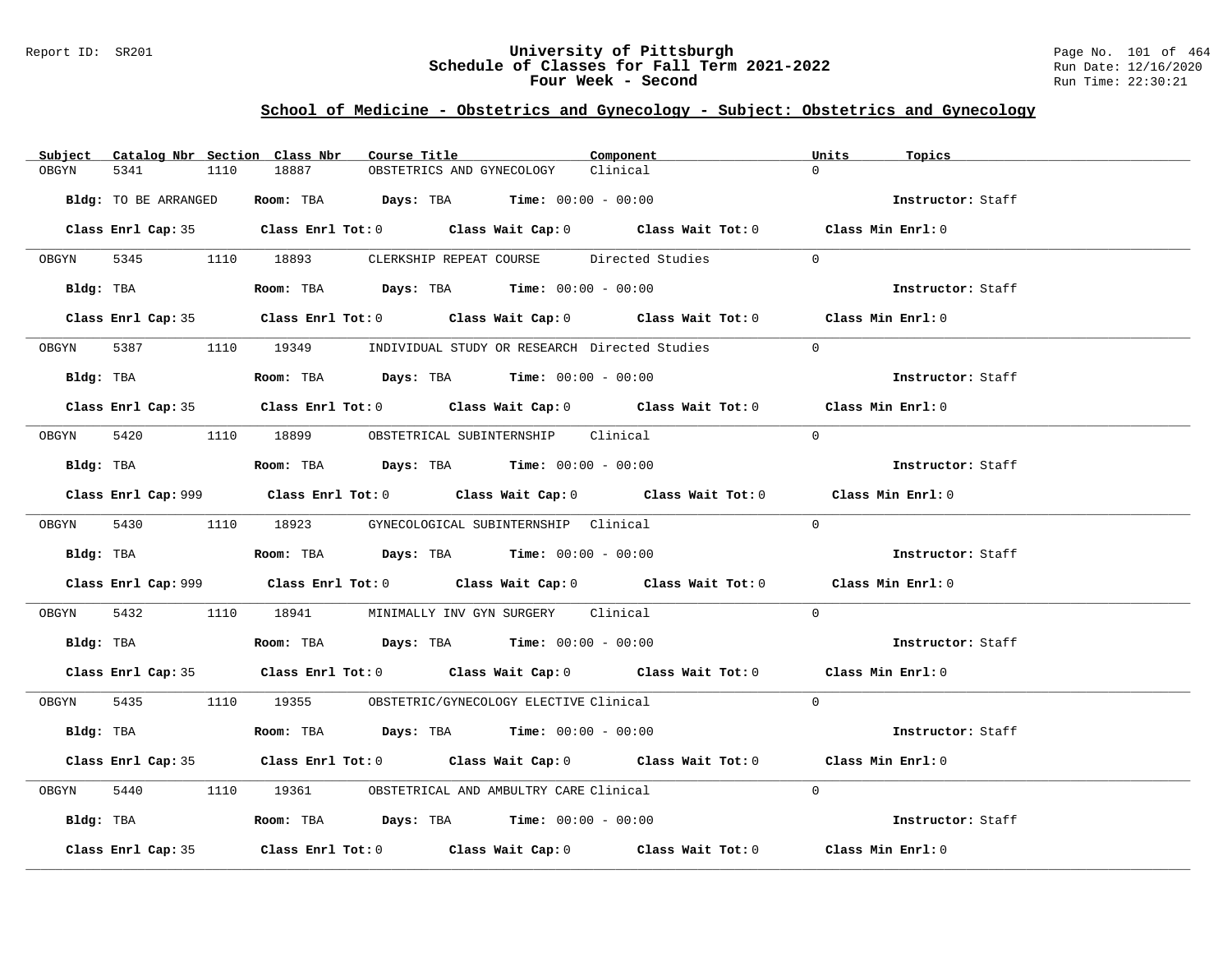## School of Medicine - Obstetrics and Gynecology - Subject: Obstetrics and Gynecology

| Subject | Catalog Nbr | Section | Class Nbr | Course Title | Component | Units | Topics |
|---|---|---|---|---|---|---|---|
| OBGYN | 5341 | 1110 | 18887 | OBSTETRICS AND GYNECOLOGY | Clinical | 0 | |

**Bldg:** TO BE ARRANGED **Room:** TBA **Days:** TBA **Time:** 00:00 - 00:00 **Instructor:** Staff

**Class Enrl Cap:** 35 **Class Enrl Tot:** 0 **Class Wait Cap:** 0 **Class Wait Tot:** 0 **Class Min Enrl:** 0

| Subject | Catalog Nbr | Section | Class Nbr | Course Title | Component | Units | Topics |
|---|---|---|---|---|---|---|---|
| OBGYN | 5345 | 1110 | 18893 | CLERKSHIP REPEAT COURSE | Directed Studies | 0 | |

**Bldg:** TBA **Room:** TBA **Days:** TBA **Time:** 00:00 - 00:00 **Instructor:** Staff

**Class Enrl Cap:** 35 **Class Enrl Tot:** 0 **Class Wait Cap:** 0 **Class Wait Tot:** 0 **Class Min Enrl:** 0

| Subject | Catalog Nbr | Section | Class Nbr | Course Title | Component | Units | Topics |
|---|---|---|---|---|---|---|---|
| OBGYN | 5387 | 1110 | 19349 | INDIVIDUAL STUDY OR RESEARCH | Directed Studies | 0 | |

**Bldg:** TBA **Room:** TBA **Days:** TBA **Time:** 00:00 - 00:00 **Instructor:** Staff

**Class Enrl Cap:** 35 **Class Enrl Tot:** 0 **Class Wait Cap:** 0 **Class Wait Tot:** 0 **Class Min Enrl:** 0

| Subject | Catalog Nbr | Section | Class Nbr | Course Title | Component | Units | Topics |
|---|---|---|---|---|---|---|---|
| OBGYN | 5420 | 1110 | 18899 | OBSTETRICAL SUBINTERNSHIP | Clinical | 0 | |

**Bldg:** TBA **Room:** TBA **Days:** TBA **Time:** 00:00 - 00:00 **Instructor:** Staff

**Class Enrl Cap:** 999 **Class Enrl Tot:** 0 **Class Wait Cap:** 0 **Class Wait Tot:** 0 **Class Min Enrl:** 0

| Subject | Catalog Nbr | Section | Class Nbr | Course Title | Component | Units | Topics |
|---|---|---|---|---|---|---|---|
| OBGYN | 5430 | 1110 | 18923 | GYNECOLOGICAL SUBINTERNSHIP | Clinical | 0 | |

**Bldg:** TBA **Room:** TBA **Days:** TBA **Time:** 00:00 - 00:00 **Instructor:** Staff

**Class Enrl Cap:** 999 **Class Enrl Tot:** 0 **Class Wait Cap:** 0 **Class Wait Tot:** 0 **Class Min Enrl:** 0

| Subject | Catalog Nbr | Section | Class Nbr | Course Title | Component | Units | Topics |
|---|---|---|---|---|---|---|---|
| OBGYN | 5432 | 1110 | 18941 | MINIMALLY INV GYN SURGERY | Clinical | 0 | |

**Bldg:** TBA **Room:** TBA **Days:** TBA **Time:** 00:00 - 00:00 **Instructor:** Staff

**Class Enrl Cap:** 35 **Class Enrl Tot:** 0 **Class Wait Cap:** 0 **Class Wait Tot:** 0 **Class Min Enrl:** 0

| Subject | Catalog Nbr | Section | Class Nbr | Course Title | Component | Units | Topics |
|---|---|---|---|---|---|---|---|
| OBGYN | 5435 | 1110 | 19355 | OBSTETRIC/GYNECOLOGY ELECTIVE | Clinical | 0 | |

**Bldg:** TBA **Room:** TBA **Days:** TBA **Time:** 00:00 - 00:00 **Instructor:** Staff

**Class Enrl Cap:** 35 **Class Enrl Tot:** 0 **Class Wait Cap:** 0 **Class Wait Tot:** 0 **Class Min Enrl:** 0

| Subject | Catalog Nbr | Section | Class Nbr | Course Title | Component | Units | Topics |
|---|---|---|---|---|---|---|---|
| OBGYN | 5440 | 1110 | 19361 | OBSTETRICAL AND AMBULTRY CARE | Clinical | 0 | |

**Bldg:** TBA **Room:** TBA **Days:** TBA **Time:** 00:00 - 00:00 **Instructor:** Staff

**Class Enrl Cap:** 35 **Class Enrl Tot:** 0 **Class Wait Cap:** 0 **Class Wait Tot:** 0 **Class Min Enrl:** 0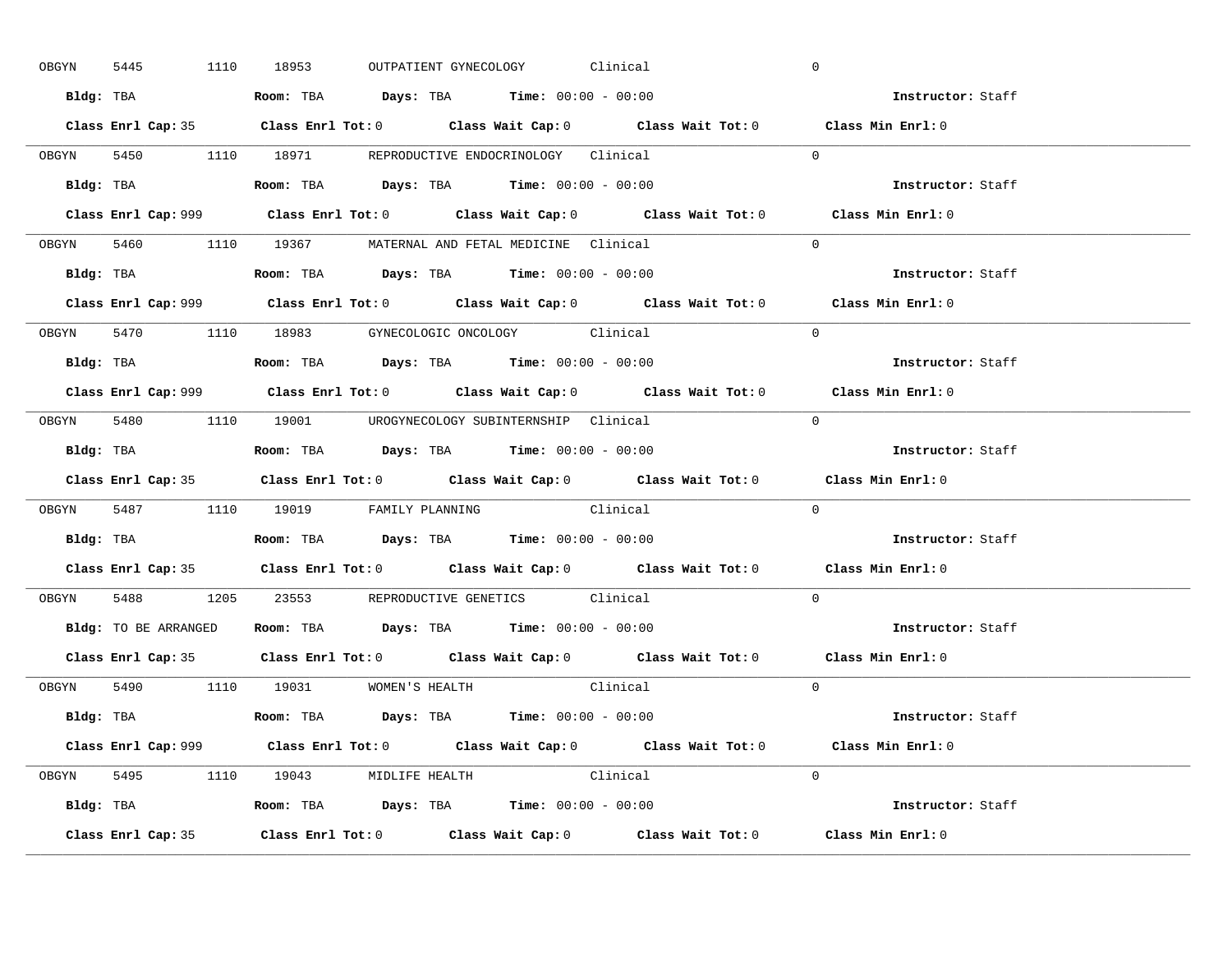OBGYN 5445 1110 18953 OUTPATIENT GYNECOLOGY Clinical 0

**Bldg:** TBA **Room:** TBA **Days:** TBA **Time:** 00:00 - 00:00 **Instructor:** Staff

**Class Enrl Cap:** 35 **Class Enrl Tot:** 0 **Class Wait Cap:** 0 **Class Wait Tot:** 0 **Class Min Enrl:** 0

---

OBGYN 5450 1110 18971 REPRODUCTIVE ENDOCRINOLOGY Clinical 0

**Bldg:** TBA **Room:** TBA **Days:** TBA **Time:** 00:00 - 00:00 **Instructor:** Staff

**Class Enrl Cap:** 999 **Class Enrl Tot:** 0 **Class Wait Cap:** 0 **Class Wait Tot:** 0 **Class Min Enrl:** 0

---

OBGYN 5460 1110 19367 MATERNAL AND FETAL MEDICINE Clinical 0

**Bldg:** TBA **Room:** TBA **Days:** TBA **Time:** 00:00 - 00:00 **Instructor:** Staff

**Class Enrl Cap:** 999 **Class Enrl Tot:** 0 **Class Wait Cap:** 0 **Class Wait Tot:** 0 **Class Min Enrl:** 0

---

OBGYN 5470 1110 18983 GYNECOLOGIC ONCOLOGY Clinical 0

**Bldg:** TBA **Room:** TBA **Days:** TBA **Time:** 00:00 - 00:00 **Instructor:** Staff

**Class Enrl Cap:** 999 **Class Enrl Tot:** 0 **Class Wait Cap:** 0 **Class Wait Tot:** 0 **Class Min Enrl:** 0

---

OBGYN 5480 1110 19001 UROGYNECOLOGY SUBINTERNSHIP Clinical 0

**Bldg:** TBA **Room:** TBA **Days:** TBA **Time:** 00:00 - 00:00 **Instructor:** Staff

**Class Enrl Cap:** 35 **Class Enrl Tot:** 0 **Class Wait Cap:** 0 **Class Wait Tot:** 0 **Class Min Enrl:** 0

---

OBGYN 5487 1110 19019 FAMILY PLANNING Clinical 0

**Bldg:** TBA **Room:** TBA **Days:** TBA **Time:** 00:00 - 00:00 **Instructor:** Staff

**Class Enrl Cap:** 35 **Class Enrl Tot:** 0 **Class Wait Cap:** 0 **Class Wait Tot:** 0 **Class Min Enrl:** 0

---

OBGYN 5488 1205 23553 REPRODUCTIVE GENETICS Clinical 0

**Bldg:** TO BE ARRANGED **Room:** TBA **Days:** TBA **Time:** 00:00 - 00:00 **Instructor:** Staff

**Class Enrl Cap:** 35 **Class Enrl Tot:** 0 **Class Wait Cap:** 0 **Class Wait Tot:** 0 **Class Min Enrl:** 0

---

OBGYN 5490 1110 19031 WOMEN'S HEALTH Clinical 0

**Bldg:** TBA **Room:** TBA **Days:** TBA **Time:** 00:00 - 00:00 **Instructor:** Staff

**Class Enrl Cap:** 999 **Class Enrl Tot:** 0 **Class Wait Cap:** 0 **Class Wait Tot:** 0 **Class Min Enrl:** 0

---

OBGYN 5495 1110 19043 MIDLIFE HEALTH Clinical 0

**Bldg:** TBA **Room:** TBA **Days:** TBA **Time:** 00:00 - 00:00 **Instructor:** Staff

**Class Enrl Cap:** 35 **Class Enrl Tot:** 0 **Class Wait Cap:** 0 **Class Wait Tot:** 0 **Class Min Enrl:** 0

---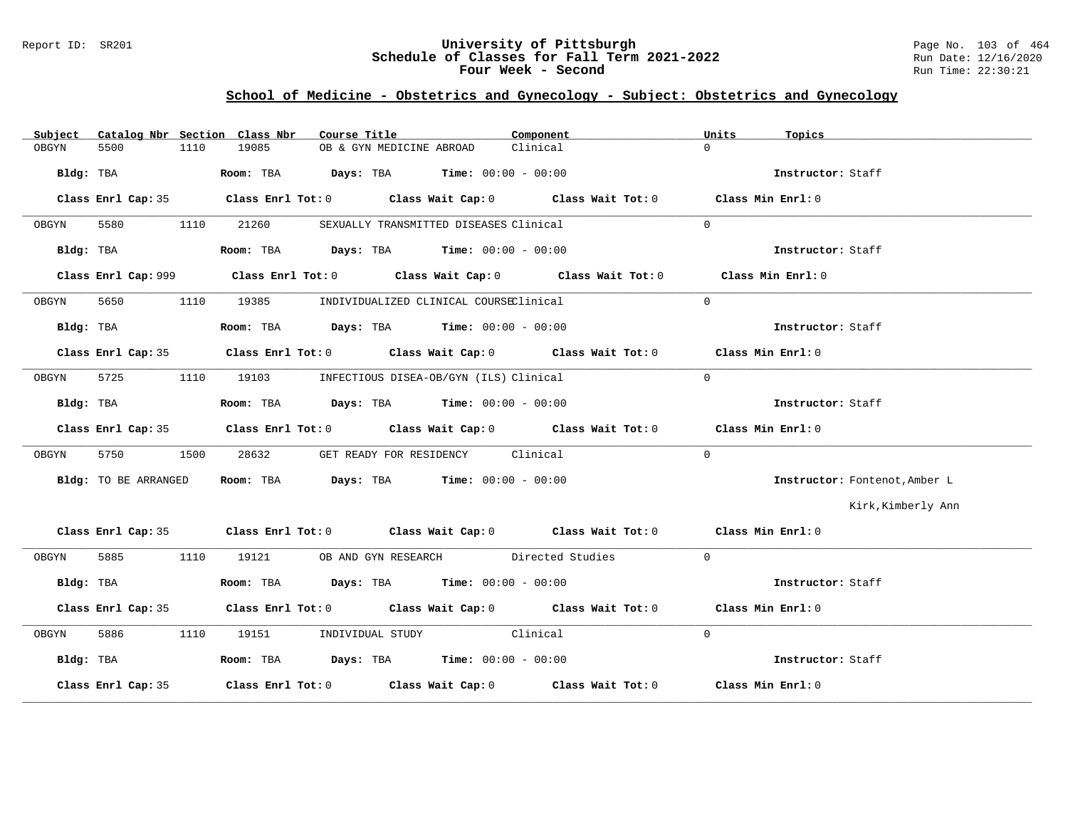# University of Pittsburgh
## Schedule of Classes for Fall Term 2021-2022
### Four Week - Second

Report ID: SR201

Run Date: 12/16/2020
Run Time: 22:30:21

## School of Medicine - Obstetrics and Gynecology - Subject: Obstetrics and Gynecology

| Subject | Catalog Nbr | Section | Class Nbr | Course Title | Component | Units | Topics |
|---|---|---|---|---|---|---|---|
| OBGYN | 5500 | 1110 | 19085 | OB & GYN MEDICINE ABROAD | Clinical | 0 | |

**Bldg:** TBA **Room:** TBA **Days:** TBA **Time:** 00:00 - 00:00 **Instructor:** Staff

**Class Enrl Cap:** 35 **Class Enrl Tot:** 0 **Class Wait Cap:** 0 **Class Wait Tot:** 0 **Class Min Enrl:** 0

---

| Subject | Catalog Nbr | Section | Class Nbr | Course Title | Component | Units | Topics |
|---|---|---|---|---|---|---|---|
| OBGYN | 5580 | 1110 | 21260 | SEXUALLY TRANSMITTED DISEASES | Clinical | 0 | |

**Bldg:** TBA **Room:** TBA **Days:** TBA **Time:** 00:00 - 00:00 **Instructor:** Staff

**Class Enrl Cap:** 999 **Class Enrl Tot:** 0 **Class Wait Cap:** 0 **Class Wait Tot:** 0 **Class Min Enrl:** 0

---

| Subject | Catalog Nbr | Section | Class Nbr | Course Title | Component | Units | Topics |
|---|---|---|---|---|---|---|---|
| OBGYN | 5650 | 1110 | 19385 | INDIVIDUALIZED CLINICAL COURSE | Clinical | 0 | |

**Bldg:** TBA **Room:** TBA **Days:** TBA **Time:** 00:00 - 00:00 **Instructor:** Staff

**Class Enrl Cap:** 35 **Class Enrl Tot:** 0 **Class Wait Cap:** 0 **Class Wait Tot:** 0 **Class Min Enrl:** 0

---

| Subject | Catalog Nbr | Section | Class Nbr | Course Title | Component | Units | Topics |
|---|---|---|---|---|---|---|---|
| OBGYN | 5725 | 1110 | 19103 | INFECTIOUS DISEA-OB/GYN (ILS) | Clinical | 0 | |

**Bldg:** TBA **Room:** TBA **Days:** TBA **Time:** 00:00 - 00:00 **Instructor:** Staff

**Class Enrl Cap:** 35 **Class Enrl Tot:** 0 **Class Wait Cap:** 0 **Class Wait Tot:** 0 **Class Min Enrl:** 0

---

| Subject | Catalog Nbr | Section | Class Nbr | Course Title | Component | Units | Topics |
|---|---|---|---|---|---|---|---|
| OBGYN | 5750 | 1500 | 28632 | GET READY FOR RESIDENCY | Clinical | 0 | |

**Bldg:** TO BE ARRANGED **Room:** TBA **Days:** TBA **Time:** 00:00 - 00:00 **Instructor:** Fontenot,Amber L; Kirk,Kimberly Ann

**Class Enrl Cap:** 35 **Class Enrl Tot:** 0 **Class Wait Cap:** 0 **Class Wait Tot:** 0 **Class Min Enrl:** 0

---

| Subject | Catalog Nbr | Section | Class Nbr | Course Title | Component | Units | Topics |
|---|---|---|---|---|---|---|---|
| OBGYN | 5885 | 1110 | 19121 | OB AND GYN RESEARCH | Directed Studies | 0 | |

**Bldg:** TBA **Room:** TBA **Days:** TBA **Time:** 00:00 - 00:00 **Instructor:** Staff

**Class Enrl Cap:** 35 **Class Enrl Tot:** 0 **Class Wait Cap:** 0 **Class Wait Tot:** 0 **Class Min Enrl:** 0

---

| Subject | Catalog Nbr | Section | Class Nbr | Course Title | Component | Units | Topics |
|---|---|---|---|---|---|---|---|
| OBGYN | 5886 | 1110 | 19151 | INDIVIDUAL STUDY | Clinical | 0 | |

**Bldg:** TBA **Room:** TBA **Days:** TBA **Time:** 00:00 - 00:00 **Instructor:** Staff

**Class Enrl Cap:** 35 **Class Enrl Tot:** 0 **Class Wait Cap:** 0 **Class Wait Tot:** 0 **Class Min Enrl:** 0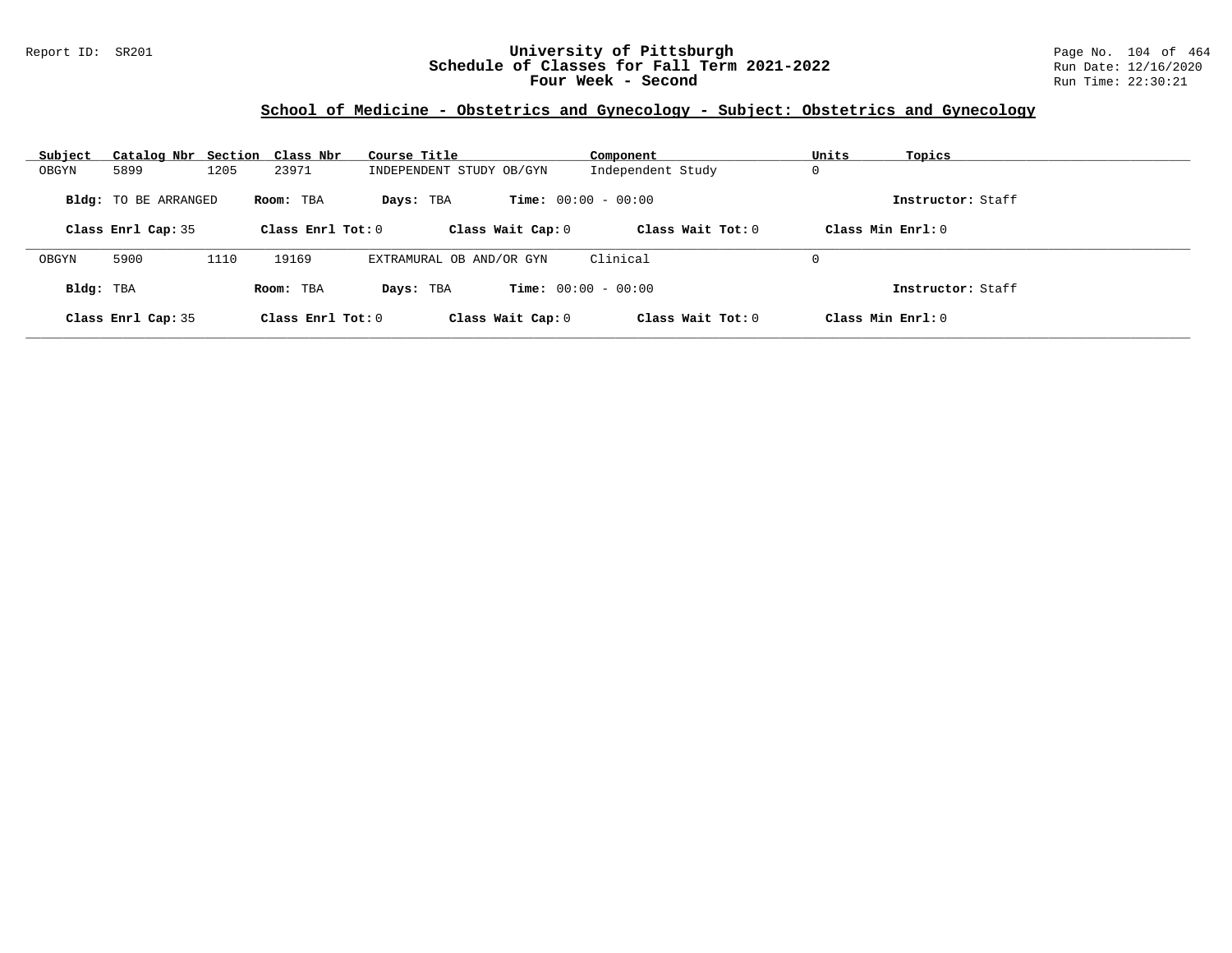## School of Medicine - Obstetrics and Gynecology - Subject: Obstetrics and Gynecology

| Subject | Catalog Nbr | Section | Class Nbr | Course Title | Component | Units | Topics |
|---|---|---|---|---|---|---|---|
| OBGYN | 5899 | 1205 | 23971 | INDEPENDENT STUDY OB/GYN | Independent Study | 0 | |

**Bldg:** TO BE ARRANGED **Room:** TBA **Days:** TBA **Time:** 00:00 - 00:00 **Instructor:** Staff

**Class Enrl Cap:** 35 **Class Enrl Tot:** 0 **Class Wait Cap:** 0 **Class Wait Tot:** 0 **Class Min Enrl:** 0

---

| Subject | Catalog Nbr | Section | Class Nbr | Course Title | Component | Units | Topics |
|---|---|---|---|---|---|---|---|
| OBGYN | 5900 | 1110 | 19169 | EXTRAMURAL OB AND/OR GYN | Clinical | 0 | |

**Bldg:** TBA **Room:** TBA **Days:** TBA **Time:** 00:00 - 00:00 **Instructor:** Staff

**Class Enrl Cap:** 35 **Class Enrl Tot:** 0 **Class Wait Cap:** 0 **Class Wait Tot:** 0 **Class Min Enrl:** 0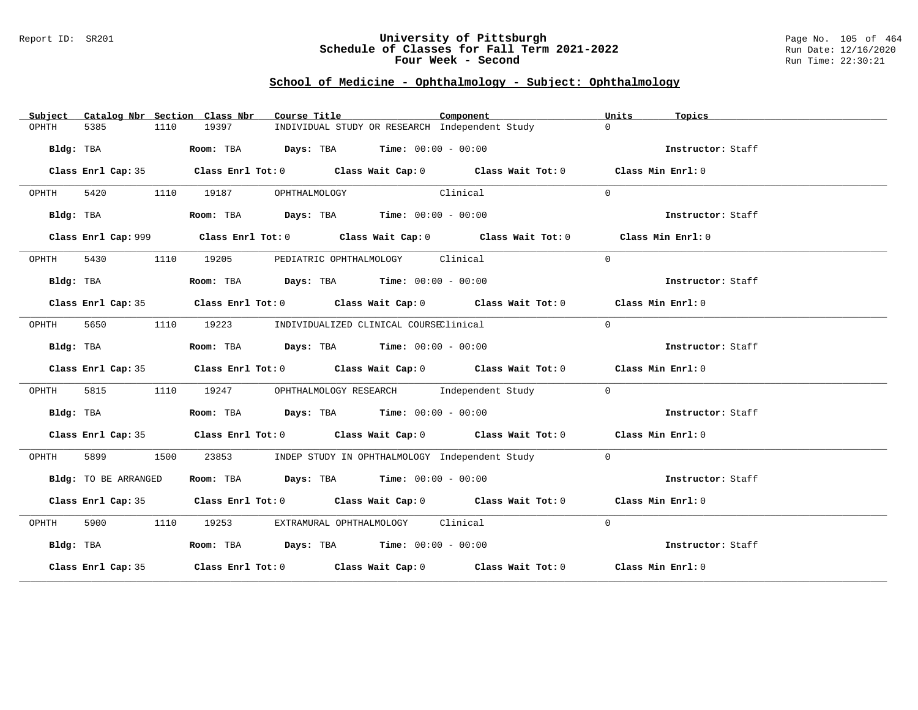## University of Pittsburgh
## Schedule of Classes for Fall Term 2021-2022
## Four Week - Second

Report ID: SR201

Run Date: 12/16/2020
Run Time: 22:30:21

### School of Medicine - Ophthalmology - Subject: Ophthalmology

| Subject | Catalog Nbr | Section | Class Nbr | Course Title | Component | Units | Topics |
|---|---|---|---|---|---|---|---|
| OPHTH | 5385 | 1110 | 19397 | INDIVIDUAL STUDY OR RESEARCH | Independent Study | 0 | |

**Bldg:** TBA **Room:** TBA **Days:** TBA **Time:** 00:00 - 00:00 **Instructor:** Staff

**Class Enrl Cap:** 35 **Class Enrl Tot:** 0 **Class Wait Cap:** 0 **Class Wait Tot:** 0 **Class Min Enrl:** 0

| Subject | Catalog Nbr | Section | Class Nbr | Course Title | Component | Units | Topics |
|---|---|---|---|---|---|---|---|
| OPHTH | 5420 | 1110 | 19187 | OPHTHALMOLOGY | Clinical | 0 | |

**Bldg:** TBA **Room:** TBA **Days:** TBA **Time:** 00:00 - 00:00 **Instructor:** Staff

**Class Enrl Cap:** 999 **Class Enrl Tot:** 0 **Class Wait Cap:** 0 **Class Wait Tot:** 0 **Class Min Enrl:** 0

| Subject | Catalog Nbr | Section | Class Nbr | Course Title | Component | Units | Topics |
|---|---|---|---|---|---|---|---|
| OPHTH | 5430 | 1110 | 19205 | PEDIATRIC OPHTHALMOLOGY | Clinical | 0 | |

**Bldg:** TBA **Room:** TBA **Days:** TBA **Time:** 00:00 - 00:00 **Instructor:** Staff

**Class Enrl Cap:** 35 **Class Enrl Tot:** 0 **Class Wait Cap:** 0 **Class Wait Tot:** 0 **Class Min Enrl:** 0

| Subject | Catalog Nbr | Section | Class Nbr | Course Title | Component | Units | Topics |
|---|---|---|---|---|---|---|---|
| OPHTH | 5650 | 1110 | 19223 | INDIVIDUALIZED CLINICAL COURSE | Clinical | 0 | |

**Bldg:** TBA **Room:** TBA **Days:** TBA **Time:** 00:00 - 00:00 **Instructor:** Staff

**Class Enrl Cap:** 35 **Class Enrl Tot:** 0 **Class Wait Cap:** 0 **Class Wait Tot:** 0 **Class Min Enrl:** 0

| Subject | Catalog Nbr | Section | Class Nbr | Course Title | Component | Units | Topics |
|---|---|---|---|---|---|---|---|
| OPHTH | 5815 | 1110 | 19247 | OPHTHALMOLOGY RESEARCH | Independent Study | 0 | |

**Bldg:** TBA **Room:** TBA **Days:** TBA **Time:** 00:00 - 00:00 **Instructor:** Staff

**Class Enrl Cap:** 35 **Class Enrl Tot:** 0 **Class Wait Cap:** 0 **Class Wait Tot:** 0 **Class Min Enrl:** 0

| Subject | Catalog Nbr | Section | Class Nbr | Course Title | Component | Units | Topics |
|---|---|---|---|---|---|---|---|
| OPHTH | 5899 | 1500 | 23853 | INDEP STUDY IN OPHTHALMOLOGY | Independent Study | 0 | |

**Bldg:** TO BE ARRANGED **Room:** TBA **Days:** TBA **Time:** 00:00 - 00:00 **Instructor:** Staff

**Class Enrl Cap:** 35 **Class Enrl Tot:** 0 **Class Wait Cap:** 0 **Class Wait Tot:** 0 **Class Min Enrl:** 0

| Subject | Catalog Nbr | Section | Class Nbr | Course Title | Component | Units | Topics |
|---|---|---|---|---|---|---|---|
| OPHTH | 5900 | 1110 | 19253 | EXTRAMURAL OPHTHALMOLOGY | Clinical | 0 | |

**Bldg:** TBA **Room:** TBA **Days:** TBA **Time:** 00:00 - 00:00 **Instructor:** Staff

**Class Enrl Cap:** 35 **Class Enrl Tot:** 0 **Class Wait Cap:** 0 **Class Wait Tot:** 0 **Class Min Enrl:** 0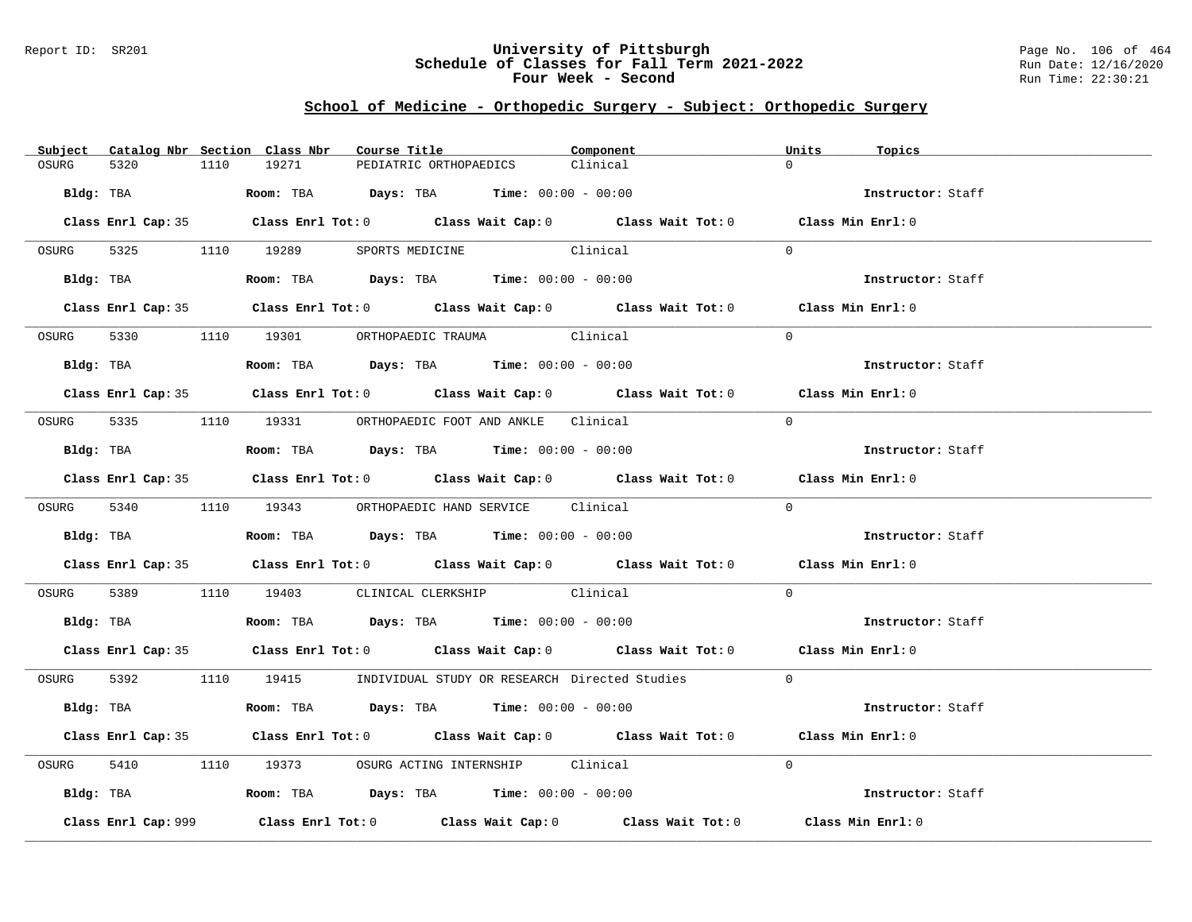# University of Pittsburgh
## Schedule of Classes for Fall Term 2021-2022
### Four Week - Second

Report ID: SR201

Run Date: 12/16/2020
Run Time: 22:30:21

## School of Medicine - Orthopedic Surgery - Subject: Orthopedic Surgery

| Subject | Catalog Nbr | Section | Class Nbr | Course Title | Component | Units | Topics |
|---|---|---|---|---|---|---|---|
| OSURG | 5320 | 1110 | 19271 | PEDIATRIC ORTHOPAEDICS | Clinical | 0 | |

**Bldg:** TBA **Room:** TBA **Days:** TBA **Time:** 00:00 - 00:00 **Instructor:** Staff

**Class Enrl Cap:** 35 **Class Enrl Tot:** 0 **Class Wait Cap:** 0 **Class Wait Tot:** 0 **Class Min Enrl:** 0

| Subject | Catalog Nbr | Section | Class Nbr | Course Title | Component | Units | Topics |
|---|---|---|---|---|---|---|---|
| OSURG | 5325 | 1110 | 19289 | SPORTS MEDICINE | Clinical | 0 | |

**Bldg:** TBA **Room:** TBA **Days:** TBA **Time:** 00:00 - 00:00 **Instructor:** Staff

**Class Enrl Cap:** 35 **Class Enrl Tot:** 0 **Class Wait Cap:** 0 **Class Wait Tot:** 0 **Class Min Enrl:** 0

| Subject | Catalog Nbr | Section | Class Nbr | Course Title | Component | Units | Topics |
|---|---|---|---|---|---|---|---|
| OSURG | 5330 | 1110 | 19301 | ORTHOPAEDIC TRAUMA | Clinical | 0 | |

**Bldg:** TBA **Room:** TBA **Days:** TBA **Time:** 00:00 - 00:00 **Instructor:** Staff

**Class Enrl Cap:** 35 **Class Enrl Tot:** 0 **Class Wait Cap:** 0 **Class Wait Tot:** 0 **Class Min Enrl:** 0

| Subject | Catalog Nbr | Section | Class Nbr | Course Title | Component | Units | Topics |
|---|---|---|---|---|---|---|---|
| OSURG | 5335 | 1110 | 19331 | ORTHOPAEDIC FOOT AND ANKLE | Clinical | 0 | |

**Bldg:** TBA **Room:** TBA **Days:** TBA **Time:** 00:00 - 00:00 **Instructor:** Staff

**Class Enrl Cap:** 35 **Class Enrl Tot:** 0 **Class Wait Cap:** 0 **Class Wait Tot:** 0 **Class Min Enrl:** 0

| Subject | Catalog Nbr | Section | Class Nbr | Course Title | Component | Units | Topics |
|---|---|---|---|---|---|---|---|
| OSURG | 5340 | 1110 | 19343 | ORTHOPAEDIC HAND SERVICE | Clinical | 0 | |

**Bldg:** TBA **Room:** TBA **Days:** TBA **Time:** 00:00 - 00:00 **Instructor:** Staff

**Class Enrl Cap:** 35 **Class Enrl Tot:** 0 **Class Wait Cap:** 0 **Class Wait Tot:** 0 **Class Min Enrl:** 0

| Subject | Catalog Nbr | Section | Class Nbr | Course Title | Component | Units | Topics |
|---|---|---|---|---|---|---|---|
| OSURG | 5389 | 1110 | 19403 | CLINICAL CLERKSHIP | Clinical | 0 | |

**Bldg:** TBA **Room:** TBA **Days:** TBA **Time:** 00:00 - 00:00 **Instructor:** Staff

**Class Enrl Cap:** 35 **Class Enrl Tot:** 0 **Class Wait Cap:** 0 **Class Wait Tot:** 0 **Class Min Enrl:** 0

| Subject | Catalog Nbr | Section | Class Nbr | Course Title | Component | Units | Topics |
|---|---|---|---|---|---|---|---|
| OSURG | 5392 | 1110 | 19415 | INDIVIDUAL STUDY OR RESEARCH | Directed Studies | 0 | |

**Bldg:** TBA **Room:** TBA **Days:** TBA **Time:** 00:00 - 00:00 **Instructor:** Staff

**Class Enrl Cap:** 35 **Class Enrl Tot:** 0 **Class Wait Cap:** 0 **Class Wait Tot:** 0 **Class Min Enrl:** 0

| Subject | Catalog Nbr | Section | Class Nbr | Course Title | Component | Units | Topics |
|---|---|---|---|---|---|---|---|
| OSURG | 5410 | 1110 | 19373 | OSURG ACTING INTERNSHIP | Clinical | 0 | |

**Bldg:** TBA **Room:** TBA **Days:** TBA **Time:** 00:00 - 00:00 **Instructor:** Staff

**Class Enrl Cap:** 999 **Class Enrl Tot:** 0 **Class Wait Cap:** 0 **Class Wait Tot:** 0 **Class Min Enrl:** 0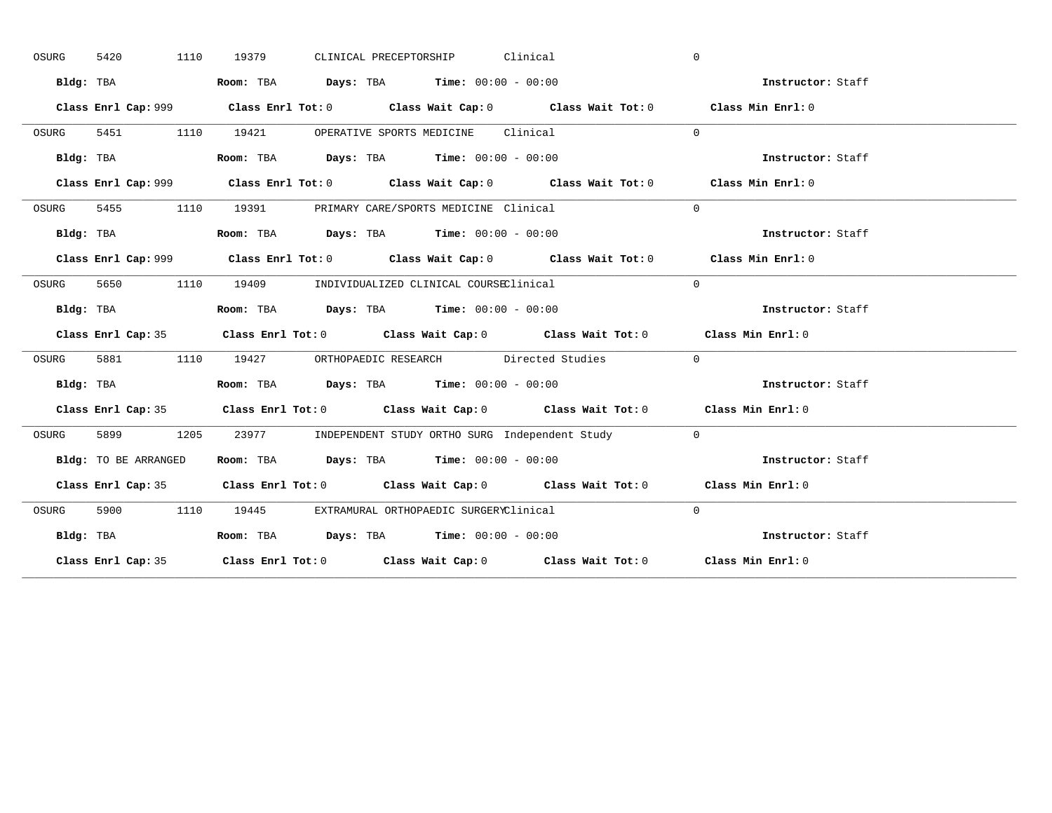OSURG 5420 1110 19379 CLINICAL PRECEPTORSHIP Clinical 0

**Bldg:** TBA **Room:** TBA **Days:** TBA **Time:** 00:00 - 00:00 **Instructor:** Staff

**Class Enrl Cap:** 999 **Class Enrl Tot:** 0 **Class Wait Cap:** 0 **Class Wait Tot:** 0 **Class Min Enrl:** 0

---

OSURG 5451 1110 19421 OPERATIVE SPORTS MEDICINE Clinical 0

**Bldg:** TBA **Room:** TBA **Days:** TBA **Time:** 00:00 - 00:00 **Instructor:** Staff

**Class Enrl Cap:** 999 **Class Enrl Tot:** 0 **Class Wait Cap:** 0 **Class Wait Tot:** 0 **Class Min Enrl:** 0

---

OSURG 5455 1110 19391 PRIMARY CARE/SPORTS MEDICINE Clinical 0

**Bldg:** TBA **Room:** TBA **Days:** TBA **Time:** 00:00 - 00:00 **Instructor:** Staff

**Class Enrl Cap:** 999 **Class Enrl Tot:** 0 **Class Wait Cap:** 0 **Class Wait Tot:** 0 **Class Min Enrl:** 0

---

OSURG 5650 1110 19409 INDIVIDUALIZED CLINICAL COURSE Clinical 0

**Bldg:** TBA **Room:** TBA **Days:** TBA **Time:** 00:00 - 00:00 **Instructor:** Staff

**Class Enrl Cap:** 35 **Class Enrl Tot:** 0 **Class Wait Cap:** 0 **Class Wait Tot:** 0 **Class Min Enrl:** 0

---

OSURG 5881 1110 19427 ORTHOPAEDIC RESEARCH Directed Studies 0

**Bldg:** TBA **Room:** TBA **Days:** TBA **Time:** 00:00 - 00:00 **Instructor:** Staff

**Class Enrl Cap:** 35 **Class Enrl Tot:** 0 **Class Wait Cap:** 0 **Class Wait Tot:** 0 **Class Min Enrl:** 0

---

OSURG 5899 1205 23977 INDEPENDENT STUDY ORTHO SURG Independent Study 0

**Bldg:** TO BE ARRANGED **Room:** TBA **Days:** TBA **Time:** 00:00 - 00:00 **Instructor:** Staff

**Class Enrl Cap:** 35 **Class Enrl Tot:** 0 **Class Wait Cap:** 0 **Class Wait Tot:** 0 **Class Min Enrl:** 0

---

OSURG 5900 1110 19445 EXTRAMURAL ORTHOPAEDIC SURGERY Clinical 0

**Bldg:** TBA **Room:** TBA **Days:** TBA **Time:** 00:00 - 00:00 **Instructor:** Staff

**Class Enrl Cap:** 35 **Class Enrl Tot:** 0 **Class Wait Cap:** 0 **Class Wait Tot:** 0 **Class Min Enrl:** 0

---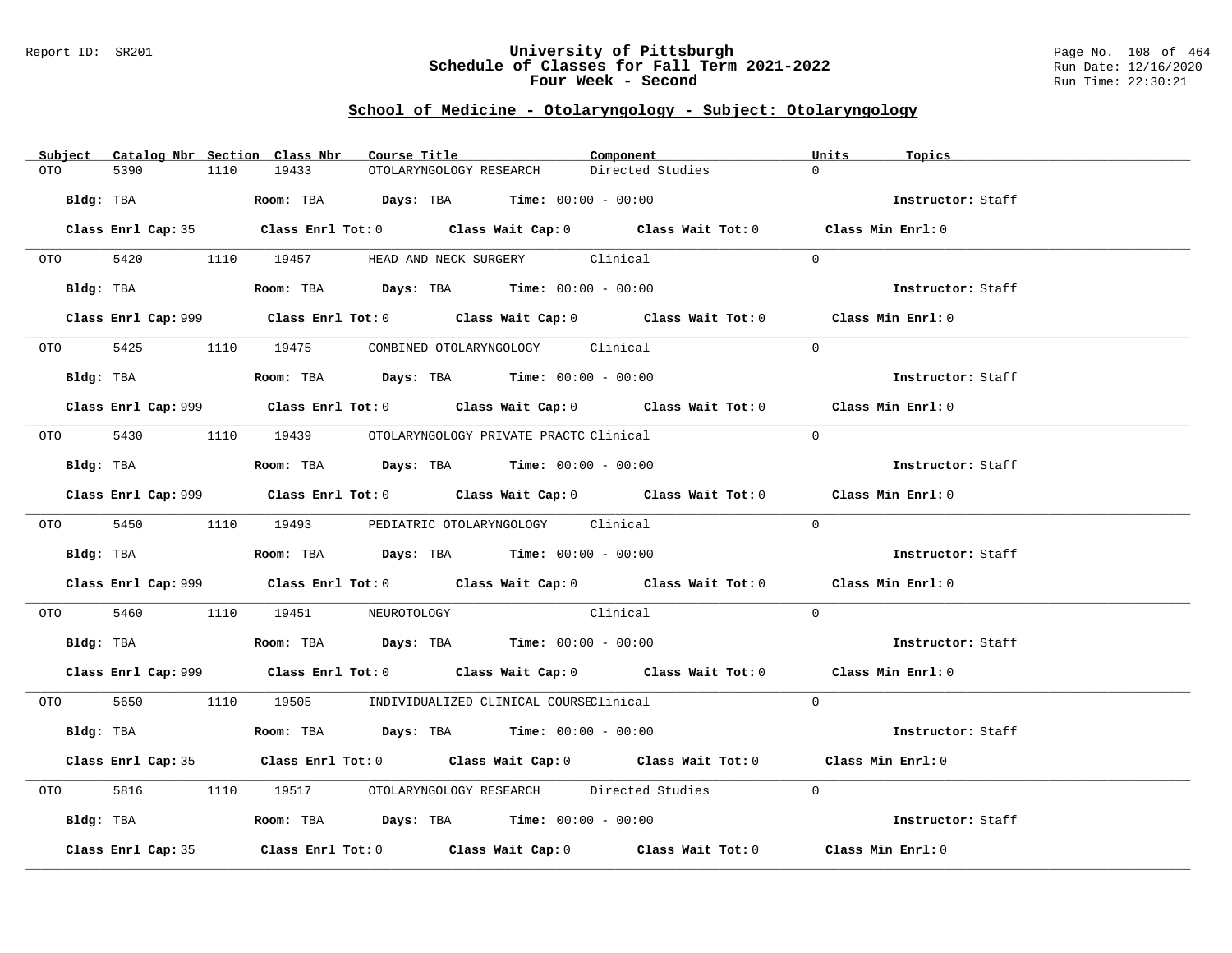## School of Medicine - Otolaryngology - Subject: Otolaryngology

| Subject | Catalog Nbr | Section | Class Nbr | Course Title | Component | Units | Topics |
|---|---|---|---|---|---|---|---|
| OTO | 5390 | 1110 | 19433 | OTOLARYNGOLOGY RESEARCH | Directed Studies | 0 | |

**Bldg:** TBA **Room:** TBA **Days:** TBA **Time:** 00:00 - 00:00 **Instructor:** Staff

**Class Enrl Cap:** 35 **Class Enrl Tot:** 0 **Class Wait Cap:** 0 **Class Wait Tot:** 0 **Class Min Enrl:** 0

| Subject | Catalog Nbr | Section | Class Nbr | Course Title | Component | Units | Topics |
|---|---|---|---|---|---|---|---|
| OTO | 5420 | 1110 | 19457 | HEAD AND NECK SURGERY | Clinical | 0 | |

**Bldg:** TBA **Room:** TBA **Days:** TBA **Time:** 00:00 - 00:00 **Instructor:** Staff

**Class Enrl Cap:** 999 **Class Enrl Tot:** 0 **Class Wait Cap:** 0 **Class Wait Tot:** 0 **Class Min Enrl:** 0

| Subject | Catalog Nbr | Section | Class Nbr | Course Title | Component | Units | Topics |
|---|---|---|---|---|---|---|---|
| OTO | 5425 | 1110 | 19475 | COMBINED OTOLARYNGOLOGY | Clinical | 0 | |

**Bldg:** TBA **Room:** TBA **Days:** TBA **Time:** 00:00 - 00:00 **Instructor:** Staff

**Class Enrl Cap:** 999 **Class Enrl Tot:** 0 **Class Wait Cap:** 0 **Class Wait Tot:** 0 **Class Min Enrl:** 0

| Subject | Catalog Nbr | Section | Class Nbr | Course Title | Component | Units | Topics |
|---|---|---|---|---|---|---|---|
| OTO | 5430 | 1110 | 19439 | OTOLARYNGOLOGY PRIVATE PRACTC | Clinical | 0 | |

**Bldg:** TBA **Room:** TBA **Days:** TBA **Time:** 00:00 - 00:00 **Instructor:** Staff

**Class Enrl Cap:** 999 **Class Enrl Tot:** 0 **Class Wait Cap:** 0 **Class Wait Tot:** 0 **Class Min Enrl:** 0

| Subject | Catalog Nbr | Section | Class Nbr | Course Title | Component | Units | Topics |
|---|---|---|---|---|---|---|---|
| OTO | 5450 | 1110 | 19493 | PEDIATRIC OTOLARYNGOLOGY | Clinical | 0 | |

**Bldg:** TBA **Room:** TBA **Days:** TBA **Time:** 00:00 - 00:00 **Instructor:** Staff

**Class Enrl Cap:** 999 **Class Enrl Tot:** 0 **Class Wait Cap:** 0 **Class Wait Tot:** 0 **Class Min Enrl:** 0

| Subject | Catalog Nbr | Section | Class Nbr | Course Title | Component | Units | Topics |
|---|---|---|---|---|---|---|---|
| OTO | 5460 | 1110 | 19451 | NEUROTOLOGY | Clinical | 0 | |

**Bldg:** TBA **Room:** TBA **Days:** TBA **Time:** 00:00 - 00:00 **Instructor:** Staff

**Class Enrl Cap:** 999 **Class Enrl Tot:** 0 **Class Wait Cap:** 0 **Class Wait Tot:** 0 **Class Min Enrl:** 0

| Subject | Catalog Nbr | Section | Class Nbr | Course Title | Component | Units | Topics |
|---|---|---|---|---|---|---|---|
| OTO | 5650 | 1110 | 19505 | INDIVIDUALIZED CLINICAL COURSE | Clinical | 0 | |

**Bldg:** TBA **Room:** TBA **Days:** TBA **Time:** 00:00 - 00:00 **Instructor:** Staff

**Class Enrl Cap:** 35 **Class Enrl Tot:** 0 **Class Wait Cap:** 0 **Class Wait Tot:** 0 **Class Min Enrl:** 0

| Subject | Catalog Nbr | Section | Class Nbr | Course Title | Component | Units | Topics |
|---|---|---|---|---|---|---|---|
| OTO | 5816 | 1110 | 19517 | OTOLARYNGOLOGY RESEARCH | Directed Studies | 0 | |

**Bldg:** TBA **Room:** TBA **Days:** TBA **Time:** 00:00 - 00:00 **Instructor:** Staff

**Class Enrl Cap:** 35 **Class Enrl Tot:** 0 **Class Wait Cap:** 0 **Class Wait Tot:** 0 **Class Min Enrl:** 0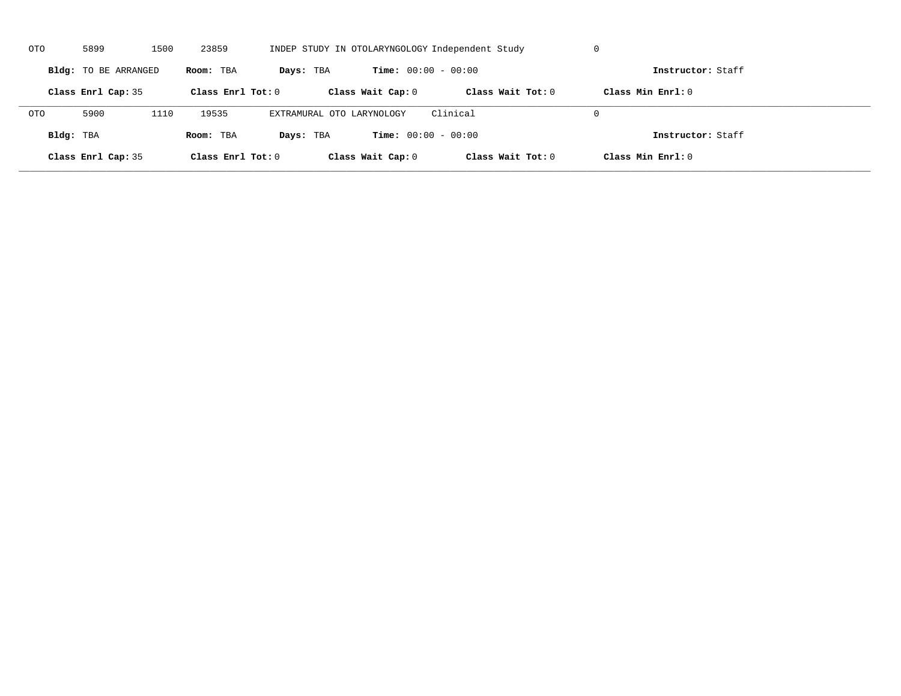OTO 5899 1500 23859 INDEP STUDY IN OTOLARYNGOLOGY Independent Study 0

**Bldg:** TO BE ARRANGED **Room:** TBA **Days:** TBA **Time:** 00:00 - 00:00 **Instructor:** Staff

**Class Enrl Cap:** 35 **Class Enrl Tot:** 0 **Class Wait Cap:** 0 **Class Wait Tot:** 0 **Class Min Enrl:** 0

---

OTO 5900 1110 19535 EXTRAMURAL OTO LARYNOLOGY Clinical 0

**Bldg:** TBA **Room:** TBA **Days:** TBA **Time:** 00:00 - 00:00 **Instructor:** Staff

**Class Enrl Cap:** 35 **Class Enrl Tot:** 0 **Class Wait Cap:** 0 **Class Wait Tot:** 0 **Class Min Enrl:** 0

---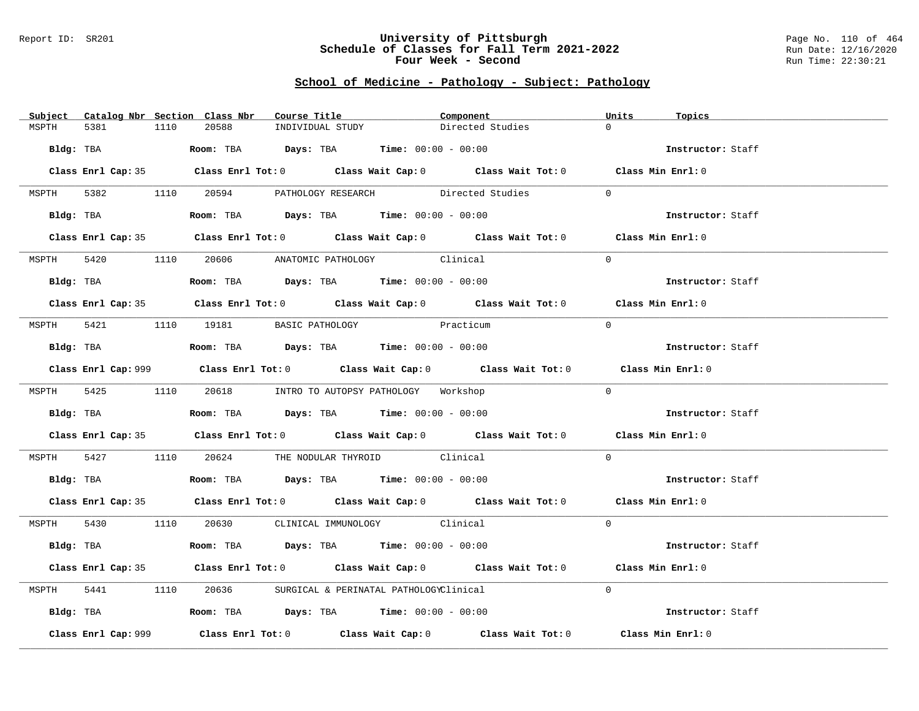## School of Medicine - Pathology - Subject: Pathology

| Subject | Catalog Nbr | Section | Class Nbr | Course Title | Component | Units | Topics |
|---|---|---|---|---|---|---|---|
| MSPTH | 5381 | 1110 | 20588 | INDIVIDUAL STUDY | Directed Studies | 0 | |

**Bldg:** TBA **Room:** TBA **Days:** TBA **Time:** 00:00 - 00:00 **Instructor:** Staff

**Class Enrl Cap:** 35 **Class Enrl Tot:** 0 **Class Wait Cap:** 0 **Class Wait Tot:** 0 **Class Min Enrl:** 0

---

| Subject | Catalog Nbr | Section | Class Nbr | Course Title | Component | Units | Topics |
|---|---|---|---|---|---|---|---|
| MSPTH | 5382 | 1110 | 20594 | PATHOLOGY RESEARCH | Directed Studies | 0 | |

**Bldg:** TBA **Room:** TBA **Days:** TBA **Time:** 00:00 - 00:00 **Instructor:** Staff

**Class Enrl Cap:** 35 **Class Enrl Tot:** 0 **Class Wait Cap:** 0 **Class Wait Tot:** 0 **Class Min Enrl:** 0

---

| Subject | Catalog Nbr | Section | Class Nbr | Course Title | Component | Units | Topics |
|---|---|---|---|---|---|---|---|
| MSPTH | 5420 | 1110 | 20606 | ANATOMIC PATHOLOGY | Clinical | 0 | |

**Bldg:** TBA **Room:** TBA **Days:** TBA **Time:** 00:00 - 00:00 **Instructor:** Staff

**Class Enrl Cap:** 35 **Class Enrl Tot:** 0 **Class Wait Cap:** 0 **Class Wait Tot:** 0 **Class Min Enrl:** 0

---

| Subject | Catalog Nbr | Section | Class Nbr | Course Title | Component | Units | Topics |
|---|---|---|---|---|---|---|---|
| MSPTH | 5421 | 1110 | 19181 | BASIC PATHOLOGY | Practicum | 0 | |

**Bldg:** TBA **Room:** TBA **Days:** TBA **Time:** 00:00 - 00:00 **Instructor:** Staff

**Class Enrl Cap:** 999 **Class Enrl Tot:** 0 **Class Wait Cap:** 0 **Class Wait Tot:** 0 **Class Min Enrl:** 0

---

| Subject | Catalog Nbr | Section | Class Nbr | Course Title | Component | Units | Topics |
|---|---|---|---|---|---|---|---|
| MSPTH | 5425 | 1110 | 20618 | INTRO TO AUTOPSY PATHOLOGY | Workshop | 0 | |

**Bldg:** TBA **Room:** TBA **Days:** TBA **Time:** 00:00 - 00:00 **Instructor:** Staff

**Class Enrl Cap:** 35 **Class Enrl Tot:** 0 **Class Wait Cap:** 0 **Class Wait Tot:** 0 **Class Min Enrl:** 0

---

| Subject | Catalog Nbr | Section | Class Nbr | Course Title | Component | Units | Topics |
|---|---|---|---|---|---|---|---|
| MSPTH | 5427 | 1110 | 20624 | THE NODULAR THYROID | Clinical | 0 | |

**Bldg:** TBA **Room:** TBA **Days:** TBA **Time:** 00:00 - 00:00 **Instructor:** Staff

**Class Enrl Cap:** 35 **Class Enrl Tot:** 0 **Class Wait Cap:** 0 **Class Wait Tot:** 0 **Class Min Enrl:** 0

---

| Subject | Catalog Nbr | Section | Class Nbr | Course Title | Component | Units | Topics |
|---|---|---|---|---|---|---|---|
| MSPTH | 5430 | 1110 | 20630 | CLINICAL IMMUNOLOGY | Clinical | 0 | |

**Bldg:** TBA **Room:** TBA **Days:** TBA **Time:** 00:00 - 00:00 **Instructor:** Staff

**Class Enrl Cap:** 35 **Class Enrl Tot:** 0 **Class Wait Cap:** 0 **Class Wait Tot:** 0 **Class Min Enrl:** 0

---

| Subject | Catalog Nbr | Section | Class Nbr | Course Title | Component | Units | Topics |
|---|---|---|---|---|---|---|---|
| MSPTH | 5441 | 1110 | 20636 | SURGICAL & PERINATAL PATHOLOGY | Clinical | 0 | |

**Bldg:** TBA **Room:** TBA **Days:** TBA **Time:** 00:00 - 00:00 **Instructor:** Staff

**Class Enrl Cap:** 999 **Class Enrl Tot:** 0 **Class Wait Cap:** 0 **Class Wait Tot:** 0 **Class Min Enrl:** 0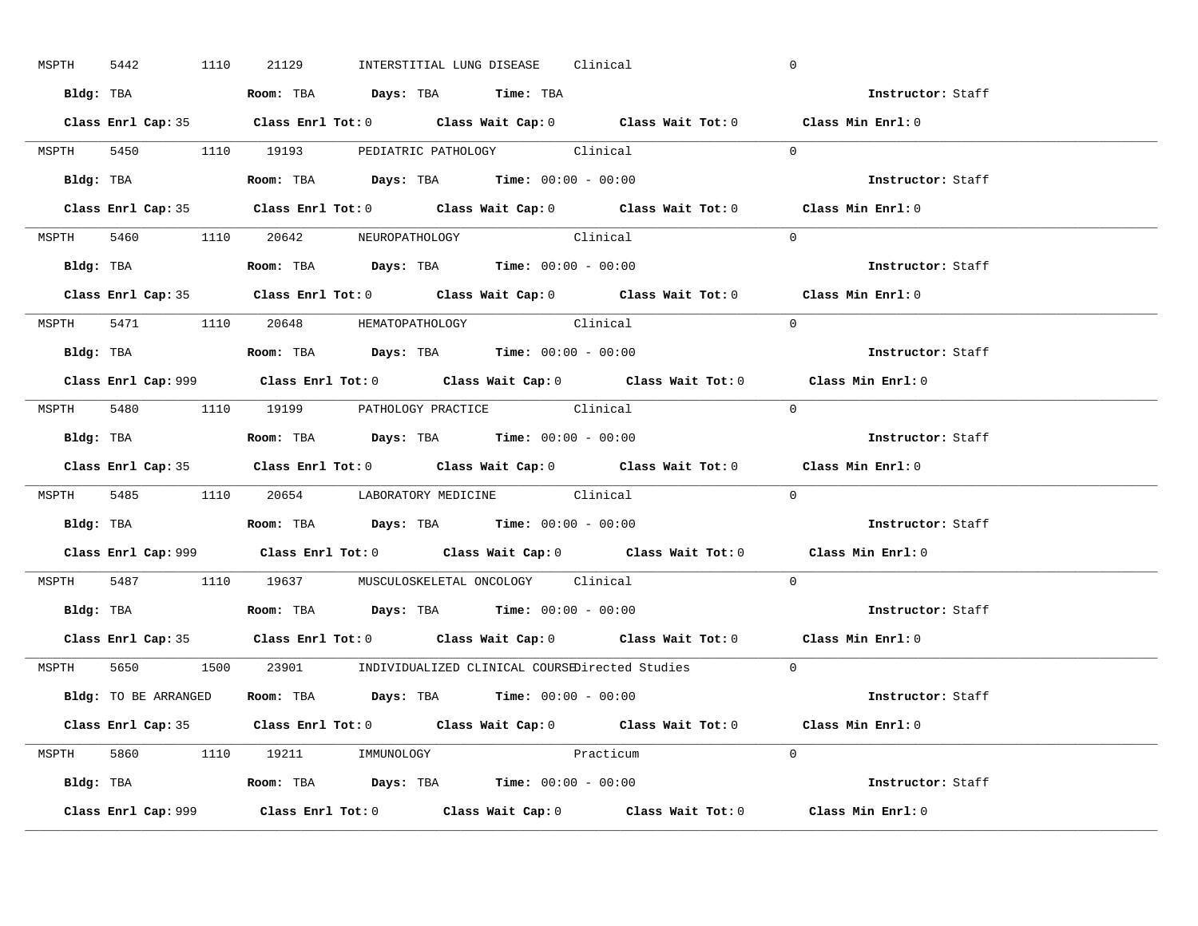MSPTH 5442 1110 21129 INTERSTITIAL LUNG DISEASE Clinical 0

**Bldg:** TBA **Room:** TBA **Days:** TBA **Time:** TBA **Instructor:** Staff

**Class Enrl Cap:** 35 **Class Enrl Tot:** 0 **Class Wait Cap:** 0 **Class Wait Tot:** 0 **Class Min Enrl:** 0

---

MSPTH 5450 1110 19193 PEDIATRIC PATHOLOGY Clinical 0

**Bldg:** TBA **Room:** TBA **Days:** TBA **Time:** 00:00 - 00:00 **Instructor:** Staff

**Class Enrl Cap:** 35 **Class Enrl Tot:** 0 **Class Wait Cap:** 0 **Class Wait Tot:** 0 **Class Min Enrl:** 0

---

MSPTH 5460 1110 20642 NEUROPATHOLOGY Clinical 0

**Bldg:** TBA **Room:** TBA **Days:** TBA **Time:** 00:00 - 00:00 **Instructor:** Staff

**Class Enrl Cap:** 35 **Class Enrl Tot:** 0 **Class Wait Cap:** 0 **Class Wait Tot:** 0 **Class Min Enrl:** 0

---

MSPTH 5471 1110 20648 HEMATOPATHOLOGY Clinical 0

**Bldg:** TBA **Room:** TBA **Days:** TBA **Time:** 00:00 - 00:00 **Instructor:** Staff

**Class Enrl Cap:** 999 **Class Enrl Tot:** 0 **Class Wait Cap:** 0 **Class Wait Tot:** 0 **Class Min Enrl:** 0

---

MSPTH 5480 1110 19199 PATHOLOGY PRACTICE Clinical 0

**Bldg:** TBA **Room:** TBA **Days:** TBA **Time:** 00:00 - 00:00 **Instructor:** Staff

**Class Enrl Cap:** 35 **Class Enrl Tot:** 0 **Class Wait Cap:** 0 **Class Wait Tot:** 0 **Class Min Enrl:** 0

---

MSPTH 5485 1110 20654 LABORATORY MEDICINE Clinical 0

**Bldg:** TBA **Room:** TBA **Days:** TBA **Time:** 00:00 - 00:00 **Instructor:** Staff

**Class Enrl Cap:** 999 **Class Enrl Tot:** 0 **Class Wait Cap:** 0 **Class Wait Tot:** 0 **Class Min Enrl:** 0

---

MSPTH 5487 1110 19637 MUSCULOSKELETAL ONCOLOGY Clinical 0

**Bldg:** TBA **Room:** TBA **Days:** TBA **Time:** 00:00 - 00:00 **Instructor:** Staff

**Class Enrl Cap:** 35 **Class Enrl Tot:** 0 **Class Wait Cap:** 0 **Class Wait Tot:** 0 **Class Min Enrl:** 0

---

MSPTH 5650 1500 23901 INDIVIDUALIZED CLINICAL COURSE Directed Studies 0

**Bldg:** TO BE ARRANGED **Room:** TBA **Days:** TBA **Time:** 00:00 - 00:00 **Instructor:** Staff

**Class Enrl Cap:** 35 **Class Enrl Tot:** 0 **Class Wait Cap:** 0 **Class Wait Tot:** 0 **Class Min Enrl:** 0

---

MSPTH 5860 1110 19211 IMMUNOLOGY Practicum 0

**Bldg:** TBA **Room:** TBA **Days:** TBA **Time:** 00:00 - 00:00 **Instructor:** Staff

**Class Enrl Cap:** 999 **Class Enrl Tot:** 0 **Class Wait Cap:** 0 **Class Wait Tot:** 0 **Class Min Enrl:** 0

---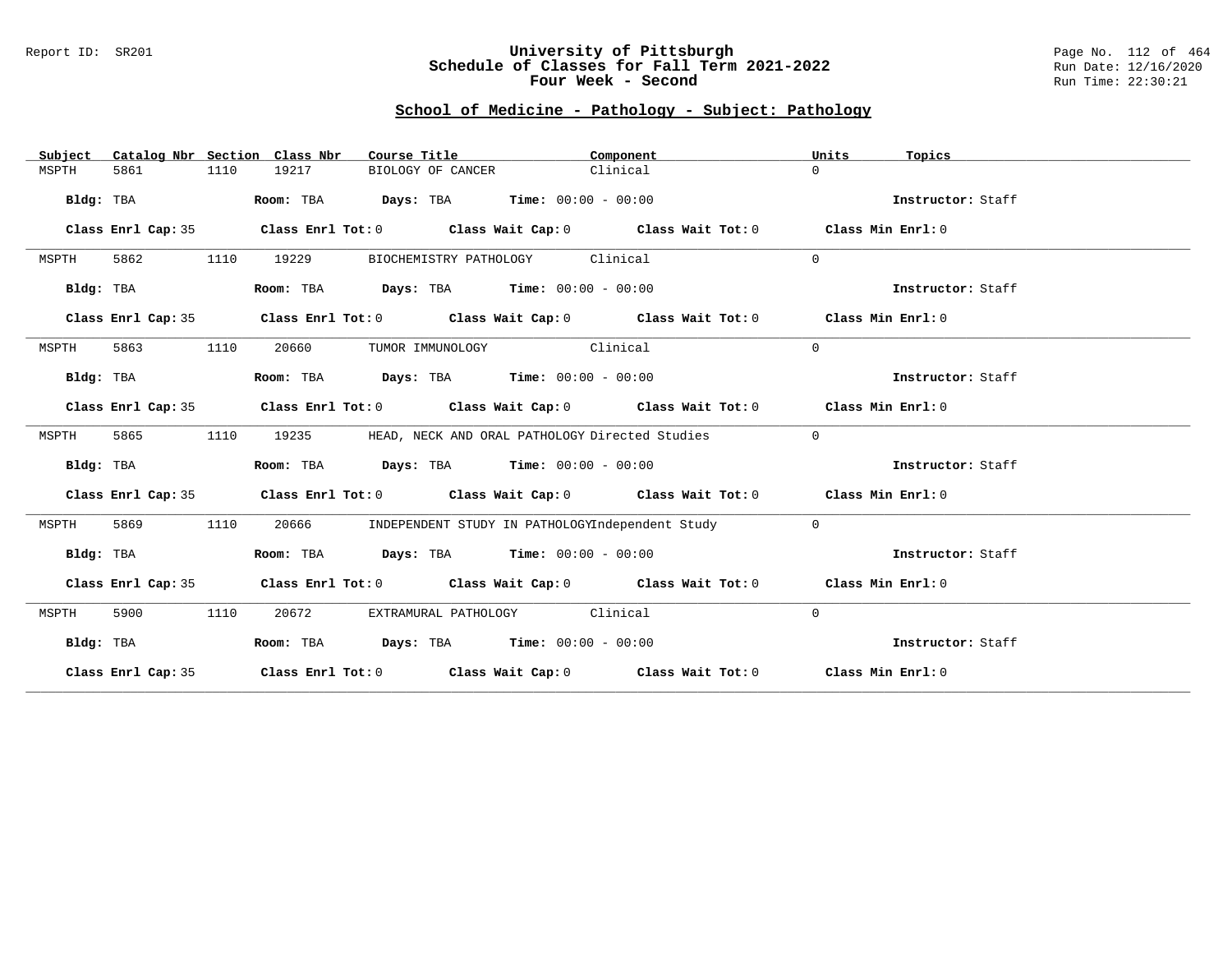# University of Pittsburgh
## Schedule of Classes for Fall Term 2021-2022
### Four Week - Second

Report ID: SR201

Run Date: 12/16/2020
Run Time: 22:30:21

## School of Medicine - Pathology - Subject: Pathology

| Subject | Catalog Nbr | Section | Class Nbr | Course Title | Component | Units | Topics |
|---|---|---|---|---|---|---|---|
| MSPTH | 5861 | 1110 | 19217 | BIOLOGY OF CANCER | Clinical | 0 | |

**Bldg:** TBA **Room:** TBA **Days:** TBA **Time:** 00:00 - 00:00 **Instructor:** Staff

**Class Enrl Cap:** 35 **Class Enrl Tot:** 0 **Class Wait Cap:** 0 **Class Wait Tot:** 0 **Class Min Enrl:** 0

| Subject | Catalog Nbr | Section | Class Nbr | Course Title | Component | Units | Topics |
|---|---|---|---|---|---|---|---|
| MSPTH | 5862 | 1110 | 19229 | BIOCHEMISTRY PATHOLOGY | Clinical | 0 | |

**Bldg:** TBA **Room:** TBA **Days:** TBA **Time:** 00:00 - 00:00 **Instructor:** Staff

**Class Enrl Cap:** 35 **Class Enrl Tot:** 0 **Class Wait Cap:** 0 **Class Wait Tot:** 0 **Class Min Enrl:** 0

| Subject | Catalog Nbr | Section | Class Nbr | Course Title | Component | Units | Topics |
|---|---|---|---|---|---|---|---|
| MSPTH | 5863 | 1110 | 20660 | TUMOR IMMUNOLOGY | Clinical | 0 | |

**Bldg:** TBA **Room:** TBA **Days:** TBA **Time:** 00:00 - 00:00 **Instructor:** Staff

**Class Enrl Cap:** 35 **Class Enrl Tot:** 0 **Class Wait Cap:** 0 **Class Wait Tot:** 0 **Class Min Enrl:** 0

| Subject | Catalog Nbr | Section | Class Nbr | Course Title | Component | Units | Topics |
|---|---|---|---|---|---|---|---|
| MSPTH | 5865 | 1110 | 19235 | HEAD, NECK AND ORAL PATHOLOGY | Directed Studies | 0 | |

**Bldg:** TBA **Room:** TBA **Days:** TBA **Time:** 00:00 - 00:00 **Instructor:** Staff

**Class Enrl Cap:** 35 **Class Enrl Tot:** 0 **Class Wait Cap:** 0 **Class Wait Tot:** 0 **Class Min Enrl:** 0

| Subject | Catalog Nbr | Section | Class Nbr | Course Title | Component | Units | Topics |
|---|---|---|---|---|---|---|---|
| MSPTH | 5869 | 1110 | 20666 | INDEPENDENT STUDY IN PATHOLOGY | Independent Study | 0 | |

**Bldg:** TBA **Room:** TBA **Days:** TBA **Time:** 00:00 - 00:00 **Instructor:** Staff

**Class Enrl Cap:** 35 **Class Enrl Tot:** 0 **Class Wait Cap:** 0 **Class Wait Tot:** 0 **Class Min Enrl:** 0

| Subject | Catalog Nbr | Section | Class Nbr | Course Title | Component | Units | Topics |
|---|---|---|---|---|---|---|---|
| MSPTH | 5900 | 1110 | 20672 | EXTRAMURAL PATHOLOGY | Clinical | 0 | |

**Bldg:** TBA **Room:** TBA **Days:** TBA **Time:** 00:00 - 00:00 **Instructor:** Staff

**Class Enrl Cap:** 35 **Class Enrl Tot:** 0 **Class Wait Cap:** 0 **Class Wait Tot:** 0 **Class Min Enrl:** 0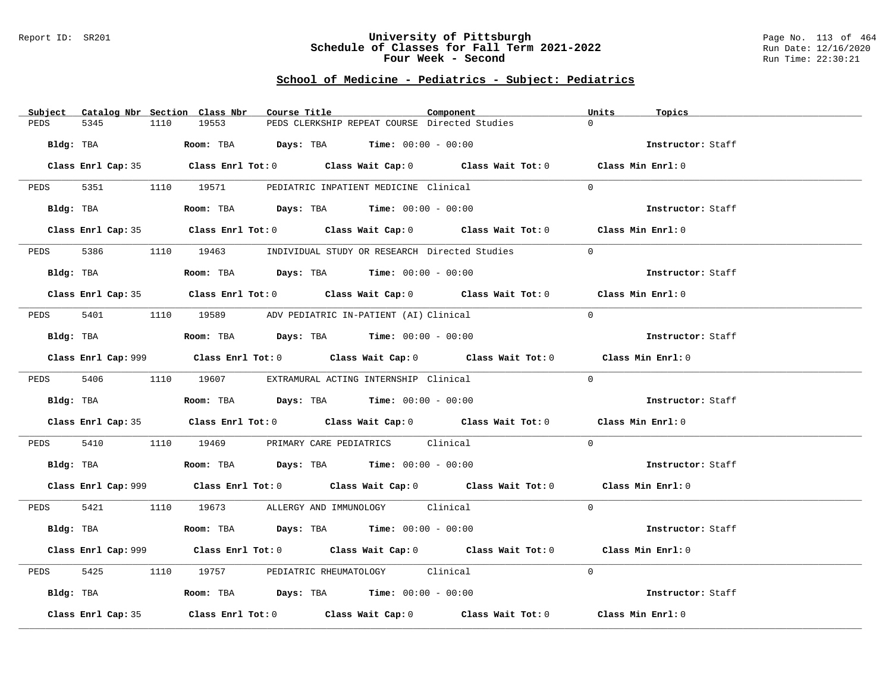# University of Pittsburgh
## Schedule of Classes for Fall Term 2021-2022
## Four Week - Second

### School of Medicine - Pediatrics - Subject: Pediatrics

| Subject | Catalog Nbr | Section | Class Nbr | Course Title | Component | Units | Topics |
|---|---|---|---|---|---|---|---|
| PEDS | 5345 | 1110 | 19553 | PEDS CLERKSHIP REPEAT COURSE | Directed Studies | 0 | |

**Bldg:** TBA **Room:** TBA **Days:** TBA **Time:** 00:00 - 00:00 **Instructor:** Staff

**Class Enrl Cap:** 35 **Class Enrl Tot:** 0 **Class Wait Cap:** 0 **Class Wait Tot:** 0 **Class Min Enrl:** 0

| Subject | Catalog Nbr | Section | Class Nbr | Course Title | Component | Units | Topics |
|---|---|---|---|---|---|---|---|
| PEDS | 5351 | 1110 | 19571 | PEDIATRIC INPATIENT MEDICINE | Clinical | 0 | |

**Bldg:** TBA **Room:** TBA **Days:** TBA **Time:** 00:00 - 00:00 **Instructor:** Staff

**Class Enrl Cap:** 35 **Class Enrl Tot:** 0 **Class Wait Cap:** 0 **Class Wait Tot:** 0 **Class Min Enrl:** 0

| Subject | Catalog Nbr | Section | Class Nbr | Course Title | Component | Units | Topics |
|---|---|---|---|---|---|---|---|
| PEDS | 5386 | 1110 | 19463 | INDIVIDUAL STUDY OR RESEARCH | Directed Studies | 0 | |

**Bldg:** TBA **Room:** TBA **Days:** TBA **Time:** 00:00 - 00:00 **Instructor:** Staff

**Class Enrl Cap:** 35 **Class Enrl Tot:** 0 **Class Wait Cap:** 0 **Class Wait Tot:** 0 **Class Min Enrl:** 0

| Subject | Catalog Nbr | Section | Class Nbr | Course Title | Component | Units | Topics |
|---|---|---|---|---|---|---|---|
| PEDS | 5401 | 1110 | 19589 | ADV PEDIATRIC IN-PATIENT (AI) | Clinical | 0 | |

**Bldg:** TBA **Room:** TBA **Days:** TBA **Time:** 00:00 - 00:00 **Instructor:** Staff

**Class Enrl Cap:** 999 **Class Enrl Tot:** 0 **Class Wait Cap:** 0 **Class Wait Tot:** 0 **Class Min Enrl:** 0

| Subject | Catalog Nbr | Section | Class Nbr | Course Title | Component | Units | Topics |
|---|---|---|---|---|---|---|---|
| PEDS | 5406 | 1110 | 19607 | EXTRAMURAL ACTING INTERNSHIP | Clinical | 0 | |

**Bldg:** TBA **Room:** TBA **Days:** TBA **Time:** 00:00 - 00:00 **Instructor:** Staff

**Class Enrl Cap:** 35 **Class Enrl Tot:** 0 **Class Wait Cap:** 0 **Class Wait Tot:** 0 **Class Min Enrl:** 0

| Subject | Catalog Nbr | Section | Class Nbr | Course Title | Component | Units | Topics |
|---|---|---|---|---|---|---|---|
| PEDS | 5410 | 1110 | 19469 | PRIMARY CARE PEDIATRICS | Clinical | 0 | |

**Bldg:** TBA **Room:** TBA **Days:** TBA **Time:** 00:00 - 00:00 **Instructor:** Staff

**Class Enrl Cap:** 999 **Class Enrl Tot:** 0 **Class Wait Cap:** 0 **Class Wait Tot:** 0 **Class Min Enrl:** 0

| Subject | Catalog Nbr | Section | Class Nbr | Course Title | Component | Units | Topics |
|---|---|---|---|---|---|---|---|
| PEDS | 5421 | 1110 | 19673 | ALLERGY AND IMMUNOLOGY | Clinical | 0 | |

**Bldg:** TBA **Room:** TBA **Days:** TBA **Time:** 00:00 - 00:00 **Instructor:** Staff

**Class Enrl Cap:** 999 **Class Enrl Tot:** 0 **Class Wait Cap:** 0 **Class Wait Tot:** 0 **Class Min Enrl:** 0

| Subject | Catalog Nbr | Section | Class Nbr | Course Title | Component | Units | Topics |
|---|---|---|---|---|---|---|---|
| PEDS | 5425 | 1110 | 19757 | PEDIATRIC RHEUMATOLOGY | Clinical | 0 | |

**Bldg:** TBA **Room:** TBA **Days:** TBA **Time:** 00:00 - 00:00 **Instructor:** Staff

**Class Enrl Cap:** 35 **Class Enrl Tot:** 0 **Class Wait Cap:** 0 **Class Wait Tot:** 0 **Class Min Enrl:** 0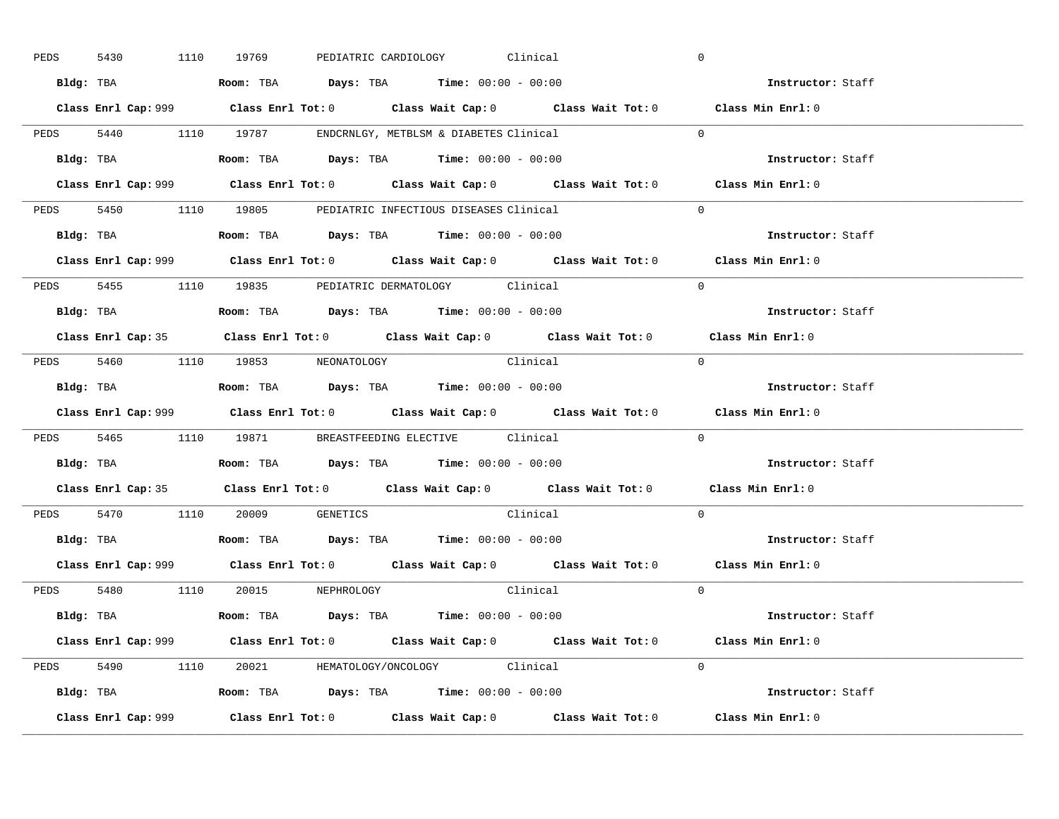PEDS 5430 1110 19769 PEDIATRIC CARDIOLOGY Clinical 0

**Bldg:** TBA **Room:** TBA **Days:** TBA **Time:** 00:00 - 00:00 **Instructor:** Staff

**Class Enrl Cap:** 999 **Class Enrl Tot:** 0 **Class Wait Cap:** 0 **Class Wait Tot:** 0 **Class Min Enrl:** 0

---

PEDS 5440 1110 19787 ENDCRNLGY, METBLSM & DIABETES Clinical 0

**Bldg:** TBA **Room:** TBA **Days:** TBA **Time:** 00:00 - 00:00 **Instructor:** Staff

**Class Enrl Cap:** 999 **Class Enrl Tot:** 0 **Class Wait Cap:** 0 **Class Wait Tot:** 0 **Class Min Enrl:** 0

---

PEDS 5450 1110 19805 PEDIATRIC INFECTIOUS DISEASES Clinical 0

**Bldg:** TBA **Room:** TBA **Days:** TBA **Time:** 00:00 - 00:00 **Instructor:** Staff

**Class Enrl Cap:** 999 **Class Enrl Tot:** 0 **Class Wait Cap:** 0 **Class Wait Tot:** 0 **Class Min Enrl:** 0

---

PEDS 5455 1110 19835 PEDIATRIC DERMATOLOGY Clinical 0

**Bldg:** TBA **Room:** TBA **Days:** TBA **Time:** 00:00 - 00:00 **Instructor:** Staff

**Class Enrl Cap:** 35 **Class Enrl Tot:** 0 **Class Wait Cap:** 0 **Class Wait Tot:** 0 **Class Min Enrl:** 0

---

PEDS 5460 1110 19853 NEONATOLOGY Clinical 0

**Bldg:** TBA **Room:** TBA **Days:** TBA **Time:** 00:00 - 00:00 **Instructor:** Staff

**Class Enrl Cap:** 999 **Class Enrl Tot:** 0 **Class Wait Cap:** 0 **Class Wait Tot:** 0 **Class Min Enrl:** 0

---

PEDS 5465 1110 19871 BREASTFEEDING ELECTIVE Clinical 0

**Bldg:** TBA **Room:** TBA **Days:** TBA **Time:** 00:00 - 00:00 **Instructor:** Staff

**Class Enrl Cap:** 35 **Class Enrl Tot:** 0 **Class Wait Cap:** 0 **Class Wait Tot:** 0 **Class Min Enrl:** 0

---

PEDS 5470 1110 20009 GENETICS Clinical 0

**Bldg:** TBA **Room:** TBA **Days:** TBA **Time:** 00:00 - 00:00 **Instructor:** Staff

**Class Enrl Cap:** 999 **Class Enrl Tot:** 0 **Class Wait Cap:** 0 **Class Wait Tot:** 0 **Class Min Enrl:** 0

---

PEDS 5480 1110 20015 NEPHROLOGY Clinical 0

**Bldg:** TBA **Room:** TBA **Days:** TBA **Time:** 00:00 - 00:00 **Instructor:** Staff

**Class Enrl Cap:** 999 **Class Enrl Tot:** 0 **Class Wait Cap:** 0 **Class Wait Tot:** 0 **Class Min Enrl:** 0

---

PEDS 5490 1110 20021 HEMATOLOGY/ONCOLOGY Clinical 0

**Bldg:** TBA **Room:** TBA **Days:** TBA **Time:** 00:00 - 00:00 **Instructor:** Staff

**Class Enrl Cap:** 999 **Class Enrl Tot:** 0 **Class Wait Cap:** 0 **Class Wait Tot:** 0 **Class Min Enrl:** 0

---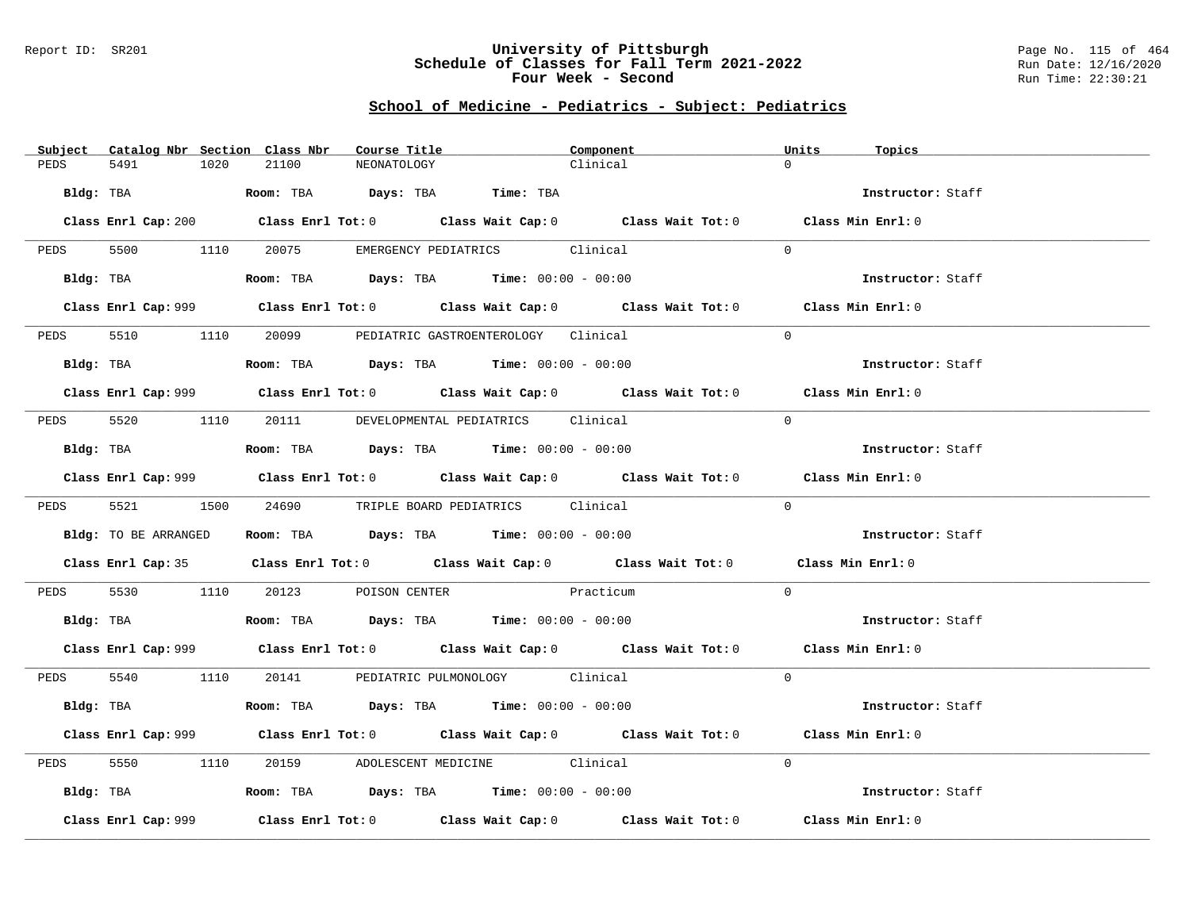## School of Medicine - Pediatrics - Subject: Pediatrics

| Subject | Catalog Nbr | Section | Class Nbr | Course Title | Component | Units | Topics |
|---|---|---|---|---|---|---|---|
| PEDS | 5491 | 1020 | 21100 | NEONATOLOGY | Clinical | 0 | |

**Bldg:** TBA **Room:** TBA **Days:** TBA **Time:** TBA **Instructor:** Staff

**Class Enrl Cap:** 200 **Class Enrl Tot:** 0 **Class Wait Cap:** 0 **Class Wait Tot:** 0 **Class Min Enrl:** 0

---

| Subject | Catalog Nbr | Section | Class Nbr | Course Title | Component | Units | Topics |
|---|---|---|---|---|---|---|---|
| PEDS | 5500 | 1110 | 20075 | EMERGENCY PEDIATRICS | Clinical | 0 | |

**Bldg:** TBA **Room:** TBA **Days:** TBA **Time:** 00:00 - 00:00 **Instructor:** Staff

**Class Enrl Cap:** 999 **Class Enrl Tot:** 0 **Class Wait Cap:** 0 **Class Wait Tot:** 0 **Class Min Enrl:** 0

---

| Subject | Catalog Nbr | Section | Class Nbr | Course Title | Component | Units | Topics |
|---|---|---|---|---|---|---|---|
| PEDS | 5510 | 1110 | 20099 | PEDIATRIC GASTROENTEROLOGY | Clinical | 0 | |

**Bldg:** TBA **Room:** TBA **Days:** TBA **Time:** 00:00 - 00:00 **Instructor:** Staff

**Class Enrl Cap:** 999 **Class Enrl Tot:** 0 **Class Wait Cap:** 0 **Class Wait Tot:** 0 **Class Min Enrl:** 0

---

| Subject | Catalog Nbr | Section | Class Nbr | Course Title | Component | Units | Topics |
|---|---|---|---|---|---|---|---|
| PEDS | 5520 | 1110 | 20111 | DEVELOPMENTAL PEDIATRICS | Clinical | 0 | |

**Bldg:** TBA **Room:** TBA **Days:** TBA **Time:** 00:00 - 00:00 **Instructor:** Staff

**Class Enrl Cap:** 999 **Class Enrl Tot:** 0 **Class Wait Cap:** 0 **Class Wait Tot:** 0 **Class Min Enrl:** 0

---

| Subject | Catalog Nbr | Section | Class Nbr | Course Title | Component | Units | Topics |
|---|---|---|---|---|---|---|---|
| PEDS | 5521 | 1500 | 24690 | TRIPLE BOARD PEDIATRICS | Clinical | 0 | |

**Bldg:** TO BE ARRANGED **Room:** TBA **Days:** TBA **Time:** 00:00 - 00:00 **Instructor:** Staff

**Class Enrl Cap:** 35 **Class Enrl Tot:** 0 **Class Wait Cap:** 0 **Class Wait Tot:** 0 **Class Min Enrl:** 0

---

| Subject | Catalog Nbr | Section | Class Nbr | Course Title | Component | Units | Topics |
|---|---|---|---|---|---|---|---|
| PEDS | 5530 | 1110 | 20123 | POISON CENTER | Practicum | 0 | |

**Bldg:** TBA **Room:** TBA **Days:** TBA **Time:** 00:00 - 00:00 **Instructor:** Staff

**Class Enrl Cap:** 999 **Class Enrl Tot:** 0 **Class Wait Cap:** 0 **Class Wait Tot:** 0 **Class Min Enrl:** 0

---

| Subject | Catalog Nbr | Section | Class Nbr | Course Title | Component | Units | Topics |
|---|---|---|---|---|---|---|---|
| PEDS | 5540 | 1110 | 20141 | PEDIATRIC PULMONOLOGY | Clinical | 0 | |

**Bldg:** TBA **Room:** TBA **Days:** TBA **Time:** 00:00 - 00:00 **Instructor:** Staff

**Class Enrl Cap:** 999 **Class Enrl Tot:** 0 **Class Wait Cap:** 0 **Class Wait Tot:** 0 **Class Min Enrl:** 0

---

| Subject | Catalog Nbr | Section | Class Nbr | Course Title | Component | Units | Topics |
|---|---|---|---|---|---|---|---|
| PEDS | 5550 | 1110 | 20159 | ADOLESCENT MEDICINE | Clinical | 0 | |

**Bldg:** TBA **Room:** TBA **Days:** TBA **Time:** 00:00 - 00:00 **Instructor:** Staff

**Class Enrl Cap:** 999 **Class Enrl Tot:** 0 **Class Wait Cap:** 0 **Class Wait Tot:** 0 **Class Min Enrl:** 0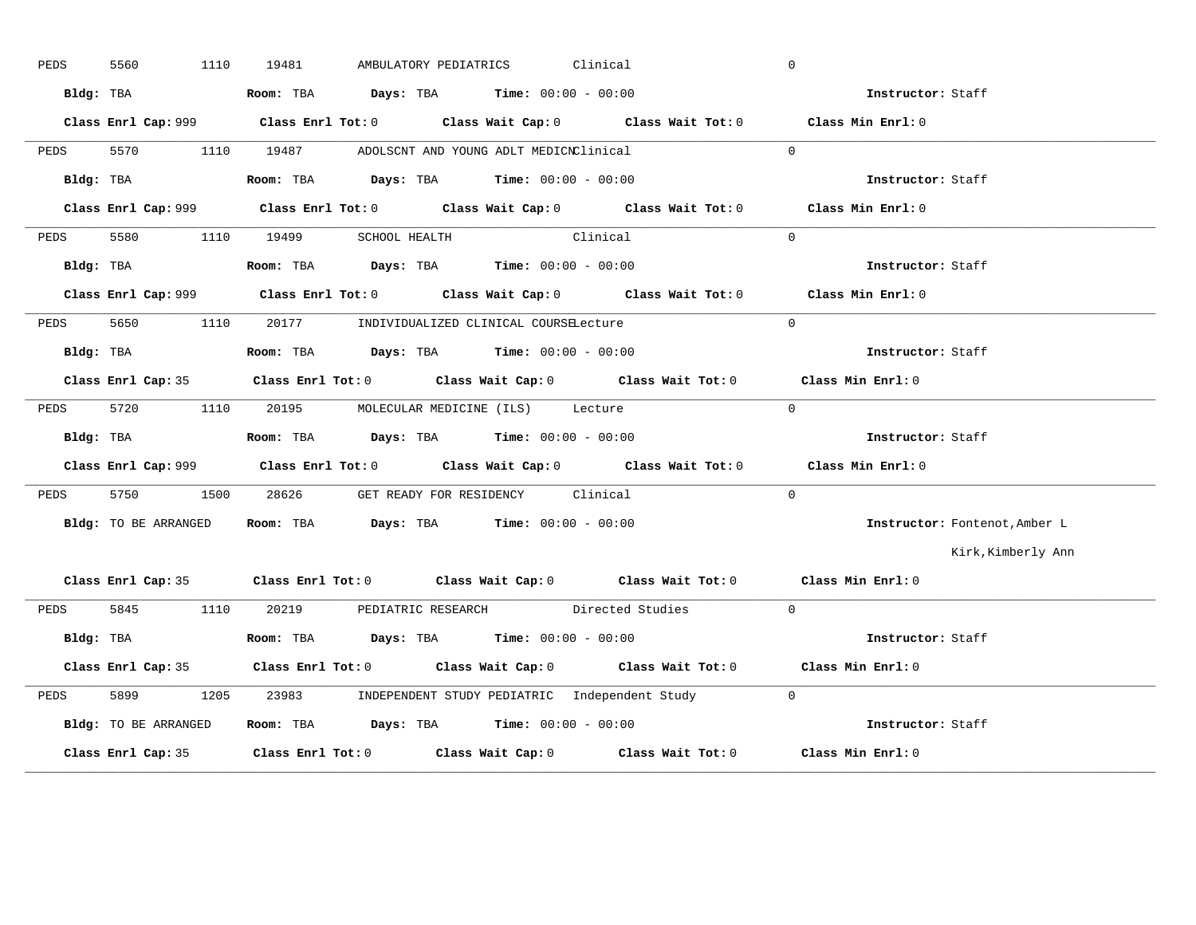PEDS 5560 1110 19481 AMBULATORY PEDIATRICS Clinical 0

**Bldg:** TBA **Room:** TBA **Days:** TBA **Time:** 00:00 - 00:00 **Instructor:** Staff

**Class Enrl Cap:** 999 **Class Enrl Tot:** 0 **Class Wait Cap:** 0 **Class Wait Tot:** 0 **Class Min Enrl:** 0

---

PEDS 5570 1110 19487 ADOLSCNT AND YOUNG ADLT MEDICN Clinical 0

**Bldg:** TBA **Room:** TBA **Days:** TBA **Time:** 00:00 - 00:00 **Instructor:** Staff

**Class Enrl Cap:** 999 **Class Enrl Tot:** 0 **Class Wait Cap:** 0 **Class Wait Tot:** 0 **Class Min Enrl:** 0

---

PEDS 5580 1110 19499 SCHOOL HEALTH Clinical 0

**Bldg:** TBA **Room:** TBA **Days:** TBA **Time:** 00:00 - 00:00 **Instructor:** Staff

**Class Enrl Cap:** 999 **Class Enrl Tot:** 0 **Class Wait Cap:** 0 **Class Wait Tot:** 0 **Class Min Enrl:** 0

---

PEDS 5650 1110 20177 INDIVIDUALIZED CLINICAL COURSE Lecture 0

**Bldg:** TBA **Room:** TBA **Days:** TBA **Time:** 00:00 - 00:00 **Instructor:** Staff

**Class Enrl Cap:** 35 **Class Enrl Tot:** 0 **Class Wait Cap:** 0 **Class Wait Tot:** 0 **Class Min Enrl:** 0

---

PEDS 5720 1110 20195 MOLECULAR MEDICINE (ILS) Lecture 0

**Bldg:** TBA **Room:** TBA **Days:** TBA **Time:** 00:00 - 00:00 **Instructor:** Staff

**Class Enrl Cap:** 999 **Class Enrl Tot:** 0 **Class Wait Cap:** 0 **Class Wait Tot:** 0 **Class Min Enrl:** 0

---

PEDS 5750 1500 28626 GET READY FOR RESIDENCY Clinical 0

**Bldg:** TO BE ARRANGED **Room:** TBA **Days:** TBA **Time:** 00:00 - 00:00 **Instructor:** Fontenot,Amber L
Kirk,Kimberly Ann

**Class Enrl Cap:** 35 **Class Enrl Tot:** 0 **Class Wait Cap:** 0 **Class Wait Tot:** 0 **Class Min Enrl:** 0

---

PEDS 5845 1110 20219 PEDIATRIC RESEARCH Directed Studies 0

**Bldg:** TBA **Room:** TBA **Days:** TBA **Time:** 00:00 - 00:00 **Instructor:** Staff

**Class Enrl Cap:** 35 **Class Enrl Tot:** 0 **Class Wait Cap:** 0 **Class Wait Tot:** 0 **Class Min Enrl:** 0

---

PEDS 5899 1205 23983 INDEPENDENT STUDY PEDIATRIC Independent Study 0

**Bldg:** TO BE ARRANGED **Room:** TBA **Days:** TBA **Time:** 00:00 - 00:00 **Instructor:** Staff

**Class Enrl Cap:** 35 **Class Enrl Tot:** 0 **Class Wait Cap:** 0 **Class Wait Tot:** 0 **Class Min Enrl:** 0

---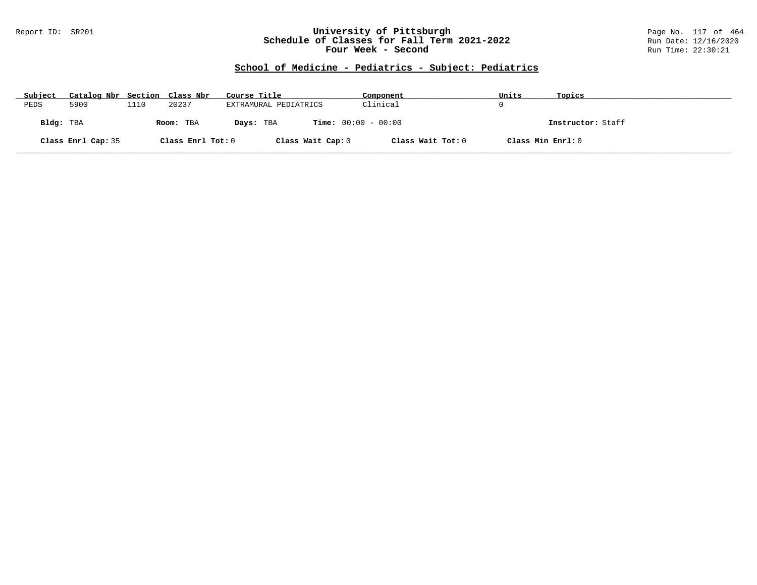# University of Pittsburgh
## Schedule of Classes for Fall Term 2021-2022
### Four Week - Second

Report ID: SR201

Run Date: 12/16/2020

Run Time: 22:30:21

## School of Medicine - Pediatrics - Subject: Pediatrics

| Subject | Catalog Nbr | Section | Class Nbr | Course Title | Component | Units | Topics |
|---|---|---|---|---|---|---|---|
| PEDS | 5900 | 1110 | 20237 | EXTRAMURAL PEDIATRICS | Clinical | 0 | |

**Bldg:** TBA **Room:** TBA **Days:** TBA **Time:** 00:00 - 00:00 **Instructor:** Staff

**Class Enrl Cap:** 35 **Class Enrl Tot:** 0 **Class Wait Cap:** 0 **Class Wait Tot:** 0 **Class Min Enrl:** 0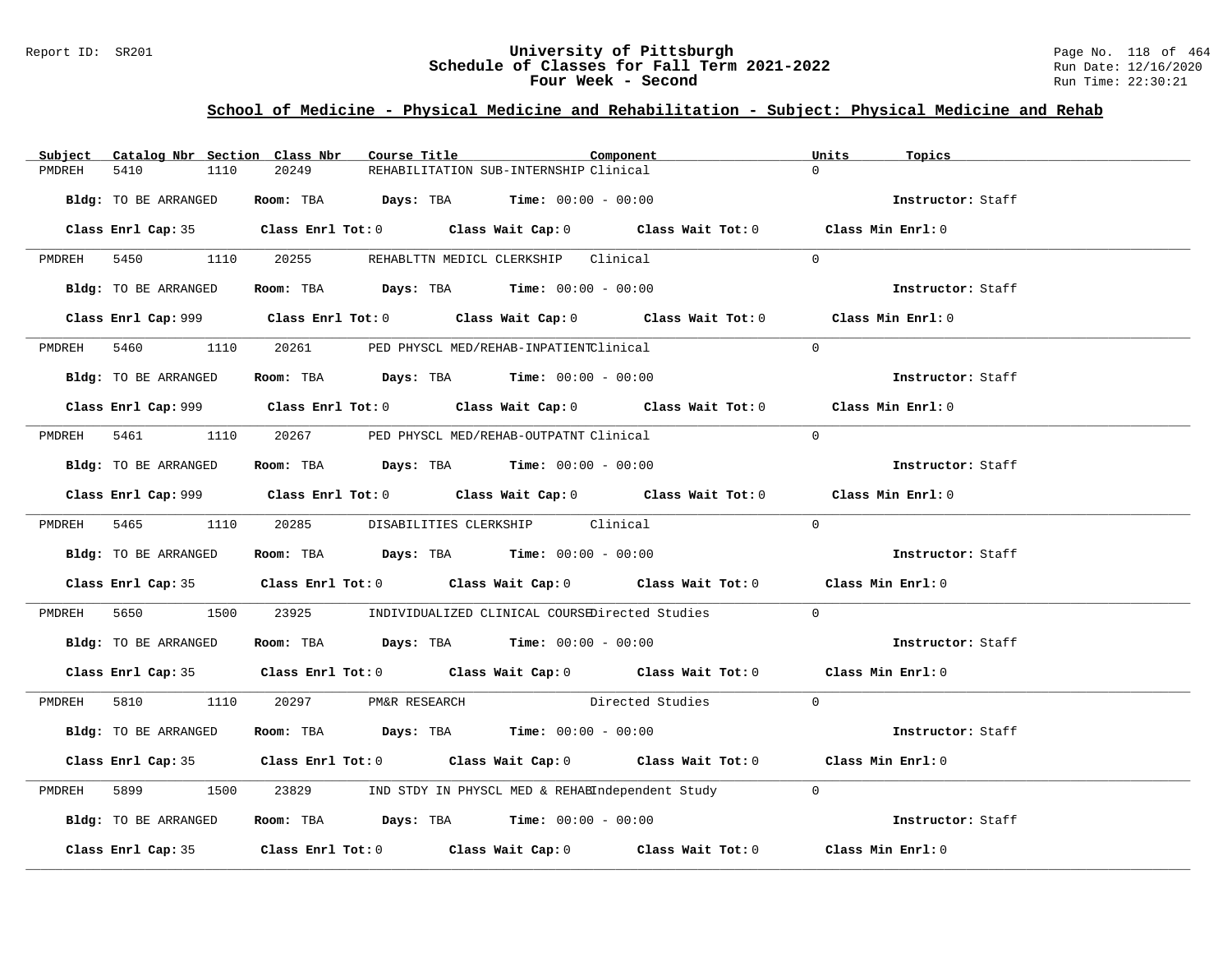# University of Pittsburgh
## Schedule of Classes for Fall Term 2021-2022
## Four Week - Second

Report ID: SR201

Run Date: 12/16/2020
Run Time: 22:30:21

### School of Medicine - Physical Medicine and Rehabilitation - Subject: Physical Medicine and Rehab

| Subject | Catalog Nbr | Section | Class Nbr | Course Title | Component | Units | Topics |
|---|---|---|---|---|---|---|---|
| PMDREH | 5410 | 1110 | 20249 | REHABILITATION SUB-INTERNSHIP | Clinical | 0 | |

**Bldg:** TO BE ARRANGED **Room:** TBA **Days:** TBA **Time:** 00:00 - 00:00 **Instructor:** Staff

**Class Enrl Cap:** 35 **Class Enrl Tot:** 0 **Class Wait Cap:** 0 **Class Wait Tot:** 0 **Class Min Enrl:** 0

| Subject | Catalog Nbr | Section | Class Nbr | Course Title | Component | Units | Topics |
|---|---|---|---|---|---|---|---|
| PMDREH | 5450 | 1110 | 20255 | REHABLTTN MEDICL CLERKSHIP | Clinical | 0 | |

**Bldg:** TO BE ARRANGED **Room:** TBA **Days:** TBA **Time:** 00:00 - 00:00 **Instructor:** Staff

**Class Enrl Cap:** 999 **Class Enrl Tot:** 0 **Class Wait Cap:** 0 **Class Wait Tot:** 0 **Class Min Enrl:** 0

| Subject | Catalog Nbr | Section | Class Nbr | Course Title | Component | Units | Topics |
|---|---|---|---|---|---|---|---|
| PMDREH | 5460 | 1110 | 20261 | PED PHYSCL MED/REHAB-INPATIENT | Clinical | 0 | |

**Bldg:** TO BE ARRANGED **Room:** TBA **Days:** TBA **Time:** 00:00 - 00:00 **Instructor:** Staff

**Class Enrl Cap:** 999 **Class Enrl Tot:** 0 **Class Wait Cap:** 0 **Class Wait Tot:** 0 **Class Min Enrl:** 0

| Subject | Catalog Nbr | Section | Class Nbr | Course Title | Component | Units | Topics |
|---|---|---|---|---|---|---|---|
| PMDREH | 5461 | 1110 | 20267 | PED PHYSCL MED/REHAB-OUTPATNT | Clinical | 0 | |

**Bldg:** TO BE ARRANGED **Room:** TBA **Days:** TBA **Time:** 00:00 - 00:00 **Instructor:** Staff

**Class Enrl Cap:** 999 **Class Enrl Tot:** 0 **Class Wait Cap:** 0 **Class Wait Tot:** 0 **Class Min Enrl:** 0

| Subject | Catalog Nbr | Section | Class Nbr | Course Title | Component | Units | Topics |
|---|---|---|---|---|---|---|---|
| PMDREH | 5465 | 1110 | 20285 | DISABILITIES CLERKSHIP | Clinical | 0 | |

**Bldg:** TO BE ARRANGED **Room:** TBA **Days:** TBA **Time:** 00:00 - 00:00 **Instructor:** Staff

**Class Enrl Cap:** 35 **Class Enrl Tot:** 0 **Class Wait Cap:** 0 **Class Wait Tot:** 0 **Class Min Enrl:** 0

| Subject | Catalog Nbr | Section | Class Nbr | Course Title | Component | Units | Topics |
|---|---|---|---|---|---|---|---|
| PMDREH | 5650 | 1500 | 23925 | INDIVIDUALIZED CLINICAL COURSE | Directed Studies | 0 | |

**Bldg:** TO BE ARRANGED **Room:** TBA **Days:** TBA **Time:** 00:00 - 00:00 **Instructor:** Staff

**Class Enrl Cap:** 35 **Class Enrl Tot:** 0 **Class Wait Cap:** 0 **Class Wait Tot:** 0 **Class Min Enrl:** 0

| Subject | Catalog Nbr | Section | Class Nbr | Course Title | Component | Units | Topics |
|---|---|---|---|---|---|---|---|
| PMDREH | 5810 | 1110 | 20297 | PM&R RESEARCH | Directed Studies | 0 | |

**Bldg:** TO BE ARRANGED **Room:** TBA **Days:** TBA **Time:** 00:00 - 00:00 **Instructor:** Staff

**Class Enrl Cap:** 35 **Class Enrl Tot:** 0 **Class Wait Cap:** 0 **Class Wait Tot:** 0 **Class Min Enrl:** 0

| Subject | Catalog Nbr | Section | Class Nbr | Course Title | Component | Units | Topics |
|---|---|---|---|---|---|---|---|
| PMDREH | 5899 | 1500 | 23829 | IND STDY IN PHYSCL MED & REHAB | Independent Study | 0 | |

**Bldg:** TO BE ARRANGED **Room:** TBA **Days:** TBA **Time:** 00:00 - 00:00 **Instructor:** Staff

**Class Enrl Cap:** 35 **Class Enrl Tot:** 0 **Class Wait Cap:** 0 **Class Wait Tot:** 0 **Class Min Enrl:** 0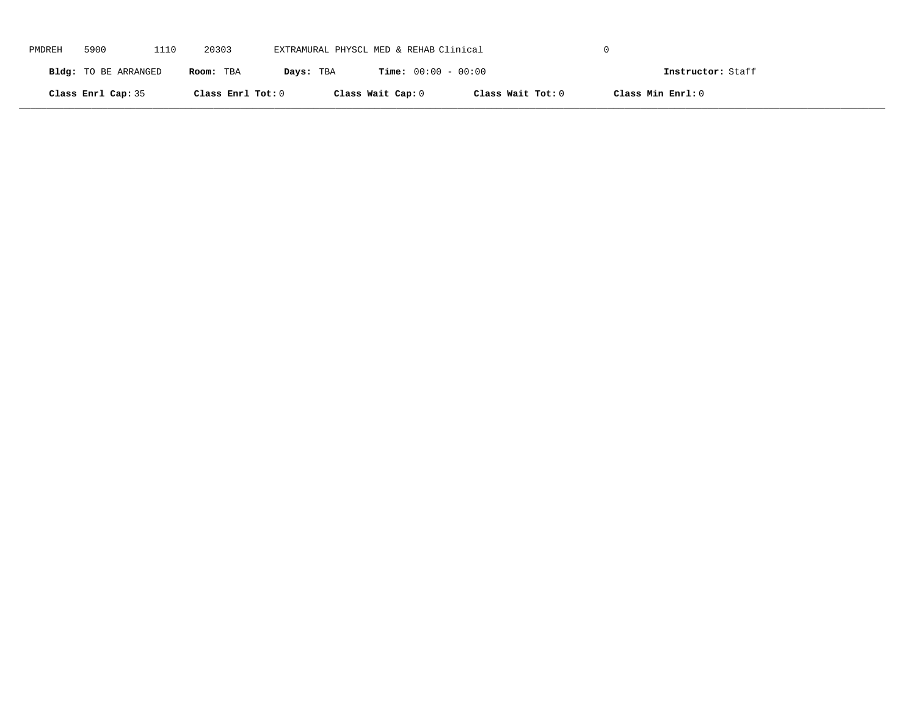PMDREH 5900 1110 20303 EXTRAMURAL PHYSCL MED & REHAB Clinical 0

**Bldg:** TO BE ARRANGED **Room:** TBA **Days:** TBA **Time:** 00:00 - 00:00 **Instructor:** Staff

**Class Enrl Cap:** 35 **Class Enrl Tot:** 0 **Class Wait Cap:** 0 **Class Wait Tot:** 0 **Class Min Enrl:** 0

---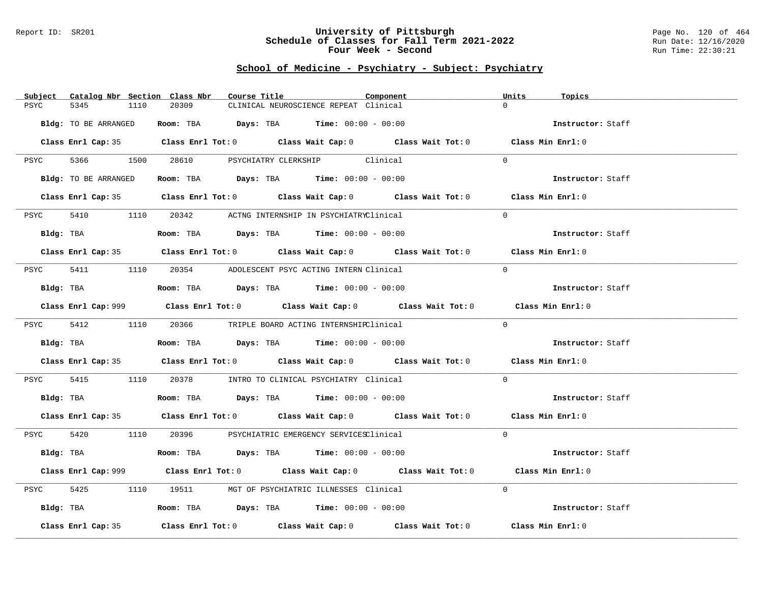## School of Medicine - Psychiatry - Subject: Psychiatry

| Subject | Catalog Nbr | Section | Class Nbr | Course Title | Component | Units | Topics |
|---|---|---|---|---|---|---|---|
| PSYC | 5345 | 1110 | 20309 | CLINICAL NEUROSCIENCE REPEAT | Clinical | 0 | |

**Bldg:** TO BE ARRANGED **Room:** TBA **Days:** TBA **Time:** 00:00 - 00:00 **Instructor:** Staff

**Class Enrl Cap:** 35 **Class Enrl Tot:** 0 **Class Wait Cap:** 0 **Class Wait Tot:** 0 **Class Min Enrl:** 0

| Subject | Catalog Nbr | Section | Class Nbr | Course Title | Component | Units | Topics |
|---|---|---|---|---|---|---|---|
| PSYC | 5366 | 1500 | 28610 | PSYCHIATRY CLERKSHIP | Clinical | 0 | |

**Bldg:** TO BE ARRANGED **Room:** TBA **Days:** TBA **Time:** 00:00 - 00:00 **Instructor:** Staff

**Class Enrl Cap:** 35 **Class Enrl Tot:** 0 **Class Wait Cap:** 0 **Class Wait Tot:** 0 **Class Min Enrl:** 0

| Subject | Catalog Nbr | Section | Class Nbr | Course Title | Component | Units | Topics |
|---|---|---|---|---|---|---|---|
| PSYC | 5410 | 1110 | 20342 | ACTNG INTERNSHIP IN PSYCHIATRY | Clinical | 0 | |

**Bldg:** TBA **Room:** TBA **Days:** TBA **Time:** 00:00 - 00:00 **Instructor:** Staff

**Class Enrl Cap:** 35 **Class Enrl Tot:** 0 **Class Wait Cap:** 0 **Class Wait Tot:** 0 **Class Min Enrl:** 0

| Subject | Catalog Nbr | Section | Class Nbr | Course Title | Component | Units | Topics |
|---|---|---|---|---|---|---|---|
| PSYC | 5411 | 1110 | 20354 | ADOLESCENT PSYC ACTING INTERN | Clinical | 0 | |

**Bldg:** TBA **Room:** TBA **Days:** TBA **Time:** 00:00 - 00:00 **Instructor:** Staff

**Class Enrl Cap:** 999 **Class Enrl Tot:** 0 **Class Wait Cap:** 0 **Class Wait Tot:** 0 **Class Min Enrl:** 0

| Subject | Catalog Nbr | Section | Class Nbr | Course Title | Component | Units | Topics |
|---|---|---|---|---|---|---|---|
| PSYC | 5412 | 1110 | 20366 | TRIPLE BOARD ACTING INTERNSHIP | Clinical | 0 | |

**Bldg:** TBA **Room:** TBA **Days:** TBA **Time:** 00:00 - 00:00 **Instructor:** Staff

**Class Enrl Cap:** 35 **Class Enrl Tot:** 0 **Class Wait Cap:** 0 **Class Wait Tot:** 0 **Class Min Enrl:** 0

| Subject | Catalog Nbr | Section | Class Nbr | Course Title | Component | Units | Topics |
|---|---|---|---|---|---|---|---|
| PSYC | 5415 | 1110 | 20378 | INTRO TO CLINICAL PSYCHIATRY | Clinical | 0 | |

**Bldg:** TBA **Room:** TBA **Days:** TBA **Time:** 00:00 - 00:00 **Instructor:** Staff

**Class Enrl Cap:** 35 **Class Enrl Tot:** 0 **Class Wait Cap:** 0 **Class Wait Tot:** 0 **Class Min Enrl:** 0

| Subject | Catalog Nbr | Section | Class Nbr | Course Title | Component | Units | Topics |
|---|---|---|---|---|---|---|---|
| PSYC | 5420 | 1110 | 20396 | PSYCHIATRIC EMERGENCY SERVICES | Clinical | 0 | |

**Bldg:** TBA **Room:** TBA **Days:** TBA **Time:** 00:00 - 00:00 **Instructor:** Staff

**Class Enrl Cap:** 999 **Class Enrl Tot:** 0 **Class Wait Cap:** 0 **Class Wait Tot:** 0 **Class Min Enrl:** 0

| Subject | Catalog Nbr | Section | Class Nbr | Course Title | Component | Units | Topics |
|---|---|---|---|---|---|---|---|
| PSYC | 5425 | 1110 | 19511 | MGT OF PSYCHIATRIC ILLNESSES | Clinical | 0 | |

**Bldg:** TBA **Room:** TBA **Days:** TBA **Time:** 00:00 - 00:00 **Instructor:** Staff

**Class Enrl Cap:** 35 **Class Enrl Tot:** 0 **Class Wait Cap:** 0 **Class Wait Tot:** 0 **Class Min Enrl:** 0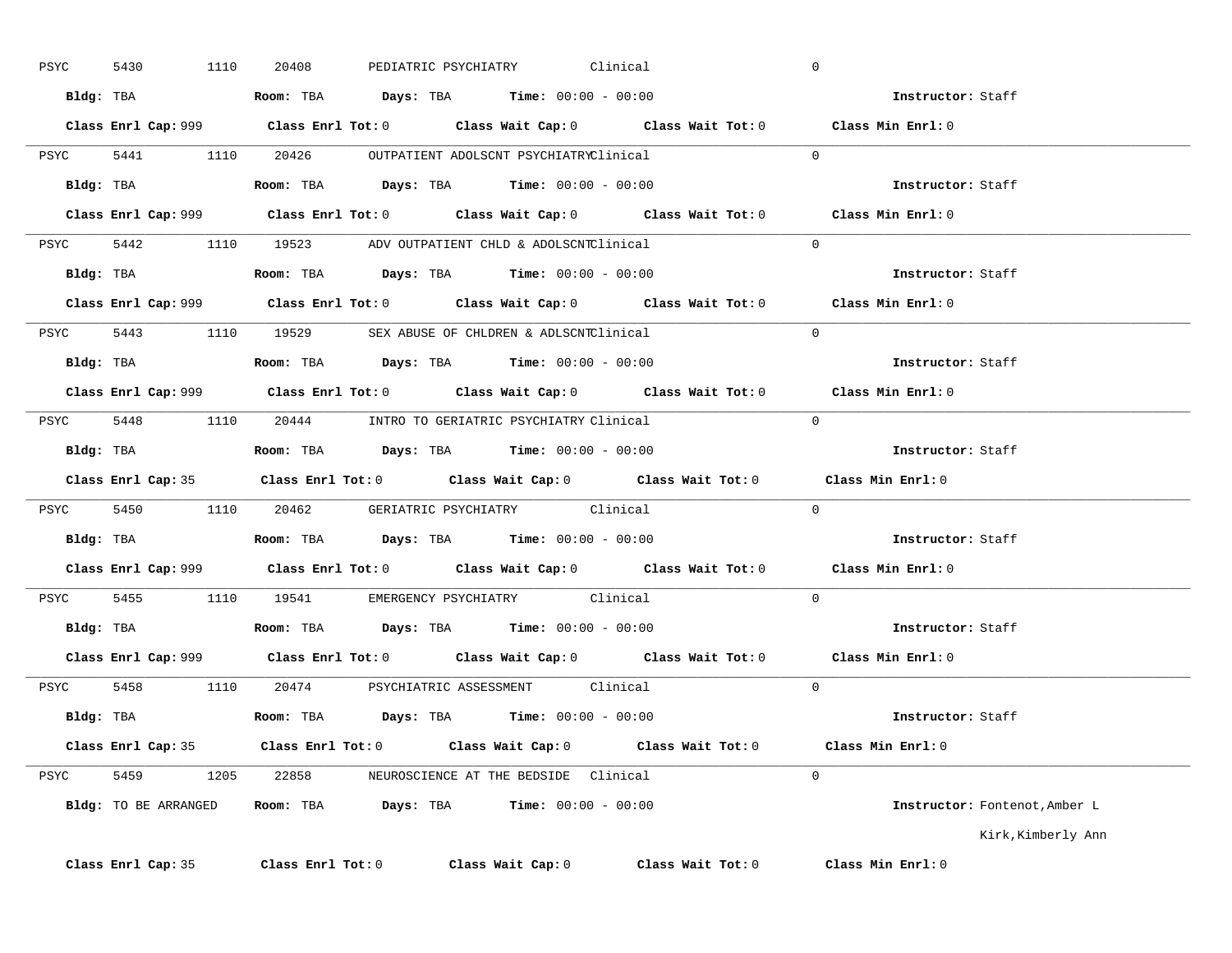PSYC 5430 1110 20408 PEDIATRIC PSYCHIATRY Clinical 0

**Bldg:** TBA **Room:** TBA **Days:** TBA **Time:** 00:00 - 00:00 **Instructor:** Staff

**Class Enrl Cap:** 999 **Class Enrl Tot:** 0 **Class Wait Cap:** 0 **Class Wait Tot:** 0 **Class Min Enrl:** 0

---

PSYC 5441 1110 20426 OUTPATIENT ADOLSCNT PSYCHIATRY Clinical 0

**Bldg:** TBA **Room:** TBA **Days:** TBA **Time:** 00:00 - 00:00 **Instructor:** Staff

**Class Enrl Cap:** 999 **Class Enrl Tot:** 0 **Class Wait Cap:** 0 **Class Wait Tot:** 0 **Class Min Enrl:** 0

---

PSYC 5442 1110 19523 ADV OUTPATIENT CHLD & ADOLSCNT Clinical 0

**Bldg:** TBA **Room:** TBA **Days:** TBA **Time:** 00:00 - 00:00 **Instructor:** Staff

**Class Enrl Cap:** 999 **Class Enrl Tot:** 0 **Class Wait Cap:** 0 **Class Wait Tot:** 0 **Class Min Enrl:** 0

---

PSYC 5443 1110 19529 SEX ABUSE OF CHLDREN & ADLSCNT Clinical 0

**Bldg:** TBA **Room:** TBA **Days:** TBA **Time:** 00:00 - 00:00 **Instructor:** Staff

**Class Enrl Cap:** 999 **Class Enrl Tot:** 0 **Class Wait Cap:** 0 **Class Wait Tot:** 0 **Class Min Enrl:** 0

---

PSYC 5448 1110 20444 INTRO TO GERIATRIC PSYCHIATRY Clinical 0

**Bldg:** TBA **Room:** TBA **Days:** TBA **Time:** 00:00 - 00:00 **Instructor:** Staff

**Class Enrl Cap:** 35 **Class Enrl Tot:** 0 **Class Wait Cap:** 0 **Class Wait Tot:** 0 **Class Min Enrl:** 0

---

PSYC 5450 1110 20462 GERIATRIC PSYCHIATRY Clinical 0

**Bldg:** TBA **Room:** TBA **Days:** TBA **Time:** 00:00 - 00:00 **Instructor:** Staff

**Class Enrl Cap:** 999 **Class Enrl Tot:** 0 **Class Wait Cap:** 0 **Class Wait Tot:** 0 **Class Min Enrl:** 0

---

PSYC 5455 1110 19541 EMERGENCY PSYCHIATRY Clinical 0

**Bldg:** TBA **Room:** TBA **Days:** TBA **Time:** 00:00 - 00:00 **Instructor:** Staff

**Class Enrl Cap:** 999 **Class Enrl Tot:** 0 **Class Wait Cap:** 0 **Class Wait Tot:** 0 **Class Min Enrl:** 0

---

PSYC 5458 1110 20474 PSYCHIATRIC ASSESSMENT Clinical 0

**Bldg:** TBA **Room:** TBA **Days:** TBA **Time:** 00:00 - 00:00 **Instructor:** Staff

**Class Enrl Cap:** 35 **Class Enrl Tot:** 0 **Class Wait Cap:** 0 **Class Wait Tot:** 0 **Class Min Enrl:** 0

---

PSYC 5459 1205 22858 NEUROSCIENCE AT THE BEDSIDE Clinical 0

**Bldg:** TO BE ARRANGED **Room:** TBA **Days:** TBA **Time:** 00:00 - 00:00 **Instructor:** Fontenot,Amber L
Kirk,Kimberly Ann

**Class Enrl Cap:** 35 **Class Enrl Tot:** 0 **Class Wait Cap:** 0 **Class Wait Tot:** 0 **Class Min Enrl:** 0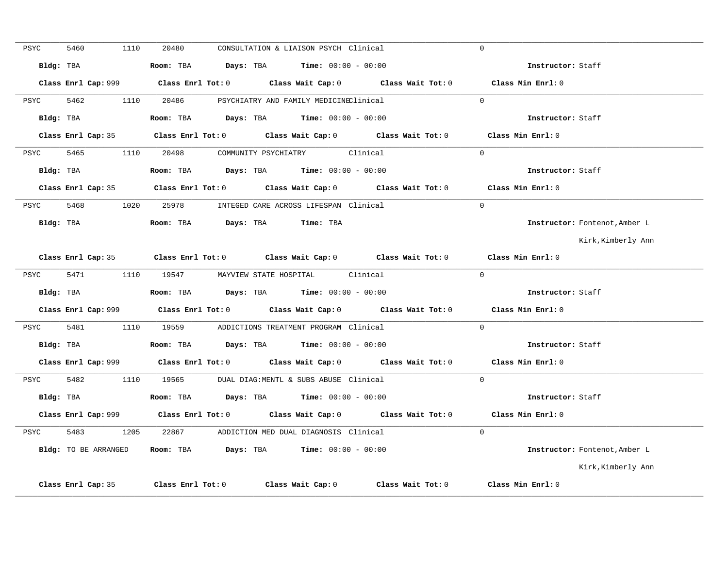PSYC 5460 1110 20480 CONSULTATION & LIAISON PSYCH Clinical 0

**Bldg:** TBA **Room:** TBA **Days:** TBA **Time:** 00:00 - 00:00 **Instructor:** Staff

**Class Enrl Cap:** 999 **Class Enrl Tot:** 0 **Class Wait Cap:** 0 **Class Wait Tot:** 0 **Class Min Enrl:** 0

---

PSYC 5462 1110 20486 PSYCHIATRY AND FAMILY MEDICINE Clinical 0

**Bldg:** TBA **Room:** TBA **Days:** TBA **Time:** 00:00 - 00:00 **Instructor:** Staff

**Class Enrl Cap:** 35 **Class Enrl Tot:** 0 **Class Wait Cap:** 0 **Class Wait Tot:** 0 **Class Min Enrl:** 0

---

PSYC 5465 1110 20498 COMMUNITY PSYCHIATRY Clinical 0

**Bldg:** TBA **Room:** TBA **Days:** TBA **Time:** 00:00 - 00:00 **Instructor:** Staff

**Class Enrl Cap:** 35 **Class Enrl Tot:** 0 **Class Wait Cap:** 0 **Class Wait Tot:** 0 **Class Min Enrl:** 0

---

PSYC 5468 1020 25978 INTEGED CARE ACROSS LIFESPAN Clinical 0

**Bldg:** TBA **Room:** TBA **Days:** TBA **Time:** TBA **Instructor:** Fontenot,Amber L
Kirk,Kimberly Ann

**Class Enrl Cap:** 35 **Class Enrl Tot:** 0 **Class Wait Cap:** 0 **Class Wait Tot:** 0 **Class Min Enrl:** 0

---

PSYC 5471 1110 19547 MAYVIEW STATE HOSPITAL Clinical 0

**Bldg:** TBA **Room:** TBA **Days:** TBA **Time:** 00:00 - 00:00 **Instructor:** Staff

**Class Enrl Cap:** 999 **Class Enrl Tot:** 0 **Class Wait Cap:** 0 **Class Wait Tot:** 0 **Class Min Enrl:** 0

---

PSYC 5481 1110 19559 ADDICTIONS TREATMENT PROGRAM Clinical 0

**Bldg:** TBA **Room:** TBA **Days:** TBA **Time:** 00:00 - 00:00 **Instructor:** Staff

**Class Enrl Cap:** 999 **Class Enrl Tot:** 0 **Class Wait Cap:** 0 **Class Wait Tot:** 0 **Class Min Enrl:** 0

---

PSYC 5482 1110 19565 DUAL DIAG:MENTL & SUBS ABUSE Clinical 0

**Bldg:** TBA **Room:** TBA **Days:** TBA **Time:** 00:00 - 00:00 **Instructor:** Staff

**Class Enrl Cap:** 999 **Class Enrl Tot:** 0 **Class Wait Cap:** 0 **Class Wait Tot:** 0 **Class Min Enrl:** 0

---

PSYC 5483 1205 22867 ADDICTION MED DUAL DIAGNOSIS Clinical 0

**Bldg:** TO BE ARRANGED **Room:** TBA **Days:** TBA **Time:** 00:00 - 00:00 **Instructor:** Fontenot,Amber L
Kirk,Kimberly Ann

**Class Enrl Cap:** 35 **Class Enrl Tot:** 0 **Class Wait Cap:** 0 **Class Wait Tot:** 0 **Class Min Enrl:** 0

---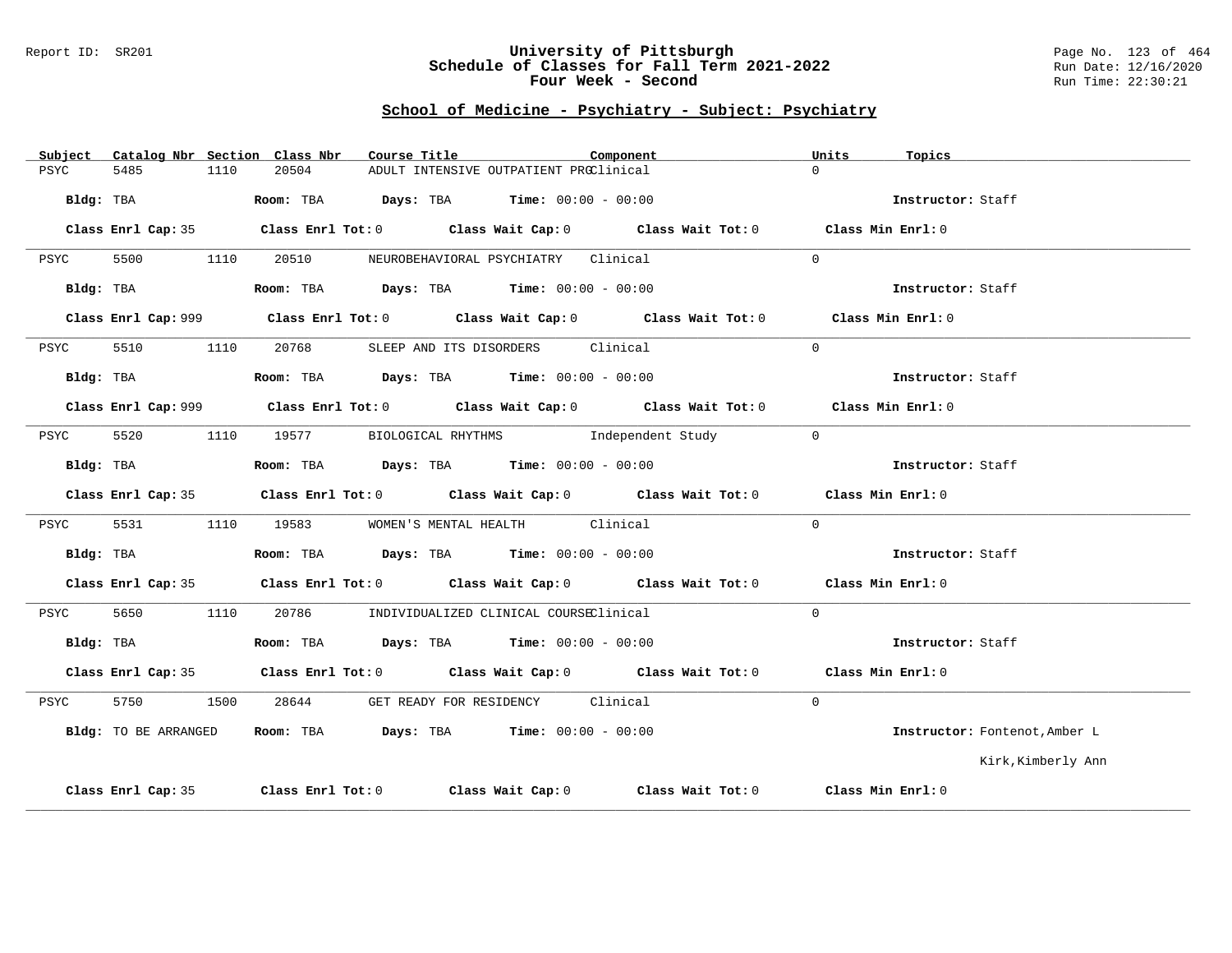# University of Pittsburgh
## Schedule of Classes for Fall Term 2021-2022
## Four Week - Second

Report ID: SR201

Run Date: 12/16/2020
Run Time: 22:30:21

### School of Medicine - Psychiatry - Subject: Psychiatry

| Subject | Catalog Nbr | Section | Class Nbr | Course Title | Component | Units | Topics |
|---|---|---|---|---|---|---|---|
| PSYC | 5485 | 1110 | 20504 | ADULT INTENSIVE OUTPATIENT PRG | Clinical | 0 | |

**Bldg:** TBA **Room:** TBA **Days:** TBA **Time:** 00:00 - 00:00 **Instructor:** Staff

**Class Enrl Cap:** 35 **Class Enrl Tot:** 0 **Class Wait Cap:** 0 **Class Wait Tot:** 0 **Class Min Enrl:** 0

---

| Subject | Catalog Nbr | Section | Class Nbr | Course Title | Component | Units | Topics |
|---|---|---|---|---|---|---|---|
| PSYC | 5500 | 1110 | 20510 | NEUROBEHAVIORAL PSYCHIATRY | Clinical | 0 | |

**Bldg:** TBA **Room:** TBA **Days:** TBA **Time:** 00:00 - 00:00 **Instructor:** Staff

**Class Enrl Cap:** 999 **Class Enrl Tot:** 0 **Class Wait Cap:** 0 **Class Wait Tot:** 0 **Class Min Enrl:** 0

---

| Subject | Catalog Nbr | Section | Class Nbr | Course Title | Component | Units | Topics |
|---|---|---|---|---|---|---|---|
| PSYC | 5510 | 1110 | 20768 | SLEEP AND ITS DISORDERS | Clinical | 0 | |

**Bldg:** TBA **Room:** TBA **Days:** TBA **Time:** 00:00 - 00:00 **Instructor:** Staff

**Class Enrl Cap:** 999 **Class Enrl Tot:** 0 **Class Wait Cap:** 0 **Class Wait Tot:** 0 **Class Min Enrl:** 0

---

| Subject | Catalog Nbr | Section | Class Nbr | Course Title | Component | Units | Topics |
|---|---|---|---|---|---|---|---|
| PSYC | 5520 | 1110 | 19577 | BIOLOGICAL RHYTHMS | Independent Study | 0 | |

**Bldg:** TBA **Room:** TBA **Days:** TBA **Time:** 00:00 - 00:00 **Instructor:** Staff

**Class Enrl Cap:** 35 **Class Enrl Tot:** 0 **Class Wait Cap:** 0 **Class Wait Tot:** 0 **Class Min Enrl:** 0

---

| Subject | Catalog Nbr | Section | Class Nbr | Course Title | Component | Units | Topics |
|---|---|---|---|---|---|---|---|
| PSYC | 5531 | 1110 | 19583 | WOMEN'S MENTAL HEALTH | Clinical | 0 | |

**Bldg:** TBA **Room:** TBA **Days:** TBA **Time:** 00:00 - 00:00 **Instructor:** Staff

**Class Enrl Cap:** 35 **Class Enrl Tot:** 0 **Class Wait Cap:** 0 **Class Wait Tot:** 0 **Class Min Enrl:** 0

---

| Subject | Catalog Nbr | Section | Class Nbr | Course Title | Component | Units | Topics |
|---|---|---|---|---|---|---|---|
| PSYC | 5650 | 1110 | 20786 | INDIVIDUALIZED CLINICAL COURSE | Clinical | 0 | |

**Bldg:** TBA **Room:** TBA **Days:** TBA **Time:** 00:00 - 00:00 **Instructor:** Staff

**Class Enrl Cap:** 35 **Class Enrl Tot:** 0 **Class Wait Cap:** 0 **Class Wait Tot:** 0 **Class Min Enrl:** 0

---

| Subject | Catalog Nbr | Section | Class Nbr | Course Title | Component | Units | Topics |
|---|---|---|---|---|---|---|---|
| PSYC | 5750 | 1500 | 28644 | GET READY FOR RESIDENCY | Clinical | 0 | |

**Bldg:** TO BE ARRANGED **Room:** TBA **Days:** TBA **Time:** 00:00 - 00:00 **Instructor:** Fontenot,Amber L
Kirk,Kimberly Ann

**Class Enrl Cap:** 35 **Class Enrl Tot:** 0 **Class Wait Cap:** 0 **Class Wait Tot:** 0 **Class Min Enrl:** 0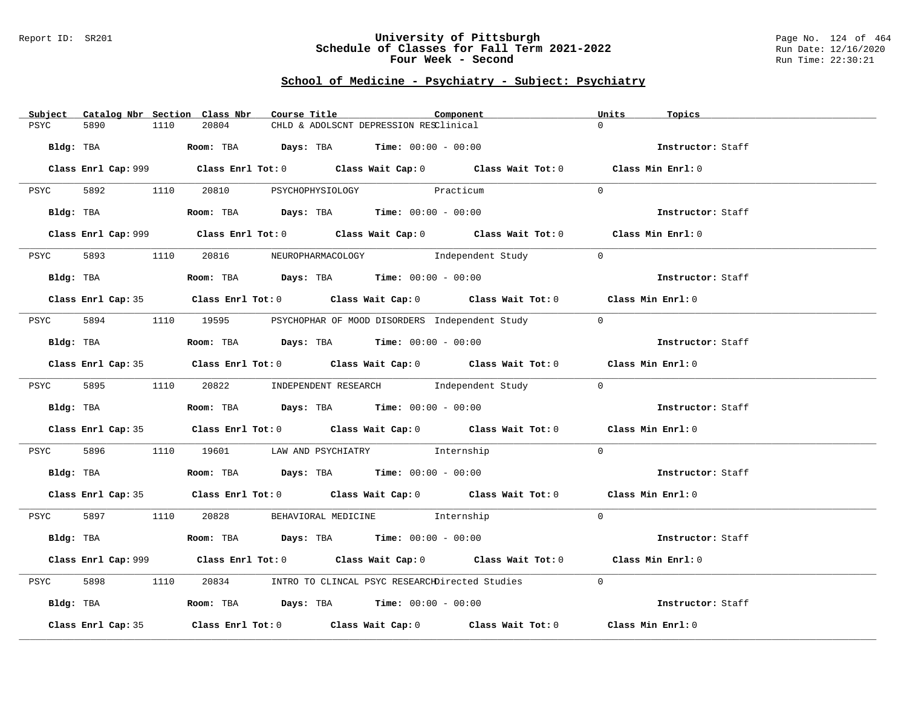# University of Pittsburgh
## Schedule of Classes for Fall Term 2021-2022
### Four Week - Second

Report ID: SR201

Run Date: 12/16/2020
Run Time: 22:30:21

## School of Medicine - Psychiatry - Subject: Psychiatry

| Subject | Catalog Nbr | Section | Class Nbr | Course Title | Component | Units | Topics |
|---|---|---|---|---|---|---|---|
| PSYC | 5890 | 1110 | 20804 | CHLD & ADOLSCNT DEPRESSION RES | Clinical | 0 | |

**Bldg:** TBA **Room:** TBA **Days:** TBA **Time:** 00:00 - 00:00 **Instructor:** Staff

**Class Enrl Cap:** 999 **Class Enrl Tot:** 0 **Class Wait Cap:** 0 **Class Wait Tot:** 0 **Class Min Enrl:** 0

| Subject | Catalog Nbr | Section | Class Nbr | Course Title | Component | Units | Topics |
|---|---|---|---|---|---|---|---|
| PSYC | 5892 | 1110 | 20810 | PSYCHOPHYSIOLOGY | Practicum | 0 | |

**Bldg:** TBA **Room:** TBA **Days:** TBA **Time:** 00:00 - 00:00 **Instructor:** Staff

**Class Enrl Cap:** 999 **Class Enrl Tot:** 0 **Class Wait Cap:** 0 **Class Wait Tot:** 0 **Class Min Enrl:** 0

| Subject | Catalog Nbr | Section | Class Nbr | Course Title | Component | Units | Topics |
|---|---|---|---|---|---|---|---|
| PSYC | 5893 | 1110 | 20816 | NEUROPHARMACOLOGY | Independent Study | 0 | |

**Bldg:** TBA **Room:** TBA **Days:** TBA **Time:** 00:00 - 00:00 **Instructor:** Staff

**Class Enrl Cap:** 35 **Class Enrl Tot:** 0 **Class Wait Cap:** 0 **Class Wait Tot:** 0 **Class Min Enrl:** 0

| Subject | Catalog Nbr | Section | Class Nbr | Course Title | Component | Units | Topics |
|---|---|---|---|---|---|---|---|
| PSYC | 5894 | 1110 | 19595 | PSYCHOPHAR OF MOOD DISORDERS | Independent Study | 0 | |

**Bldg:** TBA **Room:** TBA **Days:** TBA **Time:** 00:00 - 00:00 **Instructor:** Staff

**Class Enrl Cap:** 35 **Class Enrl Tot:** 0 **Class Wait Cap:** 0 **Class Wait Tot:** 0 **Class Min Enrl:** 0

| Subject | Catalog Nbr | Section | Class Nbr | Course Title | Component | Units | Topics |
|---|---|---|---|---|---|---|---|
| PSYC | 5895 | 1110 | 20822 | INDEPENDENT RESEARCH | Independent Study | 0 | |

**Bldg:** TBA **Room:** TBA **Days:** TBA **Time:** 00:00 - 00:00 **Instructor:** Staff

**Class Enrl Cap:** 35 **Class Enrl Tot:** 0 **Class Wait Cap:** 0 **Class Wait Tot:** 0 **Class Min Enrl:** 0

| Subject | Catalog Nbr | Section | Class Nbr | Course Title | Component | Units | Topics |
|---|---|---|---|---|---|---|---|
| PSYC | 5896 | 1110 | 19601 | LAW AND PSYCHIATRY | Internship | 0 | |

**Bldg:** TBA **Room:** TBA **Days:** TBA **Time:** 00:00 - 00:00 **Instructor:** Staff

**Class Enrl Cap:** 35 **Class Enrl Tot:** 0 **Class Wait Cap:** 0 **Class Wait Tot:** 0 **Class Min Enrl:** 0

| Subject | Catalog Nbr | Section | Class Nbr | Course Title | Component | Units | Topics |
|---|---|---|---|---|---|---|---|
| PSYC | 5897 | 1110 | 20828 | BEHAVIORAL MEDICINE | Internship | 0 | |

**Bldg:** TBA **Room:** TBA **Days:** TBA **Time:** 00:00 - 00:00 **Instructor:** Staff

**Class Enrl Cap:** 999 **Class Enrl Tot:** 0 **Class Wait Cap:** 0 **Class Wait Tot:** 0 **Class Min Enrl:** 0

| Subject | Catalog Nbr | Section | Class Nbr | Course Title | Component | Units | Topics |
|---|---|---|---|---|---|---|---|
| PSYC | 5898 | 1110 | 20834 | INTRO TO CLINCAL PSYC RESEARCH | Directed Studies | 0 | |

**Bldg:** TBA **Room:** TBA **Days:** TBA **Time:** 00:00 - 00:00 **Instructor:** Staff

**Class Enrl Cap:** 35 **Class Enrl Tot:** 0 **Class Wait Cap:** 0 **Class Wait Tot:** 0 **Class Min Enrl:** 0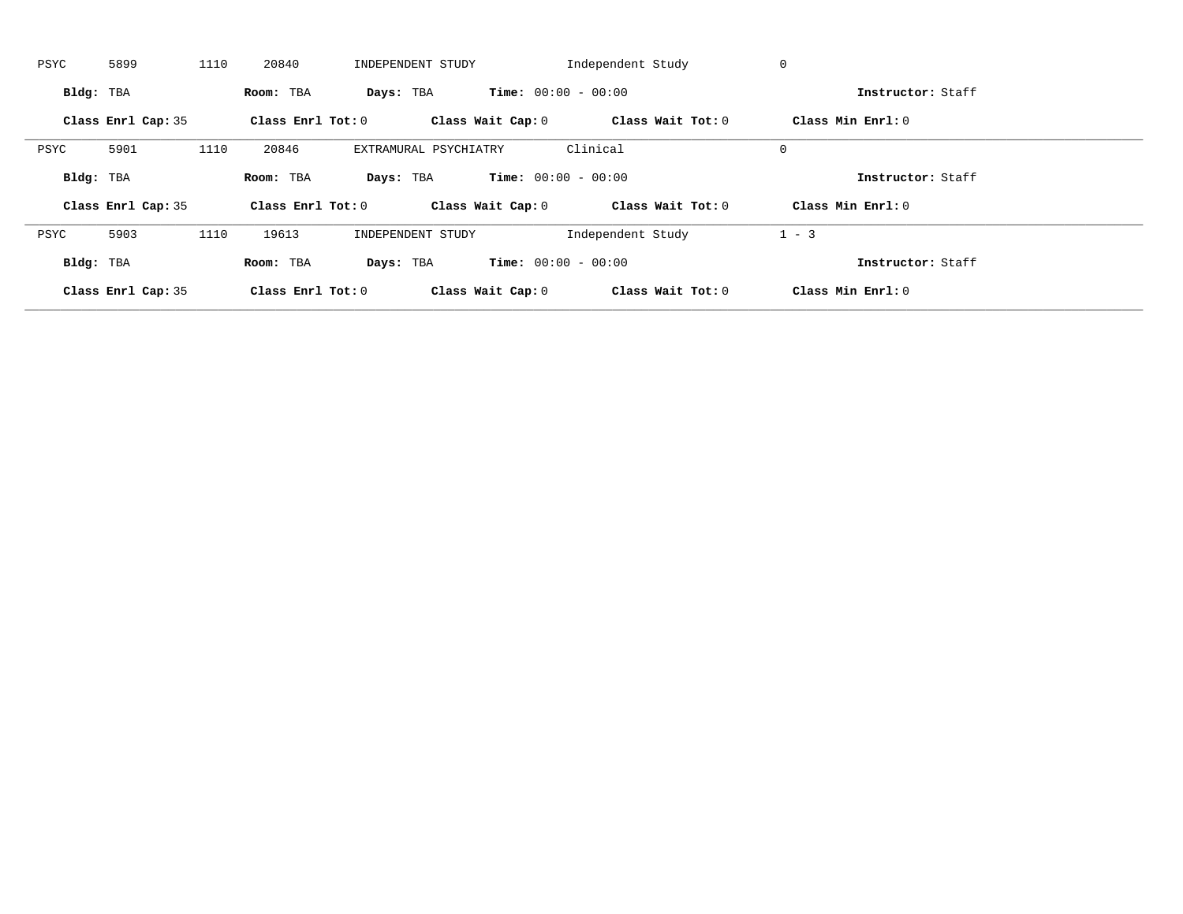PSYC 5899 1110 20840 INDEPENDENT STUDY Independent Study 0

**Bldg:** TBA **Room:** TBA **Days:** TBA **Time:** 00:00 - 00:00 **Instructor:** Staff

**Class Enrl Cap:** 35 **Class Enrl Tot:** 0 **Class Wait Cap:** 0 **Class Wait Tot:** 0 **Class Min Enrl:** 0

---

PSYC 5901 1110 20846 EXTRAMURAL PSYCHIATRY Clinical 0

**Bldg:** TBA **Room:** TBA **Days:** TBA **Time:** 00:00 - 00:00 **Instructor:** Staff

**Class Enrl Cap:** 35 **Class Enrl Tot:** 0 **Class Wait Cap:** 0 **Class Wait Tot:** 0 **Class Min Enrl:** 0

---

PSYC 5903 1110 19613 INDEPENDENT STUDY Independent Study 1 - 3

**Bldg:** TBA **Room:** TBA **Days:** TBA **Time:** 00:00 - 00:00 **Instructor:** Staff

**Class Enrl Cap:** 35 **Class Enrl Tot:** 0 **Class Wait Cap:** 0 **Class Wait Tot:** 0 **Class Min Enrl:** 0

---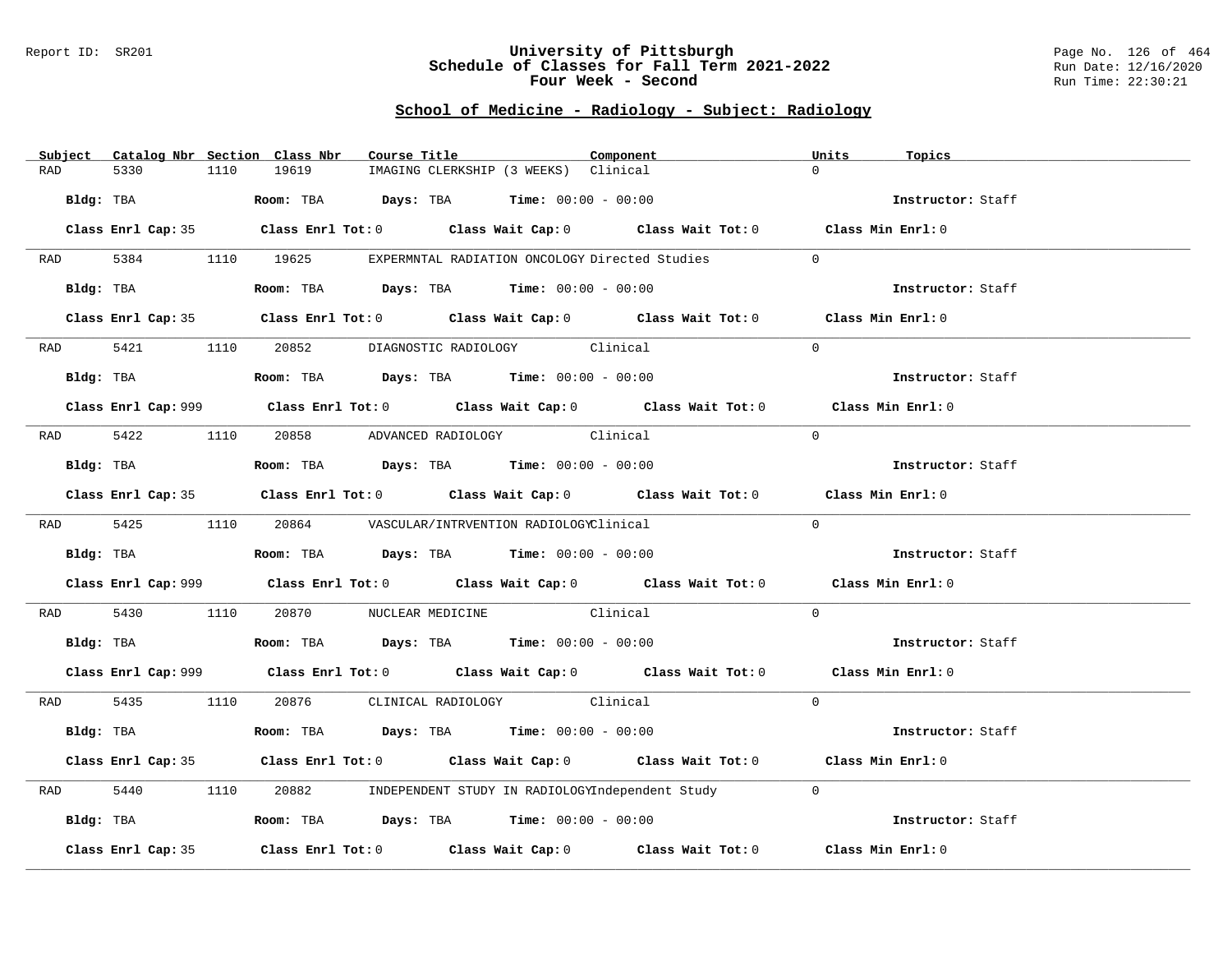## School of Medicine - Radiology - Subject: Radiology

| Subject | Catalog Nbr | Section | Class Nbr | Course Title | Component | Units | Topics |
|---|---|---|---|---|---|---|---|
| RAD | 5330 | 1110 | 19619 | IMAGING CLERKSHIP (3 WEEKS) | Clinical | 0 | |

**Bldg:** TBA **Room:** TBA **Days:** TBA **Time:** 00:00 - 00:00 **Instructor:** Staff

**Class Enrl Cap:** 35 **Class Enrl Tot:** 0 **Class Wait Cap:** 0 **Class Wait Tot:** 0 **Class Min Enrl:** 0

| Subject | Catalog Nbr | Section | Class Nbr | Course Title | Component | Units | Topics |
|---|---|---|---|---|---|---|---|
| RAD | 5384 | 1110 | 19625 | EXPERMNTAL RADIATION ONCOLOGY | Directed Studies | 0 | |

**Bldg:** TBA **Room:** TBA **Days:** TBA **Time:** 00:00 - 00:00 **Instructor:** Staff

**Class Enrl Cap:** 35 **Class Enrl Tot:** 0 **Class Wait Cap:** 0 **Class Wait Tot:** 0 **Class Min Enrl:** 0

| Subject | Catalog Nbr | Section | Class Nbr | Course Title | Component | Units | Topics |
|---|---|---|---|---|---|---|---|
| RAD | 5421 | 1110 | 20852 | DIAGNOSTIC RADIOLOGY | Clinical | 0 | |

**Bldg:** TBA **Room:** TBA **Days:** TBA **Time:** 00:00 - 00:00 **Instructor:** Staff

**Class Enrl Cap:** 999 **Class Enrl Tot:** 0 **Class Wait Cap:** 0 **Class Wait Tot:** 0 **Class Min Enrl:** 0

| Subject | Catalog Nbr | Section | Class Nbr | Course Title | Component | Units | Topics |
|---|---|---|---|---|---|---|---|
| RAD | 5422 | 1110 | 20858 | ADVANCED RADIOLOGY | Clinical | 0 | |

**Bldg:** TBA **Room:** TBA **Days:** TBA **Time:** 00:00 - 00:00 **Instructor:** Staff

**Class Enrl Cap:** 35 **Class Enrl Tot:** 0 **Class Wait Cap:** 0 **Class Wait Tot:** 0 **Class Min Enrl:** 0

| Subject | Catalog Nbr | Section | Class Nbr | Course Title | Component | Units | Topics |
|---|---|---|---|---|---|---|---|
| RAD | 5425 | 1110 | 20864 | VASCULAR/INTRVENTION RADIOLOGY | Clinical | 0 | |

**Bldg:** TBA **Room:** TBA **Days:** TBA **Time:** 00:00 - 00:00 **Instructor:** Staff

**Class Enrl Cap:** 999 **Class Enrl Tot:** 0 **Class Wait Cap:** 0 **Class Wait Tot:** 0 **Class Min Enrl:** 0

| Subject | Catalog Nbr | Section | Class Nbr | Course Title | Component | Units | Topics |
|---|---|---|---|---|---|---|---|
| RAD | 5430 | 1110 | 20870 | NUCLEAR MEDICINE | Clinical | 0 | |

**Bldg:** TBA **Room:** TBA **Days:** TBA **Time:** 00:00 - 00:00 **Instructor:** Staff

**Class Enrl Cap:** 999 **Class Enrl Tot:** 0 **Class Wait Cap:** 0 **Class Wait Tot:** 0 **Class Min Enrl:** 0

| Subject | Catalog Nbr | Section | Class Nbr | Course Title | Component | Units | Topics |
|---|---|---|---|---|---|---|---|
| RAD | 5435 | 1110 | 20876 | CLINICAL RADIOLOGY | Clinical | 0 | |

**Bldg:** TBA **Room:** TBA **Days:** TBA **Time:** 00:00 - 00:00 **Instructor:** Staff

**Class Enrl Cap:** 35 **Class Enrl Tot:** 0 **Class Wait Cap:** 0 **Class Wait Tot:** 0 **Class Min Enrl:** 0

| Subject | Catalog Nbr | Section | Class Nbr | Course Title | Component | Units | Topics |
|---|---|---|---|---|---|---|---|
| RAD | 5440 | 1110 | 20882 | INDEPENDENT STUDY IN RADIOLOGY | Independent Study | 0 | |

**Bldg:** TBA **Room:** TBA **Days:** TBA **Time:** 00:00 - 00:00 **Instructor:** Staff

**Class Enrl Cap:** 35 **Class Enrl Tot:** 0 **Class Wait Cap:** 0 **Class Wait Tot:** 0 **Class Min Enrl:** 0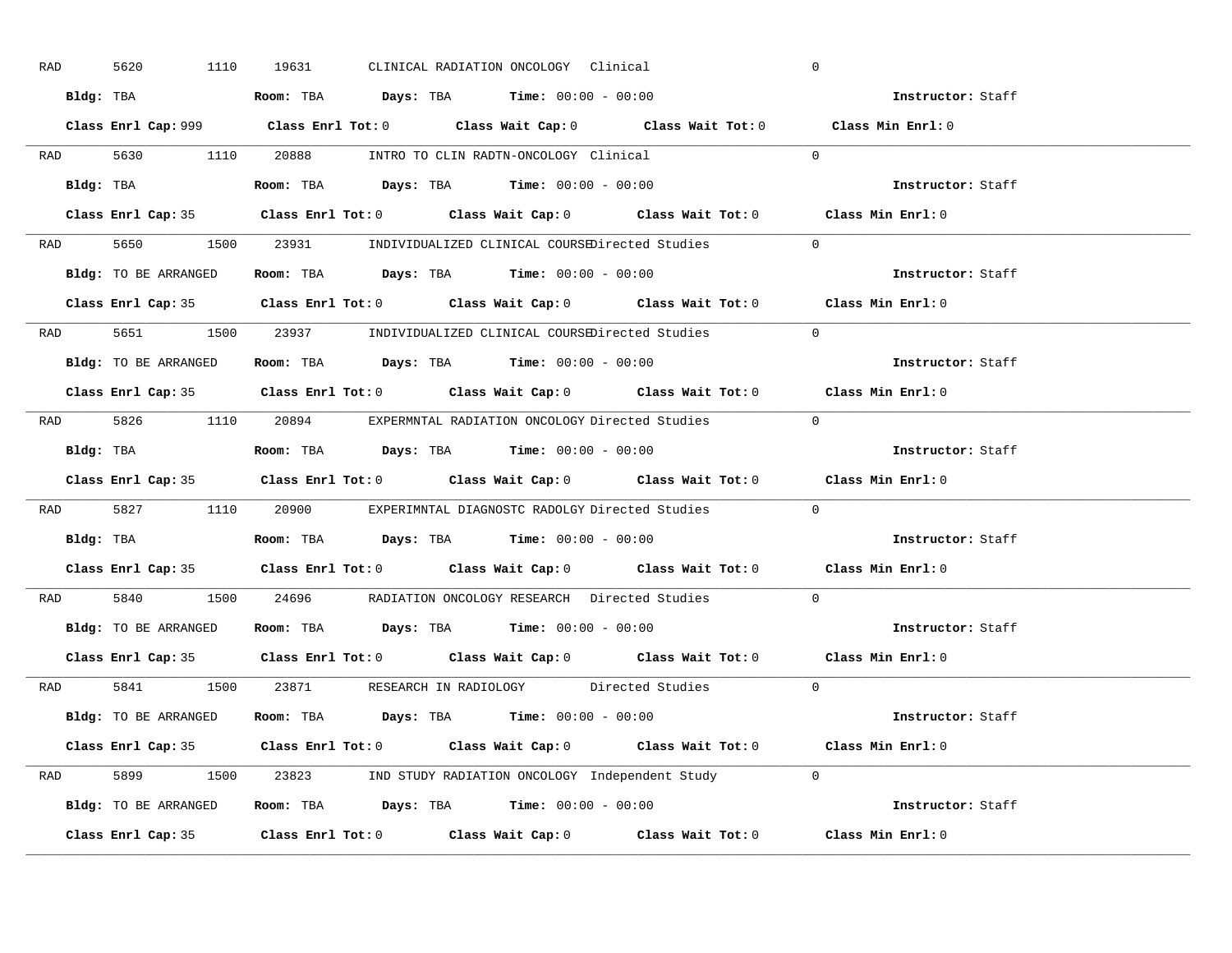RAD 5620 1110 19631 CLINICAL RADIATION ONCOLOGY Clinical 0

**Bldg:** TBA **Room:** TBA **Days:** TBA **Time:** 00:00 - 00:00 **Instructor:** Staff

**Class Enrl Cap:** 999 **Class Enrl Tot:** 0 **Class Wait Cap:** 0 **Class Wait Tot:** 0 **Class Min Enrl:** 0

---

RAD 5630 1110 20888 INTRO TO CLIN RADTN-ONCOLOGY Clinical 0

**Bldg:** TBA **Room:** TBA **Days:** TBA **Time:** 00:00 - 00:00 **Instructor:** Staff

**Class Enrl Cap:** 35 **Class Enrl Tot:** 0 **Class Wait Cap:** 0 **Class Wait Tot:** 0 **Class Min Enrl:** 0

---

RAD 5650 1500 23931 INDIVIDUALIZED CLINICAL COURSE Directed Studies 0

**Bldg:** TO BE ARRANGED **Room:** TBA **Days:** TBA **Time:** 00:00 - 00:00 **Instructor:** Staff

**Class Enrl Cap:** 35 **Class Enrl Tot:** 0 **Class Wait Cap:** 0 **Class Wait Tot:** 0 **Class Min Enrl:** 0

---

RAD 5651 1500 23937 INDIVIDUALIZED CLINICAL COURSE Directed Studies 0

**Bldg:** TO BE ARRANGED **Room:** TBA **Days:** TBA **Time:** 00:00 - 00:00 **Instructor:** Staff

**Class Enrl Cap:** 35 **Class Enrl Tot:** 0 **Class Wait Cap:** 0 **Class Wait Tot:** 0 **Class Min Enrl:** 0

---

RAD 5826 1110 20894 EXPERMNTAL RADIATION ONCOLOGY Directed Studies 0

**Bldg:** TBA **Room:** TBA **Days:** TBA **Time:** 00:00 - 00:00 **Instructor:** Staff

**Class Enrl Cap:** 35 **Class Enrl Tot:** 0 **Class Wait Cap:** 0 **Class Wait Tot:** 0 **Class Min Enrl:** 0

---

RAD 5827 1110 20900 EXPERIMNTAL DIAGNOSTC RADOLGY Directed Studies 0

**Bldg:** TBA **Room:** TBA **Days:** TBA **Time:** 00:00 - 00:00 **Instructor:** Staff

**Class Enrl Cap:** 35 **Class Enrl Tot:** 0 **Class Wait Cap:** 0 **Class Wait Tot:** 0 **Class Min Enrl:** 0

---

RAD 5840 1500 24696 RADIATION ONCOLOGY RESEARCH Directed Studies 0

**Bldg:** TO BE ARRANGED **Room:** TBA **Days:** TBA **Time:** 00:00 - 00:00 **Instructor:** Staff

**Class Enrl Cap:** 35 **Class Enrl Tot:** 0 **Class Wait Cap:** 0 **Class Wait Tot:** 0 **Class Min Enrl:** 0

---

RAD 5841 1500 23871 RESEARCH IN RADIOLOGY Directed Studies 0

**Bldg:** TO BE ARRANGED **Room:** TBA **Days:** TBA **Time:** 00:00 - 00:00 **Instructor:** Staff

**Class Enrl Cap:** 35 **Class Enrl Tot:** 0 **Class Wait Cap:** 0 **Class Wait Tot:** 0 **Class Min Enrl:** 0

---

RAD 5899 1500 23823 IND STUDY RADIATION ONCOLOGY Independent Study 0

**Bldg:** TO BE ARRANGED **Room:** TBA **Days:** TBA **Time:** 00:00 - 00:00 **Instructor:** Staff

**Class Enrl Cap:** 35 **Class Enrl Tot:** 0 **Class Wait Cap:** 0 **Class Wait Tot:** 0 **Class Min Enrl:** 0

---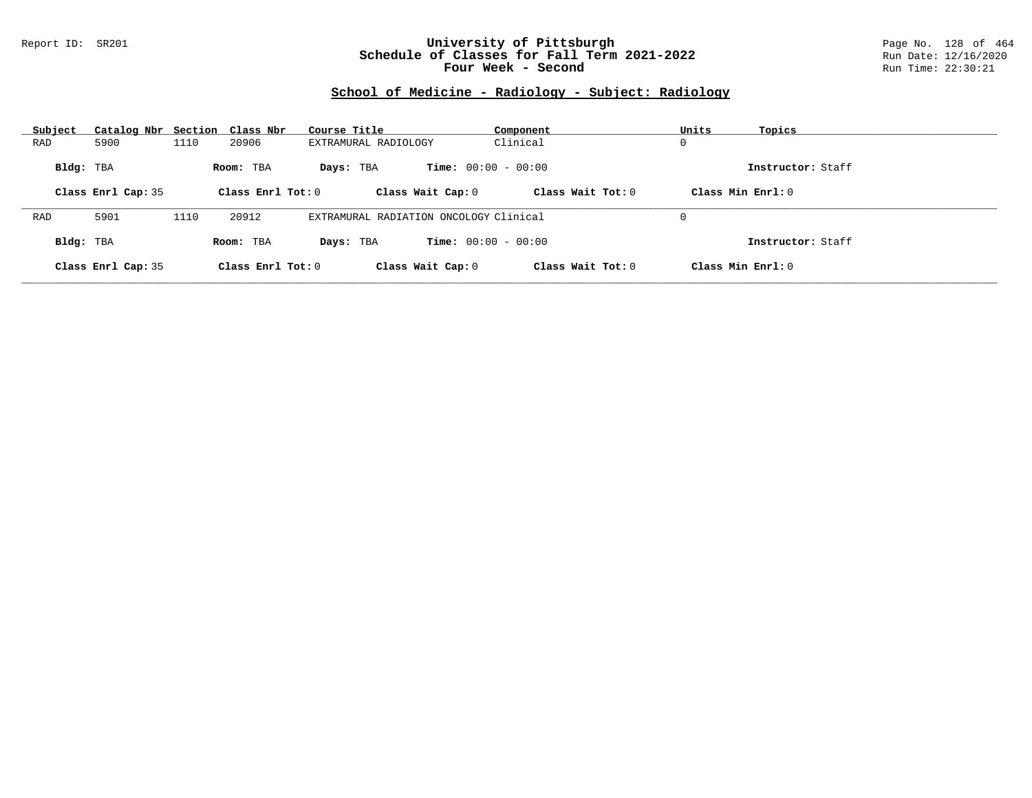## School of Medicine - Radiology - Subject: Radiology

| Subject | Catalog Nbr | Section | Class Nbr | Course Title | Component | Units | Topics |
|---|---|---|---|---|---|---|---|
| RAD | 5900 | 1110 | 20906 | EXTRAMURAL RADIOLOGY | Clinical | 0 | |

**Bldg:** TBA **Room:** TBA **Days:** TBA **Time:** 00:00 - 00:00 **Instructor:** Staff

**Class Enrl Cap:** 35 **Class Enrl Tot:** 0 **Class Wait Cap:** 0 **Class Wait Tot:** 0 **Class Min Enrl:** 0

| Subject | Catalog Nbr | Section | Class Nbr | Course Title | Component | Units | Topics |
|---|---|---|---|---|---|---|---|
| RAD | 5901 | 1110 | 20912 | EXTRAMURAL RADIATION ONCOLOGY | Clinical | 0 | |

**Bldg:** TBA **Room:** TBA **Days:** TBA **Time:** 00:00 - 00:00 **Instructor:** Staff

**Class Enrl Cap:** 35 **Class Enrl Tot:** 0 **Class Wait Cap:** 0 **Class Wait Tot:** 0 **Class Min Enrl:** 0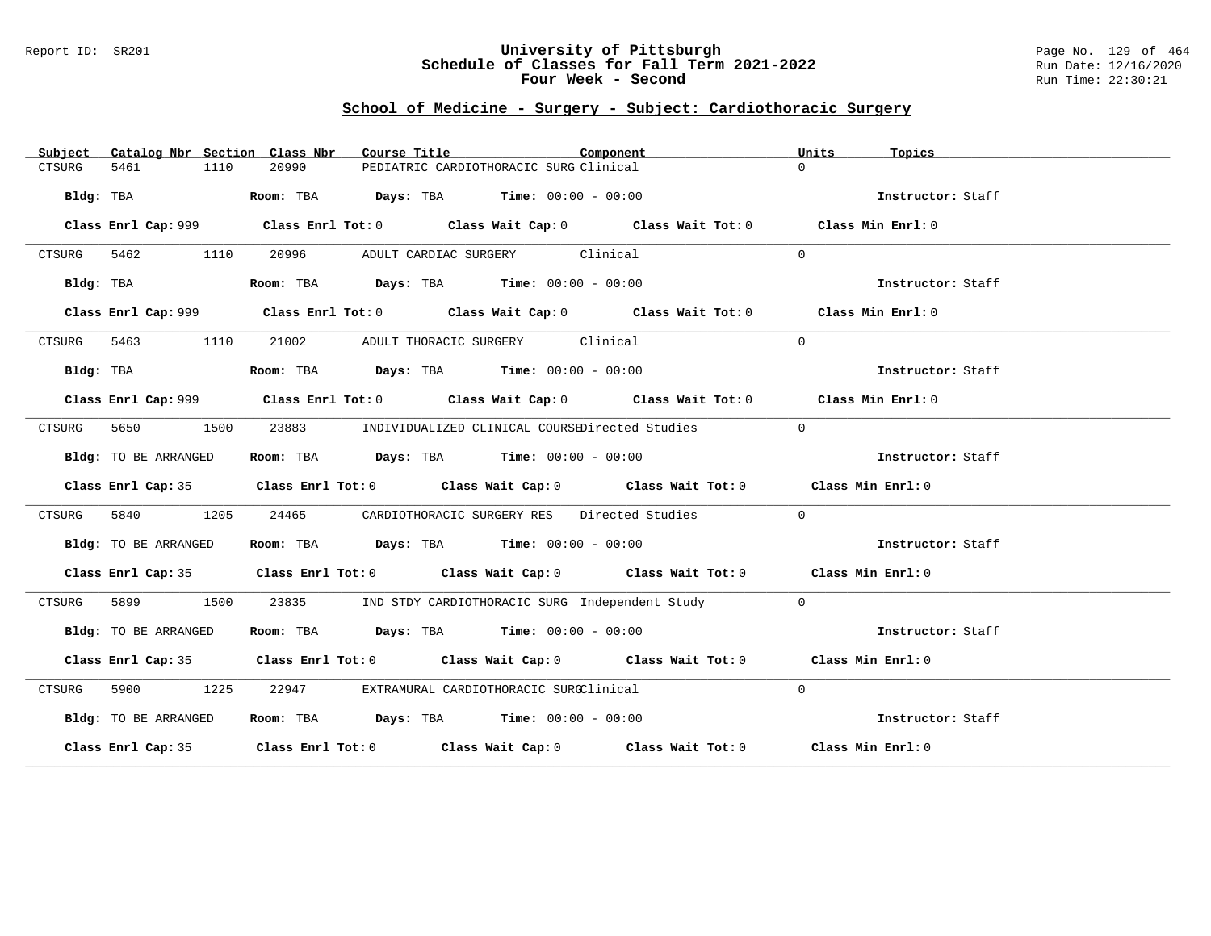## School of Medicine - Surgery - Subject: Cardiothoracic Surgery

| Subject | Catalog Nbr | Section | Class Nbr | Course Title | Component | Units | Topics |
|---|---|---|---|---|---|---|---|
| CTSURG | 5461 | 1110 | 20990 | PEDIATRIC CARDIOTHORACIC SURG | Clinical | 0 | |

**Bldg:** TBA **Room:** TBA **Days:** TBA **Time:** 00:00 - 00:00 **Instructor:** Staff

**Class Enrl Cap:** 999 **Class Enrl Tot:** 0 **Class Wait Cap:** 0 **Class Wait Tot:** 0 **Class Min Enrl:** 0

---

| Subject | Catalog Nbr | Section | Class Nbr | Course Title | Component | Units | Topics |
|---|---|---|---|---|---|---|---|
| CTSURG | 5462 | 1110 | 20996 | ADULT CARDIAC SURGERY | Clinical | 0 | |

**Bldg:** TBA **Room:** TBA **Days:** TBA **Time:** 00:00 - 00:00 **Instructor:** Staff

**Class Enrl Cap:** 999 **Class Enrl Tot:** 0 **Class Wait Cap:** 0 **Class Wait Tot:** 0 **Class Min Enrl:** 0

---

| Subject | Catalog Nbr | Section | Class Nbr | Course Title | Component | Units | Topics |
|---|---|---|---|---|---|---|---|
| CTSURG | 5463 | 1110 | 21002 | ADULT THORACIC SURGERY | Clinical | 0 | |

**Bldg:** TBA **Room:** TBA **Days:** TBA **Time:** 00:00 - 00:00 **Instructor:** Staff

**Class Enrl Cap:** 999 **Class Enrl Tot:** 0 **Class Wait Cap:** 0 **Class Wait Tot:** 0 **Class Min Enrl:** 0

---

| Subject | Catalog Nbr | Section | Class Nbr | Course Title | Component | Units | Topics |
|---|---|---|---|---|---|---|---|
| CTSURG | 5650 | 1500 | 23883 | INDIVIDUALIZED CLINICAL COURSE | Directed Studies | 0 | |

**Bldg:** TO BE ARRANGED **Room:** TBA **Days:** TBA **Time:** 00:00 - 00:00 **Instructor:** Staff

**Class Enrl Cap:** 35 **Class Enrl Tot:** 0 **Class Wait Cap:** 0 **Class Wait Tot:** 0 **Class Min Enrl:** 0

---

| Subject | Catalog Nbr | Section | Class Nbr | Course Title | Component | Units | Topics |
|---|---|---|---|---|---|---|---|
| CTSURG | 5840 | 1205 | 24465 | CARDIOTHORACIC SURGERY RES | Directed Studies | 0 | |

**Bldg:** TO BE ARRANGED **Room:** TBA **Days:** TBA **Time:** 00:00 - 00:00 **Instructor:** Staff

**Class Enrl Cap:** 35 **Class Enrl Tot:** 0 **Class Wait Cap:** 0 **Class Wait Tot:** 0 **Class Min Enrl:** 0

---

| Subject | Catalog Nbr | Section | Class Nbr | Course Title | Component | Units | Topics |
|---|---|---|---|---|---|---|---|
| CTSURG | 5899 | 1500 | 23835 | IND STDY CARDIOTHORACIC SURG | Independent Study | 0 | |

**Bldg:** TO BE ARRANGED **Room:** TBA **Days:** TBA **Time:** 00:00 - 00:00 **Instructor:** Staff

**Class Enrl Cap:** 35 **Class Enrl Tot:** 0 **Class Wait Cap:** 0 **Class Wait Tot:** 0 **Class Min Enrl:** 0

---

| Subject | Catalog Nbr | Section | Class Nbr | Course Title | Component | Units | Topics |
|---|---|---|---|---|---|---|---|
| CTSURG | 5900 | 1225 | 22947 | EXTRAMURAL CARDIOTHORACIC SURG | Clinical | 0 | |

**Bldg:** TO BE ARRANGED **Room:** TBA **Days:** TBA **Time:** 00:00 - 00:00 **Instructor:** Staff

**Class Enrl Cap:** 35 **Class Enrl Tot:** 0 **Class Wait Cap:** 0 **Class Wait Tot:** 0 **Class Min Enrl:** 0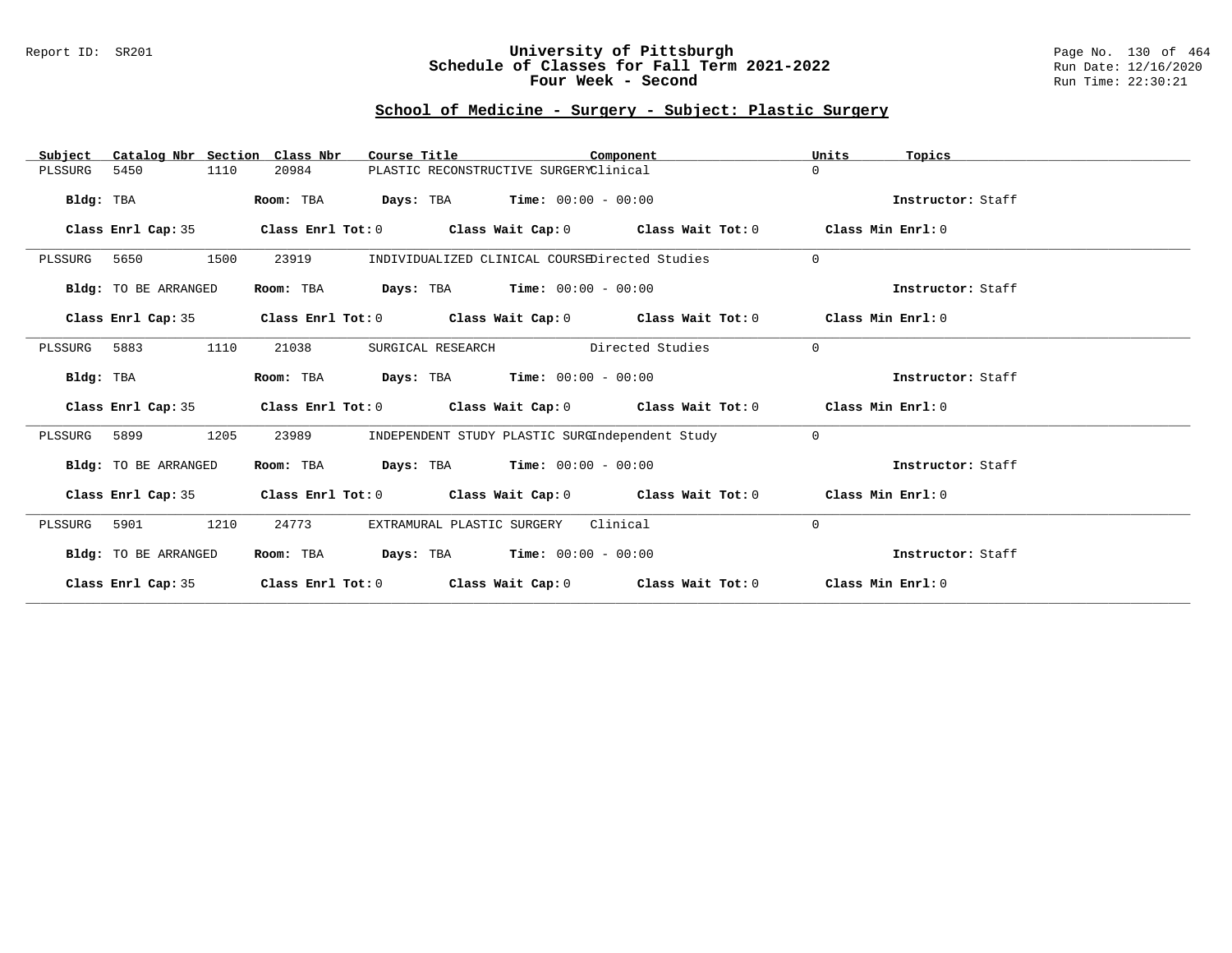# University of Pittsburgh
## Schedule of Classes for Fall Term 2021-2022
### Four Week - Second

Report ID: SR201

Run Date: 12/16/2020
Run Time: 22:30:21

## School of Medicine - Surgery - Subject: Plastic Surgery

| Subject | Catalog Nbr | Section | Class Nbr | Course Title | Component | Units | Topics |
|---|---|---|---|---|---|---|---|
| PLSSURG | 5450 | 1110 | 20984 | PLASTIC RECONSTRUCTIVE SURGERY | Clinical | 0 | |

**Bldg:** TBA **Room:** TBA **Days:** TBA **Time:** 00:00 - 00:00 **Instructor:** Staff

**Class Enrl Cap:** 35 **Class Enrl Tot:** 0 **Class Wait Cap:** 0 **Class Wait Tot:** 0 **Class Min Enrl:** 0

| Subject | Catalog Nbr | Section | Class Nbr | Course Title | Component | Units | Topics |
|---|---|---|---|---|---|---|---|
| PLSSURG | 5650 | 1500 | 23919 | INDIVIDUALIZED CLINICAL COURSE | Directed Studies | 0 | |

**Bldg:** TO BE ARRANGED **Room:** TBA **Days:** TBA **Time:** 00:00 - 00:00 **Instructor:** Staff

**Class Enrl Cap:** 35 **Class Enrl Tot:** 0 **Class Wait Cap:** 0 **Class Wait Tot:** 0 **Class Min Enrl:** 0

| Subject | Catalog Nbr | Section | Class Nbr | Course Title | Component | Units | Topics |
|---|---|---|---|---|---|---|---|
| PLSSURG | 5883 | 1110 | 21038 | SURGICAL RESEARCH | Directed Studies | 0 | |

**Bldg:** TBA **Room:** TBA **Days:** TBA **Time:** 00:00 - 00:00 **Instructor:** Staff

**Class Enrl Cap:** 35 **Class Enrl Tot:** 0 **Class Wait Cap:** 0 **Class Wait Tot:** 0 **Class Min Enrl:** 0

| Subject | Catalog Nbr | Section | Class Nbr | Course Title | Component | Units | Topics |
|---|---|---|---|---|---|---|---|
| PLSSURG | 5899 | 1205 | 23989 | INDEPENDENT STUDY PLASTIC SURG | Independent Study | 0 | |

**Bldg:** TO BE ARRANGED **Room:** TBA **Days:** TBA **Time:** 00:00 - 00:00 **Instructor:** Staff

**Class Enrl Cap:** 35 **Class Enrl Tot:** 0 **Class Wait Cap:** 0 **Class Wait Tot:** 0 **Class Min Enrl:** 0

| Subject | Catalog Nbr | Section | Class Nbr | Course Title | Component | Units | Topics |
|---|---|---|---|---|---|---|---|
| PLSSURG | 5901 | 1210 | 24773 | EXTRAMURAL PLASTIC SURGERY | Clinical | 0 | |

**Bldg:** TO BE ARRANGED **Room:** TBA **Days:** TBA **Time:** 00:00 - 00:00 **Instructor:** Staff

**Class Enrl Cap:** 35 **Class Enrl Tot:** 0 **Class Wait Cap:** 0 **Class Wait Tot:** 0 **Class Min Enrl:** 0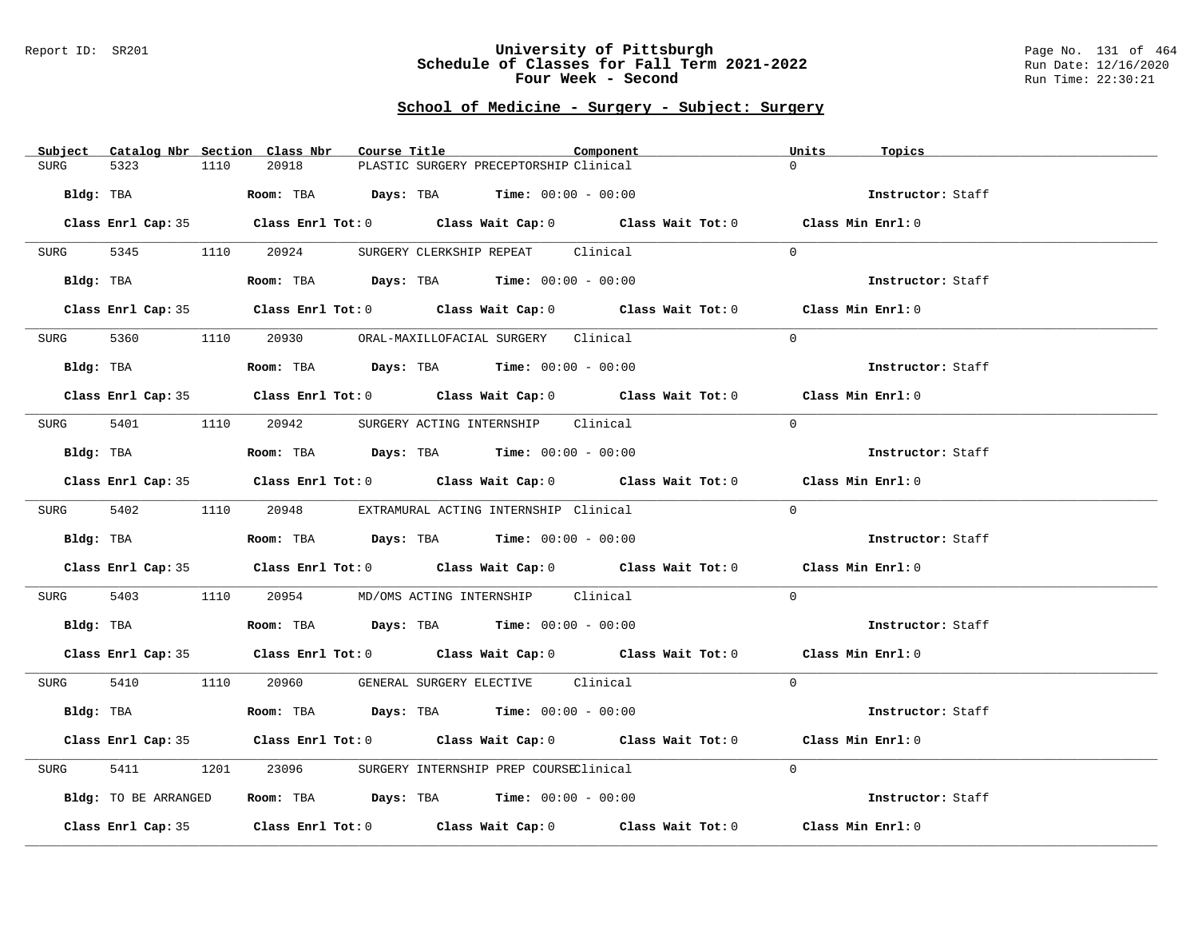University of Pittsburgh
Schedule of Classes for Fall Term 2021-2022
Four Week - Second

## School of Medicine - Surgery - Subject: Surgery

| Subject | Catalog Nbr | Section | Class Nbr | Course Title | Component | Units | Topics |
|---|---|---|---|---|---|---|---|
| SURG | 5323 | 1110 | 20918 | PLASTIC SURGERY PRECEPTORSHIP | Clinical | 0 | |

Bldg: TBA Room: TBA Days: TBA Time: 00:00 - 00:00 Instructor: Staff

Class Enrl Cap: 35 Class Enrl Tot: 0 Class Wait Cap: 0 Class Wait Tot: 0 Class Min Enrl: 0

| Subject | Catalog Nbr | Section | Class Nbr | Course Title | Component | Units | Topics |
|---|---|---|---|---|---|---|---|
| SURG | 5345 | 1110 | 20924 | SURGERY CLERKSHIP REPEAT | Clinical | 0 | |

Bldg: TBA Room: TBA Days: TBA Time: 00:00 - 00:00 Instructor: Staff

Class Enrl Cap: 35 Class Enrl Tot: 0 Class Wait Cap: 0 Class Wait Tot: 0 Class Min Enrl: 0

| Subject | Catalog Nbr | Section | Class Nbr | Course Title | Component | Units | Topics |
|---|---|---|---|---|---|---|---|
| SURG | 5360 | 1110 | 20930 | ORAL-MAXILLOFACIAL SURGERY | Clinical | 0 | |

Bldg: TBA Room: TBA Days: TBA Time: 00:00 - 00:00 Instructor: Staff

Class Enrl Cap: 35 Class Enrl Tot: 0 Class Wait Cap: 0 Class Wait Tot: 0 Class Min Enrl: 0

| Subject | Catalog Nbr | Section | Class Nbr | Course Title | Component | Units | Topics |
|---|---|---|---|---|---|---|---|
| SURG | 5401 | 1110 | 20942 | SURGERY ACTING INTERNSHIP | Clinical | 0 | |

Bldg: TBA Room: TBA Days: TBA Time: 00:00 - 00:00 Instructor: Staff

Class Enrl Cap: 35 Class Enrl Tot: 0 Class Wait Cap: 0 Class Wait Tot: 0 Class Min Enrl: 0

| Subject | Catalog Nbr | Section | Class Nbr | Course Title | Component | Units | Topics |
|---|---|---|---|---|---|---|---|
| SURG | 5402 | 1110 | 20948 | EXTRAMURAL ACTING INTERNSHIP | Clinical | 0 | |

Bldg: TBA Room: TBA Days: TBA Time: 00:00 - 00:00 Instructor: Staff

Class Enrl Cap: 35 Class Enrl Tot: 0 Class Wait Cap: 0 Class Wait Tot: 0 Class Min Enrl: 0

| Subject | Catalog Nbr | Section | Class Nbr | Course Title | Component | Units | Topics |
|---|---|---|---|---|---|---|---|
| SURG | 5403 | 1110 | 20954 | MD/OMS ACTING INTERNSHIP | Clinical | 0 | |

Bldg: TBA Room: TBA Days: TBA Time: 00:00 - 00:00 Instructor: Staff

Class Enrl Cap: 35 Class Enrl Tot: 0 Class Wait Cap: 0 Class Wait Tot: 0 Class Min Enrl: 0

| Subject | Catalog Nbr | Section | Class Nbr | Course Title | Component | Units | Topics |
|---|---|---|---|---|---|---|---|
| SURG | 5410 | 1110 | 20960 | GENERAL SURGERY ELECTIVE | Clinical | 0 | |

Bldg: TBA Room: TBA Days: TBA Time: 00:00 - 00:00 Instructor: Staff

Class Enrl Cap: 35 Class Enrl Tot: 0 Class Wait Cap: 0 Class Wait Tot: 0 Class Min Enrl: 0

| Subject | Catalog Nbr | Section | Class Nbr | Course Title | Component | Units | Topics |
|---|---|---|---|---|---|---|---|
| SURG | 5411 | 1201 | 23096 | SURGERY INTERNSHIP PREP COURSE | Clinical | 0 | |

Bldg: TO BE ARRANGED Room: TBA Days: TBA Time: 00:00 - 00:00 Instructor: Staff

Class Enrl Cap: 35 Class Enrl Tot: 0 Class Wait Cap: 0 Class Wait Tot: 0 Class Min Enrl: 0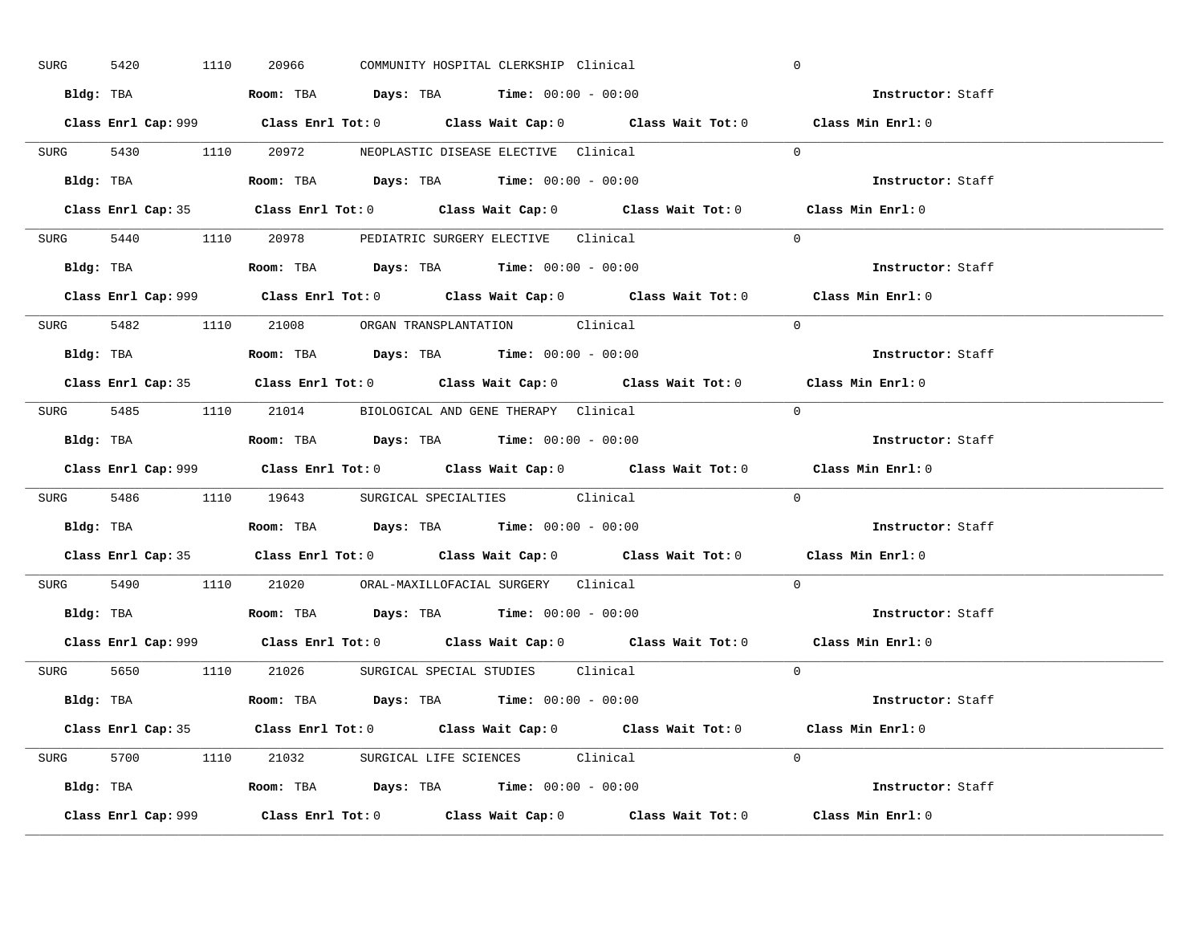SURG 5420 1110 20966 COMMUNITY HOSPITAL CLERKSHIP Clinical 0

**Bldg:** TBA **Room:** TBA **Days:** TBA **Time:** 00:00 - 00:00 **Instructor:** Staff

**Class Enrl Cap:** 999 **Class Enrl Tot:** 0 **Class Wait Cap:** 0 **Class Wait Tot:** 0 **Class Min Enrl:** 0

---

SURG 5430 1110 20972 NEOPLASTIC DISEASE ELECTIVE Clinical 0

**Bldg:** TBA **Room:** TBA **Days:** TBA **Time:** 00:00 - 00:00 **Instructor:** Staff

**Class Enrl Cap:** 35 **Class Enrl Tot:** 0 **Class Wait Cap:** 0 **Class Wait Tot:** 0 **Class Min Enrl:** 0

---

SURG 5440 1110 20978 PEDIATRIC SURGERY ELECTIVE Clinical 0

**Bldg:** TBA **Room:** TBA **Days:** TBA **Time:** 00:00 - 00:00 **Instructor:** Staff

**Class Enrl Cap:** 999 **Class Enrl Tot:** 0 **Class Wait Cap:** 0 **Class Wait Tot:** 0 **Class Min Enrl:** 0

---

SURG 5482 1110 21008 ORGAN TRANSPLANTATION Clinical 0

**Bldg:** TBA **Room:** TBA **Days:** TBA **Time:** 00:00 - 00:00 **Instructor:** Staff

**Class Enrl Cap:** 35 **Class Enrl Tot:** 0 **Class Wait Cap:** 0 **Class Wait Tot:** 0 **Class Min Enrl:** 0

---

SURG 5485 1110 21014 BIOLOGICAL AND GENE THERAPY Clinical 0

**Bldg:** TBA **Room:** TBA **Days:** TBA **Time:** 00:00 - 00:00 **Instructor:** Staff

**Class Enrl Cap:** 999 **Class Enrl Tot:** 0 **Class Wait Cap:** 0 **Class Wait Tot:** 0 **Class Min Enrl:** 0

---

SURG 5486 1110 19643 SURGICAL SPECIALTIES Clinical 0

**Bldg:** TBA **Room:** TBA **Days:** TBA **Time:** 00:00 - 00:00 **Instructor:** Staff

**Class Enrl Cap:** 35 **Class Enrl Tot:** 0 **Class Wait Cap:** 0 **Class Wait Tot:** 0 **Class Min Enrl:** 0

---

SURG 5490 1110 21020 ORAL-MAXILLOFACIAL SURGERY Clinical 0

**Bldg:** TBA **Room:** TBA **Days:** TBA **Time:** 00:00 - 00:00 **Instructor:** Staff

**Class Enrl Cap:** 999 **Class Enrl Tot:** 0 **Class Wait Cap:** 0 **Class Wait Tot:** 0 **Class Min Enrl:** 0

---

SURG 5650 1110 21026 SURGICAL SPECIAL STUDIES Clinical 0

**Bldg:** TBA **Room:** TBA **Days:** TBA **Time:** 00:00 - 00:00 **Instructor:** Staff

**Class Enrl Cap:** 35 **Class Enrl Tot:** 0 **Class Wait Cap:** 0 **Class Wait Tot:** 0 **Class Min Enrl:** 0

---

SURG 5700 1110 21032 SURGICAL LIFE SCIENCES Clinical 0

**Bldg:** TBA **Room:** TBA **Days:** TBA **Time:** 00:00 - 00:00 **Instructor:** Staff

**Class Enrl Cap:** 999 **Class Enrl Tot:** 0 **Class Wait Cap:** 0 **Class Wait Tot:** 0 **Class Min Enrl:** 0

---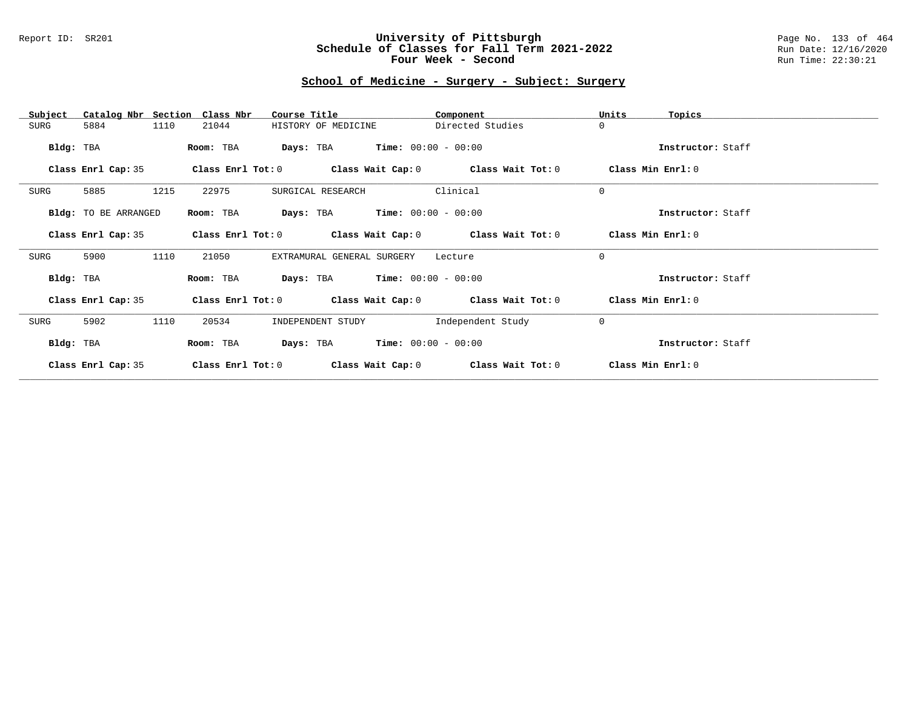## School of Medicine - Surgery - Subject: Surgery

| Subject | Catalog Nbr | Section | Class Nbr | Course Title | Component | Units | Topics |
|---|---|---|---|---|---|---|---|
| SURG | 5884 | 1110 | 21044 | HISTORY OF MEDICINE | Directed Studies | 0 | |

**Bldg:** TBA **Room:** TBA **Days:** TBA **Time:** 00:00 - 00:00 **Instructor:** Staff

**Class Enrl Cap:** 35 **Class Enrl Tot:** 0 **Class Wait Cap:** 0 **Class Wait Tot:** 0 **Class Min Enrl:** 0

---

| Subject | Catalog Nbr | Section | Class Nbr | Course Title | Component | Units | Topics |
|---|---|---|---|---|---|---|---|
| SURG | 5885 | 1215 | 22975 | SURGICAL RESEARCH | Clinical | 0 | |

**Bldg:** TO BE ARRANGED **Room:** TBA **Days:** TBA **Time:** 00:00 - 00:00 **Instructor:** Staff

**Class Enrl Cap:** 35 **Class Enrl Tot:** 0 **Class Wait Cap:** 0 **Class Wait Tot:** 0 **Class Min Enrl:** 0

---

| Subject | Catalog Nbr | Section | Class Nbr | Course Title | Component | Units | Topics |
|---|---|---|---|---|---|---|---|
| SURG | 5900 | 1110 | 21050 | EXTRAMURAL GENERAL SURGERY | Lecture | 0 | |

**Bldg:** TBA **Room:** TBA **Days:** TBA **Time:** 00:00 - 00:00 **Instructor:** Staff

**Class Enrl Cap:** 35 **Class Enrl Tot:** 0 **Class Wait Cap:** 0 **Class Wait Tot:** 0 **Class Min Enrl:** 0

---

| Subject | Catalog Nbr | Section | Class Nbr | Course Title | Component | Units | Topics |
|---|---|---|---|---|---|---|---|
| SURG | 5902 | 1110 | 20534 | INDEPENDENT STUDY | Independent Study | 0 | |

**Bldg:** TBA **Room:** TBA **Days:** TBA **Time:** 00:00 - 00:00 **Instructor:** Staff

**Class Enrl Cap:** 35 **Class Enrl Tot:** 0 **Class Wait Cap:** 0 **Class Wait Tot:** 0 **Class Min Enrl:** 0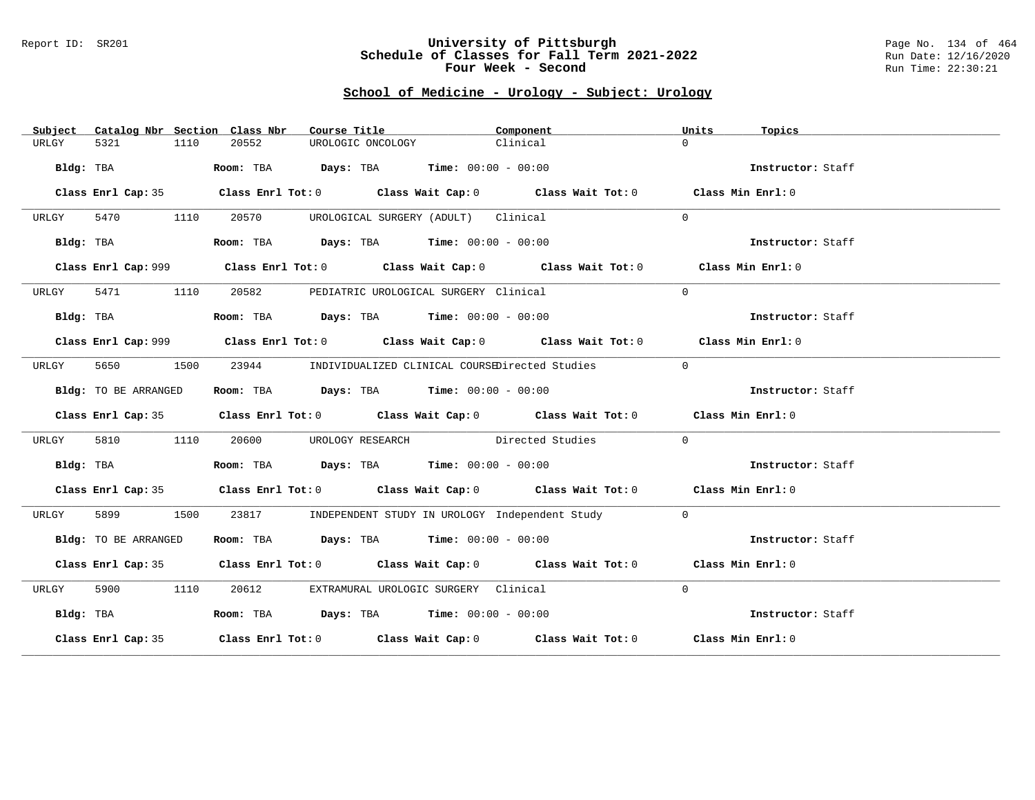# University of Pittsburgh
## Schedule of Classes for Fall Term 2021-2022
### Four Week - Second

Report ID: SR201

## School of Medicine - Urology - Subject: Urology

| Subject | Catalog Nbr | Section | Class Nbr | Course Title | Component | Units | Topics |
|---|---|---|---|---|---|---|---|
| URLGY | 5321 | 1110 | 20552 | UROLOGIC ONCOLOGY | Clinical | 0 | |

**Bldg:** TBA **Room:** TBA **Days:** TBA **Time:** 00:00 - 00:00 **Instructor:** Staff

**Class Enrl Cap:** 35 **Class Enrl Tot:** 0 **Class Wait Cap:** 0 **Class Wait Tot:** 0 **Class Min Enrl:** 0

---

| Subject | Catalog Nbr | Section | Class Nbr | Course Title | Component | Units | Topics |
|---|---|---|---|---|---|---|---|
| URLGY | 5470 | 1110 | 20570 | UROLOGICAL SURGERY (ADULT) | Clinical | 0 | |

**Bldg:** TBA **Room:** TBA **Days:** TBA **Time:** 00:00 - 00:00 **Instructor:** Staff

**Class Enrl Cap:** 999 **Class Enrl Tot:** 0 **Class Wait Cap:** 0 **Class Wait Tot:** 0 **Class Min Enrl:** 0

---

| Subject | Catalog Nbr | Section | Class Nbr | Course Title | Component | Units | Topics |
|---|---|---|---|---|---|---|---|
| URLGY | 5471 | 1110 | 20582 | PEDIATRIC UROLOGICAL SURGERY | Clinical | 0 | |

**Bldg:** TBA **Room:** TBA **Days:** TBA **Time:** 00:00 - 00:00 **Instructor:** Staff

**Class Enrl Cap:** 999 **Class Enrl Tot:** 0 **Class Wait Cap:** 0 **Class Wait Tot:** 0 **Class Min Enrl:** 0

---

| Subject | Catalog Nbr | Section | Class Nbr | Course Title | Component | Units | Topics |
|---|---|---|---|---|---|---|---|
| URLGY | 5650 | 1500 | 23944 | INDIVIDUALIZED CLINICAL COURSE | Directed Studies | 0 | |

**Bldg:** TO BE ARRANGED **Room:** TBA **Days:** TBA **Time:** 00:00 - 00:00 **Instructor:** Staff

**Class Enrl Cap:** 35 **Class Enrl Tot:** 0 **Class Wait Cap:** 0 **Class Wait Tot:** 0 **Class Min Enrl:** 0

---

| Subject | Catalog Nbr | Section | Class Nbr | Course Title | Component | Units | Topics |
|---|---|---|---|---|---|---|---|
| URLGY | 5810 | 1110 | 20600 | UROLOGY RESEARCH | Directed Studies | 0 | |

**Bldg:** TBA **Room:** TBA **Days:** TBA **Time:** 00:00 - 00:00 **Instructor:** Staff

**Class Enrl Cap:** 35 **Class Enrl Tot:** 0 **Class Wait Cap:** 0 **Class Wait Tot:** 0 **Class Min Enrl:** 0

---

| Subject | Catalog Nbr | Section | Class Nbr | Course Title | Component | Units | Topics |
|---|---|---|---|---|---|---|---|
| URLGY | 5899 | 1500 | 23817 | INDEPENDENT STUDY IN UROLOGY | Independent Study | 0 | |

**Bldg:** TO BE ARRANGED **Room:** TBA **Days:** TBA **Time:** 00:00 - 00:00 **Instructor:** Staff

**Class Enrl Cap:** 35 **Class Enrl Tot:** 0 **Class Wait Cap:** 0 **Class Wait Tot:** 0 **Class Min Enrl:** 0

---

| Subject | Catalog Nbr | Section | Class Nbr | Course Title | Component | Units | Topics |
|---|---|---|---|---|---|---|---|
| URLGY | 5900 | 1110 | 20612 | EXTRAMURAL UROLOGIC SURGERY | Clinical | 0 | |

**Bldg:** TBA **Room:** TBA **Days:** TBA **Time:** 00:00 - 00:00 **Instructor:** Staff

**Class Enrl Cap:** 35 **Class Enrl Tot:** 0 **Class Wait Cap:** 0 **Class Wait Tot:** 0 **Class Min Enrl:** 0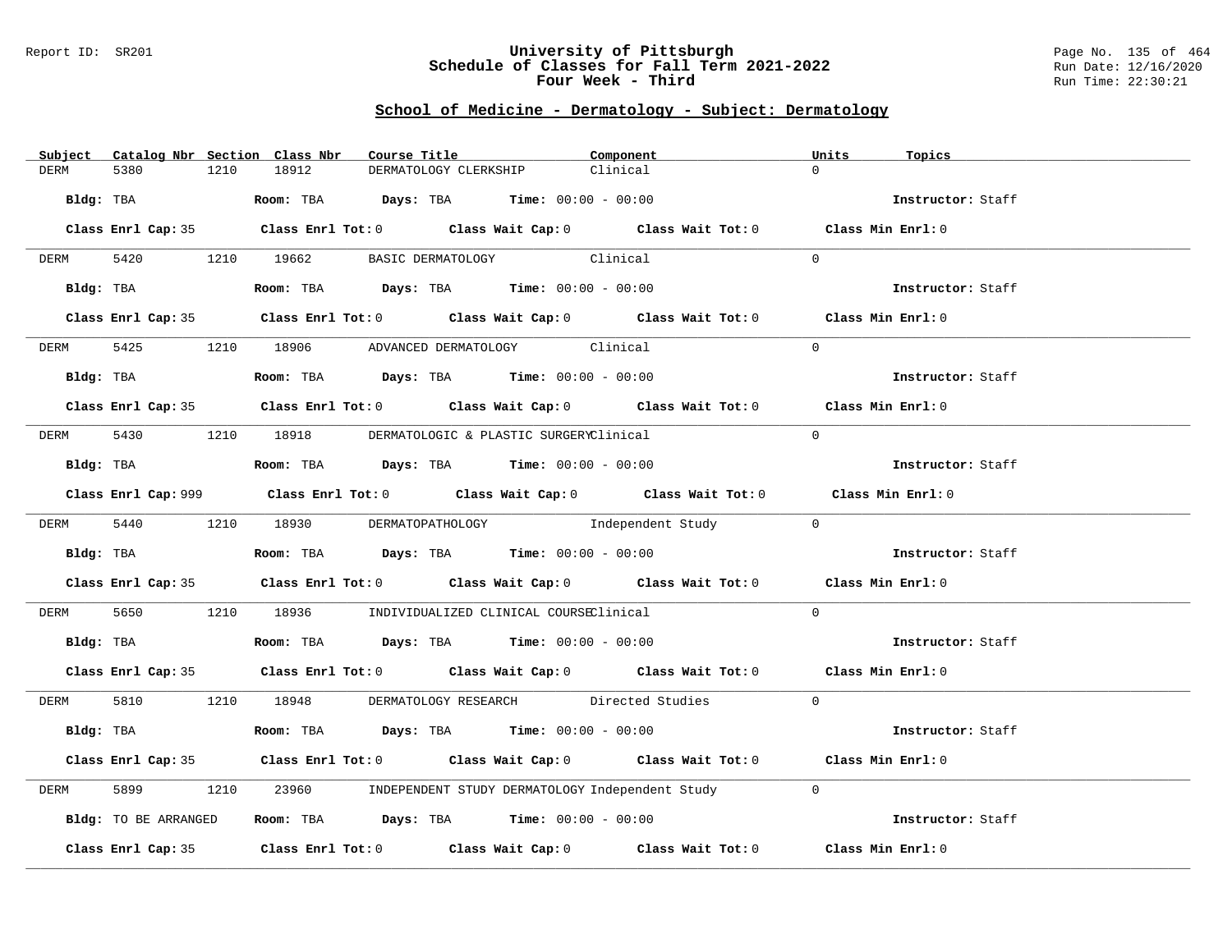## School of Medicine - Dermatology - Subject: Dermatology

| Subject | Catalog Nbr | Section | Class Nbr | Course Title | Component | Units | Topics |
|---|---|---|---|---|---|---|---|
| DERM | 5380 | 1210 | 18912 | DERMATOLOGY CLERKSHIP | Clinical | 0 | |

**Bldg:** TBA **Room:** TBA **Days:** TBA **Time:** 00:00 - 00:00 **Instructor:** Staff

**Class Enrl Cap:** 35 **Class Enrl Tot:** 0 **Class Wait Cap:** 0 **Class Wait Tot:** 0 **Class Min Enrl:** 0

| Subject | Catalog Nbr | Section | Class Nbr | Course Title | Component | Units | Topics |
|---|---|---|---|---|---|---|---|
| DERM | 5420 | 1210 | 19662 | BASIC DERMATOLOGY | Clinical | 0 | |

**Bldg:** TBA **Room:** TBA **Days:** TBA **Time:** 00:00 - 00:00 **Instructor:** Staff

**Class Enrl Cap:** 35 **Class Enrl Tot:** 0 **Class Wait Cap:** 0 **Class Wait Tot:** 0 **Class Min Enrl:** 0

| Subject | Catalog Nbr | Section | Class Nbr | Course Title | Component | Units | Topics |
|---|---|---|---|---|---|---|---|
| DERM | 5425 | 1210 | 18906 | ADVANCED DERMATOLOGY | Clinical | 0 | |

**Bldg:** TBA **Room:** TBA **Days:** TBA **Time:** 00:00 - 00:00 **Instructor:** Staff

**Class Enrl Cap:** 35 **Class Enrl Tot:** 0 **Class Wait Cap:** 0 **Class Wait Tot:** 0 **Class Min Enrl:** 0

| Subject | Catalog Nbr | Section | Class Nbr | Course Title | Component | Units | Topics |
|---|---|---|---|---|---|---|---|
| DERM | 5430 | 1210 | 18918 | DERMATOLOGIC & PLASTIC SURGERY | Clinical | 0 | |

**Bldg:** TBA **Room:** TBA **Days:** TBA **Time:** 00:00 - 00:00 **Instructor:** Staff

**Class Enrl Cap:** 999 **Class Enrl Tot:** 0 **Class Wait Cap:** 0 **Class Wait Tot:** 0 **Class Min Enrl:** 0

| Subject | Catalog Nbr | Section | Class Nbr | Course Title | Component | Units | Topics |
|---|---|---|---|---|---|---|---|
| DERM | 5440 | 1210 | 18930 | DERMATOPATHOLOGY | Independent Study | 0 | |

**Bldg:** TBA **Room:** TBA **Days:** TBA **Time:** 00:00 - 00:00 **Instructor:** Staff

**Class Enrl Cap:** 35 **Class Enrl Tot:** 0 **Class Wait Cap:** 0 **Class Wait Tot:** 0 **Class Min Enrl:** 0

| Subject | Catalog Nbr | Section | Class Nbr | Course Title | Component | Units | Topics |
|---|---|---|---|---|---|---|---|
| DERM | 5650 | 1210 | 18936 | INDIVIDUALIZED CLINICAL COURSE | Clinical | 0 | |

**Bldg:** TBA **Room:** TBA **Days:** TBA **Time:** 00:00 - 00:00 **Instructor:** Staff

**Class Enrl Cap:** 35 **Class Enrl Tot:** 0 **Class Wait Cap:** 0 **Class Wait Tot:** 0 **Class Min Enrl:** 0

| Subject | Catalog Nbr | Section | Class Nbr | Course Title | Component | Units | Topics |
|---|---|---|---|---|---|---|---|
| DERM | 5810 | 1210 | 18948 | DERMATOLOGY RESEARCH | Directed Studies | 0 | |

**Bldg:** TBA **Room:** TBA **Days:** TBA **Time:** 00:00 - 00:00 **Instructor:** Staff

**Class Enrl Cap:** 35 **Class Enrl Tot:** 0 **Class Wait Cap:** 0 **Class Wait Tot:** 0 **Class Min Enrl:** 0

| Subject | Catalog Nbr | Section | Class Nbr | Course Title | Component | Units | Topics |
|---|---|---|---|---|---|---|---|
| DERM | 5899 | 1210 | 23960 | INDEPENDENT STUDY DERMATOLOGY | Independent Study | 0 | |

**Bldg:** TO BE ARRANGED **Room:** TBA **Days:** TBA **Time:** 00:00 - 00:00 **Instructor:** Staff

**Class Enrl Cap:** 35 **Class Enrl Tot:** 0 **Class Wait Cap:** 0 **Class Wait Tot:** 0 **Class Min Enrl:** 0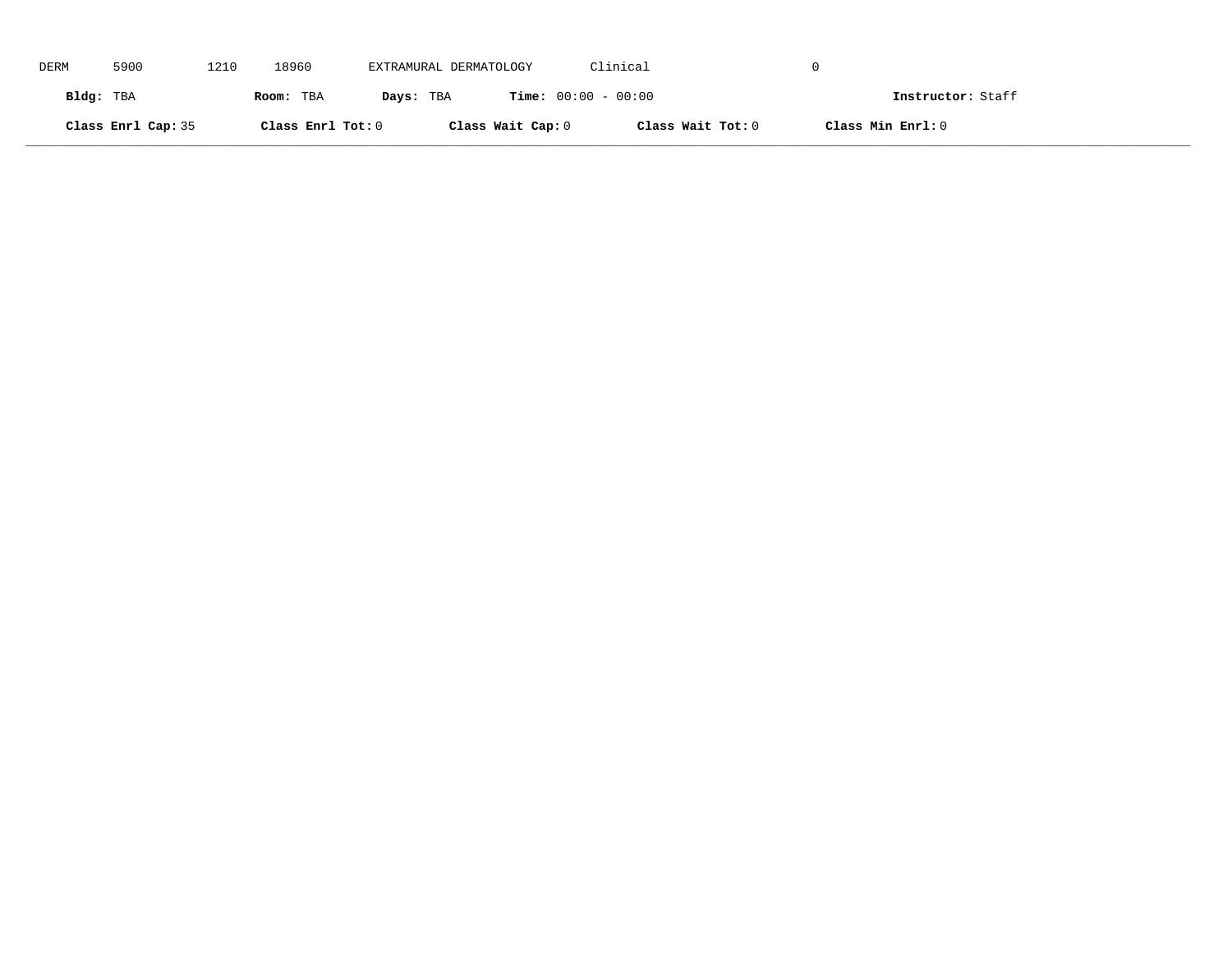DERM 5900 1210 18960 EXTRAMURAL DERMATOLOGY Clinical 0

**Bldg:** TBA **Room:** TBA **Days:** TBA **Time:** 00:00 - 00:00 **Instructor:** Staff

**Class Enrl Cap:** 35 **Class Enrl Tot:** 0 **Class Wait Cap:** 0 **Class Wait Tot:** 0 **Class Min Enrl:** 0

---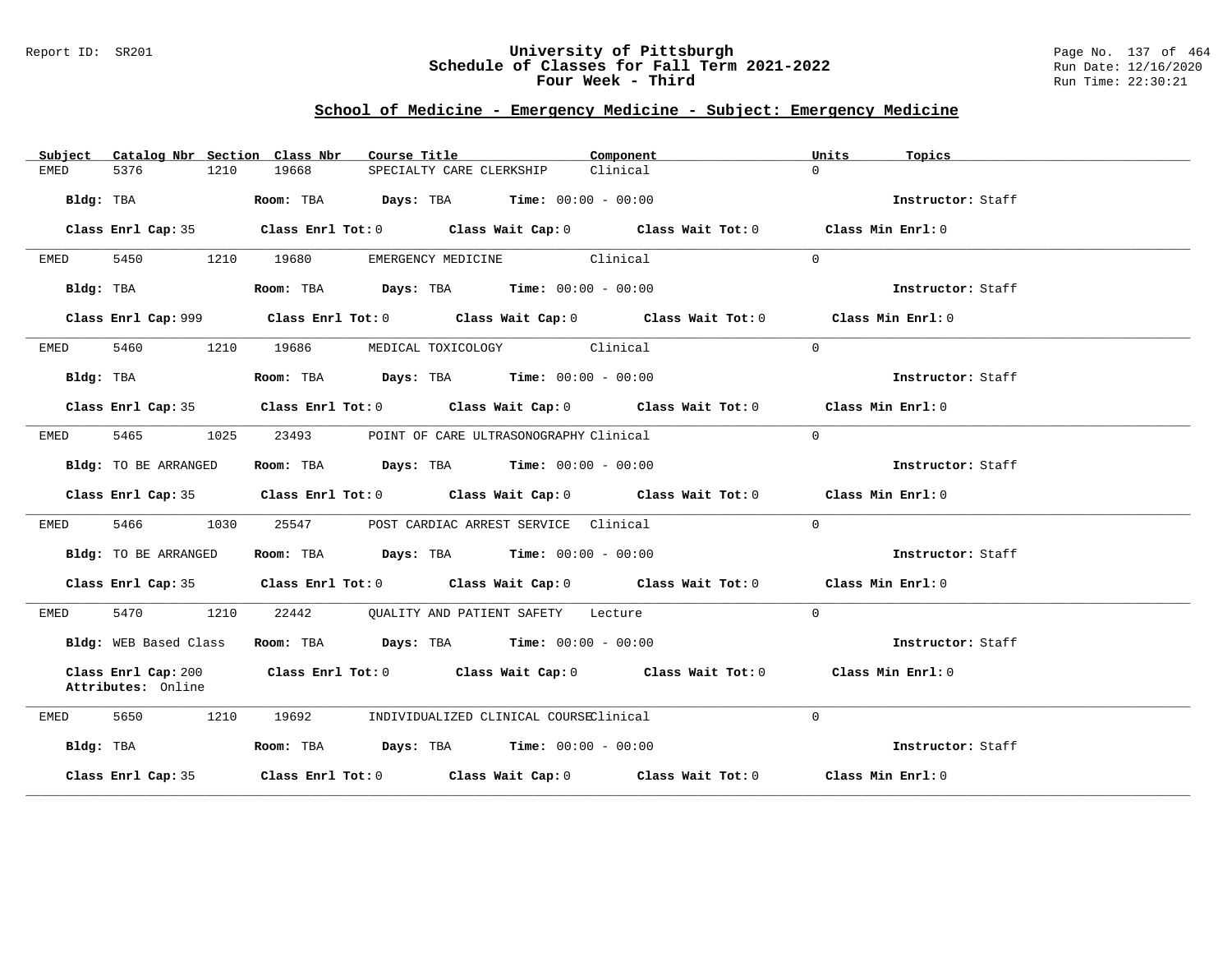# University of Pittsburgh
## Schedule of Classes for Fall Term 2021-2022
### Four Week - Third

Report ID: SR201

Run Date: 12/16/2020
Run Time: 22:30:21

## School of Medicine - Emergency Medicine - Subject: Emergency Medicine

| Subject | Catalog Nbr | Section | Class Nbr | Course Title | Component | Units | Topics |
|---|---|---|---|---|---|---|---|
| EMED | 5376 | 1210 | 19668 | SPECIALTY CARE CLERKSHIP | Clinical | 0 | |

**Bldg:** TBA **Room:** TBA **Days:** TBA **Time:** 00:00 - 00:00 **Instructor:** Staff

**Class Enrl Cap:** 35 **Class Enrl Tot:** 0 **Class Wait Cap:** 0 **Class Wait Tot:** 0 **Class Min Enrl:** 0

---

| Subject | Catalog Nbr | Section | Class Nbr | Course Title | Component | Units | Topics |
|---|---|---|---|---|---|---|---|
| EMED | 5450 | 1210 | 19680 | EMERGENCY MEDICINE | Clinical | 0 | |

**Bldg:** TBA **Room:** TBA **Days:** TBA **Time:** 00:00 - 00:00 **Instructor:** Staff

**Class Enrl Cap:** 999 **Class Enrl Tot:** 0 **Class Wait Cap:** 0 **Class Wait Tot:** 0 **Class Min Enrl:** 0

---

| Subject | Catalog Nbr | Section | Class Nbr | Course Title | Component | Units | Topics |
|---|---|---|---|---|---|---|---|
| EMED | 5460 | 1210 | 19686 | MEDICAL TOXICOLOGY | Clinical | 0 | |

**Bldg:** TBA **Room:** TBA **Days:** TBA **Time:** 00:00 - 00:00 **Instructor:** Staff

**Class Enrl Cap:** 35 **Class Enrl Tot:** 0 **Class Wait Cap:** 0 **Class Wait Tot:** 0 **Class Min Enrl:** 0

---

| Subject | Catalog Nbr | Section | Class Nbr | Course Title | Component | Units | Topics |
|---|---|---|---|---|---|---|---|
| EMED | 5465 | 1025 | 23493 | POINT OF CARE ULTRASONOGRAPHY | Clinical | 0 | |

**Bldg:** TO BE ARRANGED **Room:** TBA **Days:** TBA **Time:** 00:00 - 00:00 **Instructor:** Staff

**Class Enrl Cap:** 35 **Class Enrl Tot:** 0 **Class Wait Cap:** 0 **Class Wait Tot:** 0 **Class Min Enrl:** 0

---

| Subject | Catalog Nbr | Section | Class Nbr | Course Title | Component | Units | Topics |
|---|---|---|---|---|---|---|---|
| EMED | 5466 | 1030 | 25547 | POST CARDIAC ARREST SERVICE | Clinical | 0 | |

**Bldg:** TO BE ARRANGED **Room:** TBA **Days:** TBA **Time:** 00:00 - 00:00 **Instructor:** Staff

**Class Enrl Cap:** 35 **Class Enrl Tot:** 0 **Class Wait Cap:** 0 **Class Wait Tot:** 0 **Class Min Enrl:** 0

---

| Subject | Catalog Nbr | Section | Class Nbr | Course Title | Component | Units | Topics |
|---|---|---|---|---|---|---|---|
| EMED | 5470 | 1210 | 22442 | QUALITY AND PATIENT SAFETY | Lecture | 0 | |

**Bldg:** WEB Based Class **Room:** TBA **Days:** TBA **Time:** 00:00 - 00:00 **Instructor:** Staff

**Class Enrl Cap:** 200 **Class Enrl Tot:** 0 **Class Wait Cap:** 0 **Class Wait Tot:** 0 **Class Min Enrl:** 0
**Attributes:** Online

---

| Subject | Catalog Nbr | Section | Class Nbr | Course Title | Component | Units | Topics |
|---|---|---|---|---|---|---|---|
| EMED | 5650 | 1210 | 19692 | INDIVIDUALIZED CLINICAL COURSE | Clinical | 0 | |

**Bldg:** TBA **Room:** TBA **Days:** TBA **Time:** 00:00 - 00:00 **Instructor:** Staff

**Class Enrl Cap:** 35 **Class Enrl Tot:** 0 **Class Wait Cap:** 0 **Class Wait Tot:** 0 **Class Min Enrl:** 0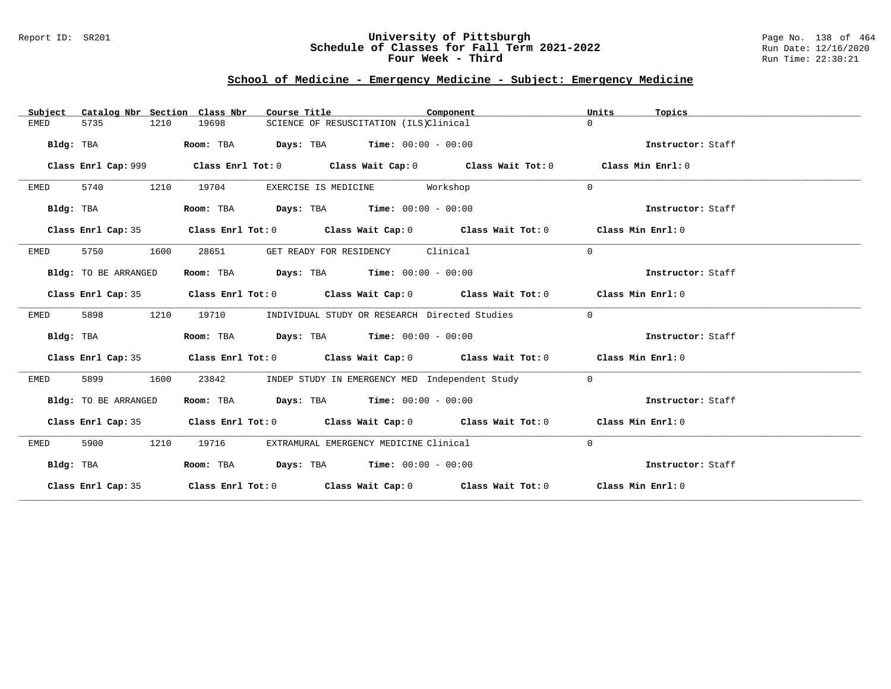# University of Pittsburgh
## Schedule of Classes for Fall Term 2021-2022
### Four Week - Third

Report ID: SR201

Run Date: 12/16/2020
Run Time: 22:30:21

## School of Medicine - Emergency Medicine - Subject: Emergency Medicine

| Subject | Catalog Nbr | Section | Class Nbr | Course Title | Component | Units | Topics |
|---|---|---|---|---|---|---|---|
| EMED | 5735 | 1210 | 19698 | SCIENCE OF RESUSCITATION (ILS) | Clinical | 0 | |

**Bldg:** TBA **Room:** TBA **Days:** TBA **Time:** 00:00 - 00:00 **Instructor:** Staff

**Class Enrl Cap:** 999 **Class Enrl Tot:** 0 **Class Wait Cap:** 0 **Class Wait Tot:** 0 **Class Min Enrl:** 0

| Subject | Catalog Nbr | Section | Class Nbr | Course Title | Component | Units | Topics |
|---|---|---|---|---|---|---|---|
| EMED | 5740 | 1210 | 19704 | EXERCISE IS MEDICINE | Workshop | 0 | |

**Bldg:** TBA **Room:** TBA **Days:** TBA **Time:** 00:00 - 00:00 **Instructor:** Staff

**Class Enrl Cap:** 35 **Class Enrl Tot:** 0 **Class Wait Cap:** 0 **Class Wait Tot:** 0 **Class Min Enrl:** 0

| Subject | Catalog Nbr | Section | Class Nbr | Course Title | Component | Units | Topics |
|---|---|---|---|---|---|---|---|
| EMED | 5750 | 1600 | 28651 | GET READY FOR RESIDENCY | Clinical | 0 | |

**Bldg:** TO BE ARRANGED **Room:** TBA **Days:** TBA **Time:** 00:00 - 00:00 **Instructor:** Staff

**Class Enrl Cap:** 35 **Class Enrl Tot:** 0 **Class Wait Cap:** 0 **Class Wait Tot:** 0 **Class Min Enrl:** 0

| Subject | Catalog Nbr | Section | Class Nbr | Course Title | Component | Units | Topics |
|---|---|---|---|---|---|---|---|
| EMED | 5898 | 1210 | 19710 | INDIVIDUAL STUDY OR RESEARCH | Directed Studies | 0 | |

**Bldg:** TBA **Room:** TBA **Days:** TBA **Time:** 00:00 - 00:00 **Instructor:** Staff

**Class Enrl Cap:** 35 **Class Enrl Tot:** 0 **Class Wait Cap:** 0 **Class Wait Tot:** 0 **Class Min Enrl:** 0

| Subject | Catalog Nbr | Section | Class Nbr | Course Title | Component | Units | Topics |
|---|---|---|---|---|---|---|---|
| EMED | 5899 | 1600 | 23842 | INDEP STUDY IN EMERGENCY MED | Independent Study | 0 | |

**Bldg:** TO BE ARRANGED **Room:** TBA **Days:** TBA **Time:** 00:00 - 00:00 **Instructor:** Staff

**Class Enrl Cap:** 35 **Class Enrl Tot:** 0 **Class Wait Cap:** 0 **Class Wait Tot:** 0 **Class Min Enrl:** 0

| Subject | Catalog Nbr | Section | Class Nbr | Course Title | Component | Units | Topics |
|---|---|---|---|---|---|---|---|
| EMED | 5900 | 1210 | 19716 | EXTRAMURAL EMERGENCY MEDICINE | Clinical | 0 | |

**Bldg:** TBA **Room:** TBA **Days:** TBA **Time:** 00:00 - 00:00 **Instructor:** Staff

**Class Enrl Cap:** 35 **Class Enrl Tot:** 0 **Class Wait Cap:** 0 **Class Wait Tot:** 0 **Class Min Enrl:** 0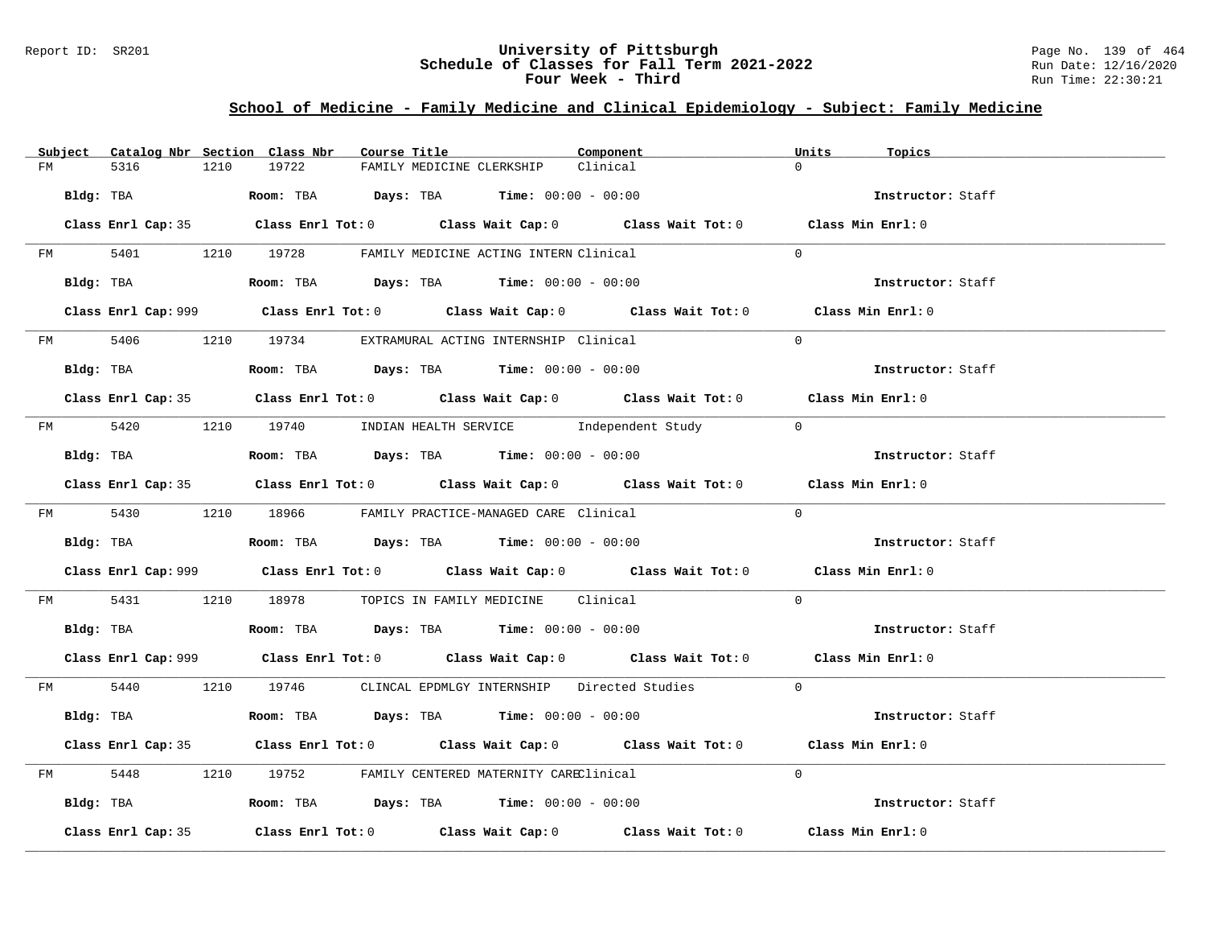# University of Pittsburgh
## Schedule of Classes for Fall Term 2021-2022
### Four Week - Third

Report ID: SR201 | Run Date: 12/16/2020 | Run Time: 22:30:21

## School of Medicine - Family Medicine and Clinical Epidemiology - Subject: Family Medicine

| Subject | Catalog Nbr | Section | Class Nbr | Course Title | Component | Units | Topics |
|---|---|---|---|---|---|---|---|
| FM | 5316 | 1210 | 19722 | FAMILY MEDICINE CLERKSHIP | Clinical | 0 | |

**Bldg:** TBA **Room:** TBA **Days:** TBA **Time:** 00:00 - 00:00 **Instructor:** Staff

**Class Enrl Cap:** 35 **Class Enrl Tot:** 0 **Class Wait Cap:** 0 **Class Wait Tot:** 0 **Class Min Enrl:** 0

---

| Subject | Catalog Nbr | Section | Class Nbr | Course Title | Component | Units | Topics |
|---|---|---|---|---|---|---|---|
| FM | 5401 | 1210 | 19728 | FAMILY MEDICINE ACTING INTERN | Clinical | 0 | |

**Bldg:** TBA **Room:** TBA **Days:** TBA **Time:** 00:00 - 00:00 **Instructor:** Staff

**Class Enrl Cap:** 999 **Class Enrl Tot:** 0 **Class Wait Cap:** 0 **Class Wait Tot:** 0 **Class Min Enrl:** 0

---

| Subject | Catalog Nbr | Section | Class Nbr | Course Title | Component | Units | Topics |
|---|---|---|---|---|---|---|---|
| FM | 5406 | 1210 | 19734 | EXTRAMURAL ACTING INTERNSHIP | Clinical | 0 | |

**Bldg:** TBA **Room:** TBA **Days:** TBA **Time:** 00:00 - 00:00 **Instructor:** Staff

**Class Enrl Cap:** 35 **Class Enrl Tot:** 0 **Class Wait Cap:** 0 **Class Wait Tot:** 0 **Class Min Enrl:** 0

---

| Subject | Catalog Nbr | Section | Class Nbr | Course Title | Component | Units | Topics |
|---|---|---|---|---|---|---|---|
| FM | 5420 | 1210 | 19740 | INDIAN HEALTH SERVICE | Independent Study | 0 | |

**Bldg:** TBA **Room:** TBA **Days:** TBA **Time:** 00:00 - 00:00 **Instructor:** Staff

**Class Enrl Cap:** 35 **Class Enrl Tot:** 0 **Class Wait Cap:** 0 **Class Wait Tot:** 0 **Class Min Enrl:** 0

---

| Subject | Catalog Nbr | Section | Class Nbr | Course Title | Component | Units | Topics |
|---|---|---|---|---|---|---|---|
| FM | 5430 | 1210 | 18966 | FAMILY PRACTICE-MANAGED CARE | Clinical | 0 | |

**Bldg:** TBA **Room:** TBA **Days:** TBA **Time:** 00:00 - 00:00 **Instructor:** Staff

**Class Enrl Cap:** 999 **Class Enrl Tot:** 0 **Class Wait Cap:** 0 **Class Wait Tot:** 0 **Class Min Enrl:** 0

---

| Subject | Catalog Nbr | Section | Class Nbr | Course Title | Component | Units | Topics |
|---|---|---|---|---|---|---|---|
| FM | 5431 | 1210 | 18978 | TOPICS IN FAMILY MEDICINE | Clinical | 0 | |

**Bldg:** TBA **Room:** TBA **Days:** TBA **Time:** 00:00 - 00:00 **Instructor:** Staff

**Class Enrl Cap:** 999 **Class Enrl Tot:** 0 **Class Wait Cap:** 0 **Class Wait Tot:** 0 **Class Min Enrl:** 0

---

| Subject | Catalog Nbr | Section | Class Nbr | Course Title | Component | Units | Topics |
|---|---|---|---|---|---|---|---|
| FM | 5440 | 1210 | 19746 | CLINCAL EPDMLGY INTERNSHIP | Directed Studies | 0 | |

**Bldg:** TBA **Room:** TBA **Days:** TBA **Time:** 00:00 - 00:00 **Instructor:** Staff

**Class Enrl Cap:** 35 **Class Enrl Tot:** 0 **Class Wait Cap:** 0 **Class Wait Tot:** 0 **Class Min Enrl:** 0

---

| Subject | Catalog Nbr | Section | Class Nbr | Course Title | Component | Units | Topics |
|---|---|---|---|---|---|---|---|
| FM | 5448 | 1210 | 19752 | FAMILY CENTERED MATERNITY CARE | Clinical | 0 | |

**Bldg:** TBA **Room:** TBA **Days:** TBA **Time:** 00:00 - 00:00 **Instructor:** Staff

**Class Enrl Cap:** 35 **Class Enrl Tot:** 0 **Class Wait Cap:** 0 **Class Wait Tot:** 0 **Class Min Enrl:** 0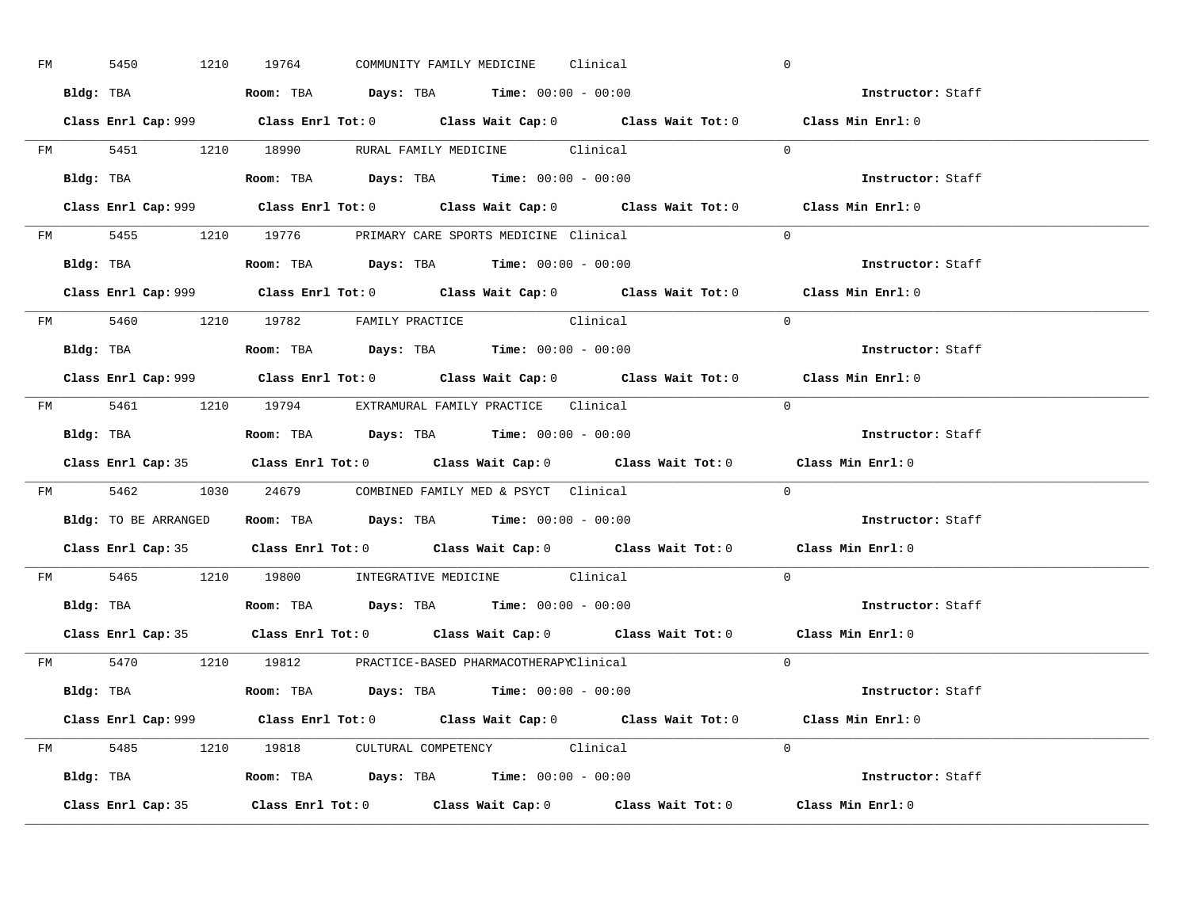FM 5450 1210 19764 COMMUNITY FAMILY MEDICINE Clinical 0

**Bldg:** TBA **Room:** TBA **Days:** TBA **Time:** 00:00 - 00:00 **Instructor:** Staff

**Class Enrl Cap:** 999 **Class Enrl Tot:** 0 **Class Wait Cap:** 0 **Class Wait Tot:** 0 **Class Min Enrl:** 0

---

FM 5451 1210 18990 RURAL FAMILY MEDICINE Clinical 0

**Bldg:** TBA **Room:** TBA **Days:** TBA **Time:** 00:00 - 00:00 **Instructor:** Staff

**Class Enrl Cap:** 999 **Class Enrl Tot:** 0 **Class Wait Cap:** 0 **Class Wait Tot:** 0 **Class Min Enrl:** 0

---

FM 5455 1210 19776 PRIMARY CARE SPORTS MEDICINE Clinical 0

**Bldg:** TBA **Room:** TBA **Days:** TBA **Time:** 00:00 - 00:00 **Instructor:** Staff

**Class Enrl Cap:** 999 **Class Enrl Tot:** 0 **Class Wait Cap:** 0 **Class Wait Tot:** 0 **Class Min Enrl:** 0

---

FM 5460 1210 19782 FAMILY PRACTICE Clinical 0

**Bldg:** TBA **Room:** TBA **Days:** TBA **Time:** 00:00 - 00:00 **Instructor:** Staff

**Class Enrl Cap:** 999 **Class Enrl Tot:** 0 **Class Wait Cap:** 0 **Class Wait Tot:** 0 **Class Min Enrl:** 0

---

FM 5461 1210 19794 EXTRAMURAL FAMILY PRACTICE Clinical 0

**Bldg:** TBA **Room:** TBA **Days:** TBA **Time:** 00:00 - 00:00 **Instructor:** Staff

**Class Enrl Cap:** 35 **Class Enrl Tot:** 0 **Class Wait Cap:** 0 **Class Wait Tot:** 0 **Class Min Enrl:** 0

---

FM 5462 1030 24679 COMBINED FAMILY MED & PSYCT Clinical 0

**Bldg:** TO BE ARRANGED **Room:** TBA **Days:** TBA **Time:** 00:00 - 00:00 **Instructor:** Staff

**Class Enrl Cap:** 35 **Class Enrl Tot:** 0 **Class Wait Cap:** 0 **Class Wait Tot:** 0 **Class Min Enrl:** 0

---

FM 5465 1210 19800 INTEGRATIVE MEDICINE Clinical 0

**Bldg:** TBA **Room:** TBA **Days:** TBA **Time:** 00:00 - 00:00 **Instructor:** Staff

**Class Enrl Cap:** 35 **Class Enrl Tot:** 0 **Class Wait Cap:** 0 **Class Wait Tot:** 0 **Class Min Enrl:** 0

---

FM 5470 1210 19812 PRACTICE-BASED PHARMACOTHERAPY Clinical 0

**Bldg:** TBA **Room:** TBA **Days:** TBA **Time:** 00:00 - 00:00 **Instructor:** Staff

**Class Enrl Cap:** 999 **Class Enrl Tot:** 0 **Class Wait Cap:** 0 **Class Wait Tot:** 0 **Class Min Enrl:** 0

---

FM 5485 1210 19818 CULTURAL COMPETENCY Clinical 0

**Bldg:** TBA **Room:** TBA **Days:** TBA **Time:** 00:00 - 00:00 **Instructor:** Staff

**Class Enrl Cap:** 35 **Class Enrl Tot:** 0 **Class Wait Cap:** 0 **Class Wait Tot:** 0 **Class Min Enrl:** 0

---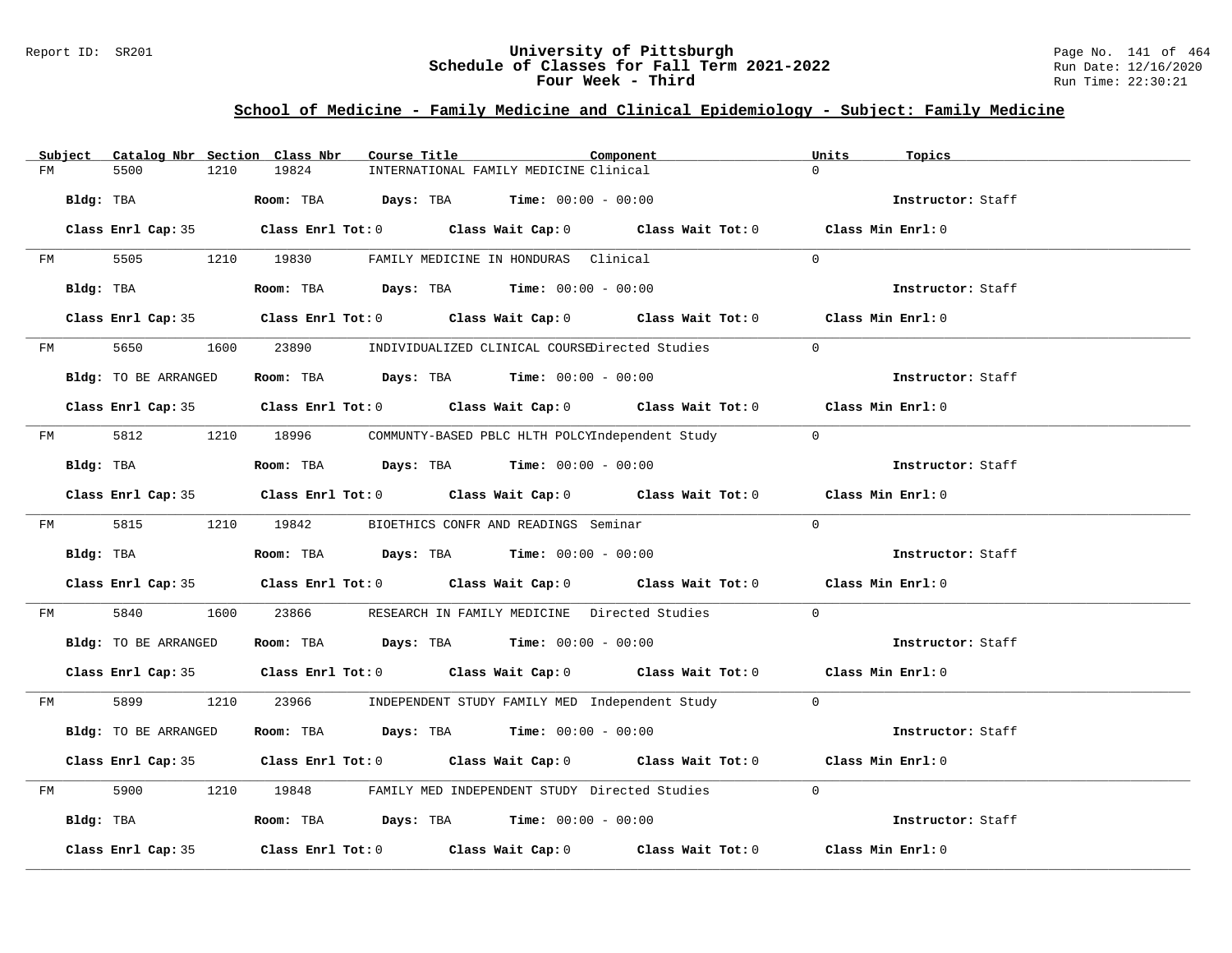## School of Medicine - Family Medicine and Clinical Epidemiology - Subject: Family Medicine

| Subject | Catalog Nbr | Section | Class Nbr | Course Title | Component | Units | Topics |
|---|---|---|---|---|---|---|---|
| FM | 5500 | 1210 | 19824 | INTERNATIONAL FAMILY MEDICINE | Clinical | 0 | |

**Bldg:** TBA **Room:** TBA **Days:** TBA **Time:** 00:00 - 00:00 **Instructor:** Staff

**Class Enrl Cap:** 35 **Class Enrl Tot:** 0 **Class Wait Cap:** 0 **Class Wait Tot:** 0 **Class Min Enrl:** 0

| Subject | Catalog Nbr | Section | Class Nbr | Course Title | Component | Units | Topics |
|---|---|---|---|---|---|---|---|
| FM | 5505 | 1210 | 19830 | FAMILY MEDICINE IN HONDURAS | Clinical | 0 | |

**Bldg:** TBA **Room:** TBA **Days:** TBA **Time:** 00:00 - 00:00 **Instructor:** Staff

**Class Enrl Cap:** 35 **Class Enrl Tot:** 0 **Class Wait Cap:** 0 **Class Wait Tot:** 0 **Class Min Enrl:** 0

| Subject | Catalog Nbr | Section | Class Nbr | Course Title | Component | Units | Topics |
|---|---|---|---|---|---|---|---|
| FM | 5650 | 1600 | 23890 | INDIVIDUALIZED CLINICAL COURSE | Directed Studies | 0 | |

**Bldg:** TO BE ARRANGED **Room:** TBA **Days:** TBA **Time:** 00:00 - 00:00 **Instructor:** Staff

**Class Enrl Cap:** 35 **Class Enrl Tot:** 0 **Class Wait Cap:** 0 **Class Wait Tot:** 0 **Class Min Enrl:** 0

| Subject | Catalog Nbr | Section | Class Nbr | Course Title | Component | Units | Topics |
|---|---|---|---|---|---|---|---|
| FM | 5812 | 1210 | 18996 | COMMUNTY-BASED PBLC HLTH POLCY | Independent Study | 0 | |

**Bldg:** TBA **Room:** TBA **Days:** TBA **Time:** 00:00 - 00:00 **Instructor:** Staff

**Class Enrl Cap:** 35 **Class Enrl Tot:** 0 **Class Wait Cap:** 0 **Class Wait Tot:** 0 **Class Min Enrl:** 0

| Subject | Catalog Nbr | Section | Class Nbr | Course Title | Component | Units | Topics |
|---|---|---|---|---|---|---|---|
| FM | 5815 | 1210 | 19842 | BIOETHICS CONFR AND READINGS | Seminar | 0 | |

**Bldg:** TBA **Room:** TBA **Days:** TBA **Time:** 00:00 - 00:00 **Instructor:** Staff

**Class Enrl Cap:** 35 **Class Enrl Tot:** 0 **Class Wait Cap:** 0 **Class Wait Tot:** 0 **Class Min Enrl:** 0

| Subject | Catalog Nbr | Section | Class Nbr | Course Title | Component | Units | Topics |
|---|---|---|---|---|---|---|---|
| FM | 5840 | 1600 | 23866 | RESEARCH IN FAMILY MEDICINE | Directed Studies | 0 | |

**Bldg:** TO BE ARRANGED **Room:** TBA **Days:** TBA **Time:** 00:00 - 00:00 **Instructor:** Staff

**Class Enrl Cap:** 35 **Class Enrl Tot:** 0 **Class Wait Cap:** 0 **Class Wait Tot:** 0 **Class Min Enrl:** 0

| Subject | Catalog Nbr | Section | Class Nbr | Course Title | Component | Units | Topics |
|---|---|---|---|---|---|---|---|
| FM | 5899 | 1210 | 23966 | INDEPENDENT STUDY FAMILY MED | Independent Study | 0 | |

**Bldg:** TO BE ARRANGED **Room:** TBA **Days:** TBA **Time:** 00:00 - 00:00 **Instructor:** Staff

**Class Enrl Cap:** 35 **Class Enrl Tot:** 0 **Class Wait Cap:** 0 **Class Wait Tot:** 0 **Class Min Enrl:** 0

| Subject | Catalog Nbr | Section | Class Nbr | Course Title | Component | Units | Topics |
|---|---|---|---|---|---|---|---|
| FM | 5900 | 1210 | 19848 | FAMILY MED INDEPENDENT STUDY | Directed Studies | 0 | |

**Bldg:** TBA **Room:** TBA **Days:** TBA **Time:** 00:00 - 00:00 **Instructor:** Staff

**Class Enrl Cap:** 35 **Class Enrl Tot:** 0 **Class Wait Cap:** 0 **Class Wait Tot:** 0 **Class Min Enrl:** 0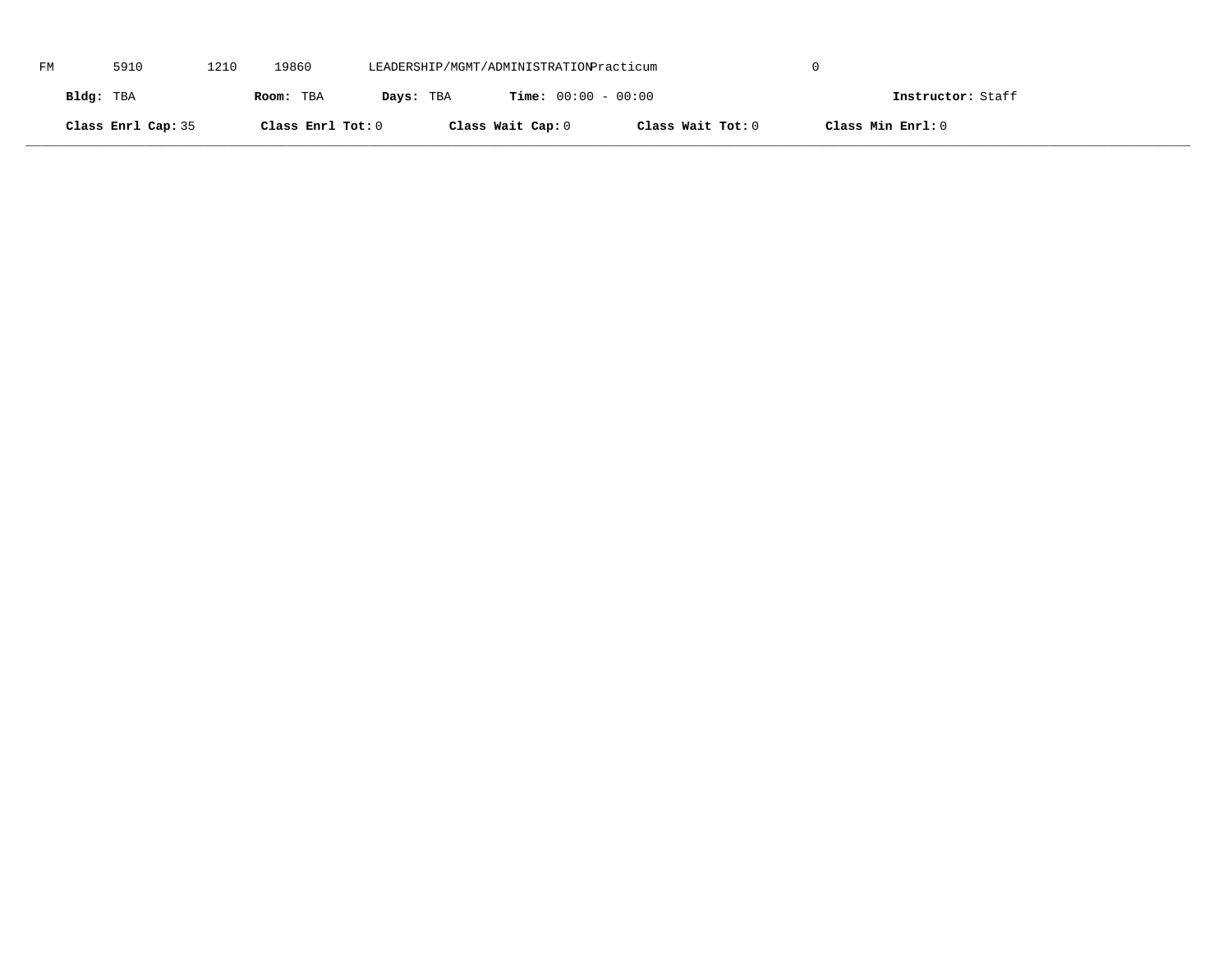FM 5910 1210 19860 LEADERSHIP/MGMT/ADMINISTRATION Practicum 0

**Bldg:** TBA **Room:** TBA **Days:** TBA **Time:** 00:00 - 00:00 **Instructor:** Staff

**Class Enrl Cap:** 35 **Class Enrl Tot:** 0 **Class Wait Cap:** 0 **Class Wait Tot:** 0 **Class Min Enrl:** 0

---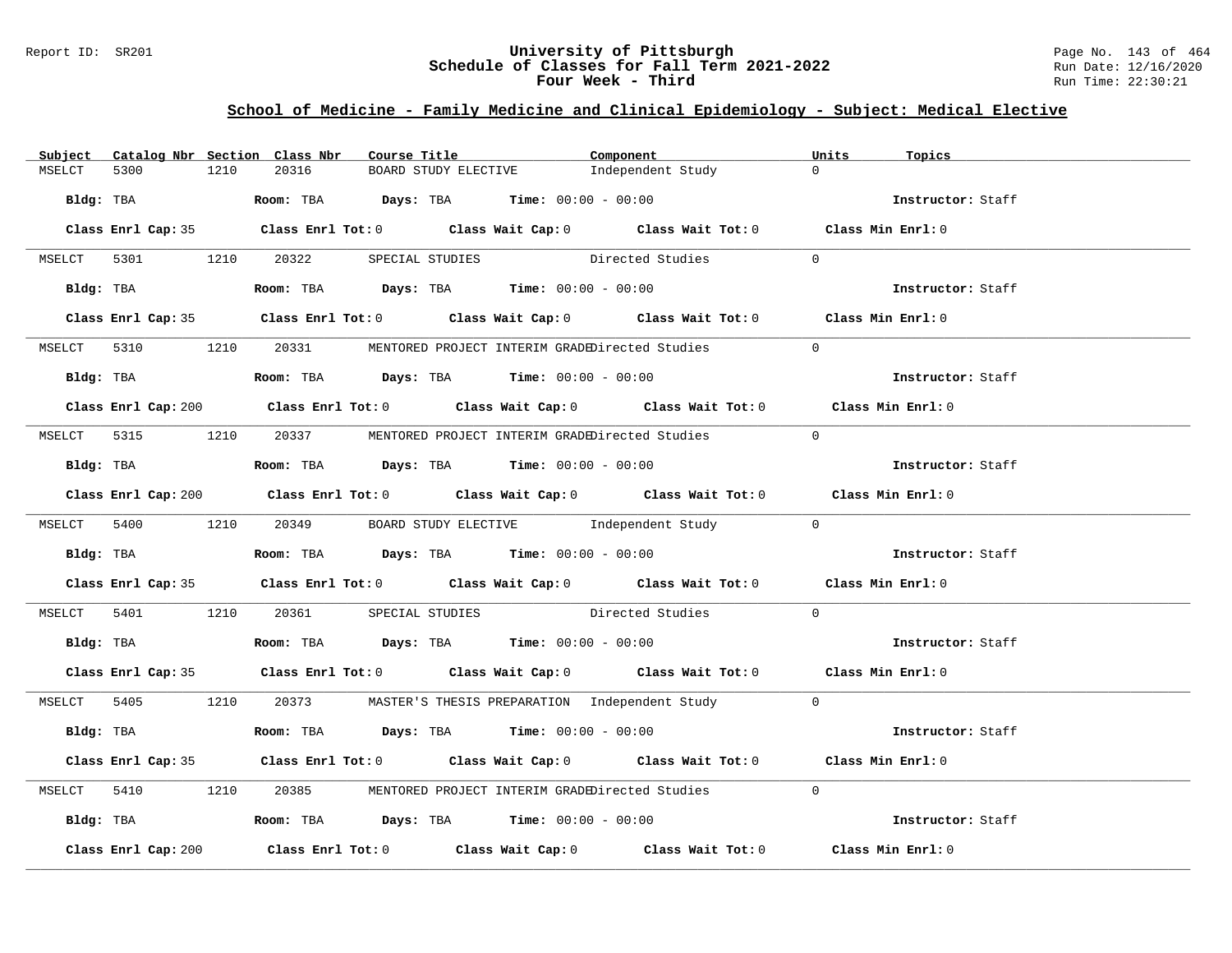# University of Pittsburgh
## Schedule of Classes for Fall Term 2021-2022
### Four Week - Third

Report ID: SR201

Run Date: 12/16/2020
Run Time: 22:30:21

## School of Medicine - Family Medicine and Clinical Epidemiology - Subject: Medical Elective

| Subject | Catalog Nbr | Section | Class Nbr | Course Title | Component | Units | Topics |
|---|---|---|---|---|---|---|---|
| MSELCT | 5300 | 1210 | 20316 | BOARD STUDY ELECTIVE | Independent Study | 0 | |

Bldg: TBA  Room: TBA  Days: TBA  Time: 00:00 - 00:00  Instructor: Staff
Class Enrl Cap: 35  Class Enrl Tot: 0  Class Wait Cap: 0  Class Wait Tot: 0  Class Min Enrl: 0

| Subject | Catalog Nbr | Section | Class Nbr | Course Title | Component | Units | Topics |
|---|---|---|---|---|---|---|---|
| MSELCT | 5301 | 1210 | 20322 | SPECIAL STUDIES | Directed Studies | 0 | |

Bldg: TBA  Room: TBA  Days: TBA  Time: 00:00 - 00:00  Instructor: Staff
Class Enrl Cap: 35  Class Enrl Tot: 0  Class Wait Cap: 0  Class Wait Tot: 0  Class Min Enrl: 0

| Subject | Catalog Nbr | Section | Class Nbr | Course Title | Component | Units | Topics |
|---|---|---|---|---|---|---|---|
| MSELCT | 5310 | 1210 | 20331 | MENTORED PROJECT INTERIM GRADE | Directed Studies | 0 | |

Bldg: TBA  Room: TBA  Days: TBA  Time: 00:00 - 00:00  Instructor: Staff
Class Enrl Cap: 200  Class Enrl Tot: 0  Class Wait Cap: 0  Class Wait Tot: 0  Class Min Enrl: 0

| Subject | Catalog Nbr | Section | Class Nbr | Course Title | Component | Units | Topics |
|---|---|---|---|---|---|---|---|
| MSELCT | 5315 | 1210 | 20337 | MENTORED PROJECT INTERIM GRADE | Directed Studies | 0 | |

Bldg: TBA  Room: TBA  Days: TBA  Time: 00:00 - 00:00  Instructor: Staff
Class Enrl Cap: 200  Class Enrl Tot: 0  Class Wait Cap: 0  Class Wait Tot: 0  Class Min Enrl: 0

| Subject | Catalog Nbr | Section | Class Nbr | Course Title | Component | Units | Topics |
|---|---|---|---|---|---|---|---|
| MSELCT | 5400 | 1210 | 20349 | BOARD STUDY ELECTIVE | Independent Study | 0 | |

Bldg: TBA  Room: TBA  Days: TBA  Time: 00:00 - 00:00  Instructor: Staff
Class Enrl Cap: 35  Class Enrl Tot: 0  Class Wait Cap: 0  Class Wait Tot: 0  Class Min Enrl: 0

| Subject | Catalog Nbr | Section | Class Nbr | Course Title | Component | Units | Topics |
|---|---|---|---|---|---|---|---|
| MSELCT | 5401 | 1210 | 20361 | SPECIAL STUDIES | Directed Studies | 0 | |

Bldg: TBA  Room: TBA  Days: TBA  Time: 00:00 - 00:00  Instructor: Staff
Class Enrl Cap: 35  Class Enrl Tot: 0  Class Wait Cap: 0  Class Wait Tot: 0  Class Min Enrl: 0

| Subject | Catalog Nbr | Section | Class Nbr | Course Title | Component | Units | Topics |
|---|---|---|---|---|---|---|---|
| MSELCT | 5405 | 1210 | 20373 | MASTER'S THESIS PREPARATION | Independent Study | 0 | |

Bldg: TBA  Room: TBA  Days: TBA  Time: 00:00 - 00:00  Instructor: Staff
Class Enrl Cap: 35  Class Enrl Tot: 0  Class Wait Cap: 0  Class Wait Tot: 0  Class Min Enrl: 0

| Subject | Catalog Nbr | Section | Class Nbr | Course Title | Component | Units | Topics |
|---|---|---|---|---|---|---|---|
| MSELCT | 5410 | 1210 | 20385 | MENTORED PROJECT INTERIM GRADE | Directed Studies | 0 | |

Bldg: TBA  Room: TBA  Days: TBA  Time: 00:00 - 00:00  Instructor: Staff
Class Enrl Cap: 200  Class Enrl Tot: 0  Class Wait Cap: 0  Class Wait Tot: 0  Class Min Enrl: 0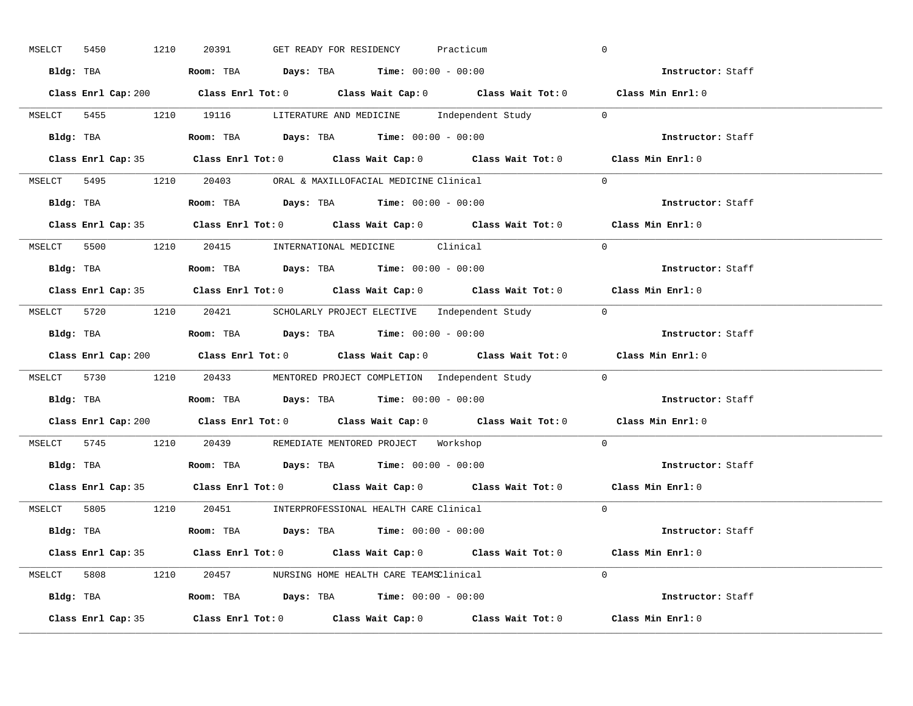MSELCT 5450 1210 20391 GET READY FOR RESIDENCY Practicum 0

**Bldg:** TBA **Room:** TBA **Days:** TBA **Time:** 00:00 - 00:00 **Instructor:** Staff

**Class Enrl Cap:** 200 **Class Enrl Tot:** 0 **Class Wait Cap:** 0 **Class Wait Tot:** 0 **Class Min Enrl:** 0

---

MSELCT 5455 1210 19116 LITERATURE AND MEDICINE Independent Study 0

**Bldg:** TBA **Room:** TBA **Days:** TBA **Time:** 00:00 - 00:00 **Instructor:** Staff

**Class Enrl Cap:** 35 **Class Enrl Tot:** 0 **Class Wait Cap:** 0 **Class Wait Tot:** 0 **Class Min Enrl:** 0

---

MSELCT 5495 1210 20403 ORAL & MAXILLOFACIAL MEDICINE Clinical 0

**Bldg:** TBA **Room:** TBA **Days:** TBA **Time:** 00:00 - 00:00 **Instructor:** Staff

**Class Enrl Cap:** 35 **Class Enrl Tot:** 0 **Class Wait Cap:** 0 **Class Wait Tot:** 0 **Class Min Enrl:** 0

---

MSELCT 5500 1210 20415 INTERNATIONAL MEDICINE Clinical 0

**Bldg:** TBA **Room:** TBA **Days:** TBA **Time:** 00:00 - 00:00 **Instructor:** Staff

**Class Enrl Cap:** 35 **Class Enrl Tot:** 0 **Class Wait Cap:** 0 **Class Wait Tot:** 0 **Class Min Enrl:** 0

---

MSELCT 5720 1210 20421 SCHOLARLY PROJECT ELECTIVE Independent Study 0

**Bldg:** TBA **Room:** TBA **Days:** TBA **Time:** 00:00 - 00:00 **Instructor:** Staff

**Class Enrl Cap:** 200 **Class Enrl Tot:** 0 **Class Wait Cap:** 0 **Class Wait Tot:** 0 **Class Min Enrl:** 0

---

MSELCT 5730 1210 20433 MENTORED PROJECT COMPLETION Independent Study 0

**Bldg:** TBA **Room:** TBA **Days:** TBA **Time:** 00:00 - 00:00 **Instructor:** Staff

**Class Enrl Cap:** 200 **Class Enrl Tot:** 0 **Class Wait Cap:** 0 **Class Wait Tot:** 0 **Class Min Enrl:** 0

---

MSELCT 5745 1210 20439 REMEDIATE MENTORED PROJECT Workshop 0

**Bldg:** TBA **Room:** TBA **Days:** TBA **Time:** 00:00 - 00:00 **Instructor:** Staff

**Class Enrl Cap:** 35 **Class Enrl Tot:** 0 **Class Wait Cap:** 0 **Class Wait Tot:** 0 **Class Min Enrl:** 0

---

MSELCT 5805 1210 20451 INTERPROFESSIONAL HEALTH CARE Clinical 0

**Bldg:** TBA **Room:** TBA **Days:** TBA **Time:** 00:00 - 00:00 **Instructor:** Staff

**Class Enrl Cap:** 35 **Class Enrl Tot:** 0 **Class Wait Cap:** 0 **Class Wait Tot:** 0 **Class Min Enrl:** 0

---

MSELCT 5808 1210 20457 NURSING HOME HEALTH CARE TEAMS Clinical 0

**Bldg:** TBA **Room:** TBA **Days:** TBA **Time:** 00:00 - 00:00 **Instructor:** Staff

**Class Enrl Cap:** 35 **Class Enrl Tot:** 0 **Class Wait Cap:** 0 **Class Wait Tot:** 0 **Class Min Enrl:** 0

---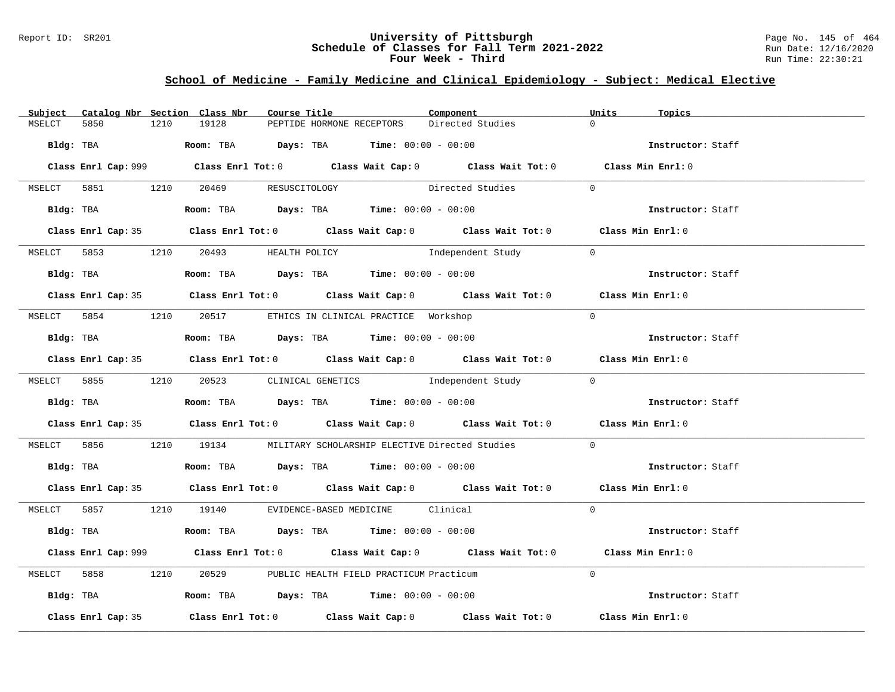## School of Medicine - Family Medicine and Clinical Epidemiology - Subject: Medical Elective

| Subject | Catalog Nbr | Section | Class Nbr | Course Title | Component | Units | Topics |
|---|---|---|---|---|---|---|---|
| MSELCT | 5850 | 1210 | 19128 | PEPTIDE HORMONE RECEPTORS | Directed Studies | 0 | |

**Bldg:** TBA **Room:** TBA **Days:** TBA **Time:** 00:00 - 00:00 **Instructor:** Staff

**Class Enrl Cap:** 999 **Class Enrl Tot:** 0 **Class Wait Cap:** 0 **Class Wait Tot:** 0 **Class Min Enrl:** 0

| Subject | Catalog Nbr | Section | Class Nbr | Course Title | Component | Units | Topics |
|---|---|---|---|---|---|---|---|
| MSELCT | 5851 | 1210 | 20469 | RESUSCITOLOGY | Directed Studies | 0 | |

**Bldg:** TBA **Room:** TBA **Days:** TBA **Time:** 00:00 - 00:00 **Instructor:** Staff

**Class Enrl Cap:** 35 **Class Enrl Tot:** 0 **Class Wait Cap:** 0 **Class Wait Tot:** 0 **Class Min Enrl:** 0

| Subject | Catalog Nbr | Section | Class Nbr | Course Title | Component | Units | Topics |
|---|---|---|---|---|---|---|---|
| MSELCT | 5853 | 1210 | 20493 | HEALTH POLICY | Independent Study | 0 | |

**Bldg:** TBA **Room:** TBA **Days:** TBA **Time:** 00:00 - 00:00 **Instructor:** Staff

**Class Enrl Cap:** 35 **Class Enrl Tot:** 0 **Class Wait Cap:** 0 **Class Wait Tot:** 0 **Class Min Enrl:** 0

| Subject | Catalog Nbr | Section | Class Nbr | Course Title | Component | Units | Topics |
|---|---|---|---|---|---|---|---|
| MSELCT | 5854 | 1210 | 20517 | ETHICS IN CLINICAL PRACTICE | Workshop | 0 | |

**Bldg:** TBA **Room:** TBA **Days:** TBA **Time:** 00:00 - 00:00 **Instructor:** Staff

**Class Enrl Cap:** 35 **Class Enrl Tot:** 0 **Class Wait Cap:** 0 **Class Wait Tot:** 0 **Class Min Enrl:** 0

| Subject | Catalog Nbr | Section | Class Nbr | Course Title | Component | Units | Topics |
|---|---|---|---|---|---|---|---|
| MSELCT | 5855 | 1210 | 20523 | CLINICAL GENETICS | Independent Study | 0 | |

**Bldg:** TBA **Room:** TBA **Days:** TBA **Time:** 00:00 - 00:00 **Instructor:** Staff

**Class Enrl Cap:** 35 **Class Enrl Tot:** 0 **Class Wait Cap:** 0 **Class Wait Tot:** 0 **Class Min Enrl:** 0

| Subject | Catalog Nbr | Section | Class Nbr | Course Title | Component | Units | Topics |
|---|---|---|---|---|---|---|---|
| MSELCT | 5856 | 1210 | 19134 | MILITARY SCHOLARSHIP ELECTIVE | Directed Studies | 0 | |

**Bldg:** TBA **Room:** TBA **Days:** TBA **Time:** 00:00 - 00:00 **Instructor:** Staff

**Class Enrl Cap:** 35 **Class Enrl Tot:** 0 **Class Wait Cap:** 0 **Class Wait Tot:** 0 **Class Min Enrl:** 0

| Subject | Catalog Nbr | Section | Class Nbr | Course Title | Component | Units | Topics |
|---|---|---|---|---|---|---|---|
| MSELCT | 5857 | 1210 | 19140 | EVIDENCE-BASED MEDICINE | Clinical | 0 | |

**Bldg:** TBA **Room:** TBA **Days:** TBA **Time:** 00:00 - 00:00 **Instructor:** Staff

**Class Enrl Cap:** 999 **Class Enrl Tot:** 0 **Class Wait Cap:** 0 **Class Wait Tot:** 0 **Class Min Enrl:** 0

| Subject | Catalog Nbr | Section | Class Nbr | Course Title | Component | Units | Topics |
|---|---|---|---|---|---|---|---|
| MSELCT | 5858 | 1210 | 20529 | PUBLIC HEALTH FIELD PRACTICUM | Practicum | 0 | |

**Bldg:** TBA **Room:** TBA **Days:** TBA **Time:** 00:00 - 00:00 **Instructor:** Staff

**Class Enrl Cap:** 35 **Class Enrl Tot:** 0 **Class Wait Cap:** 0 **Class Wait Tot:** 0 **Class Min Enrl:** 0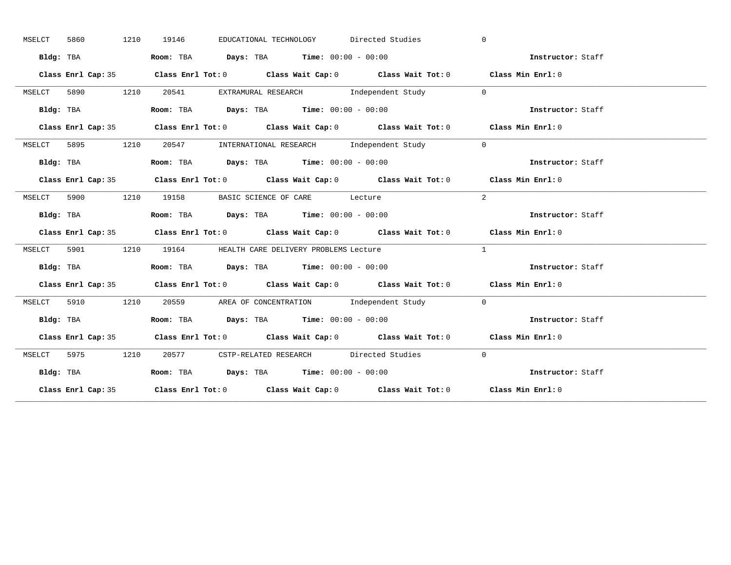MSELCT 5860 1210 19146 EDUCATIONAL TECHNOLOGY Directed Studies 0

**Bldg:** TBA **Room:** TBA **Days:** TBA **Time:** 00:00 - 00:00 **Instructor:** Staff

**Class Enrl Cap:** 35 **Class Enrl Tot:** 0 **Class Wait Cap:** 0 **Class Wait Tot:** 0 **Class Min Enrl:** 0

---

MSELCT 5890 1210 20541 EXTRAMURAL RESEARCH Independent Study 0

**Bldg:** TBA **Room:** TBA **Days:** TBA **Time:** 00:00 - 00:00 **Instructor:** Staff

**Class Enrl Cap:** 35 **Class Enrl Tot:** 0 **Class Wait Cap:** 0 **Class Wait Tot:** 0 **Class Min Enrl:** 0

---

MSELCT 5895 1210 20547 INTERNATIONAL RESEARCH Independent Study 0

**Bldg:** TBA **Room:** TBA **Days:** TBA **Time:** 00:00 - 00:00 **Instructor:** Staff

**Class Enrl Cap:** 35 **Class Enrl Tot:** 0 **Class Wait Cap:** 0 **Class Wait Tot:** 0 **Class Min Enrl:** 0

---

MSELCT 5900 1210 19158 BASIC SCIENCE OF CARE Lecture 2

**Bldg:** TBA **Room:** TBA **Days:** TBA **Time:** 00:00 - 00:00 **Instructor:** Staff

**Class Enrl Cap:** 35 **Class Enrl Tot:** 0 **Class Wait Cap:** 0 **Class Wait Tot:** 0 **Class Min Enrl:** 0

---

MSELCT 5901 1210 19164 HEALTH CARE DELIVERY PROBLEMS Lecture 1

**Bldg:** TBA **Room:** TBA **Days:** TBA **Time:** 00:00 - 00:00 **Instructor:** Staff

**Class Enrl Cap:** 35 **Class Enrl Tot:** 0 **Class Wait Cap:** 0 **Class Wait Tot:** 0 **Class Min Enrl:** 0

---

MSELCT 5910 1210 20559 AREA OF CONCENTRATION Independent Study 0

**Bldg:** TBA **Room:** TBA **Days:** TBA **Time:** 00:00 - 00:00 **Instructor:** Staff

**Class Enrl Cap:** 35 **Class Enrl Tot:** 0 **Class Wait Cap:** 0 **Class Wait Tot:** 0 **Class Min Enrl:** 0

---

MSELCT 5975 1210 20577 CSTP-RELATED RESEARCH Directed Studies 0

**Bldg:** TBA **Room:** TBA **Days:** TBA **Time:** 00:00 - 00:00 **Instructor:** Staff

**Class Enrl Cap:** 35 **Class Enrl Tot:** 0 **Class Wait Cap:** 0 **Class Wait Tot:** 0 **Class Min Enrl:** 0

---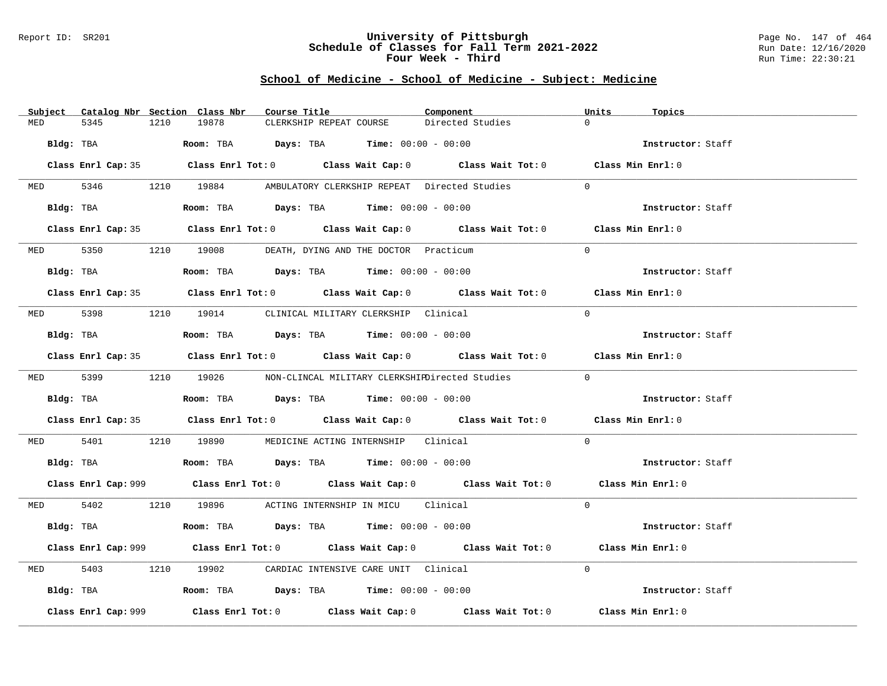# University of Pittsburgh
## Schedule of Classes for Fall Term 2021-2022
### Four Week - Third

Report ID: SR201

Run Date: 12/16/2020
Run Time: 22:30:21

## School of Medicine - School of Medicine - Subject: Medicine

| Subject | Catalog Nbr | Section | Class Nbr | Course Title | Component | Units | Topics |
|---|---|---|---|---|---|---|---|
| MED | 5345 | 1210 | 19878 | CLERKSHIP REPEAT COURSE | Directed Studies | 0 | |

**Bldg:** TBA **Room:** TBA **Days:** TBA **Time:** 00:00 - 00:00 **Instructor:** Staff

**Class Enrl Cap:** 35 **Class Enrl Tot:** 0 **Class Wait Cap:** 0 **Class Wait Tot:** 0 **Class Min Enrl:** 0

| Subject | Catalog Nbr | Section | Class Nbr | Course Title | Component | Units | Topics |
|---|---|---|---|---|---|---|---|
| MED | 5346 | 1210 | 19884 | AMBULATORY CLERKSHIP REPEAT | Directed Studies | 0 | |

**Bldg:** TBA **Room:** TBA **Days:** TBA **Time:** 00:00 - 00:00 **Instructor:** Staff

**Class Enrl Cap:** 35 **Class Enrl Tot:** 0 **Class Wait Cap:** 0 **Class Wait Tot:** 0 **Class Min Enrl:** 0

| Subject | Catalog Nbr | Section | Class Nbr | Course Title | Component | Units | Topics |
|---|---|---|---|---|---|---|---|
| MED | 5350 | 1210 | 19008 | DEATH, DYING AND THE DOCTOR | Practicum | 0 | |

**Bldg:** TBA **Room:** TBA **Days:** TBA **Time:** 00:00 - 00:00 **Instructor:** Staff

**Class Enrl Cap:** 35 **Class Enrl Tot:** 0 **Class Wait Cap:** 0 **Class Wait Tot:** 0 **Class Min Enrl:** 0

| Subject | Catalog Nbr | Section | Class Nbr | Course Title | Component | Units | Topics |
|---|---|---|---|---|---|---|---|
| MED | 5398 | 1210 | 19014 | CLINICAL MILITARY CLERKSHIP | Clinical | 0 | |

**Bldg:** TBA **Room:** TBA **Days:** TBA **Time:** 00:00 - 00:00 **Instructor:** Staff

**Class Enrl Cap:** 35 **Class Enrl Tot:** 0 **Class Wait Cap:** 0 **Class Wait Tot:** 0 **Class Min Enrl:** 0

| Subject | Catalog Nbr | Section | Class Nbr | Course Title | Component | Units | Topics |
|---|---|---|---|---|---|---|---|
| MED | 5399 | 1210 | 19026 | NON-CLINCAL MILITARY CLERKSHIP | Directed Studies | 0 | |

**Bldg:** TBA **Room:** TBA **Days:** TBA **Time:** 00:00 - 00:00 **Instructor:** Staff

**Class Enrl Cap:** 35 **Class Enrl Tot:** 0 **Class Wait Cap:** 0 **Class Wait Tot:** 0 **Class Min Enrl:** 0

| Subject | Catalog Nbr | Section | Class Nbr | Course Title | Component | Units | Topics |
|---|---|---|---|---|---|---|---|
| MED | 5401 | 1210 | 19890 | MEDICINE ACTING INTERNSHIP | Clinical | 0 | |

**Bldg:** TBA **Room:** TBA **Days:** TBA **Time:** 00:00 - 00:00 **Instructor:** Staff

**Class Enrl Cap:** 999 **Class Enrl Tot:** 0 **Class Wait Cap:** 0 **Class Wait Tot:** 0 **Class Min Enrl:** 0

| Subject | Catalog Nbr | Section | Class Nbr | Course Title | Component | Units | Topics |
|---|---|---|---|---|---|---|---|
| MED | 5402 | 1210 | 19896 | ACTING INTERNSHIP IN MICU | Clinical | 0 | |

**Bldg:** TBA **Room:** TBA **Days:** TBA **Time:** 00:00 - 00:00 **Instructor:** Staff

**Class Enrl Cap:** 999 **Class Enrl Tot:** 0 **Class Wait Cap:** 0 **Class Wait Tot:** 0 **Class Min Enrl:** 0

| Subject | Catalog Nbr | Section | Class Nbr | Course Title | Component | Units | Topics |
|---|---|---|---|---|---|---|---|
| MED | 5403 | 1210 | 19902 | CARDIAC INTENSIVE CARE UNIT | Clinical | 0 | |

**Bldg:** TBA **Room:** TBA **Days:** TBA **Time:** 00:00 - 00:00 **Instructor:** Staff

**Class Enrl Cap:** 999 **Class Enrl Tot:** 0 **Class Wait Cap:** 0 **Class Wait Tot:** 0 **Class Min Enrl:** 0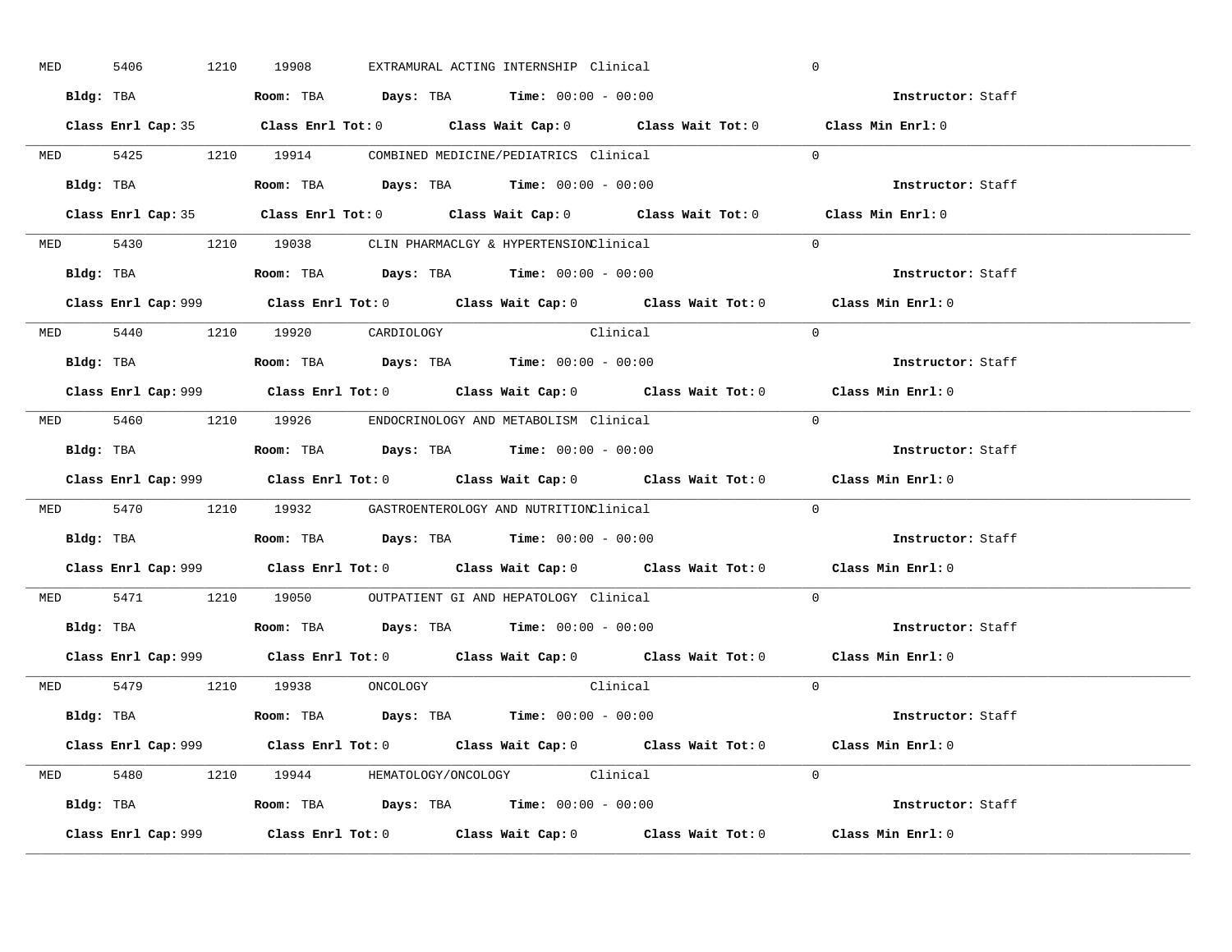MED 5406 1210 19908 EXTRAMURAL ACTING INTERNSHIP Clinical 0

**Bldg:** TBA **Room:** TBA **Days:** TBA **Time:** 00:00 - 00:00 **Instructor:** Staff

**Class Enrl Cap:** 35 **Class Enrl Tot:** 0 **Class Wait Cap:** 0 **Class Wait Tot:** 0 **Class Min Enrl:** 0

---

MED 5425 1210 19914 COMBINED MEDICINE/PEDIATRICS Clinical 0

**Bldg:** TBA **Room:** TBA **Days:** TBA **Time:** 00:00 - 00:00 **Instructor:** Staff

**Class Enrl Cap:** 35 **Class Enrl Tot:** 0 **Class Wait Cap:** 0 **Class Wait Tot:** 0 **Class Min Enrl:** 0

---

MED 5430 1210 19038 CLIN PHARMACLGY & HYPERTENSION Clinical 0

**Bldg:** TBA **Room:** TBA **Days:** TBA **Time:** 00:00 - 00:00 **Instructor:** Staff

**Class Enrl Cap:** 999 **Class Enrl Tot:** 0 **Class Wait Cap:** 0 **Class Wait Tot:** 0 **Class Min Enrl:** 0

---

MED 5440 1210 19920 CARDIOLOGY Clinical 0

**Bldg:** TBA **Room:** TBA **Days:** TBA **Time:** 00:00 - 00:00 **Instructor:** Staff

**Class Enrl Cap:** 999 **Class Enrl Tot:** 0 **Class Wait Cap:** 0 **Class Wait Tot:** 0 **Class Min Enrl:** 0

---

MED 5460 1210 19926 ENDOCRINOLOGY AND METABOLISM Clinical 0

**Bldg:** TBA **Room:** TBA **Days:** TBA **Time:** 00:00 - 00:00 **Instructor:** Staff

**Class Enrl Cap:** 999 **Class Enrl Tot:** 0 **Class Wait Cap:** 0 **Class Wait Tot:** 0 **Class Min Enrl:** 0

---

MED 5470 1210 19932 GASTROENTEROLOGY AND NUTRITION Clinical 0

**Bldg:** TBA **Room:** TBA **Days:** TBA **Time:** 00:00 - 00:00 **Instructor:** Staff

**Class Enrl Cap:** 999 **Class Enrl Tot:** 0 **Class Wait Cap:** 0 **Class Wait Tot:** 0 **Class Min Enrl:** 0

---

MED 5471 1210 19050 OUTPATIENT GI AND HEPATOLOGY Clinical 0

**Bldg:** TBA **Room:** TBA **Days:** TBA **Time:** 00:00 - 00:00 **Instructor:** Staff

**Class Enrl Cap:** 999 **Class Enrl Tot:** 0 **Class Wait Cap:** 0 **Class Wait Tot:** 0 **Class Min Enrl:** 0

---

MED 5479 1210 19938 ONCOLOGY Clinical 0

**Bldg:** TBA **Room:** TBA **Days:** TBA **Time:** 00:00 - 00:00 **Instructor:** Staff

**Class Enrl Cap:** 999 **Class Enrl Tot:** 0 **Class Wait Cap:** 0 **Class Wait Tot:** 0 **Class Min Enrl:** 0

---

MED 5480 1210 19944 HEMATOLOGY/ONCOLOGY Clinical 0

**Bldg:** TBA **Room:** TBA **Days:** TBA **Time:** 00:00 - 00:00 **Instructor:** Staff

**Class Enrl Cap:** 999 **Class Enrl Tot:** 0 **Class Wait Cap:** 0 **Class Wait Tot:** 0 **Class Min Enrl:** 0

---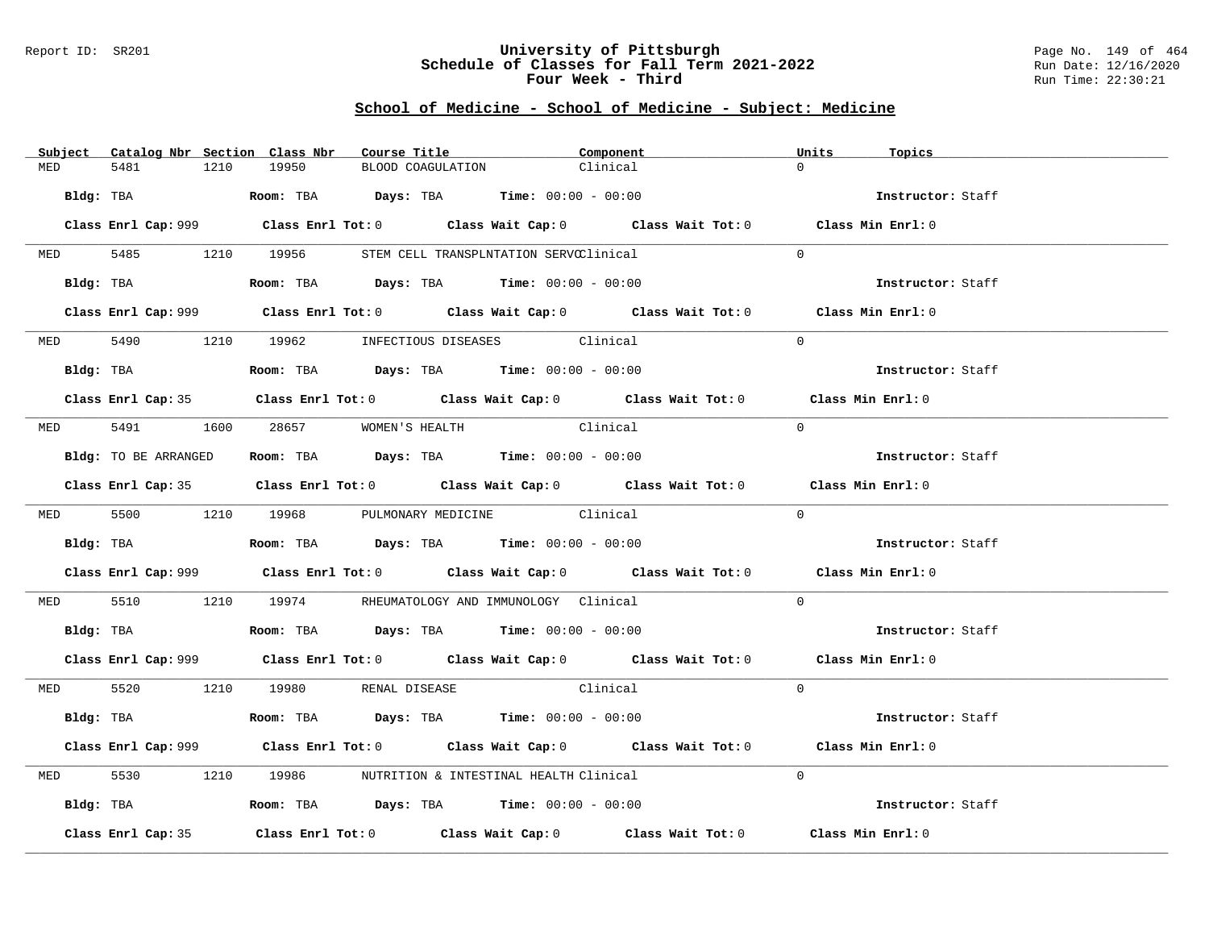Report ID: SR201

# University of Pittsburgh
## Schedule of Classes for Fall Term 2021-2022
## Four Week - Third

Page No. 149 of 464
Run Date: 12/16/2020
Run Time: 22:30:21

### School of Medicine - School of Medicine - Subject: Medicine

| Subject | Catalog Nbr | Section | Class Nbr | Course Title | Component | Units | Topics |
|---|---|---|---|---|---|---|---|
| MED | 5481 | 1210 | 19950 | BLOOD COAGULATION | Clinical | 0 | |

**Bldg:** TBA **Room:** TBA **Days:** TBA **Time:** 00:00 - 00:00 **Instructor:** Staff

**Class Enrl Cap:** 999 **Class Enrl Tot:** 0 **Class Wait Cap:** 0 **Class Wait Tot:** 0 **Class Min Enrl:** 0

| Subject | Catalog Nbr | Section | Class Nbr | Course Title | Component | Units | Topics |
|---|---|---|---|---|---|---|---|
| MED | 5485 | 1210 | 19956 | STEM CELL TRANSPLNTATION SERVC | Clinical | 0 | |

**Bldg:** TBA **Room:** TBA **Days:** TBA **Time:** 00:00 - 00:00 **Instructor:** Staff

**Class Enrl Cap:** 999 **Class Enrl Tot:** 0 **Class Wait Cap:** 0 **Class Wait Tot:** 0 **Class Min Enrl:** 0

| Subject | Catalog Nbr | Section | Class Nbr | Course Title | Component | Units | Topics |
|---|---|---|---|---|---|---|---|
| MED | 5490 | 1210 | 19962 | INFECTIOUS DISEASES | Clinical | 0 | |

**Bldg:** TBA **Room:** TBA **Days:** TBA **Time:** 00:00 - 00:00 **Instructor:** Staff

**Class Enrl Cap:** 35 **Class Enrl Tot:** 0 **Class Wait Cap:** 0 **Class Wait Tot:** 0 **Class Min Enrl:** 0

| Subject | Catalog Nbr | Section | Class Nbr | Course Title | Component | Units | Topics |
|---|---|---|---|---|---|---|---|
| MED | 5491 | 1600 | 28657 | WOMEN'S HEALTH | Clinical | 0 | |

**Bldg:** TO BE ARRANGED **Room:** TBA **Days:** TBA **Time:** 00:00 - 00:00 **Instructor:** Staff

**Class Enrl Cap:** 35 **Class Enrl Tot:** 0 **Class Wait Cap:** 0 **Class Wait Tot:** 0 **Class Min Enrl:** 0

| Subject | Catalog Nbr | Section | Class Nbr | Course Title | Component | Units | Topics |
|---|---|---|---|---|---|---|---|
| MED | 5500 | 1210 | 19968 | PULMONARY MEDICINE | Clinical | 0 | |

**Bldg:** TBA **Room:** TBA **Days:** TBA **Time:** 00:00 - 00:00 **Instructor:** Staff

**Class Enrl Cap:** 999 **Class Enrl Tot:** 0 **Class Wait Cap:** 0 **Class Wait Tot:** 0 **Class Min Enrl:** 0

| Subject | Catalog Nbr | Section | Class Nbr | Course Title | Component | Units | Topics |
|---|---|---|---|---|---|---|---|
| MED | 5510 | 1210 | 19974 | RHEUMATOLOGY AND IMMUNOLOGY | Clinical | 0 | |

**Bldg:** TBA **Room:** TBA **Days:** TBA **Time:** 00:00 - 00:00 **Instructor:** Staff

**Class Enrl Cap:** 999 **Class Enrl Tot:** 0 **Class Wait Cap:** 0 **Class Wait Tot:** 0 **Class Min Enrl:** 0

| Subject | Catalog Nbr | Section | Class Nbr | Course Title | Component | Units | Topics |
|---|---|---|---|---|---|---|---|
| MED | 5520 | 1210 | 19980 | RENAL DISEASE | Clinical | 0 | |

**Bldg:** TBA **Room:** TBA **Days:** TBA **Time:** 00:00 - 00:00 **Instructor:** Staff

**Class Enrl Cap:** 999 **Class Enrl Tot:** 0 **Class Wait Cap:** 0 **Class Wait Tot:** 0 **Class Min Enrl:** 0

| Subject | Catalog Nbr | Section | Class Nbr | Course Title | Component | Units | Topics |
|---|---|---|---|---|---|---|---|
| MED | 5530 | 1210 | 19986 | NUTRITION & INTESTINAL HEALTH | Clinical | 0 | |

**Bldg:** TBA **Room:** TBA **Days:** TBA **Time:** 00:00 - 00:00 **Instructor:** Staff

**Class Enrl Cap:** 35 **Class Enrl Tot:** 0 **Class Wait Cap:** 0 **Class Wait Tot:** 0 **Class Min Enrl:** 0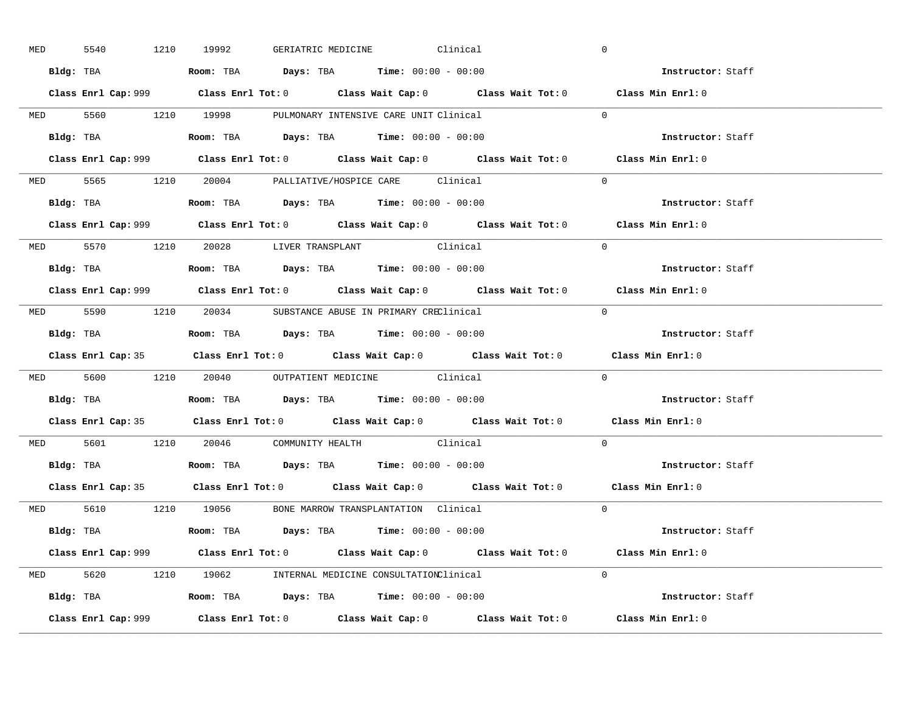MED 5540 1210 19992 GERIATRIC MEDICINE Clinical 0

**Bldg:** TBA **Room:** TBA **Days:** TBA **Time:** 00:00 - 00:00 **Instructor:** Staff

**Class Enrl Cap:** 999 **Class Enrl Tot:** 0 **Class Wait Cap:** 0 **Class Wait Tot:** 0 **Class Min Enrl:** 0

---

MED 5560 1210 19998 PULMONARY INTENSIVE CARE UNIT Clinical 0

**Bldg:** TBA **Room:** TBA **Days:** TBA **Time:** 00:00 - 00:00 **Instructor:** Staff

**Class Enrl Cap:** 999 **Class Enrl Tot:** 0 **Class Wait Cap:** 0 **Class Wait Tot:** 0 **Class Min Enrl:** 0

---

MED 5565 1210 20004 PALLIATIVE/HOSPICE CARE Clinical 0

**Bldg:** TBA **Room:** TBA **Days:** TBA **Time:** 00:00 - 00:00 **Instructor:** Staff

**Class Enrl Cap:** 999 **Class Enrl Tot:** 0 **Class Wait Cap:** 0 **Class Wait Tot:** 0 **Class Min Enrl:** 0

---

MED 5570 1210 20028 LIVER TRANSPLANT Clinical 0

**Bldg:** TBA **Room:** TBA **Days:** TBA **Time:** 00:00 - 00:00 **Instructor:** Staff

**Class Enrl Cap:** 999 **Class Enrl Tot:** 0 **Class Wait Cap:** 0 **Class Wait Tot:** 0 **Class Min Enrl:** 0

---

MED 5590 1210 20034 SUBSTANCE ABUSE IN PRIMARY CRE Clinical 0

**Bldg:** TBA **Room:** TBA **Days:** TBA **Time:** 00:00 - 00:00 **Instructor:** Staff

**Class Enrl Cap:** 35 **Class Enrl Tot:** 0 **Class Wait Cap:** 0 **Class Wait Tot:** 0 **Class Min Enrl:** 0

---

MED 5600 1210 20040 OUTPATIENT MEDICINE Clinical 0

**Bldg:** TBA **Room:** TBA **Days:** TBA **Time:** 00:00 - 00:00 **Instructor:** Staff

**Class Enrl Cap:** 35 **Class Enrl Tot:** 0 **Class Wait Cap:** 0 **Class Wait Tot:** 0 **Class Min Enrl:** 0

---

MED 5601 1210 20046 COMMUNITY HEALTH Clinical 0

**Bldg:** TBA **Room:** TBA **Days:** TBA **Time:** 00:00 - 00:00 **Instructor:** Staff

**Class Enrl Cap:** 35 **Class Enrl Tot:** 0 **Class Wait Cap:** 0 **Class Wait Tot:** 0 **Class Min Enrl:** 0

---

MED 5610 1210 19056 BONE MARROW TRANSPLANTATION Clinical 0

**Bldg:** TBA **Room:** TBA **Days:** TBA **Time:** 00:00 - 00:00 **Instructor:** Staff

**Class Enrl Cap:** 999 **Class Enrl Tot:** 0 **Class Wait Cap:** 0 **Class Wait Tot:** 0 **Class Min Enrl:** 0

---

MED 5620 1210 19062 INTERNAL MEDICINE CONSULTATION Clinical 0

**Bldg:** TBA **Room:** TBA **Days:** TBA **Time:** 00:00 - 00:00 **Instructor:** Staff

**Class Enrl Cap:** 999 **Class Enrl Tot:** 0 **Class Wait Cap:** 0 **Class Wait Tot:** 0 **Class Min Enrl:** 0

---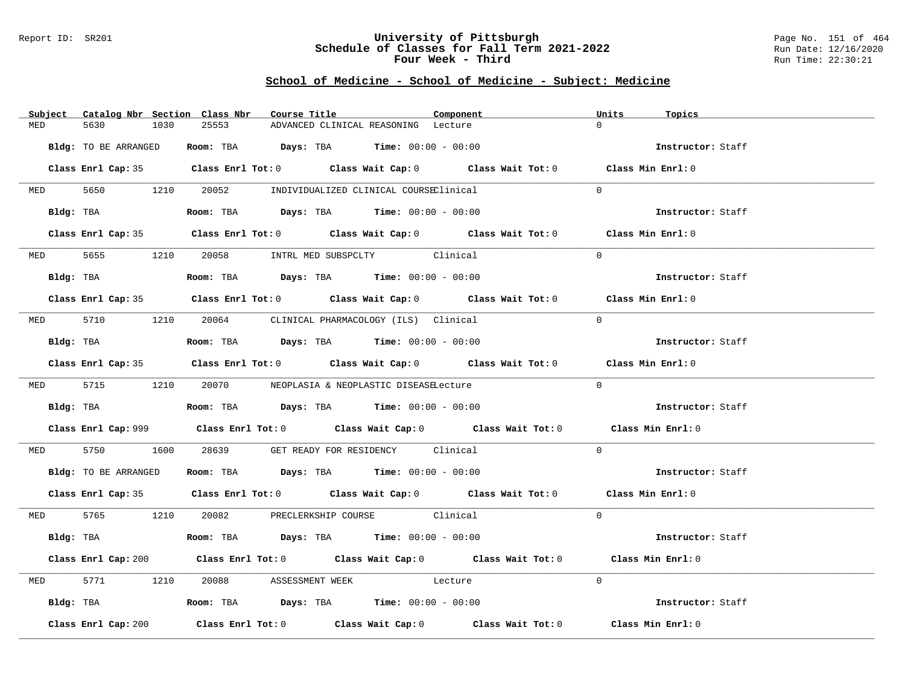# University of Pittsburgh
## Schedule of Classes for Fall Term 2021-2022
### Four Week - Third

Report ID: SR201

Run Date: 12/16/2020
Run Time: 22:30:21

## School of Medicine - School of Medicine - Subject: Medicine

| Subject | Catalog Nbr | Section | Class Nbr | Course Title | Component | Units | Topics |
|---|---|---|---|---|---|---|---|
| MED | 5630 | 1030 | 25553 | ADVANCED CLINICAL REASONING | Lecture | 0 | |

**Bldg:** TO BE ARRANGED **Room:** TBA **Days:** TBA **Time:** 00:00 - 00:00 **Instructor:** Staff

**Class Enrl Cap:** 35 **Class Enrl Tot:** 0 **Class Wait Cap:** 0 **Class Wait Tot:** 0 **Class Min Enrl:** 0

| Subject | Catalog Nbr | Section | Class Nbr | Course Title | Component | Units | Topics |
|---|---|---|---|---|---|---|---|
| MED | 5650 | 1210 | 20052 | INDIVIDUALIZED CLINICAL COURSE | Clinical | 0 | |

**Bldg:** TBA **Room:** TBA **Days:** TBA **Time:** 00:00 - 00:00 **Instructor:** Staff

**Class Enrl Cap:** 35 **Class Enrl Tot:** 0 **Class Wait Cap:** 0 **Class Wait Tot:** 0 **Class Min Enrl:** 0

| Subject | Catalog Nbr | Section | Class Nbr | Course Title | Component | Units | Topics |
|---|---|---|---|---|---|---|---|
| MED | 5655 | 1210 | 20058 | INTRL MED SUBSPCLTY | Clinical | 0 | |

**Bldg:** TBA **Room:** TBA **Days:** TBA **Time:** 00:00 - 00:00 **Instructor:** Staff

**Class Enrl Cap:** 35 **Class Enrl Tot:** 0 **Class Wait Cap:** 0 **Class Wait Tot:** 0 **Class Min Enrl:** 0

| Subject | Catalog Nbr | Section | Class Nbr | Course Title | Component | Units | Topics |
|---|---|---|---|---|---|---|---|
| MED | 5710 | 1210 | 20064 | CLINICAL PHARMACOLOGY (ILS) | Clinical | 0 | |

**Bldg:** TBA **Room:** TBA **Days:** TBA **Time:** 00:00 - 00:00 **Instructor:** Staff

**Class Enrl Cap:** 35 **Class Enrl Tot:** 0 **Class Wait Cap:** 0 **Class Wait Tot:** 0 **Class Min Enrl:** 0

| Subject | Catalog Nbr | Section | Class Nbr | Course Title | Component | Units | Topics |
|---|---|---|---|---|---|---|---|
| MED | 5715 | 1210 | 20070 | NEOPLASIA & NEOPLASTIC DISEASE | Lecture | 0 | |

**Bldg:** TBA **Room:** TBA **Days:** TBA **Time:** 00:00 - 00:00 **Instructor:** Staff

**Class Enrl Cap:** 999 **Class Enrl Tot:** 0 **Class Wait Cap:** 0 **Class Wait Tot:** 0 **Class Min Enrl:** 0

| Subject | Catalog Nbr | Section | Class Nbr | Course Title | Component | Units | Topics |
|---|---|---|---|---|---|---|---|
| MED | 5750 | 1600 | 28639 | GET READY FOR RESIDENCY | Clinical | 0 | |

**Bldg:** TO BE ARRANGED **Room:** TBA **Days:** TBA **Time:** 00:00 - 00:00 **Instructor:** Staff

**Class Enrl Cap:** 35 **Class Enrl Tot:** 0 **Class Wait Cap:** 0 **Class Wait Tot:** 0 **Class Min Enrl:** 0

| Subject | Catalog Nbr | Section | Class Nbr | Course Title | Component | Units | Topics |
|---|---|---|---|---|---|---|---|
| MED | 5765 | 1210 | 20082 | PRECLERKSHIP COURSE | Clinical | 0 | |

**Bldg:** TBA **Room:** TBA **Days:** TBA **Time:** 00:00 - 00:00 **Instructor:** Staff

**Class Enrl Cap:** 200 **Class Enrl Tot:** 0 **Class Wait Cap:** 0 **Class Wait Tot:** 0 **Class Min Enrl:** 0

| Subject | Catalog Nbr | Section | Class Nbr | Course Title | Component | Units | Topics |
|---|---|---|---|---|---|---|---|
| MED | 5771 | 1210 | 20088 | ASSESSMENT WEEK | Lecture | 0 | |

**Bldg:** TBA **Room:** TBA **Days:** TBA **Time:** 00:00 - 00:00 **Instructor:** Staff

**Class Enrl Cap:** 200 **Class Enrl Tot:** 0 **Class Wait Cap:** 0 **Class Wait Tot:** 0 **Class Min Enrl:** 0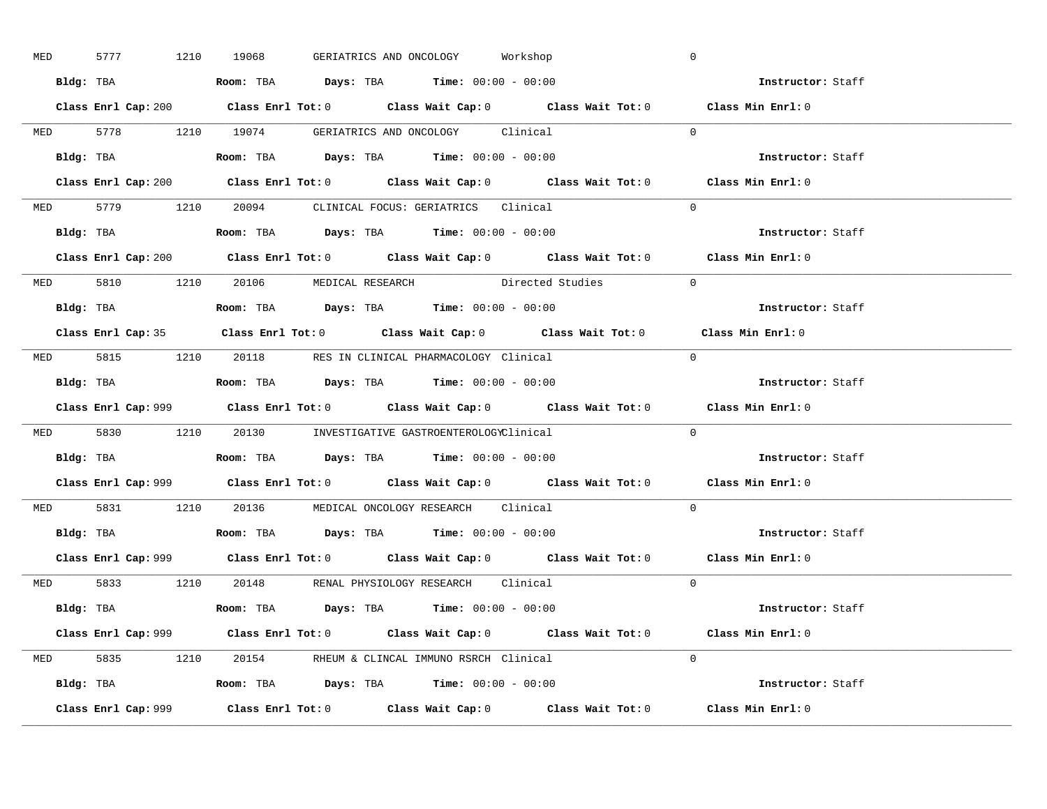MED 5777 1210 19068 GERIATRICS AND ONCOLOGY Workshop 0

**Bldg:** TBA **Room:** TBA **Days:** TBA **Time:** 00:00 - 00:00 **Instructor:** Staff

**Class Enrl Cap:** 200 **Class Enrl Tot:** 0 **Class Wait Cap:** 0 **Class Wait Tot:** 0 **Class Min Enrl:** 0

---

MED 5778 1210 19074 GERIATRICS AND ONCOLOGY Clinical 0

**Bldg:** TBA **Room:** TBA **Days:** TBA **Time:** 00:00 - 00:00 **Instructor:** Staff

**Class Enrl Cap:** 200 **Class Enrl Tot:** 0 **Class Wait Cap:** 0 **Class Wait Tot:** 0 **Class Min Enrl:** 0

---

MED 5779 1210 20094 CLINICAL FOCUS: GERIATRICS Clinical 0

**Bldg:** TBA **Room:** TBA **Days:** TBA **Time:** 00:00 - 00:00 **Instructor:** Staff

**Class Enrl Cap:** 200 **Class Enrl Tot:** 0 **Class Wait Cap:** 0 **Class Wait Tot:** 0 **Class Min Enrl:** 0

---

MED 5810 1210 20106 MEDICAL RESEARCH Directed Studies 0

**Bldg:** TBA **Room:** TBA **Days:** TBA **Time:** 00:00 - 00:00 **Instructor:** Staff

**Class Enrl Cap:** 35 **Class Enrl Tot:** 0 **Class Wait Cap:** 0 **Class Wait Tot:** 0 **Class Min Enrl:** 0

---

MED 5815 1210 20118 RES IN CLINICAL PHARMACOLOGY Clinical 0

**Bldg:** TBA **Room:** TBA **Days:** TBA **Time:** 00:00 - 00:00 **Instructor:** Staff

**Class Enrl Cap:** 999 **Class Enrl Tot:** 0 **Class Wait Cap:** 0 **Class Wait Tot:** 0 **Class Min Enrl:** 0

---

MED 5830 1210 20130 INVESTIGATIVE GASTROENTEROLOGY Clinical 0

**Bldg:** TBA **Room:** TBA **Days:** TBA **Time:** 00:00 - 00:00 **Instructor:** Staff

**Class Enrl Cap:** 999 **Class Enrl Tot:** 0 **Class Wait Cap:** 0 **Class Wait Tot:** 0 **Class Min Enrl:** 0

---

MED 5831 1210 20136 MEDICAL ONCOLOGY RESEARCH Clinical 0

**Bldg:** TBA **Room:** TBA **Days:** TBA **Time:** 00:00 - 00:00 **Instructor:** Staff

**Class Enrl Cap:** 999 **Class Enrl Tot:** 0 **Class Wait Cap:** 0 **Class Wait Tot:** 0 **Class Min Enrl:** 0

---

MED 5833 1210 20148 RENAL PHYSIOLOGY RESEARCH Clinical 0

**Bldg:** TBA **Room:** TBA **Days:** TBA **Time:** 00:00 - 00:00 **Instructor:** Staff

**Class Enrl Cap:** 999 **Class Enrl Tot:** 0 **Class Wait Cap:** 0 **Class Wait Tot:** 0 **Class Min Enrl:** 0

---

MED 5835 1210 20154 RHEUM & CLINCAL IMMUNO RSRCH Clinical 0

**Bldg:** TBA **Room:** TBA **Days:** TBA **Time:** 00:00 - 00:00 **Instructor:** Staff

**Class Enrl Cap:** 999 **Class Enrl Tot:** 0 **Class Wait Cap:** 0 **Class Wait Tot:** 0 **Class Min Enrl:** 0

---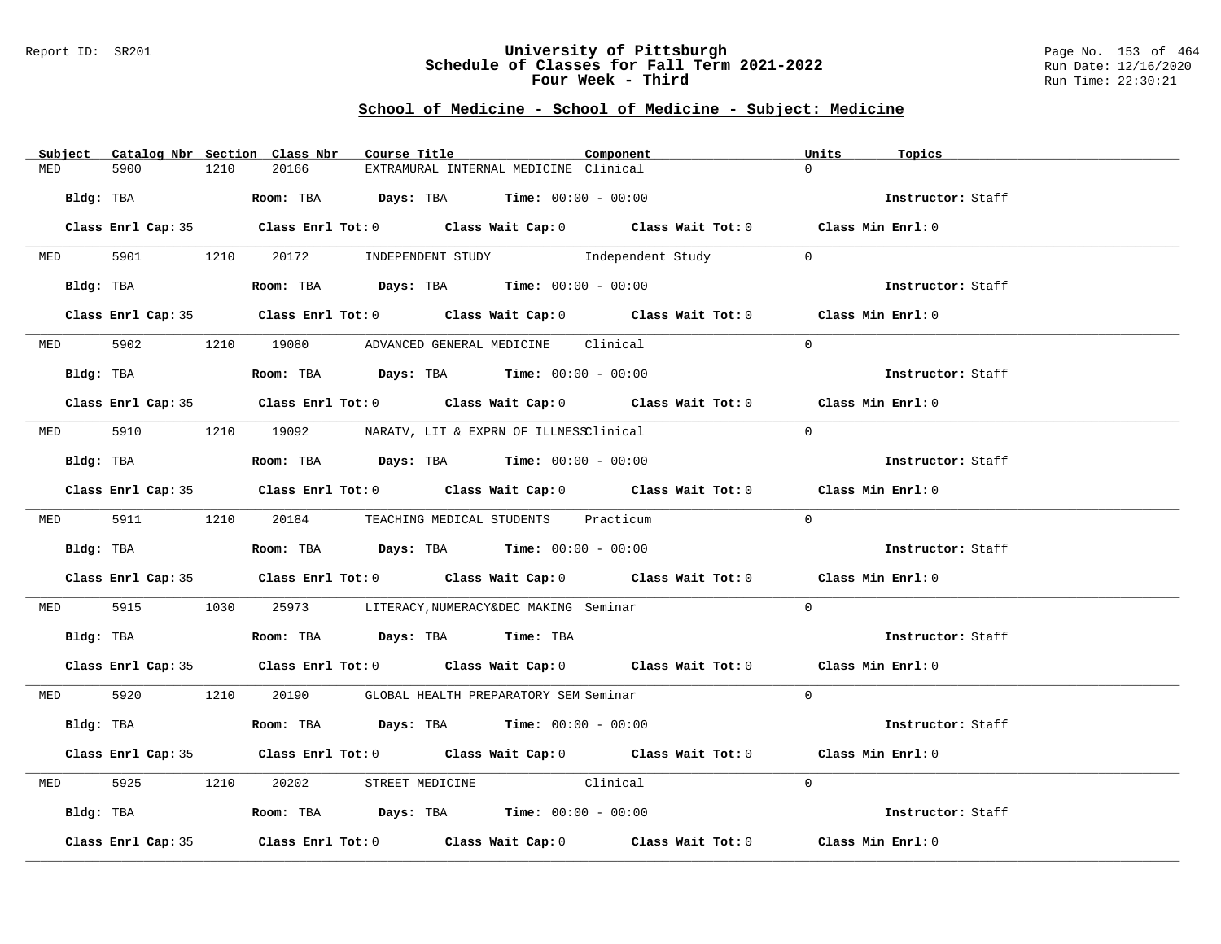## School of Medicine - School of Medicine - Subject: Medicine

| Subject | Catalog Nbr | Section | Class Nbr | Course Title | Component | Units | Topics |
|---|---|---|---|---|---|---|---|
| MED | 5900 | 1210 | 20166 | EXTRAMURAL INTERNAL MEDICINE | Clinical | 0 | |

**Bldg:** TBA **Room:** TBA **Days:** TBA **Time:** 00:00 - 00:00 **Instructor:** Staff

**Class Enrl Cap:** 35 **Class Enrl Tot:** 0 **Class Wait Cap:** 0 **Class Wait Tot:** 0 **Class Min Enrl:** 0

| Subject | Catalog Nbr | Section | Class Nbr | Course Title | Component | Units | Topics |
|---|---|---|---|---|---|---|---|
| MED | 5901 | 1210 | 20172 | INDEPENDENT STUDY | Independent Study | 0 | |

**Bldg:** TBA **Room:** TBA **Days:** TBA **Time:** 00:00 - 00:00 **Instructor:** Staff

**Class Enrl Cap:** 35 **Class Enrl Tot:** 0 **Class Wait Cap:** 0 **Class Wait Tot:** 0 **Class Min Enrl:** 0

| Subject | Catalog Nbr | Section | Class Nbr | Course Title | Component | Units | Topics |
|---|---|---|---|---|---|---|---|
| MED | 5902 | 1210 | 19080 | ADVANCED GENERAL MEDICINE | Clinical | 0 | |

**Bldg:** TBA **Room:** TBA **Days:** TBA **Time:** 00:00 - 00:00 **Instructor:** Staff

**Class Enrl Cap:** 35 **Class Enrl Tot:** 0 **Class Wait Cap:** 0 **Class Wait Tot:** 0 **Class Min Enrl:** 0

| Subject | Catalog Nbr | Section | Class Nbr | Course Title | Component | Units | Topics |
|---|---|---|---|---|---|---|---|
| MED | 5910 | 1210 | 19092 | NARATV, LIT & EXPRN OF ILLNESS | Clinical | 0 | |

**Bldg:** TBA **Room:** TBA **Days:** TBA **Time:** 00:00 - 00:00 **Instructor:** Staff

**Class Enrl Cap:** 35 **Class Enrl Tot:** 0 **Class Wait Cap:** 0 **Class Wait Tot:** 0 **Class Min Enrl:** 0

| Subject | Catalog Nbr | Section | Class Nbr | Course Title | Component | Units | Topics |
|---|---|---|---|---|---|---|---|
| MED | 5911 | 1210 | 20184 | TEACHING MEDICAL STUDENTS | Practicum | 0 | |

**Bldg:** TBA **Room:** TBA **Days:** TBA **Time:** 00:00 - 00:00 **Instructor:** Staff

**Class Enrl Cap:** 35 **Class Enrl Tot:** 0 **Class Wait Cap:** 0 **Class Wait Tot:** 0 **Class Min Enrl:** 0

| Subject | Catalog Nbr | Section | Class Nbr | Course Title | Component | Units | Topics |
|---|---|---|---|---|---|---|---|
| MED | 5915 | 1030 | 25973 | LITERACY,NUMERACY&DEC MAKING | Seminar | 0 | |

**Bldg:** TBA **Room:** TBA **Days:** TBA **Time:** TBA **Instructor:** Staff

**Class Enrl Cap:** 35 **Class Enrl Tot:** 0 **Class Wait Cap:** 0 **Class Wait Tot:** 0 **Class Min Enrl:** 0

| Subject | Catalog Nbr | Section | Class Nbr | Course Title | Component | Units | Topics |
|---|---|---|---|---|---|---|---|
| MED | 5920 | 1210 | 20190 | GLOBAL HEALTH PREPARATORY SEM | Seminar | 0 | |

**Bldg:** TBA **Room:** TBA **Days:** TBA **Time:** 00:00 - 00:00 **Instructor:** Staff

**Class Enrl Cap:** 35 **Class Enrl Tot:** 0 **Class Wait Cap:** 0 **Class Wait Tot:** 0 **Class Min Enrl:** 0

| Subject | Catalog Nbr | Section | Class Nbr | Course Title | Component | Units | Topics |
|---|---|---|---|---|---|---|---|
| MED | 5925 | 1210 | 20202 | STREET MEDICINE | Clinical | 0 | |

**Bldg:** TBA **Room:** TBA **Days:** TBA **Time:** 00:00 - 00:00 **Instructor:** Staff

**Class Enrl Cap:** 35 **Class Enrl Tot:** 0 **Class Wait Cap:** 0 **Class Wait Tot:** 0 **Class Min Enrl:** 0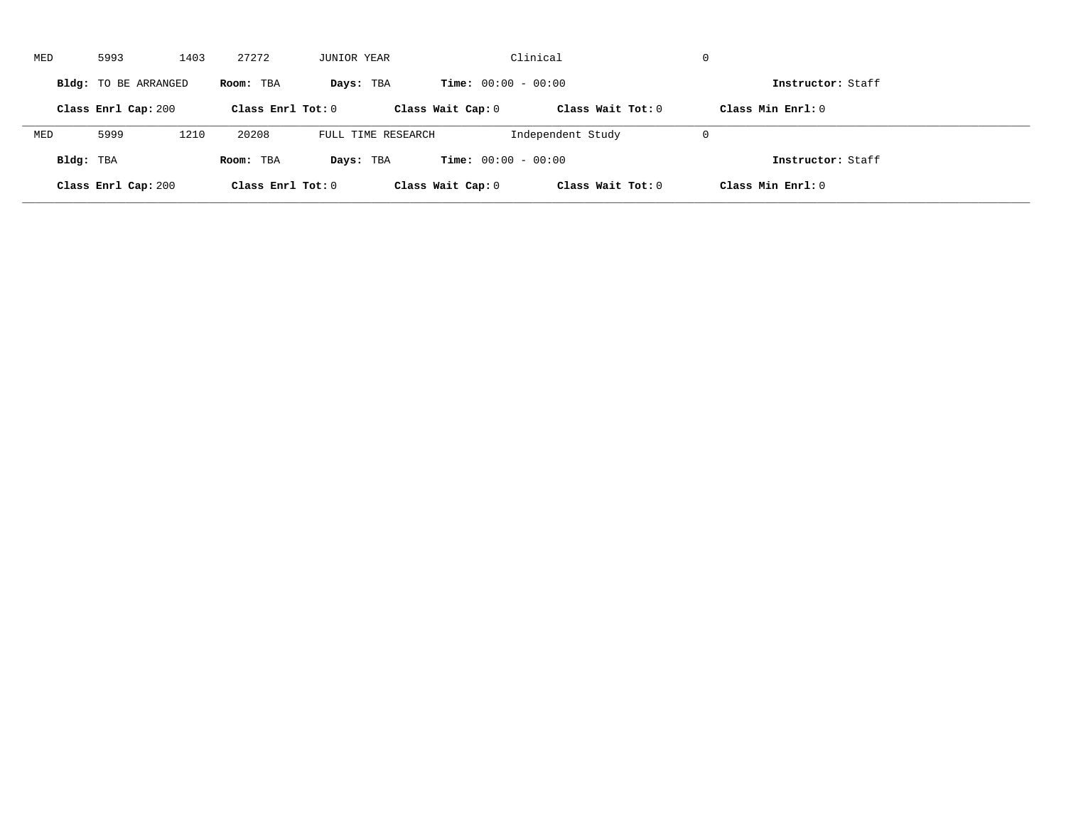MED 5993 1403 27272 JUNIOR YEAR Clinical 0

**Bldg:** TO BE ARRANGED **Room:** TBA **Days:** TBA **Time:** 00:00 - 00:00 **Instructor:** Staff

**Class Enrl Cap:** 200 **Class Enrl Tot:** 0 **Class Wait Cap:** 0 **Class Wait Tot:** 0 **Class Min Enrl:** 0

---

MED 5999 1210 20208 FULL TIME RESEARCH Independent Study 0

**Bldg:** TBA **Room:** TBA **Days:** TBA **Time:** 00:00 - 00:00 **Instructor:** Staff

**Class Enrl Cap:** 200 **Class Enrl Tot:** 0 **Class Wait Cap:** 0 **Class Wait Tot:** 0 **Class Min Enrl:** 0

---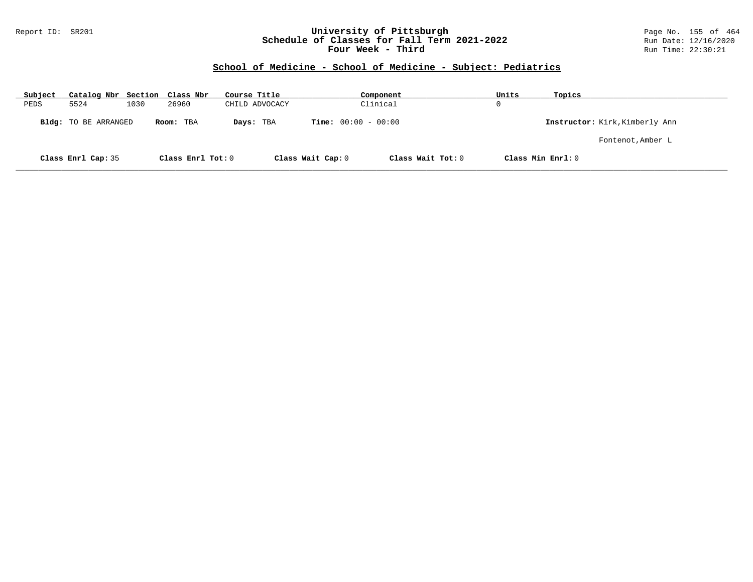## School of Medicine - School of Medicine - Subject: Pediatrics

| Subject | Catalog Nbr | Section | Class Nbr | Course Title | Component | Units | Topics |
|---|---|---|---|---|---|---|---|
| PEDS | 5524 | 1030 | 26960 | CHILD ADVOCACY | Clinical | 0 | |

**Bldg:** TO BE ARRANGED **Room:** TBA **Days:** TBA **Time:** 00:00 - 00:00 **Instructor:** Kirk,Kimberly Ann

Fontenot,Amber L

**Class Enrl Cap:** 35 **Class Enrl Tot:** 0 **Class Wait Cap:** 0 **Class Wait Tot:** 0 **Class Min Enrl:** 0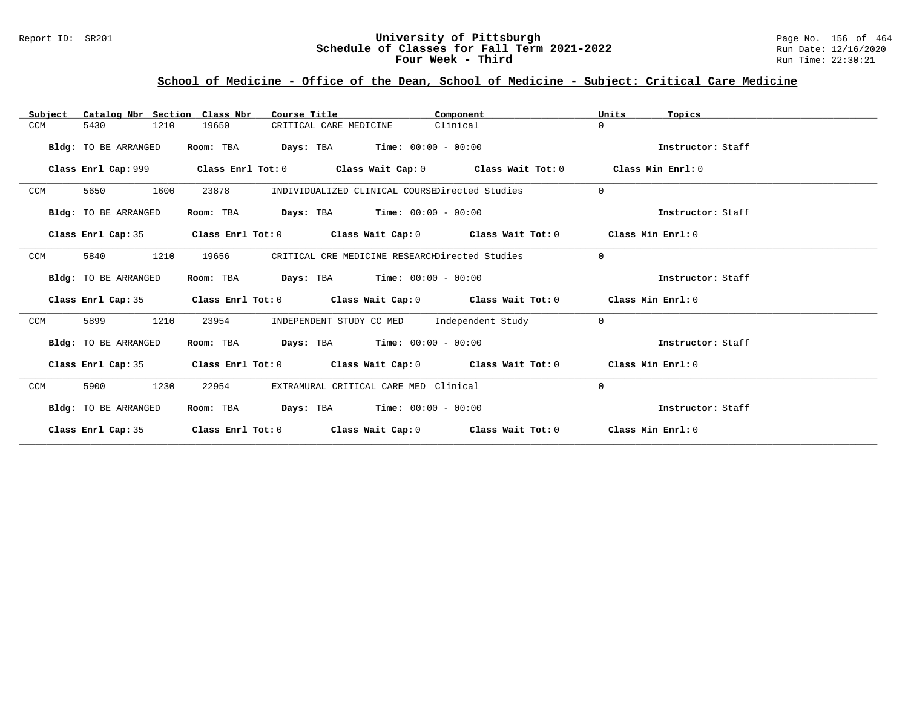## School of Medicine - Office of the Dean, School of Medicine - Subject: Critical Care Medicine

| Subject | Catalog Nbr | Section | Class Nbr | Course Title | Component | Units | Topics |
|---|---|---|---|---|---|---|---|
| CCM | 5430 | 1210 | 19650 | CRITICAL CARE MEDICINE | Clinical | 0 | |

**Bldg:** TO BE ARRANGED **Room:** TBA **Days:** TBA **Time:** 00:00 - 00:00 **Instructor:** Staff

**Class Enrl Cap:** 999 **Class Enrl Tot:** 0 **Class Wait Cap:** 0 **Class Wait Tot:** 0 **Class Min Enrl:** 0

---

| Subject | Catalog Nbr | Section | Class Nbr | Course Title | Component | Units | Topics |
|---|---|---|---|---|---|---|---|
| CCM | 5650 | 1600 | 23878 | INDIVIDUALIZED CLINICAL COURSE | Directed Studies | 0 | |

**Bldg:** TO BE ARRANGED **Room:** TBA **Days:** TBA **Time:** 00:00 - 00:00 **Instructor:** Staff

**Class Enrl Cap:** 35 **Class Enrl Tot:** 0 **Class Wait Cap:** 0 **Class Wait Tot:** 0 **Class Min Enrl:** 0

---

| Subject | Catalog Nbr | Section | Class Nbr | Course Title | Component | Units | Topics |
|---|---|---|---|---|---|---|---|
| CCM | 5840 | 1210 | 19656 | CRITICAL CRE MEDICINE RESEARCH | Directed Studies | 0 | |

**Bldg:** TO BE ARRANGED **Room:** TBA **Days:** TBA **Time:** 00:00 - 00:00 **Instructor:** Staff

**Class Enrl Cap:** 35 **Class Enrl Tot:** 0 **Class Wait Cap:** 0 **Class Wait Tot:** 0 **Class Min Enrl:** 0

---

| Subject | Catalog Nbr | Section | Class Nbr | Course Title | Component | Units | Topics |
|---|---|---|---|---|---|---|---|
| CCM | 5899 | 1210 | 23954 | INDEPENDENT STUDY CC MED | Independent Study | 0 | |

**Bldg:** TO BE ARRANGED **Room:** TBA **Days:** TBA **Time:** 00:00 - 00:00 **Instructor:** Staff

**Class Enrl Cap:** 35 **Class Enrl Tot:** 0 **Class Wait Cap:** 0 **Class Wait Tot:** 0 **Class Min Enrl:** 0

---

| Subject | Catalog Nbr | Section | Class Nbr | Course Title | Component | Units | Topics |
|---|---|---|---|---|---|---|---|
| CCM | 5900 | 1230 | 22954 | EXTRAMURAL CRITICAL CARE MED | Clinical | 0 | |

**Bldg:** TO BE ARRANGED **Room:** TBA **Days:** TBA **Time:** 00:00 - 00:00 **Instructor:** Staff

**Class Enrl Cap:** 35 **Class Enrl Tot:** 0 **Class Wait Cap:** 0 **Class Wait Tot:** 0 **Class Min Enrl:** 0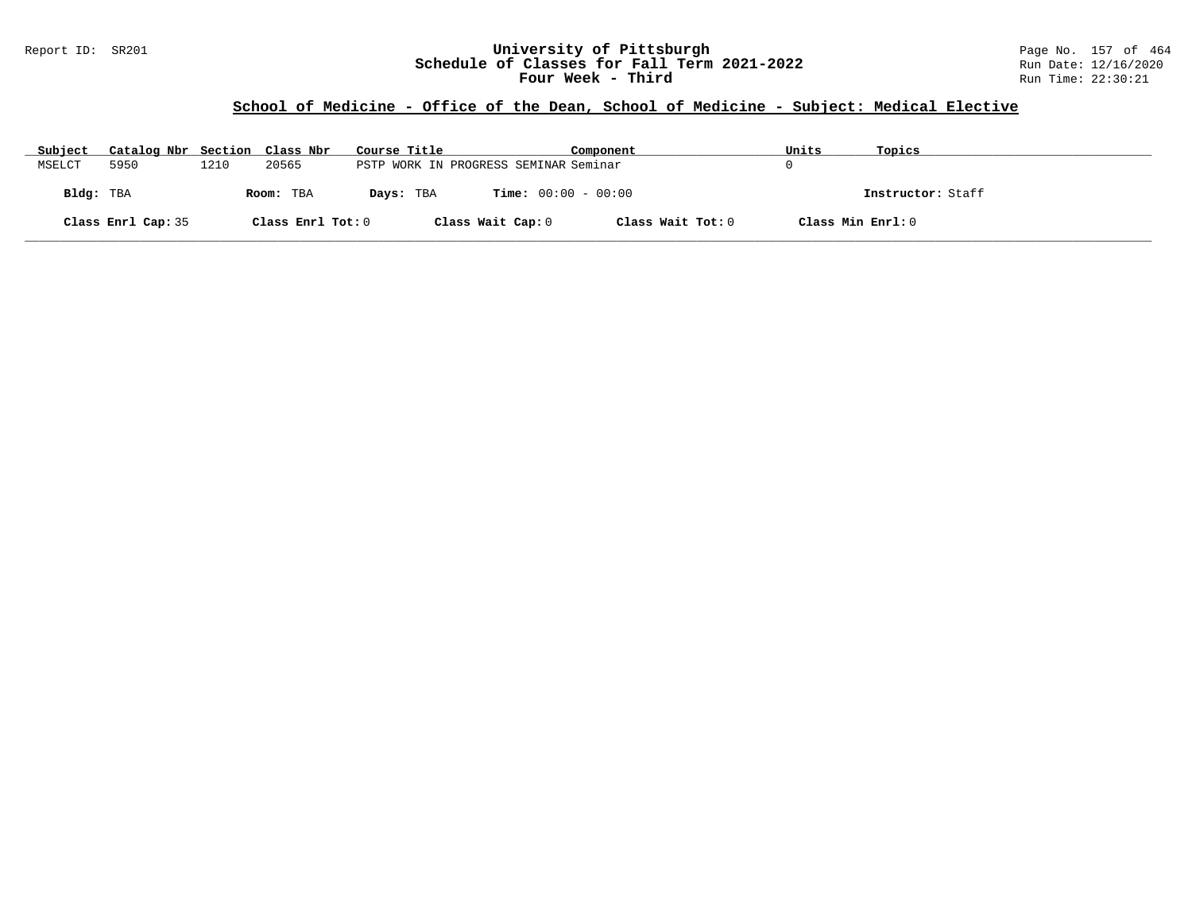## School of Medicine - Office of the Dean, School of Medicine - Subject: Medical Elective

| Subject | Catalog Nbr | Section | Class Nbr | Course Title | Component | Units | Topics |
|---|---|---|---|---|---|---|---|
| MSELCT | 5950 | 1210 | 20565 | PSTP WORK IN PROGRESS SEMINAR | Seminar | 0 | |

**Bldg:** TBA **Room:** TBA **Days:** TBA **Time:** 00:00 - 00:00 **Instructor:** Staff

**Class Enrl Cap:** 35 **Class Enrl Tot:** 0 **Class Wait Cap:** 0 **Class Wait Tot:** 0 **Class Min Enrl:** 0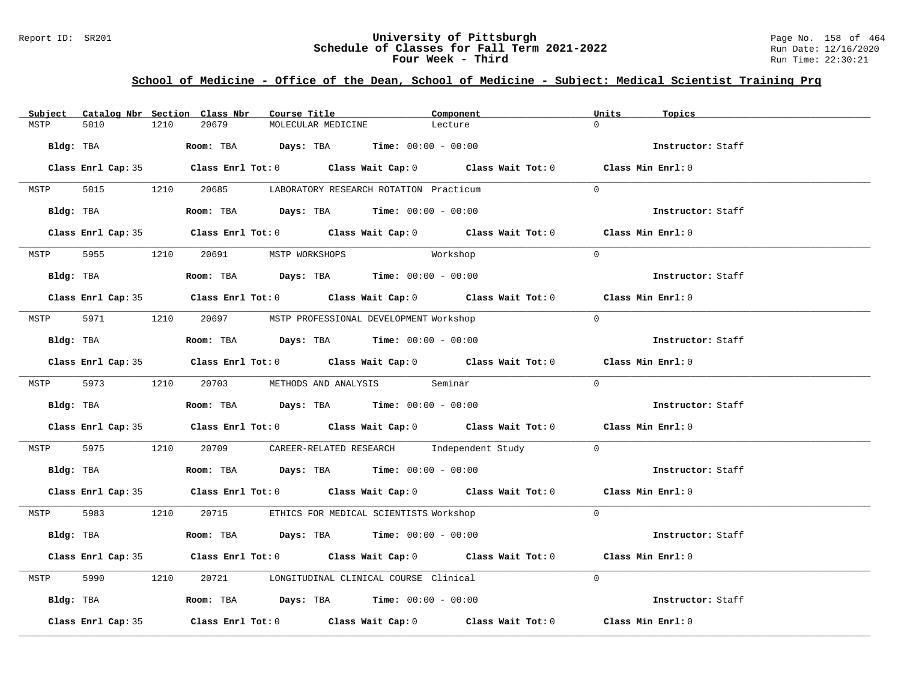## School of Medicine - Office of the Dean, School of Medicine - Subject: Medical Scientist Training Prg

| Subject | Catalog Nbr | Section | Class Nbr | Course Title | Component | Units | Topics |
|---|---|---|---|---|---|---|---|
| MSTP | 5010 | 1210 | 20679 | MOLECULAR MEDICINE | Lecture | 0 | |

**Bldg:** TBA **Room:** TBA **Days:** TBA **Time:** 00:00 - 00:00 **Instructor:** Staff

**Class Enrl Cap:** 35 **Class Enrl Tot:** 0 **Class Wait Cap:** 0 **Class Wait Tot:** 0 **Class Min Enrl:** 0

| Subject | Catalog Nbr | Section | Class Nbr | Course Title | Component | Units | Topics |
|---|---|---|---|---|---|---|---|
| MSTP | 5015 | 1210 | 20685 | LABORATORY RESEARCH ROTATION | Practicum | 0 | |

**Bldg:** TBA **Room:** TBA **Days:** TBA **Time:** 00:00 - 00:00 **Instructor:** Staff

**Class Enrl Cap:** 35 **Class Enrl Tot:** 0 **Class Wait Cap:** 0 **Class Wait Tot:** 0 **Class Min Enrl:** 0

| Subject | Catalog Nbr | Section | Class Nbr | Course Title | Component | Units | Topics |
|---|---|---|---|---|---|---|---|
| MSTP | 5955 | 1210 | 20691 | MSTP WORKSHOPS | Workshop | 0 | |

**Bldg:** TBA **Room:** TBA **Days:** TBA **Time:** 00:00 - 00:00 **Instructor:** Staff

**Class Enrl Cap:** 35 **Class Enrl Tot:** 0 **Class Wait Cap:** 0 **Class Wait Tot:** 0 **Class Min Enrl:** 0

| Subject | Catalog Nbr | Section | Class Nbr | Course Title | Component | Units | Topics |
|---|---|---|---|---|---|---|---|
| MSTP | 5971 | 1210 | 20697 | MSTP PROFESSIONAL DEVELOPMENT | Workshop | 0 | |

**Bldg:** TBA **Room:** TBA **Days:** TBA **Time:** 00:00 - 00:00 **Instructor:** Staff

**Class Enrl Cap:** 35 **Class Enrl Tot:** 0 **Class Wait Cap:** 0 **Class Wait Tot:** 0 **Class Min Enrl:** 0

| Subject | Catalog Nbr | Section | Class Nbr | Course Title | Component | Units | Topics |
|---|---|---|---|---|---|---|---|
| MSTP | 5973 | 1210 | 20703 | METHODS AND ANALYSIS | Seminar | 0 | |

**Bldg:** TBA **Room:** TBA **Days:** TBA **Time:** 00:00 - 00:00 **Instructor:** Staff

**Class Enrl Cap:** 35 **Class Enrl Tot:** 0 **Class Wait Cap:** 0 **Class Wait Tot:** 0 **Class Min Enrl:** 0

| Subject | Catalog Nbr | Section | Class Nbr | Course Title | Component | Units | Topics |
|---|---|---|---|---|---|---|---|
| MSTP | 5975 | 1210 | 20709 | CAREER-RELATED RESEARCH | Independent Study | 0 | |

**Bldg:** TBA **Room:** TBA **Days:** TBA **Time:** 00:00 - 00:00 **Instructor:** Staff

**Class Enrl Cap:** 35 **Class Enrl Tot:** 0 **Class Wait Cap:** 0 **Class Wait Tot:** 0 **Class Min Enrl:** 0

| Subject | Catalog Nbr | Section | Class Nbr | Course Title | Component | Units | Topics |
|---|---|---|---|---|---|---|---|
| MSTP | 5983 | 1210 | 20715 | ETHICS FOR MEDICAL SCIENTISTS | Workshop | 0 | |

**Bldg:** TBA **Room:** TBA **Days:** TBA **Time:** 00:00 - 00:00 **Instructor:** Staff

**Class Enrl Cap:** 35 **Class Enrl Tot:** 0 **Class Wait Cap:** 0 **Class Wait Tot:** 0 **Class Min Enrl:** 0

| Subject | Catalog Nbr | Section | Class Nbr | Course Title | Component | Units | Topics |
|---|---|---|---|---|---|---|---|
| MSTP | 5990 | 1210 | 20721 | LONGITUDINAL CLINICAL COURSE | Clinical | 0 | |

**Bldg:** TBA **Room:** TBA **Days:** TBA **Time:** 00:00 - 00:00 **Instructor:** Staff

**Class Enrl Cap:** 35 **Class Enrl Tot:** 0 **Class Wait Cap:** 0 **Class Wait Tot:** 0 **Class Min Enrl:** 0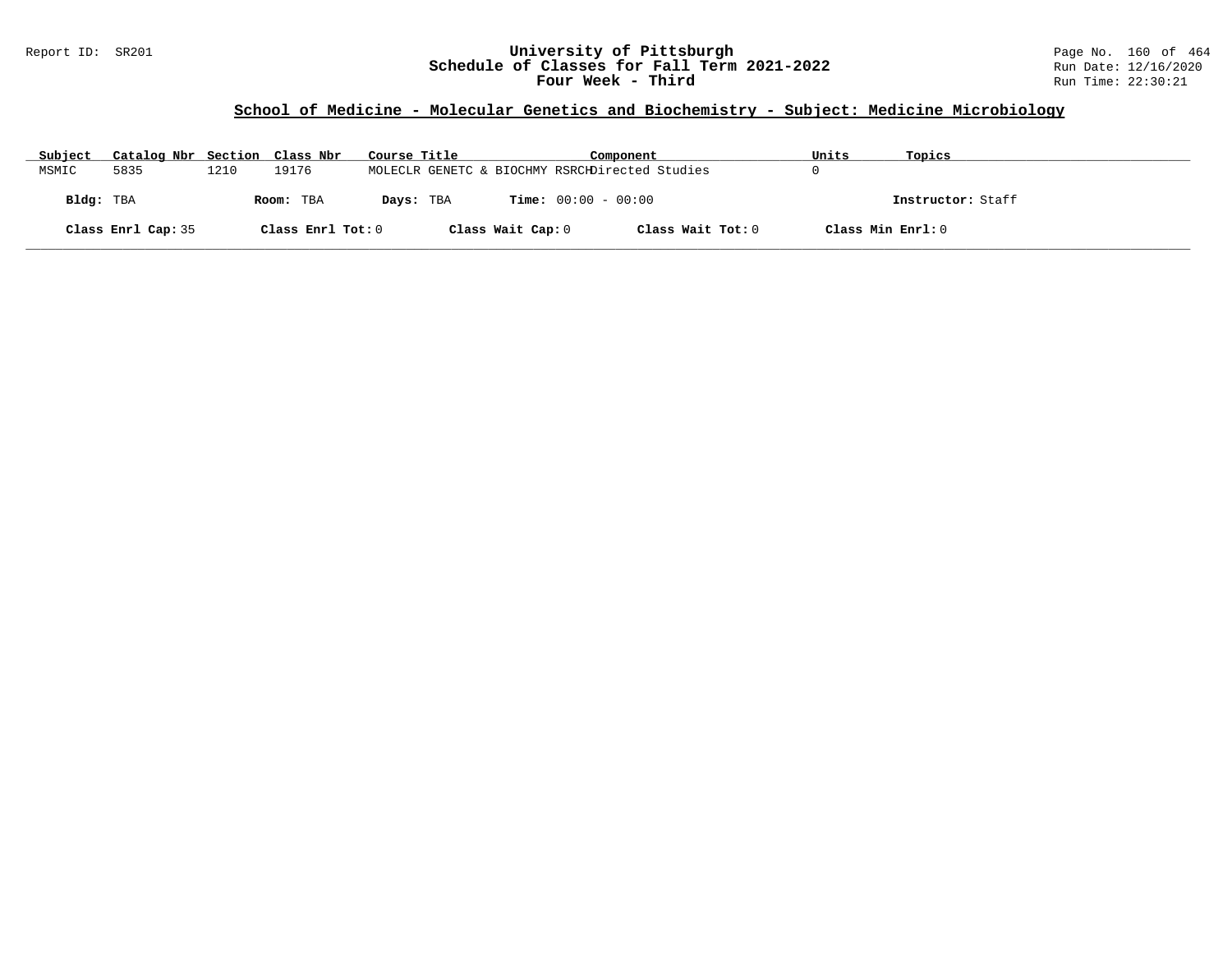## School of Medicine - Molecular Genetics and Biochemistry - Subject: Medicine Microbiology

| Subject | Catalog Nbr | Section | Class Nbr | Course Title | Component | Units | Topics |
|---|---|---|---|---|---|---|---|
| MSMIC | 5835 | 1210 | 19176 | MOLECLR GENETC & BIOCHMY RSRCH | Directed Studies | 0 | |

**Bldg:** TBA **Room:** TBA **Days:** TBA **Time:** 00:00 - 00:00 **Instructor:** Staff

**Class Enrl Cap:** 35 **Class Enrl Tot:** 0 **Class Wait Cap:** 0 **Class Wait Tot:** 0 **Class Min Enrl:** 0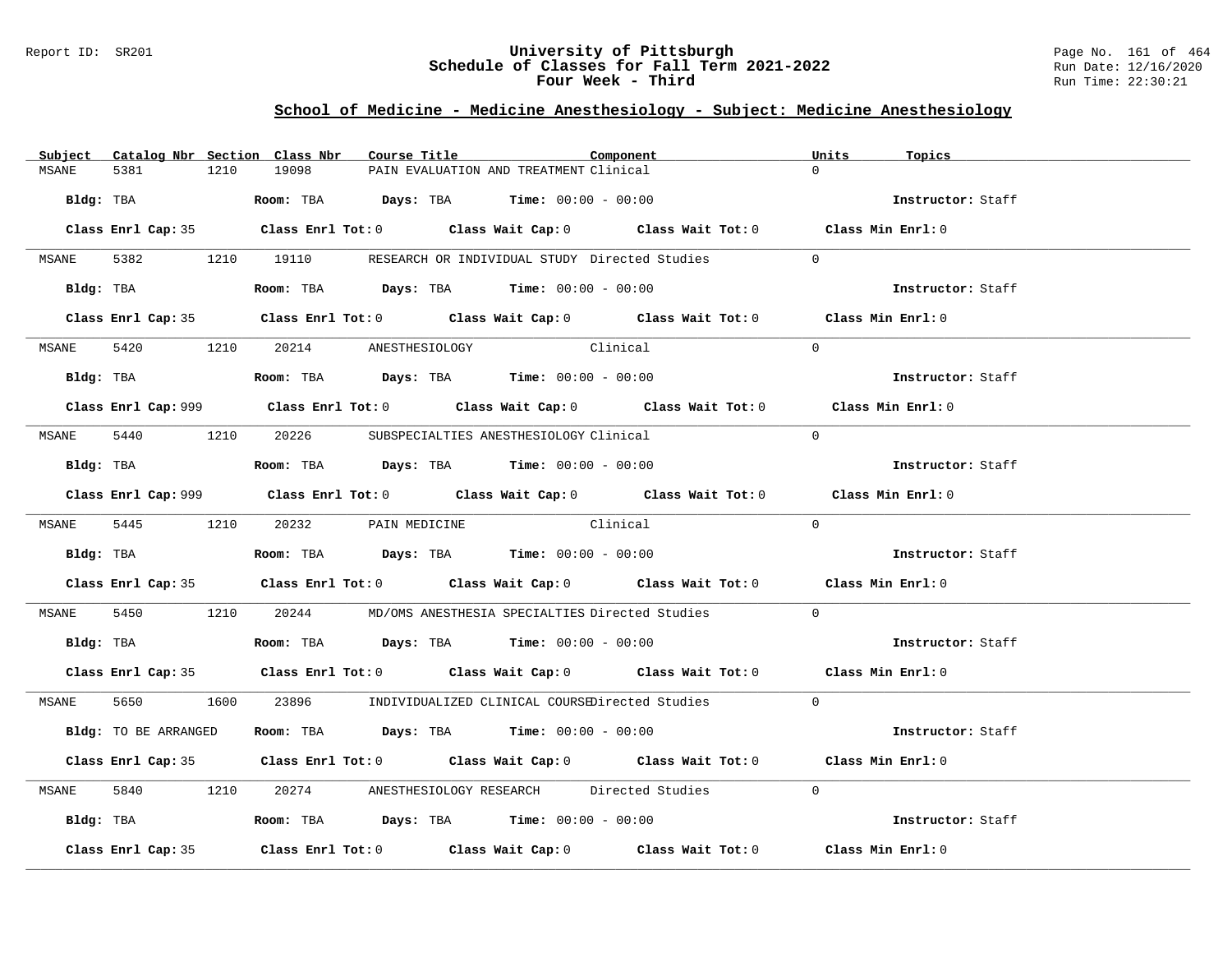# University of Pittsburgh
## Schedule of Classes for Fall Term 2021-2022
## Four Week - Third

Report ID: SR201

Run Date: 12/16/2020
Run Time: 22:30:21

## School of Medicine - Medicine Anesthesiology - Subject: Medicine Anesthesiology

| Subject | Catalog Nbr | Section | Class Nbr | Course Title | Component | Units | Topics |
|---|---|---|---|---|---|---|---|
| MSANE | 5381 | 1210 | 19098 | PAIN EVALUATION AND TREATMENT | Clinical | 0 | |

**Bldg:** TBA **Room:** TBA **Days:** TBA **Time:** 00:00 - 00:00 **Instructor:** Staff

**Class Enrl Cap:** 35 **Class Enrl Tot:** 0 **Class Wait Cap:** 0 **Class Wait Tot:** 0 **Class Min Enrl:** 0

| Subject | Catalog Nbr | Section | Class Nbr | Course Title | Component | Units | Topics |
|---|---|---|---|---|---|---|---|
| MSANE | 5382 | 1210 | 19110 | RESEARCH OR INDIVIDUAL STUDY | Directed Studies | 0 | |

**Bldg:** TBA **Room:** TBA **Days:** TBA **Time:** 00:00 - 00:00 **Instructor:** Staff

**Class Enrl Cap:** 35 **Class Enrl Tot:** 0 **Class Wait Cap:** 0 **Class Wait Tot:** 0 **Class Min Enrl:** 0

| Subject | Catalog Nbr | Section | Class Nbr | Course Title | Component | Units | Topics |
|---|---|---|---|---|---|---|---|
| MSANE | 5420 | 1210 | 20214 | ANESTHESIOLOGY | Clinical | 0 | |

**Bldg:** TBA **Room:** TBA **Days:** TBA **Time:** 00:00 - 00:00 **Instructor:** Staff

**Class Enrl Cap:** 999 **Class Enrl Tot:** 0 **Class Wait Cap:** 0 **Class Wait Tot:** 0 **Class Min Enrl:** 0

| Subject | Catalog Nbr | Section | Class Nbr | Course Title | Component | Units | Topics |
|---|---|---|---|---|---|---|---|
| MSANE | 5440 | 1210 | 20226 | SUBSPECIALTIES ANESTHESIOLOGY | Clinical | 0 | |

**Bldg:** TBA **Room:** TBA **Days:** TBA **Time:** 00:00 - 00:00 **Instructor:** Staff

**Class Enrl Cap:** 999 **Class Enrl Tot:** 0 **Class Wait Cap:** 0 **Class Wait Tot:** 0 **Class Min Enrl:** 0

| Subject | Catalog Nbr | Section | Class Nbr | Course Title | Component | Units | Topics |
|---|---|---|---|---|---|---|---|
| MSANE | 5445 | 1210 | 20232 | PAIN MEDICINE | Clinical | 0 | |

**Bldg:** TBA **Room:** TBA **Days:** TBA **Time:** 00:00 - 00:00 **Instructor:** Staff

**Class Enrl Cap:** 35 **Class Enrl Tot:** 0 **Class Wait Cap:** 0 **Class Wait Tot:** 0 **Class Min Enrl:** 0

| Subject | Catalog Nbr | Section | Class Nbr | Course Title | Component | Units | Topics |
|---|---|---|---|---|---|---|---|
| MSANE | 5450 | 1210 | 20244 | MD/OMS ANESTHESIA SPECIALTIES | Directed Studies | 0 | |

**Bldg:** TBA **Room:** TBA **Days:** TBA **Time:** 00:00 - 00:00 **Instructor:** Staff

**Class Enrl Cap:** 35 **Class Enrl Tot:** 0 **Class Wait Cap:** 0 **Class Wait Tot:** 0 **Class Min Enrl:** 0

| Subject | Catalog Nbr | Section | Class Nbr | Course Title | Component | Units | Topics |
|---|---|---|---|---|---|---|---|
| MSANE | 5650 | 1600 | 23896 | INDIVIDUALIZED CLINICAL COURSE | Directed Studies | 0 | |

**Bldg:** TO BE ARRANGED **Room:** TBA **Days:** TBA **Time:** 00:00 - 00:00 **Instructor:** Staff

**Class Enrl Cap:** 35 **Class Enrl Tot:** 0 **Class Wait Cap:** 0 **Class Wait Tot:** 0 **Class Min Enrl:** 0

| Subject | Catalog Nbr | Section | Class Nbr | Course Title | Component | Units | Topics |
|---|---|---|---|---|---|---|---|
| MSANE | 5840 | 1210 | 20274 | ANESTHESIOLOGY RESEARCH | Directed Studies | 0 | |

**Bldg:** TBA **Room:** TBA **Days:** TBA **Time:** 00:00 - 00:00 **Instructor:** Staff

**Class Enrl Cap:** 35 **Class Enrl Tot:** 0 **Class Wait Cap:** 0 **Class Wait Tot:** 0 **Class Min Enrl:** 0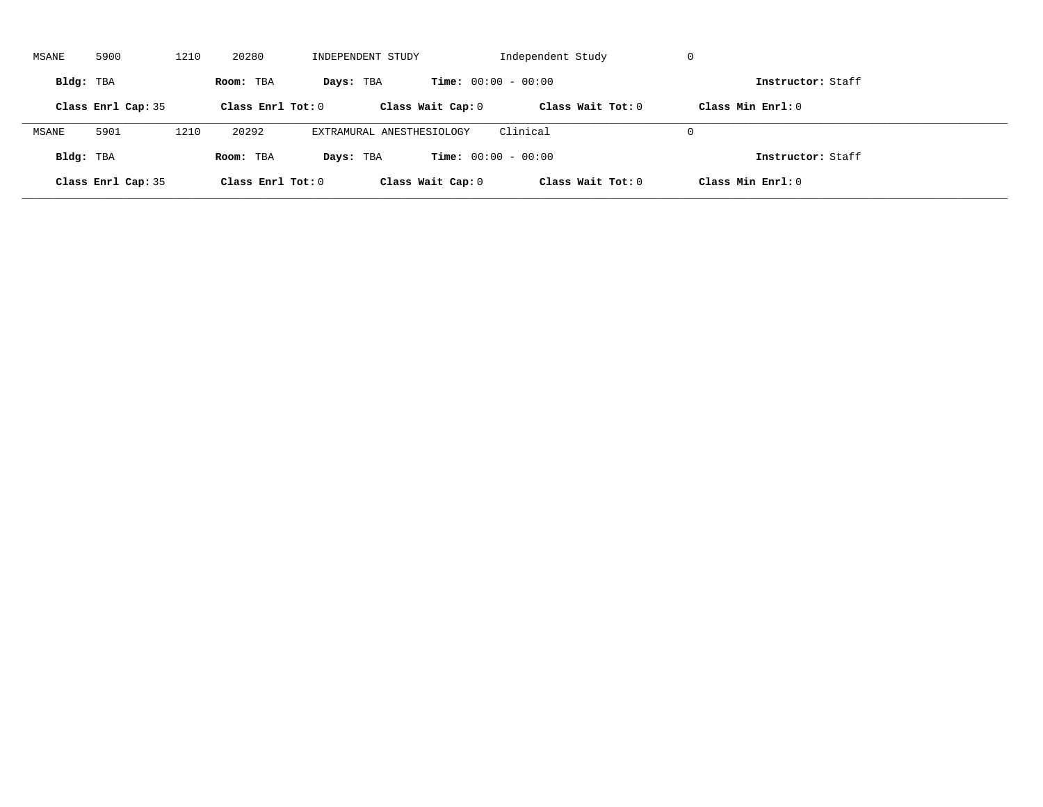MSANE 5900 1210 20280 INDEPENDENT STUDY Independent Study 0

**Bldg:** TBA **Room:** TBA **Days:** TBA **Time:** 00:00 - 00:00 **Instructor:** Staff

**Class Enrl Cap:** 35 **Class Enrl Tot:** 0 **Class Wait Cap:** 0 **Class Wait Tot:** 0 **Class Min Enrl:** 0

---

MSANE 5901 1210 20292 EXTRAMURAL ANESTHESIOLOGY Clinical 0

**Bldg:** TBA **Room:** TBA **Days:** TBA **Time:** 00:00 - 00:00 **Instructor:** Staff

**Class Enrl Cap:** 35 **Class Enrl Tot:** 0 **Class Wait Cap:** 0 **Class Wait Tot:** 0 **Class Min Enrl:** 0

---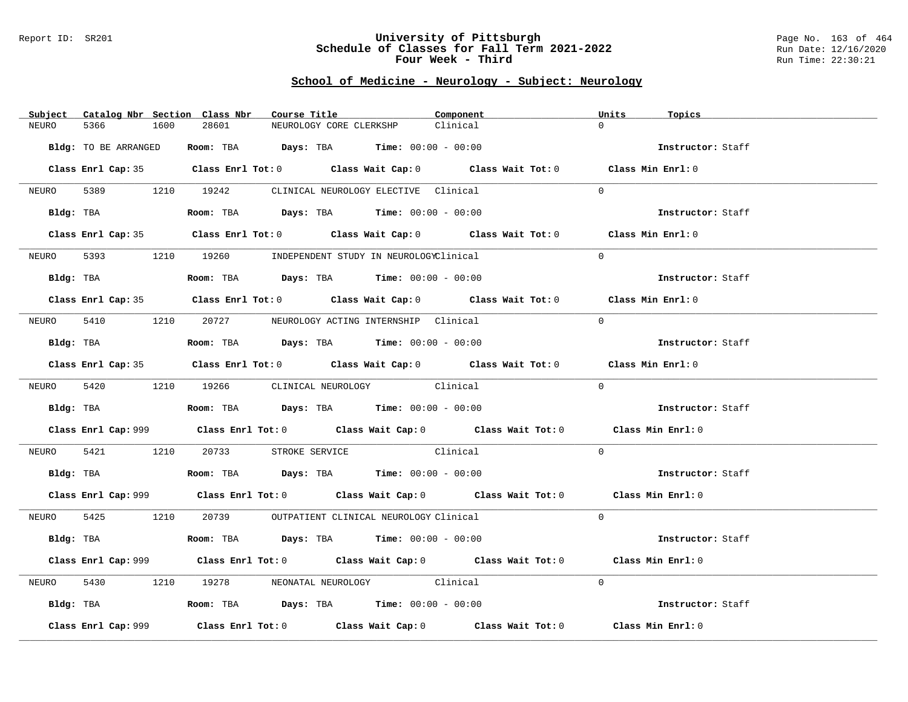# University of Pittsburgh
## Schedule of Classes for Fall Term 2021-2022
## Four Week - Third

Report ID: SR201

### School of Medicine - Neurology - Subject: Neurology

| Subject | Catalog Nbr | Section | Class Nbr | Course Title | Component | Units | Topics |
|---|---|---|---|---|---|---|---|
| NEURO | 5366 | 1600 | 28601 | NEUROLOGY CORE CLERKSHP | Clinical | 0 | |

**Bldg:** TO BE ARRANGED **Room:** TBA **Days:** TBA **Time:** 00:00 - 00:00 **Instructor:** Staff

**Class Enrl Cap:** 35 **Class Enrl Tot:** 0 **Class Wait Cap:** 0 **Class Wait Tot:** 0 **Class Min Enrl:** 0

| Subject | Catalog Nbr | Section | Class Nbr | Course Title | Component | Units | Topics |
|---|---|---|---|---|---|---|---|
| NEURO | 5389 | 1210 | 19242 | CLINICAL NEUROLOGY ELECTIVE | Clinical | 0 | |

**Bldg:** TBA **Room:** TBA **Days:** TBA **Time:** 00:00 - 00:00 **Instructor:** Staff

**Class Enrl Cap:** 35 **Class Enrl Tot:** 0 **Class Wait Cap:** 0 **Class Wait Tot:** 0 **Class Min Enrl:** 0

| Subject | Catalog Nbr | Section | Class Nbr | Course Title | Component | Units | Topics |
|---|---|---|---|---|---|---|---|
| NEURO | 5393 | 1210 | 19260 | INDEPENDENT STUDY IN NEUROLOGY | Clinical | 0 | |

**Bldg:** TBA **Room:** TBA **Days:** TBA **Time:** 00:00 - 00:00 **Instructor:** Staff

**Class Enrl Cap:** 35 **Class Enrl Tot:** 0 **Class Wait Cap:** 0 **Class Wait Tot:** 0 **Class Min Enrl:** 0

| Subject | Catalog Nbr | Section | Class Nbr | Course Title | Component | Units | Topics |
|---|---|---|---|---|---|---|---|
| NEURO | 5410 | 1210 | 20727 | NEUROLOGY ACTING INTERNSHIP | Clinical | 0 | |

**Bldg:** TBA **Room:** TBA **Days:** TBA **Time:** 00:00 - 00:00 **Instructor:** Staff

**Class Enrl Cap:** 35 **Class Enrl Tot:** 0 **Class Wait Cap:** 0 **Class Wait Tot:** 0 **Class Min Enrl:** 0

| Subject | Catalog Nbr | Section | Class Nbr | Course Title | Component | Units | Topics |
|---|---|---|---|---|---|---|---|
| NEURO | 5420 | 1210 | 19266 | CLINICAL NEUROLOGY | Clinical | 0 | |

**Bldg:** TBA **Room:** TBA **Days:** TBA **Time:** 00:00 - 00:00 **Instructor:** Staff

**Class Enrl Cap:** 999 **Class Enrl Tot:** 0 **Class Wait Cap:** 0 **Class Wait Tot:** 0 **Class Min Enrl:** 0

| Subject | Catalog Nbr | Section | Class Nbr | Course Title | Component | Units | Topics |
|---|---|---|---|---|---|---|---|
| NEURO | 5421 | 1210 | 20733 | STROKE SERVICE | Clinical | 0 | |

**Bldg:** TBA **Room:** TBA **Days:** TBA **Time:** 00:00 - 00:00 **Instructor:** Staff

**Class Enrl Cap:** 999 **Class Enrl Tot:** 0 **Class Wait Cap:** 0 **Class Wait Tot:** 0 **Class Min Enrl:** 0

| Subject | Catalog Nbr | Section | Class Nbr | Course Title | Component | Units | Topics |
|---|---|---|---|---|---|---|---|
| NEURO | 5425 | 1210 | 20739 | OUTPATIENT CLINICAL NEUROLOGY | Clinical | 0 | |

**Bldg:** TBA **Room:** TBA **Days:** TBA **Time:** 00:00 - 00:00 **Instructor:** Staff

**Class Enrl Cap:** 999 **Class Enrl Tot:** 0 **Class Wait Cap:** 0 **Class Wait Tot:** 0 **Class Min Enrl:** 0

| Subject | Catalog Nbr | Section | Class Nbr | Course Title | Component | Units | Topics |
|---|---|---|---|---|---|---|---|
| NEURO | 5430 | 1210 | 19278 | NEONATAL NEUROLOGY | Clinical | 0 | |

**Bldg:** TBA **Room:** TBA **Days:** TBA **Time:** 00:00 - 00:00 **Instructor:** Staff

**Class Enrl Cap:** 999 **Class Enrl Tot:** 0 **Class Wait Cap:** 0 **Class Wait Tot:** 0 **Class Min Enrl:** 0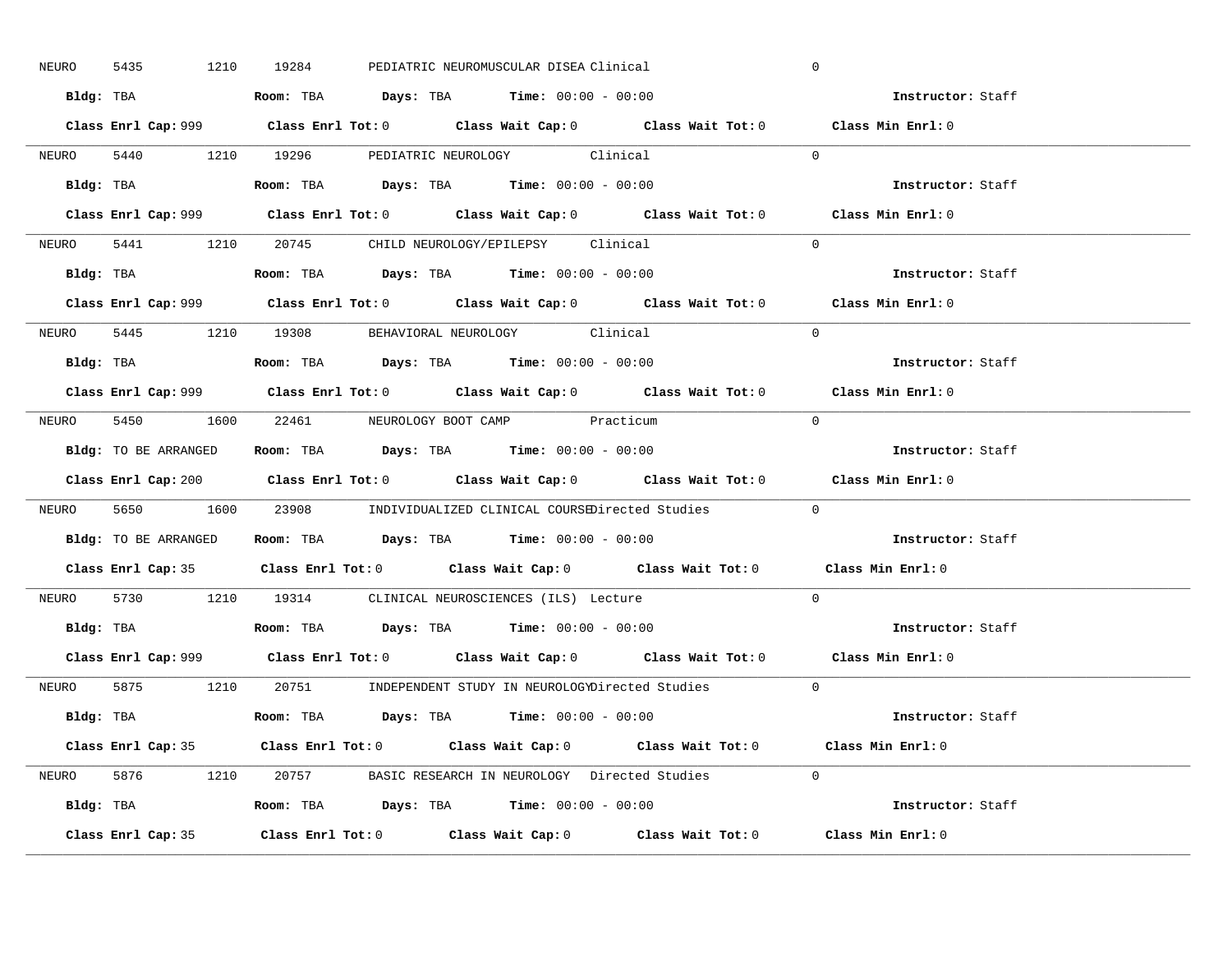NEURO 5435 1210 19284 PEDIATRIC NEUROMUSCULAR DISEA Clinical 0

**Bldg:** TBA **Room:** TBA **Days:** TBA **Time:** 00:00 - 00:00 **Instructor:** Staff

**Class Enrl Cap:** 999 **Class Enrl Tot:** 0 **Class Wait Cap:** 0 **Class Wait Tot:** 0 **Class Min Enrl:** 0

---

NEURO 5440 1210 19296 PEDIATRIC NEUROLOGY Clinical 0

**Bldg:** TBA **Room:** TBA **Days:** TBA **Time:** 00:00 - 00:00 **Instructor:** Staff

**Class Enrl Cap:** 999 **Class Enrl Tot:** 0 **Class Wait Cap:** 0 **Class Wait Tot:** 0 **Class Min Enrl:** 0

---

NEURO 5441 1210 20745 CHILD NEUROLOGY/EPILEPSY Clinical 0

**Bldg:** TBA **Room:** TBA **Days:** TBA **Time:** 00:00 - 00:00 **Instructor:** Staff

**Class Enrl Cap:** 999 **Class Enrl Tot:** 0 **Class Wait Cap:** 0 **Class Wait Tot:** 0 **Class Min Enrl:** 0

---

NEURO 5445 1210 19308 BEHAVIORAL NEUROLOGY Clinical 0

**Bldg:** TBA **Room:** TBA **Days:** TBA **Time:** 00:00 - 00:00 **Instructor:** Staff

**Class Enrl Cap:** 999 **Class Enrl Tot:** 0 **Class Wait Cap:** 0 **Class Wait Tot:** 0 **Class Min Enrl:** 0

---

NEURO 5450 1600 22461 NEUROLOGY BOOT CAMP Practicum 0

**Bldg:** TO BE ARRANGED **Room:** TBA **Days:** TBA **Time:** 00:00 - 00:00 **Instructor:** Staff

**Class Enrl Cap:** 200 **Class Enrl Tot:** 0 **Class Wait Cap:** 0 **Class Wait Tot:** 0 **Class Min Enrl:** 0

---

NEURO 5650 1600 23908 INDIVIDUALIZED CLINICAL COURSE Directed Studies 0

**Bldg:** TO BE ARRANGED **Room:** TBA **Days:** TBA **Time:** 00:00 - 00:00 **Instructor:** Staff

**Class Enrl Cap:** 35 **Class Enrl Tot:** 0 **Class Wait Cap:** 0 **Class Wait Tot:** 0 **Class Min Enrl:** 0

---

NEURO 5730 1210 19314 CLINICAL NEUROSCIENCES (ILS) Lecture 0

**Bldg:** TBA **Room:** TBA **Days:** TBA **Time:** 00:00 - 00:00 **Instructor:** Staff

**Class Enrl Cap:** 999 **Class Enrl Tot:** 0 **Class Wait Cap:** 0 **Class Wait Tot:** 0 **Class Min Enrl:** 0

---

NEURO 5875 1210 20751 INDEPENDENT STUDY IN NEUROLOGY Directed Studies 0

**Bldg:** TBA **Room:** TBA **Days:** TBA **Time:** 00:00 - 00:00 **Instructor:** Staff

**Class Enrl Cap:** 35 **Class Enrl Tot:** 0 **Class Wait Cap:** 0 **Class Wait Tot:** 0 **Class Min Enrl:** 0

---

NEURO 5876 1210 20757 BASIC RESEARCH IN NEUROLOGY Directed Studies 0

**Bldg:** TBA **Room:** TBA **Days:** TBA **Time:** 00:00 - 00:00 **Instructor:** Staff

**Class Enrl Cap:** 35 **Class Enrl Tot:** 0 **Class Wait Cap:** 0 **Class Wait Tot:** 0 **Class Min Enrl:** 0

---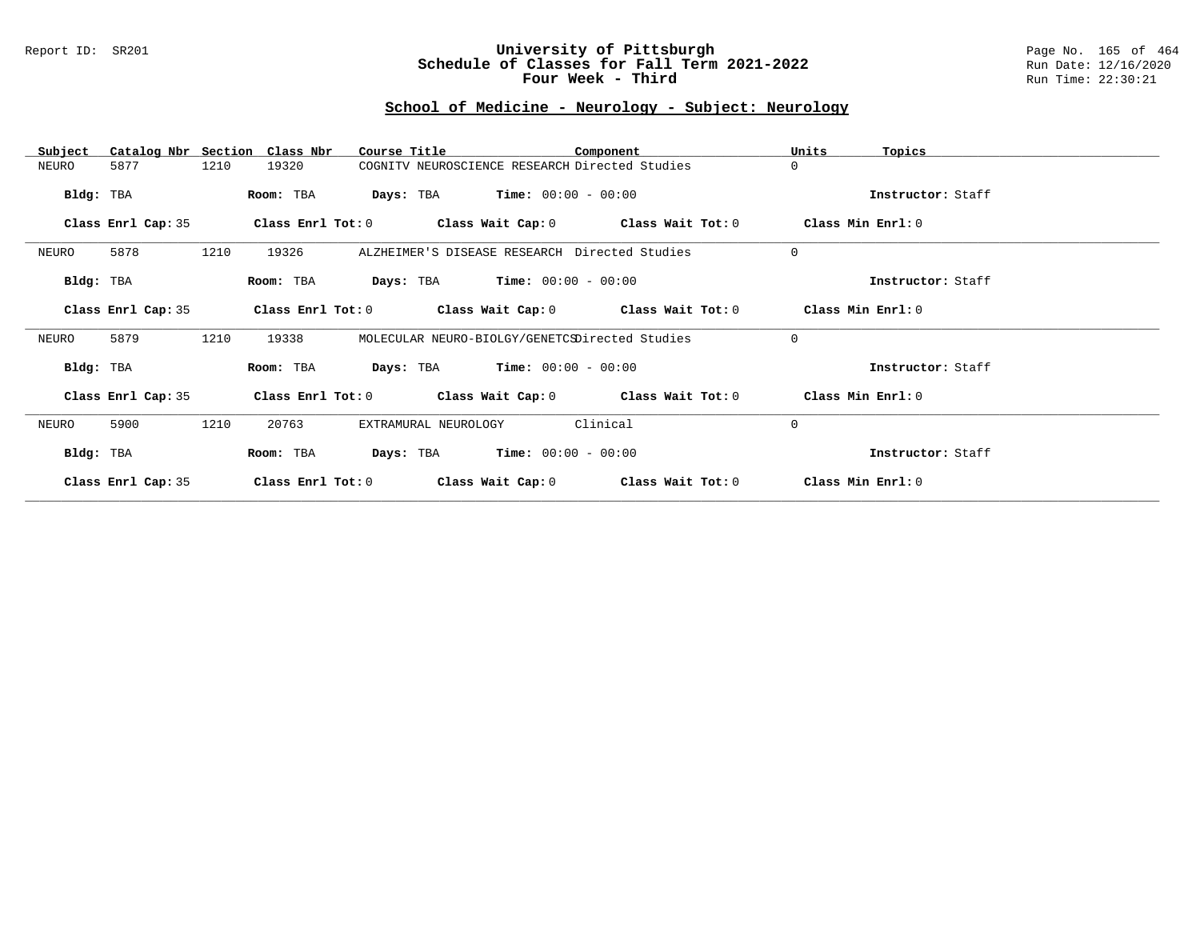## School of Medicine - Neurology - Subject: Neurology

| Subject | Catalog Nbr | Section | Class Nbr | Course Title | Component | Units | Topics |
|---|---|---|---|---|---|---|---|
| NEURO | 5877 | 1210 | 19320 | COGNITV NEUROSCIENCE RESEARCH | Directed Studies | 0 | |

**Bldg:** TBA **Room:** TBA **Days:** TBA **Time:** 00:00 - 00:00 **Instructor:** Staff

**Class Enrl Cap:** 35 **Class Enrl Tot:** 0 **Class Wait Cap:** 0 **Class Wait Tot:** 0 **Class Min Enrl:** 0

---

| Subject | Catalog Nbr | Section | Class Nbr | Course Title | Component | Units | Topics |
|---|---|---|---|---|---|---|---|
| NEURO | 5878 | 1210 | 19326 | ALZHEIMER'S DISEASE RESEARCH | Directed Studies | 0 | |

**Bldg:** TBA **Room:** TBA **Days:** TBA **Time:** 00:00 - 00:00 **Instructor:** Staff

**Class Enrl Cap:** 35 **Class Enrl Tot:** 0 **Class Wait Cap:** 0 **Class Wait Tot:** 0 **Class Min Enrl:** 0

---

| Subject | Catalog Nbr | Section | Class Nbr | Course Title | Component | Units | Topics |
|---|---|---|---|---|---|---|---|
| NEURO | 5879 | 1210 | 19338 | MOLECULAR NEURO-BIOLGY/GENETCS | Directed Studies | 0 | |

**Bldg:** TBA **Room:** TBA **Days:** TBA **Time:** 00:00 - 00:00 **Instructor:** Staff

**Class Enrl Cap:** 35 **Class Enrl Tot:** 0 **Class Wait Cap:** 0 **Class Wait Tot:** 0 **Class Min Enrl:** 0

---

| Subject | Catalog Nbr | Section | Class Nbr | Course Title | Component | Units | Topics |
|---|---|---|---|---|---|---|---|
| NEURO | 5900 | 1210 | 20763 | EXTRAMURAL NEUROLOGY | Clinical | 0 | |

**Bldg:** TBA **Room:** TBA **Days:** TBA **Time:** 00:00 - 00:00 **Instructor:** Staff

**Class Enrl Cap:** 35 **Class Enrl Tot:** 0 **Class Wait Cap:** 0 **Class Wait Tot:** 0 **Class Min Enrl:** 0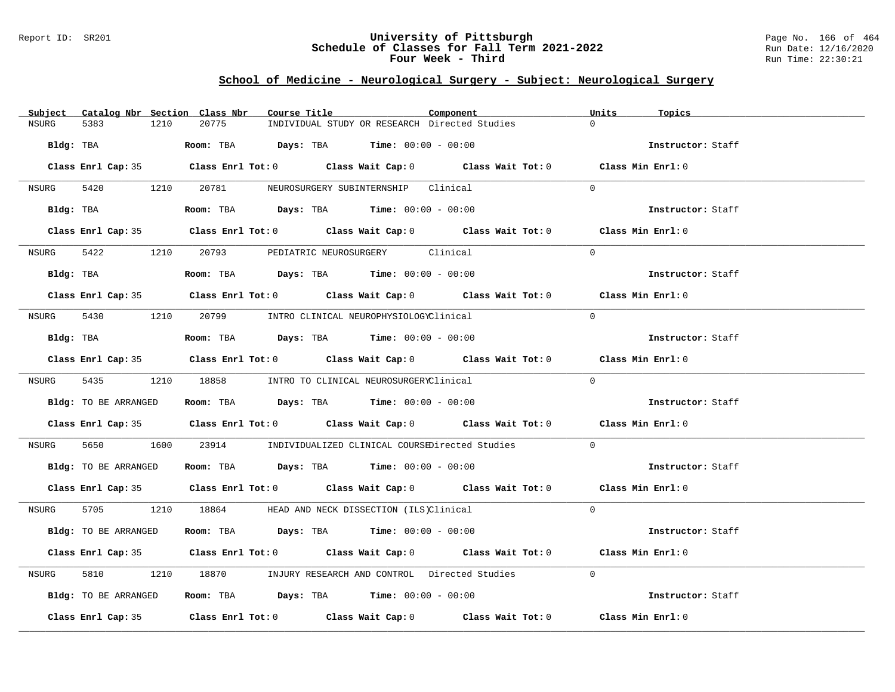Report ID: SR201

# University of Pittsburgh
## Schedule of Classes for Fall Term 2021-2022
## Four Week - Third

Run Date: 12/16/2020
Run Time: 22:30:21

### School of Medicine - Neurological Surgery - Subject: Neurological Surgery

| Subject | Catalog Nbr | Section | Class Nbr | Course Title | Component | Units | Topics |
|---|---|---|---|---|---|---|---|
| NSURG | 5383 | 1210 | 20775 | INDIVIDUAL STUDY OR RESEARCH | Directed Studies | 0 | |

Bldg: TBA | Room: TBA | Days: TBA | Time: 00:00 - 00:00 | Instructor: Staff

Class Enrl Cap: 35 | Class Enrl Tot: 0 | Class Wait Cap: 0 | Class Wait Tot: 0 | Class Min Enrl: 0

| Subject | Catalog Nbr | Section | Class Nbr | Course Title | Component | Units | Topics |
|---|---|---|---|---|---|---|---|
| NSURG | 5420 | 1210 | 20781 | NEUROSURGERY SUBINTERNSHIP | Clinical | 0 | |

Bldg: TBA | Room: TBA | Days: TBA | Time: 00:00 - 00:00 | Instructor: Staff

Class Enrl Cap: 35 | Class Enrl Tot: 0 | Class Wait Cap: 0 | Class Wait Tot: 0 | Class Min Enrl: 0

| Subject | Catalog Nbr | Section | Class Nbr | Course Title | Component | Units | Topics |
|---|---|---|---|---|---|---|---|
| NSURG | 5422 | 1210 | 20793 | PEDIATRIC NEUROSURGERY | Clinical | 0 | |

Bldg: TBA | Room: TBA | Days: TBA | Time: 00:00 - 00:00 | Instructor: Staff

Class Enrl Cap: 35 | Class Enrl Tot: 0 | Class Wait Cap: 0 | Class Wait Tot: 0 | Class Min Enrl: 0

| Subject | Catalog Nbr | Section | Class Nbr | Course Title | Component | Units | Topics |
|---|---|---|---|---|---|---|---|
| NSURG | 5430 | 1210 | 20799 | INTRO CLINICAL NEUROPHYSIOLOGY | Clinical | 0 | |

Bldg: TBA | Room: TBA | Days: TBA | Time: 00:00 - 00:00 | Instructor: Staff

Class Enrl Cap: 35 | Class Enrl Tot: 0 | Class Wait Cap: 0 | Class Wait Tot: 0 | Class Min Enrl: 0

| Subject | Catalog Nbr | Section | Class Nbr | Course Title | Component | Units | Topics |
|---|---|---|---|---|---|---|---|
| NSURG | 5435 | 1210 | 18858 | INTRO TO CLINICAL NEUROSURGERY | Clinical | 0 | |

Bldg: TO BE ARRANGED | Room: TBA | Days: TBA | Time: 00:00 - 00:00 | Instructor: Staff

Class Enrl Cap: 35 | Class Enrl Tot: 0 | Class Wait Cap: 0 | Class Wait Tot: 0 | Class Min Enrl: 0

| Subject | Catalog Nbr | Section | Class Nbr | Course Title | Component | Units | Topics |
|---|---|---|---|---|---|---|---|
| NSURG | 5650 | 1600 | 23914 | INDIVIDUALIZED CLINICAL COURSE | Directed Studies | 0 | |

Bldg: TO BE ARRANGED | Room: TBA | Days: TBA | Time: 00:00 - 00:00 | Instructor: Staff

Class Enrl Cap: 35 | Class Enrl Tot: 0 | Class Wait Cap: 0 | Class Wait Tot: 0 | Class Min Enrl: 0

| Subject | Catalog Nbr | Section | Class Nbr | Course Title | Component | Units | Topics |
|---|---|---|---|---|---|---|---|
| NSURG | 5705 | 1210 | 18864 | HEAD AND NECK DISSECTION (ILS) | Clinical | 0 | |

Bldg: TO BE ARRANGED | Room: TBA | Days: TBA | Time: 00:00 - 00:00 | Instructor: Staff

Class Enrl Cap: 35 | Class Enrl Tot: 0 | Class Wait Cap: 0 | Class Wait Tot: 0 | Class Min Enrl: 0

| Subject | Catalog Nbr | Section | Class Nbr | Course Title | Component | Units | Topics |
|---|---|---|---|---|---|---|---|
| NSURG | 5810 | 1210 | 18870 | INJURY RESEARCH AND CONTROL | Directed Studies | 0 | |

Bldg: TO BE ARRANGED | Room: TBA | Days: TBA | Time: 00:00 - 00:00 | Instructor: Staff

Class Enrl Cap: 35 | Class Enrl Tot: 0 | Class Wait Cap: 0 | Class Wait Tot: 0 | Class Min Enrl: 0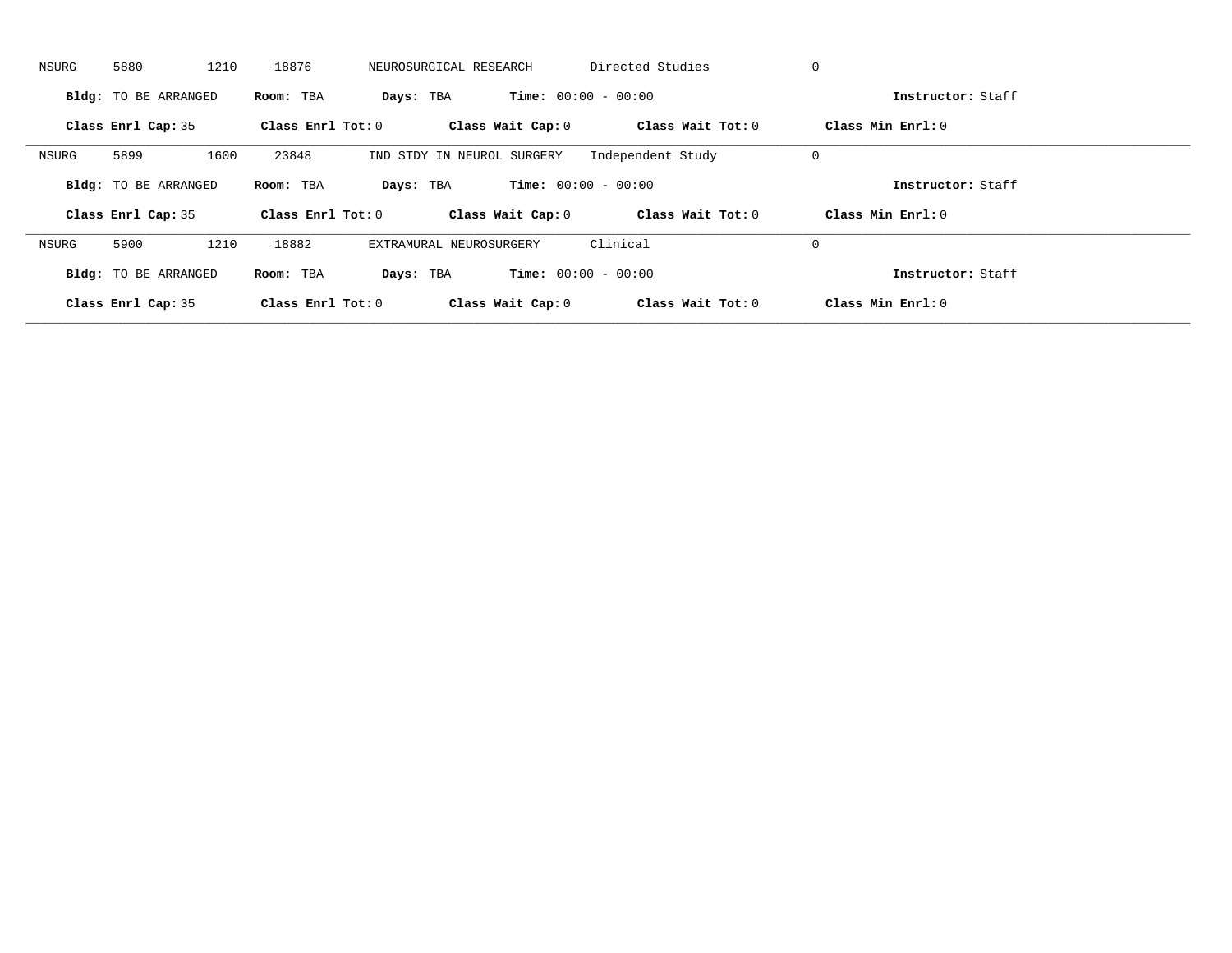NSURG 5880 1210 18876 NEUROSURGICAL RESEARCH Directed Studies 0

**Bldg:** TO BE ARRANGED **Room:** TBA **Days:** TBA **Time:** 00:00 - 00:00 **Instructor:** Staff

**Class Enrl Cap:** 35 **Class Enrl Tot:** 0 **Class Wait Cap:** 0 **Class Wait Tot:** 0 **Class Min Enrl:** 0

---

NSURG 5899 1600 23848 IND STDY IN NEUROL SURGERY Independent Study 0

**Bldg:** TO BE ARRANGED **Room:** TBA **Days:** TBA **Time:** 00:00 - 00:00 **Instructor:** Staff

**Class Enrl Cap:** 35 **Class Enrl Tot:** 0 **Class Wait Cap:** 0 **Class Wait Tot:** 0 **Class Min Enrl:** 0

---

NSURG 5900 1210 18882 EXTRAMURAL NEUROSURGERY Clinical 0

**Bldg:** TO BE ARRANGED **Room:** TBA **Days:** TBA **Time:** 00:00 - 00:00 **Instructor:** Staff

**Class Enrl Cap:** 35 **Class Enrl Tot:** 0 **Class Wait Cap:** 0 **Class Wait Tot:** 0 **Class Min Enrl:** 0

---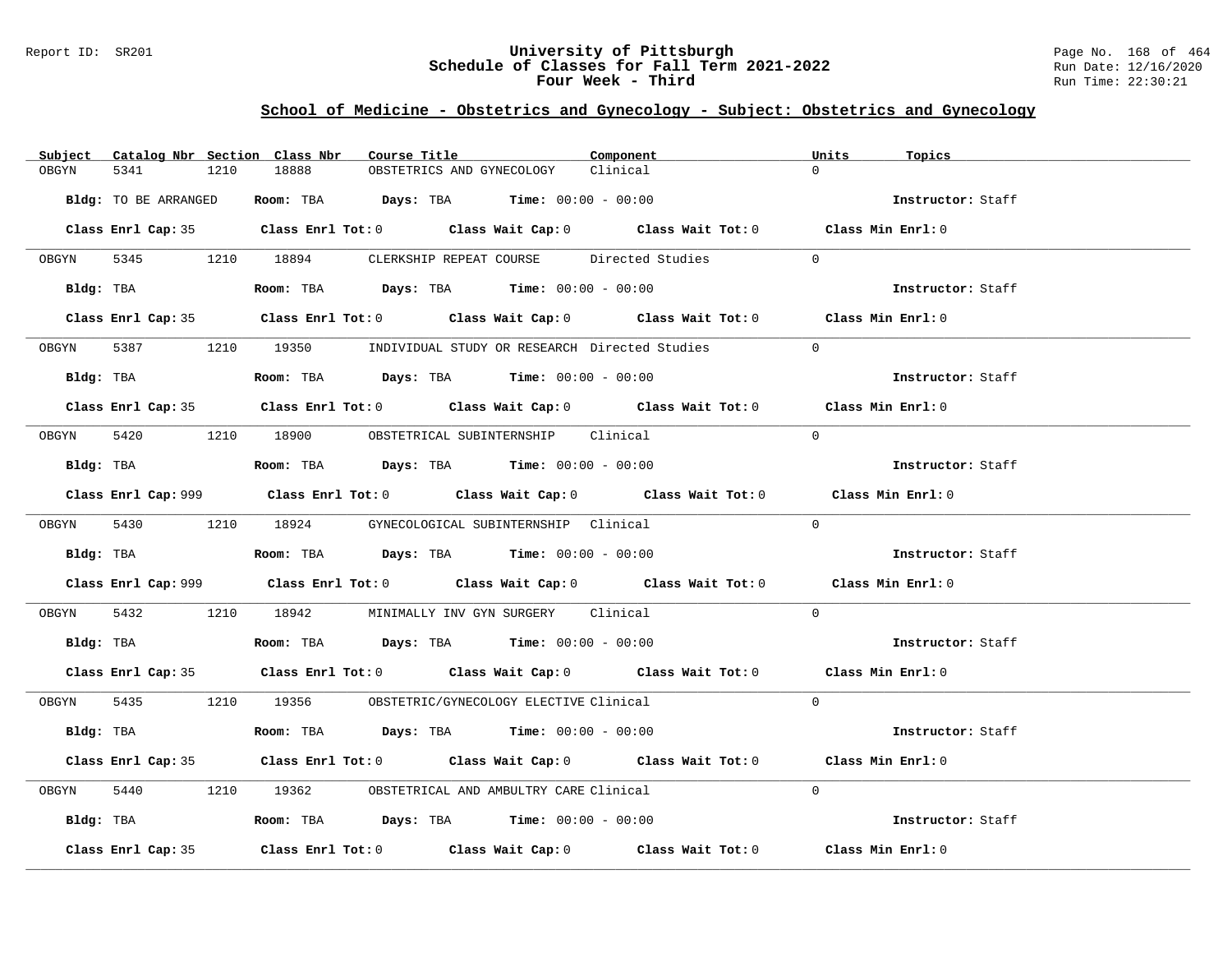# University of Pittsburgh
## Schedule of Classes for Fall Term 2021-2022
### Four Week - Third

Report ID: SR201

Run Date: 12/16/2020
Run Time: 22:30:21

## School of Medicine - Obstetrics and Gynecology - Subject: Obstetrics and Gynecology

| Subject | Catalog Nbr | Section | Class Nbr | Course Title | Component | Units | Topics |
|---|---|---|---|---|---|---|---|
| OBGYN | 5341 | 1210 | 18888 | OBSTETRICS AND GYNECOLOGY | Clinical | 0 | |

**Bldg:** TO BE ARRANGED **Room:** TBA **Days:** TBA **Time:** 00:00 - 00:00 **Instructor:** Staff

**Class Enrl Cap:** 35 **Class Enrl Tot:** 0 **Class Wait Cap:** 0 **Class Wait Tot:** 0 **Class Min Enrl:** 0

---

| Subject | Catalog Nbr | Section | Class Nbr | Course Title | Component | Units | Topics |
|---|---|---|---|---|---|---|---|
| OBGYN | 5345 | 1210 | 18894 | CLERKSHIP REPEAT COURSE | Directed Studies | 0 | |

**Bldg:** TBA **Room:** TBA **Days:** TBA **Time:** 00:00 - 00:00 **Instructor:** Staff

**Class Enrl Cap:** 35 **Class Enrl Tot:** 0 **Class Wait Cap:** 0 **Class Wait Tot:** 0 **Class Min Enrl:** 0

---

| Subject | Catalog Nbr | Section | Class Nbr | Course Title | Component | Units | Topics |
|---|---|---|---|---|---|---|---|
| OBGYN | 5387 | 1210 | 19350 | INDIVIDUAL STUDY OR RESEARCH | Directed Studies | 0 | |

**Bldg:** TBA **Room:** TBA **Days:** TBA **Time:** 00:00 - 00:00 **Instructor:** Staff

**Class Enrl Cap:** 35 **Class Enrl Tot:** 0 **Class Wait Cap:** 0 **Class Wait Tot:** 0 **Class Min Enrl:** 0

---

| Subject | Catalog Nbr | Section | Class Nbr | Course Title | Component | Units | Topics |
|---|---|---|---|---|---|---|---|
| OBGYN | 5420 | 1210 | 18900 | OBSTETRICAL SUBINTERNSHIP | Clinical | 0 | |

**Bldg:** TBA **Room:** TBA **Days:** TBA **Time:** 00:00 - 00:00 **Instructor:** Staff

**Class Enrl Cap:** 999 **Class Enrl Tot:** 0 **Class Wait Cap:** 0 **Class Wait Tot:** 0 **Class Min Enrl:** 0

---

| Subject | Catalog Nbr | Section | Class Nbr | Course Title | Component | Units | Topics |
|---|---|---|---|---|---|---|---|
| OBGYN | 5430 | 1210 | 18924 | GYNECOLOGICAL SUBINTERNSHIP | Clinical | 0 | |

**Bldg:** TBA **Room:** TBA **Days:** TBA **Time:** 00:00 - 00:00 **Instructor:** Staff

**Class Enrl Cap:** 999 **Class Enrl Tot:** 0 **Class Wait Cap:** 0 **Class Wait Tot:** 0 **Class Min Enrl:** 0

---

| Subject | Catalog Nbr | Section | Class Nbr | Course Title | Component | Units | Topics |
|---|---|---|---|---|---|---|---|
| OBGYN | 5432 | 1210 | 18942 | MINIMALLY INV GYN SURGERY | Clinical | 0 | |

**Bldg:** TBA **Room:** TBA **Days:** TBA **Time:** 00:00 - 00:00 **Instructor:** Staff

**Class Enrl Cap:** 35 **Class Enrl Tot:** 0 **Class Wait Cap:** 0 **Class Wait Tot:** 0 **Class Min Enrl:** 0

---

| Subject | Catalog Nbr | Section | Class Nbr | Course Title | Component | Units | Topics |
|---|---|---|---|---|---|---|---|
| OBGYN | 5435 | 1210 | 19356 | OBSTETRIC/GYNECOLOGY ELECTIVE | Clinical | 0 | |

**Bldg:** TBA **Room:** TBA **Days:** TBA **Time:** 00:00 - 00:00 **Instructor:** Staff

**Class Enrl Cap:** 35 **Class Enrl Tot:** 0 **Class Wait Cap:** 0 **Class Wait Tot:** 0 **Class Min Enrl:** 0

---

| Subject | Catalog Nbr | Section | Class Nbr | Course Title | Component | Units | Topics |
|---|---|---|---|---|---|---|---|
| OBGYN | 5440 | 1210 | 19362 | OBSTETRICAL AND AMBULTRY CARE | Clinical | 0 | |

**Bldg:** TBA **Room:** TBA **Days:** TBA **Time:** 00:00 - 00:00 **Instructor:** Staff

**Class Enrl Cap:** 35 **Class Enrl Tot:** 0 **Class Wait Cap:** 0 **Class Wait Tot:** 0 **Class Min Enrl:** 0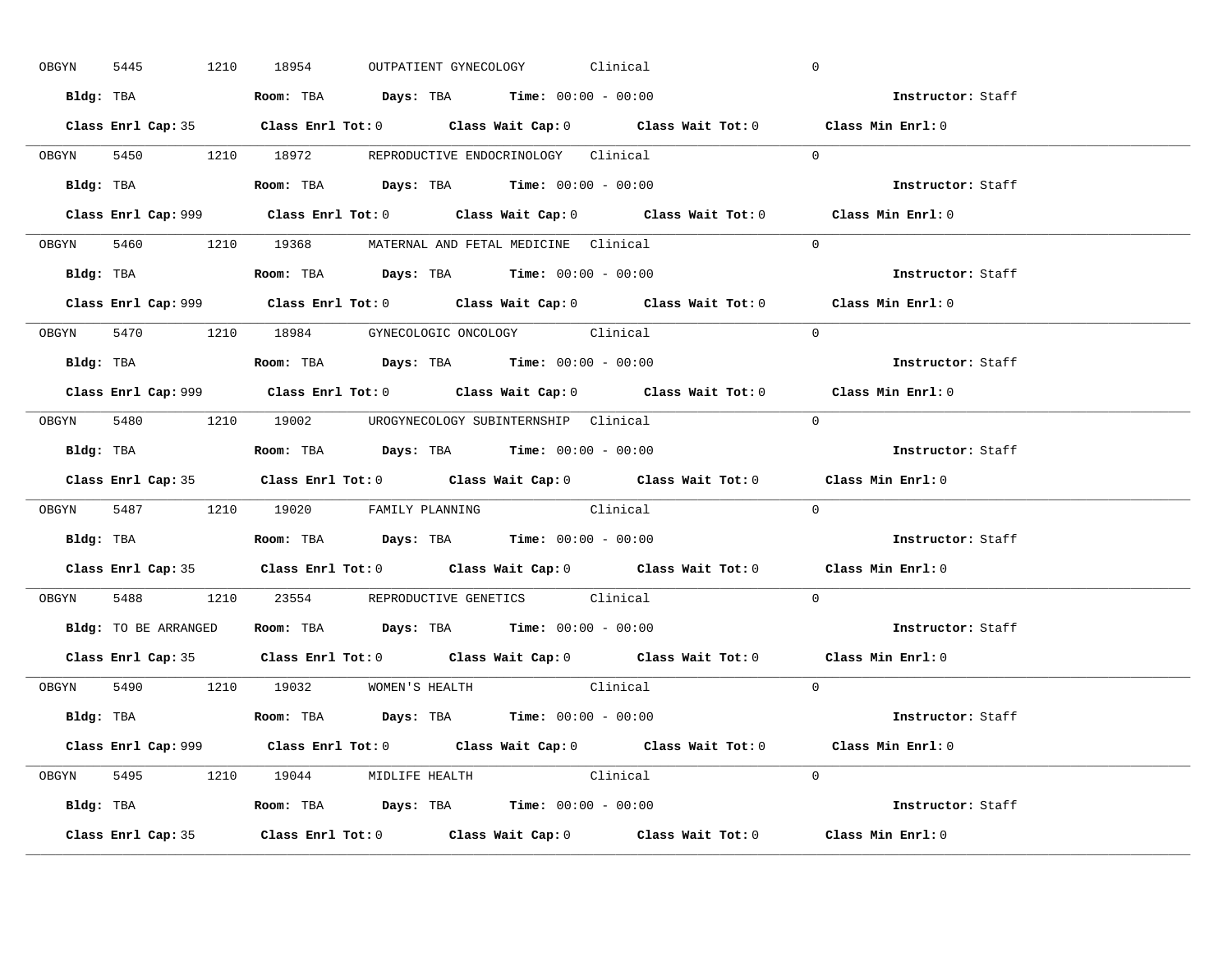OBGYN 5445 1210 18954 OUTPATIENT GYNECOLOGY Clinical 0

**Bldg:** TBA **Room:** TBA **Days:** TBA **Time:** 00:00 - 00:00 **Instructor:** Staff

**Class Enrl Cap:** 35 **Class Enrl Tot:** 0 **Class Wait Cap:** 0 **Class Wait Tot:** 0 **Class Min Enrl:** 0

---

OBGYN 5450 1210 18972 REPRODUCTIVE ENDOCRINOLOGY Clinical 0

**Bldg:** TBA **Room:** TBA **Days:** TBA **Time:** 00:00 - 00:00 **Instructor:** Staff

**Class Enrl Cap:** 999 **Class Enrl Tot:** 0 **Class Wait Cap:** 0 **Class Wait Tot:** 0 **Class Min Enrl:** 0

---

OBGYN 5460 1210 19368 MATERNAL AND FETAL MEDICINE Clinical 0

**Bldg:** TBA **Room:** TBA **Days:** TBA **Time:** 00:00 - 00:00 **Instructor:** Staff

**Class Enrl Cap:** 999 **Class Enrl Tot:** 0 **Class Wait Cap:** 0 **Class Wait Tot:** 0 **Class Min Enrl:** 0

---

OBGYN 5470 1210 18984 GYNECOLOGIC ONCOLOGY Clinical 0

**Bldg:** TBA **Room:** TBA **Days:** TBA **Time:** 00:00 - 00:00 **Instructor:** Staff

**Class Enrl Cap:** 999 **Class Enrl Tot:** 0 **Class Wait Cap:** 0 **Class Wait Tot:** 0 **Class Min Enrl:** 0

---

OBGYN 5480 1210 19002 UROGYNECOLOGY SUBINTERNSHIP Clinical 0

**Bldg:** TBA **Room:** TBA **Days:** TBA **Time:** 00:00 - 00:00 **Instructor:** Staff

**Class Enrl Cap:** 35 **Class Enrl Tot:** 0 **Class Wait Cap:** 0 **Class Wait Tot:** 0 **Class Min Enrl:** 0

---

OBGYN 5487 1210 19020 FAMILY PLANNING Clinical 0

**Bldg:** TBA **Room:** TBA **Days:** TBA **Time:** 00:00 - 00:00 **Instructor:** Staff

**Class Enrl Cap:** 35 **Class Enrl Tot:** 0 **Class Wait Cap:** 0 **Class Wait Tot:** 0 **Class Min Enrl:** 0

---

OBGYN 5488 1210 23554 REPRODUCTIVE GENETICS Clinical 0

**Bldg:** TO BE ARRANGED **Room:** TBA **Days:** TBA **Time:** 00:00 - 00:00 **Instructor:** Staff

**Class Enrl Cap:** 35 **Class Enrl Tot:** 0 **Class Wait Cap:** 0 **Class Wait Tot:** 0 **Class Min Enrl:** 0

---

OBGYN 5490 1210 19032 WOMEN'S HEALTH Clinical 0

**Bldg:** TBA **Room:** TBA **Days:** TBA **Time:** 00:00 - 00:00 **Instructor:** Staff

**Class Enrl Cap:** 999 **Class Enrl Tot:** 0 **Class Wait Cap:** 0 **Class Wait Tot:** 0 **Class Min Enrl:** 0

---

OBGYN 5495 1210 19044 MIDLIFE HEALTH Clinical 0

**Bldg:** TBA **Room:** TBA **Days:** TBA **Time:** 00:00 - 00:00 **Instructor:** Staff

**Class Enrl Cap:** 35 **Class Enrl Tot:** 0 **Class Wait Cap:** 0 **Class Wait Tot:** 0 **Class Min Enrl:** 0

---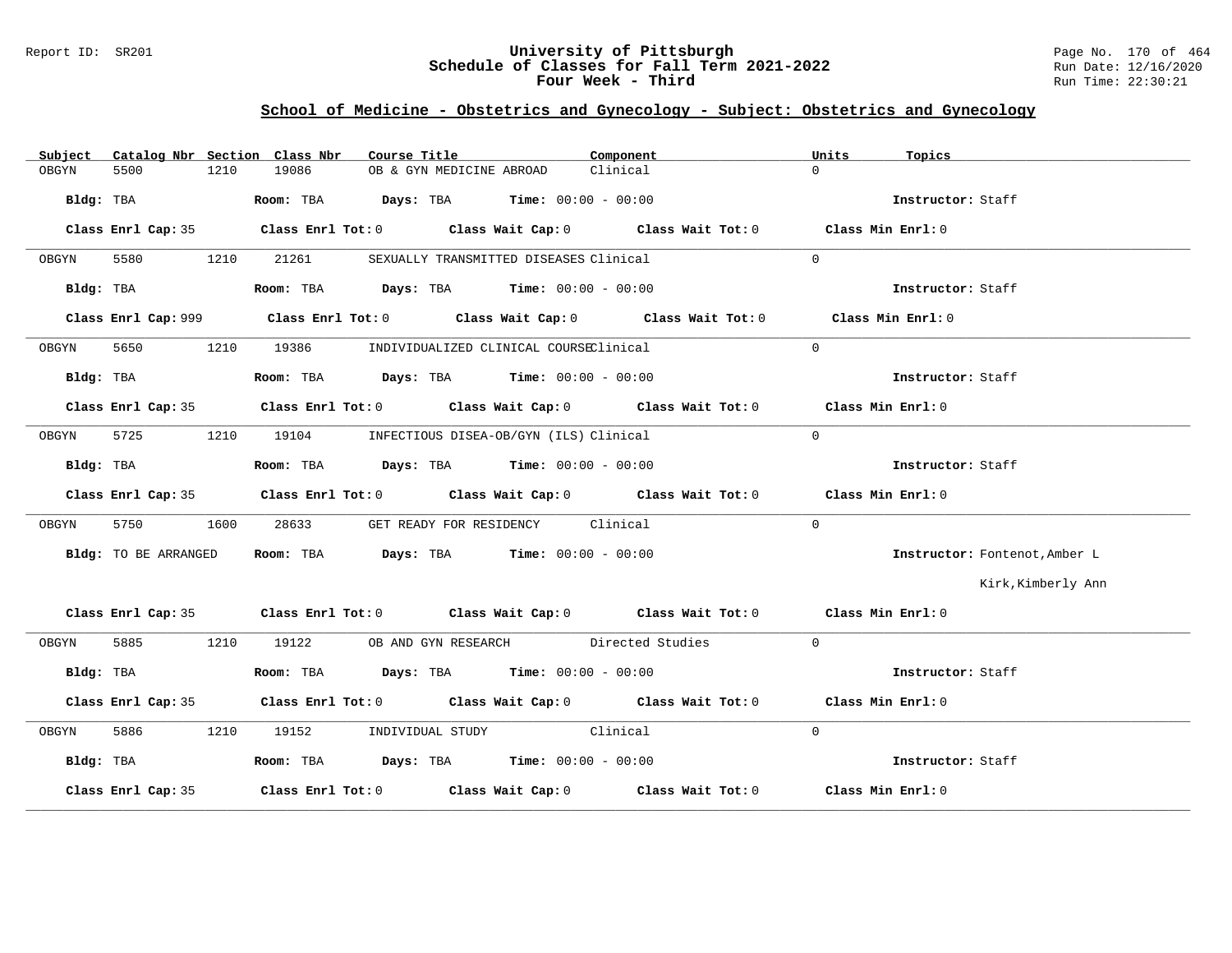# University of Pittsburgh
## Schedule of Classes for Fall Term 2021-2022
### Four Week - Third

## School of Medicine - Obstetrics and Gynecology - Subject: Obstetrics and Gynecology

| Subject | Catalog Nbr | Section | Class Nbr | Course Title | Component | Units | Topics |
|---|---|---|---|---|---|---|---|
| OBGYN | 5500 | 1210 | 19086 | OB & GYN MEDICINE ABROAD | Clinical | 0 | |

**Bldg:** TBA **Room:** TBA **Days:** TBA **Time:** 00:00 - 00:00 **Instructor:** Staff

**Class Enrl Cap:** 35 **Class Enrl Tot:** 0 **Class Wait Cap:** 0 **Class Wait Tot:** 0 **Class Min Enrl:** 0

---

| Subject | Catalog Nbr | Section | Class Nbr | Course Title | Component | Units | Topics |
|---|---|---|---|---|---|---|---|
| OBGYN | 5580 | 1210 | 21261 | SEXUALLY TRANSMITTED DISEASES | Clinical | 0 | |

**Bldg:** TBA **Room:** TBA **Days:** TBA **Time:** 00:00 - 00:00 **Instructor:** Staff

**Class Enrl Cap:** 999 **Class Enrl Tot:** 0 **Class Wait Cap:** 0 **Class Wait Tot:** 0 **Class Min Enrl:** 0

---

| Subject | Catalog Nbr | Section | Class Nbr | Course Title | Component | Units | Topics |
|---|---|---|---|---|---|---|---|
| OBGYN | 5650 | 1210 | 19386 | INDIVIDUALIZED CLINICAL COURSE | Clinical | 0 | |

**Bldg:** TBA **Room:** TBA **Days:** TBA **Time:** 00:00 - 00:00 **Instructor:** Staff

**Class Enrl Cap:** 35 **Class Enrl Tot:** 0 **Class Wait Cap:** 0 **Class Wait Tot:** 0 **Class Min Enrl:** 0

---

| Subject | Catalog Nbr | Section | Class Nbr | Course Title | Component | Units | Topics |
|---|---|---|---|---|---|---|---|
| OBGYN | 5725 | 1210 | 19104 | INFECTIOUS DISEA-OB/GYN (ILS) | Clinical | 0 | |

**Bldg:** TBA **Room:** TBA **Days:** TBA **Time:** 00:00 - 00:00 **Instructor:** Staff

**Class Enrl Cap:** 35 **Class Enrl Tot:** 0 **Class Wait Cap:** 0 **Class Wait Tot:** 0 **Class Min Enrl:** 0

---

| Subject | Catalog Nbr | Section | Class Nbr | Course Title | Component | Units | Topics |
|---|---|---|---|---|---|---|---|
| OBGYN | 5750 | 1600 | 28633 | GET READY FOR RESIDENCY | Clinical | 0 | |

**Bldg:** TO BE ARRANGED **Room:** TBA **Days:** TBA **Time:** 00:00 - 00:00 **Instructor:** Fontenot,Amber L; Kirk,Kimberly Ann

**Class Enrl Cap:** 35 **Class Enrl Tot:** 0 **Class Wait Cap:** 0 **Class Wait Tot:** 0 **Class Min Enrl:** 0

---

| Subject | Catalog Nbr | Section | Class Nbr | Course Title | Component | Units | Topics |
|---|---|---|---|---|---|---|---|
| OBGYN | 5885 | 1210 | 19122 | OB AND GYN RESEARCH | Directed Studies | 0 | |

**Bldg:** TBA **Room:** TBA **Days:** TBA **Time:** 00:00 - 00:00 **Instructor:** Staff

**Class Enrl Cap:** 35 **Class Enrl Tot:** 0 **Class Wait Cap:** 0 **Class Wait Tot:** 0 **Class Min Enrl:** 0

---

| Subject | Catalog Nbr | Section | Class Nbr | Course Title | Component | Units | Topics |
|---|---|---|---|---|---|---|---|
| OBGYN | 5886 | 1210 | 19152 | INDIVIDUAL STUDY | Clinical | 0 | |

**Bldg:** TBA **Room:** TBA **Days:** TBA **Time:** 00:00 - 00:00 **Instructor:** Staff

**Class Enrl Cap:** 35 **Class Enrl Tot:** 0 **Class Wait Cap:** 0 **Class Wait Tot:** 0 **Class Min Enrl:** 0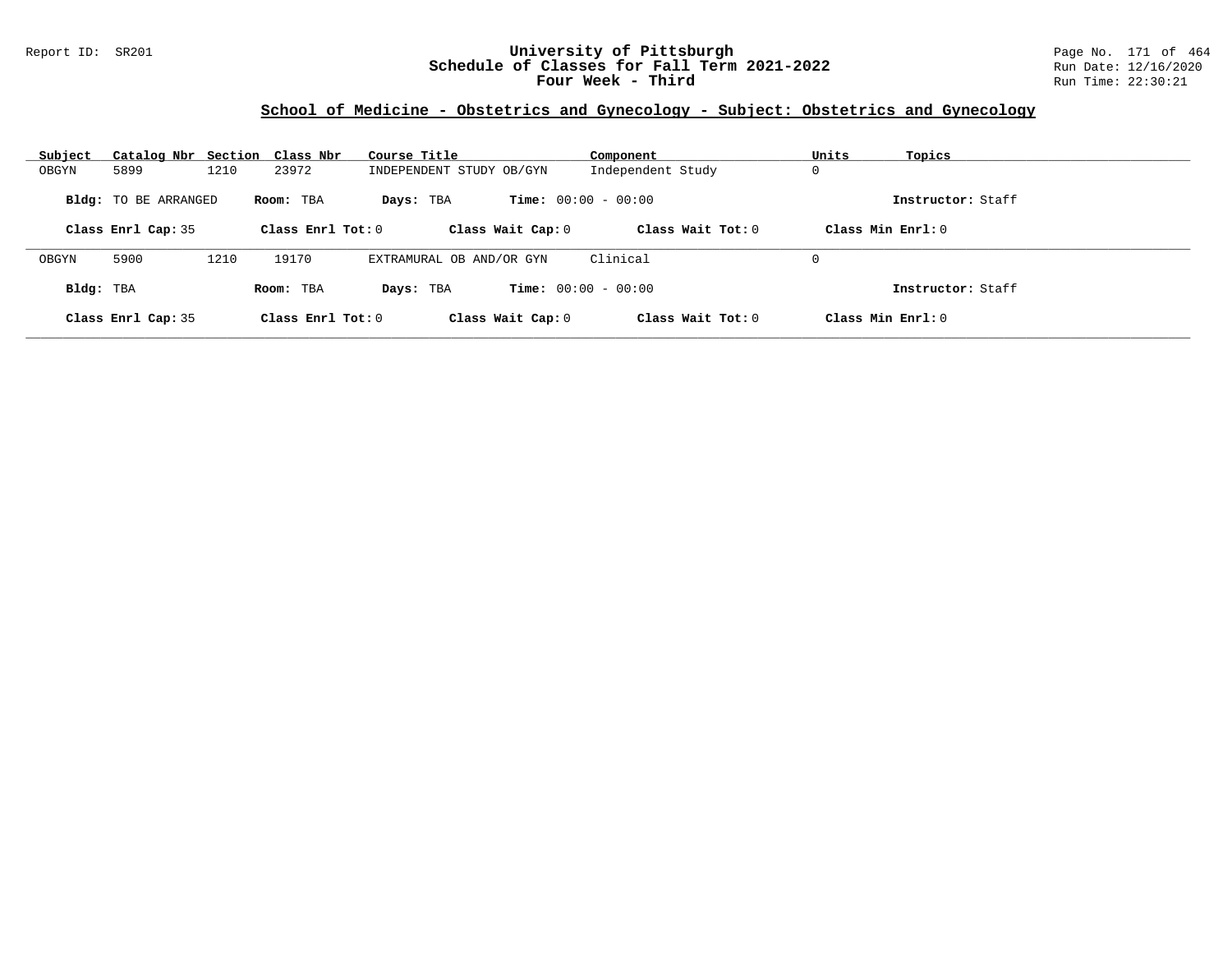## School of Medicine - Obstetrics and Gynecology - Subject: Obstetrics and Gynecology

| Subject | Catalog Nbr | Section | Class Nbr | Course Title | Component | Units | Topics |
|---|---|---|---|---|---|---|---|
| OBGYN | 5899 | 1210 | 23972 | INDEPENDENT STUDY OB/GYN | Independent Study | 0 | |

**Bldg:** TO BE ARRANGED **Room:** TBA **Days:** TBA **Time:** 00:00 - 00:00 **Instructor:** Staff

**Class Enrl Cap:** 35 **Class Enrl Tot:** 0 **Class Wait Cap:** 0 **Class Wait Tot:** 0 **Class Min Enrl:** 0

---

| Subject | Catalog Nbr | Section | Class Nbr | Course Title | Component | Units | Topics |
|---|---|---|---|---|---|---|---|
| OBGYN | 5900 | 1210 | 19170 | EXTRAMURAL OB AND/OR GYN | Clinical | 0 | |

**Bldg:** TBA **Room:** TBA **Days:** TBA **Time:** 00:00 - 00:00 **Instructor:** Staff

**Class Enrl Cap:** 35 **Class Enrl Tot:** 0 **Class Wait Cap:** 0 **Class Wait Tot:** 0 **Class Min Enrl:** 0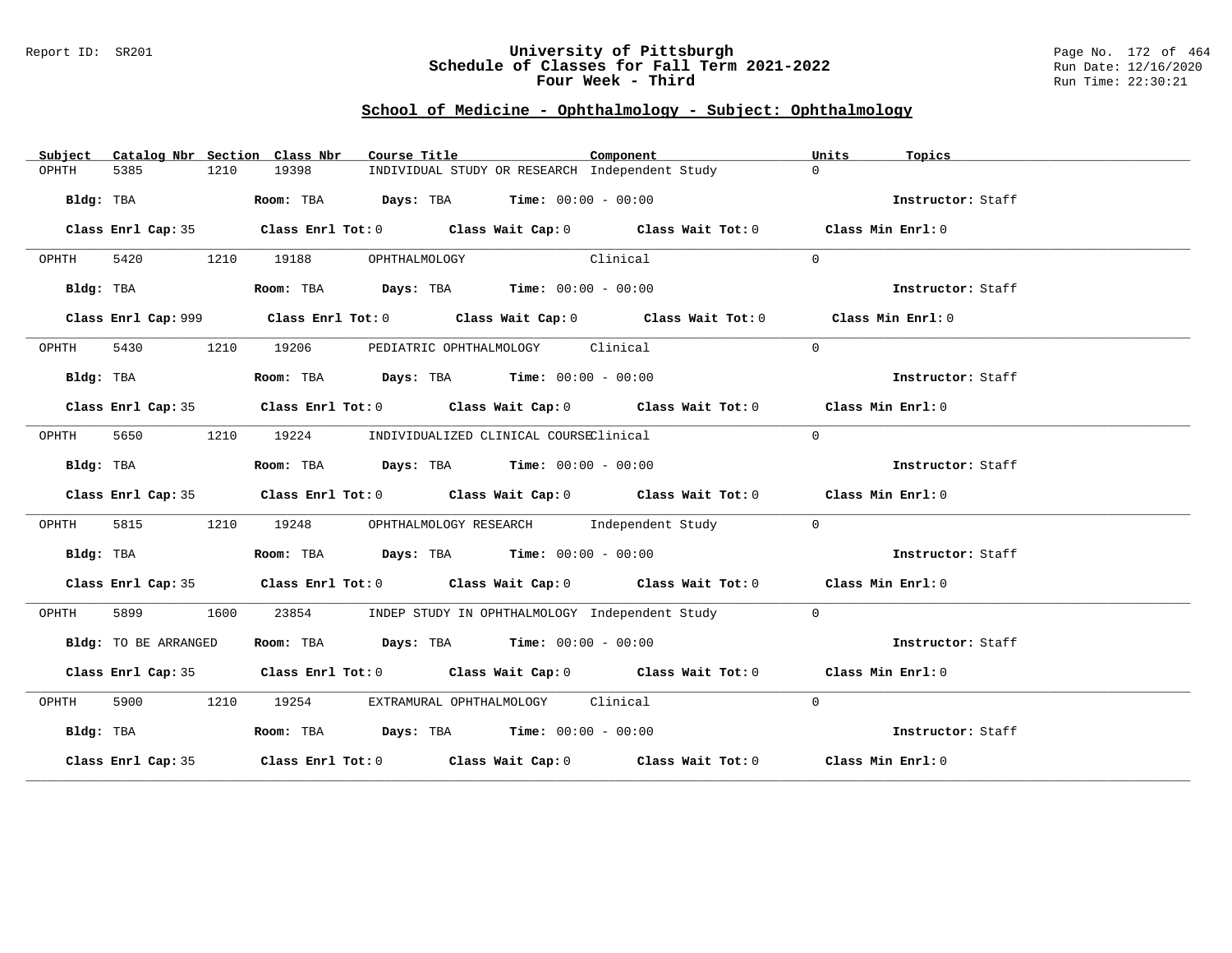## School of Medicine - Ophthalmology - Subject: Ophthalmology

| Subject | Catalog Nbr | Section | Class Nbr | Course Title | Component | Units | Topics |
|---|---|---|---|---|---|---|---|
| OPHTH | 5385 | 1210 | 19398 | INDIVIDUAL STUDY OR RESEARCH | Independent Study | 0 | |

**Bldg:** TBA **Room:** TBA **Days:** TBA **Time:** 00:00 - 00:00 **Instructor:** Staff

**Class Enrl Cap:** 35 **Class Enrl Tot:** 0 **Class Wait Cap:** 0 **Class Wait Tot:** 0 **Class Min Enrl:** 0

| Subject | Catalog Nbr | Section | Class Nbr | Course Title | Component | Units | Topics |
|---|---|---|---|---|---|---|---|
| OPHTH | 5420 | 1210 | 19188 | OPHTHALMOLOGY | Clinical | 0 | |

**Bldg:** TBA **Room:** TBA **Days:** TBA **Time:** 00:00 - 00:00 **Instructor:** Staff

**Class Enrl Cap:** 999 **Class Enrl Tot:** 0 **Class Wait Cap:** 0 **Class Wait Tot:** 0 **Class Min Enrl:** 0

| Subject | Catalog Nbr | Section | Class Nbr | Course Title | Component | Units | Topics |
|---|---|---|---|---|---|---|---|
| OPHTH | 5430 | 1210 | 19206 | PEDIATRIC OPHTHALMOLOGY | Clinical | 0 | |

**Bldg:** TBA **Room:** TBA **Days:** TBA **Time:** 00:00 - 00:00 **Instructor:** Staff

**Class Enrl Cap:** 35 **Class Enrl Tot:** 0 **Class Wait Cap:** 0 **Class Wait Tot:** 0 **Class Min Enrl:** 0

| Subject | Catalog Nbr | Section | Class Nbr | Course Title | Component | Units | Topics |
|---|---|---|---|---|---|---|---|
| OPHTH | 5650 | 1210 | 19224 | INDIVIDUALIZED CLINICAL COURSE | Clinical | 0 | |

**Bldg:** TBA **Room:** TBA **Days:** TBA **Time:** 00:00 - 00:00 **Instructor:** Staff

**Class Enrl Cap:** 35 **Class Enrl Tot:** 0 **Class Wait Cap:** 0 **Class Wait Tot:** 0 **Class Min Enrl:** 0

| Subject | Catalog Nbr | Section | Class Nbr | Course Title | Component | Units | Topics |
|---|---|---|---|---|---|---|---|
| OPHTH | 5815 | 1210 | 19248 | OPHTHALMOLOGY RESEARCH | Independent Study | 0 | |

**Bldg:** TBA **Room:** TBA **Days:** TBA **Time:** 00:00 - 00:00 **Instructor:** Staff

**Class Enrl Cap:** 35 **Class Enrl Tot:** 0 **Class Wait Cap:** 0 **Class Wait Tot:** 0 **Class Min Enrl:** 0

| Subject | Catalog Nbr | Section | Class Nbr | Course Title | Component | Units | Topics |
|---|---|---|---|---|---|---|---|
| OPHTH | 5899 | 1600 | 23854 | INDEP STUDY IN OPHTHALMOLOGY | Independent Study | 0 | |

**Bldg:** TO BE ARRANGED **Room:** TBA **Days:** TBA **Time:** 00:00 - 00:00 **Instructor:** Staff

**Class Enrl Cap:** 35 **Class Enrl Tot:** 0 **Class Wait Cap:** 0 **Class Wait Tot:** 0 **Class Min Enrl:** 0

| Subject | Catalog Nbr | Section | Class Nbr | Course Title | Component | Units | Topics |
|---|---|---|---|---|---|---|---|
| OPHTH | 5900 | 1210 | 19254 | EXTRAMURAL OPHTHALMOLOGY | Clinical | 0 | |

**Bldg:** TBA **Room:** TBA **Days:** TBA **Time:** 00:00 - 00:00 **Instructor:** Staff

**Class Enrl Cap:** 35 **Class Enrl Tot:** 0 **Class Wait Cap:** 0 **Class Wait Tot:** 0 **Class Min Enrl:** 0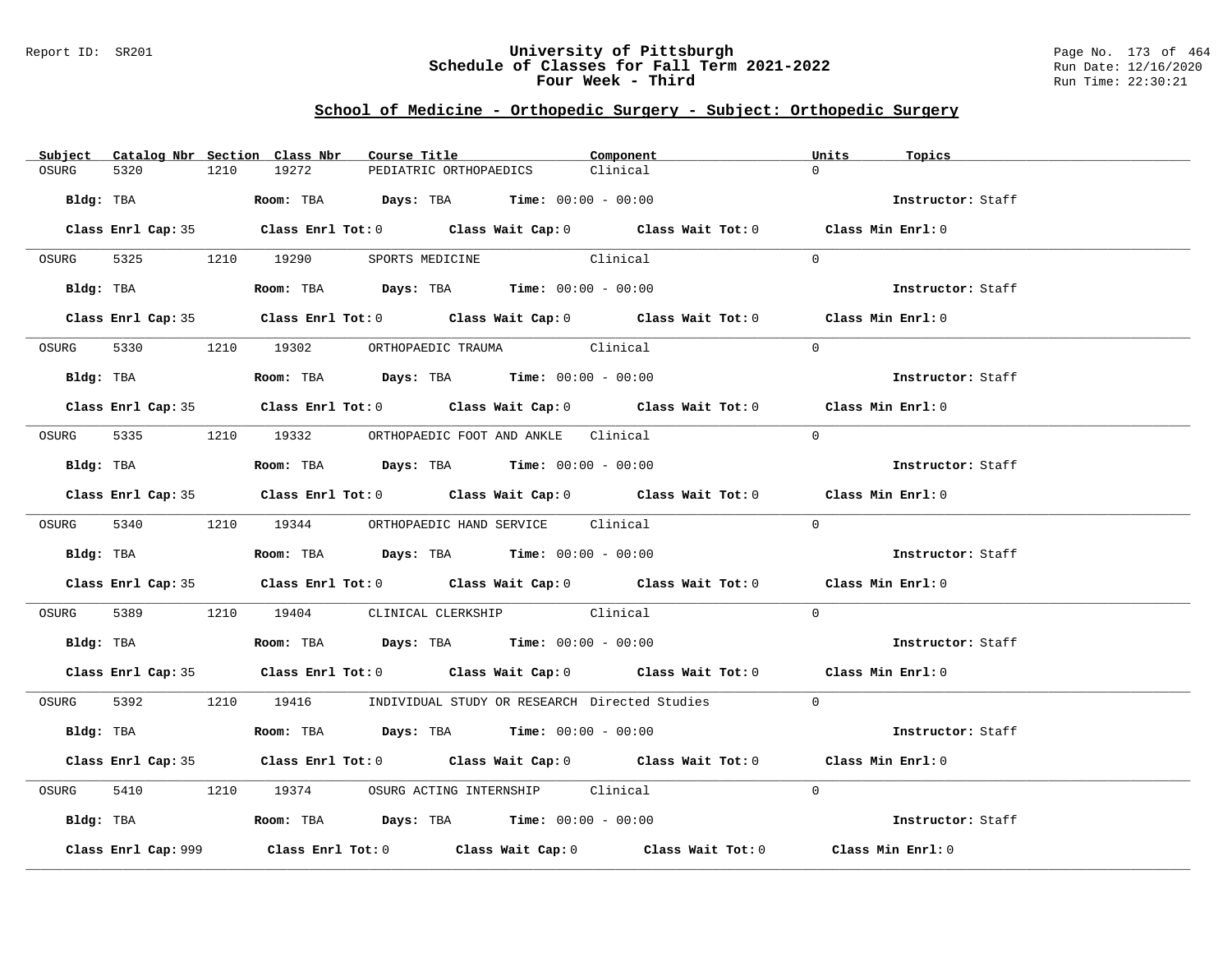Report ID: SR201

# University of Pittsburgh
## Schedule of Classes for Fall Term 2021-2022
### Four Week - Third

Page No. 173 of 464
Run Date: 12/16/2020
Run Time: 22:30:21

## School of Medicine - Orthopedic Surgery - Subject: Orthopedic Surgery

| Subject | Catalog Nbr | Section | Class Nbr | Course Title | Component | Units | Topics |
|---|---|---|---|---|---|---|---|
| OSURG | 5320 | 1210 | 19272 | PEDIATRIC ORTHOPAEDICS | Clinical | 0 | |

**Bldg:** TBA **Room:** TBA **Days:** TBA **Time:** 00:00 - 00:00 **Instructor:** Staff

**Class Enrl Cap:** 35 **Class Enrl Tot:** 0 **Class Wait Cap:** 0 **Class Wait Tot:** 0 **Class Min Enrl:** 0

| Subject | Catalog Nbr | Section | Class Nbr | Course Title | Component | Units | Topics |
|---|---|---|---|---|---|---|---|
| OSURG | 5325 | 1210 | 19290 | SPORTS MEDICINE | Clinical | 0 | |

**Bldg:** TBA **Room:** TBA **Days:** TBA **Time:** 00:00 - 00:00 **Instructor:** Staff

**Class Enrl Cap:** 35 **Class Enrl Tot:** 0 **Class Wait Cap:** 0 **Class Wait Tot:** 0 **Class Min Enrl:** 0

| Subject | Catalog Nbr | Section | Class Nbr | Course Title | Component | Units | Topics |
|---|---|---|---|---|---|---|---|
| OSURG | 5330 | 1210 | 19302 | ORTHOPAEDIC TRAUMA | Clinical | 0 | |

**Bldg:** TBA **Room:** TBA **Days:** TBA **Time:** 00:00 - 00:00 **Instructor:** Staff

**Class Enrl Cap:** 35 **Class Enrl Tot:** 0 **Class Wait Cap:** 0 **Class Wait Tot:** 0 **Class Min Enrl:** 0

| Subject | Catalog Nbr | Section | Class Nbr | Course Title | Component | Units | Topics |
|---|---|---|---|---|---|---|---|
| OSURG | 5335 | 1210 | 19332 | ORTHOPAEDIC FOOT AND ANKLE | Clinical | 0 | |

**Bldg:** TBA **Room:** TBA **Days:** TBA **Time:** 00:00 - 00:00 **Instructor:** Staff

**Class Enrl Cap:** 35 **Class Enrl Tot:** 0 **Class Wait Cap:** 0 **Class Wait Tot:** 0 **Class Min Enrl:** 0

| Subject | Catalog Nbr | Section | Class Nbr | Course Title | Component | Units | Topics |
|---|---|---|---|---|---|---|---|
| OSURG | 5340 | 1210 | 19344 | ORTHOPAEDIC HAND SERVICE | Clinical | 0 | |

**Bldg:** TBA **Room:** TBA **Days:** TBA **Time:** 00:00 - 00:00 **Instructor:** Staff

**Class Enrl Cap:** 35 **Class Enrl Tot:** 0 **Class Wait Cap:** 0 **Class Wait Tot:** 0 **Class Min Enrl:** 0

| Subject | Catalog Nbr | Section | Class Nbr | Course Title | Component | Units | Topics |
|---|---|---|---|---|---|---|---|
| OSURG | 5389 | 1210 | 19404 | CLINICAL CLERKSHIP | Clinical | 0 | |

**Bldg:** TBA **Room:** TBA **Days:** TBA **Time:** 00:00 - 00:00 **Instructor:** Staff

**Class Enrl Cap:** 35 **Class Enrl Tot:** 0 **Class Wait Cap:** 0 **Class Wait Tot:** 0 **Class Min Enrl:** 0

| Subject | Catalog Nbr | Section | Class Nbr | Course Title | Component | Units | Topics |
|---|---|---|---|---|---|---|---|
| OSURG | 5392 | 1210 | 19416 | INDIVIDUAL STUDY OR RESEARCH | Directed Studies | 0 | |

**Bldg:** TBA **Room:** TBA **Days:** TBA **Time:** 00:00 - 00:00 **Instructor:** Staff

**Class Enrl Cap:** 35 **Class Enrl Tot:** 0 **Class Wait Cap:** 0 **Class Wait Tot:** 0 **Class Min Enrl:** 0

| Subject | Catalog Nbr | Section | Class Nbr | Course Title | Component | Units | Topics |
|---|---|---|---|---|---|---|---|
| OSURG | 5410 | 1210 | 19374 | OSURG ACTING INTERNSHIP | Clinical | 0 | |

**Bldg:** TBA **Room:** TBA **Days:** TBA **Time:** 00:00 - 00:00 **Instructor:** Staff

**Class Enrl Cap:** 999 **Class Enrl Tot:** 0 **Class Wait Cap:** 0 **Class Wait Tot:** 0 **Class Min Enrl:** 0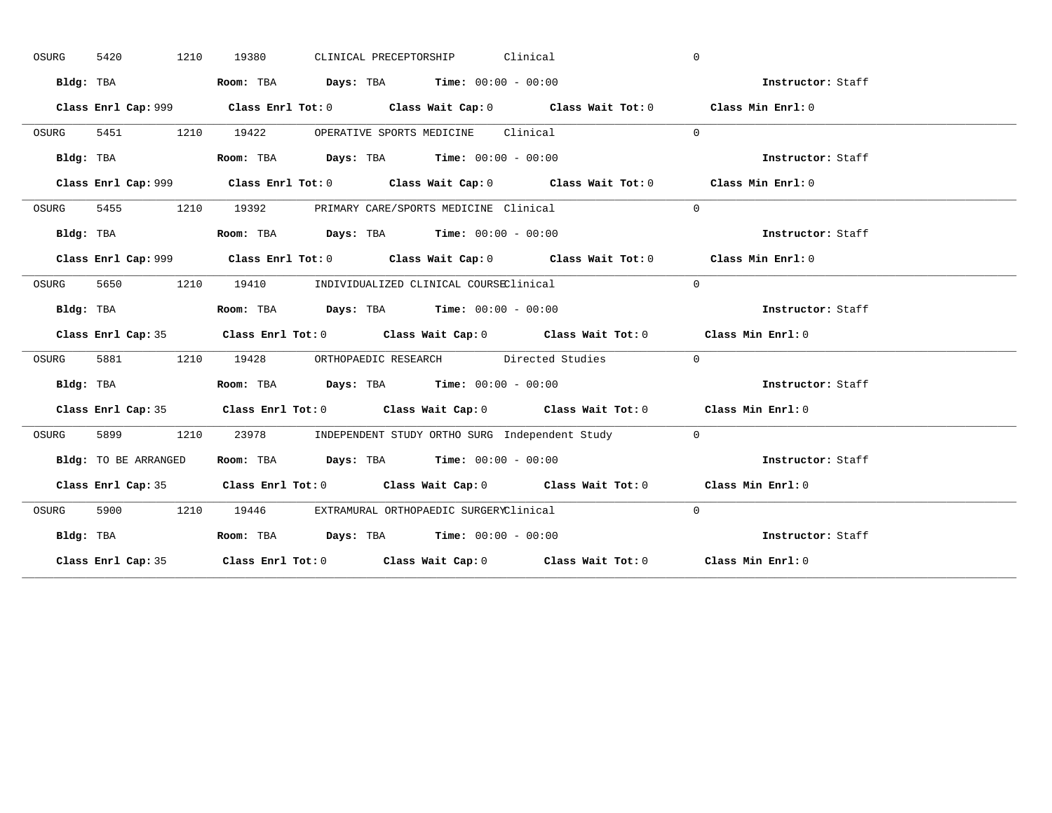OSURG 5420 1210 19380 CLINICAL PRECEPTORSHIP Clinical 0

**Bldg:** TBA **Room:** TBA **Days:** TBA **Time:** 00:00 - 00:00 **Instructor:** Staff

**Class Enrl Cap:** 999 **Class Enrl Tot:** 0 **Class Wait Cap:** 0 **Class Wait Tot:** 0 **Class Min Enrl:** 0

---

OSURG 5451 1210 19422 OPERATIVE SPORTS MEDICINE Clinical 0

**Bldg:** TBA **Room:** TBA **Days:** TBA **Time:** 00:00 - 00:00 **Instructor:** Staff

**Class Enrl Cap:** 999 **Class Enrl Tot:** 0 **Class Wait Cap:** 0 **Class Wait Tot:** 0 **Class Min Enrl:** 0

---

OSURG 5455 1210 19392 PRIMARY CARE/SPORTS MEDICINE Clinical 0

**Bldg:** TBA **Room:** TBA **Days:** TBA **Time:** 00:00 - 00:00 **Instructor:** Staff

**Class Enrl Cap:** 999 **Class Enrl Tot:** 0 **Class Wait Cap:** 0 **Class Wait Tot:** 0 **Class Min Enrl:** 0

---

OSURG 5650 1210 19410 INDIVIDUALIZED CLINICAL COURSE Clinical 0

**Bldg:** TBA **Room:** TBA **Days:** TBA **Time:** 00:00 - 00:00 **Instructor:** Staff

**Class Enrl Cap:** 35 **Class Enrl Tot:** 0 **Class Wait Cap:** 0 **Class Wait Tot:** 0 **Class Min Enrl:** 0

---

OSURG 5881 1210 19428 ORTHOPAEDIC RESEARCH Directed Studies 0

**Bldg:** TBA **Room:** TBA **Days:** TBA **Time:** 00:00 - 00:00 **Instructor:** Staff

**Class Enrl Cap:** 35 **Class Enrl Tot:** 0 **Class Wait Cap:** 0 **Class Wait Tot:** 0 **Class Min Enrl:** 0

---

OSURG 5899 1210 23978 INDEPENDENT STUDY ORTHO SURG Independent Study 0

**Bldg:** TO BE ARRANGED **Room:** TBA **Days:** TBA **Time:** 00:00 - 00:00 **Instructor:** Staff

**Class Enrl Cap:** 35 **Class Enrl Tot:** 0 **Class Wait Cap:** 0 **Class Wait Tot:** 0 **Class Min Enrl:** 0

---

OSURG 5900 1210 19446 EXTRAMURAL ORTHOPAEDIC SURGERY Clinical 0

**Bldg:** TBA **Room:** TBA **Days:** TBA **Time:** 00:00 - 00:00 **Instructor:** Staff

**Class Enrl Cap:** 35 **Class Enrl Tot:** 0 **Class Wait Cap:** 0 **Class Wait Tot:** 0 **Class Min Enrl:** 0

---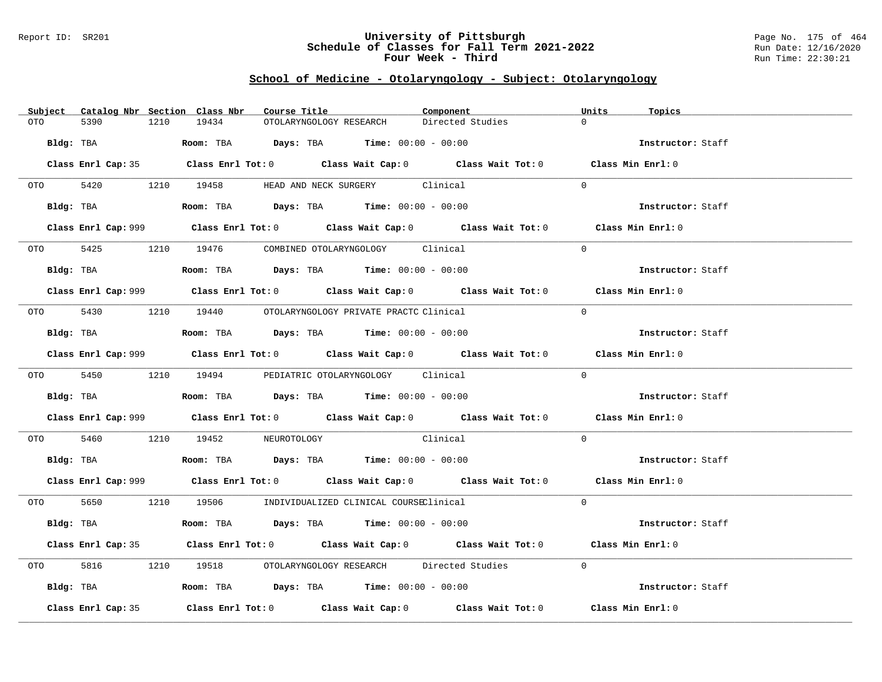# University of Pittsburgh
## Schedule of Classes for Fall Term 2021-2022
### Four Week - Third

Report ID: SR201

Run Date: 12/16/2020
Run Time: 22:30:21

## School of Medicine - Otolaryngology - Subject: Otolaryngology

| Subject | Catalog Nbr | Section | Class Nbr | Course Title | Component | Units | Topics |
|---|---|---|---|---|---|---|---|
| OTO | 5390 | 1210 | 19434 | OTOLARYNGOLOGY RESEARCH | Directed Studies | 0 | |

Bldg: TBA  Room: TBA  Days: TBA  Time: 00:00 - 00:00  Instructor: Staff

Class Enrl Cap: 35  Class Enrl Tot: 0  Class Wait Cap: 0  Class Wait Tot: 0  Class Min Enrl: 0

| Subject | Catalog Nbr | Section | Class Nbr | Course Title | Component | Units | Topics |
|---|---|---|---|---|---|---|---|
| OTO | 5420 | 1210 | 19458 | HEAD AND NECK SURGERY | Clinical | 0 | |

Bldg: TBA  Room: TBA  Days: TBA  Time: 00:00 - 00:00  Instructor: Staff

Class Enrl Cap: 999  Class Enrl Tot: 0  Class Wait Cap: 0  Class Wait Tot: 0  Class Min Enrl: 0

| Subject | Catalog Nbr | Section | Class Nbr | Course Title | Component | Units | Topics |
|---|---|---|---|---|---|---|---|
| OTO | 5425 | 1210 | 19476 | COMBINED OTOLARYNGOLOGY | Clinical | 0 | |

Bldg: TBA  Room: TBA  Days: TBA  Time: 00:00 - 00:00  Instructor: Staff

Class Enrl Cap: 999  Class Enrl Tot: 0  Class Wait Cap: 0  Class Wait Tot: 0  Class Min Enrl: 0

| Subject | Catalog Nbr | Section | Class Nbr | Course Title | Component | Units | Topics |
|---|---|---|---|---|---|---|---|
| OTO | 5430 | 1210 | 19440 | OTOLARYNGOLOGY PRIVATE PRACTC | Clinical | 0 | |

Bldg: TBA  Room: TBA  Days: TBA  Time: 00:00 - 00:00  Instructor: Staff

Class Enrl Cap: 999  Class Enrl Tot: 0  Class Wait Cap: 0  Class Wait Tot: 0  Class Min Enrl: 0

| Subject | Catalog Nbr | Section | Class Nbr | Course Title | Component | Units | Topics |
|---|---|---|---|---|---|---|---|
| OTO | 5450 | 1210 | 19494 | PEDIATRIC OTOLARYNGOLOGY | Clinical | 0 | |

Bldg: TBA  Room: TBA  Days: TBA  Time: 00:00 - 00:00  Instructor: Staff

Class Enrl Cap: 999  Class Enrl Tot: 0  Class Wait Cap: 0  Class Wait Tot: 0  Class Min Enrl: 0

| Subject | Catalog Nbr | Section | Class Nbr | Course Title | Component | Units | Topics |
|---|---|---|---|---|---|---|---|
| OTO | 5460 | 1210 | 19452 | NEUROTOLOGY | Clinical | 0 | |

Bldg: TBA  Room: TBA  Days: TBA  Time: 00:00 - 00:00  Instructor: Staff

Class Enrl Cap: 999  Class Enrl Tot: 0  Class Wait Cap: 0  Class Wait Tot: 0  Class Min Enrl: 0

| Subject | Catalog Nbr | Section | Class Nbr | Course Title | Component | Units | Topics |
|---|---|---|---|---|---|---|---|
| OTO | 5650 | 1210 | 19506 | INDIVIDUALIZED CLINICAL COURSE | Clinical | 0 | |

Bldg: TBA  Room: TBA  Days: TBA  Time: 00:00 - 00:00  Instructor: Staff

Class Enrl Cap: 35  Class Enrl Tot: 0  Class Wait Cap: 0  Class Wait Tot: 0  Class Min Enrl: 0

| Subject | Catalog Nbr | Section | Class Nbr | Course Title | Component | Units | Topics |
|---|---|---|---|---|---|---|---|
| OTO | 5816 | 1210 | 19518 | OTOLARYNGOLOGY RESEARCH | Directed Studies | 0 | |

Bldg: TBA  Room: TBA  Days: TBA  Time: 00:00 - 00:00  Instructor: Staff

Class Enrl Cap: 35  Class Enrl Tot: 0  Class Wait Cap: 0  Class Wait Tot: 0  Class Min Enrl: 0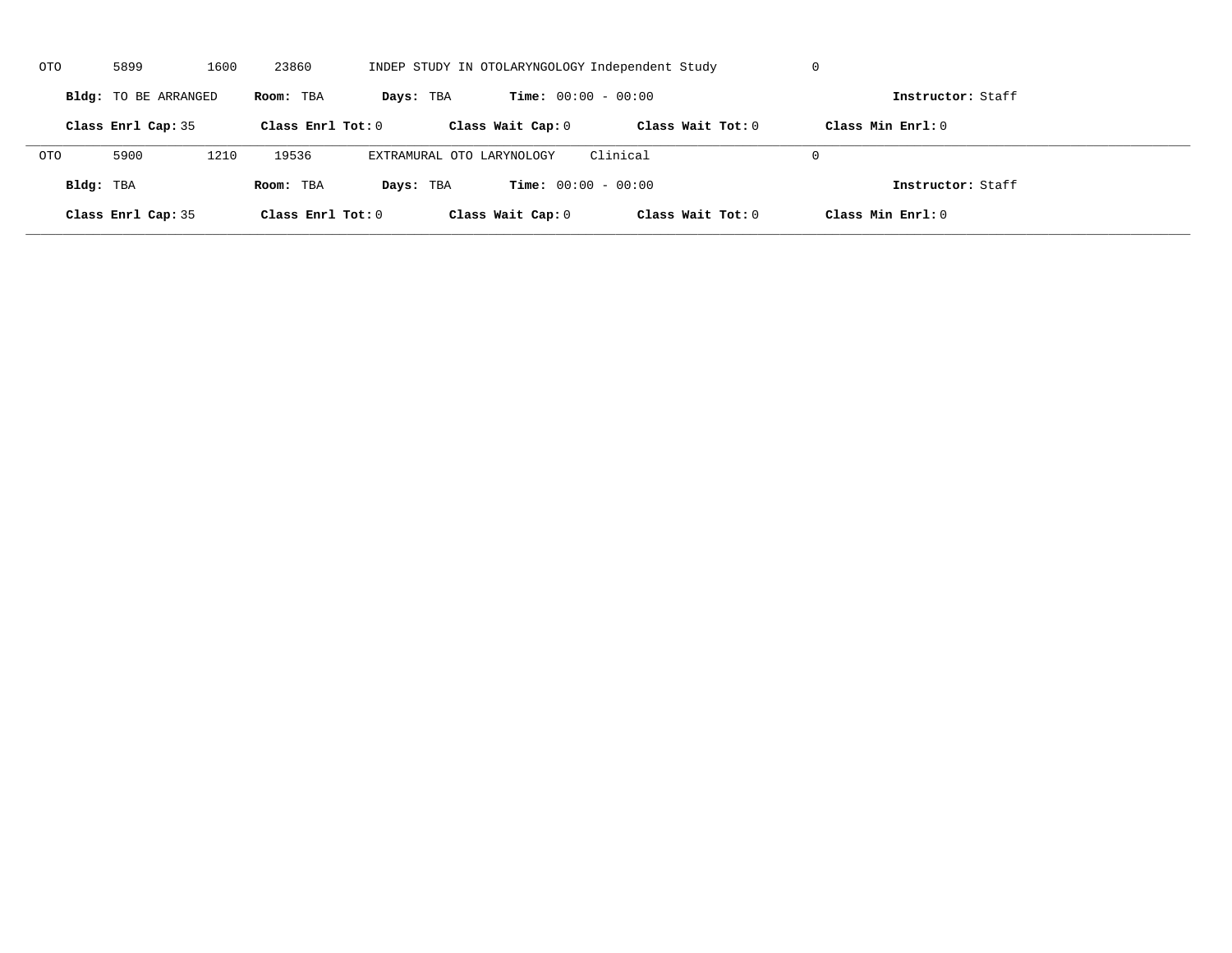OTO 5899 1600 23860 INDEP STUDY IN OTOLARYNGOLOGY Independent Study 0

**Bldg:** TO BE ARRANGED **Room:** TBA **Days:** TBA **Time:** 00:00 - 00:00 **Instructor:** Staff

**Class Enrl Cap:** 35 **Class Enrl Tot:** 0 **Class Wait Cap:** 0 **Class Wait Tot:** 0 **Class Min Enrl:** 0

---

OTO 5900 1210 19536 EXTRAMURAL OTO LARYNOLOGY Clinical 0

**Bldg:** TBA **Room:** TBA **Days:** TBA **Time:** 00:00 - 00:00 **Instructor:** Staff

**Class Enrl Cap:** 35 **Class Enrl Tot:** 0 **Class Wait Cap:** 0 **Class Wait Tot:** 0 **Class Min Enrl:** 0

---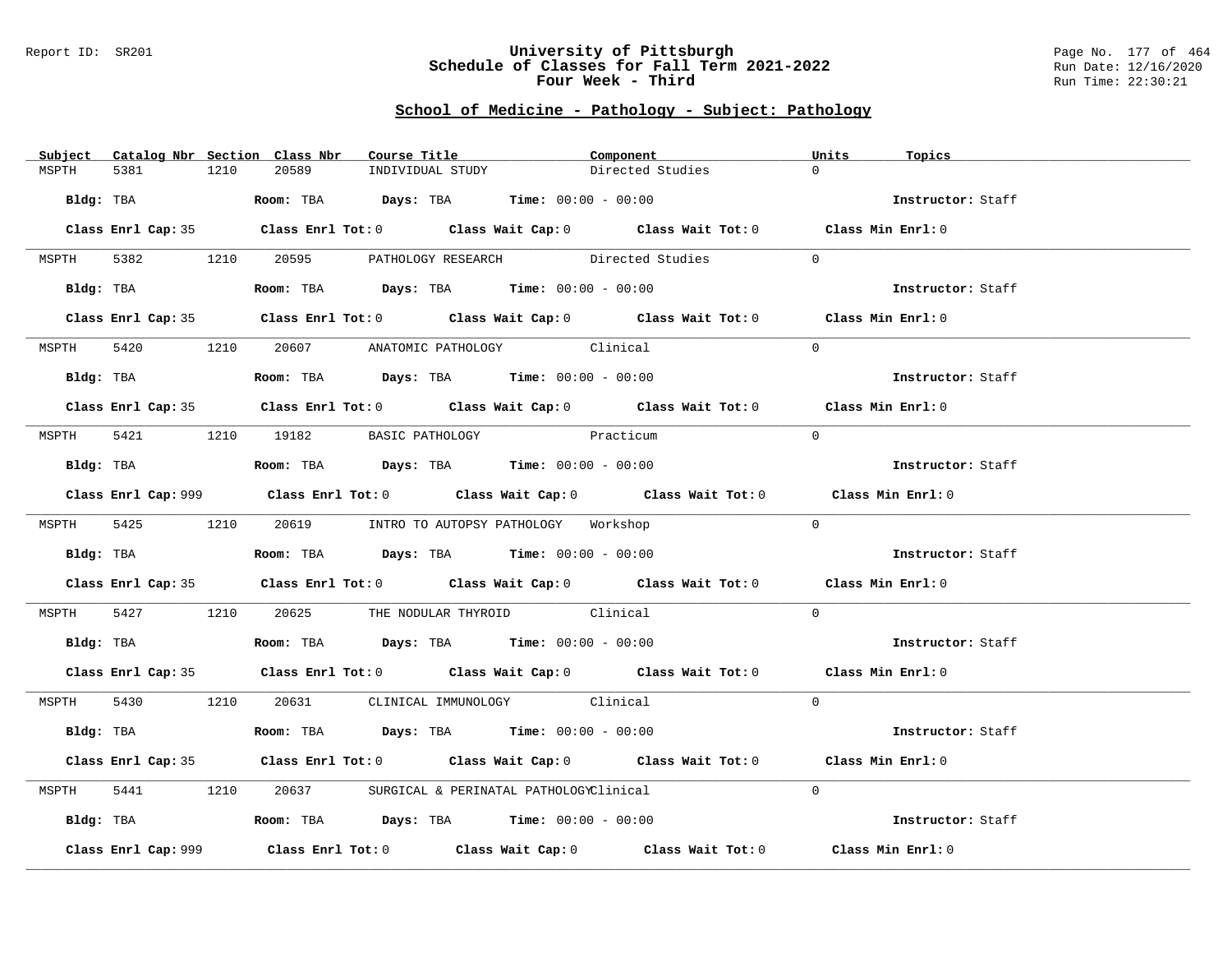## School of Medicine - Pathology - Subject: Pathology

| Subject | Catalog Nbr | Section | Class Nbr | Course Title | Component | Units | Topics |
|---|---|---|---|---|---|---|---|
| MSPTH | 5381 | 1210 | 20589 | INDIVIDUAL STUDY | Directed Studies | 0 | |

**Bldg:** TBA **Room:** TBA **Days:** TBA **Time:** 00:00 - 00:00 **Instructor:** Staff

**Class Enrl Cap:** 35 **Class Enrl Tot:** 0 **Class Wait Cap:** 0 **Class Wait Tot:** 0 **Class Min Enrl:** 0

| Subject | Catalog Nbr | Section | Class Nbr | Course Title | Component | Units | Topics |
|---|---|---|---|---|---|---|---|
| MSPTH | 5382 | 1210 | 20595 | PATHOLOGY RESEARCH | Directed Studies | 0 | |

**Bldg:** TBA **Room:** TBA **Days:** TBA **Time:** 00:00 - 00:00 **Instructor:** Staff

**Class Enrl Cap:** 35 **Class Enrl Tot:** 0 **Class Wait Cap:** 0 **Class Wait Tot:** 0 **Class Min Enrl:** 0

| Subject | Catalog Nbr | Section | Class Nbr | Course Title | Component | Units | Topics |
|---|---|---|---|---|---|---|---|
| MSPTH | 5420 | 1210 | 20607 | ANATOMIC PATHOLOGY | Clinical | 0 | |

**Bldg:** TBA **Room:** TBA **Days:** TBA **Time:** 00:00 - 00:00 **Instructor:** Staff

**Class Enrl Cap:** 35 **Class Enrl Tot:** 0 **Class Wait Cap:** 0 **Class Wait Tot:** 0 **Class Min Enrl:** 0

| Subject | Catalog Nbr | Section | Class Nbr | Course Title | Component | Units | Topics |
|---|---|---|---|---|---|---|---|
| MSPTH | 5421 | 1210 | 19182 | BASIC PATHOLOGY | Practicum | 0 | |

**Bldg:** TBA **Room:** TBA **Days:** TBA **Time:** 00:00 - 00:00 **Instructor:** Staff

**Class Enrl Cap:** 999 **Class Enrl Tot:** 0 **Class Wait Cap:** 0 **Class Wait Tot:** 0 **Class Min Enrl:** 0

| Subject | Catalog Nbr | Section | Class Nbr | Course Title | Component | Units | Topics |
|---|---|---|---|---|---|---|---|
| MSPTH | 5425 | 1210 | 20619 | INTRO TO AUTOPSY PATHOLOGY | Workshop | 0 | |

**Bldg:** TBA **Room:** TBA **Days:** TBA **Time:** 00:00 - 00:00 **Instructor:** Staff

**Class Enrl Cap:** 35 **Class Enrl Tot:** 0 **Class Wait Cap:** 0 **Class Wait Tot:** 0 **Class Min Enrl:** 0

| Subject | Catalog Nbr | Section | Class Nbr | Course Title | Component | Units | Topics |
|---|---|---|---|---|---|---|---|
| MSPTH | 5427 | 1210 | 20625 | THE NODULAR THYROID | Clinical | 0 | |

**Bldg:** TBA **Room:** TBA **Days:** TBA **Time:** 00:00 - 00:00 **Instructor:** Staff

**Class Enrl Cap:** 35 **Class Enrl Tot:** 0 **Class Wait Cap:** 0 **Class Wait Tot:** 0 **Class Min Enrl:** 0

| Subject | Catalog Nbr | Section | Class Nbr | Course Title | Component | Units | Topics |
|---|---|---|---|---|---|---|---|
| MSPTH | 5430 | 1210 | 20631 | CLINICAL IMMUNOLOGY | Clinical | 0 | |

**Bldg:** TBA **Room:** TBA **Days:** TBA **Time:** 00:00 - 00:00 **Instructor:** Staff

**Class Enrl Cap:** 35 **Class Enrl Tot:** 0 **Class Wait Cap:** 0 **Class Wait Tot:** 0 **Class Min Enrl:** 0

| Subject | Catalog Nbr | Section | Class Nbr | Course Title | Component | Units | Topics |
|---|---|---|---|---|---|---|---|
| MSPTH | 5441 | 1210 | 20637 | SURGICAL & PERINATAL PATHOLOGY | Clinical | 0 | |

**Bldg:** TBA **Room:** TBA **Days:** TBA **Time:** 00:00 - 00:00 **Instructor:** Staff

**Class Enrl Cap:** 999 **Class Enrl Tot:** 0 **Class Wait Cap:** 0 **Class Wait Tot:** 0 **Class Min Enrl:** 0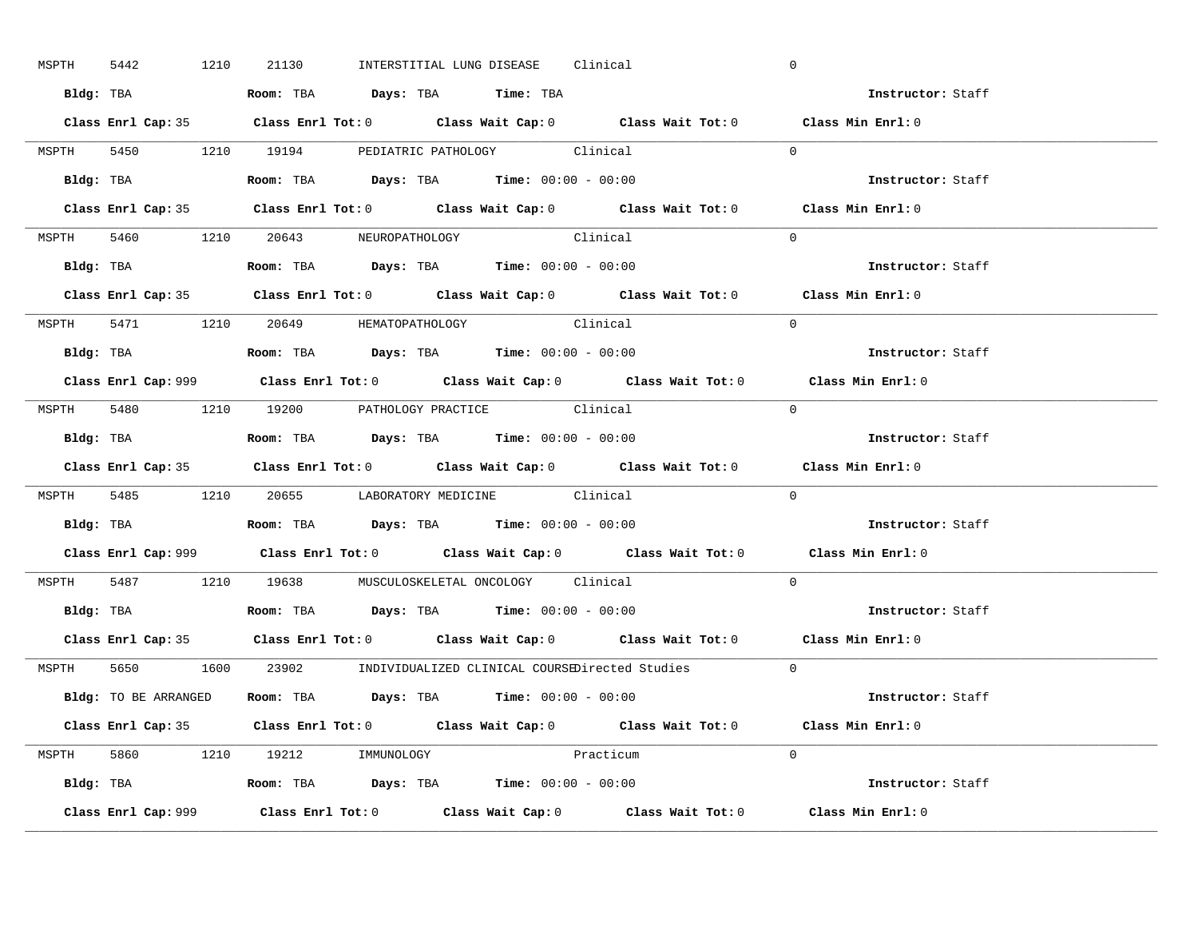MSPTH 5442 1210 21130 INTERSTITIAL LUNG DISEASE Clinical 0

**Bldg:** TBA **Room:** TBA **Days:** TBA **Time:** TBA **Instructor:** Staff

**Class Enrl Cap:** 35 **Class Enrl Tot:** 0 **Class Wait Cap:** 0 **Class Wait Tot:** 0 **Class Min Enrl:** 0

---

MSPTH 5450 1210 19194 PEDIATRIC PATHOLOGY Clinical 0

**Bldg:** TBA **Room:** TBA **Days:** TBA **Time:** 00:00 - 00:00 **Instructor:** Staff

**Class Enrl Cap:** 35 **Class Enrl Tot:** 0 **Class Wait Cap:** 0 **Class Wait Tot:** 0 **Class Min Enrl:** 0

---

MSPTH 5460 1210 20643 NEUROPATHOLOGY Clinical 0

**Bldg:** TBA **Room:** TBA **Days:** TBA **Time:** 00:00 - 00:00 **Instructor:** Staff

**Class Enrl Cap:** 35 **Class Enrl Tot:** 0 **Class Wait Cap:** 0 **Class Wait Tot:** 0 **Class Min Enrl:** 0

---

MSPTH 5471 1210 20649 HEMATOPATHOLOGY Clinical 0

**Bldg:** TBA **Room:** TBA **Days:** TBA **Time:** 00:00 - 00:00 **Instructor:** Staff

**Class Enrl Cap:** 999 **Class Enrl Tot:** 0 **Class Wait Cap:** 0 **Class Wait Tot:** 0 **Class Min Enrl:** 0

---

MSPTH 5480 1210 19200 PATHOLOGY PRACTICE Clinical 0

**Bldg:** TBA **Room:** TBA **Days:** TBA **Time:** 00:00 - 00:00 **Instructor:** Staff

**Class Enrl Cap:** 35 **Class Enrl Tot:** 0 **Class Wait Cap:** 0 **Class Wait Tot:** 0 **Class Min Enrl:** 0

---

MSPTH 5485 1210 20655 LABORATORY MEDICINE Clinical 0

**Bldg:** TBA **Room:** TBA **Days:** TBA **Time:** 00:00 - 00:00 **Instructor:** Staff

**Class Enrl Cap:** 999 **Class Enrl Tot:** 0 **Class Wait Cap:** 0 **Class Wait Tot:** 0 **Class Min Enrl:** 0

---

MSPTH 5487 1210 19638 MUSCULOSKELETAL ONCOLOGY Clinical 0

**Bldg:** TBA **Room:** TBA **Days:** TBA **Time:** 00:00 - 00:00 **Instructor:** Staff

**Class Enrl Cap:** 35 **Class Enrl Tot:** 0 **Class Wait Cap:** 0 **Class Wait Tot:** 0 **Class Min Enrl:** 0

---

MSPTH 5650 1600 23902 INDIVIDUALIZED CLINICAL COURSE Directed Studies 0

**Bldg:** TO BE ARRANGED **Room:** TBA **Days:** TBA **Time:** 00:00 - 00:00 **Instructor:** Staff

**Class Enrl Cap:** 35 **Class Enrl Tot:** 0 **Class Wait Cap:** 0 **Class Wait Tot:** 0 **Class Min Enrl:** 0

---

MSPTH 5860 1210 19212 IMMUNOLOGY Practicum 0

**Bldg:** TBA **Room:** TBA **Days:** TBA **Time:** 00:00 - 00:00 **Instructor:** Staff

**Class Enrl Cap:** 999 **Class Enrl Tot:** 0 **Class Wait Cap:** 0 **Class Wait Tot:** 0 **Class Min Enrl:** 0

---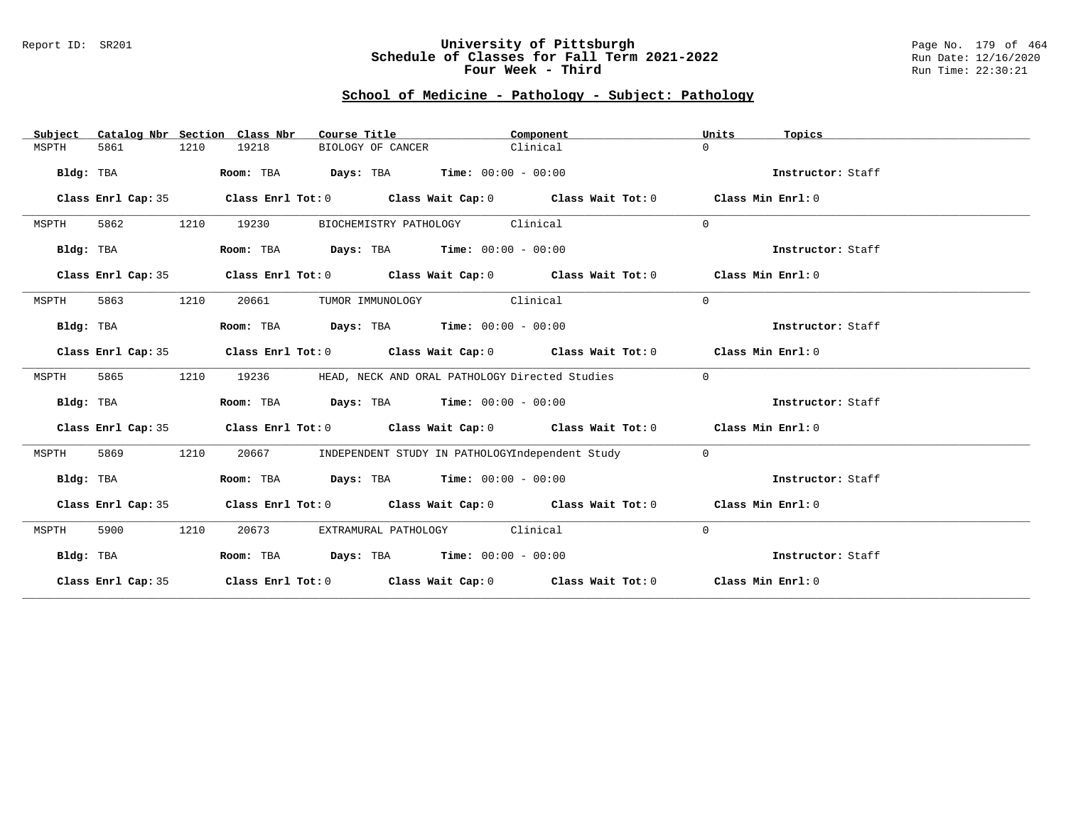## School of Medicine - Pathology - Subject: Pathology

| Subject | Catalog Nbr | Section | Class Nbr | Course Title | Component | Units | Topics |
|---|---|---|---|---|---|---|---|
| MSPTH | 5861 | 1210 | 19218 | BIOLOGY OF CANCER | Clinical | 0 | |

**Bldg:** TBA **Room:** TBA **Days:** TBA **Time:** 00:00 - 00:00 **Instructor:** Staff

**Class Enrl Cap:** 35 **Class Enrl Tot:** 0 **Class Wait Cap:** 0 **Class Wait Tot:** 0 **Class Min Enrl:** 0

---

| Subject | Catalog Nbr | Section | Class Nbr | Course Title | Component | Units | Topics |
|---|---|---|---|---|---|---|---|
| MSPTH | 5862 | 1210 | 19230 | BIOCHEMISTRY PATHOLOGY | Clinical | 0 | |

**Bldg:** TBA **Room:** TBA **Days:** TBA **Time:** 00:00 - 00:00 **Instructor:** Staff

**Class Enrl Cap:** 35 **Class Enrl Tot:** 0 **Class Wait Cap:** 0 **Class Wait Tot:** 0 **Class Min Enrl:** 0

---

| Subject | Catalog Nbr | Section | Class Nbr | Course Title | Component | Units | Topics |
|---|---|---|---|---|---|---|---|
| MSPTH | 5863 | 1210 | 20661 | TUMOR IMMUNOLOGY | Clinical | 0 | |

**Bldg:** TBA **Room:** TBA **Days:** TBA **Time:** 00:00 - 00:00 **Instructor:** Staff

**Class Enrl Cap:** 35 **Class Enrl Tot:** 0 **Class Wait Cap:** 0 **Class Wait Tot:** 0 **Class Min Enrl:** 0

---

| Subject | Catalog Nbr | Section | Class Nbr | Course Title | Component | Units | Topics |
|---|---|---|---|---|---|---|---|
| MSPTH | 5865 | 1210 | 19236 | HEAD, NECK AND ORAL PATHOLOGY | Directed Studies | 0 | |

**Bldg:** TBA **Room:** TBA **Days:** TBA **Time:** 00:00 - 00:00 **Instructor:** Staff

**Class Enrl Cap:** 35 **Class Enrl Tot:** 0 **Class Wait Cap:** 0 **Class Wait Tot:** 0 **Class Min Enrl:** 0

---

| Subject | Catalog Nbr | Section | Class Nbr | Course Title | Component | Units | Topics |
|---|---|---|---|---|---|---|---|
| MSPTH | 5869 | 1210 | 20667 | INDEPENDENT STUDY IN PATHOLOGY | Independent Study | 0 | |

**Bldg:** TBA **Room:** TBA **Days:** TBA **Time:** 00:00 - 00:00 **Instructor:** Staff

**Class Enrl Cap:** 35 **Class Enrl Tot:** 0 **Class Wait Cap:** 0 **Class Wait Tot:** 0 **Class Min Enrl:** 0

---

| Subject | Catalog Nbr | Section | Class Nbr | Course Title | Component | Units | Topics |
|---|---|---|---|---|---|---|---|
| MSPTH | 5900 | 1210 | 20673 | EXTRAMURAL PATHOLOGY | Clinical | 0 | |

**Bldg:** TBA **Room:** TBA **Days:** TBA **Time:** 00:00 - 00:00 **Instructor:** Staff

**Class Enrl Cap:** 35 **Class Enrl Tot:** 0 **Class Wait Cap:** 0 **Class Wait Tot:** 0 **Class Min Enrl:** 0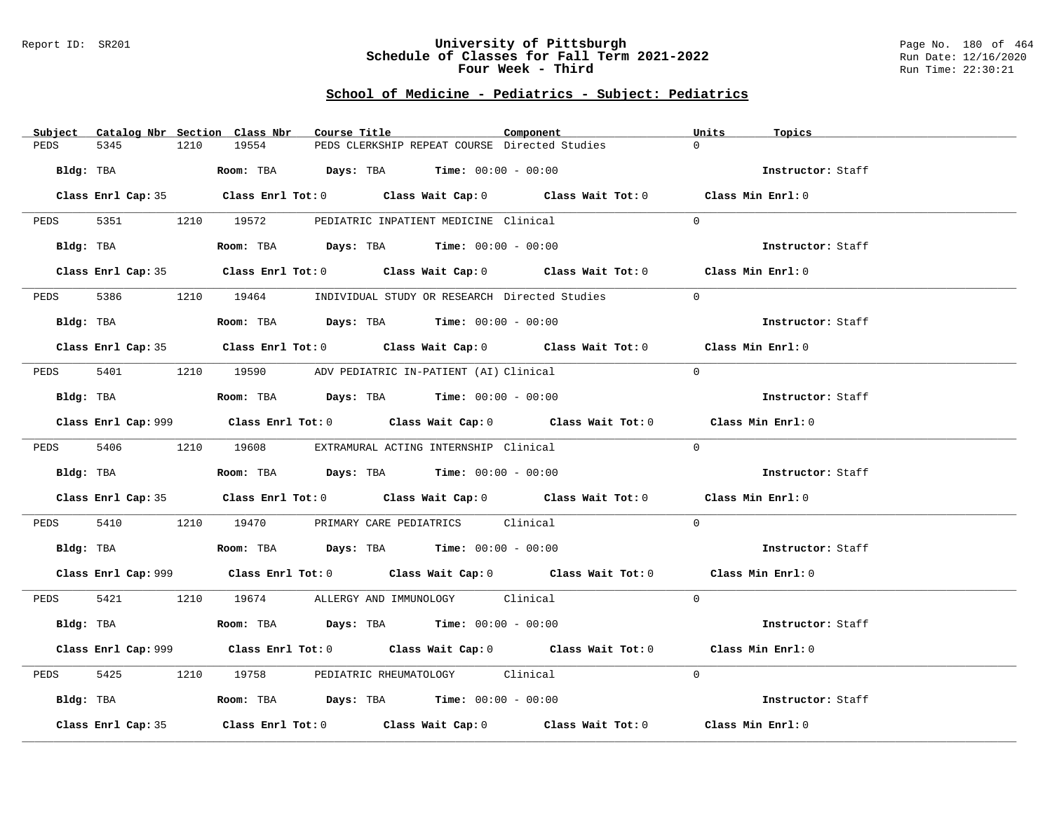# University of Pittsburgh
## Schedule of Classes for Fall Term 2021-2022
### Four Week - Third

Report ID: SR201

Run Date: 12/16/2020
Run Time: 22:30:21

## School of Medicine - Pediatrics - Subject: Pediatrics

| Subject | Catalog Nbr | Section | Class Nbr | Course Title | Component | Units | Topics |
|---|---|---|---|---|---|---|---|
| PEDS | 5345 | 1210 | 19554 | PEDS CLERKSHIP REPEAT COURSE | Directed Studies | 0 | |

**Bldg:** TBA **Room:** TBA **Days:** TBA **Time:** 00:00 - 00:00 **Instructor:** Staff

**Class Enrl Cap:** 35 **Class Enrl Tot:** 0 **Class Wait Cap:** 0 **Class Wait Tot:** 0 **Class Min Enrl:** 0

---

| Subject | Catalog Nbr | Section | Class Nbr | Course Title | Component | Units | Topics |
|---|---|---|---|---|---|---|---|
| PEDS | 5351 | 1210 | 19572 | PEDIATRIC INPATIENT MEDICINE | Clinical | 0 | |

**Bldg:** TBA **Room:** TBA **Days:** TBA **Time:** 00:00 - 00:00 **Instructor:** Staff

**Class Enrl Cap:** 35 **Class Enrl Tot:** 0 **Class Wait Cap:** 0 **Class Wait Tot:** 0 **Class Min Enrl:** 0

---

| Subject | Catalog Nbr | Section | Class Nbr | Course Title | Component | Units | Topics |
|---|---|---|---|---|---|---|---|
| PEDS | 5386 | 1210 | 19464 | INDIVIDUAL STUDY OR RESEARCH | Directed Studies | 0 | |

**Bldg:** TBA **Room:** TBA **Days:** TBA **Time:** 00:00 - 00:00 **Instructor:** Staff

**Class Enrl Cap:** 35 **Class Enrl Tot:** 0 **Class Wait Cap:** 0 **Class Wait Tot:** 0 **Class Min Enrl:** 0

---

| Subject | Catalog Nbr | Section | Class Nbr | Course Title | Component | Units | Topics |
|---|---|---|---|---|---|---|---|
| PEDS | 5401 | 1210 | 19590 | ADV PEDIATRIC IN-PATIENT (AI) | Clinical | 0 | |

**Bldg:** TBA **Room:** TBA **Days:** TBA **Time:** 00:00 - 00:00 **Instructor:** Staff

**Class Enrl Cap:** 999 **Class Enrl Tot:** 0 **Class Wait Cap:** 0 **Class Wait Tot:** 0 **Class Min Enrl:** 0

---

| Subject | Catalog Nbr | Section | Class Nbr | Course Title | Component | Units | Topics |
|---|---|---|---|---|---|---|---|
| PEDS | 5406 | 1210 | 19608 | EXTRAMURAL ACTING INTERNSHIP | Clinical | 0 | |

**Bldg:** TBA **Room:** TBA **Days:** TBA **Time:** 00:00 - 00:00 **Instructor:** Staff

**Class Enrl Cap:** 35 **Class Enrl Tot:** 0 **Class Wait Cap:** 0 **Class Wait Tot:** 0 **Class Min Enrl:** 0

---

| Subject | Catalog Nbr | Section | Class Nbr | Course Title | Component | Units | Topics |
|---|---|---|---|---|---|---|---|
| PEDS | 5410 | 1210 | 19470 | PRIMARY CARE PEDIATRICS | Clinical | 0 | |

**Bldg:** TBA **Room:** TBA **Days:** TBA **Time:** 00:00 - 00:00 **Instructor:** Staff

**Class Enrl Cap:** 999 **Class Enrl Tot:** 0 **Class Wait Cap:** 0 **Class Wait Tot:** 0 **Class Min Enrl:** 0

---

| Subject | Catalog Nbr | Section | Class Nbr | Course Title | Component | Units | Topics |
|---|---|---|---|---|---|---|---|
| PEDS | 5421 | 1210 | 19674 | ALLERGY AND IMMUNOLOGY | Clinical | 0 | |

**Bldg:** TBA **Room:** TBA **Days:** TBA **Time:** 00:00 - 00:00 **Instructor:** Staff

**Class Enrl Cap:** 999 **Class Enrl Tot:** 0 **Class Wait Cap:** 0 **Class Wait Tot:** 0 **Class Min Enrl:** 0

---

| Subject | Catalog Nbr | Section | Class Nbr | Course Title | Component | Units | Topics |
|---|---|---|---|---|---|---|---|
| PEDS | 5425 | 1210 | 19758 | PEDIATRIC RHEUMATOLOGY | Clinical | 0 | |

**Bldg:** TBA **Room:** TBA **Days:** TBA **Time:** 00:00 - 00:00 **Instructor:** Staff

**Class Enrl Cap:** 35 **Class Enrl Tot:** 0 **Class Wait Cap:** 0 **Class Wait Tot:** 0 **Class Min Enrl:** 0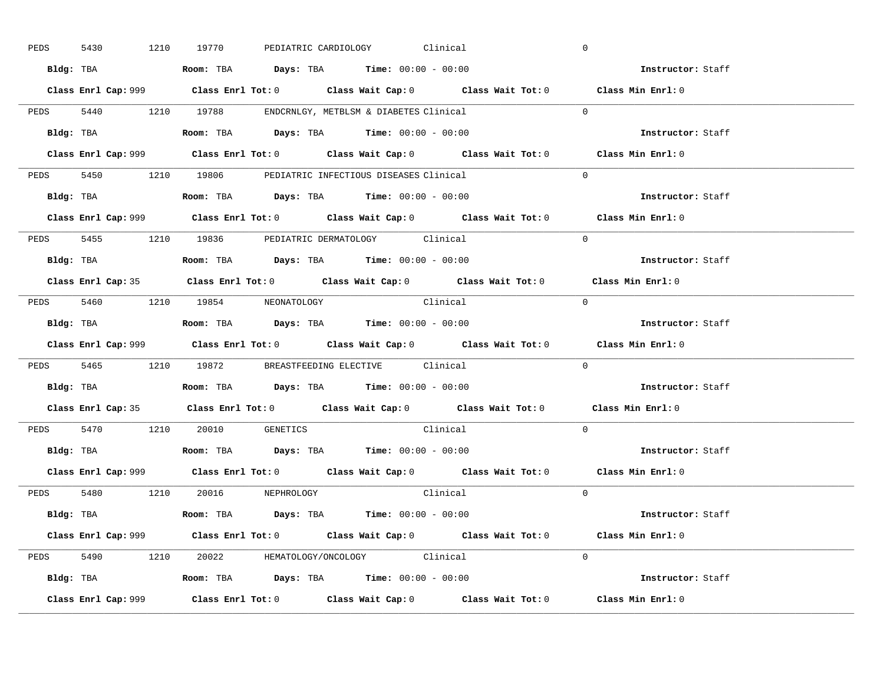PEDS 5430 1210 19770 PEDIATRIC CARDIOLOGY Clinical 0

**Bldg:** TBA **Room:** TBA **Days:** TBA **Time:** 00:00 - 00:00 **Instructor:** Staff

**Class Enrl Cap:** 999 **Class Enrl Tot:** 0 **Class Wait Cap:** 0 **Class Wait Tot:** 0 **Class Min Enrl:** 0

---

PEDS 5440 1210 19788 ENDCRNLGY, METBLSM & DIABETES Clinical 0

**Bldg:** TBA **Room:** TBA **Days:** TBA **Time:** 00:00 - 00:00 **Instructor:** Staff

**Class Enrl Cap:** 999 **Class Enrl Tot:** 0 **Class Wait Cap:** 0 **Class Wait Tot:** 0 **Class Min Enrl:** 0

---

PEDS 5450 1210 19806 PEDIATRIC INFECTIOUS DISEASES Clinical 0

**Bldg:** TBA **Room:** TBA **Days:** TBA **Time:** 00:00 - 00:00 **Instructor:** Staff

**Class Enrl Cap:** 999 **Class Enrl Tot:** 0 **Class Wait Cap:** 0 **Class Wait Tot:** 0 **Class Min Enrl:** 0

---

PEDS 5455 1210 19836 PEDIATRIC DERMATOLOGY Clinical 0

**Bldg:** TBA **Room:** TBA **Days:** TBA **Time:** 00:00 - 00:00 **Instructor:** Staff

**Class Enrl Cap:** 35 **Class Enrl Tot:** 0 **Class Wait Cap:** 0 **Class Wait Tot:** 0 **Class Min Enrl:** 0

---

PEDS 5460 1210 19854 NEONATOLOGY Clinical 0

**Bldg:** TBA **Room:** TBA **Days:** TBA **Time:** 00:00 - 00:00 **Instructor:** Staff

**Class Enrl Cap:** 999 **Class Enrl Tot:** 0 **Class Wait Cap:** 0 **Class Wait Tot:** 0 **Class Min Enrl:** 0

---

PEDS 5465 1210 19872 BREASTFEEDING ELECTIVE Clinical 0

**Bldg:** TBA **Room:** TBA **Days:** TBA **Time:** 00:00 - 00:00 **Instructor:** Staff

**Class Enrl Cap:** 35 **Class Enrl Tot:** 0 **Class Wait Cap:** 0 **Class Wait Tot:** 0 **Class Min Enrl:** 0

---

PEDS 5470 1210 20010 GENETICS Clinical 0

**Bldg:** TBA **Room:** TBA **Days:** TBA **Time:** 00:00 - 00:00 **Instructor:** Staff

**Class Enrl Cap:** 999 **Class Enrl Tot:** 0 **Class Wait Cap:** 0 **Class Wait Tot:** 0 **Class Min Enrl:** 0

---

PEDS 5480 1210 20016 NEPHROLOGY Clinical 0

**Bldg:** TBA **Room:** TBA **Days:** TBA **Time:** 00:00 - 00:00 **Instructor:** Staff

**Class Enrl Cap:** 999 **Class Enrl Tot:** 0 **Class Wait Cap:** 0 **Class Wait Tot:** 0 **Class Min Enrl:** 0

---

PEDS 5490 1210 20022 HEMATOLOGY/ONCOLOGY Clinical 0

**Bldg:** TBA **Room:** TBA **Days:** TBA **Time:** 00:00 - 00:00 **Instructor:** Staff

**Class Enrl Cap:** 999 **Class Enrl Tot:** 0 **Class Wait Cap:** 0 **Class Wait Tot:** 0 **Class Min Enrl:** 0

---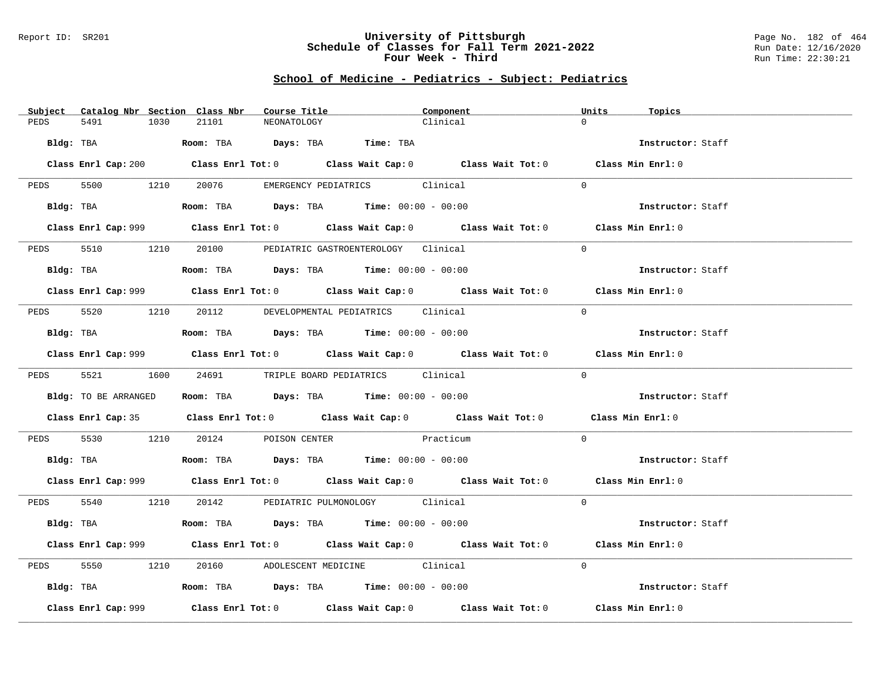University of Pittsburgh
Schedule of Classes for Fall Term 2021-2022
Four Week - Third

## School of Medicine - Pediatrics - Subject: Pediatrics

| Subject | Catalog Nbr | Section | Class Nbr | Course Title | Component | Units | Topics |
|---|---|---|---|---|---|---|---|
| PEDS | 5491 | 1030 | 21101 | NEONATOLOGY | Clinical | 0 | |

**Bldg:** TBA **Room:** TBA **Days:** TBA **Time:** TBA **Instructor:** Staff

**Class Enrl Cap:** 200 **Class Enrl Tot:** 0 **Class Wait Cap:** 0 **Class Wait Tot:** 0 **Class Min Enrl:** 0

---

| Subject | Catalog Nbr | Section | Class Nbr | Course Title | Component | Units | Topics |
|---|---|---|---|---|---|---|---|
| PEDS | 5500 | 1210 | 20076 | EMERGENCY PEDIATRICS | Clinical | 0 | |

**Bldg:** TBA **Room:** TBA **Days:** TBA **Time:** 00:00 - 00:00 **Instructor:** Staff

**Class Enrl Cap:** 999 **Class Enrl Tot:** 0 **Class Wait Cap:** 0 **Class Wait Tot:** 0 **Class Min Enrl:** 0

---

| Subject | Catalog Nbr | Section | Class Nbr | Course Title | Component | Units | Topics |
|---|---|---|---|---|---|---|---|
| PEDS | 5510 | 1210 | 20100 | PEDIATRIC GASTROENTEROLOGY | Clinical | 0 | |

**Bldg:** TBA **Room:** TBA **Days:** TBA **Time:** 00:00 - 00:00 **Instructor:** Staff

**Class Enrl Cap:** 999 **Class Enrl Tot:** 0 **Class Wait Cap:** 0 **Class Wait Tot:** 0 **Class Min Enrl:** 0

---

| Subject | Catalog Nbr | Section | Class Nbr | Course Title | Component | Units | Topics |
|---|---|---|---|---|---|---|---|
| PEDS | 5520 | 1210 | 20112 | DEVELOPMENTAL PEDIATRICS | Clinical | 0 | |

**Bldg:** TBA **Room:** TBA **Days:** TBA **Time:** 00:00 - 00:00 **Instructor:** Staff

**Class Enrl Cap:** 999 **Class Enrl Tot:** 0 **Class Wait Cap:** 0 **Class Wait Tot:** 0 **Class Min Enrl:** 0

---

| Subject | Catalog Nbr | Section | Class Nbr | Course Title | Component | Units | Topics |
|---|---|---|---|---|---|---|---|
| PEDS | 5521 | 1600 | 24691 | TRIPLE BOARD PEDIATRICS | Clinical | 0 | |

**Bldg:** TO BE ARRANGED **Room:** TBA **Days:** TBA **Time:** 00:00 - 00:00 **Instructor:** Staff

**Class Enrl Cap:** 35 **Class Enrl Tot:** 0 **Class Wait Cap:** 0 **Class Wait Tot:** 0 **Class Min Enrl:** 0

---

| Subject | Catalog Nbr | Section | Class Nbr | Course Title | Component | Units | Topics |
|---|---|---|---|---|---|---|---|
| PEDS | 5530 | 1210 | 20124 | POISON CENTER | Practicum | 0 | |

**Bldg:** TBA **Room:** TBA **Days:** TBA **Time:** 00:00 - 00:00 **Instructor:** Staff

**Class Enrl Cap:** 999 **Class Enrl Tot:** 0 **Class Wait Cap:** 0 **Class Wait Tot:** 0 **Class Min Enrl:** 0

---

| Subject | Catalog Nbr | Section | Class Nbr | Course Title | Component | Units | Topics |
|---|---|---|---|---|---|---|---|
| PEDS | 5540 | 1210 | 20142 | PEDIATRIC PULMONOLOGY | Clinical | 0 | |

**Bldg:** TBA **Room:** TBA **Days:** TBA **Time:** 00:00 - 00:00 **Instructor:** Staff

**Class Enrl Cap:** 999 **Class Enrl Tot:** 0 **Class Wait Cap:** 0 **Class Wait Tot:** 0 **Class Min Enrl:** 0

---

| Subject | Catalog Nbr | Section | Class Nbr | Course Title | Component | Units | Topics |
|---|---|---|---|---|---|---|---|
| PEDS | 5550 | 1210 | 20160 | ADOLESCENT MEDICINE | Clinical | 0 | |

**Bldg:** TBA **Room:** TBA **Days:** TBA **Time:** 00:00 - 00:00 **Instructor:** Staff

**Class Enrl Cap:** 999 **Class Enrl Tot:** 0 **Class Wait Cap:** 0 **Class Wait Tot:** 0 **Class Min Enrl:** 0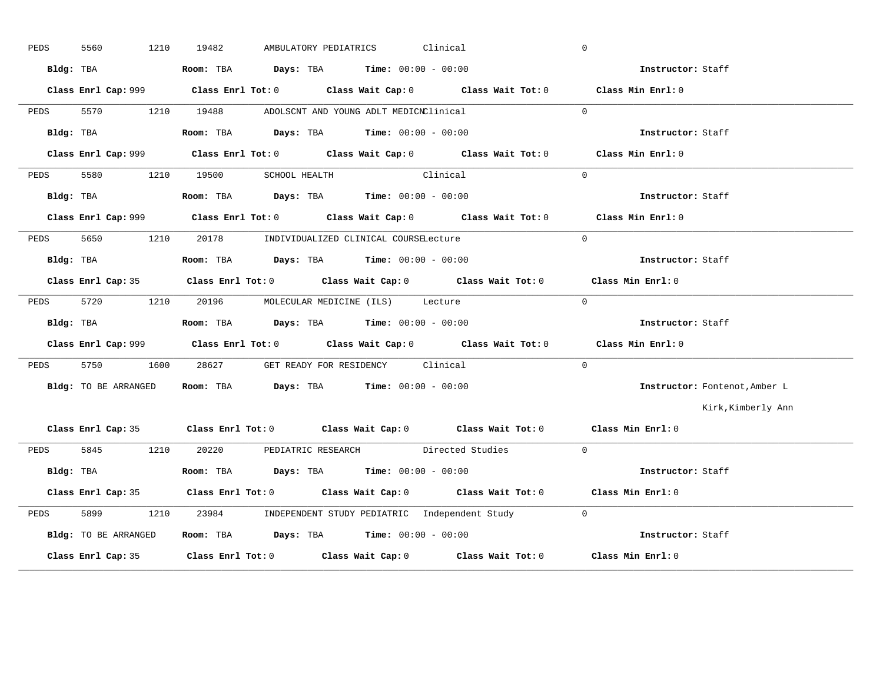PEDS 5560 1210 19482 AMBULATORY PEDIATRICS Clinical 0

**Bldg:** TBA **Room:** TBA **Days:** TBA **Time:** 00:00 - 00:00 **Instructor:** Staff

**Class Enrl Cap:** 999 **Class Enrl Tot:** 0 **Class Wait Cap:** 0 **Class Wait Tot:** 0 **Class Min Enrl:** 0

---

PEDS 5570 1210 19488 ADOLSCNT AND YOUNG ADLT MEDICN Clinical 0

**Bldg:** TBA **Room:** TBA **Days:** TBA **Time:** 00:00 - 00:00 **Instructor:** Staff

**Class Enrl Cap:** 999 **Class Enrl Tot:** 0 **Class Wait Cap:** 0 **Class Wait Tot:** 0 **Class Min Enrl:** 0

---

PEDS 5580 1210 19500 SCHOOL HEALTH Clinical 0

**Bldg:** TBA **Room:** TBA **Days:** TBA **Time:** 00:00 - 00:00 **Instructor:** Staff

**Class Enrl Cap:** 999 **Class Enrl Tot:** 0 **Class Wait Cap:** 0 **Class Wait Tot:** 0 **Class Min Enrl:** 0

---

PEDS 5650 1210 20178 INDIVIDUALIZED CLINICAL COURSE Lecture 0

**Bldg:** TBA **Room:** TBA **Days:** TBA **Time:** 00:00 - 00:00 **Instructor:** Staff

**Class Enrl Cap:** 35 **Class Enrl Tot:** 0 **Class Wait Cap:** 0 **Class Wait Tot:** 0 **Class Min Enrl:** 0

---

PEDS 5720 1210 20196 MOLECULAR MEDICINE (ILS) Lecture 0

**Bldg:** TBA **Room:** TBA **Days:** TBA **Time:** 00:00 - 00:00 **Instructor:** Staff

**Class Enrl Cap:** 999 **Class Enrl Tot:** 0 **Class Wait Cap:** 0 **Class Wait Tot:** 0 **Class Min Enrl:** 0

---

PEDS 5750 1600 28627 GET READY FOR RESIDENCY Clinical 0

**Bldg:** TO BE ARRANGED **Room:** TBA **Days:** TBA **Time:** 00:00 - 00:00 **Instructor:** Fontenot,Amber L
Kirk,Kimberly Ann

**Class Enrl Cap:** 35 **Class Enrl Tot:** 0 **Class Wait Cap:** 0 **Class Wait Tot:** 0 **Class Min Enrl:** 0

---

PEDS 5845 1210 20220 PEDIATRIC RESEARCH Directed Studies 0

**Bldg:** TBA **Room:** TBA **Days:** TBA **Time:** 00:00 - 00:00 **Instructor:** Staff

**Class Enrl Cap:** 35 **Class Enrl Tot:** 0 **Class Wait Cap:** 0 **Class Wait Tot:** 0 **Class Min Enrl:** 0

---

PEDS 5899 1210 23984 INDEPENDENT STUDY PEDIATRIC Independent Study 0

**Bldg:** TO BE ARRANGED **Room:** TBA **Days:** TBA **Time:** 00:00 - 00:00 **Instructor:** Staff

**Class Enrl Cap:** 35 **Class Enrl Tot:** 0 **Class Wait Cap:** 0 **Class Wait Tot:** 0 **Class Min Enrl:** 0

---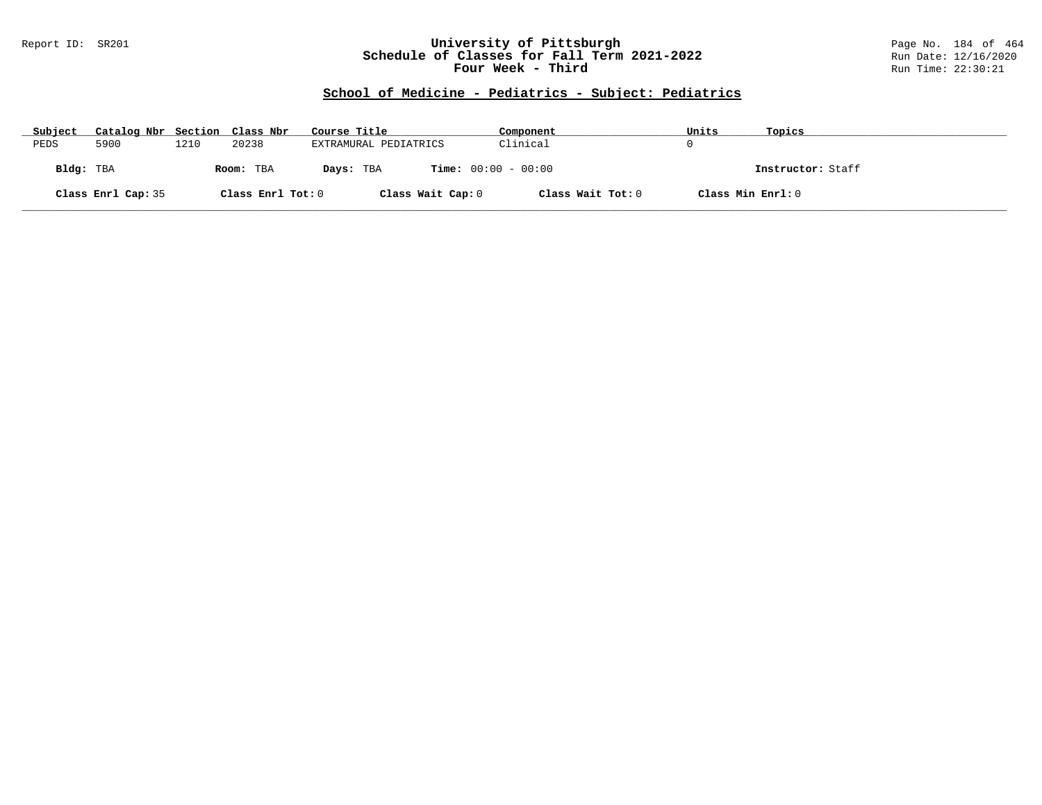Report ID: SR201

# University of Pittsburgh
## Schedule of Classes for Fall Term 2021-2022
## Four Week - Third

Run Date: 12/16/2020
Run Time: 22:30:21

### School of Medicine - Pediatrics - Subject: Pediatrics

| Subject | Catalog Nbr | Section | Class Nbr | Course Title | Component | Units | Topics |
|---|---|---|---|---|---|---|---|
| PEDS | 5900 | 1210 | 20238 | EXTRAMURAL PEDIATRICS | Clinical | 0 | |

**Bldg:** TBA **Room:** TBA **Days:** TBA **Time:** 00:00 - 00:00 **Instructor:** Staff

**Class Enrl Cap:** 35 **Class Enrl Tot:** 0 **Class Wait Cap:** 0 **Class Wait Tot:** 0 **Class Min Enrl:** 0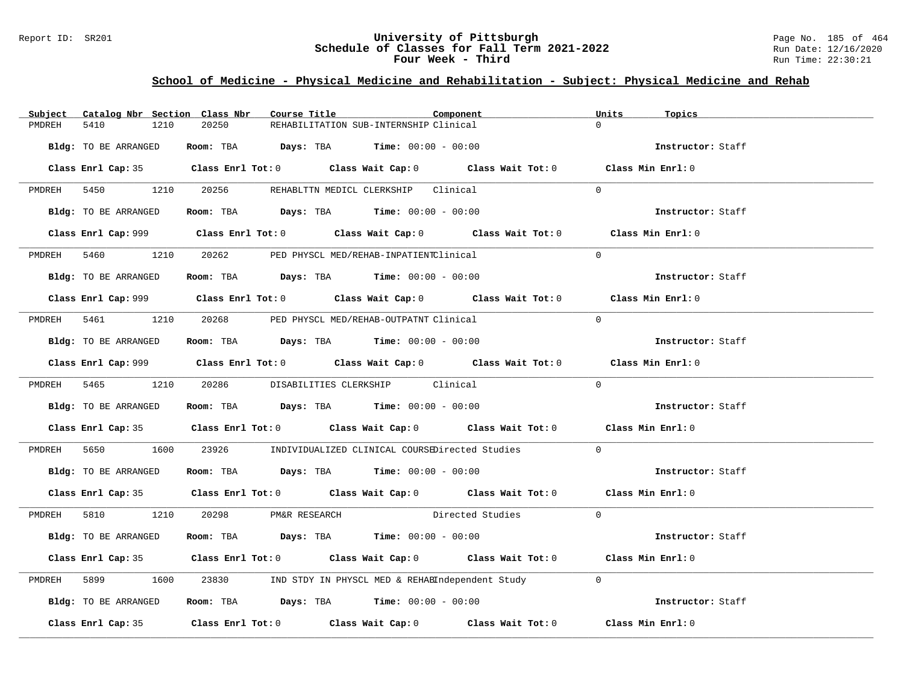University of Pittsburgh
Schedule of Classes for Fall Term 2021-2022
Four Week - Third

## School of Medicine - Physical Medicine and Rehabilitation - Subject: Physical Medicine and Rehab

| Subject | Catalog Nbr | Section | Class Nbr | Course Title | Component | Units | Topics |
|---|---|---|---|---|---|---|---|
| PMDREH | 5410 | 1210 | 20250 | REHABILITATION SUB-INTERNSHIP | Clinical | 0 | |

**Bldg:** TO BE ARRANGED **Room:** TBA **Days:** TBA **Time:** 00:00 - 00:00 **Instructor:** Staff

**Class Enrl Cap:** 35 **Class Enrl Tot:** 0 **Class Wait Cap:** 0 **Class Wait Tot:** 0 **Class Min Enrl:** 0

| Subject | Catalog Nbr | Section | Class Nbr | Course Title | Component | Units | Topics |
|---|---|---|---|---|---|---|---|
| PMDREH | 5450 | 1210 | 20256 | REHABLTTN MEDICL CLERKSHIP | Clinical | 0 | |

**Bldg:** TO BE ARRANGED **Room:** TBA **Days:** TBA **Time:** 00:00 - 00:00 **Instructor:** Staff

**Class Enrl Cap:** 999 **Class Enrl Tot:** 0 **Class Wait Cap:** 0 **Class Wait Tot:** 0 **Class Min Enrl:** 0

| Subject | Catalog Nbr | Section | Class Nbr | Course Title | Component | Units | Topics |
|---|---|---|---|---|---|---|---|
| PMDREH | 5460 | 1210 | 20262 | PED PHYSCL MED/REHAB-INPATIENT | Clinical | 0 | |

**Bldg:** TO BE ARRANGED **Room:** TBA **Days:** TBA **Time:** 00:00 - 00:00 **Instructor:** Staff

**Class Enrl Cap:** 999 **Class Enrl Tot:** 0 **Class Wait Cap:** 0 **Class Wait Tot:** 0 **Class Min Enrl:** 0

| Subject | Catalog Nbr | Section | Class Nbr | Course Title | Component | Units | Topics |
|---|---|---|---|---|---|---|---|
| PMDREH | 5461 | 1210 | 20268 | PED PHYSCL MED/REHAB-OUTPATNT | Clinical | 0 | |

**Bldg:** TO BE ARRANGED **Room:** TBA **Days:** TBA **Time:** 00:00 - 00:00 **Instructor:** Staff

**Class Enrl Cap:** 999 **Class Enrl Tot:** 0 **Class Wait Cap:** 0 **Class Wait Tot:** 0 **Class Min Enrl:** 0

| Subject | Catalog Nbr | Section | Class Nbr | Course Title | Component | Units | Topics |
|---|---|---|---|---|---|---|---|
| PMDREH | 5465 | 1210 | 20286 | DISABILITIES CLERKSHIP | Clinical | 0 | |

**Bldg:** TO BE ARRANGED **Room:** TBA **Days:** TBA **Time:** 00:00 - 00:00 **Instructor:** Staff

**Class Enrl Cap:** 35 **Class Enrl Tot:** 0 **Class Wait Cap:** 0 **Class Wait Tot:** 0 **Class Min Enrl:** 0

| Subject | Catalog Nbr | Section | Class Nbr | Course Title | Component | Units | Topics |
|---|---|---|---|---|---|---|---|
| PMDREH | 5650 | 1600 | 23926 | INDIVIDUALIZED CLINICAL COURSE | Directed Studies | 0 | |

**Bldg:** TO BE ARRANGED **Room:** TBA **Days:** TBA **Time:** 00:00 - 00:00 **Instructor:** Staff

**Class Enrl Cap:** 35 **Class Enrl Tot:** 0 **Class Wait Cap:** 0 **Class Wait Tot:** 0 **Class Min Enrl:** 0

| Subject | Catalog Nbr | Section | Class Nbr | Course Title | Component | Units | Topics |
|---|---|---|---|---|---|---|---|
| PMDREH | 5810 | 1210 | 20298 | PM&R RESEARCH | Directed Studies | 0 | |

**Bldg:** TO BE ARRANGED **Room:** TBA **Days:** TBA **Time:** 00:00 - 00:00 **Instructor:** Staff

**Class Enrl Cap:** 35 **Class Enrl Tot:** 0 **Class Wait Cap:** 0 **Class Wait Tot:** 0 **Class Min Enrl:** 0

| Subject | Catalog Nbr | Section | Class Nbr | Course Title | Component | Units | Topics |
|---|---|---|---|---|---|---|---|
| PMDREH | 5899 | 1600 | 23830 | IND STDY IN PHYSCL MED & REHAB | Independent Study | 0 | |

**Bldg:** TO BE ARRANGED **Room:** TBA **Days:** TBA **Time:** 00:00 - 00:00 **Instructor:** Staff

**Class Enrl Cap:** 35 **Class Enrl Tot:** 0 **Class Wait Cap:** 0 **Class Wait Tot:** 0 **Class Min Enrl:** 0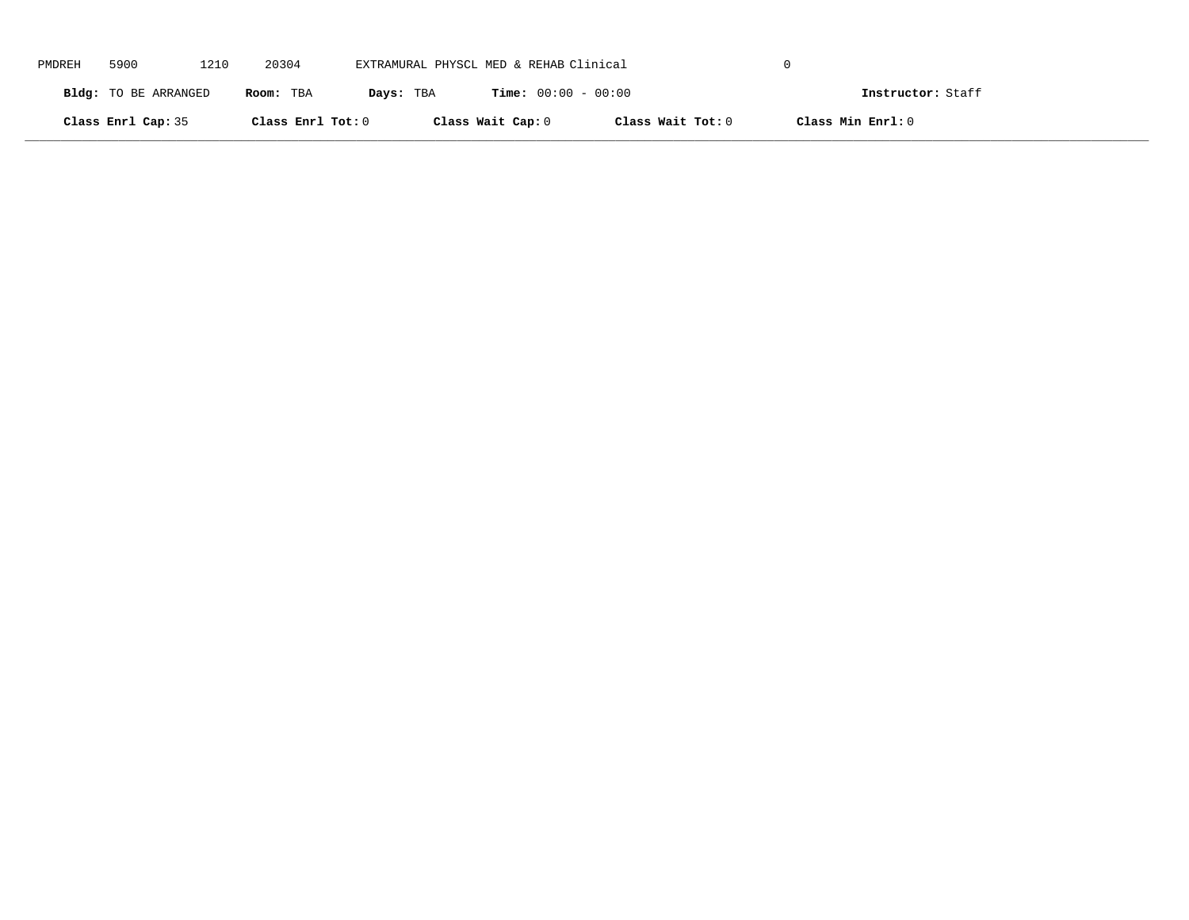PMDREH 5900 1210 20304 EXTRAMURAL PHYSCL MED & REHAB Clinical 0

**Bldg:** TO BE ARRANGED **Room:** TBA **Days:** TBA **Time:** 00:00 - 00:00 **Instructor:** Staff

**Class Enrl Cap:** 35 **Class Enrl Tot:** 0 **Class Wait Cap:** 0 **Class Wait Tot:** 0 **Class Min Enrl:** 0

---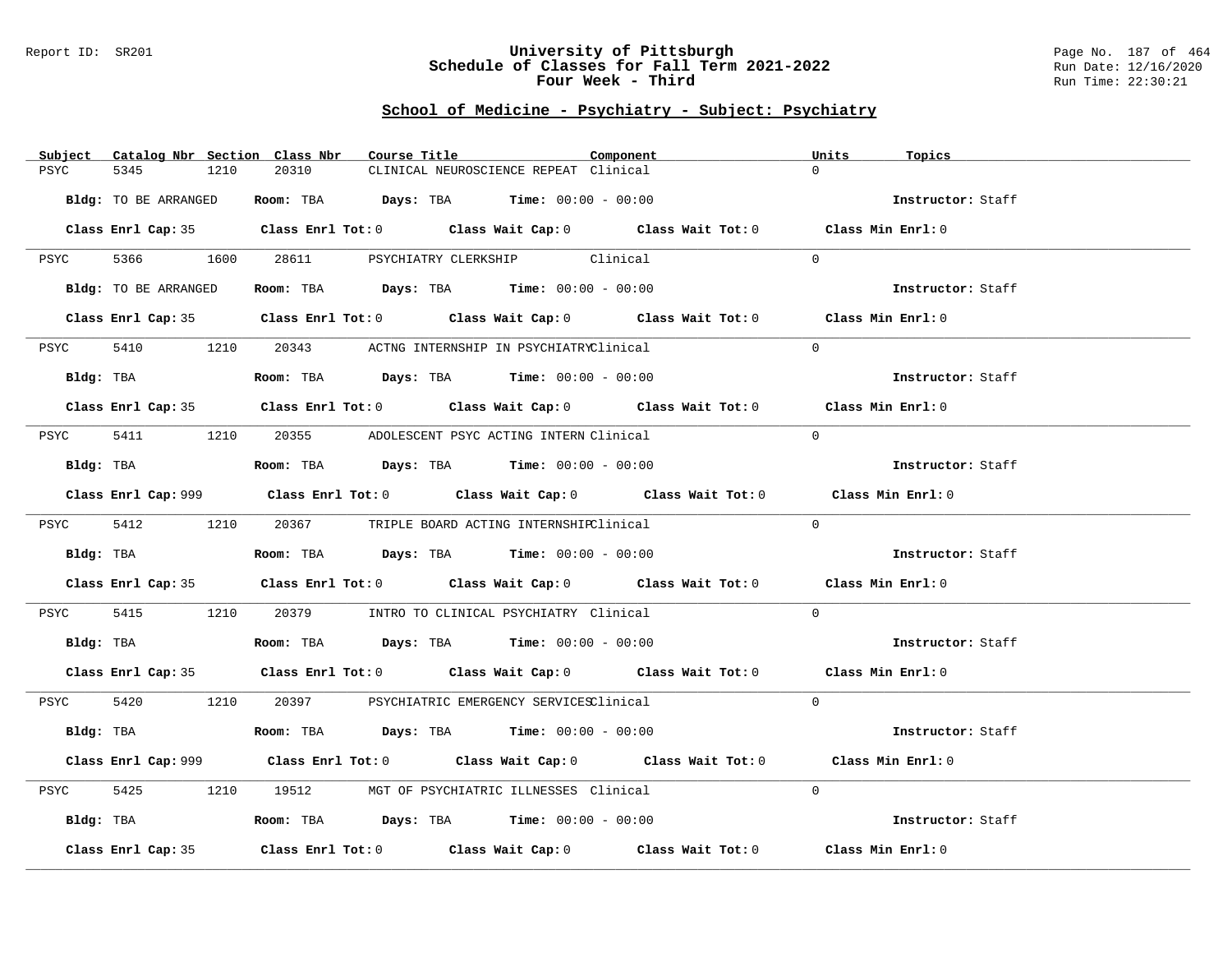## School of Medicine - Psychiatry - Subject: Psychiatry

| Subject | Catalog Nbr | Section | Class Nbr | Course Title | Component | Units | Topics |
|---|---|---|---|---|---|---|---|
| PSYC | 5345 | 1210 | 20310 | CLINICAL NEUROSCIENCE REPEAT | Clinical | 0 | |

**Bldg:** TO BE ARRANGED **Room:** TBA **Days:** TBA **Time:** 00:00 - 00:00 **Instructor:** Staff

**Class Enrl Cap:** 35 **Class Enrl Tot:** 0 **Class Wait Cap:** 0 **Class Wait Tot:** 0 **Class Min Enrl:** 0

| Subject | Catalog Nbr | Section | Class Nbr | Course Title | Component | Units | Topics |
|---|---|---|---|---|---|---|---|
| PSYC | 5366 | 1600 | 28611 | PSYCHIATRY CLERKSHIP | Clinical | 0 | |

**Bldg:** TO BE ARRANGED **Room:** TBA **Days:** TBA **Time:** 00:00 - 00:00 **Instructor:** Staff

**Class Enrl Cap:** 35 **Class Enrl Tot:** 0 **Class Wait Cap:** 0 **Class Wait Tot:** 0 **Class Min Enrl:** 0

| Subject | Catalog Nbr | Section | Class Nbr | Course Title | Component | Units | Topics |
|---|---|---|---|---|---|---|---|
| PSYC | 5410 | 1210 | 20343 | ACTNG INTERNSHIP IN PSYCHIATRY | Clinical | 0 | |

**Bldg:** TBA **Room:** TBA **Days:** TBA **Time:** 00:00 - 00:00 **Instructor:** Staff

**Class Enrl Cap:** 35 **Class Enrl Tot:** 0 **Class Wait Cap:** 0 **Class Wait Tot:** 0 **Class Min Enrl:** 0

| Subject | Catalog Nbr | Section | Class Nbr | Course Title | Component | Units | Topics |
|---|---|---|---|---|---|---|---|
| PSYC | 5411 | 1210 | 20355 | ADOLESCENT PSYC ACTING INTERN | Clinical | 0 | |

**Bldg:** TBA **Room:** TBA **Days:** TBA **Time:** 00:00 - 00:00 **Instructor:** Staff

**Class Enrl Cap:** 999 **Class Enrl Tot:** 0 **Class Wait Cap:** 0 **Class Wait Tot:** 0 **Class Min Enrl:** 0

| Subject | Catalog Nbr | Section | Class Nbr | Course Title | Component | Units | Topics |
|---|---|---|---|---|---|---|---|
| PSYC | 5412 | 1210 | 20367 | TRIPLE BOARD ACTING INTERNSHIP | Clinical | 0 | |

**Bldg:** TBA **Room:** TBA **Days:** TBA **Time:** 00:00 - 00:00 **Instructor:** Staff

**Class Enrl Cap:** 35 **Class Enrl Tot:** 0 **Class Wait Cap:** 0 **Class Wait Tot:** 0 **Class Min Enrl:** 0

| Subject | Catalog Nbr | Section | Class Nbr | Course Title | Component | Units | Topics |
|---|---|---|---|---|---|---|---|
| PSYC | 5415 | 1210 | 20379 | INTRO TO CLINICAL PSYCHIATRY | Clinical | 0 | |

**Bldg:** TBA **Room:** TBA **Days:** TBA **Time:** 00:00 - 00:00 **Instructor:** Staff

**Class Enrl Cap:** 35 **Class Enrl Tot:** 0 **Class Wait Cap:** 0 **Class Wait Tot:** 0 **Class Min Enrl:** 0

| Subject | Catalog Nbr | Section | Class Nbr | Course Title | Component | Units | Topics |
|---|---|---|---|---|---|---|---|
| PSYC | 5420 | 1210 | 20397 | PSYCHIATRIC EMERGENCY SERVICES | Clinical | 0 | |

**Bldg:** TBA **Room:** TBA **Days:** TBA **Time:** 00:00 - 00:00 **Instructor:** Staff

**Class Enrl Cap:** 999 **Class Enrl Tot:** 0 **Class Wait Cap:** 0 **Class Wait Tot:** 0 **Class Min Enrl:** 0

| Subject | Catalog Nbr | Section | Class Nbr | Course Title | Component | Units | Topics |
|---|---|---|---|---|---|---|---|
| PSYC | 5425 | 1210 | 19512 | MGT OF PSYCHIATRIC ILLNESSES | Clinical | 0 | |

**Bldg:** TBA **Room:** TBA **Days:** TBA **Time:** 00:00 - 00:00 **Instructor:** Staff

**Class Enrl Cap:** 35 **Class Enrl Tot:** 0 **Class Wait Cap:** 0 **Class Wait Tot:** 0 **Class Min Enrl:** 0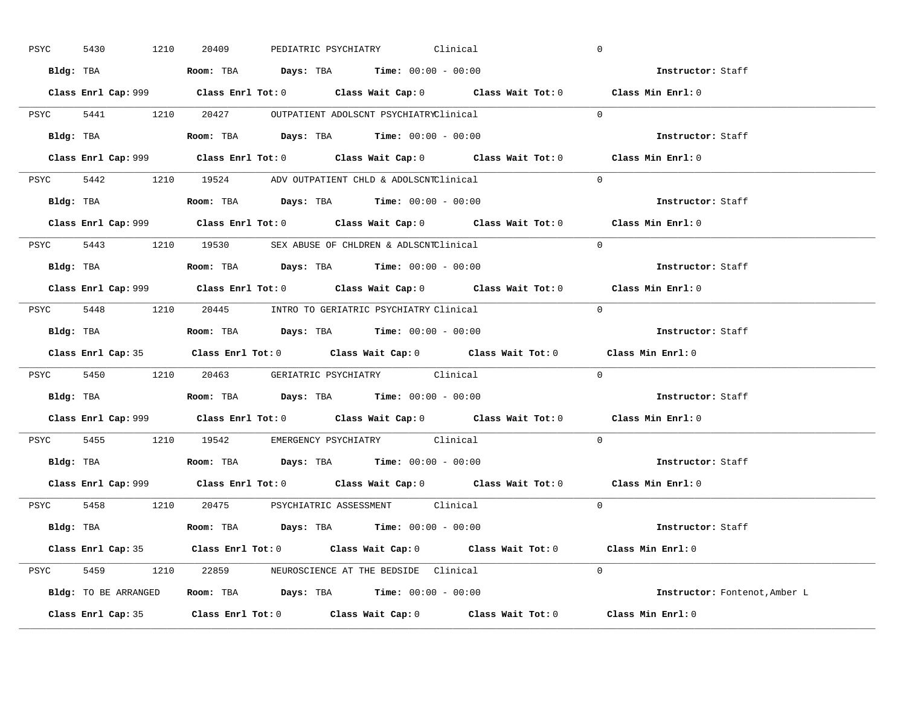PSYC 5430 1210 20409 PEDIATRIC PSYCHIATRY Clinical 0

**Bldg:** TBA **Room:** TBA **Days:** TBA **Time:** 00:00 - 00:00 **Instructor:** Staff

**Class Enrl Cap:** 999 **Class Enrl Tot:** 0 **Class Wait Cap:** 0 **Class Wait Tot:** 0 **Class Min Enrl:** 0

---

PSYC 5441 1210 20427 OUTPATIENT ADOLSCNT PSYCHIATRY Clinical 0

**Bldg:** TBA **Room:** TBA **Days:** TBA **Time:** 00:00 - 00:00 **Instructor:** Staff

**Class Enrl Cap:** 999 **Class Enrl Tot:** 0 **Class Wait Cap:** 0 **Class Wait Tot:** 0 **Class Min Enrl:** 0

---

PSYC 5442 1210 19524 ADV OUTPATIENT CHLD & ADOLSCNT Clinical 0

**Bldg:** TBA **Room:** TBA **Days:** TBA **Time:** 00:00 - 00:00 **Instructor:** Staff

**Class Enrl Cap:** 999 **Class Enrl Tot:** 0 **Class Wait Cap:** 0 **Class Wait Tot:** 0 **Class Min Enrl:** 0

---

PSYC 5443 1210 19530 SEX ABUSE OF CHLDREN & ADLSCNT Clinical 0

**Bldg:** TBA **Room:** TBA **Days:** TBA **Time:** 00:00 - 00:00 **Instructor:** Staff

**Class Enrl Cap:** 999 **Class Enrl Tot:** 0 **Class Wait Cap:** 0 **Class Wait Tot:** 0 **Class Min Enrl:** 0

---

PSYC 5448 1210 20445 INTRO TO GERIATRIC PSYCHIATRY Clinical 0

**Bldg:** TBA **Room:** TBA **Days:** TBA **Time:** 00:00 - 00:00 **Instructor:** Staff

**Class Enrl Cap:** 35 **Class Enrl Tot:** 0 **Class Wait Cap:** 0 **Class Wait Tot:** 0 **Class Min Enrl:** 0

---

PSYC 5450 1210 20463 GERIATRIC PSYCHIATRY Clinical 0

**Bldg:** TBA **Room:** TBA **Days:** TBA **Time:** 00:00 - 00:00 **Instructor:** Staff

**Class Enrl Cap:** 999 **Class Enrl Tot:** 0 **Class Wait Cap:** 0 **Class Wait Tot:** 0 **Class Min Enrl:** 0

---

PSYC 5455 1210 19542 EMERGENCY PSYCHIATRY Clinical 0

**Bldg:** TBA **Room:** TBA **Days:** TBA **Time:** 00:00 - 00:00 **Instructor:** Staff

**Class Enrl Cap:** 999 **Class Enrl Tot:** 0 **Class Wait Cap:** 0 **Class Wait Tot:** 0 **Class Min Enrl:** 0

---

PSYC 5458 1210 20475 PSYCHIATRIC ASSESSMENT Clinical 0

**Bldg:** TBA **Room:** TBA **Days:** TBA **Time:** 00:00 - 00:00 **Instructor:** Staff

**Class Enrl Cap:** 35 **Class Enrl Tot:** 0 **Class Wait Cap:** 0 **Class Wait Tot:** 0 **Class Min Enrl:** 0

---

PSYC 5459 1210 22859 NEUROSCIENCE AT THE BEDSIDE Clinical 0

**Bldg:** TO BE ARRANGED **Room:** TBA **Days:** TBA **Time:** 00:00 - 00:00 **Instructor:** Fontenot,Amber L

**Class Enrl Cap:** 35 **Class Enrl Tot:** 0 **Class Wait Cap:** 0 **Class Wait Tot:** 0 **Class Min Enrl:** 0

---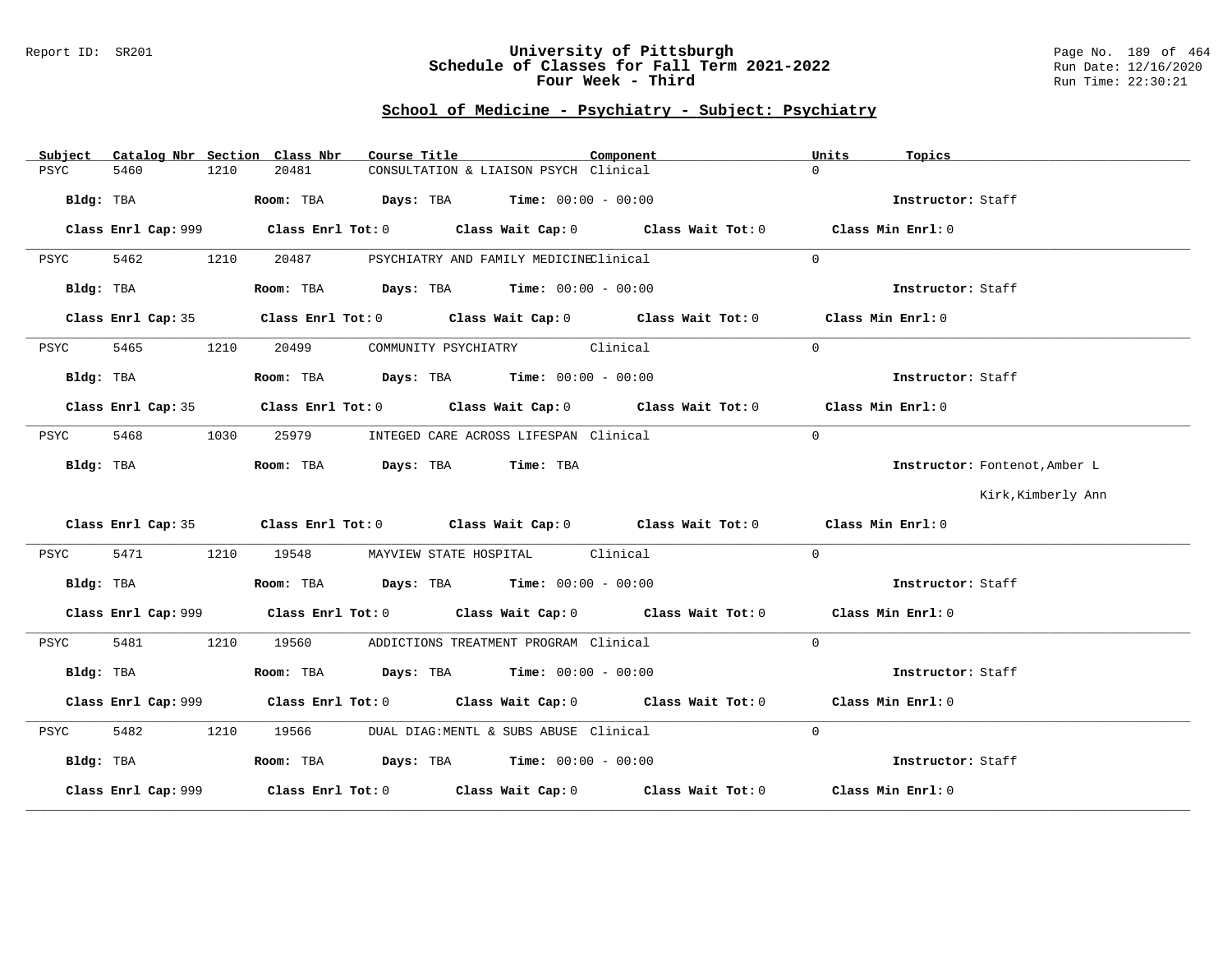Report ID: SR201

# University of Pittsburgh
## Schedule of Classes for Fall Term 2021-2022
## Four Week - Third

Run Date: 12/16/2020
Run Time: 22:30:21

### School of Medicine - Psychiatry - Subject: Psychiatry

| Subject | Catalog Nbr | Section | Class Nbr | Course Title | Component | Units | Topics |
|---|---|---|---|---|---|---|---|
| PSYC | 5460 | 1210 | 20481 | CONSULTATION & LIAISON PSYCH | Clinical | 0 | |

**Bldg:** TBA **Room:** TBA **Days:** TBA **Time:** 00:00 - 00:00 **Instructor:** Staff

**Class Enrl Cap:** 999 **Class Enrl Tot:** 0 **Class Wait Cap:** 0 **Class Wait Tot:** 0 **Class Min Enrl:** 0

---

| Subject | Catalog Nbr | Section | Class Nbr | Course Title | Component | Units | Topics |
|---|---|---|---|---|---|---|---|
| PSYC | 5462 | 1210 | 20487 | PSYCHIATRY AND FAMILY MEDICINE | Clinical | 0 | |

**Bldg:** TBA **Room:** TBA **Days:** TBA **Time:** 00:00 - 00:00 **Instructor:** Staff

**Class Enrl Cap:** 35 **Class Enrl Tot:** 0 **Class Wait Cap:** 0 **Class Wait Tot:** 0 **Class Min Enrl:** 0

---

| Subject | Catalog Nbr | Section | Class Nbr | Course Title | Component | Units | Topics |
|---|---|---|---|---|---|---|---|
| PSYC | 5465 | 1210 | 20499 | COMMUNITY PSYCHIATRY | Clinical | 0 | |

**Bldg:** TBA **Room:** TBA **Days:** TBA **Time:** 00:00 - 00:00 **Instructor:** Staff

**Class Enrl Cap:** 35 **Class Enrl Tot:** 0 **Class Wait Cap:** 0 **Class Wait Tot:** 0 **Class Min Enrl:** 0

---

| Subject | Catalog Nbr | Section | Class Nbr | Course Title | Component | Units | Topics |
|---|---|---|---|---|---|---|---|
| PSYC | 5468 | 1030 | 25979 | INTEGED CARE ACROSS LIFESPAN | Clinical | 0 | |

**Bldg:** TBA **Room:** TBA **Days:** TBA **Time:** TBA **Instructor:** Fontenot,Amber L; Kirk,Kimberly Ann

**Class Enrl Cap:** 35 **Class Enrl Tot:** 0 **Class Wait Cap:** 0 **Class Wait Tot:** 0 **Class Min Enrl:** 0

---

| Subject | Catalog Nbr | Section | Class Nbr | Course Title | Component | Units | Topics |
|---|---|---|---|---|---|---|---|
| PSYC | 5471 | 1210 | 19548 | MAYVIEW STATE HOSPITAL | Clinical | 0 | |

**Bldg:** TBA **Room:** TBA **Days:** TBA **Time:** 00:00 - 00:00 **Instructor:** Staff

**Class Enrl Cap:** 999 **Class Enrl Tot:** 0 **Class Wait Cap:** 0 **Class Wait Tot:** 0 **Class Min Enrl:** 0

---

| Subject | Catalog Nbr | Section | Class Nbr | Course Title | Component | Units | Topics |
|---|---|---|---|---|---|---|---|
| PSYC | 5481 | 1210 | 19560 | ADDICTIONS TREATMENT PROGRAM | Clinical | 0 | |

**Bldg:** TBA **Room:** TBA **Days:** TBA **Time:** 00:00 - 00:00 **Instructor:** Staff

**Class Enrl Cap:** 999 **Class Enrl Tot:** 0 **Class Wait Cap:** 0 **Class Wait Tot:** 0 **Class Min Enrl:** 0

---

| Subject | Catalog Nbr | Section | Class Nbr | Course Title | Component | Units | Topics |
|---|---|---|---|---|---|---|---|
| PSYC | 5482 | 1210 | 19566 | DUAL DIAG:MENTL & SUBS ABUSE | Clinical | 0 | |

**Bldg:** TBA **Room:** TBA **Days:** TBA **Time:** 00:00 - 00:00 **Instructor:** Staff

**Class Enrl Cap:** 999 **Class Enrl Tot:** 0 **Class Wait Cap:** 0 **Class Wait Tot:** 0 **Class Min Enrl:** 0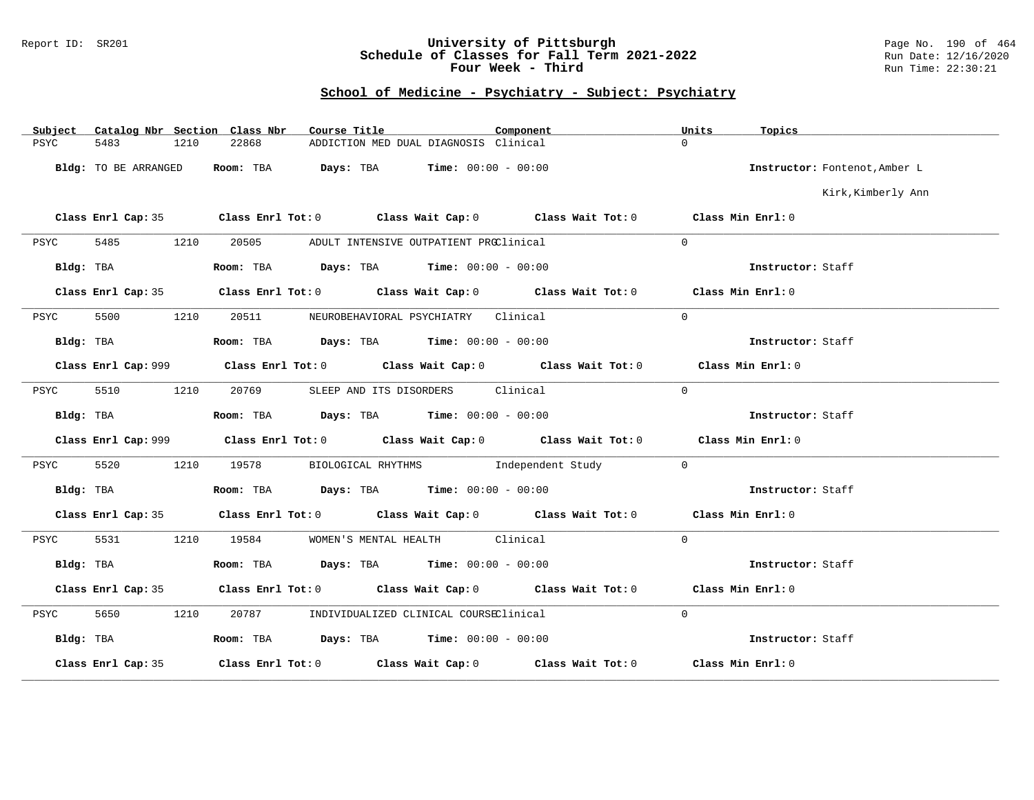# University of Pittsburgh
## Schedule of Classes for Fall Term 2021-2022
### Four Week - Third

Report ID: SR201

Run Date: 12/16/2020
Run Time: 22:30:21

## School of Medicine - Psychiatry - Subject: Psychiatry

| Subject | Catalog Nbr | Section | Class Nbr | Course Title | Component | Units | Topics |
|---|---|---|---|---|---|---|---|
| PSYC | 5483 | 1210 | 22868 | ADDICTION MED DUAL DIAGNOSIS | Clinical | 0 | |

**Bldg:** TO BE ARRANGED **Room:** TBA **Days:** TBA **Time:** 00:00 - 00:00 **Instructor:** Fontenot,Amber L; Kirk,Kimberly Ann

**Class Enrl Cap:** 35 **Class Enrl Tot:** 0 **Class Wait Cap:** 0 **Class Wait Tot:** 0 **Class Min Enrl:** 0

---

| Subject | Catalog Nbr | Section | Class Nbr | Course Title | Component | Units | Topics |
|---|---|---|---|---|---|---|---|
| PSYC | 5485 | 1210 | 20505 | ADULT INTENSIVE OUTPATIENT PRG | Clinical | 0 | |

**Bldg:** TBA **Room:** TBA **Days:** TBA **Time:** 00:00 - 00:00 **Instructor:** Staff

**Class Enrl Cap:** 35 **Class Enrl Tot:** 0 **Class Wait Cap:** 0 **Class Wait Tot:** 0 **Class Min Enrl:** 0

---

| Subject | Catalog Nbr | Section | Class Nbr | Course Title | Component | Units | Topics |
|---|---|---|---|---|---|---|---|
| PSYC | 5500 | 1210 | 20511 | NEUROBEHAVIORAL PSYCHIATRY | Clinical | 0 | |

**Bldg:** TBA **Room:** TBA **Days:** TBA **Time:** 00:00 - 00:00 **Instructor:** Staff

**Class Enrl Cap:** 999 **Class Enrl Tot:** 0 **Class Wait Cap:** 0 **Class Wait Tot:** 0 **Class Min Enrl:** 0

---

| Subject | Catalog Nbr | Section | Class Nbr | Course Title | Component | Units | Topics |
|---|---|---|---|---|---|---|---|
| PSYC | 5510 | 1210 | 20769 | SLEEP AND ITS DISORDERS | Clinical | 0 | |

**Bldg:** TBA **Room:** TBA **Days:** TBA **Time:** 00:00 - 00:00 **Instructor:** Staff

**Class Enrl Cap:** 999 **Class Enrl Tot:** 0 **Class Wait Cap:** 0 **Class Wait Tot:** 0 **Class Min Enrl:** 0

---

| Subject | Catalog Nbr | Section | Class Nbr | Course Title | Component | Units | Topics |
|---|---|---|---|---|---|---|---|
| PSYC | 5520 | 1210 | 19578 | BIOLOGICAL RHYTHMS | Independent Study | 0 | |

**Bldg:** TBA **Room:** TBA **Days:** TBA **Time:** 00:00 - 00:00 **Instructor:** Staff

**Class Enrl Cap:** 35 **Class Enrl Tot:** 0 **Class Wait Cap:** 0 **Class Wait Tot:** 0 **Class Min Enrl:** 0

---

| Subject | Catalog Nbr | Section | Class Nbr | Course Title | Component | Units | Topics |
|---|---|---|---|---|---|---|---|
| PSYC | 5531 | 1210 | 19584 | WOMEN'S MENTAL HEALTH | Clinical | 0 | |

**Bldg:** TBA **Room:** TBA **Days:** TBA **Time:** 00:00 - 00:00 **Instructor:** Staff

**Class Enrl Cap:** 35 **Class Enrl Tot:** 0 **Class Wait Cap:** 0 **Class Wait Tot:** 0 **Class Min Enrl:** 0

---

| Subject | Catalog Nbr | Section | Class Nbr | Course Title | Component | Units | Topics |
|---|---|---|---|---|---|---|---|
| PSYC | 5650 | 1210 | 20787 | INDIVIDUALIZED CLINICAL COURSE | Clinical | 0 | |

**Bldg:** TBA **Room:** TBA **Days:** TBA **Time:** 00:00 - 00:00 **Instructor:** Staff

**Class Enrl Cap:** 35 **Class Enrl Tot:** 0 **Class Wait Cap:** 0 **Class Wait Tot:** 0 **Class Min Enrl:** 0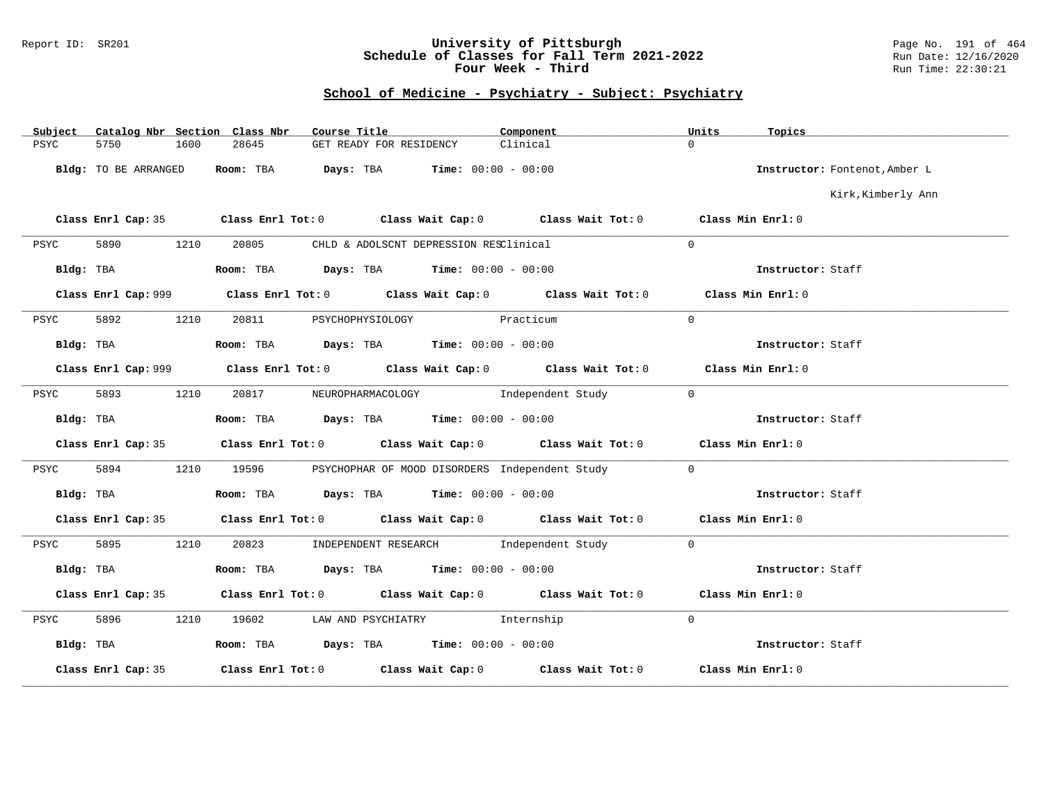## School of Medicine - Psychiatry - Subject: Psychiatry

| Subject | Catalog Nbr | Section | Class Nbr | Course Title | Component | Units | Topics |
|---|---|---|---|---|---|---|---|
| PSYC | 5750 | 1600 | 28645 | GET READY FOR RESIDENCY | Clinical | 0 | |

**Bldg:** TO BE ARRANGED **Room:** TBA **Days:** TBA **Time:** 00:00 - 00:00 **Instructor:** Fontenot,Amber L; Kirk,Kimberly Ann

**Class Enrl Cap:** 35 **Class Enrl Tot:** 0 **Class Wait Cap:** 0 **Class Wait Tot:** 0 **Class Min Enrl:** 0

---

| Subject | Catalog Nbr | Section | Class Nbr | Course Title | Component | Units | Topics |
|---|---|---|---|---|---|---|---|
| PSYC | 5890 | 1210 | 20805 | CHLD & ADOLSCNT DEPRESSION RES | Clinical | 0 | |

**Bldg:** TBA **Room:** TBA **Days:** TBA **Time:** 00:00 - 00:00 **Instructor:** Staff

**Class Enrl Cap:** 999 **Class Enrl Tot:** 0 **Class Wait Cap:** 0 **Class Wait Tot:** 0 **Class Min Enrl:** 0

---

| Subject | Catalog Nbr | Section | Class Nbr | Course Title | Component | Units | Topics |
|---|---|---|---|---|---|---|---|
| PSYC | 5892 | 1210 | 20811 | PSYCHOPHYSIOLOGY | Practicum | 0 | |

**Bldg:** TBA **Room:** TBA **Days:** TBA **Time:** 00:00 - 00:00 **Instructor:** Staff

**Class Enrl Cap:** 999 **Class Enrl Tot:** 0 **Class Wait Cap:** 0 **Class Wait Tot:** 0 **Class Min Enrl:** 0

---

| Subject | Catalog Nbr | Section | Class Nbr | Course Title | Component | Units | Topics |
|---|---|---|---|---|---|---|---|
| PSYC | 5893 | 1210 | 20817 | NEUROPHARMACOLOGY | Independent Study | 0 | |

**Bldg:** TBA **Room:** TBA **Days:** TBA **Time:** 00:00 - 00:00 **Instructor:** Staff

**Class Enrl Cap:** 35 **Class Enrl Tot:** 0 **Class Wait Cap:** 0 **Class Wait Tot:** 0 **Class Min Enrl:** 0

---

| Subject | Catalog Nbr | Section | Class Nbr | Course Title | Component | Units | Topics |
|---|---|---|---|---|---|---|---|
| PSYC | 5894 | 1210 | 19596 | PSYCHOPHAR OF MOOD DISORDERS | Independent Study | 0 | |

**Bldg:** TBA **Room:** TBA **Days:** TBA **Time:** 00:00 - 00:00 **Instructor:** Staff

**Class Enrl Cap:** 35 **Class Enrl Tot:** 0 **Class Wait Cap:** 0 **Class Wait Tot:** 0 **Class Min Enrl:** 0

---

| Subject | Catalog Nbr | Section | Class Nbr | Course Title | Component | Units | Topics |
|---|---|---|---|---|---|---|---|
| PSYC | 5895 | 1210 | 20823 | INDEPENDENT RESEARCH | Independent Study | 0 | |

**Bldg:** TBA **Room:** TBA **Days:** TBA **Time:** 00:00 - 00:00 **Instructor:** Staff

**Class Enrl Cap:** 35 **Class Enrl Tot:** 0 **Class Wait Cap:** 0 **Class Wait Tot:** 0 **Class Min Enrl:** 0

---

| Subject | Catalog Nbr | Section | Class Nbr | Course Title | Component | Units | Topics |
|---|---|---|---|---|---|---|---|
| PSYC | 5896 | 1210 | 19602 | LAW AND PSYCHIATRY | Internship | 0 | |

**Bldg:** TBA **Room:** TBA **Days:** TBA **Time:** 00:00 - 00:00 **Instructor:** Staff

**Class Enrl Cap:** 35 **Class Enrl Tot:** 0 **Class Wait Cap:** 0 **Class Wait Tot:** 0 **Class Min Enrl:** 0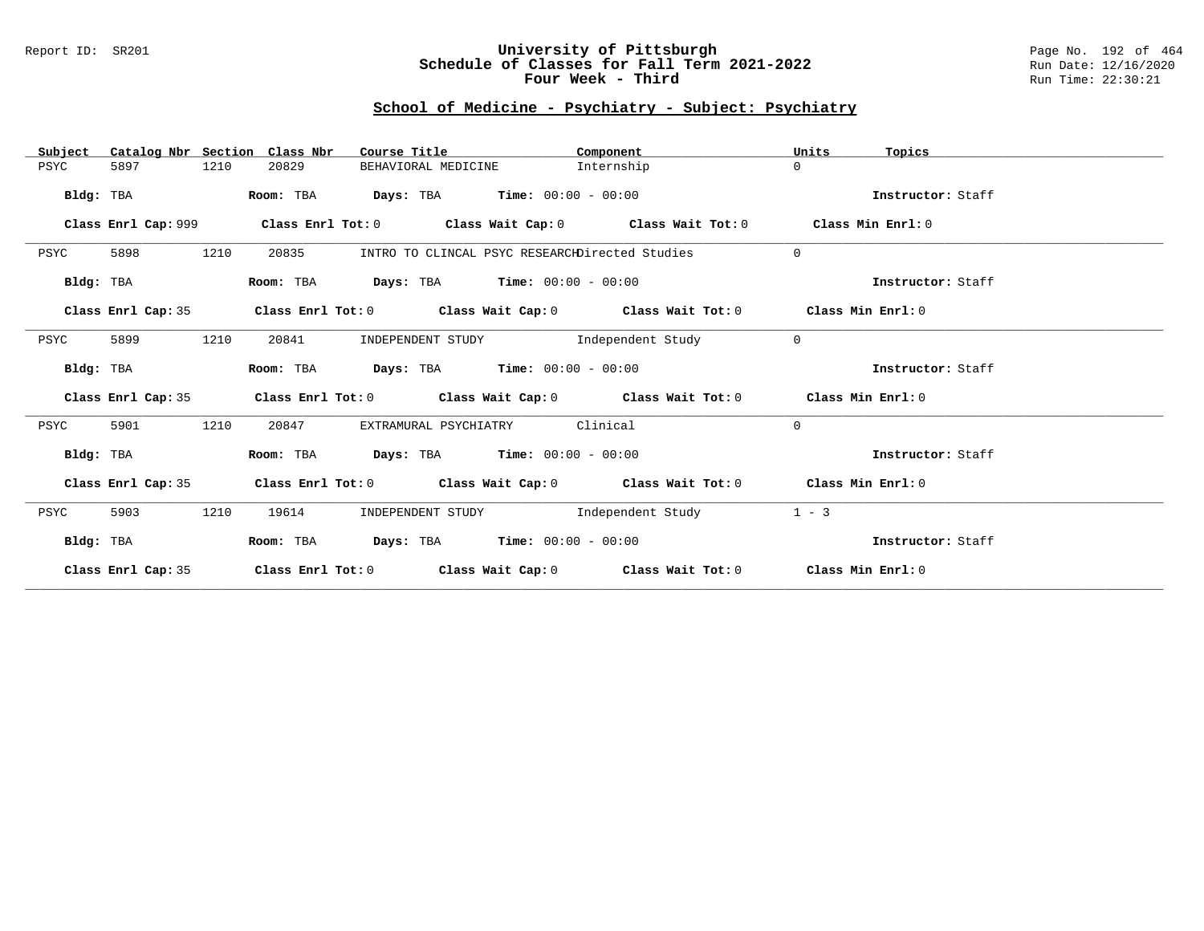# University of Pittsburgh
## Schedule of Classes for Fall Term 2021-2022
## Four Week - Third

Report ID: SR201

Run Date: 12/16/2020
Run Time: 22:30:21

### School of Medicine - Psychiatry - Subject: Psychiatry

| Subject | Catalog Nbr | Section | Class Nbr | Course Title | Component | Units | Topics |
|---|---|---|---|---|---|---|---|
| PSYC | 5897 | 1210 | 20829 | BEHAVIORAL MEDICINE | Internship | 0 | |

**Bldg:** TBA **Room:** TBA **Days:** TBA **Time:** 00:00 - 00:00 **Instructor:** Staff

**Class Enrl Cap:** 999 **Class Enrl Tot:** 0 **Class Wait Cap:** 0 **Class Wait Tot:** 0 **Class Min Enrl:** 0

---

| Subject | Catalog Nbr | Section | Class Nbr | Course Title | Component | Units | Topics |
|---|---|---|---|---|---|---|---|
| PSYC | 5898 | 1210 | 20835 | INTRO TO CLINCAL PSYC RESEARCH | Directed Studies | 0 | |

**Bldg:** TBA **Room:** TBA **Days:** TBA **Time:** 00:00 - 00:00 **Instructor:** Staff

**Class Enrl Cap:** 35 **Class Enrl Tot:** 0 **Class Wait Cap:** 0 **Class Wait Tot:** 0 **Class Min Enrl:** 0

---

| Subject | Catalog Nbr | Section | Class Nbr | Course Title | Component | Units | Topics |
|---|---|---|---|---|---|---|---|
| PSYC | 5899 | 1210 | 20841 | INDEPENDENT STUDY | Independent Study | 0 | |

**Bldg:** TBA **Room:** TBA **Days:** TBA **Time:** 00:00 - 00:00 **Instructor:** Staff

**Class Enrl Cap:** 35 **Class Enrl Tot:** 0 **Class Wait Cap:** 0 **Class Wait Tot:** 0 **Class Min Enrl:** 0

---

| Subject | Catalog Nbr | Section | Class Nbr | Course Title | Component | Units | Topics |
|---|---|---|---|---|---|---|---|
| PSYC | 5901 | 1210 | 20847 | EXTRAMURAL PSYCHIATRY | Clinical | 0 | |

**Bldg:** TBA **Room:** TBA **Days:** TBA **Time:** 00:00 - 00:00 **Instructor:** Staff

**Class Enrl Cap:** 35 **Class Enrl Tot:** 0 **Class Wait Cap:** 0 **Class Wait Tot:** 0 **Class Min Enrl:** 0

---

| Subject | Catalog Nbr | Section | Class Nbr | Course Title | Component | Units | Topics |
|---|---|---|---|---|---|---|---|
| PSYC | 5903 | 1210 | 19614 | INDEPENDENT STUDY | Independent Study | 1 - 3 | |

**Bldg:** TBA **Room:** TBA **Days:** TBA **Time:** 00:00 - 00:00 **Instructor:** Staff

**Class Enrl Cap:** 35 **Class Enrl Tot:** 0 **Class Wait Cap:** 0 **Class Wait Tot:** 0 **Class Min Enrl:** 0

---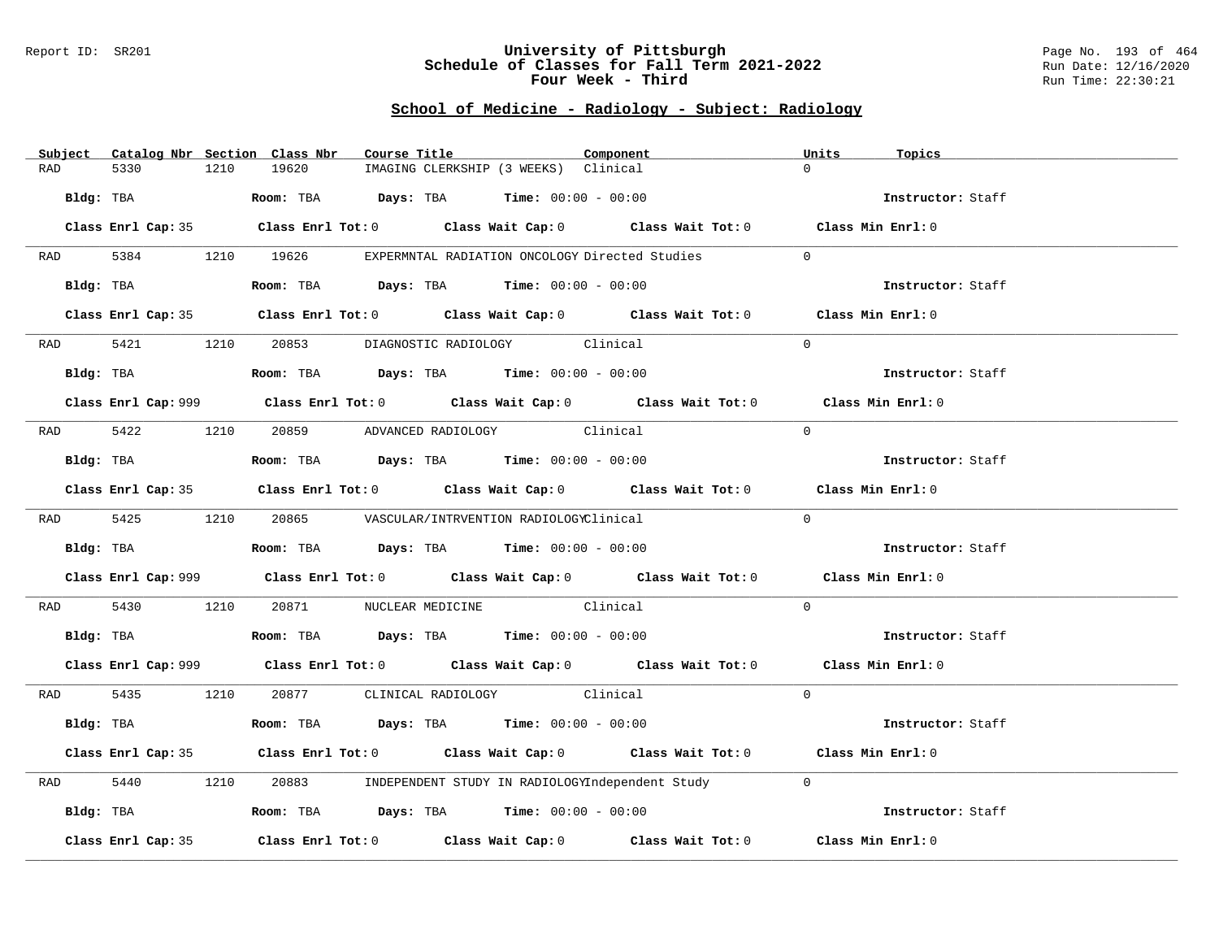# University of Pittsburgh
## Schedule of Classes for Fall Term 2021-2022
### Four Week - Third

Report ID: SR201

Run Date: 12/16/2020
Run Time: 22:30:21

## School of Medicine - Radiology - Subject: Radiology

| Subject | Catalog Nbr | Section | Class Nbr | Course Title | Component | Units | Topics |
|---|---|---|---|---|---|---|---|
| RAD | 5330 | 1210 | 19620 | IMAGING CLERKSHIP (3 WEEKS) | Clinical | 0 | |

**Bldg:** TBA **Room:** TBA **Days:** TBA **Time:** 00:00 - 00:00 **Instructor:** Staff

**Class Enrl Cap:** 35 **Class Enrl Tot:** 0 **Class Wait Cap:** 0 **Class Wait Tot:** 0 **Class Min Enrl:** 0

| Subject | Catalog Nbr | Section | Class Nbr | Course Title | Component | Units | Topics |
|---|---|---|---|---|---|---|---|
| RAD | 5384 | 1210 | 19626 | EXPERMNTAL RADIATION ONCOLOGY | Directed Studies | 0 | |

**Bldg:** TBA **Room:** TBA **Days:** TBA **Time:** 00:00 - 00:00 **Instructor:** Staff

**Class Enrl Cap:** 35 **Class Enrl Tot:** 0 **Class Wait Cap:** 0 **Class Wait Tot:** 0 **Class Min Enrl:** 0

| Subject | Catalog Nbr | Section | Class Nbr | Course Title | Component | Units | Topics |
|---|---|---|---|---|---|---|---|
| RAD | 5421 | 1210 | 20853 | DIAGNOSTIC RADIOLOGY | Clinical | 0 | |

**Bldg:** TBA **Room:** TBA **Days:** TBA **Time:** 00:00 - 00:00 **Instructor:** Staff

**Class Enrl Cap:** 999 **Class Enrl Tot:** 0 **Class Wait Cap:** 0 **Class Wait Tot:** 0 **Class Min Enrl:** 0

| Subject | Catalog Nbr | Section | Class Nbr | Course Title | Component | Units | Topics |
|---|---|---|---|---|---|---|---|
| RAD | 5422 | 1210 | 20859 | ADVANCED RADIOLOGY | Clinical | 0 | |

**Bldg:** TBA **Room:** TBA **Days:** TBA **Time:** 00:00 - 00:00 **Instructor:** Staff

**Class Enrl Cap:** 35 **Class Enrl Tot:** 0 **Class Wait Cap:** 0 **Class Wait Tot:** 0 **Class Min Enrl:** 0

| Subject | Catalog Nbr | Section | Class Nbr | Course Title | Component | Units | Topics |
|---|---|---|---|---|---|---|---|
| RAD | 5425 | 1210 | 20865 | VASCULAR/INTRVENTION RADIOLOGY | Clinical | 0 | |

**Bldg:** TBA **Room:** TBA **Days:** TBA **Time:** 00:00 - 00:00 **Instructor:** Staff

**Class Enrl Cap:** 999 **Class Enrl Tot:** 0 **Class Wait Cap:** 0 **Class Wait Tot:** 0 **Class Min Enrl:** 0

| Subject | Catalog Nbr | Section | Class Nbr | Course Title | Component | Units | Topics |
|---|---|---|---|---|---|---|---|
| RAD | 5430 | 1210 | 20871 | NUCLEAR MEDICINE | Clinical | 0 | |

**Bldg:** TBA **Room:** TBA **Days:** TBA **Time:** 00:00 - 00:00 **Instructor:** Staff

**Class Enrl Cap:** 999 **Class Enrl Tot:** 0 **Class Wait Cap:** 0 **Class Wait Tot:** 0 **Class Min Enrl:** 0

| Subject | Catalog Nbr | Section | Class Nbr | Course Title | Component | Units | Topics |
|---|---|---|---|---|---|---|---|
| RAD | 5435 | 1210 | 20877 | CLINICAL RADIOLOGY | Clinical | 0 | |

**Bldg:** TBA **Room:** TBA **Days:** TBA **Time:** 00:00 - 00:00 **Instructor:** Staff

**Class Enrl Cap:** 35 **Class Enrl Tot:** 0 **Class Wait Cap:** 0 **Class Wait Tot:** 0 **Class Min Enrl:** 0

| Subject | Catalog Nbr | Section | Class Nbr | Course Title | Component | Units | Topics |
|---|---|---|---|---|---|---|---|
| RAD | 5440 | 1210 | 20883 | INDEPENDENT STUDY IN RADIOLOGY | Independent Study | 0 | |

**Bldg:** TBA **Room:** TBA **Days:** TBA **Time:** 00:00 - 00:00 **Instructor:** Staff

**Class Enrl Cap:** 35 **Class Enrl Tot:** 0 **Class Wait Cap:** 0 **Class Wait Tot:** 0 **Class Min Enrl:** 0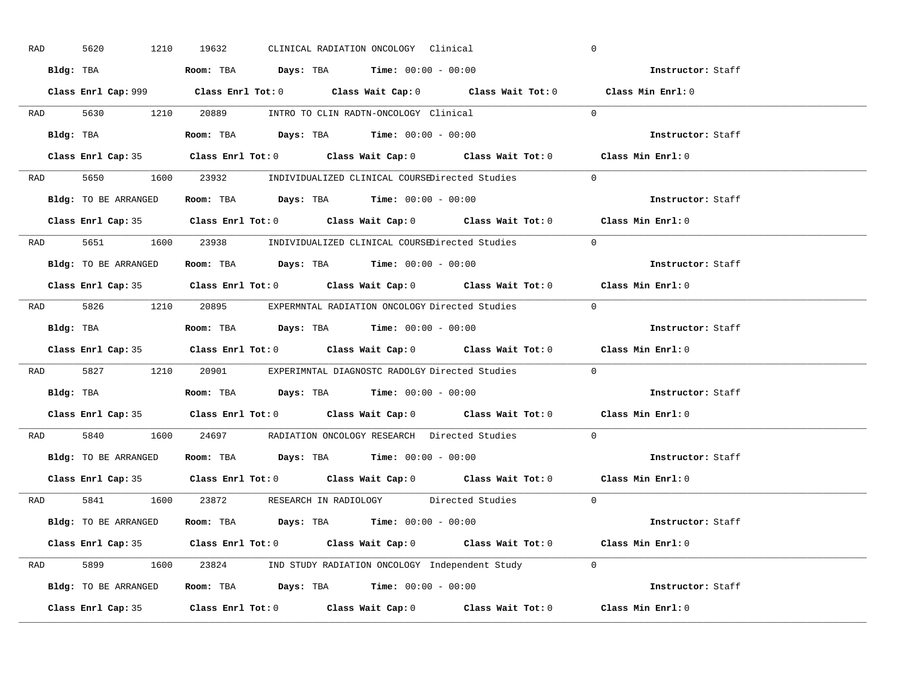RAD 5620 1210 19632 CLINICAL RADIATION ONCOLOGY Clinical 0

**Bldg:** TBA **Room:** TBA **Days:** TBA **Time:** 00:00 - 00:00 **Instructor:** Staff

**Class Enrl Cap:** 999 **Class Enrl Tot:** 0 **Class Wait Cap:** 0 **Class Wait Tot:** 0 **Class Min Enrl:** 0

---

RAD 5630 1210 20889 INTRO TO CLIN RADTN-ONCOLOGY Clinical 0

**Bldg:** TBA **Room:** TBA **Days:** TBA **Time:** 00:00 - 00:00 **Instructor:** Staff

**Class Enrl Cap:** 35 **Class Enrl Tot:** 0 **Class Wait Cap:** 0 **Class Wait Tot:** 0 **Class Min Enrl:** 0

---

RAD 5650 1600 23932 INDIVIDUALIZED CLINICAL COURSE Directed Studies 0

**Bldg:** TO BE ARRANGED **Room:** TBA **Days:** TBA **Time:** 00:00 - 00:00 **Instructor:** Staff

**Class Enrl Cap:** 35 **Class Enrl Tot:** 0 **Class Wait Cap:** 0 **Class Wait Tot:** 0 **Class Min Enrl:** 0

---

RAD 5651 1600 23938 INDIVIDUALIZED CLINICAL COURSE Directed Studies 0

**Bldg:** TO BE ARRANGED **Room:** TBA **Days:** TBA **Time:** 00:00 - 00:00 **Instructor:** Staff

**Class Enrl Cap:** 35 **Class Enrl Tot:** 0 **Class Wait Cap:** 0 **Class Wait Tot:** 0 **Class Min Enrl:** 0

---

RAD 5826 1210 20895 EXPERMNTAL RADIATION ONCOLOGY Directed Studies 0

**Bldg:** TBA **Room:** TBA **Days:** TBA **Time:** 00:00 - 00:00 **Instructor:** Staff

**Class Enrl Cap:** 35 **Class Enrl Tot:** 0 **Class Wait Cap:** 0 **Class Wait Tot:** 0 **Class Min Enrl:** 0

---

RAD 5827 1210 20901 EXPERIMNTAL DIAGNOSTC RADOLGY Directed Studies 0

**Bldg:** TBA **Room:** TBA **Days:** TBA **Time:** 00:00 - 00:00 **Instructor:** Staff

**Class Enrl Cap:** 35 **Class Enrl Tot:** 0 **Class Wait Cap:** 0 **Class Wait Tot:** 0 **Class Min Enrl:** 0

---

RAD 5840 1600 24697 RADIATION ONCOLOGY RESEARCH Directed Studies 0

**Bldg:** TO BE ARRANGED **Room:** TBA **Days:** TBA **Time:** 00:00 - 00:00 **Instructor:** Staff

**Class Enrl Cap:** 35 **Class Enrl Tot:** 0 **Class Wait Cap:** 0 **Class Wait Tot:** 0 **Class Min Enrl:** 0

---

RAD 5841 1600 23872 RESEARCH IN RADIOLOGY Directed Studies 0

**Bldg:** TO BE ARRANGED **Room:** TBA **Days:** TBA **Time:** 00:00 - 00:00 **Instructor:** Staff

**Class Enrl Cap:** 35 **Class Enrl Tot:** 0 **Class Wait Cap:** 0 **Class Wait Tot:** 0 **Class Min Enrl:** 0

---

RAD 5899 1600 23824 IND STUDY RADIATION ONCOLOGY Independent Study 0

**Bldg:** TO BE ARRANGED **Room:** TBA **Days:** TBA **Time:** 00:00 - 00:00 **Instructor:** Staff

**Class Enrl Cap:** 35 **Class Enrl Tot:** 0 **Class Wait Cap:** 0 **Class Wait Tot:** 0 **Class Min Enrl:** 0

---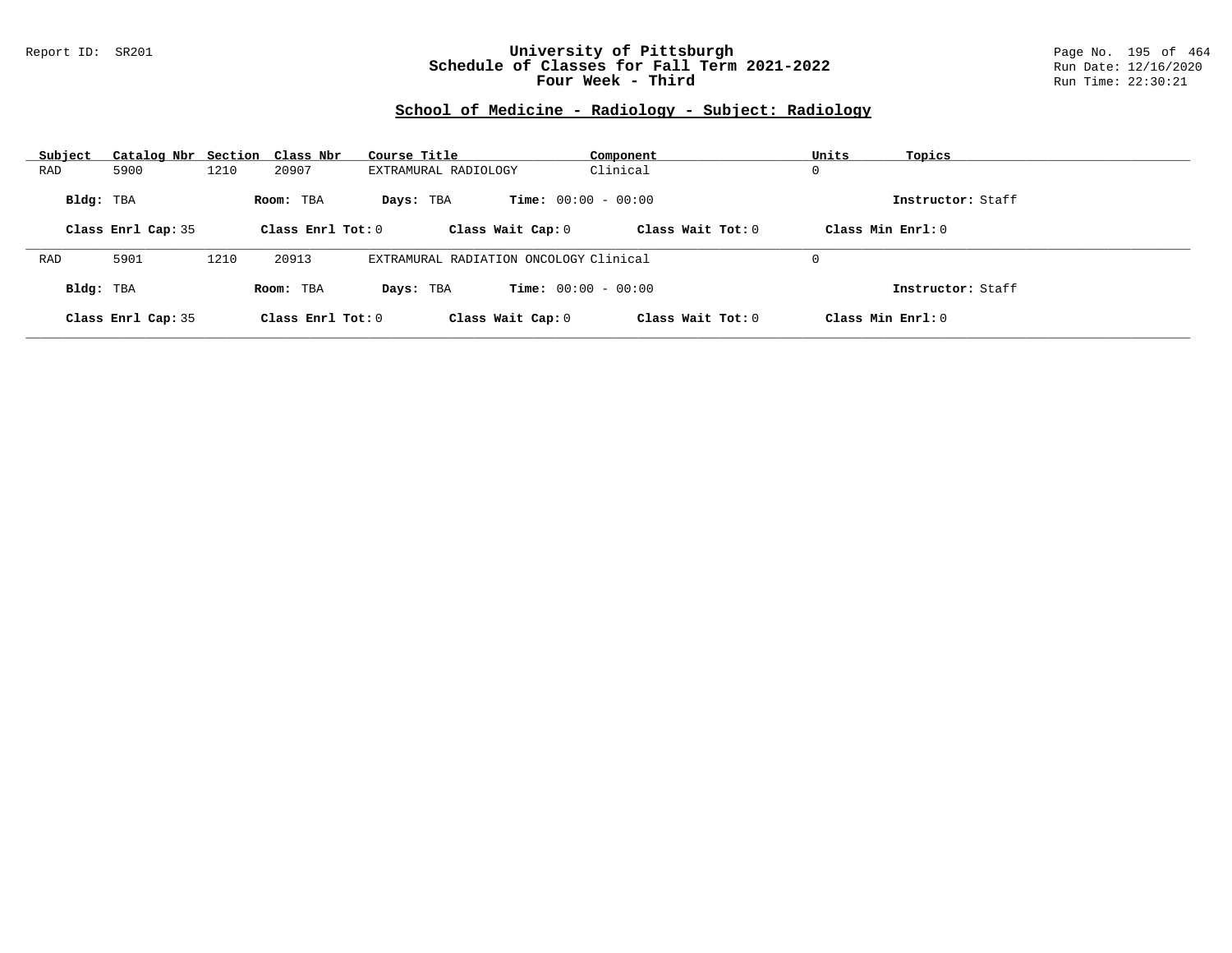## School of Medicine - Radiology - Subject: Radiology

| Subject | Catalog Nbr | Section | Class Nbr | Course Title | Component | Units | Topics |
|---|---|---|---|---|---|---|---|
| RAD | 5900 | 1210 | 20907 | EXTRAMURAL RADIOLOGY | Clinical | 0 | |

**Bldg:** TBA **Room:** TBA **Days:** TBA **Time:** 00:00 - 00:00 **Instructor:** Staff

**Class Enrl Cap:** 35 **Class Enrl Tot:** 0 **Class Wait Cap:** 0 **Class Wait Tot:** 0 **Class Min Enrl:** 0

---

| Subject | Catalog Nbr | Section | Class Nbr | Course Title | Component | Units | Topics |
|---|---|---|---|---|---|---|---|
| RAD | 5901 | 1210 | 20913 | EXTRAMURAL RADIATION ONCOLOGY | Clinical | 0 | |

**Bldg:** TBA **Room:** TBA **Days:** TBA **Time:** 00:00 - 00:00 **Instructor:** Staff

**Class Enrl Cap:** 35 **Class Enrl Tot:** 0 **Class Wait Cap:** 0 **Class Wait Tot:** 0 **Class Min Enrl:** 0

---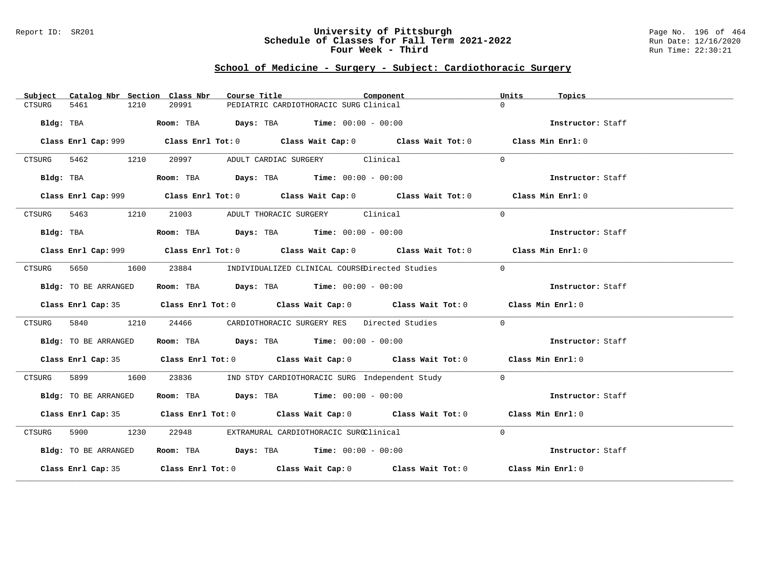# University of Pittsburgh
## Schedule of Classes for Fall Term 2021-2022
### Four Week - Third

Report ID: SR201

Run Date: 12/16/2020
Run Time: 22:30:21

## School of Medicine - Surgery - Subject: Cardiothoracic Surgery

| Subject | Catalog Nbr | Section | Class Nbr | Course Title | Component | Units | Topics |
|---|---|---|---|---|---|---|---|
| CTSURG | 5461 | 1210 | 20991 | PEDIATRIC CARDIOTHORACIC SURG | Clinical | 0 | |

**Bldg:** TBA **Room:** TBA **Days:** TBA **Time:** 00:00 - 00:00 **Instructor:** Staff

**Class Enrl Cap:** 999 **Class Enrl Tot:** 0 **Class Wait Cap:** 0 **Class Wait Tot:** 0 **Class Min Enrl:** 0

| Subject | Catalog Nbr | Section | Class Nbr | Course Title | Component | Units | Topics |
|---|---|---|---|---|---|---|---|
| CTSURG | 5462 | 1210 | 20997 | ADULT CARDIAC SURGERY | Clinical | 0 | |

**Bldg:** TBA **Room:** TBA **Days:** TBA **Time:** 00:00 - 00:00 **Instructor:** Staff

**Class Enrl Cap:** 999 **Class Enrl Tot:** 0 **Class Wait Cap:** 0 **Class Wait Tot:** 0 **Class Min Enrl:** 0

| Subject | Catalog Nbr | Section | Class Nbr | Course Title | Component | Units | Topics |
|---|---|---|---|---|---|---|---|
| CTSURG | 5463 | 1210 | 21003 | ADULT THORACIC SURGERY | Clinical | 0 | |

**Bldg:** TBA **Room:** TBA **Days:** TBA **Time:** 00:00 - 00:00 **Instructor:** Staff

**Class Enrl Cap:** 999 **Class Enrl Tot:** 0 **Class Wait Cap:** 0 **Class Wait Tot:** 0 **Class Min Enrl:** 0

| Subject | Catalog Nbr | Section | Class Nbr | Course Title | Component | Units | Topics |
|---|---|---|---|---|---|---|---|
| CTSURG | 5650 | 1600 | 23884 | INDIVIDUALIZED CLINICAL COURSE | Directed Studies | 0 | |

**Bldg:** TO BE ARRANGED **Room:** TBA **Days:** TBA **Time:** 00:00 - 00:00 **Instructor:** Staff

**Class Enrl Cap:** 35 **Class Enrl Tot:** 0 **Class Wait Cap:** 0 **Class Wait Tot:** 0 **Class Min Enrl:** 0

| Subject | Catalog Nbr | Section | Class Nbr | Course Title | Component | Units | Topics |
|---|---|---|---|---|---|---|---|
| CTSURG | 5840 | 1210 | 24466 | CARDIOTHORACIC SURGERY RES | Directed Studies | 0 | |

**Bldg:** TO BE ARRANGED **Room:** TBA **Days:** TBA **Time:** 00:00 - 00:00 **Instructor:** Staff

**Class Enrl Cap:** 35 **Class Enrl Tot:** 0 **Class Wait Cap:** 0 **Class Wait Tot:** 0 **Class Min Enrl:** 0

| Subject | Catalog Nbr | Section | Class Nbr | Course Title | Component | Units | Topics |
|---|---|---|---|---|---|---|---|
| CTSURG | 5899 | 1600 | 23836 | IND STDY CARDIOTHORACIC SURG | Independent Study | 0 | |

**Bldg:** TO BE ARRANGED **Room:** TBA **Days:** TBA **Time:** 00:00 - 00:00 **Instructor:** Staff

**Class Enrl Cap:** 35 **Class Enrl Tot:** 0 **Class Wait Cap:** 0 **Class Wait Tot:** 0 **Class Min Enrl:** 0

| Subject | Catalog Nbr | Section | Class Nbr | Course Title | Component | Units | Topics |
|---|---|---|---|---|---|---|---|
| CTSURG | 5900 | 1230 | 22948 | EXTRAMURAL CARDIOTHORACIC SURG | Clinical | 0 | |

**Bldg:** TO BE ARRANGED **Room:** TBA **Days:** TBA **Time:** 00:00 - 00:00 **Instructor:** Staff

**Class Enrl Cap:** 35 **Class Enrl Tot:** 0 **Class Wait Cap:** 0 **Class Wait Tot:** 0 **Class Min Enrl:** 0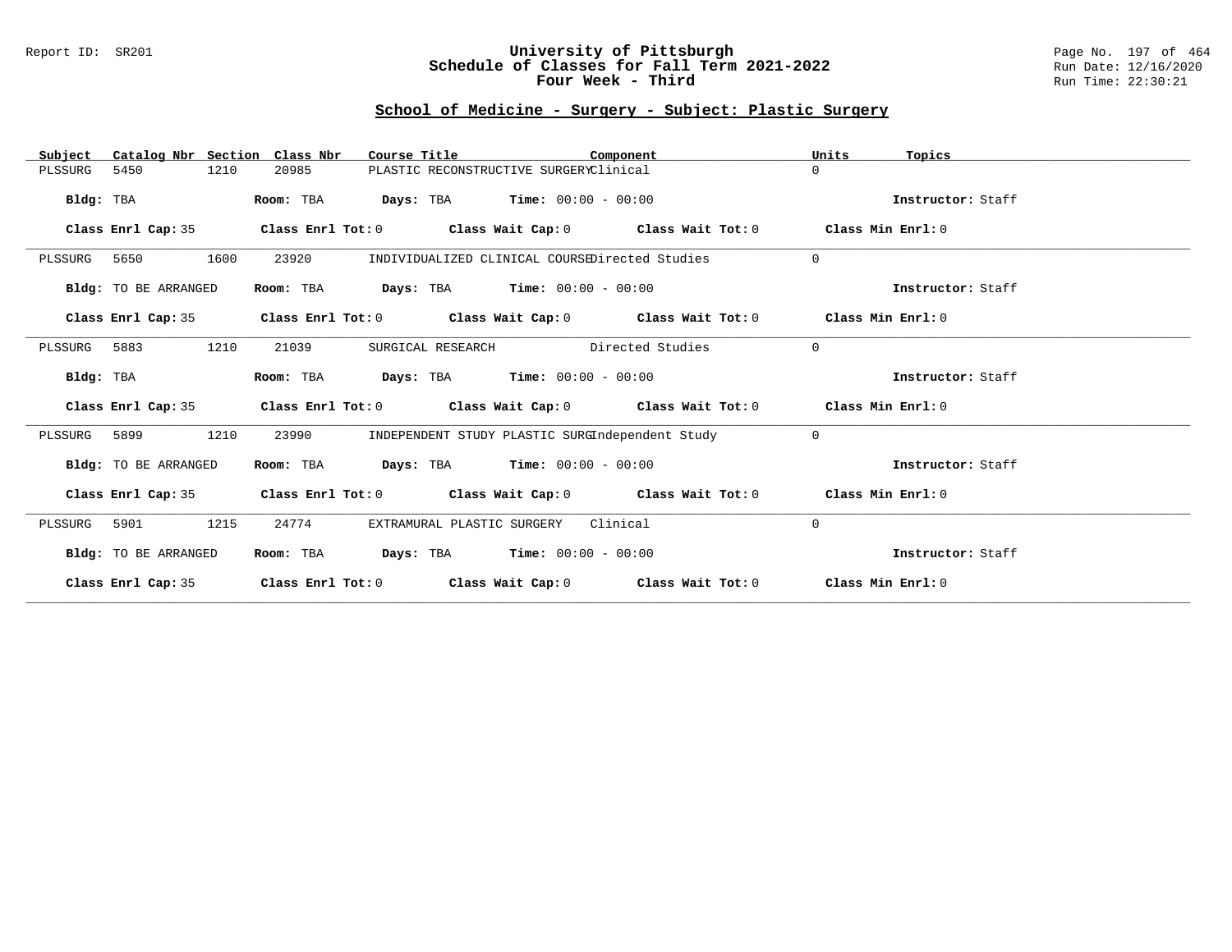# University of Pittsburgh
## Schedule of Classes for Fall Term 2021-2022
### Four Week - Third

Report ID: SR201

Run Date: 12/16/2020
Run Time: 22:30:21

## School of Medicine - Surgery - Subject: Plastic Surgery

| Subject | Catalog Nbr | Section | Class Nbr | Course Title | Component | Units | Topics |
|---|---|---|---|---|---|---|---|
| PLSSURG | 5450 | 1210 | 20985 | PLASTIC RECONSTRUCTIVE SURGERY | Clinical | 0 | |

**Bldg:** TBA **Room:** TBA **Days:** TBA **Time:** 00:00 - 00:00 **Instructor:** Staff

**Class Enrl Cap:** 35 **Class Enrl Tot:** 0 **Class Wait Cap:** 0 **Class Wait Tot:** 0 **Class Min Enrl:** 0

| Subject | Catalog Nbr | Section | Class Nbr | Course Title | Component | Units | Topics |
|---|---|---|---|---|---|---|---|
| PLSSURG | 5650 | 1600 | 23920 | INDIVIDUALIZED CLINICAL COURSE | Directed Studies | 0 | |

**Bldg:** TO BE ARRANGED **Room:** TBA **Days:** TBA **Time:** 00:00 - 00:00 **Instructor:** Staff

**Class Enrl Cap:** 35 **Class Enrl Tot:** 0 **Class Wait Cap:** 0 **Class Wait Tot:** 0 **Class Min Enrl:** 0

| Subject | Catalog Nbr | Section | Class Nbr | Course Title | Component | Units | Topics |
|---|---|---|---|---|---|---|---|
| PLSSURG | 5883 | 1210 | 21039 | SURGICAL RESEARCH | Directed Studies | 0 | |

**Bldg:** TBA **Room:** TBA **Days:** TBA **Time:** 00:00 - 00:00 **Instructor:** Staff

**Class Enrl Cap:** 35 **Class Enrl Tot:** 0 **Class Wait Cap:** 0 **Class Wait Tot:** 0 **Class Min Enrl:** 0

| Subject | Catalog Nbr | Section | Class Nbr | Course Title | Component | Units | Topics |
|---|---|---|---|---|---|---|---|
| PLSSURG | 5899 | 1210 | 23990 | INDEPENDENT STUDY PLASTIC SURG | Independent Study | 0 | |

**Bldg:** TO BE ARRANGED **Room:** TBA **Days:** TBA **Time:** 00:00 - 00:00 **Instructor:** Staff

**Class Enrl Cap:** 35 **Class Enrl Tot:** 0 **Class Wait Cap:** 0 **Class Wait Tot:** 0 **Class Min Enrl:** 0

| Subject | Catalog Nbr | Section | Class Nbr | Course Title | Component | Units | Topics |
|---|---|---|---|---|---|---|---|
| PLSSURG | 5901 | 1215 | 24774 | EXTRAMURAL PLASTIC SURGERY | Clinical | 0 | |

**Bldg:** TO BE ARRANGED **Room:** TBA **Days:** TBA **Time:** 00:00 - 00:00 **Instructor:** Staff

**Class Enrl Cap:** 35 **Class Enrl Tot:** 0 **Class Wait Cap:** 0 **Class Wait Tot:** 0 **Class Min Enrl:** 0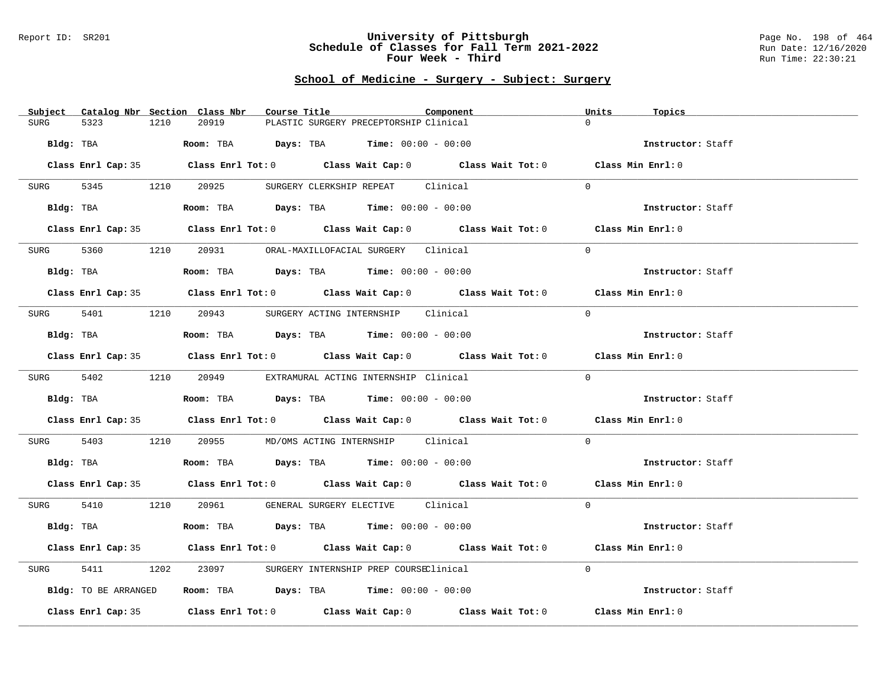## School of Medicine - Surgery - Subject: Surgery

| Subject | Catalog Nbr | Section | Class Nbr | Course Title | Component | Units | Topics |
|---|---|---|---|---|---|---|---|
| SURG | 5323 | 1210 | 20919 | PLASTIC SURGERY PRECEPTORSHIP | Clinical | 0 | |

**Bldg:** TBA **Room:** TBA **Days:** TBA **Time:** 00:00 - 00:00 **Instructor:** Staff

**Class Enrl Cap:** 35 **Class Enrl Tot:** 0 **Class Wait Cap:** 0 **Class Wait Tot:** 0 **Class Min Enrl:** 0

| Subject | Catalog Nbr | Section | Class Nbr | Course Title | Component | Units | Topics |
|---|---|---|---|---|---|---|---|
| SURG | 5345 | 1210 | 20925 | SURGERY CLERKSHIP REPEAT | Clinical | 0 | |

**Bldg:** TBA **Room:** TBA **Days:** TBA **Time:** 00:00 - 00:00 **Instructor:** Staff

**Class Enrl Cap:** 35 **Class Enrl Tot:** 0 **Class Wait Cap:** 0 **Class Wait Tot:** 0 **Class Min Enrl:** 0

| Subject | Catalog Nbr | Section | Class Nbr | Course Title | Component | Units | Topics |
|---|---|---|---|---|---|---|---|
| SURG | 5360 | 1210 | 20931 | ORAL-MAXILLOFACIAL SURGERY | Clinical | 0 | |

**Bldg:** TBA **Room:** TBA **Days:** TBA **Time:** 00:00 - 00:00 **Instructor:** Staff

**Class Enrl Cap:** 35 **Class Enrl Tot:** 0 **Class Wait Cap:** 0 **Class Wait Tot:** 0 **Class Min Enrl:** 0

| Subject | Catalog Nbr | Section | Class Nbr | Course Title | Component | Units | Topics |
|---|---|---|---|---|---|---|---|
| SURG | 5401 | 1210 | 20943 | SURGERY ACTING INTERNSHIP | Clinical | 0 | |

**Bldg:** TBA **Room:** TBA **Days:** TBA **Time:** 00:00 - 00:00 **Instructor:** Staff

**Class Enrl Cap:** 35 **Class Enrl Tot:** 0 **Class Wait Cap:** 0 **Class Wait Tot:** 0 **Class Min Enrl:** 0

| Subject | Catalog Nbr | Section | Class Nbr | Course Title | Component | Units | Topics |
|---|---|---|---|---|---|---|---|
| SURG | 5402 | 1210 | 20949 | EXTRAMURAL ACTING INTERNSHIP | Clinical | 0 | |

**Bldg:** TBA **Room:** TBA **Days:** TBA **Time:** 00:00 - 00:00 **Instructor:** Staff

**Class Enrl Cap:** 35 **Class Enrl Tot:** 0 **Class Wait Cap:** 0 **Class Wait Tot:** 0 **Class Min Enrl:** 0

| Subject | Catalog Nbr | Section | Class Nbr | Course Title | Component | Units | Topics |
|---|---|---|---|---|---|---|---|
| SURG | 5403 | 1210 | 20955 | MD/OMS ACTING INTERNSHIP | Clinical | 0 | |

**Bldg:** TBA **Room:** TBA **Days:** TBA **Time:** 00:00 - 00:00 **Instructor:** Staff

**Class Enrl Cap:** 35 **Class Enrl Tot:** 0 **Class Wait Cap:** 0 **Class Wait Tot:** 0 **Class Min Enrl:** 0

| Subject | Catalog Nbr | Section | Class Nbr | Course Title | Component | Units | Topics |
|---|---|---|---|---|---|---|---|
| SURG | 5410 | 1210 | 20961 | GENERAL SURGERY ELECTIVE | Clinical | 0 | |

**Bldg:** TBA **Room:** TBA **Days:** TBA **Time:** 00:00 - 00:00 **Instructor:** Staff

**Class Enrl Cap:** 35 **Class Enrl Tot:** 0 **Class Wait Cap:** 0 **Class Wait Tot:** 0 **Class Min Enrl:** 0

| Subject | Catalog Nbr | Section | Class Nbr | Course Title | Component | Units | Topics |
|---|---|---|---|---|---|---|---|
| SURG | 5411 | 1202 | 23097 | SURGERY INTERNSHIP PREP COURSE | Clinical | 0 | |

**Bldg:** TO BE ARRANGED **Room:** TBA **Days:** TBA **Time:** 00:00 - 00:00 **Instructor:** Staff

**Class Enrl Cap:** 35 **Class Enrl Tot:** 0 **Class Wait Cap:** 0 **Class Wait Tot:** 0 **Class Min Enrl:** 0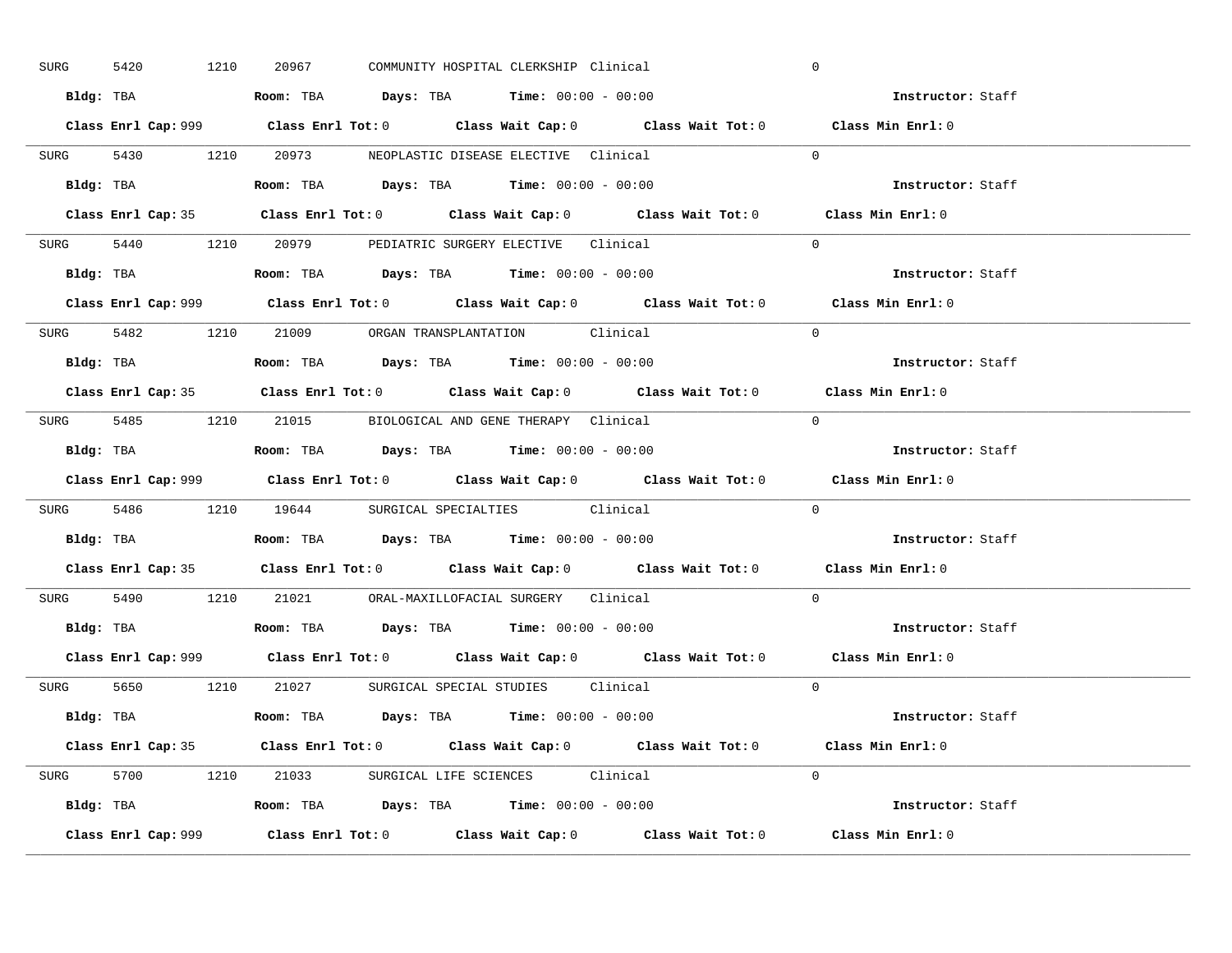SURG 5420 1210 20967 COMMUNITY HOSPITAL CLERKSHIP Clinical 0

**Bldg:** TBA **Room:** TBA **Days:** TBA **Time:** 00:00 - 00:00 **Instructor:** Staff

**Class Enrl Cap:** 999 **Class Enrl Tot:** 0 **Class Wait Cap:** 0 **Class Wait Tot:** 0 **Class Min Enrl:** 0

---

SURG 5430 1210 20973 NEOPLASTIC DISEASE ELECTIVE Clinical 0

**Bldg:** TBA **Room:** TBA **Days:** TBA **Time:** 00:00 - 00:00 **Instructor:** Staff

**Class Enrl Cap:** 35 **Class Enrl Tot:** 0 **Class Wait Cap:** 0 **Class Wait Tot:** 0 **Class Min Enrl:** 0

---

SURG 5440 1210 20979 PEDIATRIC SURGERY ELECTIVE Clinical 0

**Bldg:** TBA **Room:** TBA **Days:** TBA **Time:** 00:00 - 00:00 **Instructor:** Staff

**Class Enrl Cap:** 999 **Class Enrl Tot:** 0 **Class Wait Cap:** 0 **Class Wait Tot:** 0 **Class Min Enrl:** 0

---

SURG 5482 1210 21009 ORGAN TRANSPLANTATION Clinical 0

**Bldg:** TBA **Room:** TBA **Days:** TBA **Time:** 00:00 - 00:00 **Instructor:** Staff

**Class Enrl Cap:** 35 **Class Enrl Tot:** 0 **Class Wait Cap:** 0 **Class Wait Tot:** 0 **Class Min Enrl:** 0

---

SURG 5485 1210 21015 BIOLOGICAL AND GENE THERAPY Clinical 0

**Bldg:** TBA **Room:** TBA **Days:** TBA **Time:** 00:00 - 00:00 **Instructor:** Staff

**Class Enrl Cap:** 999 **Class Enrl Tot:** 0 **Class Wait Cap:** 0 **Class Wait Tot:** 0 **Class Min Enrl:** 0

---

SURG 5486 1210 19644 SURGICAL SPECIALTIES Clinical 0

**Bldg:** TBA **Room:** TBA **Days:** TBA **Time:** 00:00 - 00:00 **Instructor:** Staff

**Class Enrl Cap:** 35 **Class Enrl Tot:** 0 **Class Wait Cap:** 0 **Class Wait Tot:** 0 **Class Min Enrl:** 0

---

SURG 5490 1210 21021 ORAL-MAXILLOFACIAL SURGERY Clinical 0

**Bldg:** TBA **Room:** TBA **Days:** TBA **Time:** 00:00 - 00:00 **Instructor:** Staff

**Class Enrl Cap:** 999 **Class Enrl Tot:** 0 **Class Wait Cap:** 0 **Class Wait Tot:** 0 **Class Min Enrl:** 0

---

SURG 5650 1210 21027 SURGICAL SPECIAL STUDIES Clinical 0

**Bldg:** TBA **Room:** TBA **Days:** TBA **Time:** 00:00 - 00:00 **Instructor:** Staff

**Class Enrl Cap:** 35 **Class Enrl Tot:** 0 **Class Wait Cap:** 0 **Class Wait Tot:** 0 **Class Min Enrl:** 0

---

SURG 5700 1210 21033 SURGICAL LIFE SCIENCES Clinical 0

**Bldg:** TBA **Room:** TBA **Days:** TBA **Time:** 00:00 - 00:00 **Instructor:** Staff

**Class Enrl Cap:** 999 **Class Enrl Tot:** 0 **Class Wait Cap:** 0 **Class Wait Tot:** 0 **Class Min Enrl:** 0

---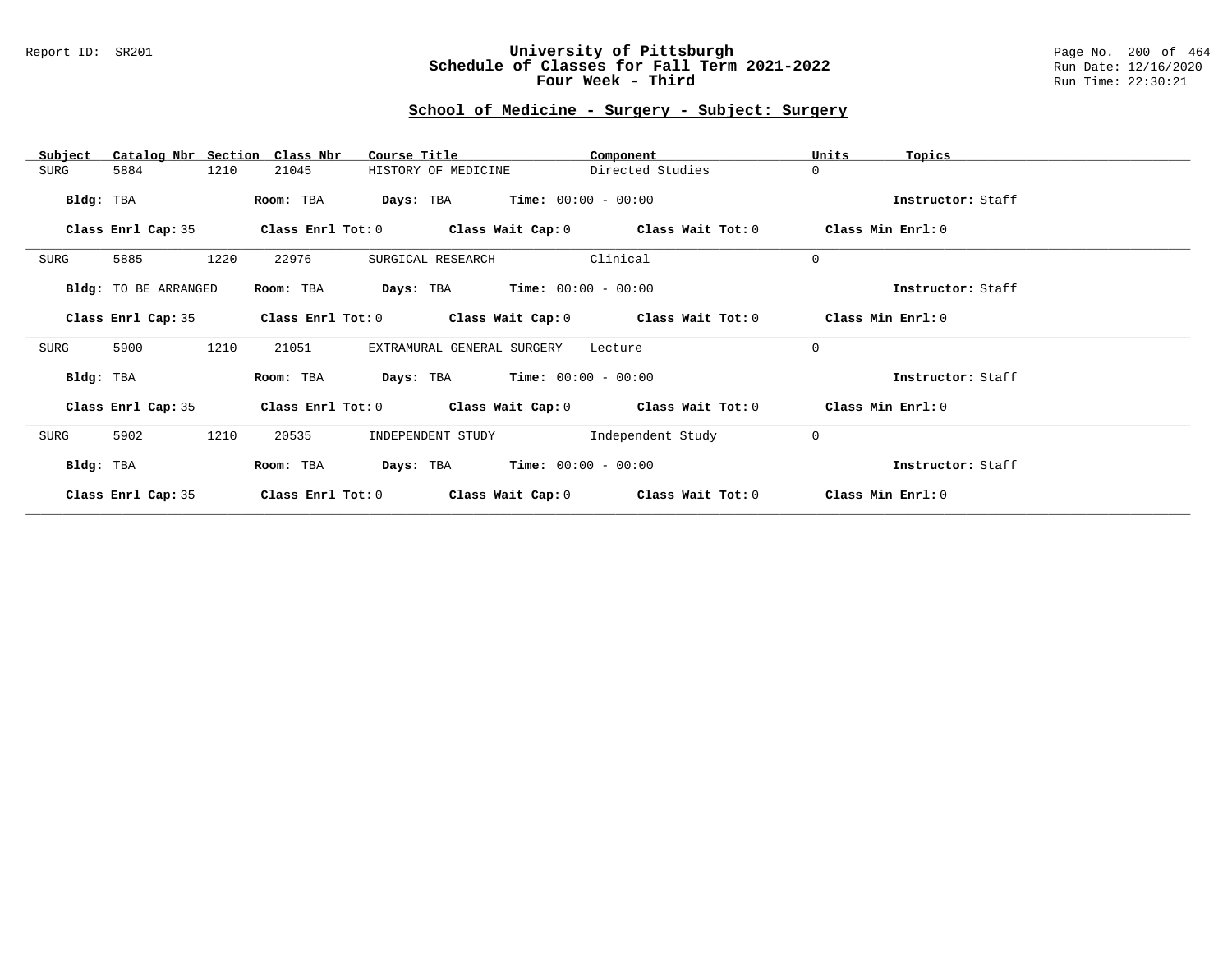## School of Medicine - Surgery - Subject: Surgery

| Subject | Catalog Nbr | Section | Class Nbr | Course Title | Component | Units | Topics |
|---|---|---|---|---|---|---|---|
| SURG | 5884 | 1210 | 21045 | HISTORY OF MEDICINE | Directed Studies | 0 | |

**Bldg:** TBA **Room:** TBA **Days:** TBA **Time:** 00:00 - 00:00 **Instructor:** Staff

**Class Enrl Cap:** 35 **Class Enrl Tot:** 0 **Class Wait Cap:** 0 **Class Wait Tot:** 0 **Class Min Enrl:** 0

---

| Subject | Catalog Nbr | Section | Class Nbr | Course Title | Component | Units | Topics |
|---|---|---|---|---|---|---|---|
| SURG | 5885 | 1220 | 22976 | SURGICAL RESEARCH | Clinical | 0 | |

**Bldg:** TO BE ARRANGED **Room:** TBA **Days:** TBA **Time:** 00:00 - 00:00 **Instructor:** Staff

**Class Enrl Cap:** 35 **Class Enrl Tot:** 0 **Class Wait Cap:** 0 **Class Wait Tot:** 0 **Class Min Enrl:** 0

---

| Subject | Catalog Nbr | Section | Class Nbr | Course Title | Component | Units | Topics |
|---|---|---|---|---|---|---|---|
| SURG | 5900 | 1210 | 21051 | EXTRAMURAL GENERAL SURGERY | Lecture | 0 | |

**Bldg:** TBA **Room:** TBA **Days:** TBA **Time:** 00:00 - 00:00 **Instructor:** Staff

**Class Enrl Cap:** 35 **Class Enrl Tot:** 0 **Class Wait Cap:** 0 **Class Wait Tot:** 0 **Class Min Enrl:** 0

---

| Subject | Catalog Nbr | Section | Class Nbr | Course Title | Component | Units | Topics |
|---|---|---|---|---|---|---|---|
| SURG | 5902 | 1210 | 20535 | INDEPENDENT STUDY | Independent Study | 0 | |

**Bldg:** TBA **Room:** TBA **Days:** TBA **Time:** 00:00 - 00:00 **Instructor:** Staff

**Class Enrl Cap:** 35 **Class Enrl Tot:** 0 **Class Wait Cap:** 0 **Class Wait Tot:** 0 **Class Min Enrl:** 0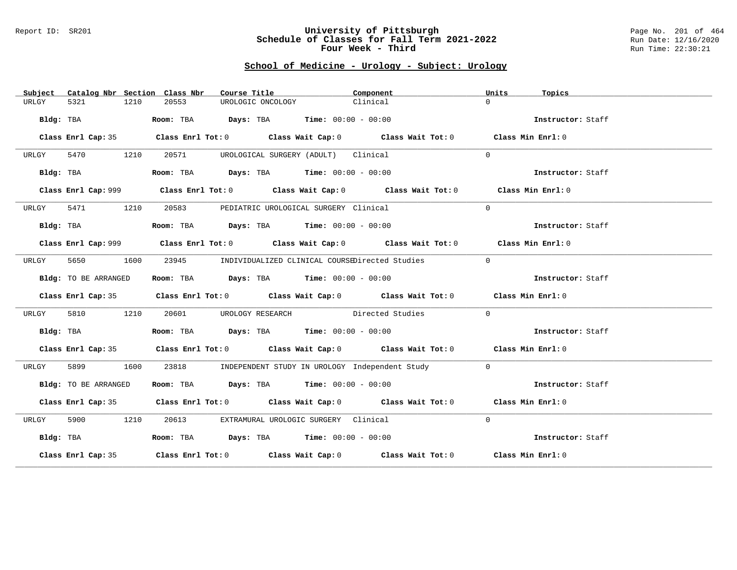University of Pittsburgh
Schedule of Classes for Fall Term 2021-2022
Four Week - Third

## School of Medicine - Urology - Subject: Urology

| Subject | Catalog Nbr | Section | Class Nbr | Course Title | Component | Units | Topics |
|---|---|---|---|---|---|---|---|
| URLGY | 5321 | 1210 | 20553 | UROLOGIC ONCOLOGY | Clinical | 0 | |

**Bldg:** TBA **Room:** TBA **Days:** TBA **Time:** 00:00 - 00:00 **Instructor:** Staff

**Class Enrl Cap:** 35 **Class Enrl Tot:** 0 **Class Wait Cap:** 0 **Class Wait Tot:** 0 **Class Min Enrl:** 0

---

| Subject | Catalog Nbr | Section | Class Nbr | Course Title | Component | Units | Topics |
|---|---|---|---|---|---|---|---|
| URLGY | 5470 | 1210 | 20571 | UROLOGICAL SURGERY (ADULT) | Clinical | 0 | |

**Bldg:** TBA **Room:** TBA **Days:** TBA **Time:** 00:00 - 00:00 **Instructor:** Staff

**Class Enrl Cap:** 999 **Class Enrl Tot:** 0 **Class Wait Cap:** 0 **Class Wait Tot:** 0 **Class Min Enrl:** 0

---

| Subject | Catalog Nbr | Section | Class Nbr | Course Title | Component | Units | Topics |
|---|---|---|---|---|---|---|---|
| URLGY | 5471 | 1210 | 20583 | PEDIATRIC UROLOGICAL SURGERY | Clinical | 0 | |

**Bldg:** TBA **Room:** TBA **Days:** TBA **Time:** 00:00 - 00:00 **Instructor:** Staff

**Class Enrl Cap:** 999 **Class Enrl Tot:** 0 **Class Wait Cap:** 0 **Class Wait Tot:** 0 **Class Min Enrl:** 0

---

| Subject | Catalog Nbr | Section | Class Nbr | Course Title | Component | Units | Topics |
|---|---|---|---|---|---|---|---|
| URLGY | 5650 | 1600 | 23945 | INDIVIDUALIZED CLINICAL COURSE | Directed Studies | 0 | |

**Bldg:** TO BE ARRANGED **Room:** TBA **Days:** TBA **Time:** 00:00 - 00:00 **Instructor:** Staff

**Class Enrl Cap:** 35 **Class Enrl Tot:** 0 **Class Wait Cap:** 0 **Class Wait Tot:** 0 **Class Min Enrl:** 0

---

| Subject | Catalog Nbr | Section | Class Nbr | Course Title | Component | Units | Topics |
|---|---|---|---|---|---|---|---|
| URLGY | 5810 | 1210 | 20601 | UROLOGY RESEARCH | Directed Studies | 0 | |

**Bldg:** TBA **Room:** TBA **Days:** TBA **Time:** 00:00 - 00:00 **Instructor:** Staff

**Class Enrl Cap:** 35 **Class Enrl Tot:** 0 **Class Wait Cap:** 0 **Class Wait Tot:** 0 **Class Min Enrl:** 0

---

| Subject | Catalog Nbr | Section | Class Nbr | Course Title | Component | Units | Topics |
|---|---|---|---|---|---|---|---|
| URLGY | 5899 | 1600 | 23818 | INDEPENDENT STUDY IN UROLOGY | Independent Study | 0 | |

**Bldg:** TO BE ARRANGED **Room:** TBA **Days:** TBA **Time:** 00:00 - 00:00 **Instructor:** Staff

**Class Enrl Cap:** 35 **Class Enrl Tot:** 0 **Class Wait Cap:** 0 **Class Wait Tot:** 0 **Class Min Enrl:** 0

---

| Subject | Catalog Nbr | Section | Class Nbr | Course Title | Component | Units | Topics |
|---|---|---|---|---|---|---|---|
| URLGY | 5900 | 1210 | 20613 | EXTRAMURAL UROLOGIC SURGERY | Clinical | 0 | |

**Bldg:** TBA **Room:** TBA **Days:** TBA **Time:** 00:00 - 00:00 **Instructor:** Staff

**Class Enrl Cap:** 35 **Class Enrl Tot:** 0 **Class Wait Cap:** 0 **Class Wait Tot:** 0 **Class Min Enrl:** 0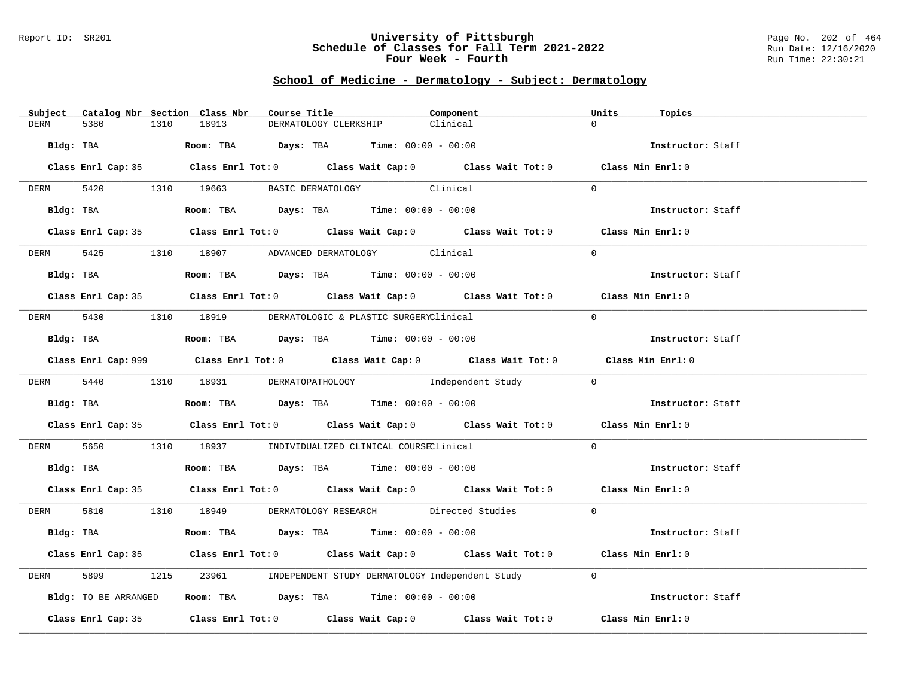# University of Pittsburgh
## Schedule of Classes for Fall Term 2021-2022
### Four Week - Fourth

Report ID: SR201

Run Date: 12/16/2020
Run Time: 22:30:21

## School of Medicine - Dermatology - Subject: Dermatology

| Subject | Catalog Nbr | Section | Class Nbr | Course Title | Component | Units | Topics |
|---|---|---|---|---|---|---|---|
| DERM | 5380 | 1310 | 18913 | DERMATOLOGY CLERKSHIP | Clinical | 0 | |

**Bldg:** TBA **Room:** TBA **Days:** TBA **Time:** 00:00 - 00:00 **Instructor:** Staff

**Class Enrl Cap:** 35 **Class Enrl Tot:** 0 **Class Wait Cap:** 0 **Class Wait Tot:** 0 **Class Min Enrl:** 0

---

| Subject | Catalog Nbr | Section | Class Nbr | Course Title | Component | Units | Topics |
|---|---|---|---|---|---|---|---|
| DERM | 5420 | 1310 | 19663 | BASIC DERMATOLOGY | Clinical | 0 | |

**Bldg:** TBA **Room:** TBA **Days:** TBA **Time:** 00:00 - 00:00 **Instructor:** Staff

**Class Enrl Cap:** 35 **Class Enrl Tot:** 0 **Class Wait Cap:** 0 **Class Wait Tot:** 0 **Class Min Enrl:** 0

---

| Subject | Catalog Nbr | Section | Class Nbr | Course Title | Component | Units | Topics |
|---|---|---|---|---|---|---|---|
| DERM | 5425 | 1310 | 18907 | ADVANCED DERMATOLOGY | Clinical | 0 | |

**Bldg:** TBA **Room:** TBA **Days:** TBA **Time:** 00:00 - 00:00 **Instructor:** Staff

**Class Enrl Cap:** 35 **Class Enrl Tot:** 0 **Class Wait Cap:** 0 **Class Wait Tot:** 0 **Class Min Enrl:** 0

---

| Subject | Catalog Nbr | Section | Class Nbr | Course Title | Component | Units | Topics |
|---|---|---|---|---|---|---|---|
| DERM | 5430 | 1310 | 18919 | DERMATOLOGIC & PLASTIC SURGERY | Clinical | 0 | |

**Bldg:** TBA **Room:** TBA **Days:** TBA **Time:** 00:00 - 00:00 **Instructor:** Staff

**Class Enrl Cap:** 999 **Class Enrl Tot:** 0 **Class Wait Cap:** 0 **Class Wait Tot:** 0 **Class Min Enrl:** 0

---

| Subject | Catalog Nbr | Section | Class Nbr | Course Title | Component | Units | Topics |
|---|---|---|---|---|---|---|---|
| DERM | 5440 | 1310 | 18931 | DERMATOPATHOLOGY | Independent Study | 0 | |

**Bldg:** TBA **Room:** TBA **Days:** TBA **Time:** 00:00 - 00:00 **Instructor:** Staff

**Class Enrl Cap:** 35 **Class Enrl Tot:** 0 **Class Wait Cap:** 0 **Class Wait Tot:** 0 **Class Min Enrl:** 0

---

| Subject | Catalog Nbr | Section | Class Nbr | Course Title | Component | Units | Topics |
|---|---|---|---|---|---|---|---|
| DERM | 5650 | 1310 | 18937 | INDIVIDUALIZED CLINICAL COURSE | Clinical | 0 | |

**Bldg:** TBA **Room:** TBA **Days:** TBA **Time:** 00:00 - 00:00 **Instructor:** Staff

**Class Enrl Cap:** 35 **Class Enrl Tot:** 0 **Class Wait Cap:** 0 **Class Wait Tot:** 0 **Class Min Enrl:** 0

---

| Subject | Catalog Nbr | Section | Class Nbr | Course Title | Component | Units | Topics |
|---|---|---|---|---|---|---|---|
| DERM | 5810 | 1310 | 18949 | DERMATOLOGY RESEARCH | Directed Studies | 0 | |

**Bldg:** TBA **Room:** TBA **Days:** TBA **Time:** 00:00 - 00:00 **Instructor:** Staff

**Class Enrl Cap:** 35 **Class Enrl Tot:** 0 **Class Wait Cap:** 0 **Class Wait Tot:** 0 **Class Min Enrl:** 0

---

| Subject | Catalog Nbr | Section | Class Nbr | Course Title | Component | Units | Topics |
|---|---|---|---|---|---|---|---|
| DERM | 5899 | 1215 | 23961 | INDEPENDENT STUDY DERMATOLOGY | Independent Study | 0 | |

**Bldg:** TO BE ARRANGED **Room:** TBA **Days:** TBA **Time:** 00:00 - 00:00 **Instructor:** Staff

**Class Enrl Cap:** 35 **Class Enrl Tot:** 0 **Class Wait Cap:** 0 **Class Wait Tot:** 0 **Class Min Enrl:** 0

---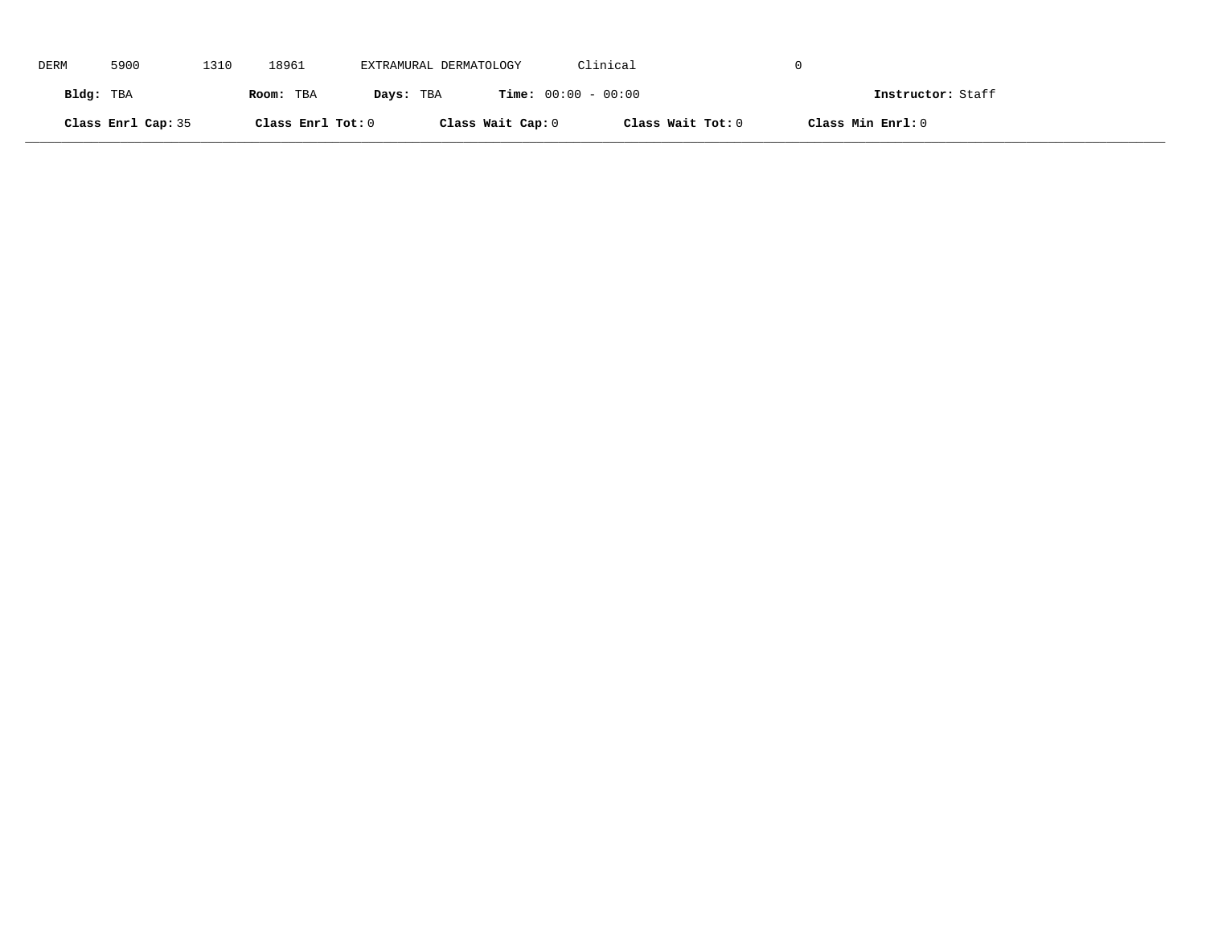DERM 5900 1310 18961 EXTRAMURAL DERMATOLOGY Clinical 0

**Bldg:** TBA **Room:** TBA **Days:** TBA **Time:** 00:00 - 00:00 **Instructor:** Staff

**Class Enrl Cap:** 35 **Class Enrl Tot:** 0 **Class Wait Cap:** 0 **Class Wait Tot:** 0 **Class Min Enrl:** 0

---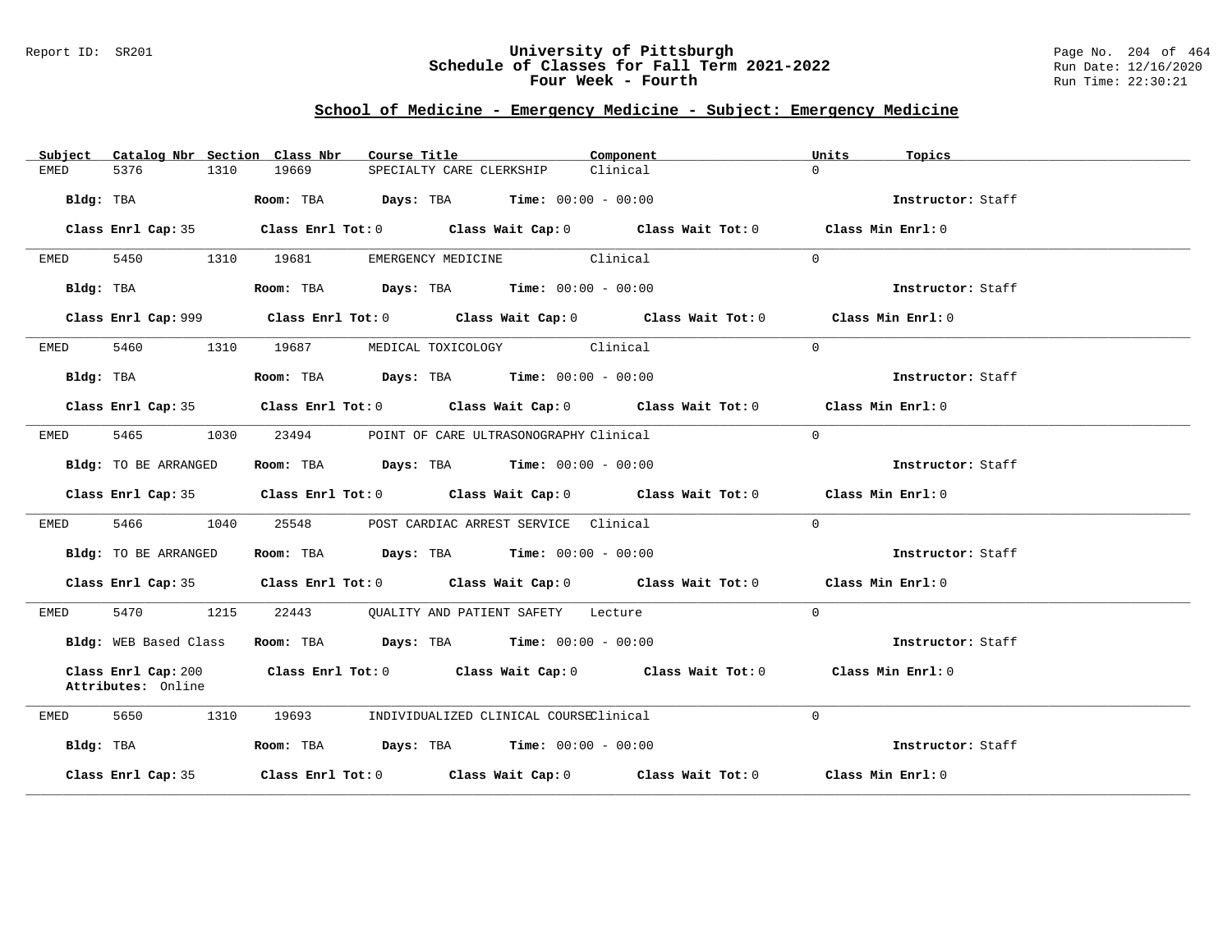## School of Medicine - Emergency Medicine - Subject: Emergency Medicine

| Subject | Catalog Nbr | Section | Class Nbr | Course Title | Component | Units | Topics |
|---|---|---|---|---|---|---|---|
| EMED | 5376 | 1310 | 19669 | SPECIALTY CARE CLERKSHIP | Clinical | 0 | |

**Bldg:** TBA **Room:** TBA **Days:** TBA **Time:** 00:00 - 00:00 **Instructor:** Staff

**Class Enrl Cap:** 35 **Class Enrl Tot:** 0 **Class Wait Cap:** 0 **Class Wait Tot:** 0 **Class Min Enrl:** 0

---

| Subject | Catalog Nbr | Section | Class Nbr | Course Title | Component | Units | Topics |
|---|---|---|---|---|---|---|---|
| EMED | 5450 | 1310 | 19681 | EMERGENCY MEDICINE | Clinical | 0 | |

**Bldg:** TBA **Room:** TBA **Days:** TBA **Time:** 00:00 - 00:00 **Instructor:** Staff

**Class Enrl Cap:** 999 **Class Enrl Tot:** 0 **Class Wait Cap:** 0 **Class Wait Tot:** 0 **Class Min Enrl:** 0

---

| Subject | Catalog Nbr | Section | Class Nbr | Course Title | Component | Units | Topics |
|---|---|---|---|---|---|---|---|
| EMED | 5460 | 1310 | 19687 | MEDICAL TOXICOLOGY | Clinical | 0 | |

**Bldg:** TBA **Room:** TBA **Days:** TBA **Time:** 00:00 - 00:00 **Instructor:** Staff

**Class Enrl Cap:** 35 **Class Enrl Tot:** 0 **Class Wait Cap:** 0 **Class Wait Tot:** 0 **Class Min Enrl:** 0

---

| Subject | Catalog Nbr | Section | Class Nbr | Course Title | Component | Units | Topics |
|---|---|---|---|---|---|---|---|
| EMED | 5465 | 1030 | 23494 | POINT OF CARE ULTRASONOGRAPHY | Clinical | 0 | |

**Bldg:** TO BE ARRANGED **Room:** TBA **Days:** TBA **Time:** 00:00 - 00:00 **Instructor:** Staff

**Class Enrl Cap:** 35 **Class Enrl Tot:** 0 **Class Wait Cap:** 0 **Class Wait Tot:** 0 **Class Min Enrl:** 0

---

| Subject | Catalog Nbr | Section | Class Nbr | Course Title | Component | Units | Topics |
|---|---|---|---|---|---|---|---|
| EMED | 5466 | 1040 | 25548 | POST CARDIAC ARREST SERVICE | Clinical | 0 | |

**Bldg:** TO BE ARRANGED **Room:** TBA **Days:** TBA **Time:** 00:00 - 00:00 **Instructor:** Staff

**Class Enrl Cap:** 35 **Class Enrl Tot:** 0 **Class Wait Cap:** 0 **Class Wait Tot:** 0 **Class Min Enrl:** 0

---

| Subject | Catalog Nbr | Section | Class Nbr | Course Title | Component | Units | Topics |
|---|---|---|---|---|---|---|---|
| EMED | 5470 | 1215 | 22443 | QUALITY AND PATIENT SAFETY | Lecture | 0 | |

**Bldg:** WEB Based Class **Room:** TBA **Days:** TBA **Time:** 00:00 - 00:00 **Instructor:** Staff

**Class Enrl Cap:** 200 **Class Enrl Tot:** 0 **Class Wait Cap:** 0 **Class Wait Tot:** 0 **Class Min Enrl:** 0
**Attributes:** Online

---

| Subject | Catalog Nbr | Section | Class Nbr | Course Title | Component | Units | Topics |
|---|---|---|---|---|---|---|---|
| EMED | 5650 | 1310 | 19693 | INDIVIDUALIZED CLINICAL COURSE | Clinical | 0 | |

**Bldg:** TBA **Room:** TBA **Days:** TBA **Time:** 00:00 - 00:00 **Instructor:** Staff

**Class Enrl Cap:** 35 **Class Enrl Tot:** 0 **Class Wait Cap:** 0 **Class Wait Tot:** 0 **Class Min Enrl:** 0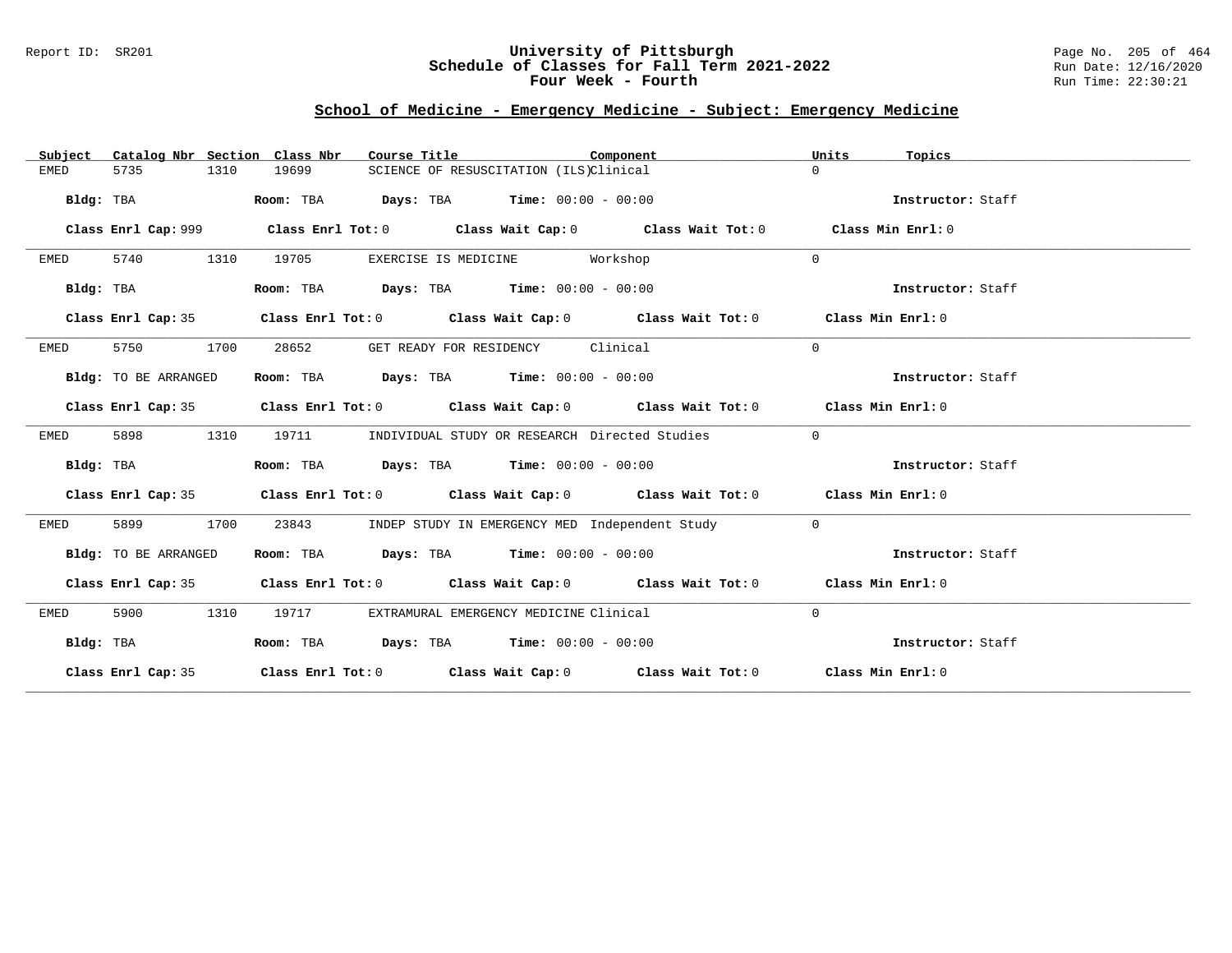University of Pittsburgh
Schedule of Classes for Fall Term 2021-2022
Four Week - Fourth

## School of Medicine - Emergency Medicine - Subject: Emergency Medicine

| Subject | Catalog Nbr | Section | Class Nbr | Course Title | Component | Units | Topics |
|---|---|---|---|---|---|---|---|
| EMED | 5735 | 1310 | 19699 | SCIENCE OF RESUSCITATION (ILS) | Clinical | 0 | |

**Bldg:** TBA **Room:** TBA **Days:** TBA **Time:** 00:00 - 00:00 **Instructor:** Staff

**Class Enrl Cap:** 999 **Class Enrl Tot:** 0 **Class Wait Cap:** 0 **Class Wait Tot:** 0 **Class Min Enrl:** 0

| Subject | Catalog Nbr | Section | Class Nbr | Course Title | Component | Units | Topics |
|---|---|---|---|---|---|---|---|
| EMED | 5740 | 1310 | 19705 | EXERCISE IS MEDICINE | Workshop | 0 | |

**Bldg:** TBA **Room:** TBA **Days:** TBA **Time:** 00:00 - 00:00 **Instructor:** Staff

**Class Enrl Cap:** 35 **Class Enrl Tot:** 0 **Class Wait Cap:** 0 **Class Wait Tot:** 0 **Class Min Enrl:** 0

| Subject | Catalog Nbr | Section | Class Nbr | Course Title | Component | Units | Topics |
|---|---|---|---|---|---|---|---|
| EMED | 5750 | 1700 | 28652 | GET READY FOR RESIDENCY | Clinical | 0 | |

**Bldg:** TO BE ARRANGED **Room:** TBA **Days:** TBA **Time:** 00:00 - 00:00 **Instructor:** Staff

**Class Enrl Cap:** 35 **Class Enrl Tot:** 0 **Class Wait Cap:** 0 **Class Wait Tot:** 0 **Class Min Enrl:** 0

| Subject | Catalog Nbr | Section | Class Nbr | Course Title | Component | Units | Topics |
|---|---|---|---|---|---|---|---|
| EMED | 5898 | 1310 | 19711 | INDIVIDUAL STUDY OR RESEARCH | Directed Studies | 0 | |

**Bldg:** TBA **Room:** TBA **Days:** TBA **Time:** 00:00 - 00:00 **Instructor:** Staff

**Class Enrl Cap:** 35 **Class Enrl Tot:** 0 **Class Wait Cap:** 0 **Class Wait Tot:** 0 **Class Min Enrl:** 0

| Subject | Catalog Nbr | Section | Class Nbr | Course Title | Component | Units | Topics |
|---|---|---|---|---|---|---|---|
| EMED | 5899 | 1700 | 23843 | INDEP STUDY IN EMERGENCY MED | Independent Study | 0 | |

**Bldg:** TO BE ARRANGED **Room:** TBA **Days:** TBA **Time:** 00:00 - 00:00 **Instructor:** Staff

**Class Enrl Cap:** 35 **Class Enrl Tot:** 0 **Class Wait Cap:** 0 **Class Wait Tot:** 0 **Class Min Enrl:** 0

| Subject | Catalog Nbr | Section | Class Nbr | Course Title | Component | Units | Topics |
|---|---|---|---|---|---|---|---|
| EMED | 5900 | 1310 | 19717 | EXTRAMURAL EMERGENCY MEDICINE | Clinical | 0 | |

**Bldg:** TBA **Room:** TBA **Days:** TBA **Time:** 00:00 - 00:00 **Instructor:** Staff

**Class Enrl Cap:** 35 **Class Enrl Tot:** 0 **Class Wait Cap:** 0 **Class Wait Tot:** 0 **Class Min Enrl:** 0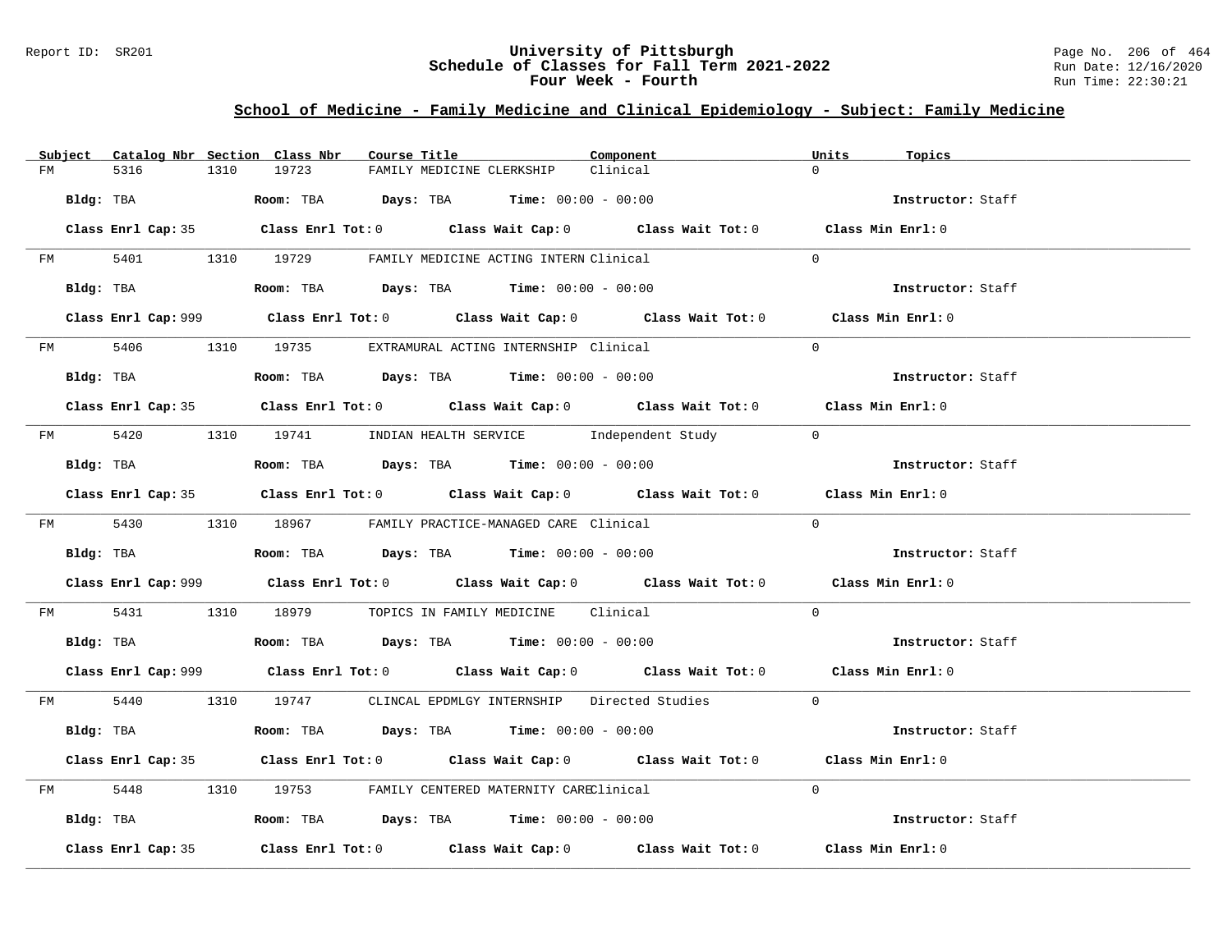## School of Medicine - Family Medicine and Clinical Epidemiology - Subject: Family Medicine

| Subject | Catalog Nbr | Section | Class Nbr | Course Title | Component | Units | Topics |
|---|---|---|---|---|---|---|---|
| FM | 5316 | 1310 | 19723 | FAMILY MEDICINE CLERKSHIP | Clinical | 0 | |

**Bldg:** TBA **Room:** TBA **Days:** TBA **Time:** 00:00 - 00:00 **Instructor:** Staff

**Class Enrl Cap:** 35 **Class Enrl Tot:** 0 **Class Wait Cap:** 0 **Class Wait Tot:** 0 **Class Min Enrl:** 0

| Subject | Catalog Nbr | Section | Class Nbr | Course Title | Component | Units | Topics |
|---|---|---|---|---|---|---|---|
| FM | 5401 | 1310 | 19729 | FAMILY MEDICINE ACTING INTERN | Clinical | 0 | |

**Bldg:** TBA **Room:** TBA **Days:** TBA **Time:** 00:00 - 00:00 **Instructor:** Staff

**Class Enrl Cap:** 999 **Class Enrl Tot:** 0 **Class Wait Cap:** 0 **Class Wait Tot:** 0 **Class Min Enrl:** 0

| Subject | Catalog Nbr | Section | Class Nbr | Course Title | Component | Units | Topics |
|---|---|---|---|---|---|---|---|
| FM | 5406 | 1310 | 19735 | EXTRAMURAL ACTING INTERNSHIP | Clinical | 0 | |

**Bldg:** TBA **Room:** TBA **Days:** TBA **Time:** 00:00 - 00:00 **Instructor:** Staff

**Class Enrl Cap:** 35 **Class Enrl Tot:** 0 **Class Wait Cap:** 0 **Class Wait Tot:** 0 **Class Min Enrl:** 0

| Subject | Catalog Nbr | Section | Class Nbr | Course Title | Component | Units | Topics |
|---|---|---|---|---|---|---|---|
| FM | 5420 | 1310 | 19741 | INDIAN HEALTH SERVICE | Independent Study | 0 | |

**Bldg:** TBA **Room:** TBA **Days:** TBA **Time:** 00:00 - 00:00 **Instructor:** Staff

**Class Enrl Cap:** 35 **Class Enrl Tot:** 0 **Class Wait Cap:** 0 **Class Wait Tot:** 0 **Class Min Enrl:** 0

| Subject | Catalog Nbr | Section | Class Nbr | Course Title | Component | Units | Topics |
|---|---|---|---|---|---|---|---|
| FM | 5430 | 1310 | 18967 | FAMILY PRACTICE-MANAGED CARE | Clinical | 0 | |

**Bldg:** TBA **Room:** TBA **Days:** TBA **Time:** 00:00 - 00:00 **Instructor:** Staff

**Class Enrl Cap:** 999 **Class Enrl Tot:** 0 **Class Wait Cap:** 0 **Class Wait Tot:** 0 **Class Min Enrl:** 0

| Subject | Catalog Nbr | Section | Class Nbr | Course Title | Component | Units | Topics |
|---|---|---|---|---|---|---|---|
| FM | 5431 | 1310 | 18979 | TOPICS IN FAMILY MEDICINE | Clinical | 0 | |

**Bldg:** TBA **Room:** TBA **Days:** TBA **Time:** 00:00 - 00:00 **Instructor:** Staff

**Class Enrl Cap:** 999 **Class Enrl Tot:** 0 **Class Wait Cap:** 0 **Class Wait Tot:** 0 **Class Min Enrl:** 0

| Subject | Catalog Nbr | Section | Class Nbr | Course Title | Component | Units | Topics |
|---|---|---|---|---|---|---|---|
| FM | 5440 | 1310 | 19747 | CLINCAL EPDMLGY INTERNSHIP | Directed Studies | 0 | |

**Bldg:** TBA **Room:** TBA **Days:** TBA **Time:** 00:00 - 00:00 **Instructor:** Staff

**Class Enrl Cap:** 35 **Class Enrl Tot:** 0 **Class Wait Cap:** 0 **Class Wait Tot:** 0 **Class Min Enrl:** 0

| Subject | Catalog Nbr | Section | Class Nbr | Course Title | Component | Units | Topics |
|---|---|---|---|---|---|---|---|
| FM | 5448 | 1310 | 19753 | FAMILY CENTERED MATERNITY CARE | Clinical | 0 | |

**Bldg:** TBA **Room:** TBA **Days:** TBA **Time:** 00:00 - 00:00 **Instructor:** Staff

**Class Enrl Cap:** 35 **Class Enrl Tot:** 0 **Class Wait Cap:** 0 **Class Wait Tot:** 0 **Class Min Enrl:** 0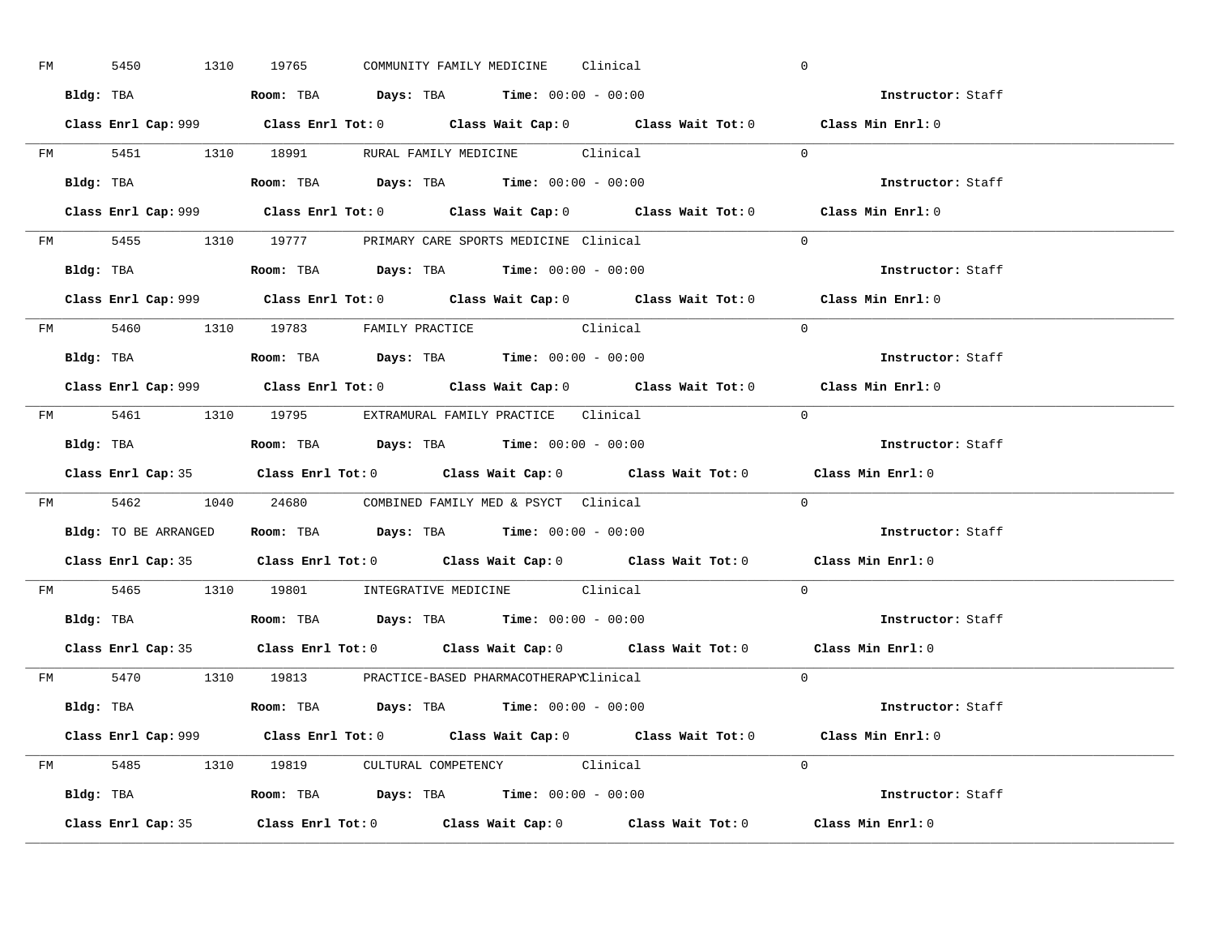FM 5450 1310 19765 COMMUNITY FAMILY MEDICINE Clinical 0

**Bldg:** TBA **Room:** TBA **Days:** TBA **Time:** 00:00 - 00:00 **Instructor:** Staff

**Class Enrl Cap:** 999 **Class Enrl Tot:** 0 **Class Wait Cap:** 0 **Class Wait Tot:** 0 **Class Min Enrl:** 0

---

FM 5451 1310 18991 RURAL FAMILY MEDICINE Clinical 0

**Bldg:** TBA **Room:** TBA **Days:** TBA **Time:** 00:00 - 00:00 **Instructor:** Staff

**Class Enrl Cap:** 999 **Class Enrl Tot:** 0 **Class Wait Cap:** 0 **Class Wait Tot:** 0 **Class Min Enrl:** 0

---

FM 5455 1310 19777 PRIMARY CARE SPORTS MEDICINE Clinical 0

**Bldg:** TBA **Room:** TBA **Days:** TBA **Time:** 00:00 - 00:00 **Instructor:** Staff

**Class Enrl Cap:** 999 **Class Enrl Tot:** 0 **Class Wait Cap:** 0 **Class Wait Tot:** 0 **Class Min Enrl:** 0

---

FM 5460 1310 19783 FAMILY PRACTICE Clinical 0

**Bldg:** TBA **Room:** TBA **Days:** TBA **Time:** 00:00 - 00:00 **Instructor:** Staff

**Class Enrl Cap:** 999 **Class Enrl Tot:** 0 **Class Wait Cap:** 0 **Class Wait Tot:** 0 **Class Min Enrl:** 0

---

FM 5461 1310 19795 EXTRAMURAL FAMILY PRACTICE Clinical 0

**Bldg:** TBA **Room:** TBA **Days:** TBA **Time:** 00:00 - 00:00 **Instructor:** Staff

**Class Enrl Cap:** 35 **Class Enrl Tot:** 0 **Class Wait Cap:** 0 **Class Wait Tot:** 0 **Class Min Enrl:** 0

---

FM 5462 1040 24680 COMBINED FAMILY MED & PSYCT Clinical 0

**Bldg:** TO BE ARRANGED **Room:** TBA **Days:** TBA **Time:** 00:00 - 00:00 **Instructor:** Staff

**Class Enrl Cap:** 35 **Class Enrl Tot:** 0 **Class Wait Cap:** 0 **Class Wait Tot:** 0 **Class Min Enrl:** 0

---

FM 5465 1310 19801 INTEGRATIVE MEDICINE Clinical 0

**Bldg:** TBA **Room:** TBA **Days:** TBA **Time:** 00:00 - 00:00 **Instructor:** Staff

**Class Enrl Cap:** 35 **Class Enrl Tot:** 0 **Class Wait Cap:** 0 **Class Wait Tot:** 0 **Class Min Enrl:** 0

---

FM 5470 1310 19813 PRACTICE-BASED PHARMACOTHERAPY Clinical 0

**Bldg:** TBA **Room:** TBA **Days:** TBA **Time:** 00:00 - 00:00 **Instructor:** Staff

**Class Enrl Cap:** 999 **Class Enrl Tot:** 0 **Class Wait Cap:** 0 **Class Wait Tot:** 0 **Class Min Enrl:** 0

---

FM 5485 1310 19819 CULTURAL COMPETENCY Clinical 0

**Bldg:** TBA **Room:** TBA **Days:** TBA **Time:** 00:00 - 00:00 **Instructor:** Staff

**Class Enrl Cap:** 35 **Class Enrl Tot:** 0 **Class Wait Cap:** 0 **Class Wait Tot:** 0 **Class Min Enrl:** 0

---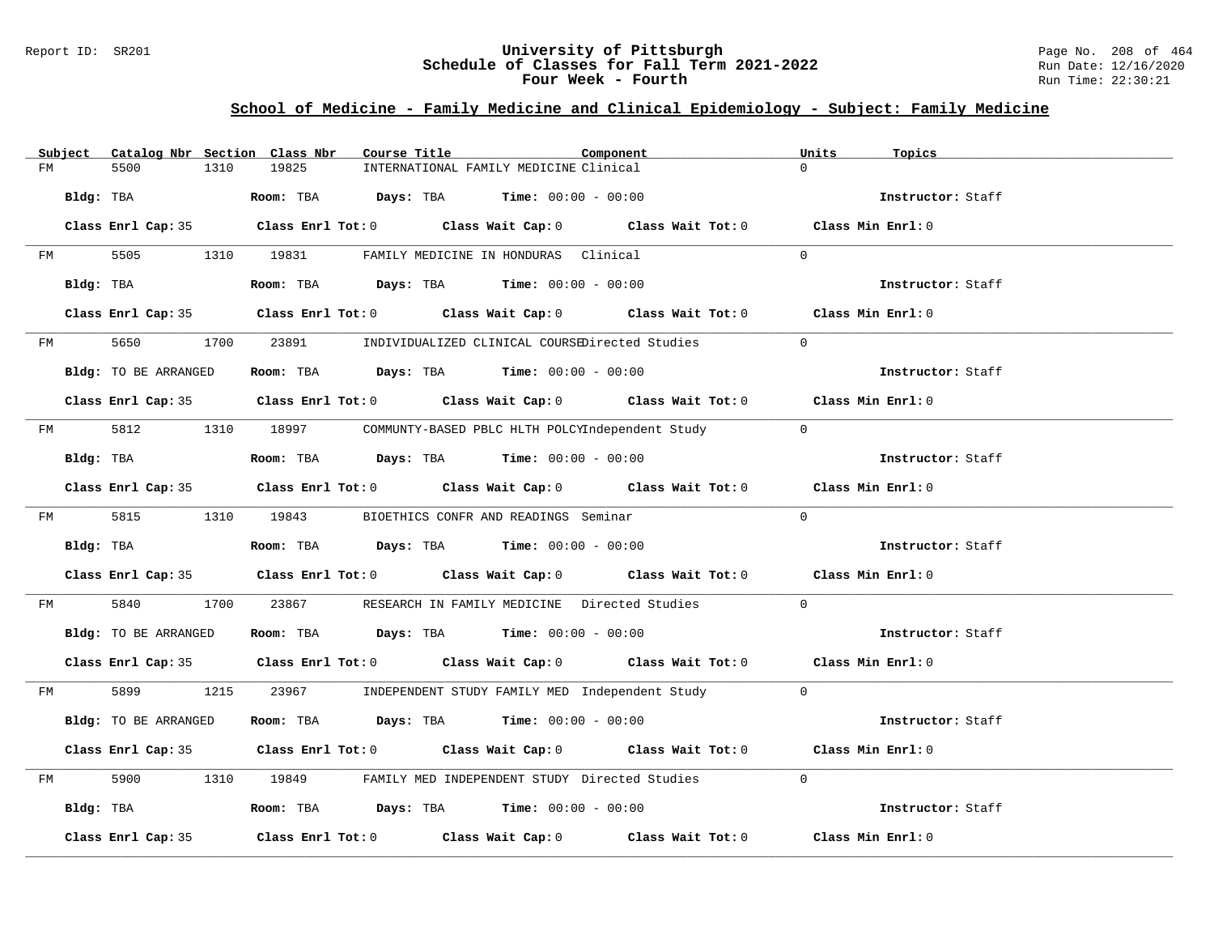# University of Pittsburgh
## Schedule of Classes for Fall Term 2021-2022
### Four Week - Fourth

Report ID: SR201

Run Date: 12/16/2020
Run Time: 22:30:21

## School of Medicine - Family Medicine and Clinical Epidemiology - Subject: Family Medicine

| Subject | Catalog Nbr | Section | Class Nbr | Course Title | Component | Units | Topics |
|---|---|---|---|---|---|---|---|
| FM | 5500 | 1310 | 19825 | INTERNATIONAL FAMILY MEDICINE | Clinical | 0 | |

**Bldg:** TBA **Room:** TBA **Days:** TBA **Time:** 00:00 - 00:00 **Instructor:** Staff

**Class Enrl Cap:** 35 **Class Enrl Tot:** 0 **Class Wait Cap:** 0 **Class Wait Tot:** 0 **Class Min Enrl:** 0

| Subject | Catalog Nbr | Section | Class Nbr | Course Title | Component | Units | Topics |
|---|---|---|---|---|---|---|---|
| FM | 5505 | 1310 | 19831 | FAMILY MEDICINE IN HONDURAS | Clinical | 0 | |

**Bldg:** TBA **Room:** TBA **Days:** TBA **Time:** 00:00 - 00:00 **Instructor:** Staff

**Class Enrl Cap:** 35 **Class Enrl Tot:** 0 **Class Wait Cap:** 0 **Class Wait Tot:** 0 **Class Min Enrl:** 0

| Subject | Catalog Nbr | Section | Class Nbr | Course Title | Component | Units | Topics |
|---|---|---|---|---|---|---|---|
| FM | 5650 | 1700 | 23891 | INDIVIDUALIZED CLINICAL COURSE | Directed Studies | 0 | |

**Bldg:** TO BE ARRANGED **Room:** TBA **Days:** TBA **Time:** 00:00 - 00:00 **Instructor:** Staff

**Class Enrl Cap:** 35 **Class Enrl Tot:** 0 **Class Wait Cap:** 0 **Class Wait Tot:** 0 **Class Min Enrl:** 0

| Subject | Catalog Nbr | Section | Class Nbr | Course Title | Component | Units | Topics |
|---|---|---|---|---|---|---|---|
| FM | 5812 | 1310 | 18997 | COMMUNTY-BASED PBLC HLTH POLCY | Independent Study | 0 | |

**Bldg:** TBA **Room:** TBA **Days:** TBA **Time:** 00:00 - 00:00 **Instructor:** Staff

**Class Enrl Cap:** 35 **Class Enrl Tot:** 0 **Class Wait Cap:** 0 **Class Wait Tot:** 0 **Class Min Enrl:** 0

| Subject | Catalog Nbr | Section | Class Nbr | Course Title | Component | Units | Topics |
|---|---|---|---|---|---|---|---|
| FM | 5815 | 1310 | 19843 | BIOETHICS CONFR AND READINGS | Seminar | 0 | |

**Bldg:** TBA **Room:** TBA **Days:** TBA **Time:** 00:00 - 00:00 **Instructor:** Staff

**Class Enrl Cap:** 35 **Class Enrl Tot:** 0 **Class Wait Cap:** 0 **Class Wait Tot:** 0 **Class Min Enrl:** 0

| Subject | Catalog Nbr | Section | Class Nbr | Course Title | Component | Units | Topics |
|---|---|---|---|---|---|---|---|
| FM | 5840 | 1700 | 23867 | RESEARCH IN FAMILY MEDICINE | Directed Studies | 0 | |

**Bldg:** TO BE ARRANGED **Room:** TBA **Days:** TBA **Time:** 00:00 - 00:00 **Instructor:** Staff

**Class Enrl Cap:** 35 **Class Enrl Tot:** 0 **Class Wait Cap:** 0 **Class Wait Tot:** 0 **Class Min Enrl:** 0

| Subject | Catalog Nbr | Section | Class Nbr | Course Title | Component | Units | Topics |
|---|---|---|---|---|---|---|---|
| FM | 5899 | 1215 | 23967 | INDEPENDENT STUDY FAMILY MED | Independent Study | 0 | |

**Bldg:** TO BE ARRANGED **Room:** TBA **Days:** TBA **Time:** 00:00 - 00:00 **Instructor:** Staff

**Class Enrl Cap:** 35 **Class Enrl Tot:** 0 **Class Wait Cap:** 0 **Class Wait Tot:** 0 **Class Min Enrl:** 0

| Subject | Catalog Nbr | Section | Class Nbr | Course Title | Component | Units | Topics |
|---|---|---|---|---|---|---|---|
| FM | 5900 | 1310 | 19849 | FAMILY MED INDEPENDENT STUDY | Directed Studies | 0 | |

**Bldg:** TBA **Room:** TBA **Days:** TBA **Time:** 00:00 - 00:00 **Instructor:** Staff

**Class Enrl Cap:** 35 **Class Enrl Tot:** 0 **Class Wait Cap:** 0 **Class Wait Tot:** 0 **Class Min Enrl:** 0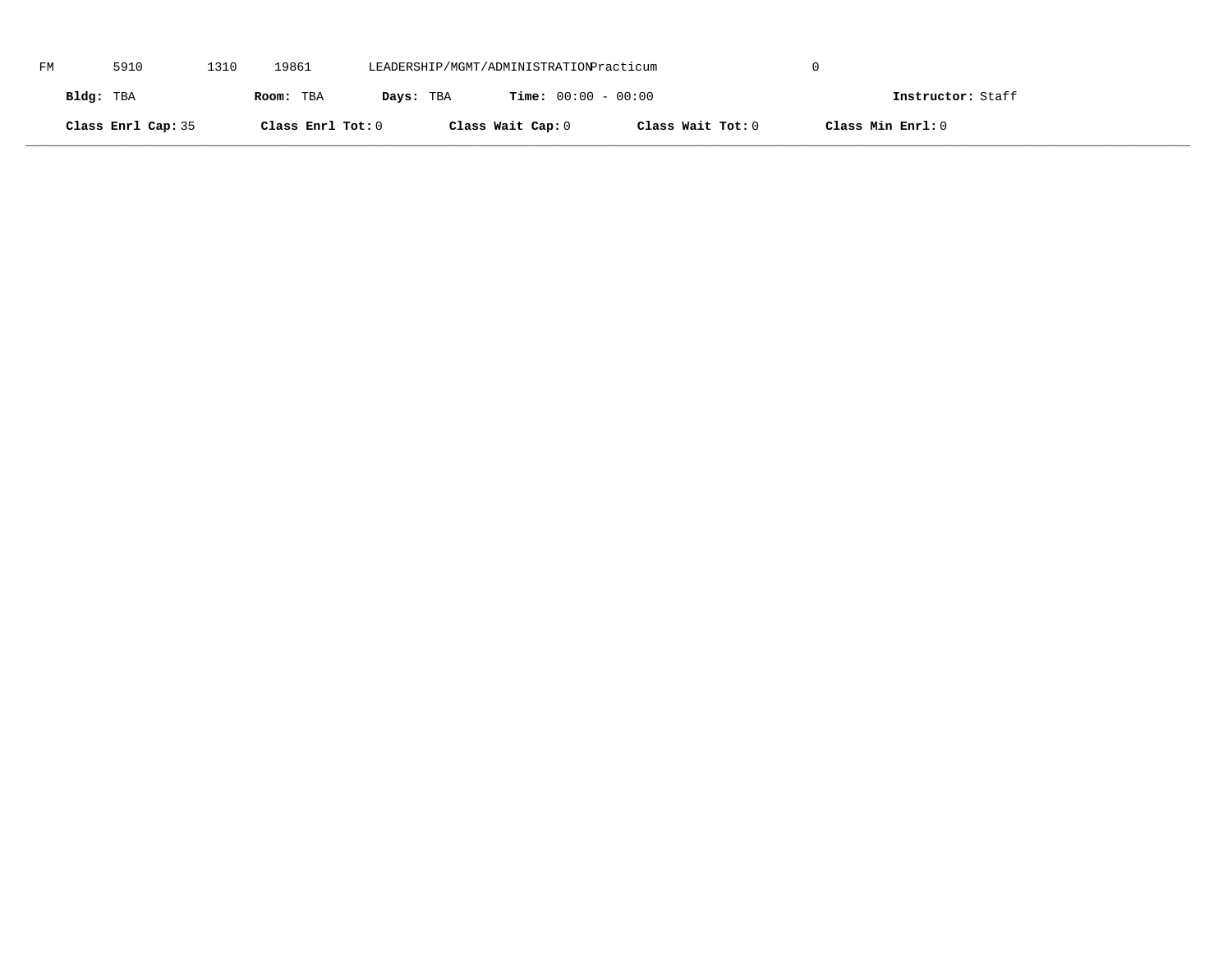FM 5910 1310 19861 LEADERSHIP/MGMT/ADMINISTRATION Practicum 0

**Bldg:** TBA **Room:** TBA **Days:** TBA **Time:** 00:00 - 00:00 **Instructor:** Staff

**Class Enrl Cap:** 35 **Class Enrl Tot:** 0 **Class Wait Cap:** 0 **Class Wait Tot:** 0 **Class Min Enrl:** 0

---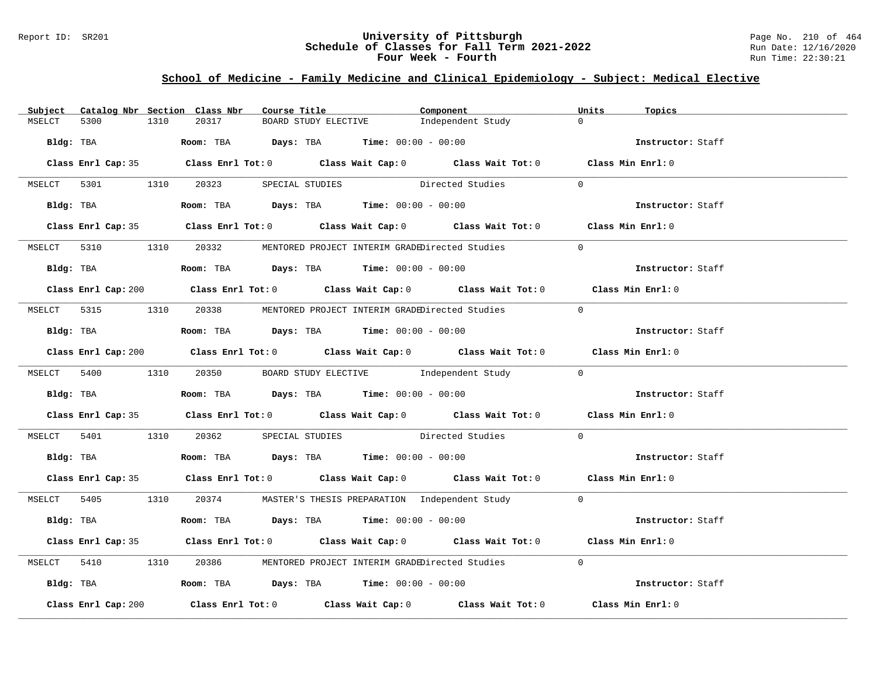## School of Medicine - Family Medicine and Clinical Epidemiology - Subject: Medical Elective

| Subject | Catalog Nbr | Section | Class Nbr | Course Title | Component | Units | Topics |
|---|---|---|---|---|---|---|---|
| MSELCT | 5300 | 1310 | 20317 | BOARD STUDY ELECTIVE | Independent Study | 0 | |

**Bldg:** TBA **Room:** TBA **Days:** TBA **Time:** 00:00 - 00:00 **Instructor:** Staff

**Class Enrl Cap:** 35 **Class Enrl Tot:** 0 **Class Wait Cap:** 0 **Class Wait Tot:** 0 **Class Min Enrl:** 0

| Subject | Catalog Nbr | Section | Class Nbr | Course Title | Component | Units | Topics |
|---|---|---|---|---|---|---|---|
| MSELCT | 5301 | 1310 | 20323 | SPECIAL STUDIES | Directed Studies | 0 | |

**Bldg:** TBA **Room:** TBA **Days:** TBA **Time:** 00:00 - 00:00 **Instructor:** Staff

**Class Enrl Cap:** 35 **Class Enrl Tot:** 0 **Class Wait Cap:** 0 **Class Wait Tot:** 0 **Class Min Enrl:** 0

| Subject | Catalog Nbr | Section | Class Nbr | Course Title | Component | Units | Topics |
|---|---|---|---|---|---|---|---|
| MSELCT | 5310 | 1310 | 20332 | MENTORED PROJECT INTERIM GRADE | Directed Studies | 0 | |

**Bldg:** TBA **Room:** TBA **Days:** TBA **Time:** 00:00 - 00:00 **Instructor:** Staff

**Class Enrl Cap:** 200 **Class Enrl Tot:** 0 **Class Wait Cap:** 0 **Class Wait Tot:** 0 **Class Min Enrl:** 0

| Subject | Catalog Nbr | Section | Class Nbr | Course Title | Component | Units | Topics |
|---|---|---|---|---|---|---|---|
| MSELCT | 5315 | 1310 | 20338 | MENTORED PROJECT INTERIM GRADE | Directed Studies | 0 | |

**Bldg:** TBA **Room:** TBA **Days:** TBA **Time:** 00:00 - 00:00 **Instructor:** Staff

**Class Enrl Cap:** 200 **Class Enrl Tot:** 0 **Class Wait Cap:** 0 **Class Wait Tot:** 0 **Class Min Enrl:** 0

| Subject | Catalog Nbr | Section | Class Nbr | Course Title | Component | Units | Topics |
|---|---|---|---|---|---|---|---|
| MSELCT | 5400 | 1310 | 20350 | BOARD STUDY ELECTIVE | Independent Study | 0 | |

**Bldg:** TBA **Room:** TBA **Days:** TBA **Time:** 00:00 - 00:00 **Instructor:** Staff

**Class Enrl Cap:** 35 **Class Enrl Tot:** 0 **Class Wait Cap:** 0 **Class Wait Tot:** 0 **Class Min Enrl:** 0

| Subject | Catalog Nbr | Section | Class Nbr | Course Title | Component | Units | Topics |
|---|---|---|---|---|---|---|---|
| MSELCT | 5401 | 1310 | 20362 | SPECIAL STUDIES | Directed Studies | 0 | |

**Bldg:** TBA **Room:** TBA **Days:** TBA **Time:** 00:00 - 00:00 **Instructor:** Staff

**Class Enrl Cap:** 35 **Class Enrl Tot:** 0 **Class Wait Cap:** 0 **Class Wait Tot:** 0 **Class Min Enrl:** 0

| Subject | Catalog Nbr | Section | Class Nbr | Course Title | Component | Units | Topics |
|---|---|---|---|---|---|---|---|
| MSELCT | 5405 | 1310 | 20374 | MASTER'S THESIS PREPARATION | Independent Study | 0 | |

**Bldg:** TBA **Room:** TBA **Days:** TBA **Time:** 00:00 - 00:00 **Instructor:** Staff

**Class Enrl Cap:** 35 **Class Enrl Tot:** 0 **Class Wait Cap:** 0 **Class Wait Tot:** 0 **Class Min Enrl:** 0

| Subject | Catalog Nbr | Section | Class Nbr | Course Title | Component | Units | Topics |
|---|---|---|---|---|---|---|---|
| MSELCT | 5410 | 1310 | 20386 | MENTORED PROJECT INTERIM GRADE | Directed Studies | 0 | |

**Bldg:** TBA **Room:** TBA **Days:** TBA **Time:** 00:00 - 00:00 **Instructor:** Staff

**Class Enrl Cap:** 200 **Class Enrl Tot:** 0 **Class Wait Cap:** 0 **Class Wait Tot:** 0 **Class Min Enrl:** 0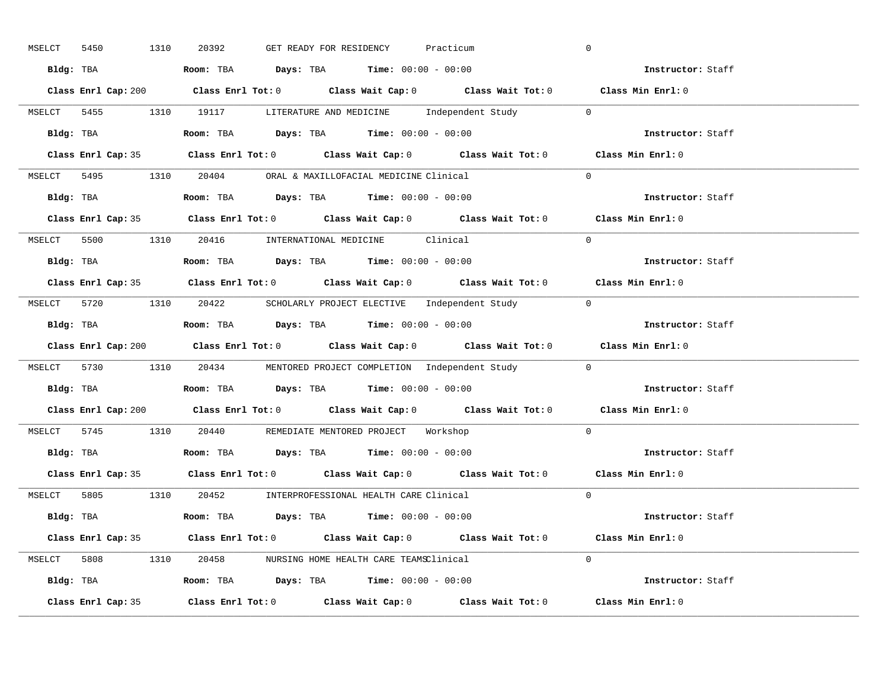MSELCT 5450 1310 20392 GET READY FOR RESIDENCY Practicum 0

**Bldg:** TBA **Room:** TBA **Days:** TBA **Time:** 00:00 - 00:00 **Instructor:** Staff

**Class Enrl Cap:** 200 **Class Enrl Tot:** 0 **Class Wait Cap:** 0 **Class Wait Tot:** 0 **Class Min Enrl:** 0

---

MSELCT 5455 1310 19117 LITERATURE AND MEDICINE Independent Study 0

**Bldg:** TBA **Room:** TBA **Days:** TBA **Time:** 00:00 - 00:00 **Instructor:** Staff

**Class Enrl Cap:** 35 **Class Enrl Tot:** 0 **Class Wait Cap:** 0 **Class Wait Tot:** 0 **Class Min Enrl:** 0

---

MSELCT 5495 1310 20404 ORAL & MAXILLOFACIAL MEDICINE Clinical 0

**Bldg:** TBA **Room:** TBA **Days:** TBA **Time:** 00:00 - 00:00 **Instructor:** Staff

**Class Enrl Cap:** 35 **Class Enrl Tot:** 0 **Class Wait Cap:** 0 **Class Wait Tot:** 0 **Class Min Enrl:** 0

---

MSELCT 5500 1310 20416 INTERNATIONAL MEDICINE Clinical 0

**Bldg:** TBA **Room:** TBA **Days:** TBA **Time:** 00:00 - 00:00 **Instructor:** Staff

**Class Enrl Cap:** 35 **Class Enrl Tot:** 0 **Class Wait Cap:** 0 **Class Wait Tot:** 0 **Class Min Enrl:** 0

---

MSELCT 5720 1310 20422 SCHOLARLY PROJECT ELECTIVE Independent Study 0

**Bldg:** TBA **Room:** TBA **Days:** TBA **Time:** 00:00 - 00:00 **Instructor:** Staff

**Class Enrl Cap:** 200 **Class Enrl Tot:** 0 **Class Wait Cap:** 0 **Class Wait Tot:** 0 **Class Min Enrl:** 0

---

MSELCT 5730 1310 20434 MENTORED PROJECT COMPLETION Independent Study 0

**Bldg:** TBA **Room:** TBA **Days:** TBA **Time:** 00:00 - 00:00 **Instructor:** Staff

**Class Enrl Cap:** 200 **Class Enrl Tot:** 0 **Class Wait Cap:** 0 **Class Wait Tot:** 0 **Class Min Enrl:** 0

---

MSELCT 5745 1310 20440 REMEDIATE MENTORED PROJECT Workshop 0

**Bldg:** TBA **Room:** TBA **Days:** TBA **Time:** 00:00 - 00:00 **Instructor:** Staff

**Class Enrl Cap:** 35 **Class Enrl Tot:** 0 **Class Wait Cap:** 0 **Class Wait Tot:** 0 **Class Min Enrl:** 0

---

MSELCT 5805 1310 20452 INTERPROFESSIONAL HEALTH CARE Clinical 0

**Bldg:** TBA **Room:** TBA **Days:** TBA **Time:** 00:00 - 00:00 **Instructor:** Staff

**Class Enrl Cap:** 35 **Class Enrl Tot:** 0 **Class Wait Cap:** 0 **Class Wait Tot:** 0 **Class Min Enrl:** 0

---

MSELCT 5808 1310 20458 NURSING HOME HEALTH CARE TEAMS Clinical 0

**Bldg:** TBA **Room:** TBA **Days:** TBA **Time:** 00:00 - 00:00 **Instructor:** Staff

**Class Enrl Cap:** 35 **Class Enrl Tot:** 0 **Class Wait Cap:** 0 **Class Wait Tot:** 0 **Class Min Enrl:** 0

---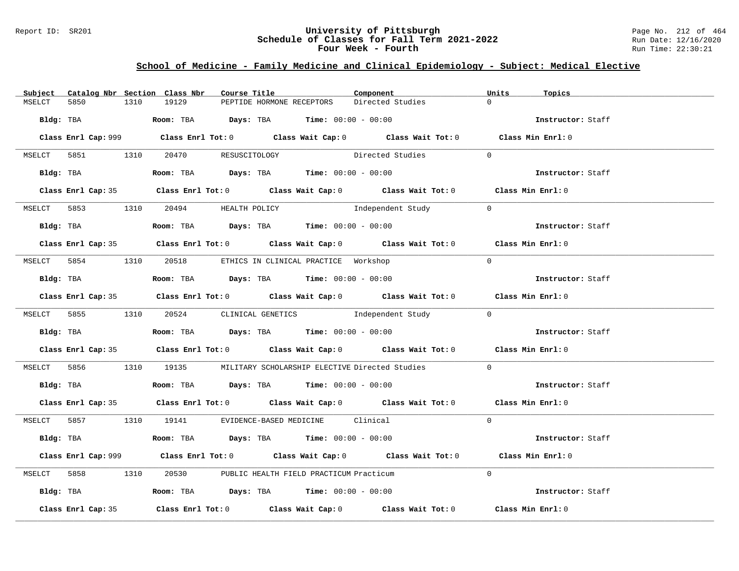## School of Medicine - Family Medicine and Clinical Epidemiology - Subject: Medical Elective

| Subject | Catalog Nbr | Section | Class Nbr | Course Title | Component | Units | Topics |
|---|---|---|---|---|---|---|---|
| MSELCT | 5850 | 1310 | 19129 | PEPTIDE HORMONE RECEPTORS | Directed Studies | 0 | |

**Bldg:** TBA **Room:** TBA **Days:** TBA **Time:** 00:00 - 00:00 **Instructor:** Staff

**Class Enrl Cap:** 999 **Class Enrl Tot:** 0 **Class Wait Cap:** 0 **Class Wait Tot:** 0 **Class Min Enrl:** 0

| Subject | Catalog Nbr | Section | Class Nbr | Course Title | Component | Units | Topics |
|---|---|---|---|---|---|---|---|
| MSELCT | 5851 | 1310 | 20470 | RESUSCITOLOGY | Directed Studies | 0 | |

**Bldg:** TBA **Room:** TBA **Days:** TBA **Time:** 00:00 - 00:00 **Instructor:** Staff

**Class Enrl Cap:** 35 **Class Enrl Tot:** 0 **Class Wait Cap:** 0 **Class Wait Tot:** 0 **Class Min Enrl:** 0

| Subject | Catalog Nbr | Section | Class Nbr | Course Title | Component | Units | Topics |
|---|---|---|---|---|---|---|---|
| MSELCT | 5853 | 1310 | 20494 | HEALTH POLICY | Independent Study | 0 | |

**Bldg:** TBA **Room:** TBA **Days:** TBA **Time:** 00:00 - 00:00 **Instructor:** Staff

**Class Enrl Cap:** 35 **Class Enrl Tot:** 0 **Class Wait Cap:** 0 **Class Wait Tot:** 0 **Class Min Enrl:** 0

| Subject | Catalog Nbr | Section | Class Nbr | Course Title | Component | Units | Topics |
|---|---|---|---|---|---|---|---|
| MSELCT | 5854 | 1310 | 20518 | ETHICS IN CLINICAL PRACTICE | Workshop | 0 | |

**Bldg:** TBA **Room:** TBA **Days:** TBA **Time:** 00:00 - 00:00 **Instructor:** Staff

**Class Enrl Cap:** 35 **Class Enrl Tot:** 0 **Class Wait Cap:** 0 **Class Wait Tot:** 0 **Class Min Enrl:** 0

| Subject | Catalog Nbr | Section | Class Nbr | Course Title | Component | Units | Topics |
|---|---|---|---|---|---|---|---|
| MSELCT | 5855 | 1310 | 20524 | CLINICAL GENETICS | Independent Study | 0 | |

**Bldg:** TBA **Room:** TBA **Days:** TBA **Time:** 00:00 - 00:00 **Instructor:** Staff

**Class Enrl Cap:** 35 **Class Enrl Tot:** 0 **Class Wait Cap:** 0 **Class Wait Tot:** 0 **Class Min Enrl:** 0

| Subject | Catalog Nbr | Section | Class Nbr | Course Title | Component | Units | Topics |
|---|---|---|---|---|---|---|---|
| MSELCT | 5856 | 1310 | 19135 | MILITARY SCHOLARSHIP ELECTIVE | Directed Studies | 0 | |

**Bldg:** TBA **Room:** TBA **Days:** TBA **Time:** 00:00 - 00:00 **Instructor:** Staff

**Class Enrl Cap:** 35 **Class Enrl Tot:** 0 **Class Wait Cap:** 0 **Class Wait Tot:** 0 **Class Min Enrl:** 0

| Subject | Catalog Nbr | Section | Class Nbr | Course Title | Component | Units | Topics |
|---|---|---|---|---|---|---|---|
| MSELCT | 5857 | 1310 | 19141 | EVIDENCE-BASED MEDICINE | Clinical | 0 | |

**Bldg:** TBA **Room:** TBA **Days:** TBA **Time:** 00:00 - 00:00 **Instructor:** Staff

**Class Enrl Cap:** 999 **Class Enrl Tot:** 0 **Class Wait Cap:** 0 **Class Wait Tot:** 0 **Class Min Enrl:** 0

| Subject | Catalog Nbr | Section | Class Nbr | Course Title | Component | Units | Topics |
|---|---|---|---|---|---|---|---|
| MSELCT | 5858 | 1310 | 20530 | PUBLIC HEALTH FIELD PRACTICUM | Practicum | 0 | |

**Bldg:** TBA **Room:** TBA **Days:** TBA **Time:** 00:00 - 00:00 **Instructor:** Staff

**Class Enrl Cap:** 35 **Class Enrl Tot:** 0 **Class Wait Cap:** 0 **Class Wait Tot:** 0 **Class Min Enrl:** 0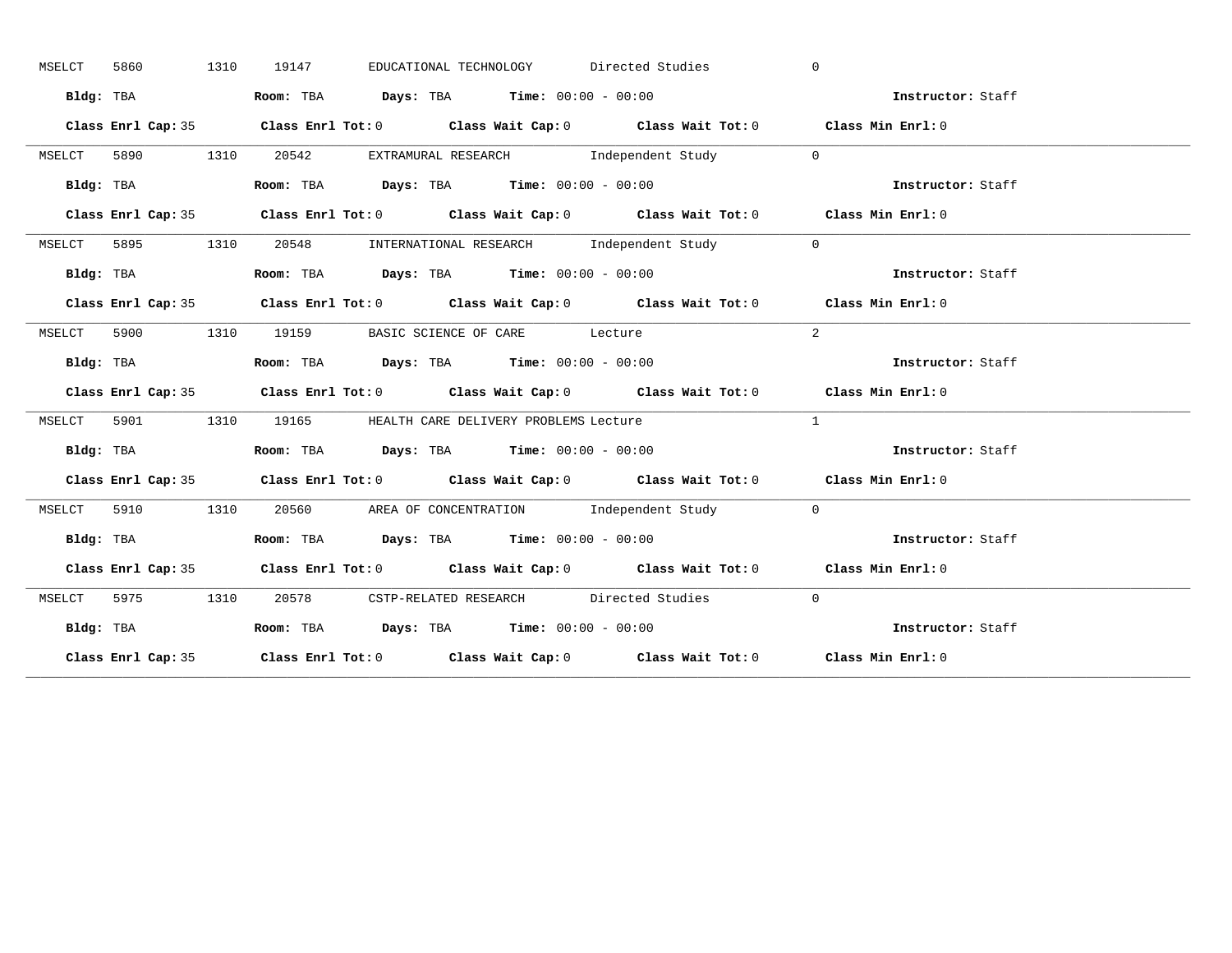MSELCT 5860 1310 19147 EDUCATIONAL TECHNOLOGY Directed Studies 0

**Bldg:** TBA **Room:** TBA **Days:** TBA **Time:** 00:00 - 00:00 **Instructor:** Staff

**Class Enrl Cap:** 35 **Class Enrl Tot:** 0 **Class Wait Cap:** 0 **Class Wait Tot:** 0 **Class Min Enrl:** 0

---

MSELCT 5890 1310 20542 EXTRAMURAL RESEARCH Independent Study 0

**Bldg:** TBA **Room:** TBA **Days:** TBA **Time:** 00:00 - 00:00 **Instructor:** Staff

**Class Enrl Cap:** 35 **Class Enrl Tot:** 0 **Class Wait Cap:** 0 **Class Wait Tot:** 0 **Class Min Enrl:** 0

---

MSELCT 5895 1310 20548 INTERNATIONAL RESEARCH Independent Study 0

**Bldg:** TBA **Room:** TBA **Days:** TBA **Time:** 00:00 - 00:00 **Instructor:** Staff

**Class Enrl Cap:** 35 **Class Enrl Tot:** 0 **Class Wait Cap:** 0 **Class Wait Tot:** 0 **Class Min Enrl:** 0

---

MSELCT 5900 1310 19159 BASIC SCIENCE OF CARE Lecture 2

**Bldg:** TBA **Room:** TBA **Days:** TBA **Time:** 00:00 - 00:00 **Instructor:** Staff

**Class Enrl Cap:** 35 **Class Enrl Tot:** 0 **Class Wait Cap:** 0 **Class Wait Tot:** 0 **Class Min Enrl:** 0

---

MSELCT 5901 1310 19165 HEALTH CARE DELIVERY PROBLEMS Lecture 1

**Bldg:** TBA **Room:** TBA **Days:** TBA **Time:** 00:00 - 00:00 **Instructor:** Staff

**Class Enrl Cap:** 35 **Class Enrl Tot:** 0 **Class Wait Cap:** 0 **Class Wait Tot:** 0 **Class Min Enrl:** 0

---

MSELCT 5910 1310 20560 AREA OF CONCENTRATION Independent Study 0

**Bldg:** TBA **Room:** TBA **Days:** TBA **Time:** 00:00 - 00:00 **Instructor:** Staff

**Class Enrl Cap:** 35 **Class Enrl Tot:** 0 **Class Wait Cap:** 0 **Class Wait Tot:** 0 **Class Min Enrl:** 0

---

MSELCT 5975 1310 20578 CSTP-RELATED RESEARCH Directed Studies 0

**Bldg:** TBA **Room:** TBA **Days:** TBA **Time:** 00:00 - 00:00 **Instructor:** Staff

**Class Enrl Cap:** 35 **Class Enrl Tot:** 0 **Class Wait Cap:** 0 **Class Wait Tot:** 0 **Class Min Enrl:** 0

---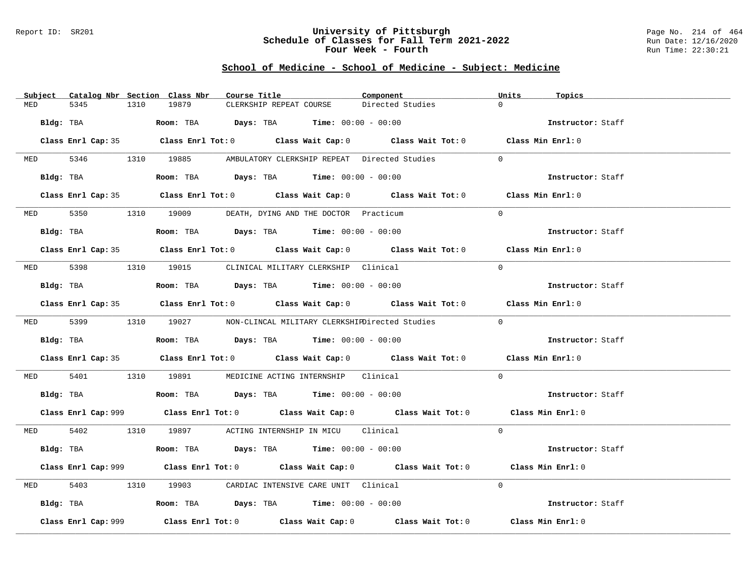## School of Medicine - School of Medicine - Subject: Medicine

| Subject | Catalog Nbr | Section | Class Nbr | Course Title | Component | Units | Topics |
|---|---|---|---|---|---|---|---|
| MED | 5345 | 1310 | 19879 | CLERKSHIP REPEAT COURSE | Directed Studies | 0 | |

**Bldg:** TBA **Room:** TBA **Days:** TBA **Time:** 00:00 - 00:00 **Instructor:** Staff

**Class Enrl Cap:** 35 **Class Enrl Tot:** 0 **Class Wait Cap:** 0 **Class Wait Tot:** 0 **Class Min Enrl:** 0

| Subject | Catalog Nbr | Section | Class Nbr | Course Title | Component | Units | Topics |
|---|---|---|---|---|---|---|---|
| MED | 5346 | 1310 | 19885 | AMBULATORY CLERKSHIP REPEAT | Directed Studies | 0 | |

**Bldg:** TBA **Room:** TBA **Days:** TBA **Time:** 00:00 - 00:00 **Instructor:** Staff

**Class Enrl Cap:** 35 **Class Enrl Tot:** 0 **Class Wait Cap:** 0 **Class Wait Tot:** 0 **Class Min Enrl:** 0

| Subject | Catalog Nbr | Section | Class Nbr | Course Title | Component | Units | Topics |
|---|---|---|---|---|---|---|---|
| MED | 5350 | 1310 | 19009 | DEATH, DYING AND THE DOCTOR | Practicum | 0 | |

**Bldg:** TBA **Room:** TBA **Days:** TBA **Time:** 00:00 - 00:00 **Instructor:** Staff

**Class Enrl Cap:** 35 **Class Enrl Tot:** 0 **Class Wait Cap:** 0 **Class Wait Tot:** 0 **Class Min Enrl:** 0

| Subject | Catalog Nbr | Section | Class Nbr | Course Title | Component | Units | Topics |
|---|---|---|---|---|---|---|---|
| MED | 5398 | 1310 | 19015 | CLINICAL MILITARY CLERKSHIP | Clinical | 0 | |

**Bldg:** TBA **Room:** TBA **Days:** TBA **Time:** 00:00 - 00:00 **Instructor:** Staff

**Class Enrl Cap:** 35 **Class Enrl Tot:** 0 **Class Wait Cap:** 0 **Class Wait Tot:** 0 **Class Min Enrl:** 0

| Subject | Catalog Nbr | Section | Class Nbr | Course Title | Component | Units | Topics |
|---|---|---|---|---|---|---|---|
| MED | 5399 | 1310 | 19027 | NON-CLINCAL MILITARY CLERKSHIP | Directed Studies | 0 | |

**Bldg:** TBA **Room:** TBA **Days:** TBA **Time:** 00:00 - 00:00 **Instructor:** Staff

**Class Enrl Cap:** 35 **Class Enrl Tot:** 0 **Class Wait Cap:** 0 **Class Wait Tot:** 0 **Class Min Enrl:** 0

| Subject | Catalog Nbr | Section | Class Nbr | Course Title | Component | Units | Topics |
|---|---|---|---|---|---|---|---|
| MED | 5401 | 1310 | 19891 | MEDICINE ACTING INTERNSHIP | Clinical | 0 | |

**Bldg:** TBA **Room:** TBA **Days:** TBA **Time:** 00:00 - 00:00 **Instructor:** Staff

**Class Enrl Cap:** 999 **Class Enrl Tot:** 0 **Class Wait Cap:** 0 **Class Wait Tot:** 0 **Class Min Enrl:** 0

| Subject | Catalog Nbr | Section | Class Nbr | Course Title | Component | Units | Topics |
|---|---|---|---|---|---|---|---|
| MED | 5402 | 1310 | 19897 | ACTING INTERNSHIP IN MICU | Clinical | 0 | |

**Bldg:** TBA **Room:** TBA **Days:** TBA **Time:** 00:00 - 00:00 **Instructor:** Staff

**Class Enrl Cap:** 999 **Class Enrl Tot:** 0 **Class Wait Cap:** 0 **Class Wait Tot:** 0 **Class Min Enrl:** 0

| Subject | Catalog Nbr | Section | Class Nbr | Course Title | Component | Units | Topics |
|---|---|---|---|---|---|---|---|
| MED | 5403 | 1310 | 19903 | CARDIAC INTENSIVE CARE UNIT | Clinical | 0 | |

**Bldg:** TBA **Room:** TBA **Days:** TBA **Time:** 00:00 - 00:00 **Instructor:** Staff

**Class Enrl Cap:** 999 **Class Enrl Tot:** 0 **Class Wait Cap:** 0 **Class Wait Tot:** 0 **Class Min Enrl:** 0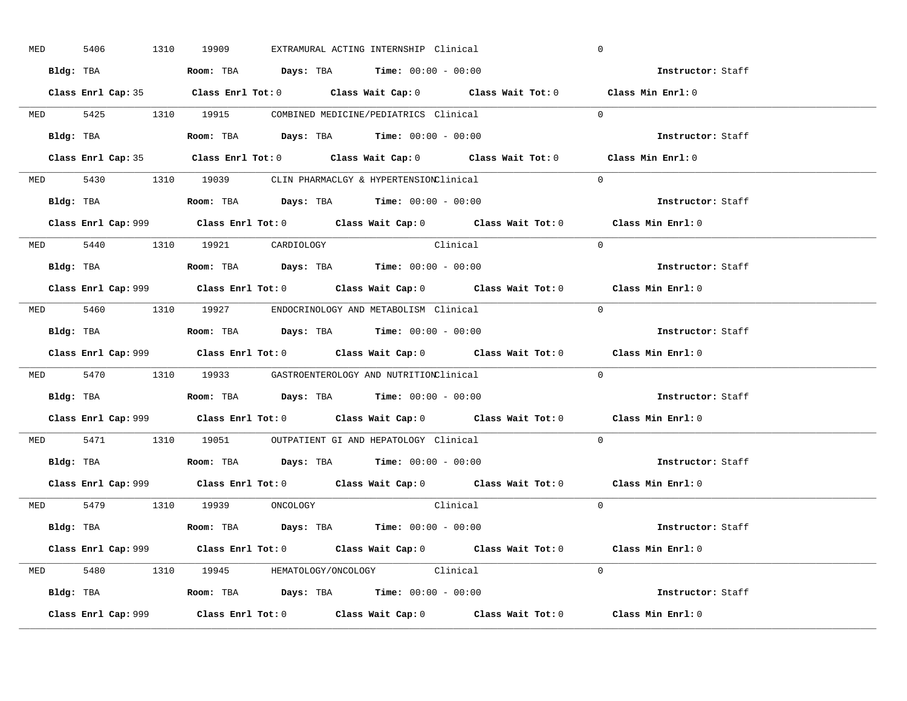MED 5406 1310 19909 EXTRAMURAL ACTING INTERNSHIP Clinical 0

**Bldg:** TBA **Room:** TBA **Days:** TBA **Time:** 00:00 - 00:00 **Instructor:** Staff

**Class Enrl Cap:** 35 **Class Enrl Tot:** 0 **Class Wait Cap:** 0 **Class Wait Tot:** 0 **Class Min Enrl:** 0

---

MED 5425 1310 19915 COMBINED MEDICINE/PEDIATRICS Clinical 0

**Bldg:** TBA **Room:** TBA **Days:** TBA **Time:** 00:00 - 00:00 **Instructor:** Staff

**Class Enrl Cap:** 35 **Class Enrl Tot:** 0 **Class Wait Cap:** 0 **Class Wait Tot:** 0 **Class Min Enrl:** 0

---

MED 5430 1310 19039 CLIN PHARMACLGY & HYPERTENSION Clinical 0

**Bldg:** TBA **Room:** TBA **Days:** TBA **Time:** 00:00 - 00:00 **Instructor:** Staff

**Class Enrl Cap:** 999 **Class Enrl Tot:** 0 **Class Wait Cap:** 0 **Class Wait Tot:** 0 **Class Min Enrl:** 0

---

MED 5440 1310 19921 CARDIOLOGY Clinical 0

**Bldg:** TBA **Room:** TBA **Days:** TBA **Time:** 00:00 - 00:00 **Instructor:** Staff

**Class Enrl Cap:** 999 **Class Enrl Tot:** 0 **Class Wait Cap:** 0 **Class Wait Tot:** 0 **Class Min Enrl:** 0

---

MED 5460 1310 19927 ENDOCRINOLOGY AND METABOLISM Clinical 0

**Bldg:** TBA **Room:** TBA **Days:** TBA **Time:** 00:00 - 00:00 **Instructor:** Staff

**Class Enrl Cap:** 999 **Class Enrl Tot:** 0 **Class Wait Cap:** 0 **Class Wait Tot:** 0 **Class Min Enrl:** 0

---

MED 5470 1310 19933 GASTROENTEROLOGY AND NUTRITION Clinical 0

**Bldg:** TBA **Room:** TBA **Days:** TBA **Time:** 00:00 - 00:00 **Instructor:** Staff

**Class Enrl Cap:** 999 **Class Enrl Tot:** 0 **Class Wait Cap:** 0 **Class Wait Tot:** 0 **Class Min Enrl:** 0

---

MED 5471 1310 19051 OUTPATIENT GI AND HEPATOLOGY Clinical 0

**Bldg:** TBA **Room:** TBA **Days:** TBA **Time:** 00:00 - 00:00 **Instructor:** Staff

**Class Enrl Cap:** 999 **Class Enrl Tot:** 0 **Class Wait Cap:** 0 **Class Wait Tot:** 0 **Class Min Enrl:** 0

---

MED 5479 1310 19939 ONCOLOGY Clinical 0

**Bldg:** TBA **Room:** TBA **Days:** TBA **Time:** 00:00 - 00:00 **Instructor:** Staff

**Class Enrl Cap:** 999 **Class Enrl Tot:** 0 **Class Wait Cap:** 0 **Class Wait Tot:** 0 **Class Min Enrl:** 0

---

MED 5480 1310 19945 HEMATOLOGY/ONCOLOGY Clinical 0

**Bldg:** TBA **Room:** TBA **Days:** TBA **Time:** 00:00 - 00:00 **Instructor:** Staff

**Class Enrl Cap:** 999 **Class Enrl Tot:** 0 **Class Wait Cap:** 0 **Class Wait Tot:** 0 **Class Min Enrl:** 0

---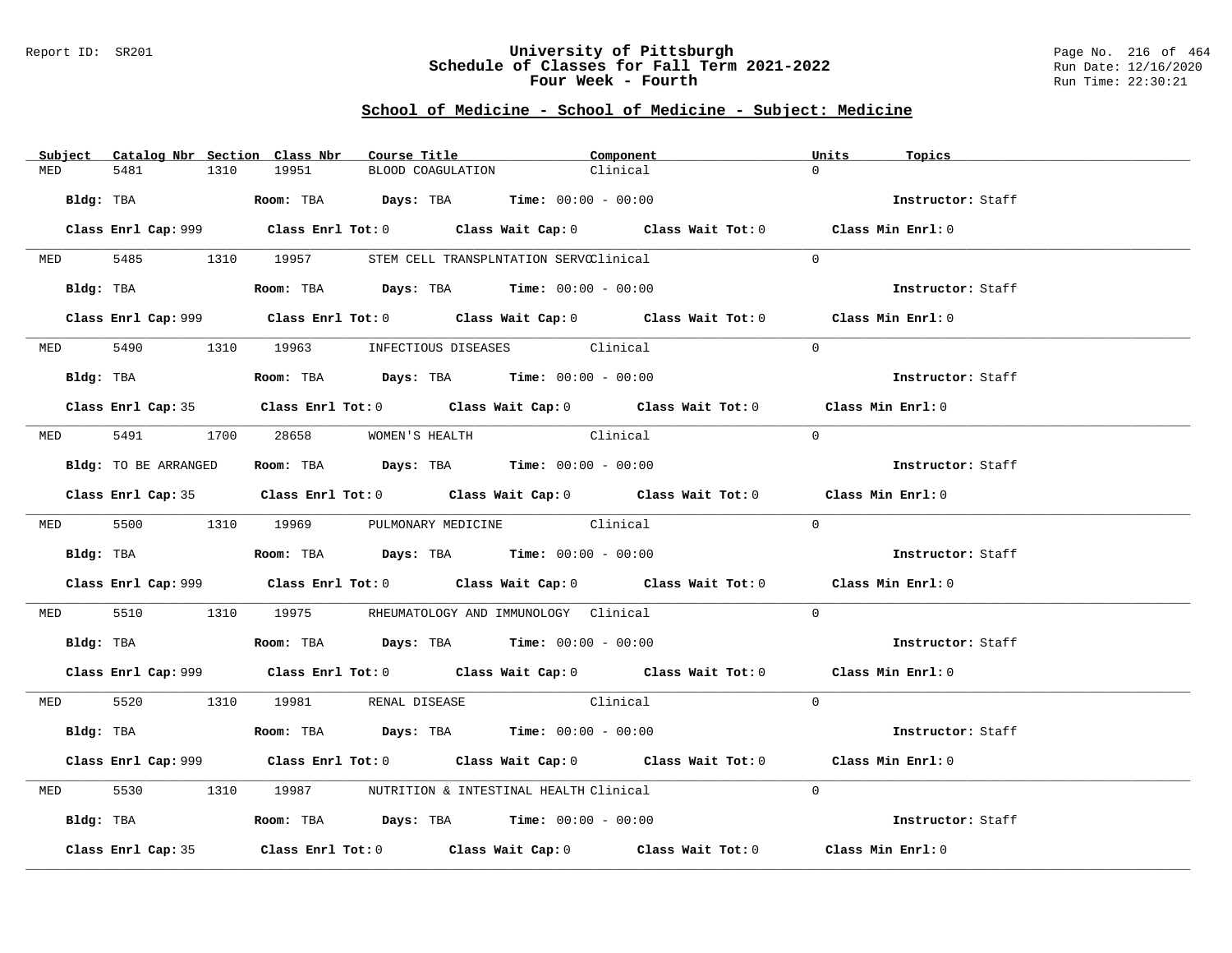## School of Medicine - School of Medicine - Subject: Medicine

| Subject | Catalog Nbr | Section | Class Nbr | Course Title | Component | Units | Topics |
|---|---|---|---|---|---|---|---|
| MED | 5481 | 1310 | 19951 | BLOOD COAGULATION | Clinical | 0 | |

Bldg: TBA   Room: TBA   Days: TBA   Time: 00:00 - 00:00   Instructor: Staff

Class Enrl Cap: 999   Class Enrl Tot: 0   Class Wait Cap: 0   Class Wait Tot: 0   Class Min Enrl: 0

---

| Subject | Catalog Nbr | Section | Class Nbr | Course Title | Component | Units | Topics |
|---|---|---|---|---|---|---|---|
| MED | 5485 | 1310 | 19957 | STEM CELL TRANSPLNTATION SERVC | Clinical | 0 | |

Bldg: TBA   Room: TBA   Days: TBA   Time: 00:00 - 00:00   Instructor: Staff

Class Enrl Cap: 999   Class Enrl Tot: 0   Class Wait Cap: 0   Class Wait Tot: 0   Class Min Enrl: 0

---

| Subject | Catalog Nbr | Section | Class Nbr | Course Title | Component | Units | Topics |
|---|---|---|---|---|---|---|---|
| MED | 5490 | 1310 | 19963 | INFECTIOUS DISEASES | Clinical | 0 | |

Bldg: TBA   Room: TBA   Days: TBA   Time: 00:00 - 00:00   Instructor: Staff

Class Enrl Cap: 35   Class Enrl Tot: 0   Class Wait Cap: 0   Class Wait Tot: 0   Class Min Enrl: 0

---

| Subject | Catalog Nbr | Section | Class Nbr | Course Title | Component | Units | Topics |
|---|---|---|---|---|---|---|---|
| MED | 5491 | 1700 | 28658 | WOMEN'S HEALTH | Clinical | 0 | |

Bldg: TO BE ARRANGED   Room: TBA   Days: TBA   Time: 00:00 - 00:00   Instructor: Staff

Class Enrl Cap: 35   Class Enrl Tot: 0   Class Wait Cap: 0   Class Wait Tot: 0   Class Min Enrl: 0

---

| Subject | Catalog Nbr | Section | Class Nbr | Course Title | Component | Units | Topics |
|---|---|---|---|---|---|---|---|
| MED | 5500 | 1310 | 19969 | PULMONARY MEDICINE | Clinical | 0 | |

Bldg: TBA   Room: TBA   Days: TBA   Time: 00:00 - 00:00   Instructor: Staff

Class Enrl Cap: 999   Class Enrl Tot: 0   Class Wait Cap: 0   Class Wait Tot: 0   Class Min Enrl: 0

---

| Subject | Catalog Nbr | Section | Class Nbr | Course Title | Component | Units | Topics |
|---|---|---|---|---|---|---|---|
| MED | 5510 | 1310 | 19975 | RHEUMATOLOGY AND IMMUNOLOGY | Clinical | 0 | |

Bldg: TBA   Room: TBA   Days: TBA   Time: 00:00 - 00:00   Instructor: Staff

Class Enrl Cap: 999   Class Enrl Tot: 0   Class Wait Cap: 0   Class Wait Tot: 0   Class Min Enrl: 0

---

| Subject | Catalog Nbr | Section | Class Nbr | Course Title | Component | Units | Topics |
|---|---|---|---|---|---|---|---|
| MED | 5520 | 1310 | 19981 | RENAL DISEASE | Clinical | 0 | |

Bldg: TBA   Room: TBA   Days: TBA   Time: 00:00 - 00:00   Instructor: Staff

Class Enrl Cap: 999   Class Enrl Tot: 0   Class Wait Cap: 0   Class Wait Tot: 0   Class Min Enrl: 0

---

| Subject | Catalog Nbr | Section | Class Nbr | Course Title | Component | Units | Topics |
|---|---|---|---|---|---|---|---|
| MED | 5530 | 1310 | 19987 | NUTRITION & INTESTINAL HEALTH | Clinical | 0 | |

Bldg: TBA   Room: TBA   Days: TBA   Time: 00:00 - 00:00   Instructor: Staff

Class Enrl Cap: 35   Class Enrl Tot: 0   Class Wait Cap: 0   Class Wait Tot: 0   Class Min Enrl: 0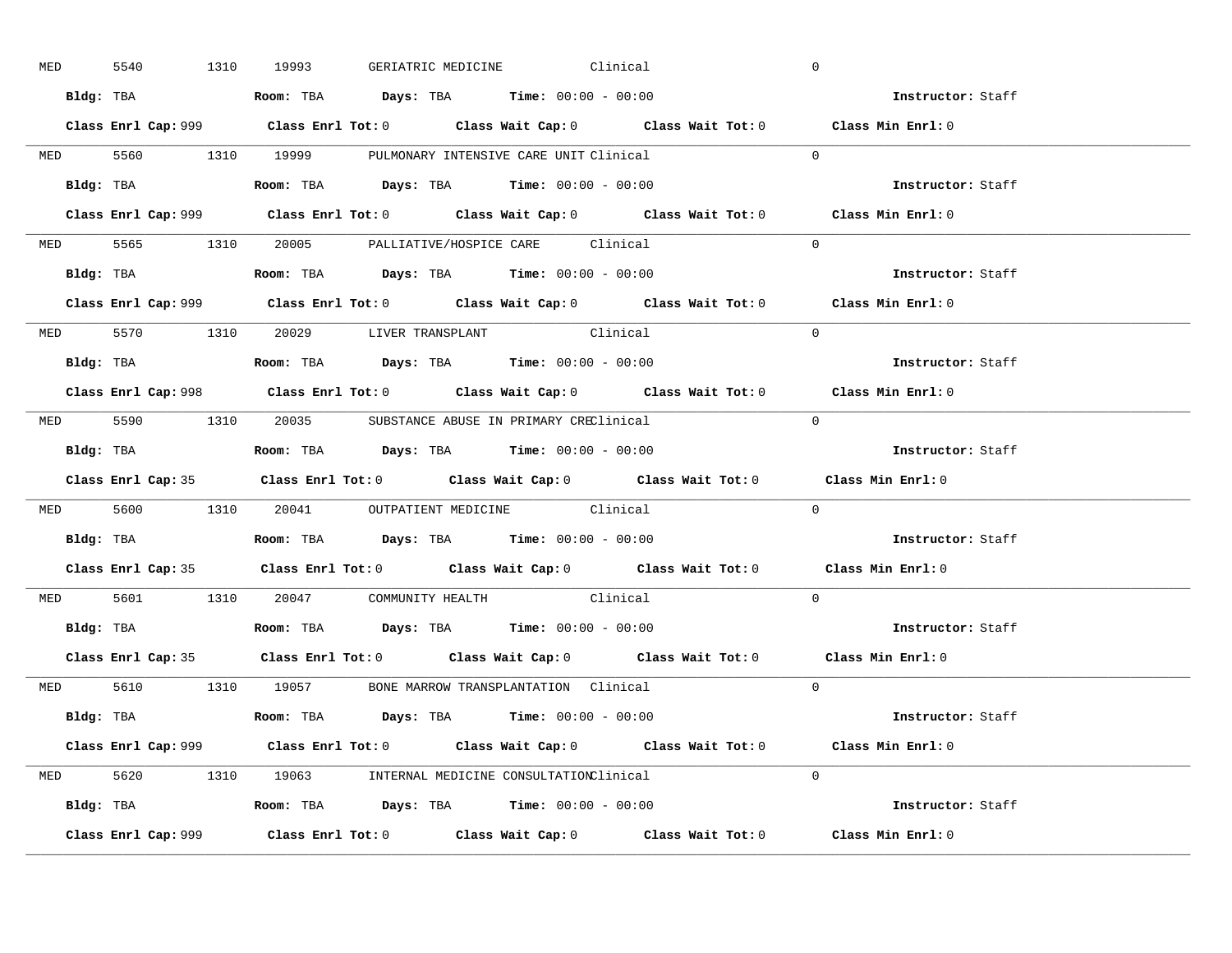MED 5540 1310 19993 GERIATRIC MEDICINE Clinical 0

**Bldg:** TBA **Room:** TBA **Days:** TBA **Time:** 00:00 - 00:00 **Instructor:** Staff

**Class Enrl Cap:** 999 **Class Enrl Tot:** 0 **Class Wait Cap:** 0 **Class Wait Tot:** 0 **Class Min Enrl:** 0

---

MED 5560 1310 19999 PULMONARY INTENSIVE CARE UNIT Clinical 0

**Bldg:** TBA **Room:** TBA **Days:** TBA **Time:** 00:00 - 00:00 **Instructor:** Staff

**Class Enrl Cap:** 999 **Class Enrl Tot:** 0 **Class Wait Cap:** 0 **Class Wait Tot:** 0 **Class Min Enrl:** 0

---

MED 5565 1310 20005 PALLIATIVE/HOSPICE CARE Clinical 0

**Bldg:** TBA **Room:** TBA **Days:** TBA **Time:** 00:00 - 00:00 **Instructor:** Staff

**Class Enrl Cap:** 999 **Class Enrl Tot:** 0 **Class Wait Cap:** 0 **Class Wait Tot:** 0 **Class Min Enrl:** 0

---

MED 5570 1310 20029 LIVER TRANSPLANT Clinical 0

**Bldg:** TBA **Room:** TBA **Days:** TBA **Time:** 00:00 - 00:00 **Instructor:** Staff

**Class Enrl Cap:** 998 **Class Enrl Tot:** 0 **Class Wait Cap:** 0 **Class Wait Tot:** 0 **Class Min Enrl:** 0

---

MED 5590 1310 20035 SUBSTANCE ABUSE IN PRIMARY CRE Clinical 0

**Bldg:** TBA **Room:** TBA **Days:** TBA **Time:** 00:00 - 00:00 **Instructor:** Staff

**Class Enrl Cap:** 35 **Class Enrl Tot:** 0 **Class Wait Cap:** 0 **Class Wait Tot:** 0 **Class Min Enrl:** 0

---

MED 5600 1310 20041 OUTPATIENT MEDICINE Clinical 0

**Bldg:** TBA **Room:** TBA **Days:** TBA **Time:** 00:00 - 00:00 **Instructor:** Staff

**Class Enrl Cap:** 35 **Class Enrl Tot:** 0 **Class Wait Cap:** 0 **Class Wait Tot:** 0 **Class Min Enrl:** 0

---

MED 5601 1310 20047 COMMUNITY HEALTH Clinical 0

**Bldg:** TBA **Room:** TBA **Days:** TBA **Time:** 00:00 - 00:00 **Instructor:** Staff

**Class Enrl Cap:** 35 **Class Enrl Tot:** 0 **Class Wait Cap:** 0 **Class Wait Tot:** 0 **Class Min Enrl:** 0

---

MED 5610 1310 19057 BONE MARROW TRANSPLANTATION Clinical 0

**Bldg:** TBA **Room:** TBA **Days:** TBA **Time:** 00:00 - 00:00 **Instructor:** Staff

**Class Enrl Cap:** 999 **Class Enrl Tot:** 0 **Class Wait Cap:** 0 **Class Wait Tot:** 0 **Class Min Enrl:** 0

---

MED 5620 1310 19063 INTERNAL MEDICINE CONSULTATION Clinical 0

**Bldg:** TBA **Room:** TBA **Days:** TBA **Time:** 00:00 - 00:00 **Instructor:** Staff

**Class Enrl Cap:** 999 **Class Enrl Tot:** 0 **Class Wait Cap:** 0 **Class Wait Tot:** 0 **Class Min Enrl:** 0

---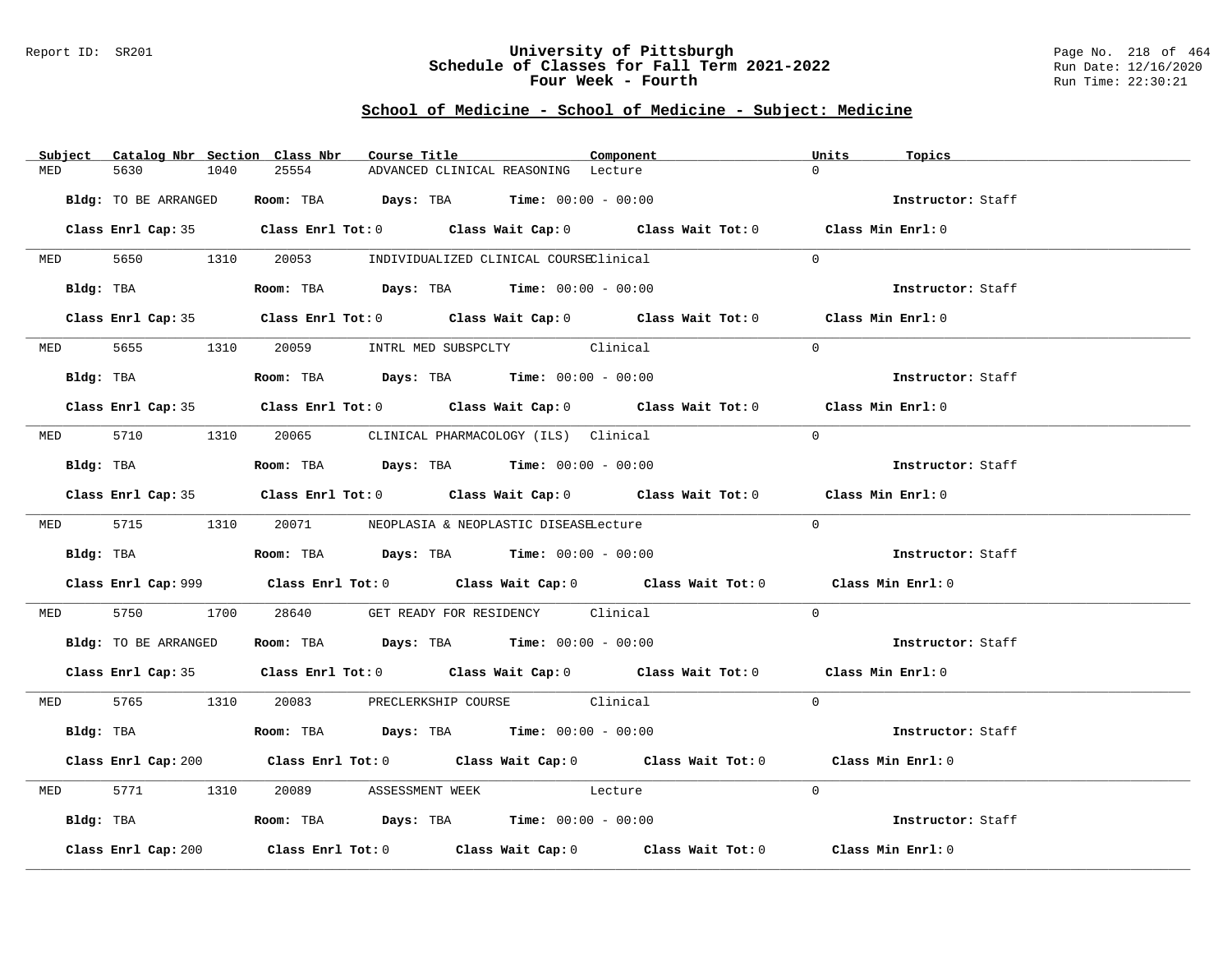## School of Medicine - School of Medicine - Subject: Medicine

| Subject | Catalog Nbr | Section | Class Nbr | Course Title | Component | Units | Topics |
|---|---|---|---|---|---|---|---|
| MED | 5630 | 1040 | 25554 | ADVANCED CLINICAL REASONING | Lecture | 0 | |

**Bldg:** TO BE ARRANGED **Room:** TBA **Days:** TBA **Time:** 00:00 - 00:00 **Instructor:** Staff

**Class Enrl Cap:** 35 **Class Enrl Tot:** 0 **Class Wait Cap:** 0 **Class Wait Tot:** 0 **Class Min Enrl:** 0

---

| Subject | Catalog Nbr | Section | Class Nbr | Course Title | Component | Units | Topics |
|---|---|---|---|---|---|---|---|
| MED | 5650 | 1310 | 20053 | INDIVIDUALIZED CLINICAL COURSE | Clinical | 0 | |

**Bldg:** TBA **Room:** TBA **Days:** TBA **Time:** 00:00 - 00:00 **Instructor:** Staff

**Class Enrl Cap:** 35 **Class Enrl Tot:** 0 **Class Wait Cap:** 0 **Class Wait Tot:** 0 **Class Min Enrl:** 0

---

| Subject | Catalog Nbr | Section | Class Nbr | Course Title | Component | Units | Topics |
|---|---|---|---|---|---|---|---|
| MED | 5655 | 1310 | 20059 | INTRL MED SUBSPCLTY | Clinical | 0 | |

**Bldg:** TBA **Room:** TBA **Days:** TBA **Time:** 00:00 - 00:00 **Instructor:** Staff

**Class Enrl Cap:** 35 **Class Enrl Tot:** 0 **Class Wait Cap:** 0 **Class Wait Tot:** 0 **Class Min Enrl:** 0

---

| Subject | Catalog Nbr | Section | Class Nbr | Course Title | Component | Units | Topics |
|---|---|---|---|---|---|---|---|
| MED | 5710 | 1310 | 20065 | CLINICAL PHARMACOLOGY (ILS) | Clinical | 0 | |

**Bldg:** TBA **Room:** TBA **Days:** TBA **Time:** 00:00 - 00:00 **Instructor:** Staff

**Class Enrl Cap:** 35 **Class Enrl Tot:** 0 **Class Wait Cap:** 0 **Class Wait Tot:** 0 **Class Min Enrl:** 0

---

| Subject | Catalog Nbr | Section | Class Nbr | Course Title | Component | Units | Topics |
|---|---|---|---|---|---|---|---|
| MED | 5715 | 1310 | 20071 | NEOPLASIA & NEOPLASTIC DISEASE | Lecture | 0 | |

**Bldg:** TBA **Room:** TBA **Days:** TBA **Time:** 00:00 - 00:00 **Instructor:** Staff

**Class Enrl Cap:** 999 **Class Enrl Tot:** 0 **Class Wait Cap:** 0 **Class Wait Tot:** 0 **Class Min Enrl:** 0

---

| Subject | Catalog Nbr | Section | Class Nbr | Course Title | Component | Units | Topics |
|---|---|---|---|---|---|---|---|
| MED | 5750 | 1700 | 28640 | GET READY FOR RESIDENCY | Clinical | 0 | |

**Bldg:** TO BE ARRANGED **Room:** TBA **Days:** TBA **Time:** 00:00 - 00:00 **Instructor:** Staff

**Class Enrl Cap:** 35 **Class Enrl Tot:** 0 **Class Wait Cap:** 0 **Class Wait Tot:** 0 **Class Min Enrl:** 0

---

| Subject | Catalog Nbr | Section | Class Nbr | Course Title | Component | Units | Topics |
|---|---|---|---|---|---|---|---|
| MED | 5765 | 1310 | 20083 | PRECLERKSHIP COURSE | Clinical | 0 | |

**Bldg:** TBA **Room:** TBA **Days:** TBA **Time:** 00:00 - 00:00 **Instructor:** Staff

**Class Enrl Cap:** 200 **Class Enrl Tot:** 0 **Class Wait Cap:** 0 **Class Wait Tot:** 0 **Class Min Enrl:** 0

---

| Subject | Catalog Nbr | Section | Class Nbr | Course Title | Component | Units | Topics |
|---|---|---|---|---|---|---|---|
| MED | 5771 | 1310 | 20089 | ASSESSMENT WEEK | Lecture | 0 | |

**Bldg:** TBA **Room:** TBA **Days:** TBA **Time:** 00:00 - 00:00 **Instructor:** Staff

**Class Enrl Cap:** 200 **Class Enrl Tot:** 0 **Class Wait Cap:** 0 **Class Wait Tot:** 0 **Class Min Enrl:** 0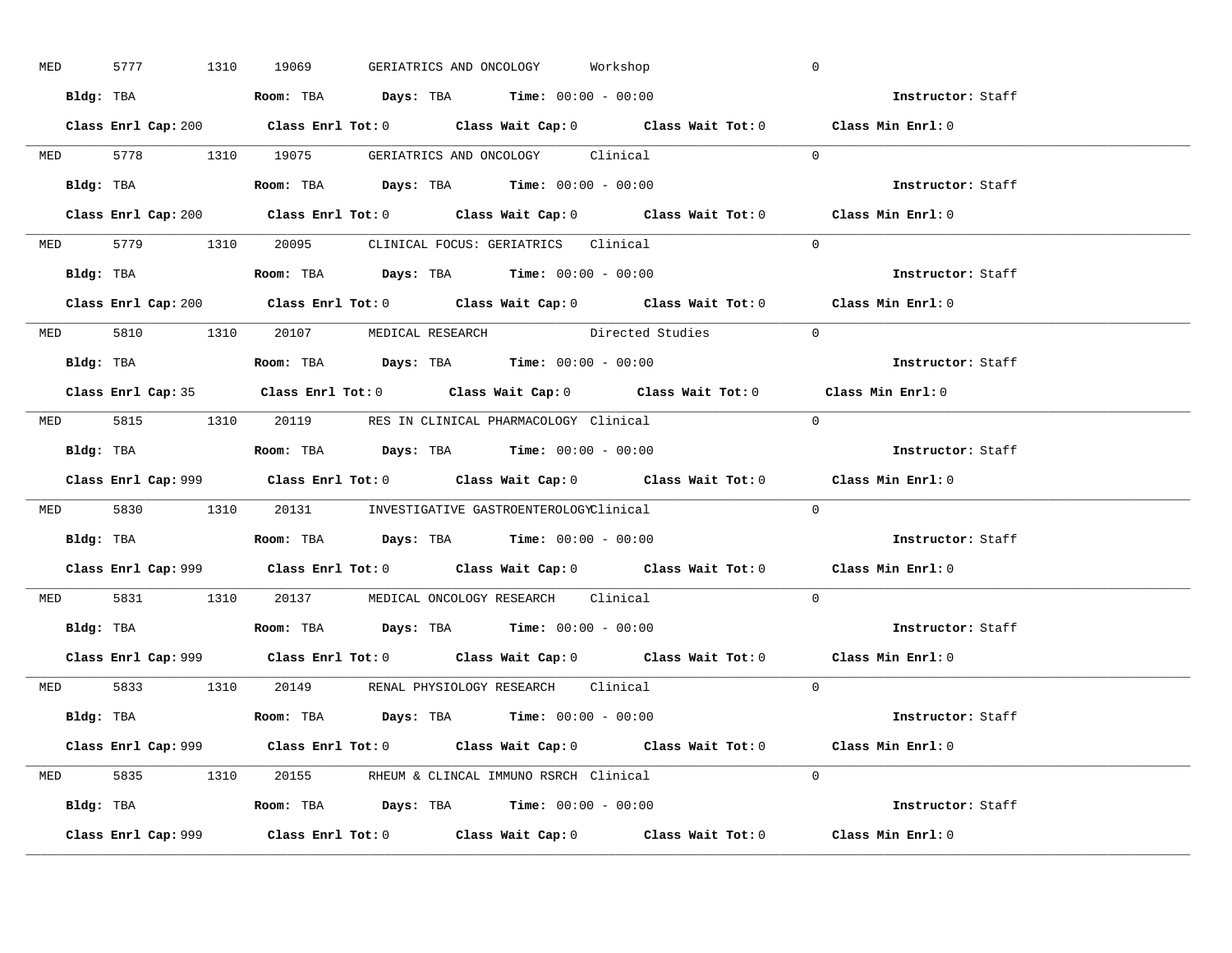MED 5777 1310 19069 GERIATRICS AND ONCOLOGY Workshop 0

**Bldg:** TBA **Room:** TBA **Days:** TBA **Time:** 00:00 - 00:00 **Instructor:** Staff

**Class Enrl Cap:** 200 **Class Enrl Tot:** 0 **Class Wait Cap:** 0 **Class Wait Tot:** 0 **Class Min Enrl:** 0

---

MED 5778 1310 19075 GERIATRICS AND ONCOLOGY Clinical 0

**Bldg:** TBA **Room:** TBA **Days:** TBA **Time:** 00:00 - 00:00 **Instructor:** Staff

**Class Enrl Cap:** 200 **Class Enrl Tot:** 0 **Class Wait Cap:** 0 **Class Wait Tot:** 0 **Class Min Enrl:** 0

---

MED 5779 1310 20095 CLINICAL FOCUS: GERIATRICS Clinical 0

**Bldg:** TBA **Room:** TBA **Days:** TBA **Time:** 00:00 - 00:00 **Instructor:** Staff

**Class Enrl Cap:** 200 **Class Enrl Tot:** 0 **Class Wait Cap:** 0 **Class Wait Tot:** 0 **Class Min Enrl:** 0

---

MED 5810 1310 20107 MEDICAL RESEARCH Directed Studies 0

**Bldg:** TBA **Room:** TBA **Days:** TBA **Time:** 00:00 - 00:00 **Instructor:** Staff

**Class Enrl Cap:** 35 **Class Enrl Tot:** 0 **Class Wait Cap:** 0 **Class Wait Tot:** 0 **Class Min Enrl:** 0

---

MED 5815 1310 20119 RES IN CLINICAL PHARMACOLOGY Clinical 0

**Bldg:** TBA **Room:** TBA **Days:** TBA **Time:** 00:00 - 00:00 **Instructor:** Staff

**Class Enrl Cap:** 999 **Class Enrl Tot:** 0 **Class Wait Cap:** 0 **Class Wait Tot:** 0 **Class Min Enrl:** 0

---

MED 5830 1310 20131 INVESTIGATIVE GASTROENTEROLOGY Clinical 0

**Bldg:** TBA **Room:** TBA **Days:** TBA **Time:** 00:00 - 00:00 **Instructor:** Staff

**Class Enrl Cap:** 999 **Class Enrl Tot:** 0 **Class Wait Cap:** 0 **Class Wait Tot:** 0 **Class Min Enrl:** 0

---

MED 5831 1310 20137 MEDICAL ONCOLOGY RESEARCH Clinical 0

**Bldg:** TBA **Room:** TBA **Days:** TBA **Time:** 00:00 - 00:00 **Instructor:** Staff

**Class Enrl Cap:** 999 **Class Enrl Tot:** 0 **Class Wait Cap:** 0 **Class Wait Tot:** 0 **Class Min Enrl:** 0

---

MED 5833 1310 20149 RENAL PHYSIOLOGY RESEARCH Clinical 0

**Bldg:** TBA **Room:** TBA **Days:** TBA **Time:** 00:00 - 00:00 **Instructor:** Staff

**Class Enrl Cap:** 999 **Class Enrl Tot:** 0 **Class Wait Cap:** 0 **Class Wait Tot:** 0 **Class Min Enrl:** 0

---

MED 5835 1310 20155 RHEUM & CLINCAL IMMUNO RSRCH Clinical 0

**Bldg:** TBA **Room:** TBA **Days:** TBA **Time:** 00:00 - 00:00 **Instructor:** Staff

**Class Enrl Cap:** 999 **Class Enrl Tot:** 0 **Class Wait Cap:** 0 **Class Wait Tot:** 0 **Class Min Enrl:** 0

---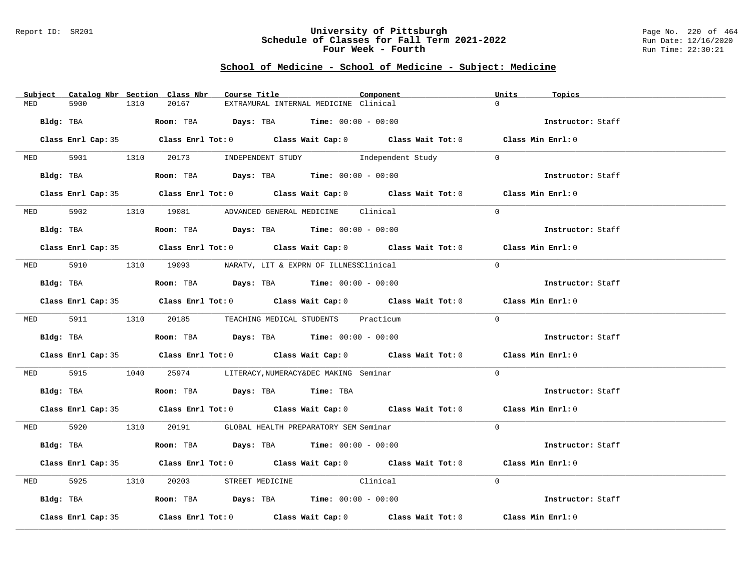## School of Medicine - School of Medicine - Subject: Medicine

| Subject | Catalog Nbr | Section | Class Nbr | Course Title | Component | Units | Topics |
|---|---|---|---|---|---|---|---|
| MED | 5900 | 1310 | 20167 | EXTRAMURAL INTERNAL MEDICINE | Clinical | 0 | |

**Bldg:** TBA **Room:** TBA **Days:** TBA **Time:** 00:00 - 00:00 **Instructor:** Staff

**Class Enrl Cap:** 35 **Class Enrl Tot:** 0 **Class Wait Cap:** 0 **Class Wait Tot:** 0 **Class Min Enrl:** 0

---

| Subject | Catalog Nbr | Section | Class Nbr | Course Title | Component | Units | Topics |
|---|---|---|---|---|---|---|---|
| MED | 5901 | 1310 | 20173 | INDEPENDENT STUDY | Independent Study | 0 | |

**Bldg:** TBA **Room:** TBA **Days:** TBA **Time:** 00:00 - 00:00 **Instructor:** Staff

**Class Enrl Cap:** 35 **Class Enrl Tot:** 0 **Class Wait Cap:** 0 **Class Wait Tot:** 0 **Class Min Enrl:** 0

---

| Subject | Catalog Nbr | Section | Class Nbr | Course Title | Component | Units | Topics |
|---|---|---|---|---|---|---|---|
| MED | 5902 | 1310 | 19081 | ADVANCED GENERAL MEDICINE | Clinical | 0 | |

**Bldg:** TBA **Room:** TBA **Days:** TBA **Time:** 00:00 - 00:00 **Instructor:** Staff

**Class Enrl Cap:** 35 **Class Enrl Tot:** 0 **Class Wait Cap:** 0 **Class Wait Tot:** 0 **Class Min Enrl:** 0

---

| Subject | Catalog Nbr | Section | Class Nbr | Course Title | Component | Units | Topics |
|---|---|---|---|---|---|---|---|
| MED | 5910 | 1310 | 19093 | NARATV, LIT & EXPRN OF ILLNESS | Clinical | 0 | |

**Bldg:** TBA **Room:** TBA **Days:** TBA **Time:** 00:00 - 00:00 **Instructor:** Staff

**Class Enrl Cap:** 35 **Class Enrl Tot:** 0 **Class Wait Cap:** 0 **Class Wait Tot:** 0 **Class Min Enrl:** 0

---

| Subject | Catalog Nbr | Section | Class Nbr | Course Title | Component | Units | Topics |
|---|---|---|---|---|---|---|---|
| MED | 5911 | 1310 | 20185 | TEACHING MEDICAL STUDENTS | Practicum | 0 | |

**Bldg:** TBA **Room:** TBA **Days:** TBA **Time:** 00:00 - 00:00 **Instructor:** Staff

**Class Enrl Cap:** 35 **Class Enrl Tot:** 0 **Class Wait Cap:** 0 **Class Wait Tot:** 0 **Class Min Enrl:** 0

---

| Subject | Catalog Nbr | Section | Class Nbr | Course Title | Component | Units | Topics |
|---|---|---|---|---|---|---|---|
| MED | 5915 | 1040 | 25974 | LITERACY,NUMERACY&DEC MAKING | Seminar | 0 | |

**Bldg:** TBA **Room:** TBA **Days:** TBA **Time:** TBA **Instructor:** Staff

**Class Enrl Cap:** 35 **Class Enrl Tot:** 0 **Class Wait Cap:** 0 **Class Wait Tot:** 0 **Class Min Enrl:** 0

---

| Subject | Catalog Nbr | Section | Class Nbr | Course Title | Component | Units | Topics |
|---|---|---|---|---|---|---|---|
| MED | 5920 | 1310 | 20191 | GLOBAL HEALTH PREPARATORY SEM | Seminar | 0 | |

**Bldg:** TBA **Room:** TBA **Days:** TBA **Time:** 00:00 - 00:00 **Instructor:** Staff

**Class Enrl Cap:** 35 **Class Enrl Tot:** 0 **Class Wait Cap:** 0 **Class Wait Tot:** 0 **Class Min Enrl:** 0

---

| Subject | Catalog Nbr | Section | Class Nbr | Course Title | Component | Units | Topics |
|---|---|---|---|---|---|---|---|
| MED | 5925 | 1310 | 20203 | STREET MEDICINE | Clinical | 0 | |

**Bldg:** TBA **Room:** TBA **Days:** TBA **Time:** 00:00 - 00:00 **Instructor:** Staff

**Class Enrl Cap:** 35 **Class Enrl Tot:** 0 **Class Wait Cap:** 0 **Class Wait Tot:** 0 **Class Min Enrl:** 0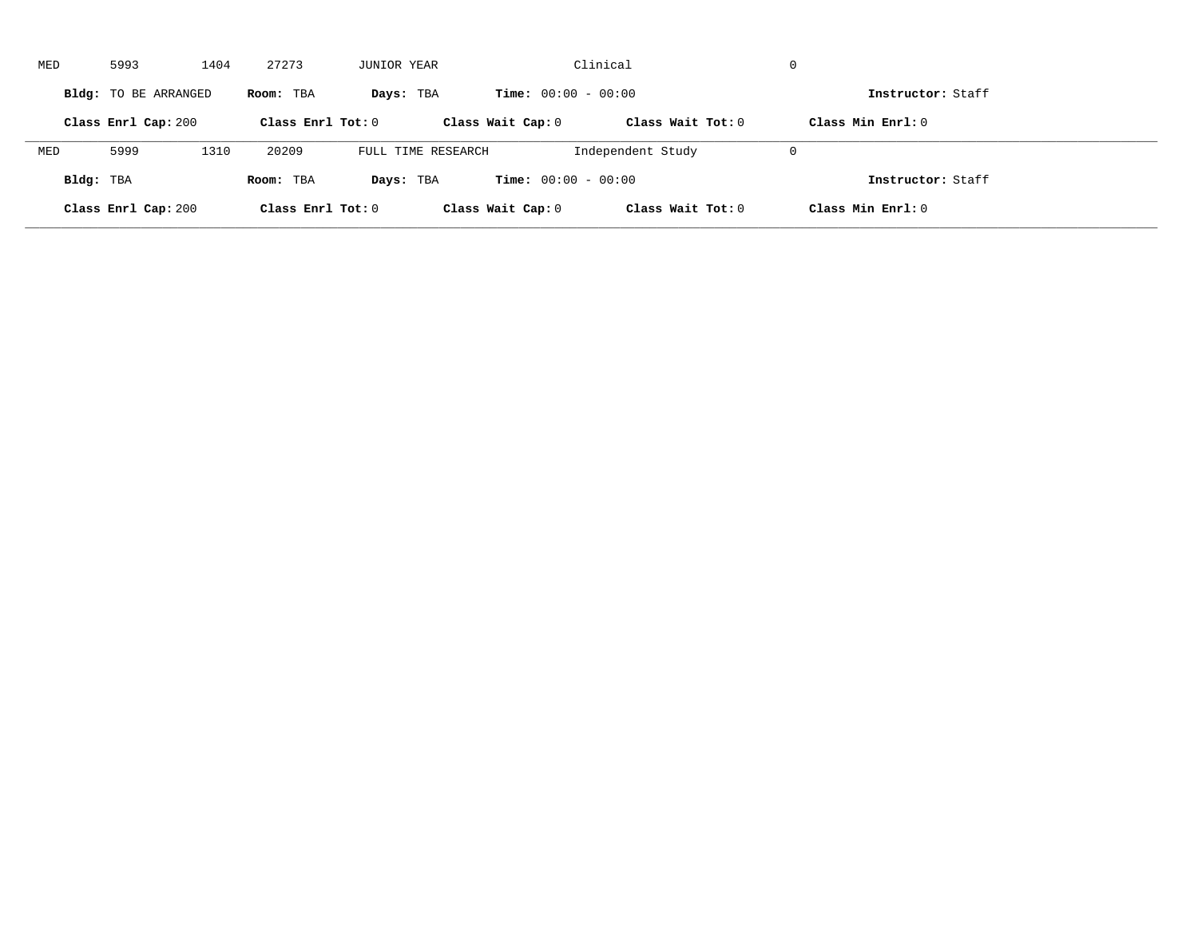MED 5993 1404 27273 JUNIOR YEAR Clinical 0

**Bldg:** TO BE ARRANGED **Room:** TBA **Days:** TBA **Time:** 00:00 - 00:00 **Instructor:** Staff

**Class Enrl Cap:** 200 **Class Enrl Tot:** 0 **Class Wait Cap:** 0 **Class Wait Tot:** 0 **Class Min Enrl:** 0

---

MED 5999 1310 20209 FULL TIME RESEARCH Independent Study 0

**Bldg:** TBA **Room:** TBA **Days:** TBA **Time:** 00:00 - 00:00 **Instructor:** Staff

**Class Enrl Cap:** 200 **Class Enrl Tot:** 0 **Class Wait Cap:** 0 **Class Wait Tot:** 0 **Class Min Enrl:** 0

---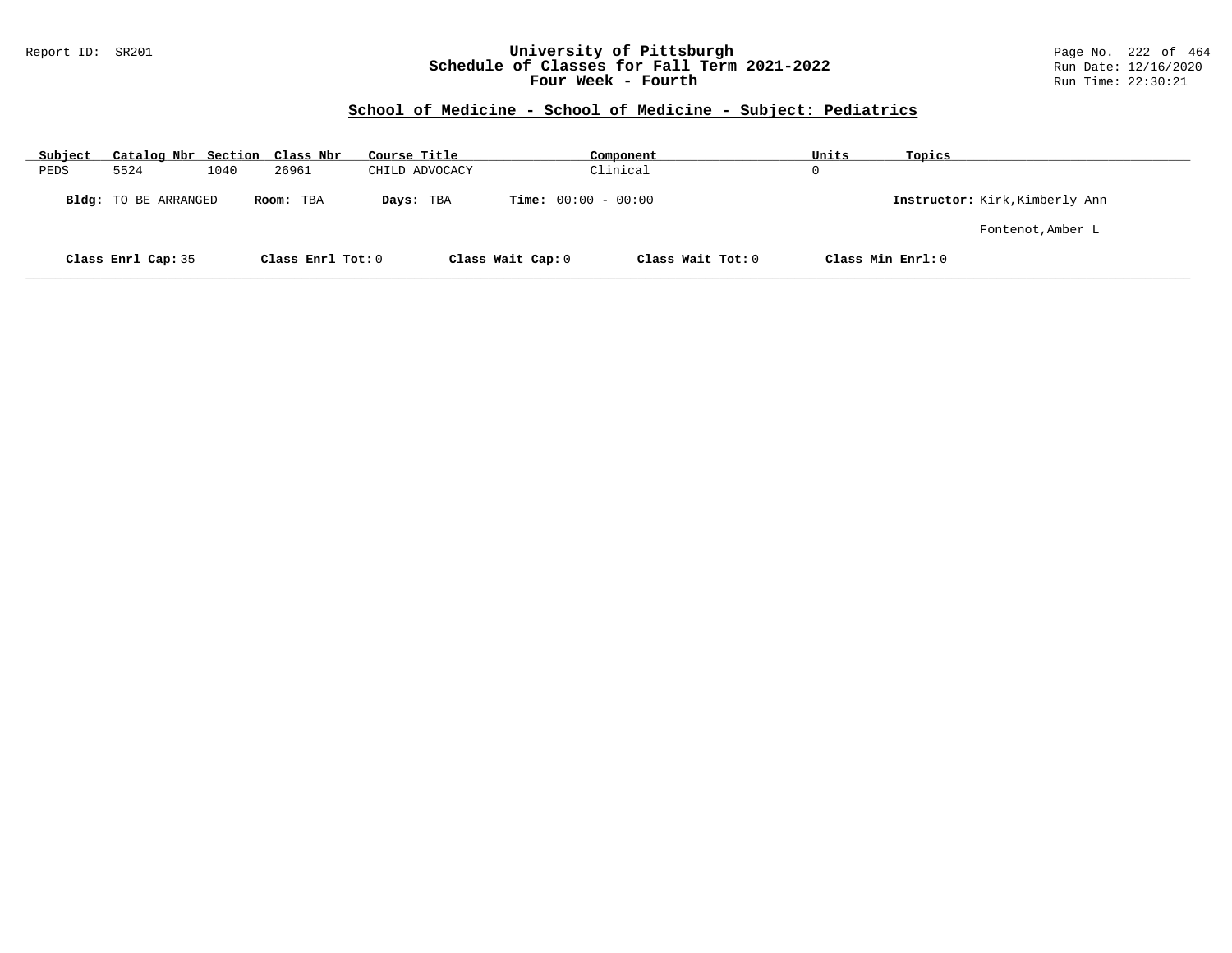## School of Medicine - School of Medicine - Subject: Pediatrics

| Subject | Catalog Nbr | Section | Class Nbr | Course Title | Component | Units | Topics |
|---|---|---|---|---|---|---|---|
| PEDS | 5524 | 1040 | 26961 | CHILD ADVOCACY | Clinical | 0 | |

**Bldg:** TO BE ARRANGED **Room:** TBA **Days:** TBA **Time:** 00:00 - 00:00 **Instructor:** Kirk,Kimberly Ann

Fontenot,Amber L

**Class Enrl Cap:** 35 **Class Enrl Tot:** 0 **Class Wait Cap:** 0 **Class Wait Tot:** 0 **Class Min Enrl:** 0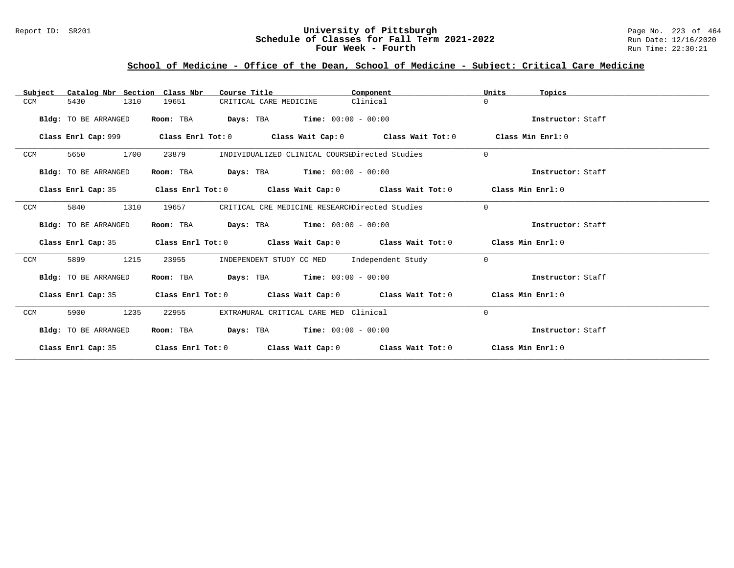# University of Pittsburgh
## Schedule of Classes for Fall Term 2021-2022
### Four Week - Fourth

Report ID: SR201

Run Date: 12/16/2020
Run Time: 22:30:21

## School of Medicine - Office of the Dean, School of Medicine - Subject: Critical Care Medicine

| Subject | Catalog Nbr | Section | Class Nbr | Course Title | Component | Units | Topics |
|---|---|---|---|---|---|---|---|
| CCM | 5430 | 1310 | 19651 | CRITICAL CARE MEDICINE | Clinical | 0 | |

**Bldg:** TO BE ARRANGED **Room:** TBA **Days:** TBA **Time:** 00:00 - 00:00 **Instructor:** Staff

**Class Enrl Cap:** 999 **Class Enrl Tot:** 0 **Class Wait Cap:** 0 **Class Wait Tot:** 0 **Class Min Enrl:** 0

---

| Subject | Catalog Nbr | Section | Class Nbr | Course Title | Component | Units | Topics |
|---|---|---|---|---|---|---|---|
| CCM | 5650 | 1700 | 23879 | INDIVIDUALIZED CLINICAL COURSE | Directed Studies | 0 | |

**Bldg:** TO BE ARRANGED **Room:** TBA **Days:** TBA **Time:** 00:00 - 00:00 **Instructor:** Staff

**Class Enrl Cap:** 35 **Class Enrl Tot:** 0 **Class Wait Cap:** 0 **Class Wait Tot:** 0 **Class Min Enrl:** 0

---

| Subject | Catalog Nbr | Section | Class Nbr | Course Title | Component | Units | Topics |
|---|---|---|---|---|---|---|---|
| CCM | 5840 | 1310 | 19657 | CRITICAL CRE MEDICINE RESEARCH | Directed Studies | 0 | |

**Bldg:** TO BE ARRANGED **Room:** TBA **Days:** TBA **Time:** 00:00 - 00:00 **Instructor:** Staff

**Class Enrl Cap:** 35 **Class Enrl Tot:** 0 **Class Wait Cap:** 0 **Class Wait Tot:** 0 **Class Min Enrl:** 0

---

| Subject | Catalog Nbr | Section | Class Nbr | Course Title | Component | Units | Topics |
|---|---|---|---|---|---|---|---|
| CCM | 5899 | 1215 | 23955 | INDEPENDENT STUDY CC MED | Independent Study | 0 | |

**Bldg:** TO BE ARRANGED **Room:** TBA **Days:** TBA **Time:** 00:00 - 00:00 **Instructor:** Staff

**Class Enrl Cap:** 35 **Class Enrl Tot:** 0 **Class Wait Cap:** 0 **Class Wait Tot:** 0 **Class Min Enrl:** 0

---

| Subject | Catalog Nbr | Section | Class Nbr | Course Title | Component | Units | Topics |
|---|---|---|---|---|---|---|---|
| CCM | 5900 | 1235 | 22955 | EXTRAMURAL CRITICAL CARE MED | Clinical | 0 | |

**Bldg:** TO BE ARRANGED **Room:** TBA **Days:** TBA **Time:** 00:00 - 00:00 **Instructor:** Staff

**Class Enrl Cap:** 35 **Class Enrl Tot:** 0 **Class Wait Cap:** 0 **Class Wait Tot:** 0 **Class Min Enrl:** 0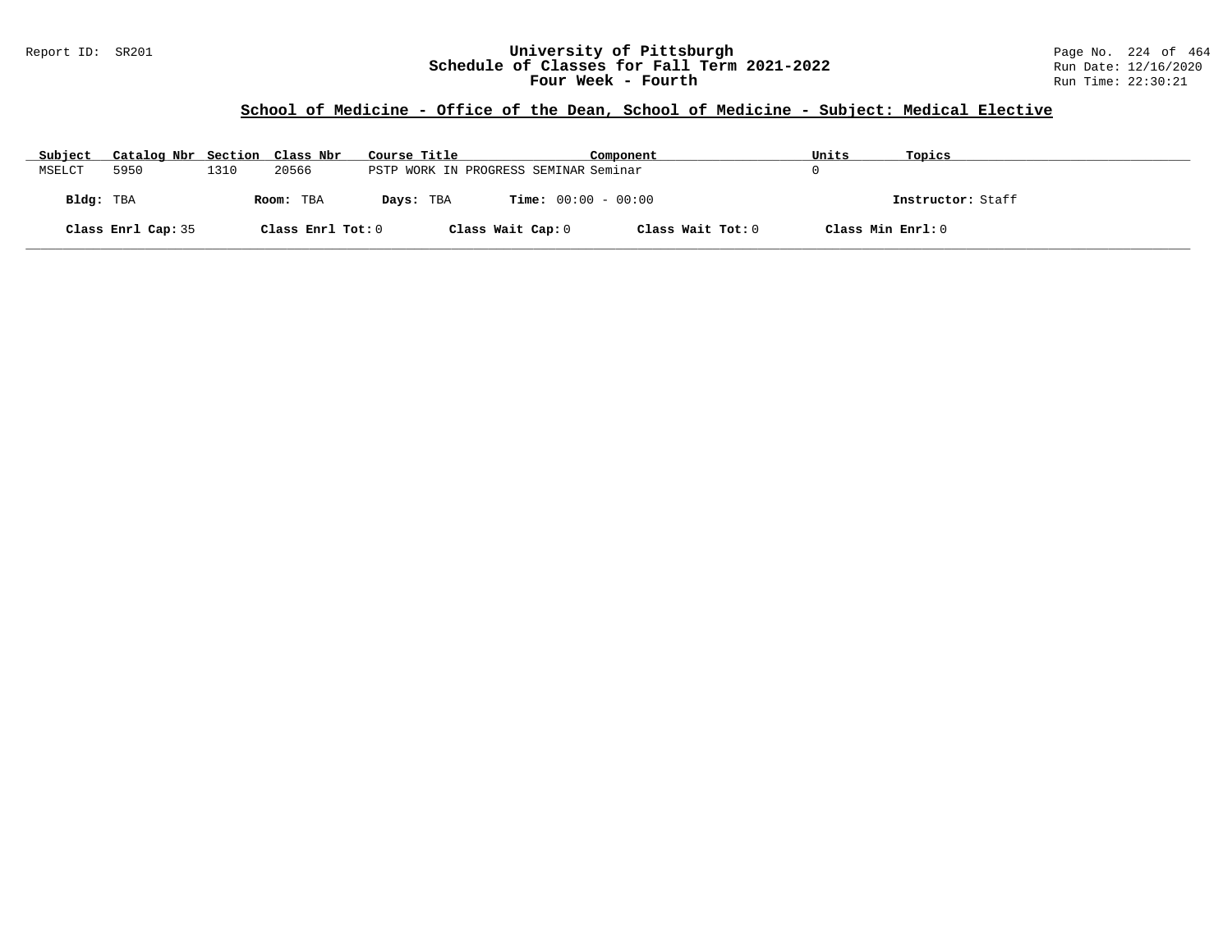## School of Medicine - Office of the Dean, School of Medicine - Subject: Medical Elective

| Subject | Catalog Nbr | Section | Class Nbr | Course Title | Component | Units | Topics |
|---|---|---|---|---|---|---|---|
| MSELCT | 5950 | 1310 | 20566 | PSTP WORK IN PROGRESS SEMINAR | Seminar | 0 | |

**Bldg:** TBA **Room:** TBA **Days:** TBA **Time:** 00:00 - 00:00 **Instructor:** Staff

**Class Enrl Cap:** 35 **Class Enrl Tot:** 0 **Class Wait Cap:** 0 **Class Wait Tot:** 0 **Class Min Enrl:** 0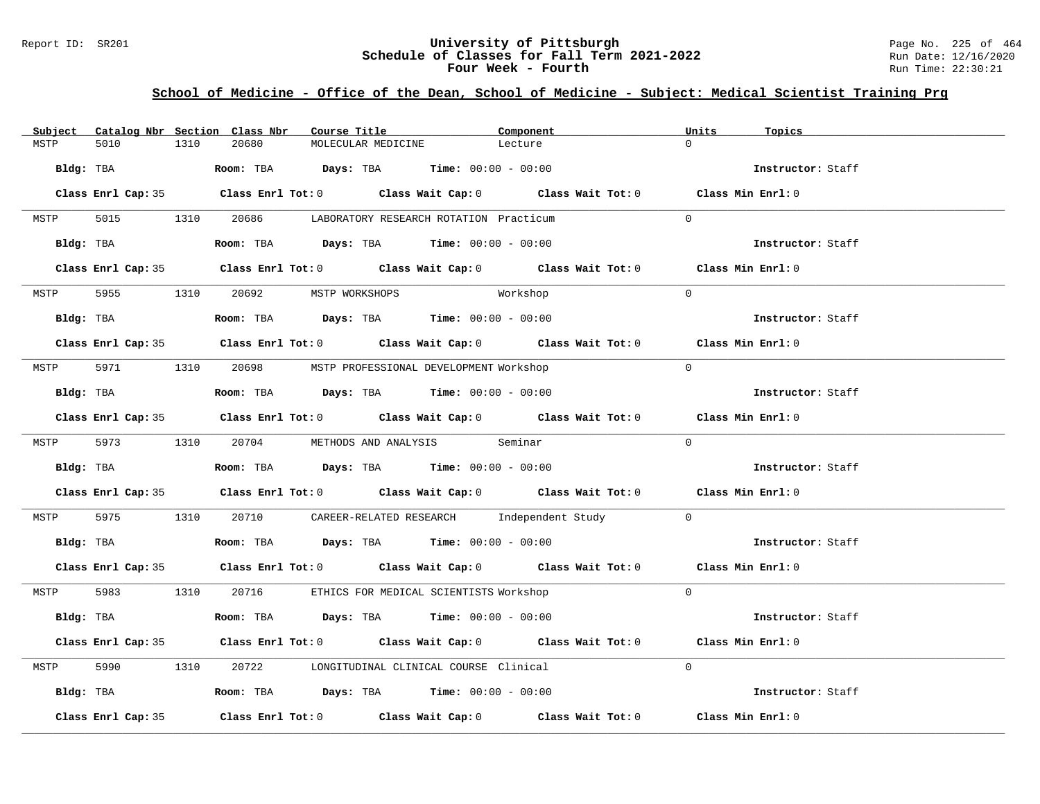## School of Medicine - Office of the Dean, School of Medicine - Subject: Medical Scientist Training Prg

| Subject | Catalog Nbr | Section | Class Nbr | Course Title | Component | Units | Topics |
|---|---|---|---|---|---|---|---|
| MSTP | 5010 | 1310 | 20680 | MOLECULAR MEDICINE | Lecture | 0 | |

**Bldg:** TBA **Room:** TBA **Days:** TBA **Time:** 00:00 - 00:00 **Instructor:** Staff

**Class Enrl Cap:** 35 **Class Enrl Tot:** 0 **Class Wait Cap:** 0 **Class Wait Tot:** 0 **Class Min Enrl:** 0

---

| Subject | Catalog Nbr | Section | Class Nbr | Course Title | Component | Units | Topics |
|---|---|---|---|---|---|---|---|
| MSTP | 5015 | 1310 | 20686 | LABORATORY RESEARCH ROTATION | Practicum | 0 | |

**Bldg:** TBA **Room:** TBA **Days:** TBA **Time:** 00:00 - 00:00 **Instructor:** Staff

**Class Enrl Cap:** 35 **Class Enrl Tot:** 0 **Class Wait Cap:** 0 **Class Wait Tot:** 0 **Class Min Enrl:** 0

---

| Subject | Catalog Nbr | Section | Class Nbr | Course Title | Component | Units | Topics |
|---|---|---|---|---|---|---|---|
| MSTP | 5955 | 1310 | 20692 | MSTP WORKSHOPS | Workshop | 0 | |

**Bldg:** TBA **Room:** TBA **Days:** TBA **Time:** 00:00 - 00:00 **Instructor:** Staff

**Class Enrl Cap:** 35 **Class Enrl Tot:** 0 **Class Wait Cap:** 0 **Class Wait Tot:** 0 **Class Min Enrl:** 0

---

| Subject | Catalog Nbr | Section | Class Nbr | Course Title | Component | Units | Topics |
|---|---|---|---|---|---|---|---|
| MSTP | 5971 | 1310 | 20698 | MSTP PROFESSIONAL DEVELOPMENT | Workshop | 0 | |

**Bldg:** TBA **Room:** TBA **Days:** TBA **Time:** 00:00 - 00:00 **Instructor:** Staff

**Class Enrl Cap:** 35 **Class Enrl Tot:** 0 **Class Wait Cap:** 0 **Class Wait Tot:** 0 **Class Min Enrl:** 0

---

| Subject | Catalog Nbr | Section | Class Nbr | Course Title | Component | Units | Topics |
|---|---|---|---|---|---|---|---|
| MSTP | 5973 | 1310 | 20704 | METHODS AND ANALYSIS | Seminar | 0 | |

**Bldg:** TBA **Room:** TBA **Days:** TBA **Time:** 00:00 - 00:00 **Instructor:** Staff

**Class Enrl Cap:** 35 **Class Enrl Tot:** 0 **Class Wait Cap:** 0 **Class Wait Tot:** 0 **Class Min Enrl:** 0

---

| Subject | Catalog Nbr | Section | Class Nbr | Course Title | Component | Units | Topics |
|---|---|---|---|---|---|---|---|
| MSTP | 5975 | 1310 | 20710 | CAREER-RELATED RESEARCH | Independent Study | 0 | |

**Bldg:** TBA **Room:** TBA **Days:** TBA **Time:** 00:00 - 00:00 **Instructor:** Staff

**Class Enrl Cap:** 35 **Class Enrl Tot:** 0 **Class Wait Cap:** 0 **Class Wait Tot:** 0 **Class Min Enrl:** 0

---

| Subject | Catalog Nbr | Section | Class Nbr | Course Title | Component | Units | Topics |
|---|---|---|---|---|---|---|---|
| MSTP | 5983 | 1310 | 20716 | ETHICS FOR MEDICAL SCIENTISTS | Workshop | 0 | |

**Bldg:** TBA **Room:** TBA **Days:** TBA **Time:** 00:00 - 00:00 **Instructor:** Staff

**Class Enrl Cap:** 35 **Class Enrl Tot:** 0 **Class Wait Cap:** 0 **Class Wait Tot:** 0 **Class Min Enrl:** 0

---

| Subject | Catalog Nbr | Section | Class Nbr | Course Title | Component | Units | Topics |
|---|---|---|---|---|---|---|---|
| MSTP | 5990 | 1310 | 20722 | LONGITUDINAL CLINICAL COURSE | Clinical | 0 | |

**Bldg:** TBA **Room:** TBA **Days:** TBA **Time:** 00:00 - 00:00 **Instructor:** Staff

**Class Enrl Cap:** 35 **Class Enrl Tot:** 0 **Class Wait Cap:** 0 **Class Wait Tot:** 0 **Class Min Enrl:** 0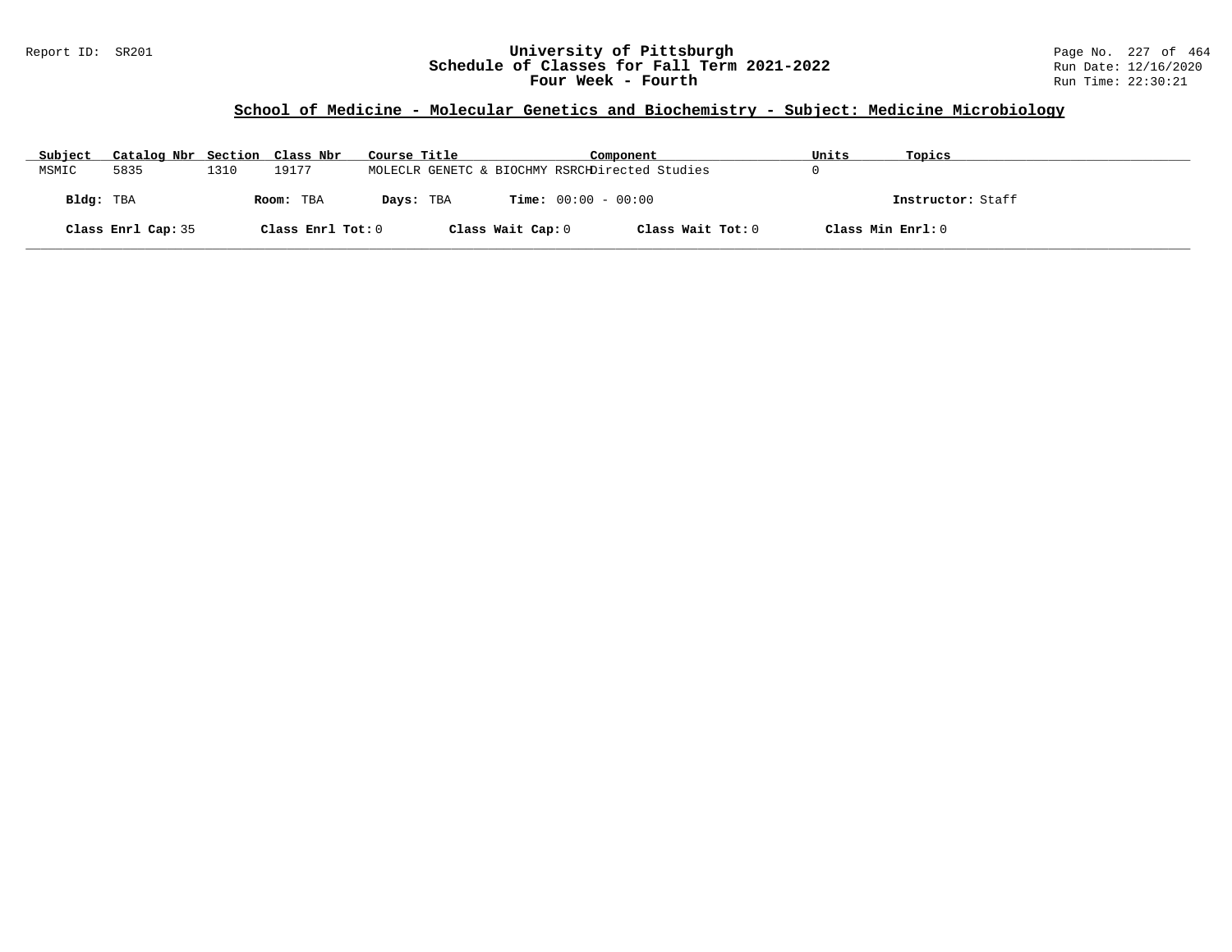## School of Medicine - Molecular Genetics and Biochemistry - Subject: Medicine Microbiology

| Subject | Catalog Nbr | Section | Class Nbr | Course Title | Component | Units | Topics |
|---|---|---|---|---|---|---|---|
| MSMIC | 5835 | 1310 | 19177 | MOLECLR GENETC & BIOCHMY RSRCH | Directed Studies | 0 | |

**Bldg:** TBA **Room:** TBA **Days:** TBA **Time:** 00:00 - 00:00 **Instructor:** Staff

**Class Enrl Cap:** 35 **Class Enrl Tot:** 0 **Class Wait Cap:** 0 **Class Wait Tot:** 0 **Class Min Enrl:** 0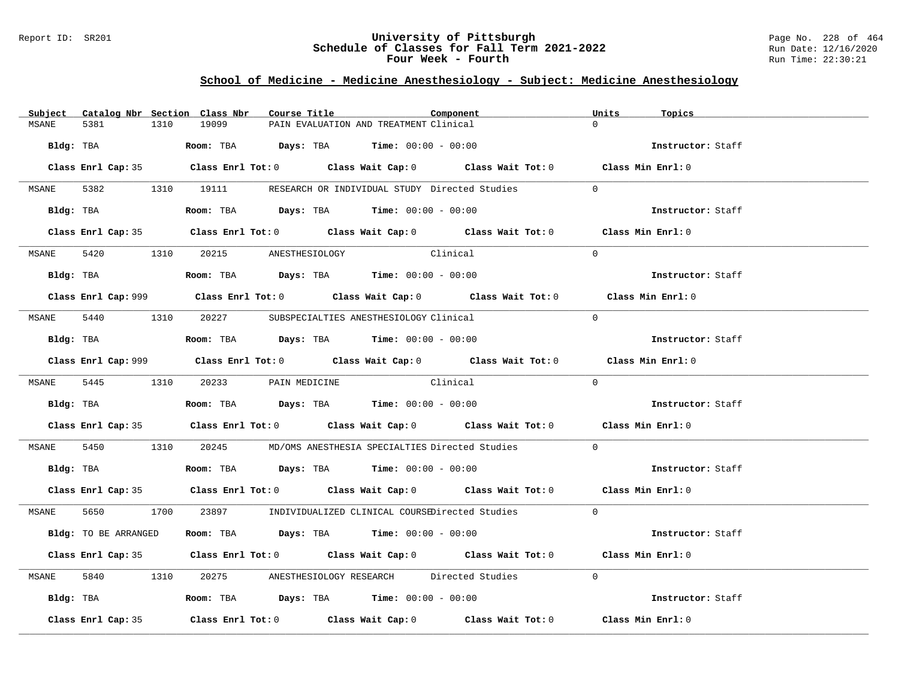## School of Medicine - Medicine Anesthesiology - Subject: Medicine Anesthesiology

| Subject | Catalog Nbr | Section | Class Nbr | Course Title | Component | Units | Topics |
|---|---|---|---|---|---|---|---|
| MSANE | 5381 | 1310 | 19099 | PAIN EVALUATION AND TREATMENT | Clinical | 0 | |

**Bldg:** TBA **Room:** TBA **Days:** TBA **Time:** 00:00 - 00:00 **Instructor:** Staff

**Class Enrl Cap:** 35 **Class Enrl Tot:** 0 **Class Wait Cap:** 0 **Class Wait Tot:** 0 **Class Min Enrl:** 0

| Subject | Catalog Nbr | Section | Class Nbr | Course Title | Component | Units | Topics |
|---|---|---|---|---|---|---|---|
| MSANE | 5382 | 1310 | 19111 | RESEARCH OR INDIVIDUAL STUDY | Directed Studies | 0 | |

**Bldg:** TBA **Room:** TBA **Days:** TBA **Time:** 00:00 - 00:00 **Instructor:** Staff

**Class Enrl Cap:** 35 **Class Enrl Tot:** 0 **Class Wait Cap:** 0 **Class Wait Tot:** 0 **Class Min Enrl:** 0

| Subject | Catalog Nbr | Section | Class Nbr | Course Title | Component | Units | Topics |
|---|---|---|---|---|---|---|---|
| MSANE | 5420 | 1310 | 20215 | ANESTHESIOLOGY | Clinical | 0 | |

**Bldg:** TBA **Room:** TBA **Days:** TBA **Time:** 00:00 - 00:00 **Instructor:** Staff

**Class Enrl Cap:** 999 **Class Enrl Tot:** 0 **Class Wait Cap:** 0 **Class Wait Tot:** 0 **Class Min Enrl:** 0

| Subject | Catalog Nbr | Section | Class Nbr | Course Title | Component | Units | Topics |
|---|---|---|---|---|---|---|---|
| MSANE | 5440 | 1310 | 20227 | SUBSPECIALTIES ANESTHESIOLOGY | Clinical | 0 | |

**Bldg:** TBA **Room:** TBA **Days:** TBA **Time:** 00:00 - 00:00 **Instructor:** Staff

**Class Enrl Cap:** 999 **Class Enrl Tot:** 0 **Class Wait Cap:** 0 **Class Wait Tot:** 0 **Class Min Enrl:** 0

| Subject | Catalog Nbr | Section | Class Nbr | Course Title | Component | Units | Topics |
|---|---|---|---|---|---|---|---|
| MSANE | 5445 | 1310 | 20233 | PAIN MEDICINE | Clinical | 0 | |

**Bldg:** TBA **Room:** TBA **Days:** TBA **Time:** 00:00 - 00:00 **Instructor:** Staff

**Class Enrl Cap:** 35 **Class Enrl Tot:** 0 **Class Wait Cap:** 0 **Class Wait Tot:** 0 **Class Min Enrl:** 0

| Subject | Catalog Nbr | Section | Class Nbr | Course Title | Component | Units | Topics |
|---|---|---|---|---|---|---|---|
| MSANE | 5450 | 1310 | 20245 | MD/OMS ANESTHESIA SPECIALTIES | Directed Studies | 0 | |

**Bldg:** TBA **Room:** TBA **Days:** TBA **Time:** 00:00 - 00:00 **Instructor:** Staff

**Class Enrl Cap:** 35 **Class Enrl Tot:** 0 **Class Wait Cap:** 0 **Class Wait Tot:** 0 **Class Min Enrl:** 0

| Subject | Catalog Nbr | Section | Class Nbr | Course Title | Component | Units | Topics |
|---|---|---|---|---|---|---|---|
| MSANE | 5650 | 1700 | 23897 | INDIVIDUALIZED CLINICAL COURSE | Directed Studies | 0 | |

**Bldg:** TO BE ARRANGED **Room:** TBA **Days:** TBA **Time:** 00:00 - 00:00 **Instructor:** Staff

**Class Enrl Cap:** 35 **Class Enrl Tot:** 0 **Class Wait Cap:** 0 **Class Wait Tot:** 0 **Class Min Enrl:** 0

| Subject | Catalog Nbr | Section | Class Nbr | Course Title | Component | Units | Topics |
|---|---|---|---|---|---|---|---|
| MSANE | 5840 | 1310 | 20275 | ANESTHESIOLOGY RESEARCH | Directed Studies | 0 | |

**Bldg:** TBA **Room:** TBA **Days:** TBA **Time:** 00:00 - 00:00 **Instructor:** Staff

**Class Enrl Cap:** 35 **Class Enrl Tot:** 0 **Class Wait Cap:** 0 **Class Wait Tot:** 0 **Class Min Enrl:** 0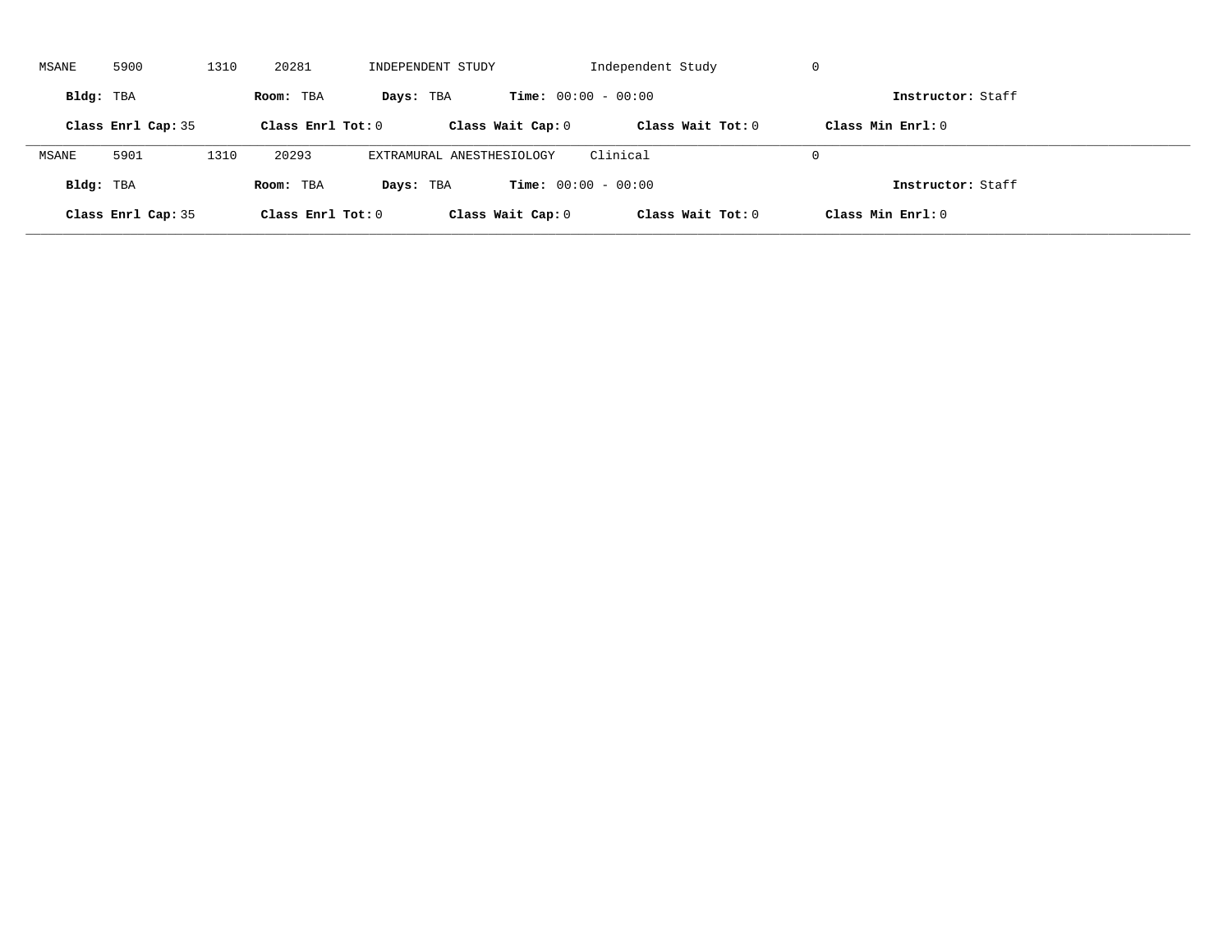MSANE 5900 1310 20281 INDEPENDENT STUDY Independent Study 0

**Bldg:** TBA **Room:** TBA **Days:** TBA **Time:** 00:00 - 00:00 **Instructor:** Staff

**Class Enrl Cap:** 35 **Class Enrl Tot:** 0 **Class Wait Cap:** 0 **Class Wait Tot:** 0 **Class Min Enrl:** 0

---

MSANE 5901 1310 20293 EXTRAMURAL ANESTHESIOLOGY Clinical 0

**Bldg:** TBA **Room:** TBA **Days:** TBA **Time:** 00:00 - 00:00 **Instructor:** Staff

**Class Enrl Cap:** 35 **Class Enrl Tot:** 0 **Class Wait Cap:** 0 **Class Wait Tot:** 0 **Class Min Enrl:** 0

---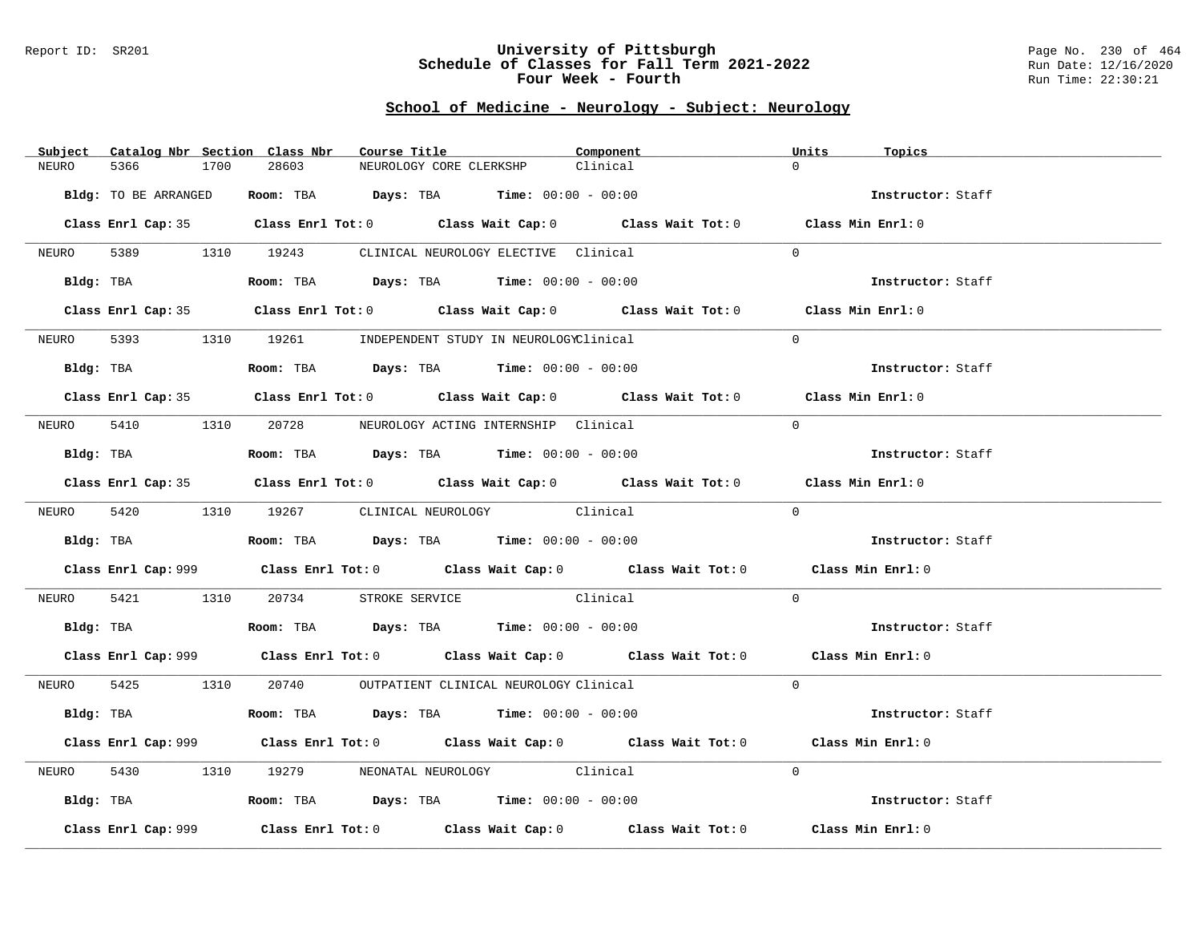## School of Medicine - Neurology - Subject: Neurology

| Subject | Catalog Nbr | Section | Class Nbr | Course Title | Component | Units | Topics |
|---|---|---|---|---|---|---|---|
| NEURO | 5366 | 1700 | 28603 | NEUROLOGY CORE CLERKSHP | Clinical | 0 | |

**Bldg:** TO BE ARRANGED **Room:** TBA **Days:** TBA **Time:** 00:00 - 00:00 **Instructor:** Staff

**Class Enrl Cap:** 35 **Class Enrl Tot:** 0 **Class Wait Cap:** 0 **Class Wait Tot:** 0 **Class Min Enrl:** 0

| Subject | Catalog Nbr | Section | Class Nbr | Course Title | Component | Units | Topics |
|---|---|---|---|---|---|---|---|
| NEURO | 5389 | 1310 | 19243 | CLINICAL NEUROLOGY ELECTIVE | Clinical | 0 | |

**Bldg:** TBA **Room:** TBA **Days:** TBA **Time:** 00:00 - 00:00 **Instructor:** Staff

**Class Enrl Cap:** 35 **Class Enrl Tot:** 0 **Class Wait Cap:** 0 **Class Wait Tot:** 0 **Class Min Enrl:** 0

| Subject | Catalog Nbr | Section | Class Nbr | Course Title | Component | Units | Topics |
|---|---|---|---|---|---|---|---|
| NEURO | 5393 | 1310 | 19261 | INDEPENDENT STUDY IN NEUROLOGY | Clinical | 0 | |

**Bldg:** TBA **Room:** TBA **Days:** TBA **Time:** 00:00 - 00:00 **Instructor:** Staff

**Class Enrl Cap:** 35 **Class Enrl Tot:** 0 **Class Wait Cap:** 0 **Class Wait Tot:** 0 **Class Min Enrl:** 0

| Subject | Catalog Nbr | Section | Class Nbr | Course Title | Component | Units | Topics |
|---|---|---|---|---|---|---|---|
| NEURO | 5410 | 1310 | 20728 | NEUROLOGY ACTING INTERNSHIP | Clinical | 0 | |

**Bldg:** TBA **Room:** TBA **Days:** TBA **Time:** 00:00 - 00:00 **Instructor:** Staff

**Class Enrl Cap:** 35 **Class Enrl Tot:** 0 **Class Wait Cap:** 0 **Class Wait Tot:** 0 **Class Min Enrl:** 0

| Subject | Catalog Nbr | Section | Class Nbr | Course Title | Component | Units | Topics |
|---|---|---|---|---|---|---|---|
| NEURO | 5420 | 1310 | 19267 | CLINICAL NEUROLOGY | Clinical | 0 | |

**Bldg:** TBA **Room:** TBA **Days:** TBA **Time:** 00:00 - 00:00 **Instructor:** Staff

**Class Enrl Cap:** 999 **Class Enrl Tot:** 0 **Class Wait Cap:** 0 **Class Wait Tot:** 0 **Class Min Enrl:** 0

| Subject | Catalog Nbr | Section | Class Nbr | Course Title | Component | Units | Topics |
|---|---|---|---|---|---|---|---|
| NEURO | 5421 | 1310 | 20734 | STROKE SERVICE | Clinical | 0 | |

**Bldg:** TBA **Room:** TBA **Days:** TBA **Time:** 00:00 - 00:00 **Instructor:** Staff

**Class Enrl Cap:** 999 **Class Enrl Tot:** 0 **Class Wait Cap:** 0 **Class Wait Tot:** 0 **Class Min Enrl:** 0

| Subject | Catalog Nbr | Section | Class Nbr | Course Title | Component | Units | Topics |
|---|---|---|---|---|---|---|---|
| NEURO | 5425 | 1310 | 20740 | OUTPATIENT CLINICAL NEUROLOGY | Clinical | 0 | |

**Bldg:** TBA **Room:** TBA **Days:** TBA **Time:** 00:00 - 00:00 **Instructor:** Staff

**Class Enrl Cap:** 999 **Class Enrl Tot:** 0 **Class Wait Cap:** 0 **Class Wait Tot:** 0 **Class Min Enrl:** 0

| Subject | Catalog Nbr | Section | Class Nbr | Course Title | Component | Units | Topics |
|---|---|---|---|---|---|---|---|
| NEURO | 5430 | 1310 | 19279 | NEONATAL NEUROLOGY | Clinical | 0 | |

**Bldg:** TBA **Room:** TBA **Days:** TBA **Time:** 00:00 - 00:00 **Instructor:** Staff

**Class Enrl Cap:** 999 **Class Enrl Tot:** 0 **Class Wait Cap:** 0 **Class Wait Tot:** 0 **Class Min Enrl:** 0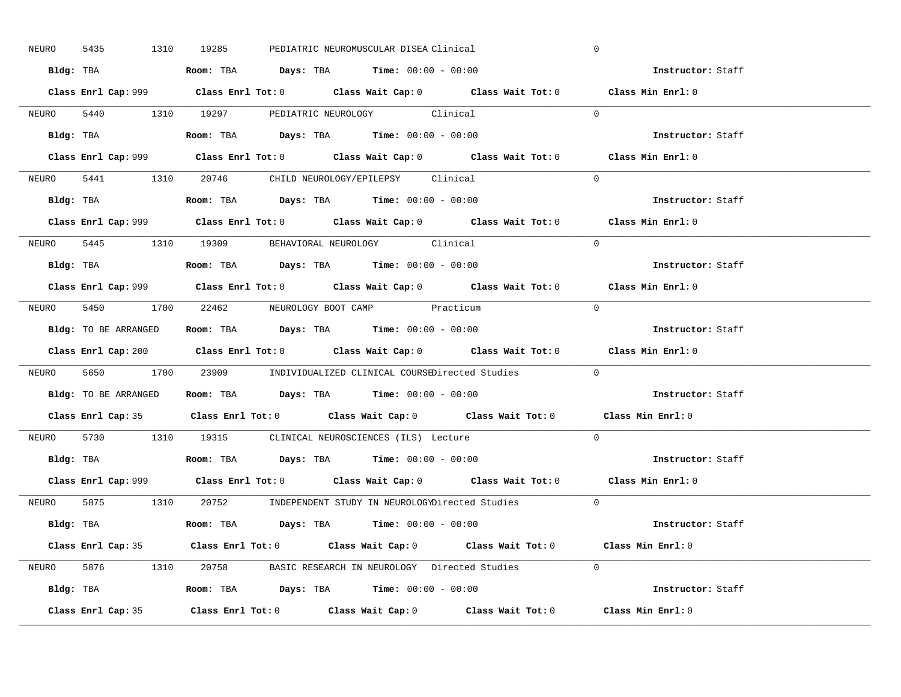NEURO 5435 1310 19285 PEDIATRIC NEUROMUSCULAR DISEA Clinical 0

**Bldg:** TBA **Room:** TBA **Days:** TBA **Time:** 00:00 - 00:00 **Instructor:** Staff

**Class Enrl Cap:** 999 **Class Enrl Tot:** 0 **Class Wait Cap:** 0 **Class Wait Tot:** 0 **Class Min Enrl:** 0

---

NEURO 5440 1310 19297 PEDIATRIC NEUROLOGY Clinical 0

**Bldg:** TBA **Room:** TBA **Days:** TBA **Time:** 00:00 - 00:00 **Instructor:** Staff

**Class Enrl Cap:** 999 **Class Enrl Tot:** 0 **Class Wait Cap:** 0 **Class Wait Tot:** 0 **Class Min Enrl:** 0

---

NEURO 5441 1310 20746 CHILD NEUROLOGY/EPILEPSY Clinical 0

**Bldg:** TBA **Room:** TBA **Days:** TBA **Time:** 00:00 - 00:00 **Instructor:** Staff

**Class Enrl Cap:** 999 **Class Enrl Tot:** 0 **Class Wait Cap:** 0 **Class Wait Tot:** 0 **Class Min Enrl:** 0

---

NEURO 5445 1310 19309 BEHAVIORAL NEUROLOGY Clinical 0

**Bldg:** TBA **Room:** TBA **Days:** TBA **Time:** 00:00 - 00:00 **Instructor:** Staff

**Class Enrl Cap:** 999 **Class Enrl Tot:** 0 **Class Wait Cap:** 0 **Class Wait Tot:** 0 **Class Min Enrl:** 0

---

NEURO 5450 1700 22462 NEUROLOGY BOOT CAMP Practicum 0

**Bldg:** TO BE ARRANGED **Room:** TBA **Days:** TBA **Time:** 00:00 - 00:00 **Instructor:** Staff

**Class Enrl Cap:** 200 **Class Enrl Tot:** 0 **Class Wait Cap:** 0 **Class Wait Tot:** 0 **Class Min Enrl:** 0

---

NEURO 5650 1700 23909 INDIVIDUALIZED CLINICAL COURSE Directed Studies 0

**Bldg:** TO BE ARRANGED **Room:** TBA **Days:** TBA **Time:** 00:00 - 00:00 **Instructor:** Staff

**Class Enrl Cap:** 35 **Class Enrl Tot:** 0 **Class Wait Cap:** 0 **Class Wait Tot:** 0 **Class Min Enrl:** 0

---

NEURO 5730 1310 19315 CLINICAL NEUROSCIENCES (ILS) Lecture 0

**Bldg:** TBA **Room:** TBA **Days:** TBA **Time:** 00:00 - 00:00 **Instructor:** Staff

**Class Enrl Cap:** 999 **Class Enrl Tot:** 0 **Class Wait Cap:** 0 **Class Wait Tot:** 0 **Class Min Enrl:** 0

---

NEURO 5875 1310 20752 INDEPENDENT STUDY IN NEUROLOGY Directed Studies 0

**Bldg:** TBA **Room:** TBA **Days:** TBA **Time:** 00:00 - 00:00 **Instructor:** Staff

**Class Enrl Cap:** 35 **Class Enrl Tot:** 0 **Class Wait Cap:** 0 **Class Wait Tot:** 0 **Class Min Enrl:** 0

---

NEURO 5876 1310 20758 BASIC RESEARCH IN NEUROLOGY Directed Studies 0

**Bldg:** TBA **Room:** TBA **Days:** TBA **Time:** 00:00 - 00:00 **Instructor:** Staff

**Class Enrl Cap:** 35 **Class Enrl Tot:** 0 **Class Wait Cap:** 0 **Class Wait Tot:** 0 **Class Min Enrl:** 0

---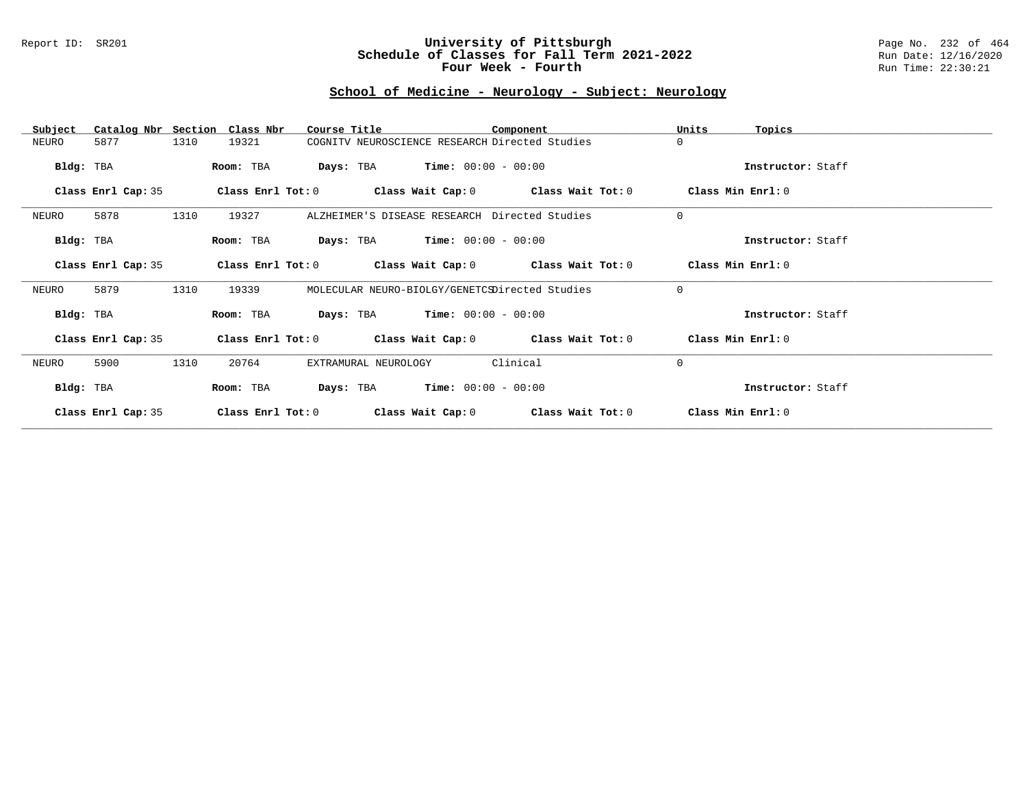# University of Pittsburgh
## Schedule of Classes for Fall Term 2021-2022
### Four Week - Fourth

Report ID: SR201

Run Date: 12/16/2020
Run Time: 22:30:21

## School of Medicine - Neurology - Subject: Neurology

| Subject | Catalog Nbr | Section | Class Nbr | Course Title | Component | Units | Topics |
|---|---|---|---|---|---|---|---|
| NEURO | 5877 | 1310 | 19321 | COGNITV NEUROSCIENCE RESEARCH | Directed Studies | 0 | |

**Bldg:** TBA **Room:** TBA **Days:** TBA **Time:** 00:00 - 00:00 **Instructor:** Staff

**Class Enrl Cap:** 35 **Class Enrl Tot:** 0 **Class Wait Cap:** 0 **Class Wait Tot:** 0 **Class Min Enrl:** 0

---

| Subject | Catalog Nbr | Section | Class Nbr | Course Title | Component | Units | Topics |
|---|---|---|---|---|---|---|---|
| NEURO | 5878 | 1310 | 19327 | ALZHEIMER'S DISEASE RESEARCH | Directed Studies | 0 | |

**Bldg:** TBA **Room:** TBA **Days:** TBA **Time:** 00:00 - 00:00 **Instructor:** Staff

**Class Enrl Cap:** 35 **Class Enrl Tot:** 0 **Class Wait Cap:** 0 **Class Wait Tot:** 0 **Class Min Enrl:** 0

---

| Subject | Catalog Nbr | Section | Class Nbr | Course Title | Component | Units | Topics |
|---|---|---|---|---|---|---|---|
| NEURO | 5879 | 1310 | 19339 | MOLECULAR NEURO-BIOLGY/GENETCS | Directed Studies | 0 | |

**Bldg:** TBA **Room:** TBA **Days:** TBA **Time:** 00:00 - 00:00 **Instructor:** Staff

**Class Enrl Cap:** 35 **Class Enrl Tot:** 0 **Class Wait Cap:** 0 **Class Wait Tot:** 0 **Class Min Enrl:** 0

---

| Subject | Catalog Nbr | Section | Class Nbr | Course Title | Component | Units | Topics |
|---|---|---|---|---|---|---|---|
| NEURO | 5900 | 1310 | 20764 | EXTRAMURAL NEUROLOGY | Clinical | 0 | |

**Bldg:** TBA **Room:** TBA **Days:** TBA **Time:** 00:00 - 00:00 **Instructor:** Staff

**Class Enrl Cap:** 35 **Class Enrl Tot:** 0 **Class Wait Cap:** 0 **Class Wait Tot:** 0 **Class Min Enrl:** 0

---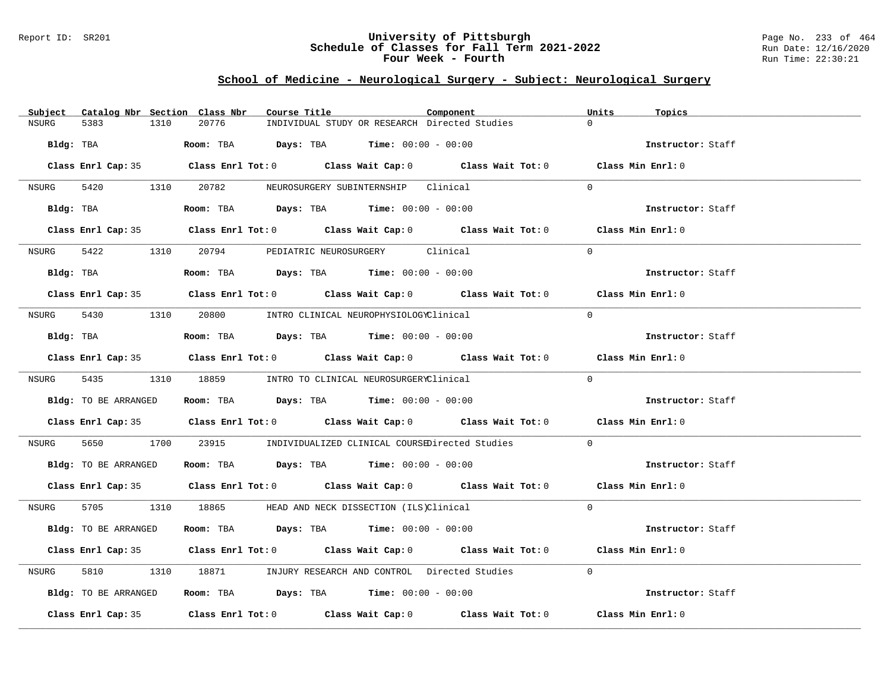Report ID: SR201

# University of Pittsburgh
## Schedule of Classes for Fall Term 2021-2022
### Four Week - Fourth

Run Date: 12/16/2020
Run Time: 22:30:21

## School of Medicine - Neurological Surgery - Subject: Neurological Surgery

| Subject | Catalog Nbr | Section | Class Nbr | Course Title | Component | Units | Topics |
|---|---|---|---|---|---|---|---|
| NSURG | 5383 | 1310 | 20776 | INDIVIDUAL STUDY OR RESEARCH | Directed Studies | 0 | |

**Bldg:** TBA **Room:** TBA **Days:** TBA **Time:** 00:00 - 00:00 **Instructor:** Staff

**Class Enrl Cap:** 35 **Class Enrl Tot:** 0 **Class Wait Cap:** 0 **Class Wait Tot:** 0 **Class Min Enrl:** 0

| Subject | Catalog Nbr | Section | Class Nbr | Course Title | Component | Units | Topics |
|---|---|---|---|---|---|---|---|
| NSURG | 5420 | 1310 | 20782 | NEUROSURGERY SUBINTERNSHIP | Clinical | 0 | |

**Bldg:** TBA **Room:** TBA **Days:** TBA **Time:** 00:00 - 00:00 **Instructor:** Staff

**Class Enrl Cap:** 35 **Class Enrl Tot:** 0 **Class Wait Cap:** 0 **Class Wait Tot:** 0 **Class Min Enrl:** 0

| Subject | Catalog Nbr | Section | Class Nbr | Course Title | Component | Units | Topics |
|---|---|---|---|---|---|---|---|
| NSURG | 5422 | 1310 | 20794 | PEDIATRIC NEUROSURGERY | Clinical | 0 | |

**Bldg:** TBA **Room:** TBA **Days:** TBA **Time:** 00:00 - 00:00 **Instructor:** Staff

**Class Enrl Cap:** 35 **Class Enrl Tot:** 0 **Class Wait Cap:** 0 **Class Wait Tot:** 0 **Class Min Enrl:** 0

| Subject | Catalog Nbr | Section | Class Nbr | Course Title | Component | Units | Topics |
|---|---|---|---|---|---|---|---|
| NSURG | 5430 | 1310 | 20800 | INTRO CLINICAL NEUROPHYSIOLOGY | Clinical | 0 | |

**Bldg:** TBA **Room:** TBA **Days:** TBA **Time:** 00:00 - 00:00 **Instructor:** Staff

**Class Enrl Cap:** 35 **Class Enrl Tot:** 0 **Class Wait Cap:** 0 **Class Wait Tot:** 0 **Class Min Enrl:** 0

| Subject | Catalog Nbr | Section | Class Nbr | Course Title | Component | Units | Topics |
|---|---|---|---|---|---|---|---|
| NSURG | 5435 | 1310 | 18859 | INTRO TO CLINICAL NEUROSURGERY | Clinical | 0 | |

**Bldg:** TO BE ARRANGED **Room:** TBA **Days:** TBA **Time:** 00:00 - 00:00 **Instructor:** Staff

**Class Enrl Cap:** 35 **Class Enrl Tot:** 0 **Class Wait Cap:** 0 **Class Wait Tot:** 0 **Class Min Enrl:** 0

| Subject | Catalog Nbr | Section | Class Nbr | Course Title | Component | Units | Topics |
|---|---|---|---|---|---|---|---|
| NSURG | 5650 | 1700 | 23915 | INDIVIDUALIZED CLINICAL COURSE | Directed Studies | 0 | |

**Bldg:** TO BE ARRANGED **Room:** TBA **Days:** TBA **Time:** 00:00 - 00:00 **Instructor:** Staff

**Class Enrl Cap:** 35 **Class Enrl Tot:** 0 **Class Wait Cap:** 0 **Class Wait Tot:** 0 **Class Min Enrl:** 0

| Subject | Catalog Nbr | Section | Class Nbr | Course Title | Component | Units | Topics |
|---|---|---|---|---|---|---|---|
| NSURG | 5705 | 1310 | 18865 | HEAD AND NECK DISSECTION (ILS) | Clinical | 0 | |

**Bldg:** TO BE ARRANGED **Room:** TBA **Days:** TBA **Time:** 00:00 - 00:00 **Instructor:** Staff

**Class Enrl Cap:** 35 **Class Enrl Tot:** 0 **Class Wait Cap:** 0 **Class Wait Tot:** 0 **Class Min Enrl:** 0

| Subject | Catalog Nbr | Section | Class Nbr | Course Title | Component | Units | Topics |
|---|---|---|---|---|---|---|---|
| NSURG | 5810 | 1310 | 18871 | INJURY RESEARCH AND CONTROL | Directed Studies | 0 | |

**Bldg:** TO BE ARRANGED **Room:** TBA **Days:** TBA **Time:** 00:00 - 00:00 **Instructor:** Staff

**Class Enrl Cap:** 35 **Class Enrl Tot:** 0 **Class Wait Cap:** 0 **Class Wait Tot:** 0 **Class Min Enrl:** 0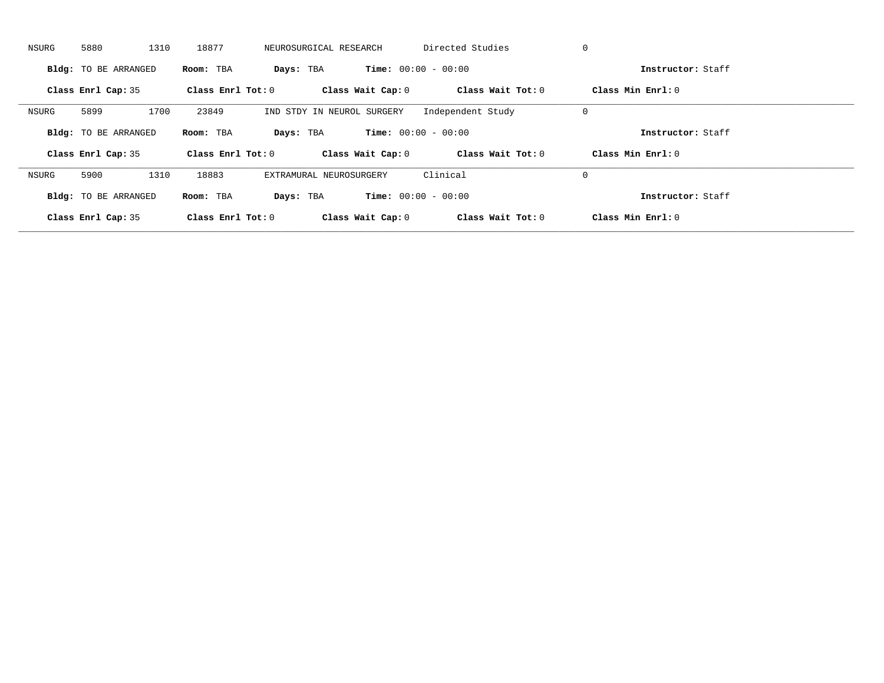NSURG 5880 1310 18877 NEUROSURGICAL RESEARCH Directed Studies 0

**Bldg:** TO BE ARRANGED **Room:** TBA **Days:** TBA **Time:** 00:00 - 00:00 **Instructor:** Staff

**Class Enrl Cap:** 35 **Class Enrl Tot:** 0 **Class Wait Cap:** 0 **Class Wait Tot:** 0 **Class Min Enrl:** 0

---

NSURG 5899 1700 23849 IND STDY IN NEUROL SURGERY Independent Study 0

**Bldg:** TO BE ARRANGED **Room:** TBA **Days:** TBA **Time:** 00:00 - 00:00 **Instructor:** Staff

**Class Enrl Cap:** 35 **Class Enrl Tot:** 0 **Class Wait Cap:** 0 **Class Wait Tot:** 0 **Class Min Enrl:** 0

---

NSURG 5900 1310 18883 EXTRAMURAL NEUROSURGERY Clinical 0

**Bldg:** TO BE ARRANGED **Room:** TBA **Days:** TBA **Time:** 00:00 - 00:00 **Instructor:** Staff

**Class Enrl Cap:** 35 **Class Enrl Tot:** 0 **Class Wait Cap:** 0 **Class Wait Tot:** 0 **Class Min Enrl:** 0

---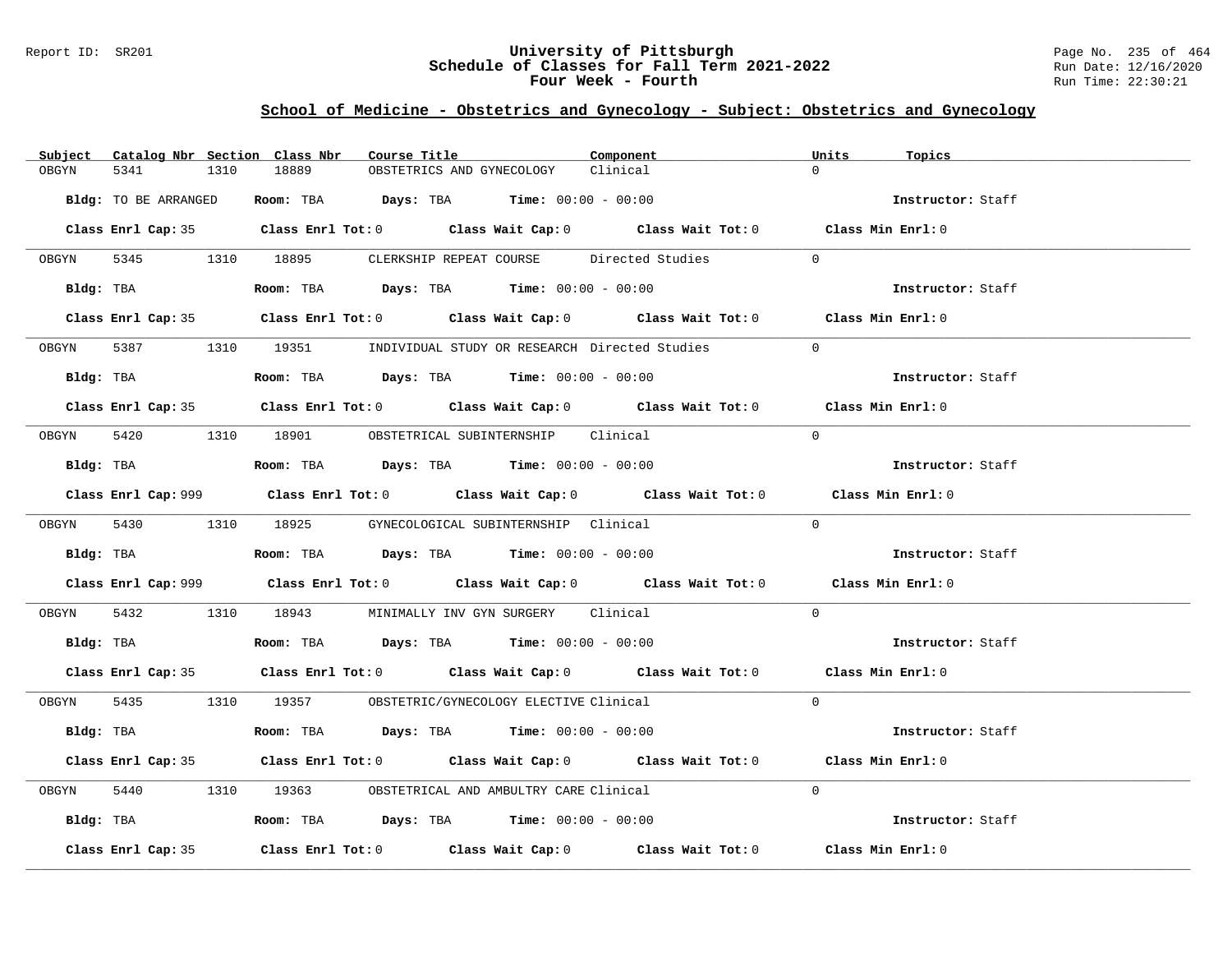## School of Medicine - Obstetrics and Gynecology - Subject: Obstetrics and Gynecology

| Subject | Catalog Nbr | Section | Class Nbr | Course Title | Component | Units | Topics |
|---|---|---|---|---|---|---|---|
| OBGYN | 5341 | 1310 | 18889 | OBSTETRICS AND GYNECOLOGY | Clinical | 0 | |

**Bldg:** TO BE ARRANGED **Room:** TBA **Days:** TBA **Time:** 00:00 - 00:00 **Instructor:** Staff

**Class Enrl Cap:** 35 **Class Enrl Tot:** 0 **Class Wait Cap:** 0 **Class Wait Tot:** 0 **Class Min Enrl:** 0

| Subject | Catalog Nbr | Section | Class Nbr | Course Title | Component | Units | Topics |
|---|---|---|---|---|---|---|---|
| OBGYN | 5345 | 1310 | 18895 | CLERKSHIP REPEAT COURSE | Directed Studies | 0 | |

**Bldg:** TBA **Room:** TBA **Days:** TBA **Time:** 00:00 - 00:00 **Instructor:** Staff

**Class Enrl Cap:** 35 **Class Enrl Tot:** 0 **Class Wait Cap:** 0 **Class Wait Tot:** 0 **Class Min Enrl:** 0

| Subject | Catalog Nbr | Section | Class Nbr | Course Title | Component | Units | Topics |
|---|---|---|---|---|---|---|---|
| OBGYN | 5387 | 1310 | 19351 | INDIVIDUAL STUDY OR RESEARCH | Directed Studies | 0 | |

**Bldg:** TBA **Room:** TBA **Days:** TBA **Time:** 00:00 - 00:00 **Instructor:** Staff

**Class Enrl Cap:** 35 **Class Enrl Tot:** 0 **Class Wait Cap:** 0 **Class Wait Tot:** 0 **Class Min Enrl:** 0

| Subject | Catalog Nbr | Section | Class Nbr | Course Title | Component | Units | Topics |
|---|---|---|---|---|---|---|---|
| OBGYN | 5420 | 1310 | 18901 | OBSTETRICAL SUBINTERNSHIP | Clinical | 0 | |

**Bldg:** TBA **Room:** TBA **Days:** TBA **Time:** 00:00 - 00:00 **Instructor:** Staff

**Class Enrl Cap:** 999 **Class Enrl Tot:** 0 **Class Wait Cap:** 0 **Class Wait Tot:** 0 **Class Min Enrl:** 0

| Subject | Catalog Nbr | Section | Class Nbr | Course Title | Component | Units | Topics |
|---|---|---|---|---|---|---|---|
| OBGYN | 5430 | 1310 | 18925 | GYNECOLOGICAL SUBINTERNSHIP | Clinical | 0 | |

**Bldg:** TBA **Room:** TBA **Days:** TBA **Time:** 00:00 - 00:00 **Instructor:** Staff

**Class Enrl Cap:** 999 **Class Enrl Tot:** 0 **Class Wait Cap:** 0 **Class Wait Tot:** 0 **Class Min Enrl:** 0

| Subject | Catalog Nbr | Section | Class Nbr | Course Title | Component | Units | Topics |
|---|---|---|---|---|---|---|---|
| OBGYN | 5432 | 1310 | 18943 | MINIMALLY INV GYN SURGERY | Clinical | 0 | |

**Bldg:** TBA **Room:** TBA **Days:** TBA **Time:** 00:00 - 00:00 **Instructor:** Staff

**Class Enrl Cap:** 35 **Class Enrl Tot:** 0 **Class Wait Cap:** 0 **Class Wait Tot:** 0 **Class Min Enrl:** 0

| Subject | Catalog Nbr | Section | Class Nbr | Course Title | Component | Units | Topics |
|---|---|---|---|---|---|---|---|
| OBGYN | 5435 | 1310 | 19357 | OBSTETRIC/GYNECOLOGY ELECTIVE | Clinical | 0 | |

**Bldg:** TBA **Room:** TBA **Days:** TBA **Time:** 00:00 - 00:00 **Instructor:** Staff

**Class Enrl Cap:** 35 **Class Enrl Tot:** 0 **Class Wait Cap:** 0 **Class Wait Tot:** 0 **Class Min Enrl:** 0

| Subject | Catalog Nbr | Section | Class Nbr | Course Title | Component | Units | Topics |
|---|---|---|---|---|---|---|---|
| OBGYN | 5440 | 1310 | 19363 | OBSTETRICAL AND AMBULTRY CARE | Clinical | 0 | |

**Bldg:** TBA **Room:** TBA **Days:** TBA **Time:** 00:00 - 00:00 **Instructor:** Staff

**Class Enrl Cap:** 35 **Class Enrl Tot:** 0 **Class Wait Cap:** 0 **Class Wait Tot:** 0 **Class Min Enrl:** 0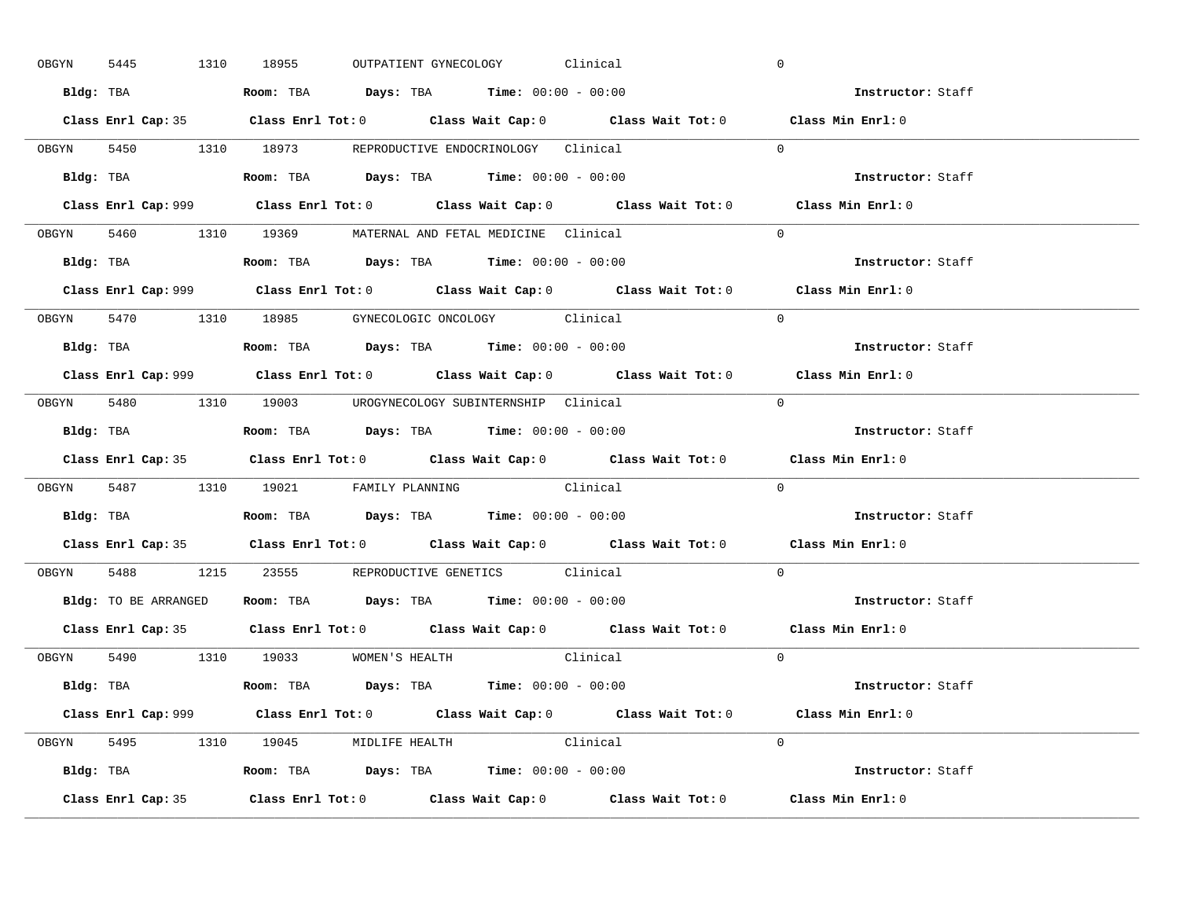OBGYN 5445 1310 18955 OUTPATIENT GYNECOLOGY Clinical 0

**Bldg:** TBA **Room:** TBA **Days:** TBA **Time:** 00:00 - 00:00 **Instructor:** Staff

**Class Enrl Cap:** 35 **Class Enrl Tot:** 0 **Class Wait Cap:** 0 **Class Wait Tot:** 0 **Class Min Enrl:** 0

---

OBGYN 5450 1310 18973 REPRODUCTIVE ENDOCRINOLOGY Clinical 0

**Bldg:** TBA **Room:** TBA **Days:** TBA **Time:** 00:00 - 00:00 **Instructor:** Staff

**Class Enrl Cap:** 999 **Class Enrl Tot:** 0 **Class Wait Cap:** 0 **Class Wait Tot:** 0 **Class Min Enrl:** 0

---

OBGYN 5460 1310 19369 MATERNAL AND FETAL MEDICINE Clinical 0

**Bldg:** TBA **Room:** TBA **Days:** TBA **Time:** 00:00 - 00:00 **Instructor:** Staff

**Class Enrl Cap:** 999 **Class Enrl Tot:** 0 **Class Wait Cap:** 0 **Class Wait Tot:** 0 **Class Min Enrl:** 0

---

OBGYN 5470 1310 18985 GYNECOLOGIC ONCOLOGY Clinical 0

**Bldg:** TBA **Room:** TBA **Days:** TBA **Time:** 00:00 - 00:00 **Instructor:** Staff

**Class Enrl Cap:** 999 **Class Enrl Tot:** 0 **Class Wait Cap:** 0 **Class Wait Tot:** 0 **Class Min Enrl:** 0

---

OBGYN 5480 1310 19003 UROGYNECOLOGY SUBINTERNSHIP Clinical 0

**Bldg:** TBA **Room:** TBA **Days:** TBA **Time:** 00:00 - 00:00 **Instructor:** Staff

**Class Enrl Cap:** 35 **Class Enrl Tot:** 0 **Class Wait Cap:** 0 **Class Wait Tot:** 0 **Class Min Enrl:** 0

---

OBGYN 5487 1310 19021 FAMILY PLANNING Clinical 0

**Bldg:** TBA **Room:** TBA **Days:** TBA **Time:** 00:00 - 00:00 **Instructor:** Staff

**Class Enrl Cap:** 35 **Class Enrl Tot:** 0 **Class Wait Cap:** 0 **Class Wait Tot:** 0 **Class Min Enrl:** 0

---

OBGYN 5488 1215 23555 REPRODUCTIVE GENETICS Clinical 0

**Bldg:** TO BE ARRANGED **Room:** TBA **Days:** TBA **Time:** 00:00 - 00:00 **Instructor:** Staff

**Class Enrl Cap:** 35 **Class Enrl Tot:** 0 **Class Wait Cap:** 0 **Class Wait Tot:** 0 **Class Min Enrl:** 0

---

OBGYN 5490 1310 19033 WOMEN'S HEALTH Clinical 0

**Bldg:** TBA **Room:** TBA **Days:** TBA **Time:** 00:00 - 00:00 **Instructor:** Staff

**Class Enrl Cap:** 999 **Class Enrl Tot:** 0 **Class Wait Cap:** 0 **Class Wait Tot:** 0 **Class Min Enrl:** 0

---

OBGYN 5495 1310 19045 MIDLIFE HEALTH Clinical 0

**Bldg:** TBA **Room:** TBA **Days:** TBA **Time:** 00:00 - 00:00 **Instructor:** Staff

**Class Enrl Cap:** 35 **Class Enrl Tot:** 0 **Class Wait Cap:** 0 **Class Wait Tot:** 0 **Class Min Enrl:** 0

---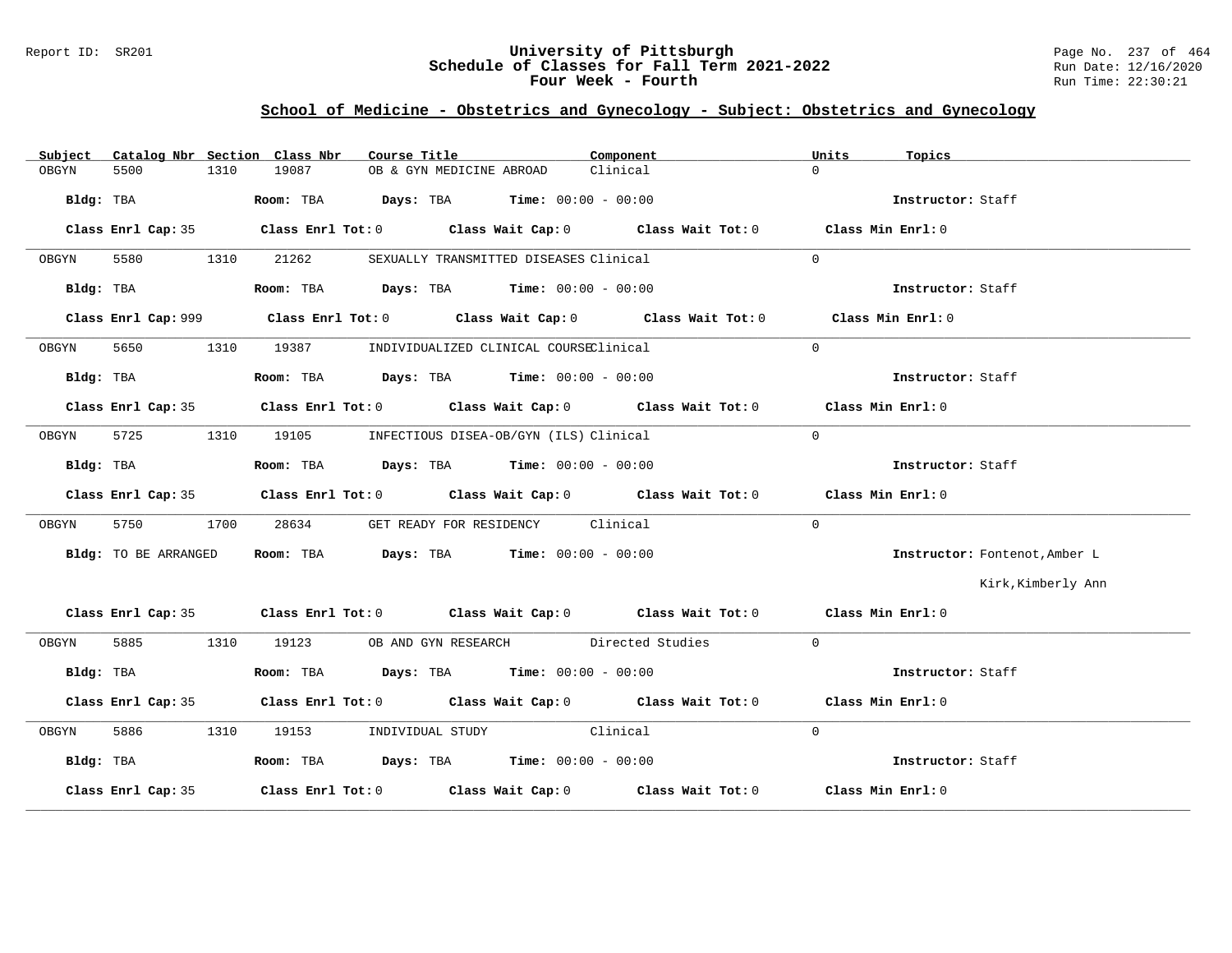## School of Medicine - Obstetrics and Gynecology - Subject: Obstetrics and Gynecology

| Subject | Catalog Nbr | Section | Class Nbr | Course Title | Component | Units | Topics |
|---|---|---|---|---|---|---|---|
| OBGYN | 5500 | 1310 | 19087 | OB & GYN MEDICINE ABROAD | Clinical | 0 | |

**Bldg:** TBA **Room:** TBA **Days:** TBA **Time:** 00:00 - 00:00 **Instructor:** Staff

**Class Enrl Cap:** 35 **Class Enrl Tot:** 0 **Class Wait Cap:** 0 **Class Wait Tot:** 0 **Class Min Enrl:** 0

---

| Subject | Catalog Nbr | Section | Class Nbr | Course Title | Component | Units | Topics |
|---|---|---|---|---|---|---|---|
| OBGYN | 5580 | 1310 | 21262 | SEXUALLY TRANSMITTED DISEASES | Clinical | 0 | |

**Bldg:** TBA **Room:** TBA **Days:** TBA **Time:** 00:00 - 00:00 **Instructor:** Staff

**Class Enrl Cap:** 999 **Class Enrl Tot:** 0 **Class Wait Cap:** 0 **Class Wait Tot:** 0 **Class Min Enrl:** 0

---

| Subject | Catalog Nbr | Section | Class Nbr | Course Title | Component | Units | Topics |
|---|---|---|---|---|---|---|---|
| OBGYN | 5650 | 1310 | 19387 | INDIVIDUALIZED CLINICAL COURSE | Clinical | 0 | |

**Bldg:** TBA **Room:** TBA **Days:** TBA **Time:** 00:00 - 00:00 **Instructor:** Staff

**Class Enrl Cap:** 35 **Class Enrl Tot:** 0 **Class Wait Cap:** 0 **Class Wait Tot:** 0 **Class Min Enrl:** 0

---

| Subject | Catalog Nbr | Section | Class Nbr | Course Title | Component | Units | Topics |
|---|---|---|---|---|---|---|---|
| OBGYN | 5725 | 1310 | 19105 | INFECTIOUS DISEA-OB/GYN (ILS) | Clinical | 0 | |

**Bldg:** TBA **Room:** TBA **Days:** TBA **Time:** 00:00 - 00:00 **Instructor:** Staff

**Class Enrl Cap:** 35 **Class Enrl Tot:** 0 **Class Wait Cap:** 0 **Class Wait Tot:** 0 **Class Min Enrl:** 0

---

| Subject | Catalog Nbr | Section | Class Nbr | Course Title | Component | Units | Topics |
|---|---|---|---|---|---|---|---|
| OBGYN | 5750 | 1700 | 28634 | GET READY FOR RESIDENCY | Clinical | 0 | |

**Bldg:** TO BE ARRANGED **Room:** TBA **Days:** TBA **Time:** 00:00 - 00:00 **Instructor:** Fontenot,Amber L; Kirk,Kimberly Ann

**Class Enrl Cap:** 35 **Class Enrl Tot:** 0 **Class Wait Cap:** 0 **Class Wait Tot:** 0 **Class Min Enrl:** 0

---

| Subject | Catalog Nbr | Section | Class Nbr | Course Title | Component | Units | Topics |
|---|---|---|---|---|---|---|---|
| OBGYN | 5885 | 1310 | 19123 | OB AND GYN RESEARCH | Directed Studies | 0 | |

**Bldg:** TBA **Room:** TBA **Days:** TBA **Time:** 00:00 - 00:00 **Instructor:** Staff

**Class Enrl Cap:** 35 **Class Enrl Tot:** 0 **Class Wait Cap:** 0 **Class Wait Tot:** 0 **Class Min Enrl:** 0

---

| Subject | Catalog Nbr | Section | Class Nbr | Course Title | Component | Units | Topics |
|---|---|---|---|---|---|---|---|
| OBGYN | 5886 | 1310 | 19153 | INDIVIDUAL STUDY | Clinical | 0 | |

**Bldg:** TBA **Room:** TBA **Days:** TBA **Time:** 00:00 - 00:00 **Instructor:** Staff

**Class Enrl Cap:** 35 **Class Enrl Tot:** 0 **Class Wait Cap:** 0 **Class Wait Tot:** 0 **Class Min Enrl:** 0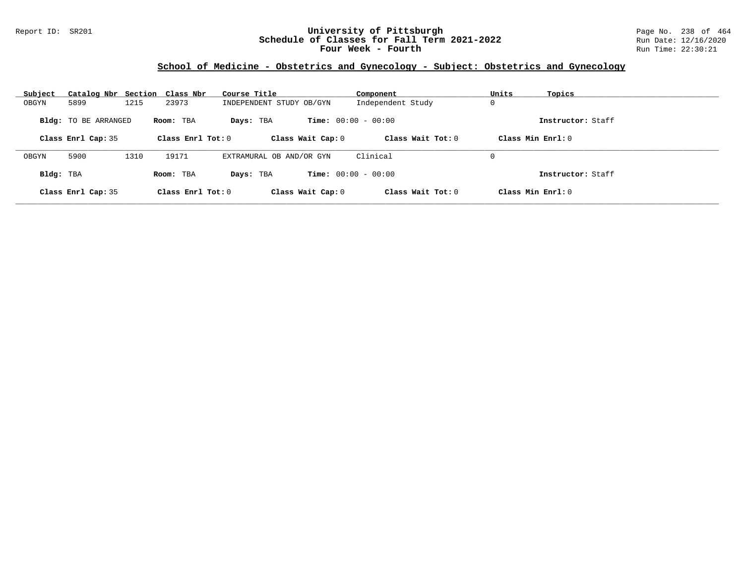## School of Medicine - Obstetrics and Gynecology - Subject: Obstetrics and Gynecology

| Subject | Catalog Nbr | Section | Class Nbr | Course Title | Component | Units | Topics |
|---|---|---|---|---|---|---|---|
| OBGYN | 5899 | 1215 | 23973 | INDEPENDENT STUDY OB/GYN | Independent Study | 0 | |

**Bldg:** TO BE ARRANGED **Room:** TBA **Days:** TBA **Time:** 00:00 - 00:00 **Instructor:** Staff

**Class Enrl Cap:** 35 **Class Enrl Tot:** 0 **Class Wait Cap:** 0 **Class Wait Tot:** 0 **Class Min Enrl:** 0

---

| Subject | Catalog Nbr | Section | Class Nbr | Course Title | Component | Units | Topics |
|---|---|---|---|---|---|---|---|
| OBGYN | 5900 | 1310 | 19171 | EXTRAMURAL OB AND/OR GYN | Clinical | 0 | |

**Bldg:** TBA **Room:** TBA **Days:** TBA **Time:** 00:00 - 00:00 **Instructor:** Staff

**Class Enrl Cap:** 35 **Class Enrl Tot:** 0 **Class Wait Cap:** 0 **Class Wait Tot:** 0 **Class Min Enrl:** 0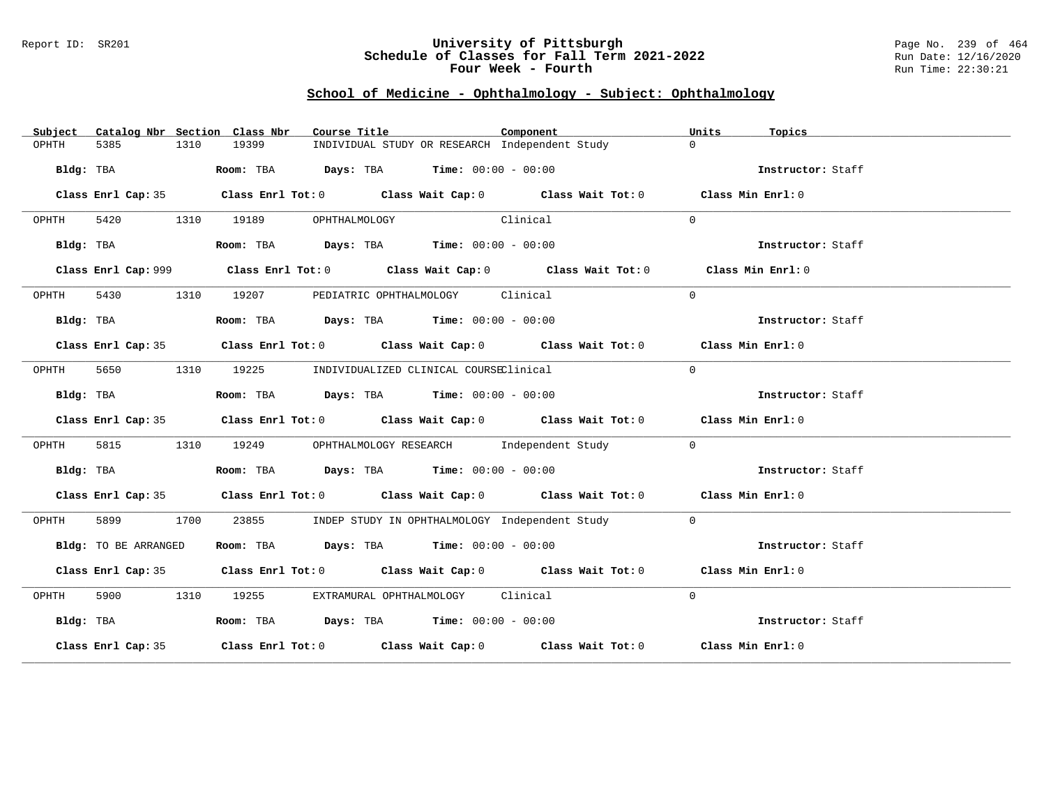## School of Medicine - Ophthalmology - Subject: Ophthalmology

| Subject | Catalog Nbr | Section | Class Nbr | Course Title | Component | Units | Topics |
|---|---|---|---|---|---|---|---|
| OPHTH | 5385 | 1310 | 19399 | INDIVIDUAL STUDY OR RESEARCH | Independent Study | 0 | |

**Bldg:** TBA **Room:** TBA **Days:** TBA **Time:** 00:00 - 00:00 **Instructor:** Staff

**Class Enrl Cap:** 35 **Class Enrl Tot:** 0 **Class Wait Cap:** 0 **Class Wait Tot:** 0 **Class Min Enrl:** 0

---

| Subject | Catalog Nbr | Section | Class Nbr | Course Title | Component | Units | Topics |
|---|---|---|---|---|---|---|---|
| OPHTH | 5420 | 1310 | 19189 | OPHTHALMOLOGY | Clinical | 0 | |

**Bldg:** TBA **Room:** TBA **Days:** TBA **Time:** 00:00 - 00:00 **Instructor:** Staff

**Class Enrl Cap:** 999 **Class Enrl Tot:** 0 **Class Wait Cap:** 0 **Class Wait Tot:** 0 **Class Min Enrl:** 0

---

| Subject | Catalog Nbr | Section | Class Nbr | Course Title | Component | Units | Topics |
|---|---|---|---|---|---|---|---|
| OPHTH | 5430 | 1310 | 19207 | PEDIATRIC OPHTHALMOLOGY | Clinical | 0 | |

**Bldg:** TBA **Room:** TBA **Days:** TBA **Time:** 00:00 - 00:00 **Instructor:** Staff

**Class Enrl Cap:** 35 **Class Enrl Tot:** 0 **Class Wait Cap:** 0 **Class Wait Tot:** 0 **Class Min Enrl:** 0

---

| Subject | Catalog Nbr | Section | Class Nbr | Course Title | Component | Units | Topics |
|---|---|---|---|---|---|---|---|
| OPHTH | 5650 | 1310 | 19225 | INDIVIDUALIZED CLINICAL COURSE | Clinical | 0 | |

**Bldg:** TBA **Room:** TBA **Days:** TBA **Time:** 00:00 - 00:00 **Instructor:** Staff

**Class Enrl Cap:** 35 **Class Enrl Tot:** 0 **Class Wait Cap:** 0 **Class Wait Tot:** 0 **Class Min Enrl:** 0

---

| Subject | Catalog Nbr | Section | Class Nbr | Course Title | Component | Units | Topics |
|---|---|---|---|---|---|---|---|
| OPHTH | 5815 | 1310 | 19249 | OPHTHALMOLOGY RESEARCH | Independent Study | 0 | |

**Bldg:** TBA **Room:** TBA **Days:** TBA **Time:** 00:00 - 00:00 **Instructor:** Staff

**Class Enrl Cap:** 35 **Class Enrl Tot:** 0 **Class Wait Cap:** 0 **Class Wait Tot:** 0 **Class Min Enrl:** 0

---

| Subject | Catalog Nbr | Section | Class Nbr | Course Title | Component | Units | Topics |
|---|---|---|---|---|---|---|---|
| OPHTH | 5899 | 1700 | 23855 | INDEP STUDY IN OPHTHALMOLOGY | Independent Study | 0 | |

**Bldg:** TO BE ARRANGED **Room:** TBA **Days:** TBA **Time:** 00:00 - 00:00 **Instructor:** Staff

**Class Enrl Cap:** 35 **Class Enrl Tot:** 0 **Class Wait Cap:** 0 **Class Wait Tot:** 0 **Class Min Enrl:** 0

---

| Subject | Catalog Nbr | Section | Class Nbr | Course Title | Component | Units | Topics |
|---|---|---|---|---|---|---|---|
| OPHTH | 5900 | 1310 | 19255 | EXTRAMURAL OPHTHALMOLOGY | Clinical | 0 | |

**Bldg:** TBA **Room:** TBA **Days:** TBA **Time:** 00:00 - 00:00 **Instructor:** Staff

**Class Enrl Cap:** 35 **Class Enrl Tot:** 0 **Class Wait Cap:** 0 **Class Wait Tot:** 0 **Class Min Enrl:** 0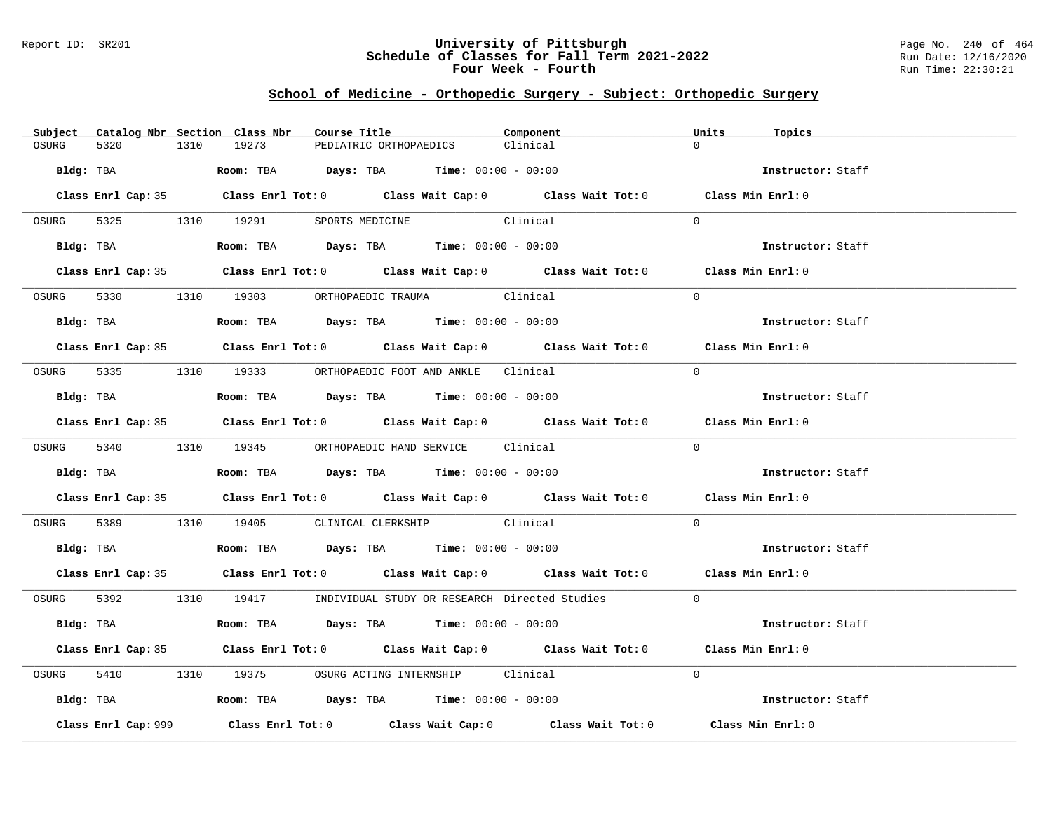## School of Medicine - Orthopedic Surgery - Subject: Orthopedic Surgery

| Subject | Catalog Nbr | Section | Class Nbr | Course Title | Component | Units | Topics |
|---|---|---|---|---|---|---|---|
| OSURG | 5320 | 1310 | 19273 | PEDIATRIC ORTHOPAEDICS | Clinical | 0 | |

**Bldg:** TBA **Room:** TBA **Days:** TBA **Time:** 00:00 - 00:00 **Instructor:** Staff

**Class Enrl Cap:** 35 **Class Enrl Tot:** 0 **Class Wait Cap:** 0 **Class Wait Tot:** 0 **Class Min Enrl:** 0

| Subject | Catalog Nbr | Section | Class Nbr | Course Title | Component | Units | Topics |
|---|---|---|---|---|---|---|---|
| OSURG | 5325 | 1310 | 19291 | SPORTS MEDICINE | Clinical | 0 | |

**Bldg:** TBA **Room:** TBA **Days:** TBA **Time:** 00:00 - 00:00 **Instructor:** Staff

**Class Enrl Cap:** 35 **Class Enrl Tot:** 0 **Class Wait Cap:** 0 **Class Wait Tot:** 0 **Class Min Enrl:** 0

| Subject | Catalog Nbr | Section | Class Nbr | Course Title | Component | Units | Topics |
|---|---|---|---|---|---|---|---|
| OSURG | 5330 | 1310 | 19303 | ORTHOPAEDIC TRAUMA | Clinical | 0 | |

**Bldg:** TBA **Room:** TBA **Days:** TBA **Time:** 00:00 - 00:00 **Instructor:** Staff

**Class Enrl Cap:** 35 **Class Enrl Tot:** 0 **Class Wait Cap:** 0 **Class Wait Tot:** 0 **Class Min Enrl:** 0

| Subject | Catalog Nbr | Section | Class Nbr | Course Title | Component | Units | Topics |
|---|---|---|---|---|---|---|---|
| OSURG | 5335 | 1310 | 19333 | ORTHOPAEDIC FOOT AND ANKLE | Clinical | 0 | |

**Bldg:** TBA **Room:** TBA **Days:** TBA **Time:** 00:00 - 00:00 **Instructor:** Staff

**Class Enrl Cap:** 35 **Class Enrl Tot:** 0 **Class Wait Cap:** 0 **Class Wait Tot:** 0 **Class Min Enrl:** 0

| Subject | Catalog Nbr | Section | Class Nbr | Course Title | Component | Units | Topics |
|---|---|---|---|---|---|---|---|
| OSURG | 5340 | 1310 | 19345 | ORTHOPAEDIC HAND SERVICE | Clinical | 0 | |

**Bldg:** TBA **Room:** TBA **Days:** TBA **Time:** 00:00 - 00:00 **Instructor:** Staff

**Class Enrl Cap:** 35 **Class Enrl Tot:** 0 **Class Wait Cap:** 0 **Class Wait Tot:** 0 **Class Min Enrl:** 0

| Subject | Catalog Nbr | Section | Class Nbr | Course Title | Component | Units | Topics |
|---|---|---|---|---|---|---|---|
| OSURG | 5389 | 1310 | 19405 | CLINICAL CLERKSHIP | Clinical | 0 | |

**Bldg:** TBA **Room:** TBA **Days:** TBA **Time:** 00:00 - 00:00 **Instructor:** Staff

**Class Enrl Cap:** 35 **Class Enrl Tot:** 0 **Class Wait Cap:** 0 **Class Wait Tot:** 0 **Class Min Enrl:** 0

| Subject | Catalog Nbr | Section | Class Nbr | Course Title | Component | Units | Topics |
|---|---|---|---|---|---|---|---|
| OSURG | 5392 | 1310 | 19417 | INDIVIDUAL STUDY OR RESEARCH | Directed Studies | 0 | |

**Bldg:** TBA **Room:** TBA **Days:** TBA **Time:** 00:00 - 00:00 **Instructor:** Staff

**Class Enrl Cap:** 35 **Class Enrl Tot:** 0 **Class Wait Cap:** 0 **Class Wait Tot:** 0 **Class Min Enrl:** 0

| Subject | Catalog Nbr | Section | Class Nbr | Course Title | Component | Units | Topics |
|---|---|---|---|---|---|---|---|
| OSURG | 5410 | 1310 | 19375 | OSURG ACTING INTERNSHIP | Clinical | 0 | |

**Bldg:** TBA **Room:** TBA **Days:** TBA **Time:** 00:00 - 00:00 **Instructor:** Staff

**Class Enrl Cap:** 999 **Class Enrl Tot:** 0 **Class Wait Cap:** 0 **Class Wait Tot:** 0 **Class Min Enrl:** 0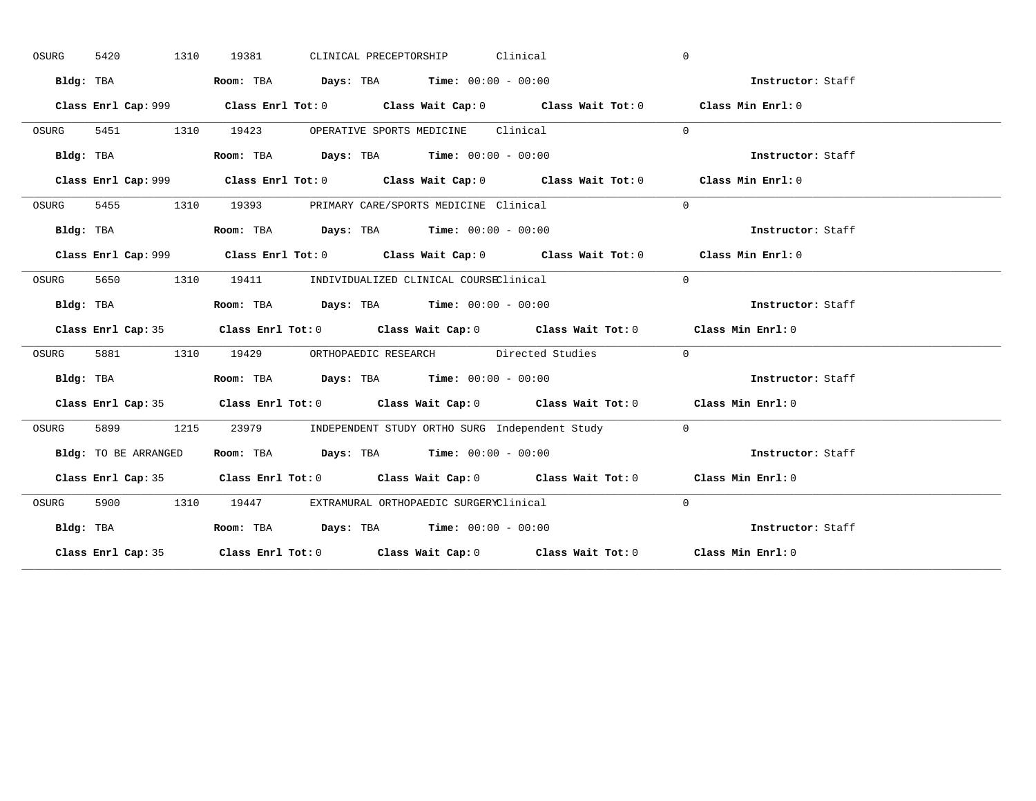OSURG 5420 1310 19381 CLINICAL PRECEPTORSHIP Clinical 0

**Bldg:** TBA **Room:** TBA **Days:** TBA **Time:** 00:00 - 00:00 **Instructor:** Staff

**Class Enrl Cap:** 999 **Class Enrl Tot:** 0 **Class Wait Cap:** 0 **Class Wait Tot:** 0 **Class Min Enrl:** 0

---

OSURG 5451 1310 19423 OPERATIVE SPORTS MEDICINE Clinical 0

**Bldg:** TBA **Room:** TBA **Days:** TBA **Time:** 00:00 - 00:00 **Instructor:** Staff

**Class Enrl Cap:** 999 **Class Enrl Tot:** 0 **Class Wait Cap:** 0 **Class Wait Tot:** 0 **Class Min Enrl:** 0

---

OSURG 5455 1310 19393 PRIMARY CARE/SPORTS MEDICINE Clinical 0

**Bldg:** TBA **Room:** TBA **Days:** TBA **Time:** 00:00 - 00:00 **Instructor:** Staff

**Class Enrl Cap:** 999 **Class Enrl Tot:** 0 **Class Wait Cap:** 0 **Class Wait Tot:** 0 **Class Min Enrl:** 0

---

OSURG 5650 1310 19411 INDIVIDUALIZED CLINICAL COURSE Clinical 0

**Bldg:** TBA **Room:** TBA **Days:** TBA **Time:** 00:00 - 00:00 **Instructor:** Staff

**Class Enrl Cap:** 35 **Class Enrl Tot:** 0 **Class Wait Cap:** 0 **Class Wait Tot:** 0 **Class Min Enrl:** 0

---

OSURG 5881 1310 19429 ORTHOPAEDIC RESEARCH Directed Studies 0

**Bldg:** TBA **Room:** TBA **Days:** TBA **Time:** 00:00 - 00:00 **Instructor:** Staff

**Class Enrl Cap:** 35 **Class Enrl Tot:** 0 **Class Wait Cap:** 0 **Class Wait Tot:** 0 **Class Min Enrl:** 0

---

OSURG 5899 1215 23979 INDEPENDENT STUDY ORTHO SURG Independent Study 0

**Bldg:** TO BE ARRANGED **Room:** TBA **Days:** TBA **Time:** 00:00 - 00:00 **Instructor:** Staff

**Class Enrl Cap:** 35 **Class Enrl Tot:** 0 **Class Wait Cap:** 0 **Class Wait Tot:** 0 **Class Min Enrl:** 0

---

OSURG 5900 1310 19447 EXTRAMURAL ORTHOPAEDIC SURGERY Clinical 0

**Bldg:** TBA **Room:** TBA **Days:** TBA **Time:** 00:00 - 00:00 **Instructor:** Staff

**Class Enrl Cap:** 35 **Class Enrl Tot:** 0 **Class Wait Cap:** 0 **Class Wait Tot:** 0 **Class Min Enrl:** 0

---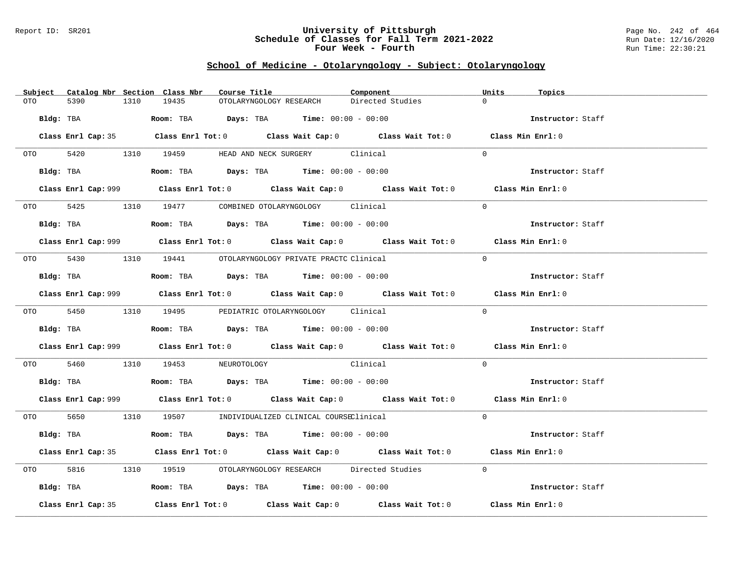# University of Pittsburgh
## Schedule of Classes for Fall Term 2021-2022
### Four Week - Fourth

## School of Medicine - Otolaryngology - Subject: Otolaryngology

| Subject | Catalog Nbr | Section | Class Nbr | Course Title | Component | Units | Topics |
|---|---|---|---|---|---|---|---|
| OTO | 5390 | 1310 | 19435 | OTOLARYNGOLOGY RESEARCH | Directed Studies | 0 | |

Bldg: TBA Room: TBA Days: TBA Time: 00:00 - 00:00 Instructor: Staff

Class Enrl Cap: 35 Class Enrl Tot: 0 Class Wait Cap: 0 Class Wait Tot: 0 Class Min Enrl: 0

| Subject | Catalog Nbr | Section | Class Nbr | Course Title | Component | Units | Topics |
|---|---|---|---|---|---|---|---|
| OTO | 5420 | 1310 | 19459 | HEAD AND NECK SURGERY | Clinical | 0 | |

Bldg: TBA Room: TBA Days: TBA Time: 00:00 - 00:00 Instructor: Staff

Class Enrl Cap: 999 Class Enrl Tot: 0 Class Wait Cap: 0 Class Wait Tot: 0 Class Min Enrl: 0

| Subject | Catalog Nbr | Section | Class Nbr | Course Title | Component | Units | Topics |
|---|---|---|---|---|---|---|---|
| OTO | 5425 | 1310 | 19477 | COMBINED OTOLARYNGOLOGY | Clinical | 0 | |

Bldg: TBA Room: TBA Days: TBA Time: 00:00 - 00:00 Instructor: Staff

Class Enrl Cap: 999 Class Enrl Tot: 0 Class Wait Cap: 0 Class Wait Tot: 0 Class Min Enrl: 0

| Subject | Catalog Nbr | Section | Class Nbr | Course Title | Component | Units | Topics |
|---|---|---|---|---|---|---|---|
| OTO | 5430 | 1310 | 19441 | OTOLARYNGOLOGY PRIVATE PRACTC | Clinical | 0 | |

Bldg: TBA Room: TBA Days: TBA Time: 00:00 - 00:00 Instructor: Staff

Class Enrl Cap: 999 Class Enrl Tot: 0 Class Wait Cap: 0 Class Wait Tot: 0 Class Min Enrl: 0

| Subject | Catalog Nbr | Section | Class Nbr | Course Title | Component | Units | Topics |
|---|---|---|---|---|---|---|---|
| OTO | 5450 | 1310 | 19495 | PEDIATRIC OTOLARYNGOLOGY | Clinical | 0 | |

Bldg: TBA Room: TBA Days: TBA Time: 00:00 - 00:00 Instructor: Staff

Class Enrl Cap: 999 Class Enrl Tot: 0 Class Wait Cap: 0 Class Wait Tot: 0 Class Min Enrl: 0

| Subject | Catalog Nbr | Section | Class Nbr | Course Title | Component | Units | Topics |
|---|---|---|---|---|---|---|---|
| OTO | 5460 | 1310 | 19453 | NEUROTOLOGY | Clinical | 0 | |

Bldg: TBA Room: TBA Days: TBA Time: 00:00 - 00:00 Instructor: Staff

Class Enrl Cap: 999 Class Enrl Tot: 0 Class Wait Cap: 0 Class Wait Tot: 0 Class Min Enrl: 0

| Subject | Catalog Nbr | Section | Class Nbr | Course Title | Component | Units | Topics |
|---|---|---|---|---|---|---|---|
| OTO | 5650 | 1310 | 19507 | INDIVIDUALIZED CLINICAL COURSE | Clinical | 0 | |

Bldg: TBA Room: TBA Days: TBA Time: 00:00 - 00:00 Instructor: Staff

Class Enrl Cap: 35 Class Enrl Tot: 0 Class Wait Cap: 0 Class Wait Tot: 0 Class Min Enrl: 0

| Subject | Catalog Nbr | Section | Class Nbr | Course Title | Component | Units | Topics |
|---|---|---|---|---|---|---|---|
| OTO | 5816 | 1310 | 19519 | OTOLARYNGOLOGY RESEARCH | Directed Studies | 0 | |

Bldg: TBA Room: TBA Days: TBA Time: 00:00 - 00:00 Instructor: Staff

Class Enrl Cap: 35 Class Enrl Tot: 0 Class Wait Cap: 0 Class Wait Tot: 0 Class Min Enrl: 0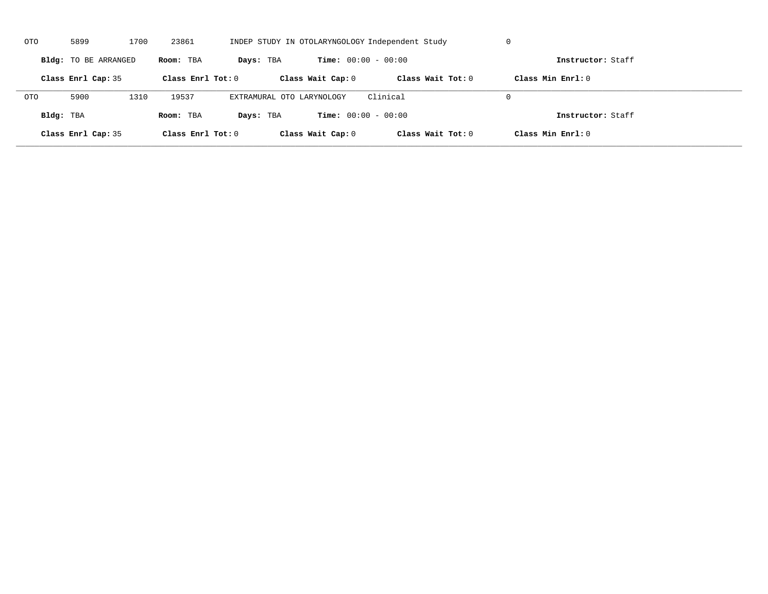OTO 5899 1700 23861 INDEP STUDY IN OTOLARYNGOLOGY Independent Study 0

**Bldg:** TO BE ARRANGED **Room:** TBA **Days:** TBA **Time:** 00:00 - 00:00 **Instructor:** Staff

**Class Enrl Cap:** 35 **Class Enrl Tot:** 0 **Class Wait Cap:** 0 **Class Wait Tot:** 0 **Class Min Enrl:** 0

---

OTO 5900 1310 19537 EXTRAMURAL OTO LARYNOLOGY Clinical 0

**Bldg:** TBA **Room:** TBA **Days:** TBA **Time:** 00:00 - 00:00 **Instructor:** Staff

**Class Enrl Cap:** 35 **Class Enrl Tot:** 0 **Class Wait Cap:** 0 **Class Wait Tot:** 0 **Class Min Enrl:** 0

---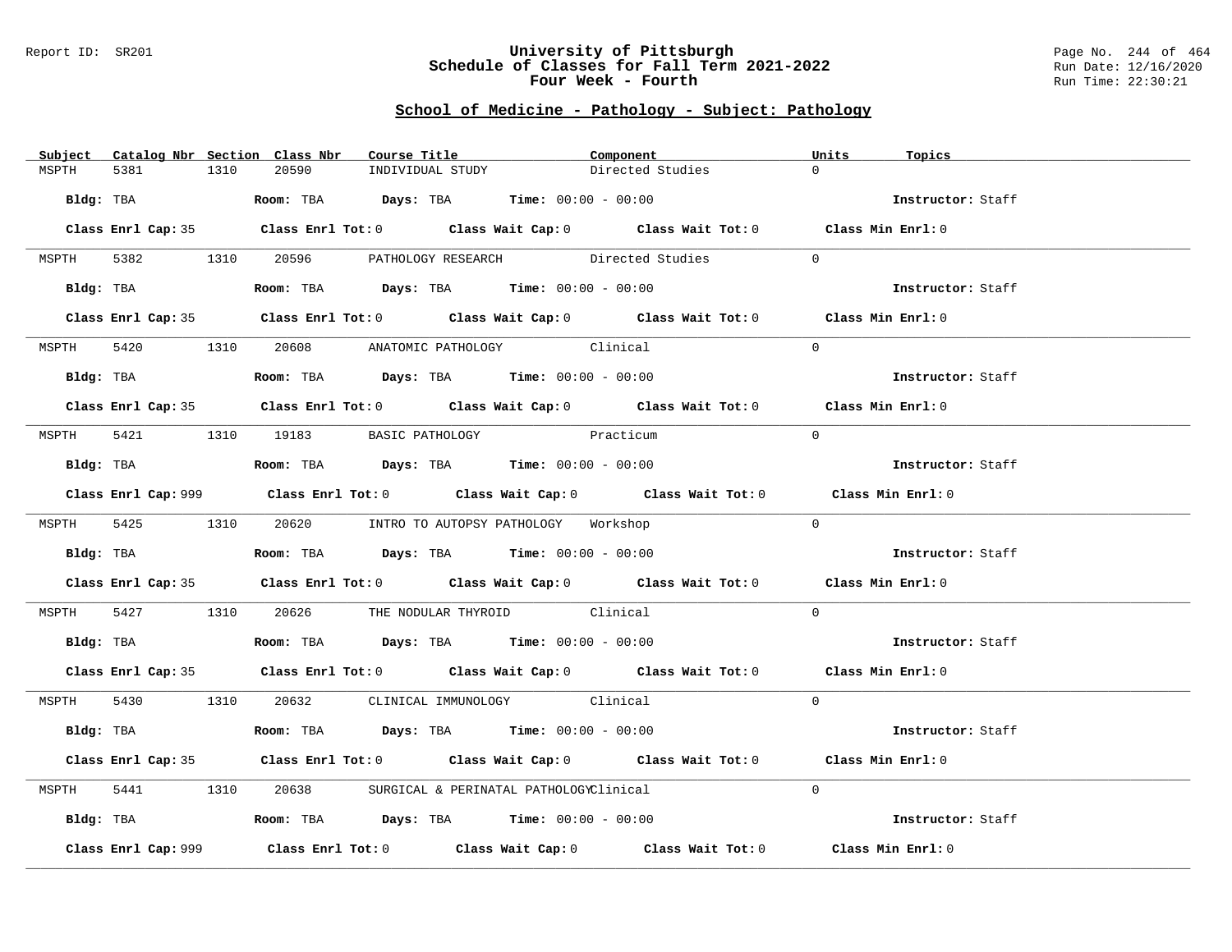## School of Medicine - Pathology - Subject: Pathology

| Subject | Catalog Nbr | Section | Class Nbr | Course Title | Component | Units | Topics |
|---|---|---|---|---|---|---|---|
| MSPTH | 5381 | 1310 | 20590 | INDIVIDUAL STUDY | Directed Studies | 0 | |

**Bldg:** TBA **Room:** TBA **Days:** TBA **Time:** 00:00 - 00:00 **Instructor:** Staff

**Class Enrl Cap:** 35 **Class Enrl Tot:** 0 **Class Wait Cap:** 0 **Class Wait Tot:** 0 **Class Min Enrl:** 0

| Subject | Catalog Nbr | Section | Class Nbr | Course Title | Component | Units | Topics |
|---|---|---|---|---|---|---|---|
| MSPTH | 5382 | 1310 | 20596 | PATHOLOGY RESEARCH | Directed Studies | 0 | |

**Bldg:** TBA **Room:** TBA **Days:** TBA **Time:** 00:00 - 00:00 **Instructor:** Staff

**Class Enrl Cap:** 35 **Class Enrl Tot:** 0 **Class Wait Cap:** 0 **Class Wait Tot:** 0 **Class Min Enrl:** 0

| Subject | Catalog Nbr | Section | Class Nbr | Course Title | Component | Units | Topics |
|---|---|---|---|---|---|---|---|
| MSPTH | 5420 | 1310 | 20608 | ANATOMIC PATHOLOGY | Clinical | 0 | |

**Bldg:** TBA **Room:** TBA **Days:** TBA **Time:** 00:00 - 00:00 **Instructor:** Staff

**Class Enrl Cap:** 35 **Class Enrl Tot:** 0 **Class Wait Cap:** 0 **Class Wait Tot:** 0 **Class Min Enrl:** 0

| Subject | Catalog Nbr | Section | Class Nbr | Course Title | Component | Units | Topics |
|---|---|---|---|---|---|---|---|
| MSPTH | 5421 | 1310 | 19183 | BASIC PATHOLOGY | Practicum | 0 | |

**Bldg:** TBA **Room:** TBA **Days:** TBA **Time:** 00:00 - 00:00 **Instructor:** Staff

**Class Enrl Cap:** 999 **Class Enrl Tot:** 0 **Class Wait Cap:** 0 **Class Wait Tot:** 0 **Class Min Enrl:** 0

| Subject | Catalog Nbr | Section | Class Nbr | Course Title | Component | Units | Topics |
|---|---|---|---|---|---|---|---|
| MSPTH | 5425 | 1310 | 20620 | INTRO TO AUTOPSY PATHOLOGY | Workshop | 0 | |

**Bldg:** TBA **Room:** TBA **Days:** TBA **Time:** 00:00 - 00:00 **Instructor:** Staff

**Class Enrl Cap:** 35 **Class Enrl Tot:** 0 **Class Wait Cap:** 0 **Class Wait Tot:** 0 **Class Min Enrl:** 0

| Subject | Catalog Nbr | Section | Class Nbr | Course Title | Component | Units | Topics |
|---|---|---|---|---|---|---|---|
| MSPTH | 5427 | 1310 | 20626 | THE NODULAR THYROID | Clinical | 0 | |

**Bldg:** TBA **Room:** TBA **Days:** TBA **Time:** 00:00 - 00:00 **Instructor:** Staff

**Class Enrl Cap:** 35 **Class Enrl Tot:** 0 **Class Wait Cap:** 0 **Class Wait Tot:** 0 **Class Min Enrl:** 0

| Subject | Catalog Nbr | Section | Class Nbr | Course Title | Component | Units | Topics |
|---|---|---|---|---|---|---|---|
| MSPTH | 5430 | 1310 | 20632 | CLINICAL IMMUNOLOGY | Clinical | 0 | |

**Bldg:** TBA **Room:** TBA **Days:** TBA **Time:** 00:00 - 00:00 **Instructor:** Staff

**Class Enrl Cap:** 35 **Class Enrl Tot:** 0 **Class Wait Cap:** 0 **Class Wait Tot:** 0 **Class Min Enrl:** 0

| Subject | Catalog Nbr | Section | Class Nbr | Course Title | Component | Units | Topics |
|---|---|---|---|---|---|---|---|
| MSPTH | 5441 | 1310 | 20638 | SURGICAL & PERINATAL PATHOLOGY | Clinical | 0 | |

**Bldg:** TBA **Room:** TBA **Days:** TBA **Time:** 00:00 - 00:00 **Instructor:** Staff

**Class Enrl Cap:** 999 **Class Enrl Tot:** 0 **Class Wait Cap:** 0 **Class Wait Tot:** 0 **Class Min Enrl:** 0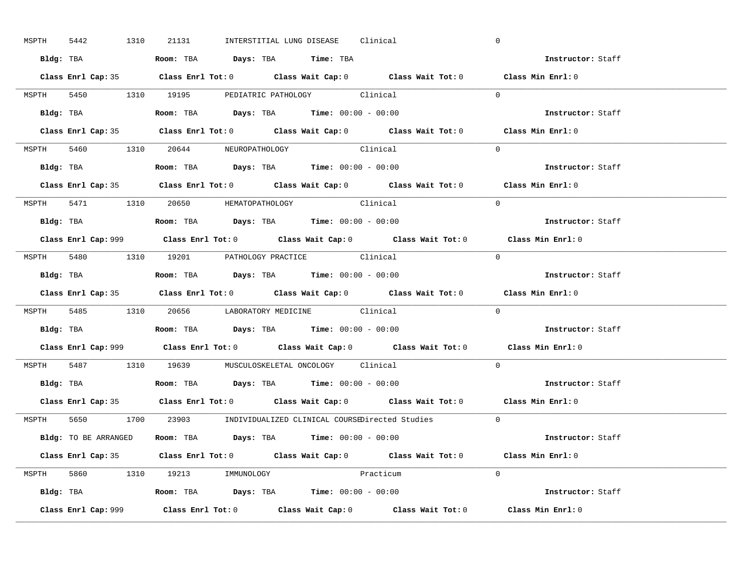MSPTH 5442 1310 21131 INTERSTITIAL LUNG DISEASE Clinical 0

**Bldg:** TBA **Room:** TBA **Days:** TBA **Time:** TBA **Instructor:** Staff

**Class Enrl Cap:** 35 **Class Enrl Tot:** 0 **Class Wait Cap:** 0 **Class Wait Tot:** 0 **Class Min Enrl:** 0

---

MSPTH 5450 1310 19195 PEDIATRIC PATHOLOGY Clinical 0

**Bldg:** TBA **Room:** TBA **Days:** TBA **Time:** 00:00 - 00:00 **Instructor:** Staff

**Class Enrl Cap:** 35 **Class Enrl Tot:** 0 **Class Wait Cap:** 0 **Class Wait Tot:** 0 **Class Min Enrl:** 0

---

MSPTH 5460 1310 20644 NEUROPATHOLOGY Clinical 0

**Bldg:** TBA **Room:** TBA **Days:** TBA **Time:** 00:00 - 00:00 **Instructor:** Staff

**Class Enrl Cap:** 35 **Class Enrl Tot:** 0 **Class Wait Cap:** 0 **Class Wait Tot:** 0 **Class Min Enrl:** 0

---

MSPTH 5471 1310 20650 HEMATOPATHOLOGY Clinical 0

**Bldg:** TBA **Room:** TBA **Days:** TBA **Time:** 00:00 - 00:00 **Instructor:** Staff

**Class Enrl Cap:** 999 **Class Enrl Tot:** 0 **Class Wait Cap:** 0 **Class Wait Tot:** 0 **Class Min Enrl:** 0

---

MSPTH 5480 1310 19201 PATHOLOGY PRACTICE Clinical 0

**Bldg:** TBA **Room:** TBA **Days:** TBA **Time:** 00:00 - 00:00 **Instructor:** Staff

**Class Enrl Cap:** 35 **Class Enrl Tot:** 0 **Class Wait Cap:** 0 **Class Wait Tot:** 0 **Class Min Enrl:** 0

---

MSPTH 5485 1310 20656 LABORATORY MEDICINE Clinical 0

**Bldg:** TBA **Room:** TBA **Days:** TBA **Time:** 00:00 - 00:00 **Instructor:** Staff

**Class Enrl Cap:** 999 **Class Enrl Tot:** 0 **Class Wait Cap:** 0 **Class Wait Tot:** 0 **Class Min Enrl:** 0

---

MSPTH 5487 1310 19639 MUSCULOSKELETAL ONCOLOGY Clinical 0

**Bldg:** TBA **Room:** TBA **Days:** TBA **Time:** 00:00 - 00:00 **Instructor:** Staff

**Class Enrl Cap:** 35 **Class Enrl Tot:** 0 **Class Wait Cap:** 0 **Class Wait Tot:** 0 **Class Min Enrl:** 0

---

MSPTH 5650 1700 23903 INDIVIDUALIZED CLINICAL COURSE Directed Studies 0

**Bldg:** TO BE ARRANGED **Room:** TBA **Days:** TBA **Time:** 00:00 - 00:00 **Instructor:** Staff

**Class Enrl Cap:** 35 **Class Enrl Tot:** 0 **Class Wait Cap:** 0 **Class Wait Tot:** 0 **Class Min Enrl:** 0

---

MSPTH 5860 1310 19213 IMMUNOLOGY Practicum 0

**Bldg:** TBA **Room:** TBA **Days:** TBA **Time:** 00:00 - 00:00 **Instructor:** Staff

**Class Enrl Cap:** 999 **Class Enrl Tot:** 0 **Class Wait Cap:** 0 **Class Wait Tot:** 0 **Class Min Enrl:** 0

---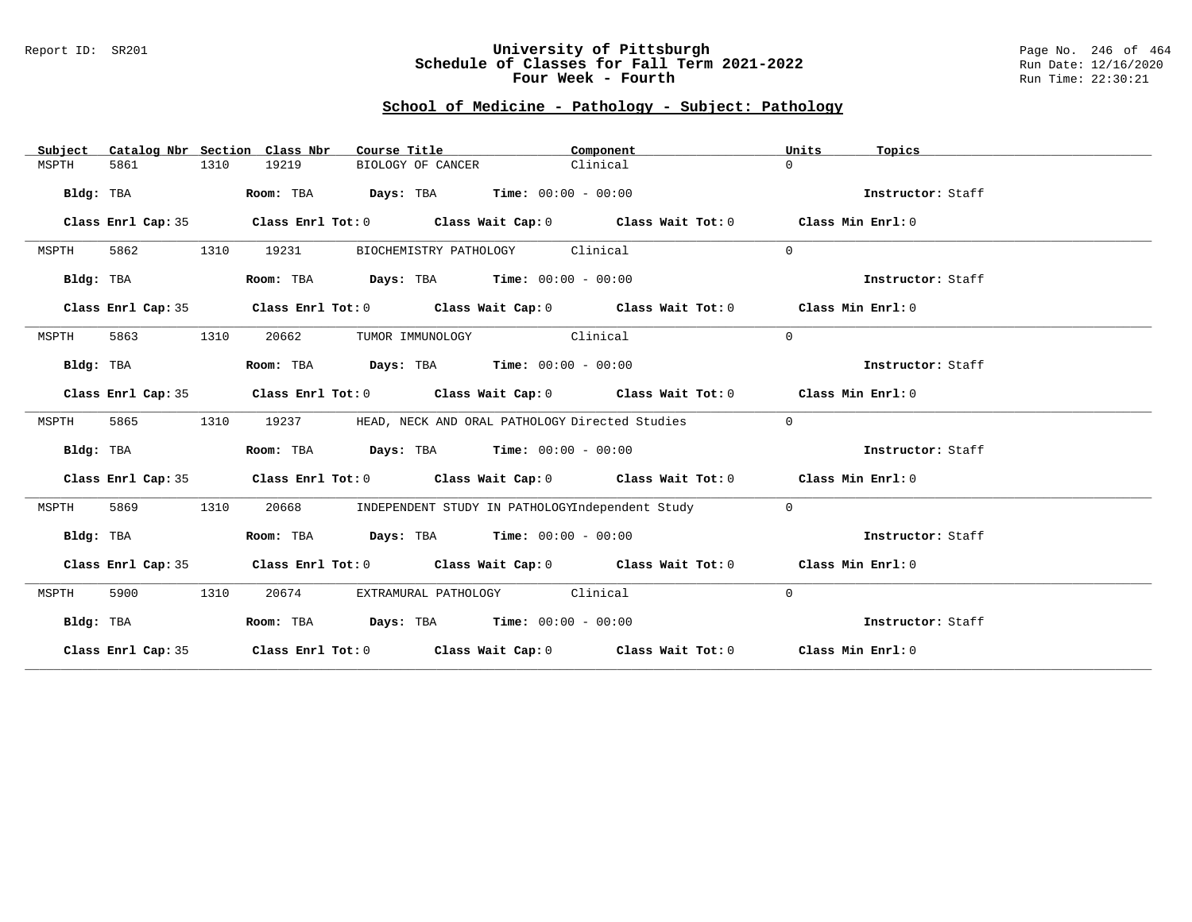## University of Pittsburgh
## Schedule of Classes for Fall Term 2021-2022
### Four Week - Fourth

Report ID: SR201

Run Date: 12/16/2020
Run Time: 22:30:21

### School of Medicine - Pathology - Subject: Pathology

| Subject | Catalog Nbr | Section | Class Nbr | Course Title | Component | Units | Topics |
|---|---|---|---|---|---|---|---|
| MSPTH | 5861 | 1310 | 19219 | BIOLOGY OF CANCER | Clinical | 0 | |

**Bldg:** TBA **Room:** TBA **Days:** TBA **Time:** 00:00 - 00:00 **Instructor:** Staff

**Class Enrl Cap:** 35 **Class Enrl Tot:** 0 **Class Wait Cap:** 0 **Class Wait Tot:** 0 **Class Min Enrl:** 0

| Subject | Catalog Nbr | Section | Class Nbr | Course Title | Component | Units | Topics |
|---|---|---|---|---|---|---|---|
| MSPTH | 5862 | 1310 | 19231 | BIOCHEMISTRY PATHOLOGY | Clinical | 0 | |

**Bldg:** TBA **Room:** TBA **Days:** TBA **Time:** 00:00 - 00:00 **Instructor:** Staff

**Class Enrl Cap:** 35 **Class Enrl Tot:** 0 **Class Wait Cap:** 0 **Class Wait Tot:** 0 **Class Min Enrl:** 0

| Subject | Catalog Nbr | Section | Class Nbr | Course Title | Component | Units | Topics |
|---|---|---|---|---|---|---|---|
| MSPTH | 5863 | 1310 | 20662 | TUMOR IMMUNOLOGY | Clinical | 0 | |

**Bldg:** TBA **Room:** TBA **Days:** TBA **Time:** 00:00 - 00:00 **Instructor:** Staff

**Class Enrl Cap:** 35 **Class Enrl Tot:** 0 **Class Wait Cap:** 0 **Class Wait Tot:** 0 **Class Min Enrl:** 0

| Subject | Catalog Nbr | Section | Class Nbr | Course Title | Component | Units | Topics |
|---|---|---|---|---|---|---|---|
| MSPTH | 5865 | 1310 | 19237 | HEAD, NECK AND ORAL PATHOLOGY | Directed Studies | 0 | |

**Bldg:** TBA **Room:** TBA **Days:** TBA **Time:** 00:00 - 00:00 **Instructor:** Staff

**Class Enrl Cap:** 35 **Class Enrl Tot:** 0 **Class Wait Cap:** 0 **Class Wait Tot:** 0 **Class Min Enrl:** 0

| Subject | Catalog Nbr | Section | Class Nbr | Course Title | Component | Units | Topics |
|---|---|---|---|---|---|---|---|
| MSPTH | 5869 | 1310 | 20668 | INDEPENDENT STUDY IN PATHOLOGY | Independent Study | 0 | |

**Bldg:** TBA **Room:** TBA **Days:** TBA **Time:** 00:00 - 00:00 **Instructor:** Staff

**Class Enrl Cap:** 35 **Class Enrl Tot:** 0 **Class Wait Cap:** 0 **Class Wait Tot:** 0 **Class Min Enrl:** 0

| Subject | Catalog Nbr | Section | Class Nbr | Course Title | Component | Units | Topics |
|---|---|---|---|---|---|---|---|
| MSPTH | 5900 | 1310 | 20674 | EXTRAMURAL PATHOLOGY | Clinical | 0 | |

**Bldg:** TBA **Room:** TBA **Days:** TBA **Time:** 00:00 - 00:00 **Instructor:** Staff

**Class Enrl Cap:** 35 **Class Enrl Tot:** 0 **Class Wait Cap:** 0 **Class Wait Tot:** 0 **Class Min Enrl:** 0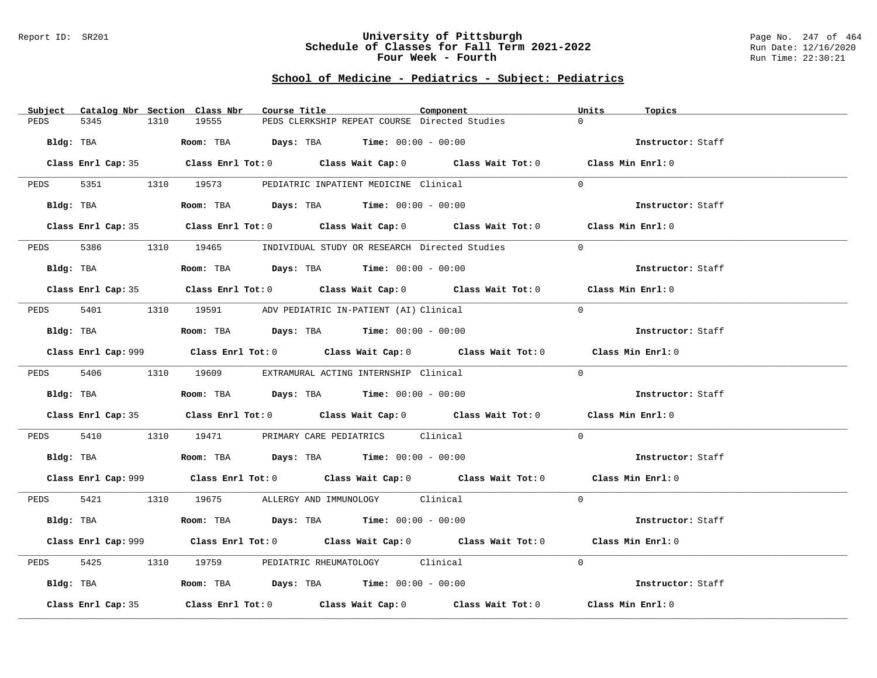## School of Medicine - Pediatrics - Subject: Pediatrics

| Subject | Catalog Nbr | Section | Class Nbr | Course Title | Component | Units | Topics |
|---|---|---|---|---|---|---|---|
| PEDS | 5345 | 1310 | 19555 | PEDS CLERKSHIP REPEAT COURSE | Directed Studies | 0 | |

Bldg: TBA Room: TBA Days: TBA Time: 00:00 - 00:00 Instructor: Staff

Class Enrl Cap: 35 Class Enrl Tot: 0 Class Wait Cap: 0 Class Wait Tot: 0 Class Min Enrl: 0

| Subject | Catalog Nbr | Section | Class Nbr | Course Title | Component | Units | Topics |
|---|---|---|---|---|---|---|---|
| PEDS | 5351 | 1310 | 19573 | PEDIATRIC INPATIENT MEDICINE | Clinical | 0 | |

Bldg: TBA Room: TBA Days: TBA Time: 00:00 - 00:00 Instructor: Staff

Class Enrl Cap: 35 Class Enrl Tot: 0 Class Wait Cap: 0 Class Wait Tot: 0 Class Min Enrl: 0

| Subject | Catalog Nbr | Section | Class Nbr | Course Title | Component | Units | Topics |
|---|---|---|---|---|---|---|---|
| PEDS | 5386 | 1310 | 19465 | INDIVIDUAL STUDY OR RESEARCH | Directed Studies | 0 | |

Bldg: TBA Room: TBA Days: TBA Time: 00:00 - 00:00 Instructor: Staff

Class Enrl Cap: 35 Class Enrl Tot: 0 Class Wait Cap: 0 Class Wait Tot: 0 Class Min Enrl: 0

| Subject | Catalog Nbr | Section | Class Nbr | Course Title | Component | Units | Topics |
|---|---|---|---|---|---|---|---|
| PEDS | 5401 | 1310 | 19591 | ADV PEDIATRIC IN-PATIENT (AI) | Clinical | 0 | |

Bldg: TBA Room: TBA Days: TBA Time: 00:00 - 00:00 Instructor: Staff

Class Enrl Cap: 999 Class Enrl Tot: 0 Class Wait Cap: 0 Class Wait Tot: 0 Class Min Enrl: 0

| Subject | Catalog Nbr | Section | Class Nbr | Course Title | Component | Units | Topics |
|---|---|---|---|---|---|---|---|
| PEDS | 5406 | 1310 | 19609 | EXTRAMURAL ACTING INTERNSHIP | Clinical | 0 | |

Bldg: TBA Room: TBA Days: TBA Time: 00:00 - 00:00 Instructor: Staff

Class Enrl Cap: 35 Class Enrl Tot: 0 Class Wait Cap: 0 Class Wait Tot: 0 Class Min Enrl: 0

| Subject | Catalog Nbr | Section | Class Nbr | Course Title | Component | Units | Topics |
|---|---|---|---|---|---|---|---|
| PEDS | 5410 | 1310 | 19471 | PRIMARY CARE PEDIATRICS | Clinical | 0 | |

Bldg: TBA Room: TBA Days: TBA Time: 00:00 - 00:00 Instructor: Staff

Class Enrl Cap: 999 Class Enrl Tot: 0 Class Wait Cap: 0 Class Wait Tot: 0 Class Min Enrl: 0

| Subject | Catalog Nbr | Section | Class Nbr | Course Title | Component | Units | Topics |
|---|---|---|---|---|---|---|---|
| PEDS | 5421 | 1310 | 19675 | ALLERGY AND IMMUNOLOGY | Clinical | 0 | |

Bldg: TBA Room: TBA Days: TBA Time: 00:00 - 00:00 Instructor: Staff

Class Enrl Cap: 999 Class Enrl Tot: 0 Class Wait Cap: 0 Class Wait Tot: 0 Class Min Enrl: 0

| Subject | Catalog Nbr | Section | Class Nbr | Course Title | Component | Units | Topics |
|---|---|---|---|---|---|---|---|
| PEDS | 5425 | 1310 | 19759 | PEDIATRIC RHEUMATOLOGY | Clinical | 0 | |

Bldg: TBA Room: TBA Days: TBA Time: 00:00 - 00:00 Instructor: Staff

Class Enrl Cap: 35 Class Enrl Tot: 0 Class Wait Cap: 0 Class Wait Tot: 0 Class Min Enrl: 0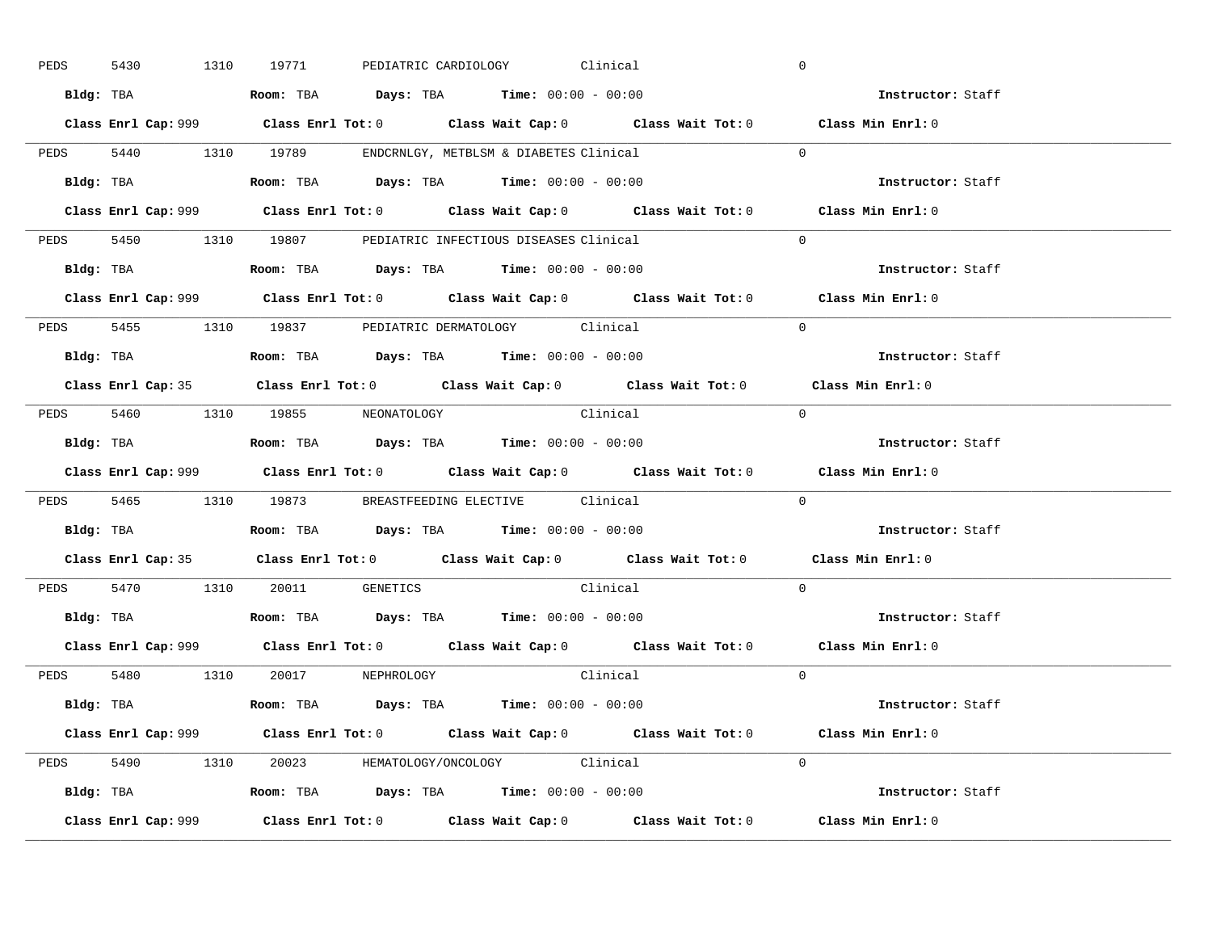PEDS 5430 1310 19771 PEDIATRIC CARDIOLOGY Clinical 0

**Bldg:** TBA **Room:** TBA **Days:** TBA **Time:** 00:00 - 00:00 **Instructor:** Staff

**Class Enrl Cap:** 999 **Class Enrl Tot:** 0 **Class Wait Cap:** 0 **Class Wait Tot:** 0 **Class Min Enrl:** 0

---

PEDS 5440 1310 19789 ENDCRNLGY, METBLSM & DIABETES Clinical 0

**Bldg:** TBA **Room:** TBA **Days:** TBA **Time:** 00:00 - 00:00 **Instructor:** Staff

**Class Enrl Cap:** 999 **Class Enrl Tot:** 0 **Class Wait Cap:** 0 **Class Wait Tot:** 0 **Class Min Enrl:** 0

---

PEDS 5450 1310 19807 PEDIATRIC INFECTIOUS DISEASES Clinical 0

**Bldg:** TBA **Room:** TBA **Days:** TBA **Time:** 00:00 - 00:00 **Instructor:** Staff

**Class Enrl Cap:** 999 **Class Enrl Tot:** 0 **Class Wait Cap:** 0 **Class Wait Tot:** 0 **Class Min Enrl:** 0

---

PEDS 5455 1310 19837 PEDIATRIC DERMATOLOGY Clinical 0

**Bldg:** TBA **Room:** TBA **Days:** TBA **Time:** 00:00 - 00:00 **Instructor:** Staff

**Class Enrl Cap:** 35 **Class Enrl Tot:** 0 **Class Wait Cap:** 0 **Class Wait Tot:** 0 **Class Min Enrl:** 0

---

PEDS 5460 1310 19855 NEONATOLOGY Clinical 0

**Bldg:** TBA **Room:** TBA **Days:** TBA **Time:** 00:00 - 00:00 **Instructor:** Staff

**Class Enrl Cap:** 999 **Class Enrl Tot:** 0 **Class Wait Cap:** 0 **Class Wait Tot:** 0 **Class Min Enrl:** 0

---

PEDS 5465 1310 19873 BREASTFEEDING ELECTIVE Clinical 0

**Bldg:** TBA **Room:** TBA **Days:** TBA **Time:** 00:00 - 00:00 **Instructor:** Staff

**Class Enrl Cap:** 35 **Class Enrl Tot:** 0 **Class Wait Cap:** 0 **Class Wait Tot:** 0 **Class Min Enrl:** 0

---

PEDS 5470 1310 20011 GENETICS Clinical 0

**Bldg:** TBA **Room:** TBA **Days:** TBA **Time:** 00:00 - 00:00 **Instructor:** Staff

**Class Enrl Cap:** 999 **Class Enrl Tot:** 0 **Class Wait Cap:** 0 **Class Wait Tot:** 0 **Class Min Enrl:** 0

---

PEDS 5480 1310 20017 NEPHROLOGY Clinical 0

**Bldg:** TBA **Room:** TBA **Days:** TBA **Time:** 00:00 - 00:00 **Instructor:** Staff

**Class Enrl Cap:** 999 **Class Enrl Tot:** 0 **Class Wait Cap:** 0 **Class Wait Tot:** 0 **Class Min Enrl:** 0

---

PEDS 5490 1310 20023 HEMATOLOGY/ONCOLOGY Clinical 0

**Bldg:** TBA **Room:** TBA **Days:** TBA **Time:** 00:00 - 00:00 **Instructor:** Staff

**Class Enrl Cap:** 999 **Class Enrl Tot:** 0 **Class Wait Cap:** 0 **Class Wait Tot:** 0 **Class Min Enrl:** 0

---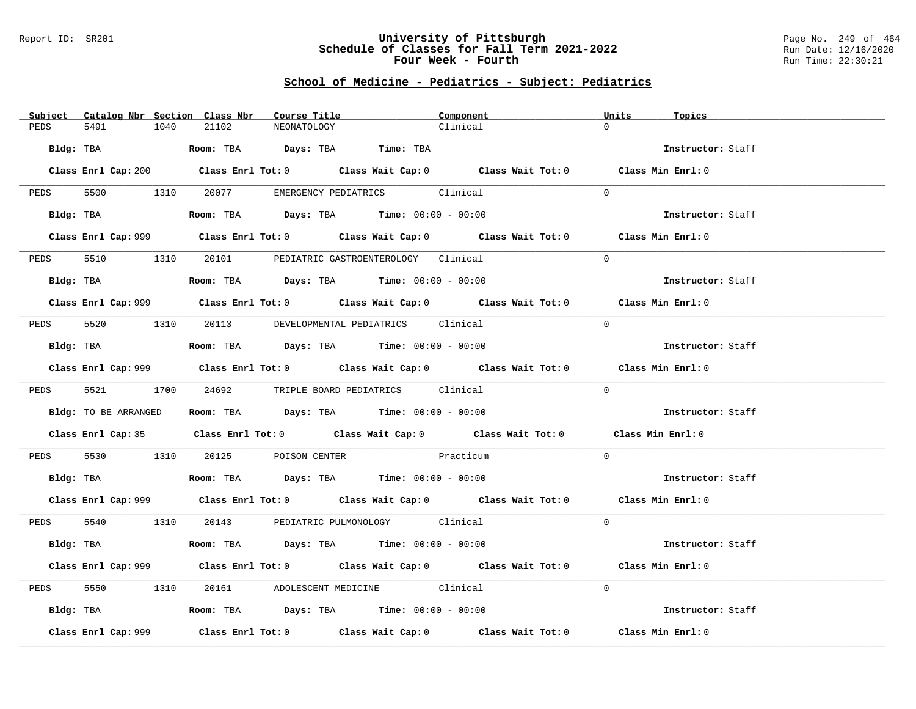## University of Pittsburgh
## Schedule of Classes for Fall Term 2021-2022
## Four Week - Fourth

### School of Medicine - Pediatrics - Subject: Pediatrics

| Subject | Catalog Nbr | Section | Class Nbr | Course Title | Component | Units | Topics |
|---|---|---|---|---|---|---|---|
| PEDS | 5491 | 1040 | 21102 | NEONATOLOGY | Clinical | 0 | |

**Bldg:** TBA **Room:** TBA **Days:** TBA **Time:** TBA **Instructor:** Staff

**Class Enrl Cap:** 200 **Class Enrl Tot:** 0 **Class Wait Cap:** 0 **Class Wait Tot:** 0 **Class Min Enrl:** 0

---

| Subject | Catalog Nbr | Section | Class Nbr | Course Title | Component | Units | Topics |
|---|---|---|---|---|---|---|---|
| PEDS | 5500 | 1310 | 20077 | EMERGENCY PEDIATRICS | Clinical | 0 | |

**Bldg:** TBA **Room:** TBA **Days:** TBA **Time:** 00:00 - 00:00 **Instructor:** Staff

**Class Enrl Cap:** 999 **Class Enrl Tot:** 0 **Class Wait Cap:** 0 **Class Wait Tot:** 0 **Class Min Enrl:** 0

---

| Subject | Catalog Nbr | Section | Class Nbr | Course Title | Component | Units | Topics |
|---|---|---|---|---|---|---|---|
| PEDS | 5510 | 1310 | 20101 | PEDIATRIC GASTROENTEROLOGY | Clinical | 0 | |

**Bldg:** TBA **Room:** TBA **Days:** TBA **Time:** 00:00 - 00:00 **Instructor:** Staff

**Class Enrl Cap:** 999 **Class Enrl Tot:** 0 **Class Wait Cap:** 0 **Class Wait Tot:** 0 **Class Min Enrl:** 0

---

| Subject | Catalog Nbr | Section | Class Nbr | Course Title | Component | Units | Topics |
|---|---|---|---|---|---|---|---|
| PEDS | 5520 | 1310 | 20113 | DEVELOPMENTAL PEDIATRICS | Clinical | 0 | |

**Bldg:** TBA **Room:** TBA **Days:** TBA **Time:** 00:00 - 00:00 **Instructor:** Staff

**Class Enrl Cap:** 999 **Class Enrl Tot:** 0 **Class Wait Cap:** 0 **Class Wait Tot:** 0 **Class Min Enrl:** 0

---

| Subject | Catalog Nbr | Section | Class Nbr | Course Title | Component | Units | Topics |
|---|---|---|---|---|---|---|---|
| PEDS | 5521 | 1700 | 24692 | TRIPLE BOARD PEDIATRICS | Clinical | 0 | |

**Bldg:** TO BE ARRANGED **Room:** TBA **Days:** TBA **Time:** 00:00 - 00:00 **Instructor:** Staff

**Class Enrl Cap:** 35 **Class Enrl Tot:** 0 **Class Wait Cap:** 0 **Class Wait Tot:** 0 **Class Min Enrl:** 0

---

| Subject | Catalog Nbr | Section | Class Nbr | Course Title | Component | Units | Topics |
|---|---|---|---|---|---|---|---|
| PEDS | 5530 | 1310 | 20125 | POISON CENTER | Practicum | 0 | |

**Bldg:** TBA **Room:** TBA **Days:** TBA **Time:** 00:00 - 00:00 **Instructor:** Staff

**Class Enrl Cap:** 999 **Class Enrl Tot:** 0 **Class Wait Cap:** 0 **Class Wait Tot:** 0 **Class Min Enrl:** 0

---

| Subject | Catalog Nbr | Section | Class Nbr | Course Title | Component | Units | Topics |
|---|---|---|---|---|---|---|---|
| PEDS | 5540 | 1310 | 20143 | PEDIATRIC PULMONOLOGY | Clinical | 0 | |

**Bldg:** TBA **Room:** TBA **Days:** TBA **Time:** 00:00 - 00:00 **Instructor:** Staff

**Class Enrl Cap:** 999 **Class Enrl Tot:** 0 **Class Wait Cap:** 0 **Class Wait Tot:** 0 **Class Min Enrl:** 0

---

| Subject | Catalog Nbr | Section | Class Nbr | Course Title | Component | Units | Topics |
|---|---|---|---|---|---|---|---|
| PEDS | 5550 | 1310 | 20161 | ADOLESCENT MEDICINE | Clinical | 0 | |

**Bldg:** TBA **Room:** TBA **Days:** TBA **Time:** 00:00 - 00:00 **Instructor:** Staff

**Class Enrl Cap:** 999 **Class Enrl Tot:** 0 **Class Wait Cap:** 0 **Class Wait Tot:** 0 **Class Min Enrl:** 0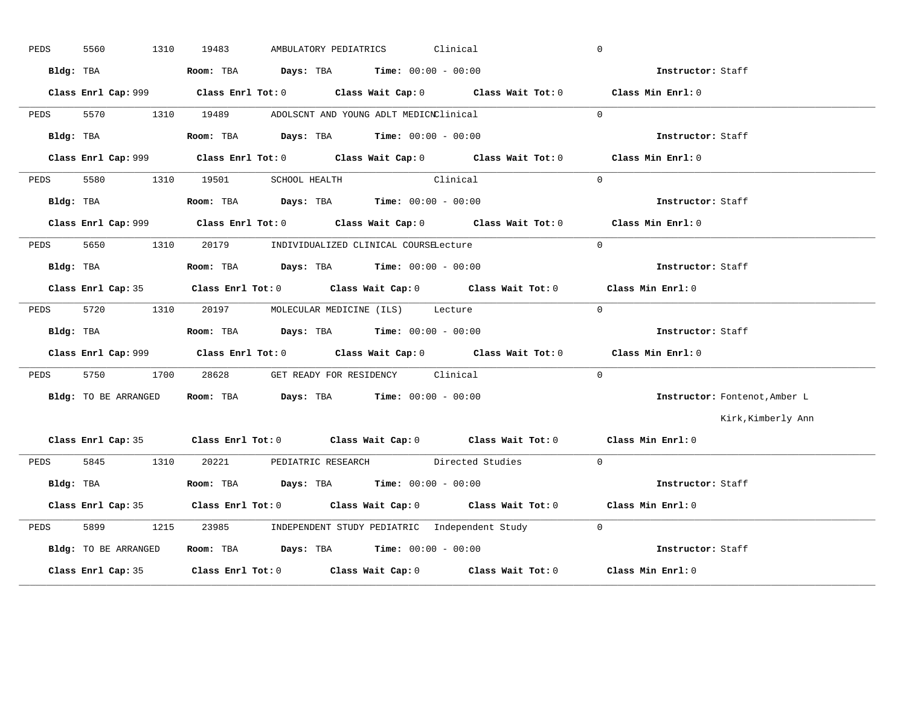PEDS 5560 1310 19483 AMBULATORY PEDIATRICS Clinical 0

**Bldg:** TBA **Room:** TBA **Days:** TBA **Time:** 00:00 - 00:00 **Instructor:** Staff

**Class Enrl Cap:** 999 **Class Enrl Tot:** 0 **Class Wait Cap:** 0 **Class Wait Tot:** 0 **Class Min Enrl:** 0

---

PEDS 5570 1310 19489 ADOLSCNT AND YOUNG ADLT MEDICN Clinical 0

**Bldg:** TBA **Room:** TBA **Days:** TBA **Time:** 00:00 - 00:00 **Instructor:** Staff

**Class Enrl Cap:** 999 **Class Enrl Tot:** 0 **Class Wait Cap:** 0 **Class Wait Tot:** 0 **Class Min Enrl:** 0

---

PEDS 5580 1310 19501 SCHOOL HEALTH Clinical 0

**Bldg:** TBA **Room:** TBA **Days:** TBA **Time:** 00:00 - 00:00 **Instructor:** Staff

**Class Enrl Cap:** 999 **Class Enrl Tot:** 0 **Class Wait Cap:** 0 **Class Wait Tot:** 0 **Class Min Enrl:** 0

---

PEDS 5650 1310 20179 INDIVIDUALIZED CLINICAL COURSE Lecture 0

**Bldg:** TBA **Room:** TBA **Days:** TBA **Time:** 00:00 - 00:00 **Instructor:** Staff

**Class Enrl Cap:** 35 **Class Enrl Tot:** 0 **Class Wait Cap:** 0 **Class Wait Tot:** 0 **Class Min Enrl:** 0

---

PEDS 5720 1310 20197 MOLECULAR MEDICINE (ILS) Lecture 0

**Bldg:** TBA **Room:** TBA **Days:** TBA **Time:** 00:00 - 00:00 **Instructor:** Staff

**Class Enrl Cap:** 999 **Class Enrl Tot:** 0 **Class Wait Cap:** 0 **Class Wait Tot:** 0 **Class Min Enrl:** 0

---

PEDS 5750 1700 28628 GET READY FOR RESIDENCY Clinical 0

**Bldg:** TO BE ARRANGED **Room:** TBA **Days:** TBA **Time:** 00:00 - 00:00 **Instructor:** Fontenot,Amber L
Kirk,Kimberly Ann

**Class Enrl Cap:** 35 **Class Enrl Tot:** 0 **Class Wait Cap:** 0 **Class Wait Tot:** 0 **Class Min Enrl:** 0

---

PEDS 5845 1310 20221 PEDIATRIC RESEARCH Directed Studies 0

**Bldg:** TBA **Room:** TBA **Days:** TBA **Time:** 00:00 - 00:00 **Instructor:** Staff

**Class Enrl Cap:** 35 **Class Enrl Tot:** 0 **Class Wait Cap:** 0 **Class Wait Tot:** 0 **Class Min Enrl:** 0

---

PEDS 5899 1215 23985 INDEPENDENT STUDY PEDIATRIC Independent Study 0

**Bldg:** TO BE ARRANGED **Room:** TBA **Days:** TBA **Time:** 00:00 - 00:00 **Instructor:** Staff

**Class Enrl Cap:** 35 **Class Enrl Tot:** 0 **Class Wait Cap:** 0 **Class Wait Tot:** 0 **Class Min Enrl:** 0

---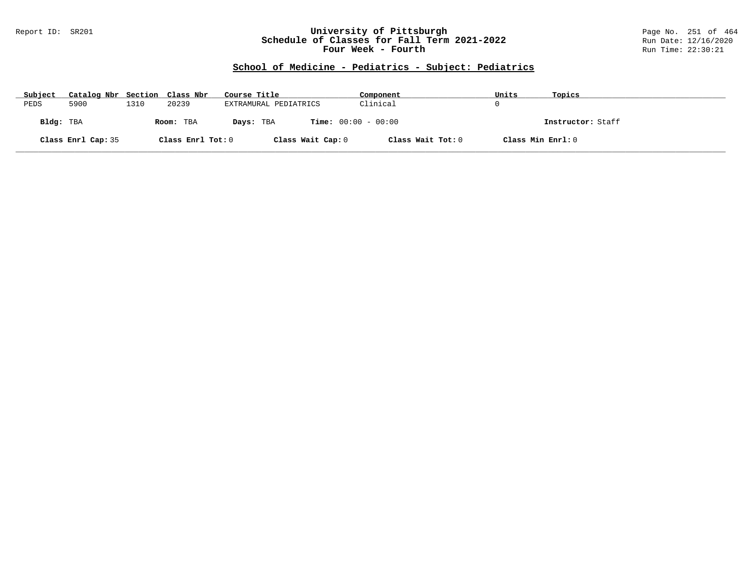Report ID: SR201

# University of Pittsburgh
## Schedule of Classes for Fall Term 2021-2022
### Four Week - Fourth

Run Date: 12/16/2020
Run Time: 22:30:21

## School of Medicine - Pediatrics - Subject: Pediatrics

| Subject | Catalog Nbr | Section | Class Nbr | Course Title | Component | Units | Topics |
|---|---|---|---|---|---|---|---|
| PEDS | 5900 | 1310 | 20239 | EXTRAMURAL PEDIATRICS | Clinical | 0 | |

**Bldg:** TBA **Room:** TBA **Days:** TBA **Time:** 00:00 - 00:00 **Instructor:** Staff

**Class Enrl Cap:** 35 **Class Enrl Tot:** 0 **Class Wait Cap:** 0 **Class Wait Tot:** 0 **Class Min Enrl:** 0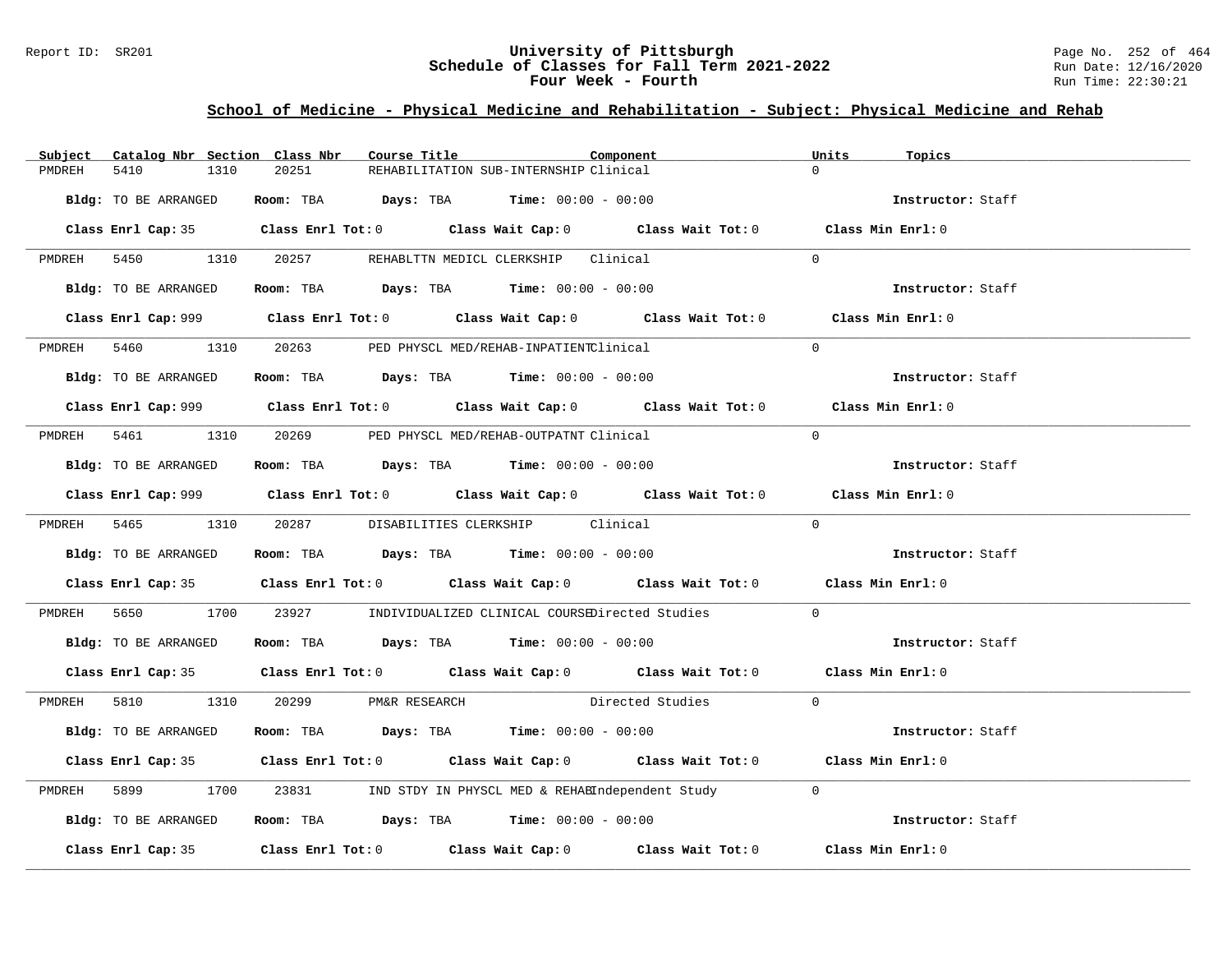University of Pittsburgh
Schedule of Classes for Fall Term 2021-2022
Four Week - Fourth

## School of Medicine - Physical Medicine and Rehabilitation - Subject: Physical Medicine and Rehab

| Subject | Catalog Nbr | Section | Class Nbr | Course Title | Component | Units | Topics |
|---|---|---|---|---|---|---|---|
| PMDREH | 5410 | 1310 | 20251 | REHABILITATION SUB-INTERNSHIP | Clinical | 0 | |

**Bldg:** TO BE ARRANGED **Room:** TBA **Days:** TBA **Time:** 00:00 - 00:00 **Instructor:** Staff

**Class Enrl Cap:** 35 **Class Enrl Tot:** 0 **Class Wait Cap:** 0 **Class Wait Tot:** 0 **Class Min Enrl:** 0

| Subject | Catalog Nbr | Section | Class Nbr | Course Title | Component | Units | Topics |
|---|---|---|---|---|---|---|---|
| PMDREH | 5450 | 1310 | 20257 | REHABLTTN MEDICL CLERKSHIP | Clinical | 0 | |

**Bldg:** TO BE ARRANGED **Room:** TBA **Days:** TBA **Time:** 00:00 - 00:00 **Instructor:** Staff

**Class Enrl Cap:** 999 **Class Enrl Tot:** 0 **Class Wait Cap:** 0 **Class Wait Tot:** 0 **Class Min Enrl:** 0

| Subject | Catalog Nbr | Section | Class Nbr | Course Title | Component | Units | Topics |
|---|---|---|---|---|---|---|---|
| PMDREH | 5460 | 1310 | 20263 | PED PHYSCL MED/REHAB-INPATIENT | Clinical | 0 | |

**Bldg:** TO BE ARRANGED **Room:** TBA **Days:** TBA **Time:** 00:00 - 00:00 **Instructor:** Staff

**Class Enrl Cap:** 999 **Class Enrl Tot:** 0 **Class Wait Cap:** 0 **Class Wait Tot:** 0 **Class Min Enrl:** 0

| Subject | Catalog Nbr | Section | Class Nbr | Course Title | Component | Units | Topics |
|---|---|---|---|---|---|---|---|
| PMDREH | 5461 | 1310 | 20269 | PED PHYSCL MED/REHAB-OUTPATNT | Clinical | 0 | |

**Bldg:** TO BE ARRANGED **Room:** TBA **Days:** TBA **Time:** 00:00 - 00:00 **Instructor:** Staff

**Class Enrl Cap:** 999 **Class Enrl Tot:** 0 **Class Wait Cap:** 0 **Class Wait Tot:** 0 **Class Min Enrl:** 0

| Subject | Catalog Nbr | Section | Class Nbr | Course Title | Component | Units | Topics |
|---|---|---|---|---|---|---|---|
| PMDREH | 5465 | 1310 | 20287 | DISABILITIES CLERKSHIP | Clinical | 0 | |

**Bldg:** TO BE ARRANGED **Room:** TBA **Days:** TBA **Time:** 00:00 - 00:00 **Instructor:** Staff

**Class Enrl Cap:** 35 **Class Enrl Tot:** 0 **Class Wait Cap:** 0 **Class Wait Tot:** 0 **Class Min Enrl:** 0

| Subject | Catalog Nbr | Section | Class Nbr | Course Title | Component | Units | Topics |
|---|---|---|---|---|---|---|---|
| PMDREH | 5650 | 1700 | 23927 | INDIVIDUALIZED CLINICAL COURSE | Directed Studies | 0 | |

**Bldg:** TO BE ARRANGED **Room:** TBA **Days:** TBA **Time:** 00:00 - 00:00 **Instructor:** Staff

**Class Enrl Cap:** 35 **Class Enrl Tot:** 0 **Class Wait Cap:** 0 **Class Wait Tot:** 0 **Class Min Enrl:** 0

| Subject | Catalog Nbr | Section | Class Nbr | Course Title | Component | Units | Topics |
|---|---|---|---|---|---|---|---|
| PMDREH | 5810 | 1310 | 20299 | PM&R RESEARCH | Directed Studies | 0 | |

**Bldg:** TO BE ARRANGED **Room:** TBA **Days:** TBA **Time:** 00:00 - 00:00 **Instructor:** Staff

**Class Enrl Cap:** 35 **Class Enrl Tot:** 0 **Class Wait Cap:** 0 **Class Wait Tot:** 0 **Class Min Enrl:** 0

| Subject | Catalog Nbr | Section | Class Nbr | Course Title | Component | Units | Topics |
|---|---|---|---|---|---|---|---|
| PMDREH | 5899 | 1700 | 23831 | IND STDY IN PHYSCL MED & REHAB | Independent Study | 0 | |

**Bldg:** TO BE ARRANGED **Room:** TBA **Days:** TBA **Time:** 00:00 - 00:00 **Instructor:** Staff

**Class Enrl Cap:** 35 **Class Enrl Tot:** 0 **Class Wait Cap:** 0 **Class Wait Tot:** 0 **Class Min Enrl:** 0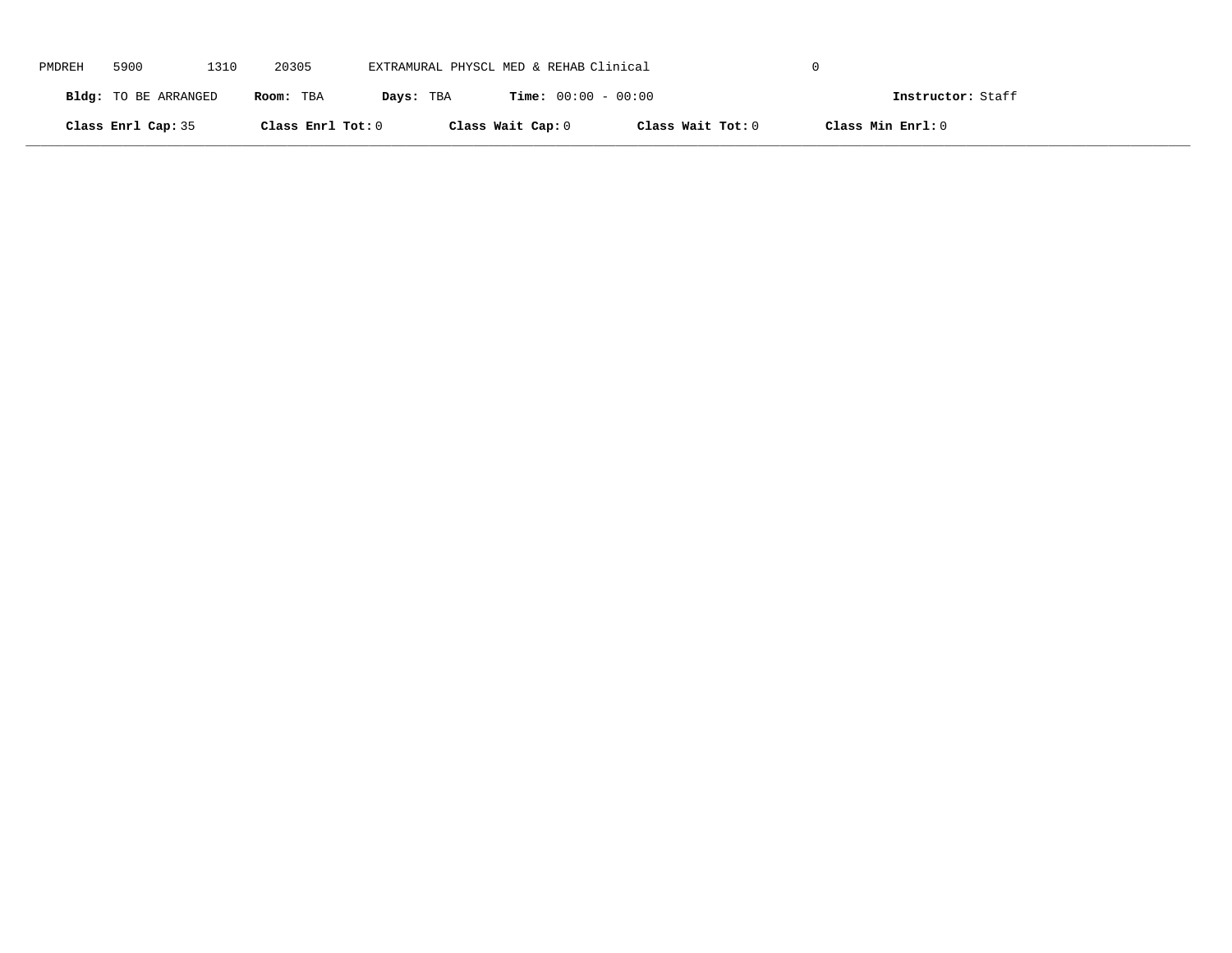PMDREH 5900 1310 20305 EXTRAMURAL PHYSCL MED & REHAB Clinical 0

**Bldg:** TO BE ARRANGED **Room:** TBA **Days:** TBA **Time:** 00:00 - 00:00 **Instructor:** Staff

**Class Enrl Cap:** 35 **Class Enrl Tot:** 0 **Class Wait Cap:** 0 **Class Wait Tot:** 0 **Class Min Enrl:** 0

---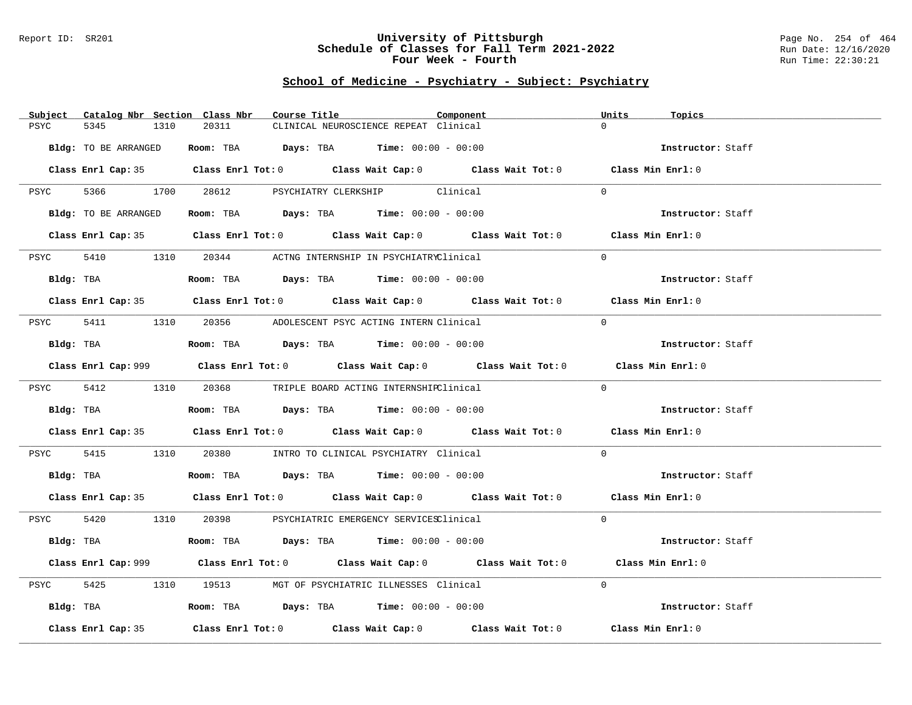## School of Medicine - Psychiatry - Subject: Psychiatry

| Subject | Catalog Nbr | Section | Class Nbr | Course Title | Component | Units | Topics |
|---|---|---|---|---|---|---|---|
| PSYC | 5345 | 1310 | 20311 | CLINICAL NEUROSCIENCE REPEAT | Clinical | 0 | |

**Bldg:** TO BE ARRANGED **Room:** TBA **Days:** TBA **Time:** 00:00 - 00:00 **Instructor:** Staff

**Class Enrl Cap:** 35 **Class Enrl Tot:** 0 **Class Wait Cap:** 0 **Class Wait Tot:** 0 **Class Min Enrl:** 0

---

| Subject | Catalog Nbr | Section | Class Nbr | Course Title | Component | Units | Topics |
|---|---|---|---|---|---|---|---|
| PSYC | 5366 | 1700 | 28612 | PSYCHIATRY CLERKSHIP | Clinical | 0 | |

**Bldg:** TO BE ARRANGED **Room:** TBA **Days:** TBA **Time:** 00:00 - 00:00 **Instructor:** Staff

**Class Enrl Cap:** 35 **Class Enrl Tot:** 0 **Class Wait Cap:** 0 **Class Wait Tot:** 0 **Class Min Enrl:** 0

---

| Subject | Catalog Nbr | Section | Class Nbr | Course Title | Component | Units | Topics |
|---|---|---|---|---|---|---|---|
| PSYC | 5410 | 1310 | 20344 | ACTNG INTERNSHIP IN PSYCHIATRY | Clinical | 0 | |

**Bldg:** TBA **Room:** TBA **Days:** TBA **Time:** 00:00 - 00:00 **Instructor:** Staff

**Class Enrl Cap:** 35 **Class Enrl Tot:** 0 **Class Wait Cap:** 0 **Class Wait Tot:** 0 **Class Min Enrl:** 0

---

| Subject | Catalog Nbr | Section | Class Nbr | Course Title | Component | Units | Topics |
|---|---|---|---|---|---|---|---|
| PSYC | 5411 | 1310 | 20356 | ADOLESCENT PSYC ACTING INTERN | Clinical | 0 | |

**Bldg:** TBA **Room:** TBA **Days:** TBA **Time:** 00:00 - 00:00 **Instructor:** Staff

**Class Enrl Cap:** 999 **Class Enrl Tot:** 0 **Class Wait Cap:** 0 **Class Wait Tot:** 0 **Class Min Enrl:** 0

---

| Subject | Catalog Nbr | Section | Class Nbr | Course Title | Component | Units | Topics |
|---|---|---|---|---|---|---|---|
| PSYC | 5412 | 1310 | 20368 | TRIPLE BOARD ACTING INTERNSHIP | Clinical | 0 | |

**Bldg:** TBA **Room:** TBA **Days:** TBA **Time:** 00:00 - 00:00 **Instructor:** Staff

**Class Enrl Cap:** 35 **Class Enrl Tot:** 0 **Class Wait Cap:** 0 **Class Wait Tot:** 0 **Class Min Enrl:** 0

---

| Subject | Catalog Nbr | Section | Class Nbr | Course Title | Component | Units | Topics |
|---|---|---|---|---|---|---|---|
| PSYC | 5415 | 1310 | 20380 | INTRO TO CLINICAL PSYCHIATRY | Clinical | 0 | |

**Bldg:** TBA **Room:** TBA **Days:** TBA **Time:** 00:00 - 00:00 **Instructor:** Staff

**Class Enrl Cap:** 35 **Class Enrl Tot:** 0 **Class Wait Cap:** 0 **Class Wait Tot:** 0 **Class Min Enrl:** 0

---

| Subject | Catalog Nbr | Section | Class Nbr | Course Title | Component | Units | Topics |
|---|---|---|---|---|---|---|---|
| PSYC | 5420 | 1310 | 20398 | PSYCHIATRIC EMERGENCY SERVICES | Clinical | 0 | |

**Bldg:** TBA **Room:** TBA **Days:** TBA **Time:** 00:00 - 00:00 **Instructor:** Staff

**Class Enrl Cap:** 999 **Class Enrl Tot:** 0 **Class Wait Cap:** 0 **Class Wait Tot:** 0 **Class Min Enrl:** 0

---

| Subject | Catalog Nbr | Section | Class Nbr | Course Title | Component | Units | Topics |
|---|---|---|---|---|---|---|---|
| PSYC | 5425 | 1310 | 19513 | MGT OF PSYCHIATRIC ILLNESSES | Clinical | 0 | |

**Bldg:** TBA **Room:** TBA **Days:** TBA **Time:** 00:00 - 00:00 **Instructor:** Staff

**Class Enrl Cap:** 35 **Class Enrl Tot:** 0 **Class Wait Cap:** 0 **Class Wait Tot:** 0 **Class Min Enrl:** 0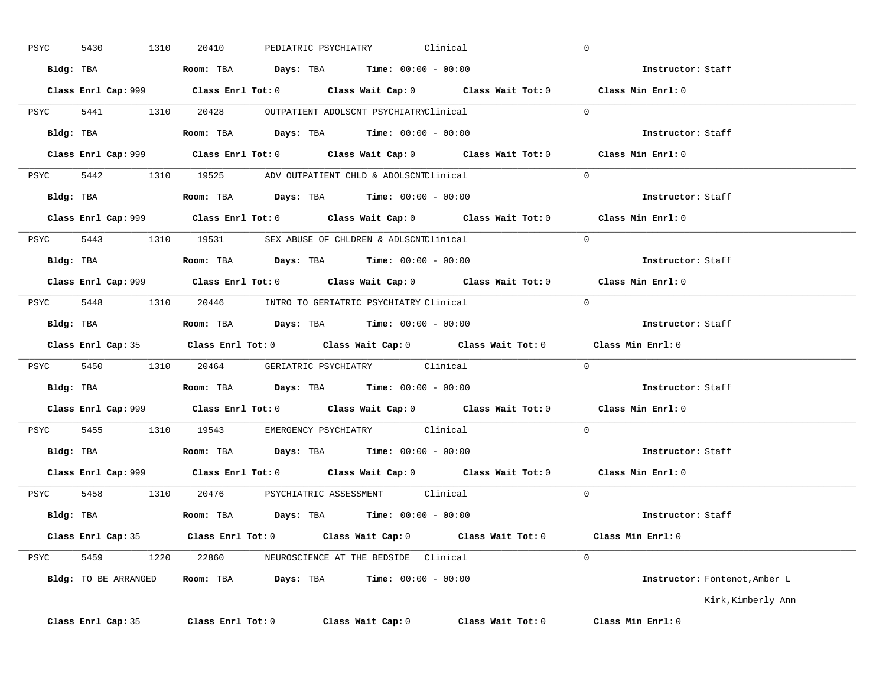PSYC 5430 1310 20410 PEDIATRIC PSYCHIATRY Clinical 0

**Bldg:** TBA **Room:** TBA **Days:** TBA **Time:** 00:00 - 00:00 **Instructor:** Staff

**Class Enrl Cap:** 999 **Class Enrl Tot:** 0 **Class Wait Cap:** 0 **Class Wait Tot:** 0 **Class Min Enrl:** 0

---

PSYC 5441 1310 20428 OUTPATIENT ADOLSCNT PSYCHIATRY Clinical 0

**Bldg:** TBA **Room:** TBA **Days:** TBA **Time:** 00:00 - 00:00 **Instructor:** Staff

**Class Enrl Cap:** 999 **Class Enrl Tot:** 0 **Class Wait Cap:** 0 **Class Wait Tot:** 0 **Class Min Enrl:** 0

---

PSYC 5442 1310 19525 ADV OUTPATIENT CHLD & ADOLSCNT Clinical 0

**Bldg:** TBA **Room:** TBA **Days:** TBA **Time:** 00:00 - 00:00 **Instructor:** Staff

**Class Enrl Cap:** 999 **Class Enrl Tot:** 0 **Class Wait Cap:** 0 **Class Wait Tot:** 0 **Class Min Enrl:** 0

---

PSYC 5443 1310 19531 SEX ABUSE OF CHLDREN & ADLSCNT Clinical 0

**Bldg:** TBA **Room:** TBA **Days:** TBA **Time:** 00:00 - 00:00 **Instructor:** Staff

**Class Enrl Cap:** 999 **Class Enrl Tot:** 0 **Class Wait Cap:** 0 **Class Wait Tot:** 0 **Class Min Enrl:** 0

---

PSYC 5448 1310 20446 INTRO TO GERIATRIC PSYCHIATRY Clinical 0

**Bldg:** TBA **Room:** TBA **Days:** TBA **Time:** 00:00 - 00:00 **Instructor:** Staff

**Class Enrl Cap:** 35 **Class Enrl Tot:** 0 **Class Wait Cap:** 0 **Class Wait Tot:** 0 **Class Min Enrl:** 0

---

PSYC 5450 1310 20464 GERIATRIC PSYCHIATRY Clinical 0

**Bldg:** TBA **Room:** TBA **Days:** TBA **Time:** 00:00 - 00:00 **Instructor:** Staff

**Class Enrl Cap:** 999 **Class Enrl Tot:** 0 **Class Wait Cap:** 0 **Class Wait Tot:** 0 **Class Min Enrl:** 0

---

PSYC 5455 1310 19543 EMERGENCY PSYCHIATRY Clinical 0

**Bldg:** TBA **Room:** TBA **Days:** TBA **Time:** 00:00 - 00:00 **Instructor:** Staff

**Class Enrl Cap:** 999 **Class Enrl Tot:** 0 **Class Wait Cap:** 0 **Class Wait Tot:** 0 **Class Min Enrl:** 0

---

PSYC 5458 1310 20476 PSYCHIATRIC ASSESSMENT Clinical 0

**Bldg:** TBA **Room:** TBA **Days:** TBA **Time:** 00:00 - 00:00 **Instructor:** Staff

**Class Enrl Cap:** 35 **Class Enrl Tot:** 0 **Class Wait Cap:** 0 **Class Wait Tot:** 0 **Class Min Enrl:** 0

---

PSYC 5459 1220 22860 NEUROSCIENCE AT THE BEDSIDE Clinical 0

**Bldg:** TO BE ARRANGED **Room:** TBA **Days:** TBA **Time:** 00:00 - 00:00 **Instructor:** Fontenot,Amber L
Kirk,Kimberly Ann

**Class Enrl Cap:** 35 **Class Enrl Tot:** 0 **Class Wait Cap:** 0 **Class Wait Tot:** 0 **Class Min Enrl:** 0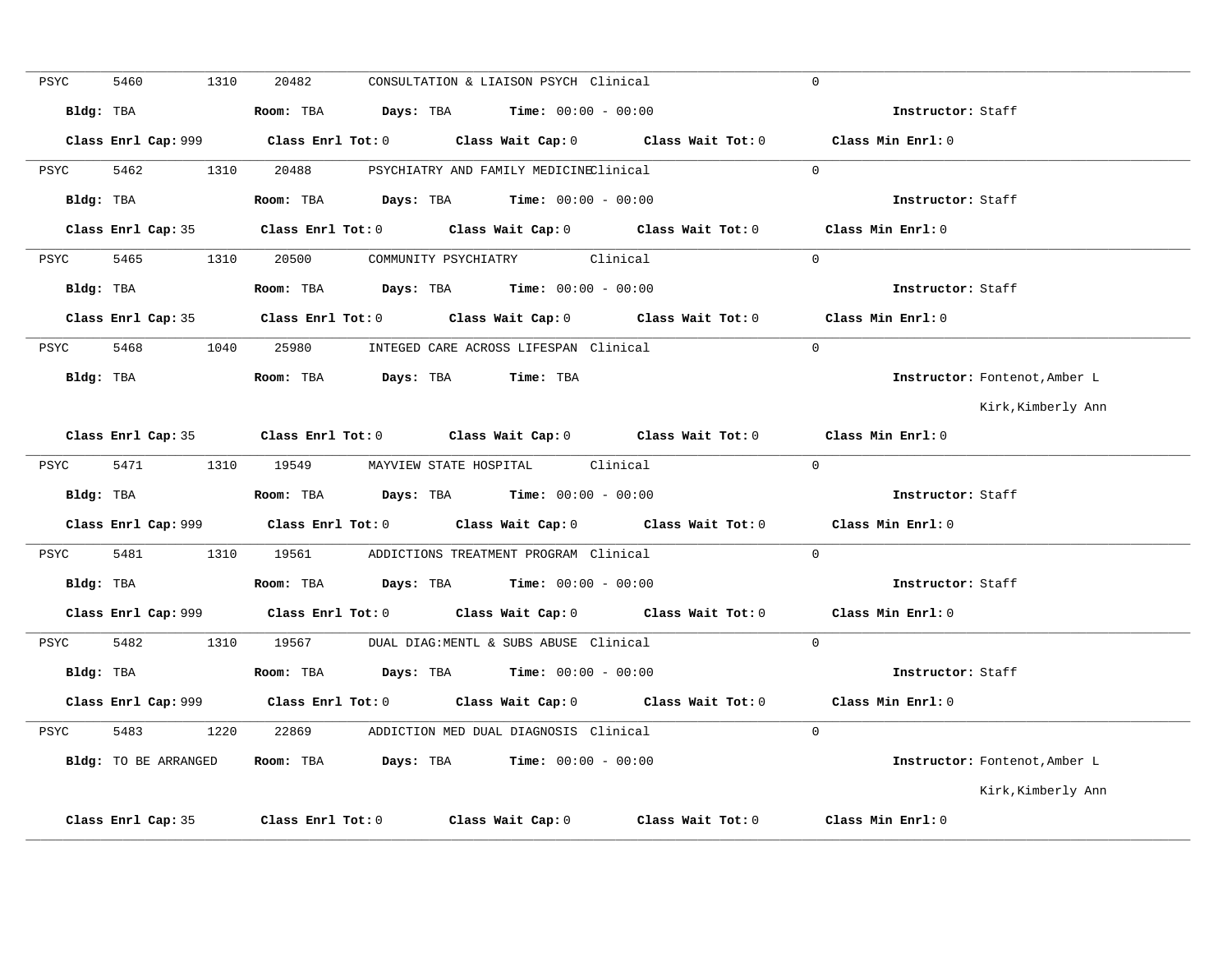PSYC 5460 1310 20482 CONSULTATION & LIAISON PSYCH Clinical 0

**Bldg:** TBA **Room:** TBA **Days:** TBA **Time:** 00:00 - 00:00 **Instructor:** Staff

**Class Enrl Cap:** 999 **Class Enrl Tot:** 0 **Class Wait Cap:** 0 **Class Wait Tot:** 0 **Class Min Enrl:** 0

---

PSYC 5462 1310 20488 PSYCHIATRY AND FAMILY MEDICINE Clinical 0

**Bldg:** TBA **Room:** TBA **Days:** TBA **Time:** 00:00 - 00:00 **Instructor:** Staff

**Class Enrl Cap:** 35 **Class Enrl Tot:** 0 **Class Wait Cap:** 0 **Class Wait Tot:** 0 **Class Min Enrl:** 0

---

PSYC 5465 1310 20500 COMMUNITY PSYCHIATRY Clinical 0

**Bldg:** TBA **Room:** TBA **Days:** TBA **Time:** 00:00 - 00:00 **Instructor:** Staff

**Class Enrl Cap:** 35 **Class Enrl Tot:** 0 **Class Wait Cap:** 0 **Class Wait Tot:** 0 **Class Min Enrl:** 0

---

PSYC 5468 1040 25980 INTEGED CARE ACROSS LIFESPAN Clinical 0

**Bldg:** TBA **Room:** TBA **Days:** TBA **Time:** TBA **Instructor:** Fontenot,Amber L
Kirk,Kimberly Ann

**Class Enrl Cap:** 35 **Class Enrl Tot:** 0 **Class Wait Cap:** 0 **Class Wait Tot:** 0 **Class Min Enrl:** 0

---

PSYC 5471 1310 19549 MAYVIEW STATE HOSPITAL Clinical 0

**Bldg:** TBA **Room:** TBA **Days:** TBA **Time:** 00:00 - 00:00 **Instructor:** Staff

**Class Enrl Cap:** 999 **Class Enrl Tot:** 0 **Class Wait Cap:** 0 **Class Wait Tot:** 0 **Class Min Enrl:** 0

---

PSYC 5481 1310 19561 ADDICTIONS TREATMENT PROGRAM Clinical 0

**Bldg:** TBA **Room:** TBA **Days:** TBA **Time:** 00:00 - 00:00 **Instructor:** Staff

**Class Enrl Cap:** 999 **Class Enrl Tot:** 0 **Class Wait Cap:** 0 **Class Wait Tot:** 0 **Class Min Enrl:** 0

---

PSYC 5482 1310 19567 DUAL DIAG:MENTL & SUBS ABUSE Clinical 0

**Bldg:** TBA **Room:** TBA **Days:** TBA **Time:** 00:00 - 00:00 **Instructor:** Staff

**Class Enrl Cap:** 999 **Class Enrl Tot:** 0 **Class Wait Cap:** 0 **Class Wait Tot:** 0 **Class Min Enrl:** 0

---

PSYC 5483 1220 22869 ADDICTION MED DUAL DIAGNOSIS Clinical 0

**Bldg:** TO BE ARRANGED **Room:** TBA **Days:** TBA **Time:** 00:00 - 00:00 **Instructor:** Fontenot,Amber L
Kirk,Kimberly Ann

**Class Enrl Cap:** 35 **Class Enrl Tot:** 0 **Class Wait Cap:** 0 **Class Wait Tot:** 0 **Class Min Enrl:** 0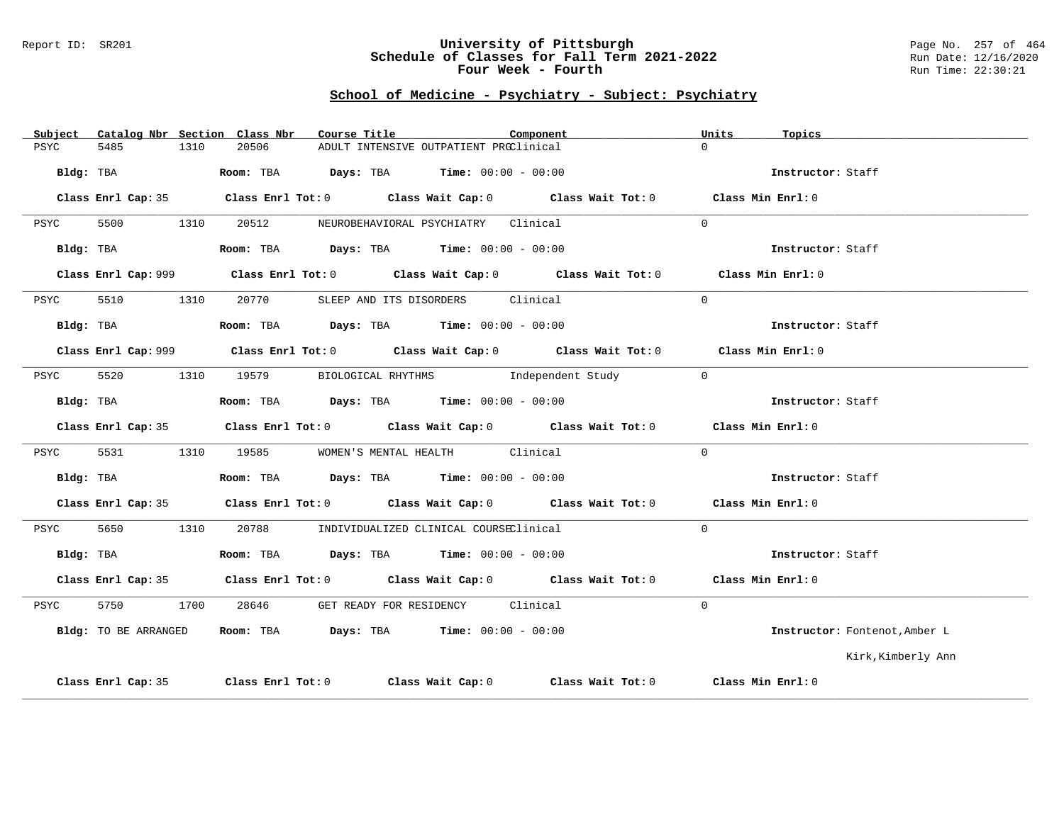# University of Pittsburgh
## Schedule of Classes for Fall Term 2021-2022
### Four Week - Fourth

Report ID: SR201

Run Date: 12/16/2020
Run Time: 22:30:21

## School of Medicine - Psychiatry - Subject: Psychiatry

| Subject | Catalog Nbr | Section | Class Nbr | Course Title | Component | Units | Topics |
|---|---|---|---|---|---|---|---|
| PSYC | 5485 | 1310 | 20506 | ADULT INTENSIVE OUTPATIENT PRG | Clinical | 0 | |

Bldg: TBA | Room: TBA | Days: TBA | Time: 00:00 - 00:00 | Instructor: Staff

Class Enrl Cap: 35 | Class Enrl Tot: 0 | Class Wait Cap: 0 | Class Wait Tot: 0 | Class Min Enrl: 0

---

| Subject | Catalog Nbr | Section | Class Nbr | Course Title | Component | Units | Topics |
|---|---|---|---|---|---|---|---|
| PSYC | 5500 | 1310 | 20512 | NEUROBEHAVIORAL PSYCHIATRY | Clinical | 0 | |

Bldg: TBA | Room: TBA | Days: TBA | Time: 00:00 - 00:00 | Instructor: Staff

Class Enrl Cap: 999 | Class Enrl Tot: 0 | Class Wait Cap: 0 | Class Wait Tot: 0 | Class Min Enrl: 0

---

| Subject | Catalog Nbr | Section | Class Nbr | Course Title | Component | Units | Topics |
|---|---|---|---|---|---|---|---|
| PSYC | 5510 | 1310 | 20770 | SLEEP AND ITS DISORDERS | Clinical | 0 | |

Bldg: TBA | Room: TBA | Days: TBA | Time: 00:00 - 00:00 | Instructor: Staff

Class Enrl Cap: 999 | Class Enrl Tot: 0 | Class Wait Cap: 0 | Class Wait Tot: 0 | Class Min Enrl: 0

---

| Subject | Catalog Nbr | Section | Class Nbr | Course Title | Component | Units | Topics |
|---|---|---|---|---|---|---|---|
| PSYC | 5520 | 1310 | 19579 | BIOLOGICAL RHYTHMS | Independent Study | 0 | |

Bldg: TBA | Room: TBA | Days: TBA | Time: 00:00 - 00:00 | Instructor: Staff

Class Enrl Cap: 35 | Class Enrl Tot: 0 | Class Wait Cap: 0 | Class Wait Tot: 0 | Class Min Enrl: 0

---

| Subject | Catalog Nbr | Section | Class Nbr | Course Title | Component | Units | Topics |
|---|---|---|---|---|---|---|---|
| PSYC | 5531 | 1310 | 19585 | WOMEN'S MENTAL HEALTH | Clinical | 0 | |

Bldg: TBA | Room: TBA | Days: TBA | Time: 00:00 - 00:00 | Instructor: Staff

Class Enrl Cap: 35 | Class Enrl Tot: 0 | Class Wait Cap: 0 | Class Wait Tot: 0 | Class Min Enrl: 0

---

| Subject | Catalog Nbr | Section | Class Nbr | Course Title | Component | Units | Topics |
|---|---|---|---|---|---|---|---|
| PSYC | 5650 | 1310 | 20788 | INDIVIDUALIZED CLINICAL COURSE | Clinical | 0 | |

Bldg: TBA | Room: TBA | Days: TBA | Time: 00:00 - 00:00 | Instructor: Staff

Class Enrl Cap: 35 | Class Enrl Tot: 0 | Class Wait Cap: 0 | Class Wait Tot: 0 | Class Min Enrl: 0

---

| Subject | Catalog Nbr | Section | Class Nbr | Course Title | Component | Units | Topics |
|---|---|---|---|---|---|---|---|
| PSYC | 5750 | 1700 | 28646 | GET READY FOR RESIDENCY | Clinical | 0 | |

Bldg: TO BE ARRANGED | Room: TBA | Days: TBA | Time: 00:00 - 00:00 | Instructor: Fontenot,Amber L; Kirk,Kimberly Ann

Class Enrl Cap: 35 | Class Enrl Tot: 0 | Class Wait Cap: 0 | Class Wait Tot: 0 | Class Min Enrl: 0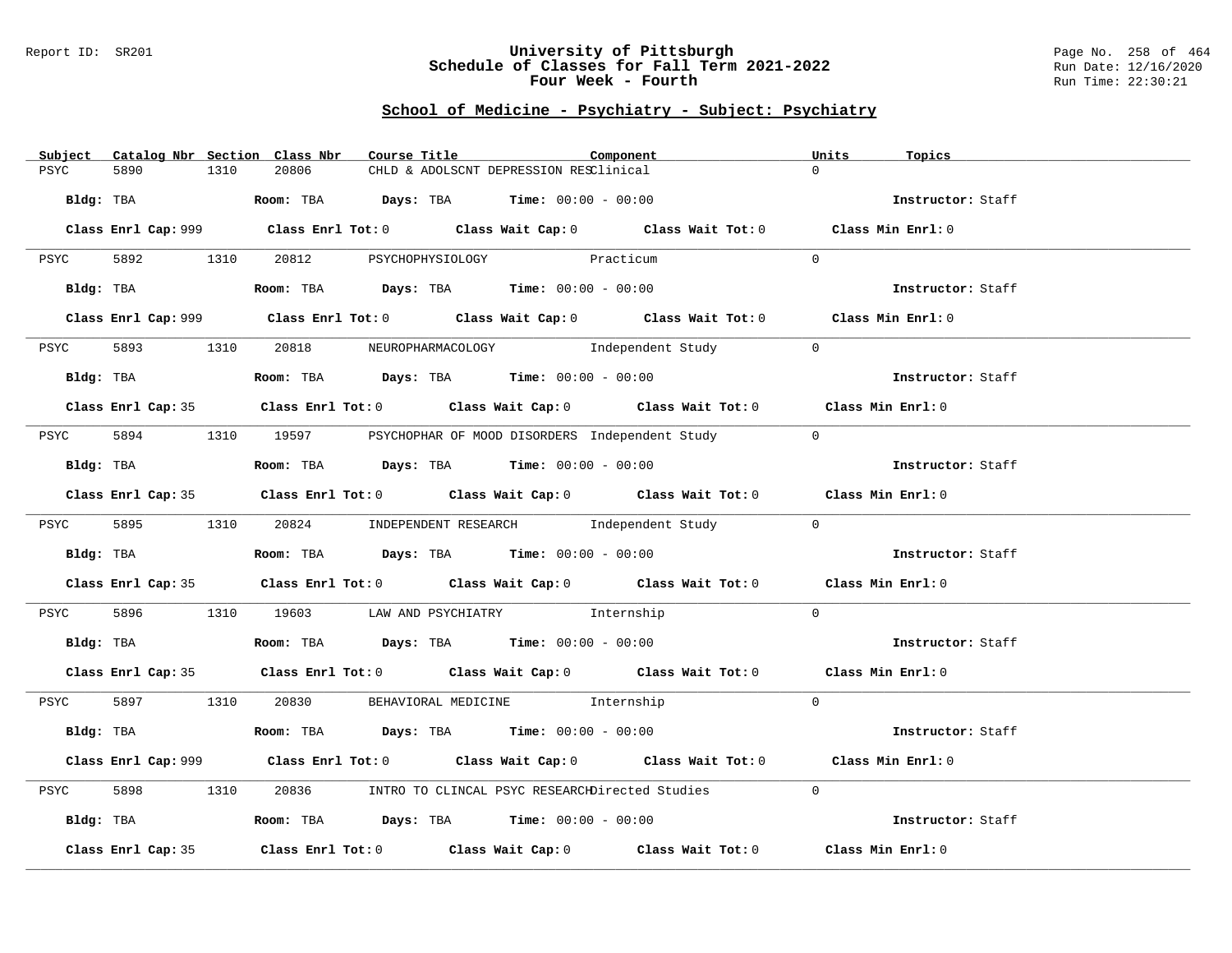# University of Pittsburgh
## Schedule of Classes for Fall Term 2021-2022
### Four Week - Fourth

Report ID: SR201

Run Date: 12/16/2020
Run Time: 22:30:21

## School of Medicine - Psychiatry - Subject: Psychiatry

| Subject | Catalog Nbr | Section | Class Nbr | Course Title | Component | Units | Topics |
|---|---|---|---|---|---|---|---|
| PSYC | 5890 | 1310 | 20806 | CHLD & ADOLSCNT DEPRESSION RES | Clinical | 0 | |

**Bldg:** TBA **Room:** TBA **Days:** TBA **Time:** 00:00 - 00:00 **Instructor:** Staff

**Class Enrl Cap:** 999 **Class Enrl Tot:** 0 **Class Wait Cap:** 0 **Class Wait Tot:** 0 **Class Min Enrl:** 0

| Subject | Catalog Nbr | Section | Class Nbr | Course Title | Component | Units | Topics |
|---|---|---|---|---|---|---|---|
| PSYC | 5892 | 1310 | 20812 | PSYCHOPHYSIOLOGY | Practicum | 0 | |

**Bldg:** TBA **Room:** TBA **Days:** TBA **Time:** 00:00 - 00:00 **Instructor:** Staff

**Class Enrl Cap:** 999 **Class Enrl Tot:** 0 **Class Wait Cap:** 0 **Class Wait Tot:** 0 **Class Min Enrl:** 0

| Subject | Catalog Nbr | Section | Class Nbr | Course Title | Component | Units | Topics |
|---|---|---|---|---|---|---|---|
| PSYC | 5893 | 1310 | 20818 | NEUROPHARMACOLOGY | Independent Study | 0 | |

**Bldg:** TBA **Room:** TBA **Days:** TBA **Time:** 00:00 - 00:00 **Instructor:** Staff

**Class Enrl Cap:** 35 **Class Enrl Tot:** 0 **Class Wait Cap:** 0 **Class Wait Tot:** 0 **Class Min Enrl:** 0

| Subject | Catalog Nbr | Section | Class Nbr | Course Title | Component | Units | Topics |
|---|---|---|---|---|---|---|---|
| PSYC | 5894 | 1310 | 19597 | PSYCHOPHAR OF MOOD DISORDERS | Independent Study | 0 | |

**Bldg:** TBA **Room:** TBA **Days:** TBA **Time:** 00:00 - 00:00 **Instructor:** Staff

**Class Enrl Cap:** 35 **Class Enrl Tot:** 0 **Class Wait Cap:** 0 **Class Wait Tot:** 0 **Class Min Enrl:** 0

| Subject | Catalog Nbr | Section | Class Nbr | Course Title | Component | Units | Topics |
|---|---|---|---|---|---|---|---|
| PSYC | 5895 | 1310 | 20824 | INDEPENDENT RESEARCH | Independent Study | 0 | |

**Bldg:** TBA **Room:** TBA **Days:** TBA **Time:** 00:00 - 00:00 **Instructor:** Staff

**Class Enrl Cap:** 35 **Class Enrl Tot:** 0 **Class Wait Cap:** 0 **Class Wait Tot:** 0 **Class Min Enrl:** 0

| Subject | Catalog Nbr | Section | Class Nbr | Course Title | Component | Units | Topics |
|---|---|---|---|---|---|---|---|
| PSYC | 5896 | 1310 | 19603 | LAW AND PSYCHIATRY | Internship | 0 | |

**Bldg:** TBA **Room:** TBA **Days:** TBA **Time:** 00:00 - 00:00 **Instructor:** Staff

**Class Enrl Cap:** 35 **Class Enrl Tot:** 0 **Class Wait Cap:** 0 **Class Wait Tot:** 0 **Class Min Enrl:** 0

| Subject | Catalog Nbr | Section | Class Nbr | Course Title | Component | Units | Topics |
|---|---|---|---|---|---|---|---|
| PSYC | 5897 | 1310 | 20830 | BEHAVIORAL MEDICINE | Internship | 0 | |

**Bldg:** TBA **Room:** TBA **Days:** TBA **Time:** 00:00 - 00:00 **Instructor:** Staff

**Class Enrl Cap:** 999 **Class Enrl Tot:** 0 **Class Wait Cap:** 0 **Class Wait Tot:** 0 **Class Min Enrl:** 0

| Subject | Catalog Nbr | Section | Class Nbr | Course Title | Component | Units | Topics |
|---|---|---|---|---|---|---|---|
| PSYC | 5898 | 1310 | 20836 | INTRO TO CLINCAL PSYC RESEARCH | Directed Studies | 0 | |

**Bldg:** TBA **Room:** TBA **Days:** TBA **Time:** 00:00 - 00:00 **Instructor:** Staff

**Class Enrl Cap:** 35 **Class Enrl Tot:** 0 **Class Wait Cap:** 0 **Class Wait Tot:** 0 **Class Min Enrl:** 0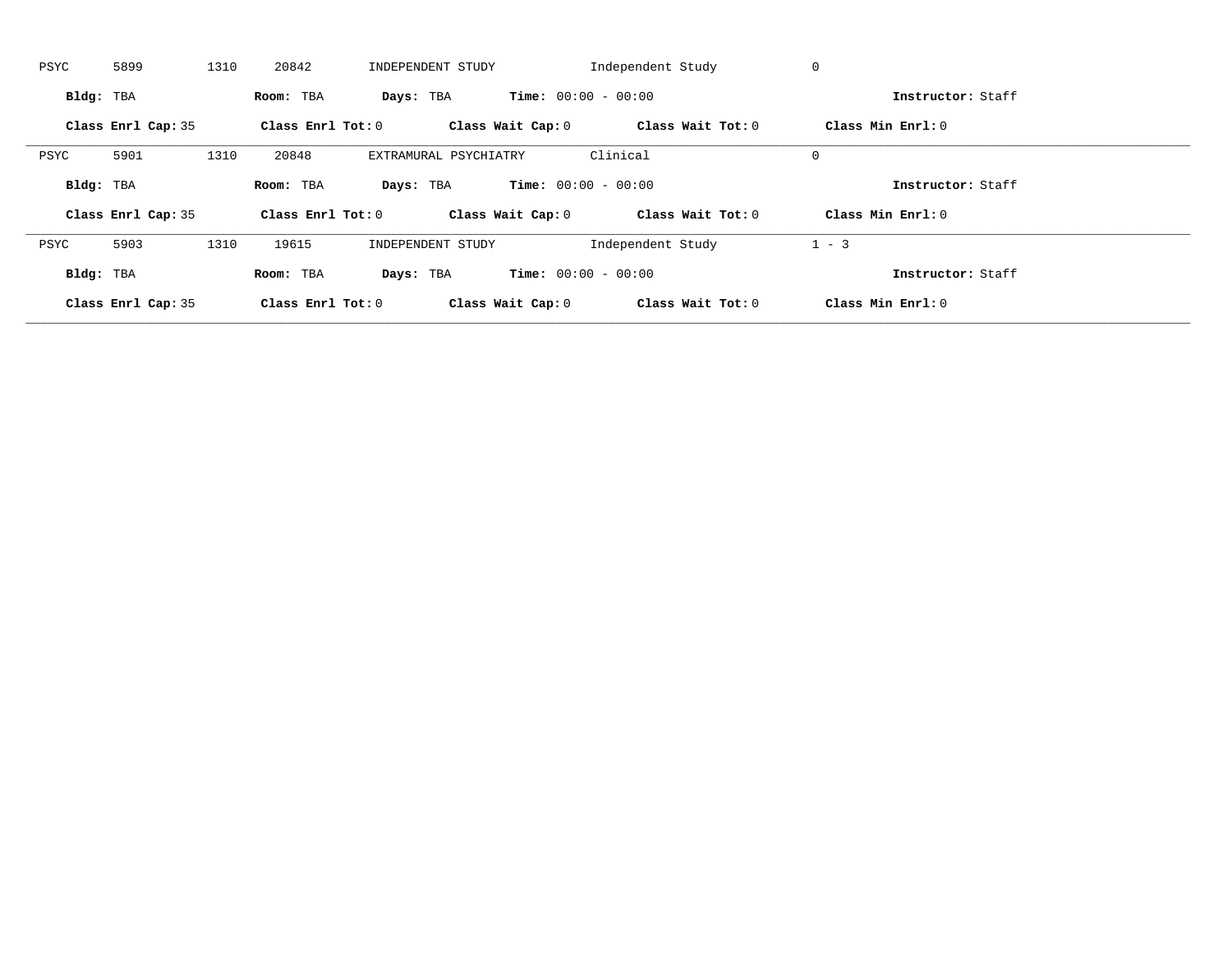PSYC 5899 1310 20842 INDEPENDENT STUDY Independent Study 0

**Bldg:** TBA **Room:** TBA **Days:** TBA **Time:** 00:00 - 00:00 **Instructor:** Staff

**Class Enrl Cap:** 35 **Class Enrl Tot:** 0 **Class Wait Cap:** 0 **Class Wait Tot:** 0 **Class Min Enrl:** 0

---

PSYC 5901 1310 20848 EXTRAMURAL PSYCHIATRY Clinical 0

**Bldg:** TBA **Room:** TBA **Days:** TBA **Time:** 00:00 - 00:00 **Instructor:** Staff

**Class Enrl Cap:** 35 **Class Enrl Tot:** 0 **Class Wait Cap:** 0 **Class Wait Tot:** 0 **Class Min Enrl:** 0

---

PSYC 5903 1310 19615 INDEPENDENT STUDY Independent Study 1 - 3

**Bldg:** TBA **Room:** TBA **Days:** TBA **Time:** 00:00 - 00:00 **Instructor:** Staff

**Class Enrl Cap:** 35 **Class Enrl Tot:** 0 **Class Wait Cap:** 0 **Class Wait Tot:** 0 **Class Min Enrl:** 0

---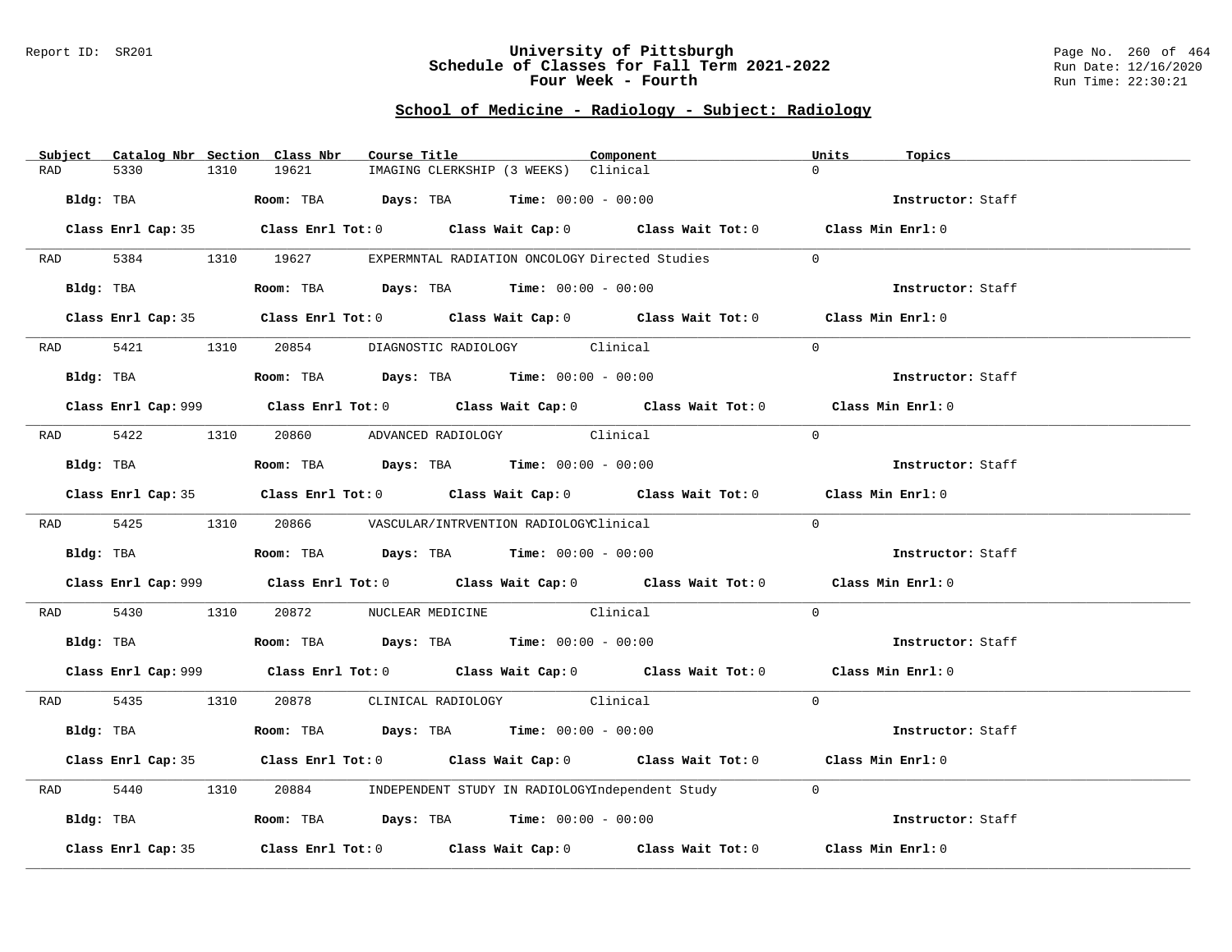## School of Medicine - Radiology - Subject: Radiology

| Subject | Catalog Nbr | Section | Class Nbr | Course Title | Component | Units | Topics |
|---|---|---|---|---|---|---|---|
| RAD | 5330 | 1310 | 19621 | IMAGING CLERKSHIP (3 WEEKS) | Clinical | 0 | |

**Bldg:** TBA **Room:** TBA **Days:** TBA **Time:** 00:00 - 00:00 **Instructor:** Staff

**Class Enrl Cap:** 35 **Class Enrl Tot:** 0 **Class Wait Cap:** 0 **Class Wait Tot:** 0 **Class Min Enrl:** 0

| Subject | Catalog Nbr | Section | Class Nbr | Course Title | Component | Units | Topics |
|---|---|---|---|---|---|---|---|
| RAD | 5384 | 1310 | 19627 | EXPERMNTAL RADIATION ONCOLOGY | Directed Studies | 0 | |

**Bldg:** TBA **Room:** TBA **Days:** TBA **Time:** 00:00 - 00:00 **Instructor:** Staff

**Class Enrl Cap:** 35 **Class Enrl Tot:** 0 **Class Wait Cap:** 0 **Class Wait Tot:** 0 **Class Min Enrl:** 0

| Subject | Catalog Nbr | Section | Class Nbr | Course Title | Component | Units | Topics |
|---|---|---|---|---|---|---|---|
| RAD | 5421 | 1310 | 20854 | DIAGNOSTIC RADIOLOGY | Clinical | 0 | |

**Bldg:** TBA **Room:** TBA **Days:** TBA **Time:** 00:00 - 00:00 **Instructor:** Staff

**Class Enrl Cap:** 999 **Class Enrl Tot:** 0 **Class Wait Cap:** 0 **Class Wait Tot:** 0 **Class Min Enrl:** 0

| Subject | Catalog Nbr | Section | Class Nbr | Course Title | Component | Units | Topics |
|---|---|---|---|---|---|---|---|
| RAD | 5422 | 1310 | 20860 | ADVANCED RADIOLOGY | Clinical | 0 | |

**Bldg:** TBA **Room:** TBA **Days:** TBA **Time:** 00:00 - 00:00 **Instructor:** Staff

**Class Enrl Cap:** 35 **Class Enrl Tot:** 0 **Class Wait Cap:** 0 **Class Wait Tot:** 0 **Class Min Enrl:** 0

| Subject | Catalog Nbr | Section | Class Nbr | Course Title | Component | Units | Topics |
|---|---|---|---|---|---|---|---|
| RAD | 5425 | 1310 | 20866 | VASCULAR/INTRVENTION RADIOLOGY | Clinical | 0 | |

**Bldg:** TBA **Room:** TBA **Days:** TBA **Time:** 00:00 - 00:00 **Instructor:** Staff

**Class Enrl Cap:** 999 **Class Enrl Tot:** 0 **Class Wait Cap:** 0 **Class Wait Tot:** 0 **Class Min Enrl:** 0

| Subject | Catalog Nbr | Section | Class Nbr | Course Title | Component | Units | Topics |
|---|---|---|---|---|---|---|---|
| RAD | 5430 | 1310 | 20872 | NUCLEAR MEDICINE | Clinical | 0 | |

**Bldg:** TBA **Room:** TBA **Days:** TBA **Time:** 00:00 - 00:00 **Instructor:** Staff

**Class Enrl Cap:** 999 **Class Enrl Tot:** 0 **Class Wait Cap:** 0 **Class Wait Tot:** 0 **Class Min Enrl:** 0

| Subject | Catalog Nbr | Section | Class Nbr | Course Title | Component | Units | Topics |
|---|---|---|---|---|---|---|---|
| RAD | 5435 | 1310 | 20878 | CLINICAL RADIOLOGY | Clinical | 0 | |

**Bldg:** TBA **Room:** TBA **Days:** TBA **Time:** 00:00 - 00:00 **Instructor:** Staff

**Class Enrl Cap:** 35 **Class Enrl Tot:** 0 **Class Wait Cap:** 0 **Class Wait Tot:** 0 **Class Min Enrl:** 0

| Subject | Catalog Nbr | Section | Class Nbr | Course Title | Component | Units | Topics |
|---|---|---|---|---|---|---|---|
| RAD | 5440 | 1310 | 20884 | INDEPENDENT STUDY IN RADIOLOGY | Independent Study | 0 | |

**Bldg:** TBA **Room:** TBA **Days:** TBA **Time:** 00:00 - 00:00 **Instructor:** Staff

**Class Enrl Cap:** 35 **Class Enrl Tot:** 0 **Class Wait Cap:** 0 **Class Wait Tot:** 0 **Class Min Enrl:** 0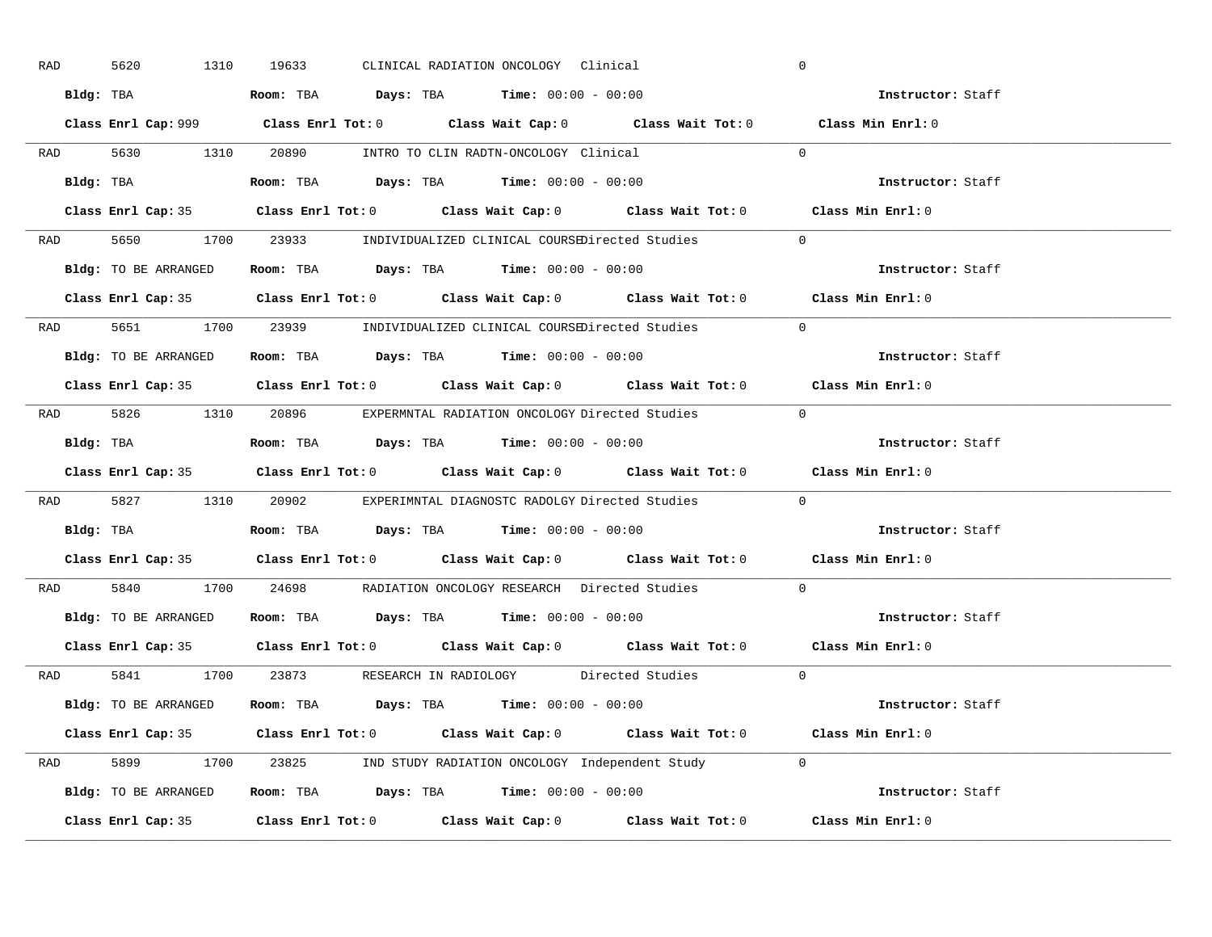RAD 5620 1310 19633 CLINICAL RADIATION ONCOLOGY Clinical 0

**Bldg:** TBA **Room:** TBA **Days:** TBA **Time:** 00:00 - 00:00 **Instructor:** Staff

**Class Enrl Cap:** 999 **Class Enrl Tot:** 0 **Class Wait Cap:** 0 **Class Wait Tot:** 0 **Class Min Enrl:** 0

---

RAD 5630 1310 20890 INTRO TO CLIN RADTN-ONCOLOGY Clinical 0

**Bldg:** TBA **Room:** TBA **Days:** TBA **Time:** 00:00 - 00:00 **Instructor:** Staff

**Class Enrl Cap:** 35 **Class Enrl Tot:** 0 **Class Wait Cap:** 0 **Class Wait Tot:** 0 **Class Min Enrl:** 0

---

RAD 5650 1700 23933 INDIVIDUALIZED CLINICAL COURSE Directed Studies 0

**Bldg:** TO BE ARRANGED **Room:** TBA **Days:** TBA **Time:** 00:00 - 00:00 **Instructor:** Staff

**Class Enrl Cap:** 35 **Class Enrl Tot:** 0 **Class Wait Cap:** 0 **Class Wait Tot:** 0 **Class Min Enrl:** 0

---

RAD 5651 1700 23939 INDIVIDUALIZED CLINICAL COURSE Directed Studies 0

**Bldg:** TO BE ARRANGED **Room:** TBA **Days:** TBA **Time:** 00:00 - 00:00 **Instructor:** Staff

**Class Enrl Cap:** 35 **Class Enrl Tot:** 0 **Class Wait Cap:** 0 **Class Wait Tot:** 0 **Class Min Enrl:** 0

---

RAD 5826 1310 20896 EXPERMNTAL RADIATION ONCOLOGY Directed Studies 0

**Bldg:** TBA **Room:** TBA **Days:** TBA **Time:** 00:00 - 00:00 **Instructor:** Staff

**Class Enrl Cap:** 35 **Class Enrl Tot:** 0 **Class Wait Cap:** 0 **Class Wait Tot:** 0 **Class Min Enrl:** 0

---

RAD 5827 1310 20902 EXPERIMNTAL DIAGNOSTC RADOLGY Directed Studies 0

**Bldg:** TBA **Room:** TBA **Days:** TBA **Time:** 00:00 - 00:00 **Instructor:** Staff

**Class Enrl Cap:** 35 **Class Enrl Tot:** 0 **Class Wait Cap:** 0 **Class Wait Tot:** 0 **Class Min Enrl:** 0

---

RAD 5840 1700 24698 RADIATION ONCOLOGY RESEARCH Directed Studies 0

**Bldg:** TO BE ARRANGED **Room:** TBA **Days:** TBA **Time:** 00:00 - 00:00 **Instructor:** Staff

**Class Enrl Cap:** 35 **Class Enrl Tot:** 0 **Class Wait Cap:** 0 **Class Wait Tot:** 0 **Class Min Enrl:** 0

---

RAD 5841 1700 23873 RESEARCH IN RADIOLOGY Directed Studies 0

**Bldg:** TO BE ARRANGED **Room:** TBA **Days:** TBA **Time:** 00:00 - 00:00 **Instructor:** Staff

**Class Enrl Cap:** 35 **Class Enrl Tot:** 0 **Class Wait Cap:** 0 **Class Wait Tot:** 0 **Class Min Enrl:** 0

---

RAD 5899 1700 23825 IND STUDY RADIATION ONCOLOGY Independent Study 0

**Bldg:** TO BE ARRANGED **Room:** TBA **Days:** TBA **Time:** 00:00 - 00:00 **Instructor:** Staff

**Class Enrl Cap:** 35 **Class Enrl Tot:** 0 **Class Wait Cap:** 0 **Class Wait Tot:** 0 **Class Min Enrl:** 0

---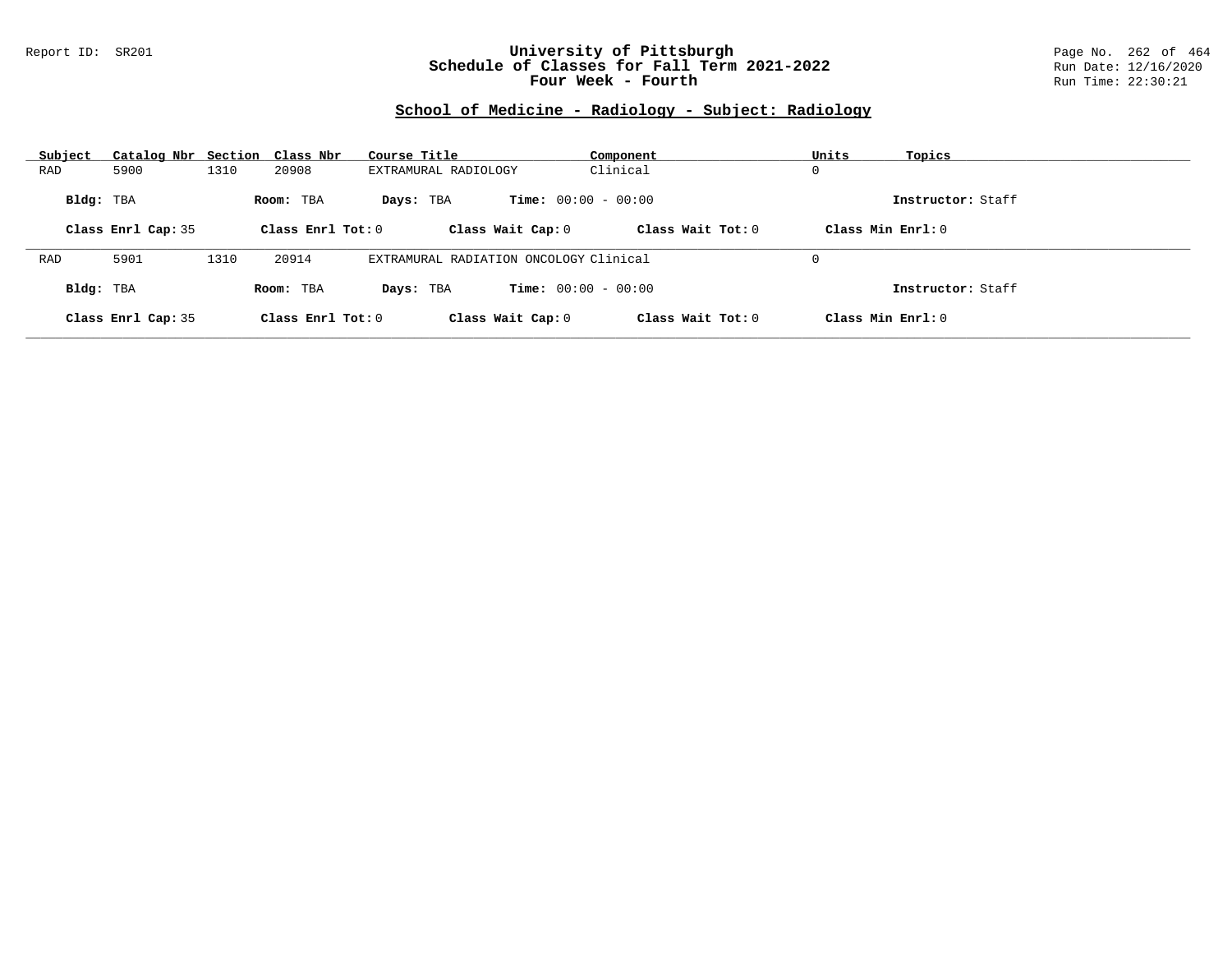# University of Pittsburgh
## Schedule of Classes for Fall Term 2021-2022
### Four Week - Fourth

Report ID: SR201

Run Date: 12/16/2020
Run Time: 22:30:21

## School of Medicine - Radiology - Subject: Radiology

| Subject | Catalog Nbr | Section | Class Nbr | Course Title | Component | Units | Topics |
|---|---|---|---|---|---|---|---|
| RAD | 5900 | 1310 | 20908 | EXTRAMURAL RADIOLOGY | Clinical | 0 | |

**Bldg:** TBA **Room:** TBA **Days:** TBA **Time:** 00:00 - 00:00 **Instructor:** Staff

**Class Enrl Cap:** 35 **Class Enrl Tot:** 0 **Class Wait Cap:** 0 **Class Wait Tot:** 0 **Class Min Enrl:** 0

| Subject | Catalog Nbr | Section | Class Nbr | Course Title | Component | Units | Topics |
|---|---|---|---|---|---|---|---|
| RAD | 5901 | 1310 | 20914 | EXTRAMURAL RADIATION ONCOLOGY | Clinical | 0 | |

**Bldg:** TBA **Room:** TBA **Days:** TBA **Time:** 00:00 - 00:00 **Instructor:** Staff

**Class Enrl Cap:** 35 **Class Enrl Tot:** 0 **Class Wait Cap:** 0 **Class Wait Tot:** 0 **Class Min Enrl:** 0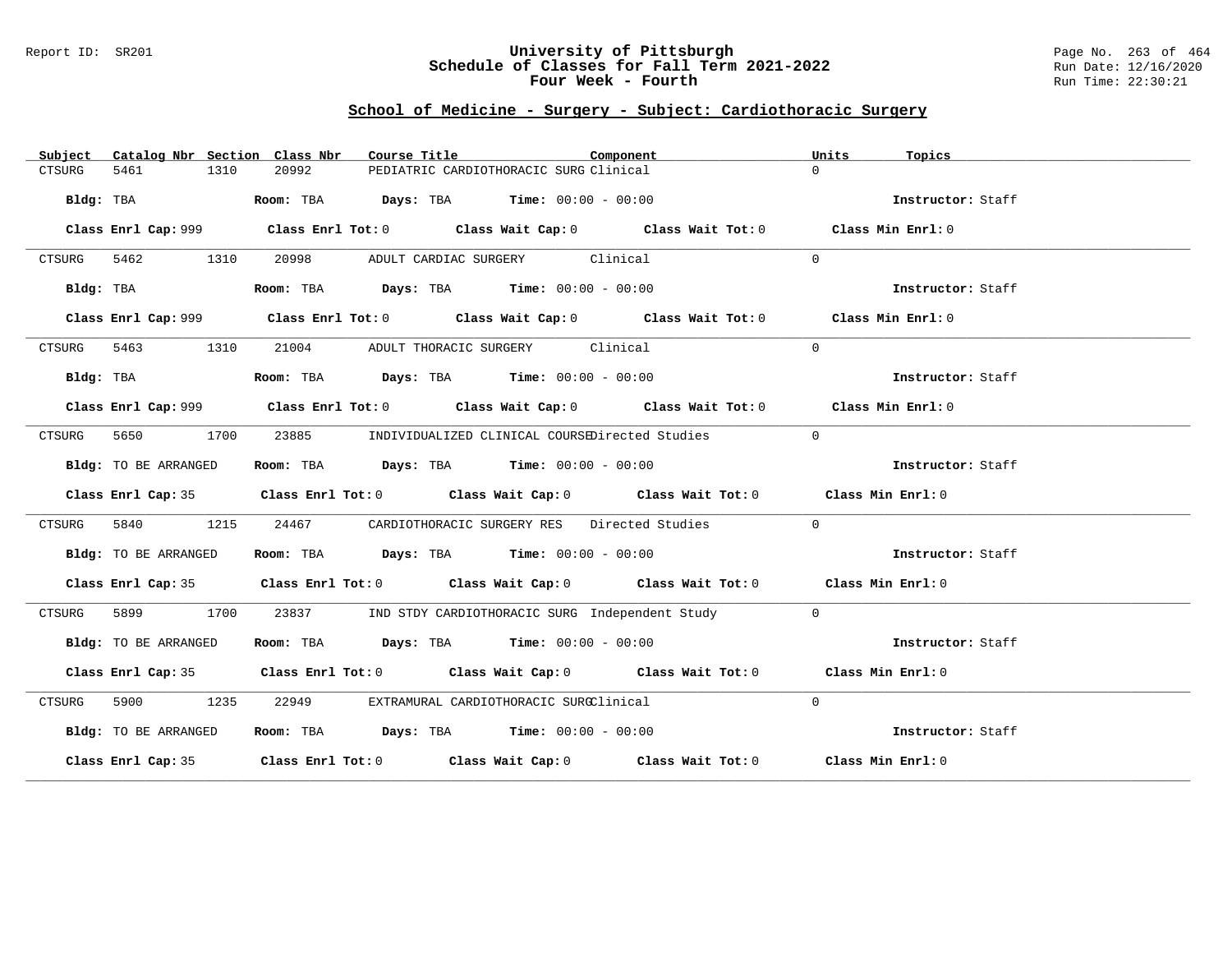## School of Medicine - Surgery - Subject: Cardiothoracic Surgery

| Subject | Catalog Nbr | Section | Class Nbr | Course Title | Component | Units | Topics |
|---|---|---|---|---|---|---|---|
| CTSURG | 5461 | 1310 | 20992 | PEDIATRIC CARDIOTHORACIC SURG | Clinical | 0 | |
| **Bldg:** TBA | **Room:** TBA | **Days:** TBA | **Time:** 00:00 - 00:00 | | | **Instructor:** Staff | |
| **Class Enrl Cap:** 999 | **Class Enrl Tot:** 0 | **Class Wait Cap:** 0 | **Class Wait Tot:** 0 | **Class Min Enrl:** 0 | | | |
| CTSURG | 5462 | 1310 | 20998 | ADULT CARDIAC SURGERY | Clinical | 0 | |
| **Bldg:** TBA | **Room:** TBA | **Days:** TBA | **Time:** 00:00 - 00:00 | | | **Instructor:** Staff | |
| **Class Enrl Cap:** 999 | **Class Enrl Tot:** 0 | **Class Wait Cap:** 0 | **Class Wait Tot:** 0 | **Class Min Enrl:** 0 | | | |
| CTSURG | 5463 | 1310 | 21004 | ADULT THORACIC SURGERY | Clinical | 0 | |
| **Bldg:** TBA | **Room:** TBA | **Days:** TBA | **Time:** 00:00 - 00:00 | | | **Instructor:** Staff | |
| **Class Enrl Cap:** 999 | **Class Enrl Tot:** 0 | **Class Wait Cap:** 0 | **Class Wait Tot:** 0 | **Class Min Enrl:** 0 | | | |
| CTSURG | 5650 | 1700 | 23885 | INDIVIDUALIZED CLINICAL COURSE | Directed Studies | 0 | |
| **Bldg:** TO BE ARRANGED | **Room:** TBA | **Days:** TBA | **Time:** 00:00 - 00:00 | | | **Instructor:** Staff | |
| **Class Enrl Cap:** 35 | **Class Enrl Tot:** 0 | **Class Wait Cap:** 0 | **Class Wait Tot:** 0 | **Class Min Enrl:** 0 | | | |
| CTSURG | 5840 | 1215 | 24467 | CARDIOTHORACIC SURGERY RES | Directed Studies | 0 | |
| **Bldg:** TO BE ARRANGED | **Room:** TBA | **Days:** TBA | **Time:** 00:00 - 00:00 | | | **Instructor:** Staff | |
| **Class Enrl Cap:** 35 | **Class Enrl Tot:** 0 | **Class Wait Cap:** 0 | **Class Wait Tot:** 0 | **Class Min Enrl:** 0 | | | |
| CTSURG | 5899 | 1700 | 23837 | IND STDY CARDIOTHORACIC SURG | Independent Study | 0 | |
| **Bldg:** TO BE ARRANGED | **Room:** TBA | **Days:** TBA | **Time:** 00:00 - 00:00 | | | **Instructor:** Staff | |
| **Class Enrl Cap:** 35 | **Class Enrl Tot:** 0 | **Class Wait Cap:** 0 | **Class Wait Tot:** 0 | **Class Min Enrl:** 0 | | | |
| CTSURG | 5900 | 1235 | 22949 | EXTRAMURAL CARDIOTHORACIC SURG | Clinical | 0 | |
| **Bldg:** TO BE ARRANGED | **Room:** TBA | **Days:** TBA | **Time:** 00:00 - 00:00 | | | **Instructor:** Staff | |
| **Class Enrl Cap:** 35 | **Class Enrl Tot:** 0 | **Class Wait Cap:** 0 | **Class Wait Tot:** 0 | **Class Min Enrl:** 0 | | | |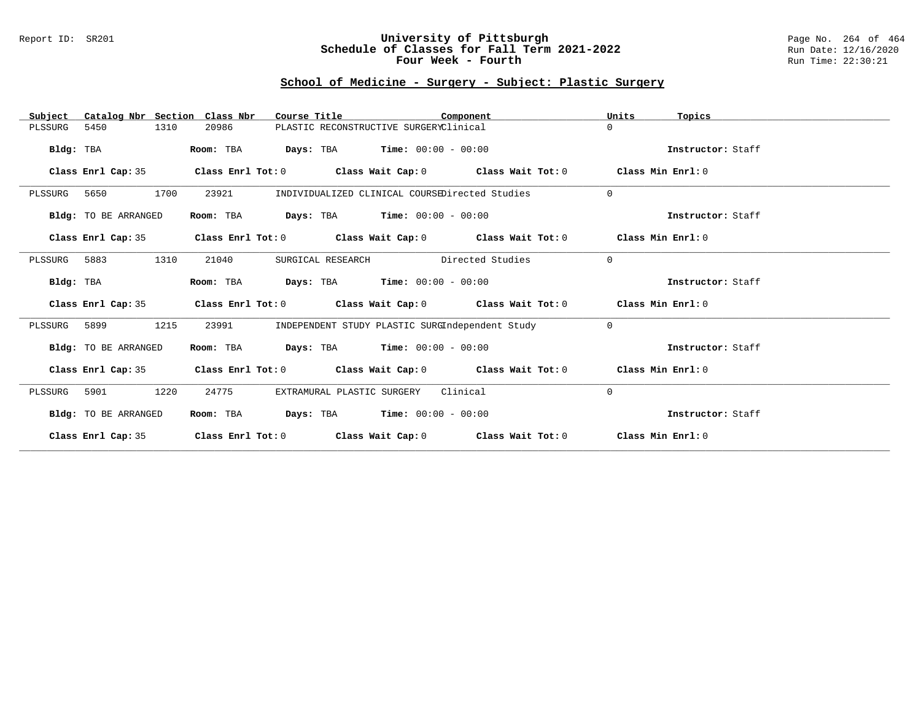## School of Medicine - Surgery - Subject: Plastic Surgery

| Subject | Catalog Nbr | Section | Class Nbr | Course Title | Component | Units | Topics |
|---|---|---|---|---|---|---|---|
| PLSSURG | 5450 | 1310 | 20986 | PLASTIC RECONSTRUCTIVE SURGERY | Clinical | 0 | |

**Bldg:** TBA **Room:** TBA **Days:** TBA **Time:** 00:00 - 00:00 **Instructor:** Staff

**Class Enrl Cap:** 35 **Class Enrl Tot:** 0 **Class Wait Cap:** 0 **Class Wait Tot:** 0 **Class Min Enrl:** 0

| Subject | Catalog Nbr | Section | Class Nbr | Course Title | Component | Units | Topics |
|---|---|---|---|---|---|---|---|
| PLSSURG | 5650 | 1700 | 23921 | INDIVIDUALIZED CLINICAL COURSE | Directed Studies | 0 | |

**Bldg:** TO BE ARRANGED **Room:** TBA **Days:** TBA **Time:** 00:00 - 00:00 **Instructor:** Staff

**Class Enrl Cap:** 35 **Class Enrl Tot:** 0 **Class Wait Cap:** 0 **Class Wait Tot:** 0 **Class Min Enrl:** 0

| Subject | Catalog Nbr | Section | Class Nbr | Course Title | Component | Units | Topics |
|---|---|---|---|---|---|---|---|
| PLSSURG | 5883 | 1310 | 21040 | SURGICAL RESEARCH | Directed Studies | 0 | |

**Bldg:** TBA **Room:** TBA **Days:** TBA **Time:** 00:00 - 00:00 **Instructor:** Staff

**Class Enrl Cap:** 35 **Class Enrl Tot:** 0 **Class Wait Cap:** 0 **Class Wait Tot:** 0 **Class Min Enrl:** 0

| Subject | Catalog Nbr | Section | Class Nbr | Course Title | Component | Units | Topics |
|---|---|---|---|---|---|---|---|
| PLSSURG | 5899 | 1215 | 23991 | INDEPENDENT STUDY PLASTIC SURG | Independent Study | 0 | |

**Bldg:** TO BE ARRANGED **Room:** TBA **Days:** TBA **Time:** 00:00 - 00:00 **Instructor:** Staff

**Class Enrl Cap:** 35 **Class Enrl Tot:** 0 **Class Wait Cap:** 0 **Class Wait Tot:** 0 **Class Min Enrl:** 0

| Subject | Catalog Nbr | Section | Class Nbr | Course Title | Component | Units | Topics |
|---|---|---|---|---|---|---|---|
| PLSSURG | 5901 | 1220 | 24775 | EXTRAMURAL PLASTIC SURGERY | Clinical | 0 | |

**Bldg:** TO BE ARRANGED **Room:** TBA **Days:** TBA **Time:** 00:00 - 00:00 **Instructor:** Staff

**Class Enrl Cap:** 35 **Class Enrl Tot:** 0 **Class Wait Cap:** 0 **Class Wait Tot:** 0 **Class Min Enrl:** 0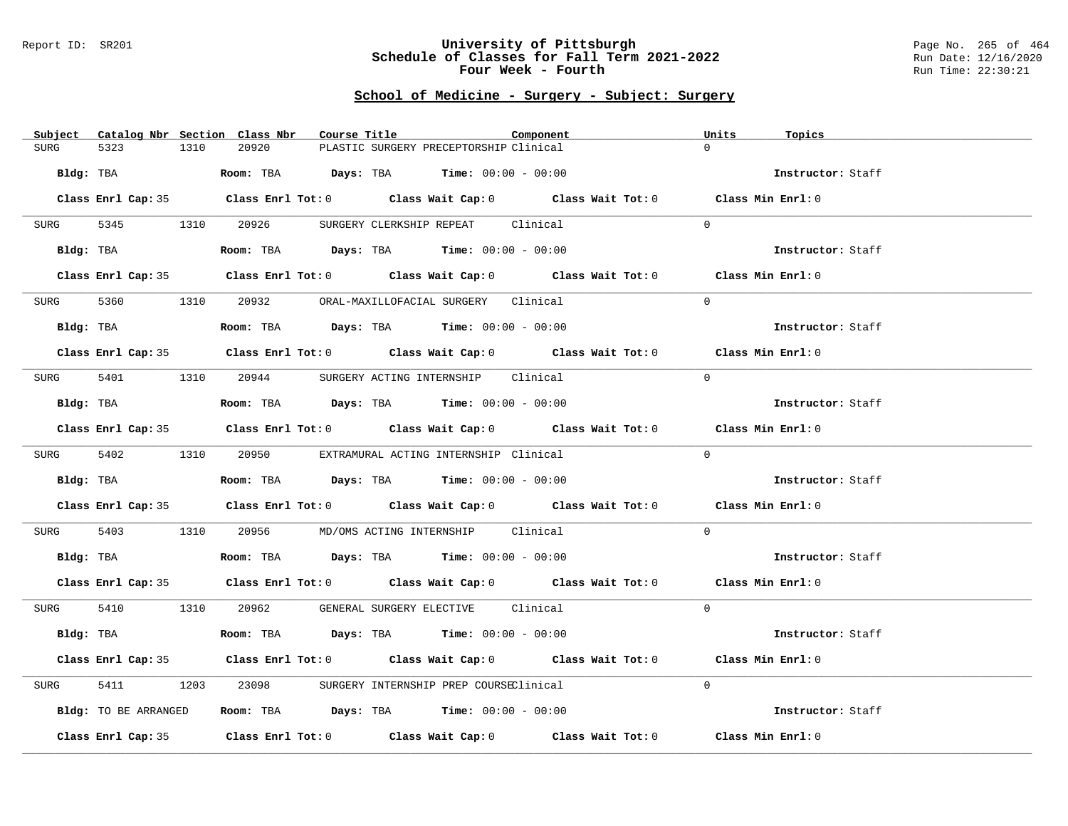# University of Pittsburgh
## Schedule of Classes for Fall Term 2021-2022
### Four Week - Fourth

## School of Medicine - Surgery - Subject: Surgery

| Subject | Catalog Nbr | Section | Class Nbr | Course Title | Component | Units | Topics |
|---|---|---|---|---|---|---|---|
| SURG | 5323 | 1310 | 20920 | PLASTIC SURGERY PRECEPTORSHIP | Clinical | 0 | |

Bldg: TBA Room: TBA Days: TBA Time: 00:00 - 00:00 Instructor: Staff

Class Enrl Cap: 35 Class Enrl Tot: 0 Class Wait Cap: 0 Class Wait Tot: 0 Class Min Enrl: 0

| Subject | Catalog Nbr | Section | Class Nbr | Course Title | Component | Units | Topics |
|---|---|---|---|---|---|---|---|
| SURG | 5345 | 1310 | 20926 | SURGERY CLERKSHIP REPEAT | Clinical | 0 | |

Bldg: TBA Room: TBA Days: TBA Time: 00:00 - 00:00 Instructor: Staff

Class Enrl Cap: 35 Class Enrl Tot: 0 Class Wait Cap: 0 Class Wait Tot: 0 Class Min Enrl: 0

| Subject | Catalog Nbr | Section | Class Nbr | Course Title | Component | Units | Topics |
|---|---|---|---|---|---|---|---|
| SURG | 5360 | 1310 | 20932 | ORAL-MAXILLOFACIAL SURGERY | Clinical | 0 | |

Bldg: TBA Room: TBA Days: TBA Time: 00:00 - 00:00 Instructor: Staff

Class Enrl Cap: 35 Class Enrl Tot: 0 Class Wait Cap: 0 Class Wait Tot: 0 Class Min Enrl: 0

| Subject | Catalog Nbr | Section | Class Nbr | Course Title | Component | Units | Topics |
|---|---|---|---|---|---|---|---|
| SURG | 5401 | 1310 | 20944 | SURGERY ACTING INTERNSHIP | Clinical | 0 | |

Bldg: TBA Room: TBA Days: TBA Time: 00:00 - 00:00 Instructor: Staff

Class Enrl Cap: 35 Class Enrl Tot: 0 Class Wait Cap: 0 Class Wait Tot: 0 Class Min Enrl: 0

| Subject | Catalog Nbr | Section | Class Nbr | Course Title | Component | Units | Topics |
|---|---|---|---|---|---|---|---|
| SURG | 5402 | 1310 | 20950 | EXTRAMURAL ACTING INTERNSHIP | Clinical | 0 | |

Bldg: TBA Room: TBA Days: TBA Time: 00:00 - 00:00 Instructor: Staff

Class Enrl Cap: 35 Class Enrl Tot: 0 Class Wait Cap: 0 Class Wait Tot: 0 Class Min Enrl: 0

| Subject | Catalog Nbr | Section | Class Nbr | Course Title | Component | Units | Topics |
|---|---|---|---|---|---|---|---|
| SURG | 5403 | 1310 | 20956 | MD/OMS ACTING INTERNSHIP | Clinical | 0 | |

Bldg: TBA Room: TBA Days: TBA Time: 00:00 - 00:00 Instructor: Staff

Class Enrl Cap: 35 Class Enrl Tot: 0 Class Wait Cap: 0 Class Wait Tot: 0 Class Min Enrl: 0

| Subject | Catalog Nbr | Section | Class Nbr | Course Title | Component | Units | Topics |
|---|---|---|---|---|---|---|---|
| SURG | 5410 | 1310 | 20962 | GENERAL SURGERY ELECTIVE | Clinical | 0 | |

Bldg: TBA Room: TBA Days: TBA Time: 00:00 - 00:00 Instructor: Staff

Class Enrl Cap: 35 Class Enrl Tot: 0 Class Wait Cap: 0 Class Wait Tot: 0 Class Min Enrl: 0

| Subject | Catalog Nbr | Section | Class Nbr | Course Title | Component | Units | Topics |
|---|---|---|---|---|---|---|---|
| SURG | 5411 | 1203 | 23098 | SURGERY INTERNSHIP PREP COURSE | Clinical | 0 | |

Bldg: TO BE ARRANGED Room: TBA Days: TBA Time: 00:00 - 00:00 Instructor: Staff

Class Enrl Cap: 35 Class Enrl Tot: 0 Class Wait Cap: 0 Class Wait Tot: 0 Class Min Enrl: 0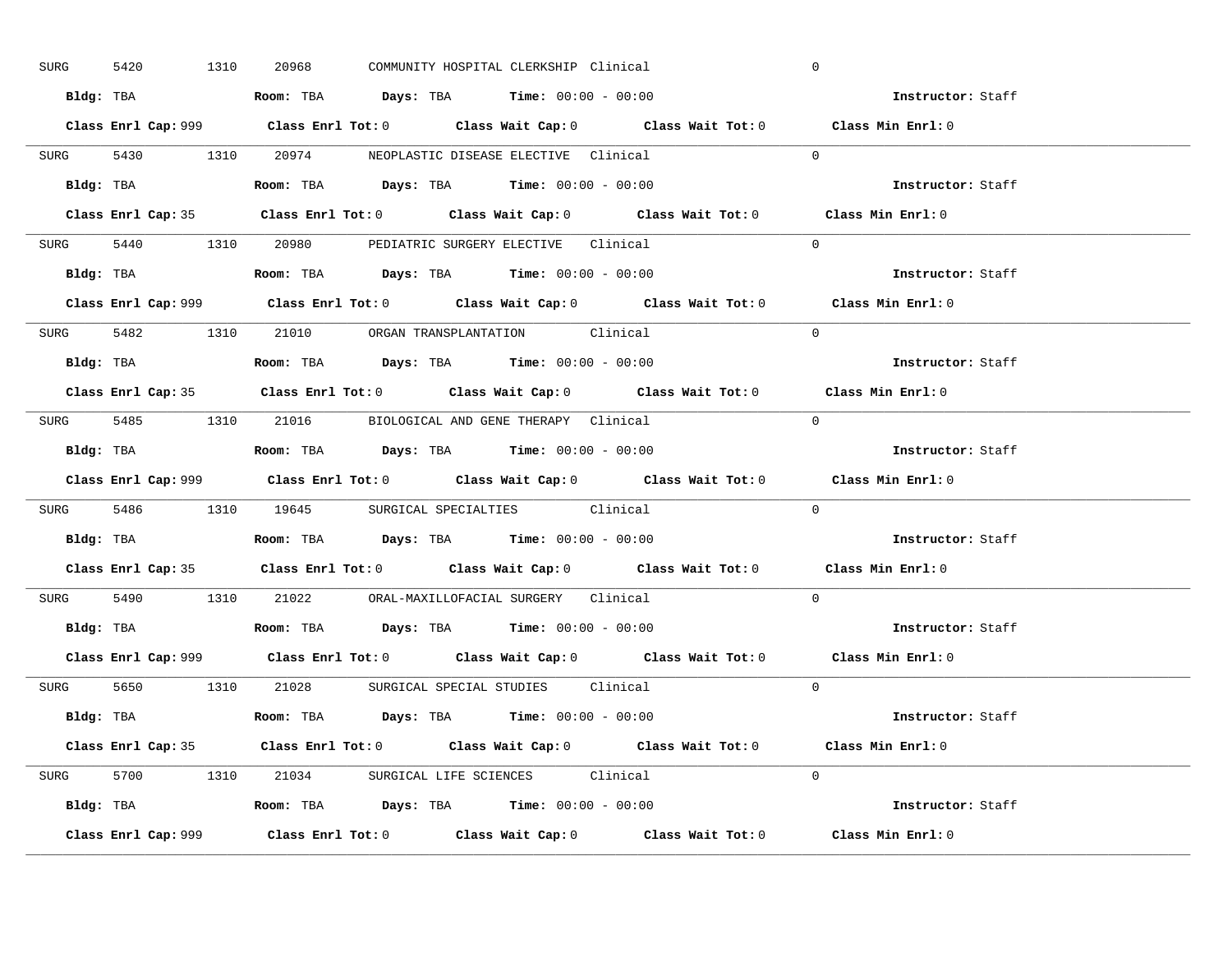SURG 5420 1310 20968 COMMUNITY HOSPITAL CLERKSHIP Clinical 0

**Bldg:** TBA **Room:** TBA **Days:** TBA **Time:** 00:00 - 00:00 **Instructor:** Staff

**Class Enrl Cap:** 999 **Class Enrl Tot:** 0 **Class Wait Cap:** 0 **Class Wait Tot:** 0 **Class Min Enrl:** 0

---

SURG 5430 1310 20974 NEOPLASTIC DISEASE ELECTIVE Clinical 0

**Bldg:** TBA **Room:** TBA **Days:** TBA **Time:** 00:00 - 00:00 **Instructor:** Staff

**Class Enrl Cap:** 35 **Class Enrl Tot:** 0 **Class Wait Cap:** 0 **Class Wait Tot:** 0 **Class Min Enrl:** 0

---

SURG 5440 1310 20980 PEDIATRIC SURGERY ELECTIVE Clinical 0

**Bldg:** TBA **Room:** TBA **Days:** TBA **Time:** 00:00 - 00:00 **Instructor:** Staff

**Class Enrl Cap:** 999 **Class Enrl Tot:** 0 **Class Wait Cap:** 0 **Class Wait Tot:** 0 **Class Min Enrl:** 0

---

SURG 5482 1310 21010 ORGAN TRANSPLANTATION Clinical 0

**Bldg:** TBA **Room:** TBA **Days:** TBA **Time:** 00:00 - 00:00 **Instructor:** Staff

**Class Enrl Cap:** 35 **Class Enrl Tot:** 0 **Class Wait Cap:** 0 **Class Wait Tot:** 0 **Class Min Enrl:** 0

---

SURG 5485 1310 21016 BIOLOGICAL AND GENE THERAPY Clinical 0

**Bldg:** TBA **Room:** TBA **Days:** TBA **Time:** 00:00 - 00:00 **Instructor:** Staff

**Class Enrl Cap:** 999 **Class Enrl Tot:** 0 **Class Wait Cap:** 0 **Class Wait Tot:** 0 **Class Min Enrl:** 0

---

SURG 5486 1310 19645 SURGICAL SPECIALTIES Clinical 0

**Bldg:** TBA **Room:** TBA **Days:** TBA **Time:** 00:00 - 00:00 **Instructor:** Staff

**Class Enrl Cap:** 35 **Class Enrl Tot:** 0 **Class Wait Cap:** 0 **Class Wait Tot:** 0 **Class Min Enrl:** 0

---

SURG 5490 1310 21022 ORAL-MAXILLOFACIAL SURGERY Clinical 0

**Bldg:** TBA **Room:** TBA **Days:** TBA **Time:** 00:00 - 00:00 **Instructor:** Staff

**Class Enrl Cap:** 999 **Class Enrl Tot:** 0 **Class Wait Cap:** 0 **Class Wait Tot:** 0 **Class Min Enrl:** 0

---

SURG 5650 1310 21028 SURGICAL SPECIAL STUDIES Clinical 0

**Bldg:** TBA **Room:** TBA **Days:** TBA **Time:** 00:00 - 00:00 **Instructor:** Staff

**Class Enrl Cap:** 35 **Class Enrl Tot:** 0 **Class Wait Cap:** 0 **Class Wait Tot:** 0 **Class Min Enrl:** 0

---

SURG 5700 1310 21034 SURGICAL LIFE SCIENCES Clinical 0

**Bldg:** TBA **Room:** TBA **Days:** TBA **Time:** 00:00 - 00:00 **Instructor:** Staff

**Class Enrl Cap:** 999 **Class Enrl Tot:** 0 **Class Wait Cap:** 0 **Class Wait Tot:** 0 **Class Min Enrl:** 0

---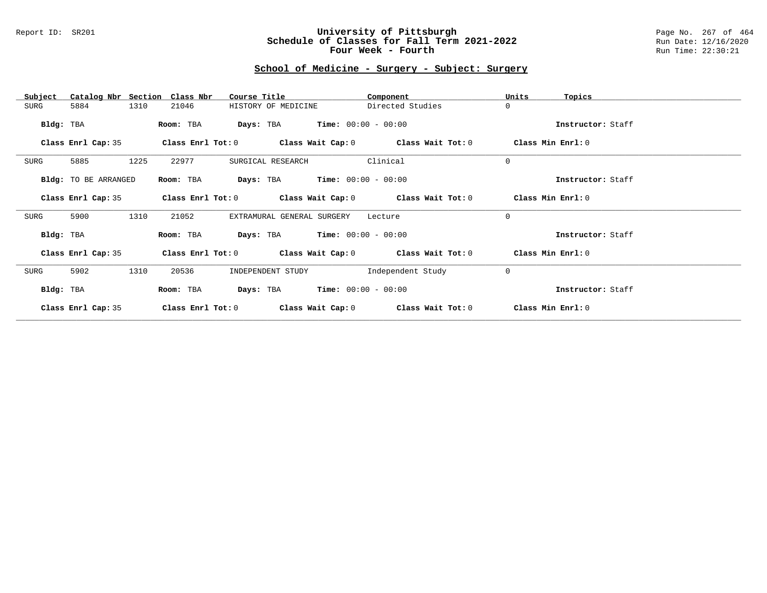## School of Medicine - Surgery - Subject: Surgery

| Subject | Catalog Nbr | Section | Class Nbr | Course Title | Component | Units | Topics |
|---|---|---|---|---|---|---|---|
| SURG | 5884 | 1310 | 21046 | HISTORY OF MEDICINE | Directed Studies | 0 | |

**Bldg:** TBA **Room:** TBA **Days:** TBA **Time:** 00:00 - 00:00 **Instructor:** Staff

**Class Enrl Cap:** 35 **Class Enrl Tot:** 0 **Class Wait Cap:** 0 **Class Wait Tot:** 0 **Class Min Enrl:** 0

---

| Subject | Catalog Nbr | Section | Class Nbr | Course Title | Component | Units | Topics |
|---|---|---|---|---|---|---|---|
| SURG | 5885 | 1225 | 22977 | SURGICAL RESEARCH | Clinical | 0 | |

**Bldg:** TO BE ARRANGED **Room:** TBA **Days:** TBA **Time:** 00:00 - 00:00 **Instructor:** Staff

**Class Enrl Cap:** 35 **Class Enrl Tot:** 0 **Class Wait Cap:** 0 **Class Wait Tot:** 0 **Class Min Enrl:** 0

---

| Subject | Catalog Nbr | Section | Class Nbr | Course Title | Component | Units | Topics |
|---|---|---|---|---|---|---|---|
| SURG | 5900 | 1310 | 21052 | EXTRAMURAL GENERAL SURGERY | Lecture | 0 | |

**Bldg:** TBA **Room:** TBA **Days:** TBA **Time:** 00:00 - 00:00 **Instructor:** Staff

**Class Enrl Cap:** 35 **Class Enrl Tot:** 0 **Class Wait Cap:** 0 **Class Wait Tot:** 0 **Class Min Enrl:** 0

---

| Subject | Catalog Nbr | Section | Class Nbr | Course Title | Component | Units | Topics |
|---|---|---|---|---|---|---|---|
| SURG | 5902 | 1310 | 20536 | INDEPENDENT STUDY | Independent Study | 0 | |

**Bldg:** TBA **Room:** TBA **Days:** TBA **Time:** 00:00 - 00:00 **Instructor:** Staff

**Class Enrl Cap:** 35 **Class Enrl Tot:** 0 **Class Wait Cap:** 0 **Class Wait Tot:** 0 **Class Min Enrl:** 0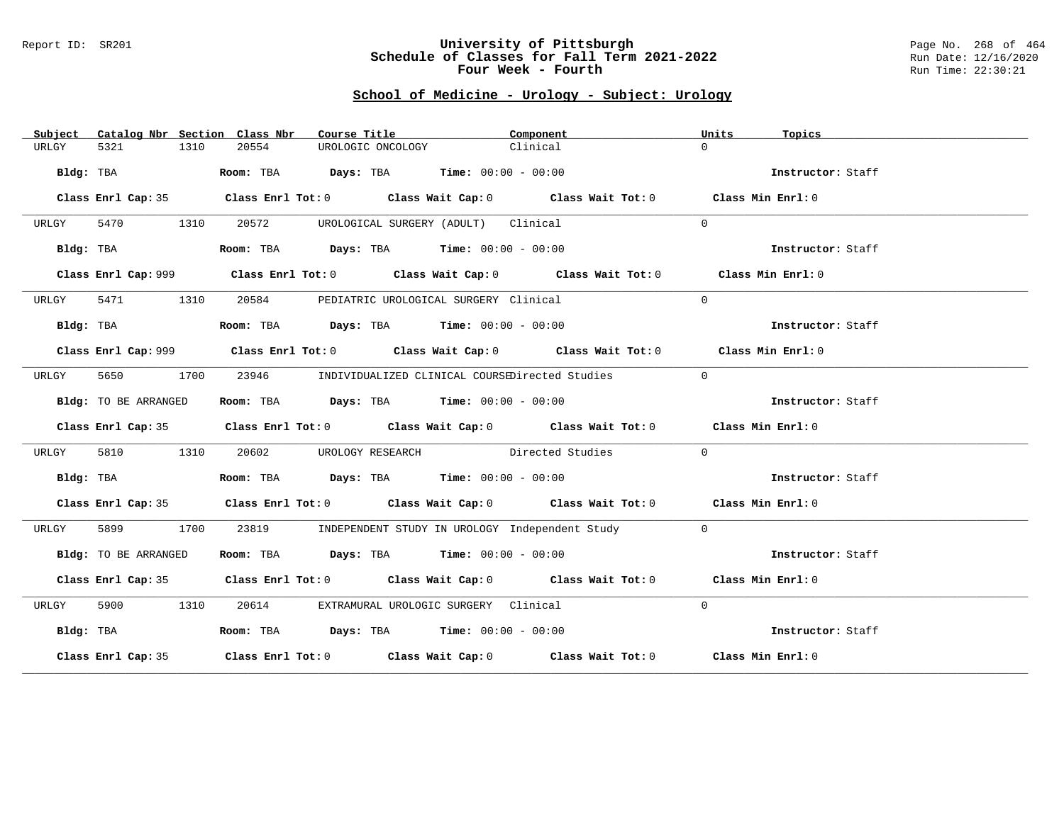Report ID: SR201

# University of Pittsburgh
# Schedule of Classes for Fall Term 2021-2022
# Four Week - Fourth

Run Date: 12/16/2020
Run Time: 22:30:21

## School of Medicine - Urology - Subject: Urology

| Subject | Catalog Nbr | Section | Class Nbr | Course Title | Component | Units | Topics |
|---|---|---|---|---|---|---|---|
| URLGY | 5321 | 1310 | 20554 | UROLOGIC ONCOLOGY | Clinical | 0 | |

**Bldg:** TBA **Room:** TBA **Days:** TBA **Time:** 00:00 - 00:00 **Instructor:** Staff

**Class Enrl Cap:** 35 **Class Enrl Tot:** 0 **Class Wait Cap:** 0 **Class Wait Tot:** 0 **Class Min Enrl:** 0

| Subject | Catalog Nbr | Section | Class Nbr | Course Title | Component | Units | Topics |
|---|---|---|---|---|---|---|---|
| URLGY | 5470 | 1310 | 20572 | UROLOGICAL SURGERY (ADULT) | Clinical | 0 | |

**Bldg:** TBA **Room:** TBA **Days:** TBA **Time:** 00:00 - 00:00 **Instructor:** Staff

**Class Enrl Cap:** 999 **Class Enrl Tot:** 0 **Class Wait Cap:** 0 **Class Wait Tot:** 0 **Class Min Enrl:** 0

| Subject | Catalog Nbr | Section | Class Nbr | Course Title | Component | Units | Topics |
|---|---|---|---|---|---|---|---|
| URLGY | 5471 | 1310 | 20584 | PEDIATRIC UROLOGICAL SURGERY | Clinical | 0 | |

**Bldg:** TBA **Room:** TBA **Days:** TBA **Time:** 00:00 - 00:00 **Instructor:** Staff

**Class Enrl Cap:** 999 **Class Enrl Tot:** 0 **Class Wait Cap:** 0 **Class Wait Tot:** 0 **Class Min Enrl:** 0

| Subject | Catalog Nbr | Section | Class Nbr | Course Title | Component | Units | Topics |
|---|---|---|---|---|---|---|---|
| URLGY | 5650 | 1700 | 23946 | INDIVIDUALIZED CLINICAL COURSE | Directed Studies | 0 | |

**Bldg:** TO BE ARRANGED **Room:** TBA **Days:** TBA **Time:** 00:00 - 00:00 **Instructor:** Staff

**Class Enrl Cap:** 35 **Class Enrl Tot:** 0 **Class Wait Cap:** 0 **Class Wait Tot:** 0 **Class Min Enrl:** 0

| Subject | Catalog Nbr | Section | Class Nbr | Course Title | Component | Units | Topics |
|---|---|---|---|---|---|---|---|
| URLGY | 5810 | 1310 | 20602 | UROLOGY RESEARCH | Directed Studies | 0 | |

**Bldg:** TBA **Room:** TBA **Days:** TBA **Time:** 00:00 - 00:00 **Instructor:** Staff

**Class Enrl Cap:** 35 **Class Enrl Tot:** 0 **Class Wait Cap:** 0 **Class Wait Tot:** 0 **Class Min Enrl:** 0

| Subject | Catalog Nbr | Section | Class Nbr | Course Title | Component | Units | Topics |
|---|---|---|---|---|---|---|---|
| URLGY | 5899 | 1700 | 23819 | INDEPENDENT STUDY IN UROLOGY | Independent Study | 0 | |

**Bldg:** TO BE ARRANGED **Room:** TBA **Days:** TBA **Time:** 00:00 - 00:00 **Instructor:** Staff

**Class Enrl Cap:** 35 **Class Enrl Tot:** 0 **Class Wait Cap:** 0 **Class Wait Tot:** 0 **Class Min Enrl:** 0

| Subject | Catalog Nbr | Section | Class Nbr | Course Title | Component | Units | Topics |
|---|---|---|---|---|---|---|---|
| URLGY | 5900 | 1310 | 20614 | EXTRAMURAL UROLOGIC SURGERY | Clinical | 0 | |

**Bldg:** TBA **Room:** TBA **Days:** TBA **Time:** 00:00 - 00:00 **Instructor:** Staff

**Class Enrl Cap:** 35 **Class Enrl Tot:** 0 **Class Wait Cap:** 0 **Class Wait Tot:** 0 **Class Min Enrl:** 0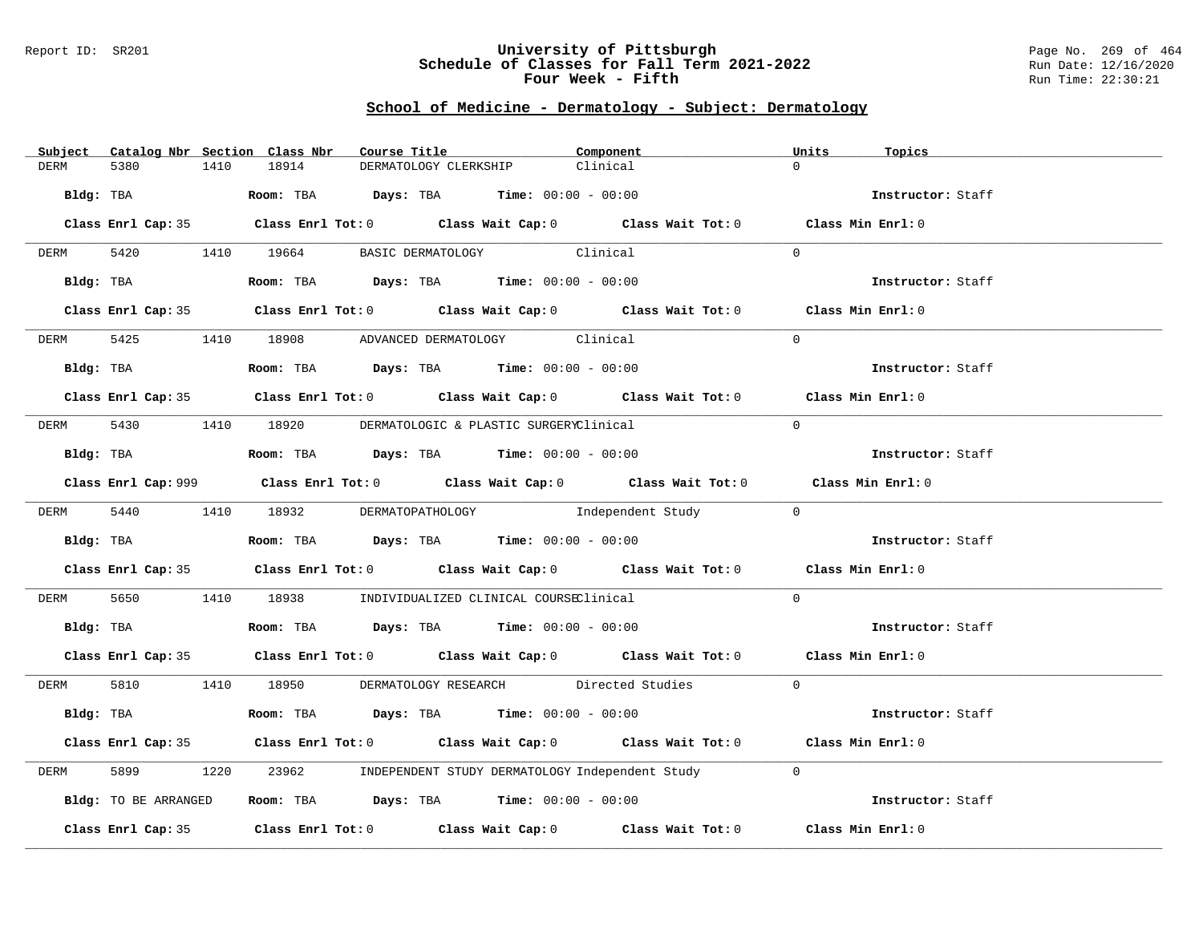University of Pittsburgh
Schedule of Classes for Fall Term 2021-2022
Four Week - Fifth

## School of Medicine - Dermatology - Subject: Dermatology

| Subject | Catalog Nbr | Section | Class Nbr | Course Title | Component | Units | Topics |
|---|---|---|---|---|---|---|---|
| DERM | 5380 | 1410 | 18914 | DERMATOLOGY CLERKSHIP | Clinical | 0 | |

**Bldg:** TBA **Room:** TBA **Days:** TBA **Time:** 00:00 - 00:00 **Instructor:** Staff

**Class Enrl Cap:** 35 **Class Enrl Tot:** 0 **Class Wait Cap:** 0 **Class Wait Tot:** 0 **Class Min Enrl:** 0

---

| Subject | Catalog Nbr | Section | Class Nbr | Course Title | Component | Units | Topics |
|---|---|---|---|---|---|---|---|
| DERM | 5420 | 1410 | 19664 | BASIC DERMATOLOGY | Clinical | 0 | |

**Bldg:** TBA **Room:** TBA **Days:** TBA **Time:** 00:00 - 00:00 **Instructor:** Staff

**Class Enrl Cap:** 35 **Class Enrl Tot:** 0 **Class Wait Cap:** 0 **Class Wait Tot:** 0 **Class Min Enrl:** 0

---

| Subject | Catalog Nbr | Section | Class Nbr | Course Title | Component | Units | Topics |
|---|---|---|---|---|---|---|---|
| DERM | 5425 | 1410 | 18908 | ADVANCED DERMATOLOGY | Clinical | 0 | |

**Bldg:** TBA **Room:** TBA **Days:** TBA **Time:** 00:00 - 00:00 **Instructor:** Staff

**Class Enrl Cap:** 35 **Class Enrl Tot:** 0 **Class Wait Cap:** 0 **Class Wait Tot:** 0 **Class Min Enrl:** 0

---

| Subject | Catalog Nbr | Section | Class Nbr | Course Title | Component | Units | Topics |
|---|---|---|---|---|---|---|---|
| DERM | 5430 | 1410 | 18920 | DERMATOLOGIC & PLASTIC SURGERY | Clinical | 0 | |

**Bldg:** TBA **Room:** TBA **Days:** TBA **Time:** 00:00 - 00:00 **Instructor:** Staff

**Class Enrl Cap:** 999 **Class Enrl Tot:** 0 **Class Wait Cap:** 0 **Class Wait Tot:** 0 **Class Min Enrl:** 0

---

| Subject | Catalog Nbr | Section | Class Nbr | Course Title | Component | Units | Topics |
|---|---|---|---|---|---|---|---|
| DERM | 5440 | 1410 | 18932 | DERMATOPATHOLOGY | Independent Study | 0 | |

**Bldg:** TBA **Room:** TBA **Days:** TBA **Time:** 00:00 - 00:00 **Instructor:** Staff

**Class Enrl Cap:** 35 **Class Enrl Tot:** 0 **Class Wait Cap:** 0 **Class Wait Tot:** 0 **Class Min Enrl:** 0

---

| Subject | Catalog Nbr | Section | Class Nbr | Course Title | Component | Units | Topics |
|---|---|---|---|---|---|---|---|
| DERM | 5650 | 1410 | 18938 | INDIVIDUALIZED CLINICAL COURSE | Clinical | 0 | |

**Bldg:** TBA **Room:** TBA **Days:** TBA **Time:** 00:00 - 00:00 **Instructor:** Staff

**Class Enrl Cap:** 35 **Class Enrl Tot:** 0 **Class Wait Cap:** 0 **Class Wait Tot:** 0 **Class Min Enrl:** 0

---

| Subject | Catalog Nbr | Section | Class Nbr | Course Title | Component | Units | Topics |
|---|---|---|---|---|---|---|---|
| DERM | 5810 | 1410 | 18950 | DERMATOLOGY RESEARCH | Directed Studies | 0 | |

**Bldg:** TBA **Room:** TBA **Days:** TBA **Time:** 00:00 - 00:00 **Instructor:** Staff

**Class Enrl Cap:** 35 **Class Enrl Tot:** 0 **Class Wait Cap:** 0 **Class Wait Tot:** 0 **Class Min Enrl:** 0

---

| Subject | Catalog Nbr | Section | Class Nbr | Course Title | Component | Units | Topics |
|---|---|---|---|---|---|---|---|
| DERM | 5899 | 1220 | 23962 | INDEPENDENT STUDY DERMATOLOGY | Independent Study | 0 | |

**Bldg:** TO BE ARRANGED **Room:** TBA **Days:** TBA **Time:** 00:00 - 00:00 **Instructor:** Staff

**Class Enrl Cap:** 35 **Class Enrl Tot:** 0 **Class Wait Cap:** 0 **Class Wait Tot:** 0 **Class Min Enrl:** 0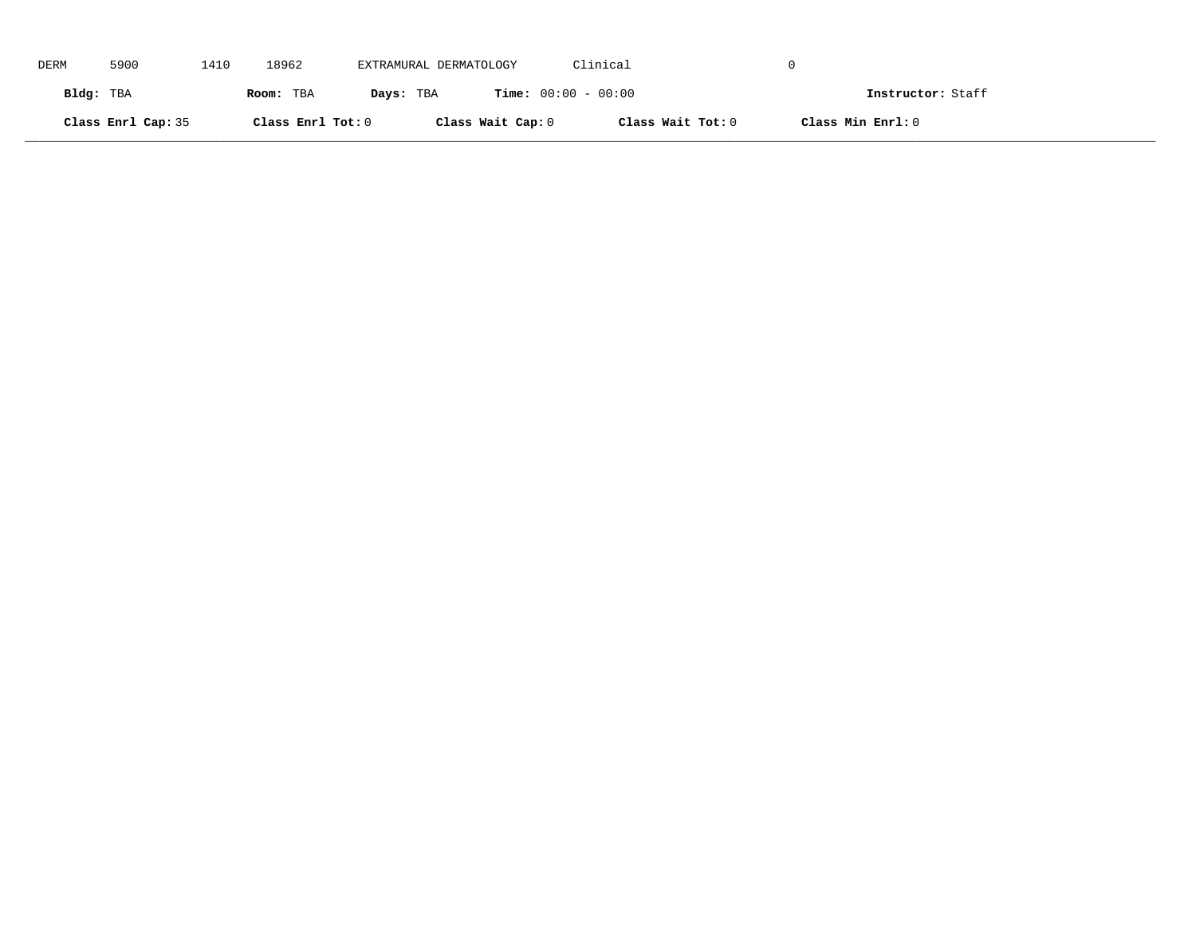DERM 5900 1410 18962 EXTRAMURAL DERMATOLOGY Clinical 0

**Bldg:** TBA **Room:** TBA **Days:** TBA **Time:** 00:00 - 00:00 **Instructor:** Staff

**Class Enrl Cap:** 35 **Class Enrl Tot:** 0 **Class Wait Cap:** 0 **Class Wait Tot:** 0 **Class Min Enrl:** 0

---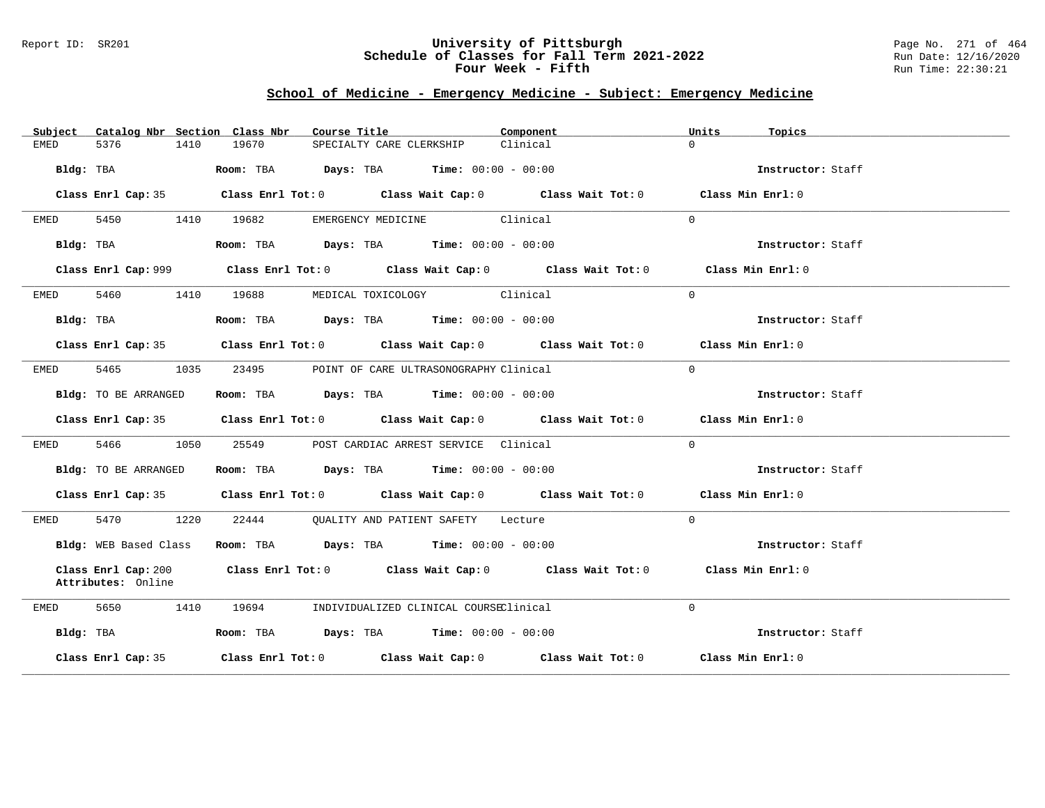# University of Pittsburgh
## Schedule of Classes for Fall Term 2021-2022
### Four Week - Fifth

Report ID: SR201

Run Date: 12/16/2020
Run Time: 22:30:21

## School of Medicine - Emergency Medicine - Subject: Emergency Medicine

| Subject | Catalog Nbr | Section | Class Nbr | Course Title | Component | Units | Topics |
|---|---|---|---|---|---|---|---|
| EMED | 5376 | 1410 | 19670 | SPECIALTY CARE CLERKSHIP | Clinical | 0 | |

**Bldg:** TBA **Room:** TBA **Days:** TBA **Time:** 00:00 - 00:00 **Instructor:** Staff

**Class Enrl Cap:** 35 **Class Enrl Tot:** 0 **Class Wait Cap:** 0 **Class Wait Tot:** 0 **Class Min Enrl:** 0

---

| Subject | Catalog Nbr | Section | Class Nbr | Course Title | Component | Units | Topics |
|---|---|---|---|---|---|---|---|
| EMED | 5450 | 1410 | 19682 | EMERGENCY MEDICINE | Clinical | 0 | |

**Bldg:** TBA **Room:** TBA **Days:** TBA **Time:** 00:00 - 00:00 **Instructor:** Staff

**Class Enrl Cap:** 999 **Class Enrl Tot:** 0 **Class Wait Cap:** 0 **Class Wait Tot:** 0 **Class Min Enrl:** 0

---

| Subject | Catalog Nbr | Section | Class Nbr | Course Title | Component | Units | Topics |
|---|---|---|---|---|---|---|---|
| EMED | 5460 | 1410 | 19688 | MEDICAL TOXICOLOGY | Clinical | 0 | |

**Bldg:** TBA **Room:** TBA **Days:** TBA **Time:** 00:00 - 00:00 **Instructor:** Staff

**Class Enrl Cap:** 35 **Class Enrl Tot:** 0 **Class Wait Cap:** 0 **Class Wait Tot:** 0 **Class Min Enrl:** 0

---

| Subject | Catalog Nbr | Section | Class Nbr | Course Title | Component | Units | Topics |
|---|---|---|---|---|---|---|---|
| EMED | 5465 | 1035 | 23495 | POINT OF CARE ULTRASONOGRAPHY | Clinical | 0 | |

**Bldg:** TO BE ARRANGED **Room:** TBA **Days:** TBA **Time:** 00:00 - 00:00 **Instructor:** Staff

**Class Enrl Cap:** 35 **Class Enrl Tot:** 0 **Class Wait Cap:** 0 **Class Wait Tot:** 0 **Class Min Enrl:** 0

---

| Subject | Catalog Nbr | Section | Class Nbr | Course Title | Component | Units | Topics |
|---|---|---|---|---|---|---|---|
| EMED | 5466 | 1050 | 25549 | POST CARDIAC ARREST SERVICE | Clinical | 0 | |

**Bldg:** TO BE ARRANGED **Room:** TBA **Days:** TBA **Time:** 00:00 - 00:00 **Instructor:** Staff

**Class Enrl Cap:** 35 **Class Enrl Tot:** 0 **Class Wait Cap:** 0 **Class Wait Tot:** 0 **Class Min Enrl:** 0

---

| Subject | Catalog Nbr | Section | Class Nbr | Course Title | Component | Units | Topics |
|---|---|---|---|---|---|---|---|
| EMED | 5470 | 1220 | 22444 | QUALITY AND PATIENT SAFETY | Lecture | 0 | |

**Bldg:** WEB Based Class **Room:** TBA **Days:** TBA **Time:** 00:00 - 00:00 **Instructor:** Staff

**Class Enrl Cap:** 200 **Class Enrl Tot:** 0 **Class Wait Cap:** 0 **Class Wait Tot:** 0 **Class Min Enrl:** 0
**Attributes:** Online

---

| Subject | Catalog Nbr | Section | Class Nbr | Course Title | Component | Units | Topics |
|---|---|---|---|---|---|---|---|
| EMED | 5650 | 1410 | 19694 | INDIVIDUALIZED CLINICAL COURSE | Clinical | 0 | |

**Bldg:** TBA **Room:** TBA **Days:** TBA **Time:** 00:00 - 00:00 **Instructor:** Staff

**Class Enrl Cap:** 35 **Class Enrl Tot:** 0 **Class Wait Cap:** 0 **Class Wait Tot:** 0 **Class Min Enrl:** 0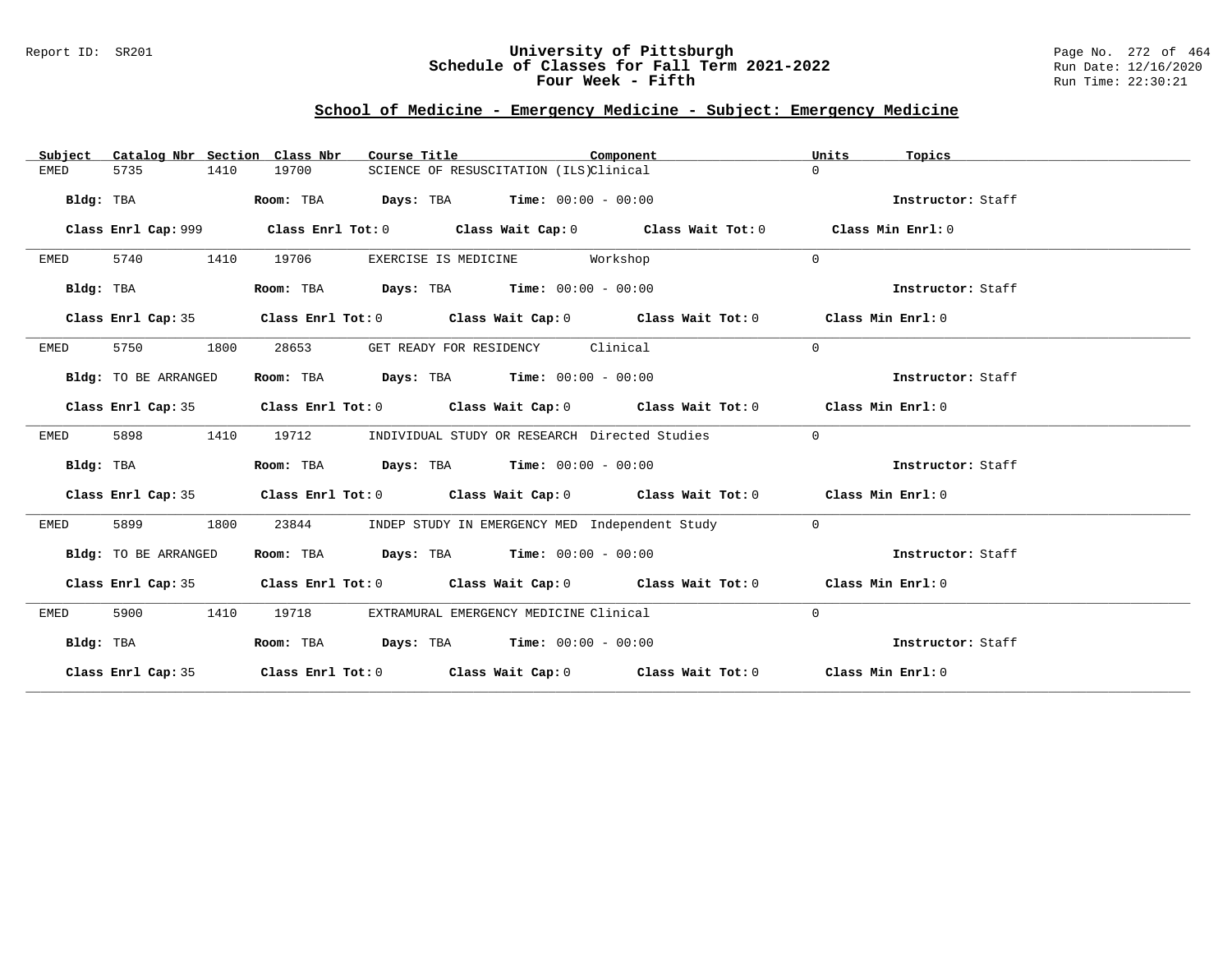## School of Medicine - Emergency Medicine - Subject: Emergency Medicine

| Subject | Catalog Nbr | Section | Class Nbr | Course Title | Component | Units | Topics |
|---|---|---|---|---|---|---|---|
| EMED | 5735 | 1410 | 19700 | SCIENCE OF RESUSCITATION (ILS) | Clinical | 0 | |

**Bldg:** TBA **Room:** TBA **Days:** TBA **Time:** 00:00 - 00:00 **Instructor:** Staff

**Class Enrl Cap:** 999 **Class Enrl Tot:** 0 **Class Wait Cap:** 0 **Class Wait Tot:** 0 **Class Min Enrl:** 0

---

| Subject | Catalog Nbr | Section | Class Nbr | Course Title | Component | Units | Topics |
|---|---|---|---|---|---|---|---|
| EMED | 5740 | 1410 | 19706 | EXERCISE IS MEDICINE | Workshop | 0 | |

**Bldg:** TBA **Room:** TBA **Days:** TBA **Time:** 00:00 - 00:00 **Instructor:** Staff

**Class Enrl Cap:** 35 **Class Enrl Tot:** 0 **Class Wait Cap:** 0 **Class Wait Tot:** 0 **Class Min Enrl:** 0

---

| Subject | Catalog Nbr | Section | Class Nbr | Course Title | Component | Units | Topics |
|---|---|---|---|---|---|---|---|
| EMED | 5750 | 1800 | 28653 | GET READY FOR RESIDENCY | Clinical | 0 | |

**Bldg:** TO BE ARRANGED **Room:** TBA **Days:** TBA **Time:** 00:00 - 00:00 **Instructor:** Staff

**Class Enrl Cap:** 35 **Class Enrl Tot:** 0 **Class Wait Cap:** 0 **Class Wait Tot:** 0 **Class Min Enrl:** 0

---

| Subject | Catalog Nbr | Section | Class Nbr | Course Title | Component | Units | Topics |
|---|---|---|---|---|---|---|---|
| EMED | 5898 | 1410 | 19712 | INDIVIDUAL STUDY OR RESEARCH | Directed Studies | 0 | |

**Bldg:** TBA **Room:** TBA **Days:** TBA **Time:** 00:00 - 00:00 **Instructor:** Staff

**Class Enrl Cap:** 35 **Class Enrl Tot:** 0 **Class Wait Cap:** 0 **Class Wait Tot:** 0 **Class Min Enrl:** 0

---

| Subject | Catalog Nbr | Section | Class Nbr | Course Title | Component | Units | Topics |
|---|---|---|---|---|---|---|---|
| EMED | 5899 | 1800 | 23844 | INDEP STUDY IN EMERGENCY MED | Independent Study | 0 | |

**Bldg:** TO BE ARRANGED **Room:** TBA **Days:** TBA **Time:** 00:00 - 00:00 **Instructor:** Staff

**Class Enrl Cap:** 35 **Class Enrl Tot:** 0 **Class Wait Cap:** 0 **Class Wait Tot:** 0 **Class Min Enrl:** 0

---

| Subject | Catalog Nbr | Section | Class Nbr | Course Title | Component | Units | Topics |
|---|---|---|---|---|---|---|---|
| EMED | 5900 | 1410 | 19718 | EXTRAMURAL EMERGENCY MEDICINE | Clinical | 0 | |

**Bldg:** TBA **Room:** TBA **Days:** TBA **Time:** 00:00 - 00:00 **Instructor:** Staff

**Class Enrl Cap:** 35 **Class Enrl Tot:** 0 **Class Wait Cap:** 0 **Class Wait Tot:** 0 **Class Min Enrl:** 0

---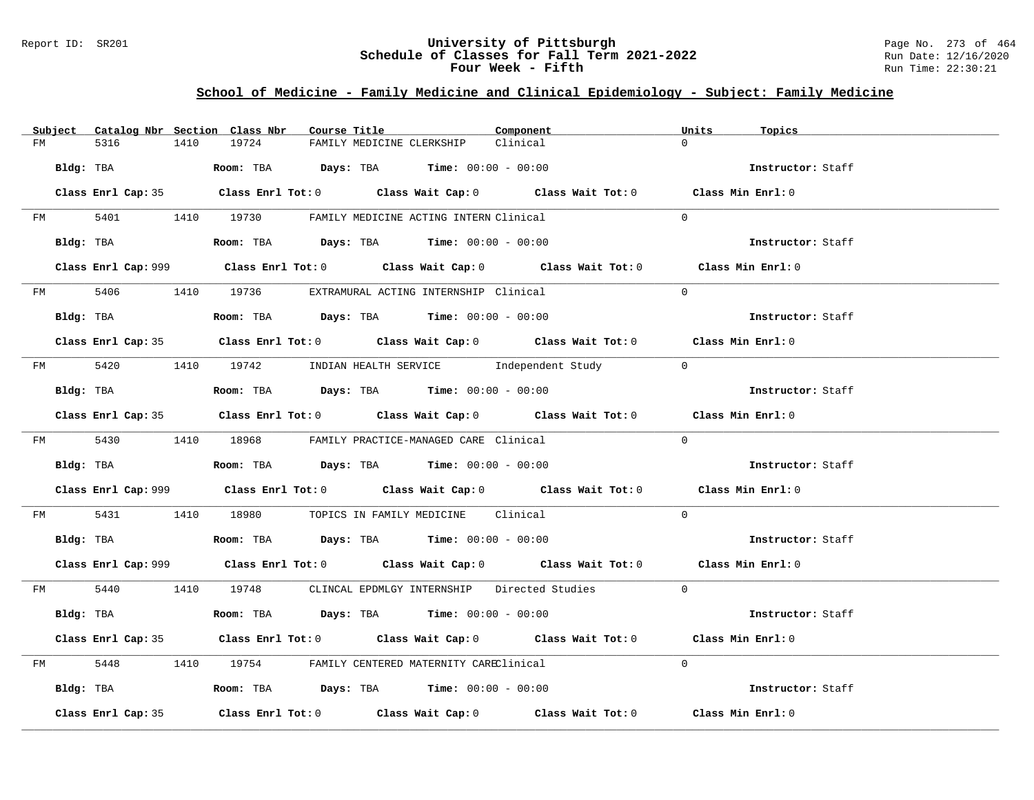## School of Medicine - Family Medicine and Clinical Epidemiology - Subject: Family Medicine

| Subject | Catalog Nbr | Section | Class Nbr | Course Title | Component | Units | Topics |
|---|---|---|---|---|---|---|---|
| FM | 5316 | 1410 | 19724 | FAMILY MEDICINE CLERKSHIP | Clinical | 0 | |

**Bldg:** TBA **Room:** TBA **Days:** TBA **Time:** 00:00 - 00:00 **Instructor:** Staff

**Class Enrl Cap:** 35 **Class Enrl Tot:** 0 **Class Wait Cap:** 0 **Class Wait Tot:** 0 **Class Min Enrl:** 0

| Subject | Catalog Nbr | Section | Class Nbr | Course Title | Component | Units | Topics |
|---|---|---|---|---|---|---|---|
| FM | 5401 | 1410 | 19730 | FAMILY MEDICINE ACTING INTERN | Clinical | 0 | |

**Bldg:** TBA **Room:** TBA **Days:** TBA **Time:** 00:00 - 00:00 **Instructor:** Staff

**Class Enrl Cap:** 999 **Class Enrl Tot:** 0 **Class Wait Cap:** 0 **Class Wait Tot:** 0 **Class Min Enrl:** 0

| Subject | Catalog Nbr | Section | Class Nbr | Course Title | Component | Units | Topics |
|---|---|---|---|---|---|---|---|
| FM | 5406 | 1410 | 19736 | EXTRAMURAL ACTING INTERNSHIP | Clinical | 0 | |

**Bldg:** TBA **Room:** TBA **Days:** TBA **Time:** 00:00 - 00:00 **Instructor:** Staff

**Class Enrl Cap:** 35 **Class Enrl Tot:** 0 **Class Wait Cap:** 0 **Class Wait Tot:** 0 **Class Min Enrl:** 0

| Subject | Catalog Nbr | Section | Class Nbr | Course Title | Component | Units | Topics |
|---|---|---|---|---|---|---|---|
| FM | 5420 | 1410 | 19742 | INDIAN HEALTH SERVICE | Independent Study | 0 | |

**Bldg:** TBA **Room:** TBA **Days:** TBA **Time:** 00:00 - 00:00 **Instructor:** Staff

**Class Enrl Cap:** 35 **Class Enrl Tot:** 0 **Class Wait Cap:** 0 **Class Wait Tot:** 0 **Class Min Enrl:** 0

| Subject | Catalog Nbr | Section | Class Nbr | Course Title | Component | Units | Topics |
|---|---|---|---|---|---|---|---|
| FM | 5430 | 1410 | 18968 | FAMILY PRACTICE-MANAGED CARE | Clinical | 0 | |

**Bldg:** TBA **Room:** TBA **Days:** TBA **Time:** 00:00 - 00:00 **Instructor:** Staff

**Class Enrl Cap:** 999 **Class Enrl Tot:** 0 **Class Wait Cap:** 0 **Class Wait Tot:** 0 **Class Min Enrl:** 0

| Subject | Catalog Nbr | Section | Class Nbr | Course Title | Component | Units | Topics |
|---|---|---|---|---|---|---|---|
| FM | 5431 | 1410 | 18980 | TOPICS IN FAMILY MEDICINE | Clinical | 0 | |

**Bldg:** TBA **Room:** TBA **Days:** TBA **Time:** 00:00 - 00:00 **Instructor:** Staff

**Class Enrl Cap:** 999 **Class Enrl Tot:** 0 **Class Wait Cap:** 0 **Class Wait Tot:** 0 **Class Min Enrl:** 0

| Subject | Catalog Nbr | Section | Class Nbr | Course Title | Component | Units | Topics |
|---|---|---|---|---|---|---|---|
| FM | 5440 | 1410 | 19748 | CLINCAL EPDMLGY INTERNSHIP | Directed Studies | 0 | |

**Bldg:** TBA **Room:** TBA **Days:** TBA **Time:** 00:00 - 00:00 **Instructor:** Staff

**Class Enrl Cap:** 35 **Class Enrl Tot:** 0 **Class Wait Cap:** 0 **Class Wait Tot:** 0 **Class Min Enrl:** 0

| Subject | Catalog Nbr | Section | Class Nbr | Course Title | Component | Units | Topics |
|---|---|---|---|---|---|---|---|
| FM | 5448 | 1410 | 19754 | FAMILY CENTERED MATERNITY CARE | Clinical | 0 | |

**Bldg:** TBA **Room:** TBA **Days:** TBA **Time:** 00:00 - 00:00 **Instructor:** Staff

**Class Enrl Cap:** 35 **Class Enrl Tot:** 0 **Class Wait Cap:** 0 **Class Wait Tot:** 0 **Class Min Enrl:** 0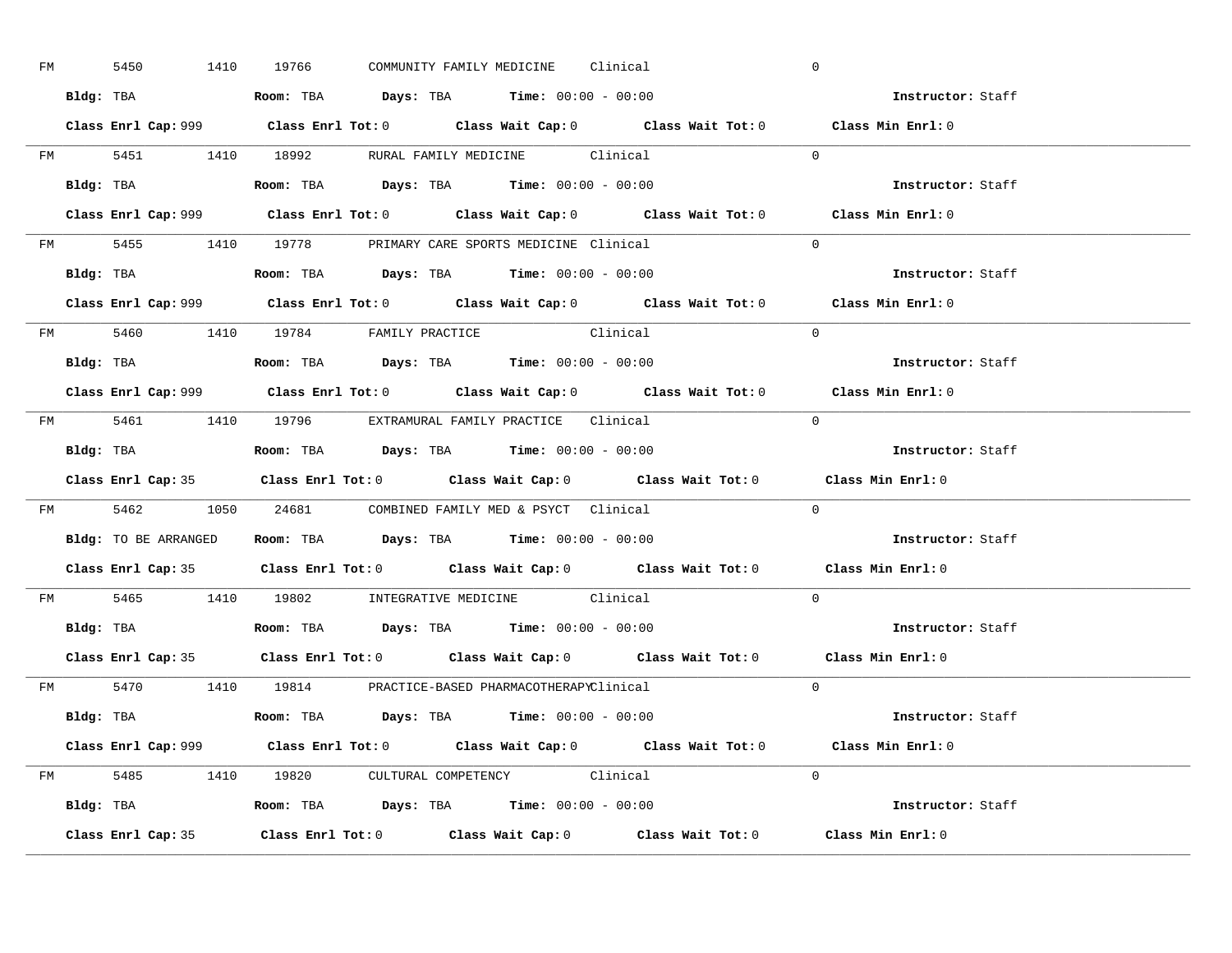FM 5450 1410 19766 COMMUNITY FAMILY MEDICINE Clinical 0

**Bldg:** TBA **Room:** TBA **Days:** TBA **Time:** 00:00 - 00:00 **Instructor:** Staff

**Class Enrl Cap:** 999 **Class Enrl Tot:** 0 **Class Wait Cap:** 0 **Class Wait Tot:** 0 **Class Min Enrl:** 0

---

FM 5451 1410 18992 RURAL FAMILY MEDICINE Clinical 0

**Bldg:** TBA **Room:** TBA **Days:** TBA **Time:** 00:00 - 00:00 **Instructor:** Staff

**Class Enrl Cap:** 999 **Class Enrl Tot:** 0 **Class Wait Cap:** 0 **Class Wait Tot:** 0 **Class Min Enrl:** 0

---

FM 5455 1410 19778 PRIMARY CARE SPORTS MEDICINE Clinical 0

**Bldg:** TBA **Room:** TBA **Days:** TBA **Time:** 00:00 - 00:00 **Instructor:** Staff

**Class Enrl Cap:** 999 **Class Enrl Tot:** 0 **Class Wait Cap:** 0 **Class Wait Tot:** 0 **Class Min Enrl:** 0

---

FM 5460 1410 19784 FAMILY PRACTICE Clinical 0

**Bldg:** TBA **Room:** TBA **Days:** TBA **Time:** 00:00 - 00:00 **Instructor:** Staff

**Class Enrl Cap:** 999 **Class Enrl Tot:** 0 **Class Wait Cap:** 0 **Class Wait Tot:** 0 **Class Min Enrl:** 0

---

FM 5461 1410 19796 EXTRAMURAL FAMILY PRACTICE Clinical 0

**Bldg:** TBA **Room:** TBA **Days:** TBA **Time:** 00:00 - 00:00 **Instructor:** Staff

**Class Enrl Cap:** 35 **Class Enrl Tot:** 0 **Class Wait Cap:** 0 **Class Wait Tot:** 0 **Class Min Enrl:** 0

---

FM 5462 1050 24681 COMBINED FAMILY MED & PSYCT Clinical 0

**Bldg:** TO BE ARRANGED **Room:** TBA **Days:** TBA **Time:** 00:00 - 00:00 **Instructor:** Staff

**Class Enrl Cap:** 35 **Class Enrl Tot:** 0 **Class Wait Cap:** 0 **Class Wait Tot:** 0 **Class Min Enrl:** 0

---

FM 5465 1410 19802 INTEGRATIVE MEDICINE Clinical 0

**Bldg:** TBA **Room:** TBA **Days:** TBA **Time:** 00:00 - 00:00 **Instructor:** Staff

**Class Enrl Cap:** 35 **Class Enrl Tot:** 0 **Class Wait Cap:** 0 **Class Wait Tot:** 0 **Class Min Enrl:** 0

---

FM 5470 1410 19814 PRACTICE-BASED PHARMACOTHERAPY Clinical 0

**Bldg:** TBA **Room:** TBA **Days:** TBA **Time:** 00:00 - 00:00 **Instructor:** Staff

**Class Enrl Cap:** 999 **Class Enrl Tot:** 0 **Class Wait Cap:** 0 **Class Wait Tot:** 0 **Class Min Enrl:** 0

---

FM 5485 1410 19820 CULTURAL COMPETENCY Clinical 0

**Bldg:** TBA **Room:** TBA **Days:** TBA **Time:** 00:00 - 00:00 **Instructor:** Staff

**Class Enrl Cap:** 35 **Class Enrl Tot:** 0 **Class Wait Cap:** 0 **Class Wait Tot:** 0 **Class Min Enrl:** 0

---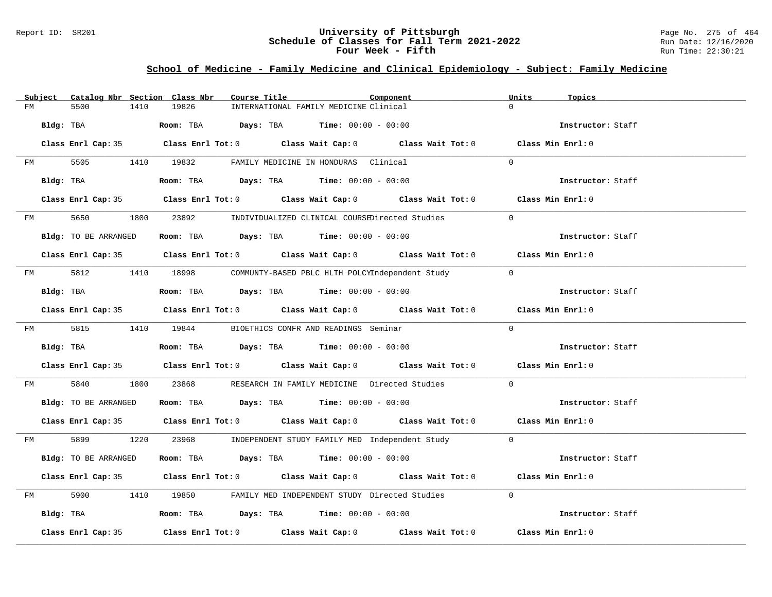## School of Medicine - Family Medicine and Clinical Epidemiology - Subject: Family Medicine

| Subject | Catalog Nbr | Section | Class Nbr | Course Title | Component | Units | Topics |
|---|---|---|---|---|---|---|---|
| FM | 5500 | 1410 | 19826 | INTERNATIONAL FAMILY MEDICINE | Clinical | 0 | |

**Bldg:** TBA **Room:** TBA **Days:** TBA **Time:** 00:00 - 00:00 **Instructor:** Staff

**Class Enrl Cap:** 35 **Class Enrl Tot:** 0 **Class Wait Cap:** 0 **Class Wait Tot:** 0 **Class Min Enrl:** 0

| Subject | Catalog Nbr | Section | Class Nbr | Course Title | Component | Units | Topics |
|---|---|---|---|---|---|---|---|
| FM | 5505 | 1410 | 19832 | FAMILY MEDICINE IN HONDURAS | Clinical | 0 | |

**Bldg:** TBA **Room:** TBA **Days:** TBA **Time:** 00:00 - 00:00 **Instructor:** Staff

**Class Enrl Cap:** 35 **Class Enrl Tot:** 0 **Class Wait Cap:** 0 **Class Wait Tot:** 0 **Class Min Enrl:** 0

| Subject | Catalog Nbr | Section | Class Nbr | Course Title | Component | Units | Topics |
|---|---|---|---|---|---|---|---|
| FM | 5650 | 1800 | 23892 | INDIVIDUALIZED CLINICAL COURSE | Directed Studies | 0 | |

**Bldg:** TO BE ARRANGED **Room:** TBA **Days:** TBA **Time:** 00:00 - 00:00 **Instructor:** Staff

**Class Enrl Cap:** 35 **Class Enrl Tot:** 0 **Class Wait Cap:** 0 **Class Wait Tot:** 0 **Class Min Enrl:** 0

| Subject | Catalog Nbr | Section | Class Nbr | Course Title | Component | Units | Topics |
|---|---|---|---|---|---|---|---|
| FM | 5812 | 1410 | 18998 | COMMUNTY-BASED PBLC HLTH POLCY | Independent Study | 0 | |

**Bldg:** TBA **Room:** TBA **Days:** TBA **Time:** 00:00 - 00:00 **Instructor:** Staff

**Class Enrl Cap:** 35 **Class Enrl Tot:** 0 **Class Wait Cap:** 0 **Class Wait Tot:** 0 **Class Min Enrl:** 0

| Subject | Catalog Nbr | Section | Class Nbr | Course Title | Component | Units | Topics |
|---|---|---|---|---|---|---|---|
| FM | 5815 | 1410 | 19844 | BIOETHICS CONFR AND READINGS | Seminar | 0 | |

**Bldg:** TBA **Room:** TBA **Days:** TBA **Time:** 00:00 - 00:00 **Instructor:** Staff

**Class Enrl Cap:** 35 **Class Enrl Tot:** 0 **Class Wait Cap:** 0 **Class Wait Tot:** 0 **Class Min Enrl:** 0

| Subject | Catalog Nbr | Section | Class Nbr | Course Title | Component | Units | Topics |
|---|---|---|---|---|---|---|---|
| FM | 5840 | 1800 | 23868 | RESEARCH IN FAMILY MEDICINE | Directed Studies | 0 | |

**Bldg:** TO BE ARRANGED **Room:** TBA **Days:** TBA **Time:** 00:00 - 00:00 **Instructor:** Staff

**Class Enrl Cap:** 35 **Class Enrl Tot:** 0 **Class Wait Cap:** 0 **Class Wait Tot:** 0 **Class Min Enrl:** 0

| Subject | Catalog Nbr | Section | Class Nbr | Course Title | Component | Units | Topics |
|---|---|---|---|---|---|---|---|
| FM | 5899 | 1220 | 23968 | INDEPENDENT STUDY FAMILY MED | Independent Study | 0 | |

**Bldg:** TO BE ARRANGED **Room:** TBA **Days:** TBA **Time:** 00:00 - 00:00 **Instructor:** Staff

**Class Enrl Cap:** 35 **Class Enrl Tot:** 0 **Class Wait Cap:** 0 **Class Wait Tot:** 0 **Class Min Enrl:** 0

| Subject | Catalog Nbr | Section | Class Nbr | Course Title | Component | Units | Topics |
|---|---|---|---|---|---|---|---|
| FM | 5900 | 1410 | 19850 | FAMILY MED INDEPENDENT STUDY | Directed Studies | 0 | |

**Bldg:** TBA **Room:** TBA **Days:** TBA **Time:** 00:00 - 00:00 **Instructor:** Staff

**Class Enrl Cap:** 35 **Class Enrl Tot:** 0 **Class Wait Cap:** 0 **Class Wait Tot:** 0 **Class Min Enrl:** 0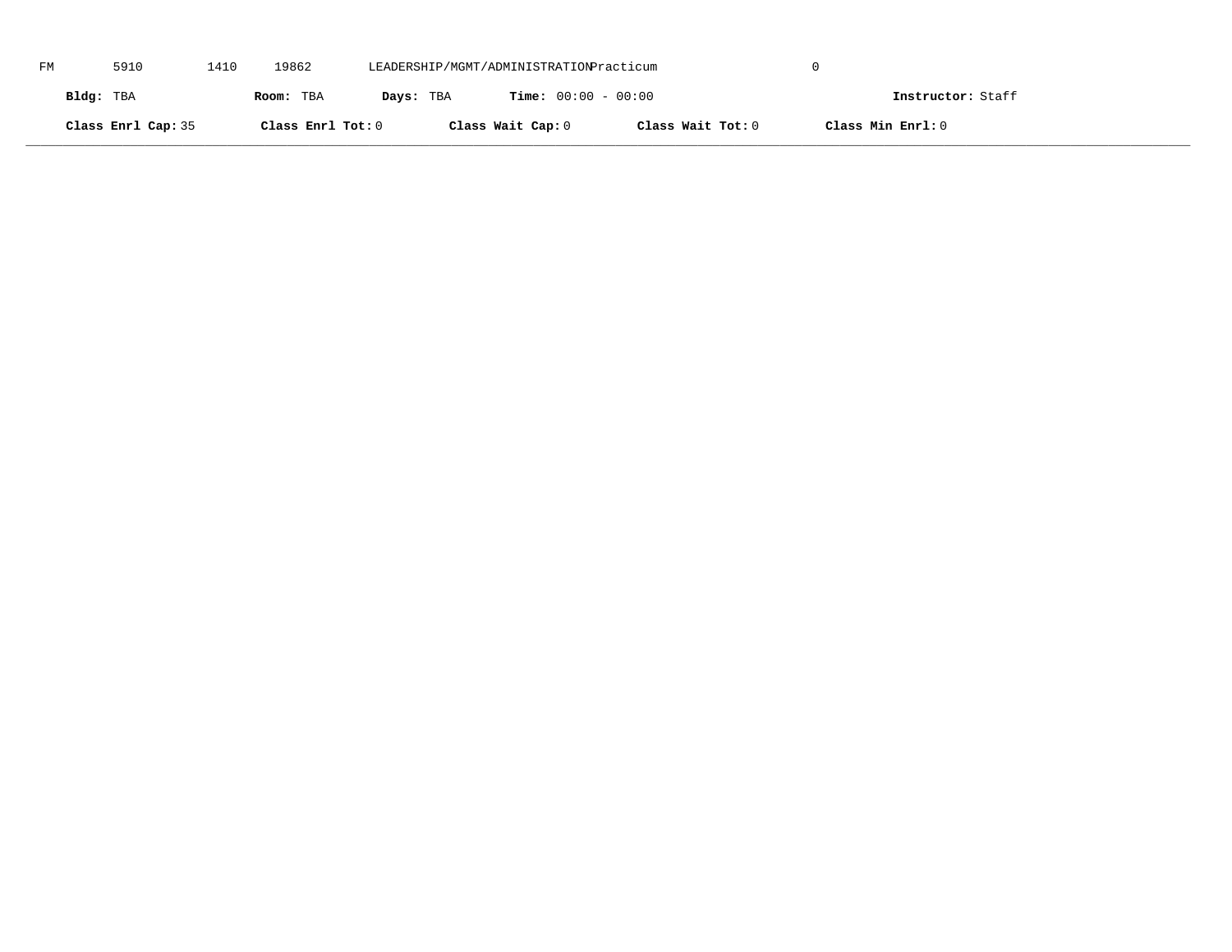FM 5910 1410 19862 LEADERSHIP/MGMT/ADMINISTRATION Practicum 0

**Bldg:** TBA **Room:** TBA **Days:** TBA **Time:** 00:00 - 00:00 **Instructor:** Staff

**Class Enrl Cap:** 35 **Class Enrl Tot:** 0 **Class Wait Cap:** 0 **Class Wait Tot:** 0 **Class Min Enrl:** 0

---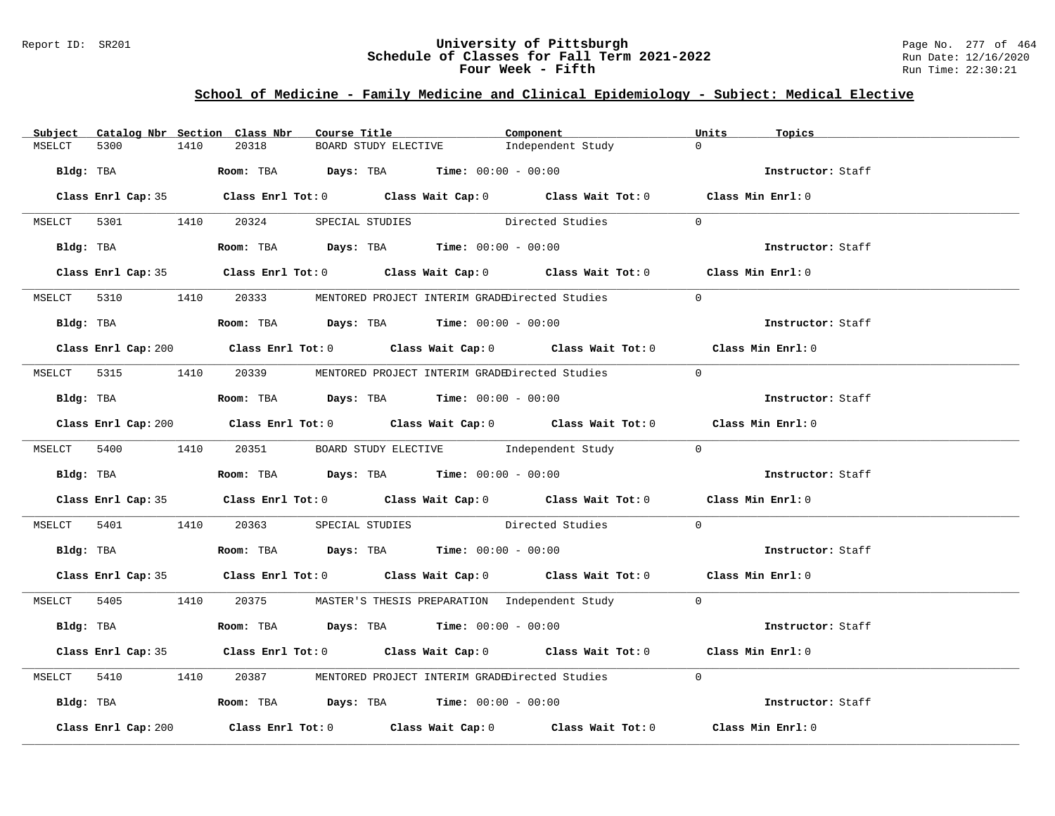# University of Pittsburgh
## Schedule of Classes for Fall Term 2021-2022
### Four Week - Fifth

Report ID: SR201

Run Date: 12/16/2020
Run Time: 22:30:21

## School of Medicine - Family Medicine and Clinical Epidemiology - Subject: Medical Elective

| Subject | Catalog Nbr | Section | Class Nbr | Course Title | Component | Units | Topics |
|---|---|---|---|---|---|---|---|
| MSELCT | 5300 | 1410 | 20318 | BOARD STUDY ELECTIVE | Independent Study | 0 | |

**Bldg:** TBA **Room:** TBA **Days:** TBA **Time:** 00:00 - 00:00 **Instructor:** Staff

**Class Enrl Cap:** 35 **Class Enrl Tot:** 0 **Class Wait Cap:** 0 **Class Wait Tot:** 0 **Class Min Enrl:** 0

| Subject | Catalog Nbr | Section | Class Nbr | Course Title | Component | Units | Topics |
|---|---|---|---|---|---|---|---|
| MSELCT | 5301 | 1410 | 20324 | SPECIAL STUDIES | Directed Studies | 0 | |

**Bldg:** TBA **Room:** TBA **Days:** TBA **Time:** 00:00 - 00:00 **Instructor:** Staff

**Class Enrl Cap:** 35 **Class Enrl Tot:** 0 **Class Wait Cap:** 0 **Class Wait Tot:** 0 **Class Min Enrl:** 0

| Subject | Catalog Nbr | Section | Class Nbr | Course Title | Component | Units | Topics |
|---|---|---|---|---|---|---|---|
| MSELCT | 5310 | 1410 | 20333 | MENTORED PROJECT INTERIM GRADE | Directed Studies | 0 | |

**Bldg:** TBA **Room:** TBA **Days:** TBA **Time:** 00:00 - 00:00 **Instructor:** Staff

**Class Enrl Cap:** 200 **Class Enrl Tot:** 0 **Class Wait Cap:** 0 **Class Wait Tot:** 0 **Class Min Enrl:** 0

| Subject | Catalog Nbr | Section | Class Nbr | Course Title | Component | Units | Topics |
|---|---|---|---|---|---|---|---|
| MSELCT | 5315 | 1410 | 20339 | MENTORED PROJECT INTERIM GRADE | Directed Studies | 0 | |

**Bldg:** TBA **Room:** TBA **Days:** TBA **Time:** 00:00 - 00:00 **Instructor:** Staff

**Class Enrl Cap:** 200 **Class Enrl Tot:** 0 **Class Wait Cap:** 0 **Class Wait Tot:** 0 **Class Min Enrl:** 0

| Subject | Catalog Nbr | Section | Class Nbr | Course Title | Component | Units | Topics |
|---|---|---|---|---|---|---|---|
| MSELCT | 5400 | 1410 | 20351 | BOARD STUDY ELECTIVE | Independent Study | 0 | |

**Bldg:** TBA **Room:** TBA **Days:** TBA **Time:** 00:00 - 00:00 **Instructor:** Staff

**Class Enrl Cap:** 35 **Class Enrl Tot:** 0 **Class Wait Cap:** 0 **Class Wait Tot:** 0 **Class Min Enrl:** 0

| Subject | Catalog Nbr | Section | Class Nbr | Course Title | Component | Units | Topics |
|---|---|---|---|---|---|---|---|
| MSELCT | 5401 | 1410 | 20363 | SPECIAL STUDIES | Directed Studies | 0 | |

**Bldg:** TBA **Room:** TBA **Days:** TBA **Time:** 00:00 - 00:00 **Instructor:** Staff

**Class Enrl Cap:** 35 **Class Enrl Tot:** 0 **Class Wait Cap:** 0 **Class Wait Tot:** 0 **Class Min Enrl:** 0

| Subject | Catalog Nbr | Section | Class Nbr | Course Title | Component | Units | Topics |
|---|---|---|---|---|---|---|---|
| MSELCT | 5405 | 1410 | 20375 | MASTER'S THESIS PREPARATION | Independent Study | 0 | |

**Bldg:** TBA **Room:** TBA **Days:** TBA **Time:** 00:00 - 00:00 **Instructor:** Staff

**Class Enrl Cap:** 35 **Class Enrl Tot:** 0 **Class Wait Cap:** 0 **Class Wait Tot:** 0 **Class Min Enrl:** 0

| Subject | Catalog Nbr | Section | Class Nbr | Course Title | Component | Units | Topics |
|---|---|---|---|---|---|---|---|
| MSELCT | 5410 | 1410 | 20387 | MENTORED PROJECT INTERIM GRADE | Directed Studies | 0 | |

**Bldg:** TBA **Room:** TBA **Days:** TBA **Time:** 00:00 - 00:00 **Instructor:** Staff

**Class Enrl Cap:** 200 **Class Enrl Tot:** 0 **Class Wait Cap:** 0 **Class Wait Tot:** 0 **Class Min Enrl:** 0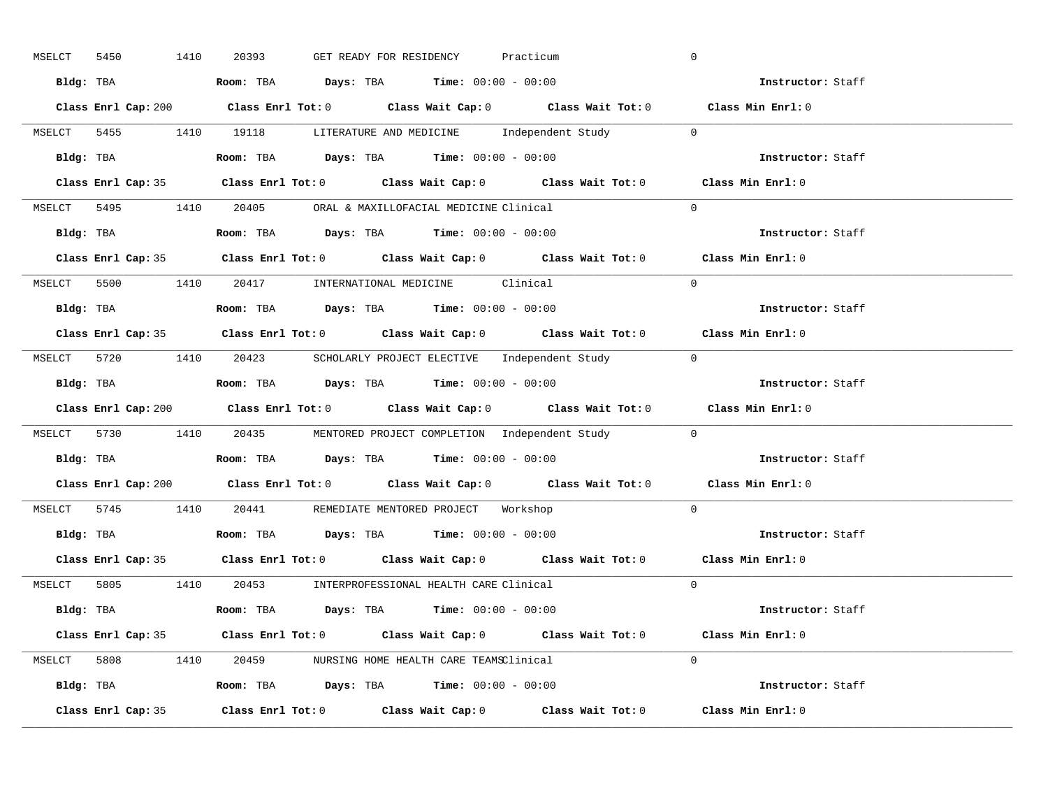MSELCT 5450 1410 20393 GET READY FOR RESIDENCY Practicum 0

**Bldg:** TBA **Room:** TBA **Days:** TBA **Time:** 00:00 - 00:00 **Instructor:** Staff

**Class Enrl Cap:** 200 **Class Enrl Tot:** 0 **Class Wait Cap:** 0 **Class Wait Tot:** 0 **Class Min Enrl:** 0

---

MSELCT 5455 1410 19118 LITERATURE AND MEDICINE Independent Study 0

**Bldg:** TBA **Room:** TBA **Days:** TBA **Time:** 00:00 - 00:00 **Instructor:** Staff

**Class Enrl Cap:** 35 **Class Enrl Tot:** 0 **Class Wait Cap:** 0 **Class Wait Tot:** 0 **Class Min Enrl:** 0

---

MSELCT 5495 1410 20405 ORAL & MAXILLOFACIAL MEDICINE Clinical 0

**Bldg:** TBA **Room:** TBA **Days:** TBA **Time:** 00:00 - 00:00 **Instructor:** Staff

**Class Enrl Cap:** 35 **Class Enrl Tot:** 0 **Class Wait Cap:** 0 **Class Wait Tot:** 0 **Class Min Enrl:** 0

---

MSELCT 5500 1410 20417 INTERNATIONAL MEDICINE Clinical 0

**Bldg:** TBA **Room:** TBA **Days:** TBA **Time:** 00:00 - 00:00 **Instructor:** Staff

**Class Enrl Cap:** 35 **Class Enrl Tot:** 0 **Class Wait Cap:** 0 **Class Wait Tot:** 0 **Class Min Enrl:** 0

---

MSELCT 5720 1410 20423 SCHOLARLY PROJECT ELECTIVE Independent Study 0

**Bldg:** TBA **Room:** TBA **Days:** TBA **Time:** 00:00 - 00:00 **Instructor:** Staff

**Class Enrl Cap:** 200 **Class Enrl Tot:** 0 **Class Wait Cap:** 0 **Class Wait Tot:** 0 **Class Min Enrl:** 0

---

MSELCT 5730 1410 20435 MENTORED PROJECT COMPLETION Independent Study 0

**Bldg:** TBA **Room:** TBA **Days:** TBA **Time:** 00:00 - 00:00 **Instructor:** Staff

**Class Enrl Cap:** 200 **Class Enrl Tot:** 0 **Class Wait Cap:** 0 **Class Wait Tot:** 0 **Class Min Enrl:** 0

---

MSELCT 5745 1410 20441 REMEDIATE MENTORED PROJECT Workshop 0

**Bldg:** TBA **Room:** TBA **Days:** TBA **Time:** 00:00 - 00:00 **Instructor:** Staff

**Class Enrl Cap:** 35 **Class Enrl Tot:** 0 **Class Wait Cap:** 0 **Class Wait Tot:** 0 **Class Min Enrl:** 0

---

MSELCT 5805 1410 20453 INTERPROFESSIONAL HEALTH CARE Clinical 0

**Bldg:** TBA **Room:** TBA **Days:** TBA **Time:** 00:00 - 00:00 **Instructor:** Staff

**Class Enrl Cap:** 35 **Class Enrl Tot:** 0 **Class Wait Cap:** 0 **Class Wait Tot:** 0 **Class Min Enrl:** 0

---

MSELCT 5808 1410 20459 NURSING HOME HEALTH CARE TEAMS Clinical 0

**Bldg:** TBA **Room:** TBA **Days:** TBA **Time:** 00:00 - 00:00 **Instructor:** Staff

**Class Enrl Cap:** 35 **Class Enrl Tot:** 0 **Class Wait Cap:** 0 **Class Wait Tot:** 0 **Class Min Enrl:** 0

---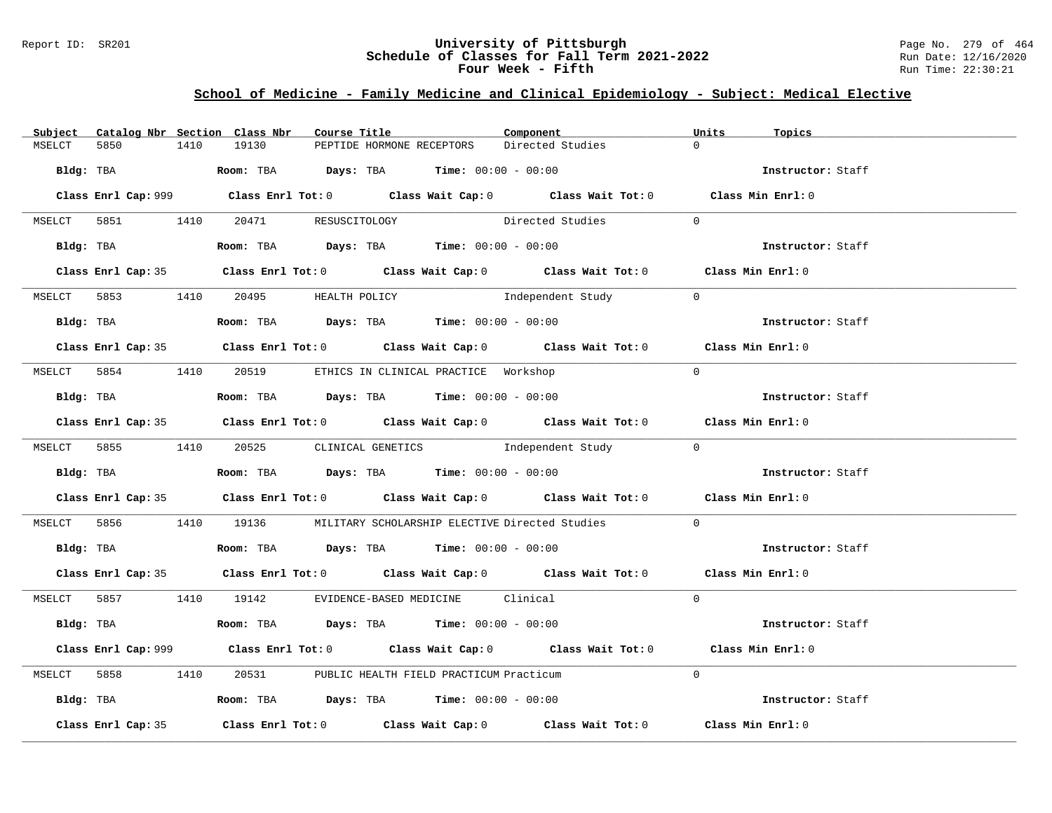## School of Medicine - Family Medicine and Clinical Epidemiology - Subject: Medical Elective

| Subject | Catalog Nbr | Section | Class Nbr | Course Title | Component | Units | Topics |
|---|---|---|---|---|---|---|---|
| MSELCT | 5850 | 1410 | 19130 | PEPTIDE HORMONE RECEPTORS | Directed Studies | 0 | |

**Bldg:** TBA **Room:** TBA **Days:** TBA **Time:** 00:00 - 00:00 **Instructor:** Staff

**Class Enrl Cap:** 999 **Class Enrl Tot:** 0 **Class Wait Cap:** 0 **Class Wait Tot:** 0 **Class Min Enrl:** 0

| Subject | Catalog Nbr | Section | Class Nbr | Course Title | Component | Units | Topics |
|---|---|---|---|---|---|---|---|
| MSELCT | 5851 | 1410 | 20471 | RESUSCITOLOGY | Directed Studies | 0 | |

**Bldg:** TBA **Room:** TBA **Days:** TBA **Time:** 00:00 - 00:00 **Instructor:** Staff

**Class Enrl Cap:** 35 **Class Enrl Tot:** 0 **Class Wait Cap:** 0 **Class Wait Tot:** 0 **Class Min Enrl:** 0

| Subject | Catalog Nbr | Section | Class Nbr | Course Title | Component | Units | Topics |
|---|---|---|---|---|---|---|---|
| MSELCT | 5853 | 1410 | 20495 | HEALTH POLICY | Independent Study | 0 | |

**Bldg:** TBA **Room:** TBA **Days:** TBA **Time:** 00:00 - 00:00 **Instructor:** Staff

**Class Enrl Cap:** 35 **Class Enrl Tot:** 0 **Class Wait Cap:** 0 **Class Wait Tot:** 0 **Class Min Enrl:** 0

| Subject | Catalog Nbr | Section | Class Nbr | Course Title | Component | Units | Topics |
|---|---|---|---|---|---|---|---|
| MSELCT | 5854 | 1410 | 20519 | ETHICS IN CLINICAL PRACTICE | Workshop | 0 | |

**Bldg:** TBA **Room:** TBA **Days:** TBA **Time:** 00:00 - 00:00 **Instructor:** Staff

**Class Enrl Cap:** 35 **Class Enrl Tot:** 0 **Class Wait Cap:** 0 **Class Wait Tot:** 0 **Class Min Enrl:** 0

| Subject | Catalog Nbr | Section | Class Nbr | Course Title | Component | Units | Topics |
|---|---|---|---|---|---|---|---|
| MSELCT | 5855 | 1410 | 20525 | CLINICAL GENETICS | Independent Study | 0 | |

**Bldg:** TBA **Room:** TBA **Days:** TBA **Time:** 00:00 - 00:00 **Instructor:** Staff

**Class Enrl Cap:** 35 **Class Enrl Tot:** 0 **Class Wait Cap:** 0 **Class Wait Tot:** 0 **Class Min Enrl:** 0

| Subject | Catalog Nbr | Section | Class Nbr | Course Title | Component | Units | Topics |
|---|---|---|---|---|---|---|---|
| MSELCT | 5856 | 1410 | 19136 | MILITARY SCHOLARSHIP ELECTIVE | Directed Studies | 0 | |

**Bldg:** TBA **Room:** TBA **Days:** TBA **Time:** 00:00 - 00:00 **Instructor:** Staff

**Class Enrl Cap:** 35 **Class Enrl Tot:** 0 **Class Wait Cap:** 0 **Class Wait Tot:** 0 **Class Min Enrl:** 0

| Subject | Catalog Nbr | Section | Class Nbr | Course Title | Component | Units | Topics |
|---|---|---|---|---|---|---|---|
| MSELCT | 5857 | 1410 | 19142 | EVIDENCE-BASED MEDICINE | Clinical | 0 | |

**Bldg:** TBA **Room:** TBA **Days:** TBA **Time:** 00:00 - 00:00 **Instructor:** Staff

**Class Enrl Cap:** 999 **Class Enrl Tot:** 0 **Class Wait Cap:** 0 **Class Wait Tot:** 0 **Class Min Enrl:** 0

| Subject | Catalog Nbr | Section | Class Nbr | Course Title | Component | Units | Topics |
|---|---|---|---|---|---|---|---|
| MSELCT | 5858 | 1410 | 20531 | PUBLIC HEALTH FIELD PRACTICUM | Practicum | 0 | |

**Bldg:** TBA **Room:** TBA **Days:** TBA **Time:** 00:00 - 00:00 **Instructor:** Staff

**Class Enrl Cap:** 35 **Class Enrl Tot:** 0 **Class Wait Cap:** 0 **Class Wait Tot:** 0 **Class Min Enrl:** 0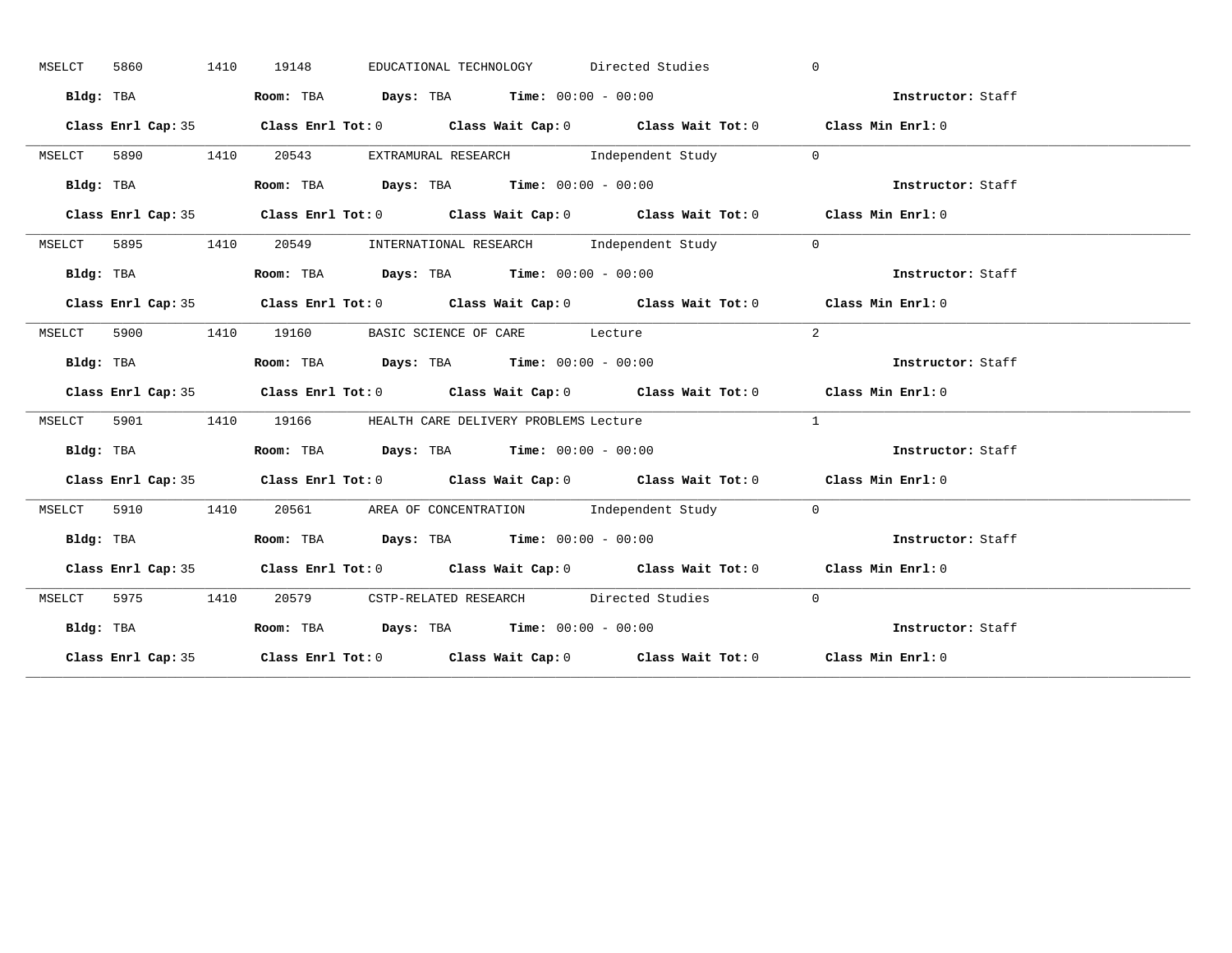MSELCT 5860 1410 19148 EDUCATIONAL TECHNOLOGY Directed Studies 0

**Bldg:** TBA **Room:** TBA **Days:** TBA **Time:** 00:00 - 00:00 **Instructor:** Staff

**Class Enrl Cap:** 35 **Class Enrl Tot:** 0 **Class Wait Cap:** 0 **Class Wait Tot:** 0 **Class Min Enrl:** 0

---

MSELCT 5890 1410 20543 EXTRAMURAL RESEARCH Independent Study 0

**Bldg:** TBA **Room:** TBA **Days:** TBA **Time:** 00:00 - 00:00 **Instructor:** Staff

**Class Enrl Cap:** 35 **Class Enrl Tot:** 0 **Class Wait Cap:** 0 **Class Wait Tot:** 0 **Class Min Enrl:** 0

---

MSELCT 5895 1410 20549 INTERNATIONAL RESEARCH Independent Study 0

**Bldg:** TBA **Room:** TBA **Days:** TBA **Time:** 00:00 - 00:00 **Instructor:** Staff

**Class Enrl Cap:** 35 **Class Enrl Tot:** 0 **Class Wait Cap:** 0 **Class Wait Tot:** 0 **Class Min Enrl:** 0

---

MSELCT 5900 1410 19160 BASIC SCIENCE OF CARE Lecture 2

**Bldg:** TBA **Room:** TBA **Days:** TBA **Time:** 00:00 - 00:00 **Instructor:** Staff

**Class Enrl Cap:** 35 **Class Enrl Tot:** 0 **Class Wait Cap:** 0 **Class Wait Tot:** 0 **Class Min Enrl:** 0

---

MSELCT 5901 1410 19166 HEALTH CARE DELIVERY PROBLEMS Lecture 1

**Bldg:** TBA **Room:** TBA **Days:** TBA **Time:** 00:00 - 00:00 **Instructor:** Staff

**Class Enrl Cap:** 35 **Class Enrl Tot:** 0 **Class Wait Cap:** 0 **Class Wait Tot:** 0 **Class Min Enrl:** 0

---

MSELCT 5910 1410 20561 AREA OF CONCENTRATION Independent Study 0

**Bldg:** TBA **Room:** TBA **Days:** TBA **Time:** 00:00 - 00:00 **Instructor:** Staff

**Class Enrl Cap:** 35 **Class Enrl Tot:** 0 **Class Wait Cap:** 0 **Class Wait Tot:** 0 **Class Min Enrl:** 0

---

MSELCT 5975 1410 20579 CSTP-RELATED RESEARCH Directed Studies 0

**Bldg:** TBA **Room:** TBA **Days:** TBA **Time:** 00:00 - 00:00 **Instructor:** Staff

**Class Enrl Cap:** 35 **Class Enrl Tot:** 0 **Class Wait Cap:** 0 **Class Wait Tot:** 0 **Class Min Enrl:** 0

---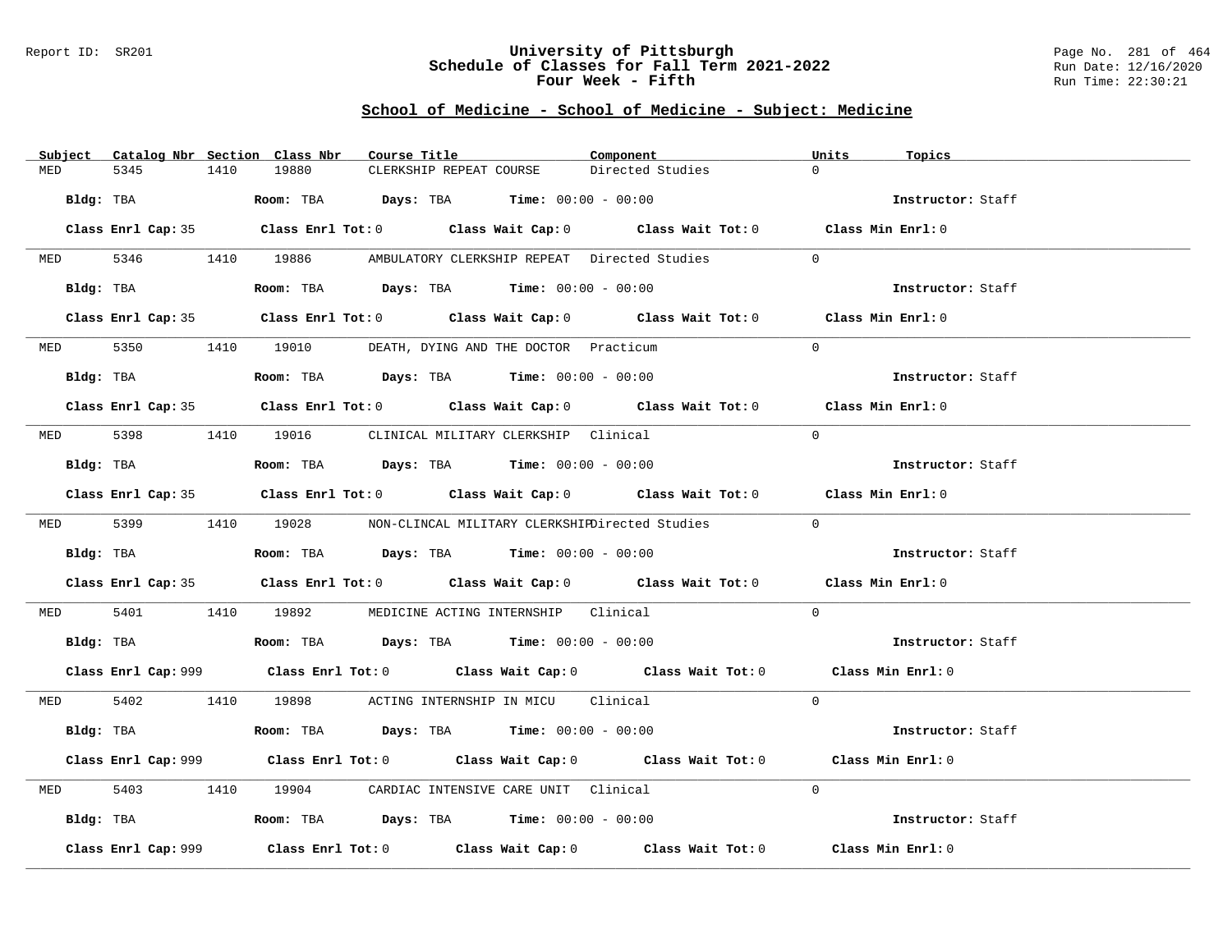## School of Medicine - School of Medicine - Subject: Medicine

| Subject | Catalog Nbr | Section | Class Nbr | Course Title | Component | Units | Topics |
|---|---|---|---|---|---|---|---|
| MED | 5345 | 1410 | 19880 | CLERKSHIP REPEAT COURSE | Directed Studies | 0 | |

**Bldg:** TBA **Room:** TBA **Days:** TBA **Time:** 00:00 - 00:00 **Instructor:** Staff

**Class Enrl Cap:** 35 **Class Enrl Tot:** 0 **Class Wait Cap:** 0 **Class Wait Tot:** 0 **Class Min Enrl:** 0

| Subject | Catalog Nbr | Section | Class Nbr | Course Title | Component | Units | Topics |
|---|---|---|---|---|---|---|---|
| MED | 5346 | 1410 | 19886 | AMBULATORY CLERKSHIP REPEAT | Directed Studies | 0 | |

**Bldg:** TBA **Room:** TBA **Days:** TBA **Time:** 00:00 - 00:00 **Instructor:** Staff

**Class Enrl Cap:** 35 **Class Enrl Tot:** 0 **Class Wait Cap:** 0 **Class Wait Tot:** 0 **Class Min Enrl:** 0

| Subject | Catalog Nbr | Section | Class Nbr | Course Title | Component | Units | Topics |
|---|---|---|---|---|---|---|---|
| MED | 5350 | 1410 | 19010 | DEATH, DYING AND THE DOCTOR | Practicum | 0 | |

**Bldg:** TBA **Room:** TBA **Days:** TBA **Time:** 00:00 - 00:00 **Instructor:** Staff

**Class Enrl Cap:** 35 **Class Enrl Tot:** 0 **Class Wait Cap:** 0 **Class Wait Tot:** 0 **Class Min Enrl:** 0

| Subject | Catalog Nbr | Section | Class Nbr | Course Title | Component | Units | Topics |
|---|---|---|---|---|---|---|---|
| MED | 5398 | 1410 | 19016 | CLINICAL MILITARY CLERKSHIP | Clinical | 0 | |

**Bldg:** TBA **Room:** TBA **Days:** TBA **Time:** 00:00 - 00:00 **Instructor:** Staff

**Class Enrl Cap:** 35 **Class Enrl Tot:** 0 **Class Wait Cap:** 0 **Class Wait Tot:** 0 **Class Min Enrl:** 0

| Subject | Catalog Nbr | Section | Class Nbr | Course Title | Component | Units | Topics |
|---|---|---|---|---|---|---|---|
| MED | 5399 | 1410 | 19028 | NON-CLINCAL MILITARY CLERKSHIP | Directed Studies | 0 | |

**Bldg:** TBA **Room:** TBA **Days:** TBA **Time:** 00:00 - 00:00 **Instructor:** Staff

**Class Enrl Cap:** 35 **Class Enrl Tot:** 0 **Class Wait Cap:** 0 **Class Wait Tot:** 0 **Class Min Enrl:** 0

| Subject | Catalog Nbr | Section | Class Nbr | Course Title | Component | Units | Topics |
|---|---|---|---|---|---|---|---|
| MED | 5401 | 1410 | 19892 | MEDICINE ACTING INTERNSHIP | Clinical | 0 | |

**Bldg:** TBA **Room:** TBA **Days:** TBA **Time:** 00:00 - 00:00 **Instructor:** Staff

**Class Enrl Cap:** 999 **Class Enrl Tot:** 0 **Class Wait Cap:** 0 **Class Wait Tot:** 0 **Class Min Enrl:** 0

| Subject | Catalog Nbr | Section | Class Nbr | Course Title | Component | Units | Topics |
|---|---|---|---|---|---|---|---|
| MED | 5402 | 1410 | 19898 | ACTING INTERNSHIP IN MICU | Clinical | 0 | |

**Bldg:** TBA **Room:** TBA **Days:** TBA **Time:** 00:00 - 00:00 **Instructor:** Staff

**Class Enrl Cap:** 999 **Class Enrl Tot:** 0 **Class Wait Cap:** 0 **Class Wait Tot:** 0 **Class Min Enrl:** 0

| Subject | Catalog Nbr | Section | Class Nbr | Course Title | Component | Units | Topics |
|---|---|---|---|---|---|---|---|
| MED | 5403 | 1410 | 19904 | CARDIAC INTENSIVE CARE UNIT | Clinical | 0 | |

**Bldg:** TBA **Room:** TBA **Days:** TBA **Time:** 00:00 - 00:00 **Instructor:** Staff

**Class Enrl Cap:** 999 **Class Enrl Tot:** 0 **Class Wait Cap:** 0 **Class Wait Tot:** 0 **Class Min Enrl:** 0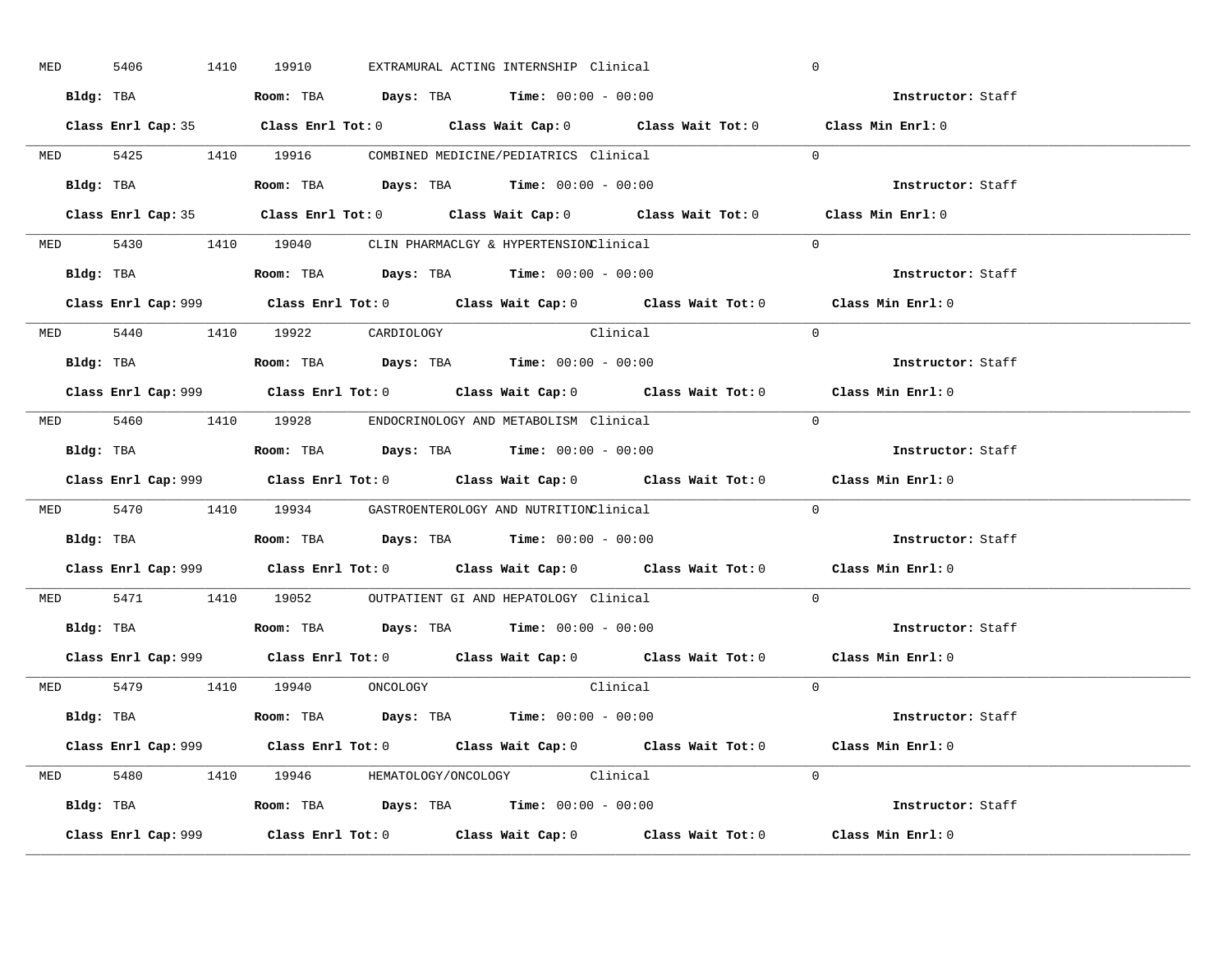MED 5406 1410 19910 EXTRAMURAL ACTING INTERNSHIP Clinical 0

**Bldg:** TBA **Room:** TBA **Days:** TBA **Time:** 00:00 - 00:00 **Instructor:** Staff

**Class Enrl Cap:** 35 **Class Enrl Tot:** 0 **Class Wait Cap:** 0 **Class Wait Tot:** 0 **Class Min Enrl:** 0

---

MED 5425 1410 19916 COMBINED MEDICINE/PEDIATRICS Clinical 0

**Bldg:** TBA **Room:** TBA **Days:** TBA **Time:** 00:00 - 00:00 **Instructor:** Staff

**Class Enrl Cap:** 35 **Class Enrl Tot:** 0 **Class Wait Cap:** 0 **Class Wait Tot:** 0 **Class Min Enrl:** 0

---

MED 5430 1410 19040 CLIN PHARMACLGY & HYPERTENSION Clinical 0

**Bldg:** TBA **Room:** TBA **Days:** TBA **Time:** 00:00 - 00:00 **Instructor:** Staff

**Class Enrl Cap:** 999 **Class Enrl Tot:** 0 **Class Wait Cap:** 0 **Class Wait Tot:** 0 **Class Min Enrl:** 0

---

MED 5440 1410 19922 CARDIOLOGY Clinical 0

**Bldg:** TBA **Room:** TBA **Days:** TBA **Time:** 00:00 - 00:00 **Instructor:** Staff

**Class Enrl Cap:** 999 **Class Enrl Tot:** 0 **Class Wait Cap:** 0 **Class Wait Tot:** 0 **Class Min Enrl:** 0

---

MED 5460 1410 19928 ENDOCRINOLOGY AND METABOLISM Clinical 0

**Bldg:** TBA **Room:** TBA **Days:** TBA **Time:** 00:00 - 00:00 **Instructor:** Staff

**Class Enrl Cap:** 999 **Class Enrl Tot:** 0 **Class Wait Cap:** 0 **Class Wait Tot:** 0 **Class Min Enrl:** 0

---

MED 5470 1410 19934 GASTROENTEROLOGY AND NUTRITION Clinical 0

**Bldg:** TBA **Room:** TBA **Days:** TBA **Time:** 00:00 - 00:00 **Instructor:** Staff

**Class Enrl Cap:** 999 **Class Enrl Tot:** 0 **Class Wait Cap:** 0 **Class Wait Tot:** 0 **Class Min Enrl:** 0

---

MED 5471 1410 19052 OUTPATIENT GI AND HEPATOLOGY Clinical 0

**Bldg:** TBA **Room:** TBA **Days:** TBA **Time:** 00:00 - 00:00 **Instructor:** Staff

**Class Enrl Cap:** 999 **Class Enrl Tot:** 0 **Class Wait Cap:** 0 **Class Wait Tot:** 0 **Class Min Enrl:** 0

---

MED 5479 1410 19940 ONCOLOGY Clinical 0

**Bldg:** TBA **Room:** TBA **Days:** TBA **Time:** 00:00 - 00:00 **Instructor:** Staff

**Class Enrl Cap:** 999 **Class Enrl Tot:** 0 **Class Wait Cap:** 0 **Class Wait Tot:** 0 **Class Min Enrl:** 0

---

MED 5480 1410 19946 HEMATOLOGY/ONCOLOGY Clinical 0

**Bldg:** TBA **Room:** TBA **Days:** TBA **Time:** 00:00 - 00:00 **Instructor:** Staff

**Class Enrl Cap:** 999 **Class Enrl Tot:** 0 **Class Wait Cap:** 0 **Class Wait Tot:** 0 **Class Min Enrl:** 0

---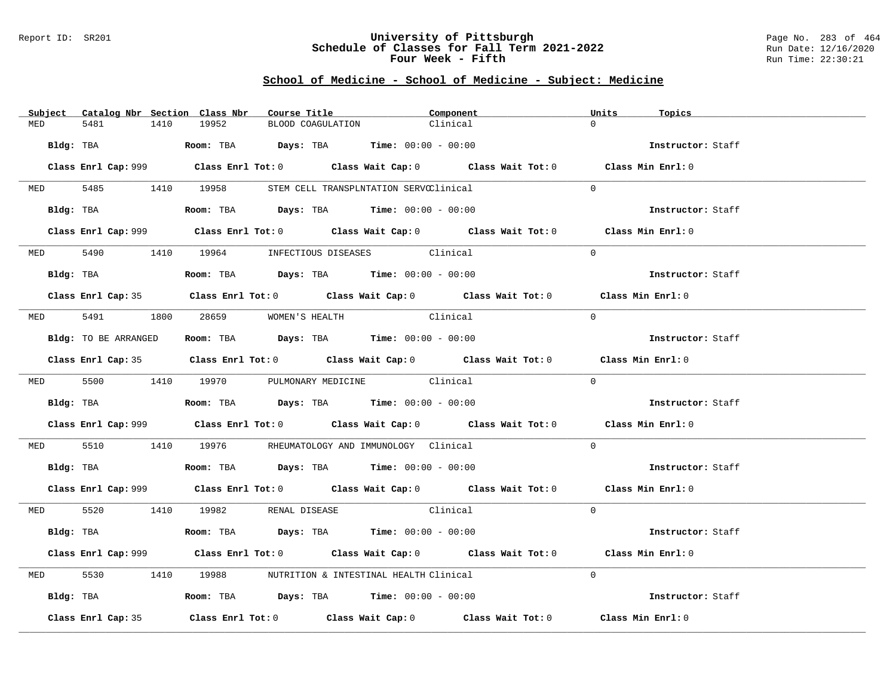## School of Medicine - School of Medicine - Subject: Medicine

| Subject | Catalog Nbr | Section | Class Nbr | Course Title | Component | Units | Topics |
|---|---|---|---|---|---|---|---|
| MED | 5481 | 1410 | 19952 | BLOOD COAGULATION | Clinical | 0 | |

Bldg: TBA Room: TBA Days: TBA Time: 00:00 - 00:00 Instructor: Staff

Class Enrl Cap: 999 Class Enrl Tot: 0 Class Wait Cap: 0 Class Wait Tot: 0 Class Min Enrl: 0

| Subject | Catalog Nbr | Section | Class Nbr | Course Title | Component | Units | Topics |
|---|---|---|---|---|---|---|---|
| MED | 5485 | 1410 | 19958 | STEM CELL TRANSPLNTATION SERVC | Clinical | 0 | |

Bldg: TBA Room: TBA Days: TBA Time: 00:00 - 00:00 Instructor: Staff

Class Enrl Cap: 999 Class Enrl Tot: 0 Class Wait Cap: 0 Class Wait Tot: 0 Class Min Enrl: 0

| Subject | Catalog Nbr | Section | Class Nbr | Course Title | Component | Units | Topics |
|---|---|---|---|---|---|---|---|
| MED | 5490 | 1410 | 19964 | INFECTIOUS DISEASES | Clinical | 0 | |

Bldg: TBA Room: TBA Days: TBA Time: 00:00 - 00:00 Instructor: Staff

Class Enrl Cap: 35 Class Enrl Tot: 0 Class Wait Cap: 0 Class Wait Tot: 0 Class Min Enrl: 0

| Subject | Catalog Nbr | Section | Class Nbr | Course Title | Component | Units | Topics |
|---|---|---|---|---|---|---|---|
| MED | 5491 | 1800 | 28659 | WOMEN'S HEALTH | Clinical | 0 | |

Bldg: TO BE ARRANGED Room: TBA Days: TBA Time: 00:00 - 00:00 Instructor: Staff

Class Enrl Cap: 35 Class Enrl Tot: 0 Class Wait Cap: 0 Class Wait Tot: 0 Class Min Enrl: 0

| Subject | Catalog Nbr | Section | Class Nbr | Course Title | Component | Units | Topics |
|---|---|---|---|---|---|---|---|
| MED | 5500 | 1410 | 19970 | PULMONARY MEDICINE | Clinical | 0 | |

Bldg: TBA Room: TBA Days: TBA Time: 00:00 - 00:00 Instructor: Staff

Class Enrl Cap: 999 Class Enrl Tot: 0 Class Wait Cap: 0 Class Wait Tot: 0 Class Min Enrl: 0

| Subject | Catalog Nbr | Section | Class Nbr | Course Title | Component | Units | Topics |
|---|---|---|---|---|---|---|---|
| MED | 5510 | 1410 | 19976 | RHEUMATOLOGY AND IMMUNOLOGY | Clinical | 0 | |

Bldg: TBA Room: TBA Days: TBA Time: 00:00 - 00:00 Instructor: Staff

Class Enrl Cap: 999 Class Enrl Tot: 0 Class Wait Cap: 0 Class Wait Tot: 0 Class Min Enrl: 0

| Subject | Catalog Nbr | Section | Class Nbr | Course Title | Component | Units | Topics |
|---|---|---|---|---|---|---|---|
| MED | 5520 | 1410 | 19982 | RENAL DISEASE | Clinical | 0 | |

Bldg: TBA Room: TBA Days: TBA Time: 00:00 - 00:00 Instructor: Staff

Class Enrl Cap: 999 Class Enrl Tot: 0 Class Wait Cap: 0 Class Wait Tot: 0 Class Min Enrl: 0

| Subject | Catalog Nbr | Section | Class Nbr | Course Title | Component | Units | Topics |
|---|---|---|---|---|---|---|---|
| MED | 5530 | 1410 | 19988 | NUTRITION & INTESTINAL HEALTH | Clinical | 0 | |

Bldg: TBA Room: TBA Days: TBA Time: 00:00 - 00:00 Instructor: Staff

Class Enrl Cap: 35 Class Enrl Tot: 0 Class Wait Cap: 0 Class Wait Tot: 0 Class Min Enrl: 0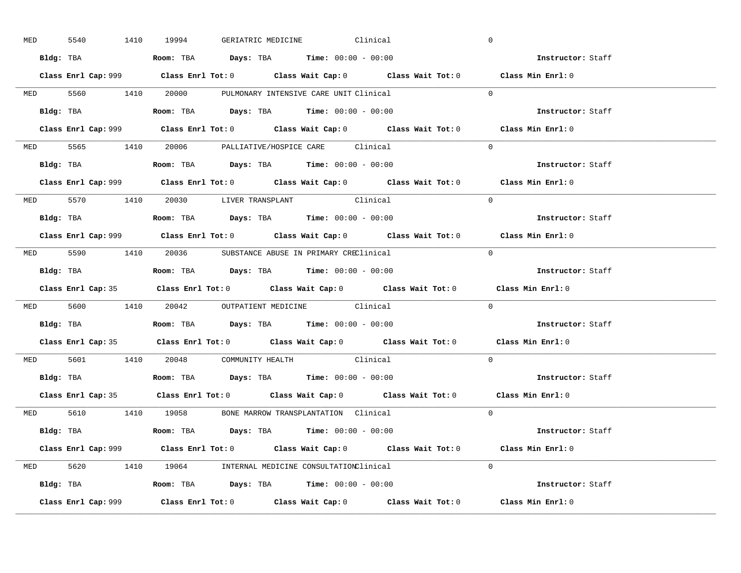MED 5540 1410 19994 GERIATRIC MEDICINE Clinical 0

**Bldg:** TBA **Room:** TBA **Days:** TBA **Time:** 00:00 - 00:00 **Instructor:** Staff

**Class Enrl Cap:** 999 **Class Enrl Tot:** 0 **Class Wait Cap:** 0 **Class Wait Tot:** 0 **Class Min Enrl:** 0

---

MED 5560 1410 20000 PULMONARY INTENSIVE CARE UNIT Clinical 0

**Bldg:** TBA **Room:** TBA **Days:** TBA **Time:** 00:00 - 00:00 **Instructor:** Staff

**Class Enrl Cap:** 999 **Class Enrl Tot:** 0 **Class Wait Cap:** 0 **Class Wait Tot:** 0 **Class Min Enrl:** 0

---

MED 5565 1410 20006 PALLIATIVE/HOSPICE CARE Clinical 0

**Bldg:** TBA **Room:** TBA **Days:** TBA **Time:** 00:00 - 00:00 **Instructor:** Staff

**Class Enrl Cap:** 999 **Class Enrl Tot:** 0 **Class Wait Cap:** 0 **Class Wait Tot:** 0 **Class Min Enrl:** 0

---

MED 5570 1410 20030 LIVER TRANSPLANT Clinical 0

**Bldg:** TBA **Room:** TBA **Days:** TBA **Time:** 00:00 - 00:00 **Instructor:** Staff

**Class Enrl Cap:** 999 **Class Enrl Tot:** 0 **Class Wait Cap:** 0 **Class Wait Tot:** 0 **Class Min Enrl:** 0

---

MED 5590 1410 20036 SUBSTANCE ABUSE IN PRIMARY CREClinical 0

**Bldg:** TBA **Room:** TBA **Days:** TBA **Time:** 00:00 - 00:00 **Instructor:** Staff

**Class Enrl Cap:** 35 **Class Enrl Tot:** 0 **Class Wait Cap:** 0 **Class Wait Tot:** 0 **Class Min Enrl:** 0

---

MED 5600 1410 20042 OUTPATIENT MEDICINE Clinical 0

**Bldg:** TBA **Room:** TBA **Days:** TBA **Time:** 00:00 - 00:00 **Instructor:** Staff

**Class Enrl Cap:** 35 **Class Enrl Tot:** 0 **Class Wait Cap:** 0 **Class Wait Tot:** 0 **Class Min Enrl:** 0

---

MED 5601 1410 20048 COMMUNITY HEALTH Clinical 0

**Bldg:** TBA **Room:** TBA **Days:** TBA **Time:** 00:00 - 00:00 **Instructor:** Staff

**Class Enrl Cap:** 35 **Class Enrl Tot:** 0 **Class Wait Cap:** 0 **Class Wait Tot:** 0 **Class Min Enrl:** 0

---

MED 5610 1410 19058 BONE MARROW TRANSPLANTATION Clinical 0

**Bldg:** TBA **Room:** TBA **Days:** TBA **Time:** 00:00 - 00:00 **Instructor:** Staff

**Class Enrl Cap:** 999 **Class Enrl Tot:** 0 **Class Wait Cap:** 0 **Class Wait Tot:** 0 **Class Min Enrl:** 0

---

MED 5620 1410 19064 INTERNAL MEDICINE CONSULTATIONClinical 0

**Bldg:** TBA **Room:** TBA **Days:** TBA **Time:** 00:00 - 00:00 **Instructor:** Staff

**Class Enrl Cap:** 999 **Class Enrl Tot:** 0 **Class Wait Cap:** 0 **Class Wait Tot:** 0 **Class Min Enrl:** 0

---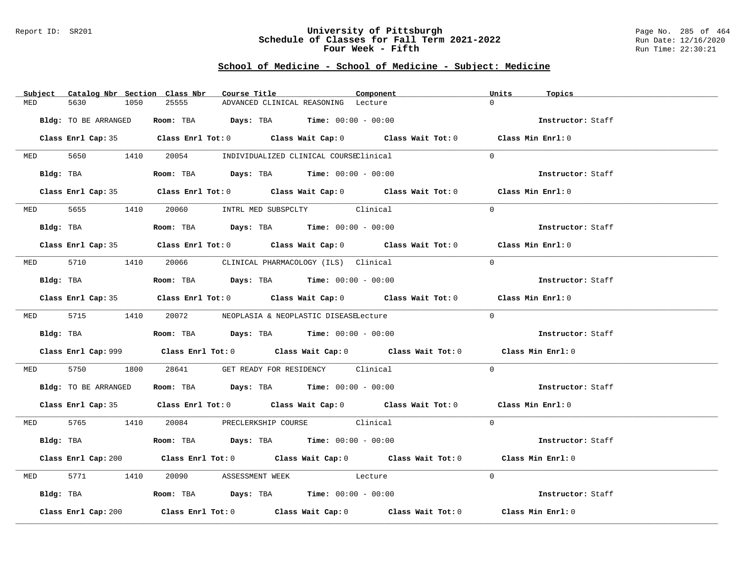## School of Medicine - School of Medicine - Subject: Medicine

| Subject | Catalog Nbr | Section | Class Nbr | Course Title | Component | Units | Topics |
|---|---|---|---|---|---|---|---|
| MED | 5630 | 1050 | 25555 | ADVANCED CLINICAL REASONING | Lecture | 0 | |

**Bldg:** TO BE ARRANGED **Room:** TBA **Days:** TBA **Time:** 00:00 - 00:00 **Instructor:** Staff

**Class Enrl Cap:** 35 **Class Enrl Tot:** 0 **Class Wait Cap:** 0 **Class Wait Tot:** 0 **Class Min Enrl:** 0

| Subject | Catalog Nbr | Section | Class Nbr | Course Title | Component | Units | Topics |
|---|---|---|---|---|---|---|---|
| MED | 5650 | 1410 | 20054 | INDIVIDUALIZED CLINICAL COURSE | Clinical | 0 | |

**Bldg:** TBA **Room:** TBA **Days:** TBA **Time:** 00:00 - 00:00 **Instructor:** Staff

**Class Enrl Cap:** 35 **Class Enrl Tot:** 0 **Class Wait Cap:** 0 **Class Wait Tot:** 0 **Class Min Enrl:** 0

| Subject | Catalog Nbr | Section | Class Nbr | Course Title | Component | Units | Topics |
|---|---|---|---|---|---|---|---|
| MED | 5655 | 1410 | 20060 | INTRL MED SUBSPCLTY | Clinical | 0 | |

**Bldg:** TBA **Room:** TBA **Days:** TBA **Time:** 00:00 - 00:00 **Instructor:** Staff

**Class Enrl Cap:** 35 **Class Enrl Tot:** 0 **Class Wait Cap:** 0 **Class Wait Tot:** 0 **Class Min Enrl:** 0

| Subject | Catalog Nbr | Section | Class Nbr | Course Title | Component | Units | Topics |
|---|---|---|---|---|---|---|---|
| MED | 5710 | 1410 | 20066 | CLINICAL PHARMACOLOGY (ILS) | Clinical | 0 | |

**Bldg:** TBA **Room:** TBA **Days:** TBA **Time:** 00:00 - 00:00 **Instructor:** Staff

**Class Enrl Cap:** 35 **Class Enrl Tot:** 0 **Class Wait Cap:** 0 **Class Wait Tot:** 0 **Class Min Enrl:** 0

| Subject | Catalog Nbr | Section | Class Nbr | Course Title | Component | Units | Topics |
|---|---|---|---|---|---|---|---|
| MED | 5715 | 1410 | 20072 | NEOPLASIA & NEOPLASTIC DISEASE | Lecture | 0 | |

**Bldg:** TBA **Room:** TBA **Days:** TBA **Time:** 00:00 - 00:00 **Instructor:** Staff

**Class Enrl Cap:** 999 **Class Enrl Tot:** 0 **Class Wait Cap:** 0 **Class Wait Tot:** 0 **Class Min Enrl:** 0

| Subject | Catalog Nbr | Section | Class Nbr | Course Title | Component | Units | Topics |
|---|---|---|---|---|---|---|---|
| MED | 5750 | 1800 | 28641 | GET READY FOR RESIDENCY | Clinical | 0 | |

**Bldg:** TO BE ARRANGED **Room:** TBA **Days:** TBA **Time:** 00:00 - 00:00 **Instructor:** Staff

**Class Enrl Cap:** 35 **Class Enrl Tot:** 0 **Class Wait Cap:** 0 **Class Wait Tot:** 0 **Class Min Enrl:** 0

| Subject | Catalog Nbr | Section | Class Nbr | Course Title | Component | Units | Topics |
|---|---|---|---|---|---|---|---|
| MED | 5765 | 1410 | 20084 | PRECLERKSHIP COURSE | Clinical | 0 | |

**Bldg:** TBA **Room:** TBA **Days:** TBA **Time:** 00:00 - 00:00 **Instructor:** Staff

**Class Enrl Cap:** 200 **Class Enrl Tot:** 0 **Class Wait Cap:** 0 **Class Wait Tot:** 0 **Class Min Enrl:** 0

| Subject | Catalog Nbr | Section | Class Nbr | Course Title | Component | Units | Topics |
|---|---|---|---|---|---|---|---|
| MED | 5771 | 1410 | 20090 | ASSESSMENT WEEK | Lecture | 0 | |

**Bldg:** TBA **Room:** TBA **Days:** TBA **Time:** 00:00 - 00:00 **Instructor:** Staff

**Class Enrl Cap:** 200 **Class Enrl Tot:** 0 **Class Wait Cap:** 0 **Class Wait Tot:** 0 **Class Min Enrl:** 0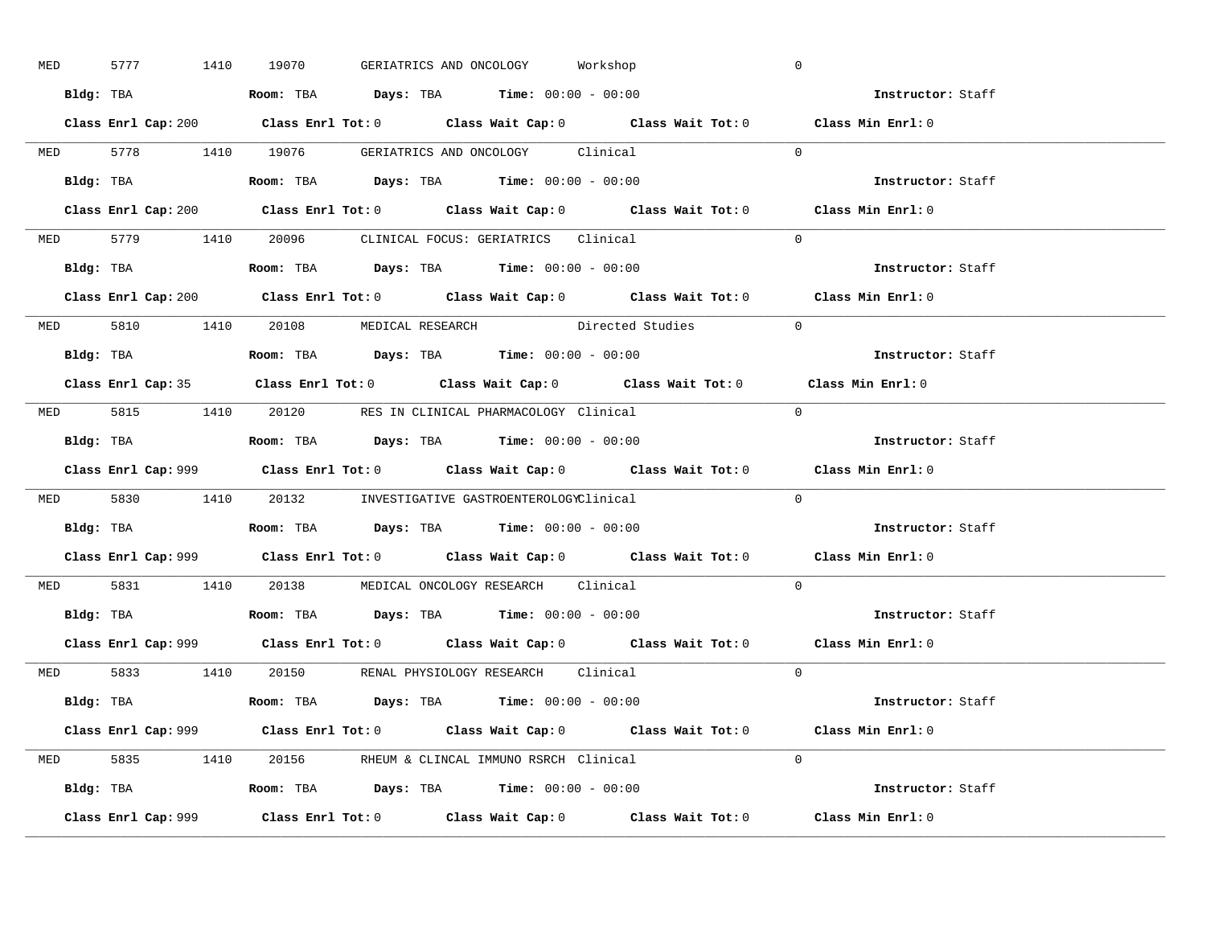MED 5777 1410 19070 GERIATRICS AND ONCOLOGY Workshop 0

**Bldg:** TBA **Room:** TBA **Days:** TBA **Time:** 00:00 - 00:00 **Instructor:** Staff

**Class Enrl Cap:** 200 **Class Enrl Tot:** 0 **Class Wait Cap:** 0 **Class Wait Tot:** 0 **Class Min Enrl:** 0

---

MED 5778 1410 19076 GERIATRICS AND ONCOLOGY Clinical 0

**Bldg:** TBA **Room:** TBA **Days:** TBA **Time:** 00:00 - 00:00 **Instructor:** Staff

**Class Enrl Cap:** 200 **Class Enrl Tot:** 0 **Class Wait Cap:** 0 **Class Wait Tot:** 0 **Class Min Enrl:** 0

---

MED 5779 1410 20096 CLINICAL FOCUS: GERIATRICS Clinical 0

**Bldg:** TBA **Room:** TBA **Days:** TBA **Time:** 00:00 - 00:00 **Instructor:** Staff

**Class Enrl Cap:** 200 **Class Enrl Tot:** 0 **Class Wait Cap:** 0 **Class Wait Tot:** 0 **Class Min Enrl:** 0

---

MED 5810 1410 20108 MEDICAL RESEARCH Directed Studies 0

**Bldg:** TBA **Room:** TBA **Days:** TBA **Time:** 00:00 - 00:00 **Instructor:** Staff

**Class Enrl Cap:** 35 **Class Enrl Tot:** 0 **Class Wait Cap:** 0 **Class Wait Tot:** 0 **Class Min Enrl:** 0

---

MED 5815 1410 20120 RES IN CLINICAL PHARMACOLOGY Clinical 0

**Bldg:** TBA **Room:** TBA **Days:** TBA **Time:** 00:00 - 00:00 **Instructor:** Staff

**Class Enrl Cap:** 999 **Class Enrl Tot:** 0 **Class Wait Cap:** 0 **Class Wait Tot:** 0 **Class Min Enrl:** 0

---

MED 5830 1410 20132 INVESTIGATIVE GASTROENTEROLOGYClinical 0

**Bldg:** TBA **Room:** TBA **Days:** TBA **Time:** 00:00 - 00:00 **Instructor:** Staff

**Class Enrl Cap:** 999 **Class Enrl Tot:** 0 **Class Wait Cap:** 0 **Class Wait Tot:** 0 **Class Min Enrl:** 0

---

MED 5831 1410 20138 MEDICAL ONCOLOGY RESEARCH Clinical 0

**Bldg:** TBA **Room:** TBA **Days:** TBA **Time:** 00:00 - 00:00 **Instructor:** Staff

**Class Enrl Cap:** 999 **Class Enrl Tot:** 0 **Class Wait Cap:** 0 **Class Wait Tot:** 0 **Class Min Enrl:** 0

---

MED 5833 1410 20150 RENAL PHYSIOLOGY RESEARCH Clinical 0

**Bldg:** TBA **Room:** TBA **Days:** TBA **Time:** 00:00 - 00:00 **Instructor:** Staff

**Class Enrl Cap:** 999 **Class Enrl Tot:** 0 **Class Wait Cap:** 0 **Class Wait Tot:** 0 **Class Min Enrl:** 0

---

MED 5835 1410 20156 RHEUM & CLINCAL IMMUNO RSRCH Clinical 0

**Bldg:** TBA **Room:** TBA **Days:** TBA **Time:** 00:00 - 00:00 **Instructor:** Staff

**Class Enrl Cap:** 999 **Class Enrl Tot:** 0 **Class Wait Cap:** 0 **Class Wait Tot:** 0 **Class Min Enrl:** 0

---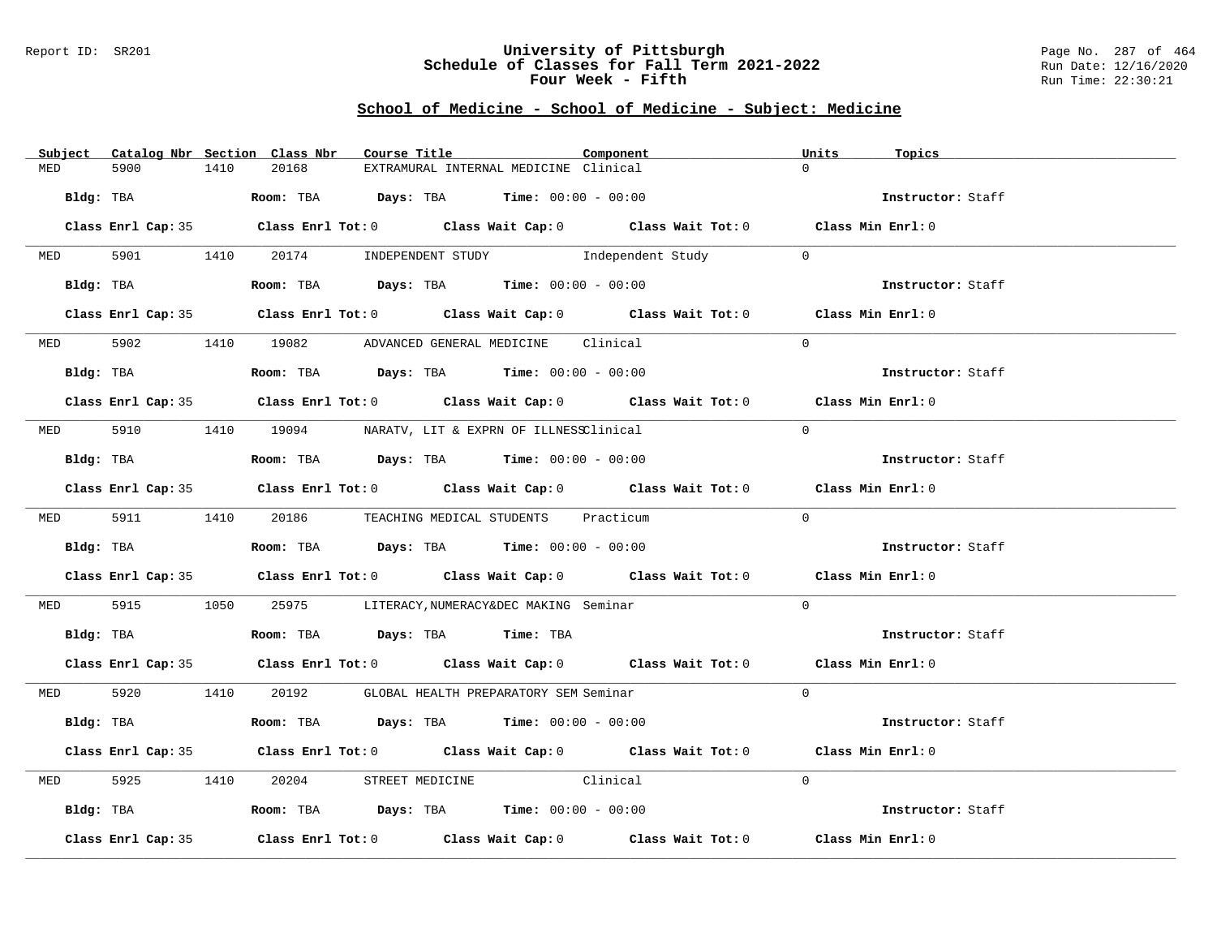# University of Pittsburgh
## Schedule of Classes for Fall Term 2021-2022
## Four Week - Fifth

Report ID: SR201

Run Date: 12/16/2020

Run Time: 22:30:21

### School of Medicine - School of Medicine - Subject: Medicine

| Subject | Catalog Nbr | Section | Class Nbr | Course Title | Component | Units | Topics |
|---|---|---|---|---|---|---|---|
| MED | 5900 | 1410 | 20168 | EXTRAMURAL INTERNAL MEDICINE | Clinical | 0 | |

**Bldg:** TBA **Room:** TBA **Days:** TBA **Time:** 00:00 - 00:00 **Instructor:** Staff

**Class Enrl Cap:** 35 **Class Enrl Tot:** 0 **Class Wait Cap:** 0 **Class Wait Tot:** 0 **Class Min Enrl:** 0

| Subject | Catalog Nbr | Section | Class Nbr | Course Title | Component | Units | Topics |
|---|---|---|---|---|---|---|---|
| MED | 5901 | 1410 | 20174 | INDEPENDENT STUDY | Independent Study | 0 | |

**Bldg:** TBA **Room:** TBA **Days:** TBA **Time:** 00:00 - 00:00 **Instructor:** Staff

**Class Enrl Cap:** 35 **Class Enrl Tot:** 0 **Class Wait Cap:** 0 **Class Wait Tot:** 0 **Class Min Enrl:** 0

| Subject | Catalog Nbr | Section | Class Nbr | Course Title | Component | Units | Topics |
|---|---|---|---|---|---|---|---|
| MED | 5902 | 1410 | 19082 | ADVANCED GENERAL MEDICINE | Clinical | 0 | |

**Bldg:** TBA **Room:** TBA **Days:** TBA **Time:** 00:00 - 00:00 **Instructor:** Staff

**Class Enrl Cap:** 35 **Class Enrl Tot:** 0 **Class Wait Cap:** 0 **Class Wait Tot:** 0 **Class Min Enrl:** 0

| Subject | Catalog Nbr | Section | Class Nbr | Course Title | Component | Units | Topics |
|---|---|---|---|---|---|---|---|
| MED | 5910 | 1410 | 19094 | NARATV, LIT & EXPRN OF ILLNESS | Clinical | 0 | |

**Bldg:** TBA **Room:** TBA **Days:** TBA **Time:** 00:00 - 00:00 **Instructor:** Staff

**Class Enrl Cap:** 35 **Class Enrl Tot:** 0 **Class Wait Cap:** 0 **Class Wait Tot:** 0 **Class Min Enrl:** 0

| Subject | Catalog Nbr | Section | Class Nbr | Course Title | Component | Units | Topics |
|---|---|---|---|---|---|---|---|
| MED | 5911 | 1410 | 20186 | TEACHING MEDICAL STUDENTS | Practicum | 0 | |

**Bldg:** TBA **Room:** TBA **Days:** TBA **Time:** 00:00 - 00:00 **Instructor:** Staff

**Class Enrl Cap:** 35 **Class Enrl Tot:** 0 **Class Wait Cap:** 0 **Class Wait Tot:** 0 **Class Min Enrl:** 0

| Subject | Catalog Nbr | Section | Class Nbr | Course Title | Component | Units | Topics |
|---|---|---|---|---|---|---|---|
| MED | 5915 | 1050 | 25975 | LITERACY,NUMERACY&DEC MAKING | Seminar | 0 | |

**Bldg:** TBA **Room:** TBA **Days:** TBA **Time:** TBA **Instructor:** Staff

**Class Enrl Cap:** 35 **Class Enrl Tot:** 0 **Class Wait Cap:** 0 **Class Wait Tot:** 0 **Class Min Enrl:** 0

| Subject | Catalog Nbr | Section | Class Nbr | Course Title | Component | Units | Topics |
|---|---|---|---|---|---|---|---|
| MED | 5920 | 1410 | 20192 | GLOBAL HEALTH PREPARATORY SEM | Seminar | 0 | |

**Bldg:** TBA **Room:** TBA **Days:** TBA **Time:** 00:00 - 00:00 **Instructor:** Staff

**Class Enrl Cap:** 35 **Class Enrl Tot:** 0 **Class Wait Cap:** 0 **Class Wait Tot:** 0 **Class Min Enrl:** 0

| Subject | Catalog Nbr | Section | Class Nbr | Course Title | Component | Units | Topics |
|---|---|---|---|---|---|---|---|
| MED | 5925 | 1410 | 20204 | STREET MEDICINE | Clinical | 0 | |

**Bldg:** TBA **Room:** TBA **Days:** TBA **Time:** 00:00 - 00:00 **Instructor:** Staff

**Class Enrl Cap:** 35 **Class Enrl Tot:** 0 **Class Wait Cap:** 0 **Class Wait Tot:** 0 **Class Min Enrl:** 0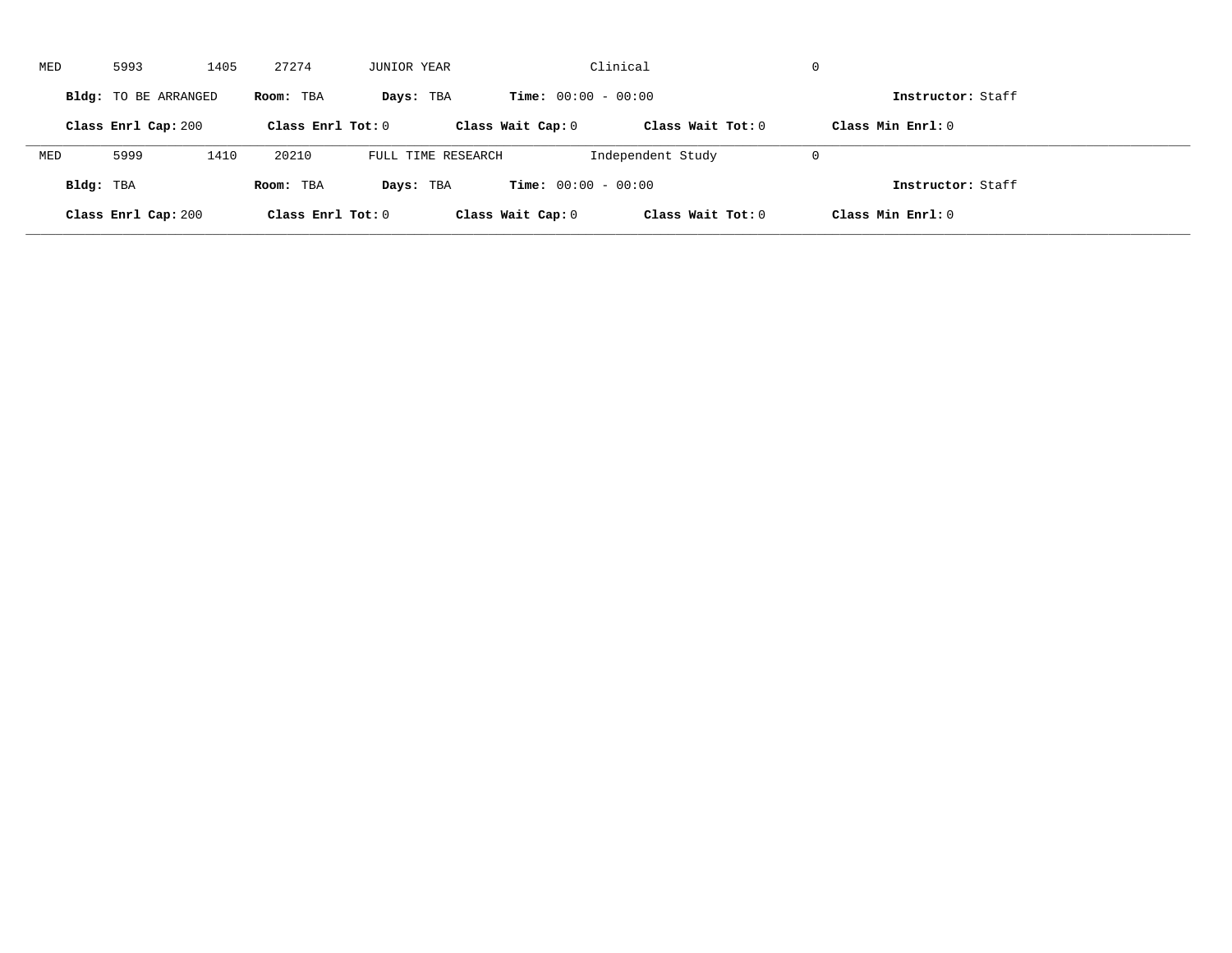MED 5993 1405 27274 JUNIOR YEAR Clinical 0

**Bldg:** TO BE ARRANGED **Room:** TBA **Days:** TBA **Time:** 00:00 - 00:00 **Instructor:** Staff

**Class Enrl Cap:** 200 **Class Enrl Tot:** 0 **Class Wait Cap:** 0 **Class Wait Tot:** 0 **Class Min Enrl:** 0

---

MED 5999 1410 20210 FULL TIME RESEARCH Independent Study 0

**Bldg:** TBA **Room:** TBA **Days:** TBA **Time:** 00:00 - 00:00 **Instructor:** Staff

**Class Enrl Cap:** 200 **Class Enrl Tot:** 0 **Class Wait Cap:** 0 **Class Wait Tot:** 0 **Class Min Enrl:** 0

---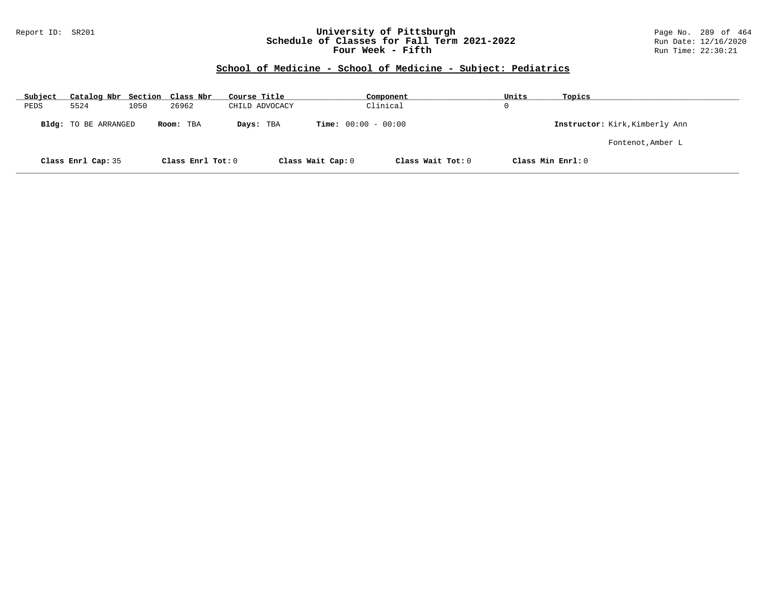## School of Medicine - School of Medicine - Subject: Pediatrics

| Subject | Catalog Nbr | Section | Class Nbr | Course Title | Component | Units | Topics |
|---|---|---|---|---|---|---|---|
| PEDS | 5524 | 1050 | 26962 | CHILD ADVOCACY | Clinical | 0 | |

**Bldg:** TO BE ARRANGED **Room:** TBA **Days:** TBA **Time:** 00:00 - 00:00 **Instructor:** Kirk,Kimberly Ann

Fontenot,Amber L

**Class Enrl Cap:** 35 **Class Enrl Tot:** 0 **Class Wait Cap:** 0 **Class Wait Tot:** 0 **Class Min Enrl:** 0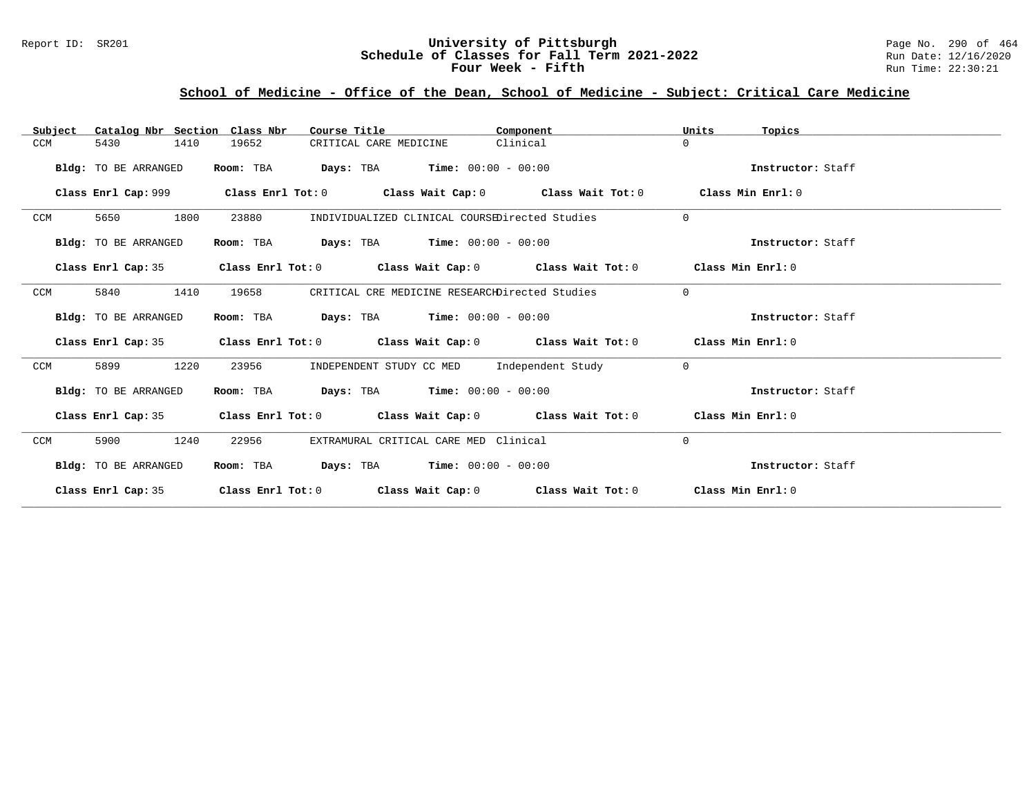Report ID: SR201

# University of Pittsburgh
## Schedule of Classes for Fall Term 2021-2022
### Four Week - Fifth

Run Date: 12/16/2020
Run Time: 22:30:21

## School of Medicine - Office of the Dean, School of Medicine - Subject: Critical Care Medicine

| Subject | Catalog Nbr | Section | Class Nbr | Course Title | Component | Units | Topics |
|---|---|---|---|---|---|---|---|
| CCM | 5430 | 1410 | 19652 | CRITICAL CARE MEDICINE | Clinical | 0 | |

**Bldg:** TO BE ARRANGED **Room:** TBA **Days:** TBA **Time:** 00:00 - 00:00 **Instructor:** Staff

**Class Enrl Cap:** 999 **Class Enrl Tot:** 0 **Class Wait Cap:** 0 **Class Wait Tot:** 0 **Class Min Enrl:** 0

| Subject | Catalog Nbr | Section | Class Nbr | Course Title | Component | Units | Topics |
|---|---|---|---|---|---|---|---|
| CCM | 5650 | 1800 | 23880 | INDIVIDUALIZED CLINICAL COURSE | Directed Studies | 0 | |

**Bldg:** TO BE ARRANGED **Room:** TBA **Days:** TBA **Time:** 00:00 - 00:00 **Instructor:** Staff

**Class Enrl Cap:** 35 **Class Enrl Tot:** 0 **Class Wait Cap:** 0 **Class Wait Tot:** 0 **Class Min Enrl:** 0

| Subject | Catalog Nbr | Section | Class Nbr | Course Title | Component | Units | Topics |
|---|---|---|---|---|---|---|---|
| CCM | 5840 | 1410 | 19658 | CRITICAL CRE MEDICINE RESEARCH | Directed Studies | 0 | |

**Bldg:** TO BE ARRANGED **Room:** TBA **Days:** TBA **Time:** 00:00 - 00:00 **Instructor:** Staff

**Class Enrl Cap:** 35 **Class Enrl Tot:** 0 **Class Wait Cap:** 0 **Class Wait Tot:** 0 **Class Min Enrl:** 0

| Subject | Catalog Nbr | Section | Class Nbr | Course Title | Component | Units | Topics |
|---|---|---|---|---|---|---|---|
| CCM | 5899 | 1220 | 23956 | INDEPENDENT STUDY CC MED | Independent Study | 0 | |

**Bldg:** TO BE ARRANGED **Room:** TBA **Days:** TBA **Time:** 00:00 - 00:00 **Instructor:** Staff

**Class Enrl Cap:** 35 **Class Enrl Tot:** 0 **Class Wait Cap:** 0 **Class Wait Tot:** 0 **Class Min Enrl:** 0

| Subject | Catalog Nbr | Section | Class Nbr | Course Title | Component | Units | Topics |
|---|---|---|---|---|---|---|---|
| CCM | 5900 | 1240 | 22956 | EXTRAMURAL CRITICAL CARE MED | Clinical | 0 | |

**Bldg:** TO BE ARRANGED **Room:** TBA **Days:** TBA **Time:** 00:00 - 00:00 **Instructor:** Staff

**Class Enrl Cap:** 35 **Class Enrl Tot:** 0 **Class Wait Cap:** 0 **Class Wait Tot:** 0 **Class Min Enrl:** 0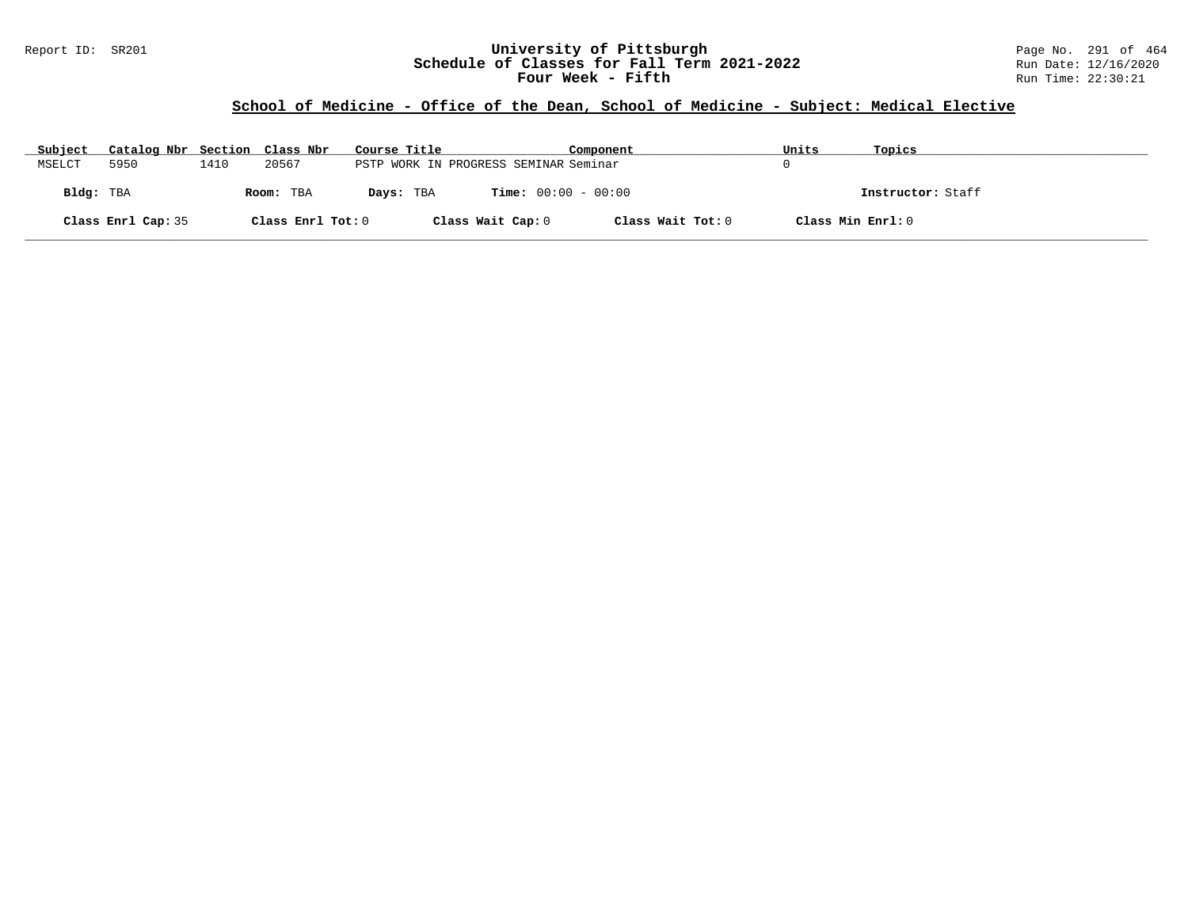University of Pittsburgh
Schedule of Classes for Fall Term 2021-2022
Four Week - Fifth

Report ID: SR201

Run Date: 12/16/2020
Run Time: 22:30:21

## School of Medicine - Office of the Dean, School of Medicine - Subject: Medical Elective

| Subject | Catalog Nbr | Section | Class Nbr | Course Title | Component | Units | Topics |
|---|---|---|---|---|---|---|---|
| MSELCT | 5950 | 1410 | 20567 | PSTP WORK IN PROGRESS SEMINAR | Seminar | 0 | |

**Bldg:** TBA **Room:** TBA **Days:** TBA **Time:** 00:00 - 00:00 **Instructor:** Staff

**Class Enrl Cap:** 35 **Class Enrl Tot:** 0 **Class Wait Cap:** 0 **Class Wait Tot:** 0 **Class Min Enrl:** 0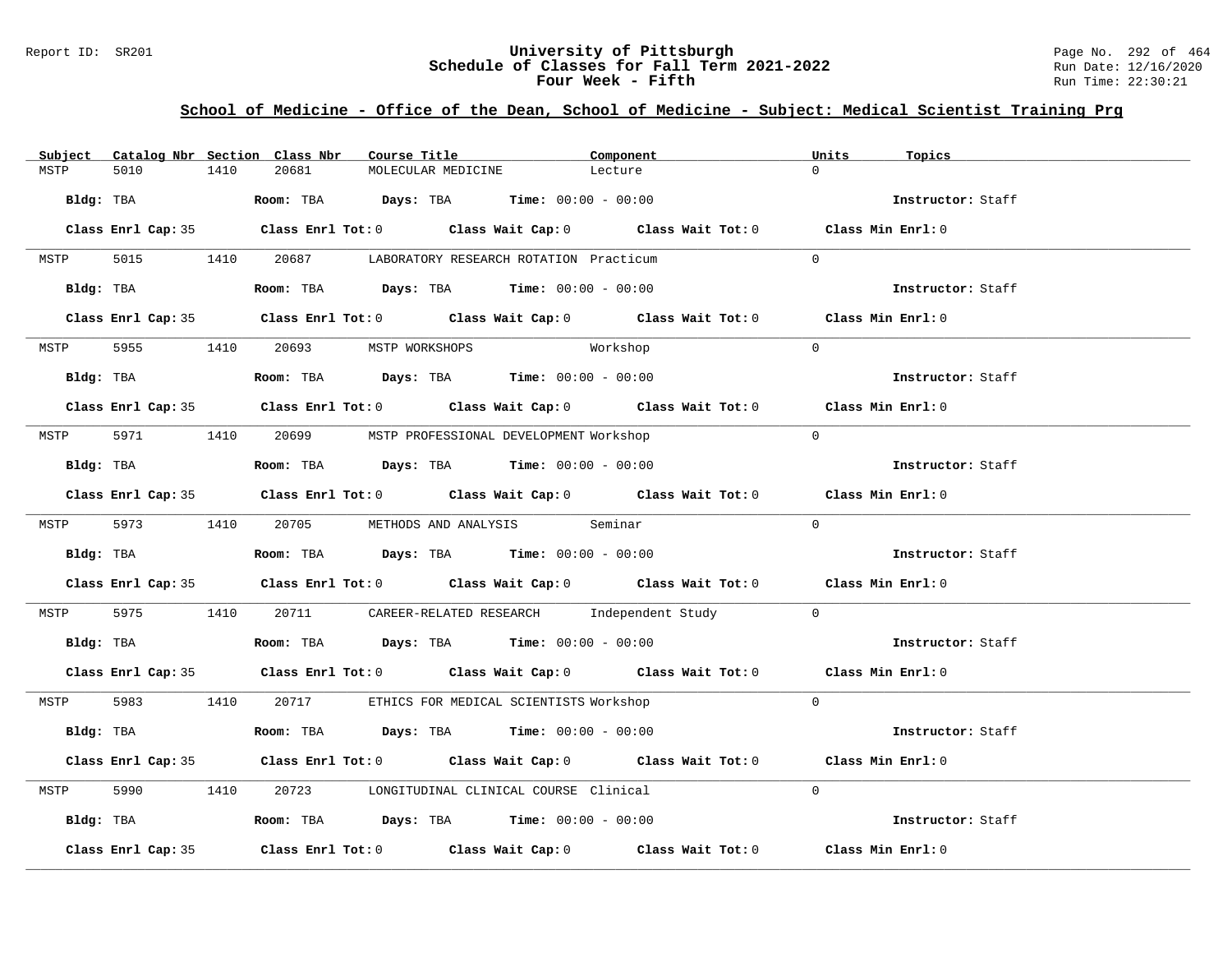## School of Medicine - Office of the Dean, School of Medicine - Subject: Medical Scientist Training Prg

| Subject | Catalog Nbr | Section | Class Nbr | Course Title | Component | Units | Topics |
|---|---|---|---|---|---|---|---|
| MSTP | 5010 | 1410 | 20681 | MOLECULAR MEDICINE | Lecture | 0 | |

**Bldg:** TBA **Room:** TBA **Days:** TBA **Time:** 00:00 - 00:00 **Instructor:** Staff

**Class Enrl Cap:** 35 **Class Enrl Tot:** 0 **Class Wait Cap:** 0 **Class Wait Tot:** 0 **Class Min Enrl:** 0

| Subject | Catalog Nbr | Section | Class Nbr | Course Title | Component | Units | Topics |
|---|---|---|---|---|---|---|---|
| MSTP | 5015 | 1410 | 20687 | LABORATORY RESEARCH ROTATION | Practicum | 0 | |

**Bldg:** TBA **Room:** TBA **Days:** TBA **Time:** 00:00 - 00:00 **Instructor:** Staff

**Class Enrl Cap:** 35 **Class Enrl Tot:** 0 **Class Wait Cap:** 0 **Class Wait Tot:** 0 **Class Min Enrl:** 0

| Subject | Catalog Nbr | Section | Class Nbr | Course Title | Component | Units | Topics |
|---|---|---|---|---|---|---|---|
| MSTP | 5955 | 1410 | 20693 | MSTP WORKSHOPS | Workshop | 0 | |

**Bldg:** TBA **Room:** TBA **Days:** TBA **Time:** 00:00 - 00:00 **Instructor:** Staff

**Class Enrl Cap:** 35 **Class Enrl Tot:** 0 **Class Wait Cap:** 0 **Class Wait Tot:** 0 **Class Min Enrl:** 0

| Subject | Catalog Nbr | Section | Class Nbr | Course Title | Component | Units | Topics |
|---|---|---|---|---|---|---|---|
| MSTP | 5971 | 1410 | 20699 | MSTP PROFESSIONAL DEVELOPMENT | Workshop | 0 | |

**Bldg:** TBA **Room:** TBA **Days:** TBA **Time:** 00:00 - 00:00 **Instructor:** Staff

**Class Enrl Cap:** 35 **Class Enrl Tot:** 0 **Class Wait Cap:** 0 **Class Wait Tot:** 0 **Class Min Enrl:** 0

| Subject | Catalog Nbr | Section | Class Nbr | Course Title | Component | Units | Topics |
|---|---|---|---|---|---|---|---|
| MSTP | 5973 | 1410 | 20705 | METHODS AND ANALYSIS | Seminar | 0 | |

**Bldg:** TBA **Room:** TBA **Days:** TBA **Time:** 00:00 - 00:00 **Instructor:** Staff

**Class Enrl Cap:** 35 **Class Enrl Tot:** 0 **Class Wait Cap:** 0 **Class Wait Tot:** 0 **Class Min Enrl:** 0

| Subject | Catalog Nbr | Section | Class Nbr | Course Title | Component | Units | Topics |
|---|---|---|---|---|---|---|---|
| MSTP | 5975 | 1410 | 20711 | CAREER-RELATED RESEARCH | Independent Study | 0 | |

**Bldg:** TBA **Room:** TBA **Days:** TBA **Time:** 00:00 - 00:00 **Instructor:** Staff

**Class Enrl Cap:** 35 **Class Enrl Tot:** 0 **Class Wait Cap:** 0 **Class Wait Tot:** 0 **Class Min Enrl:** 0

| Subject | Catalog Nbr | Section | Class Nbr | Course Title | Component | Units | Topics |
|---|---|---|---|---|---|---|---|
| MSTP | 5983 | 1410 | 20717 | ETHICS FOR MEDICAL SCIENTISTS | Workshop | 0 | |

**Bldg:** TBA **Room:** TBA **Days:** TBA **Time:** 00:00 - 00:00 **Instructor:** Staff

**Class Enrl Cap:** 35 **Class Enrl Tot:** 0 **Class Wait Cap:** 0 **Class Wait Tot:** 0 **Class Min Enrl:** 0

| Subject | Catalog Nbr | Section | Class Nbr | Course Title | Component | Units | Topics |
|---|---|---|---|---|---|---|---|
| MSTP | 5990 | 1410 | 20723 | LONGITUDINAL CLINICAL COURSE | Clinical | 0 | |

**Bldg:** TBA **Room:** TBA **Days:** TBA **Time:** 00:00 - 00:00 **Instructor:** Staff

**Class Enrl Cap:** 35 **Class Enrl Tot:** 0 **Class Wait Cap:** 0 **Class Wait Tot:** 0 **Class Min Enrl:** 0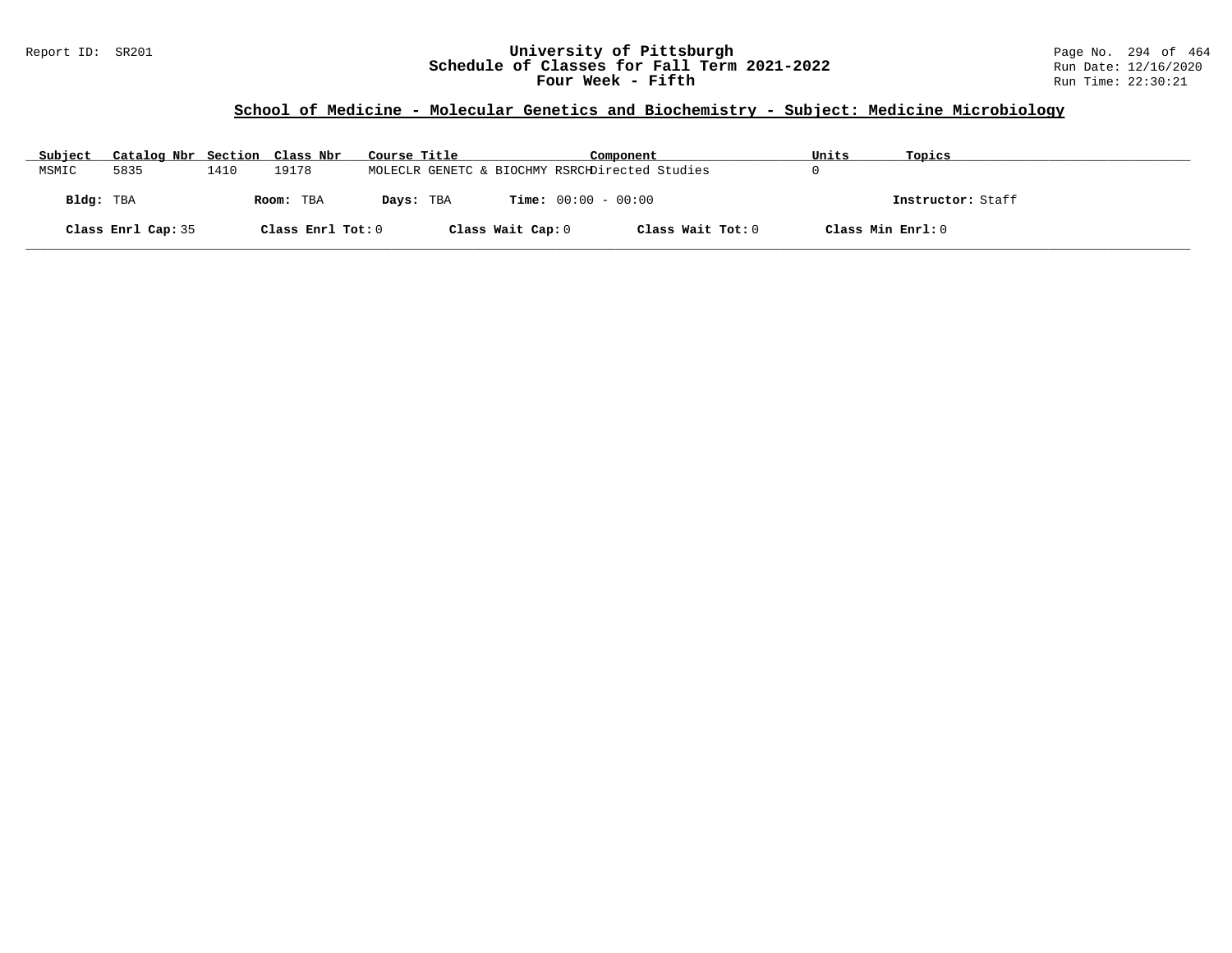## School of Medicine - Molecular Genetics and Biochemistry - Subject: Medicine Microbiology

| Subject | Catalog Nbr | Section | Class Nbr | Course Title | Component | Units | Topics |
|---|---|---|---|---|---|---|---|
| MSMIC | 5835 | 1410 | 19178 | MOLECLR GENETC & BIOCHMY RSRCH | Directed Studies | 0 | |

**Bldg:** TBA **Room:** TBA **Days:** TBA **Time:** 00:00 - 00:00 **Instructor:** Staff

**Class Enrl Cap:** 35 **Class Enrl Tot:** 0 **Class Wait Cap:** 0 **Class Wait Tot:** 0 **Class Min Enrl:** 0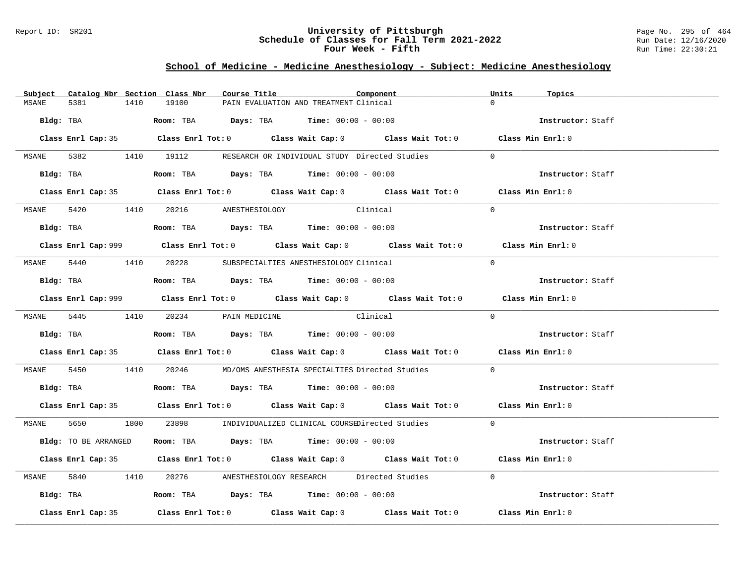## School of Medicine - Medicine Anesthesiology - Subject: Medicine Anesthesiology

| Subject | Catalog Nbr | Section | Class Nbr | Course Title | Component | Units | Topics |
|---|---|---|---|---|---|---|---|
| MSANE | 5381 | 1410 | 19100 | PAIN EVALUATION AND TREATMENT | Clinical | 0 | |

**Bldg:** TBA **Room:** TBA **Days:** TBA **Time:** 00:00 - 00:00 **Instructor:** Staff

**Class Enrl Cap:** 35 **Class Enrl Tot:** 0 **Class Wait Cap:** 0 **Class Wait Tot:** 0 **Class Min Enrl:** 0

| Subject | Catalog Nbr | Section | Class Nbr | Course Title | Component | Units | Topics |
|---|---|---|---|---|---|---|---|
| MSANE | 5382 | 1410 | 19112 | RESEARCH OR INDIVIDUAL STUDY | Directed Studies | 0 | |

**Bldg:** TBA **Room:** TBA **Days:** TBA **Time:** 00:00 - 00:00 **Instructor:** Staff

**Class Enrl Cap:** 35 **Class Enrl Tot:** 0 **Class Wait Cap:** 0 **Class Wait Tot:** 0 **Class Min Enrl:** 0

| Subject | Catalog Nbr | Section | Class Nbr | Course Title | Component | Units | Topics |
|---|---|---|---|---|---|---|---|
| MSANE | 5420 | 1410 | 20216 | ANESTHESIOLOGY | Clinical | 0 | |

**Bldg:** TBA **Room:** TBA **Days:** TBA **Time:** 00:00 - 00:00 **Instructor:** Staff

**Class Enrl Cap:** 999 **Class Enrl Tot:** 0 **Class Wait Cap:** 0 **Class Wait Tot:** 0 **Class Min Enrl:** 0

| Subject | Catalog Nbr | Section | Class Nbr | Course Title | Component | Units | Topics |
|---|---|---|---|---|---|---|---|
| MSANE | 5440 | 1410 | 20228 | SUBSPECIALTIES ANESTHESIOLOGY | Clinical | 0 | |

**Bldg:** TBA **Room:** TBA **Days:** TBA **Time:** 00:00 - 00:00 **Instructor:** Staff

**Class Enrl Cap:** 999 **Class Enrl Tot:** 0 **Class Wait Cap:** 0 **Class Wait Tot:** 0 **Class Min Enrl:** 0

| Subject | Catalog Nbr | Section | Class Nbr | Course Title | Component | Units | Topics |
|---|---|---|---|---|---|---|---|
| MSANE | 5445 | 1410 | 20234 | PAIN MEDICINE | Clinical | 0 | |

**Bldg:** TBA **Room:** TBA **Days:** TBA **Time:** 00:00 - 00:00 **Instructor:** Staff

**Class Enrl Cap:** 35 **Class Enrl Tot:** 0 **Class Wait Cap:** 0 **Class Wait Tot:** 0 **Class Min Enrl:** 0

| Subject | Catalog Nbr | Section | Class Nbr | Course Title | Component | Units | Topics |
|---|---|---|---|---|---|---|---|
| MSANE | 5450 | 1410 | 20246 | MD/OMS ANESTHESIA SPECIALTIES | Directed Studies | 0 | |

**Bldg:** TBA **Room:** TBA **Days:** TBA **Time:** 00:00 - 00:00 **Instructor:** Staff

**Class Enrl Cap:** 35 **Class Enrl Tot:** 0 **Class Wait Cap:** 0 **Class Wait Tot:** 0 **Class Min Enrl:** 0

| Subject | Catalog Nbr | Section | Class Nbr | Course Title | Component | Units | Topics |
|---|---|---|---|---|---|---|---|
| MSANE | 5650 | 1800 | 23898 | INDIVIDUALIZED CLINICAL COURSE | Directed Studies | 0 | |

**Bldg:** TO BE ARRANGED **Room:** TBA **Days:** TBA **Time:** 00:00 - 00:00 **Instructor:** Staff

**Class Enrl Cap:** 35 **Class Enrl Tot:** 0 **Class Wait Cap:** 0 **Class Wait Tot:** 0 **Class Min Enrl:** 0

| Subject | Catalog Nbr | Section | Class Nbr | Course Title | Component | Units | Topics |
|---|---|---|---|---|---|---|---|
| MSANE | 5840 | 1410 | 20276 | ANESTHESIOLOGY RESEARCH | Directed Studies | 0 | |

**Bldg:** TBA **Room:** TBA **Days:** TBA **Time:** 00:00 - 00:00 **Instructor:** Staff

**Class Enrl Cap:** 35 **Class Enrl Tot:** 0 **Class Wait Cap:** 0 **Class Wait Tot:** 0 **Class Min Enrl:** 0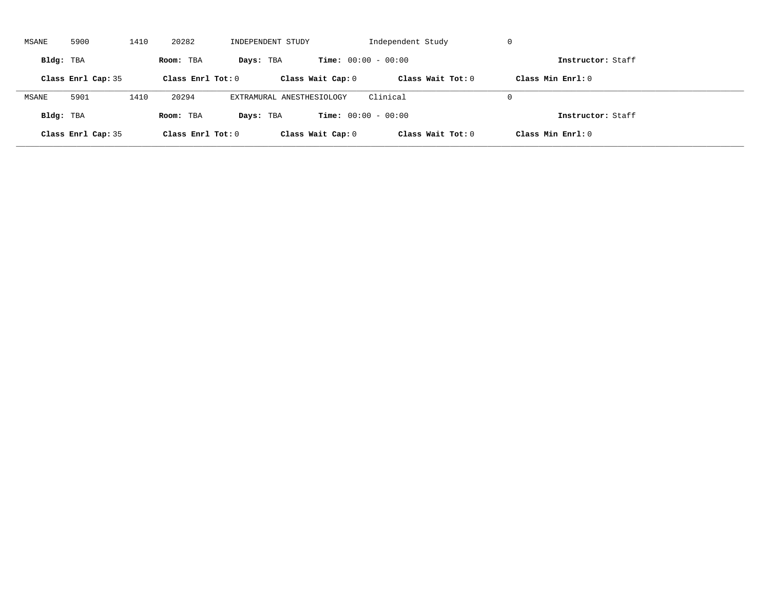MSANE 5900 1410 20282 INDEPENDENT STUDY Independent Study 0

**Bldg:** TBA **Room:** TBA **Days:** TBA **Time:** 00:00 - 00:00 **Instructor:** Staff

**Class Enrl Cap:** 35 **Class Enrl Tot:** 0 **Class Wait Cap:** 0 **Class Wait Tot:** 0 **Class Min Enrl:** 0

---

MSANE 5901 1410 20294 EXTRAMURAL ANESTHESIOLOGY Clinical 0

**Bldg:** TBA **Room:** TBA **Days:** TBA **Time:** 00:00 - 00:00 **Instructor:** Staff

**Class Enrl Cap:** 35 **Class Enrl Tot:** 0 **Class Wait Cap:** 0 **Class Wait Tot:** 0 **Class Min Enrl:** 0

---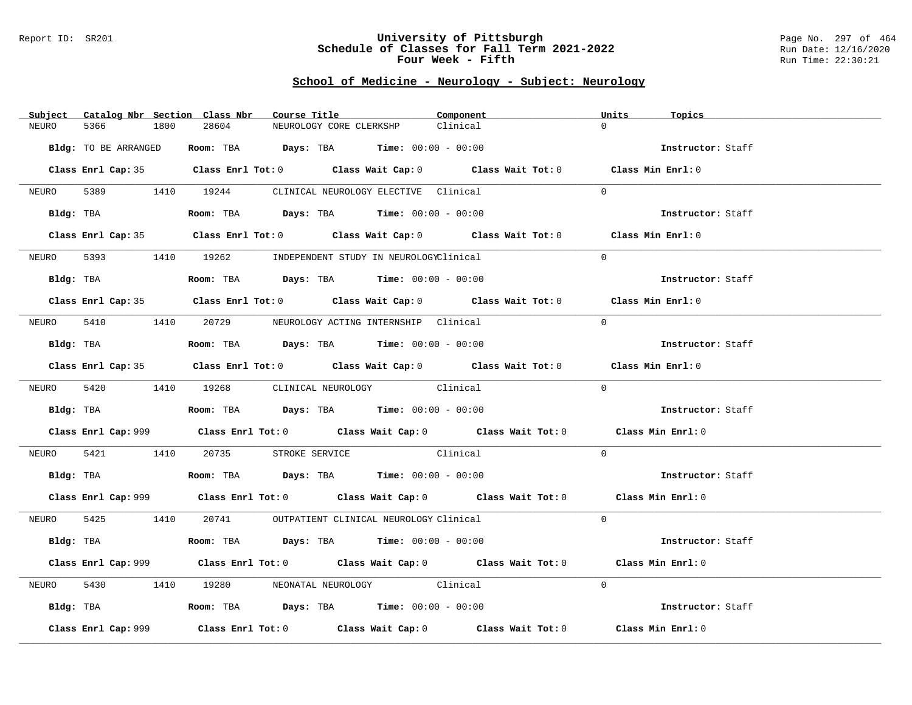## School of Medicine - Neurology - Subject: Neurology

| Subject | Catalog Nbr | Section | Class Nbr | Course Title | Component | Units | Topics |
|---|---|---|---|---|---|---|---|
| NEURO | 5366 | 1800 | 28604 | NEUROLOGY CORE CLERKSHP | Clinical | 0 | |

**Bldg:** TO BE ARRANGED **Room:** TBA **Days:** TBA **Time:** 00:00 - 00:00 **Instructor:** Staff

**Class Enrl Cap:** 35 **Class Enrl Tot:** 0 **Class Wait Cap:** 0 **Class Wait Tot:** 0 **Class Min Enrl:** 0

| Subject | Catalog Nbr | Section | Class Nbr | Course Title | Component | Units | Topics |
|---|---|---|---|---|---|---|---|
| NEURO | 5389 | 1410 | 19244 | CLINICAL NEUROLOGY ELECTIVE | Clinical | 0 | |

**Bldg:** TBA **Room:** TBA **Days:** TBA **Time:** 00:00 - 00:00 **Instructor:** Staff

**Class Enrl Cap:** 35 **Class Enrl Tot:** 0 **Class Wait Cap:** 0 **Class Wait Tot:** 0 **Class Min Enrl:** 0

| Subject | Catalog Nbr | Section | Class Nbr | Course Title | Component | Units | Topics |
|---|---|---|---|---|---|---|---|
| NEURO | 5393 | 1410 | 19262 | INDEPENDENT STUDY IN NEUROLOGY | Clinical | 0 | |

**Bldg:** TBA **Room:** TBA **Days:** TBA **Time:** 00:00 - 00:00 **Instructor:** Staff

**Class Enrl Cap:** 35 **Class Enrl Tot:** 0 **Class Wait Cap:** 0 **Class Wait Tot:** 0 **Class Min Enrl:** 0

| Subject | Catalog Nbr | Section | Class Nbr | Course Title | Component | Units | Topics |
|---|---|---|---|---|---|---|---|
| NEURO | 5410 | 1410 | 20729 | NEUROLOGY ACTING INTERNSHIP | Clinical | 0 | |

**Bldg:** TBA **Room:** TBA **Days:** TBA **Time:** 00:00 - 00:00 **Instructor:** Staff

**Class Enrl Cap:** 35 **Class Enrl Tot:** 0 **Class Wait Cap:** 0 **Class Wait Tot:** 0 **Class Min Enrl:** 0

| Subject | Catalog Nbr | Section | Class Nbr | Course Title | Component | Units | Topics |
|---|---|---|---|---|---|---|---|
| NEURO | 5420 | 1410 | 19268 | CLINICAL NEUROLOGY | Clinical | 0 | |

**Bldg:** TBA **Room:** TBA **Days:** TBA **Time:** 00:00 - 00:00 **Instructor:** Staff

**Class Enrl Cap:** 999 **Class Enrl Tot:** 0 **Class Wait Cap:** 0 **Class Wait Tot:** 0 **Class Min Enrl:** 0

| Subject | Catalog Nbr | Section | Class Nbr | Course Title | Component | Units | Topics |
|---|---|---|---|---|---|---|---|
| NEURO | 5421 | 1410 | 20735 | STROKE SERVICE | Clinical | 0 | |

**Bldg:** TBA **Room:** TBA **Days:** TBA **Time:** 00:00 - 00:00 **Instructor:** Staff

**Class Enrl Cap:** 999 **Class Enrl Tot:** 0 **Class Wait Cap:** 0 **Class Wait Tot:** 0 **Class Min Enrl:** 0

| Subject | Catalog Nbr | Section | Class Nbr | Course Title | Component | Units | Topics |
|---|---|---|---|---|---|---|---|
| NEURO | 5425 | 1410 | 20741 | OUTPATIENT CLINICAL NEUROLOGY | Clinical | 0 | |

**Bldg:** TBA **Room:** TBA **Days:** TBA **Time:** 00:00 - 00:00 **Instructor:** Staff

**Class Enrl Cap:** 999 **Class Enrl Tot:** 0 **Class Wait Cap:** 0 **Class Wait Tot:** 0 **Class Min Enrl:** 0

| Subject | Catalog Nbr | Section | Class Nbr | Course Title | Component | Units | Topics |
|---|---|---|---|---|---|---|---|
| NEURO | 5430 | 1410 | 19280 | NEONATAL NEUROLOGY | Clinical | 0 | |

**Bldg:** TBA **Room:** TBA **Days:** TBA **Time:** 00:00 - 00:00 **Instructor:** Staff

**Class Enrl Cap:** 999 **Class Enrl Tot:** 0 **Class Wait Cap:** 0 **Class Wait Tot:** 0 **Class Min Enrl:** 0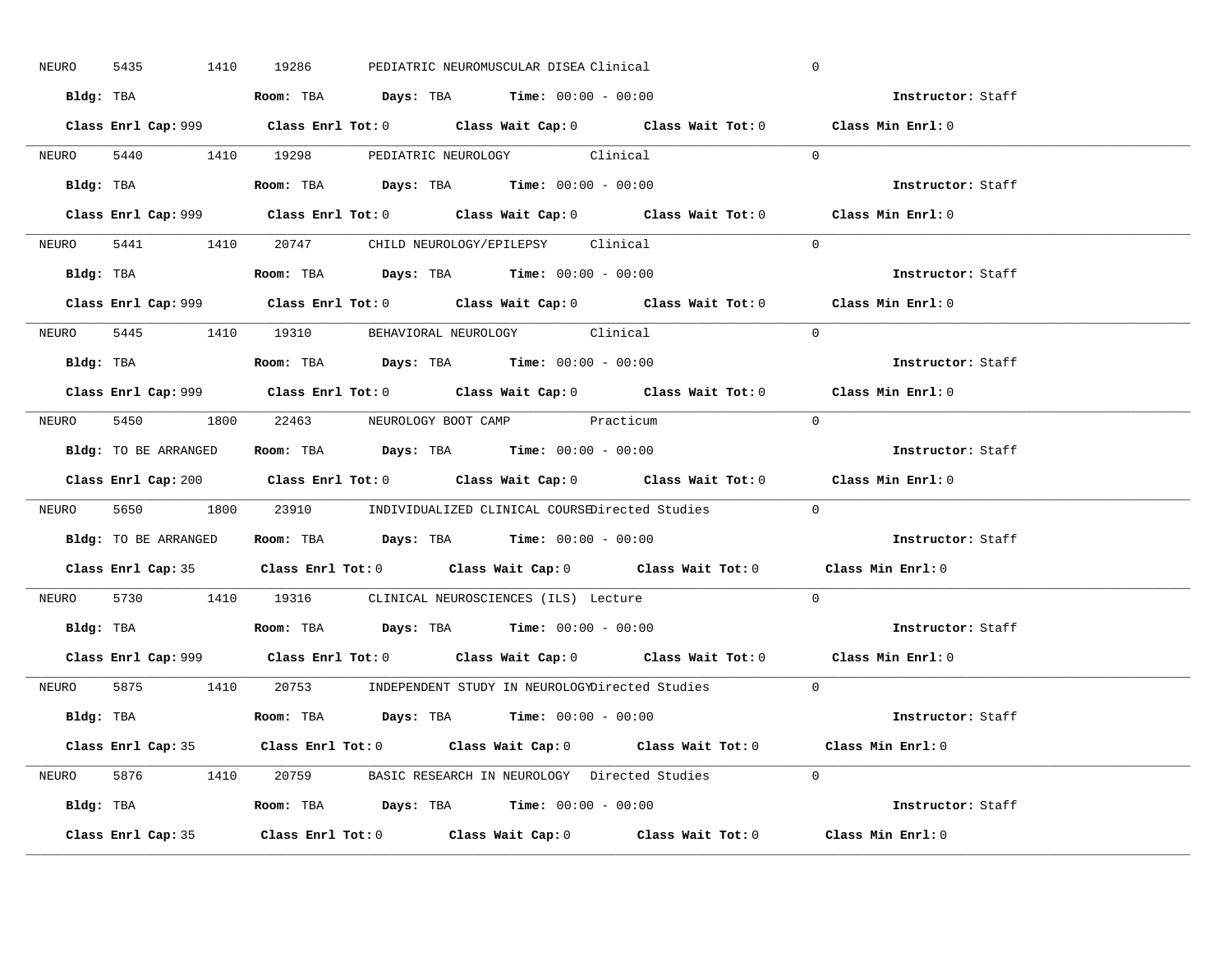NEURO 5435 1410 19286 PEDIATRIC NEUROMUSCULAR DISEA Clinical 0

**Bldg:** TBA **Room:** TBA **Days:** TBA **Time:** 00:00 - 00:00 **Instructor:** Staff

**Class Enrl Cap:** 999 **Class Enrl Tot:** 0 **Class Wait Cap:** 0 **Class Wait Tot:** 0 **Class Min Enrl:** 0

---

NEURO 5440 1410 19298 PEDIATRIC NEUROLOGY Clinical 0

**Bldg:** TBA **Room:** TBA **Days:** TBA **Time:** 00:00 - 00:00 **Instructor:** Staff

**Class Enrl Cap:** 999 **Class Enrl Tot:** 0 **Class Wait Cap:** 0 **Class Wait Tot:** 0 **Class Min Enrl:** 0

---

NEURO 5441 1410 20747 CHILD NEUROLOGY/EPILEPSY Clinical 0

**Bldg:** TBA **Room:** TBA **Days:** TBA **Time:** 00:00 - 00:00 **Instructor:** Staff

**Class Enrl Cap:** 999 **Class Enrl Tot:** 0 **Class Wait Cap:** 0 **Class Wait Tot:** 0 **Class Min Enrl:** 0

---

NEURO 5445 1410 19310 BEHAVIORAL NEUROLOGY Clinical 0

**Bldg:** TBA **Room:** TBA **Days:** TBA **Time:** 00:00 - 00:00 **Instructor:** Staff

**Class Enrl Cap:** 999 **Class Enrl Tot:** 0 **Class Wait Cap:** 0 **Class Wait Tot:** 0 **Class Min Enrl:** 0

---

NEURO 5450 1800 22463 NEUROLOGY BOOT CAMP Practicum 0

**Bldg:** TO BE ARRANGED **Room:** TBA **Days:** TBA **Time:** 00:00 - 00:00 **Instructor:** Staff

**Class Enrl Cap:** 200 **Class Enrl Tot:** 0 **Class Wait Cap:** 0 **Class Wait Tot:** 0 **Class Min Enrl:** 0

---

NEURO 5650 1800 23910 INDIVIDUALIZED CLINICAL COURSE Directed Studies 0

**Bldg:** TO BE ARRANGED **Room:** TBA **Days:** TBA **Time:** 00:00 - 00:00 **Instructor:** Staff

**Class Enrl Cap:** 35 **Class Enrl Tot:** 0 **Class Wait Cap:** 0 **Class Wait Tot:** 0 **Class Min Enrl:** 0

---

NEURO 5730 1410 19316 CLINICAL NEUROSCIENCES (ILS) Lecture 0

**Bldg:** TBA **Room:** TBA **Days:** TBA **Time:** 00:00 - 00:00 **Instructor:** Staff

**Class Enrl Cap:** 999 **Class Enrl Tot:** 0 **Class Wait Cap:** 0 **Class Wait Tot:** 0 **Class Min Enrl:** 0

---

NEURO 5875 1410 20753 INDEPENDENT STUDY IN NEUROLOGY Directed Studies 0

**Bldg:** TBA **Room:** TBA **Days:** TBA **Time:** 00:00 - 00:00 **Instructor:** Staff

**Class Enrl Cap:** 35 **Class Enrl Tot:** 0 **Class Wait Cap:** 0 **Class Wait Tot:** 0 **Class Min Enrl:** 0

---

NEURO 5876 1410 20759 BASIC RESEARCH IN NEUROLOGY Directed Studies 0

**Bldg:** TBA **Room:** TBA **Days:** TBA **Time:** 00:00 - 00:00 **Instructor:** Staff

**Class Enrl Cap:** 35 **Class Enrl Tot:** 0 **Class Wait Cap:** 0 **Class Wait Tot:** 0 **Class Min Enrl:** 0

---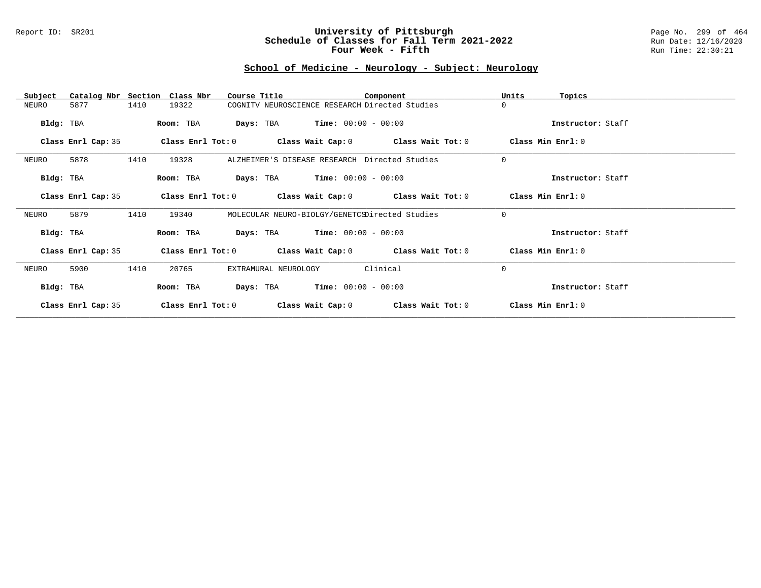Report ID: SR201

# University of Pittsburgh
## Schedule of Classes for Fall Term 2021-2022
## Four Week - Fifth

Run Date: 12/16/2020
Run Time: 22:30:21

### School of Medicine - Neurology - Subject: Neurology

| Subject | Catalog Nbr | Section | Class Nbr | Course Title | Component | Units | Topics |
|---|---|---|---|---|---|---|---|
| NEURO | 5877 | 1410 | 19322 | COGNITV NEUROSCIENCE RESEARCH | Directed Studies | 0 | |

**Bldg:** TBA **Room:** TBA **Days:** TBA **Time:** 00:00 - 00:00 **Instructor:** Staff

**Class Enrl Cap:** 35 **Class Enrl Tot:** 0 **Class Wait Cap:** 0 **Class Wait Tot:** 0 **Class Min Enrl:** 0

| Subject | Catalog Nbr | Section | Class Nbr | Course Title | Component | Units | Topics |
|---|---|---|---|---|---|---|---|
| NEURO | 5878 | 1410 | 19328 | ALZHEIMER'S DISEASE RESEARCH | Directed Studies | 0 | |

**Bldg:** TBA **Room:** TBA **Days:** TBA **Time:** 00:00 - 00:00 **Instructor:** Staff

**Class Enrl Cap:** 35 **Class Enrl Tot:** 0 **Class Wait Cap:** 0 **Class Wait Tot:** 0 **Class Min Enrl:** 0

| Subject | Catalog Nbr | Section | Class Nbr | Course Title | Component | Units | Topics |
|---|---|---|---|---|---|---|---|
| NEURO | 5879 | 1410 | 19340 | MOLECULAR NEURO-BIOLGY/GENETCS | Directed Studies | 0 | |

**Bldg:** TBA **Room:** TBA **Days:** TBA **Time:** 00:00 - 00:00 **Instructor:** Staff

**Class Enrl Cap:** 35 **Class Enrl Tot:** 0 **Class Wait Cap:** 0 **Class Wait Tot:** 0 **Class Min Enrl:** 0

| Subject | Catalog Nbr | Section | Class Nbr | Course Title | Component | Units | Topics |
|---|---|---|---|---|---|---|---|
| NEURO | 5900 | 1410 | 20765 | EXTRAMURAL NEUROLOGY | Clinical | 0 | |

**Bldg:** TBA **Room:** TBA **Days:** TBA **Time:** 00:00 - 00:00 **Instructor:** Staff

**Class Enrl Cap:** 35 **Class Enrl Tot:** 0 **Class Wait Cap:** 0 **Class Wait Tot:** 0 **Class Min Enrl:** 0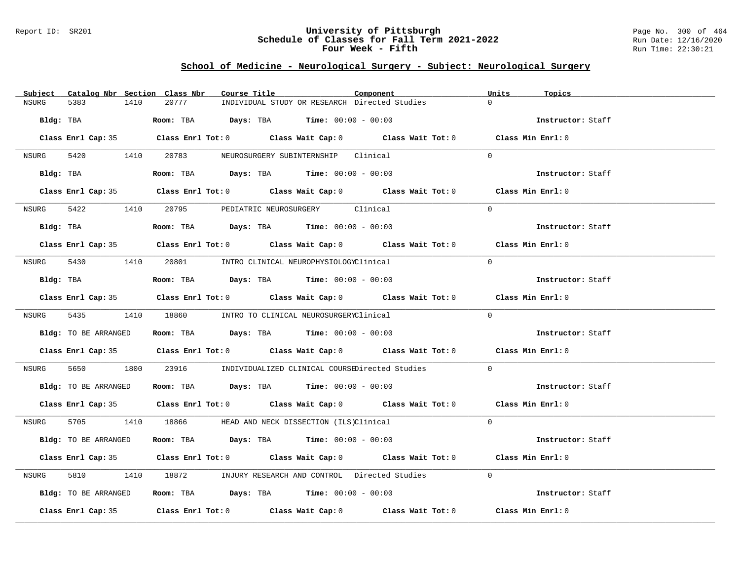## School of Medicine - Neurological Surgery - Subject: Neurological Surgery

| Subject | Catalog Nbr | Section | Class Nbr | Course Title | Component | Units | Topics |
|---|---|---|---|---|---|---|---|
| NSURG | 5383 | 1410 | 20777 | INDIVIDUAL STUDY OR RESEARCH | Directed Studies | 0 | |
| | Bldg: TBA | Room: TBA | Days: TBA | Time: 00:00 - 00:00 | | Instructor: Staff | |
| | Class Enrl Cap: 35 | Class Enrl Tot: 0 | Class Wait Cap: 0 | Class Wait Tot: 0 | | Class Min Enrl: 0 | |
| NSURG | 5420 | 1410 | 20783 | NEUROSURGERY SUBINTERNSHIP | Clinical | 0 | |
| | Bldg: TBA | Room: TBA | Days: TBA | Time: 00:00 - 00:00 | | Instructor: Staff | |
| | Class Enrl Cap: 35 | Class Enrl Tot: 0 | Class Wait Cap: 0 | Class Wait Tot: 0 | | Class Min Enrl: 0 | |
| NSURG | 5422 | 1410 | 20795 | PEDIATRIC NEUROSURGERY | Clinical | 0 | |
| | Bldg: TBA | Room: TBA | Days: TBA | Time: 00:00 - 00:00 | | Instructor: Staff | |
| | Class Enrl Cap: 35 | Class Enrl Tot: 0 | Class Wait Cap: 0 | Class Wait Tot: 0 | | Class Min Enrl: 0 | |
| NSURG | 5430 | 1410 | 20801 | INTRO CLINICAL NEUROPHYSIOLOGY | Clinical | 0 | |
| | Bldg: TBA | Room: TBA | Days: TBA | Time: 00:00 - 00:00 | | Instructor: Staff | |
| | Class Enrl Cap: 35 | Class Enrl Tot: 0 | Class Wait Cap: 0 | Class Wait Tot: 0 | | Class Min Enrl: 0 | |
| NSURG | 5435 | 1410 | 18860 | INTRO TO CLINICAL NEUROSURGERY | Clinical | 0 | |
| | Bldg: TO BE ARRANGED | Room: TBA | Days: TBA | Time: 00:00 - 00:00 | | Instructor: Staff | |
| | Class Enrl Cap: 35 | Class Enrl Tot: 0 | Class Wait Cap: 0 | Class Wait Tot: 0 | | Class Min Enrl: 0 | |
| NSURG | 5650 | 1800 | 23916 | INDIVIDUALIZED CLINICAL COURSE | Directed Studies | 0 | |
| | Bldg: TO BE ARRANGED | Room: TBA | Days: TBA | Time: 00:00 - 00:00 | | Instructor: Staff | |
| | Class Enrl Cap: 35 | Class Enrl Tot: 0 | Class Wait Cap: 0 | Class Wait Tot: 0 | | Class Min Enrl: 0 | |
| NSURG | 5705 | 1410 | 18866 | HEAD AND NECK DISSECTION (ILS) | Clinical | 0 | |
| | Bldg: TO BE ARRANGED | Room: TBA | Days: TBA | Time: 00:00 - 00:00 | | Instructor: Staff | |
| | Class Enrl Cap: 35 | Class Enrl Tot: 0 | Class Wait Cap: 0 | Class Wait Tot: 0 | | Class Min Enrl: 0 | |
| NSURG | 5810 | 1410 | 18872 | INJURY RESEARCH AND CONTROL | Directed Studies | 0 | |
| | Bldg: TO BE ARRANGED | Room: TBA | Days: TBA | Time: 00:00 - 00:00 | | Instructor: Staff | |
| | Class Enrl Cap: 35 | Class Enrl Tot: 0 | Class Wait Cap: 0 | Class Wait Tot: 0 | | Class Min Enrl: 0 | |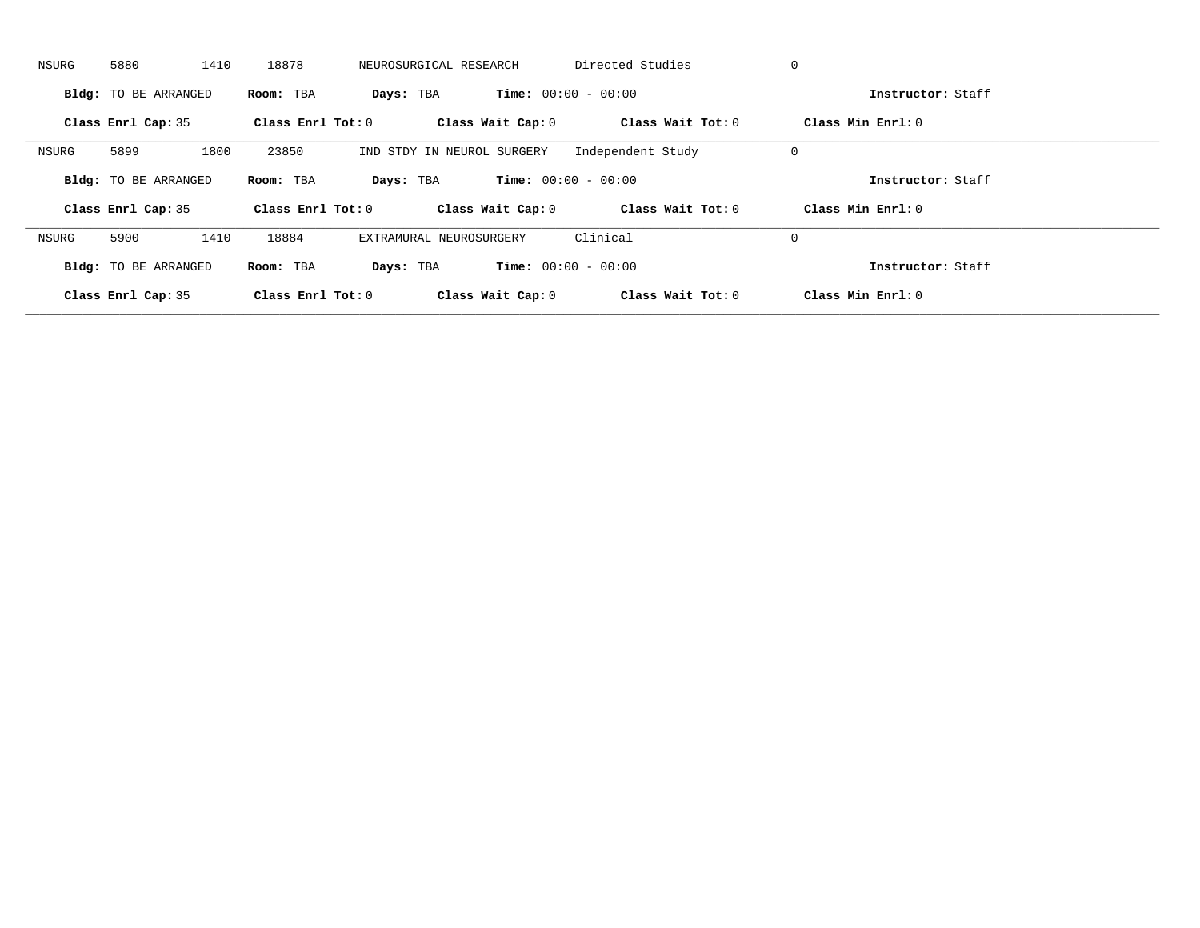NSURG 5880 1410 18878 NEUROSURGICAL RESEARCH Directed Studies 0

**Bldg:** TO BE ARRANGED **Room:** TBA **Days:** TBA **Time:** 00:00 - 00:00 **Instructor:** Staff

**Class Enrl Cap:** 35 **Class Enrl Tot:** 0 **Class Wait Cap:** 0 **Class Wait Tot:** 0 **Class Min Enrl:** 0

---

NSURG 5899 1800 23850 IND STDY IN NEUROL SURGERY Independent Study 0

**Bldg:** TO BE ARRANGED **Room:** TBA **Days:** TBA **Time:** 00:00 - 00:00 **Instructor:** Staff

**Class Enrl Cap:** 35 **Class Enrl Tot:** 0 **Class Wait Cap:** 0 **Class Wait Tot:** 0 **Class Min Enrl:** 0

---

NSURG 5900 1410 18884 EXTRAMURAL NEUROSURGERY Clinical 0

**Bldg:** TO BE ARRANGED **Room:** TBA **Days:** TBA **Time:** 00:00 - 00:00 **Instructor:** Staff

**Class Enrl Cap:** 35 **Class Enrl Tot:** 0 **Class Wait Cap:** 0 **Class Wait Tot:** 0 **Class Min Enrl:** 0

---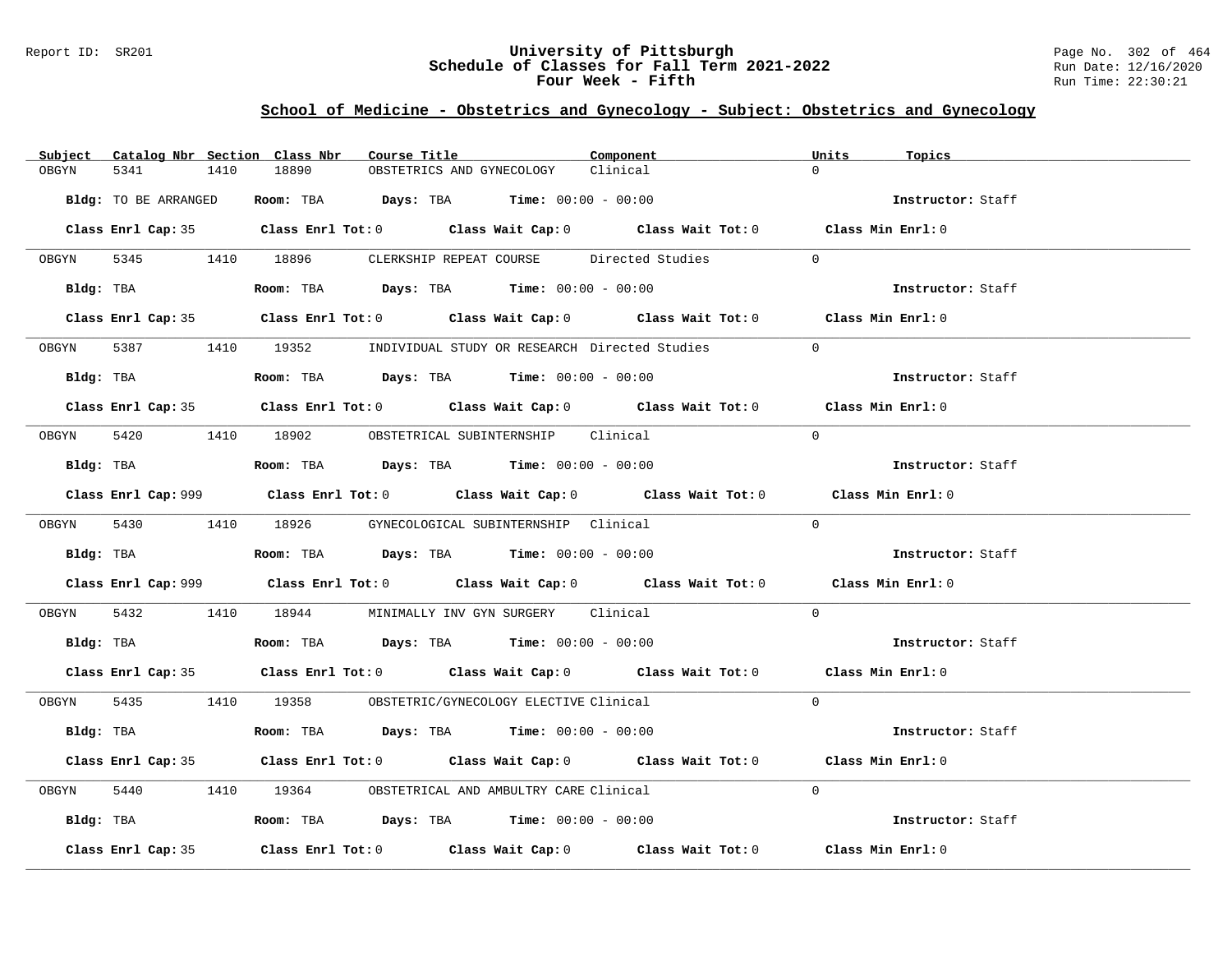# University of Pittsburgh
## Schedule of Classes for Fall Term 2021-2022
### Four Week - Fifth

Report ID: SR201
Run Date: 12/16/2020
Run Time: 22:30:21

## School of Medicine - Obstetrics and Gynecology - Subject: Obstetrics and Gynecology

| Subject | Catalog Nbr | Section | Class Nbr | Course Title | Component | Units | Topics |
|---|---|---|---|---|---|---|---|
| OBGYN | 5341 | 1410 | 18890 | OBSTETRICS AND GYNECOLOGY | Clinical | 0 | |

**Bldg:** TO BE ARRANGED **Room:** TBA **Days:** TBA **Time:** 00:00 - 00:00 **Instructor:** Staff

**Class Enrl Cap:** 35 **Class Enrl Tot:** 0 **Class Wait Cap:** 0 **Class Wait Tot:** 0 **Class Min Enrl:** 0

---

| Subject | Catalog Nbr | Section | Class Nbr | Course Title | Component | Units | Topics |
|---|---|---|---|---|---|---|---|
| OBGYN | 5345 | 1410 | 18896 | CLERKSHIP REPEAT COURSE | Directed Studies | 0 | |

**Bldg:** TBA **Room:** TBA **Days:** TBA **Time:** 00:00 - 00:00 **Instructor:** Staff

**Class Enrl Cap:** 35 **Class Enrl Tot:** 0 **Class Wait Cap:** 0 **Class Wait Tot:** 0 **Class Min Enrl:** 0

---

| Subject | Catalog Nbr | Section | Class Nbr | Course Title | Component | Units | Topics |
|---|---|---|---|---|---|---|---|
| OBGYN | 5387 | 1410 | 19352 | INDIVIDUAL STUDY OR RESEARCH | Directed Studies | 0 | |

**Bldg:** TBA **Room:** TBA **Days:** TBA **Time:** 00:00 - 00:00 **Instructor:** Staff

**Class Enrl Cap:** 35 **Class Enrl Tot:** 0 **Class Wait Cap:** 0 **Class Wait Tot:** 0 **Class Min Enrl:** 0

---

| Subject | Catalog Nbr | Section | Class Nbr | Course Title | Component | Units | Topics |
|---|---|---|---|---|---|---|---|
| OBGYN | 5420 | 1410 | 18902 | OBSTETRICAL SUBINTERNSHIP | Clinical | 0 | |

**Bldg:** TBA **Room:** TBA **Days:** TBA **Time:** 00:00 - 00:00 **Instructor:** Staff

**Class Enrl Cap:** 999 **Class Enrl Tot:** 0 **Class Wait Cap:** 0 **Class Wait Tot:** 0 **Class Min Enrl:** 0

---

| Subject | Catalog Nbr | Section | Class Nbr | Course Title | Component | Units | Topics |
|---|---|---|---|---|---|---|---|
| OBGYN | 5430 | 1410 | 18926 | GYNECOLOGICAL SUBINTERNSHIP | Clinical | 0 | |

**Bldg:** TBA **Room:** TBA **Days:** TBA **Time:** 00:00 - 00:00 **Instructor:** Staff

**Class Enrl Cap:** 999 **Class Enrl Tot:** 0 **Class Wait Cap:** 0 **Class Wait Tot:** 0 **Class Min Enrl:** 0

---

| Subject | Catalog Nbr | Section | Class Nbr | Course Title | Component | Units | Topics |
|---|---|---|---|---|---|---|---|
| OBGYN | 5432 | 1410 | 18944 | MINIMALLY INV GYN SURGERY | Clinical | 0 | |

**Bldg:** TBA **Room:** TBA **Days:** TBA **Time:** 00:00 - 00:00 **Instructor:** Staff

**Class Enrl Cap:** 35 **Class Enrl Tot:** 0 **Class Wait Cap:** 0 **Class Wait Tot:** 0 **Class Min Enrl:** 0

---

| Subject | Catalog Nbr | Section | Class Nbr | Course Title | Component | Units | Topics |
|---|---|---|---|---|---|---|---|
| OBGYN | 5435 | 1410 | 19358 | OBSTETRIC/GYNECOLOGY ELECTIVE | Clinical | 0 | |

**Bldg:** TBA **Room:** TBA **Days:** TBA **Time:** 00:00 - 00:00 **Instructor:** Staff

**Class Enrl Cap:** 35 **Class Enrl Tot:** 0 **Class Wait Cap:** 0 **Class Wait Tot:** 0 **Class Min Enrl:** 0

---

| Subject | Catalog Nbr | Section | Class Nbr | Course Title | Component | Units | Topics |
|---|---|---|---|---|---|---|---|
| OBGYN | 5440 | 1410 | 19364 | OBSTETRICAL AND AMBULTRY CARE | Clinical | 0 | |

**Bldg:** TBA **Room:** TBA **Days:** TBA **Time:** 00:00 - 00:00 **Instructor:** Staff

**Class Enrl Cap:** 35 **Class Enrl Tot:** 0 **Class Wait Cap:** 0 **Class Wait Tot:** 0 **Class Min Enrl:** 0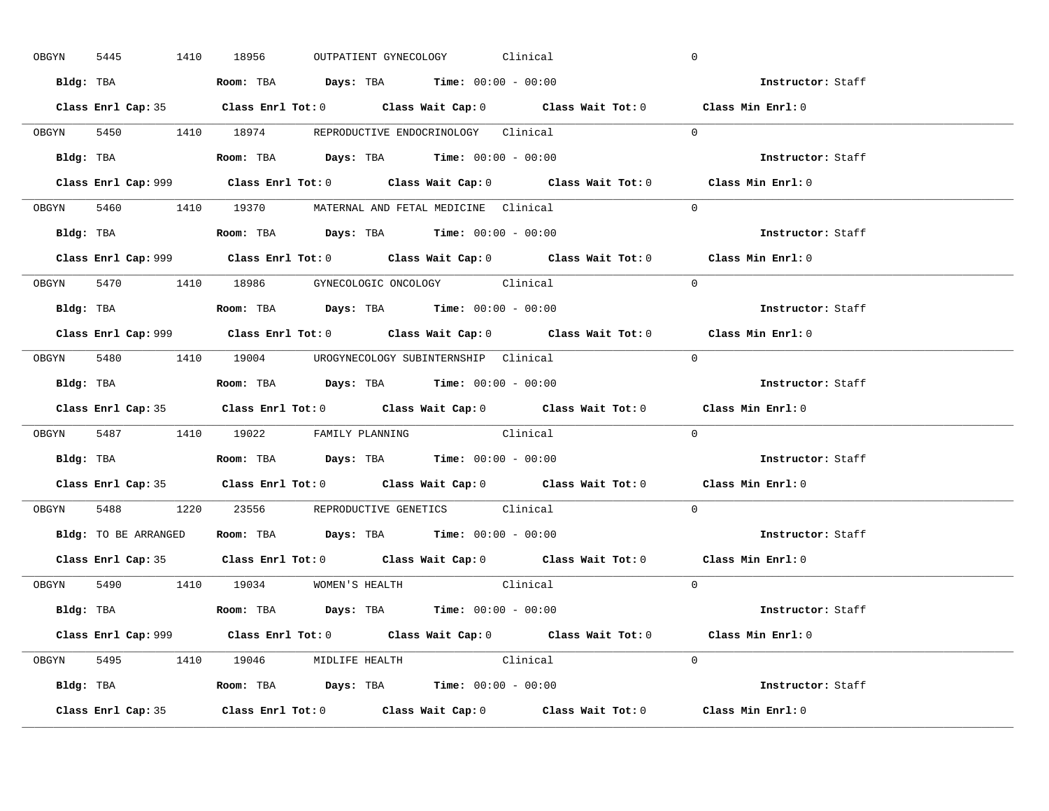OBGYN 5445 1410 18956 OUTPATIENT GYNECOLOGY Clinical 0

**Bldg:** TBA **Room:** TBA **Days:** TBA **Time:** 00:00 - 00:00 **Instructor:** Staff

**Class Enrl Cap:** 35 **Class Enrl Tot:** 0 **Class Wait Cap:** 0 **Class Wait Tot:** 0 **Class Min Enrl:** 0

---

OBGYN 5450 1410 18974 REPRODUCTIVE ENDOCRINOLOGY Clinical 0

**Bldg:** TBA **Room:** TBA **Days:** TBA **Time:** 00:00 - 00:00 **Instructor:** Staff

**Class Enrl Cap:** 999 **Class Enrl Tot:** 0 **Class Wait Cap:** 0 **Class Wait Tot:** 0 **Class Min Enrl:** 0

---

OBGYN 5460 1410 19370 MATERNAL AND FETAL MEDICINE Clinical 0

**Bldg:** TBA **Room:** TBA **Days:** TBA **Time:** 00:00 - 00:00 **Instructor:** Staff

**Class Enrl Cap:** 999 **Class Enrl Tot:** 0 **Class Wait Cap:** 0 **Class Wait Tot:** 0 **Class Min Enrl:** 0

---

OBGYN 5470 1410 18986 GYNECOLOGIC ONCOLOGY Clinical 0

**Bldg:** TBA **Room:** TBA **Days:** TBA **Time:** 00:00 - 00:00 **Instructor:** Staff

**Class Enrl Cap:** 999 **Class Enrl Tot:** 0 **Class Wait Cap:** 0 **Class Wait Tot:** 0 **Class Min Enrl:** 0

---

OBGYN 5480 1410 19004 UROGYNECOLOGY SUBINTERNSHIP Clinical 0

**Bldg:** TBA **Room:** TBA **Days:** TBA **Time:** 00:00 - 00:00 **Instructor:** Staff

**Class Enrl Cap:** 35 **Class Enrl Tot:** 0 **Class Wait Cap:** 0 **Class Wait Tot:** 0 **Class Min Enrl:** 0

---

OBGYN 5487 1410 19022 FAMILY PLANNING Clinical 0

**Bldg:** TBA **Room:** TBA **Days:** TBA **Time:** 00:00 - 00:00 **Instructor:** Staff

**Class Enrl Cap:** 35 **Class Enrl Tot:** 0 **Class Wait Cap:** 0 **Class Wait Tot:** 0 **Class Min Enrl:** 0

---

OBGYN 5488 1220 23556 REPRODUCTIVE GENETICS Clinical 0

**Bldg:** TO BE ARRANGED **Room:** TBA **Days:** TBA **Time:** 00:00 - 00:00 **Instructor:** Staff

**Class Enrl Cap:** 35 **Class Enrl Tot:** 0 **Class Wait Cap:** 0 **Class Wait Tot:** 0 **Class Min Enrl:** 0

---

OBGYN 5490 1410 19034 WOMEN'S HEALTH Clinical 0

**Bldg:** TBA **Room:** TBA **Days:** TBA **Time:** 00:00 - 00:00 **Instructor:** Staff

**Class Enrl Cap:** 999 **Class Enrl Tot:** 0 **Class Wait Cap:** 0 **Class Wait Tot:** 0 **Class Min Enrl:** 0

---

OBGYN 5495 1410 19046 MIDLIFE HEALTH Clinical 0

**Bldg:** TBA **Room:** TBA **Days:** TBA **Time:** 00:00 - 00:00 **Instructor:** Staff

**Class Enrl Cap:** 35 **Class Enrl Tot:** 0 **Class Wait Cap:** 0 **Class Wait Tot:** 0 **Class Min Enrl:** 0

---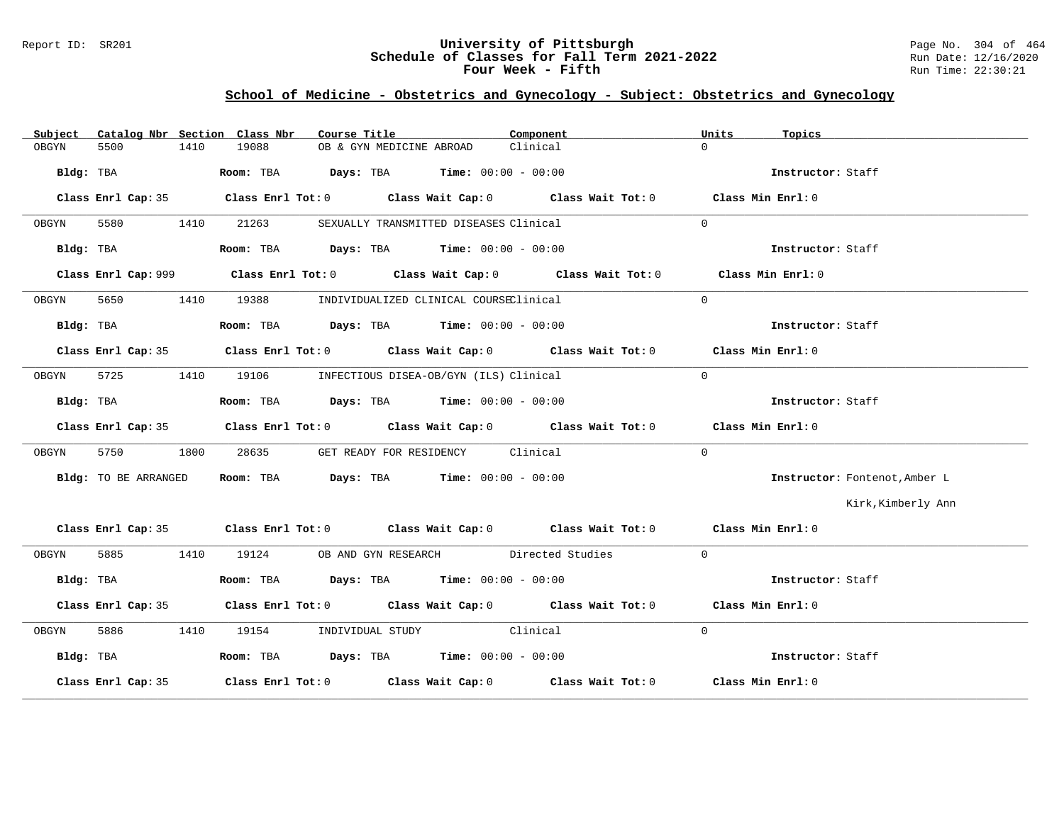# University of Pittsburgh
## Schedule of Classes for Fall Term 2021-2022
### Four Week - Fifth

## School of Medicine - Obstetrics and Gynecology - Subject: Obstetrics and Gynecology

| Subject | Catalog Nbr | Section | Class Nbr | Course Title | Component | Units | Topics |
|---|---|---|---|---|---|---|---|
| OBGYN | 5500 | 1410 | 19088 | OB & GYN MEDICINE ABROAD | Clinical | 0 | |

**Bldg:** TBA **Room:** TBA **Days:** TBA **Time:** 00:00 - 00:00 **Instructor:** Staff

**Class Enrl Cap:** 35 **Class Enrl Tot:** 0 **Class Wait Cap:** 0 **Class Wait Tot:** 0 **Class Min Enrl:** 0

---

| Subject | Catalog Nbr | Section | Class Nbr | Course Title | Component | Units | Topics |
|---|---|---|---|---|---|---|---|
| OBGYN | 5580 | 1410 | 21263 | SEXUALLY TRANSMITTED DISEASES | Clinical | 0 | |

**Bldg:** TBA **Room:** TBA **Days:** TBA **Time:** 00:00 - 00:00 **Instructor:** Staff

**Class Enrl Cap:** 999 **Class Enrl Tot:** 0 **Class Wait Cap:** 0 **Class Wait Tot:** 0 **Class Min Enrl:** 0

---

| Subject | Catalog Nbr | Section | Class Nbr | Course Title | Component | Units | Topics |
|---|---|---|---|---|---|---|---|
| OBGYN | 5650 | 1410 | 19388 | INDIVIDUALIZED CLINICAL COURSE | Clinical | 0 | |

**Bldg:** TBA **Room:** TBA **Days:** TBA **Time:** 00:00 - 00:00 **Instructor:** Staff

**Class Enrl Cap:** 35 **Class Enrl Tot:** 0 **Class Wait Cap:** 0 **Class Wait Tot:** 0 **Class Min Enrl:** 0

---

| Subject | Catalog Nbr | Section | Class Nbr | Course Title | Component | Units | Topics |
|---|---|---|---|---|---|---|---|
| OBGYN | 5725 | 1410 | 19106 | INFECTIOUS DISEA-OB/GYN (ILS) | Clinical | 0 | |

**Bldg:** TBA **Room:** TBA **Days:** TBA **Time:** 00:00 - 00:00 **Instructor:** Staff

**Class Enrl Cap:** 35 **Class Enrl Tot:** 0 **Class Wait Cap:** 0 **Class Wait Tot:** 0 **Class Min Enrl:** 0

---

| Subject | Catalog Nbr | Section | Class Nbr | Course Title | Component | Units | Topics |
|---|---|---|---|---|---|---|---|
| OBGYN | 5750 | 1800 | 28635 | GET READY FOR RESIDENCY | Clinical | 0 | |

**Bldg:** TO BE ARRANGED **Room:** TBA **Days:** TBA **Time:** 00:00 - 00:00 **Instructor:** Fontenot,Amber L; Kirk,Kimberly Ann

**Class Enrl Cap:** 35 **Class Enrl Tot:** 0 **Class Wait Cap:** 0 **Class Wait Tot:** 0 **Class Min Enrl:** 0

---

| Subject | Catalog Nbr | Section | Class Nbr | Course Title | Component | Units | Topics |
|---|---|---|---|---|---|---|---|
| OBGYN | 5885 | 1410 | 19124 | OB AND GYN RESEARCH | Directed Studies | 0 | |

**Bldg:** TBA **Room:** TBA **Days:** TBA **Time:** 00:00 - 00:00 **Instructor:** Staff

**Class Enrl Cap:** 35 **Class Enrl Tot:** 0 **Class Wait Cap:** 0 **Class Wait Tot:** 0 **Class Min Enrl:** 0

---

| Subject | Catalog Nbr | Section | Class Nbr | Course Title | Component | Units | Topics |
|---|---|---|---|---|---|---|---|
| OBGYN | 5886 | 1410 | 19154 | INDIVIDUAL STUDY | Clinical | 0 | |

**Bldg:** TBA **Room:** TBA **Days:** TBA **Time:** 00:00 - 00:00 **Instructor:** Staff

**Class Enrl Cap:** 35 **Class Enrl Tot:** 0 **Class Wait Cap:** 0 **Class Wait Tot:** 0 **Class Min Enrl:** 0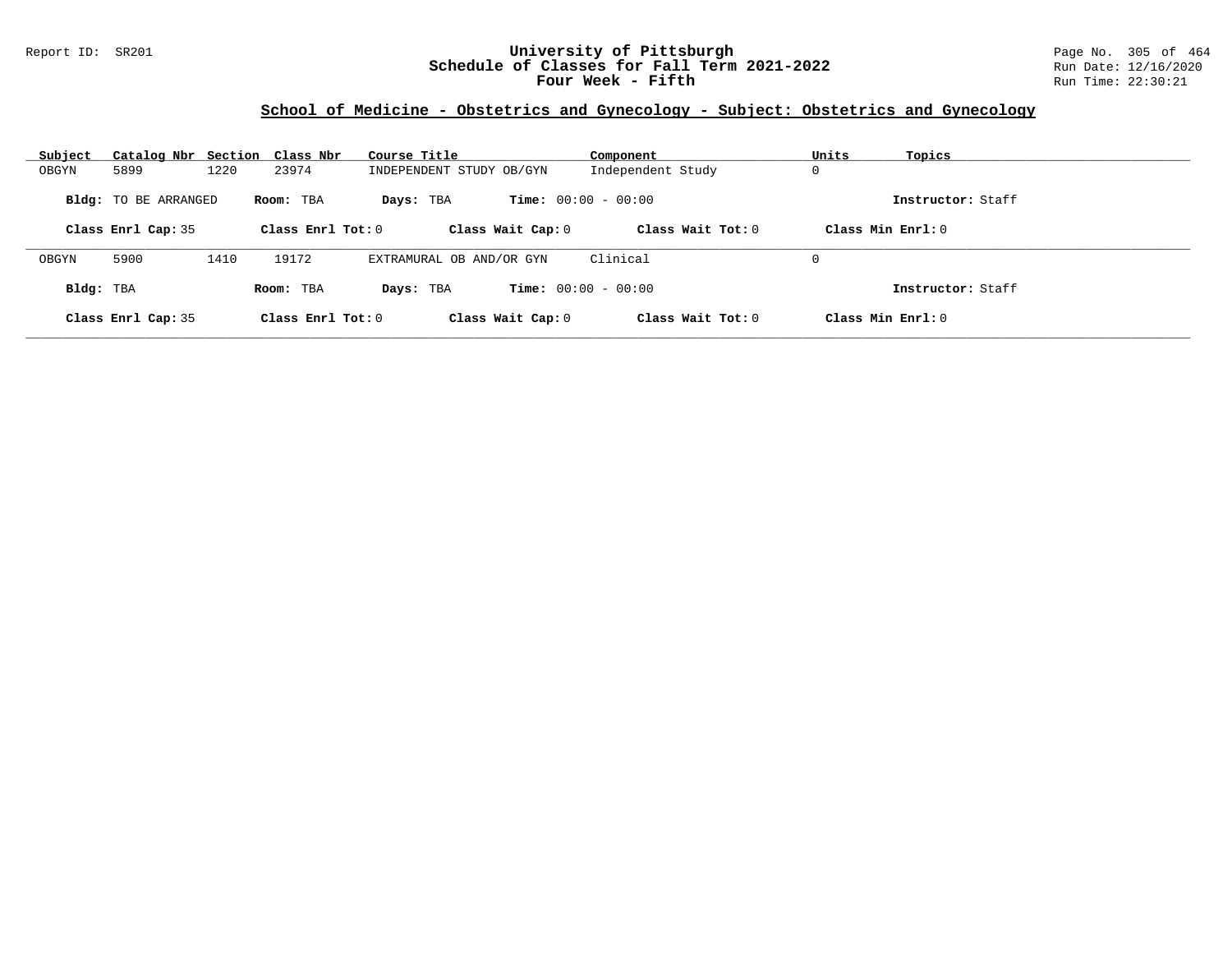## School of Medicine - Obstetrics and Gynecology - Subject: Obstetrics and Gynecology

| Subject | Catalog Nbr | Section | Class Nbr | Course Title | Component | Units | Topics |
|---|---|---|---|---|---|---|---|
| OBGYN | 5899 | 1220 | 23974 | INDEPENDENT STUDY OB/GYN | Independent Study | 0 | |

**Bldg:** TO BE ARRANGED **Room:** TBA **Days:** TBA **Time:** 00:00 - 00:00 **Instructor:** Staff

**Class Enrl Cap:** 35 **Class Enrl Tot:** 0 **Class Wait Cap:** 0 **Class Wait Tot:** 0 **Class Min Enrl:** 0

| Subject | Catalog Nbr | Section | Class Nbr | Course Title | Component | Units | Topics |
|---|---|---|---|---|---|---|---|
| OBGYN | 5900 | 1410 | 19172 | EXTRAMURAL OB AND/OR GYN | Clinical | 0 | |

**Bldg:** TBA **Room:** TBA **Days:** TBA **Time:** 00:00 - 00:00 **Instructor:** Staff

**Class Enrl Cap:** 35 **Class Enrl Tot:** 0 **Class Wait Cap:** 0 **Class Wait Tot:** 0 **Class Min Enrl:** 0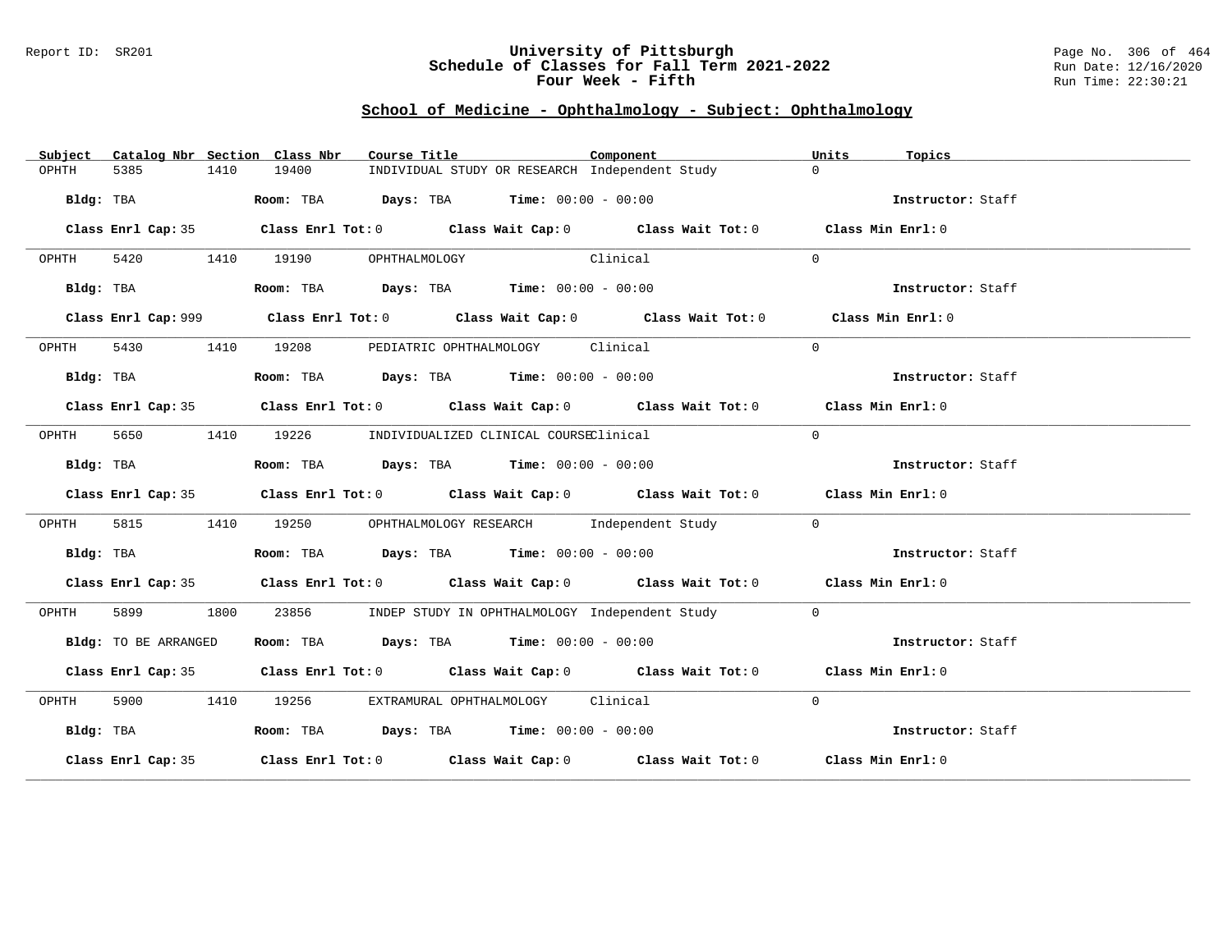University of Pittsburgh
Schedule of Classes for Fall Term 2021-2022
Four Week - Fifth

## School of Medicine - Ophthalmology - Subject: Ophthalmology

| Subject | Catalog Nbr | Section | Class Nbr | Course Title | Component | Units | Topics |
|---|---|---|---|---|---|---|---|
| OPHTH | 5385 | 1410 | 19400 | INDIVIDUAL STUDY OR RESEARCH | Independent Study | 0 | |

**Bldg:** TBA **Room:** TBA **Days:** TBA **Time:** 00:00 - 00:00 **Instructor:** Staff

**Class Enrl Cap:** 35 **Class Enrl Tot:** 0 **Class Wait Cap:** 0 **Class Wait Tot:** 0 **Class Min Enrl:** 0

| Subject | Catalog Nbr | Section | Class Nbr | Course Title | Component | Units | Topics |
|---|---|---|---|---|---|---|---|
| OPHTH | 5420 | 1410 | 19190 | OPHTHALMOLOGY | Clinical | 0 | |

**Bldg:** TBA **Room:** TBA **Days:** TBA **Time:** 00:00 - 00:00 **Instructor:** Staff

**Class Enrl Cap:** 999 **Class Enrl Tot:** 0 **Class Wait Cap:** 0 **Class Wait Tot:** 0 **Class Min Enrl:** 0

| Subject | Catalog Nbr | Section | Class Nbr | Course Title | Component | Units | Topics |
|---|---|---|---|---|---|---|---|
| OPHTH | 5430 | 1410 | 19208 | PEDIATRIC OPHTHALMOLOGY | Clinical | 0 | |

**Bldg:** TBA **Room:** TBA **Days:** TBA **Time:** 00:00 - 00:00 **Instructor:** Staff

**Class Enrl Cap:** 35 **Class Enrl Tot:** 0 **Class Wait Cap:** 0 **Class Wait Tot:** 0 **Class Min Enrl:** 0

| Subject | Catalog Nbr | Section | Class Nbr | Course Title | Component | Units | Topics |
|---|---|---|---|---|---|---|---|
| OPHTH | 5650 | 1410 | 19226 | INDIVIDUALIZED CLINICAL COURSE | Clinical | 0 | |

**Bldg:** TBA **Room:** TBA **Days:** TBA **Time:** 00:00 - 00:00 **Instructor:** Staff

**Class Enrl Cap:** 35 **Class Enrl Tot:** 0 **Class Wait Cap:** 0 **Class Wait Tot:** 0 **Class Min Enrl:** 0

| Subject | Catalog Nbr | Section | Class Nbr | Course Title | Component | Units | Topics |
|---|---|---|---|---|---|---|---|
| OPHTH | 5815 | 1410 | 19250 | OPHTHALMOLOGY RESEARCH | Independent Study | 0 | |

**Bldg:** TBA **Room:** TBA **Days:** TBA **Time:** 00:00 - 00:00 **Instructor:** Staff

**Class Enrl Cap:** 35 **Class Enrl Tot:** 0 **Class Wait Cap:** 0 **Class Wait Tot:** 0 **Class Min Enrl:** 0

| Subject | Catalog Nbr | Section | Class Nbr | Course Title | Component | Units | Topics |
|---|---|---|---|---|---|---|---|
| OPHTH | 5899 | 1800 | 23856 | INDEP STUDY IN OPHTHALMOLOGY | Independent Study | 0 | |

**Bldg:** TO BE ARRANGED **Room:** TBA **Days:** TBA **Time:** 00:00 - 00:00 **Instructor:** Staff

**Class Enrl Cap:** 35 **Class Enrl Tot:** 0 **Class Wait Cap:** 0 **Class Wait Tot:** 0 **Class Min Enrl:** 0

| Subject | Catalog Nbr | Section | Class Nbr | Course Title | Component | Units | Topics |
|---|---|---|---|---|---|---|---|
| OPHTH | 5900 | 1410 | 19256 | EXTRAMURAL OPHTHALMOLOGY | Clinical | 0 | |

**Bldg:** TBA **Room:** TBA **Days:** TBA **Time:** 00:00 - 00:00 **Instructor:** Staff

**Class Enrl Cap:** 35 **Class Enrl Tot:** 0 **Class Wait Cap:** 0 **Class Wait Tot:** 0 **Class Min Enrl:** 0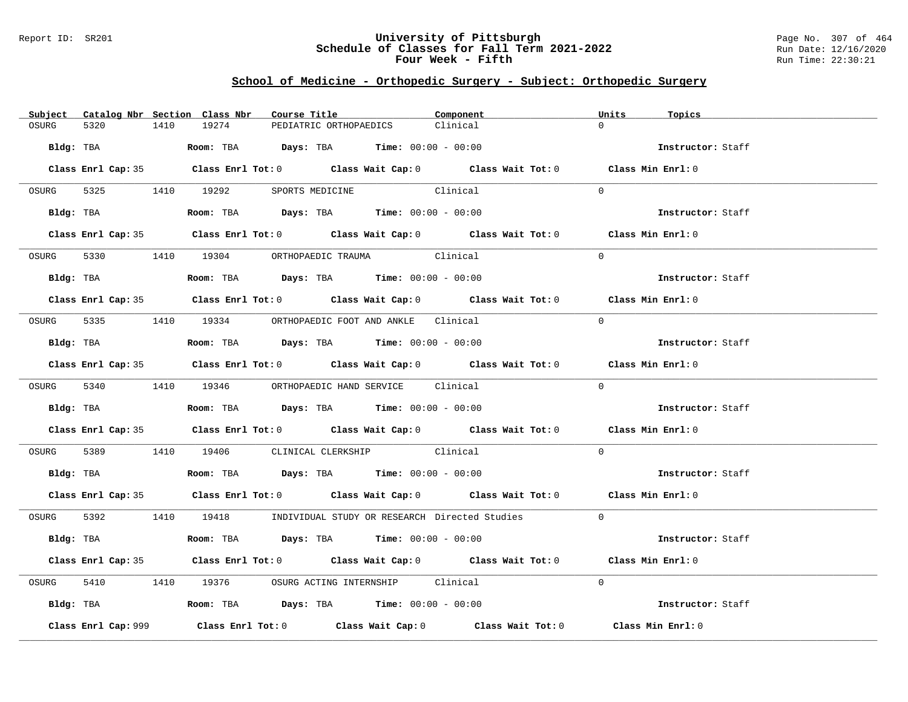## School of Medicine - Orthopedic Surgery - Subject: Orthopedic Surgery

| Subject | Catalog Nbr | Section | Class Nbr | Course Title | Component | Units | Topics |
|---|---|---|---|---|---|---|---|
| OSURG | 5320 | 1410 | 19274 | PEDIATRIC ORTHOPAEDICS | Clinical | 0 | |

**Bldg:** TBA **Room:** TBA **Days:** TBA **Time:** 00:00 - 00:00 **Instructor:** Staff

**Class Enrl Cap:** 35 **Class Enrl Tot:** 0 **Class Wait Cap:** 0 **Class Wait Tot:** 0 **Class Min Enrl:** 0

| Subject | Catalog Nbr | Section | Class Nbr | Course Title | Component | Units | Topics |
|---|---|---|---|---|---|---|---|
| OSURG | 5325 | 1410 | 19292 | SPORTS MEDICINE | Clinical | 0 | |

**Bldg:** TBA **Room:** TBA **Days:** TBA **Time:** 00:00 - 00:00 **Instructor:** Staff

**Class Enrl Cap:** 35 **Class Enrl Tot:** 0 **Class Wait Cap:** 0 **Class Wait Tot:** 0 **Class Min Enrl:** 0

| Subject | Catalog Nbr | Section | Class Nbr | Course Title | Component | Units | Topics |
|---|---|---|---|---|---|---|---|
| OSURG | 5330 | 1410 | 19304 | ORTHOPAEDIC TRAUMA | Clinical | 0 | |

**Bldg:** TBA **Room:** TBA **Days:** TBA **Time:** 00:00 - 00:00 **Instructor:** Staff

**Class Enrl Cap:** 35 **Class Enrl Tot:** 0 **Class Wait Cap:** 0 **Class Wait Tot:** 0 **Class Min Enrl:** 0

| Subject | Catalog Nbr | Section | Class Nbr | Course Title | Component | Units | Topics |
|---|---|---|---|---|---|---|---|
| OSURG | 5335 | 1410 | 19334 | ORTHOPAEDIC FOOT AND ANKLE | Clinical | 0 | |

**Bldg:** TBA **Room:** TBA **Days:** TBA **Time:** 00:00 - 00:00 **Instructor:** Staff

**Class Enrl Cap:** 35 **Class Enrl Tot:** 0 **Class Wait Cap:** 0 **Class Wait Tot:** 0 **Class Min Enrl:** 0

| Subject | Catalog Nbr | Section | Class Nbr | Course Title | Component | Units | Topics |
|---|---|---|---|---|---|---|---|
| OSURG | 5340 | 1410 | 19346 | ORTHOPAEDIC HAND SERVICE | Clinical | 0 | |

**Bldg:** TBA **Room:** TBA **Days:** TBA **Time:** 00:00 - 00:00 **Instructor:** Staff

**Class Enrl Cap:** 35 **Class Enrl Tot:** 0 **Class Wait Cap:** 0 **Class Wait Tot:** 0 **Class Min Enrl:** 0

| Subject | Catalog Nbr | Section | Class Nbr | Course Title | Component | Units | Topics |
|---|---|---|---|---|---|---|---|
| OSURG | 5389 | 1410 | 19406 | CLINICAL CLERKSHIP | Clinical | 0 | |

**Bldg:** TBA **Room:** TBA **Days:** TBA **Time:** 00:00 - 00:00 **Instructor:** Staff

**Class Enrl Cap:** 35 **Class Enrl Tot:** 0 **Class Wait Cap:** 0 **Class Wait Tot:** 0 **Class Min Enrl:** 0

| Subject | Catalog Nbr | Section | Class Nbr | Course Title | Component | Units | Topics |
|---|---|---|---|---|---|---|---|
| OSURG | 5392 | 1410 | 19418 | INDIVIDUAL STUDY OR RESEARCH | Directed Studies | 0 | |

**Bldg:** TBA **Room:** TBA **Days:** TBA **Time:** 00:00 - 00:00 **Instructor:** Staff

**Class Enrl Cap:** 35 **Class Enrl Tot:** 0 **Class Wait Cap:** 0 **Class Wait Tot:** 0 **Class Min Enrl:** 0

| Subject | Catalog Nbr | Section | Class Nbr | Course Title | Component | Units | Topics |
|---|---|---|---|---|---|---|---|
| OSURG | 5410 | 1410 | 19376 | OSURG ACTING INTERNSHIP | Clinical | 0 | |

**Bldg:** TBA **Room:** TBA **Days:** TBA **Time:** 00:00 - 00:00 **Instructor:** Staff

**Class Enrl Cap:** 999 **Class Enrl Tot:** 0 **Class Wait Cap:** 0 **Class Wait Tot:** 0 **Class Min Enrl:** 0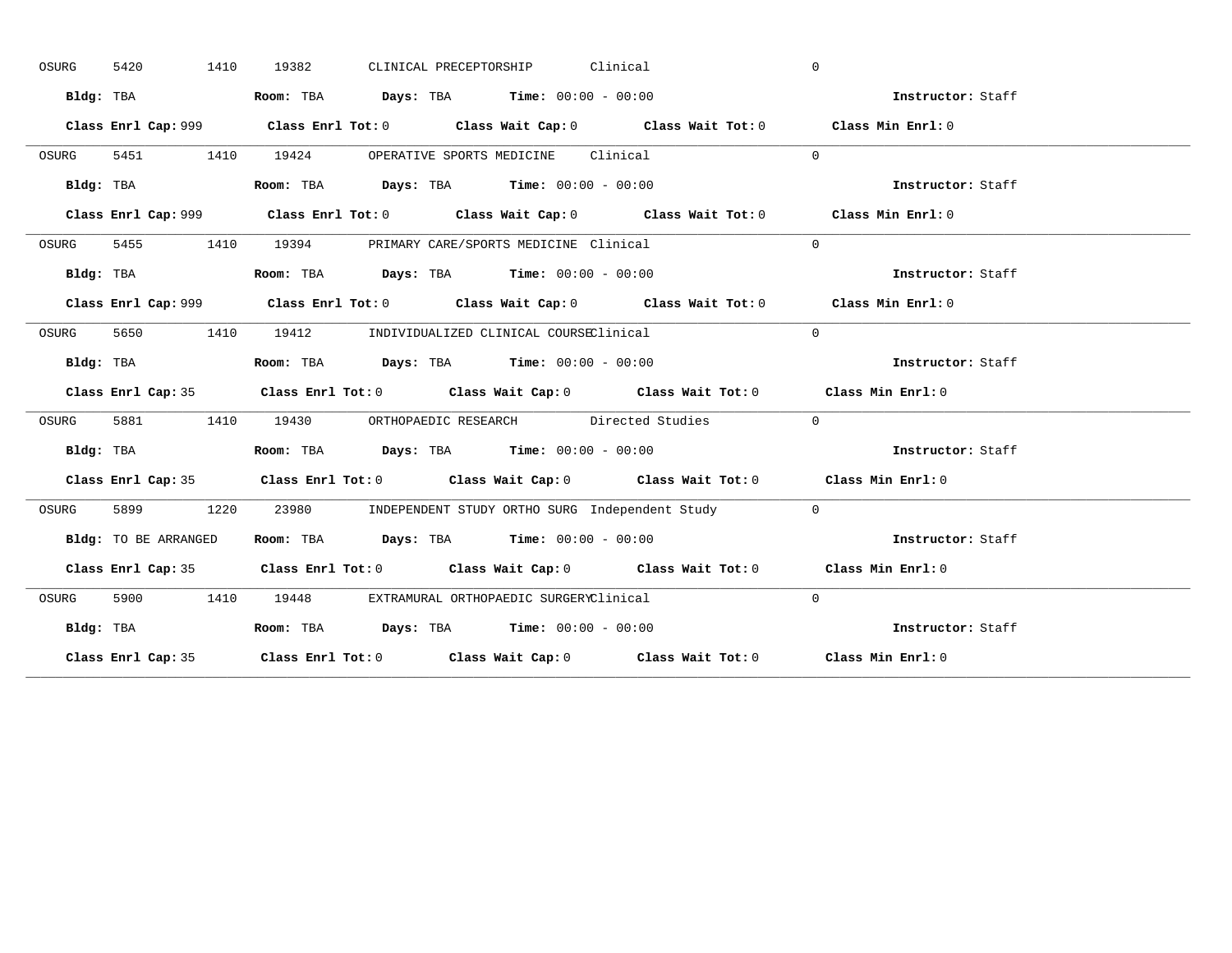OSURG 5420 1410 19382 CLINICAL PRECEPTORSHIP Clinical 0

**Bldg:** TBA **Room:** TBA **Days:** TBA **Time:** 00:00 - 00:00 **Instructor:** Staff

**Class Enrl Cap:** 999 **Class Enrl Tot:** 0 **Class Wait Cap:** 0 **Class Wait Tot:** 0 **Class Min Enrl:** 0

---

OSURG 5451 1410 19424 OPERATIVE SPORTS MEDICINE Clinical 0

**Bldg:** TBA **Room:** TBA **Days:** TBA **Time:** 00:00 - 00:00 **Instructor:** Staff

**Class Enrl Cap:** 999 **Class Enrl Tot:** 0 **Class Wait Cap:** 0 **Class Wait Tot:** 0 **Class Min Enrl:** 0

---

OSURG 5455 1410 19394 PRIMARY CARE/SPORTS MEDICINE Clinical 0

**Bldg:** TBA **Room:** TBA **Days:** TBA **Time:** 00:00 - 00:00 **Instructor:** Staff

**Class Enrl Cap:** 999 **Class Enrl Tot:** 0 **Class Wait Cap:** 0 **Class Wait Tot:** 0 **Class Min Enrl:** 0

---

OSURG 5650 1410 19412 INDIVIDUALIZED CLINICAL COURSE Clinical 0

**Bldg:** TBA **Room:** TBA **Days:** TBA **Time:** 00:00 - 00:00 **Instructor:** Staff

**Class Enrl Cap:** 35 **Class Enrl Tot:** 0 **Class Wait Cap:** 0 **Class Wait Tot:** 0 **Class Min Enrl:** 0

---

OSURG 5881 1410 19430 ORTHOPAEDIC RESEARCH Directed Studies 0

**Bldg:** TBA **Room:** TBA **Days:** TBA **Time:** 00:00 - 00:00 **Instructor:** Staff

**Class Enrl Cap:** 35 **Class Enrl Tot:** 0 **Class Wait Cap:** 0 **Class Wait Tot:** 0 **Class Min Enrl:** 0

---

OSURG 5899 1220 23980 INDEPENDENT STUDY ORTHO SURG Independent Study 0

**Bldg:** TO BE ARRANGED **Room:** TBA **Days:** TBA **Time:** 00:00 - 00:00 **Instructor:** Staff

**Class Enrl Cap:** 35 **Class Enrl Tot:** 0 **Class Wait Cap:** 0 **Class Wait Tot:** 0 **Class Min Enrl:** 0

---

OSURG 5900 1410 19448 EXTRAMURAL ORTHOPAEDIC SURGERY Clinical 0

**Bldg:** TBA **Room:** TBA **Days:** TBA **Time:** 00:00 - 00:00 **Instructor:** Staff

**Class Enrl Cap:** 35 **Class Enrl Tot:** 0 **Class Wait Cap:** 0 **Class Wait Tot:** 0 **Class Min Enrl:** 0

---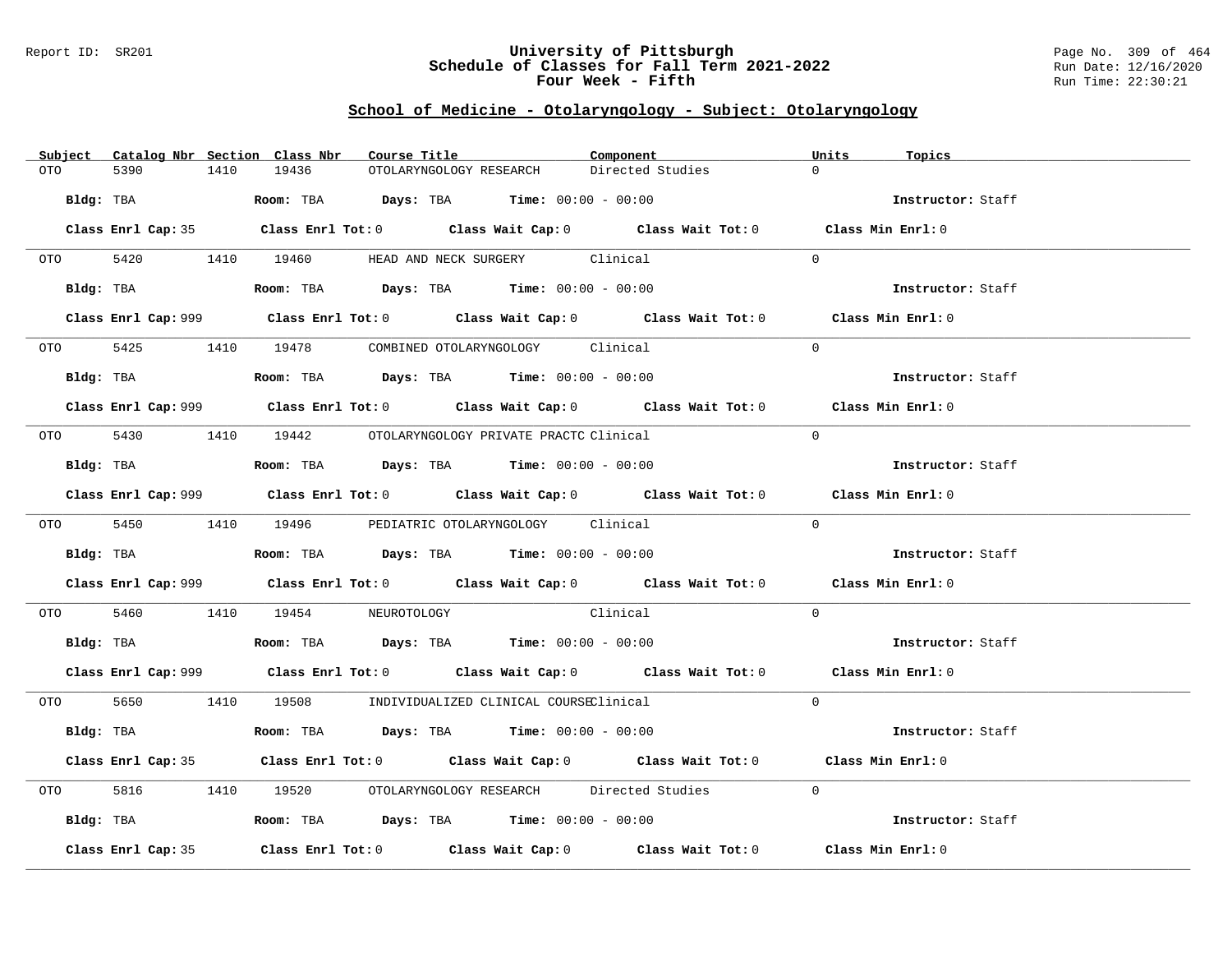## School of Medicine - Otolaryngology - Subject: Otolaryngology

| Subject | Catalog Nbr | Section | Class Nbr | Course Title | Component | Units | Topics |
|---|---|---|---|---|---|---|---|
| OTO | 5390 | 1410 | 19436 | OTOLARYNGOLOGY RESEARCH | Directed Studies | 0 | |

**Bldg:** TBA **Room:** TBA **Days:** TBA **Time:** 00:00 - 00:00 **Instructor:** Staff

**Class Enrl Cap:** 35 **Class Enrl Tot:** 0 **Class Wait Cap:** 0 **Class Wait Tot:** 0 **Class Min Enrl:** 0

| Subject | Catalog Nbr | Section | Class Nbr | Course Title | Component | Units | Topics |
|---|---|---|---|---|---|---|---|
| OTO | 5420 | 1410 | 19460 | HEAD AND NECK SURGERY | Clinical | 0 | |

**Bldg:** TBA **Room:** TBA **Days:** TBA **Time:** 00:00 - 00:00 **Instructor:** Staff

**Class Enrl Cap:** 999 **Class Enrl Tot:** 0 **Class Wait Cap:** 0 **Class Wait Tot:** 0 **Class Min Enrl:** 0

| Subject | Catalog Nbr | Section | Class Nbr | Course Title | Component | Units | Topics |
|---|---|---|---|---|---|---|---|
| OTO | 5425 | 1410 | 19478 | COMBINED OTOLARYNGOLOGY | Clinical | 0 | |

**Bldg:** TBA **Room:** TBA **Days:** TBA **Time:** 00:00 - 00:00 **Instructor:** Staff

**Class Enrl Cap:** 999 **Class Enrl Tot:** 0 **Class Wait Cap:** 0 **Class Wait Tot:** 0 **Class Min Enrl:** 0

| Subject | Catalog Nbr | Section | Class Nbr | Course Title | Component | Units | Topics |
|---|---|---|---|---|---|---|---|
| OTO | 5430 | 1410 | 19442 | OTOLARYNGOLOGY PRIVATE PRACTC | Clinical | 0 | |

**Bldg:** TBA **Room:** TBA **Days:** TBA **Time:** 00:00 - 00:00 **Instructor:** Staff

**Class Enrl Cap:** 999 **Class Enrl Tot:** 0 **Class Wait Cap:** 0 **Class Wait Tot:** 0 **Class Min Enrl:** 0

| Subject | Catalog Nbr | Section | Class Nbr | Course Title | Component | Units | Topics |
|---|---|---|---|---|---|---|---|
| OTO | 5450 | 1410 | 19496 | PEDIATRIC OTOLARYNGOLOGY | Clinical | 0 | |

**Bldg:** TBA **Room:** TBA **Days:** TBA **Time:** 00:00 - 00:00 **Instructor:** Staff

**Class Enrl Cap:** 999 **Class Enrl Tot:** 0 **Class Wait Cap:** 0 **Class Wait Tot:** 0 **Class Min Enrl:** 0

| Subject | Catalog Nbr | Section | Class Nbr | Course Title | Component | Units | Topics |
|---|---|---|---|---|---|---|---|
| OTO | 5460 | 1410 | 19454 | NEUROTOLOGY | Clinical | 0 | |

**Bldg:** TBA **Room:** TBA **Days:** TBA **Time:** 00:00 - 00:00 **Instructor:** Staff

**Class Enrl Cap:** 999 **Class Enrl Tot:** 0 **Class Wait Cap:** 0 **Class Wait Tot:** 0 **Class Min Enrl:** 0

| Subject | Catalog Nbr | Section | Class Nbr | Course Title | Component | Units | Topics |
|---|---|---|---|---|---|---|---|
| OTO | 5650 | 1410 | 19508 | INDIVIDUALIZED CLINICAL COURSE | Clinical | 0 | |

**Bldg:** TBA **Room:** TBA **Days:** TBA **Time:** 00:00 - 00:00 **Instructor:** Staff

**Class Enrl Cap:** 35 **Class Enrl Tot:** 0 **Class Wait Cap:** 0 **Class Wait Tot:** 0 **Class Min Enrl:** 0

| Subject | Catalog Nbr | Section | Class Nbr | Course Title | Component | Units | Topics |
|---|---|---|---|---|---|---|---|
| OTO | 5816 | 1410 | 19520 | OTOLARYNGOLOGY RESEARCH | Directed Studies | 0 | |

**Bldg:** TBA **Room:** TBA **Days:** TBA **Time:** 00:00 - 00:00 **Instructor:** Staff

**Class Enrl Cap:** 35 **Class Enrl Tot:** 0 **Class Wait Cap:** 0 **Class Wait Tot:** 0 **Class Min Enrl:** 0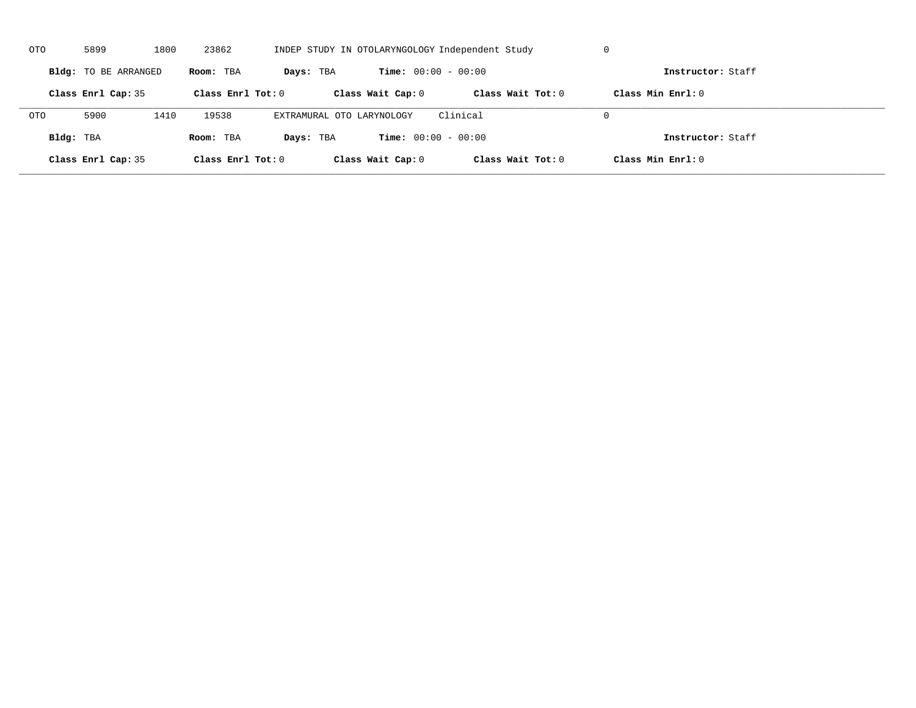OTO 5899 1800 23862 INDEP STUDY IN OTOLARYNGOLOGY Independent Study 0

**Bldg:** TO BE ARRANGED **Room:** TBA **Days:** TBA **Time:** 00:00 - 00:00 **Instructor:** Staff

**Class Enrl Cap:** 35 **Class Enrl Tot:** 0 **Class Wait Cap:** 0 **Class Wait Tot:** 0 **Class Min Enrl:** 0

---

OTO 5900 1410 19538 EXTRAMURAL OTO LARYNOLOGY Clinical 0

**Bldg:** TBA **Room:** TBA **Days:** TBA **Time:** 00:00 - 00:00 **Instructor:** Staff

**Class Enrl Cap:** 35 **Class Enrl Tot:** 0 **Class Wait Cap:** 0 **Class Wait Tot:** 0 **Class Min Enrl:** 0

---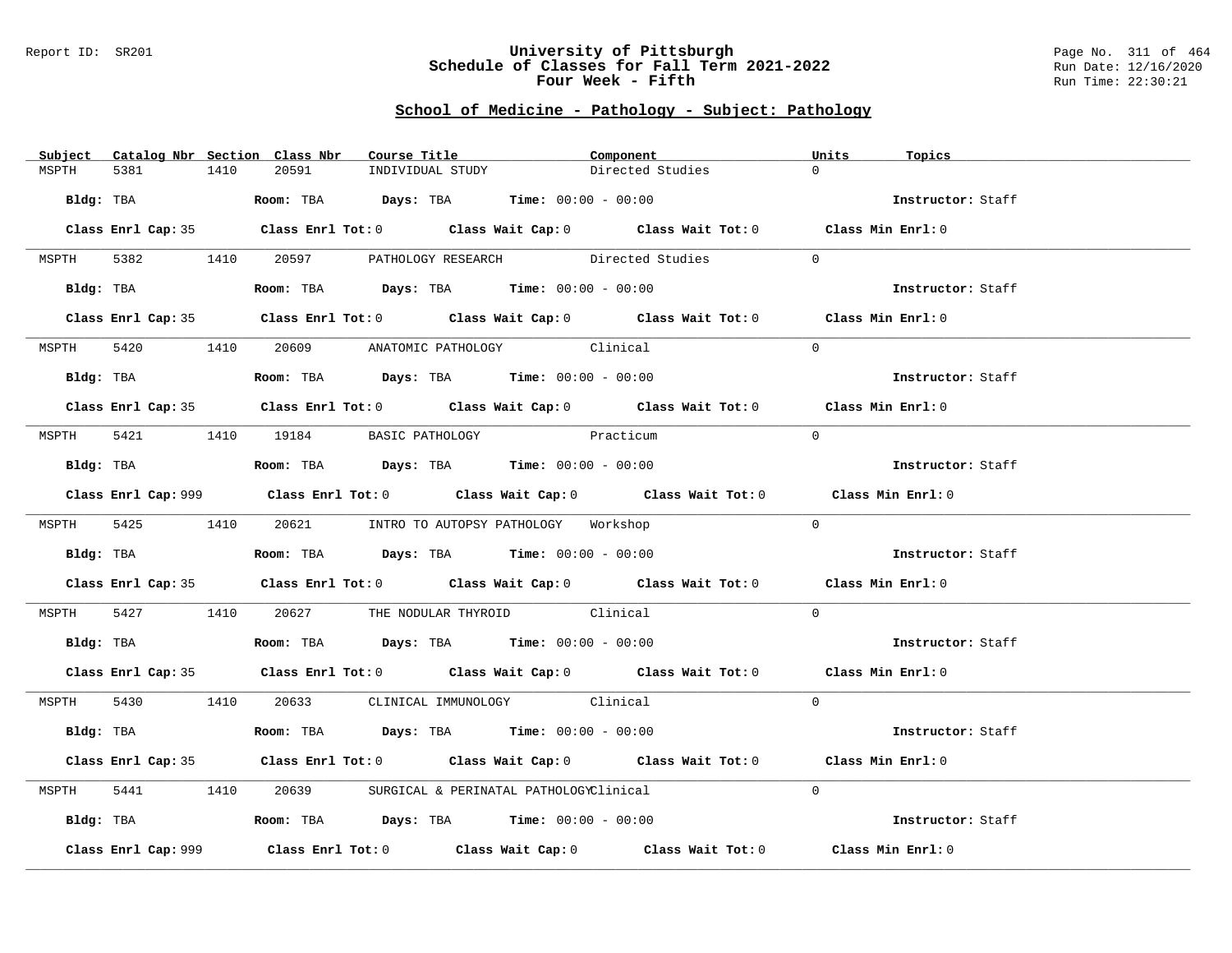Report ID: SR201

# University of Pittsburgh
## Schedule of Classes for Fall Term 2021-2022
### Four Week - Fifth

Run Date: 12/16/2020
Run Time: 22:30:21

## School of Medicine - Pathology - Subject: Pathology

| Subject | Catalog Nbr | Section | Class Nbr | Course Title | Component | Units | Topics |
|---|---|---|---|---|---|---|---|
| MSPTH | 5381 | 1410 | 20591 | INDIVIDUAL STUDY | Directed Studies | 0 | |

**Bldg:** TBA **Room:** TBA **Days:** TBA **Time:** 00:00 - 00:00 **Instructor:** Staff

**Class Enrl Cap:** 35 **Class Enrl Tot:** 0 **Class Wait Cap:** 0 **Class Wait Tot:** 0 **Class Min Enrl:** 0

| Subject | Catalog Nbr | Section | Class Nbr | Course Title | Component | Units | Topics |
|---|---|---|---|---|---|---|---|
| MSPTH | 5382 | 1410 | 20597 | PATHOLOGY RESEARCH | Directed Studies | 0 | |

**Bldg:** TBA **Room:** TBA **Days:** TBA **Time:** 00:00 - 00:00 **Instructor:** Staff

**Class Enrl Cap:** 35 **Class Enrl Tot:** 0 **Class Wait Cap:** 0 **Class Wait Tot:** 0 **Class Min Enrl:** 0

| Subject | Catalog Nbr | Section | Class Nbr | Course Title | Component | Units | Topics |
|---|---|---|---|---|---|---|---|
| MSPTH | 5420 | 1410 | 20609 | ANATOMIC PATHOLOGY | Clinical | 0 | |

**Bldg:** TBA **Room:** TBA **Days:** TBA **Time:** 00:00 - 00:00 **Instructor:** Staff

**Class Enrl Cap:** 35 **Class Enrl Tot:** 0 **Class Wait Cap:** 0 **Class Wait Tot:** 0 **Class Min Enrl:** 0

| Subject | Catalog Nbr | Section | Class Nbr | Course Title | Component | Units | Topics |
|---|---|---|---|---|---|---|---|
| MSPTH | 5421 | 1410 | 19184 | BASIC PATHOLOGY | Practicum | 0 | |

**Bldg:** TBA **Room:** TBA **Days:** TBA **Time:** 00:00 - 00:00 **Instructor:** Staff

**Class Enrl Cap:** 999 **Class Enrl Tot:** 0 **Class Wait Cap:** 0 **Class Wait Tot:** 0 **Class Min Enrl:** 0

| Subject | Catalog Nbr | Section | Class Nbr | Course Title | Component | Units | Topics |
|---|---|---|---|---|---|---|---|
| MSPTH | 5425 | 1410 | 20621 | INTRO TO AUTOPSY PATHOLOGY | Workshop | 0 | |

**Bldg:** TBA **Room:** TBA **Days:** TBA **Time:** 00:00 - 00:00 **Instructor:** Staff

**Class Enrl Cap:** 35 **Class Enrl Tot:** 0 **Class Wait Cap:** 0 **Class Wait Tot:** 0 **Class Min Enrl:** 0

| Subject | Catalog Nbr | Section | Class Nbr | Course Title | Component | Units | Topics |
|---|---|---|---|---|---|---|---|
| MSPTH | 5427 | 1410 | 20627 | THE NODULAR THYROID | Clinical | 0 | |

**Bldg:** TBA **Room:** TBA **Days:** TBA **Time:** 00:00 - 00:00 **Instructor:** Staff

**Class Enrl Cap:** 35 **Class Enrl Tot:** 0 **Class Wait Cap:** 0 **Class Wait Tot:** 0 **Class Min Enrl:** 0

| Subject | Catalog Nbr | Section | Class Nbr | Course Title | Component | Units | Topics |
|---|---|---|---|---|---|---|---|
| MSPTH | 5430 | 1410 | 20633 | CLINICAL IMMUNOLOGY | Clinical | 0 | |

**Bldg:** TBA **Room:** TBA **Days:** TBA **Time:** 00:00 - 00:00 **Instructor:** Staff

**Class Enrl Cap:** 35 **Class Enrl Tot:** 0 **Class Wait Cap:** 0 **Class Wait Tot:** 0 **Class Min Enrl:** 0

| Subject | Catalog Nbr | Section | Class Nbr | Course Title | Component | Units | Topics |
|---|---|---|---|---|---|---|---|
| MSPTH | 5441 | 1410 | 20639 | SURGICAL & PERINATAL PATHOLOGY | Clinical | 0 | |

**Bldg:** TBA **Room:** TBA **Days:** TBA **Time:** 00:00 - 00:00 **Instructor:** Staff

**Class Enrl Cap:** 999 **Class Enrl Tot:** 0 **Class Wait Cap:** 0 **Class Wait Tot:** 0 **Class Min Enrl:** 0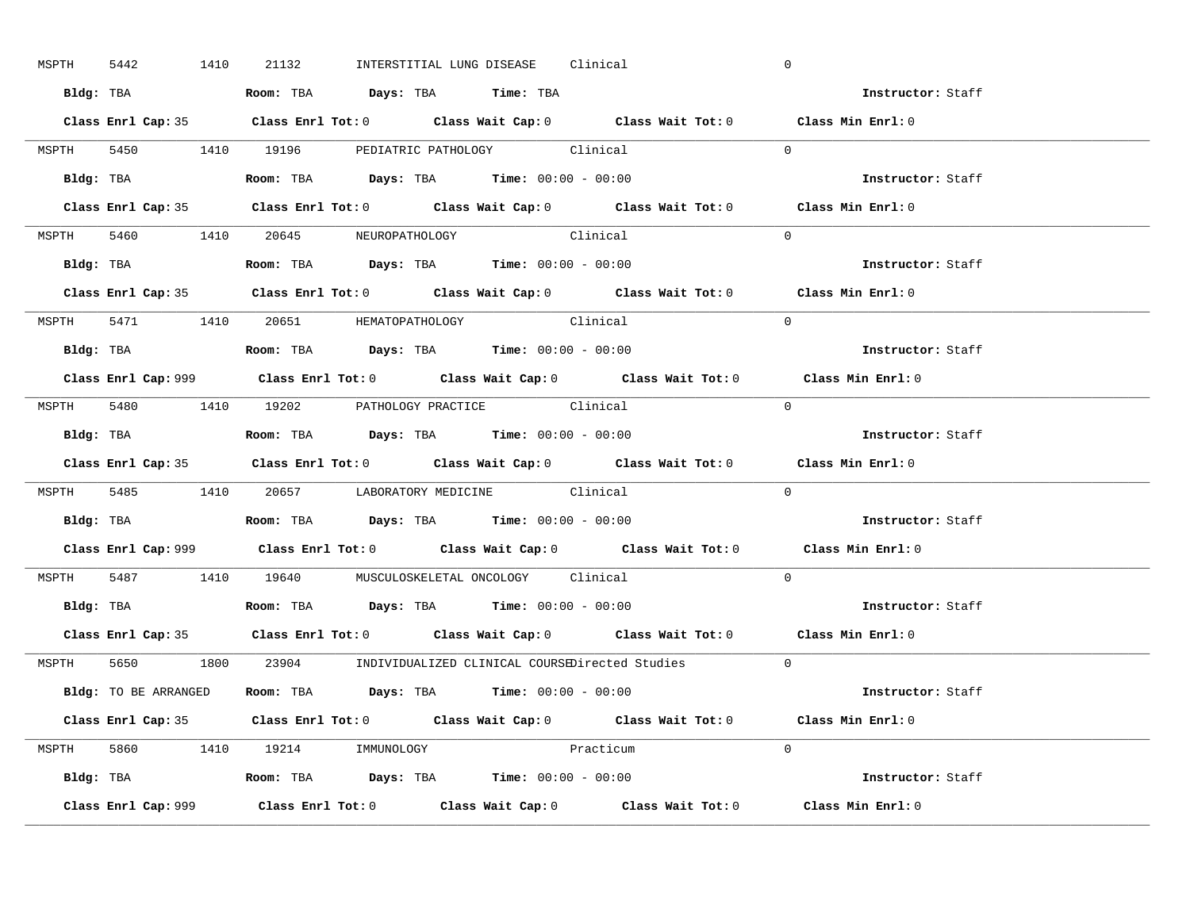MSPTH 5442 1410 21132 INTERSTITIAL LUNG DISEASE Clinical 0

**Bldg:** TBA **Room:** TBA **Days:** TBA **Time:** TBA **Instructor:** Staff

**Class Enrl Cap:** 35 **Class Enrl Tot:** 0 **Class Wait Cap:** 0 **Class Wait Tot:** 0 **Class Min Enrl:** 0

---

MSPTH 5450 1410 19196 PEDIATRIC PATHOLOGY Clinical 0

**Bldg:** TBA **Room:** TBA **Days:** TBA **Time:** 00:00 - 00:00 **Instructor:** Staff

**Class Enrl Cap:** 35 **Class Enrl Tot:** 0 **Class Wait Cap:** 0 **Class Wait Tot:** 0 **Class Min Enrl:** 0

---

MSPTH 5460 1410 20645 NEUROPATHOLOGY Clinical 0

**Bldg:** TBA **Room:** TBA **Days:** TBA **Time:** 00:00 - 00:00 **Instructor:** Staff

**Class Enrl Cap:** 35 **Class Enrl Tot:** 0 **Class Wait Cap:** 0 **Class Wait Tot:** 0 **Class Min Enrl:** 0

---

MSPTH 5471 1410 20651 HEMATOPATHOLOGY Clinical 0

**Bldg:** TBA **Room:** TBA **Days:** TBA **Time:** 00:00 - 00:00 **Instructor:** Staff

**Class Enrl Cap:** 999 **Class Enrl Tot:** 0 **Class Wait Cap:** 0 **Class Wait Tot:** 0 **Class Min Enrl:** 0

---

MSPTH 5480 1410 19202 PATHOLOGY PRACTICE Clinical 0

**Bldg:** TBA **Room:** TBA **Days:** TBA **Time:** 00:00 - 00:00 **Instructor:** Staff

**Class Enrl Cap:** 35 **Class Enrl Tot:** 0 **Class Wait Cap:** 0 **Class Wait Tot:** 0 **Class Min Enrl:** 0

---

MSPTH 5485 1410 20657 LABORATORY MEDICINE Clinical 0

**Bldg:** TBA **Room:** TBA **Days:** TBA **Time:** 00:00 - 00:00 **Instructor:** Staff

**Class Enrl Cap:** 999 **Class Enrl Tot:** 0 **Class Wait Cap:** 0 **Class Wait Tot:** 0 **Class Min Enrl:** 0

---

MSPTH 5487 1410 19640 MUSCULOSKELETAL ONCOLOGY Clinical 0

**Bldg:** TBA **Room:** TBA **Days:** TBA **Time:** 00:00 - 00:00 **Instructor:** Staff

**Class Enrl Cap:** 35 **Class Enrl Tot:** 0 **Class Wait Cap:** 0 **Class Wait Tot:** 0 **Class Min Enrl:** 0

---

MSPTH 5650 1800 23904 INDIVIDUALIZED CLINICAL COURSE Directed Studies 0

**Bldg:** TO BE ARRANGED **Room:** TBA **Days:** TBA **Time:** 00:00 - 00:00 **Instructor:** Staff

**Class Enrl Cap:** 35 **Class Enrl Tot:** 0 **Class Wait Cap:** 0 **Class Wait Tot:** 0 **Class Min Enrl:** 0

---

MSPTH 5860 1410 19214 IMMUNOLOGY Practicum 0

**Bldg:** TBA **Room:** TBA **Days:** TBA **Time:** 00:00 - 00:00 **Instructor:** Staff

**Class Enrl Cap:** 999 **Class Enrl Tot:** 0 **Class Wait Cap:** 0 **Class Wait Tot:** 0 **Class Min Enrl:** 0

---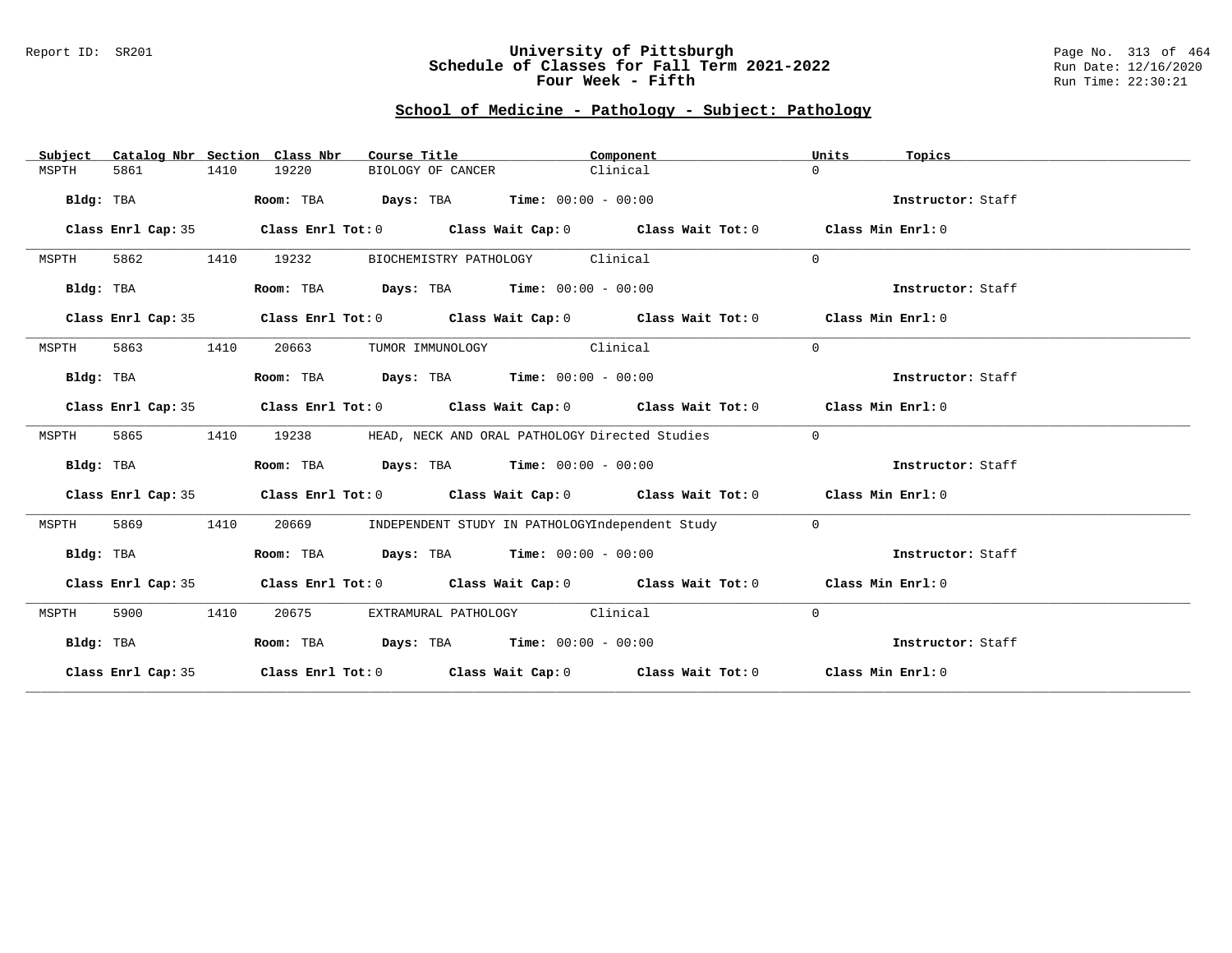# University of Pittsburgh
## Schedule of Classes for Fall Term 2021-2022
## Four Week - Fifth

Report ID: SR201

Run Date: 12/16/2020
Run Time: 22:30:21

### School of Medicine - Pathology - Subject: Pathology

| Subject | Catalog Nbr | Section | Class Nbr | Course Title | Component | Units | Topics |
|---|---|---|---|---|---|---|---|
| MSPTH | 5861 | 1410 | 19220 | BIOLOGY OF CANCER | Clinical | 0 | |

**Bldg:** TBA **Room:** TBA **Days:** TBA **Time:** 00:00 - 00:00 **Instructor:** Staff

**Class Enrl Cap:** 35 **Class Enrl Tot:** 0 **Class Wait Cap:** 0 **Class Wait Tot:** 0 **Class Min Enrl:** 0

| Subject | Catalog Nbr | Section | Class Nbr | Course Title | Component | Units | Topics |
|---|---|---|---|---|---|---|---|
| MSPTH | 5862 | 1410 | 19232 | BIOCHEMISTRY PATHOLOGY | Clinical | 0 | |

**Bldg:** TBA **Room:** TBA **Days:** TBA **Time:** 00:00 - 00:00 **Instructor:** Staff

**Class Enrl Cap:** 35 **Class Enrl Tot:** 0 **Class Wait Cap:** 0 **Class Wait Tot:** 0 **Class Min Enrl:** 0

| Subject | Catalog Nbr | Section | Class Nbr | Course Title | Component | Units | Topics |
|---|---|---|---|---|---|---|---|
| MSPTH | 5863 | 1410 | 20663 | TUMOR IMMUNOLOGY | Clinical | 0 | |

**Bldg:** TBA **Room:** TBA **Days:** TBA **Time:** 00:00 - 00:00 **Instructor:** Staff

**Class Enrl Cap:** 35 **Class Enrl Tot:** 0 **Class Wait Cap:** 0 **Class Wait Tot:** 0 **Class Min Enrl:** 0

| Subject | Catalog Nbr | Section | Class Nbr | Course Title | Component | Units | Topics |
|---|---|---|---|---|---|---|---|
| MSPTH | 5865 | 1410 | 19238 | HEAD, NECK AND ORAL PATHOLOGY | Directed Studies | 0 | |

**Bldg:** TBA **Room:** TBA **Days:** TBA **Time:** 00:00 - 00:00 **Instructor:** Staff

**Class Enrl Cap:** 35 **Class Enrl Tot:** 0 **Class Wait Cap:** 0 **Class Wait Tot:** 0 **Class Min Enrl:** 0

| Subject | Catalog Nbr | Section | Class Nbr | Course Title | Component | Units | Topics |
|---|---|---|---|---|---|---|---|
| MSPTH | 5869 | 1410 | 20669 | INDEPENDENT STUDY IN PATHOLOGY | Independent Study | 0 | |

**Bldg:** TBA **Room:** TBA **Days:** TBA **Time:** 00:00 - 00:00 **Instructor:** Staff

**Class Enrl Cap:** 35 **Class Enrl Tot:** 0 **Class Wait Cap:** 0 **Class Wait Tot:** 0 **Class Min Enrl:** 0

| Subject | Catalog Nbr | Section | Class Nbr | Course Title | Component | Units | Topics |
|---|---|---|---|---|---|---|---|
| MSPTH | 5900 | 1410 | 20675 | EXTRAMURAL PATHOLOGY | Clinical | 0 | |

**Bldg:** TBA **Room:** TBA **Days:** TBA **Time:** 00:00 - 00:00 **Instructor:** Staff

**Class Enrl Cap:** 35 **Class Enrl Tot:** 0 **Class Wait Cap:** 0 **Class Wait Tot:** 0 **Class Min Enrl:** 0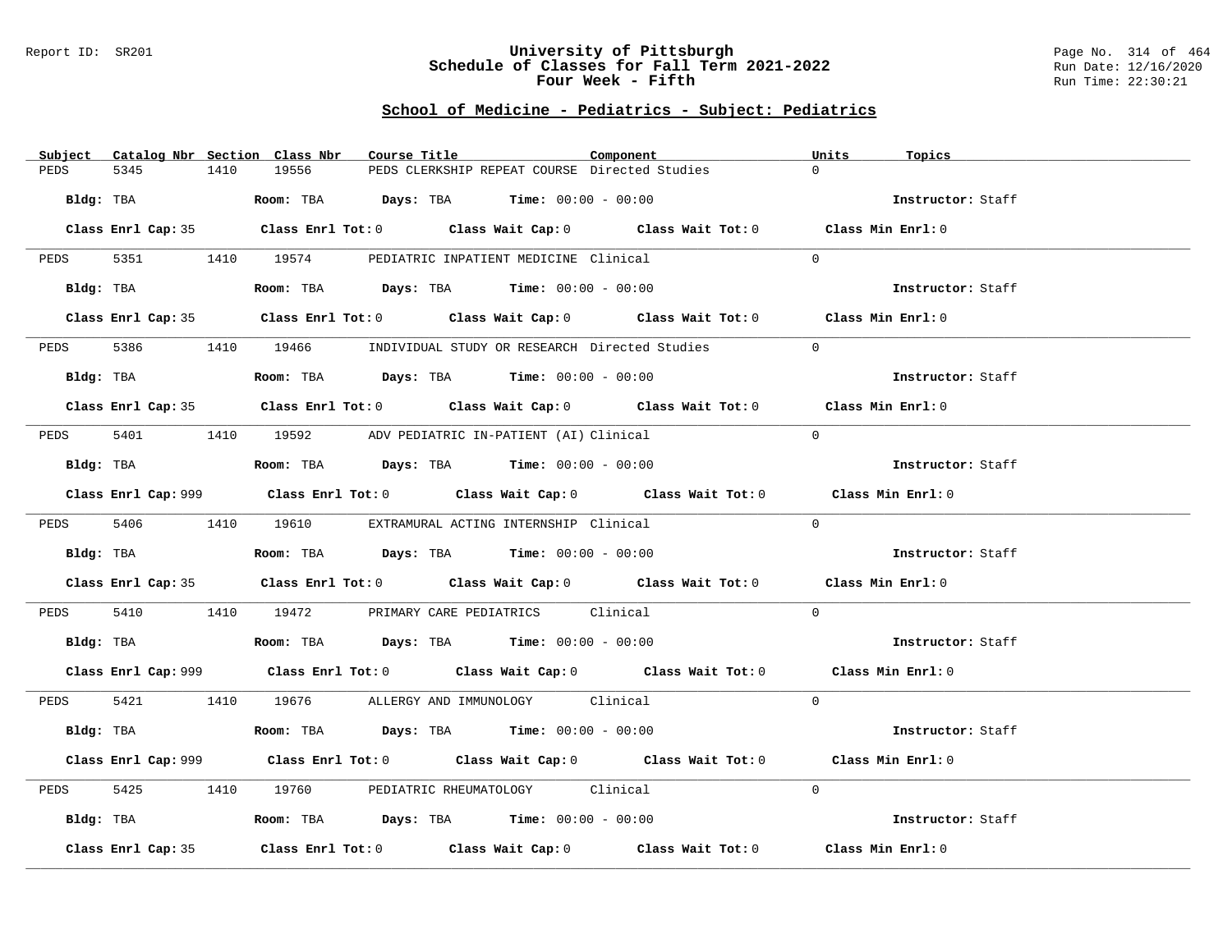Report ID: SR201

# University of Pittsburgh
## Schedule of Classes for Fall Term 2021-2022
## Four Week - Fifth

Run Date: 12/16/2020
Run Time: 22:30:21

### School of Medicine - Pediatrics - Subject: Pediatrics

| Subject | Catalog Nbr | Section | Class Nbr | Course Title | Component | Units | Topics |
|---|---|---|---|---|---|---|---|
| PEDS | 5345 | 1410 | 19556 | PEDS CLERKSHIP REPEAT COURSE | Directed Studies | 0 | |

Bldg: TBA    Room: TBA    Days: TBA    Time: 00:00 - 00:00    Instructor: Staff

Class Enrl Cap: 35    Class Enrl Tot: 0    Class Wait Cap: 0    Class Wait Tot: 0    Class Min Enrl: 0

| Subject | Catalog Nbr | Section | Class Nbr | Course Title | Component | Units | Topics |
|---|---|---|---|---|---|---|---|
| PEDS | 5351 | 1410 | 19574 | PEDIATRIC INPATIENT MEDICINE | Clinical | 0 | |

Bldg: TBA    Room: TBA    Days: TBA    Time: 00:00 - 00:00    Instructor: Staff

Class Enrl Cap: 35    Class Enrl Tot: 0    Class Wait Cap: 0    Class Wait Tot: 0    Class Min Enrl: 0

| Subject | Catalog Nbr | Section | Class Nbr | Course Title | Component | Units | Topics |
|---|---|---|---|---|---|---|---|
| PEDS | 5386 | 1410 | 19466 | INDIVIDUAL STUDY OR RESEARCH | Directed Studies | 0 | |

Bldg: TBA    Room: TBA    Days: TBA    Time: 00:00 - 00:00    Instructor: Staff

Class Enrl Cap: 35    Class Enrl Tot: 0    Class Wait Cap: 0    Class Wait Tot: 0    Class Min Enrl: 0

| Subject | Catalog Nbr | Section | Class Nbr | Course Title | Component | Units | Topics |
|---|---|---|---|---|---|---|---|
| PEDS | 5401 | 1410 | 19592 | ADV PEDIATRIC IN-PATIENT (AI) | Clinical | 0 | |

Bldg: TBA    Room: TBA    Days: TBA    Time: 00:00 - 00:00    Instructor: Staff

Class Enrl Cap: 999    Class Enrl Tot: 0    Class Wait Cap: 0    Class Wait Tot: 0    Class Min Enrl: 0

| Subject | Catalog Nbr | Section | Class Nbr | Course Title | Component | Units | Topics |
|---|---|---|---|---|---|---|---|
| PEDS | 5406 | 1410 | 19610 | EXTRAMURAL ACTING INTERNSHIP | Clinical | 0 | |

Bldg: TBA    Room: TBA    Days: TBA    Time: 00:00 - 00:00    Instructor: Staff

Class Enrl Cap: 35    Class Enrl Tot: 0    Class Wait Cap: 0    Class Wait Tot: 0    Class Min Enrl: 0

| Subject | Catalog Nbr | Section | Class Nbr | Course Title | Component | Units | Topics |
|---|---|---|---|---|---|---|---|
| PEDS | 5410 | 1410 | 19472 | PRIMARY CARE PEDIATRICS | Clinical | 0 | |

Bldg: TBA    Room: TBA    Days: TBA    Time: 00:00 - 00:00    Instructor: Staff

Class Enrl Cap: 999    Class Enrl Tot: 0    Class Wait Cap: 0    Class Wait Tot: 0    Class Min Enrl: 0

| Subject | Catalog Nbr | Section | Class Nbr | Course Title | Component | Units | Topics |
|---|---|---|---|---|---|---|---|
| PEDS | 5421 | 1410 | 19676 | ALLERGY AND IMMUNOLOGY | Clinical | 0 | |

Bldg: TBA    Room: TBA    Days: TBA    Time: 00:00 - 00:00    Instructor: Staff

Class Enrl Cap: 999    Class Enrl Tot: 0    Class Wait Cap: 0    Class Wait Tot: 0    Class Min Enrl: 0

| Subject | Catalog Nbr | Section | Class Nbr | Course Title | Component | Units | Topics |
|---|---|---|---|---|---|---|---|
| PEDS | 5425 | 1410 | 19760 | PEDIATRIC RHEUMATOLOGY | Clinical | 0 | |

Bldg: TBA    Room: TBA    Days: TBA    Time: 00:00 - 00:00    Instructor: Staff

Class Enrl Cap: 35    Class Enrl Tot: 0    Class Wait Cap: 0    Class Wait Tot: 0    Class Min Enrl: 0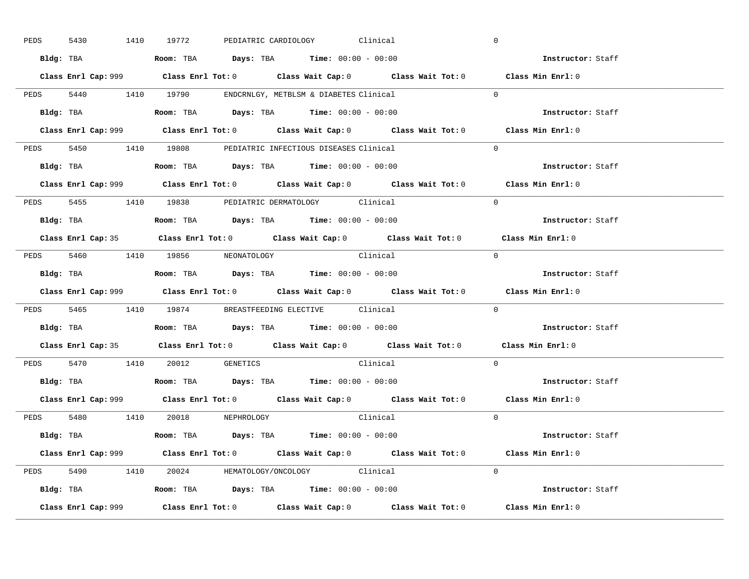PEDS 5430 1410 19772 PEDIATRIC CARDIOLOGY Clinical 0

**Bldg:** TBA **Room:** TBA **Days:** TBA **Time:** 00:00 - 00:00 **Instructor:** Staff

**Class Enrl Cap:** 999 **Class Enrl Tot:** 0 **Class Wait Cap:** 0 **Class Wait Tot:** 0 **Class Min Enrl:** 0

---

PEDS 5440 1410 19790 ENDCRNLGY, METBLSM & DIABETES Clinical 0

**Bldg:** TBA **Room:** TBA **Days:** TBA **Time:** 00:00 - 00:00 **Instructor:** Staff

**Class Enrl Cap:** 999 **Class Enrl Tot:** 0 **Class Wait Cap:** 0 **Class Wait Tot:** 0 **Class Min Enrl:** 0

---

PEDS 5450 1410 19808 PEDIATRIC INFECTIOUS DISEASES Clinical 0

**Bldg:** TBA **Room:** TBA **Days:** TBA **Time:** 00:00 - 00:00 **Instructor:** Staff

**Class Enrl Cap:** 999 **Class Enrl Tot:** 0 **Class Wait Cap:** 0 **Class Wait Tot:** 0 **Class Min Enrl:** 0

---

PEDS 5455 1410 19838 PEDIATRIC DERMATOLOGY Clinical 0

**Bldg:** TBA **Room:** TBA **Days:** TBA **Time:** 00:00 - 00:00 **Instructor:** Staff

**Class Enrl Cap:** 35 **Class Enrl Tot:** 0 **Class Wait Cap:** 0 **Class Wait Tot:** 0 **Class Min Enrl:** 0

---

PEDS 5460 1410 19856 NEONATOLOGY Clinical 0

**Bldg:** TBA **Room:** TBA **Days:** TBA **Time:** 00:00 - 00:00 **Instructor:** Staff

**Class Enrl Cap:** 999 **Class Enrl Tot:** 0 **Class Wait Cap:** 0 **Class Wait Tot:** 0 **Class Min Enrl:** 0

---

PEDS 5465 1410 19874 BREASTFEEDING ELECTIVE Clinical 0

**Bldg:** TBA **Room:** TBA **Days:** TBA **Time:** 00:00 - 00:00 **Instructor:** Staff

**Class Enrl Cap:** 35 **Class Enrl Tot:** 0 **Class Wait Cap:** 0 **Class Wait Tot:** 0 **Class Min Enrl:** 0

---

PEDS 5470 1410 20012 GENETICS Clinical 0

**Bldg:** TBA **Room:** TBA **Days:** TBA **Time:** 00:00 - 00:00 **Instructor:** Staff

**Class Enrl Cap:** 999 **Class Enrl Tot:** 0 **Class Wait Cap:** 0 **Class Wait Tot:** 0 **Class Min Enrl:** 0

---

PEDS 5480 1410 20018 NEPHROLOGY Clinical 0

**Bldg:** TBA **Room:** TBA **Days:** TBA **Time:** 00:00 - 00:00 **Instructor:** Staff

**Class Enrl Cap:** 999 **Class Enrl Tot:** 0 **Class Wait Cap:** 0 **Class Wait Tot:** 0 **Class Min Enrl:** 0

---

PEDS 5490 1410 20024 HEMATOLOGY/ONCOLOGY Clinical 0

**Bldg:** TBA **Room:** TBA **Days:** TBA **Time:** 00:00 - 00:00 **Instructor:** Staff

**Class Enrl Cap:** 999 **Class Enrl Tot:** 0 **Class Wait Cap:** 0 **Class Wait Tot:** 0 **Class Min Enrl:** 0

---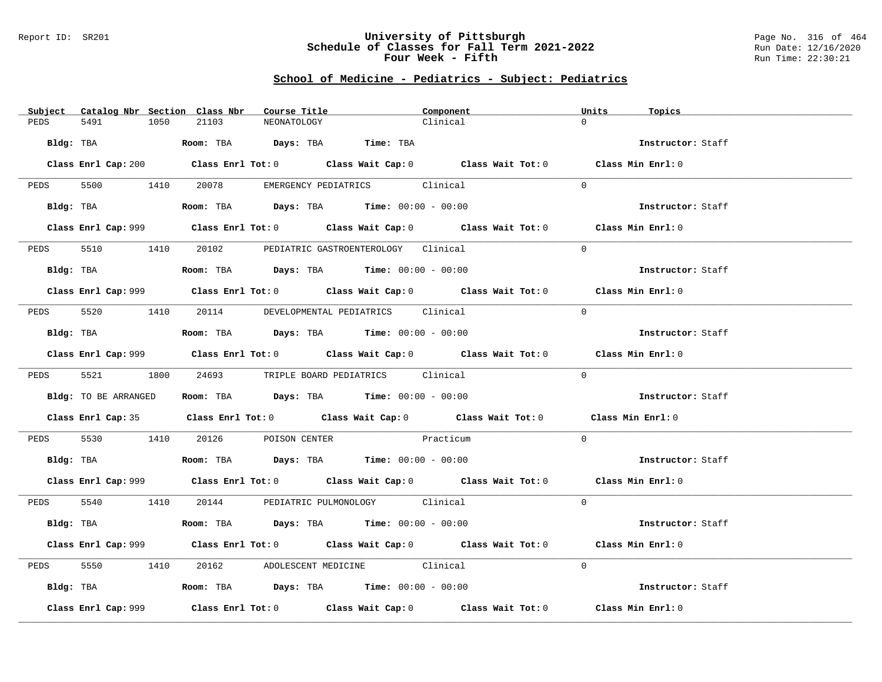# University of Pittsburgh
## Schedule of Classes for Fall Term 2021-2022
### Four Week - Fifth

Report ID: SR201

Run Date: 12/16/2020
Run Time: 22:30:21

## School of Medicine - Pediatrics - Subject: Pediatrics

| Subject | Catalog Nbr | Section | Class Nbr | Course Title | Component | Units | Topics |
|---|---|---|---|---|---|---|---|
| PEDS | 5491 | 1050 | 21103 | NEONATOLOGY | Clinical | 0 | |

**Bldg:** TBA **Room:** TBA **Days:** TBA **Time:** TBA **Instructor:** Staff

**Class Enrl Cap:** 200 **Class Enrl Tot:** 0 **Class Wait Cap:** 0 **Class Wait Tot:** 0 **Class Min Enrl:** 0

---

| Subject | Catalog Nbr | Section | Class Nbr | Course Title | Component | Units | Topics |
|---|---|---|---|---|---|---|---|
| PEDS | 5500 | 1410 | 20078 | EMERGENCY PEDIATRICS | Clinical | 0 | |

**Bldg:** TBA **Room:** TBA **Days:** TBA **Time:** 00:00 - 00:00 **Instructor:** Staff

**Class Enrl Cap:** 999 **Class Enrl Tot:** 0 **Class Wait Cap:** 0 **Class Wait Tot:** 0 **Class Min Enrl:** 0

---

| Subject | Catalog Nbr | Section | Class Nbr | Course Title | Component | Units | Topics |
|---|---|---|---|---|---|---|---|
| PEDS | 5510 | 1410 | 20102 | PEDIATRIC GASTROENTEROLOGY | Clinical | 0 | |

**Bldg:** TBA **Room:** TBA **Days:** TBA **Time:** 00:00 - 00:00 **Instructor:** Staff

**Class Enrl Cap:** 999 **Class Enrl Tot:** 0 **Class Wait Cap:** 0 **Class Wait Tot:** 0 **Class Min Enrl:** 0

---

| Subject | Catalog Nbr | Section | Class Nbr | Course Title | Component | Units | Topics |
|---|---|---|---|---|---|---|---|
| PEDS | 5520 | 1410 | 20114 | DEVELOPMENTAL PEDIATRICS | Clinical | 0 | |

**Bldg:** TBA **Room:** TBA **Days:** TBA **Time:** 00:00 - 00:00 **Instructor:** Staff

**Class Enrl Cap:** 999 **Class Enrl Tot:** 0 **Class Wait Cap:** 0 **Class Wait Tot:** 0 **Class Min Enrl:** 0

---

| Subject | Catalog Nbr | Section | Class Nbr | Course Title | Component | Units | Topics |
|---|---|---|---|---|---|---|---|
| PEDS | 5521 | 1800 | 24693 | TRIPLE BOARD PEDIATRICS | Clinical | 0 | |

**Bldg:** TO BE ARRANGED **Room:** TBA **Days:** TBA **Time:** 00:00 - 00:00 **Instructor:** Staff

**Class Enrl Cap:** 35 **Class Enrl Tot:** 0 **Class Wait Cap:** 0 **Class Wait Tot:** 0 **Class Min Enrl:** 0

---

| Subject | Catalog Nbr | Section | Class Nbr | Course Title | Component | Units | Topics |
|---|---|---|---|---|---|---|---|
| PEDS | 5530 | 1410 | 20126 | POISON CENTER | Practicum | 0 | |

**Bldg:** TBA **Room:** TBA **Days:** TBA **Time:** 00:00 - 00:00 **Instructor:** Staff

**Class Enrl Cap:** 999 **Class Enrl Tot:** 0 **Class Wait Cap:** 0 **Class Wait Tot:** 0 **Class Min Enrl:** 0

---

| Subject | Catalog Nbr | Section | Class Nbr | Course Title | Component | Units | Topics |
|---|---|---|---|---|---|---|---|
| PEDS | 5540 | 1410 | 20144 | PEDIATRIC PULMONOLOGY | Clinical | 0 | |

**Bldg:** TBA **Room:** TBA **Days:** TBA **Time:** 00:00 - 00:00 **Instructor:** Staff

**Class Enrl Cap:** 999 **Class Enrl Tot:** 0 **Class Wait Cap:** 0 **Class Wait Tot:** 0 **Class Min Enrl:** 0

---

| Subject | Catalog Nbr | Section | Class Nbr | Course Title | Component | Units | Topics |
|---|---|---|---|---|---|---|---|
| PEDS | 5550 | 1410 | 20162 | ADOLESCENT MEDICINE | Clinical | 0 | |

**Bldg:** TBA **Room:** TBA **Days:** TBA **Time:** 00:00 - 00:00 **Instructor:** Staff

**Class Enrl Cap:** 999 **Class Enrl Tot:** 0 **Class Wait Cap:** 0 **Class Wait Tot:** 0 **Class Min Enrl:** 0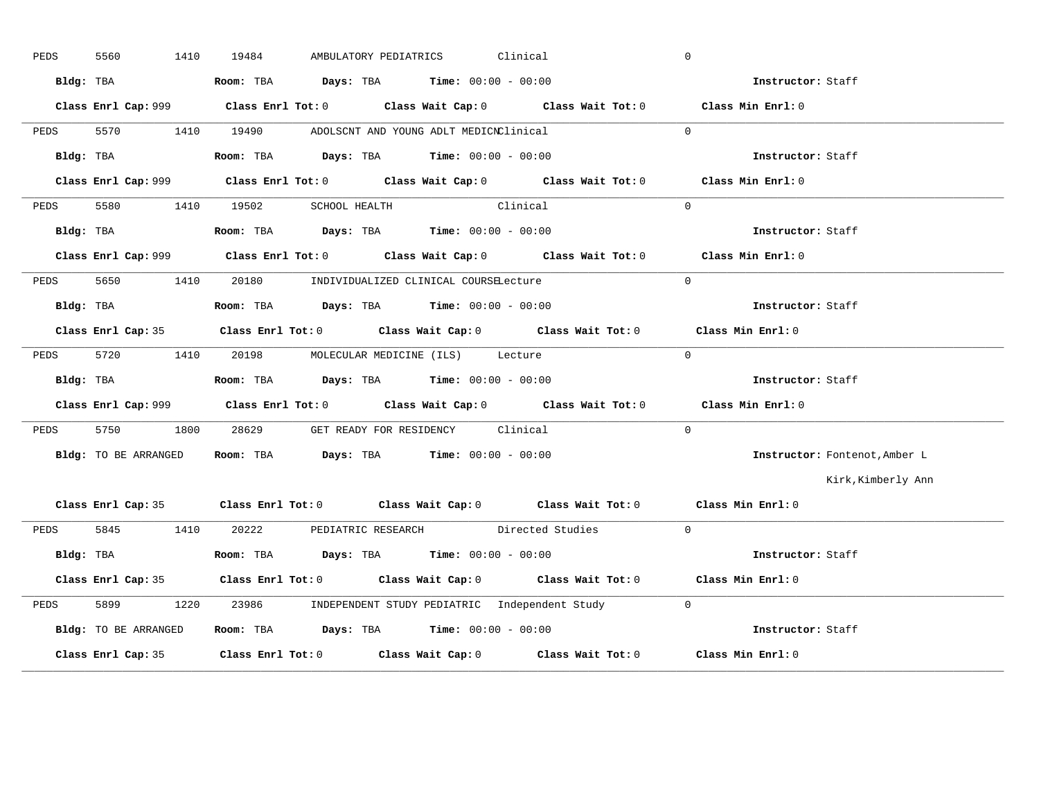PEDS 5560 1410 19484 AMBULATORY PEDIATRICS Clinical 0

**Bldg:** TBA **Room:** TBA **Days:** TBA **Time:** 00:00 - 00:00 **Instructor:** Staff

**Class Enrl Cap:** 999 **Class Enrl Tot:** 0 **Class Wait Cap:** 0 **Class Wait Tot:** 0 **Class Min Enrl:** 0

---

PEDS 5570 1410 19490 ADOLSCNT AND YOUNG ADLT MEDICN Clinical 0

**Bldg:** TBA **Room:** TBA **Days:** TBA **Time:** 00:00 - 00:00 **Instructor:** Staff

**Class Enrl Cap:** 999 **Class Enrl Tot:** 0 **Class Wait Cap:** 0 **Class Wait Tot:** 0 **Class Min Enrl:** 0

---

PEDS 5580 1410 19502 SCHOOL HEALTH Clinical 0

**Bldg:** TBA **Room:** TBA **Days:** TBA **Time:** 00:00 - 00:00 **Instructor:** Staff

**Class Enrl Cap:** 999 **Class Enrl Tot:** 0 **Class Wait Cap:** 0 **Class Wait Tot:** 0 **Class Min Enrl:** 0

---

PEDS 5650 1410 20180 INDIVIDUALIZED CLINICAL COURSE Lecture 0

**Bldg:** TBA **Room:** TBA **Days:** TBA **Time:** 00:00 - 00:00 **Instructor:** Staff

**Class Enrl Cap:** 35 **Class Enrl Tot:** 0 **Class Wait Cap:** 0 **Class Wait Tot:** 0 **Class Min Enrl:** 0

---

PEDS 5720 1410 20198 MOLECULAR MEDICINE (ILS) Lecture 0

**Bldg:** TBA **Room:** TBA **Days:** TBA **Time:** 00:00 - 00:00 **Instructor:** Staff

**Class Enrl Cap:** 999 **Class Enrl Tot:** 0 **Class Wait Cap:** 0 **Class Wait Tot:** 0 **Class Min Enrl:** 0

---

PEDS 5750 1800 28629 GET READY FOR RESIDENCY Clinical 0

**Bldg:** TO BE ARRANGED **Room:** TBA **Days:** TBA **Time:** 00:00 - 00:00 **Instructor:** Fontenot,Amber L
Kirk,Kimberly Ann

**Class Enrl Cap:** 35 **Class Enrl Tot:** 0 **Class Wait Cap:** 0 **Class Wait Tot:** 0 **Class Min Enrl:** 0

---

PEDS 5845 1410 20222 PEDIATRIC RESEARCH Directed Studies 0

**Bldg:** TBA **Room:** TBA **Days:** TBA **Time:** 00:00 - 00:00 **Instructor:** Staff

**Class Enrl Cap:** 35 **Class Enrl Tot:** 0 **Class Wait Cap:** 0 **Class Wait Tot:** 0 **Class Min Enrl:** 0

---

PEDS 5899 1220 23986 INDEPENDENT STUDY PEDIATRIC Independent Study 0

**Bldg:** TO BE ARRANGED **Room:** TBA **Days:** TBA **Time:** 00:00 - 00:00 **Instructor:** Staff

**Class Enrl Cap:** 35 **Class Enrl Tot:** 0 **Class Wait Cap:** 0 **Class Wait Tot:** 0 **Class Min Enrl:** 0

---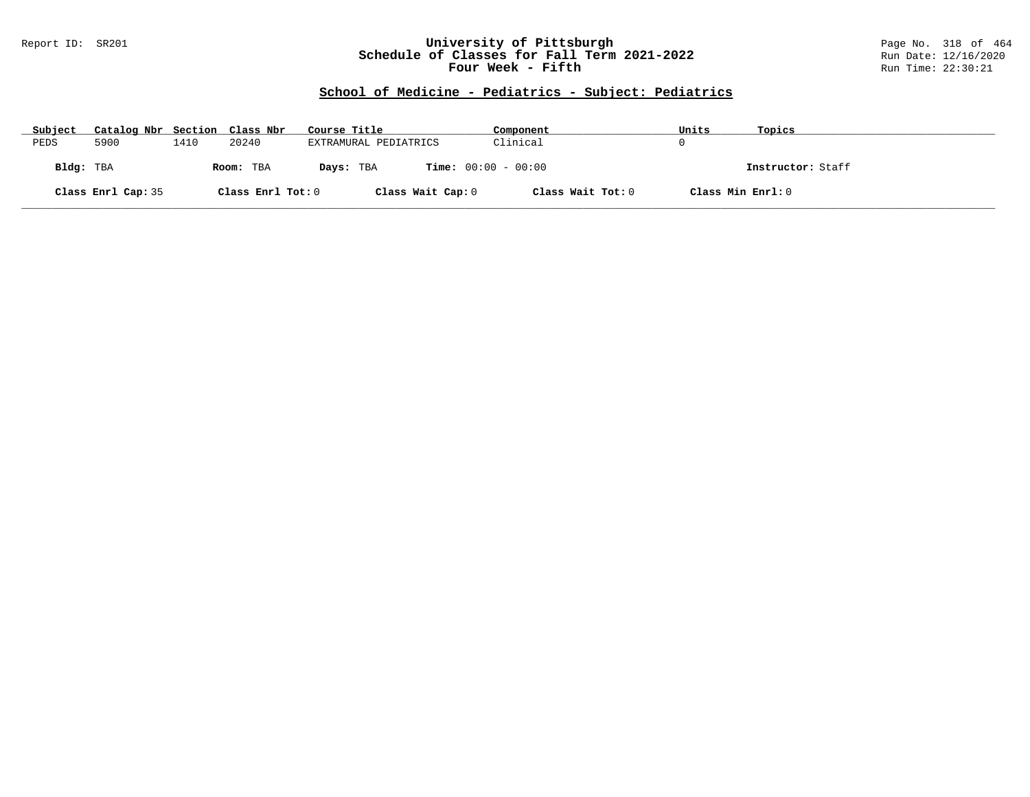Report ID: SR201

# University of Pittsburgh
## Schedule of Classes for Fall Term 2021-2022
## Four Week - Fifth

Run Date: 12/16/2020
Run Time: 22:30:21

### School of Medicine - Pediatrics - Subject: Pediatrics

| Subject | Catalog Nbr | Section | Class Nbr | Course Title | Component | Units | Topics |
|---|---|---|---|---|---|---|---|
| PEDS | 5900 | 1410 | 20240 | EXTRAMURAL PEDIATRICS | Clinical | 0 | |

**Bldg:** TBA **Room:** TBA **Days:** TBA **Time:** 00:00 - 00:00 **Instructor:** Staff

**Class Enrl Cap:** 35 **Class Enrl Tot:** 0 **Class Wait Cap:** 0 **Class Wait Tot:** 0 **Class Min Enrl:** 0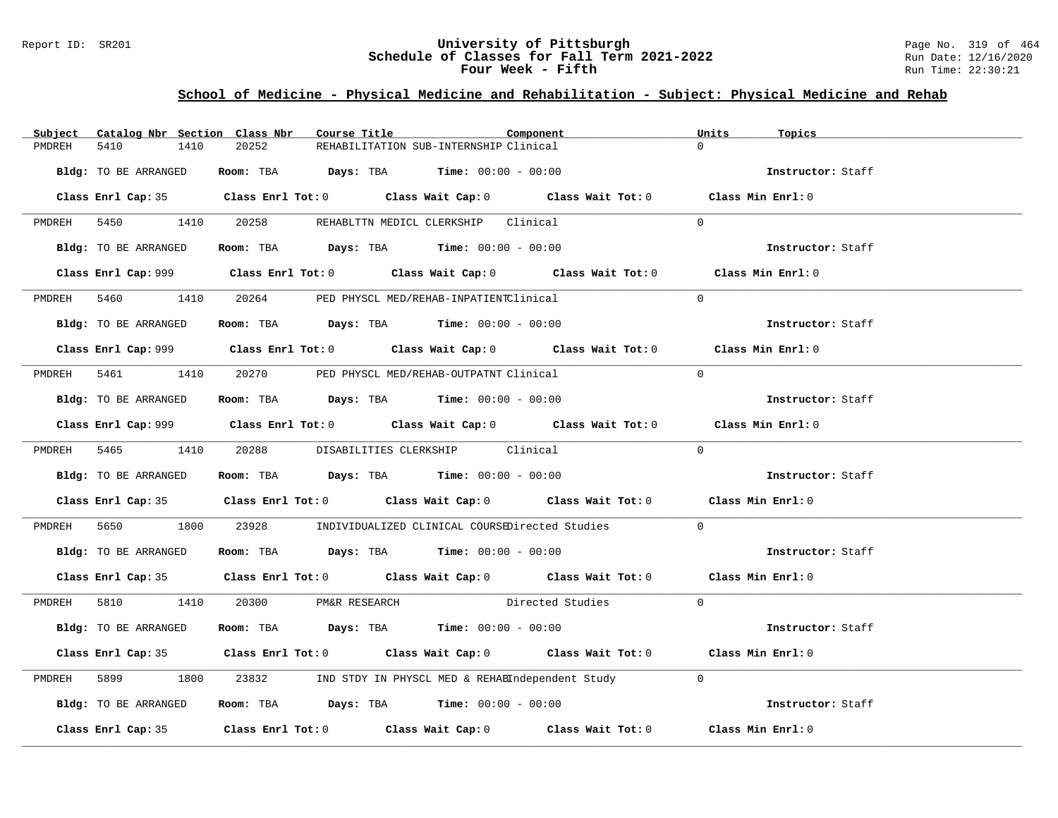# University of Pittsburgh
## Schedule of Classes for Fall Term 2021-2022
### Four Week - Fifth

Report ID: SR201

Run Date: 12/16/2020
Run Time: 22:30:21

## School of Medicine - Physical Medicine and Rehabilitation - Subject: Physical Medicine and Rehab

| Subject | Catalog Nbr | Section | Class Nbr | Course Title | Component | Units | Topics |
|---|---|---|---|---|---|---|---|
| PMDREH | 5410 | 1410 | 20252 | REHABILITATION SUB-INTERNSHIP | Clinical | 0 | |

**Bldg:** TO BE ARRANGED **Room:** TBA **Days:** TBA **Time:** 00:00 - 00:00 **Instructor:** Staff

**Class Enrl Cap:** 35 **Class Enrl Tot:** 0 **Class Wait Cap:** 0 **Class Wait Tot:** 0 **Class Min Enrl:** 0

---

| Subject | Catalog Nbr | Section | Class Nbr | Course Title | Component | Units | Topics |
|---|---|---|---|---|---|---|---|
| PMDREH | 5450 | 1410 | 20258 | REHABLTTN MEDICL CLERKSHIP | Clinical | 0 | |

**Bldg:** TO BE ARRANGED **Room:** TBA **Days:** TBA **Time:** 00:00 - 00:00 **Instructor:** Staff

**Class Enrl Cap:** 999 **Class Enrl Tot:** 0 **Class Wait Cap:** 0 **Class Wait Tot:** 0 **Class Min Enrl:** 0

---

| Subject | Catalog Nbr | Section | Class Nbr | Course Title | Component | Units | Topics |
|---|---|---|---|---|---|---|---|
| PMDREH | 5460 | 1410 | 20264 | PED PHYSCL MED/REHAB-INPATIENT | Clinical | 0 | |

**Bldg:** TO BE ARRANGED **Room:** TBA **Days:** TBA **Time:** 00:00 - 00:00 **Instructor:** Staff

**Class Enrl Cap:** 999 **Class Enrl Tot:** 0 **Class Wait Cap:** 0 **Class Wait Tot:** 0 **Class Min Enrl:** 0

---

| Subject | Catalog Nbr | Section | Class Nbr | Course Title | Component | Units | Topics |
|---|---|---|---|---|---|---|---|
| PMDREH | 5461 | 1410 | 20270 | PED PHYSCL MED/REHAB-OUTPATNT | Clinical | 0 | |

**Bldg:** TO BE ARRANGED **Room:** TBA **Days:** TBA **Time:** 00:00 - 00:00 **Instructor:** Staff

**Class Enrl Cap:** 999 **Class Enrl Tot:** 0 **Class Wait Cap:** 0 **Class Wait Tot:** 0 **Class Min Enrl:** 0

---

| Subject | Catalog Nbr | Section | Class Nbr | Course Title | Component | Units | Topics |
|---|---|---|---|---|---|---|---|
| PMDREH | 5465 | 1410 | 20288 | DISABILITIES CLERKSHIP | Clinical | 0 | |

**Bldg:** TO BE ARRANGED **Room:** TBA **Days:** TBA **Time:** 00:00 - 00:00 **Instructor:** Staff

**Class Enrl Cap:** 35 **Class Enrl Tot:** 0 **Class Wait Cap:** 0 **Class Wait Tot:** 0 **Class Min Enrl:** 0

---

| Subject | Catalog Nbr | Section | Class Nbr | Course Title | Component | Units | Topics |
|---|---|---|---|---|---|---|---|
| PMDREH | 5650 | 1800 | 23928 | INDIVIDUALIZED CLINICAL COURSE | Directed Studies | 0 | |

**Bldg:** TO BE ARRANGED **Room:** TBA **Days:** TBA **Time:** 00:00 - 00:00 **Instructor:** Staff

**Class Enrl Cap:** 35 **Class Enrl Tot:** 0 **Class Wait Cap:** 0 **Class Wait Tot:** 0 **Class Min Enrl:** 0

---

| Subject | Catalog Nbr | Section | Class Nbr | Course Title | Component | Units | Topics |
|---|---|---|---|---|---|---|---|
| PMDREH | 5810 | 1410 | 20300 | PM&R RESEARCH | Directed Studies | 0 | |

**Bldg:** TO BE ARRANGED **Room:** TBA **Days:** TBA **Time:** 00:00 - 00:00 **Instructor:** Staff

**Class Enrl Cap:** 35 **Class Enrl Tot:** 0 **Class Wait Cap:** 0 **Class Wait Tot:** 0 **Class Min Enrl:** 0

---

| Subject | Catalog Nbr | Section | Class Nbr | Course Title | Component | Units | Topics |
|---|---|---|---|---|---|---|---|
| PMDREH | 5899 | 1800 | 23832 | IND STDY IN PHYSCL MED & REHAB | Independent Study | 0 | |

**Bldg:** TO BE ARRANGED **Room:** TBA **Days:** TBA **Time:** 00:00 - 00:00 **Instructor:** Staff

**Class Enrl Cap:** 35 **Class Enrl Tot:** 0 **Class Wait Cap:** 0 **Class Wait Tot:** 0 **Class Min Enrl:** 0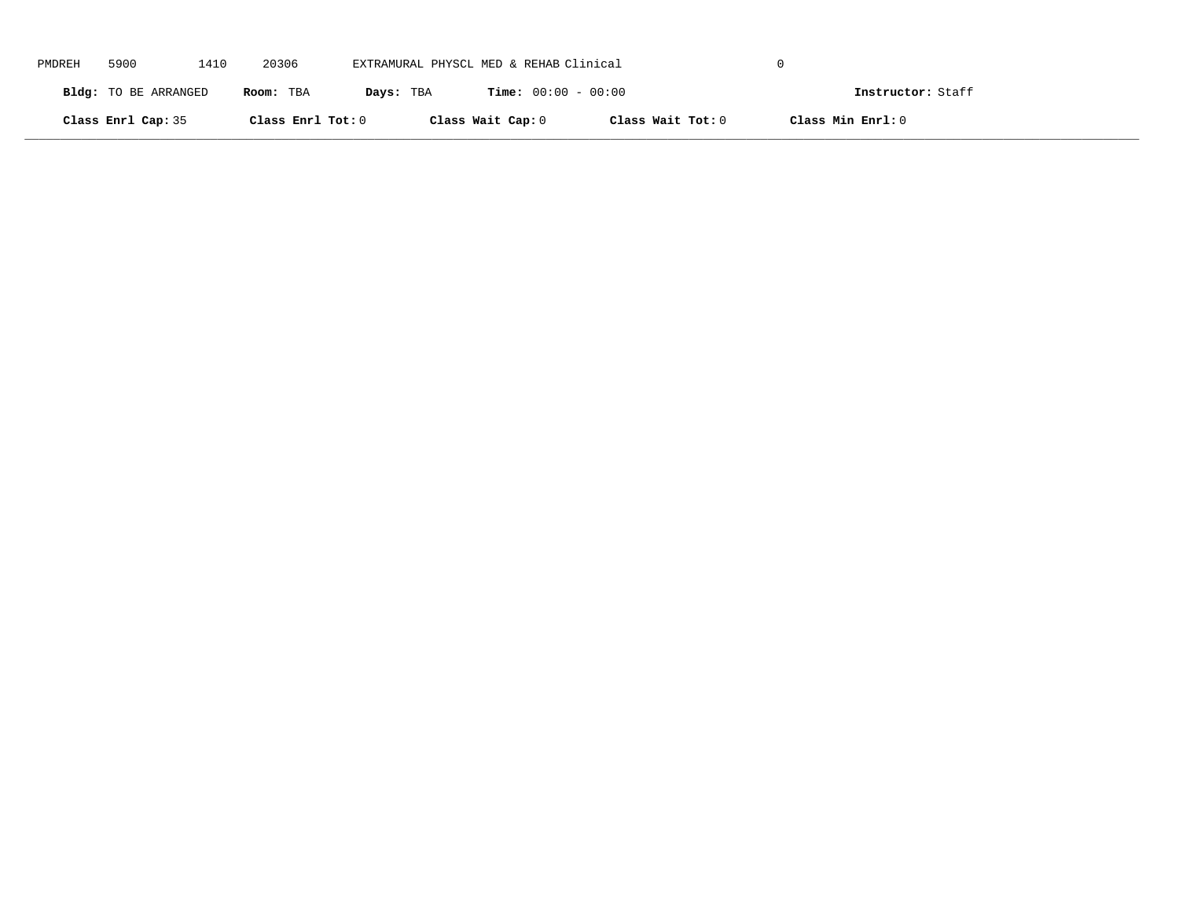PMDREH 5900 1410 20306 EXTRAMURAL PHYSCL MED & REHAB Clinical 0

**Bldg:** TO BE ARRANGED **Room:** TBA **Days:** TBA **Time:** 00:00 - 00:00 **Instructor:** Staff

**Class Enrl Cap:** 35 **Class Enrl Tot:** 0 **Class Wait Cap:** 0 **Class Wait Tot:** 0 **Class Min Enrl:** 0

---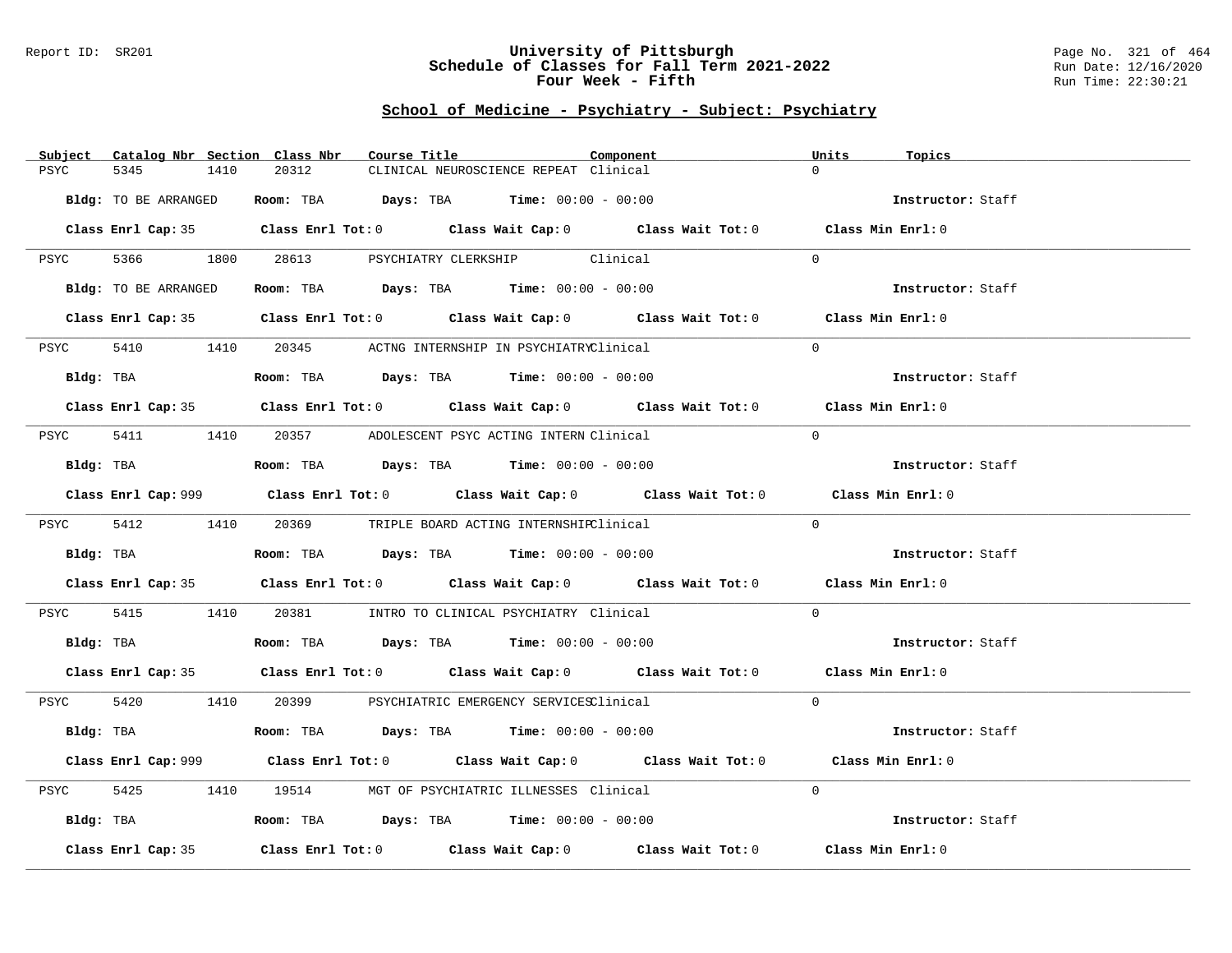Report ID: SR201

# University of Pittsburgh
## Schedule of Classes for Fall Term 2021-2022
### Four Week - Fifth

Page No. 321 of 464
Run Date: 12/16/2020
Run Time: 22:30:21

## School of Medicine - Psychiatry - Subject: Psychiatry

| Subject | Catalog Nbr | Section | Class Nbr | Course Title | Component | Units | Topics |
|---|---|---|---|---|---|---|---|
| PSYC | 5345 | 1410 | 20312 | CLINICAL NEUROSCIENCE REPEAT | Clinical | 0 | |

**Bldg:** TO BE ARRANGED **Room:** TBA **Days:** TBA **Time:** 00:00 - 00:00 **Instructor:** Staff

**Class Enrl Cap:** 35 **Class Enrl Tot:** 0 **Class Wait Cap:** 0 **Class Wait Tot:** 0 **Class Min Enrl:** 0

| Subject | Catalog Nbr | Section | Class Nbr | Course Title | Component | Units | Topics |
|---|---|---|---|---|---|---|---|
| PSYC | 5366 | 1800 | 28613 | PSYCHIATRY CLERKSHIP | Clinical | 0 | |

**Bldg:** TO BE ARRANGED **Room:** TBA **Days:** TBA **Time:** 00:00 - 00:00 **Instructor:** Staff

**Class Enrl Cap:** 35 **Class Enrl Tot:** 0 **Class Wait Cap:** 0 **Class Wait Tot:** 0 **Class Min Enrl:** 0

| Subject | Catalog Nbr | Section | Class Nbr | Course Title | Component | Units | Topics |
|---|---|---|---|---|---|---|---|
| PSYC | 5410 | 1410 | 20345 | ACTNG INTERNSHIP IN PSYCHIATRY | Clinical | 0 | |

**Bldg:** TBA **Room:** TBA **Days:** TBA **Time:** 00:00 - 00:00 **Instructor:** Staff

**Class Enrl Cap:** 35 **Class Enrl Tot:** 0 **Class Wait Cap:** 0 **Class Wait Tot:** 0 **Class Min Enrl:** 0

| Subject | Catalog Nbr | Section | Class Nbr | Course Title | Component | Units | Topics |
|---|---|---|---|---|---|---|---|
| PSYC | 5411 | 1410 | 20357 | ADOLESCENT PSYC ACTING INTERN | Clinical | 0 | |

**Bldg:** TBA **Room:** TBA **Days:** TBA **Time:** 00:00 - 00:00 **Instructor:** Staff

**Class Enrl Cap:** 999 **Class Enrl Tot:** 0 **Class Wait Cap:** 0 **Class Wait Tot:** 0 **Class Min Enrl:** 0

| Subject | Catalog Nbr | Section | Class Nbr | Course Title | Component | Units | Topics |
|---|---|---|---|---|---|---|---|
| PSYC | 5412 | 1410 | 20369 | TRIPLE BOARD ACTING INTERNSHIP | Clinical | 0 | |

**Bldg:** TBA **Room:** TBA **Days:** TBA **Time:** 00:00 - 00:00 **Instructor:** Staff

**Class Enrl Cap:** 35 **Class Enrl Tot:** 0 **Class Wait Cap:** 0 **Class Wait Tot:** 0 **Class Min Enrl:** 0

| Subject | Catalog Nbr | Section | Class Nbr | Course Title | Component | Units | Topics |
|---|---|---|---|---|---|---|---|
| PSYC | 5415 | 1410 | 20381 | INTRO TO CLINICAL PSYCHIATRY | Clinical | 0 | |

**Bldg:** TBA **Room:** TBA **Days:** TBA **Time:** 00:00 - 00:00 **Instructor:** Staff

**Class Enrl Cap:** 35 **Class Enrl Tot:** 0 **Class Wait Cap:** 0 **Class Wait Tot:** 0 **Class Min Enrl:** 0

| Subject | Catalog Nbr | Section | Class Nbr | Course Title | Component | Units | Topics |
|---|---|---|---|---|---|---|---|
| PSYC | 5420 | 1410 | 20399 | PSYCHIATRIC EMERGENCY SERVICES | Clinical | 0 | |

**Bldg:** TBA **Room:** TBA **Days:** TBA **Time:** 00:00 - 00:00 **Instructor:** Staff

**Class Enrl Cap:** 999 **Class Enrl Tot:** 0 **Class Wait Cap:** 0 **Class Wait Tot:** 0 **Class Min Enrl:** 0

| Subject | Catalog Nbr | Section | Class Nbr | Course Title | Component | Units | Topics |
|---|---|---|---|---|---|---|---|
| PSYC | 5425 | 1410 | 19514 | MGT OF PSYCHIATRIC ILLNESSES | Clinical | 0 | |

**Bldg:** TBA **Room:** TBA **Days:** TBA **Time:** 00:00 - 00:00 **Instructor:** Staff

**Class Enrl Cap:** 35 **Class Enrl Tot:** 0 **Class Wait Cap:** 0 **Class Wait Tot:** 0 **Class Min Enrl:** 0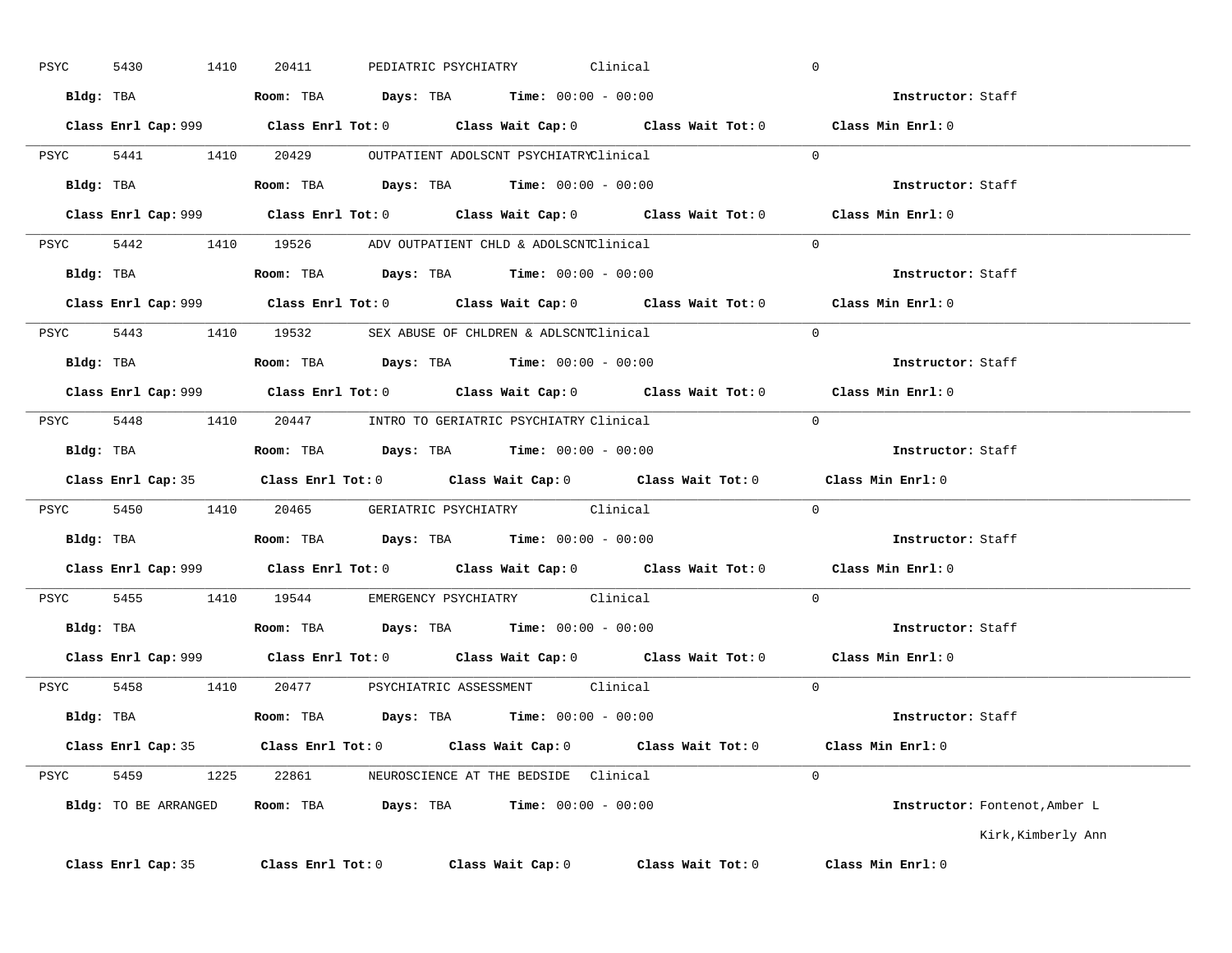PSYC 5430 1410 20411 PEDIATRIC PSYCHIATRY Clinical 0

**Bldg:** TBA **Room:** TBA **Days:** TBA **Time:** 00:00 - 00:00 **Instructor:** Staff

**Class Enrl Cap:** 999 **Class Enrl Tot:** 0 **Class Wait Cap:** 0 **Class Wait Tot:** 0 **Class Min Enrl:** 0

---

PSYC 5441 1410 20429 OUTPATIENT ADOLSCNT PSYCHIATRY Clinical 0

**Bldg:** TBA **Room:** TBA **Days:** TBA **Time:** 00:00 - 00:00 **Instructor:** Staff

**Class Enrl Cap:** 999 **Class Enrl Tot:** 0 **Class Wait Cap:** 0 **Class Wait Tot:** 0 **Class Min Enrl:** 0

---

PSYC 5442 1410 19526 ADV OUTPATIENT CHLD & ADOLSCNT Clinical 0

**Bldg:** TBA **Room:** TBA **Days:** TBA **Time:** 00:00 - 00:00 **Instructor:** Staff

**Class Enrl Cap:** 999 **Class Enrl Tot:** 0 **Class Wait Cap:** 0 **Class Wait Tot:** 0 **Class Min Enrl:** 0

---

PSYC 5443 1410 19532 SEX ABUSE OF CHLDREN & ADLSCNT Clinical 0

**Bldg:** TBA **Room:** TBA **Days:** TBA **Time:** 00:00 - 00:00 **Instructor:** Staff

**Class Enrl Cap:** 999 **Class Enrl Tot:** 0 **Class Wait Cap:** 0 **Class Wait Tot:** 0 **Class Min Enrl:** 0

---

PSYC 5448 1410 20447 INTRO TO GERIATRIC PSYCHIATRY Clinical 0

**Bldg:** TBA **Room:** TBA **Days:** TBA **Time:** 00:00 - 00:00 **Instructor:** Staff

**Class Enrl Cap:** 35 **Class Enrl Tot:** 0 **Class Wait Cap:** 0 **Class Wait Tot:** 0 **Class Min Enrl:** 0

---

PSYC 5450 1410 20465 GERIATRIC PSYCHIATRY Clinical 0

**Bldg:** TBA **Room:** TBA **Days:** TBA **Time:** 00:00 - 00:00 **Instructor:** Staff

**Class Enrl Cap:** 999 **Class Enrl Tot:** 0 **Class Wait Cap:** 0 **Class Wait Tot:** 0 **Class Min Enrl:** 0

---

PSYC 5455 1410 19544 EMERGENCY PSYCHIATRY Clinical 0

**Bldg:** TBA **Room:** TBA **Days:** TBA **Time:** 00:00 - 00:00 **Instructor:** Staff

**Class Enrl Cap:** 999 **Class Enrl Tot:** 0 **Class Wait Cap:** 0 **Class Wait Tot:** 0 **Class Min Enrl:** 0

---

PSYC 5458 1410 20477 PSYCHIATRIC ASSESSMENT Clinical 0

**Bldg:** TBA **Room:** TBA **Days:** TBA **Time:** 00:00 - 00:00 **Instructor:** Staff

**Class Enrl Cap:** 35 **Class Enrl Tot:** 0 **Class Wait Cap:** 0 **Class Wait Tot:** 0 **Class Min Enrl:** 0

---

PSYC 5459 1225 22861 NEUROSCIENCE AT THE BEDSIDE Clinical 0

**Bldg:** TO BE ARRANGED **Room:** TBA **Days:** TBA **Time:** 00:00 - 00:00 **Instructor:** Fontenot,Amber L
Kirk,Kimberly Ann

**Class Enrl Cap:** 35 **Class Enrl Tot:** 0 **Class Wait Cap:** 0 **Class Wait Tot:** 0 **Class Min Enrl:** 0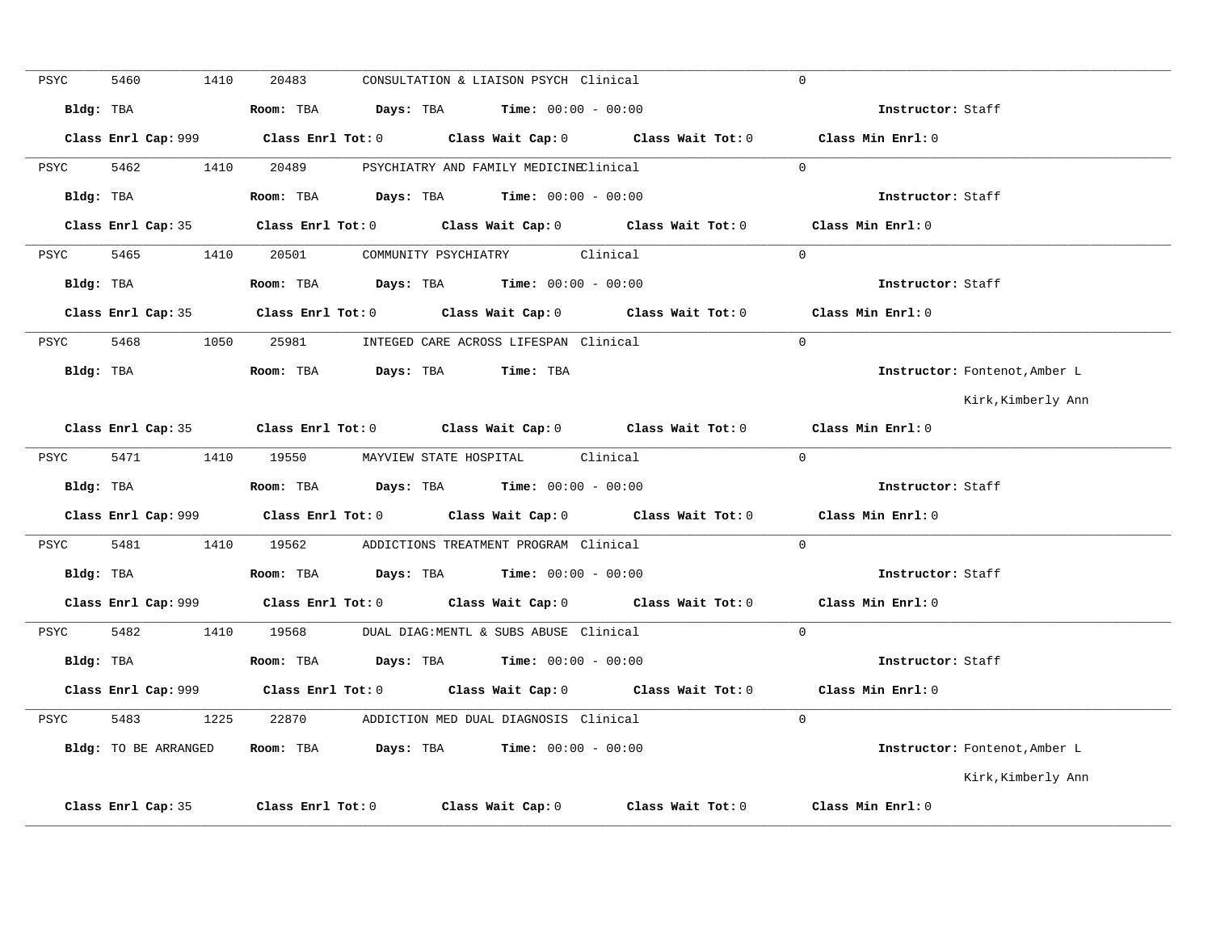PSYC 5460 1410 20483 CONSULTATION & LIAISON PSYCH Clinical 0

**Bldg:** TBA **Room:** TBA **Days:** TBA **Time:** 00:00 - 00:00 **Instructor:** Staff

**Class Enrl Cap:** 999 **Class Enrl Tot:** 0 **Class Wait Cap:** 0 **Class Wait Tot:** 0 **Class Min Enrl:** 0

---

PSYC 5462 1410 20489 PSYCHIATRY AND FAMILY MEDICINE Clinical 0

**Bldg:** TBA **Room:** TBA **Days:** TBA **Time:** 00:00 - 00:00 **Instructor:** Staff

**Class Enrl Cap:** 35 **Class Enrl Tot:** 0 **Class Wait Cap:** 0 **Class Wait Tot:** 0 **Class Min Enrl:** 0

---

PSYC 5465 1410 20501 COMMUNITY PSYCHIATRY Clinical 0

**Bldg:** TBA **Room:** TBA **Days:** TBA **Time:** 00:00 - 00:00 **Instructor:** Staff

**Class Enrl Cap:** 35 **Class Enrl Tot:** 0 **Class Wait Cap:** 0 **Class Wait Tot:** 0 **Class Min Enrl:** 0

---

PSYC 5468 1050 25981 INTEGED CARE ACROSS LIFESPAN Clinical 0

**Bldg:** TBA **Room:** TBA **Days:** TBA **Time:** TBA **Instructor:** Fontenot,Amber L

Kirk,Kimberly Ann

**Class Enrl Cap:** 35 **Class Enrl Tot:** 0 **Class Wait Cap:** 0 **Class Wait Tot:** 0 **Class Min Enrl:** 0

---

PSYC 5471 1410 19550 MAYVIEW STATE HOSPITAL Clinical 0

**Bldg:** TBA **Room:** TBA **Days:** TBA **Time:** 00:00 - 00:00 **Instructor:** Staff

**Class Enrl Cap:** 999 **Class Enrl Tot:** 0 **Class Wait Cap:** 0 **Class Wait Tot:** 0 **Class Min Enrl:** 0

---

PSYC 5481 1410 19562 ADDICTIONS TREATMENT PROGRAM Clinical 0

**Bldg:** TBA **Room:** TBA **Days:** TBA **Time:** 00:00 - 00:00 **Instructor:** Staff

**Class Enrl Cap:** 999 **Class Enrl Tot:** 0 **Class Wait Cap:** 0 **Class Wait Tot:** 0 **Class Min Enrl:** 0

---

PSYC 5482 1410 19568 DUAL DIAG:MENTL & SUBS ABUSE Clinical 0

**Bldg:** TBA **Room:** TBA **Days:** TBA **Time:** 00:00 - 00:00 **Instructor:** Staff

**Class Enrl Cap:** 999 **Class Enrl Tot:** 0 **Class Wait Cap:** 0 **Class Wait Tot:** 0 **Class Min Enrl:** 0

---

PSYC 5483 1225 22870 ADDICTION MED DUAL DIAGNOSIS Clinical 0

**Bldg:** TO BE ARRANGED **Room:** TBA **Days:** TBA **Time:** 00:00 - 00:00 **Instructor:** Fontenot,Amber L

Kirk,Kimberly Ann

**Class Enrl Cap:** 35 **Class Enrl Tot:** 0 **Class Wait Cap:** 0 **Class Wait Tot:** 0 **Class Min Enrl:** 0

---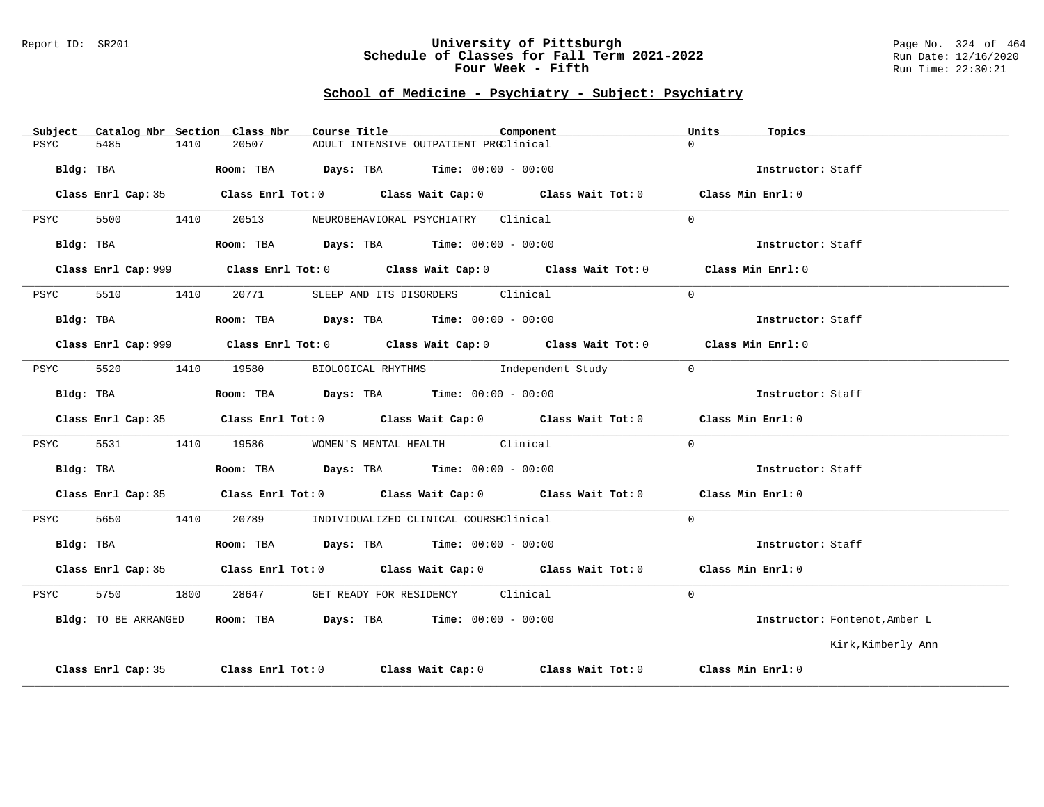## University of Pittsburgh
## Schedule of Classes for Fall Term 2021-2022
## Four Week - Fifth

Report ID: SR201

Run Date: 12/16/2020
Run Time: 22:30:21

### School of Medicine - Psychiatry - Subject: Psychiatry

| Subject | Catalog Nbr | Section | Class Nbr | Course Title | Component | Units | Topics |
|---|---|---|---|---|---|---|---|
| PSYC | 5485 | 1410 | 20507 | ADULT INTENSIVE OUTPATIENT PRG | Clinical | 0 | |

**Bldg:** TBA **Room:** TBA **Days:** TBA **Time:** 00:00 - 00:00 **Instructor:** Staff

**Class Enrl Cap:** 35 **Class Enrl Tot:** 0 **Class Wait Cap:** 0 **Class Wait Tot:** 0 **Class Min Enrl:** 0

| Subject | Catalog Nbr | Section | Class Nbr | Course Title | Component | Units | Topics |
|---|---|---|---|---|---|---|---|
| PSYC | 5500 | 1410 | 20513 | NEUROBEHAVIORAL PSYCHIATRY | Clinical | 0 | |

**Bldg:** TBA **Room:** TBA **Days:** TBA **Time:** 00:00 - 00:00 **Instructor:** Staff

**Class Enrl Cap:** 999 **Class Enrl Tot:** 0 **Class Wait Cap:** 0 **Class Wait Tot:** 0 **Class Min Enrl:** 0

| Subject | Catalog Nbr | Section | Class Nbr | Course Title | Component | Units | Topics |
|---|---|---|---|---|---|---|---|
| PSYC | 5510 | 1410 | 20771 | SLEEP AND ITS DISORDERS | Clinical | 0 | |

**Bldg:** TBA **Room:** TBA **Days:** TBA **Time:** 00:00 - 00:00 **Instructor:** Staff

**Class Enrl Cap:** 999 **Class Enrl Tot:** 0 **Class Wait Cap:** 0 **Class Wait Tot:** 0 **Class Min Enrl:** 0

| Subject | Catalog Nbr | Section | Class Nbr | Course Title | Component | Units | Topics |
|---|---|---|---|---|---|---|---|
| PSYC | 5520 | 1410 | 19580 | BIOLOGICAL RHYTHMS | Independent Study | 0 | |

**Bldg:** TBA **Room:** TBA **Days:** TBA **Time:** 00:00 - 00:00 **Instructor:** Staff

**Class Enrl Cap:** 35 **Class Enrl Tot:** 0 **Class Wait Cap:** 0 **Class Wait Tot:** 0 **Class Min Enrl:** 0

| Subject | Catalog Nbr | Section | Class Nbr | Course Title | Component | Units | Topics |
|---|---|---|---|---|---|---|---|
| PSYC | 5531 | 1410 | 19586 | WOMEN'S MENTAL HEALTH | Clinical | 0 | |

**Bldg:** TBA **Room:** TBA **Days:** TBA **Time:** 00:00 - 00:00 **Instructor:** Staff

**Class Enrl Cap:** 35 **Class Enrl Tot:** 0 **Class Wait Cap:** 0 **Class Wait Tot:** 0 **Class Min Enrl:** 0

| Subject | Catalog Nbr | Section | Class Nbr | Course Title | Component | Units | Topics |
|---|---|---|---|---|---|---|---|
| PSYC | 5650 | 1410 | 20789 | INDIVIDUALIZED CLINICAL COURSE | Clinical | 0 | |

**Bldg:** TBA **Room:** TBA **Days:** TBA **Time:** 00:00 - 00:00 **Instructor:** Staff

**Class Enrl Cap:** 35 **Class Enrl Tot:** 0 **Class Wait Cap:** 0 **Class Wait Tot:** 0 **Class Min Enrl:** 0

| Subject | Catalog Nbr | Section | Class Nbr | Course Title | Component | Units | Topics |
|---|---|---|---|---|---|---|---|
| PSYC | 5750 | 1800 | 28647 | GET READY FOR RESIDENCY | Clinical | 0 | |

**Bldg:** TO BE ARRANGED **Room:** TBA **Days:** TBA **Time:** 00:00 - 00:00 **Instructor:** Fontenot,Amber L; Kirk,Kimberly Ann

**Class Enrl Cap:** 35 **Class Enrl Tot:** 0 **Class Wait Cap:** 0 **Class Wait Tot:** 0 **Class Min Enrl:** 0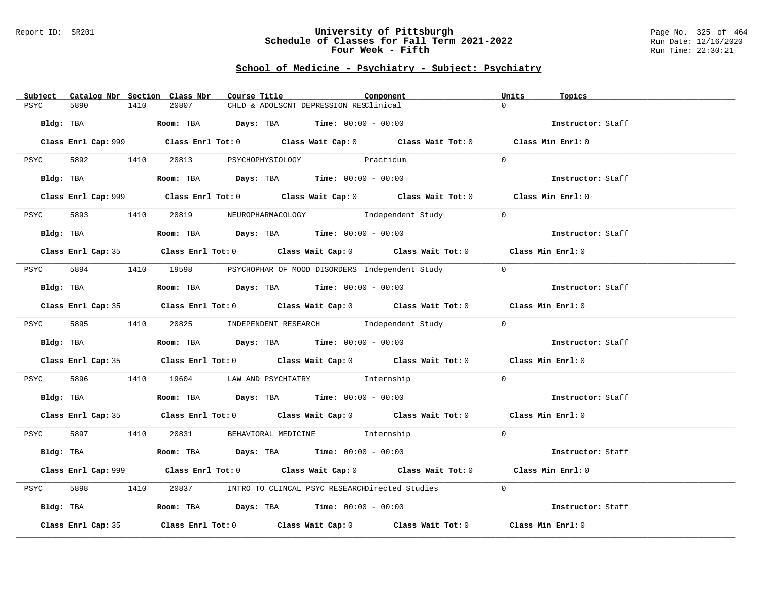University of Pittsburgh
Schedule of Classes for Fall Term 2021-2022
Four Week - Fifth

## School of Medicine - Psychiatry - Subject: Psychiatry

| Subject | Catalog Nbr | Section | Class Nbr | Course Title | Component | Units | Topics |
|---|---|---|---|---|---|---|---|
| PSYC | 5890 | 1410 | 20807 | CHLD & ADOLSCNT DEPRESSION RES | Clinical | 0 | |
| | Bldg: TBA | | Room: TBA | Days: TBA | Time: 00:00 - 00:00 | | Instructor: Staff |
| | Class Enrl Cap: 999 | | Class Enrl Tot: 0 | Class Wait Cap: 0 | Class Wait Tot: 0 | | Class Min Enrl: 0 |
| PSYC | 5892 | 1410 | 20813 | PSYCHOPHYSIOLOGY | Practicum | 0 | |
| | Bldg: TBA | | Room: TBA | Days: TBA | Time: 00:00 - 00:00 | | Instructor: Staff |
| | Class Enrl Cap: 999 | | Class Enrl Tot: 0 | Class Wait Cap: 0 | Class Wait Tot: 0 | | Class Min Enrl: 0 |
| PSYC | 5893 | 1410 | 20819 | NEUROPHARMACOLOGY | Independent Study | 0 | |
| | Bldg: TBA | | Room: TBA | Days: TBA | Time: 00:00 - 00:00 | | Instructor: Staff |
| | Class Enrl Cap: 35 | | Class Enrl Tot: 0 | Class Wait Cap: 0 | Class Wait Tot: 0 | | Class Min Enrl: 0 |
| PSYC | 5894 | 1410 | 19598 | PSYCHOPHAR OF MOOD DISORDERS | Independent Study | 0 | |
| | Bldg: TBA | | Room: TBA | Days: TBA | Time: 00:00 - 00:00 | | Instructor: Staff |
| | Class Enrl Cap: 35 | | Class Enrl Tot: 0 | Class Wait Cap: 0 | Class Wait Tot: 0 | | Class Min Enrl: 0 |
| PSYC | 5895 | 1410 | 20825 | INDEPENDENT RESEARCH | Independent Study | 0 | |
| | Bldg: TBA | | Room: TBA | Days: TBA | Time: 00:00 - 00:00 | | Instructor: Staff |
| | Class Enrl Cap: 35 | | Class Enrl Tot: 0 | Class Wait Cap: 0 | Class Wait Tot: 0 | | Class Min Enrl: 0 |
| PSYC | 5896 | 1410 | 19604 | LAW AND PSYCHIATRY | Internship | 0 | |
| | Bldg: TBA | | Room: TBA | Days: TBA | Time: 00:00 - 00:00 | | Instructor: Staff |
| | Class Enrl Cap: 35 | | Class Enrl Tot: 0 | Class Wait Cap: 0 | Class Wait Tot: 0 | | Class Min Enrl: 0 |
| PSYC | 5897 | 1410 | 20831 | BEHAVIORAL MEDICINE | Internship | 0 | |
| | Bldg: TBA | | Room: TBA | Days: TBA | Time: 00:00 - 00:00 | | Instructor: Staff |
| | Class Enrl Cap: 999 | | Class Enrl Tot: 0 | Class Wait Cap: 0 | Class Wait Tot: 0 | | Class Min Enrl: 0 |
| PSYC | 5898 | 1410 | 20837 | INTRO TO CLINCAL PSYC RESEARCH | Directed Studies | 0 | |
| | Bldg: TBA | | Room: TBA | Days: TBA | Time: 00:00 - 00:00 | | Instructor: Staff |
| | Class Enrl Cap: 35 | | Class Enrl Tot: 0 | Class Wait Cap: 0 | Class Wait Tot: 0 | | Class Min Enrl: 0 |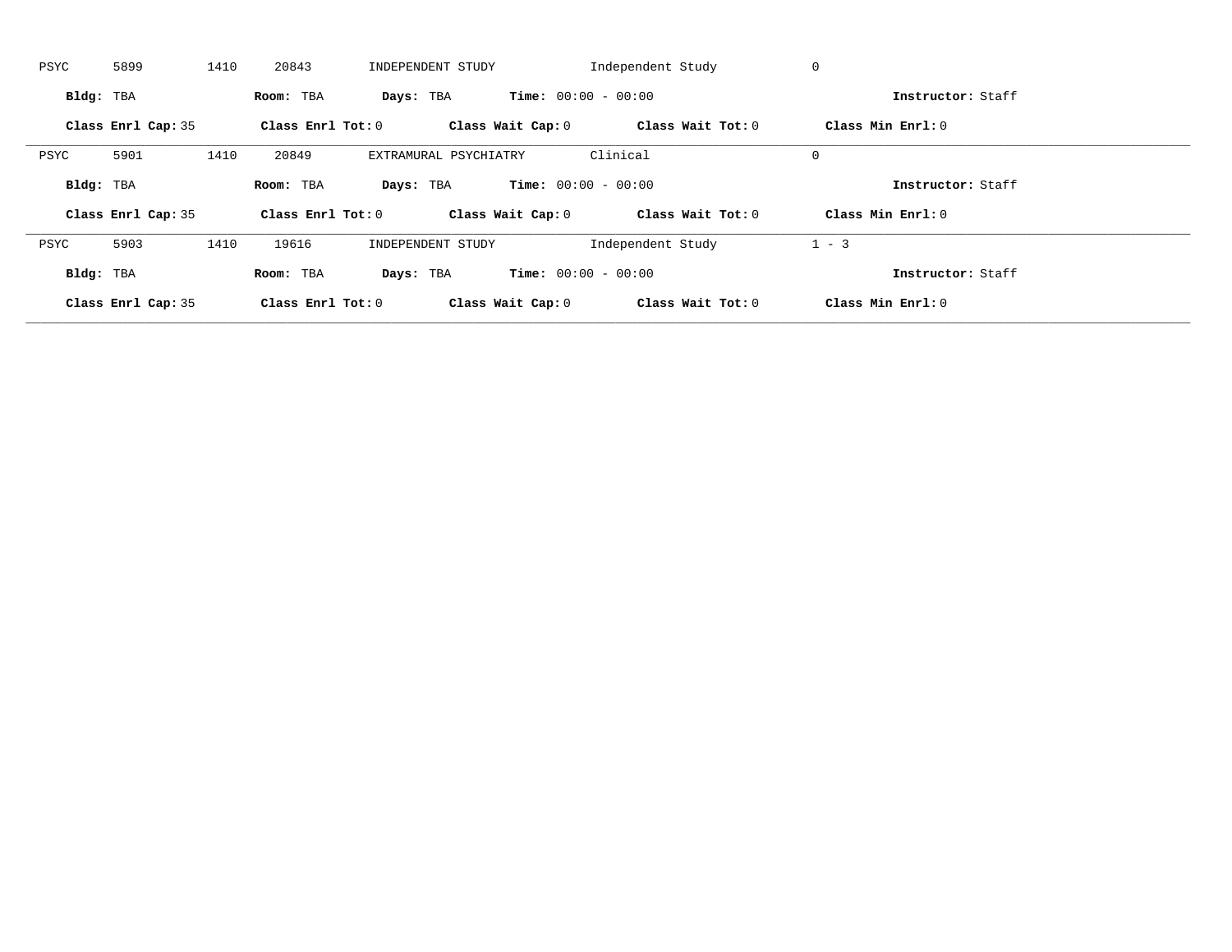PSYC 5899 1410 20843 INDEPENDENT STUDY Independent Study 0

**Bldg:** TBA **Room:** TBA **Days:** TBA **Time:** 00:00 - 00:00 **Instructor:** Staff

**Class Enrl Cap:** 35 **Class Enrl Tot:** 0 **Class Wait Cap:** 0 **Class Wait Tot:** 0 **Class Min Enrl:** 0

---

PSYC 5901 1410 20849 EXTRAMURAL PSYCHIATRY Clinical 0

**Bldg:** TBA **Room:** TBA **Days:** TBA **Time:** 00:00 - 00:00 **Instructor:** Staff

**Class Enrl Cap:** 35 **Class Enrl Tot:** 0 **Class Wait Cap:** 0 **Class Wait Tot:** 0 **Class Min Enrl:** 0

---

PSYC 5903 1410 19616 INDEPENDENT STUDY Independent Study 1 - 3

**Bldg:** TBA **Room:** TBA **Days:** TBA **Time:** 00:00 - 00:00 **Instructor:** Staff

**Class Enrl Cap:** 35 **Class Enrl Tot:** 0 **Class Wait Cap:** 0 **Class Wait Tot:** 0 **Class Min Enrl:** 0

---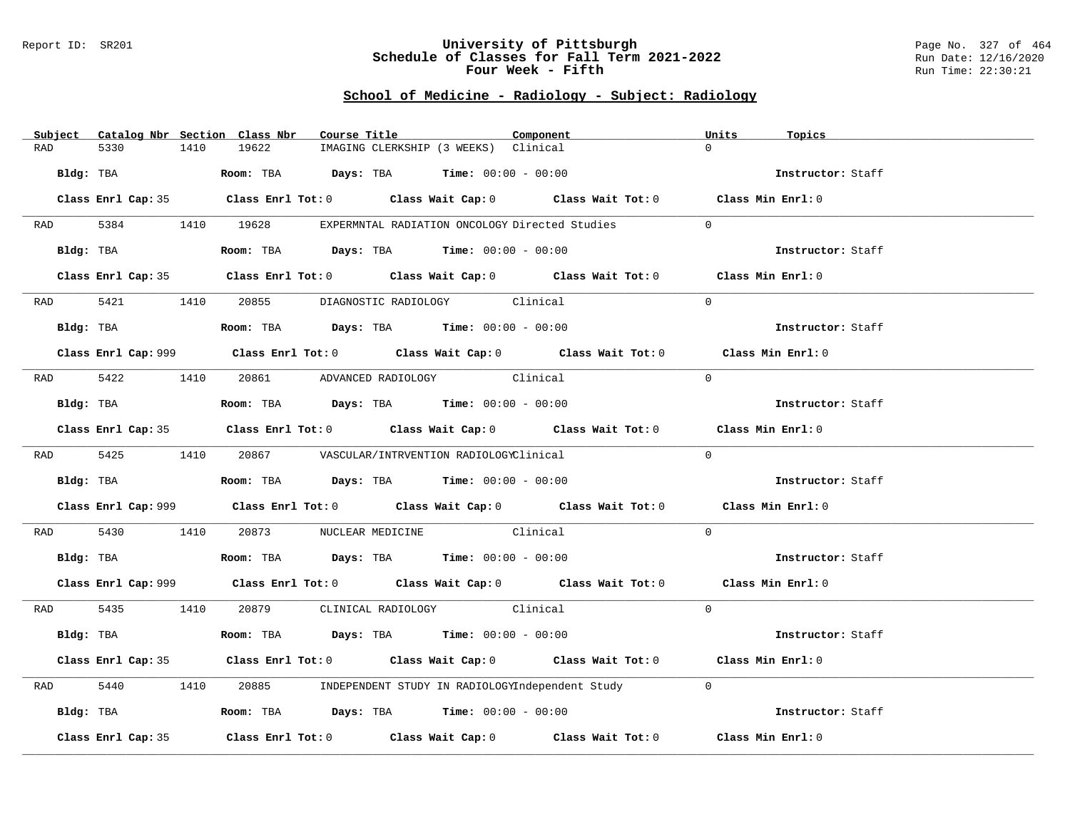Report ID: SR201

# University of Pittsburgh
## Schedule of Classes for Fall Term 2021-2022
## Four Week - Fifth

Run Date: 12/16/2020
Run Time: 22:30:21

## School of Medicine - Radiology - Subject: Radiology

| Subject | Catalog Nbr | Section | Class Nbr | Course Title | Component | Units | Topics |
|---|---|---|---|---|---|---|---|
| RAD | 5330 | 1410 | 19622 | IMAGING CLERKSHIP (3 WEEKS) | Clinical | 0 | |

**Bldg:** TBA **Room:** TBA **Days:** TBA **Time:** 00:00 - 00:00 **Instructor:** Staff

**Class Enrl Cap:** 35 **Class Enrl Tot:** 0 **Class Wait Cap:** 0 **Class Wait Tot:** 0 **Class Min Enrl:** 0

| Subject | Catalog Nbr | Section | Class Nbr | Course Title | Component | Units | Topics |
|---|---|---|---|---|---|---|---|
| RAD | 5384 | 1410 | 19628 | EXPERMNTAL RADIATION ONCOLOGY | Directed Studies | 0 | |

**Bldg:** TBA **Room:** TBA **Days:** TBA **Time:** 00:00 - 00:00 **Instructor:** Staff

**Class Enrl Cap:** 35 **Class Enrl Tot:** 0 **Class Wait Cap:** 0 **Class Wait Tot:** 0 **Class Min Enrl:** 0

| Subject | Catalog Nbr | Section | Class Nbr | Course Title | Component | Units | Topics |
|---|---|---|---|---|---|---|---|
| RAD | 5421 | 1410 | 20855 | DIAGNOSTIC RADIOLOGY | Clinical | 0 | |

**Bldg:** TBA **Room:** TBA **Days:** TBA **Time:** 00:00 - 00:00 **Instructor:** Staff

**Class Enrl Cap:** 999 **Class Enrl Tot:** 0 **Class Wait Cap:** 0 **Class Wait Tot:** 0 **Class Min Enrl:** 0

| Subject | Catalog Nbr | Section | Class Nbr | Course Title | Component | Units | Topics |
|---|---|---|---|---|---|---|---|
| RAD | 5422 | 1410 | 20861 | ADVANCED RADIOLOGY | Clinical | 0 | |

**Bldg:** TBA **Room:** TBA **Days:** TBA **Time:** 00:00 - 00:00 **Instructor:** Staff

**Class Enrl Cap:** 35 **Class Enrl Tot:** 0 **Class Wait Cap:** 0 **Class Wait Tot:** 0 **Class Min Enrl:** 0

| Subject | Catalog Nbr | Section | Class Nbr | Course Title | Component | Units | Topics |
|---|---|---|---|---|---|---|---|
| RAD | 5425 | 1410 | 20867 | VASCULAR/INTRVENTION RADIOLOGY | Clinical | 0 | |

**Bldg:** TBA **Room:** TBA **Days:** TBA **Time:** 00:00 - 00:00 **Instructor:** Staff

**Class Enrl Cap:** 999 **Class Enrl Tot:** 0 **Class Wait Cap:** 0 **Class Wait Tot:** 0 **Class Min Enrl:** 0

| Subject | Catalog Nbr | Section | Class Nbr | Course Title | Component | Units | Topics |
|---|---|---|---|---|---|---|---|
| RAD | 5430 | 1410 | 20873 | NUCLEAR MEDICINE | Clinical | 0 | |

**Bldg:** TBA **Room:** TBA **Days:** TBA **Time:** 00:00 - 00:00 **Instructor:** Staff

**Class Enrl Cap:** 999 **Class Enrl Tot:** 0 **Class Wait Cap:** 0 **Class Wait Tot:** 0 **Class Min Enrl:** 0

| Subject | Catalog Nbr | Section | Class Nbr | Course Title | Component | Units | Topics |
|---|---|---|---|---|---|---|---|
| RAD | 5435 | 1410 | 20879 | CLINICAL RADIOLOGY | Clinical | 0 | |

**Bldg:** TBA **Room:** TBA **Days:** TBA **Time:** 00:00 - 00:00 **Instructor:** Staff

**Class Enrl Cap:** 35 **Class Enrl Tot:** 0 **Class Wait Cap:** 0 **Class Wait Tot:** 0 **Class Min Enrl:** 0

| Subject | Catalog Nbr | Section | Class Nbr | Course Title | Component | Units | Topics |
|---|---|---|---|---|---|---|---|
| RAD | 5440 | 1410 | 20885 | INDEPENDENT STUDY IN RADIOLOGY | Independent Study | 0 | |

**Bldg:** TBA **Room:** TBA **Days:** TBA **Time:** 00:00 - 00:00 **Instructor:** Staff

**Class Enrl Cap:** 35 **Class Enrl Tot:** 0 **Class Wait Cap:** 0 **Class Wait Tot:** 0 **Class Min Enrl:** 0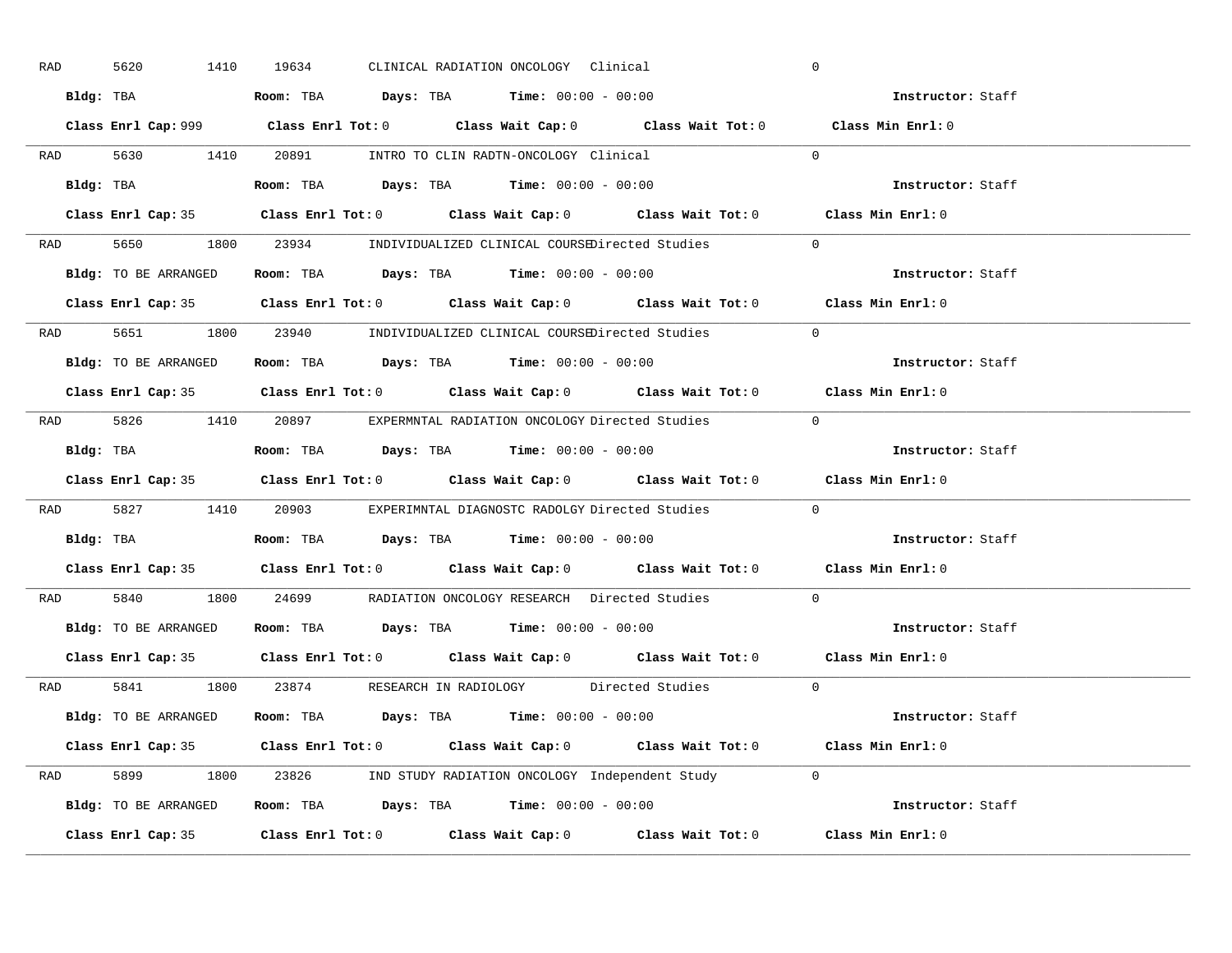RAD 5620 1410 19634 CLINICAL RADIATION ONCOLOGY Clinical 0

**Bldg:** TBA **Room:** TBA **Days:** TBA **Time:** 00:00 - 00:00 **Instructor:** Staff

**Class Enrl Cap:** 999 **Class Enrl Tot:** 0 **Class Wait Cap:** 0 **Class Wait Tot:** 0 **Class Min Enrl:** 0

---

RAD 5630 1410 20891 INTRO TO CLIN RADTN-ONCOLOGY Clinical 0

**Bldg:** TBA **Room:** TBA **Days:** TBA **Time:** 00:00 - 00:00 **Instructor:** Staff

**Class Enrl Cap:** 35 **Class Enrl Tot:** 0 **Class Wait Cap:** 0 **Class Wait Tot:** 0 **Class Min Enrl:** 0

---

RAD 5650 1800 23934 INDIVIDUALIZED CLINICAL COURSE Directed Studies 0

**Bldg:** TO BE ARRANGED **Room:** TBA **Days:** TBA **Time:** 00:00 - 00:00 **Instructor:** Staff

**Class Enrl Cap:** 35 **Class Enrl Tot:** 0 **Class Wait Cap:** 0 **Class Wait Tot:** 0 **Class Min Enrl:** 0

---

RAD 5651 1800 23940 INDIVIDUALIZED CLINICAL COURSE Directed Studies 0

**Bldg:** TO BE ARRANGED **Room:** TBA **Days:** TBA **Time:** 00:00 - 00:00 **Instructor:** Staff

**Class Enrl Cap:** 35 **Class Enrl Tot:** 0 **Class Wait Cap:** 0 **Class Wait Tot:** 0 **Class Min Enrl:** 0

---

RAD 5826 1410 20897 EXPERMNTAL RADIATION ONCOLOGY Directed Studies 0

**Bldg:** TBA **Room:** TBA **Days:** TBA **Time:** 00:00 - 00:00 **Instructor:** Staff

**Class Enrl Cap:** 35 **Class Enrl Tot:** 0 **Class Wait Cap:** 0 **Class Wait Tot:** 0 **Class Min Enrl:** 0

---

RAD 5827 1410 20903 EXPERIMNTAL DIAGNOSTC RADOLGY Directed Studies 0

**Bldg:** TBA **Room:** TBA **Days:** TBA **Time:** 00:00 - 00:00 **Instructor:** Staff

**Class Enrl Cap:** 35 **Class Enrl Tot:** 0 **Class Wait Cap:** 0 **Class Wait Tot:** 0 **Class Min Enrl:** 0

---

RAD 5840 1800 24699 RADIATION ONCOLOGY RESEARCH Directed Studies 0

**Bldg:** TO BE ARRANGED **Room:** TBA **Days:** TBA **Time:** 00:00 - 00:00 **Instructor:** Staff

**Class Enrl Cap:** 35 **Class Enrl Tot:** 0 **Class Wait Cap:** 0 **Class Wait Tot:** 0 **Class Min Enrl:** 0

---

RAD 5841 1800 23874 RESEARCH IN RADIOLOGY Directed Studies 0

**Bldg:** TO BE ARRANGED **Room:** TBA **Days:** TBA **Time:** 00:00 - 00:00 **Instructor:** Staff

**Class Enrl Cap:** 35 **Class Enrl Tot:** 0 **Class Wait Cap:** 0 **Class Wait Tot:** 0 **Class Min Enrl:** 0

---

RAD 5899 1800 23826 IND STUDY RADIATION ONCOLOGY Independent Study 0

**Bldg:** TO BE ARRANGED **Room:** TBA **Days:** TBA **Time:** 00:00 - 00:00 **Instructor:** Staff

**Class Enrl Cap:** 35 **Class Enrl Tot:** 0 **Class Wait Cap:** 0 **Class Wait Tot:** 0 **Class Min Enrl:** 0

---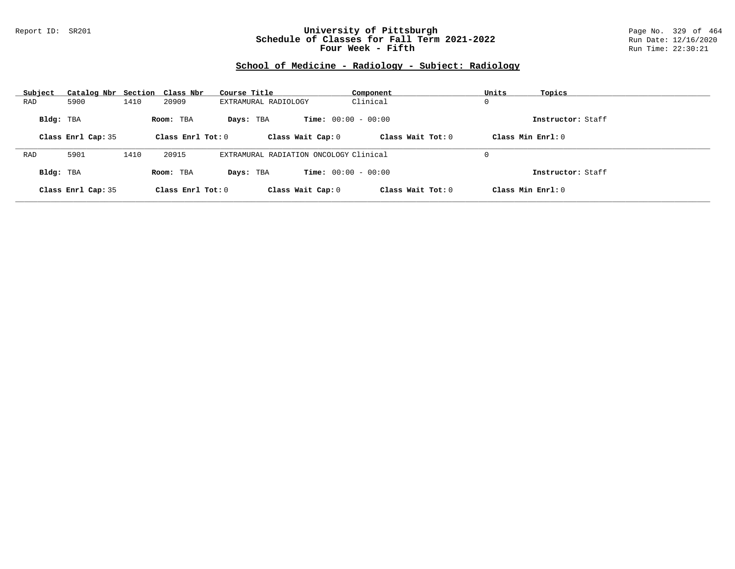## School of Medicine - Radiology - Subject: Radiology

| Subject | Catalog Nbr | Section | Class Nbr | Course Title | Component | Units | Topics |
|---|---|---|---|---|---|---|---|
| RAD | 5900 | 1410 | 20909 | EXTRAMURAL RADIOLOGY | Clinical | 0 | |

**Bldg:** TBA **Room:** TBA **Days:** TBA **Time:** 00:00 - 00:00 **Instructor:** Staff

**Class Enrl Cap:** 35 **Class Enrl Tot:** 0 **Class Wait Cap:** 0 **Class Wait Tot:** 0 **Class Min Enrl:** 0

---

| Subject | Catalog Nbr | Section | Class Nbr | Course Title | Component | Units | Topics |
|---|---|---|---|---|---|---|---|
| RAD | 5901 | 1410 | 20915 | EXTRAMURAL RADIATION ONCOLOGY | Clinical | 0 | |

**Bldg:** TBA **Room:** TBA **Days:** TBA **Time:** 00:00 - 00:00 **Instructor:** Staff

**Class Enrl Cap:** 35 **Class Enrl Tot:** 0 **Class Wait Cap:** 0 **Class Wait Tot:** 0 **Class Min Enrl:** 0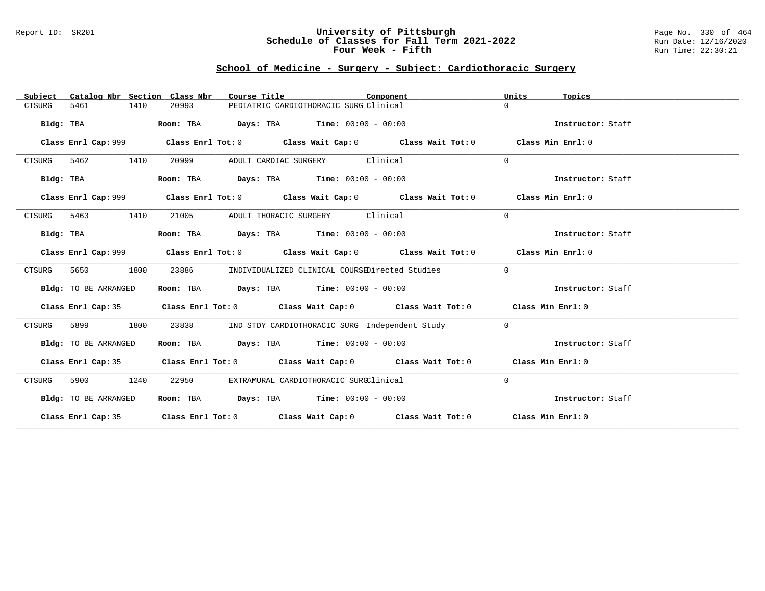# University of Pittsburgh
## Schedule of Classes for Fall Term 2021-2022
## Four Week - Fifth

Report ID: SR201

Run Date: 12/16/2020
Run Time: 22:30:21

### School of Medicine - Surgery - Subject: Cardiothoracic Surgery

| Subject | Catalog Nbr | Section | Class Nbr | Course Title | Component | Units | Topics |
|---|---|---|---|---|---|---|---|
| CTSURG | 5461 | 1410 | 20993 | PEDIATRIC CARDIOTHORACIC SURG | Clinical | 0 | |

**Bldg:** TBA **Room:** TBA **Days:** TBA **Time:** 00:00 - 00:00 **Instructor:** Staff

**Class Enrl Cap:** 999 **Class Enrl Tot:** 0 **Class Wait Cap:** 0 **Class Wait Tot:** 0 **Class Min Enrl:** 0

| Subject | Catalog Nbr | Section | Class Nbr | Course Title | Component | Units | Topics |
|---|---|---|---|---|---|---|---|
| CTSURG | 5462 | 1410 | 20999 | ADULT CARDIAC SURGERY | Clinical | 0 | |

**Bldg:** TBA **Room:** TBA **Days:** TBA **Time:** 00:00 - 00:00 **Instructor:** Staff

**Class Enrl Cap:** 999 **Class Enrl Tot:** 0 **Class Wait Cap:** 0 **Class Wait Tot:** 0 **Class Min Enrl:** 0

| Subject | Catalog Nbr | Section | Class Nbr | Course Title | Component | Units | Topics |
|---|---|---|---|---|---|---|---|
| CTSURG | 5463 | 1410 | 21005 | ADULT THORACIC SURGERY | Clinical | 0 | |

**Bldg:** TBA **Room:** TBA **Days:** TBA **Time:** 00:00 - 00:00 **Instructor:** Staff

**Class Enrl Cap:** 999 **Class Enrl Tot:** 0 **Class Wait Cap:** 0 **Class Wait Tot:** 0 **Class Min Enrl:** 0

| Subject | Catalog Nbr | Section | Class Nbr | Course Title | Component | Units | Topics |
|---|---|---|---|---|---|---|---|
| CTSURG | 5650 | 1800 | 23886 | INDIVIDUALIZED CLINICAL COURSE | Directed Studies | 0 | |

**Bldg:** TO BE ARRANGED **Room:** TBA **Days:** TBA **Time:** 00:00 - 00:00 **Instructor:** Staff

**Class Enrl Cap:** 35 **Class Enrl Tot:** 0 **Class Wait Cap:** 0 **Class Wait Tot:** 0 **Class Min Enrl:** 0

| Subject | Catalog Nbr | Section | Class Nbr | Course Title | Component | Units | Topics |
|---|---|---|---|---|---|---|---|
| CTSURG | 5899 | 1800 | 23838 | IND STDY CARDIOTHORACIC SURG | Independent Study | 0 | |

**Bldg:** TO BE ARRANGED **Room:** TBA **Days:** TBA **Time:** 00:00 - 00:00 **Instructor:** Staff

**Class Enrl Cap:** 35 **Class Enrl Tot:** 0 **Class Wait Cap:** 0 **Class Wait Tot:** 0 **Class Min Enrl:** 0

| Subject | Catalog Nbr | Section | Class Nbr | Course Title | Component | Units | Topics |
|---|---|---|---|---|---|---|---|
| CTSURG | 5900 | 1240 | 22950 | EXTRAMURAL CARDIOTHORACIC SURG | Clinical | 0 | |

**Bldg:** TO BE ARRANGED **Room:** TBA **Days:** TBA **Time:** 00:00 - 00:00 **Instructor:** Staff

**Class Enrl Cap:** 35 **Class Enrl Tot:** 0 **Class Wait Cap:** 0 **Class Wait Tot:** 0 **Class Min Enrl:** 0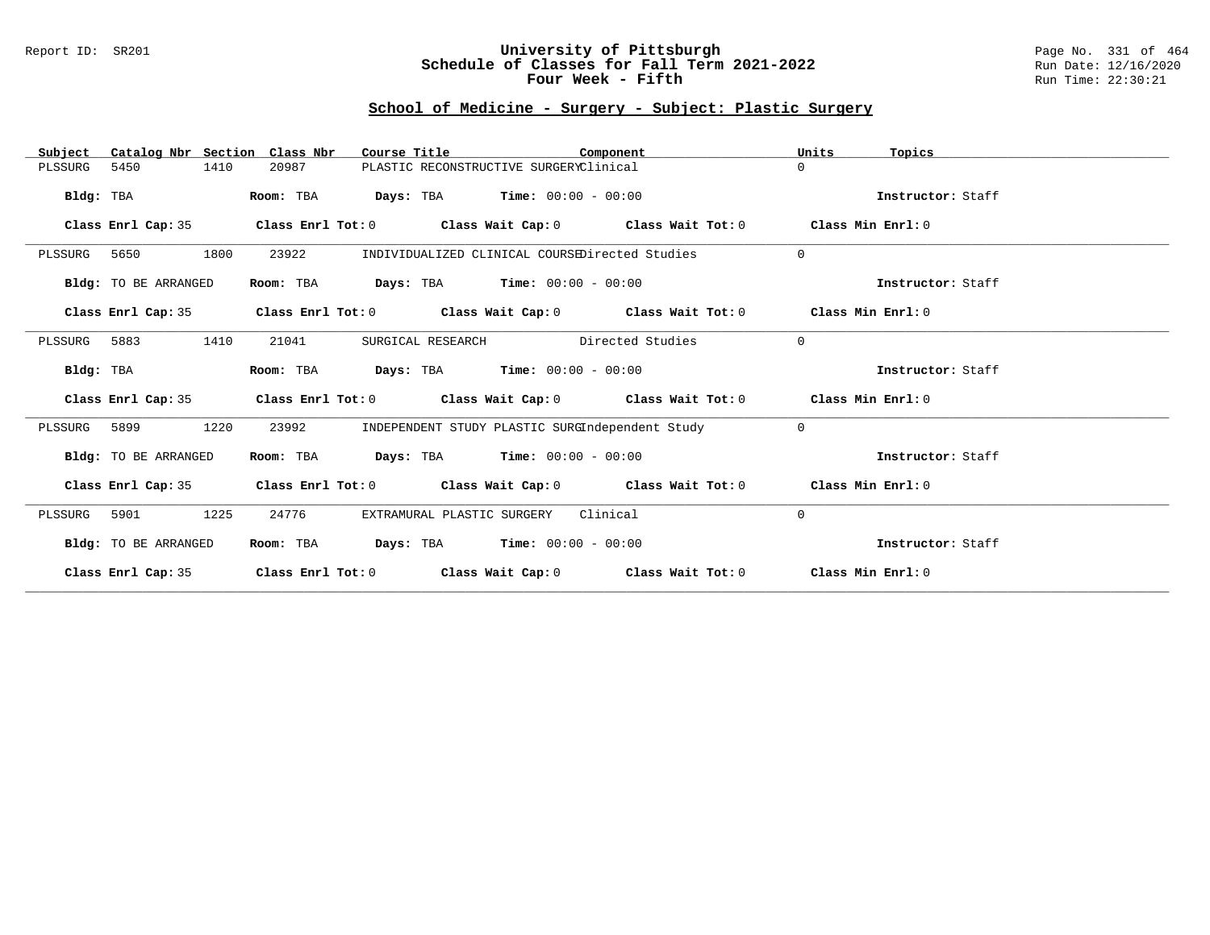# University of Pittsburgh
## Schedule of Classes for Fall Term 2021-2022
### Four Week - Fifth

Report ID: SR201

Run Date: 12/16/2020

Run Time: 22:30:21

## School of Medicine - Surgery - Subject: Plastic Surgery

| Subject | Catalog Nbr | Section | Class Nbr | Course Title | Component | Units | Topics |
|---|---|---|---|---|---|---|---|
| PLSSURG | 5450 | 1410 | 20987 | PLASTIC RECONSTRUCTIVE SURGERY | Clinical | 0 | |

**Bldg:** TBA **Room:** TBA **Days:** TBA **Time:** 00:00 - 00:00 **Instructor:** Staff

**Class Enrl Cap:** 35 **Class Enrl Tot:** 0 **Class Wait Cap:** 0 **Class Wait Tot:** 0 **Class Min Enrl:** 0

| Subject | Catalog Nbr | Section | Class Nbr | Course Title | Component | Units | Topics |
|---|---|---|---|---|---|---|---|
| PLSSURG | 5650 | 1800 | 23922 | INDIVIDUALIZED CLINICAL COURSE | Directed Studies | 0 | |

**Bldg:** TO BE ARRANGED **Room:** TBA **Days:** TBA **Time:** 00:00 - 00:00 **Instructor:** Staff

**Class Enrl Cap:** 35 **Class Enrl Tot:** 0 **Class Wait Cap:** 0 **Class Wait Tot:** 0 **Class Min Enrl:** 0

| Subject | Catalog Nbr | Section | Class Nbr | Course Title | Component | Units | Topics |
|---|---|---|---|---|---|---|---|
| PLSSURG | 5883 | 1410 | 21041 | SURGICAL RESEARCH | Directed Studies | 0 | |

**Bldg:** TBA **Room:** TBA **Days:** TBA **Time:** 00:00 - 00:00 **Instructor:** Staff

**Class Enrl Cap:** 35 **Class Enrl Tot:** 0 **Class Wait Cap:** 0 **Class Wait Tot:** 0 **Class Min Enrl:** 0

| Subject | Catalog Nbr | Section | Class Nbr | Course Title | Component | Units | Topics |
|---|---|---|---|---|---|---|---|
| PLSSURG | 5899 | 1220 | 23992 | INDEPENDENT STUDY PLASTIC SURG | Independent Study | 0 | |

**Bldg:** TO BE ARRANGED **Room:** TBA **Days:** TBA **Time:** 00:00 - 00:00 **Instructor:** Staff

**Class Enrl Cap:** 35 **Class Enrl Tot:** 0 **Class Wait Cap:** 0 **Class Wait Tot:** 0 **Class Min Enrl:** 0

| Subject | Catalog Nbr | Section | Class Nbr | Course Title | Component | Units | Topics |
|---|---|---|---|---|---|---|---|
| PLSSURG | 5901 | 1225 | 24776 | EXTRAMURAL PLASTIC SURGERY | Clinical | 0 | |

**Bldg:** TO BE ARRANGED **Room:** TBA **Days:** TBA **Time:** 00:00 - 00:00 **Instructor:** Staff

**Class Enrl Cap:** 35 **Class Enrl Tot:** 0 **Class Wait Cap:** 0 **Class Wait Tot:** 0 **Class Min Enrl:** 0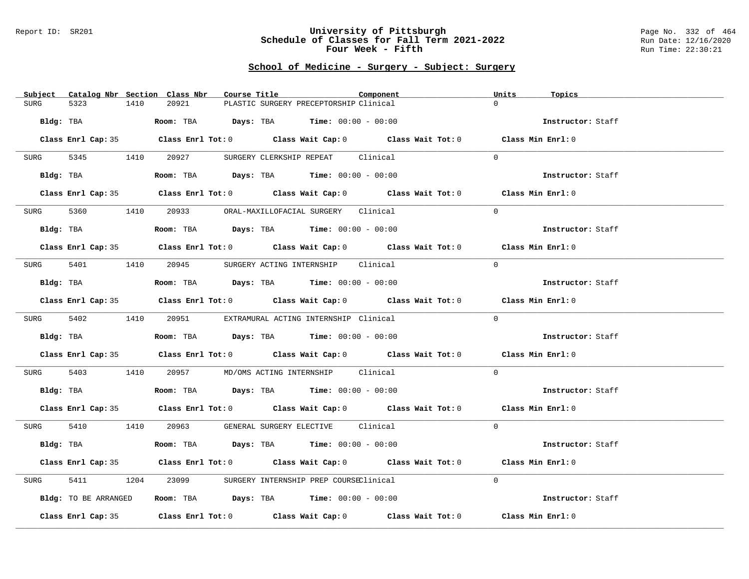# University of Pittsburgh
## Schedule of Classes for Fall Term 2021-2022
### Four Week - Fifth

Report ID: SR201

Run Date: 12/16/2020
Run Time: 22:30:21

## School of Medicine - Surgery - Subject: Surgery

| Subject | Catalog Nbr | Section | Class Nbr | Course Title | Component | Units | Topics |
|---|---|---|---|---|---|---|---|
| SURG | 5323 | 1410 | 20921 | PLASTIC SURGERY PRECEPTORSHIP | Clinical | 0 | |

**Bldg:** TBA **Room:** TBA **Days:** TBA **Time:** 00:00 - 00:00 **Instructor:** Staff

**Class Enrl Cap:** 35 **Class Enrl Tot:** 0 **Class Wait Cap:** 0 **Class Wait Tot:** 0 **Class Min Enrl:** 0

| Subject | Catalog Nbr | Section | Class Nbr | Course Title | Component | Units | Topics |
|---|---|---|---|---|---|---|---|
| SURG | 5345 | 1410 | 20927 | SURGERY CLERKSHIP REPEAT | Clinical | 0 | |

**Bldg:** TBA **Room:** TBA **Days:** TBA **Time:** 00:00 - 00:00 **Instructor:** Staff

**Class Enrl Cap:** 35 **Class Enrl Tot:** 0 **Class Wait Cap:** 0 **Class Wait Tot:** 0 **Class Min Enrl:** 0

| Subject | Catalog Nbr | Section | Class Nbr | Course Title | Component | Units | Topics |
|---|---|---|---|---|---|---|---|
| SURG | 5360 | 1410 | 20933 | ORAL-MAXILLOFACIAL SURGERY | Clinical | 0 | |

**Bldg:** TBA **Room:** TBA **Days:** TBA **Time:** 00:00 - 00:00 **Instructor:** Staff

**Class Enrl Cap:** 35 **Class Enrl Tot:** 0 **Class Wait Cap:** 0 **Class Wait Tot:** 0 **Class Min Enrl:** 0

| Subject | Catalog Nbr | Section | Class Nbr | Course Title | Component | Units | Topics |
|---|---|---|---|---|---|---|---|
| SURG | 5401 | 1410 | 20945 | SURGERY ACTING INTERNSHIP | Clinical | 0 | |

**Bldg:** TBA **Room:** TBA **Days:** TBA **Time:** 00:00 - 00:00 **Instructor:** Staff

**Class Enrl Cap:** 35 **Class Enrl Tot:** 0 **Class Wait Cap:** 0 **Class Wait Tot:** 0 **Class Min Enrl:** 0

| Subject | Catalog Nbr | Section | Class Nbr | Course Title | Component | Units | Topics |
|---|---|---|---|---|---|---|---|
| SURG | 5402 | 1410 | 20951 | EXTRAMURAL ACTING INTERNSHIP | Clinical | 0 | |

**Bldg:** TBA **Room:** TBA **Days:** TBA **Time:** 00:00 - 00:00 **Instructor:** Staff

**Class Enrl Cap:** 35 **Class Enrl Tot:** 0 **Class Wait Cap:** 0 **Class Wait Tot:** 0 **Class Min Enrl:** 0

| Subject | Catalog Nbr | Section | Class Nbr | Course Title | Component | Units | Topics |
|---|---|---|---|---|---|---|---|
| SURG | 5403 | 1410 | 20957 | MD/OMS ACTING INTERNSHIP | Clinical | 0 | |

**Bldg:** TBA **Room:** TBA **Days:** TBA **Time:** 00:00 - 00:00 **Instructor:** Staff

**Class Enrl Cap:** 35 **Class Enrl Tot:** 0 **Class Wait Cap:** 0 **Class Wait Tot:** 0 **Class Min Enrl:** 0

| Subject | Catalog Nbr | Section | Class Nbr | Course Title | Component | Units | Topics |
|---|---|---|---|---|---|---|---|
| SURG | 5410 | 1410 | 20963 | GENERAL SURGERY ELECTIVE | Clinical | 0 | |

**Bldg:** TBA **Room:** TBA **Days:** TBA **Time:** 00:00 - 00:00 **Instructor:** Staff

**Class Enrl Cap:** 35 **Class Enrl Tot:** 0 **Class Wait Cap:** 0 **Class Wait Tot:** 0 **Class Min Enrl:** 0

| Subject | Catalog Nbr | Section | Class Nbr | Course Title | Component | Units | Topics |
|---|---|---|---|---|---|---|---|
| SURG | 5411 | 1204 | 23099 | SURGERY INTERNSHIP PREP COURSE | Clinical | 0 | |

**Bldg:** TO BE ARRANGED **Room:** TBA **Days:** TBA **Time:** 00:00 - 00:00 **Instructor:** Staff

**Class Enrl Cap:** 35 **Class Enrl Tot:** 0 **Class Wait Cap:** 0 **Class Wait Tot:** 0 **Class Min Enrl:** 0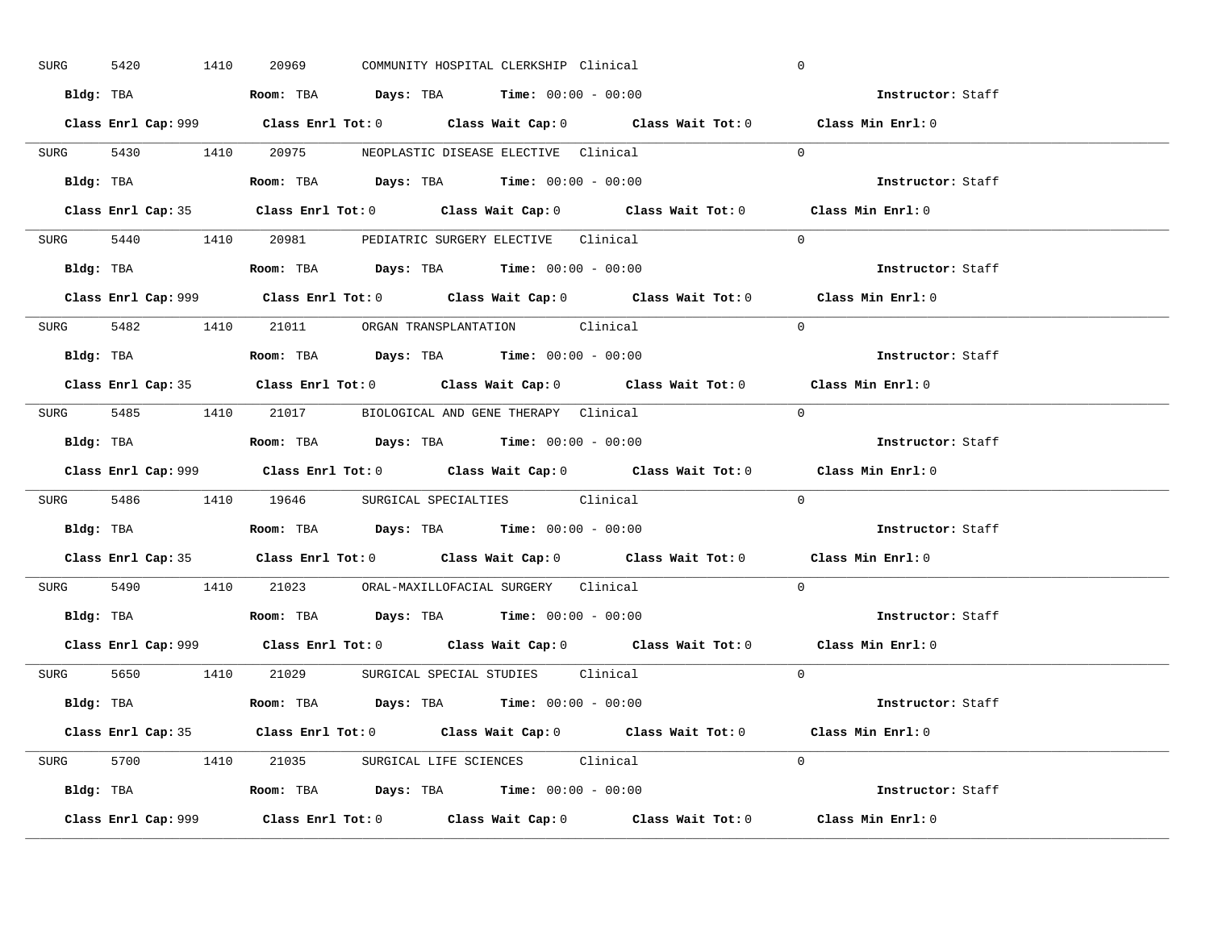SURG 5420 1410 20969 COMMUNITY HOSPITAL CLERKSHIP Clinical 0

**Bldg:** TBA **Room:** TBA **Days:** TBA **Time:** 00:00 - 00:00 **Instructor:** Staff

**Class Enrl Cap:** 999 **Class Enrl Tot:** 0 **Class Wait Cap:** 0 **Class Wait Tot:** 0 **Class Min Enrl:** 0

---

SURG 5430 1410 20975 NEOPLASTIC DISEASE ELECTIVE Clinical 0

**Bldg:** TBA **Room:** TBA **Days:** TBA **Time:** 00:00 - 00:00 **Instructor:** Staff

**Class Enrl Cap:** 35 **Class Enrl Tot:** 0 **Class Wait Cap:** 0 **Class Wait Tot:** 0 **Class Min Enrl:** 0

---

SURG 5440 1410 20981 PEDIATRIC SURGERY ELECTIVE Clinical 0

**Bldg:** TBA **Room:** TBA **Days:** TBA **Time:** 00:00 - 00:00 **Instructor:** Staff

**Class Enrl Cap:** 999 **Class Enrl Tot:** 0 **Class Wait Cap:** 0 **Class Wait Tot:** 0 **Class Min Enrl:** 0

---

SURG 5482 1410 21011 ORGAN TRANSPLANTATION Clinical 0

**Bldg:** TBA **Room:** TBA **Days:** TBA **Time:** 00:00 - 00:00 **Instructor:** Staff

**Class Enrl Cap:** 35 **Class Enrl Tot:** 0 **Class Wait Cap:** 0 **Class Wait Tot:** 0 **Class Min Enrl:** 0

---

SURG 5485 1410 21017 BIOLOGICAL AND GENE THERAPY Clinical 0

**Bldg:** TBA **Room:** TBA **Days:** TBA **Time:** 00:00 - 00:00 **Instructor:** Staff

**Class Enrl Cap:** 999 **Class Enrl Tot:** 0 **Class Wait Cap:** 0 **Class Wait Tot:** 0 **Class Min Enrl:** 0

---

SURG 5486 1410 19646 SURGICAL SPECIALTIES Clinical 0

**Bldg:** TBA **Room:** TBA **Days:** TBA **Time:** 00:00 - 00:00 **Instructor:** Staff

**Class Enrl Cap:** 35 **Class Enrl Tot:** 0 **Class Wait Cap:** 0 **Class Wait Tot:** 0 **Class Min Enrl:** 0

---

SURG 5490 1410 21023 ORAL-MAXILLOFACIAL SURGERY Clinical 0

**Bldg:** TBA **Room:** TBA **Days:** TBA **Time:** 00:00 - 00:00 **Instructor:** Staff

**Class Enrl Cap:** 999 **Class Enrl Tot:** 0 **Class Wait Cap:** 0 **Class Wait Tot:** 0 **Class Min Enrl:** 0

---

SURG 5650 1410 21029 SURGICAL SPECIAL STUDIES Clinical 0

**Bldg:** TBA **Room:** TBA **Days:** TBA **Time:** 00:00 - 00:00 **Instructor:** Staff

**Class Enrl Cap:** 35 **Class Enrl Tot:** 0 **Class Wait Cap:** 0 **Class Wait Tot:** 0 **Class Min Enrl:** 0

---

SURG 5700 1410 21035 SURGICAL LIFE SCIENCES Clinical 0

**Bldg:** TBA **Room:** TBA **Days:** TBA **Time:** 00:00 - 00:00 **Instructor:** Staff

**Class Enrl Cap:** 999 **Class Enrl Tot:** 0 **Class Wait Cap:** 0 **Class Wait Tot:** 0 **Class Min Enrl:** 0

---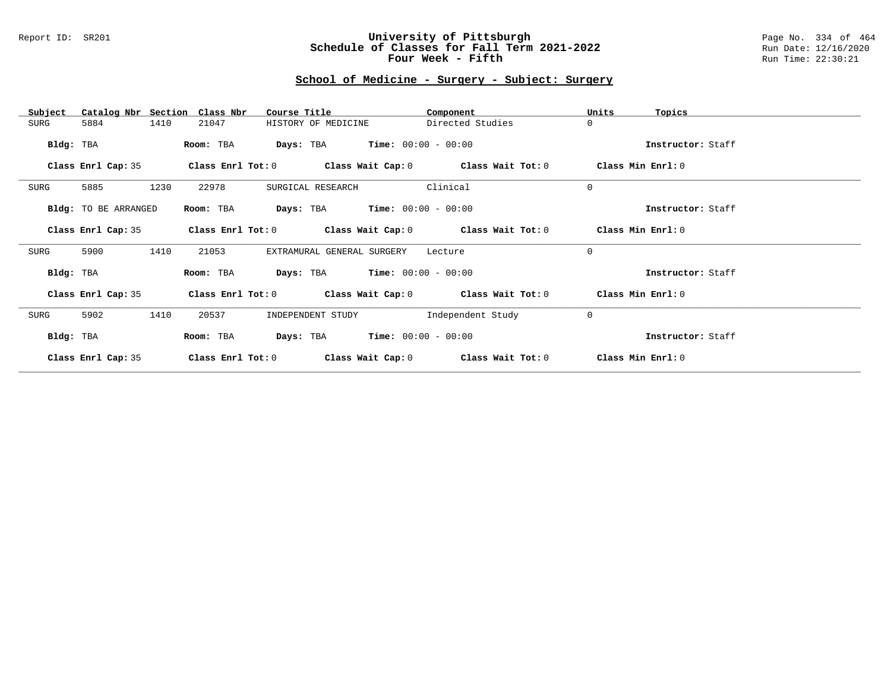# University of Pittsburgh
## Schedule of Classes for Fall Term 2021-2022
## Four Week - Fifth

### School of Medicine - Surgery - Subject: Surgery

| Subject | Catalog Nbr | Section | Class Nbr | Course Title | Component | Units | Topics |
|---|---|---|---|---|---|---|---|
| SURG | 5884 | 1410 | 21047 | HISTORY OF MEDICINE | Directed Studies | 0 | |

**Bldg:** TBA **Room:** TBA **Days:** TBA **Time:** 00:00 - 00:00 **Instructor:** Staff

**Class Enrl Cap:** 35 **Class Enrl Tot:** 0 **Class Wait Cap:** 0 **Class Wait Tot:** 0 **Class Min Enrl:** 0

---

| Subject | Catalog Nbr | Section | Class Nbr | Course Title | Component | Units | Topics |
|---|---|---|---|---|---|---|---|
| SURG | 5885 | 1230 | 22978 | SURGICAL RESEARCH | Clinical | 0 | |

**Bldg:** TO BE ARRANGED **Room:** TBA **Days:** TBA **Time:** 00:00 - 00:00 **Instructor:** Staff

**Class Enrl Cap:** 35 **Class Enrl Tot:** 0 **Class Wait Cap:** 0 **Class Wait Tot:** 0 **Class Min Enrl:** 0

---

| Subject | Catalog Nbr | Section | Class Nbr | Course Title | Component | Units | Topics |
|---|---|---|---|---|---|---|---|
| SURG | 5900 | 1410 | 21053 | EXTRAMURAL GENERAL SURGERY | Lecture | 0 | |

**Bldg:** TBA **Room:** TBA **Days:** TBA **Time:** 00:00 - 00:00 **Instructor:** Staff

**Class Enrl Cap:** 35 **Class Enrl Tot:** 0 **Class Wait Cap:** 0 **Class Wait Tot:** 0 **Class Min Enrl:** 0

---

| Subject | Catalog Nbr | Section | Class Nbr | Course Title | Component | Units | Topics |
|---|---|---|---|---|---|---|---|
| SURG | 5902 | 1410 | 20537 | INDEPENDENT STUDY | Independent Study | 0 | |

**Bldg:** TBA **Room:** TBA **Days:** TBA **Time:** 00:00 - 00:00 **Instructor:** Staff

**Class Enrl Cap:** 35 **Class Enrl Tot:** 0 **Class Wait Cap:** 0 **Class Wait Tot:** 0 **Class Min Enrl:** 0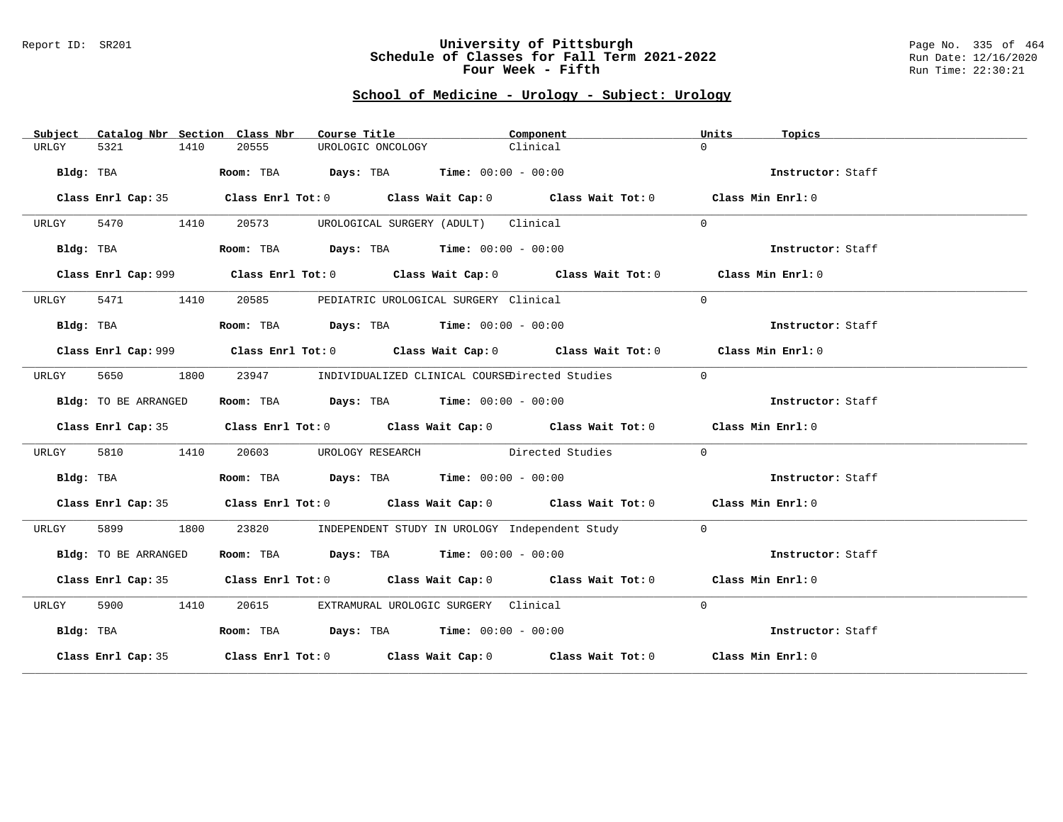## School of Medicine - Urology - Subject: Urology

| Subject | Catalog Nbr | Section | Class Nbr | Course Title | Component | Units | Topics |
|---|---|---|---|---|---|---|---|
| URLGY | 5321 | 1410 | 20555 | UROLOGIC ONCOLOGY | Clinical | 0 | |

**Bldg:** TBA **Room:** TBA **Days:** TBA **Time:** 00:00 - 00:00 **Instructor:** Staff

**Class Enrl Cap:** 35 **Class Enrl Tot:** 0 **Class Wait Cap:** 0 **Class Wait Tot:** 0 **Class Min Enrl:** 0

| Subject | Catalog Nbr | Section | Class Nbr | Course Title | Component | Units | Topics |
|---|---|---|---|---|---|---|---|
| URLGY | 5470 | 1410 | 20573 | UROLOGICAL SURGERY (ADULT) | Clinical | 0 | |

**Bldg:** TBA **Room:** TBA **Days:** TBA **Time:** 00:00 - 00:00 **Instructor:** Staff

**Class Enrl Cap:** 999 **Class Enrl Tot:** 0 **Class Wait Cap:** 0 **Class Wait Tot:** 0 **Class Min Enrl:** 0

| Subject | Catalog Nbr | Section | Class Nbr | Course Title | Component | Units | Topics |
|---|---|---|---|---|---|---|---|
| URLGY | 5471 | 1410 | 20585 | PEDIATRIC UROLOGICAL SURGERY | Clinical | 0 | |

**Bldg:** TBA **Room:** TBA **Days:** TBA **Time:** 00:00 - 00:00 **Instructor:** Staff

**Class Enrl Cap:** 999 **Class Enrl Tot:** 0 **Class Wait Cap:** 0 **Class Wait Tot:** 0 **Class Min Enrl:** 0

| Subject | Catalog Nbr | Section | Class Nbr | Course Title | Component | Units | Topics |
|---|---|---|---|---|---|---|---|
| URLGY | 5650 | 1800 | 23947 | INDIVIDUALIZED CLINICAL COURSE | Directed Studies | 0 | |

**Bldg:** TO BE ARRANGED **Room:** TBA **Days:** TBA **Time:** 00:00 - 00:00 **Instructor:** Staff

**Class Enrl Cap:** 35 **Class Enrl Tot:** 0 **Class Wait Cap:** 0 **Class Wait Tot:** 0 **Class Min Enrl:** 0

| Subject | Catalog Nbr | Section | Class Nbr | Course Title | Component | Units | Topics |
|---|---|---|---|---|---|---|---|
| URLGY | 5810 | 1410 | 20603 | UROLOGY RESEARCH | Directed Studies | 0 | |

**Bldg:** TBA **Room:** TBA **Days:** TBA **Time:** 00:00 - 00:00 **Instructor:** Staff

**Class Enrl Cap:** 35 **Class Enrl Tot:** 0 **Class Wait Cap:** 0 **Class Wait Tot:** 0 **Class Min Enrl:** 0

| Subject | Catalog Nbr | Section | Class Nbr | Course Title | Component | Units | Topics |
|---|---|---|---|---|---|---|---|
| URLGY | 5899 | 1800 | 23820 | INDEPENDENT STUDY IN UROLOGY | Independent Study | 0 | |

**Bldg:** TO BE ARRANGED **Room:** TBA **Days:** TBA **Time:** 00:00 - 00:00 **Instructor:** Staff

**Class Enrl Cap:** 35 **Class Enrl Tot:** 0 **Class Wait Cap:** 0 **Class Wait Tot:** 0 **Class Min Enrl:** 0

| Subject | Catalog Nbr | Section | Class Nbr | Course Title | Component | Units | Topics |
|---|---|---|---|---|---|---|---|
| URLGY | 5900 | 1410 | 20615 | EXTRAMURAL UROLOGIC SURGERY | Clinical | 0 | |

**Bldg:** TBA **Room:** TBA **Days:** TBA **Time:** 00:00 - 00:00 **Instructor:** Staff

**Class Enrl Cap:** 35 **Class Enrl Tot:** 0 **Class Wait Cap:** 0 **Class Wait Tot:** 0 **Class Min Enrl:** 0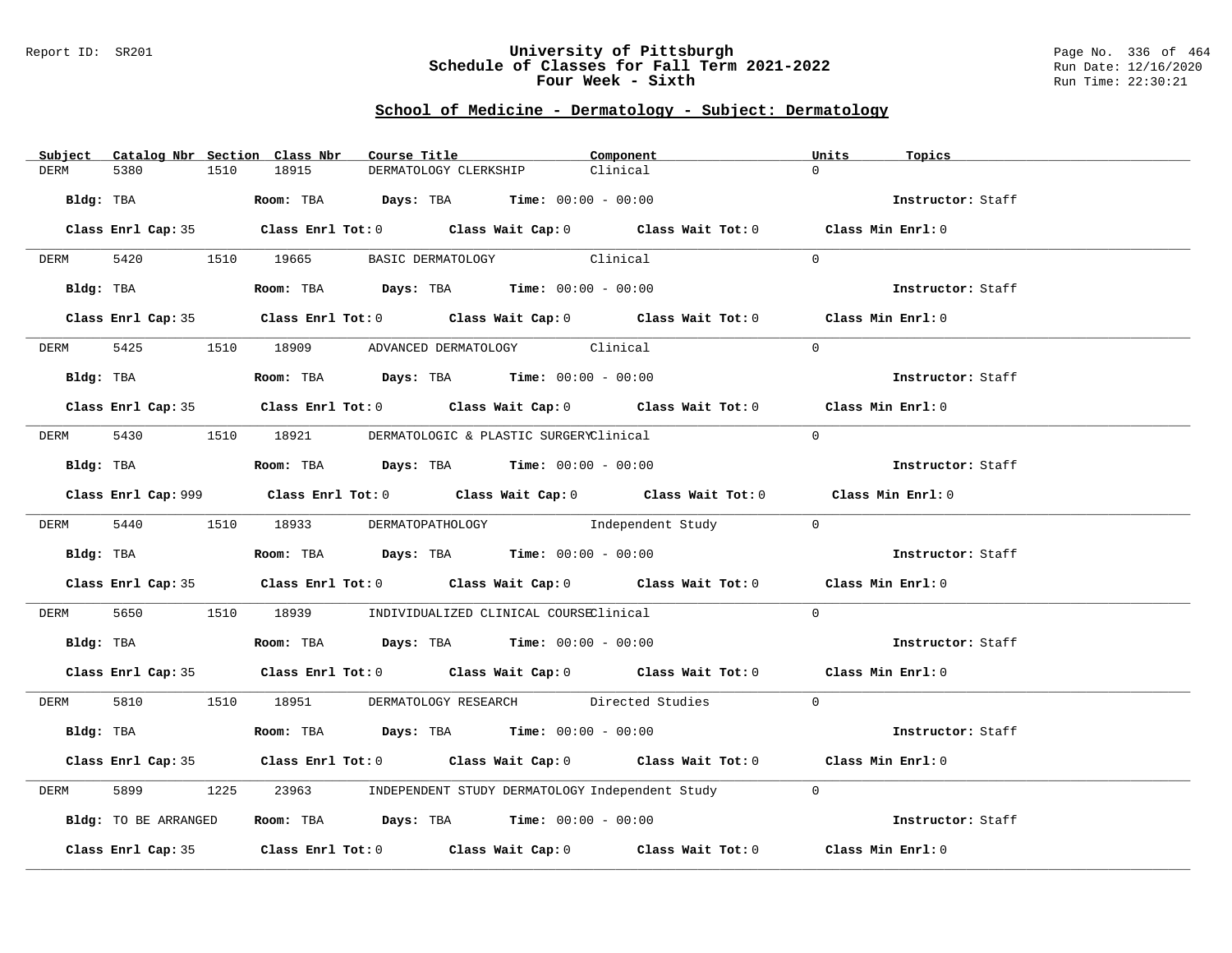# University of Pittsburgh
## Schedule of Classes for Fall Term 2021-2022
## Four Week - Sixth

Report ID: SR201

Run Date: 12/16/2020
Run Time: 22:30:21

### School of Medicine - Dermatology - Subject: Dermatology

| Subject | Catalog Nbr | Section | Class Nbr | Course Title | Component | Units | Topics |
|---|---|---|---|---|---|---|---|
| DERM | 5380 | 1510 | 18915 | DERMATOLOGY CLERKSHIP | Clinical | 0 | |

**Bldg:** TBA **Room:** TBA **Days:** TBA **Time:** 00:00 - 00:00 **Instructor:** Staff

**Class Enrl Cap:** 35 **Class Enrl Tot:** 0 **Class Wait Cap:** 0 **Class Wait Tot:** 0 **Class Min Enrl:** 0

| Subject | Catalog Nbr | Section | Class Nbr | Course Title | Component | Units | Topics |
|---|---|---|---|---|---|---|---|
| DERM | 5420 | 1510 | 19665 | BASIC DERMATOLOGY | Clinical | 0 | |

**Bldg:** TBA **Room:** TBA **Days:** TBA **Time:** 00:00 - 00:00 **Instructor:** Staff

**Class Enrl Cap:** 35 **Class Enrl Tot:** 0 **Class Wait Cap:** 0 **Class Wait Tot:** 0 **Class Min Enrl:** 0

| Subject | Catalog Nbr | Section | Class Nbr | Course Title | Component | Units | Topics |
|---|---|---|---|---|---|---|---|
| DERM | 5425 | 1510 | 18909 | ADVANCED DERMATOLOGY | Clinical | 0 | |

**Bldg:** TBA **Room:** TBA **Days:** TBA **Time:** 00:00 - 00:00 **Instructor:** Staff

**Class Enrl Cap:** 35 **Class Enrl Tot:** 0 **Class Wait Cap:** 0 **Class Wait Tot:** 0 **Class Min Enrl:** 0

| Subject | Catalog Nbr | Section | Class Nbr | Course Title | Component | Units | Topics |
|---|---|---|---|---|---|---|---|
| DERM | 5430 | 1510 | 18921 | DERMATOLOGIC & PLASTIC SURGERY | Clinical | 0 | |

**Bldg:** TBA **Room:** TBA **Days:** TBA **Time:** 00:00 - 00:00 **Instructor:** Staff

**Class Enrl Cap:** 999 **Class Enrl Tot:** 0 **Class Wait Cap:** 0 **Class Wait Tot:** 0 **Class Min Enrl:** 0

| Subject | Catalog Nbr | Section | Class Nbr | Course Title | Component | Units | Topics |
|---|---|---|---|---|---|---|---|
| DERM | 5440 | 1510 | 18933 | DERMATOPATHOLOGY | Independent Study | 0 | |

**Bldg:** TBA **Room:** TBA **Days:** TBA **Time:** 00:00 - 00:00 **Instructor:** Staff

**Class Enrl Cap:** 35 **Class Enrl Tot:** 0 **Class Wait Cap:** 0 **Class Wait Tot:** 0 **Class Min Enrl:** 0

| Subject | Catalog Nbr | Section | Class Nbr | Course Title | Component | Units | Topics |
|---|---|---|---|---|---|---|---|
| DERM | 5650 | 1510 | 18939 | INDIVIDUALIZED CLINICAL COURSE | Clinical | 0 | |

**Bldg:** TBA **Room:** TBA **Days:** TBA **Time:** 00:00 - 00:00 **Instructor:** Staff

**Class Enrl Cap:** 35 **Class Enrl Tot:** 0 **Class Wait Cap:** 0 **Class Wait Tot:** 0 **Class Min Enrl:** 0

| Subject | Catalog Nbr | Section | Class Nbr | Course Title | Component | Units | Topics |
|---|---|---|---|---|---|---|---|
| DERM | 5810 | 1510 | 18951 | DERMATOLOGY RESEARCH | Directed Studies | 0 | |

**Bldg:** TBA **Room:** TBA **Days:** TBA **Time:** 00:00 - 00:00 **Instructor:** Staff

**Class Enrl Cap:** 35 **Class Enrl Tot:** 0 **Class Wait Cap:** 0 **Class Wait Tot:** 0 **Class Min Enrl:** 0

| Subject | Catalog Nbr | Section | Class Nbr | Course Title | Component | Units | Topics |
|---|---|---|---|---|---|---|---|
| DERM | 5899 | 1225 | 23963 | INDEPENDENT STUDY DERMATOLOGY | Independent Study | 0 | |

**Bldg:** TO BE ARRANGED **Room:** TBA **Days:** TBA **Time:** 00:00 - 00:00 **Instructor:** Staff

**Class Enrl Cap:** 35 **Class Enrl Tot:** 0 **Class Wait Cap:** 0 **Class Wait Tot:** 0 **Class Min Enrl:** 0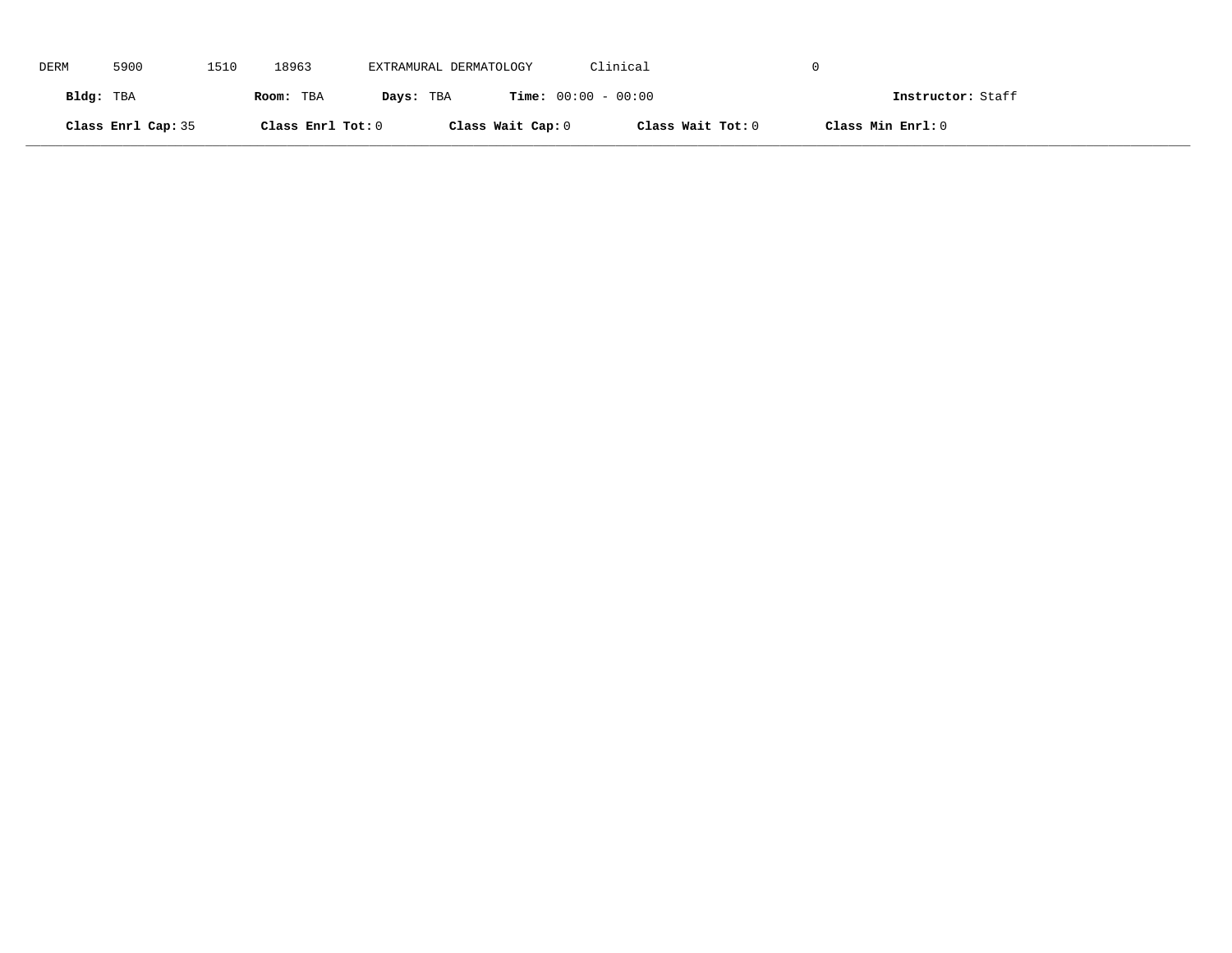DERM 5900 1510 18963 EXTRAMURAL DERMATOLOGY Clinical 0

**Bldg:** TBA **Room:** TBA **Days:** TBA **Time:** 00:00 - 00:00 **Instructor:** Staff

**Class Enrl Cap:** 35 **Class Enrl Tot:** 0 **Class Wait Cap:** 0 **Class Wait Tot:** 0 **Class Min Enrl:** 0

---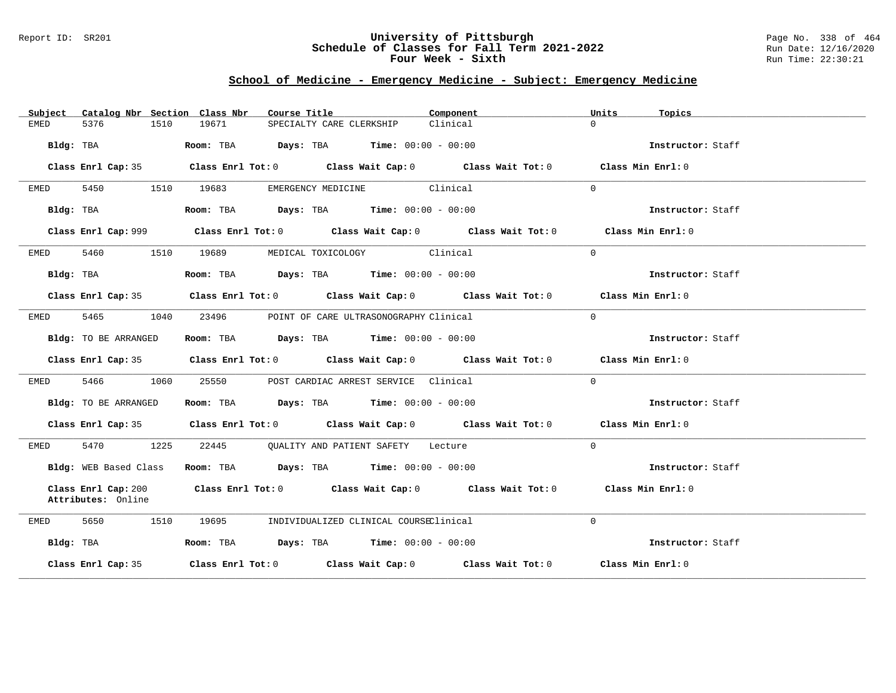## School of Medicine - Emergency Medicine - Subject: Emergency Medicine

| Subject | Catalog Nbr | Section | Class Nbr | Course Title | Component | Units | Topics |
|---|---|---|---|---|---|---|---|
| EMED | 5376 | 1510 | 19671 | SPECIALTY CARE CLERKSHIP | Clinical | 0 | |

**Bldg:** TBA **Room:** TBA **Days:** TBA **Time:** 00:00 - 00:00 **Instructor:** Staff

**Class Enrl Cap:** 35 **Class Enrl Tot:** 0 **Class Wait Cap:** 0 **Class Wait Tot:** 0 **Class Min Enrl:** 0

---

| Subject | Catalog Nbr | Section | Class Nbr | Course Title | Component | Units | Topics |
|---|---|---|---|---|---|---|---|
| EMED | 5450 | 1510 | 19683 | EMERGENCY MEDICINE | Clinical | 0 | |

**Bldg:** TBA **Room:** TBA **Days:** TBA **Time:** 00:00 - 00:00 **Instructor:** Staff

**Class Enrl Cap:** 999 **Class Enrl Tot:** 0 **Class Wait Cap:** 0 **Class Wait Tot:** 0 **Class Min Enrl:** 0

---

| Subject | Catalog Nbr | Section | Class Nbr | Course Title | Component | Units | Topics |
|---|---|---|---|---|---|---|---|
| EMED | 5460 | 1510 | 19689 | MEDICAL TOXICOLOGY | Clinical | 0 | |

**Bldg:** TBA **Room:** TBA **Days:** TBA **Time:** 00:00 - 00:00 **Instructor:** Staff

**Class Enrl Cap:** 35 **Class Enrl Tot:** 0 **Class Wait Cap:** 0 **Class Wait Tot:** 0 **Class Min Enrl:** 0

---

| Subject | Catalog Nbr | Section | Class Nbr | Course Title | Component | Units | Topics |
|---|---|---|---|---|---|---|---|
| EMED | 5465 | 1040 | 23496 | POINT OF CARE ULTRASONOGRAPHY | Clinical | 0 | |

**Bldg:** TO BE ARRANGED **Room:** TBA **Days:** TBA **Time:** 00:00 - 00:00 **Instructor:** Staff

**Class Enrl Cap:** 35 **Class Enrl Tot:** 0 **Class Wait Cap:** 0 **Class Wait Tot:** 0 **Class Min Enrl:** 0

---

| Subject | Catalog Nbr | Section | Class Nbr | Course Title | Component | Units | Topics |
|---|---|---|---|---|---|---|---|
| EMED | 5466 | 1060 | 25550 | POST CARDIAC ARREST SERVICE | Clinical | 0 | |

**Bldg:** TO BE ARRANGED **Room:** TBA **Days:** TBA **Time:** 00:00 - 00:00 **Instructor:** Staff

**Class Enrl Cap:** 35 **Class Enrl Tot:** 0 **Class Wait Cap:** 0 **Class Wait Tot:** 0 **Class Min Enrl:** 0

---

| Subject | Catalog Nbr | Section | Class Nbr | Course Title | Component | Units | Topics |
|---|---|---|---|---|---|---|---|
| EMED | 5470 | 1225 | 22445 | QUALITY AND PATIENT SAFETY | Lecture | 0 | |

**Bldg:** WEB Based Class **Room:** TBA **Days:** TBA **Time:** 00:00 - 00:00 **Instructor:** Staff

**Class Enrl Cap:** 200 **Class Enrl Tot:** 0 **Class Wait Cap:** 0 **Class Wait Tot:** 0 **Class Min Enrl:** 0
**Attributes:** Online

---

| Subject | Catalog Nbr | Section | Class Nbr | Course Title | Component | Units | Topics |
|---|---|---|---|---|---|---|---|
| EMED | 5650 | 1510 | 19695 | INDIVIDUALIZED CLINICAL COURSE | Clinical | 0 | |

**Bldg:** TBA **Room:** TBA **Days:** TBA **Time:** 00:00 - 00:00 **Instructor:** Staff

**Class Enrl Cap:** 35 **Class Enrl Tot:** 0 **Class Wait Cap:** 0 **Class Wait Tot:** 0 **Class Min Enrl:** 0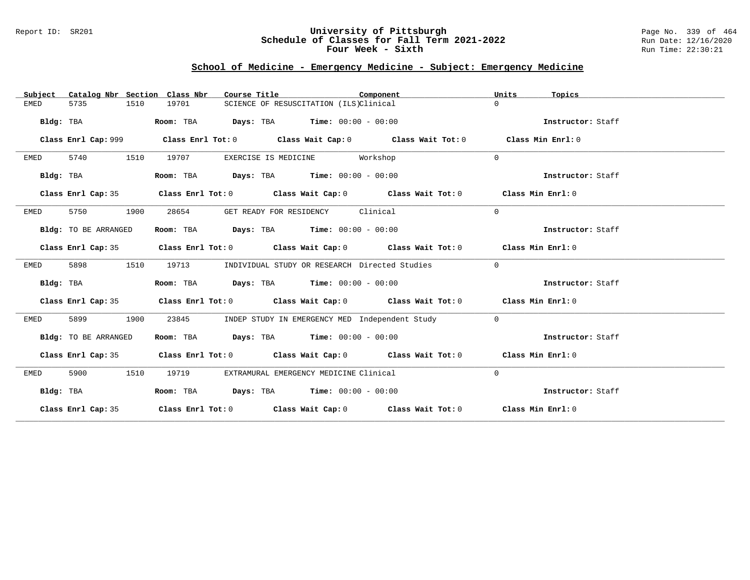## School of Medicine - Emergency Medicine - Subject: Emergency Medicine

| Subject | Catalog Nbr | Section | Class Nbr | Course Title | Component | Units | Topics |
|---|---|---|---|---|---|---|---|
| EMED | 5735 | 1510 | 19701 | SCIENCE OF RESUSCITATION (ILS) | Clinical | 0 | |

**Bldg:** TBA **Room:** TBA **Days:** TBA **Time:** 00:00 - 00:00 **Instructor:** Staff

**Class Enrl Cap:** 999 **Class Enrl Tot:** 0 **Class Wait Cap:** 0 **Class Wait Tot:** 0 **Class Min Enrl:** 0

| Subject | Catalog Nbr | Section | Class Nbr | Course Title | Component | Units | Topics |
|---|---|---|---|---|---|---|---|
| EMED | 5740 | 1510 | 19707 | EXERCISE IS MEDICINE | Workshop | 0 | |

**Bldg:** TBA **Room:** TBA **Days:** TBA **Time:** 00:00 - 00:00 **Instructor:** Staff

**Class Enrl Cap:** 35 **Class Enrl Tot:** 0 **Class Wait Cap:** 0 **Class Wait Tot:** 0 **Class Min Enrl:** 0

| Subject | Catalog Nbr | Section | Class Nbr | Course Title | Component | Units | Topics |
|---|---|---|---|---|---|---|---|
| EMED | 5750 | 1900 | 28654 | GET READY FOR RESIDENCY | Clinical | 0 | |

**Bldg:** TO BE ARRANGED **Room:** TBA **Days:** TBA **Time:** 00:00 - 00:00 **Instructor:** Staff

**Class Enrl Cap:** 35 **Class Enrl Tot:** 0 **Class Wait Cap:** 0 **Class Wait Tot:** 0 **Class Min Enrl:** 0

| Subject | Catalog Nbr | Section | Class Nbr | Course Title | Component | Units | Topics |
|---|---|---|---|---|---|---|---|
| EMED | 5898 | 1510 | 19713 | INDIVIDUAL STUDY OR RESEARCH | Directed Studies | 0 | |

**Bldg:** TBA **Room:** TBA **Days:** TBA **Time:** 00:00 - 00:00 **Instructor:** Staff

**Class Enrl Cap:** 35 **Class Enrl Tot:** 0 **Class Wait Cap:** 0 **Class Wait Tot:** 0 **Class Min Enrl:** 0

| Subject | Catalog Nbr | Section | Class Nbr | Course Title | Component | Units | Topics |
|---|---|---|---|---|---|---|---|
| EMED | 5899 | 1900 | 23845 | INDEP STUDY IN EMERGENCY MED | Independent Study | 0 | |

**Bldg:** TO BE ARRANGED **Room:** TBA **Days:** TBA **Time:** 00:00 - 00:00 **Instructor:** Staff

**Class Enrl Cap:** 35 **Class Enrl Tot:** 0 **Class Wait Cap:** 0 **Class Wait Tot:** 0 **Class Min Enrl:** 0

| Subject | Catalog Nbr | Section | Class Nbr | Course Title | Component | Units | Topics |
|---|---|---|---|---|---|---|---|
| EMED | 5900 | 1510 | 19719 | EXTRAMURAL EMERGENCY MEDICINE | Clinical | 0 | |

**Bldg:** TBA **Room:** TBA **Days:** TBA **Time:** 00:00 - 00:00 **Instructor:** Staff

**Class Enrl Cap:** 35 **Class Enrl Tot:** 0 **Class Wait Cap:** 0 **Class Wait Tot:** 0 **Class Min Enrl:** 0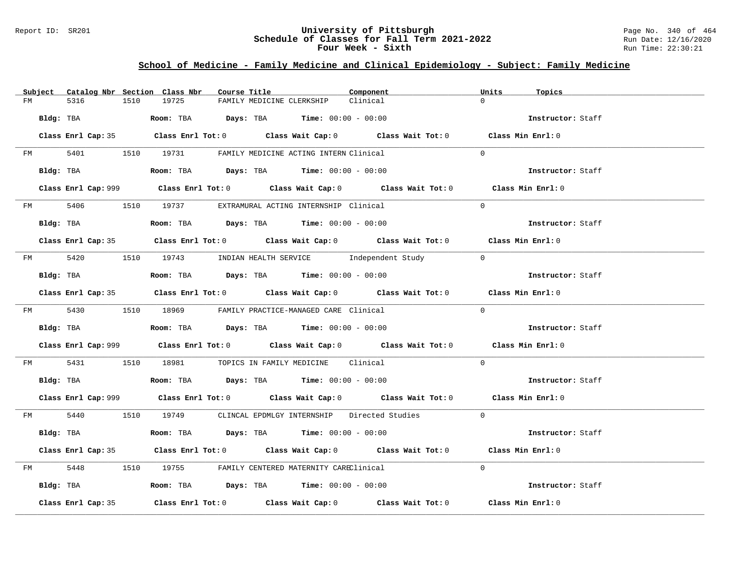## School of Medicine - Family Medicine and Clinical Epidemiology - Subject: Family Medicine

| Subject | Catalog Nbr | Section | Class Nbr | Course Title | Component | Units | Topics |
|---|---|---|---|---|---|---|---|
| FM | 5316 | 1510 | 19725 | FAMILY MEDICINE CLERKSHIP | Clinical | 0 | |

**Bldg:** TBA **Room:** TBA **Days:** TBA **Time:** 00:00 - 00:00 **Instructor:** Staff

**Class Enrl Cap:** 35 **Class Enrl Tot:** 0 **Class Wait Cap:** 0 **Class Wait Tot:** 0 **Class Min Enrl:** 0

| Subject | Catalog Nbr | Section | Class Nbr | Course Title | Component | Units | Topics |
|---|---|---|---|---|---|---|---|
| FM | 5401 | 1510 | 19731 | FAMILY MEDICINE ACTING INTERN | Clinical | 0 | |

**Bldg:** TBA **Room:** TBA **Days:** TBA **Time:** 00:00 - 00:00 **Instructor:** Staff

**Class Enrl Cap:** 999 **Class Enrl Tot:** 0 **Class Wait Cap:** 0 **Class Wait Tot:** 0 **Class Min Enrl:** 0

| Subject | Catalog Nbr | Section | Class Nbr | Course Title | Component | Units | Topics |
|---|---|---|---|---|---|---|---|
| FM | 5406 | 1510 | 19737 | EXTRAMURAL ACTING INTERNSHIP | Clinical | 0 | |

**Bldg:** TBA **Room:** TBA **Days:** TBA **Time:** 00:00 - 00:00 **Instructor:** Staff

**Class Enrl Cap:** 35 **Class Enrl Tot:** 0 **Class Wait Cap:** 0 **Class Wait Tot:** 0 **Class Min Enrl:** 0

| Subject | Catalog Nbr | Section | Class Nbr | Course Title | Component | Units | Topics |
|---|---|---|---|---|---|---|---|
| FM | 5420 | 1510 | 19743 | INDIAN HEALTH SERVICE | Independent Study | 0 | |

**Bldg:** TBA **Room:** TBA **Days:** TBA **Time:** 00:00 - 00:00 **Instructor:** Staff

**Class Enrl Cap:** 35 **Class Enrl Tot:** 0 **Class Wait Cap:** 0 **Class Wait Tot:** 0 **Class Min Enrl:** 0

| Subject | Catalog Nbr | Section | Class Nbr | Course Title | Component | Units | Topics |
|---|---|---|---|---|---|---|---|
| FM | 5430 | 1510 | 18969 | FAMILY PRACTICE-MANAGED CARE | Clinical | 0 | |

**Bldg:** TBA **Room:** TBA **Days:** TBA **Time:** 00:00 - 00:00 **Instructor:** Staff

**Class Enrl Cap:** 999 **Class Enrl Tot:** 0 **Class Wait Cap:** 0 **Class Wait Tot:** 0 **Class Min Enrl:** 0

| Subject | Catalog Nbr | Section | Class Nbr | Course Title | Component | Units | Topics |
|---|---|---|---|---|---|---|---|
| FM | 5431 | 1510 | 18981 | TOPICS IN FAMILY MEDICINE | Clinical | 0 | |

**Bldg:** TBA **Room:** TBA **Days:** TBA **Time:** 00:00 - 00:00 **Instructor:** Staff

**Class Enrl Cap:** 999 **Class Enrl Tot:** 0 **Class Wait Cap:** 0 **Class Wait Tot:** 0 **Class Min Enrl:** 0

| Subject | Catalog Nbr | Section | Class Nbr | Course Title | Component | Units | Topics |
|---|---|---|---|---|---|---|---|
| FM | 5440 | 1510 | 19749 | CLINCAL EPDMLGY INTERNSHIP | Directed Studies | 0 | |

**Bldg:** TBA **Room:** TBA **Days:** TBA **Time:** 00:00 - 00:00 **Instructor:** Staff

**Class Enrl Cap:** 35 **Class Enrl Tot:** 0 **Class Wait Cap:** 0 **Class Wait Tot:** 0 **Class Min Enrl:** 0

| Subject | Catalog Nbr | Section | Class Nbr | Course Title | Component | Units | Topics |
|---|---|---|---|---|---|---|---|
| FM | 5448 | 1510 | 19755 | FAMILY CENTERED MATERNITY CARE | Clinical | 0 | |

**Bldg:** TBA **Room:** TBA **Days:** TBA **Time:** 00:00 - 00:00 **Instructor:** Staff

**Class Enrl Cap:** 35 **Class Enrl Tot:** 0 **Class Wait Cap:** 0 **Class Wait Tot:** 0 **Class Min Enrl:** 0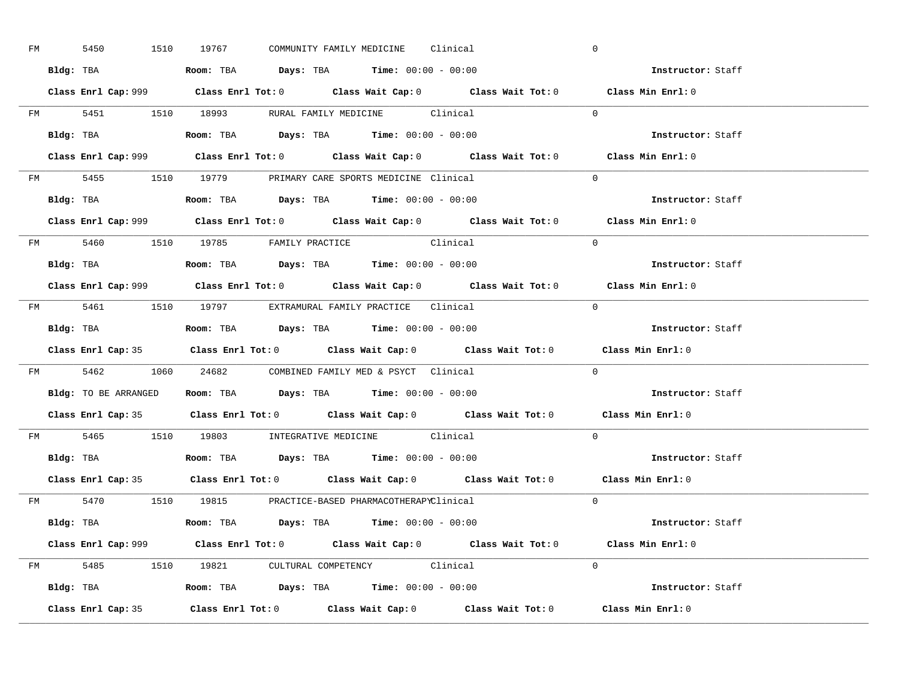FM 5450 1510 19767 COMMUNITY FAMILY MEDICINE Clinical 0

**Bldg:** TBA **Room:** TBA **Days:** TBA **Time:** 00:00 - 00:00 **Instructor:** Staff

**Class Enrl Cap:** 999 **Class Enrl Tot:** 0 **Class Wait Cap:** 0 **Class Wait Tot:** 0 **Class Min Enrl:** 0

---

FM 5451 1510 18993 RURAL FAMILY MEDICINE Clinical 0

**Bldg:** TBA **Room:** TBA **Days:** TBA **Time:** 00:00 - 00:00 **Instructor:** Staff

**Class Enrl Cap:** 999 **Class Enrl Tot:** 0 **Class Wait Cap:** 0 **Class Wait Tot:** 0 **Class Min Enrl:** 0

---

FM 5455 1510 19779 PRIMARY CARE SPORTS MEDICINE Clinical 0

**Bldg:** TBA **Room:** TBA **Days:** TBA **Time:** 00:00 - 00:00 **Instructor:** Staff

**Class Enrl Cap:** 999 **Class Enrl Tot:** 0 **Class Wait Cap:** 0 **Class Wait Tot:** 0 **Class Min Enrl:** 0

---

FM 5460 1510 19785 FAMILY PRACTICE Clinical 0

**Bldg:** TBA **Room:** TBA **Days:** TBA **Time:** 00:00 - 00:00 **Instructor:** Staff

**Class Enrl Cap:** 999 **Class Enrl Tot:** 0 **Class Wait Cap:** 0 **Class Wait Tot:** 0 **Class Min Enrl:** 0

---

FM 5461 1510 19797 EXTRAMURAL FAMILY PRACTICE Clinical 0

**Bldg:** TBA **Room:** TBA **Days:** TBA **Time:** 00:00 - 00:00 **Instructor:** Staff

**Class Enrl Cap:** 35 **Class Enrl Tot:** 0 **Class Wait Cap:** 0 **Class Wait Tot:** 0 **Class Min Enrl:** 0

---

FM 5462 1060 24682 COMBINED FAMILY MED & PSYCT Clinical 0

**Bldg:** TO BE ARRANGED **Room:** TBA **Days:** TBA **Time:** 00:00 - 00:00 **Instructor:** Staff

**Class Enrl Cap:** 35 **Class Enrl Tot:** 0 **Class Wait Cap:** 0 **Class Wait Tot:** 0 **Class Min Enrl:** 0

---

FM 5465 1510 19803 INTEGRATIVE MEDICINE Clinical 0

**Bldg:** TBA **Room:** TBA **Days:** TBA **Time:** 00:00 - 00:00 **Instructor:** Staff

**Class Enrl Cap:** 35 **Class Enrl Tot:** 0 **Class Wait Cap:** 0 **Class Wait Tot:** 0 **Class Min Enrl:** 0

---

FM 5470 1510 19815 PRACTICE-BASED PHARMACOTHERAPY Clinical 0

**Bldg:** TBA **Room:** TBA **Days:** TBA **Time:** 00:00 - 00:00 **Instructor:** Staff

**Class Enrl Cap:** 999 **Class Enrl Tot:** 0 **Class Wait Cap:** 0 **Class Wait Tot:** 0 **Class Min Enrl:** 0

---

FM 5485 1510 19821 CULTURAL COMPETENCY Clinical 0

**Bldg:** TBA **Room:** TBA **Days:** TBA **Time:** 00:00 - 00:00 **Instructor:** Staff

**Class Enrl Cap:** 35 **Class Enrl Tot:** 0 **Class Wait Cap:** 0 **Class Wait Tot:** 0 **Class Min Enrl:** 0

---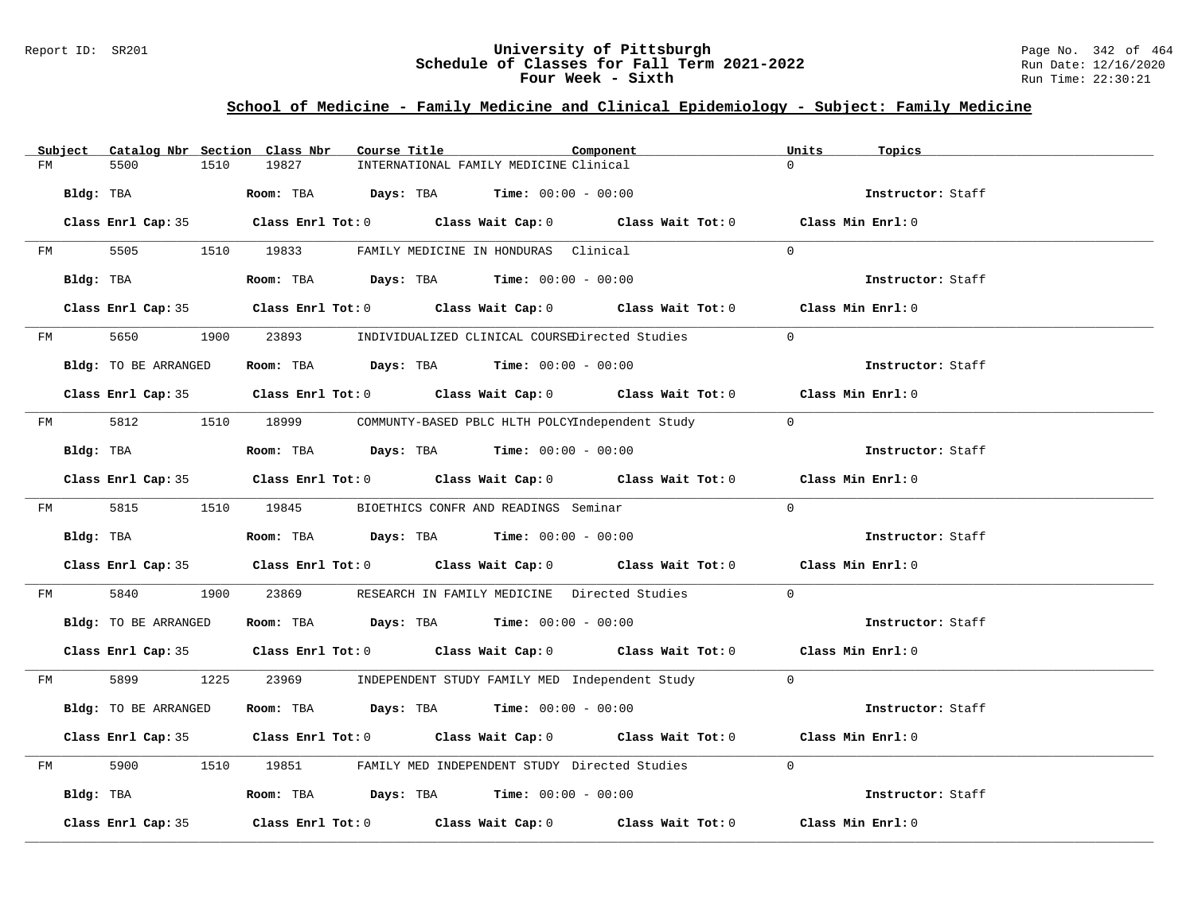# University of Pittsburgh
## Schedule of Classes for Fall Term 2021-2022
### Four Week - Sixth

Report ID: SR201

Run Date: 12/16/2020
Run Time: 22:30:21

## School of Medicine - Family Medicine and Clinical Epidemiology - Subject: Family Medicine

| Subject | Catalog Nbr | Section | Class Nbr | Course Title | Component | Units | Topics |
|---|---|---|---|---|---|---|---|
| FM | 5500 | 1510 | 19827 | INTERNATIONAL FAMILY MEDICINE | Clinical | 0 | |

**Bldg:** TBA **Room:** TBA **Days:** TBA **Time:** 00:00 - 00:00 **Instructor:** Staff

**Class Enrl Cap:** 35 **Class Enrl Tot:** 0 **Class Wait Cap:** 0 **Class Wait Tot:** 0 **Class Min Enrl:** 0

| Subject | Catalog Nbr | Section | Class Nbr | Course Title | Component | Units | Topics |
|---|---|---|---|---|---|---|---|
| FM | 5505 | 1510 | 19833 | FAMILY MEDICINE IN HONDURAS | Clinical | 0 | |

**Bldg:** TBA **Room:** TBA **Days:** TBA **Time:** 00:00 - 00:00 **Instructor:** Staff

**Class Enrl Cap:** 35 **Class Enrl Tot:** 0 **Class Wait Cap:** 0 **Class Wait Tot:** 0 **Class Min Enrl:** 0

| Subject | Catalog Nbr | Section | Class Nbr | Course Title | Component | Units | Topics |
|---|---|---|---|---|---|---|---|
| FM | 5650 | 1900 | 23893 | INDIVIDUALIZED CLINICAL COURSE | Directed Studies | 0 | |

**Bldg:** TO BE ARRANGED **Room:** TBA **Days:** TBA **Time:** 00:00 - 00:00 **Instructor:** Staff

**Class Enrl Cap:** 35 **Class Enrl Tot:** 0 **Class Wait Cap:** 0 **Class Wait Tot:** 0 **Class Min Enrl:** 0

| Subject | Catalog Nbr | Section | Class Nbr | Course Title | Component | Units | Topics |
|---|---|---|---|---|---|---|---|
| FM | 5812 | 1510 | 18999 | COMMUNTY-BASED PBLC HLTH POLCY | Independent Study | 0 | |

**Bldg:** TBA **Room:** TBA **Days:** TBA **Time:** 00:00 - 00:00 **Instructor:** Staff

**Class Enrl Cap:** 35 **Class Enrl Tot:** 0 **Class Wait Cap:** 0 **Class Wait Tot:** 0 **Class Min Enrl:** 0

| Subject | Catalog Nbr | Section | Class Nbr | Course Title | Component | Units | Topics |
|---|---|---|---|---|---|---|---|
| FM | 5815 | 1510 | 19845 | BIOETHICS CONFR AND READINGS | Seminar | 0 | |

**Bldg:** TBA **Room:** TBA **Days:** TBA **Time:** 00:00 - 00:00 **Instructor:** Staff

**Class Enrl Cap:** 35 **Class Enrl Tot:** 0 **Class Wait Cap:** 0 **Class Wait Tot:** 0 **Class Min Enrl:** 0

| Subject | Catalog Nbr | Section | Class Nbr | Course Title | Component | Units | Topics |
|---|---|---|---|---|---|---|---|
| FM | 5840 | 1900 | 23869 | RESEARCH IN FAMILY MEDICINE | Directed Studies | 0 | |

**Bldg:** TO BE ARRANGED **Room:** TBA **Days:** TBA **Time:** 00:00 - 00:00 **Instructor:** Staff

**Class Enrl Cap:** 35 **Class Enrl Tot:** 0 **Class Wait Cap:** 0 **Class Wait Tot:** 0 **Class Min Enrl:** 0

| Subject | Catalog Nbr | Section | Class Nbr | Course Title | Component | Units | Topics |
|---|---|---|---|---|---|---|---|
| FM | 5899 | 1225 | 23969 | INDEPENDENT STUDY FAMILY MED | Independent Study | 0 | |

**Bldg:** TO BE ARRANGED **Room:** TBA **Days:** TBA **Time:** 00:00 - 00:00 **Instructor:** Staff

**Class Enrl Cap:** 35 **Class Enrl Tot:** 0 **Class Wait Cap:** 0 **Class Wait Tot:** 0 **Class Min Enrl:** 0

| Subject | Catalog Nbr | Section | Class Nbr | Course Title | Component | Units | Topics |
|---|---|---|---|---|---|---|---|
| FM | 5900 | 1510 | 19851 | FAMILY MED INDEPENDENT STUDY | Directed Studies | 0 | |

**Bldg:** TBA **Room:** TBA **Days:** TBA **Time:** 00:00 - 00:00 **Instructor:** Staff

**Class Enrl Cap:** 35 **Class Enrl Tot:** 0 **Class Wait Cap:** 0 **Class Wait Tot:** 0 **Class Min Enrl:** 0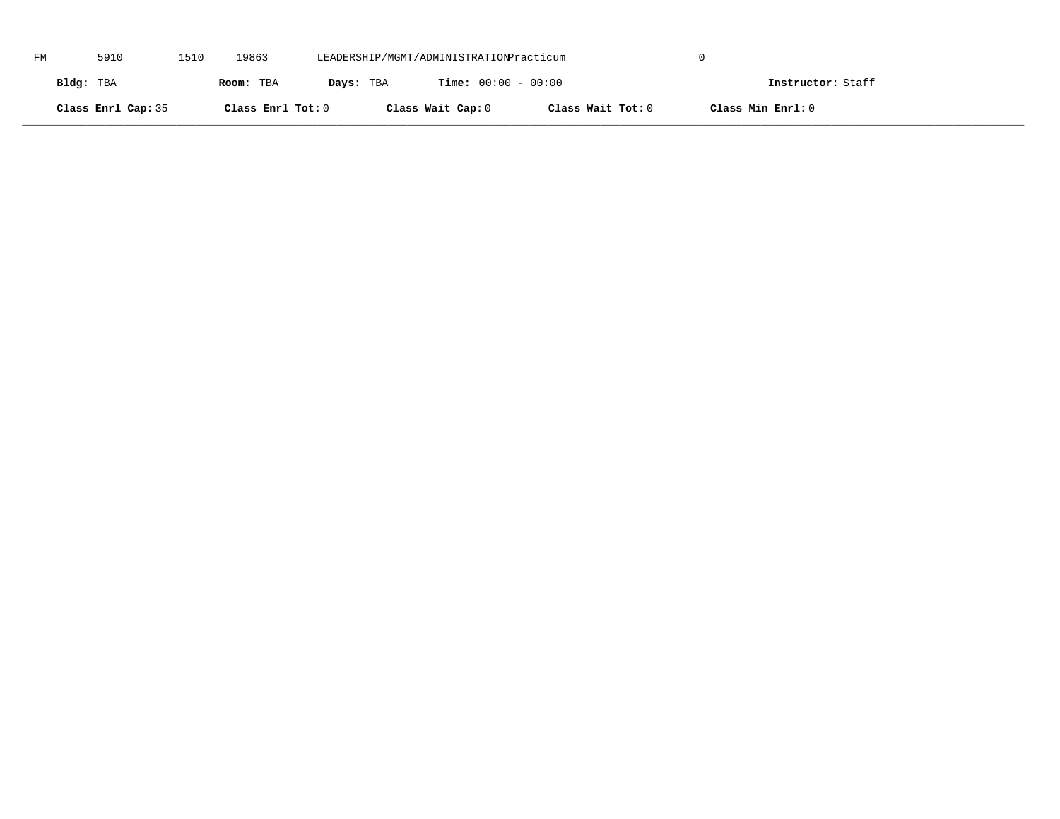FM 5910 1510 19863 LEADERSHIP/MGMT/ADMINISTRATION Practicum 0

**Bldg:** TBA **Room:** TBA **Days:** TBA **Time:** 00:00 - 00:00 **Instructor:** Staff

**Class Enrl Cap:** 35 **Class Enrl Tot:** 0 **Class Wait Cap:** 0 **Class Wait Tot:** 0 **Class Min Enrl:** 0

---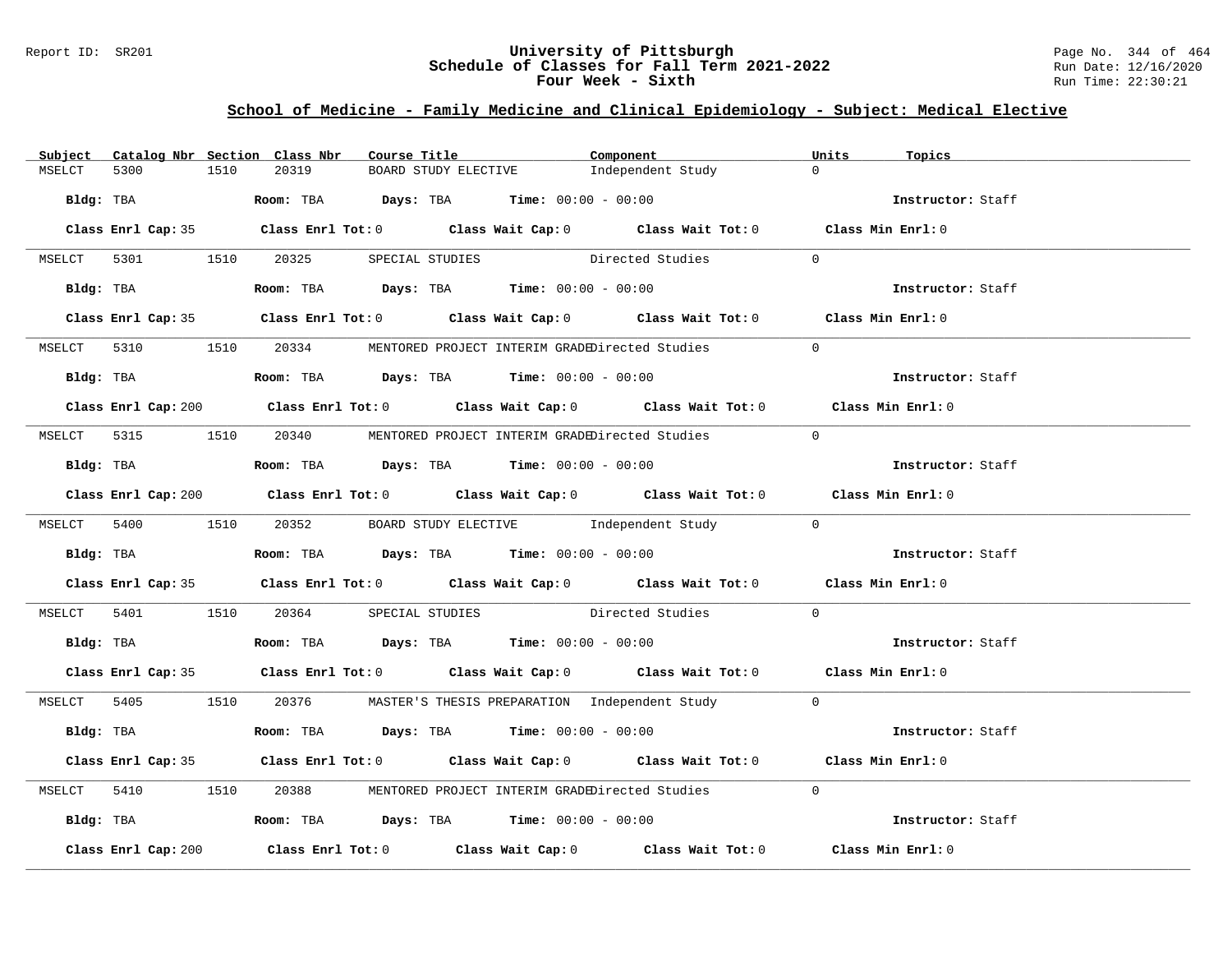# University of Pittsburgh
## Schedule of Classes for Fall Term 2021-2022
### Four Week - Sixth

Report ID: SR201

Run Date: 12/16/2020
Run Time: 22:30:21

## School of Medicine - Family Medicine and Clinical Epidemiology - Subject: Medical Elective

| Subject | Catalog Nbr | Section | Class Nbr | Course Title | Component | Units | Topics |
|---|---|---|---|---|---|---|---|
| MSELCT | 5300 | 1510 | 20319 | BOARD STUDY ELECTIVE | Independent Study | 0 | |

**Bldg:** TBA **Room:** TBA **Days:** TBA **Time:** 00:00 - 00:00 **Instructor:** Staff

**Class Enrl Cap:** 35 **Class Enrl Tot:** 0 **Class Wait Cap:** 0 **Class Wait Tot:** 0 **Class Min Enrl:** 0

| Subject | Catalog Nbr | Section | Class Nbr | Course Title | Component | Units | Topics |
|---|---|---|---|---|---|---|---|
| MSELCT | 5301 | 1510 | 20325 | SPECIAL STUDIES | Directed Studies | 0 | |

**Bldg:** TBA **Room:** TBA **Days:** TBA **Time:** 00:00 - 00:00 **Instructor:** Staff

**Class Enrl Cap:** 35 **Class Enrl Tot:** 0 **Class Wait Cap:** 0 **Class Wait Tot:** 0 **Class Min Enrl:** 0

| Subject | Catalog Nbr | Section | Class Nbr | Course Title | Component | Units | Topics |
|---|---|---|---|---|---|---|---|
| MSELCT | 5310 | 1510 | 20334 | MENTORED PROJECT INTERIM GRADE | Directed Studies | 0 | |

**Bldg:** TBA **Room:** TBA **Days:** TBA **Time:** 00:00 - 00:00 **Instructor:** Staff

**Class Enrl Cap:** 200 **Class Enrl Tot:** 0 **Class Wait Cap:** 0 **Class Wait Tot:** 0 **Class Min Enrl:** 0

| Subject | Catalog Nbr | Section | Class Nbr | Course Title | Component | Units | Topics |
|---|---|---|---|---|---|---|---|
| MSELCT | 5315 | 1510 | 20340 | MENTORED PROJECT INTERIM GRADE | Directed Studies | 0 | |

**Bldg:** TBA **Room:** TBA **Days:** TBA **Time:** 00:00 - 00:00 **Instructor:** Staff

**Class Enrl Cap:** 200 **Class Enrl Tot:** 0 **Class Wait Cap:** 0 **Class Wait Tot:** 0 **Class Min Enrl:** 0

| Subject | Catalog Nbr | Section | Class Nbr | Course Title | Component | Units | Topics |
|---|---|---|---|---|---|---|---|
| MSELCT | 5400 | 1510 | 20352 | BOARD STUDY ELECTIVE | Independent Study | 0 | |

**Bldg:** TBA **Room:** TBA **Days:** TBA **Time:** 00:00 - 00:00 **Instructor:** Staff

**Class Enrl Cap:** 35 **Class Enrl Tot:** 0 **Class Wait Cap:** 0 **Class Wait Tot:** 0 **Class Min Enrl:** 0

| Subject | Catalog Nbr | Section | Class Nbr | Course Title | Component | Units | Topics |
|---|---|---|---|---|---|---|---|
| MSELCT | 5401 | 1510 | 20364 | SPECIAL STUDIES | Directed Studies | 0 | |

**Bldg:** TBA **Room:** TBA **Days:** TBA **Time:** 00:00 - 00:00 **Instructor:** Staff

**Class Enrl Cap:** 35 **Class Enrl Tot:** 0 **Class Wait Cap:** 0 **Class Wait Tot:** 0 **Class Min Enrl:** 0

| Subject | Catalog Nbr | Section | Class Nbr | Course Title | Component | Units | Topics |
|---|---|---|---|---|---|---|---|
| MSELCT | 5405 | 1510 | 20376 | MASTER'S THESIS PREPARATION | Independent Study | 0 | |

**Bldg:** TBA **Room:** TBA **Days:** TBA **Time:** 00:00 - 00:00 **Instructor:** Staff

**Class Enrl Cap:** 35 **Class Enrl Tot:** 0 **Class Wait Cap:** 0 **Class Wait Tot:** 0 **Class Min Enrl:** 0

| Subject | Catalog Nbr | Section | Class Nbr | Course Title | Component | Units | Topics |
|---|---|---|---|---|---|---|---|
| MSELCT | 5410 | 1510 | 20388 | MENTORED PROJECT INTERIM GRADE | Directed Studies | 0 | |

**Bldg:** TBA **Room:** TBA **Days:** TBA **Time:** 00:00 - 00:00 **Instructor:** Staff

**Class Enrl Cap:** 200 **Class Enrl Tot:** 0 **Class Wait Cap:** 0 **Class Wait Tot:** 0 **Class Min Enrl:** 0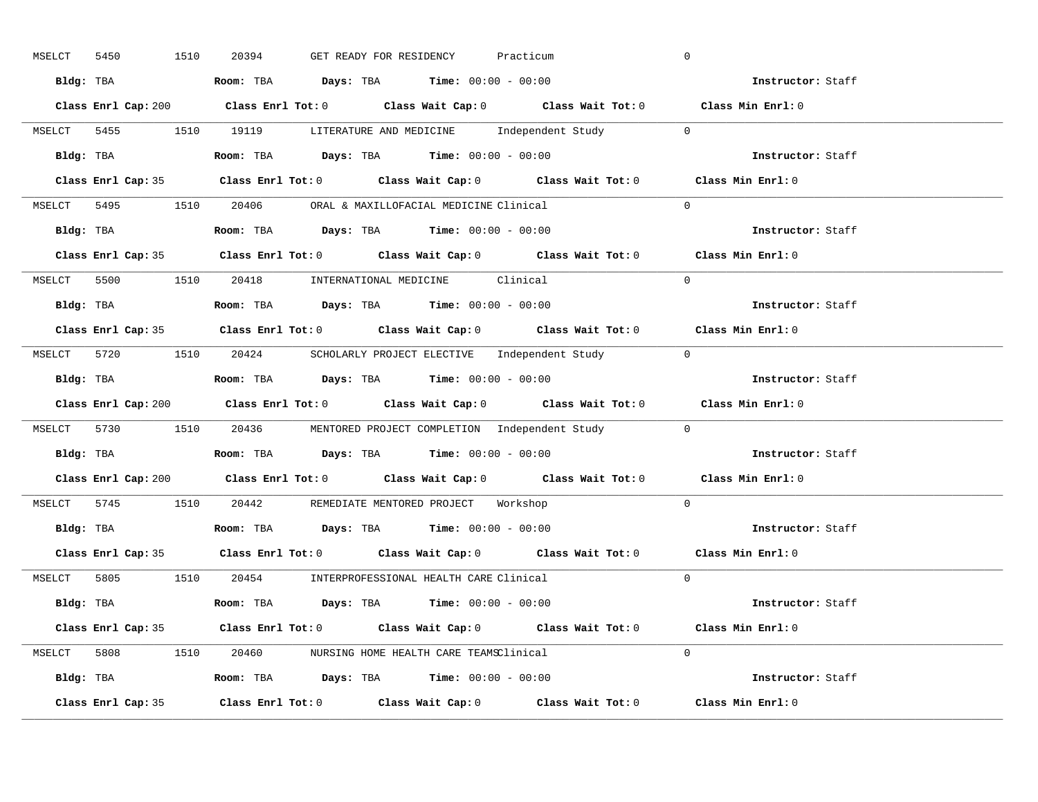MSELCT 5450 1510 20394 GET READY FOR RESIDENCY Practicum 0

**Bldg:** TBA **Room:** TBA **Days:** TBA **Time:** 00:00 - 00:00 **Instructor:** Staff

**Class Enrl Cap:** 200 **Class Enrl Tot:** 0 **Class Wait Cap:** 0 **Class Wait Tot:** 0 **Class Min Enrl:** 0

---

MSELCT 5455 1510 19119 LITERATURE AND MEDICINE Independent Study 0

**Bldg:** TBA **Room:** TBA **Days:** TBA **Time:** 00:00 - 00:00 **Instructor:** Staff

**Class Enrl Cap:** 35 **Class Enrl Tot:** 0 **Class Wait Cap:** 0 **Class Wait Tot:** 0 **Class Min Enrl:** 0

---

MSELCT 5495 1510 20406 ORAL & MAXILLOFACIAL MEDICINE Clinical 0

**Bldg:** TBA **Room:** TBA **Days:** TBA **Time:** 00:00 - 00:00 **Instructor:** Staff

**Class Enrl Cap:** 35 **Class Enrl Tot:** 0 **Class Wait Cap:** 0 **Class Wait Tot:** 0 **Class Min Enrl:** 0

---

MSELCT 5500 1510 20418 INTERNATIONAL MEDICINE Clinical 0

**Bldg:** TBA **Room:** TBA **Days:** TBA **Time:** 00:00 - 00:00 **Instructor:** Staff

**Class Enrl Cap:** 35 **Class Enrl Tot:** 0 **Class Wait Cap:** 0 **Class Wait Tot:** 0 **Class Min Enrl:** 0

---

MSELCT 5720 1510 20424 SCHOLARLY PROJECT ELECTIVE Independent Study 0

**Bldg:** TBA **Room:** TBA **Days:** TBA **Time:** 00:00 - 00:00 **Instructor:** Staff

**Class Enrl Cap:** 200 **Class Enrl Tot:** 0 **Class Wait Cap:** 0 **Class Wait Tot:** 0 **Class Min Enrl:** 0

---

MSELCT 5730 1510 20436 MENTORED PROJECT COMPLETION Independent Study 0

**Bldg:** TBA **Room:** TBA **Days:** TBA **Time:** 00:00 - 00:00 **Instructor:** Staff

**Class Enrl Cap:** 200 **Class Enrl Tot:** 0 **Class Wait Cap:** 0 **Class Wait Tot:** 0 **Class Min Enrl:** 0

---

MSELCT 5745 1510 20442 REMEDIATE MENTORED PROJECT Workshop 0

**Bldg:** TBA **Room:** TBA **Days:** TBA **Time:** 00:00 - 00:00 **Instructor:** Staff

**Class Enrl Cap:** 35 **Class Enrl Tot:** 0 **Class Wait Cap:** 0 **Class Wait Tot:** 0 **Class Min Enrl:** 0

---

MSELCT 5805 1510 20454 INTERPROFESSIONAL HEALTH CARE Clinical 0

**Bldg:** TBA **Room:** TBA **Days:** TBA **Time:** 00:00 - 00:00 **Instructor:** Staff

**Class Enrl Cap:** 35 **Class Enrl Tot:** 0 **Class Wait Cap:** 0 **Class Wait Tot:** 0 **Class Min Enrl:** 0

---

MSELCT 5808 1510 20460 NURSING HOME HEALTH CARE TEAMS Clinical 0

**Bldg:** TBA **Room:** TBA **Days:** TBA **Time:** 00:00 - 00:00 **Instructor:** Staff

**Class Enrl Cap:** 35 **Class Enrl Tot:** 0 **Class Wait Cap:** 0 **Class Wait Tot:** 0 **Class Min Enrl:** 0

---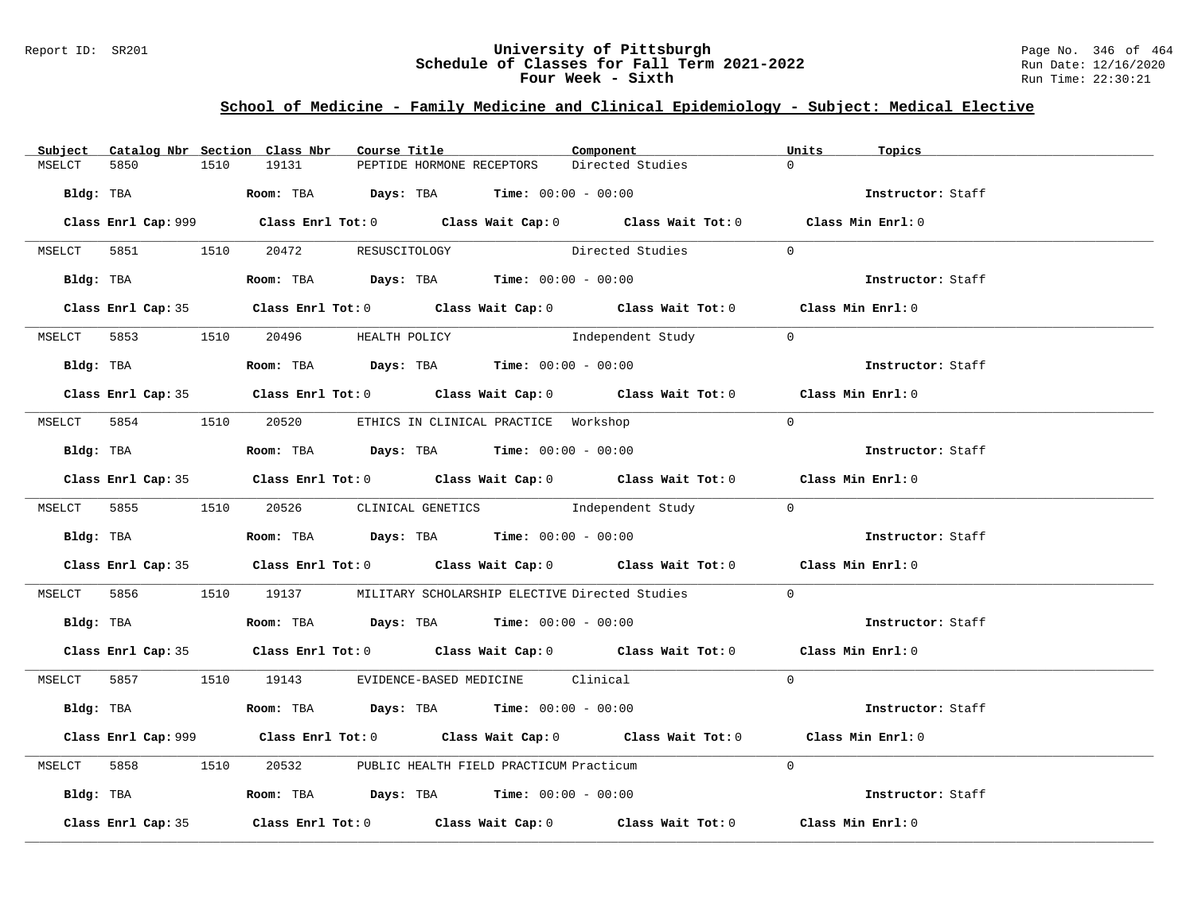## School of Medicine - Family Medicine and Clinical Epidemiology - Subject: Medical Elective

| Subject | Catalog Nbr | Section | Class Nbr | Course Title | Component | Units | Topics |
|---|---|---|---|---|---|---|---|
| MSELCT | 5850 | 1510 | 19131 | PEPTIDE HORMONE RECEPTORS | Directed Studies | 0 | |

**Bldg:** TBA **Room:** TBA **Days:** TBA **Time:** 00:00 - 00:00 **Instructor:** Staff

**Class Enrl Cap:** 999 **Class Enrl Tot:** 0 **Class Wait Cap:** 0 **Class Wait Tot:** 0 **Class Min Enrl:** 0

| Subject | Catalog Nbr | Section | Class Nbr | Course Title | Component | Units | Topics |
|---|---|---|---|---|---|---|---|
| MSELCT | 5851 | 1510 | 20472 | RESUSCITOLOGY | Directed Studies | 0 | |

**Bldg:** TBA **Room:** TBA **Days:** TBA **Time:** 00:00 - 00:00 **Instructor:** Staff

**Class Enrl Cap:** 35 **Class Enrl Tot:** 0 **Class Wait Cap:** 0 **Class Wait Tot:** 0 **Class Min Enrl:** 0

| Subject | Catalog Nbr | Section | Class Nbr | Course Title | Component | Units | Topics |
|---|---|---|---|---|---|---|---|
| MSELCT | 5853 | 1510 | 20496 | HEALTH POLICY | Independent Study | 0 | |

**Bldg:** TBA **Room:** TBA **Days:** TBA **Time:** 00:00 - 00:00 **Instructor:** Staff

**Class Enrl Cap:** 35 **Class Enrl Tot:** 0 **Class Wait Cap:** 0 **Class Wait Tot:** 0 **Class Min Enrl:** 0

| Subject | Catalog Nbr | Section | Class Nbr | Course Title | Component | Units | Topics |
|---|---|---|---|---|---|---|---|
| MSELCT | 5854 | 1510 | 20520 | ETHICS IN CLINICAL PRACTICE | Workshop | 0 | |

**Bldg:** TBA **Room:** TBA **Days:** TBA **Time:** 00:00 - 00:00 **Instructor:** Staff

**Class Enrl Cap:** 35 **Class Enrl Tot:** 0 **Class Wait Cap:** 0 **Class Wait Tot:** 0 **Class Min Enrl:** 0

| Subject | Catalog Nbr | Section | Class Nbr | Course Title | Component | Units | Topics |
|---|---|---|---|---|---|---|---|
| MSELCT | 5855 | 1510 | 20526 | CLINICAL GENETICS | Independent Study | 0 | |

**Bldg:** TBA **Room:** TBA **Days:** TBA **Time:** 00:00 - 00:00 **Instructor:** Staff

**Class Enrl Cap:** 35 **Class Enrl Tot:** 0 **Class Wait Cap:** 0 **Class Wait Tot:** 0 **Class Min Enrl:** 0

| Subject | Catalog Nbr | Section | Class Nbr | Course Title | Component | Units | Topics |
|---|---|---|---|---|---|---|---|
| MSELCT | 5856 | 1510 | 19137 | MILITARY SCHOLARSHIP ELECTIVE | Directed Studies | 0 | |

**Bldg:** TBA **Room:** TBA **Days:** TBA **Time:** 00:00 - 00:00 **Instructor:** Staff

**Class Enrl Cap:** 35 **Class Enrl Tot:** 0 **Class Wait Cap:** 0 **Class Wait Tot:** 0 **Class Min Enrl:** 0

| Subject | Catalog Nbr | Section | Class Nbr | Course Title | Component | Units | Topics |
|---|---|---|---|---|---|---|---|
| MSELCT | 5857 | 1510 | 19143 | EVIDENCE-BASED MEDICINE | Clinical | 0 | |

**Bldg:** TBA **Room:** TBA **Days:** TBA **Time:** 00:00 - 00:00 **Instructor:** Staff

**Class Enrl Cap:** 999 **Class Enrl Tot:** 0 **Class Wait Cap:** 0 **Class Wait Tot:** 0 **Class Min Enrl:** 0

| Subject | Catalog Nbr | Section | Class Nbr | Course Title | Component | Units | Topics |
|---|---|---|---|---|---|---|---|
| MSELCT | 5858 | 1510 | 20532 | PUBLIC HEALTH FIELD PRACTICUM | Practicum | 0 | |

**Bldg:** TBA **Room:** TBA **Days:** TBA **Time:** 00:00 - 00:00 **Instructor:** Staff

**Class Enrl Cap:** 35 **Class Enrl Tot:** 0 **Class Wait Cap:** 0 **Class Wait Tot:** 0 **Class Min Enrl:** 0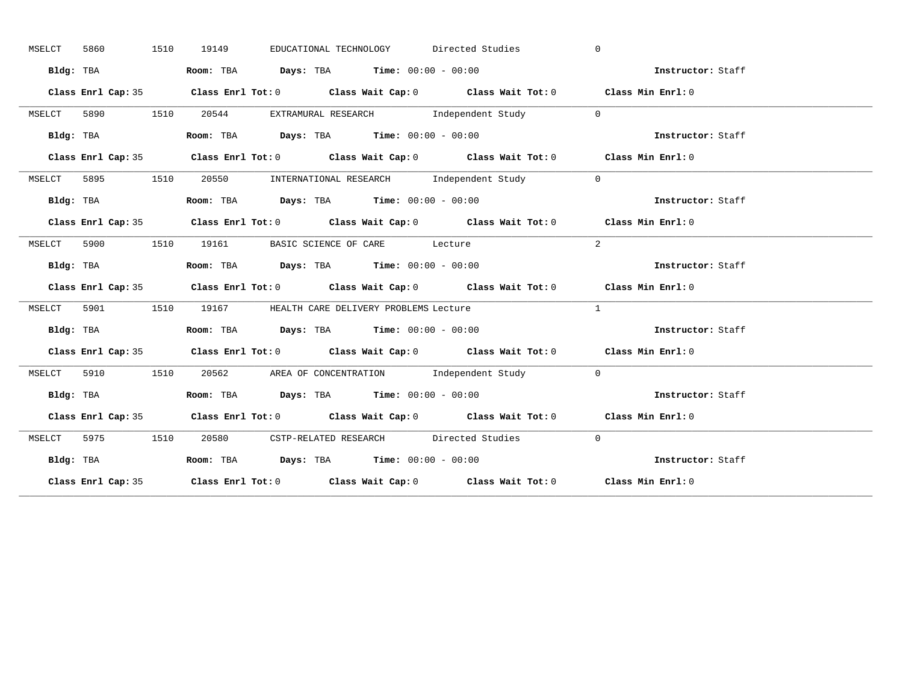MSELCT 5860 1510 19149 EDUCATIONAL TECHNOLOGY Directed Studies 0

**Bldg:** TBA **Room:** TBA **Days:** TBA **Time:** 00:00 - 00:00 **Instructor:** Staff

**Class Enrl Cap:** 35 **Class Enrl Tot:** 0 **Class Wait Cap:** 0 **Class Wait Tot:** 0 **Class Min Enrl:** 0

---

MSELCT 5890 1510 20544 EXTRAMURAL RESEARCH Independent Study 0

**Bldg:** TBA **Room:** TBA **Days:** TBA **Time:** 00:00 - 00:00 **Instructor:** Staff

**Class Enrl Cap:** 35 **Class Enrl Tot:** 0 **Class Wait Cap:** 0 **Class Wait Tot:** 0 **Class Min Enrl:** 0

---

MSELCT 5895 1510 20550 INTERNATIONAL RESEARCH Independent Study 0

**Bldg:** TBA **Room:** TBA **Days:** TBA **Time:** 00:00 - 00:00 **Instructor:** Staff

**Class Enrl Cap:** 35 **Class Enrl Tot:** 0 **Class Wait Cap:** 0 **Class Wait Tot:** 0 **Class Min Enrl:** 0

---

MSELCT 5900 1510 19161 BASIC SCIENCE OF CARE Lecture 2

**Bldg:** TBA **Room:** TBA **Days:** TBA **Time:** 00:00 - 00:00 **Instructor:** Staff

**Class Enrl Cap:** 35 **Class Enrl Tot:** 0 **Class Wait Cap:** 0 **Class Wait Tot:** 0 **Class Min Enrl:** 0

---

MSELCT 5901 1510 19167 HEALTH CARE DELIVERY PROBLEMS Lecture 1

**Bldg:** TBA **Room:** TBA **Days:** TBA **Time:** 00:00 - 00:00 **Instructor:** Staff

**Class Enrl Cap:** 35 **Class Enrl Tot:** 0 **Class Wait Cap:** 0 **Class Wait Tot:** 0 **Class Min Enrl:** 0

---

MSELCT 5910 1510 20562 AREA OF CONCENTRATION Independent Study 0

**Bldg:** TBA **Room:** TBA **Days:** TBA **Time:** 00:00 - 00:00 **Instructor:** Staff

**Class Enrl Cap:** 35 **Class Enrl Tot:** 0 **Class Wait Cap:** 0 **Class Wait Tot:** 0 **Class Min Enrl:** 0

---

MSELCT 5975 1510 20580 CSTP-RELATED RESEARCH Directed Studies 0

**Bldg:** TBA **Room:** TBA **Days:** TBA **Time:** 00:00 - 00:00 **Instructor:** Staff

**Class Enrl Cap:** 35 **Class Enrl Tot:** 0 **Class Wait Cap:** 0 **Class Wait Tot:** 0 **Class Min Enrl:** 0

---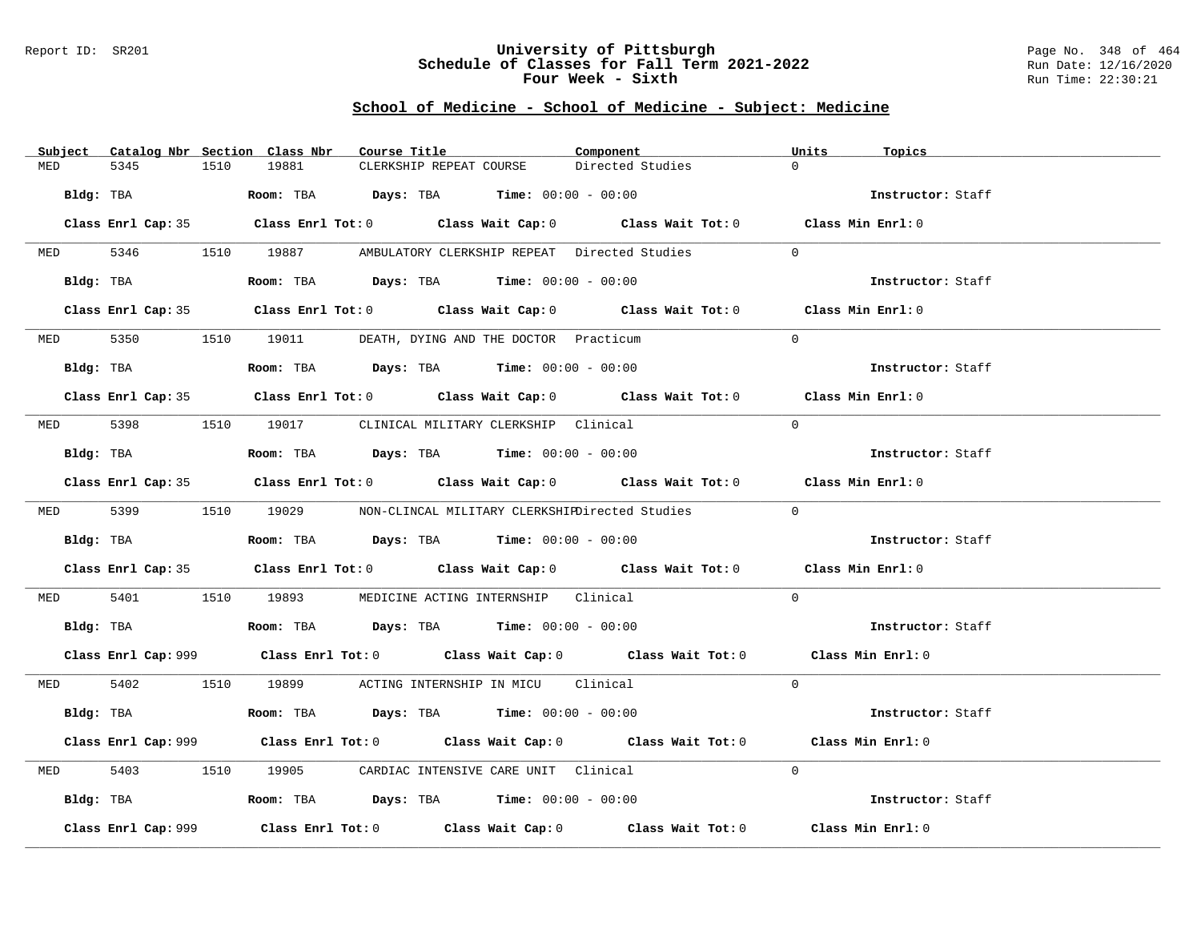## University of Pittsburgh
## Schedule of Classes for Fall Term 2021-2022
## Four Week - Sixth

Report ID: SR201

Run Date: 12/16/2020
Run Time: 22:30:21

### School of Medicine - School of Medicine - Subject: Medicine

| Subject | Catalog Nbr | Section | Class Nbr | Course Title | Component | Units | Topics |
|---|---|---|---|---|---|---|---|
| MED | 5345 | 1510 | 19881 | CLERKSHIP REPEAT COURSE | Directed Studies | 0 | |

**Bldg:** TBA **Room:** TBA **Days:** TBA **Time:** 00:00 - 00:00 **Instructor:** Staff

**Class Enrl Cap:** 35 **Class Enrl Tot:** 0 **Class Wait Cap:** 0 **Class Wait Tot:** 0 **Class Min Enrl:** 0

| Subject | Catalog Nbr | Section | Class Nbr | Course Title | Component | Units | Topics |
|---|---|---|---|---|---|---|---|
| MED | 5346 | 1510 | 19887 | AMBULATORY CLERKSHIP REPEAT | Directed Studies | 0 | |

**Bldg:** TBA **Room:** TBA **Days:** TBA **Time:** 00:00 - 00:00 **Instructor:** Staff

**Class Enrl Cap:** 35 **Class Enrl Tot:** 0 **Class Wait Cap:** 0 **Class Wait Tot:** 0 **Class Min Enrl:** 0

| Subject | Catalog Nbr | Section | Class Nbr | Course Title | Component | Units | Topics |
|---|---|---|---|---|---|---|---|
| MED | 5350 | 1510 | 19011 | DEATH, DYING AND THE DOCTOR | Practicum | 0 | |

**Bldg:** TBA **Room:** TBA **Days:** TBA **Time:** 00:00 - 00:00 **Instructor:** Staff

**Class Enrl Cap:** 35 **Class Enrl Tot:** 0 **Class Wait Cap:** 0 **Class Wait Tot:** 0 **Class Min Enrl:** 0

| Subject | Catalog Nbr | Section | Class Nbr | Course Title | Component | Units | Topics |
|---|---|---|---|---|---|---|---|
| MED | 5398 | 1510 | 19017 | CLINICAL MILITARY CLERKSHIP | Clinical | 0 | |

**Bldg:** TBA **Room:** TBA **Days:** TBA **Time:** 00:00 - 00:00 **Instructor:** Staff

**Class Enrl Cap:** 35 **Class Enrl Tot:** 0 **Class Wait Cap:** 0 **Class Wait Tot:** 0 **Class Min Enrl:** 0

| Subject | Catalog Nbr | Section | Class Nbr | Course Title | Component | Units | Topics |
|---|---|---|---|---|---|---|---|
| MED | 5399 | 1510 | 19029 | NON-CLINCAL MILITARY CLERKSHIP | Directed Studies | 0 | |

**Bldg:** TBA **Room:** TBA **Days:** TBA **Time:** 00:00 - 00:00 **Instructor:** Staff

**Class Enrl Cap:** 35 **Class Enrl Tot:** 0 **Class Wait Cap:** 0 **Class Wait Tot:** 0 **Class Min Enrl:** 0

| Subject | Catalog Nbr | Section | Class Nbr | Course Title | Component | Units | Topics |
|---|---|---|---|---|---|---|---|
| MED | 5401 | 1510 | 19893 | MEDICINE ACTING INTERNSHIP | Clinical | 0 | |

**Bldg:** TBA **Room:** TBA **Days:** TBA **Time:** 00:00 - 00:00 **Instructor:** Staff

**Class Enrl Cap:** 999 **Class Enrl Tot:** 0 **Class Wait Cap:** 0 **Class Wait Tot:** 0 **Class Min Enrl:** 0

| Subject | Catalog Nbr | Section | Class Nbr | Course Title | Component | Units | Topics |
|---|---|---|---|---|---|---|---|
| MED | 5402 | 1510 | 19899 | ACTING INTERNSHIP IN MICU | Clinical | 0 | |

**Bldg:** TBA **Room:** TBA **Days:** TBA **Time:** 00:00 - 00:00 **Instructor:** Staff

**Class Enrl Cap:** 999 **Class Enrl Tot:** 0 **Class Wait Cap:** 0 **Class Wait Tot:** 0 **Class Min Enrl:** 0

| Subject | Catalog Nbr | Section | Class Nbr | Course Title | Component | Units | Topics |
|---|---|---|---|---|---|---|---|
| MED | 5403 | 1510 | 19905 | CARDIAC INTENSIVE CARE UNIT | Clinical | 0 | |

**Bldg:** TBA **Room:** TBA **Days:** TBA **Time:** 00:00 - 00:00 **Instructor:** Staff

**Class Enrl Cap:** 999 **Class Enrl Tot:** 0 **Class Wait Cap:** 0 **Class Wait Tot:** 0 **Class Min Enrl:** 0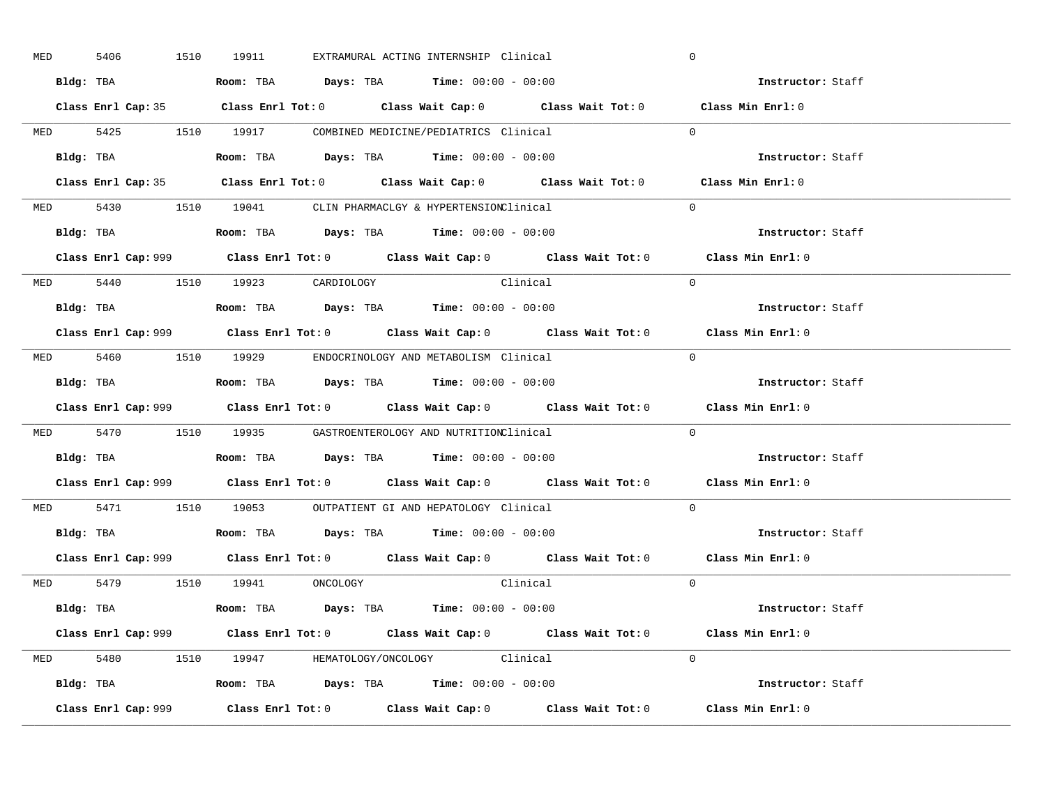MED 5406 1510 19911 EXTRAMURAL ACTING INTERNSHIP Clinical 0

**Bldg:** TBA **Room:** TBA **Days:** TBA **Time:** 00:00 - 00:00 **Instructor:** Staff

**Class Enrl Cap:** 35 **Class Enrl Tot:** 0 **Class Wait Cap:** 0 **Class Wait Tot:** 0 **Class Min Enrl:** 0

---

MED 5425 1510 19917 COMBINED MEDICINE/PEDIATRICS Clinical 0

**Bldg:** TBA **Room:** TBA **Days:** TBA **Time:** 00:00 - 00:00 **Instructor:** Staff

**Class Enrl Cap:** 35 **Class Enrl Tot:** 0 **Class Wait Cap:** 0 **Class Wait Tot:** 0 **Class Min Enrl:** 0

---

MED 5430 1510 19041 CLIN PHARMACLGY & HYPERTENSION Clinical 0

**Bldg:** TBA **Room:** TBA **Days:** TBA **Time:** 00:00 - 00:00 **Instructor:** Staff

**Class Enrl Cap:** 999 **Class Enrl Tot:** 0 **Class Wait Cap:** 0 **Class Wait Tot:** 0 **Class Min Enrl:** 0

---

MED 5440 1510 19923 CARDIOLOGY Clinical 0

**Bldg:** TBA **Room:** TBA **Days:** TBA **Time:** 00:00 - 00:00 **Instructor:** Staff

**Class Enrl Cap:** 999 **Class Enrl Tot:** 0 **Class Wait Cap:** 0 **Class Wait Tot:** 0 **Class Min Enrl:** 0

---

MED 5460 1510 19929 ENDOCRINOLOGY AND METABOLISM Clinical 0

**Bldg:** TBA **Room:** TBA **Days:** TBA **Time:** 00:00 - 00:00 **Instructor:** Staff

**Class Enrl Cap:** 999 **Class Enrl Tot:** 0 **Class Wait Cap:** 0 **Class Wait Tot:** 0 **Class Min Enrl:** 0

---

MED 5470 1510 19935 GASTROENTEROLOGY AND NUTRITION Clinical 0

**Bldg:** TBA **Room:** TBA **Days:** TBA **Time:** 00:00 - 00:00 **Instructor:** Staff

**Class Enrl Cap:** 999 **Class Enrl Tot:** 0 **Class Wait Cap:** 0 **Class Wait Tot:** 0 **Class Min Enrl:** 0

---

MED 5471 1510 19053 OUTPATIENT GI AND HEPATOLOGY Clinical 0

**Bldg:** TBA **Room:** TBA **Days:** TBA **Time:** 00:00 - 00:00 **Instructor:** Staff

**Class Enrl Cap:** 999 **Class Enrl Tot:** 0 **Class Wait Cap:** 0 **Class Wait Tot:** 0 **Class Min Enrl:** 0

---

MED 5479 1510 19941 ONCOLOGY Clinical 0

**Bldg:** TBA **Room:** TBA **Days:** TBA **Time:** 00:00 - 00:00 **Instructor:** Staff

**Class Enrl Cap:** 999 **Class Enrl Tot:** 0 **Class Wait Cap:** 0 **Class Wait Tot:** 0 **Class Min Enrl:** 0

---

MED 5480 1510 19947 HEMATOLOGY/ONCOLOGY Clinical 0

**Bldg:** TBA **Room:** TBA **Days:** TBA **Time:** 00:00 - 00:00 **Instructor:** Staff

**Class Enrl Cap:** 999 **Class Enrl Tot:** 0 **Class Wait Cap:** 0 **Class Wait Tot:** 0 **Class Min Enrl:** 0

---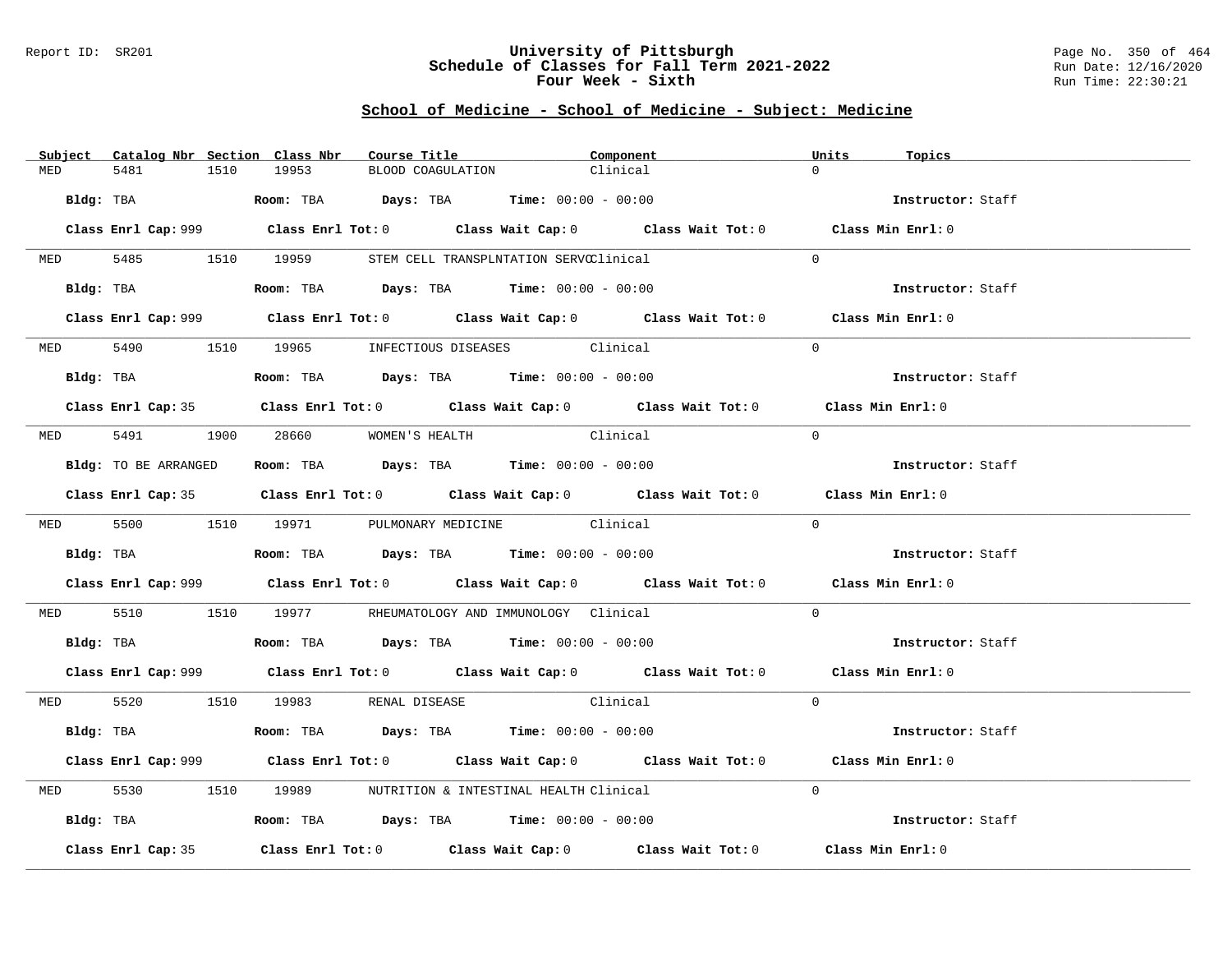# University of Pittsburgh
## Schedule of Classes for Fall Term 2021-2022
### Four Week - Sixth

Report ID: SR201

Run Date: 12/16/2020
Run Time: 22:30:21

## School of Medicine - School of Medicine - Subject: Medicine

| Subject | Catalog Nbr | Section | Class Nbr | Course Title | Component | Units | Topics |
|---|---|---|---|---|---|---|---|
| MED | 5481 | 1510 | 19953 | BLOOD COAGULATION | Clinical | 0 | |

**Bldg:** TBA **Room:** TBA **Days:** TBA **Time:** 00:00 - 00:00 **Instructor:** Staff

**Class Enrl Cap:** 999 **Class Enrl Tot:** 0 **Class Wait Cap:** 0 **Class Wait Tot:** 0 **Class Min Enrl:** 0

| Subject | Catalog Nbr | Section | Class Nbr | Course Title | Component | Units | Topics |
|---|---|---|---|---|---|---|---|
| MED | 5485 | 1510 | 19959 | STEM CELL TRANSPLNTATION SERVC | Clinical | 0 | |

**Bldg:** TBA **Room:** TBA **Days:** TBA **Time:** 00:00 - 00:00 **Instructor:** Staff

**Class Enrl Cap:** 999 **Class Enrl Tot:** 0 **Class Wait Cap:** 0 **Class Wait Tot:** 0 **Class Min Enrl:** 0

| Subject | Catalog Nbr | Section | Class Nbr | Course Title | Component | Units | Topics |
|---|---|---|---|---|---|---|---|
| MED | 5490 | 1510 | 19965 | INFECTIOUS DISEASES | Clinical | 0 | |

**Bldg:** TBA **Room:** TBA **Days:** TBA **Time:** 00:00 - 00:00 **Instructor:** Staff

**Class Enrl Cap:** 35 **Class Enrl Tot:** 0 **Class Wait Cap:** 0 **Class Wait Tot:** 0 **Class Min Enrl:** 0

| Subject | Catalog Nbr | Section | Class Nbr | Course Title | Component | Units | Topics |
|---|---|---|---|---|---|---|---|
| MED | 5491 | 1900 | 28660 | WOMEN'S HEALTH | Clinical | 0 | |

**Bldg:** TO BE ARRANGED **Room:** TBA **Days:** TBA **Time:** 00:00 - 00:00 **Instructor:** Staff

**Class Enrl Cap:** 35 **Class Enrl Tot:** 0 **Class Wait Cap:** 0 **Class Wait Tot:** 0 **Class Min Enrl:** 0

| Subject | Catalog Nbr | Section | Class Nbr | Course Title | Component | Units | Topics |
|---|---|---|---|---|---|---|---|
| MED | 5500 | 1510 | 19971 | PULMONARY MEDICINE | Clinical | 0 | |

**Bldg:** TBA **Room:** TBA **Days:** TBA **Time:** 00:00 - 00:00 **Instructor:** Staff

**Class Enrl Cap:** 999 **Class Enrl Tot:** 0 **Class Wait Cap:** 0 **Class Wait Tot:** 0 **Class Min Enrl:** 0

| Subject | Catalog Nbr | Section | Class Nbr | Course Title | Component | Units | Topics |
|---|---|---|---|---|---|---|---|
| MED | 5510 | 1510 | 19977 | RHEUMATOLOGY AND IMMUNOLOGY | Clinical | 0 | |

**Bldg:** TBA **Room:** TBA **Days:** TBA **Time:** 00:00 - 00:00 **Instructor:** Staff

**Class Enrl Cap:** 999 **Class Enrl Tot:** 0 **Class Wait Cap:** 0 **Class Wait Tot:** 0 **Class Min Enrl:** 0

| Subject | Catalog Nbr | Section | Class Nbr | Course Title | Component | Units | Topics |
|---|---|---|---|---|---|---|---|
| MED | 5520 | 1510 | 19983 | RENAL DISEASE | Clinical | 0 | |

**Bldg:** TBA **Room:** TBA **Days:** TBA **Time:** 00:00 - 00:00 **Instructor:** Staff

**Class Enrl Cap:** 999 **Class Enrl Tot:** 0 **Class Wait Cap:** 0 **Class Wait Tot:** 0 **Class Min Enrl:** 0

| Subject | Catalog Nbr | Section | Class Nbr | Course Title | Component | Units | Topics |
|---|---|---|---|---|---|---|---|
| MED | 5530 | 1510 | 19989 | NUTRITION & INTESTINAL HEALTH | Clinical | 0 | |

**Bldg:** TBA **Room:** TBA **Days:** TBA **Time:** 00:00 - 00:00 **Instructor:** Staff

**Class Enrl Cap:** 35 **Class Enrl Tot:** 0 **Class Wait Cap:** 0 **Class Wait Tot:** 0 **Class Min Enrl:** 0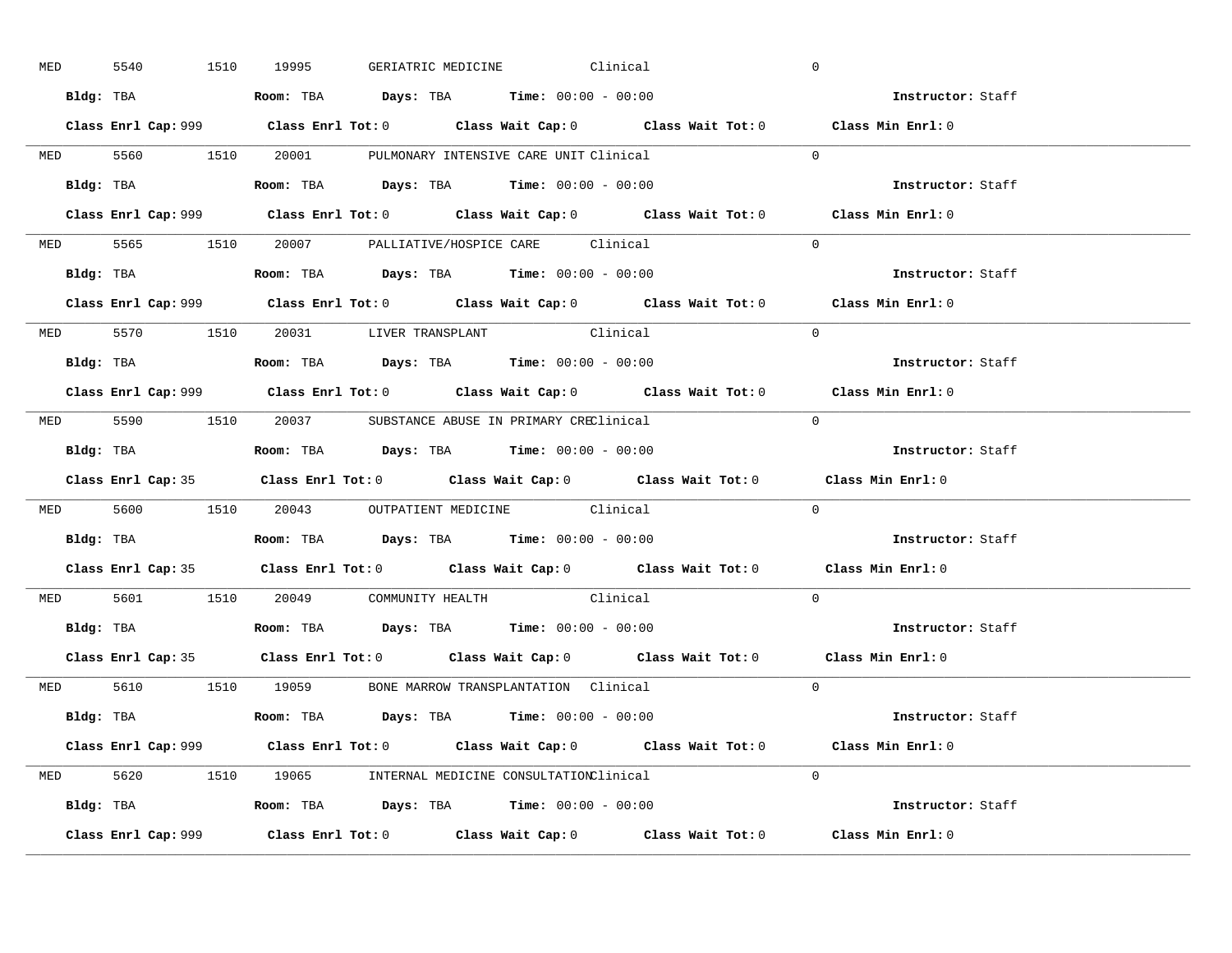MED 5540 1510 19995 GERIATRIC MEDICINE Clinical 0

**Bldg:** TBA **Room:** TBA **Days:** TBA **Time:** 00:00 - 00:00 **Instructor:** Staff

**Class Enrl Cap:** 999 **Class Enrl Tot:** 0 **Class Wait Cap:** 0 **Class Wait Tot:** 0 **Class Min Enrl:** 0

---

MED 5560 1510 20001 PULMONARY INTENSIVE CARE UNIT Clinical 0

**Bldg:** TBA **Room:** TBA **Days:** TBA **Time:** 00:00 - 00:00 **Instructor:** Staff

**Class Enrl Cap:** 999 **Class Enrl Tot:** 0 **Class Wait Cap:** 0 **Class Wait Tot:** 0 **Class Min Enrl:** 0

---

MED 5565 1510 20007 PALLIATIVE/HOSPICE CARE Clinical 0

**Bldg:** TBA **Room:** TBA **Days:** TBA **Time:** 00:00 - 00:00 **Instructor:** Staff

**Class Enrl Cap:** 999 **Class Enrl Tot:** 0 **Class Wait Cap:** 0 **Class Wait Tot:** 0 **Class Min Enrl:** 0

---

MED 5570 1510 20031 LIVER TRANSPLANT Clinical 0

**Bldg:** TBA **Room:** TBA **Days:** TBA **Time:** 00:00 - 00:00 **Instructor:** Staff

**Class Enrl Cap:** 999 **Class Enrl Tot:** 0 **Class Wait Cap:** 0 **Class Wait Tot:** 0 **Class Min Enrl:** 0

---

MED 5590 1510 20037 SUBSTANCE ABUSE IN PRIMARY CREClinical 0

**Bldg:** TBA **Room:** TBA **Days:** TBA **Time:** 00:00 - 00:00 **Instructor:** Staff

**Class Enrl Cap:** 35 **Class Enrl Tot:** 0 **Class Wait Cap:** 0 **Class Wait Tot:** 0 **Class Min Enrl:** 0

---

MED 5600 1510 20043 OUTPATIENT MEDICINE Clinical 0

**Bldg:** TBA **Room:** TBA **Days:** TBA **Time:** 00:00 - 00:00 **Instructor:** Staff

**Class Enrl Cap:** 35 **Class Enrl Tot:** 0 **Class Wait Cap:** 0 **Class Wait Tot:** 0 **Class Min Enrl:** 0

---

MED 5601 1510 20049 COMMUNITY HEALTH Clinical 0

**Bldg:** TBA **Room:** TBA **Days:** TBA **Time:** 00:00 - 00:00 **Instructor:** Staff

**Class Enrl Cap:** 35 **Class Enrl Tot:** 0 **Class Wait Cap:** 0 **Class Wait Tot:** 0 **Class Min Enrl:** 0

---

MED 5610 1510 19059 BONE MARROW TRANSPLANTATION Clinical 0

**Bldg:** TBA **Room:** TBA **Days:** TBA **Time:** 00:00 - 00:00 **Instructor:** Staff

**Class Enrl Cap:** 999 **Class Enrl Tot:** 0 **Class Wait Cap:** 0 **Class Wait Tot:** 0 **Class Min Enrl:** 0

---

MED 5620 1510 19065 INTERNAL MEDICINE CONSULTATIONClinical 0

**Bldg:** TBA **Room:** TBA **Days:** TBA **Time:** 00:00 - 00:00 **Instructor:** Staff

**Class Enrl Cap:** 999 **Class Enrl Tot:** 0 **Class Wait Cap:** 0 **Class Wait Tot:** 0 **Class Min Enrl:** 0

---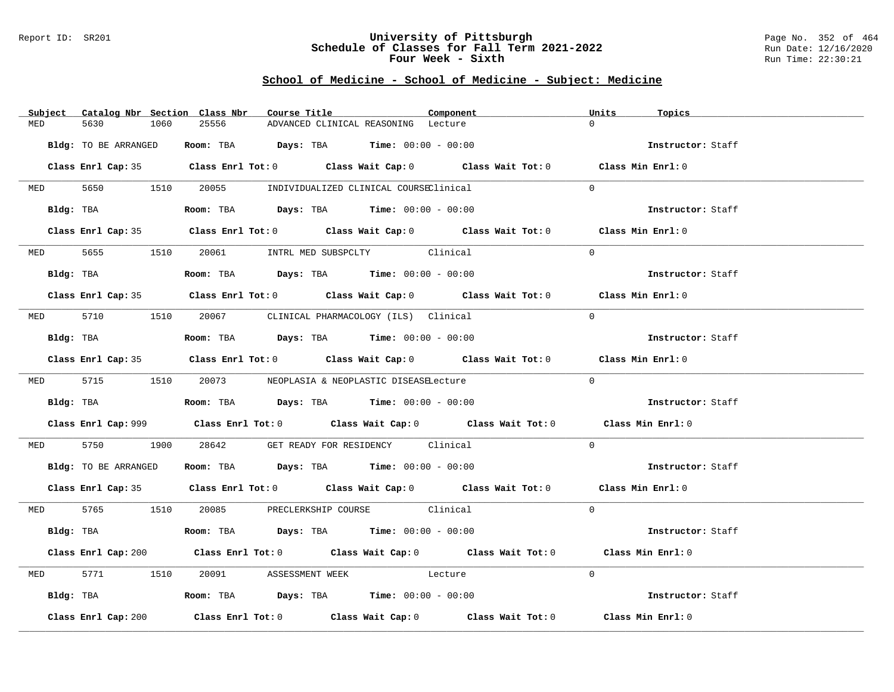# University of Pittsburgh
## Schedule of Classes for Fall Term 2021-2022
### Four Week - Sixth

## School of Medicine - School of Medicine - Subject: Medicine

| Subject | Catalog Nbr | Section | Class Nbr | Course Title | Component | Units | Topics |
|---|---|---|---|---|---|---|---|
| MED | 5630 | 1060 | 25556 | ADVANCED CLINICAL REASONING | Lecture | 0 | |

**Bldg:** TO BE ARRANGED **Room:** TBA **Days:** TBA **Time:** 00:00 - 00:00 **Instructor:** Staff

**Class Enrl Cap:** 35 **Class Enrl Tot:** 0 **Class Wait Cap:** 0 **Class Wait Tot:** 0 **Class Min Enrl:** 0

| Subject | Catalog Nbr | Section | Class Nbr | Course Title | Component | Units | Topics |
|---|---|---|---|---|---|---|---|
| MED | 5650 | 1510 | 20055 | INDIVIDUALIZED CLINICAL COURSE | Clinical | 0 | |

**Bldg:** TBA **Room:** TBA **Days:** TBA **Time:** 00:00 - 00:00 **Instructor:** Staff

**Class Enrl Cap:** 35 **Class Enrl Tot:** 0 **Class Wait Cap:** 0 **Class Wait Tot:** 0 **Class Min Enrl:** 0

| Subject | Catalog Nbr | Section | Class Nbr | Course Title | Component | Units | Topics |
|---|---|---|---|---|---|---|---|
| MED | 5655 | 1510 | 20061 | INTRL MED SUBSPCLTY | Clinical | 0 | |

**Bldg:** TBA **Room:** TBA **Days:** TBA **Time:** 00:00 - 00:00 **Instructor:** Staff

**Class Enrl Cap:** 35 **Class Enrl Tot:** 0 **Class Wait Cap:** 0 **Class Wait Tot:** 0 **Class Min Enrl:** 0

| Subject | Catalog Nbr | Section | Class Nbr | Course Title | Component | Units | Topics |
|---|---|---|---|---|---|---|---|
| MED | 5710 | 1510 | 20067 | CLINICAL PHARMACOLOGY (ILS) | Clinical | 0 | |

**Bldg:** TBA **Room:** TBA **Days:** TBA **Time:** 00:00 - 00:00 **Instructor:** Staff

**Class Enrl Cap:** 35 **Class Enrl Tot:** 0 **Class Wait Cap:** 0 **Class Wait Tot:** 0 **Class Min Enrl:** 0

| Subject | Catalog Nbr | Section | Class Nbr | Course Title | Component | Units | Topics |
|---|---|---|---|---|---|---|---|
| MED | 5715 | 1510 | 20073 | NEOPLASIA & NEOPLASTIC DISEASE | Lecture | 0 | |

**Bldg:** TBA **Room:** TBA **Days:** TBA **Time:** 00:00 - 00:00 **Instructor:** Staff

**Class Enrl Cap:** 999 **Class Enrl Tot:** 0 **Class Wait Cap:** 0 **Class Wait Tot:** 0 **Class Min Enrl:** 0

| Subject | Catalog Nbr | Section | Class Nbr | Course Title | Component | Units | Topics |
|---|---|---|---|---|---|---|---|
| MED | 5750 | 1900 | 28642 | GET READY FOR RESIDENCY | Clinical | 0 | |

**Bldg:** TO BE ARRANGED **Room:** TBA **Days:** TBA **Time:** 00:00 - 00:00 **Instructor:** Staff

**Class Enrl Cap:** 35 **Class Enrl Tot:** 0 **Class Wait Cap:** 0 **Class Wait Tot:** 0 **Class Min Enrl:** 0

| Subject | Catalog Nbr | Section | Class Nbr | Course Title | Component | Units | Topics |
|---|---|---|---|---|---|---|---|
| MED | 5765 | 1510 | 20085 | PRECLERKSHIP COURSE | Clinical | 0 | |

**Bldg:** TBA **Room:** TBA **Days:** TBA **Time:** 00:00 - 00:00 **Instructor:** Staff

**Class Enrl Cap:** 200 **Class Enrl Tot:** 0 **Class Wait Cap:** 0 **Class Wait Tot:** 0 **Class Min Enrl:** 0

| Subject | Catalog Nbr | Section | Class Nbr | Course Title | Component | Units | Topics |
|---|---|---|---|---|---|---|---|
| MED | 5771 | 1510 | 20091 | ASSESSMENT WEEK | Lecture | 0 | |

**Bldg:** TBA **Room:** TBA **Days:** TBA **Time:** 00:00 - 00:00 **Instructor:** Staff

**Class Enrl Cap:** 200 **Class Enrl Tot:** 0 **Class Wait Cap:** 0 **Class Wait Tot:** 0 **Class Min Enrl:** 0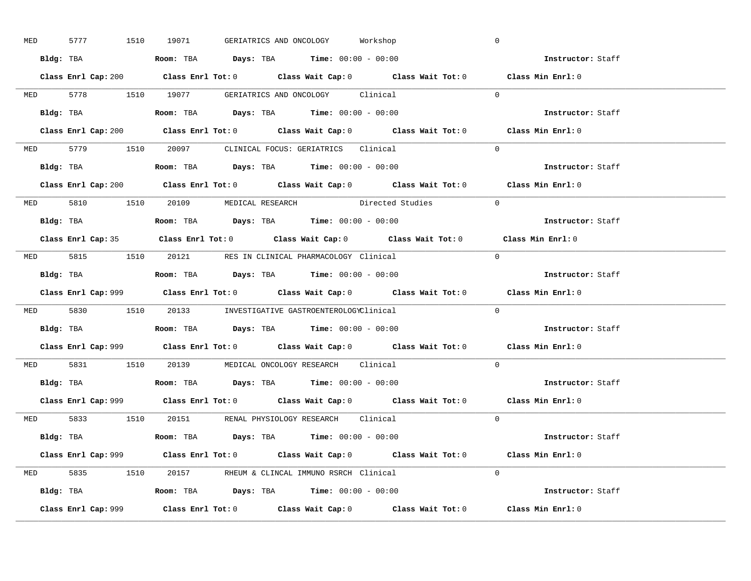MED 5777 1510 19071 GERIATRICS AND ONCOLOGY Workshop 0

**Bldg:** TBA **Room:** TBA **Days:** TBA **Time:** 00:00 - 00:00 **Instructor:** Staff

**Class Enrl Cap:** 200 **Class Enrl Tot:** 0 **Class Wait Cap:** 0 **Class Wait Tot:** 0 **Class Min Enrl:** 0

---

MED 5778 1510 19077 GERIATRICS AND ONCOLOGY Clinical 0

**Bldg:** TBA **Room:** TBA **Days:** TBA **Time:** 00:00 - 00:00 **Instructor:** Staff

**Class Enrl Cap:** 200 **Class Enrl Tot:** 0 **Class Wait Cap:** 0 **Class Wait Tot:** 0 **Class Min Enrl:** 0

---

MED 5779 1510 20097 CLINICAL FOCUS: GERIATRICS Clinical 0

**Bldg:** TBA **Room:** TBA **Days:** TBA **Time:** 00:00 - 00:00 **Instructor:** Staff

**Class Enrl Cap:** 200 **Class Enrl Tot:** 0 **Class Wait Cap:** 0 **Class Wait Tot:** 0 **Class Min Enrl:** 0

---

MED 5810 1510 20109 MEDICAL RESEARCH Directed Studies 0

**Bldg:** TBA **Room:** TBA **Days:** TBA **Time:** 00:00 - 00:00 **Instructor:** Staff

**Class Enrl Cap:** 35 **Class Enrl Tot:** 0 **Class Wait Cap:** 0 **Class Wait Tot:** 0 **Class Min Enrl:** 0

---

MED 5815 1510 20121 RES IN CLINICAL PHARMACOLOGY Clinical 0

**Bldg:** TBA **Room:** TBA **Days:** TBA **Time:** 00:00 - 00:00 **Instructor:** Staff

**Class Enrl Cap:** 999 **Class Enrl Tot:** 0 **Class Wait Cap:** 0 **Class Wait Tot:** 0 **Class Min Enrl:** 0

---

MED 5830 1510 20133 INVESTIGATIVE GASTROENTEROLOGY Clinical 0

**Bldg:** TBA **Room:** TBA **Days:** TBA **Time:** 00:00 - 00:00 **Instructor:** Staff

**Class Enrl Cap:** 999 **Class Enrl Tot:** 0 **Class Wait Cap:** 0 **Class Wait Tot:** 0 **Class Min Enrl:** 0

---

MED 5831 1510 20139 MEDICAL ONCOLOGY RESEARCH Clinical 0

**Bldg:** TBA **Room:** TBA **Days:** TBA **Time:** 00:00 - 00:00 **Instructor:** Staff

**Class Enrl Cap:** 999 **Class Enrl Tot:** 0 **Class Wait Cap:** 0 **Class Wait Tot:** 0 **Class Min Enrl:** 0

---

MED 5833 1510 20151 RENAL PHYSIOLOGY RESEARCH Clinical 0

**Bldg:** TBA **Room:** TBA **Days:** TBA **Time:** 00:00 - 00:00 **Instructor:** Staff

**Class Enrl Cap:** 999 **Class Enrl Tot:** 0 **Class Wait Cap:** 0 **Class Wait Tot:** 0 **Class Min Enrl:** 0

---

MED 5835 1510 20157 RHEUM & CLINCAL IMMUNO RSRCH Clinical 0

**Bldg:** TBA **Room:** TBA **Days:** TBA **Time:** 00:00 - 00:00 **Instructor:** Staff

**Class Enrl Cap:** 999 **Class Enrl Tot:** 0 **Class Wait Cap:** 0 **Class Wait Tot:** 0 **Class Min Enrl:** 0

---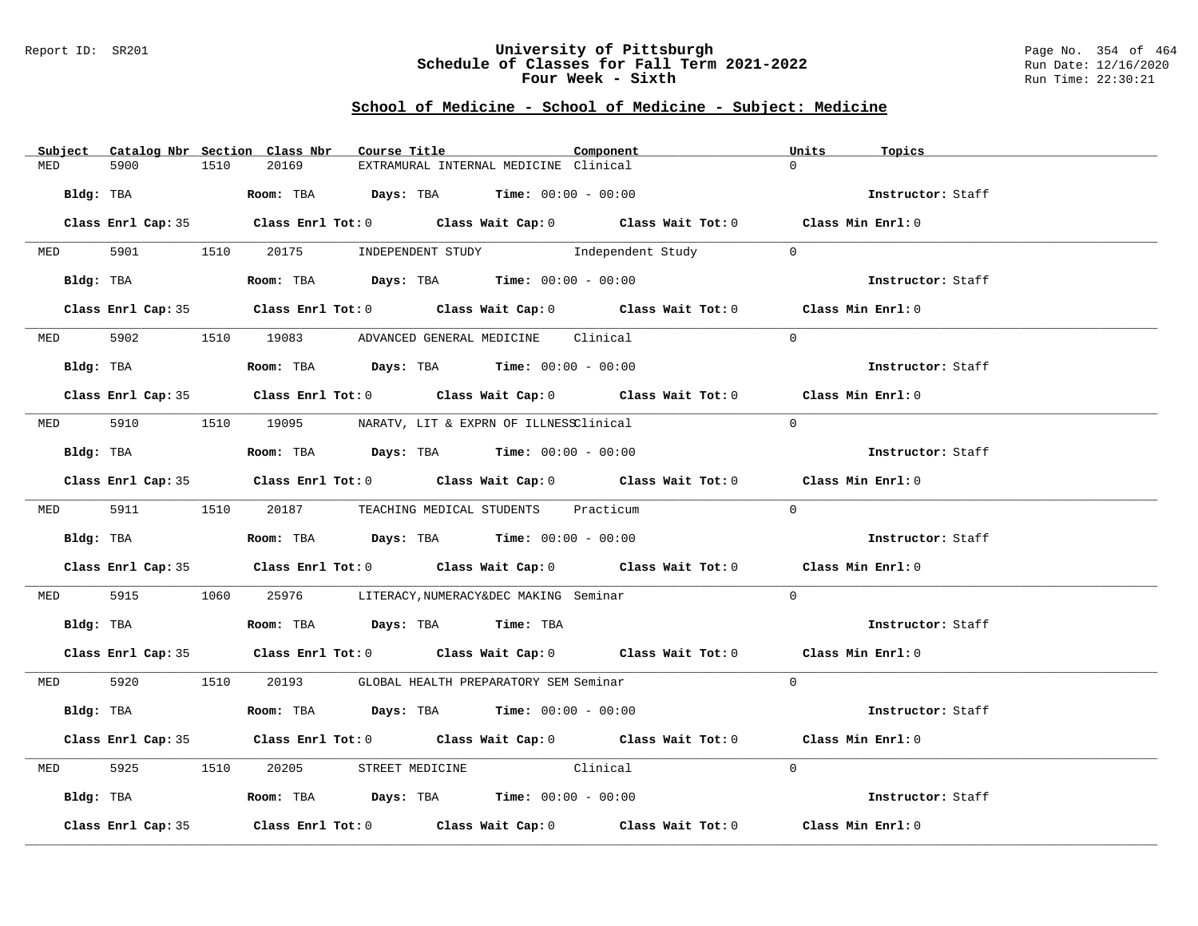University of Pittsburgh
Schedule of Classes for Fall Term 2021-2022
Four Week - Sixth

## School of Medicine - School of Medicine - Subject: Medicine

| Subject | Catalog Nbr | Section | Class Nbr | Course Title | Component | Units | Topics |
|---|---|---|---|---|---|---|---|
| MED | 5900 | 1510 | 20169 | EXTRAMURAL INTERNAL MEDICINE | Clinical | 0 | |

**Bldg:** TBA **Room:** TBA **Days:** TBA **Time:** 00:00 - 00:00 **Instructor:** Staff

**Class Enrl Cap:** 35 **Class Enrl Tot:** 0 **Class Wait Cap:** 0 **Class Wait Tot:** 0 **Class Min Enrl:** 0

| Subject | Catalog Nbr | Section | Class Nbr | Course Title | Component | Units | Topics |
|---|---|---|---|---|---|---|---|
| MED | 5901 | 1510 | 20175 | INDEPENDENT STUDY | Independent Study | 0 | |

**Bldg:** TBA **Room:** TBA **Days:** TBA **Time:** 00:00 - 00:00 **Instructor:** Staff

**Class Enrl Cap:** 35 **Class Enrl Tot:** 0 **Class Wait Cap:** 0 **Class Wait Tot:** 0 **Class Min Enrl:** 0

| Subject | Catalog Nbr | Section | Class Nbr | Course Title | Component | Units | Topics |
|---|---|---|---|---|---|---|---|
| MED | 5902 | 1510 | 19083 | ADVANCED GENERAL MEDICINE | Clinical | 0 | |

**Bldg:** TBA **Room:** TBA **Days:** TBA **Time:** 00:00 - 00:00 **Instructor:** Staff

**Class Enrl Cap:** 35 **Class Enrl Tot:** 0 **Class Wait Cap:** 0 **Class Wait Tot:** 0 **Class Min Enrl:** 0

| Subject | Catalog Nbr | Section | Class Nbr | Course Title | Component | Units | Topics |
|---|---|---|---|---|---|---|---|
| MED | 5910 | 1510 | 19095 | NARATV, LIT & EXPRN OF ILLNESS | Clinical | 0 | |

**Bldg:** TBA **Room:** TBA **Days:** TBA **Time:** 00:00 - 00:00 **Instructor:** Staff

**Class Enrl Cap:** 35 **Class Enrl Tot:** 0 **Class Wait Cap:** 0 **Class Wait Tot:** 0 **Class Min Enrl:** 0

| Subject | Catalog Nbr | Section | Class Nbr | Course Title | Component | Units | Topics |
|---|---|---|---|---|---|---|---|
| MED | 5911 | 1510 | 20187 | TEACHING MEDICAL STUDENTS | Practicum | 0 | |

**Bldg:** TBA **Room:** TBA **Days:** TBA **Time:** 00:00 - 00:00 **Instructor:** Staff

**Class Enrl Cap:** 35 **Class Enrl Tot:** 0 **Class Wait Cap:** 0 **Class Wait Tot:** 0 **Class Min Enrl:** 0

| Subject | Catalog Nbr | Section | Class Nbr | Course Title | Component | Units | Topics |
|---|---|---|---|---|---|---|---|
| MED | 5915 | 1060 | 25976 | LITERACY,NUMERACY&DEC MAKING | Seminar | 0 | |

**Bldg:** TBA **Room:** TBA **Days:** TBA **Time:** TBA **Instructor:** Staff

**Class Enrl Cap:** 35 **Class Enrl Tot:** 0 **Class Wait Cap:** 0 **Class Wait Tot:** 0 **Class Min Enrl:** 0

| Subject | Catalog Nbr | Section | Class Nbr | Course Title | Component | Units | Topics |
|---|---|---|---|---|---|---|---|
| MED | 5920 | 1510 | 20193 | GLOBAL HEALTH PREPARATORY SEM | Seminar | 0 | |

**Bldg:** TBA **Room:** TBA **Days:** TBA **Time:** 00:00 - 00:00 **Instructor:** Staff

**Class Enrl Cap:** 35 **Class Enrl Tot:** 0 **Class Wait Cap:** 0 **Class Wait Tot:** 0 **Class Min Enrl:** 0

| Subject | Catalog Nbr | Section | Class Nbr | Course Title | Component | Units | Topics |
|---|---|---|---|---|---|---|---|
| MED | 5925 | 1510 | 20205 | STREET MEDICINE | Clinical | 0 | |

**Bldg:** TBA **Room:** TBA **Days:** TBA **Time:** 00:00 - 00:00 **Instructor:** Staff

**Class Enrl Cap:** 35 **Class Enrl Tot:** 0 **Class Wait Cap:** 0 **Class Wait Tot:** 0 **Class Min Enrl:** 0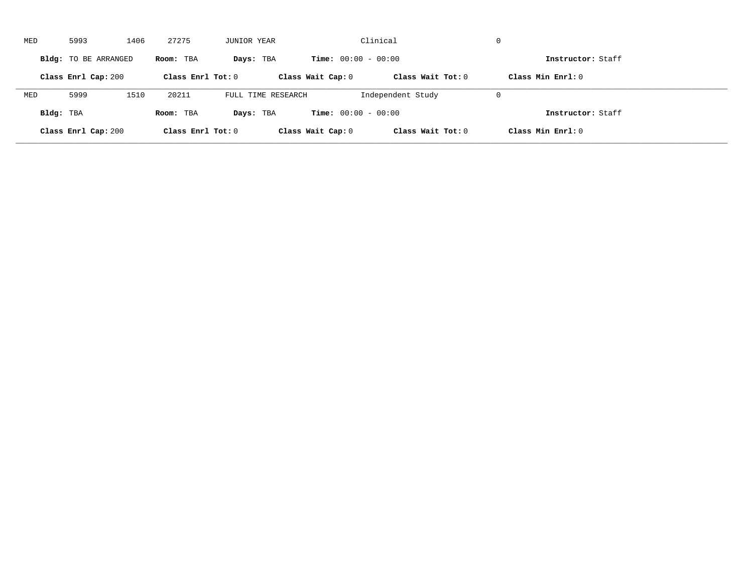MED 5993 1406 27275 JUNIOR YEAR Clinical 0

**Bldg:** TO BE ARRANGED **Room:** TBA **Days:** TBA **Time:** 00:00 - 00:00 **Instructor:** Staff

**Class Enrl Cap:** 200 **Class Enrl Tot:** 0 **Class Wait Cap:** 0 **Class Wait Tot:** 0 **Class Min Enrl:** 0

---

MED 5999 1510 20211 FULL TIME RESEARCH Independent Study 0

**Bldg:** TBA **Room:** TBA **Days:** TBA **Time:** 00:00 - 00:00 **Instructor:** Staff

**Class Enrl Cap:** 200 **Class Enrl Tot:** 0 **Class Wait Cap:** 0 **Class Wait Tot:** 0 **Class Min Enrl:** 0

---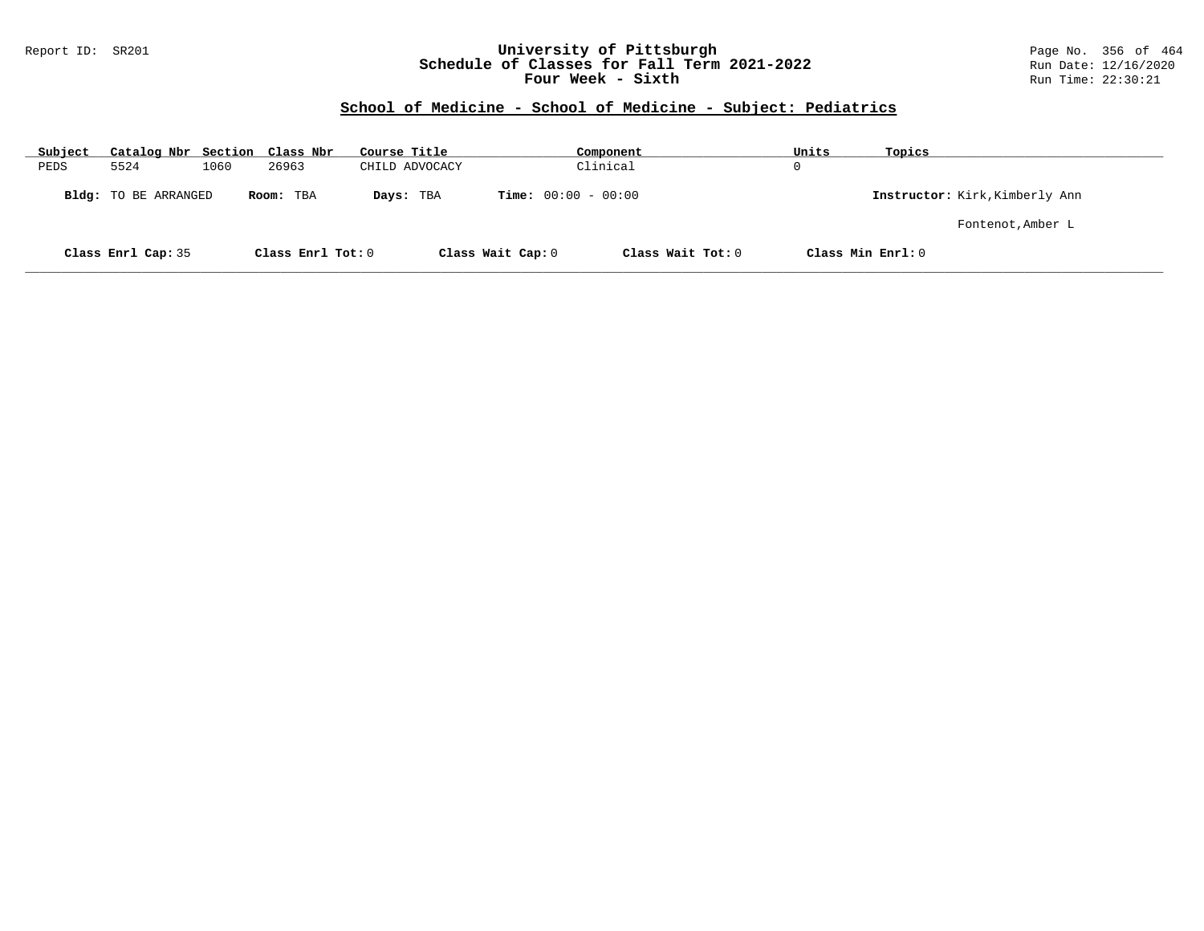## School of Medicine - School of Medicine - Subject: Pediatrics

| Subject | Catalog Nbr | Section | Class Nbr | Course Title | Component | Units | Topics |
|---|---|---|---|---|---|---|---|
| PEDS | 5524 | 1060 | 26963 | CHILD ADVOCACY | Clinical | 0 | |

**Bldg:** TO BE ARRANGED **Room:** TBA **Days:** TBA **Time:** 00:00 - 00:00 **Instructor:** Kirk,Kimberly Ann

Fontenot,Amber L

**Class Enrl Cap:** 35 **Class Enrl Tot:** 0 **Class Wait Cap:** 0 **Class Wait Tot:** 0 **Class Min Enrl:** 0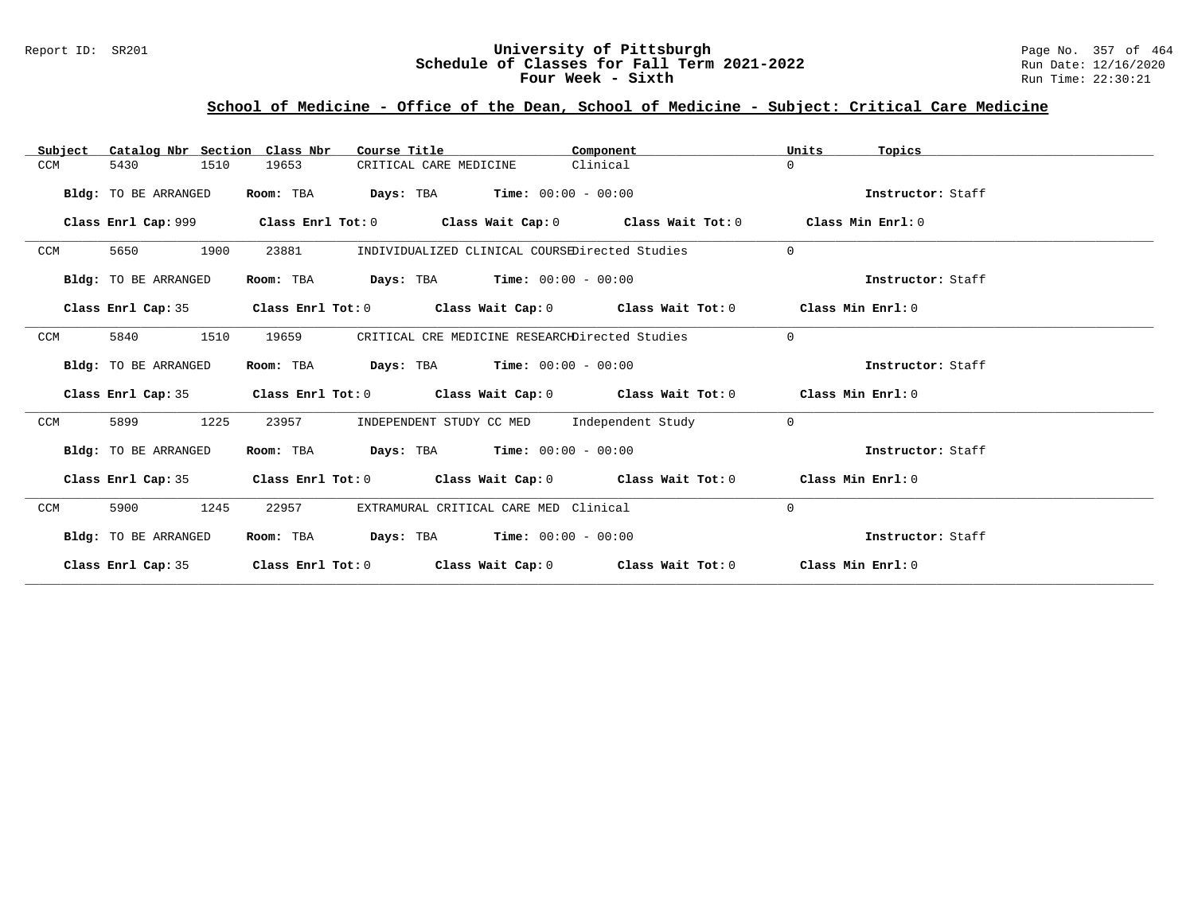## School of Medicine - Office of the Dean, School of Medicine - Subject: Critical Care Medicine

| Subject | Catalog Nbr | Section | Class Nbr | Course Title | Component | Units | Topics |
|---|---|---|---|---|---|---|---|
| CCM | 5430 | 1510 | 19653 | CRITICAL CARE MEDICINE | Clinical | 0 | |

**Bldg:** TO BE ARRANGED **Room:** TBA **Days:** TBA **Time:** 00:00 - 00:00 **Instructor:** Staff

**Class Enrl Cap:** 999 **Class Enrl Tot:** 0 **Class Wait Cap:** 0 **Class Wait Tot:** 0 **Class Min Enrl:** 0

| Subject | Catalog Nbr | Section | Class Nbr | Course Title | Component | Units | Topics |
|---|---|---|---|---|---|---|---|
| CCM | 5650 | 1900 | 23881 | INDIVIDUALIZED CLINICAL COURSE | Directed Studies | 0 | |

**Bldg:** TO BE ARRANGED **Room:** TBA **Days:** TBA **Time:** 00:00 - 00:00 **Instructor:** Staff

**Class Enrl Cap:** 35 **Class Enrl Tot:** 0 **Class Wait Cap:** 0 **Class Wait Tot:** 0 **Class Min Enrl:** 0

| Subject | Catalog Nbr | Section | Class Nbr | Course Title | Component | Units | Topics |
|---|---|---|---|---|---|---|---|
| CCM | 5840 | 1510 | 19659 | CRITICAL CRE MEDICINE RESEARCH | Directed Studies | 0 | |

**Bldg:** TO BE ARRANGED **Room:** TBA **Days:** TBA **Time:** 00:00 - 00:00 **Instructor:** Staff

**Class Enrl Cap:** 35 **Class Enrl Tot:** 0 **Class Wait Cap:** 0 **Class Wait Tot:** 0 **Class Min Enrl:** 0

| Subject | Catalog Nbr | Section | Class Nbr | Course Title | Component | Units | Topics |
|---|---|---|---|---|---|---|---|
| CCM | 5899 | 1225 | 23957 | INDEPENDENT STUDY CC MED | Independent Study | 0 | |

**Bldg:** TO BE ARRANGED **Room:** TBA **Days:** TBA **Time:** 00:00 - 00:00 **Instructor:** Staff

**Class Enrl Cap:** 35 **Class Enrl Tot:** 0 **Class Wait Cap:** 0 **Class Wait Tot:** 0 **Class Min Enrl:** 0

| Subject | Catalog Nbr | Section | Class Nbr | Course Title | Component | Units | Topics |
|---|---|---|---|---|---|---|---|
| CCM | 5900 | 1245 | 22957 | EXTRAMURAL CRITICAL CARE MED | Clinical | 0 | |

**Bldg:** TO BE ARRANGED **Room:** TBA **Days:** TBA **Time:** 00:00 - 00:00 **Instructor:** Staff

**Class Enrl Cap:** 35 **Class Enrl Tot:** 0 **Class Wait Cap:** 0 **Class Wait Tot:** 0 **Class Min Enrl:** 0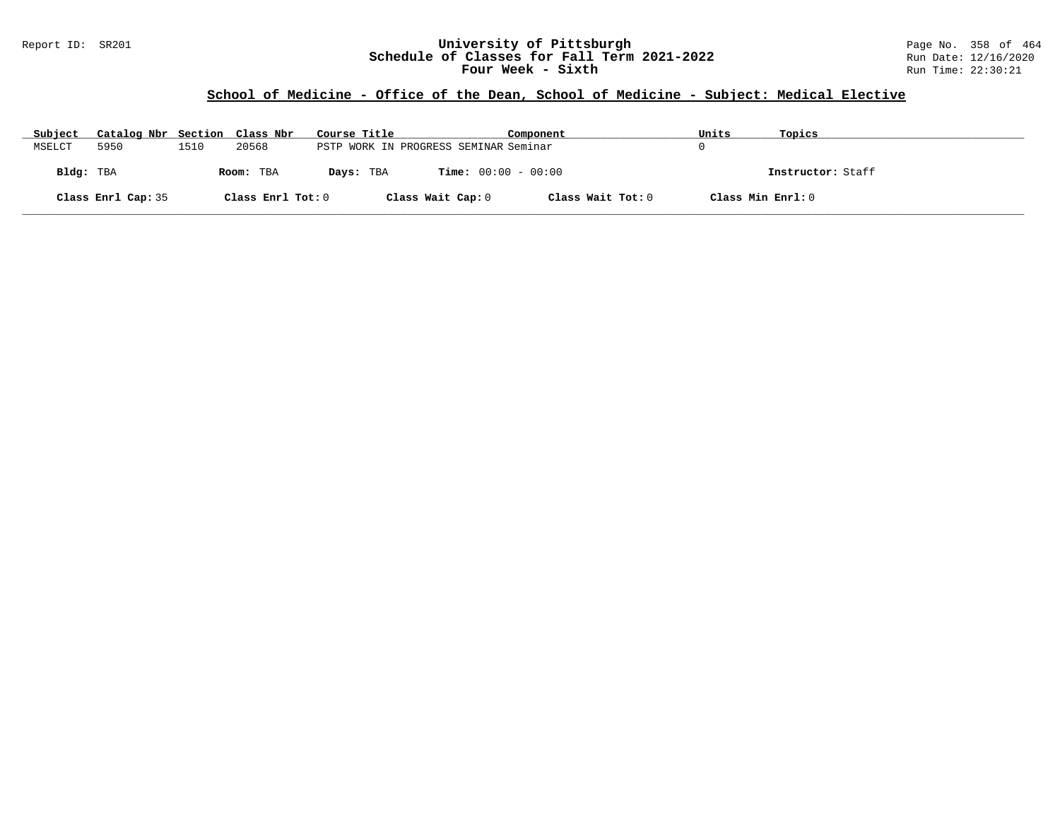# University of Pittsburgh
## Schedule of Classes for Fall Term 2021-2022
## Four Week - Sixth

Report ID: SR201

Run Date: 12/16/2020
Run Time: 22:30:21

### School of Medicine - Office of the Dean, School of Medicine - Subject: Medical Elective

| Subject | Catalog Nbr | Section | Class Nbr | Course Title | Component | Units | Topics |
|---|---|---|---|---|---|---|---|
| MSELCT | 5950 | 1510 | 20568 | PSTP WORK IN PROGRESS SEMINAR | Seminar | 0 | |

**Bldg:** TBA **Room:** TBA **Days:** TBA **Time:** 00:00 - 00:00 **Instructor:** Staff

**Class Enrl Cap:** 35 **Class Enrl Tot:** 0 **Class Wait Cap:** 0 **Class Wait Tot:** 0 **Class Min Enrl:** 0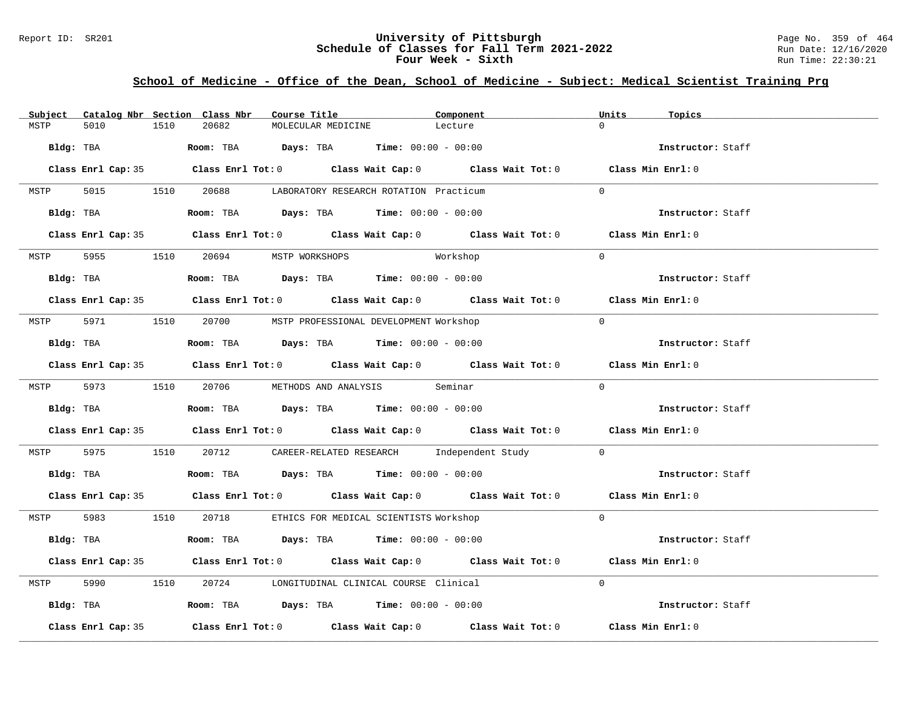## School of Medicine - Office of the Dean, School of Medicine - Subject: Medical Scientist Training Prg

| Subject | Catalog Nbr | Section | Class Nbr | Course Title | Component | Units | Topics |
|---|---|---|---|---|---|---|---|
| MSTP | 5010 | 1510 | 20682 | MOLECULAR MEDICINE | Lecture | 0 | |
| **Bldg:** TBA | | **Room:** TBA | | **Days:** TBA | **Time:** 00:00 - 00:00 | | **Instructor:** Staff |
| **Class Enrl Cap:** 35 | | **Class Enrl Tot:** 0 | | **Class Wait Cap:** 0 | **Class Wait Tot:** 0 | | **Class Min Enrl:** 0 |
| MSTP | 5015 | 1510 | 20688 | LABORATORY RESEARCH ROTATION | Practicum | 0 | |
| **Bldg:** TBA | | **Room:** TBA | | **Days:** TBA | **Time:** 00:00 - 00:00 | | **Instructor:** Staff |
| **Class Enrl Cap:** 35 | | **Class Enrl Tot:** 0 | | **Class Wait Cap:** 0 | **Class Wait Tot:** 0 | | **Class Min Enrl:** 0 |
| MSTP | 5955 | 1510 | 20694 | MSTP WORKSHOPS | Workshop | 0 | |
| **Bldg:** TBA | | **Room:** TBA | | **Days:** TBA | **Time:** 00:00 - 00:00 | | **Instructor:** Staff |
| **Class Enrl Cap:** 35 | | **Class Enrl Tot:** 0 | | **Class Wait Cap:** 0 | **Class Wait Tot:** 0 | | **Class Min Enrl:** 0 |
| MSTP | 5971 | 1510 | 20700 | MSTP PROFESSIONAL DEVELOPMENT | Workshop | 0 | |
| **Bldg:** TBA | | **Room:** TBA | | **Days:** TBA | **Time:** 00:00 - 00:00 | | **Instructor:** Staff |
| **Class Enrl Cap:** 35 | | **Class Enrl Tot:** 0 | | **Class Wait Cap:** 0 | **Class Wait Tot:** 0 | | **Class Min Enrl:** 0 |
| MSTP | 5973 | 1510 | 20706 | METHODS AND ANALYSIS | Seminar | 0 | |
| **Bldg:** TBA | | **Room:** TBA | | **Days:** TBA | **Time:** 00:00 - 00:00 | | **Instructor:** Staff |
| **Class Enrl Cap:** 35 | | **Class Enrl Tot:** 0 | | **Class Wait Cap:** 0 | **Class Wait Tot:** 0 | | **Class Min Enrl:** 0 |
| MSTP | 5975 | 1510 | 20712 | CAREER-RELATED RESEARCH | Independent Study | 0 | |
| **Bldg:** TBA | | **Room:** TBA | | **Days:** TBA | **Time:** 00:00 - 00:00 | | **Instructor:** Staff |
| **Class Enrl Cap:** 35 | | **Class Enrl Tot:** 0 | | **Class Wait Cap:** 0 | **Class Wait Tot:** 0 | | **Class Min Enrl:** 0 |
| MSTP | 5983 | 1510 | 20718 | ETHICS FOR MEDICAL SCIENTISTS | Workshop | 0 | |
| **Bldg:** TBA | | **Room:** TBA | | **Days:** TBA | **Time:** 00:00 - 00:00 | | **Instructor:** Staff |
| **Class Enrl Cap:** 35 | | **Class Enrl Tot:** 0 | | **Class Wait Cap:** 0 | **Class Wait Tot:** 0 | | **Class Min Enrl:** 0 |
| MSTP | 5990 | 1510 | 20724 | LONGITUDINAL CLINICAL COURSE | Clinical | 0 | |
| **Bldg:** TBA | | **Room:** TBA | | **Days:** TBA | **Time:** 00:00 - 00:00 | | **Instructor:** Staff |
| **Class Enrl Cap:** 35 | | **Class Enrl Tot:** 0 | | **Class Wait Cap:** 0 | **Class Wait Tot:** 0 | | **Class Min Enrl:** 0 |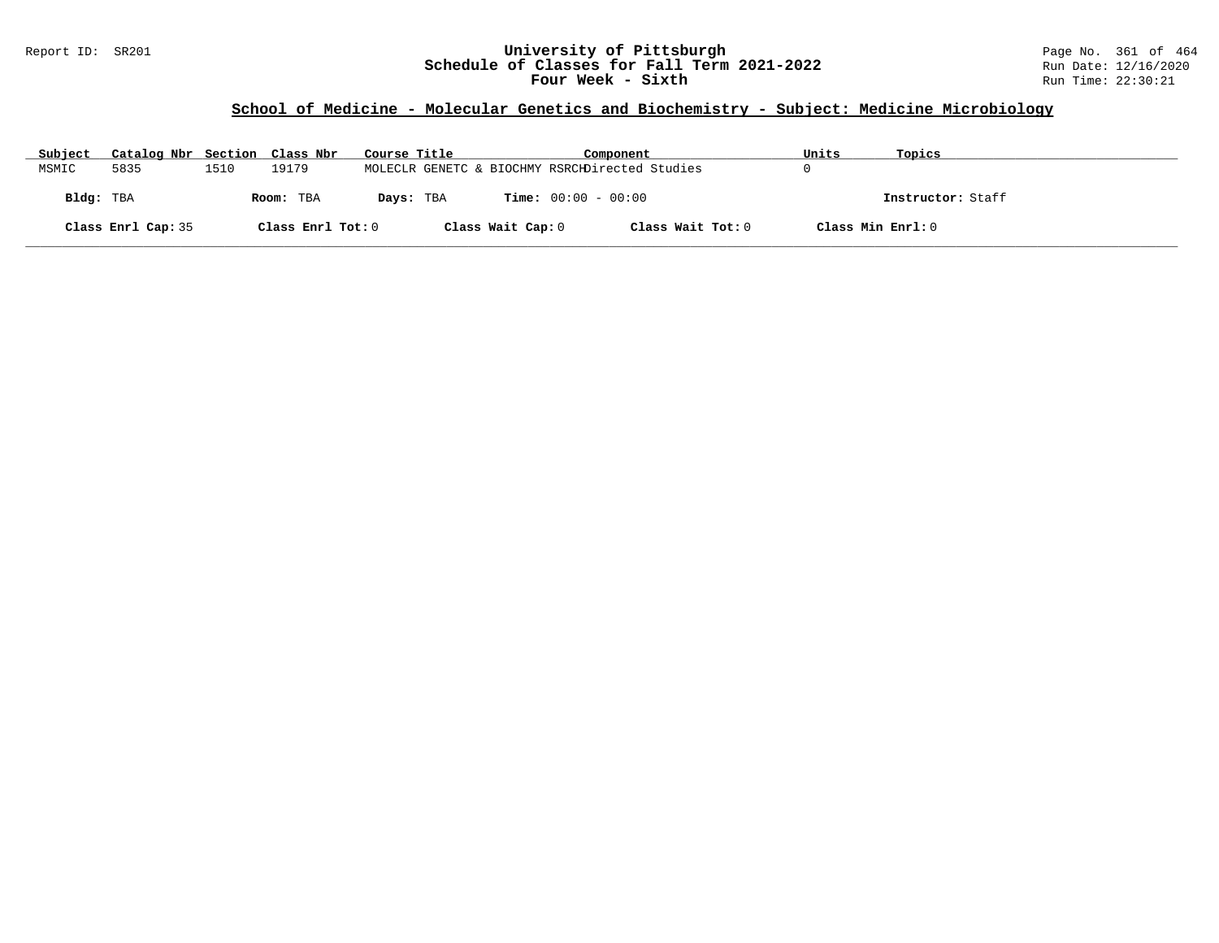University of Pittsburgh
Schedule of Classes for Fall Term 2021-2022
Four Week - Sixth

## School of Medicine - Molecular Genetics and Biochemistry - Subject: Medicine Microbiology

| Subject | Catalog Nbr | Section | Class Nbr | Course Title | Component | Units | Topics |
|---|---|---|---|---|---|---|---|
| MSMIC | 5835 | 1510 | 19179 | MOLECLR GENETC & BIOCHMY RSRCH | Directed Studies | 0 | |

**Bldg:** TBA **Room:** TBA **Days:** TBA **Time:** 00:00 - 00:00 **Instructor:** Staff

**Class Enrl Cap:** 35 **Class Enrl Tot:** 0 **Class Wait Cap:** 0 **Class Wait Tot:** 0 **Class Min Enrl:** 0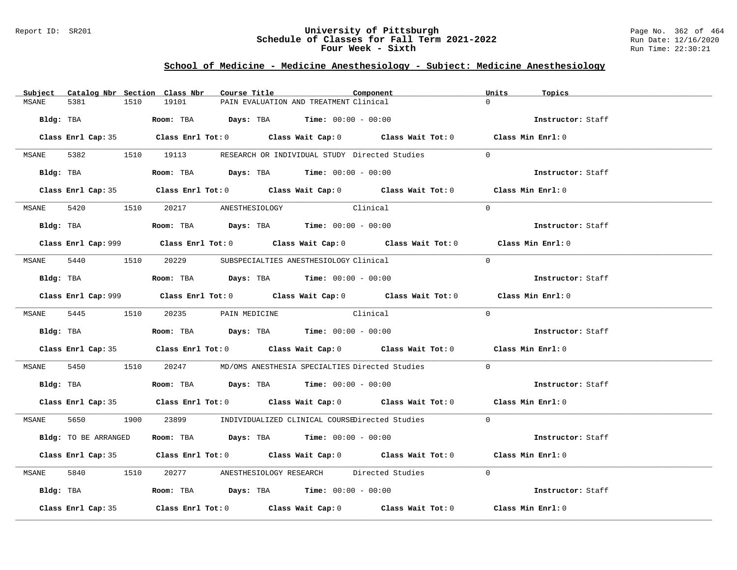## School of Medicine - Medicine Anesthesiology - Subject: Medicine Anesthesiology

| Subject | Catalog Nbr | Section | Class Nbr | Course Title | Component | Units | Topics |
|---|---|---|---|---|---|---|---|
| MSANE | 5381 | 1510 | 19101 | PAIN EVALUATION AND TREATMENT | Clinical | 0 | |

**Bldg:** TBA **Room:** TBA **Days:** TBA **Time:** 00:00 - 00:00 **Instructor:** Staff

**Class Enrl Cap:** 35 **Class Enrl Tot:** 0 **Class Wait Cap:** 0 **Class Wait Tot:** 0 **Class Min Enrl:** 0

| Subject | Catalog Nbr | Section | Class Nbr | Course Title | Component | Units | Topics |
|---|---|---|---|---|---|---|---|
| MSANE | 5382 | 1510 | 19113 | RESEARCH OR INDIVIDUAL STUDY | Directed Studies | 0 | |

**Bldg:** TBA **Room:** TBA **Days:** TBA **Time:** 00:00 - 00:00 **Instructor:** Staff

**Class Enrl Cap:** 35 **Class Enrl Tot:** 0 **Class Wait Cap:** 0 **Class Wait Tot:** 0 **Class Min Enrl:** 0

| Subject | Catalog Nbr | Section | Class Nbr | Course Title | Component | Units | Topics |
|---|---|---|---|---|---|---|---|
| MSANE | 5420 | 1510 | 20217 | ANESTHESIOLOGY | Clinical | 0 | |

**Bldg:** TBA **Room:** TBA **Days:** TBA **Time:** 00:00 - 00:00 **Instructor:** Staff

**Class Enrl Cap:** 999 **Class Enrl Tot:** 0 **Class Wait Cap:** 0 **Class Wait Tot:** 0 **Class Min Enrl:** 0

| Subject | Catalog Nbr | Section | Class Nbr | Course Title | Component | Units | Topics |
|---|---|---|---|---|---|---|---|
| MSANE | 5440 | 1510 | 20229 | SUBSPECIALTIES ANESTHESIOLOGY | Clinical | 0 | |

**Bldg:** TBA **Room:** TBA **Days:** TBA **Time:** 00:00 - 00:00 **Instructor:** Staff

**Class Enrl Cap:** 999 **Class Enrl Tot:** 0 **Class Wait Cap:** 0 **Class Wait Tot:** 0 **Class Min Enrl:** 0

| Subject | Catalog Nbr | Section | Class Nbr | Course Title | Component | Units | Topics |
|---|---|---|---|---|---|---|---|
| MSANE | 5445 | 1510 | 20235 | PAIN MEDICINE | Clinical | 0 | |

**Bldg:** TBA **Room:** TBA **Days:** TBA **Time:** 00:00 - 00:00 **Instructor:** Staff

**Class Enrl Cap:** 35 **Class Enrl Tot:** 0 **Class Wait Cap:** 0 **Class Wait Tot:** 0 **Class Min Enrl:** 0

| Subject | Catalog Nbr | Section | Class Nbr | Course Title | Component | Units | Topics |
|---|---|---|---|---|---|---|---|
| MSANE | 5450 | 1510 | 20247 | MD/OMS ANESTHESIA SPECIALTIES | Directed Studies | 0 | |

**Bldg:** TBA **Room:** TBA **Days:** TBA **Time:** 00:00 - 00:00 **Instructor:** Staff

**Class Enrl Cap:** 35 **Class Enrl Tot:** 0 **Class Wait Cap:** 0 **Class Wait Tot:** 0 **Class Min Enrl:** 0

| Subject | Catalog Nbr | Section | Class Nbr | Course Title | Component | Units | Topics |
|---|---|---|---|---|---|---|---|
| MSANE | 5650 | 1900 | 23899 | INDIVIDUALIZED CLINICAL COURSE | Directed Studies | 0 | |

**Bldg:** TO BE ARRANGED **Room:** TBA **Days:** TBA **Time:** 00:00 - 00:00 **Instructor:** Staff

**Class Enrl Cap:** 35 **Class Enrl Tot:** 0 **Class Wait Cap:** 0 **Class Wait Tot:** 0 **Class Min Enrl:** 0

| Subject | Catalog Nbr | Section | Class Nbr | Course Title | Component | Units | Topics |
|---|---|---|---|---|---|---|---|
| MSANE | 5840 | 1510 | 20277 | ANESTHESIOLOGY RESEARCH | Directed Studies | 0 | |

**Bldg:** TBA **Room:** TBA **Days:** TBA **Time:** 00:00 - 00:00 **Instructor:** Staff

**Class Enrl Cap:** 35 **Class Enrl Tot:** 0 **Class Wait Cap:** 0 **Class Wait Tot:** 0 **Class Min Enrl:** 0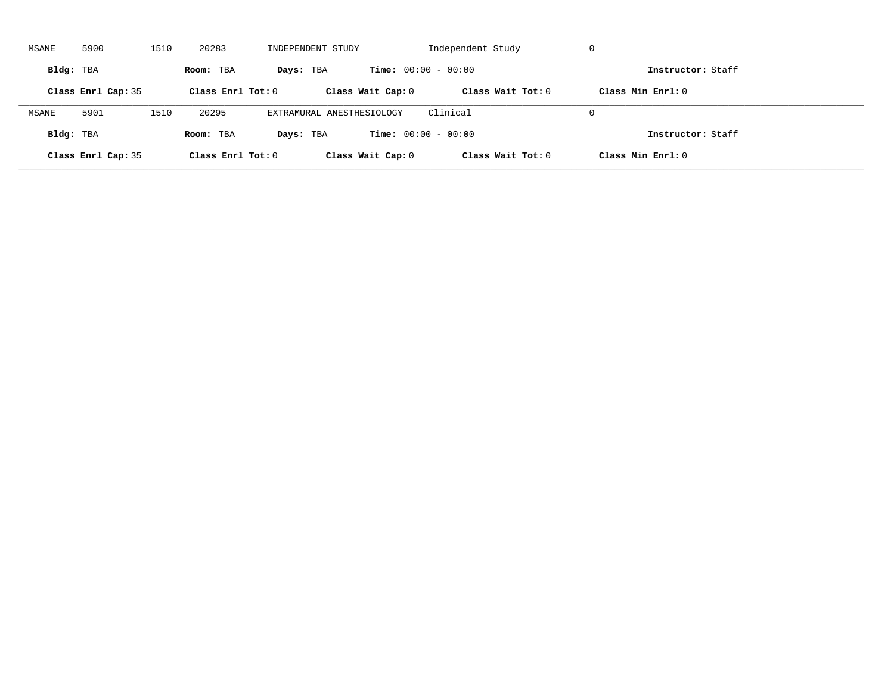MSANE 5900 1510 20283 INDEPENDENT STUDY Independent Study 0

**Bldg:** TBA **Room:** TBA **Days:** TBA **Time:** 00:00 - 00:00 **Instructor:** Staff

**Class Enrl Cap:** 35 **Class Enrl Tot:** 0 **Class Wait Cap:** 0 **Class Wait Tot:** 0 **Class Min Enrl:** 0

---

MSANE 5901 1510 20295 EXTRAMURAL ANESTHESIOLOGY Clinical 0

**Bldg:** TBA **Room:** TBA **Days:** TBA **Time:** 00:00 - 00:00 **Instructor:** Staff

**Class Enrl Cap:** 35 **Class Enrl Tot:** 0 **Class Wait Cap:** 0 **Class Wait Tot:** 0 **Class Min Enrl:** 0

---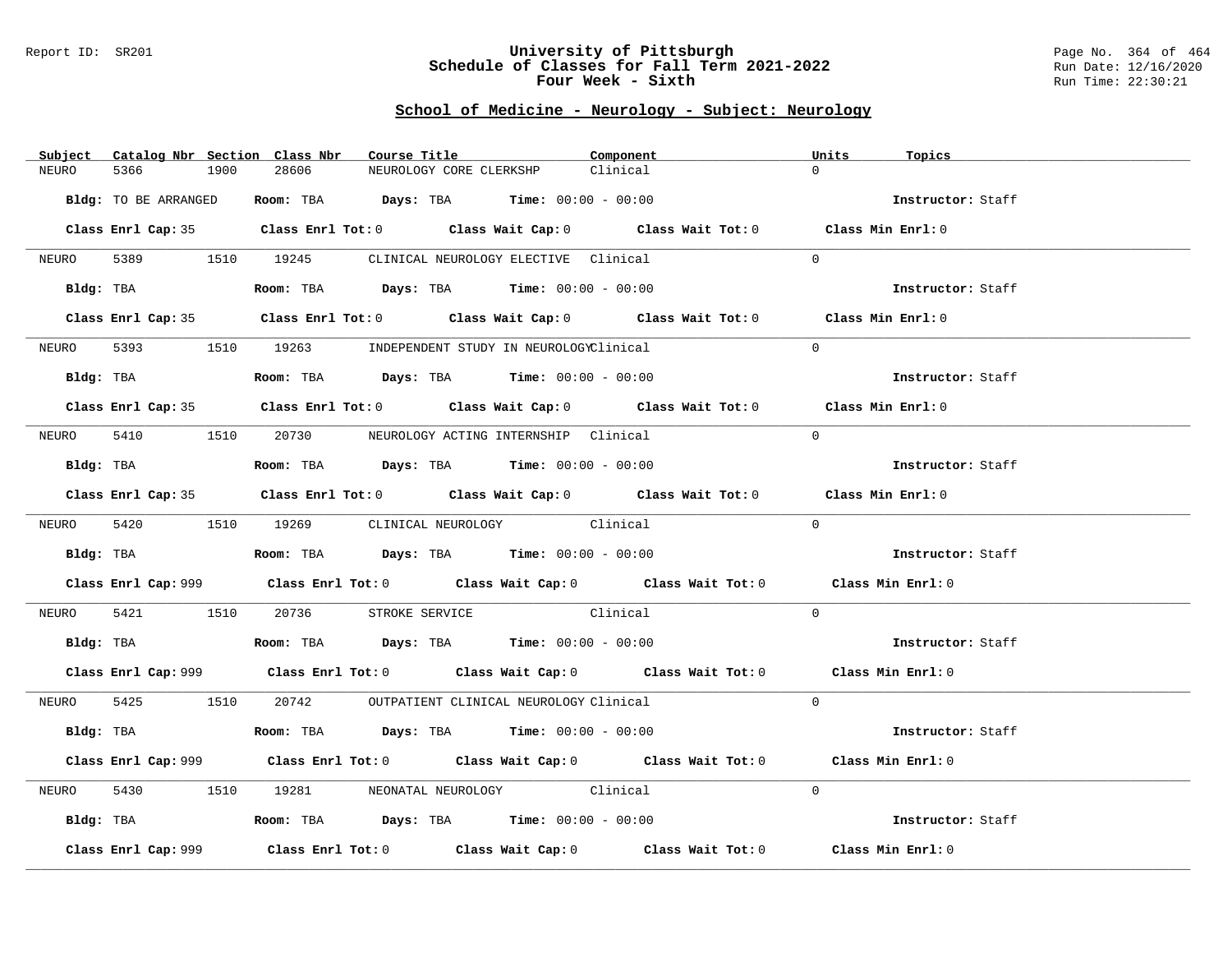# University of Pittsburgh
## Schedule of Classes for Fall Term 2021-2022
### Four Week - Sixth

Report ID: SR201

Run Date: 12/16/2020
Run Time: 22:30:21

## School of Medicine - Neurology - Subject: Neurology

| Subject | Catalog Nbr | Section | Class Nbr | Course Title | Component | Units | Topics |
|---|---|---|---|---|---|---|---|
| NEURO | 5366 | 1900 | 28606 | NEUROLOGY CORE CLERKSHP | Clinical | 0 | |

**Bldg:** TO BE ARRANGED **Room:** TBA **Days:** TBA **Time:** 00:00 - 00:00 **Instructor:** Staff

**Class Enrl Cap:** 35 **Class Enrl Tot:** 0 **Class Wait Cap:** 0 **Class Wait Tot:** 0 **Class Min Enrl:** 0

| Subject | Catalog Nbr | Section | Class Nbr | Course Title | Component | Units | Topics |
|---|---|---|---|---|---|---|---|
| NEURO | 5389 | 1510 | 19245 | CLINICAL NEUROLOGY ELECTIVE | Clinical | 0 | |

**Bldg:** TBA **Room:** TBA **Days:** TBA **Time:** 00:00 - 00:00 **Instructor:** Staff

**Class Enrl Cap:** 35 **Class Enrl Tot:** 0 **Class Wait Cap:** 0 **Class Wait Tot:** 0 **Class Min Enrl:** 0

| Subject | Catalog Nbr | Section | Class Nbr | Course Title | Component | Units | Topics |
|---|---|---|---|---|---|---|---|
| NEURO | 5393 | 1510 | 19263 | INDEPENDENT STUDY IN NEUROLOGY | Clinical | 0 | |

**Bldg:** TBA **Room:** TBA **Days:** TBA **Time:** 00:00 - 00:00 **Instructor:** Staff

**Class Enrl Cap:** 35 **Class Enrl Tot:** 0 **Class Wait Cap:** 0 **Class Wait Tot:** 0 **Class Min Enrl:** 0

| Subject | Catalog Nbr | Section | Class Nbr | Course Title | Component | Units | Topics |
|---|---|---|---|---|---|---|---|
| NEURO | 5410 | 1510 | 20730 | NEUROLOGY ACTING INTERNSHIP | Clinical | 0 | |

**Bldg:** TBA **Room:** TBA **Days:** TBA **Time:** 00:00 - 00:00 **Instructor:** Staff

**Class Enrl Cap:** 35 **Class Enrl Tot:** 0 **Class Wait Cap:** 0 **Class Wait Tot:** 0 **Class Min Enrl:** 0

| Subject | Catalog Nbr | Section | Class Nbr | Course Title | Component | Units | Topics |
|---|---|---|---|---|---|---|---|
| NEURO | 5420 | 1510 | 19269 | CLINICAL NEUROLOGY | Clinical | 0 | |

**Bldg:** TBA **Room:** TBA **Days:** TBA **Time:** 00:00 - 00:00 **Instructor:** Staff

**Class Enrl Cap:** 999 **Class Enrl Tot:** 0 **Class Wait Cap:** 0 **Class Wait Tot:** 0 **Class Min Enrl:** 0

| Subject | Catalog Nbr | Section | Class Nbr | Course Title | Component | Units | Topics |
|---|---|---|---|---|---|---|---|
| NEURO | 5421 | 1510 | 20736 | STROKE SERVICE | Clinical | 0 | |

**Bldg:** TBA **Room:** TBA **Days:** TBA **Time:** 00:00 - 00:00 **Instructor:** Staff

**Class Enrl Cap:** 999 **Class Enrl Tot:** 0 **Class Wait Cap:** 0 **Class Wait Tot:** 0 **Class Min Enrl:** 0

| Subject | Catalog Nbr | Section | Class Nbr | Course Title | Component | Units | Topics |
|---|---|---|---|---|---|---|---|
| NEURO | 5425 | 1510 | 20742 | OUTPATIENT CLINICAL NEUROLOGY | Clinical | 0 | |

**Bldg:** TBA **Room:** TBA **Days:** TBA **Time:** 00:00 - 00:00 **Instructor:** Staff

**Class Enrl Cap:** 999 **Class Enrl Tot:** 0 **Class Wait Cap:** 0 **Class Wait Tot:** 0 **Class Min Enrl:** 0

| Subject | Catalog Nbr | Section | Class Nbr | Course Title | Component | Units | Topics |
|---|---|---|---|---|---|---|---|
| NEURO | 5430 | 1510 | 19281 | NEONATAL NEUROLOGY | Clinical | 0 | |

**Bldg:** TBA **Room:** TBA **Days:** TBA **Time:** 00:00 - 00:00 **Instructor:** Staff

**Class Enrl Cap:** 999 **Class Enrl Tot:** 0 **Class Wait Cap:** 0 **Class Wait Tot:** 0 **Class Min Enrl:** 0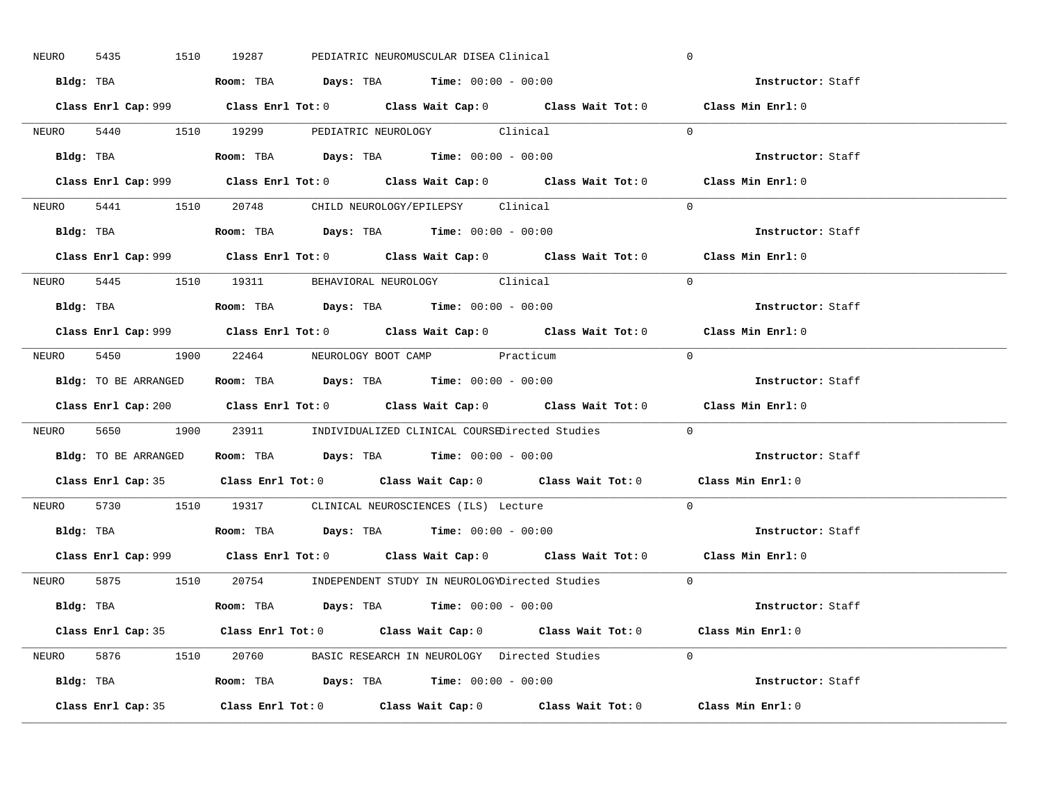NEURO 5435 1510 19287 PEDIATRIC NEUROMUSCULAR DISEA Clinical 0

**Bldg:** TBA **Room:** TBA **Days:** TBA **Time:** 00:00 - 00:00 **Instructor:** Staff

**Class Enrl Cap:** 999 **Class Enrl Tot:** 0 **Class Wait Cap:** 0 **Class Wait Tot:** 0 **Class Min Enrl:** 0

---

NEURO 5440 1510 19299 PEDIATRIC NEUROLOGY Clinical 0

**Bldg:** TBA **Room:** TBA **Days:** TBA **Time:** 00:00 - 00:00 **Instructor:** Staff

**Class Enrl Cap:** 999 **Class Enrl Tot:** 0 **Class Wait Cap:** 0 **Class Wait Tot:** 0 **Class Min Enrl:** 0

---

NEURO 5441 1510 20748 CHILD NEUROLOGY/EPILEPSY Clinical 0

**Bldg:** TBA **Room:** TBA **Days:** TBA **Time:** 00:00 - 00:00 **Instructor:** Staff

**Class Enrl Cap:** 999 **Class Enrl Tot:** 0 **Class Wait Cap:** 0 **Class Wait Tot:** 0 **Class Min Enrl:** 0

---

NEURO 5445 1510 19311 BEHAVIORAL NEUROLOGY Clinical 0

**Bldg:** TBA **Room:** TBA **Days:** TBA **Time:** 00:00 - 00:00 **Instructor:** Staff

**Class Enrl Cap:** 999 **Class Enrl Tot:** 0 **Class Wait Cap:** 0 **Class Wait Tot:** 0 **Class Min Enrl:** 0

---

NEURO 5450 1900 22464 NEUROLOGY BOOT CAMP Practicum 0

**Bldg:** TO BE ARRANGED **Room:** TBA **Days:** TBA **Time:** 00:00 - 00:00 **Instructor:** Staff

**Class Enrl Cap:** 200 **Class Enrl Tot:** 0 **Class Wait Cap:** 0 **Class Wait Tot:** 0 **Class Min Enrl:** 0

---

NEURO 5650 1900 23911 INDIVIDUALIZED CLINICAL COURSE Directed Studies 0

**Bldg:** TO BE ARRANGED **Room:** TBA **Days:** TBA **Time:** 00:00 - 00:00 **Instructor:** Staff

**Class Enrl Cap:** 35 **Class Enrl Tot:** 0 **Class Wait Cap:** 0 **Class Wait Tot:** 0 **Class Min Enrl:** 0

---

NEURO 5730 1510 19317 CLINICAL NEUROSCIENCES (ILS) Lecture 0

**Bldg:** TBA **Room:** TBA **Days:** TBA **Time:** 00:00 - 00:00 **Instructor:** Staff

**Class Enrl Cap:** 999 **Class Enrl Tot:** 0 **Class Wait Cap:** 0 **Class Wait Tot:** 0 **Class Min Enrl:** 0

---

NEURO 5875 1510 20754 INDEPENDENT STUDY IN NEUROLOGY Directed Studies 0

**Bldg:** TBA **Room:** TBA **Days:** TBA **Time:** 00:00 - 00:00 **Instructor:** Staff

**Class Enrl Cap:** 35 **Class Enrl Tot:** 0 **Class Wait Cap:** 0 **Class Wait Tot:** 0 **Class Min Enrl:** 0

---

NEURO 5876 1510 20760 BASIC RESEARCH IN NEUROLOGY Directed Studies 0

**Bldg:** TBA **Room:** TBA **Days:** TBA **Time:** 00:00 - 00:00 **Instructor:** Staff

**Class Enrl Cap:** 35 **Class Enrl Tot:** 0 **Class Wait Cap:** 0 **Class Wait Tot:** 0 **Class Min Enrl:** 0

---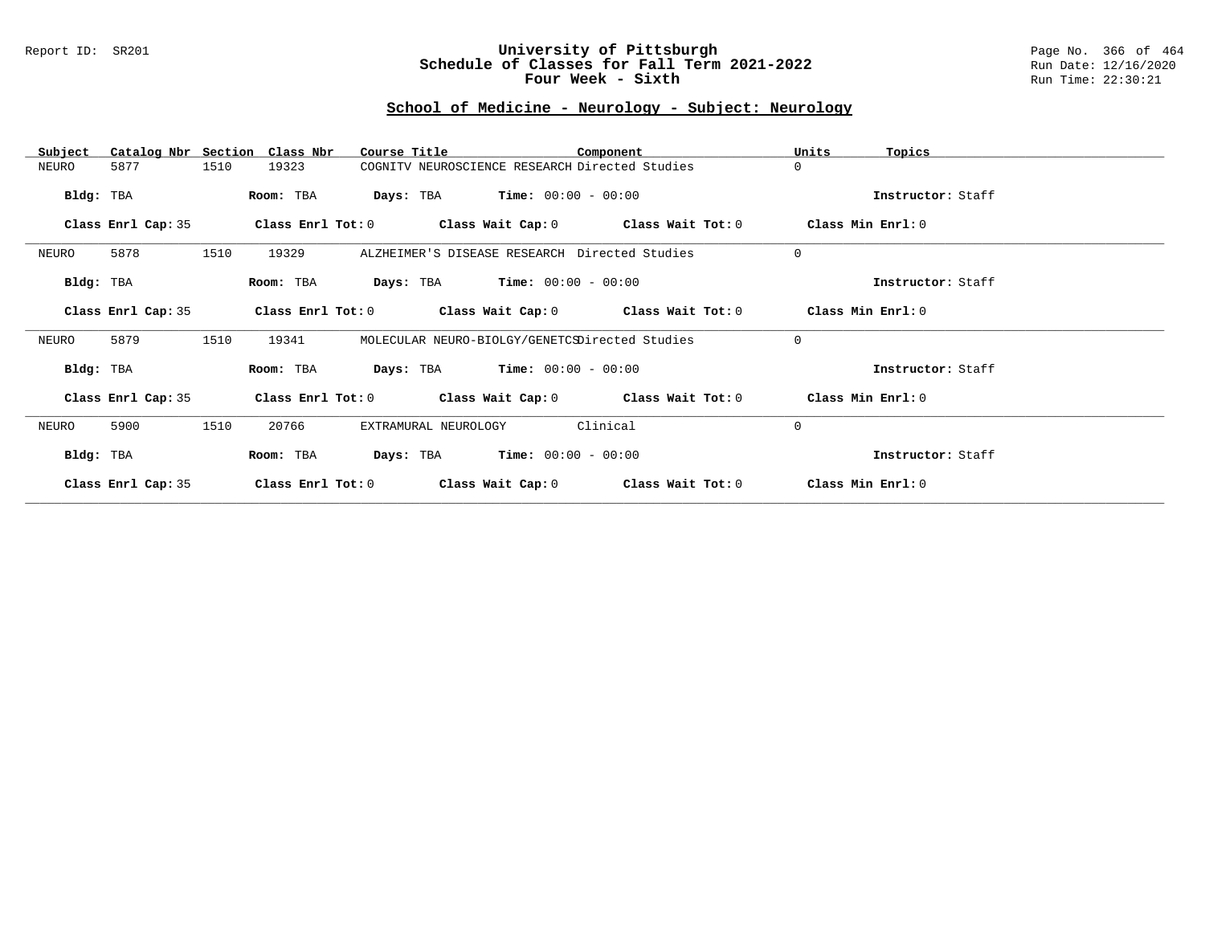## School of Medicine - Neurology - Subject: Neurology

| Subject | Catalog Nbr | Section | Class Nbr | Course Title | Component | Units | Topics |
|---|---|---|---|---|---|---|---|
| NEURO | 5877 | 1510 | 19323 | COGNITV NEUROSCIENCE RESEARCH | Directed Studies | 0 | |

**Bldg:** TBA **Room:** TBA **Days:** TBA **Time:** 00:00 - 00:00 **Instructor:** Staff

**Class Enrl Cap:** 35 **Class Enrl Tot:** 0 **Class Wait Cap:** 0 **Class Wait Tot:** 0 **Class Min Enrl:** 0

---

| Subject | Catalog Nbr | Section | Class Nbr | Course Title | Component | Units | Topics |
|---|---|---|---|---|---|---|---|
| NEURO | 5878 | 1510 | 19329 | ALZHEIMER'S DISEASE RESEARCH | Directed Studies | 0 | |

**Bldg:** TBA **Room:** TBA **Days:** TBA **Time:** 00:00 - 00:00 **Instructor:** Staff

**Class Enrl Cap:** 35 **Class Enrl Tot:** 0 **Class Wait Cap:** 0 **Class Wait Tot:** 0 **Class Min Enrl:** 0

---

| Subject | Catalog Nbr | Section | Class Nbr | Course Title | Component | Units | Topics |
|---|---|---|---|---|---|---|---|
| NEURO | 5879 | 1510 | 19341 | MOLECULAR NEURO-BIOLGY/GENETCS | Directed Studies | 0 | |

**Bldg:** TBA **Room:** TBA **Days:** TBA **Time:** 00:00 - 00:00 **Instructor:** Staff

**Class Enrl Cap:** 35 **Class Enrl Tot:** 0 **Class Wait Cap:** 0 **Class Wait Tot:** 0 **Class Min Enrl:** 0

---

| Subject | Catalog Nbr | Section | Class Nbr | Course Title | Component | Units | Topics |
|---|---|---|---|---|---|---|---|
| NEURO | 5900 | 1510 | 20766 | EXTRAMURAL NEUROLOGY | Clinical | 0 | |

**Bldg:** TBA **Room:** TBA **Days:** TBA **Time:** 00:00 - 00:00 **Instructor:** Staff

**Class Enrl Cap:** 35 **Class Enrl Tot:** 0 **Class Wait Cap:** 0 **Class Wait Tot:** 0 **Class Min Enrl:** 0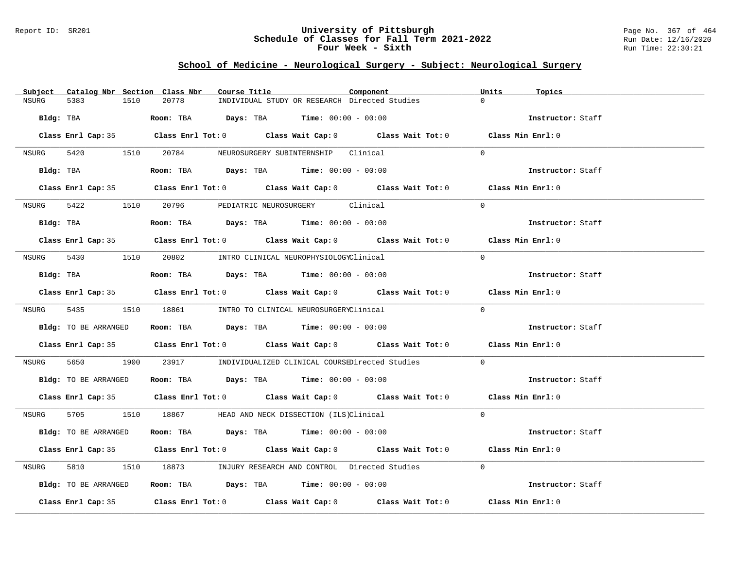Report ID: SR201

# University of Pittsburgh
## Schedule of Classes for Fall Term 2021-2022
## Four Week - Sixth

Run Date: 12/16/2020
Run Time: 22:30:21

### School of Medicine - Neurological Surgery - Subject: Neurological Surgery

| Subject | Catalog Nbr | Section | Class Nbr | Course Title | Component | Units | Topics |
|---|---|---|---|---|---|---|---|
| NSURG | 5383 | 1510 | 20778 | INDIVIDUAL STUDY OR RESEARCH | Directed Studies | 0 | |

**Bldg:** TBA **Room:** TBA **Days:** TBA **Time:** 00:00 - 00:00 **Instructor:** Staff

**Class Enrl Cap:** 35 **Class Enrl Tot:** 0 **Class Wait Cap:** 0 **Class Wait Tot:** 0 **Class Min Enrl:** 0

| Subject | Catalog Nbr | Section | Class Nbr | Course Title | Component | Units | Topics |
|---|---|---|---|---|---|---|---|
| NSURG | 5420 | 1510 | 20784 | NEUROSURGERY SUBINTERNSHIP | Clinical | 0 | |

**Bldg:** TBA **Room:** TBA **Days:** TBA **Time:** 00:00 - 00:00 **Instructor:** Staff

**Class Enrl Cap:** 35 **Class Enrl Tot:** 0 **Class Wait Cap:** 0 **Class Wait Tot:** 0 **Class Min Enrl:** 0

| Subject | Catalog Nbr | Section | Class Nbr | Course Title | Component | Units | Topics |
|---|---|---|---|---|---|---|---|
| NSURG | 5422 | 1510 | 20796 | PEDIATRIC NEUROSURGERY | Clinical | 0 | |

**Bldg:** TBA **Room:** TBA **Days:** TBA **Time:** 00:00 - 00:00 **Instructor:** Staff

**Class Enrl Cap:** 35 **Class Enrl Tot:** 0 **Class Wait Cap:** 0 **Class Wait Tot:** 0 **Class Min Enrl:** 0

| Subject | Catalog Nbr | Section | Class Nbr | Course Title | Component | Units | Topics |
|---|---|---|---|---|---|---|---|
| NSURG | 5430 | 1510 | 20802 | INTRO CLINICAL NEUROPHYSIOLOGY | Clinical | 0 | |

**Bldg:** TBA **Room:** TBA **Days:** TBA **Time:** 00:00 - 00:00 **Instructor:** Staff

**Class Enrl Cap:** 35 **Class Enrl Tot:** 0 **Class Wait Cap:** 0 **Class Wait Tot:** 0 **Class Min Enrl:** 0

| Subject | Catalog Nbr | Section | Class Nbr | Course Title | Component | Units | Topics |
|---|---|---|---|---|---|---|---|
| NSURG | 5435 | 1510 | 18861 | INTRO TO CLINICAL NEUROSURGERY | Clinical | 0 | |

**Bldg:** TO BE ARRANGED **Room:** TBA **Days:** TBA **Time:** 00:00 - 00:00 **Instructor:** Staff

**Class Enrl Cap:** 35 **Class Enrl Tot:** 0 **Class Wait Cap:** 0 **Class Wait Tot:** 0 **Class Min Enrl:** 0

| Subject | Catalog Nbr | Section | Class Nbr | Course Title | Component | Units | Topics |
|---|---|---|---|---|---|---|---|
| NSURG | 5650 | 1900 | 23917 | INDIVIDUALIZED CLINICAL COURSE | Directed Studies | 0 | |

**Bldg:** TO BE ARRANGED **Room:** TBA **Days:** TBA **Time:** 00:00 - 00:00 **Instructor:** Staff

**Class Enrl Cap:** 35 **Class Enrl Tot:** 0 **Class Wait Cap:** 0 **Class Wait Tot:** 0 **Class Min Enrl:** 0

| Subject | Catalog Nbr | Section | Class Nbr | Course Title | Component | Units | Topics |
|---|---|---|---|---|---|---|---|
| NSURG | 5705 | 1510 | 18867 | HEAD AND NECK DISSECTION (ILS) | Clinical | 0 | |

**Bldg:** TO BE ARRANGED **Room:** TBA **Days:** TBA **Time:** 00:00 - 00:00 **Instructor:** Staff

**Class Enrl Cap:** 35 **Class Enrl Tot:** 0 **Class Wait Cap:** 0 **Class Wait Tot:** 0 **Class Min Enrl:** 0

| Subject | Catalog Nbr | Section | Class Nbr | Course Title | Component | Units | Topics |
|---|---|---|---|---|---|---|---|
| NSURG | 5810 | 1510 | 18873 | INJURY RESEARCH AND CONTROL | Directed Studies | 0 | |

**Bldg:** TO BE ARRANGED **Room:** TBA **Days:** TBA **Time:** 00:00 - 00:00 **Instructor:** Staff

**Class Enrl Cap:** 35 **Class Enrl Tot:** 0 **Class Wait Cap:** 0 **Class Wait Tot:** 0 **Class Min Enrl:** 0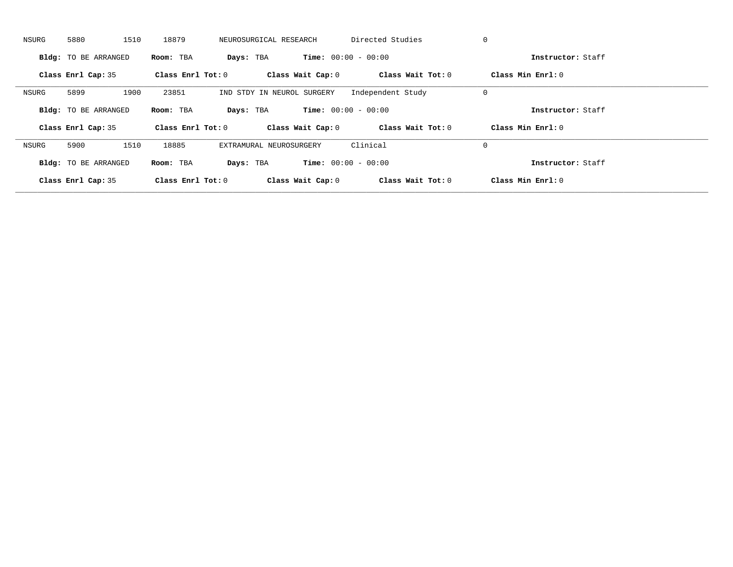NSURG 5880 1510 18879 NEUROSURGICAL RESEARCH Directed Studies 0

**Bldg:** TO BE ARRANGED **Room:** TBA **Days:** TBA **Time:** 00:00 - 00:00 **Instructor:** Staff

**Class Enrl Cap:** 35 **Class Enrl Tot:** 0 **Class Wait Cap:** 0 **Class Wait Tot:** 0 **Class Min Enrl:** 0

---

NSURG 5899 1900 23851 IND STDY IN NEUROL SURGERY Independent Study 0

**Bldg:** TO BE ARRANGED **Room:** TBA **Days:** TBA **Time:** 00:00 - 00:00 **Instructor:** Staff

**Class Enrl Cap:** 35 **Class Enrl Tot:** 0 **Class Wait Cap:** 0 **Class Wait Tot:** 0 **Class Min Enrl:** 0

---

NSURG 5900 1510 18885 EXTRAMURAL NEUROSURGERY Clinical 0

**Bldg:** TO BE ARRANGED **Room:** TBA **Days:** TBA **Time:** 00:00 - 00:00 **Instructor:** Staff

**Class Enrl Cap:** 35 **Class Enrl Tot:** 0 **Class Wait Cap:** 0 **Class Wait Tot:** 0 **Class Min Enrl:** 0

---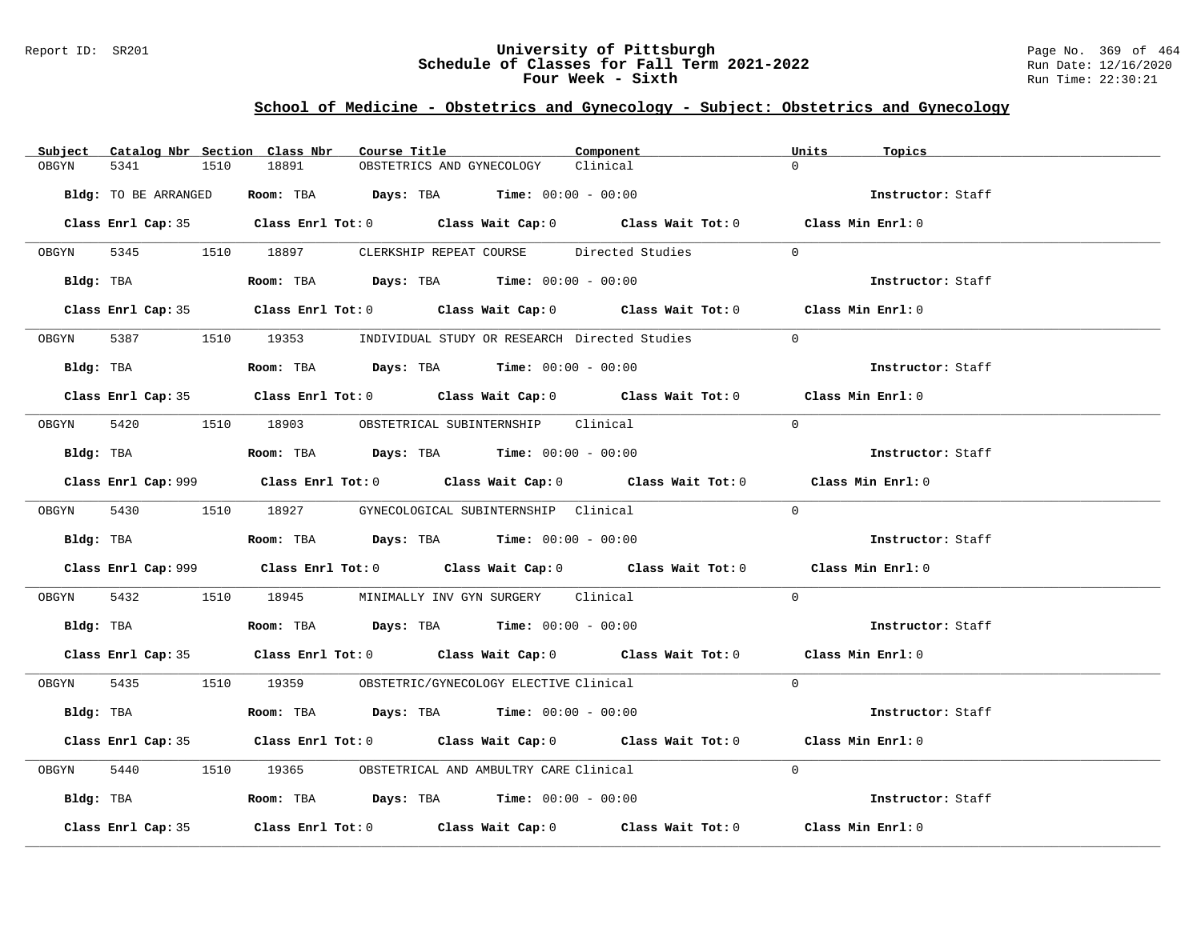## School of Medicine - Obstetrics and Gynecology - Subject: Obstetrics and Gynecology

| Subject | Catalog Nbr | Section | Class Nbr | Course Title | Component | Units | Topics |
|---|---|---|---|---|---|---|---|
| OBGYN | 5341 | 1510 | 18891 | OBSTETRICS AND GYNECOLOGY | Clinical | 0 | |

**Bldg:** TO BE ARRANGED **Room:** TBA **Days:** TBA **Time:** 00:00 - 00:00 **Instructor:** Staff

**Class Enrl Cap:** 35 **Class Enrl Tot:** 0 **Class Wait Cap:** 0 **Class Wait Tot:** 0 **Class Min Enrl:** 0

---

| Subject | Catalog Nbr | Section | Class Nbr | Course Title | Component | Units | Topics |
|---|---|---|---|---|---|---|---|
| OBGYN | 5345 | 1510 | 18897 | CLERKSHIP REPEAT COURSE | Directed Studies | 0 | |

**Bldg:** TBA **Room:** TBA **Days:** TBA **Time:** 00:00 - 00:00 **Instructor:** Staff

**Class Enrl Cap:** 35 **Class Enrl Tot:** 0 **Class Wait Cap:** 0 **Class Wait Tot:** 0 **Class Min Enrl:** 0

---

| Subject | Catalog Nbr | Section | Class Nbr | Course Title | Component | Units | Topics |
|---|---|---|---|---|---|---|---|
| OBGYN | 5387 | 1510 | 19353 | INDIVIDUAL STUDY OR RESEARCH | Directed Studies | 0 | |

**Bldg:** TBA **Room:** TBA **Days:** TBA **Time:** 00:00 - 00:00 **Instructor:** Staff

**Class Enrl Cap:** 35 **Class Enrl Tot:** 0 **Class Wait Cap:** 0 **Class Wait Tot:** 0 **Class Min Enrl:** 0

---

| Subject | Catalog Nbr | Section | Class Nbr | Course Title | Component | Units | Topics |
|---|---|---|---|---|---|---|---|
| OBGYN | 5420 | 1510 | 18903 | OBSTETRICAL SUBINTERNSHIP | Clinical | 0 | |

**Bldg:** TBA **Room:** TBA **Days:** TBA **Time:** 00:00 - 00:00 **Instructor:** Staff

**Class Enrl Cap:** 999 **Class Enrl Tot:** 0 **Class Wait Cap:** 0 **Class Wait Tot:** 0 **Class Min Enrl:** 0

---

| Subject | Catalog Nbr | Section | Class Nbr | Course Title | Component | Units | Topics |
|---|---|---|---|---|---|---|---|
| OBGYN | 5430 | 1510 | 18927 | GYNECOLOGICAL SUBINTERNSHIP | Clinical | 0 | |

**Bldg:** TBA **Room:** TBA **Days:** TBA **Time:** 00:00 - 00:00 **Instructor:** Staff

**Class Enrl Cap:** 999 **Class Enrl Tot:** 0 **Class Wait Cap:** 0 **Class Wait Tot:** 0 **Class Min Enrl:** 0

---

| Subject | Catalog Nbr | Section | Class Nbr | Course Title | Component | Units | Topics |
|---|---|---|---|---|---|---|---|
| OBGYN | 5432 | 1510 | 18945 | MINIMALLY INV GYN SURGERY | Clinical | 0 | |

**Bldg:** TBA **Room:** TBA **Days:** TBA **Time:** 00:00 - 00:00 **Instructor:** Staff

**Class Enrl Cap:** 35 **Class Enrl Tot:** 0 **Class Wait Cap:** 0 **Class Wait Tot:** 0 **Class Min Enrl:** 0

---

| Subject | Catalog Nbr | Section | Class Nbr | Course Title | Component | Units | Topics |
|---|---|---|---|---|---|---|---|
| OBGYN | 5435 | 1510 | 19359 | OBSTETRIC/GYNECOLOGY ELECTIVE | Clinical | 0 | |

**Bldg:** TBA **Room:** TBA **Days:** TBA **Time:** 00:00 - 00:00 **Instructor:** Staff

**Class Enrl Cap:** 35 **Class Enrl Tot:** 0 **Class Wait Cap:** 0 **Class Wait Tot:** 0 **Class Min Enrl:** 0

---

| Subject | Catalog Nbr | Section | Class Nbr | Course Title | Component | Units | Topics |
|---|---|---|---|---|---|---|---|
| OBGYN | 5440 | 1510 | 19365 | OBSTETRICAL AND AMBULTRY CARE | Clinical | 0 | |

**Bldg:** TBA **Room:** TBA **Days:** TBA **Time:** 00:00 - 00:00 **Instructor:** Staff

**Class Enrl Cap:** 35 **Class Enrl Tot:** 0 **Class Wait Cap:** 0 **Class Wait Tot:** 0 **Class Min Enrl:** 0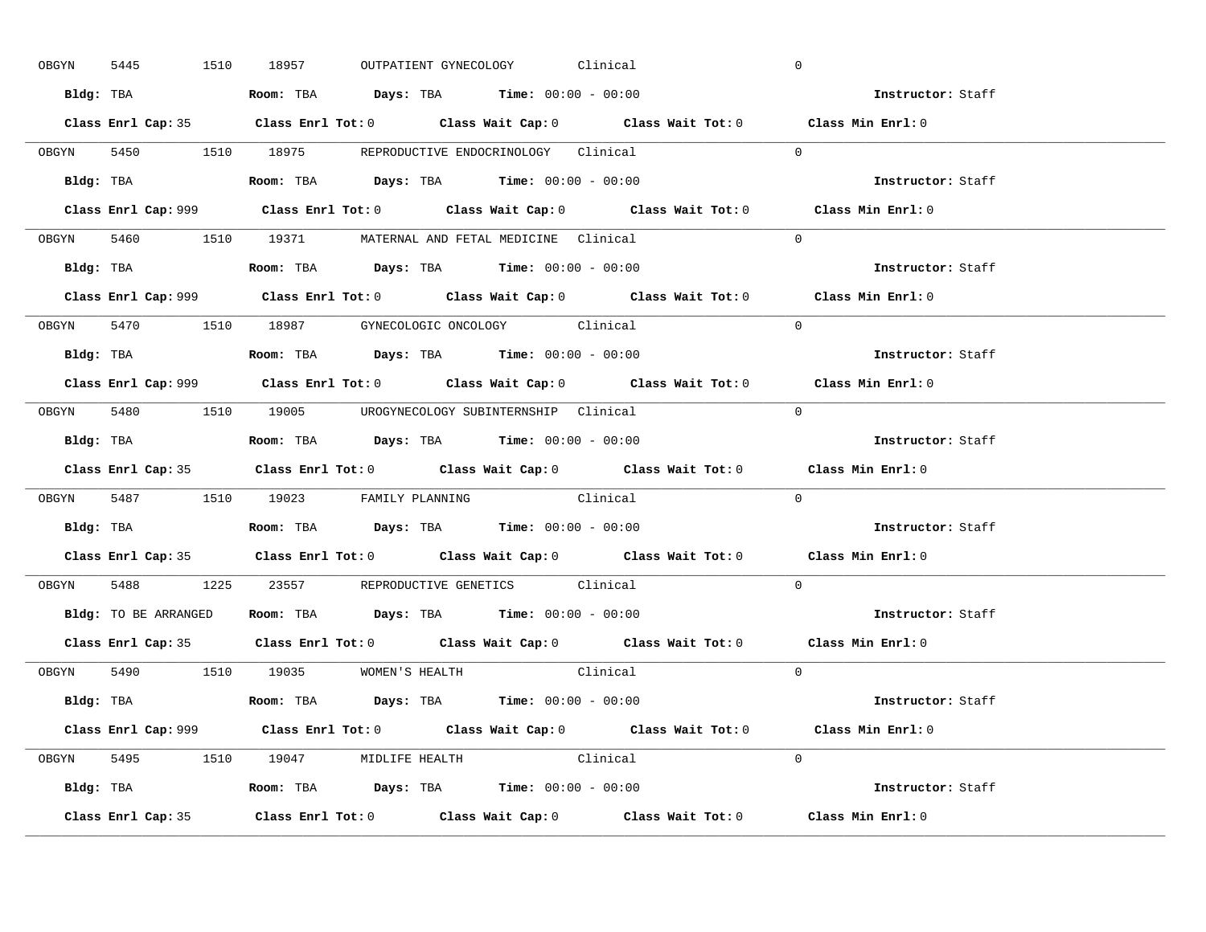OBGYN 5445 1510 18957 OUTPATIENT GYNECOLOGY Clinical 0

**Bldg:** TBA **Room:** TBA **Days:** TBA **Time:** 00:00 - 00:00 **Instructor:** Staff

**Class Enrl Cap:** 35 **Class Enrl Tot:** 0 **Class Wait Cap:** 0 **Class Wait Tot:** 0 **Class Min Enrl:** 0

---

OBGYN 5450 1510 18975 REPRODUCTIVE ENDOCRINOLOGY Clinical 0

**Bldg:** TBA **Room:** TBA **Days:** TBA **Time:** 00:00 - 00:00 **Instructor:** Staff

**Class Enrl Cap:** 999 **Class Enrl Tot:** 0 **Class Wait Cap:** 0 **Class Wait Tot:** 0 **Class Min Enrl:** 0

---

OBGYN 5460 1510 19371 MATERNAL AND FETAL MEDICINE Clinical 0

**Bldg:** TBA **Room:** TBA **Days:** TBA **Time:** 00:00 - 00:00 **Instructor:** Staff

**Class Enrl Cap:** 999 **Class Enrl Tot:** 0 **Class Wait Cap:** 0 **Class Wait Tot:** 0 **Class Min Enrl:** 0

---

OBGYN 5470 1510 18987 GYNECOLOGIC ONCOLOGY Clinical 0

**Bldg:** TBA **Room:** TBA **Days:** TBA **Time:** 00:00 - 00:00 **Instructor:** Staff

**Class Enrl Cap:** 999 **Class Enrl Tot:** 0 **Class Wait Cap:** 0 **Class Wait Tot:** 0 **Class Min Enrl:** 0

---

OBGYN 5480 1510 19005 UROGYNECOLOGY SUBINTERNSHIP Clinical 0

**Bldg:** TBA **Room:** TBA **Days:** TBA **Time:** 00:00 - 00:00 **Instructor:** Staff

**Class Enrl Cap:** 35 **Class Enrl Tot:** 0 **Class Wait Cap:** 0 **Class Wait Tot:** 0 **Class Min Enrl:** 0

---

OBGYN 5487 1510 19023 FAMILY PLANNING Clinical 0

**Bldg:** TBA **Room:** TBA **Days:** TBA **Time:** 00:00 - 00:00 **Instructor:** Staff

**Class Enrl Cap:** 35 **Class Enrl Tot:** 0 **Class Wait Cap:** 0 **Class Wait Tot:** 0 **Class Min Enrl:** 0

---

OBGYN 5488 1225 23557 REPRODUCTIVE GENETICS Clinical 0

**Bldg:** TO BE ARRANGED **Room:** TBA **Days:** TBA **Time:** 00:00 - 00:00 **Instructor:** Staff

**Class Enrl Cap:** 35 **Class Enrl Tot:** 0 **Class Wait Cap:** 0 **Class Wait Tot:** 0 **Class Min Enrl:** 0

---

OBGYN 5490 1510 19035 WOMEN'S HEALTH Clinical 0

**Bldg:** TBA **Room:** TBA **Days:** TBA **Time:** 00:00 - 00:00 **Instructor:** Staff

**Class Enrl Cap:** 999 **Class Enrl Tot:** 0 **Class Wait Cap:** 0 **Class Wait Tot:** 0 **Class Min Enrl:** 0

---

OBGYN 5495 1510 19047 MIDLIFE HEALTH Clinical 0

**Bldg:** TBA **Room:** TBA **Days:** TBA **Time:** 00:00 - 00:00 **Instructor:** Staff

**Class Enrl Cap:** 35 **Class Enrl Tot:** 0 **Class Wait Cap:** 0 **Class Wait Tot:** 0 **Class Min Enrl:** 0

---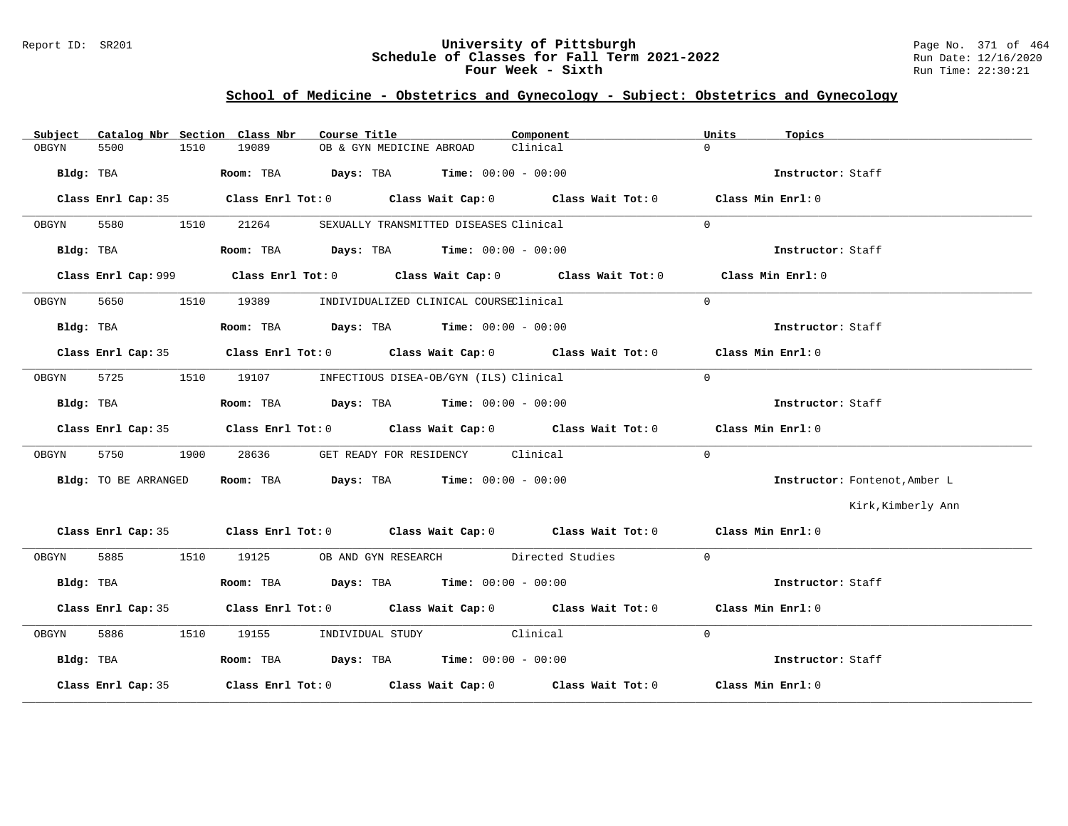## School of Medicine - Obstetrics and Gynecology - Subject: Obstetrics and Gynecology

| Subject | Catalog Nbr | Section | Class Nbr | Course Title | Component | Units | Topics |
|---|---|---|---|---|---|---|---|
| OBGYN | 5500 | 1510 | 19089 | OB & GYN MEDICINE ABROAD | Clinical | 0 | |

**Bldg:** TBA **Room:** TBA **Days:** TBA **Time:** 00:00 - 00:00 **Instructor:** Staff

**Class Enrl Cap:** 35 **Class Enrl Tot:** 0 **Class Wait Cap:** 0 **Class Wait Tot:** 0 **Class Min Enrl:** 0

---

| Subject | Catalog Nbr | Section | Class Nbr | Course Title | Component | Units | Topics |
|---|---|---|---|---|---|---|---|
| OBGYN | 5580 | 1510 | 21264 | SEXUALLY TRANSMITTED DISEASES | Clinical | 0 | |

**Bldg:** TBA **Room:** TBA **Days:** TBA **Time:** 00:00 - 00:00 **Instructor:** Staff

**Class Enrl Cap:** 999 **Class Enrl Tot:** 0 **Class Wait Cap:** 0 **Class Wait Tot:** 0 **Class Min Enrl:** 0

---

| Subject | Catalog Nbr | Section | Class Nbr | Course Title | Component | Units | Topics |
|---|---|---|---|---|---|---|---|
| OBGYN | 5650 | 1510 | 19389 | INDIVIDUALIZED CLINICAL COURSE | Clinical | 0 | |

**Bldg:** TBA **Room:** TBA **Days:** TBA **Time:** 00:00 - 00:00 **Instructor:** Staff

**Class Enrl Cap:** 35 **Class Enrl Tot:** 0 **Class Wait Cap:** 0 **Class Wait Tot:** 0 **Class Min Enrl:** 0

---

| Subject | Catalog Nbr | Section | Class Nbr | Course Title | Component | Units | Topics |
|---|---|---|---|---|---|---|---|
| OBGYN | 5725 | 1510 | 19107 | INFECTIOUS DISEA-OB/GYN (ILS) | Clinical | 0 | |

**Bldg:** TBA **Room:** TBA **Days:** TBA **Time:** 00:00 - 00:00 **Instructor:** Staff

**Class Enrl Cap:** 35 **Class Enrl Tot:** 0 **Class Wait Cap:** 0 **Class Wait Tot:** 0 **Class Min Enrl:** 0

---

| Subject | Catalog Nbr | Section | Class Nbr | Course Title | Component | Units | Topics |
|---|---|---|---|---|---|---|---|
| OBGYN | 5750 | 1900 | 28636 | GET READY FOR RESIDENCY | Clinical | 0 | |

**Bldg:** TO BE ARRANGED **Room:** TBA **Days:** TBA **Time:** 00:00 - 00:00 **Instructor:** Fontenot,Amber L; Kirk,Kimberly Ann

**Class Enrl Cap:** 35 **Class Enrl Tot:** 0 **Class Wait Cap:** 0 **Class Wait Tot:** 0 **Class Min Enrl:** 0

---

| Subject | Catalog Nbr | Section | Class Nbr | Course Title | Component | Units | Topics |
|---|---|---|---|---|---|---|---|
| OBGYN | 5885 | 1510 | 19125 | OB AND GYN RESEARCH | Directed Studies | 0 | |

**Bldg:** TBA **Room:** TBA **Days:** TBA **Time:** 00:00 - 00:00 **Instructor:** Staff

**Class Enrl Cap:** 35 **Class Enrl Tot:** 0 **Class Wait Cap:** 0 **Class Wait Tot:** 0 **Class Min Enrl:** 0

---

| Subject | Catalog Nbr | Section | Class Nbr | Course Title | Component | Units | Topics |
|---|---|---|---|---|---|---|---|
| OBGYN | 5886 | 1510 | 19155 | INDIVIDUAL STUDY | Clinical | 0 | |

**Bldg:** TBA **Room:** TBA **Days:** TBA **Time:** 00:00 - 00:00 **Instructor:** Staff

**Class Enrl Cap:** 35 **Class Enrl Tot:** 0 **Class Wait Cap:** 0 **Class Wait Tot:** 0 **Class Min Enrl:** 0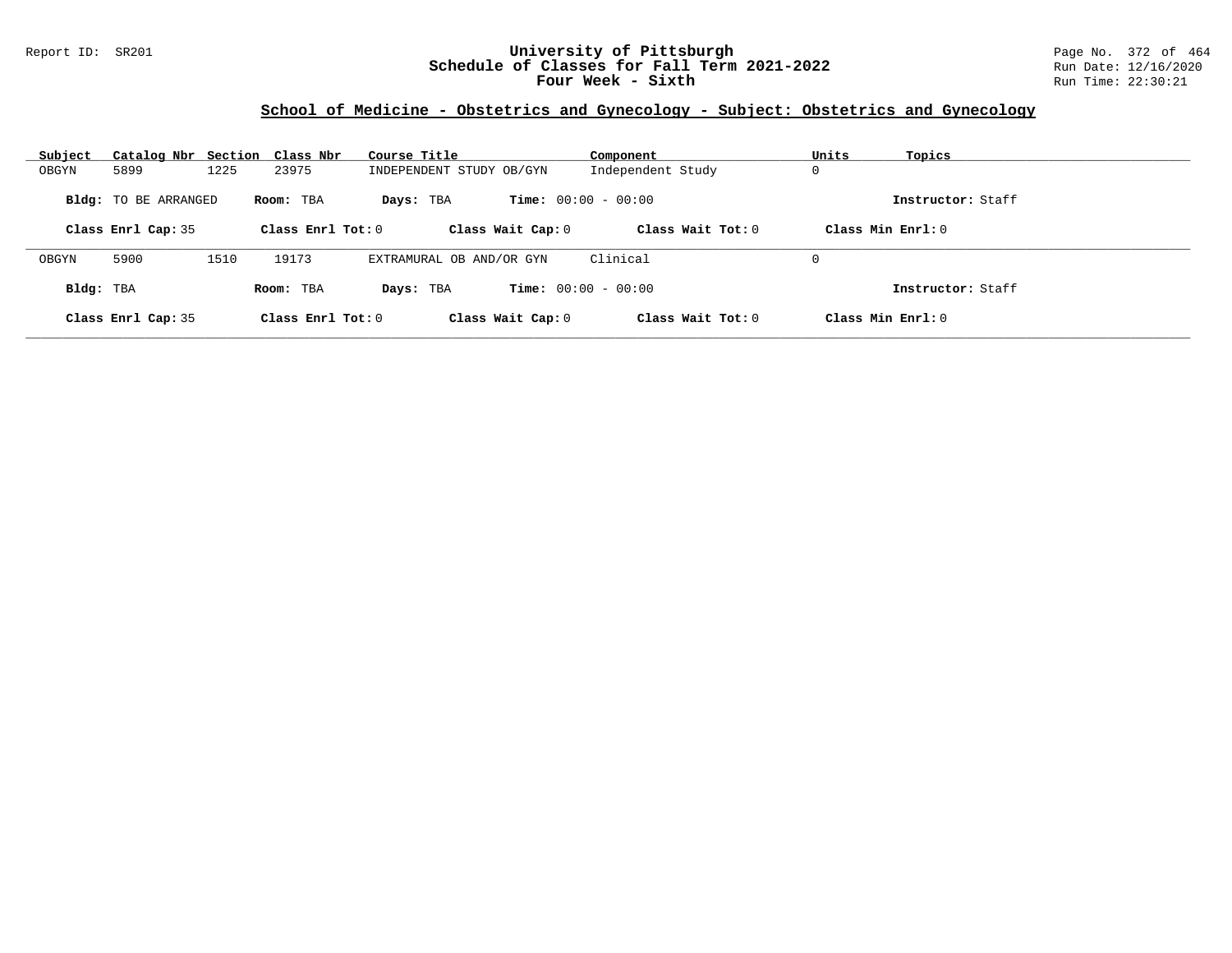## School of Medicine - Obstetrics and Gynecology - Subject: Obstetrics and Gynecology

| Subject | Catalog Nbr | Section | Class Nbr | Course Title | Component | Units | Topics |
|---|---|---|---|---|---|---|---|
| OBGYN | 5899 | 1225 | 23975 | INDEPENDENT STUDY OB/GYN | Independent Study | 0 | |

**Bldg:** TO BE ARRANGED **Room:** TBA **Days:** TBA **Time:** 00:00 - 00:00 **Instructor:** Staff

**Class Enrl Cap:** 35 **Class Enrl Tot:** 0 **Class Wait Cap:** 0 **Class Wait Tot:** 0 **Class Min Enrl:** 0

| Subject | Catalog Nbr | Section | Class Nbr | Course Title | Component | Units | Topics |
|---|---|---|---|---|---|---|---|
| OBGYN | 5900 | 1510 | 19173 | EXTRAMURAL OB AND/OR GYN | Clinical | 0 | |

**Bldg:** TBA **Room:** TBA **Days:** TBA **Time:** 00:00 - 00:00 **Instructor:** Staff

**Class Enrl Cap:** 35 **Class Enrl Tot:** 0 **Class Wait Cap:** 0 **Class Wait Tot:** 0 **Class Min Enrl:** 0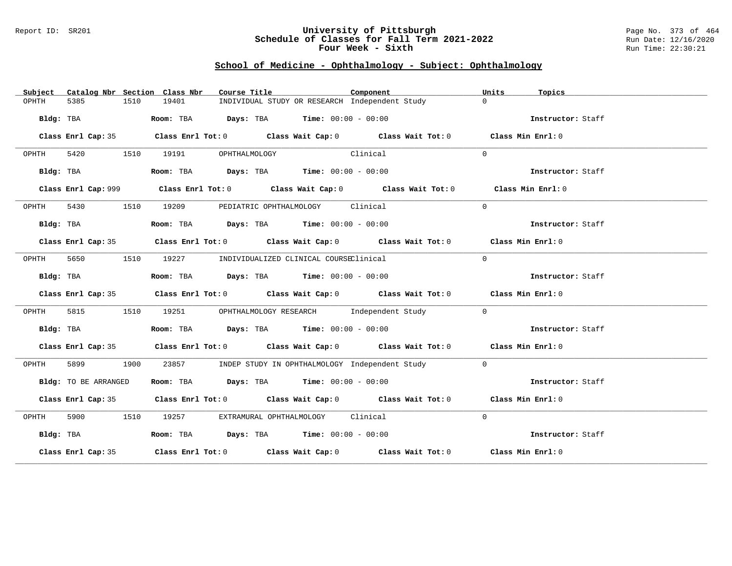## University of Pittsburgh
## Schedule of Classes for Fall Term 2021-2022
## Four Week - Sixth

### School of Medicine - Ophthalmology - Subject: Ophthalmology

| Subject | Catalog Nbr | Section | Class Nbr | Course Title | Component | Units | Topics |
|---|---|---|---|---|---|---|---|
| OPHTH | 5385 | 1510 | 19401 | INDIVIDUAL STUDY OR RESEARCH | Independent Study | 0 | |

**Bldg:** TBA **Room:** TBA **Days:** TBA **Time:** 00:00 - 00:00 **Instructor:** Staff

**Class Enrl Cap:** 35 **Class Enrl Tot:** 0 **Class Wait Cap:** 0 **Class Wait Tot:** 0 **Class Min Enrl:** 0

| Subject | Catalog Nbr | Section | Class Nbr | Course Title | Component | Units | Topics |
|---|---|---|---|---|---|---|---|
| OPHTH | 5420 | 1510 | 19191 | OPHTHALMOLOGY | Clinical | 0 | |

**Bldg:** TBA **Room:** TBA **Days:** TBA **Time:** 00:00 - 00:00 **Instructor:** Staff

**Class Enrl Cap:** 999 **Class Enrl Tot:** 0 **Class Wait Cap:** 0 **Class Wait Tot:** 0 **Class Min Enrl:** 0

| Subject | Catalog Nbr | Section | Class Nbr | Course Title | Component | Units | Topics |
|---|---|---|---|---|---|---|---|
| OPHTH | 5430 | 1510 | 19209 | PEDIATRIC OPHTHALMOLOGY | Clinical | 0 | |

**Bldg:** TBA **Room:** TBA **Days:** TBA **Time:** 00:00 - 00:00 **Instructor:** Staff

**Class Enrl Cap:** 35 **Class Enrl Tot:** 0 **Class Wait Cap:** 0 **Class Wait Tot:** 0 **Class Min Enrl:** 0

| Subject | Catalog Nbr | Section | Class Nbr | Course Title | Component | Units | Topics |
|---|---|---|---|---|---|---|---|
| OPHTH | 5650 | 1510 | 19227 | INDIVIDUALIZED CLINICAL COURSE | Clinical | 0 | |

**Bldg:** TBA **Room:** TBA **Days:** TBA **Time:** 00:00 - 00:00 **Instructor:** Staff

**Class Enrl Cap:** 35 **Class Enrl Tot:** 0 **Class Wait Cap:** 0 **Class Wait Tot:** 0 **Class Min Enrl:** 0

| Subject | Catalog Nbr | Section | Class Nbr | Course Title | Component | Units | Topics |
|---|---|---|---|---|---|---|---|
| OPHTH | 5815 | 1510 | 19251 | OPHTHALMOLOGY RESEARCH | Independent Study | 0 | |

**Bldg:** TBA **Room:** TBA **Days:** TBA **Time:** 00:00 - 00:00 **Instructor:** Staff

**Class Enrl Cap:** 35 **Class Enrl Tot:** 0 **Class Wait Cap:** 0 **Class Wait Tot:** 0 **Class Min Enrl:** 0

| Subject | Catalog Nbr | Section | Class Nbr | Course Title | Component | Units | Topics |
|---|---|---|---|---|---|---|---|
| OPHTH | 5899 | 1900 | 23857 | INDEP STUDY IN OPHTHALMOLOGY | Independent Study | 0 | |

**Bldg:** TO BE ARRANGED **Room:** TBA **Days:** TBA **Time:** 00:00 - 00:00 **Instructor:** Staff

**Class Enrl Cap:** 35 **Class Enrl Tot:** 0 **Class Wait Cap:** 0 **Class Wait Tot:** 0 **Class Min Enrl:** 0

| Subject | Catalog Nbr | Section | Class Nbr | Course Title | Component | Units | Topics |
|---|---|---|---|---|---|---|---|
| OPHTH | 5900 | 1510 | 19257 | EXTRAMURAL OPHTHALMOLOGY | Clinical | 0 | |

**Bldg:** TBA **Room:** TBA **Days:** TBA **Time:** 00:00 - 00:00 **Instructor:** Staff

**Class Enrl Cap:** 35 **Class Enrl Tot:** 0 **Class Wait Cap:** 0 **Class Wait Tot:** 0 **Class Min Enrl:** 0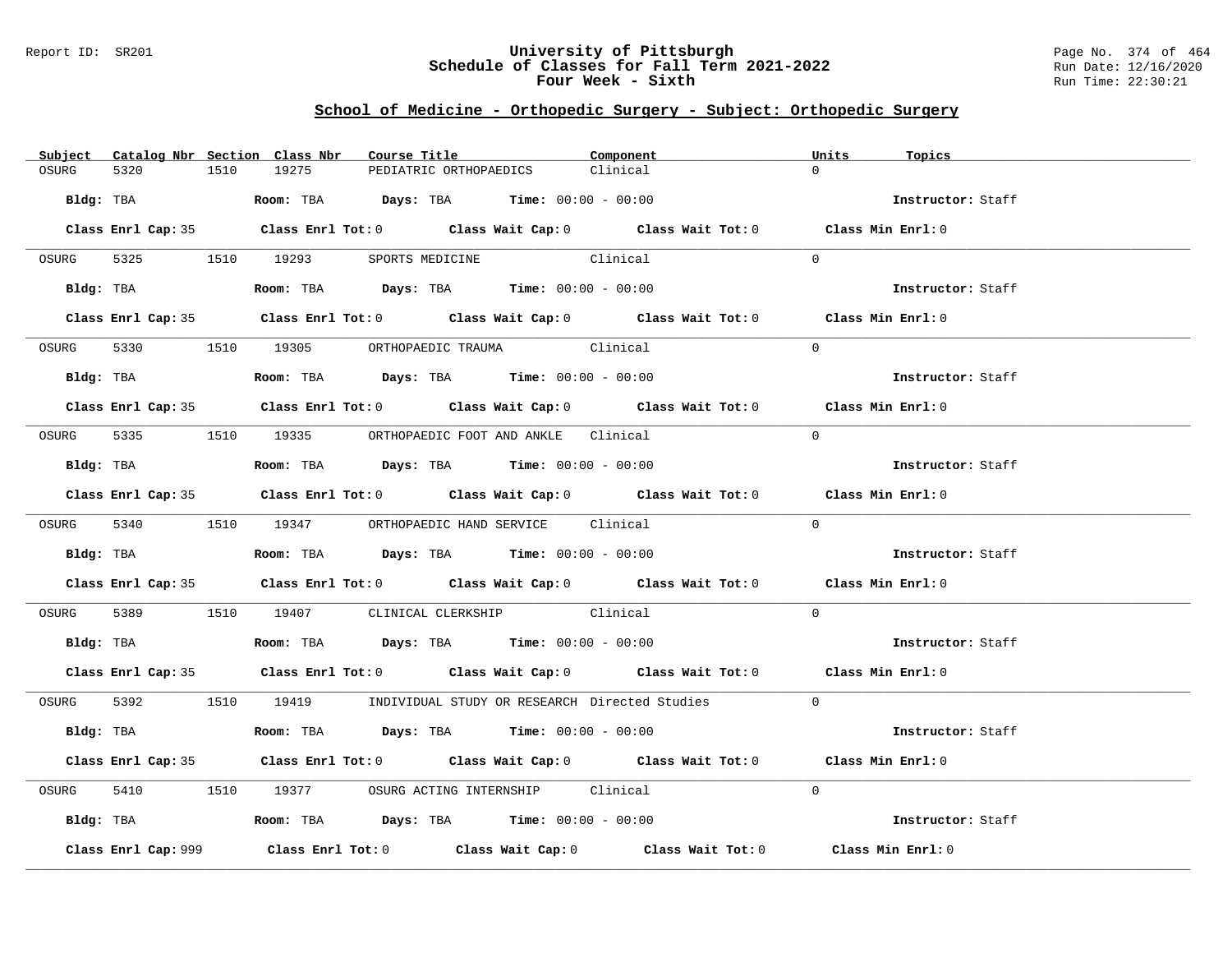## School of Medicine - Orthopedic Surgery - Subject: Orthopedic Surgery

| Subject | Catalog Nbr | Section | Class Nbr | Course Title | Component | Units | Topics |
|---|---|---|---|---|---|---|---|
| OSURG | 5320 | 1510 | 19275 | PEDIATRIC ORTHOPAEDICS | Clinical | 0 | |

**Bldg:** TBA **Room:** TBA **Days:** TBA **Time:** 00:00 - 00:00 **Instructor:** Staff

**Class Enrl Cap:** 35 **Class Enrl Tot:** 0 **Class Wait Cap:** 0 **Class Wait Tot:** 0 **Class Min Enrl:** 0

| Subject | Catalog Nbr | Section | Class Nbr | Course Title | Component | Units | Topics |
|---|---|---|---|---|---|---|---|
| OSURG | 5325 | 1510 | 19293 | SPORTS MEDICINE | Clinical | 0 | |

**Bldg:** TBA **Room:** TBA **Days:** TBA **Time:** 00:00 - 00:00 **Instructor:** Staff

**Class Enrl Cap:** 35 **Class Enrl Tot:** 0 **Class Wait Cap:** 0 **Class Wait Tot:** 0 **Class Min Enrl:** 0

| Subject | Catalog Nbr | Section | Class Nbr | Course Title | Component | Units | Topics |
|---|---|---|---|---|---|---|---|
| OSURG | 5330 | 1510 | 19305 | ORTHOPAEDIC TRAUMA | Clinical | 0 | |

**Bldg:** TBA **Room:** TBA **Days:** TBA **Time:** 00:00 - 00:00 **Instructor:** Staff

**Class Enrl Cap:** 35 **Class Enrl Tot:** 0 **Class Wait Cap:** 0 **Class Wait Tot:** 0 **Class Min Enrl:** 0

| Subject | Catalog Nbr | Section | Class Nbr | Course Title | Component | Units | Topics |
|---|---|---|---|---|---|---|---|
| OSURG | 5335 | 1510 | 19335 | ORTHOPAEDIC FOOT AND ANKLE | Clinical | 0 | |

**Bldg:** TBA **Room:** TBA **Days:** TBA **Time:** 00:00 - 00:00 **Instructor:** Staff

**Class Enrl Cap:** 35 **Class Enrl Tot:** 0 **Class Wait Cap:** 0 **Class Wait Tot:** 0 **Class Min Enrl:** 0

| Subject | Catalog Nbr | Section | Class Nbr | Course Title | Component | Units | Topics |
|---|---|---|---|---|---|---|---|
| OSURG | 5340 | 1510 | 19347 | ORTHOPAEDIC HAND SERVICE | Clinical | 0 | |

**Bldg:** TBA **Room:** TBA **Days:** TBA **Time:** 00:00 - 00:00 **Instructor:** Staff

**Class Enrl Cap:** 35 **Class Enrl Tot:** 0 **Class Wait Cap:** 0 **Class Wait Tot:** 0 **Class Min Enrl:** 0

| Subject | Catalog Nbr | Section | Class Nbr | Course Title | Component | Units | Topics |
|---|---|---|---|---|---|---|---|
| OSURG | 5389 | 1510 | 19407 | CLINICAL CLERKSHIP | Clinical | 0 | |

**Bldg:** TBA **Room:** TBA **Days:** TBA **Time:** 00:00 - 00:00 **Instructor:** Staff

**Class Enrl Cap:** 35 **Class Enrl Tot:** 0 **Class Wait Cap:** 0 **Class Wait Tot:** 0 **Class Min Enrl:** 0

| Subject | Catalog Nbr | Section | Class Nbr | Course Title | Component | Units | Topics |
|---|---|---|---|---|---|---|---|
| OSURG | 5392 | 1510 | 19419 | INDIVIDUAL STUDY OR RESEARCH | Directed Studies | 0 | |

**Bldg:** TBA **Room:** TBA **Days:** TBA **Time:** 00:00 - 00:00 **Instructor:** Staff

**Class Enrl Cap:** 35 **Class Enrl Tot:** 0 **Class Wait Cap:** 0 **Class Wait Tot:** 0 **Class Min Enrl:** 0

| Subject | Catalog Nbr | Section | Class Nbr | Course Title | Component | Units | Topics |
|---|---|---|---|---|---|---|---|
| OSURG | 5410 | 1510 | 19377 | OSURG ACTING INTERNSHIP | Clinical | 0 | |

**Bldg:** TBA **Room:** TBA **Days:** TBA **Time:** 00:00 - 00:00 **Instructor:** Staff

**Class Enrl Cap:** 999 **Class Enrl Tot:** 0 **Class Wait Cap:** 0 **Class Wait Tot:** 0 **Class Min Enrl:** 0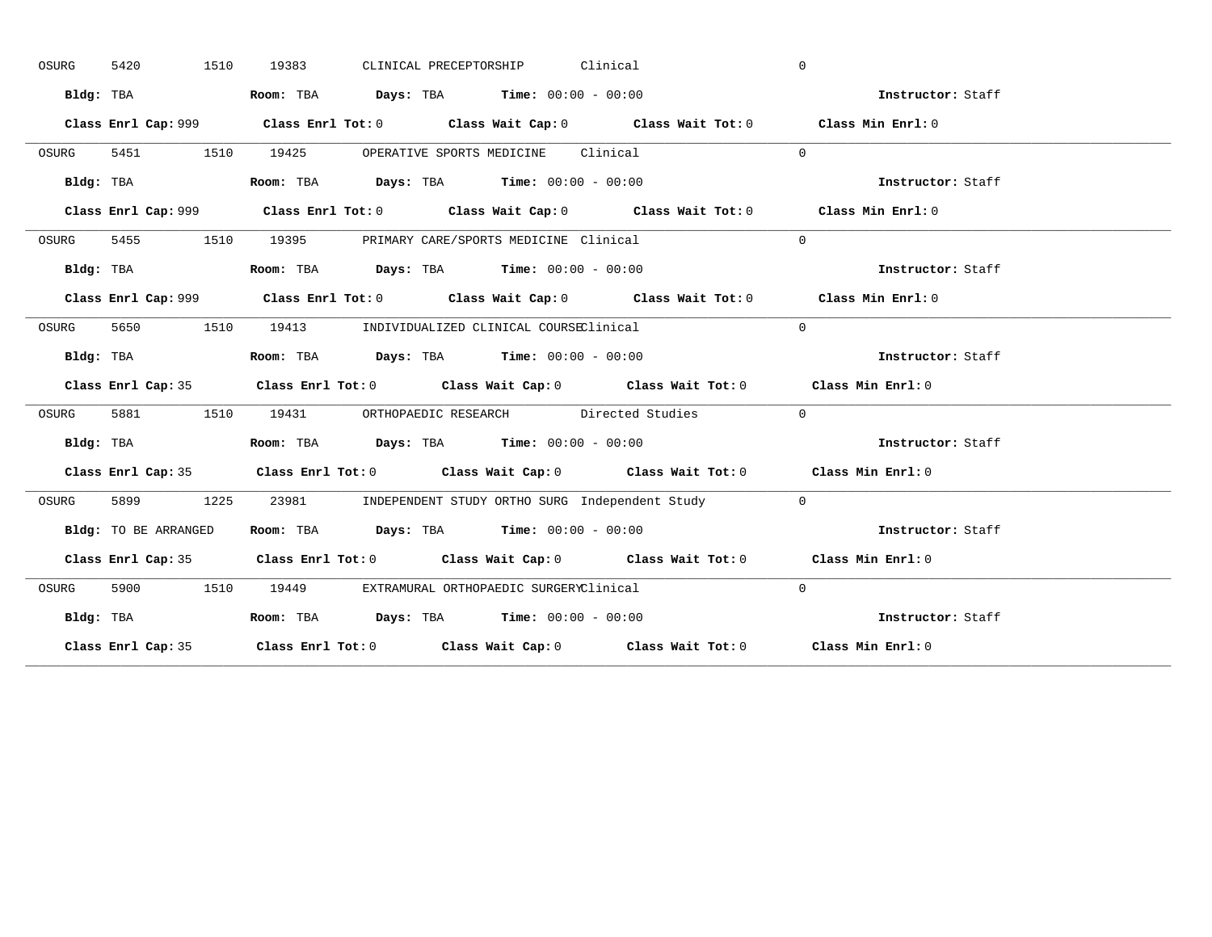OSURG 5420 1510 19383 CLINICAL PRECEPTORSHIP Clinical 0

**Bldg:** TBA **Room:** TBA **Days:** TBA **Time:** 00:00 - 00:00 **Instructor:** Staff

**Class Enrl Cap:** 999 **Class Enrl Tot:** 0 **Class Wait Cap:** 0 **Class Wait Tot:** 0 **Class Min Enrl:** 0

---

OSURG 5451 1510 19425 OPERATIVE SPORTS MEDICINE Clinical 0

**Bldg:** TBA **Room:** TBA **Days:** TBA **Time:** 00:00 - 00:00 **Instructor:** Staff

**Class Enrl Cap:** 999 **Class Enrl Tot:** 0 **Class Wait Cap:** 0 **Class Wait Tot:** 0 **Class Min Enrl:** 0

---

OSURG 5455 1510 19395 PRIMARY CARE/SPORTS MEDICINE Clinical 0

**Bldg:** TBA **Room:** TBA **Days:** TBA **Time:** 00:00 - 00:00 **Instructor:** Staff

**Class Enrl Cap:** 999 **Class Enrl Tot:** 0 **Class Wait Cap:** 0 **Class Wait Tot:** 0 **Class Min Enrl:** 0

---

OSURG 5650 1510 19413 INDIVIDUALIZED CLINICAL COURSE Clinical 0

**Bldg:** TBA **Room:** TBA **Days:** TBA **Time:** 00:00 - 00:00 **Instructor:** Staff

**Class Enrl Cap:** 35 **Class Enrl Tot:** 0 **Class Wait Cap:** 0 **Class Wait Tot:** 0 **Class Min Enrl:** 0

---

OSURG 5881 1510 19431 ORTHOPAEDIC RESEARCH Directed Studies 0

**Bldg:** TBA **Room:** TBA **Days:** TBA **Time:** 00:00 - 00:00 **Instructor:** Staff

**Class Enrl Cap:** 35 **Class Enrl Tot:** 0 **Class Wait Cap:** 0 **Class Wait Tot:** 0 **Class Min Enrl:** 0

---

OSURG 5899 1225 23981 INDEPENDENT STUDY ORTHO SURG Independent Study 0

**Bldg:** TO BE ARRANGED **Room:** TBA **Days:** TBA **Time:** 00:00 - 00:00 **Instructor:** Staff

**Class Enrl Cap:** 35 **Class Enrl Tot:** 0 **Class Wait Cap:** 0 **Class Wait Tot:** 0 **Class Min Enrl:** 0

---

OSURG 5900 1510 19449 EXTRAMURAL ORTHOPAEDIC SURGERY Clinical 0

**Bldg:** TBA **Room:** TBA **Days:** TBA **Time:** 00:00 - 00:00 **Instructor:** Staff

**Class Enrl Cap:** 35 **Class Enrl Tot:** 0 **Class Wait Cap:** 0 **Class Wait Tot:** 0 **Class Min Enrl:** 0

---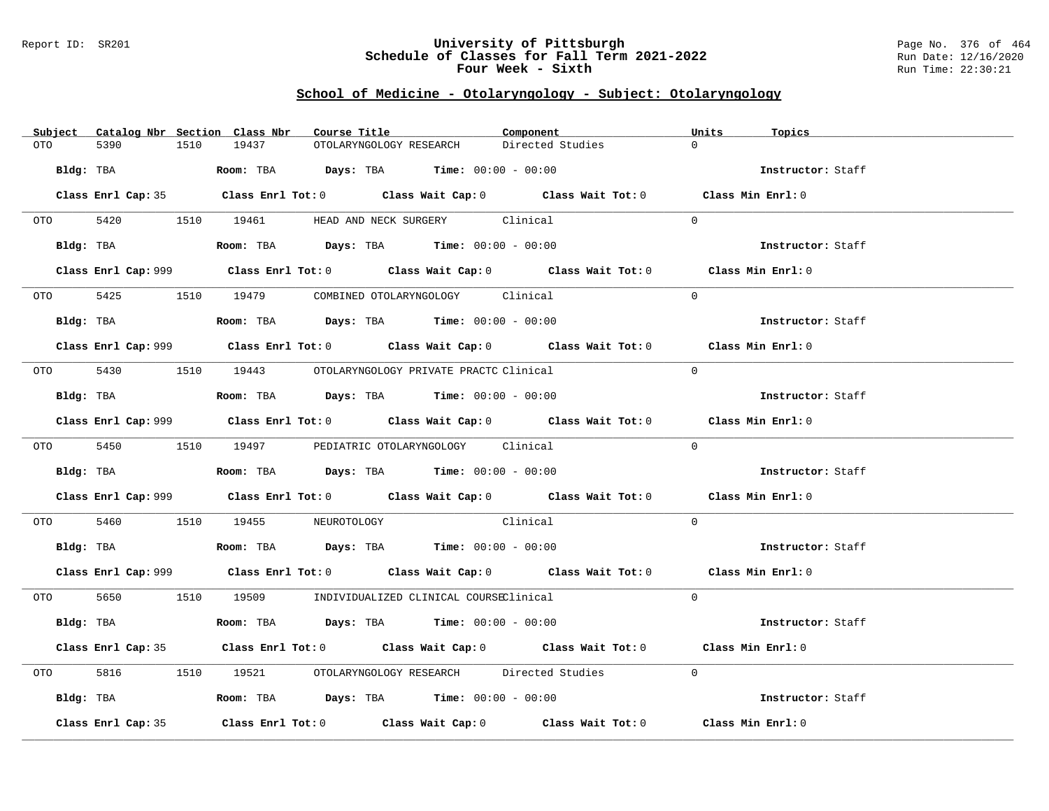Report ID: SR201

# University of Pittsburgh
## Schedule of Classes for Fall Term 2021-2022
### Four Week - Sixth

Run Date: 12/16/2020
Run Time: 22:30:21

## School of Medicine - Otolaryngology - Subject: Otolaryngology

| Subject | Catalog Nbr | Section | Class Nbr | Course Title | Component | Units | Topics |
|---|---|---|---|---|---|---|---|
| OTO | 5390 | 1510 | 19437 | OTOLARYNGOLOGY RESEARCH | Directed Studies | 0 | |

**Bldg:** TBA **Room:** TBA **Days:** TBA **Time:** 00:00 - 00:00 **Instructor:** Staff

**Class Enrl Cap:** 35 **Class Enrl Tot:** 0 **Class Wait Cap:** 0 **Class Wait Tot:** 0 **Class Min Enrl:** 0

---

| Subject | Catalog Nbr | Section | Class Nbr | Course Title | Component | Units | Topics |
|---|---|---|---|---|---|---|---|
| OTO | 5420 | 1510 | 19461 | HEAD AND NECK SURGERY | Clinical | 0 | |

**Bldg:** TBA **Room:** TBA **Days:** TBA **Time:** 00:00 - 00:00 **Instructor:** Staff

**Class Enrl Cap:** 999 **Class Enrl Tot:** 0 **Class Wait Cap:** 0 **Class Wait Tot:** 0 **Class Min Enrl:** 0

---

| Subject | Catalog Nbr | Section | Class Nbr | Course Title | Component | Units | Topics |
|---|---|---|---|---|---|---|---|
| OTO | 5425 | 1510 | 19479 | COMBINED OTOLARYNGOLOGY | Clinical | 0 | |

**Bldg:** TBA **Room:** TBA **Days:** TBA **Time:** 00:00 - 00:00 **Instructor:** Staff

**Class Enrl Cap:** 999 **Class Enrl Tot:** 0 **Class Wait Cap:** 0 **Class Wait Tot:** 0 **Class Min Enrl:** 0

---

| Subject | Catalog Nbr | Section | Class Nbr | Course Title | Component | Units | Topics |
|---|---|---|---|---|---|---|---|
| OTO | 5430 | 1510 | 19443 | OTOLARYNGOLOGY PRIVATE PRACTC | Clinical | 0 | |

**Bldg:** TBA **Room:** TBA **Days:** TBA **Time:** 00:00 - 00:00 **Instructor:** Staff

**Class Enrl Cap:** 999 **Class Enrl Tot:** 0 **Class Wait Cap:** 0 **Class Wait Tot:** 0 **Class Min Enrl:** 0

---

| Subject | Catalog Nbr | Section | Class Nbr | Course Title | Component | Units | Topics |
|---|---|---|---|---|---|---|---|
| OTO | 5450 | 1510 | 19497 | PEDIATRIC OTOLARYNGOLOGY | Clinical | 0 | |

**Bldg:** TBA **Room:** TBA **Days:** TBA **Time:** 00:00 - 00:00 **Instructor:** Staff

**Class Enrl Cap:** 999 **Class Enrl Tot:** 0 **Class Wait Cap:** 0 **Class Wait Tot:** 0 **Class Min Enrl:** 0

---

| Subject | Catalog Nbr | Section | Class Nbr | Course Title | Component | Units | Topics |
|---|---|---|---|---|---|---|---|
| OTO | 5460 | 1510 | 19455 | NEUROTOLOGY | Clinical | 0 | |

**Bldg:** TBA **Room:** TBA **Days:** TBA **Time:** 00:00 - 00:00 **Instructor:** Staff

**Class Enrl Cap:** 999 **Class Enrl Tot:** 0 **Class Wait Cap:** 0 **Class Wait Tot:** 0 **Class Min Enrl:** 0

---

| Subject | Catalog Nbr | Section | Class Nbr | Course Title | Component | Units | Topics |
|---|---|---|---|---|---|---|---|
| OTO | 5650 | 1510 | 19509 | INDIVIDUALIZED CLINICAL COURSE | Clinical | 0 | |

**Bldg:** TBA **Room:** TBA **Days:** TBA **Time:** 00:00 - 00:00 **Instructor:** Staff

**Class Enrl Cap:** 35 **Class Enrl Tot:** 0 **Class Wait Cap:** 0 **Class Wait Tot:** 0 **Class Min Enrl:** 0

---

| Subject | Catalog Nbr | Section | Class Nbr | Course Title | Component | Units | Topics |
|---|---|---|---|---|---|---|---|
| OTO | 5816 | 1510 | 19521 | OTOLARYNGOLOGY RESEARCH | Directed Studies | 0 | |

**Bldg:** TBA **Room:** TBA **Days:** TBA **Time:** 00:00 - 00:00 **Instructor:** Staff

**Class Enrl Cap:** 35 **Class Enrl Tot:** 0 **Class Wait Cap:** 0 **Class Wait Tot:** 0 **Class Min Enrl:** 0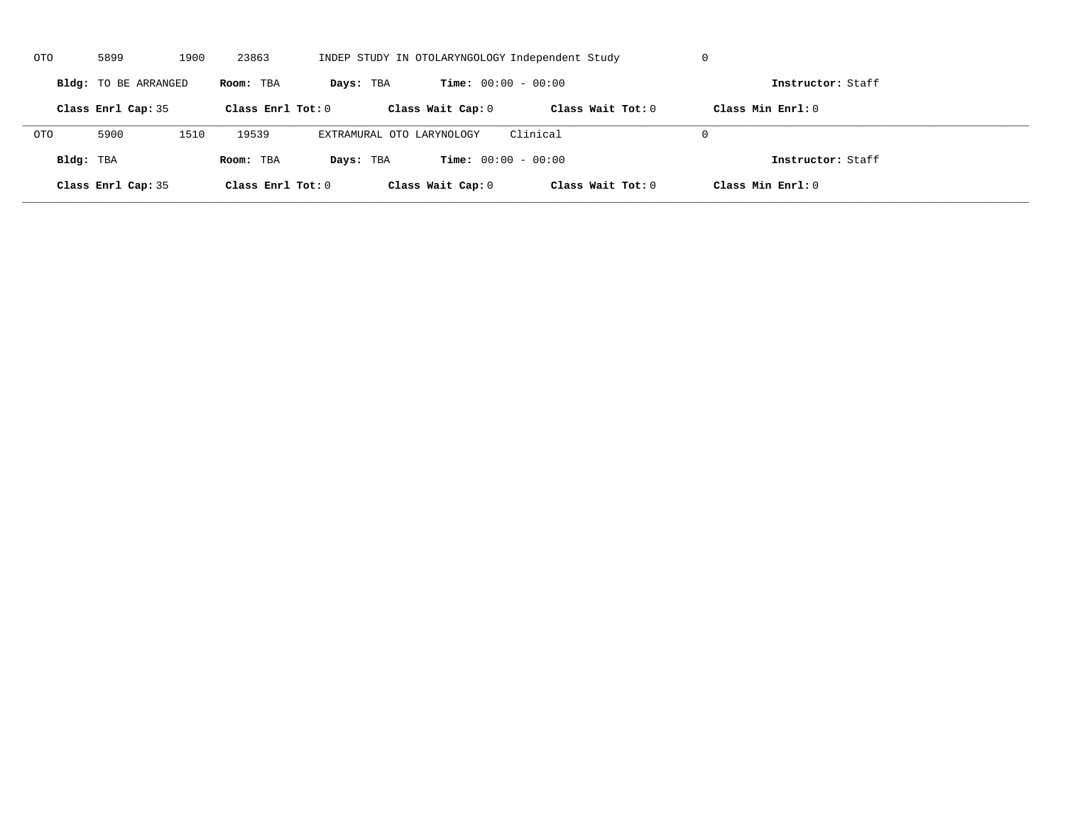OTO 5899 1900 23863 INDEP STUDY IN OTOLARYNGOLOGY Independent Study 0

**Bldg:** TO BE ARRANGED **Room:** TBA **Days:** TBA **Time:** 00:00 - 00:00 **Instructor:** Staff

**Class Enrl Cap:** 35 **Class Enrl Tot:** 0 **Class Wait Cap:** 0 **Class Wait Tot:** 0 **Class Min Enrl:** 0

---

OTO 5900 1510 19539 EXTRAMURAL OTO LARYNOLOGY Clinical 0

**Bldg:** TBA **Room:** TBA **Days:** TBA **Time:** 00:00 - 00:00 **Instructor:** Staff

**Class Enrl Cap:** 35 **Class Enrl Tot:** 0 **Class Wait Cap:** 0 **Class Wait Tot:** 0 **Class Min Enrl:** 0

---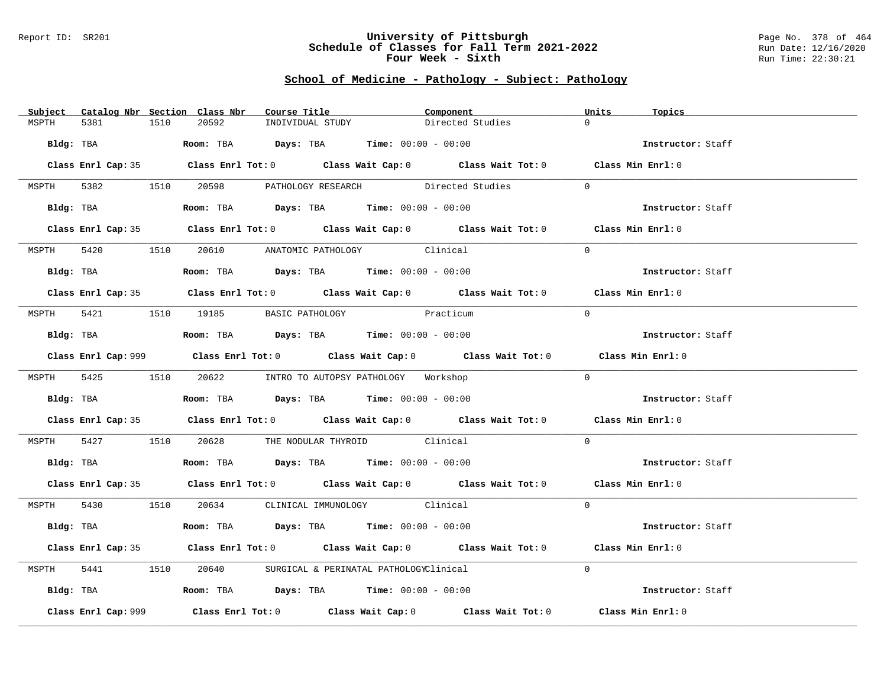## School of Medicine - Pathology - Subject: Pathology

| Subject | Catalog Nbr | Section | Class Nbr | Course Title | Component | Units | Topics |
|---|---|---|---|---|---|---|---|
| MSPTH | 5381 | 1510 | 20592 | INDIVIDUAL STUDY | Directed Studies | 0 | |

**Bldg:** TBA **Room:** TBA **Days:** TBA **Time:** 00:00 - 00:00 **Instructor:** Staff

**Class Enrl Cap:** 35 **Class Enrl Tot:** 0 **Class Wait Cap:** 0 **Class Wait Tot:** 0 **Class Min Enrl:** 0

| Subject | Catalog Nbr | Section | Class Nbr | Course Title | Component | Units | Topics |
|---|---|---|---|---|---|---|---|
| MSPTH | 5382 | 1510 | 20598 | PATHOLOGY RESEARCH | Directed Studies | 0 | |

**Bldg:** TBA **Room:** TBA **Days:** TBA **Time:** 00:00 - 00:00 **Instructor:** Staff

**Class Enrl Cap:** 35 **Class Enrl Tot:** 0 **Class Wait Cap:** 0 **Class Wait Tot:** 0 **Class Min Enrl:** 0

| Subject | Catalog Nbr | Section | Class Nbr | Course Title | Component | Units | Topics |
|---|---|---|---|---|---|---|---|
| MSPTH | 5420 | 1510 | 20610 | ANATOMIC PATHOLOGY | Clinical | 0 | |

**Bldg:** TBA **Room:** TBA **Days:** TBA **Time:** 00:00 - 00:00 **Instructor:** Staff

**Class Enrl Cap:** 35 **Class Enrl Tot:** 0 **Class Wait Cap:** 0 **Class Wait Tot:** 0 **Class Min Enrl:** 0

| Subject | Catalog Nbr | Section | Class Nbr | Course Title | Component | Units | Topics |
|---|---|---|---|---|---|---|---|
| MSPTH | 5421 | 1510 | 19185 | BASIC PATHOLOGY | Practicum | 0 | |

**Bldg:** TBA **Room:** TBA **Days:** TBA **Time:** 00:00 - 00:00 **Instructor:** Staff

**Class Enrl Cap:** 999 **Class Enrl Tot:** 0 **Class Wait Cap:** 0 **Class Wait Tot:** 0 **Class Min Enrl:** 0

| Subject | Catalog Nbr | Section | Class Nbr | Course Title | Component | Units | Topics |
|---|---|---|---|---|---|---|---|
| MSPTH | 5425 | 1510 | 20622 | INTRO TO AUTOPSY PATHOLOGY | Workshop | 0 | |

**Bldg:** TBA **Room:** TBA **Days:** TBA **Time:** 00:00 - 00:00 **Instructor:** Staff

**Class Enrl Cap:** 35 **Class Enrl Tot:** 0 **Class Wait Cap:** 0 **Class Wait Tot:** 0 **Class Min Enrl:** 0

| Subject | Catalog Nbr | Section | Class Nbr | Course Title | Component | Units | Topics |
|---|---|---|---|---|---|---|---|
| MSPTH | 5427 | 1510 | 20628 | THE NODULAR THYROID | Clinical | 0 | |

**Bldg:** TBA **Room:** TBA **Days:** TBA **Time:** 00:00 - 00:00 **Instructor:** Staff

**Class Enrl Cap:** 35 **Class Enrl Tot:** 0 **Class Wait Cap:** 0 **Class Wait Tot:** 0 **Class Min Enrl:** 0

| Subject | Catalog Nbr | Section | Class Nbr | Course Title | Component | Units | Topics |
|---|---|---|---|---|---|---|---|
| MSPTH | 5430 | 1510 | 20634 | CLINICAL IMMUNOLOGY | Clinical | 0 | |

**Bldg:** TBA **Room:** TBA **Days:** TBA **Time:** 00:00 - 00:00 **Instructor:** Staff

**Class Enrl Cap:** 35 **Class Enrl Tot:** 0 **Class Wait Cap:** 0 **Class Wait Tot:** 0 **Class Min Enrl:** 0

| Subject | Catalog Nbr | Section | Class Nbr | Course Title | Component | Units | Topics |
|---|---|---|---|---|---|---|---|
| MSPTH | 5441 | 1510 | 20640 | SURGICAL & PERINATAL PATHOLOGY | Clinical | 0 | |

**Bldg:** TBA **Room:** TBA **Days:** TBA **Time:** 00:00 - 00:00 **Instructor:** Staff

**Class Enrl Cap:** 999 **Class Enrl Tot:** 0 **Class Wait Cap:** 0 **Class Wait Tot:** 0 **Class Min Enrl:** 0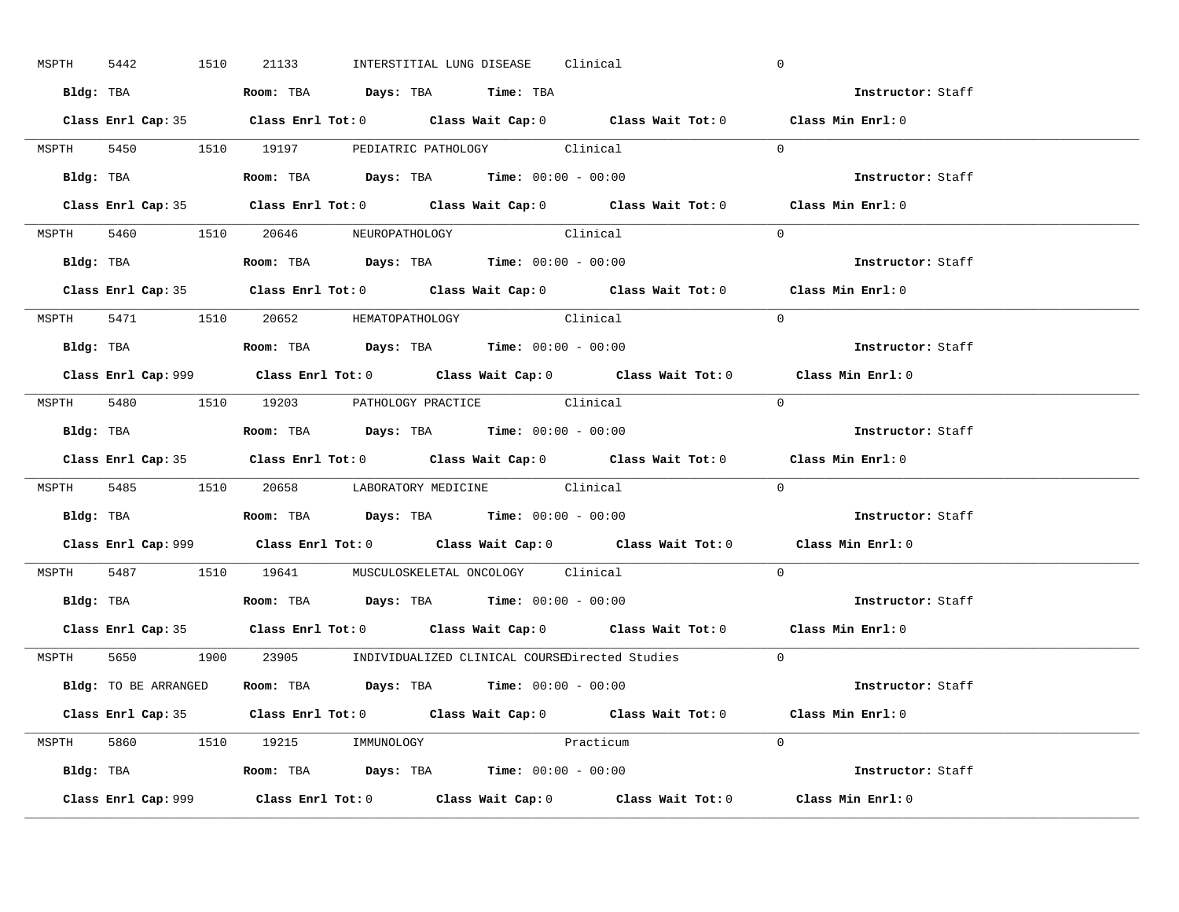MSPTH 5442 1510 21133 INTERSTITIAL LUNG DISEASE Clinical 0

**Bldg:** TBA **Room:** TBA **Days:** TBA **Time:** TBA **Instructor:** Staff

**Class Enrl Cap:** 35 **Class Enrl Tot:** 0 **Class Wait Cap:** 0 **Class Wait Tot:** 0 **Class Min Enrl:** 0

---

MSPTH 5450 1510 19197 PEDIATRIC PATHOLOGY Clinical 0

**Bldg:** TBA **Room:** TBA **Days:** TBA **Time:** 00:00 - 00:00 **Instructor:** Staff

**Class Enrl Cap:** 35 **Class Enrl Tot:** 0 **Class Wait Cap:** 0 **Class Wait Tot:** 0 **Class Min Enrl:** 0

---

MSPTH 5460 1510 20646 NEUROPATHOLOGY Clinical 0

**Bldg:** TBA **Room:** TBA **Days:** TBA **Time:** 00:00 - 00:00 **Instructor:** Staff

**Class Enrl Cap:** 35 **Class Enrl Tot:** 0 **Class Wait Cap:** 0 **Class Wait Tot:** 0 **Class Min Enrl:** 0

---

MSPTH 5471 1510 20652 HEMATOPATHOLOGY Clinical 0

**Bldg:** TBA **Room:** TBA **Days:** TBA **Time:** 00:00 - 00:00 **Instructor:** Staff

**Class Enrl Cap:** 999 **Class Enrl Tot:** 0 **Class Wait Cap:** 0 **Class Wait Tot:** 0 **Class Min Enrl:** 0

---

MSPTH 5480 1510 19203 PATHOLOGY PRACTICE Clinical 0

**Bldg:** TBA **Room:** TBA **Days:** TBA **Time:** 00:00 - 00:00 **Instructor:** Staff

**Class Enrl Cap:** 35 **Class Enrl Tot:** 0 **Class Wait Cap:** 0 **Class Wait Tot:** 0 **Class Min Enrl:** 0

---

MSPTH 5485 1510 20658 LABORATORY MEDICINE Clinical 0

**Bldg:** TBA **Room:** TBA **Days:** TBA **Time:** 00:00 - 00:00 **Instructor:** Staff

**Class Enrl Cap:** 999 **Class Enrl Tot:** 0 **Class Wait Cap:** 0 **Class Wait Tot:** 0 **Class Min Enrl:** 0

---

MSPTH 5487 1510 19641 MUSCULOSKELETAL ONCOLOGY Clinical 0

**Bldg:** TBA **Room:** TBA **Days:** TBA **Time:** 00:00 - 00:00 **Instructor:** Staff

**Class Enrl Cap:** 35 **Class Enrl Tot:** 0 **Class Wait Cap:** 0 **Class Wait Tot:** 0 **Class Min Enrl:** 0

---

MSPTH 5650 1900 23905 INDIVIDUALIZED CLINICAL COURSE Directed Studies 0

**Bldg:** TO BE ARRANGED **Room:** TBA **Days:** TBA **Time:** 00:00 - 00:00 **Instructor:** Staff

**Class Enrl Cap:** 35 **Class Enrl Tot:** 0 **Class Wait Cap:** 0 **Class Wait Tot:** 0 **Class Min Enrl:** 0

---

MSPTH 5860 1510 19215 IMMUNOLOGY Practicum 0

**Bldg:** TBA **Room:** TBA **Days:** TBA **Time:** 00:00 - 00:00 **Instructor:** Staff

**Class Enrl Cap:** 999 **Class Enrl Tot:** 0 **Class Wait Cap:** 0 **Class Wait Tot:** 0 **Class Min Enrl:** 0

---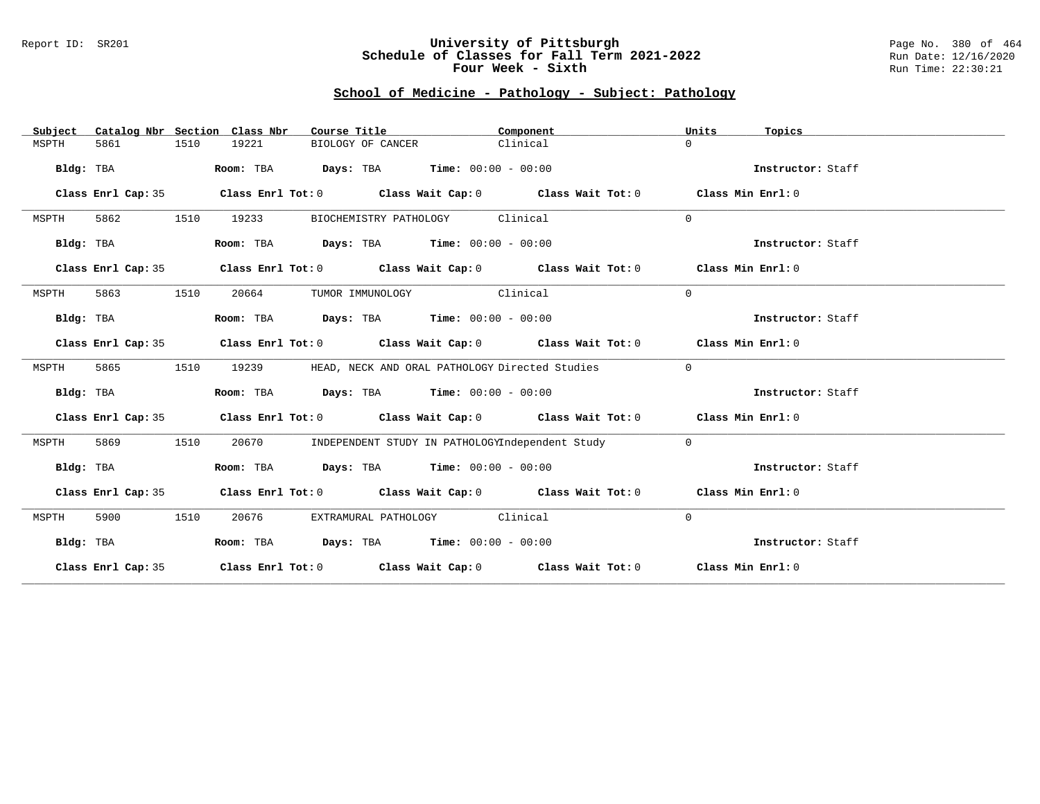# University of Pittsburgh
## Schedule of Classes for Fall Term 2021-2022
## Four Week - Sixth

Report ID: SR201

Run Date: 12/16/2020
Run Time: 22:30:21

### School of Medicine - Pathology - Subject: Pathology

| Subject | Catalog Nbr | Section | Class Nbr | Course Title | Component | Units | Topics |
|---|---|---|---|---|---|---|---|
| MSPTH | 5861 | 1510 | 19221 | BIOLOGY OF CANCER | Clinical | 0 | |

**Bldg:** TBA **Room:** TBA **Days:** TBA **Time:** 00:00 - 00:00 **Instructor:** Staff

**Class Enrl Cap:** 35 **Class Enrl Tot:** 0 **Class Wait Cap:** 0 **Class Wait Tot:** 0 **Class Min Enrl:** 0

| Subject | Catalog Nbr | Section | Class Nbr | Course Title | Component | Units | Topics |
|---|---|---|---|---|---|---|---|
| MSPTH | 5862 | 1510 | 19233 | BIOCHEMISTRY PATHOLOGY | Clinical | 0 | |

**Bldg:** TBA **Room:** TBA **Days:** TBA **Time:** 00:00 - 00:00 **Instructor:** Staff

**Class Enrl Cap:** 35 **Class Enrl Tot:** 0 **Class Wait Cap:** 0 **Class Wait Tot:** 0 **Class Min Enrl:** 0

| Subject | Catalog Nbr | Section | Class Nbr | Course Title | Component | Units | Topics |
|---|---|---|---|---|---|---|---|
| MSPTH | 5863 | 1510 | 20664 | TUMOR IMMUNOLOGY | Clinical | 0 | |

**Bldg:** TBA **Room:** TBA **Days:** TBA **Time:** 00:00 - 00:00 **Instructor:** Staff

**Class Enrl Cap:** 35 **Class Enrl Tot:** 0 **Class Wait Cap:** 0 **Class Wait Tot:** 0 **Class Min Enrl:** 0

| Subject | Catalog Nbr | Section | Class Nbr | Course Title | Component | Units | Topics |
|---|---|---|---|---|---|---|---|
| MSPTH | 5865 | 1510 | 19239 | HEAD, NECK AND ORAL PATHOLOGY | Directed Studies | 0 | |

**Bldg:** TBA **Room:** TBA **Days:** TBA **Time:** 00:00 - 00:00 **Instructor:** Staff

**Class Enrl Cap:** 35 **Class Enrl Tot:** 0 **Class Wait Cap:** 0 **Class Wait Tot:** 0 **Class Min Enrl:** 0

| Subject | Catalog Nbr | Section | Class Nbr | Course Title | Component | Units | Topics |
|---|---|---|---|---|---|---|---|
| MSPTH | 5869 | 1510 | 20670 | INDEPENDENT STUDY IN PATHOLOGY | Independent Study | 0 | |

**Bldg:** TBA **Room:** TBA **Days:** TBA **Time:** 00:00 - 00:00 **Instructor:** Staff

**Class Enrl Cap:** 35 **Class Enrl Tot:** 0 **Class Wait Cap:** 0 **Class Wait Tot:** 0 **Class Min Enrl:** 0

| Subject | Catalog Nbr | Section | Class Nbr | Course Title | Component | Units | Topics |
|---|---|---|---|---|---|---|---|
| MSPTH | 5900 | 1510 | 20676 | EXTRAMURAL PATHOLOGY | Clinical | 0 | |

**Bldg:** TBA **Room:** TBA **Days:** TBA **Time:** 00:00 - 00:00 **Instructor:** Staff

**Class Enrl Cap:** 35 **Class Enrl Tot:** 0 **Class Wait Cap:** 0 **Class Wait Tot:** 0 **Class Min Enrl:** 0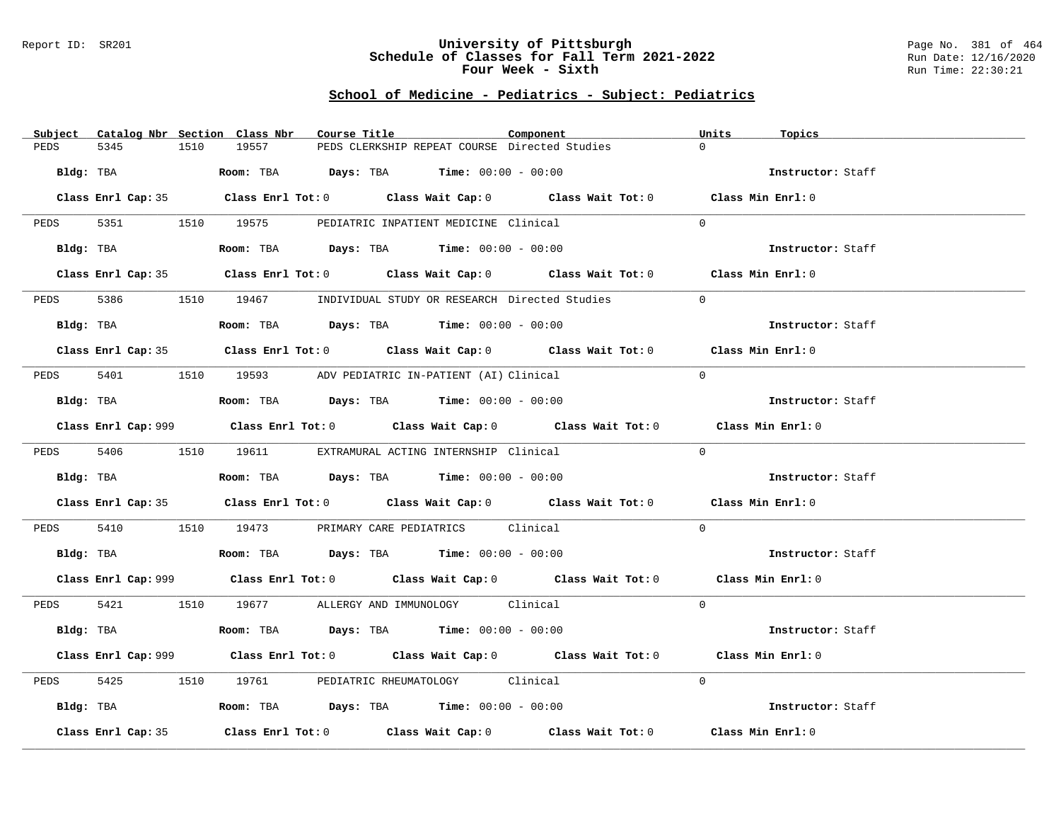University of Pittsburgh
Schedule of Classes for Fall Term 2021-2022
Four Week - Sixth

## School of Medicine - Pediatrics - Subject: Pediatrics

| Subject | Catalog Nbr | Section | Class Nbr | Course Title | Component | Units | Topics |
|---|---|---|---|---|---|---|---|
| PEDS | 5345 | 1510 | 19557 | PEDS CLERKSHIP REPEAT COURSE | Directed Studies | 0 | |

**Bldg:** TBA **Room:** TBA **Days:** TBA **Time:** 00:00 - 00:00 **Instructor:** Staff

**Class Enrl Cap:** 35 **Class Enrl Tot:** 0 **Class Wait Cap:** 0 **Class Wait Tot:** 0 **Class Min Enrl:** 0

| Subject | Catalog Nbr | Section | Class Nbr | Course Title | Component | Units | Topics |
|---|---|---|---|---|---|---|---|
| PEDS | 5351 | 1510 | 19575 | PEDIATRIC INPATIENT MEDICINE | Clinical | 0 | |

**Bldg:** TBA **Room:** TBA **Days:** TBA **Time:** 00:00 - 00:00 **Instructor:** Staff

**Class Enrl Cap:** 35 **Class Enrl Tot:** 0 **Class Wait Cap:** 0 **Class Wait Tot:** 0 **Class Min Enrl:** 0

| Subject | Catalog Nbr | Section | Class Nbr | Course Title | Component | Units | Topics |
|---|---|---|---|---|---|---|---|
| PEDS | 5386 | 1510 | 19467 | INDIVIDUAL STUDY OR RESEARCH | Directed Studies | 0 | |

**Bldg:** TBA **Room:** TBA **Days:** TBA **Time:** 00:00 - 00:00 **Instructor:** Staff

**Class Enrl Cap:** 35 **Class Enrl Tot:** 0 **Class Wait Cap:** 0 **Class Wait Tot:** 0 **Class Min Enrl:** 0

| Subject | Catalog Nbr | Section | Class Nbr | Course Title | Component | Units | Topics |
|---|---|---|---|---|---|---|---|
| PEDS | 5401 | 1510 | 19593 | ADV PEDIATRIC IN-PATIENT (AI) | Clinical | 0 | |

**Bldg:** TBA **Room:** TBA **Days:** TBA **Time:** 00:00 - 00:00 **Instructor:** Staff

**Class Enrl Cap:** 999 **Class Enrl Tot:** 0 **Class Wait Cap:** 0 **Class Wait Tot:** 0 **Class Min Enrl:** 0

| Subject | Catalog Nbr | Section | Class Nbr | Course Title | Component | Units | Topics |
|---|---|---|---|---|---|---|---|
| PEDS | 5406 | 1510 | 19611 | EXTRAMURAL ACTING INTERNSHIP | Clinical | 0 | |

**Bldg:** TBA **Room:** TBA **Days:** TBA **Time:** 00:00 - 00:00 **Instructor:** Staff

**Class Enrl Cap:** 35 **Class Enrl Tot:** 0 **Class Wait Cap:** 0 **Class Wait Tot:** 0 **Class Min Enrl:** 0

| Subject | Catalog Nbr | Section | Class Nbr | Course Title | Component | Units | Topics |
|---|---|---|---|---|---|---|---|
| PEDS | 5410 | 1510 | 19473 | PRIMARY CARE PEDIATRICS | Clinical | 0 | |

**Bldg:** TBA **Room:** TBA **Days:** TBA **Time:** 00:00 - 00:00 **Instructor:** Staff

**Class Enrl Cap:** 999 **Class Enrl Tot:** 0 **Class Wait Cap:** 0 **Class Wait Tot:** 0 **Class Min Enrl:** 0

| Subject | Catalog Nbr | Section | Class Nbr | Course Title | Component | Units | Topics |
|---|---|---|---|---|---|---|---|
| PEDS | 5421 | 1510 | 19677 | ALLERGY AND IMMUNOLOGY | Clinical | 0 | |

**Bldg:** TBA **Room:** TBA **Days:** TBA **Time:** 00:00 - 00:00 **Instructor:** Staff

**Class Enrl Cap:** 999 **Class Enrl Tot:** 0 **Class Wait Cap:** 0 **Class Wait Tot:** 0 **Class Min Enrl:** 0

| Subject | Catalog Nbr | Section | Class Nbr | Course Title | Component | Units | Topics |
|---|---|---|---|---|---|---|---|
| PEDS | 5425 | 1510 | 19761 | PEDIATRIC RHEUMATOLOGY | Clinical | 0 | |

**Bldg:** TBA **Room:** TBA **Days:** TBA **Time:** 00:00 - 00:00 **Instructor:** Staff

**Class Enrl Cap:** 35 **Class Enrl Tot:** 0 **Class Wait Cap:** 0 **Class Wait Tot:** 0 **Class Min Enrl:** 0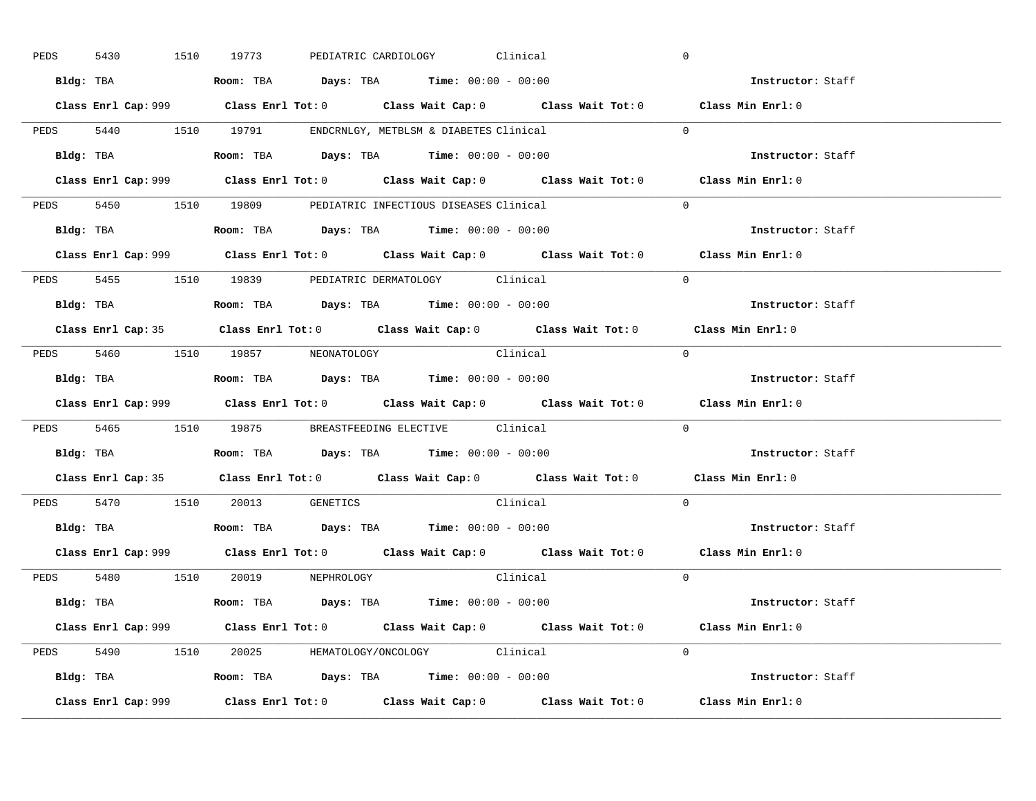PEDS 5430 1510 19773 PEDIATRIC CARDIOLOGY Clinical 0

**Bldg:** TBA **Room:** TBA **Days:** TBA **Time:** 00:00 - 00:00 **Instructor:** Staff

**Class Enrl Cap:** 999 **Class Enrl Tot:** 0 **Class Wait Cap:** 0 **Class Wait Tot:** 0 **Class Min Enrl:** 0

---

PEDS 5440 1510 19791 ENDCRNLGY, METBLSM & DIABETES Clinical 0

**Bldg:** TBA **Room:** TBA **Days:** TBA **Time:** 00:00 - 00:00 **Instructor:** Staff

**Class Enrl Cap:** 999 **Class Enrl Tot:** 0 **Class Wait Cap:** 0 **Class Wait Tot:** 0 **Class Min Enrl:** 0

---

PEDS 5450 1510 19809 PEDIATRIC INFECTIOUS DISEASES Clinical 0

**Bldg:** TBA **Room:** TBA **Days:** TBA **Time:** 00:00 - 00:00 **Instructor:** Staff

**Class Enrl Cap:** 999 **Class Enrl Tot:** 0 **Class Wait Cap:** 0 **Class Wait Tot:** 0 **Class Min Enrl:** 0

---

PEDS 5455 1510 19839 PEDIATRIC DERMATOLOGY Clinical 0

**Bldg:** TBA **Room:** TBA **Days:** TBA **Time:** 00:00 - 00:00 **Instructor:** Staff

**Class Enrl Cap:** 35 **Class Enrl Tot:** 0 **Class Wait Cap:** 0 **Class Wait Tot:** 0 **Class Min Enrl:** 0

---

PEDS 5460 1510 19857 NEONATOLOGY Clinical 0

**Bldg:** TBA **Room:** TBA **Days:** TBA **Time:** 00:00 - 00:00 **Instructor:** Staff

**Class Enrl Cap:** 999 **Class Enrl Tot:** 0 **Class Wait Cap:** 0 **Class Wait Tot:** 0 **Class Min Enrl:** 0

---

PEDS 5465 1510 19875 BREASTFEEDING ELECTIVE Clinical 0

**Bldg:** TBA **Room:** TBA **Days:** TBA **Time:** 00:00 - 00:00 **Instructor:** Staff

**Class Enrl Cap:** 35 **Class Enrl Tot:** 0 **Class Wait Cap:** 0 **Class Wait Tot:** 0 **Class Min Enrl:** 0

---

PEDS 5470 1510 20013 GENETICS Clinical 0

**Bldg:** TBA **Room:** TBA **Days:** TBA **Time:** 00:00 - 00:00 **Instructor:** Staff

**Class Enrl Cap:** 999 **Class Enrl Tot:** 0 **Class Wait Cap:** 0 **Class Wait Tot:** 0 **Class Min Enrl:** 0

---

PEDS 5480 1510 20019 NEPHROLOGY Clinical 0

**Bldg:** TBA **Room:** TBA **Days:** TBA **Time:** 00:00 - 00:00 **Instructor:** Staff

**Class Enrl Cap:** 999 **Class Enrl Tot:** 0 **Class Wait Cap:** 0 **Class Wait Tot:** 0 **Class Min Enrl:** 0

---

PEDS 5490 1510 20025 HEMATOLOGY/ONCOLOGY Clinical 0

**Bldg:** TBA **Room:** TBA **Days:** TBA **Time:** 00:00 - 00:00 **Instructor:** Staff

**Class Enrl Cap:** 999 **Class Enrl Tot:** 0 **Class Wait Cap:** 0 **Class Wait Tot:** 0 **Class Min Enrl:** 0

---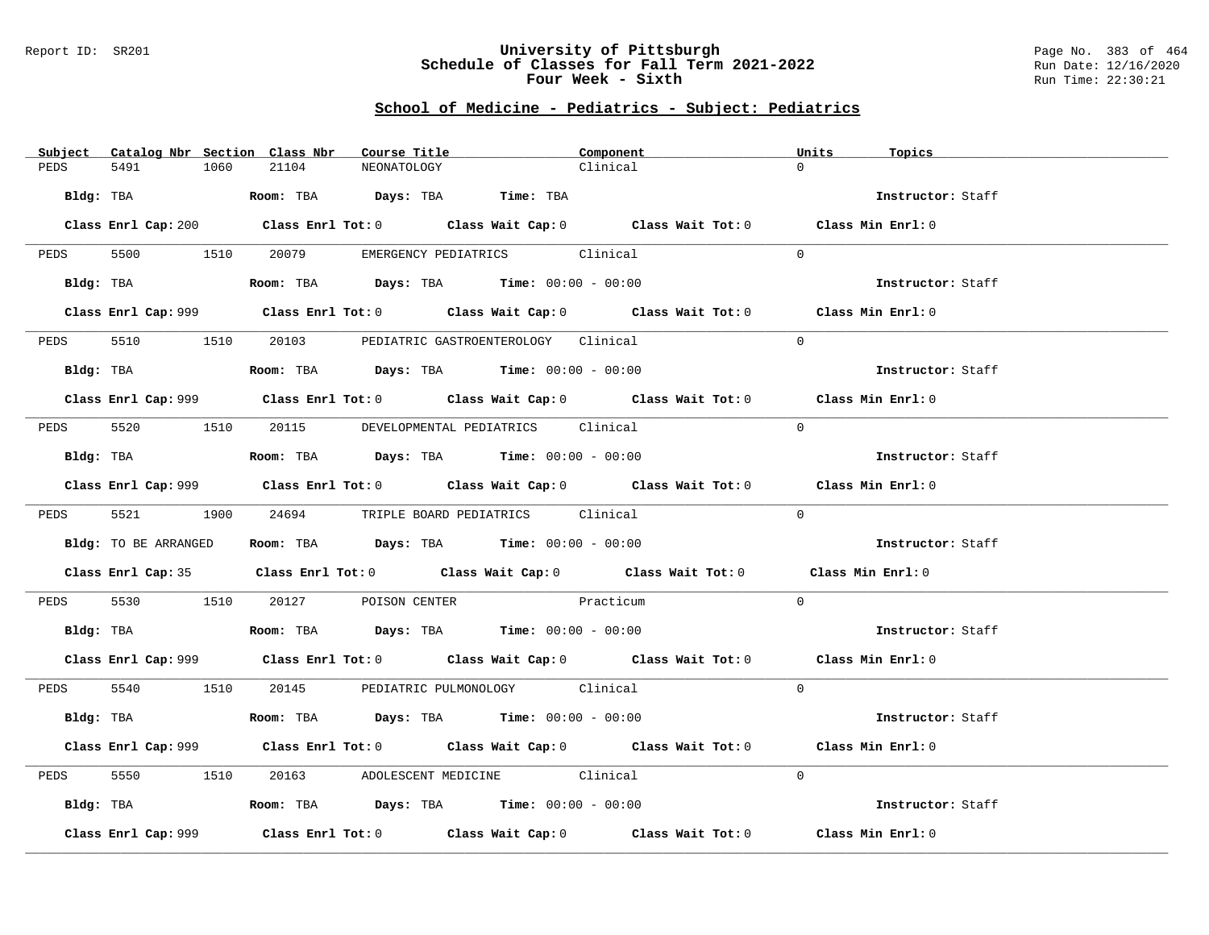Report ID: SR201

# University of Pittsburgh
## Schedule of Classes for Fall Term 2021-2022
## Four Week - Sixth

Page No. 383 of 464
Run Date: 12/16/2020
Run Time: 22:30:21

## School of Medicine - Pediatrics - Subject: Pediatrics

| Subject | Catalog Nbr | Section | Class Nbr | Course Title | Component | Units | Topics |
|---|---|---|---|---|---|---|---|
| PEDS | 5491 | 1060 | 21104 | NEONATOLOGY | Clinical | 0 | |

**Bldg:** TBA **Room:** TBA **Days:** TBA **Time:** TBA **Instructor:** Staff

**Class Enrl Cap:** 200 **Class Enrl Tot:** 0 **Class Wait Cap:** 0 **Class Wait Tot:** 0 **Class Min Enrl:** 0

---

| Subject | Catalog Nbr | Section | Class Nbr | Course Title | Component | Units | Topics |
|---|---|---|---|---|---|---|---|
| PEDS | 5500 | 1510 | 20079 | EMERGENCY PEDIATRICS | Clinical | 0 | |

**Bldg:** TBA **Room:** TBA **Days:** TBA **Time:** 00:00 - 00:00 **Instructor:** Staff

**Class Enrl Cap:** 999 **Class Enrl Tot:** 0 **Class Wait Cap:** 0 **Class Wait Tot:** 0 **Class Min Enrl:** 0

---

| Subject | Catalog Nbr | Section | Class Nbr | Course Title | Component | Units | Topics |
|---|---|---|---|---|---|---|---|
| PEDS | 5510 | 1510 | 20103 | PEDIATRIC GASTROENTEROLOGY | Clinical | 0 | |

**Bldg:** TBA **Room:** TBA **Days:** TBA **Time:** 00:00 - 00:00 **Instructor:** Staff

**Class Enrl Cap:** 999 **Class Enrl Tot:** 0 **Class Wait Cap:** 0 **Class Wait Tot:** 0 **Class Min Enrl:** 0

---

| Subject | Catalog Nbr | Section | Class Nbr | Course Title | Component | Units | Topics |
|---|---|---|---|---|---|---|---|
| PEDS | 5520 | 1510 | 20115 | DEVELOPMENTAL PEDIATRICS | Clinical | 0 | |

**Bldg:** TBA **Room:** TBA **Days:** TBA **Time:** 00:00 - 00:00 **Instructor:** Staff

**Class Enrl Cap:** 999 **Class Enrl Tot:** 0 **Class Wait Cap:** 0 **Class Wait Tot:** 0 **Class Min Enrl:** 0

---

| Subject | Catalog Nbr | Section | Class Nbr | Course Title | Component | Units | Topics |
|---|---|---|---|---|---|---|---|
| PEDS | 5521 | 1900 | 24694 | TRIPLE BOARD PEDIATRICS | Clinical | 0 | |

**Bldg:** TO BE ARRANGED **Room:** TBA **Days:** TBA **Time:** 00:00 - 00:00 **Instructor:** Staff

**Class Enrl Cap:** 35 **Class Enrl Tot:** 0 **Class Wait Cap:** 0 **Class Wait Tot:** 0 **Class Min Enrl:** 0

---

| Subject | Catalog Nbr | Section | Class Nbr | Course Title | Component | Units | Topics |
|---|---|---|---|---|---|---|---|
| PEDS | 5530 | 1510 | 20127 | POISON CENTER | Practicum | 0 | |

**Bldg:** TBA **Room:** TBA **Days:** TBA **Time:** 00:00 - 00:00 **Instructor:** Staff

**Class Enrl Cap:** 999 **Class Enrl Tot:** 0 **Class Wait Cap:** 0 **Class Wait Tot:** 0 **Class Min Enrl:** 0

---

| Subject | Catalog Nbr | Section | Class Nbr | Course Title | Component | Units | Topics |
|---|---|---|---|---|---|---|---|
| PEDS | 5540 | 1510 | 20145 | PEDIATRIC PULMONOLOGY | Clinical | 0 | |

**Bldg:** TBA **Room:** TBA **Days:** TBA **Time:** 00:00 - 00:00 **Instructor:** Staff

**Class Enrl Cap:** 999 **Class Enrl Tot:** 0 **Class Wait Cap:** 0 **Class Wait Tot:** 0 **Class Min Enrl:** 0

---

| Subject | Catalog Nbr | Section | Class Nbr | Course Title | Component | Units | Topics |
|---|---|---|---|---|---|---|---|
| PEDS | 5550 | 1510 | 20163 | ADOLESCENT MEDICINE | Clinical | 0 | |

**Bldg:** TBA **Room:** TBA **Days:** TBA **Time:** 00:00 - 00:00 **Instructor:** Staff

**Class Enrl Cap:** 999 **Class Enrl Tot:** 0 **Class Wait Cap:** 0 **Class Wait Tot:** 0 **Class Min Enrl:** 0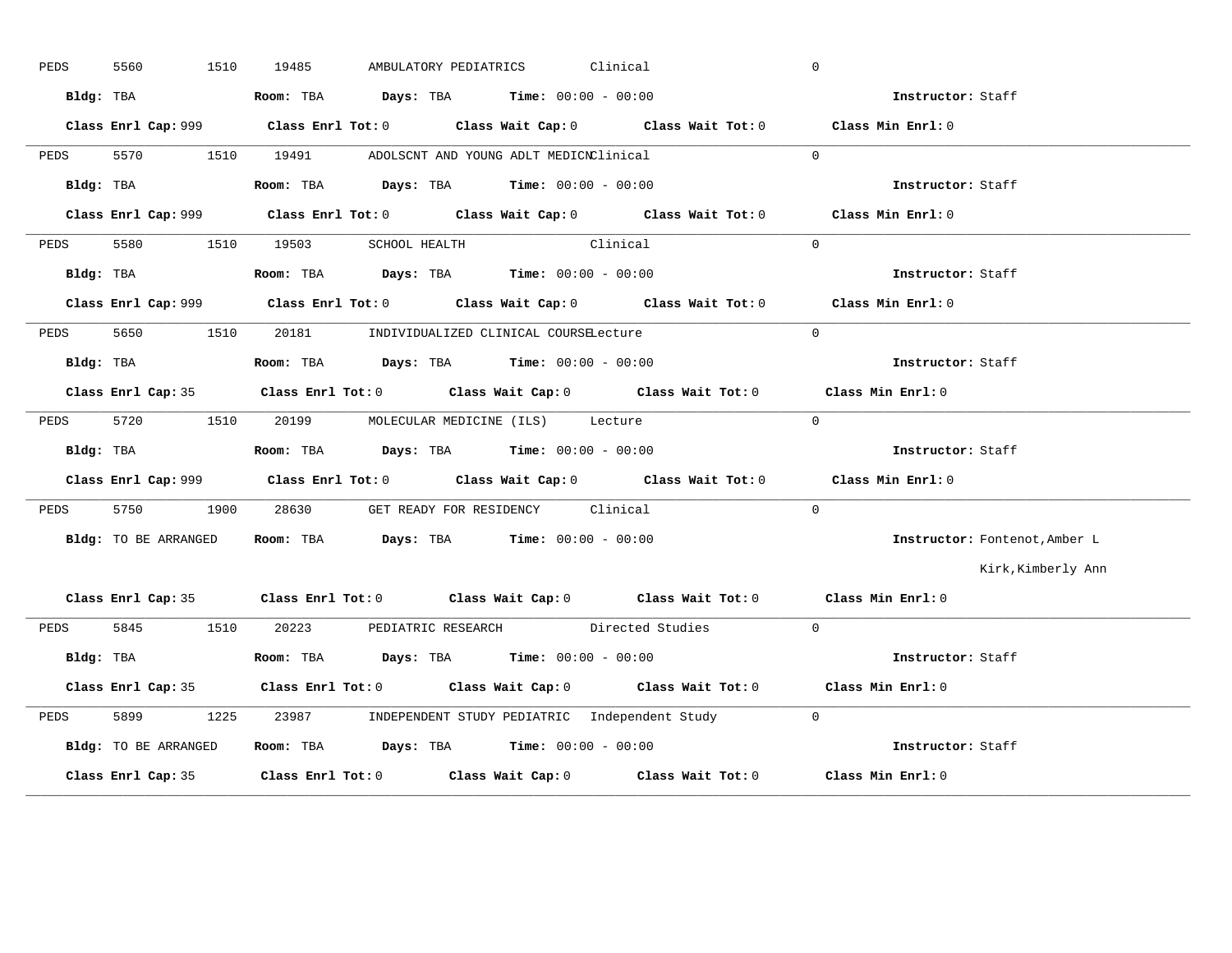PEDS 5560 1510 19485 AMBULATORY PEDIATRICS Clinical 0

**Bldg:** TBA **Room:** TBA **Days:** TBA **Time:** 00:00 - 00:00 **Instructor:** Staff

**Class Enrl Cap:** 999 **Class Enrl Tot:** 0 **Class Wait Cap:** 0 **Class Wait Tot:** 0 **Class Min Enrl:** 0

---

PEDS 5570 1510 19491 ADOLSCNT AND YOUNG ADLT MEDICN Clinical 0

**Bldg:** TBA **Room:** TBA **Days:** TBA **Time:** 00:00 - 00:00 **Instructor:** Staff

**Class Enrl Cap:** 999 **Class Enrl Tot:** 0 **Class Wait Cap:** 0 **Class Wait Tot:** 0 **Class Min Enrl:** 0

---

PEDS 5580 1510 19503 SCHOOL HEALTH Clinical 0

**Bldg:** TBA **Room:** TBA **Days:** TBA **Time:** 00:00 - 00:00 **Instructor:** Staff

**Class Enrl Cap:** 999 **Class Enrl Tot:** 0 **Class Wait Cap:** 0 **Class Wait Tot:** 0 **Class Min Enrl:** 0

---

PEDS 5650 1510 20181 INDIVIDUALIZED CLINICAL COURSE Lecture 0

**Bldg:** TBA **Room:** TBA **Days:** TBA **Time:** 00:00 - 00:00 **Instructor:** Staff

**Class Enrl Cap:** 35 **Class Enrl Tot:** 0 **Class Wait Cap:** 0 **Class Wait Tot:** 0 **Class Min Enrl:** 0

---

PEDS 5720 1510 20199 MOLECULAR MEDICINE (ILS) Lecture 0

**Bldg:** TBA **Room:** TBA **Days:** TBA **Time:** 00:00 - 00:00 **Instructor:** Staff

**Class Enrl Cap:** 999 **Class Enrl Tot:** 0 **Class Wait Cap:** 0 **Class Wait Tot:** 0 **Class Min Enrl:** 0

---

PEDS 5750 1900 28630 GET READY FOR RESIDENCY Clinical 0

**Bldg:** TO BE ARRANGED **Room:** TBA **Days:** TBA **Time:** 00:00 - 00:00 **Instructor:** Fontenot,Amber L
Kirk,Kimberly Ann

**Class Enrl Cap:** 35 **Class Enrl Tot:** 0 **Class Wait Cap:** 0 **Class Wait Tot:** 0 **Class Min Enrl:** 0

---

PEDS 5845 1510 20223 PEDIATRIC RESEARCH Directed Studies 0

**Bldg:** TBA **Room:** TBA **Days:** TBA **Time:** 00:00 - 00:00 **Instructor:** Staff

**Class Enrl Cap:** 35 **Class Enrl Tot:** 0 **Class Wait Cap:** 0 **Class Wait Tot:** 0 **Class Min Enrl:** 0

---

PEDS 5899 1225 23987 INDEPENDENT STUDY PEDIATRIC Independent Study 0

**Bldg:** TO BE ARRANGED **Room:** TBA **Days:** TBA **Time:** 00:00 - 00:00 **Instructor:** Staff

**Class Enrl Cap:** 35 **Class Enrl Tot:** 0 **Class Wait Cap:** 0 **Class Wait Tot:** 0 **Class Min Enrl:** 0

---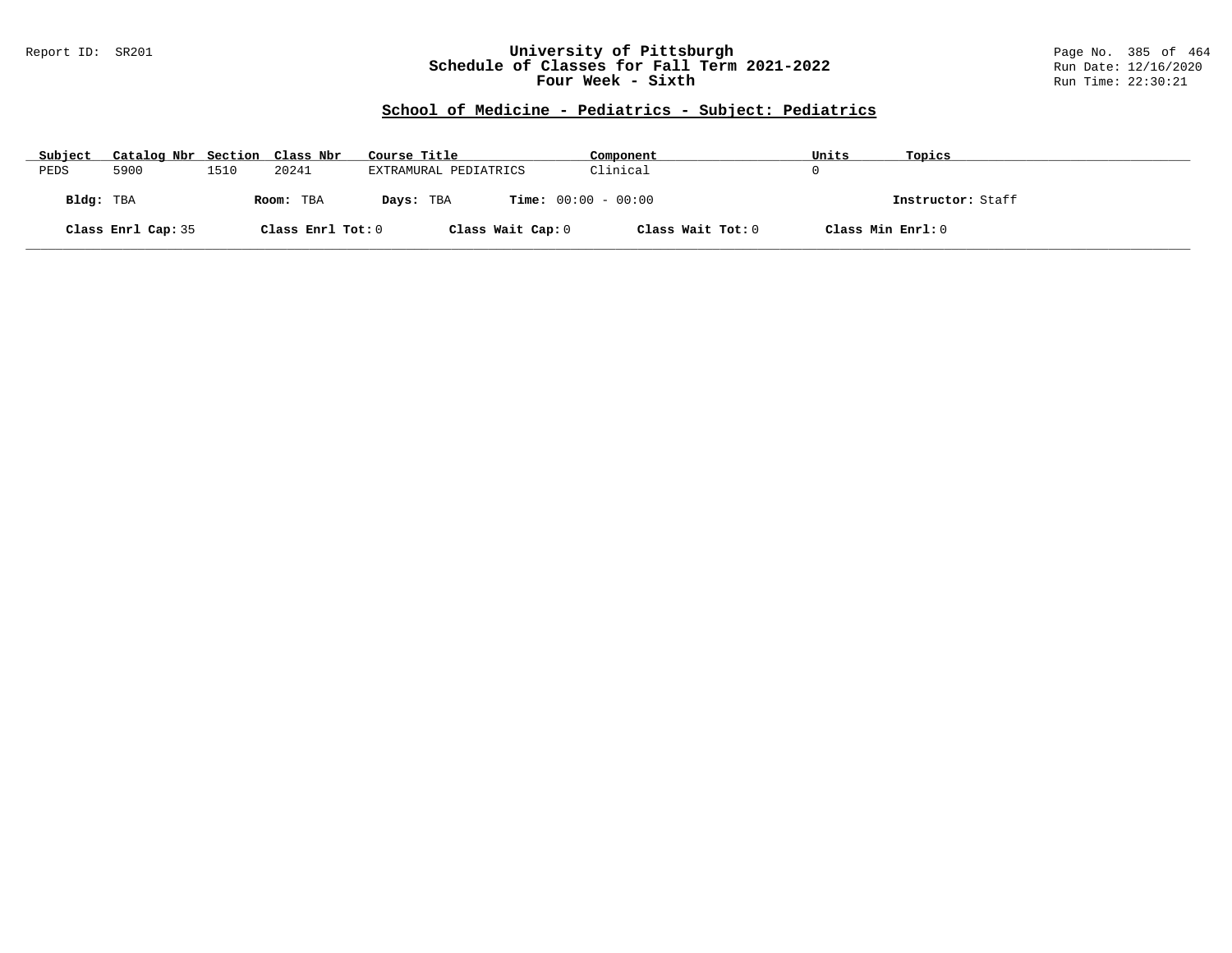# University of Pittsburgh
## Schedule of Classes for Fall Term 2021-2022
## Four Week - Sixth

Report ID: SR201

Run Date: 12/16/2020
Run Time: 22:30:21

### School of Medicine - Pediatrics - Subject: Pediatrics

| Subject | Catalog Nbr | Section | Class Nbr | Course Title | Component | Units | Topics |
|---|---|---|---|---|---|---|---|
| PEDS | 5900 | 1510 | 20241 | EXTRAMURAL PEDIATRICS | Clinical | 0 | |

**Bldg:** TBA **Room:** TBA **Days:** TBA **Time:** 00:00 - 00:00 **Instructor:** Staff

**Class Enrl Cap:** 35 **Class Enrl Tot:** 0 **Class Wait Cap:** 0 **Class Wait Tot:** 0 **Class Min Enrl:** 0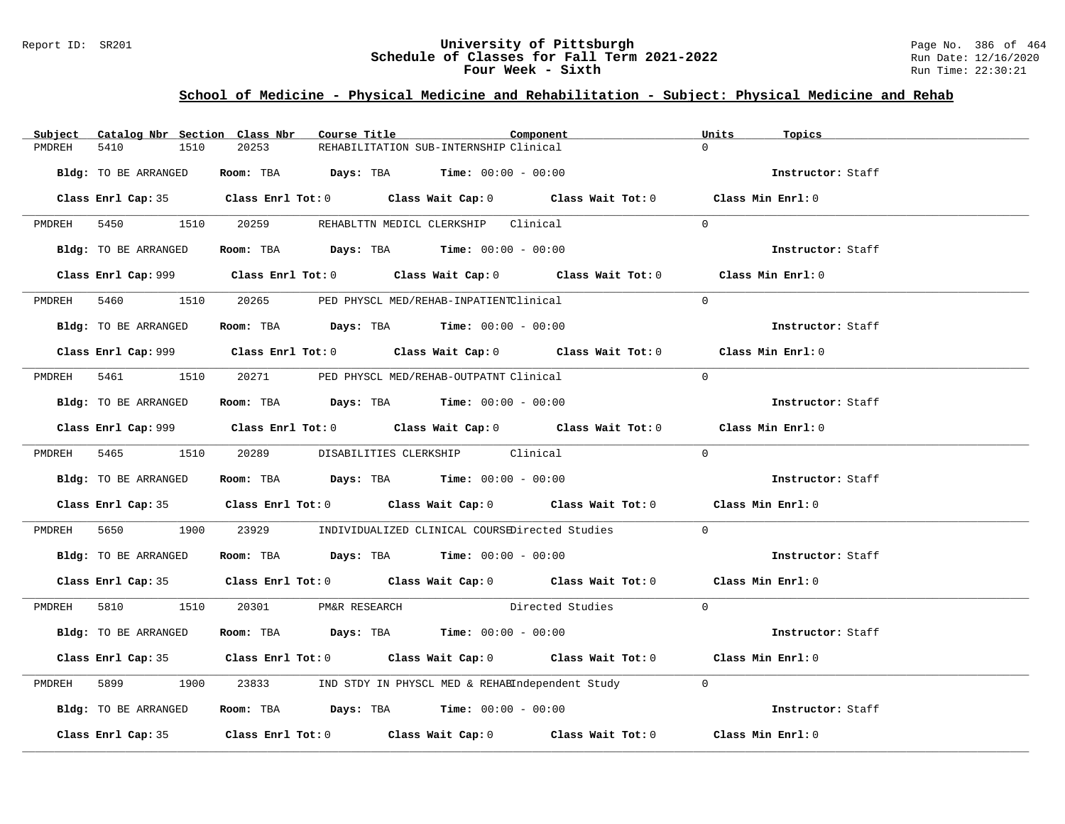## School of Medicine - Physical Medicine and Rehabilitation - Subject: Physical Medicine and Rehab

| Subject | Catalog Nbr | Section | Class Nbr | Course Title | Component | Units | Topics |
|---|---|---|---|---|---|---|---|
| PMDREH | 5410 | 1510 | 20253 | REHABILITATION SUB-INTERNSHIP | Clinical | 0 | |

**Bldg:** TO BE ARRANGED **Room:** TBA **Days:** TBA **Time:** 00:00 - 00:00 **Instructor:** Staff

**Class Enrl Cap:** 35 **Class Enrl Tot:** 0 **Class Wait Cap:** 0 **Class Wait Tot:** 0 **Class Min Enrl:** 0

| Subject | Catalog Nbr | Section | Class Nbr | Course Title | Component | Units | Topics |
|---|---|---|---|---|---|---|---|
| PMDREH | 5450 | 1510 | 20259 | REHABLTTN MEDICL CLERKSHIP | Clinical | 0 | |

**Bldg:** TO BE ARRANGED **Room:** TBA **Days:** TBA **Time:** 00:00 - 00:00 **Instructor:** Staff

**Class Enrl Cap:** 999 **Class Enrl Tot:** 0 **Class Wait Cap:** 0 **Class Wait Tot:** 0 **Class Min Enrl:** 0

| Subject | Catalog Nbr | Section | Class Nbr | Course Title | Component | Units | Topics |
|---|---|---|---|---|---|---|---|
| PMDREH | 5460 | 1510 | 20265 | PED PHYSCL MED/REHAB-INPATIENT | Clinical | 0 | |

**Bldg:** TO BE ARRANGED **Room:** TBA **Days:** TBA **Time:** 00:00 - 00:00 **Instructor:** Staff

**Class Enrl Cap:** 999 **Class Enrl Tot:** 0 **Class Wait Cap:** 0 **Class Wait Tot:** 0 **Class Min Enrl:** 0

| Subject | Catalog Nbr | Section | Class Nbr | Course Title | Component | Units | Topics |
|---|---|---|---|---|---|---|---|
| PMDREH | 5461 | 1510 | 20271 | PED PHYSCL MED/REHAB-OUTPATNT | Clinical | 0 | |

**Bldg:** TO BE ARRANGED **Room:** TBA **Days:** TBA **Time:** 00:00 - 00:00 **Instructor:** Staff

**Class Enrl Cap:** 999 **Class Enrl Tot:** 0 **Class Wait Cap:** 0 **Class Wait Tot:** 0 **Class Min Enrl:** 0

| Subject | Catalog Nbr | Section | Class Nbr | Course Title | Component | Units | Topics |
|---|---|---|---|---|---|---|---|
| PMDREH | 5465 | 1510 | 20289 | DISABILITIES CLERKSHIP | Clinical | 0 | |

**Bldg:** TO BE ARRANGED **Room:** TBA **Days:** TBA **Time:** 00:00 - 00:00 **Instructor:** Staff

**Class Enrl Cap:** 35 **Class Enrl Tot:** 0 **Class Wait Cap:** 0 **Class Wait Tot:** 0 **Class Min Enrl:** 0

| Subject | Catalog Nbr | Section | Class Nbr | Course Title | Component | Units | Topics |
|---|---|---|---|---|---|---|---|
| PMDREH | 5650 | 1900 | 23929 | INDIVIDUALIZED CLINICAL COURSE | Directed Studies | 0 | |

**Bldg:** TO BE ARRANGED **Room:** TBA **Days:** TBA **Time:** 00:00 - 00:00 **Instructor:** Staff

**Class Enrl Cap:** 35 **Class Enrl Tot:** 0 **Class Wait Cap:** 0 **Class Wait Tot:** 0 **Class Min Enrl:** 0

| Subject | Catalog Nbr | Section | Class Nbr | Course Title | Component | Units | Topics |
|---|---|---|---|---|---|---|---|
| PMDREH | 5810 | 1510 | 20301 | PM&R RESEARCH | Directed Studies | 0 | |

**Bldg:** TO BE ARRANGED **Room:** TBA **Days:** TBA **Time:** 00:00 - 00:00 **Instructor:** Staff

**Class Enrl Cap:** 35 **Class Enrl Tot:** 0 **Class Wait Cap:** 0 **Class Wait Tot:** 0 **Class Min Enrl:** 0

| Subject | Catalog Nbr | Section | Class Nbr | Course Title | Component | Units | Topics |
|---|---|---|---|---|---|---|---|
| PMDREH | 5899 | 1900 | 23833 | IND STDY IN PHYSCL MED & REHAB | Independent Study | 0 | |

**Bldg:** TO BE ARRANGED **Room:** TBA **Days:** TBA **Time:** 00:00 - 00:00 **Instructor:** Staff

**Class Enrl Cap:** 35 **Class Enrl Tot:** 0 **Class Wait Cap:** 0 **Class Wait Tot:** 0 **Class Min Enrl:** 0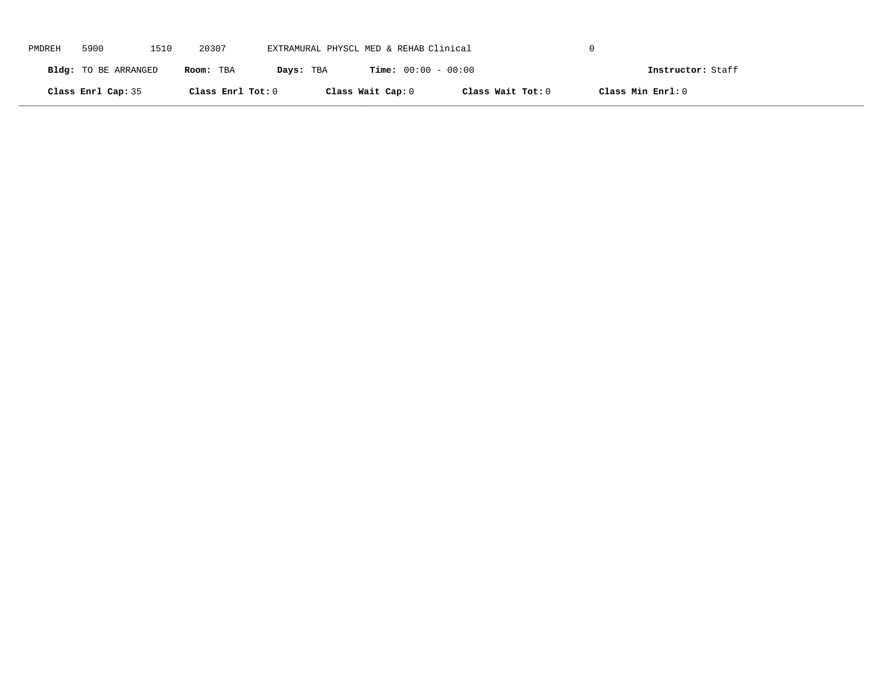PMDREH 5900 1510 20307 EXTRAMURAL PHYSCL MED & REHAB Clinical 0

**Bldg:** TO BE ARRANGED **Room:** TBA **Days:** TBA **Time:** 00:00 - 00:00 **Instructor:** Staff

**Class Enrl Cap:** 35 **Class Enrl Tot:** 0 **Class Wait Cap:** 0 **Class Wait Tot:** 0 **Class Min Enrl:** 0

---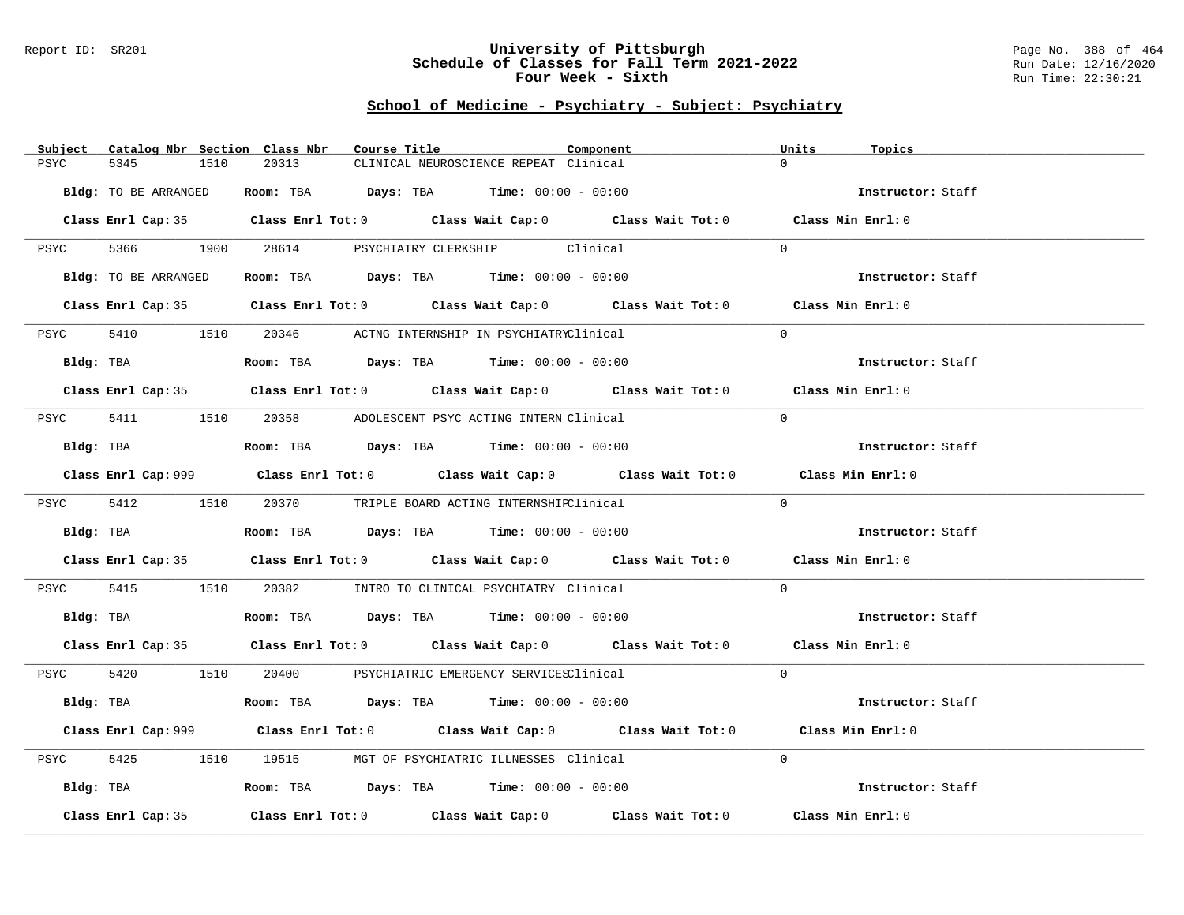# University of Pittsburgh
## Schedule of Classes for Fall Term 2021-2022
## Four Week - Sixth

Report ID: SR201

Run Date: 12/16/2020
Run Time: 22:30:21

### School of Medicine - Psychiatry - Subject: Psychiatry

| Subject | Catalog Nbr | Section | Class Nbr | Course Title | Component | Units | Topics |
|---|---|---|---|---|---|---|---|
| PSYC | 5345 | 1510 | 20313 | CLINICAL NEUROSCIENCE REPEAT | Clinical | 0 | |

**Bldg:** TO BE ARRANGED **Room:** TBA **Days:** TBA **Time:** 00:00 - 00:00 **Instructor:** Staff

**Class Enrl Cap:** 35 **Class Enrl Tot:** 0 **Class Wait Cap:** 0 **Class Wait Tot:** 0 **Class Min Enrl:** 0

| Subject | Catalog Nbr | Section | Class Nbr | Course Title | Component | Units | Topics |
|---|---|---|---|---|---|---|---|
| PSYC | 5366 | 1900 | 28614 | PSYCHIATRY CLERKSHIP | Clinical | 0 | |

**Bldg:** TO BE ARRANGED **Room:** TBA **Days:** TBA **Time:** 00:00 - 00:00 **Instructor:** Staff

**Class Enrl Cap:** 35 **Class Enrl Tot:** 0 **Class Wait Cap:** 0 **Class Wait Tot:** 0 **Class Min Enrl:** 0

| Subject | Catalog Nbr | Section | Class Nbr | Course Title | Component | Units | Topics |
|---|---|---|---|---|---|---|---|
| PSYC | 5410 | 1510 | 20346 | ACTNG INTERNSHIP IN PSYCHIATRY | Clinical | 0 | |

**Bldg:** TBA **Room:** TBA **Days:** TBA **Time:** 00:00 - 00:00 **Instructor:** Staff

**Class Enrl Cap:** 35 **Class Enrl Tot:** 0 **Class Wait Cap:** 0 **Class Wait Tot:** 0 **Class Min Enrl:** 0

| Subject | Catalog Nbr | Section | Class Nbr | Course Title | Component | Units | Topics |
|---|---|---|---|---|---|---|---|
| PSYC | 5411 | 1510 | 20358 | ADOLESCENT PSYC ACTING INTERN | Clinical | 0 | |

**Bldg:** TBA **Room:** TBA **Days:** TBA **Time:** 00:00 - 00:00 **Instructor:** Staff

**Class Enrl Cap:** 999 **Class Enrl Tot:** 0 **Class Wait Cap:** 0 **Class Wait Tot:** 0 **Class Min Enrl:** 0

| Subject | Catalog Nbr | Section | Class Nbr | Course Title | Component | Units | Topics |
|---|---|---|---|---|---|---|---|
| PSYC | 5412 | 1510 | 20370 | TRIPLE BOARD ACTING INTERNSHIP | Clinical | 0 | |

**Bldg:** TBA **Room:** TBA **Days:** TBA **Time:** 00:00 - 00:00 **Instructor:** Staff

**Class Enrl Cap:** 35 **Class Enrl Tot:** 0 **Class Wait Cap:** 0 **Class Wait Tot:** 0 **Class Min Enrl:** 0

| Subject | Catalog Nbr | Section | Class Nbr | Course Title | Component | Units | Topics |
|---|---|---|---|---|---|---|---|
| PSYC | 5415 | 1510 | 20382 | INTRO TO CLINICAL PSYCHIATRY | Clinical | 0 | |

**Bldg:** TBA **Room:** TBA **Days:** TBA **Time:** 00:00 - 00:00 **Instructor:** Staff

**Class Enrl Cap:** 35 **Class Enrl Tot:** 0 **Class Wait Cap:** 0 **Class Wait Tot:** 0 **Class Min Enrl:** 0

| Subject | Catalog Nbr | Section | Class Nbr | Course Title | Component | Units | Topics |
|---|---|---|---|---|---|---|---|
| PSYC | 5420 | 1510 | 20400 | PSYCHIATRIC EMERGENCY SERVICES | Clinical | 0 | |

**Bldg:** TBA **Room:** TBA **Days:** TBA **Time:** 00:00 - 00:00 **Instructor:** Staff

**Class Enrl Cap:** 999 **Class Enrl Tot:** 0 **Class Wait Cap:** 0 **Class Wait Tot:** 0 **Class Min Enrl:** 0

| Subject | Catalog Nbr | Section | Class Nbr | Course Title | Component | Units | Topics |
|---|---|---|---|---|---|---|---|
| PSYC | 5425 | 1510 | 19515 | MGT OF PSYCHIATRIC ILLNESSES | Clinical | 0 | |

**Bldg:** TBA **Room:** TBA **Days:** TBA **Time:** 00:00 - 00:00 **Instructor:** Staff

**Class Enrl Cap:** 35 **Class Enrl Tot:** 0 **Class Wait Cap:** 0 **Class Wait Tot:** 0 **Class Min Enrl:** 0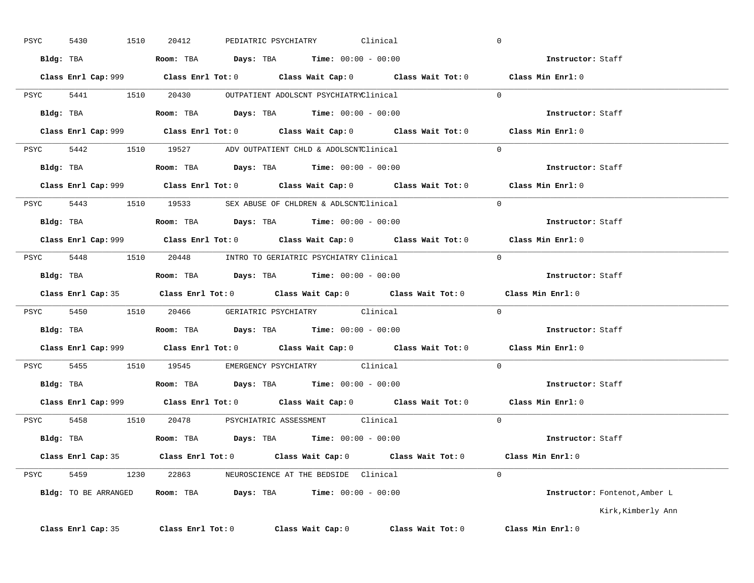PSYC 5430 1510 20412 PEDIATRIC PSYCHIATRY Clinical 0

**Bldg:** TBA **Room:** TBA **Days:** TBA **Time:** 00:00 - 00:00 **Instructor:** Staff

**Class Enrl Cap:** 999 **Class Enrl Tot:** 0 **Class Wait Cap:** 0 **Class Wait Tot:** 0 **Class Min Enrl:** 0

---

PSYC 5441 1510 20430 OUTPATIENT ADOLSCNT PSYCHIATRY Clinical 0

**Bldg:** TBA **Room:** TBA **Days:** TBA **Time:** 00:00 - 00:00 **Instructor:** Staff

**Class Enrl Cap:** 999 **Class Enrl Tot:** 0 **Class Wait Cap:** 0 **Class Wait Tot:** 0 **Class Min Enrl:** 0

---

PSYC 5442 1510 19527 ADV OUTPATIENT CHLD & ADOLSCNT Clinical 0

**Bldg:** TBA **Room:** TBA **Days:** TBA **Time:** 00:00 - 00:00 **Instructor:** Staff

**Class Enrl Cap:** 999 **Class Enrl Tot:** 0 **Class Wait Cap:** 0 **Class Wait Tot:** 0 **Class Min Enrl:** 0

---

PSYC 5443 1510 19533 SEX ABUSE OF CHLDREN & ADLSCNT Clinical 0

**Bldg:** TBA **Room:** TBA **Days:** TBA **Time:** 00:00 - 00:00 **Instructor:** Staff

**Class Enrl Cap:** 999 **Class Enrl Tot:** 0 **Class Wait Cap:** 0 **Class Wait Tot:** 0 **Class Min Enrl:** 0

---

PSYC 5448 1510 20448 INTRO TO GERIATRIC PSYCHIATRY Clinical 0

**Bldg:** TBA **Room:** TBA **Days:** TBA **Time:** 00:00 - 00:00 **Instructor:** Staff

**Class Enrl Cap:** 35 **Class Enrl Tot:** 0 **Class Wait Cap:** 0 **Class Wait Tot:** 0 **Class Min Enrl:** 0

---

PSYC 5450 1510 20466 GERIATRIC PSYCHIATRY Clinical 0

**Bldg:** TBA **Room:** TBA **Days:** TBA **Time:** 00:00 - 00:00 **Instructor:** Staff

**Class Enrl Cap:** 999 **Class Enrl Tot:** 0 **Class Wait Cap:** 0 **Class Wait Tot:** 0 **Class Min Enrl:** 0

---

PSYC 5455 1510 19545 EMERGENCY PSYCHIATRY Clinical 0

**Bldg:** TBA **Room:** TBA **Days:** TBA **Time:** 00:00 - 00:00 **Instructor:** Staff

**Class Enrl Cap:** 999 **Class Enrl Tot:** 0 **Class Wait Cap:** 0 **Class Wait Tot:** 0 **Class Min Enrl:** 0

---

PSYC 5458 1510 20478 PSYCHIATRIC ASSESSMENT Clinical 0

**Bldg:** TBA **Room:** TBA **Days:** TBA **Time:** 00:00 - 00:00 **Instructor:** Staff

**Class Enrl Cap:** 35 **Class Enrl Tot:** 0 **Class Wait Cap:** 0 **Class Wait Tot:** 0 **Class Min Enrl:** 0

---

PSYC 5459 1230 22863 NEUROSCIENCE AT THE BEDSIDE Clinical 0

**Bldg:** TO BE ARRANGED **Room:** TBA **Days:** TBA **Time:** 00:00 - 00:00 **Instructor:** Fontenot,Amber L
Kirk,Kimberly Ann

**Class Enrl Cap:** 35 **Class Enrl Tot:** 0 **Class Wait Cap:** 0 **Class Wait Tot:** 0 **Class Min Enrl:** 0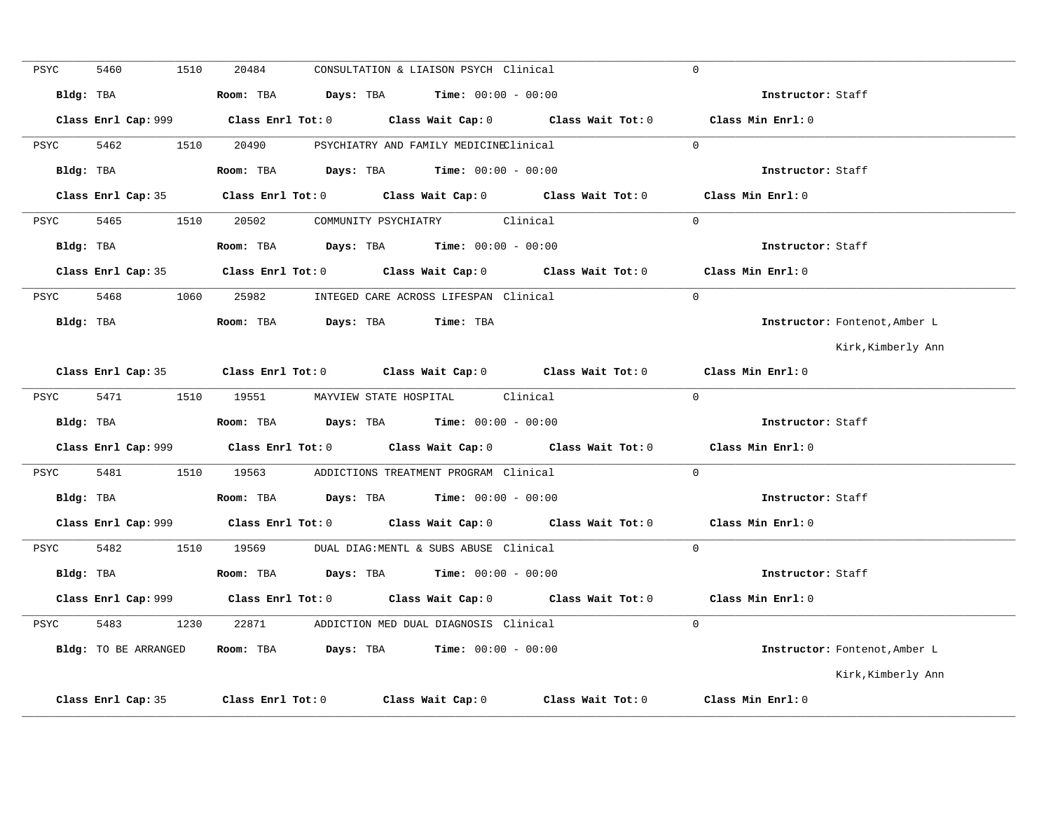PSYC 5460 1510 20484 CONSULTATION & LIAISON PSYCH Clinical 0

**Bldg:** TBA **Room:** TBA **Days:** TBA **Time:** 00:00 - 00:00 **Instructor:** Staff

**Class Enrl Cap:** 999 **Class Enrl Tot:** 0 **Class Wait Cap:** 0 **Class Wait Tot:** 0 **Class Min Enrl:** 0

---

PSYC 5462 1510 20490 PSYCHIATRY AND FAMILY MEDICINE Clinical 0

**Bldg:** TBA **Room:** TBA **Days:** TBA **Time:** 00:00 - 00:00 **Instructor:** Staff

**Class Enrl Cap:** 35 **Class Enrl Tot:** 0 **Class Wait Cap:** 0 **Class Wait Tot:** 0 **Class Min Enrl:** 0

---

PSYC 5465 1510 20502 COMMUNITY PSYCHIATRY Clinical 0

**Bldg:** TBA **Room:** TBA **Days:** TBA **Time:** 00:00 - 00:00 **Instructor:** Staff

**Class Enrl Cap:** 35 **Class Enrl Tot:** 0 **Class Wait Cap:** 0 **Class Wait Tot:** 0 **Class Min Enrl:** 0

---

PSYC 5468 1060 25982 INTEGED CARE ACROSS LIFESPAN Clinical 0

**Bldg:** TBA **Room:** TBA **Days:** TBA **Time:** TBA **Instructor:** Fontenot,Amber L
Kirk,Kimberly Ann

**Class Enrl Cap:** 35 **Class Enrl Tot:** 0 **Class Wait Cap:** 0 **Class Wait Tot:** 0 **Class Min Enrl:** 0

---

PSYC 5471 1510 19551 MAYVIEW STATE HOSPITAL Clinical 0

**Bldg:** TBA **Room:** TBA **Days:** TBA **Time:** 00:00 - 00:00 **Instructor:** Staff

**Class Enrl Cap:** 999 **Class Enrl Tot:** 0 **Class Wait Cap:** 0 **Class Wait Tot:** 0 **Class Min Enrl:** 0

---

PSYC 5481 1510 19563 ADDICTIONS TREATMENT PROGRAM Clinical 0

**Bldg:** TBA **Room:** TBA **Days:** TBA **Time:** 00:00 - 00:00 **Instructor:** Staff

**Class Enrl Cap:** 999 **Class Enrl Tot:** 0 **Class Wait Cap:** 0 **Class Wait Tot:** 0 **Class Min Enrl:** 0

---

PSYC 5482 1510 19569 DUAL DIAG:MENTL & SUBS ABUSE Clinical 0

**Bldg:** TBA **Room:** TBA **Days:** TBA **Time:** 00:00 - 00:00 **Instructor:** Staff

**Class Enrl Cap:** 999 **Class Enrl Tot:** 0 **Class Wait Cap:** 0 **Class Wait Tot:** 0 **Class Min Enrl:** 0

---

PSYC 5483 1230 22871 ADDICTION MED DUAL DIAGNOSIS Clinical 0

**Bldg:** TO BE ARRANGED **Room:** TBA **Days:** TBA **Time:** 00:00 - 00:00 **Instructor:** Fontenot,Amber L
Kirk,Kimberly Ann

**Class Enrl Cap:** 35 **Class Enrl Tot:** 0 **Class Wait Cap:** 0 **Class Wait Tot:** 0 **Class Min Enrl:** 0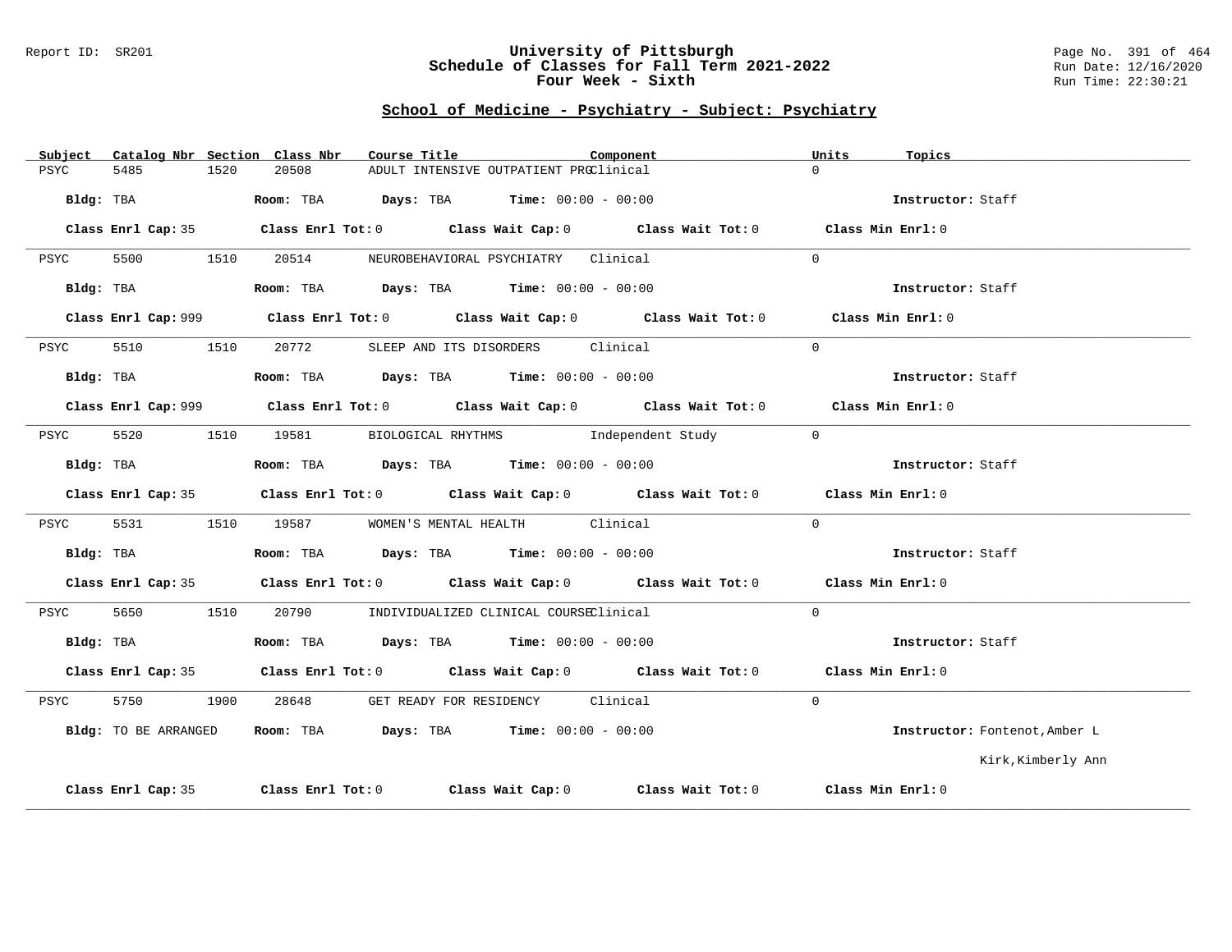University of Pittsburgh
Schedule of Classes for Fall Term 2021-2022
Four Week - Sixth

## School of Medicine - Psychiatry - Subject: Psychiatry

| Subject | Catalog Nbr | Section | Class Nbr | Course Title | Component | Units | Topics |
|---|---|---|---|---|---|---|---|
| PSYC | 5485 | 1520 | 20508 | ADULT INTENSIVE OUTPATIENT PRG | Clinical | 0 | |

**Bldg:** TBA **Room:** TBA **Days:** TBA **Time:** 00:00 - 00:00 **Instructor:** Staff

**Class Enrl Cap:** 35 **Class Enrl Tot:** 0 **Class Wait Cap:** 0 **Class Wait Tot:** 0 **Class Min Enrl:** 0

| Subject | Catalog Nbr | Section | Class Nbr | Course Title | Component | Units | Topics |
|---|---|---|---|---|---|---|---|
| PSYC | 5500 | 1510 | 20514 | NEUROBEHAVIORAL PSYCHIATRY | Clinical | 0 | |

**Bldg:** TBA **Room:** TBA **Days:** TBA **Time:** 00:00 - 00:00 **Instructor:** Staff

**Class Enrl Cap:** 999 **Class Enrl Tot:** 0 **Class Wait Cap:** 0 **Class Wait Tot:** 0 **Class Min Enrl:** 0

| Subject | Catalog Nbr | Section | Class Nbr | Course Title | Component | Units | Topics |
|---|---|---|---|---|---|---|---|
| PSYC | 5510 | 1510 | 20772 | SLEEP AND ITS DISORDERS | Clinical | 0 | |

**Bldg:** TBA **Room:** TBA **Days:** TBA **Time:** 00:00 - 00:00 **Instructor:** Staff

**Class Enrl Cap:** 999 **Class Enrl Tot:** 0 **Class Wait Cap:** 0 **Class Wait Tot:** 0 **Class Min Enrl:** 0

| Subject | Catalog Nbr | Section | Class Nbr | Course Title | Component | Units | Topics |
|---|---|---|---|---|---|---|---|
| PSYC | 5520 | 1510 | 19581 | BIOLOGICAL RHYTHMS | Independent Study | 0 | |

**Bldg:** TBA **Room:** TBA **Days:** TBA **Time:** 00:00 - 00:00 **Instructor:** Staff

**Class Enrl Cap:** 35 **Class Enrl Tot:** 0 **Class Wait Cap:** 0 **Class Wait Tot:** 0 **Class Min Enrl:** 0

| Subject | Catalog Nbr | Section | Class Nbr | Course Title | Component | Units | Topics |
|---|---|---|---|---|---|---|---|
| PSYC | 5531 | 1510 | 19587 | WOMEN'S MENTAL HEALTH | Clinical | 0 | |

**Bldg:** TBA **Room:** TBA **Days:** TBA **Time:** 00:00 - 00:00 **Instructor:** Staff

**Class Enrl Cap:** 35 **Class Enrl Tot:** 0 **Class Wait Cap:** 0 **Class Wait Tot:** 0 **Class Min Enrl:** 0

| Subject | Catalog Nbr | Section | Class Nbr | Course Title | Component | Units | Topics |
|---|---|---|---|---|---|---|---|
| PSYC | 5650 | 1510 | 20790 | INDIVIDUALIZED CLINICAL COURSE | Clinical | 0 | |

**Bldg:** TBA **Room:** TBA **Days:** TBA **Time:** 00:00 - 00:00 **Instructor:** Staff

**Class Enrl Cap:** 35 **Class Enrl Tot:** 0 **Class Wait Cap:** 0 **Class Wait Tot:** 0 **Class Min Enrl:** 0

| Subject | Catalog Nbr | Section | Class Nbr | Course Title | Component | Units | Topics |
|---|---|---|---|---|---|---|---|
| PSYC | 5750 | 1900 | 28648 | GET READY FOR RESIDENCY | Clinical | 0 | |

**Bldg:** TO BE ARRANGED **Room:** TBA **Days:** TBA **Time:** 00:00 - 00:00 **Instructor:** Fontenot,Amber L; Kirk,Kimberly Ann

**Class Enrl Cap:** 35 **Class Enrl Tot:** 0 **Class Wait Cap:** 0 **Class Wait Tot:** 0 **Class Min Enrl:** 0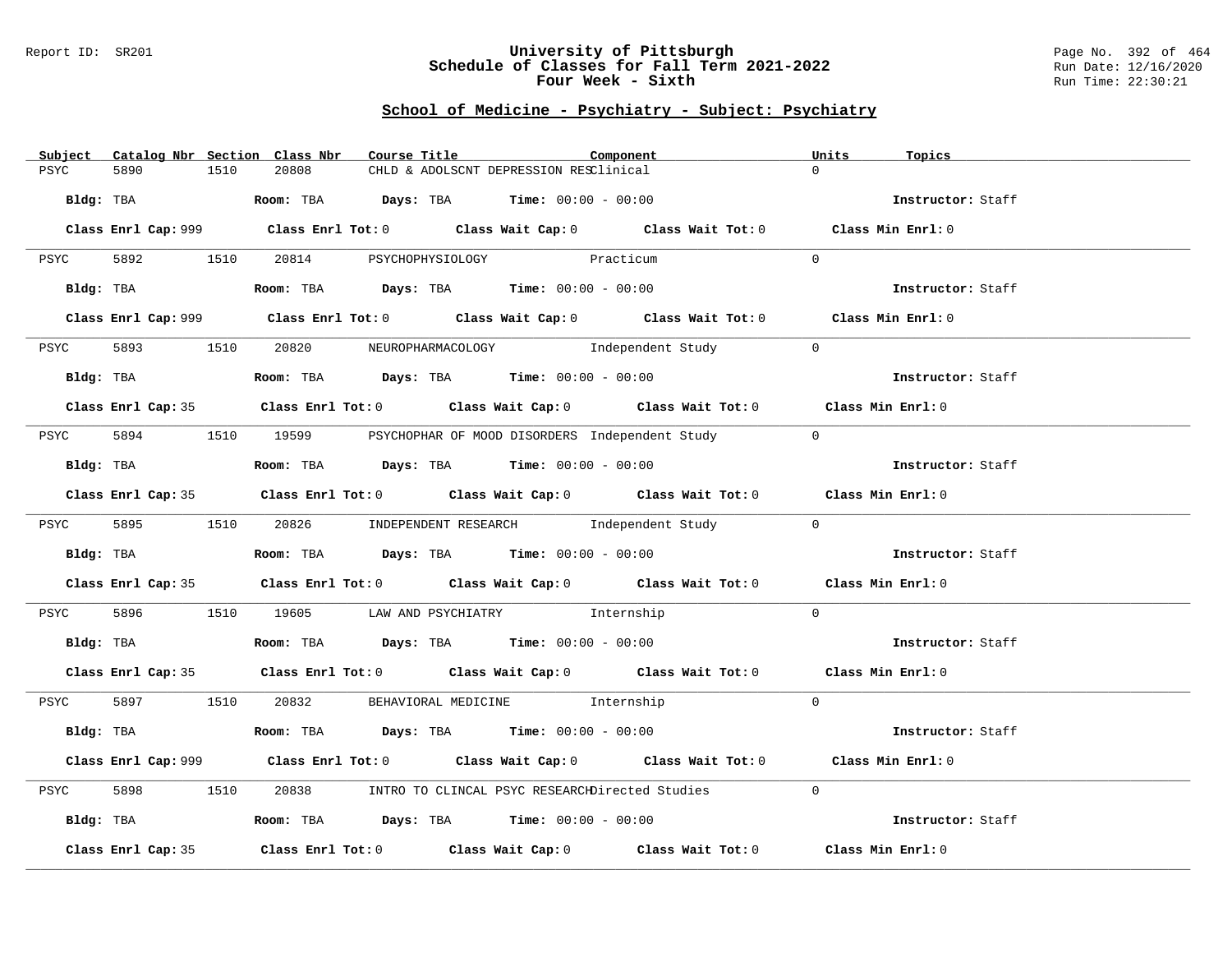# University of Pittsburgh
## Schedule of Classes for Fall Term 2021-2022
### Four Week - Sixth

Report ID: SR201

Run Date: 12/16/2020
Run Time: 22:30:21

## School of Medicine - Psychiatry - Subject: Psychiatry

| Subject | Catalog Nbr | Section | Class Nbr | Course Title | Component | Units | Topics |
|---|---|---|---|---|---|---|---|
| PSYC | 5890 | 1510 | 20808 | CHLD & ADOLSCNT DEPRESSION RES | Clinical | 0 | |

Bldg: TBA    Room: TBA    Days: TBA    Time: 00:00 - 00:00    Instructor: Staff

Class Enrl Cap: 999    Class Enrl Tot: 0    Class Wait Cap: 0    Class Wait Tot: 0    Class Min Enrl: 0

| Subject | Catalog Nbr | Section | Class Nbr | Course Title | Component | Units | Topics |
|---|---|---|---|---|---|---|---|
| PSYC | 5892 | 1510 | 20814 | PSYCHOPHYSIOLOGY | Practicum | 0 | |

Bldg: TBA    Room: TBA    Days: TBA    Time: 00:00 - 00:00    Instructor: Staff

Class Enrl Cap: 999    Class Enrl Tot: 0    Class Wait Cap: 0    Class Wait Tot: 0    Class Min Enrl: 0

| Subject | Catalog Nbr | Section | Class Nbr | Course Title | Component | Units | Topics |
|---|---|---|---|---|---|---|---|
| PSYC | 5893 | 1510 | 20820 | NEUROPHARMACOLOGY | Independent Study | 0 | |

Bldg: TBA    Room: TBA    Days: TBA    Time: 00:00 - 00:00    Instructor: Staff

Class Enrl Cap: 35    Class Enrl Tot: 0    Class Wait Cap: 0    Class Wait Tot: 0    Class Min Enrl: 0

| Subject | Catalog Nbr | Section | Class Nbr | Course Title | Component | Units | Topics |
|---|---|---|---|---|---|---|---|
| PSYC | 5894 | 1510 | 19599 | PSYCHOPHAR OF MOOD DISORDERS | Independent Study | 0 | |

Bldg: TBA    Room: TBA    Days: TBA    Time: 00:00 - 00:00    Instructor: Staff

Class Enrl Cap: 35    Class Enrl Tot: 0    Class Wait Cap: 0    Class Wait Tot: 0    Class Min Enrl: 0

| Subject | Catalog Nbr | Section | Class Nbr | Course Title | Component | Units | Topics |
|---|---|---|---|---|---|---|---|
| PSYC | 5895 | 1510 | 20826 | INDEPENDENT RESEARCH | Independent Study | 0 | |

Bldg: TBA    Room: TBA    Days: TBA    Time: 00:00 - 00:00    Instructor: Staff

Class Enrl Cap: 35    Class Enrl Tot: 0    Class Wait Cap: 0    Class Wait Tot: 0    Class Min Enrl: 0

| Subject | Catalog Nbr | Section | Class Nbr | Course Title | Component | Units | Topics |
|---|---|---|---|---|---|---|---|
| PSYC | 5896 | 1510 | 19605 | LAW AND PSYCHIATRY | Internship | 0 | |

Bldg: TBA    Room: TBA    Days: TBA    Time: 00:00 - 00:00    Instructor: Staff

Class Enrl Cap: 35    Class Enrl Tot: 0    Class Wait Cap: 0    Class Wait Tot: 0    Class Min Enrl: 0

| Subject | Catalog Nbr | Section | Class Nbr | Course Title | Component | Units | Topics |
|---|---|---|---|---|---|---|---|
| PSYC | 5897 | 1510 | 20832 | BEHAVIORAL MEDICINE | Internship | 0 | |

Bldg: TBA    Room: TBA    Days: TBA    Time: 00:00 - 00:00    Instructor: Staff

Class Enrl Cap: 999    Class Enrl Tot: 0    Class Wait Cap: 0    Class Wait Tot: 0    Class Min Enrl: 0

| Subject | Catalog Nbr | Section | Class Nbr | Course Title | Component | Units | Topics |
|---|---|---|---|---|---|---|---|
| PSYC | 5898 | 1510 | 20838 | INTRO TO CLINCAL PSYC RESEARCH | Directed Studies | 0 | |

Bldg: TBA    Room: TBA    Days: TBA    Time: 00:00 - 00:00    Instructor: Staff

Class Enrl Cap: 35    Class Enrl Tot: 0    Class Wait Cap: 0    Class Wait Tot: 0    Class Min Enrl: 0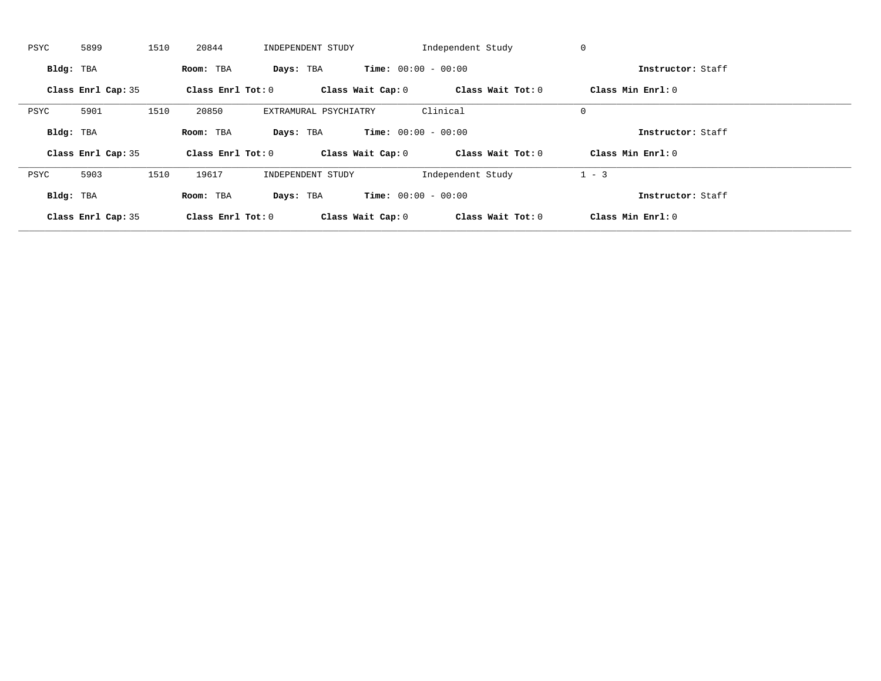PSYC 5899 1510 20844 INDEPENDENT STUDY Independent Study 0

**Bldg:** TBA **Room:** TBA **Days:** TBA **Time:** 00:00 - 00:00 **Instructor:** Staff

**Class Enrl Cap:** 35 **Class Enrl Tot:** 0 **Class Wait Cap:** 0 **Class Wait Tot:** 0 **Class Min Enrl:** 0

---

PSYC 5901 1510 20850 EXTRAMURAL PSYCHIATRY Clinical 0

**Bldg:** TBA **Room:** TBA **Days:** TBA **Time:** 00:00 - 00:00 **Instructor:** Staff

**Class Enrl Cap:** 35 **Class Enrl Tot:** 0 **Class Wait Cap:** 0 **Class Wait Tot:** 0 **Class Min Enrl:** 0

---

PSYC 5903 1510 19617 INDEPENDENT STUDY Independent Study 1 - 3

**Bldg:** TBA **Room:** TBA **Days:** TBA **Time:** 00:00 - 00:00 **Instructor:** Staff

**Class Enrl Cap:** 35 **Class Enrl Tot:** 0 **Class Wait Cap:** 0 **Class Wait Tot:** 0 **Class Min Enrl:** 0

---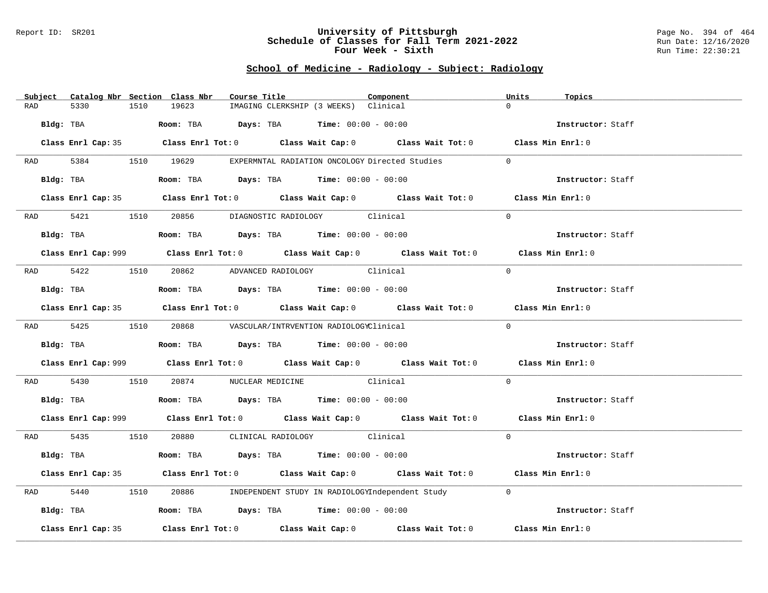# University of Pittsburgh
## Schedule of Classes for Fall Term 2021-2022
### Four Week - Sixth

Report ID: SR201

Run Date: 12/16/2020
Run Time: 22:30:21

## School of Medicine - Radiology - Subject: Radiology

| Subject | Catalog Nbr | Section | Class Nbr | Course Title | Component | Units | Topics |
|---|---|---|---|---|---|---|---|
| RAD | 5330 | 1510 | 19623 | IMAGING CLERKSHIP (3 WEEKS) | Clinical | 0 | |

**Bldg:** TBA **Room:** TBA **Days:** TBA **Time:** 00:00 - 00:00 **Instructor:** Staff

**Class Enrl Cap:** 35 **Class Enrl Tot:** 0 **Class Wait Cap:** 0 **Class Wait Tot:** 0 **Class Min Enrl:** 0

| Subject | Catalog Nbr | Section | Class Nbr | Course Title | Component | Units | Topics |
|---|---|---|---|---|---|---|---|
| RAD | 5384 | 1510 | 19629 | EXPERMNTAL RADIATION ONCOLOGY | Directed Studies | 0 | |

**Bldg:** TBA **Room:** TBA **Days:** TBA **Time:** 00:00 - 00:00 **Instructor:** Staff

**Class Enrl Cap:** 35 **Class Enrl Tot:** 0 **Class Wait Cap:** 0 **Class Wait Tot:** 0 **Class Min Enrl:** 0

| Subject | Catalog Nbr | Section | Class Nbr | Course Title | Component | Units | Topics |
|---|---|---|---|---|---|---|---|
| RAD | 5421 | 1510 | 20856 | DIAGNOSTIC RADIOLOGY | Clinical | 0 | |

**Bldg:** TBA **Room:** TBA **Days:** TBA **Time:** 00:00 - 00:00 **Instructor:** Staff

**Class Enrl Cap:** 999 **Class Enrl Tot:** 0 **Class Wait Cap:** 0 **Class Wait Tot:** 0 **Class Min Enrl:** 0

| Subject | Catalog Nbr | Section | Class Nbr | Course Title | Component | Units | Topics |
|---|---|---|---|---|---|---|---|
| RAD | 5422 | 1510 | 20862 | ADVANCED RADIOLOGY | Clinical | 0 | |

**Bldg:** TBA **Room:** TBA **Days:** TBA **Time:** 00:00 - 00:00 **Instructor:** Staff

**Class Enrl Cap:** 35 **Class Enrl Tot:** 0 **Class Wait Cap:** 0 **Class Wait Tot:** 0 **Class Min Enrl:** 0

| Subject | Catalog Nbr | Section | Class Nbr | Course Title | Component | Units | Topics |
|---|---|---|---|---|---|---|---|
| RAD | 5425 | 1510 | 20868 | VASCULAR/INTRVENTION RADIOLOGY | Clinical | 0 | |

**Bldg:** TBA **Room:** TBA **Days:** TBA **Time:** 00:00 - 00:00 **Instructor:** Staff

**Class Enrl Cap:** 999 **Class Enrl Tot:** 0 **Class Wait Cap:** 0 **Class Wait Tot:** 0 **Class Min Enrl:** 0

| Subject | Catalog Nbr | Section | Class Nbr | Course Title | Component | Units | Topics |
|---|---|---|---|---|---|---|---|
| RAD | 5430 | 1510 | 20874 | NUCLEAR MEDICINE | Clinical | 0 | |

**Bldg:** TBA **Room:** TBA **Days:** TBA **Time:** 00:00 - 00:00 **Instructor:** Staff

**Class Enrl Cap:** 999 **Class Enrl Tot:** 0 **Class Wait Cap:** 0 **Class Wait Tot:** 0 **Class Min Enrl:** 0

| Subject | Catalog Nbr | Section | Class Nbr | Course Title | Component | Units | Topics |
|---|---|---|---|---|---|---|---|
| RAD | 5435 | 1510 | 20880 | CLINICAL RADIOLOGY | Clinical | 0 | |

**Bldg:** TBA **Room:** TBA **Days:** TBA **Time:** 00:00 - 00:00 **Instructor:** Staff

**Class Enrl Cap:** 35 **Class Enrl Tot:** 0 **Class Wait Cap:** 0 **Class Wait Tot:** 0 **Class Min Enrl:** 0

| Subject | Catalog Nbr | Section | Class Nbr | Course Title | Component | Units | Topics |
|---|---|---|---|---|---|---|---|
| RAD | 5440 | 1510 | 20886 | INDEPENDENT STUDY IN RADIOLOGY | Independent Study | 0 | |

**Bldg:** TBA **Room:** TBA **Days:** TBA **Time:** 00:00 - 00:00 **Instructor:** Staff

**Class Enrl Cap:** 35 **Class Enrl Tot:** 0 **Class Wait Cap:** 0 **Class Wait Tot:** 0 **Class Min Enrl:** 0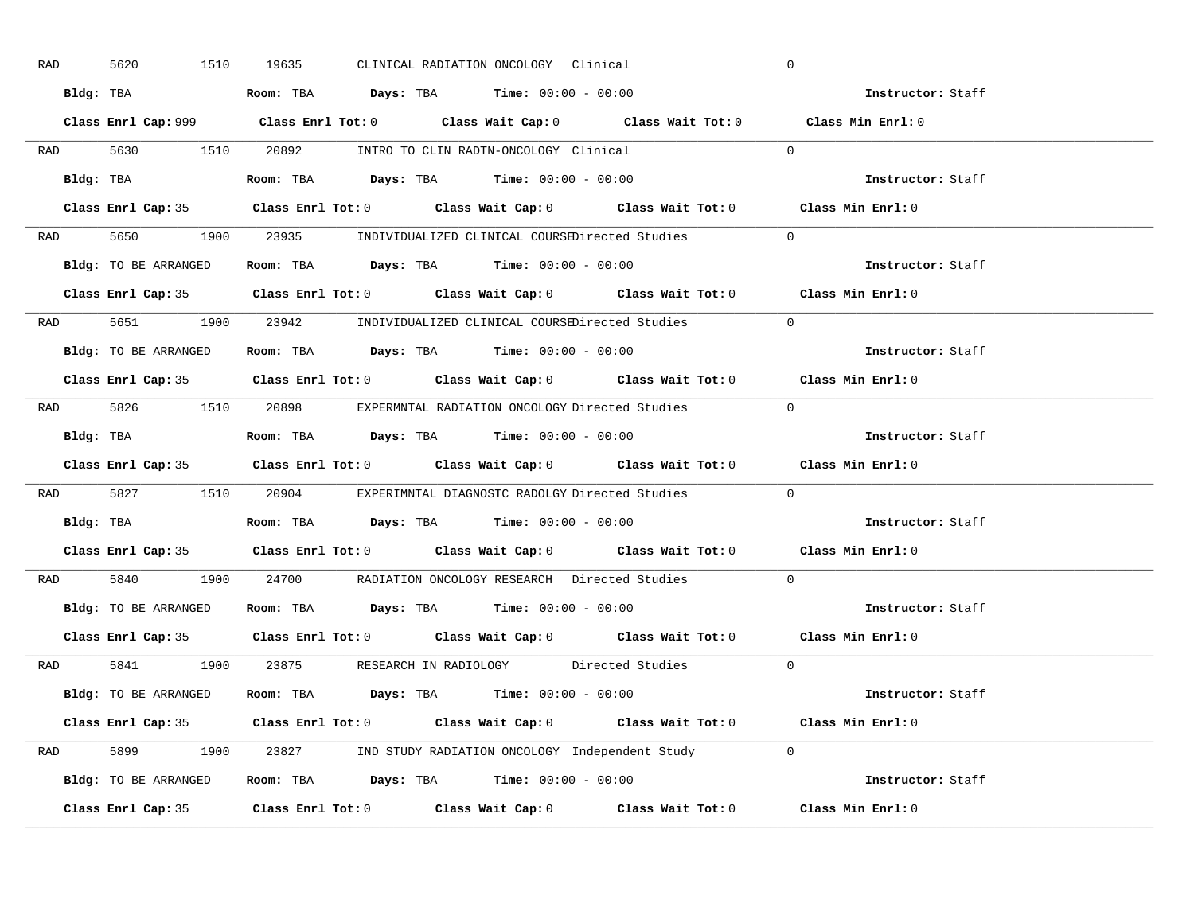RAD 5620 1510 19635 CLINICAL RADIATION ONCOLOGY Clinical 0

**Bldg:** TBA **Room:** TBA **Days:** TBA **Time:** 00:00 - 00:00 **Instructor:** Staff

**Class Enrl Cap:** 999 **Class Enrl Tot:** 0 **Class Wait Cap:** 0 **Class Wait Tot:** 0 **Class Min Enrl:** 0

---

RAD 5630 1510 20892 INTRO TO CLIN RADTN-ONCOLOGY Clinical 0

**Bldg:** TBA **Room:** TBA **Days:** TBA **Time:** 00:00 - 00:00 **Instructor:** Staff

**Class Enrl Cap:** 35 **Class Enrl Tot:** 0 **Class Wait Cap:** 0 **Class Wait Tot:** 0 **Class Min Enrl:** 0

---

RAD 5650 1900 23935 INDIVIDUALIZED CLINICAL COURSE Directed Studies 0

**Bldg:** TO BE ARRANGED **Room:** TBA **Days:** TBA **Time:** 00:00 - 00:00 **Instructor:** Staff

**Class Enrl Cap:** 35 **Class Enrl Tot:** 0 **Class Wait Cap:** 0 **Class Wait Tot:** 0 **Class Min Enrl:** 0

---

RAD 5651 1900 23942 INDIVIDUALIZED CLINICAL COURSE Directed Studies 0

**Bldg:** TO BE ARRANGED **Room:** TBA **Days:** TBA **Time:** 00:00 - 00:00 **Instructor:** Staff

**Class Enrl Cap:** 35 **Class Enrl Tot:** 0 **Class Wait Cap:** 0 **Class Wait Tot:** 0 **Class Min Enrl:** 0

---

RAD 5826 1510 20898 EXPERMNTAL RADIATION ONCOLOGY Directed Studies 0

**Bldg:** TBA **Room:** TBA **Days:** TBA **Time:** 00:00 - 00:00 **Instructor:** Staff

**Class Enrl Cap:** 35 **Class Enrl Tot:** 0 **Class Wait Cap:** 0 **Class Wait Tot:** 0 **Class Min Enrl:** 0

---

RAD 5827 1510 20904 EXPERIMNTAL DIAGNOSTC RADOLGY Directed Studies 0

**Bldg:** TBA **Room:** TBA **Days:** TBA **Time:** 00:00 - 00:00 **Instructor:** Staff

**Class Enrl Cap:** 35 **Class Enrl Tot:** 0 **Class Wait Cap:** 0 **Class Wait Tot:** 0 **Class Min Enrl:** 0

---

RAD 5840 1900 24700 RADIATION ONCOLOGY RESEARCH Directed Studies 0

**Bldg:** TO BE ARRANGED **Room:** TBA **Days:** TBA **Time:** 00:00 - 00:00 **Instructor:** Staff

**Class Enrl Cap:** 35 **Class Enrl Tot:** 0 **Class Wait Cap:** 0 **Class Wait Tot:** 0 **Class Min Enrl:** 0

---

RAD 5841 1900 23875 RESEARCH IN RADIOLOGY Directed Studies 0

**Bldg:** TO BE ARRANGED **Room:** TBA **Days:** TBA **Time:** 00:00 - 00:00 **Instructor:** Staff

**Class Enrl Cap:** 35 **Class Enrl Tot:** 0 **Class Wait Cap:** 0 **Class Wait Tot:** 0 **Class Min Enrl:** 0

---

RAD 5899 1900 23827 IND STUDY RADIATION ONCOLOGY Independent Study 0

**Bldg:** TO BE ARRANGED **Room:** TBA **Days:** TBA **Time:** 00:00 - 00:00 **Instructor:** Staff

**Class Enrl Cap:** 35 **Class Enrl Tot:** 0 **Class Wait Cap:** 0 **Class Wait Tot:** 0 **Class Min Enrl:** 0

---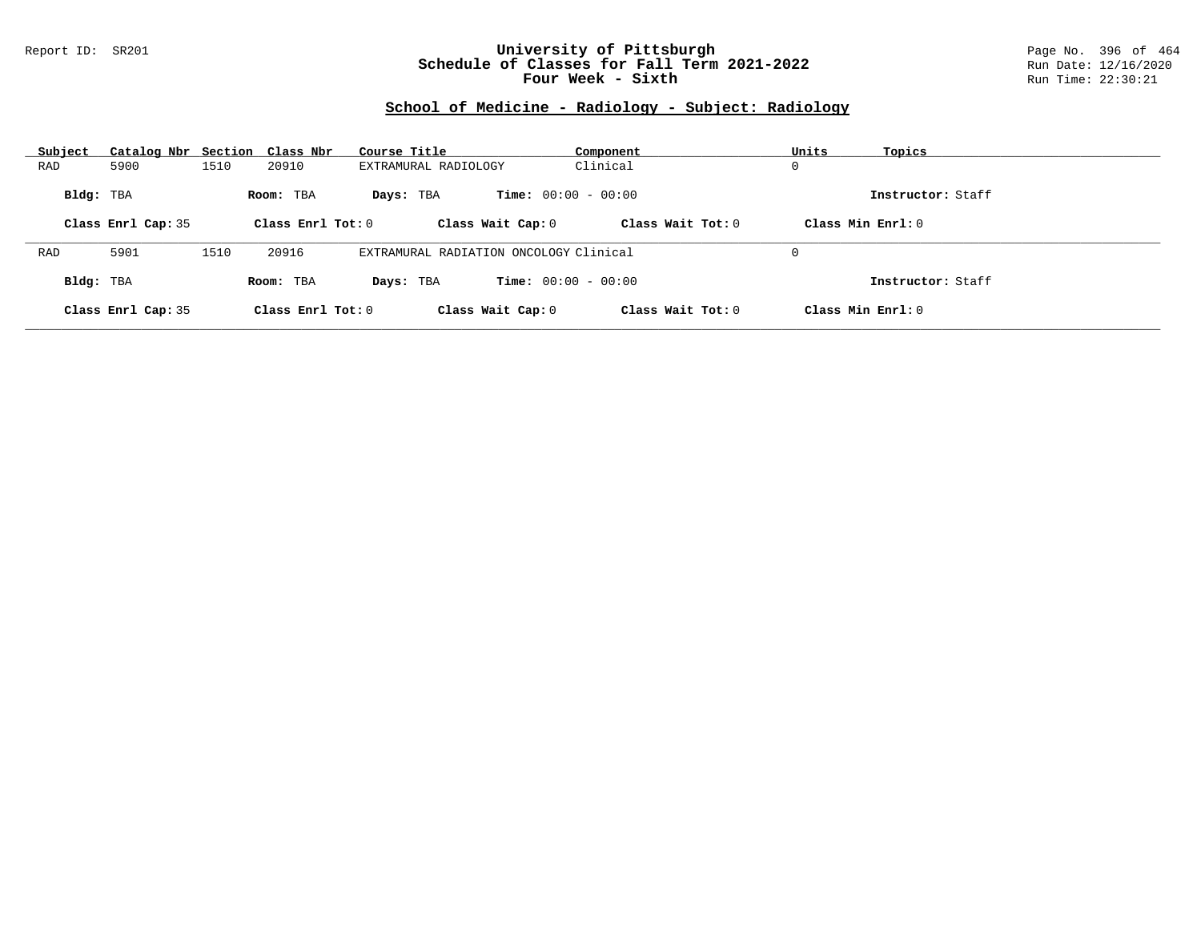## School of Medicine - Radiology - Subject: Radiology

| Subject | Catalog Nbr | Section | Class Nbr | Course Title | Component | Units | Topics |
|---|---|---|---|---|---|---|---|
| RAD | 5900 | 1510 | 20910 | EXTRAMURAL RADIOLOGY | Clinical | 0 | |

**Bldg:** TBA **Room:** TBA **Days:** TBA **Time:** 00:00 - 00:00 **Instructor:** Staff

**Class Enrl Cap:** 35 **Class Enrl Tot:** 0 **Class Wait Cap:** 0 **Class Wait Tot:** 0 **Class Min Enrl:** 0

---

| Subject | Catalog Nbr | Section | Class Nbr | Course Title | Component | Units | Topics |
|---|---|---|---|---|---|---|---|
| RAD | 5901 | 1510 | 20916 | EXTRAMURAL RADIATION ONCOLOGY | Clinical | 0 | |

**Bldg:** TBA **Room:** TBA **Days:** TBA **Time:** 00:00 - 00:00 **Instructor:** Staff

**Class Enrl Cap:** 35 **Class Enrl Tot:** 0 **Class Wait Cap:** 0 **Class Wait Tot:** 0 **Class Min Enrl:** 0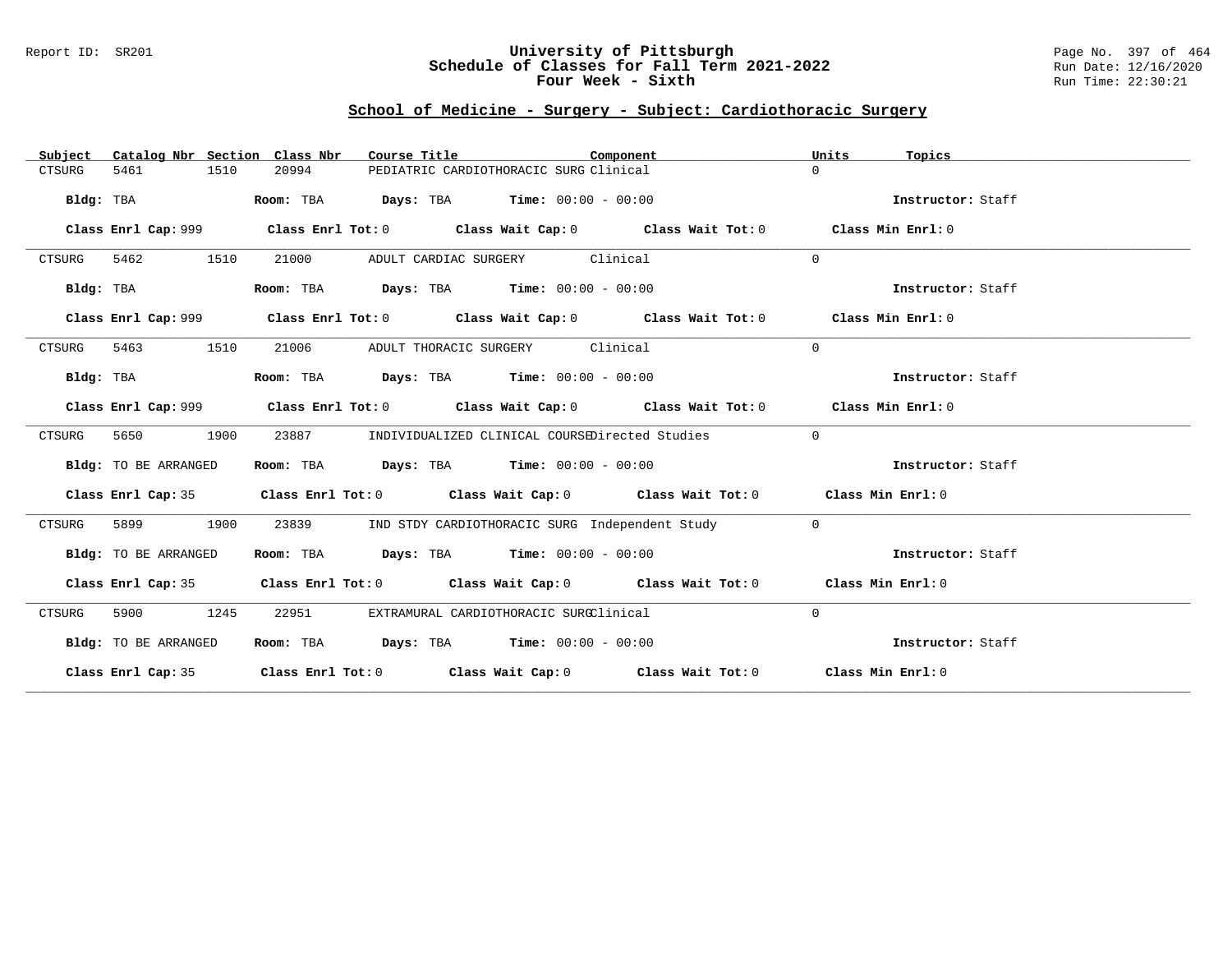## School of Medicine - Surgery - Subject: Cardiothoracic Surgery

| Subject | Catalog Nbr | Section | Class Nbr | Course Title | Component | Units | Topics |
|---|---|---|---|---|---|---|---|
| CTSURG | 5461 | 1510 | 20994 | PEDIATRIC CARDIOTHORACIC SURG | Clinical | 0 | |

**Bldg:** TBA **Room:** TBA **Days:** TBA **Time:** 00:00 - 00:00 **Instructor:** Staff

**Class Enrl Cap:** 999 **Class Enrl Tot:** 0 **Class Wait Cap:** 0 **Class Wait Tot:** 0 **Class Min Enrl:** 0

| Subject | Catalog Nbr | Section | Class Nbr | Course Title | Component | Units | Topics |
|---|---|---|---|---|---|---|---|
| CTSURG | 5462 | 1510 | 21000 | ADULT CARDIAC SURGERY | Clinical | 0 | |

**Bldg:** TBA **Room:** TBA **Days:** TBA **Time:** 00:00 - 00:00 **Instructor:** Staff

**Class Enrl Cap:** 999 **Class Enrl Tot:** 0 **Class Wait Cap:** 0 **Class Wait Tot:** 0 **Class Min Enrl:** 0

| Subject | Catalog Nbr | Section | Class Nbr | Course Title | Component | Units | Topics |
|---|---|---|---|---|---|---|---|
| CTSURG | 5463 | 1510 | 21006 | ADULT THORACIC SURGERY | Clinical | 0 | |

**Bldg:** TBA **Room:** TBA **Days:** TBA **Time:** 00:00 - 00:00 **Instructor:** Staff

**Class Enrl Cap:** 999 **Class Enrl Tot:** 0 **Class Wait Cap:** 0 **Class Wait Tot:** 0 **Class Min Enrl:** 0

| Subject | Catalog Nbr | Section | Class Nbr | Course Title | Component | Units | Topics |
|---|---|---|---|---|---|---|---|
| CTSURG | 5650 | 1900 | 23887 | INDIVIDUALIZED CLINICAL COURSE | Directed Studies | 0 | |

**Bldg:** TO BE ARRANGED **Room:** TBA **Days:** TBA **Time:** 00:00 - 00:00 **Instructor:** Staff

**Class Enrl Cap:** 35 **Class Enrl Tot:** 0 **Class Wait Cap:** 0 **Class Wait Tot:** 0 **Class Min Enrl:** 0

| Subject | Catalog Nbr | Section | Class Nbr | Course Title | Component | Units | Topics |
|---|---|---|---|---|---|---|---|
| CTSURG | 5899 | 1900 | 23839 | IND STDY CARDIOTHORACIC SURG | Independent Study | 0 | |

**Bldg:** TO BE ARRANGED **Room:** TBA **Days:** TBA **Time:** 00:00 - 00:00 **Instructor:** Staff

**Class Enrl Cap:** 35 **Class Enrl Tot:** 0 **Class Wait Cap:** 0 **Class Wait Tot:** 0 **Class Min Enrl:** 0

| Subject | Catalog Nbr | Section | Class Nbr | Course Title | Component | Units | Topics |
|---|---|---|---|---|---|---|---|
| CTSURG | 5900 | 1245 | 22951 | EXTRAMURAL CARDIOTHORACIC SURG | Clinical | 0 | |

**Bldg:** TO BE ARRANGED **Room:** TBA **Days:** TBA **Time:** 00:00 - 00:00 **Instructor:** Staff

**Class Enrl Cap:** 35 **Class Enrl Tot:** 0 **Class Wait Cap:** 0 **Class Wait Tot:** 0 **Class Min Enrl:** 0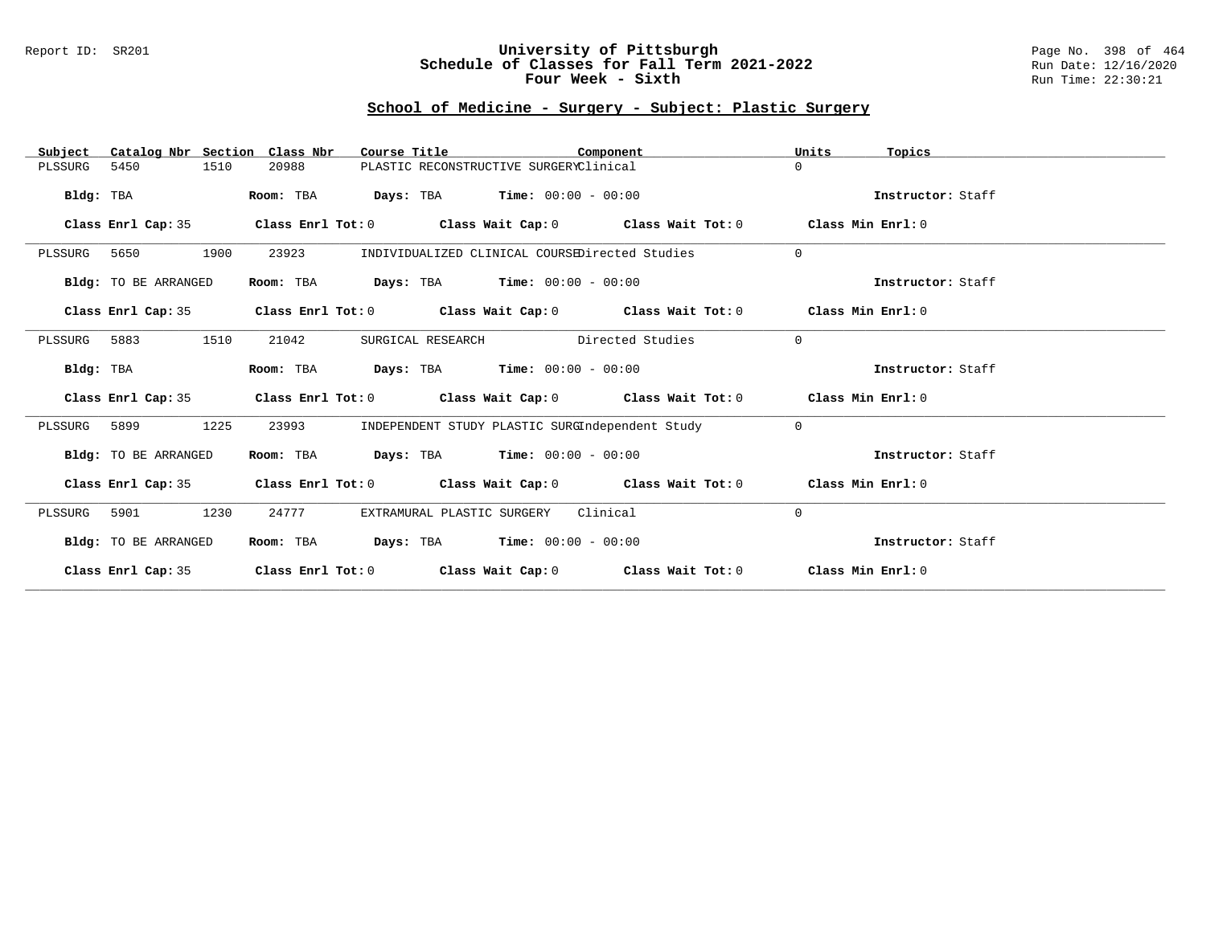## School of Medicine - Surgery - Subject: Plastic Surgery

| Subject | Catalog Nbr | Section | Class Nbr | Course Title | Component | Units | Topics |
|---|---|---|---|---|---|---|---|
| PLSSURG | 5450 | 1510 | 20988 | PLASTIC RECONSTRUCTIVE SURGERY | Clinical | 0 | |

**Bldg:** TBA **Room:** TBA **Days:** TBA **Time:** 00:00 - 00:00 **Instructor:** Staff

**Class Enrl Cap:** 35 **Class Enrl Tot:** 0 **Class Wait Cap:** 0 **Class Wait Tot:** 0 **Class Min Enrl:** 0

| Subject | Catalog Nbr | Section | Class Nbr | Course Title | Component | Units | Topics |
|---|---|---|---|---|---|---|---|
| PLSSURG | 5650 | 1900 | 23923 | INDIVIDUALIZED CLINICAL COURSE | Directed Studies | 0 | |

**Bldg:** TO BE ARRANGED **Room:** TBA **Days:** TBA **Time:** 00:00 - 00:00 **Instructor:** Staff

**Class Enrl Cap:** 35 **Class Enrl Tot:** 0 **Class Wait Cap:** 0 **Class Wait Tot:** 0 **Class Min Enrl:** 0

| Subject | Catalog Nbr | Section | Class Nbr | Course Title | Component | Units | Topics |
|---|---|---|---|---|---|---|---|
| PLSSURG | 5883 | 1510 | 21042 | SURGICAL RESEARCH | Directed Studies | 0 | |

**Bldg:** TBA **Room:** TBA **Days:** TBA **Time:** 00:00 - 00:00 **Instructor:** Staff

**Class Enrl Cap:** 35 **Class Enrl Tot:** 0 **Class Wait Cap:** 0 **Class Wait Tot:** 0 **Class Min Enrl:** 0

| Subject | Catalog Nbr | Section | Class Nbr | Course Title | Component | Units | Topics |
|---|---|---|---|---|---|---|---|
| PLSSURG | 5899 | 1225 | 23993 | INDEPENDENT STUDY PLASTIC SURG | Independent Study | 0 | |

**Bldg:** TO BE ARRANGED **Room:** TBA **Days:** TBA **Time:** 00:00 - 00:00 **Instructor:** Staff

**Class Enrl Cap:** 35 **Class Enrl Tot:** 0 **Class Wait Cap:** 0 **Class Wait Tot:** 0 **Class Min Enrl:** 0

| Subject | Catalog Nbr | Section | Class Nbr | Course Title | Component | Units | Topics |
|---|---|---|---|---|---|---|---|
| PLSSURG | 5901 | 1230 | 24777 | EXTRAMURAL PLASTIC SURGERY | Clinical | 0 | |

**Bldg:** TO BE ARRANGED **Room:** TBA **Days:** TBA **Time:** 00:00 - 00:00 **Instructor:** Staff

**Class Enrl Cap:** 35 **Class Enrl Tot:** 0 **Class Wait Cap:** 0 **Class Wait Tot:** 0 **Class Min Enrl:** 0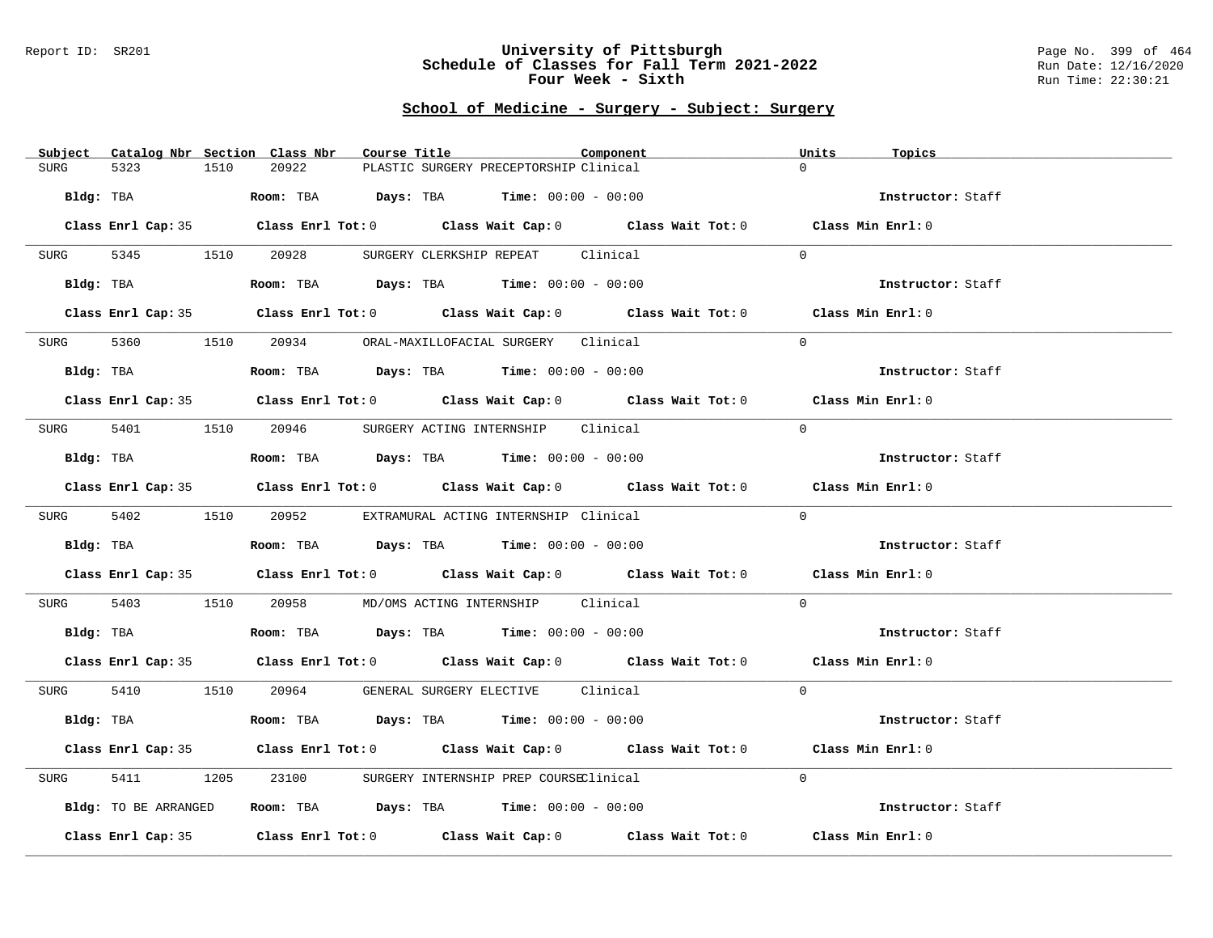# University of Pittsburgh
## Schedule of Classes for Fall Term 2021-2022
### Four Week - Sixth

Report ID: SR201

Run Date: 12/16/2020
Run Time: 22:30:21

## School of Medicine - Surgery - Subject: Surgery

| Subject | Catalog Nbr | Section | Class Nbr | Course Title | Component | Units | Topics |
|---|---|---|---|---|---|---|---|
| SURG | 5323 | 1510 | 20922 | PLASTIC SURGERY PRECEPTORSHIP | Clinical | 0 | |

**Bldg:** TBA **Room:** TBA **Days:** TBA **Time:** 00:00 - 00:00 **Instructor:** Staff

**Class Enrl Cap:** 35 **Class Enrl Tot:** 0 **Class Wait Cap:** 0 **Class Wait Tot:** 0 **Class Min Enrl:** 0

| Subject | Catalog Nbr | Section | Class Nbr | Course Title | Component | Units | Topics |
|---|---|---|---|---|---|---|---|
| SURG | 5345 | 1510 | 20928 | SURGERY CLERKSHIP REPEAT | Clinical | 0 | |

**Bldg:** TBA **Room:** TBA **Days:** TBA **Time:** 00:00 - 00:00 **Instructor:** Staff

**Class Enrl Cap:** 35 **Class Enrl Tot:** 0 **Class Wait Cap:** 0 **Class Wait Tot:** 0 **Class Min Enrl:** 0

| Subject | Catalog Nbr | Section | Class Nbr | Course Title | Component | Units | Topics |
|---|---|---|---|---|---|---|---|
| SURG | 5360 | 1510 | 20934 | ORAL-MAXILLOFACIAL SURGERY | Clinical | 0 | |

**Bldg:** TBA **Room:** TBA **Days:** TBA **Time:** 00:00 - 00:00 **Instructor:** Staff

**Class Enrl Cap:** 35 **Class Enrl Tot:** 0 **Class Wait Cap:** 0 **Class Wait Tot:** 0 **Class Min Enrl:** 0

| Subject | Catalog Nbr | Section | Class Nbr | Course Title | Component | Units | Topics |
|---|---|---|---|---|---|---|---|
| SURG | 5401 | 1510 | 20946 | SURGERY ACTING INTERNSHIP | Clinical | 0 | |

**Bldg:** TBA **Room:** TBA **Days:** TBA **Time:** 00:00 - 00:00 **Instructor:** Staff

**Class Enrl Cap:** 35 **Class Enrl Tot:** 0 **Class Wait Cap:** 0 **Class Wait Tot:** 0 **Class Min Enrl:** 0

| Subject | Catalog Nbr | Section | Class Nbr | Course Title | Component | Units | Topics |
|---|---|---|---|---|---|---|---|
| SURG | 5402 | 1510 | 20952 | EXTRAMURAL ACTING INTERNSHIP | Clinical | 0 | |

**Bldg:** TBA **Room:** TBA **Days:** TBA **Time:** 00:00 - 00:00 **Instructor:** Staff

**Class Enrl Cap:** 35 **Class Enrl Tot:** 0 **Class Wait Cap:** 0 **Class Wait Tot:** 0 **Class Min Enrl:** 0

| Subject | Catalog Nbr | Section | Class Nbr | Course Title | Component | Units | Topics |
|---|---|---|---|---|---|---|---|
| SURG | 5403 | 1510 | 20958 | MD/OMS ACTING INTERNSHIP | Clinical | 0 | |

**Bldg:** TBA **Room:** TBA **Days:** TBA **Time:** 00:00 - 00:00 **Instructor:** Staff

**Class Enrl Cap:** 35 **Class Enrl Tot:** 0 **Class Wait Cap:** 0 **Class Wait Tot:** 0 **Class Min Enrl:** 0

| Subject | Catalog Nbr | Section | Class Nbr | Course Title | Component | Units | Topics |
|---|---|---|---|---|---|---|---|
| SURG | 5410 | 1510 | 20964 | GENERAL SURGERY ELECTIVE | Clinical | 0 | |

**Bldg:** TBA **Room:** TBA **Days:** TBA **Time:** 00:00 - 00:00 **Instructor:** Staff

**Class Enrl Cap:** 35 **Class Enrl Tot:** 0 **Class Wait Cap:** 0 **Class Wait Tot:** 0 **Class Min Enrl:** 0

| Subject | Catalog Nbr | Section | Class Nbr | Course Title | Component | Units | Topics |
|---|---|---|---|---|---|---|---|
| SURG | 5411 | 1205 | 23100 | SURGERY INTERNSHIP PREP COURSE | Clinical | 0 | |

**Bldg:** TO BE ARRANGED **Room:** TBA **Days:** TBA **Time:** 00:00 - 00:00 **Instructor:** Staff

**Class Enrl Cap:** 35 **Class Enrl Tot:** 0 **Class Wait Cap:** 0 **Class Wait Tot:** 0 **Class Min Enrl:** 0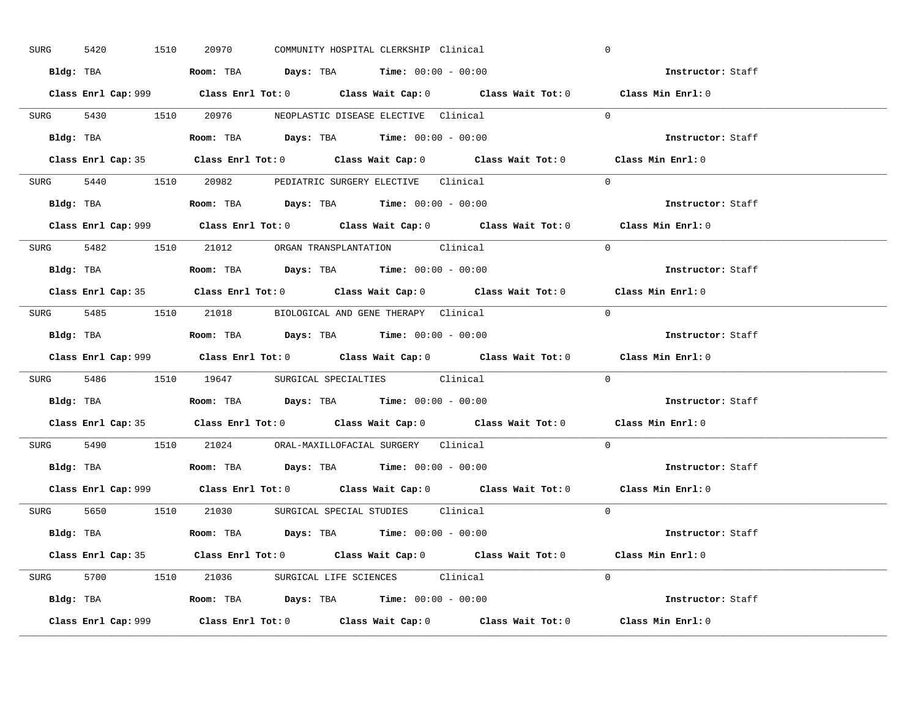SURG 5420 1510 20970 COMMUNITY HOSPITAL CLERKSHIP Clinical 0

**Bldg:** TBA **Room:** TBA **Days:** TBA **Time:** 00:00 - 00:00 **Instructor:** Staff

**Class Enrl Cap:** 999 **Class Enrl Tot:** 0 **Class Wait Cap:** 0 **Class Wait Tot:** 0 **Class Min Enrl:** 0

---

SURG 5430 1510 20976 NEOPLASTIC DISEASE ELECTIVE Clinical 0

**Bldg:** TBA **Room:** TBA **Days:** TBA **Time:** 00:00 - 00:00 **Instructor:** Staff

**Class Enrl Cap:** 35 **Class Enrl Tot:** 0 **Class Wait Cap:** 0 **Class Wait Tot:** 0 **Class Min Enrl:** 0

---

SURG 5440 1510 20982 PEDIATRIC SURGERY ELECTIVE Clinical 0

**Bldg:** TBA **Room:** TBA **Days:** TBA **Time:** 00:00 - 00:00 **Instructor:** Staff

**Class Enrl Cap:** 999 **Class Enrl Tot:** 0 **Class Wait Cap:** 0 **Class Wait Tot:** 0 **Class Min Enrl:** 0

---

SURG 5482 1510 21012 ORGAN TRANSPLANTATION Clinical 0

**Bldg:** TBA **Room:** TBA **Days:** TBA **Time:** 00:00 - 00:00 **Instructor:** Staff

**Class Enrl Cap:** 35 **Class Enrl Tot:** 0 **Class Wait Cap:** 0 **Class Wait Tot:** 0 **Class Min Enrl:** 0

---

SURG 5485 1510 21018 BIOLOGICAL AND GENE THERAPY Clinical 0

**Bldg:** TBA **Room:** TBA **Days:** TBA **Time:** 00:00 - 00:00 **Instructor:** Staff

**Class Enrl Cap:** 999 **Class Enrl Tot:** 0 **Class Wait Cap:** 0 **Class Wait Tot:** 0 **Class Min Enrl:** 0

---

SURG 5486 1510 19647 SURGICAL SPECIALTIES Clinical 0

**Bldg:** TBA **Room:** TBA **Days:** TBA **Time:** 00:00 - 00:00 **Instructor:** Staff

**Class Enrl Cap:** 35 **Class Enrl Tot:** 0 **Class Wait Cap:** 0 **Class Wait Tot:** 0 **Class Min Enrl:** 0

---

SURG 5490 1510 21024 ORAL-MAXILLOFACIAL SURGERY Clinical 0

**Bldg:** TBA **Room:** TBA **Days:** TBA **Time:** 00:00 - 00:00 **Instructor:** Staff

**Class Enrl Cap:** 999 **Class Enrl Tot:** 0 **Class Wait Cap:** 0 **Class Wait Tot:** 0 **Class Min Enrl:** 0

---

SURG 5650 1510 21030 SURGICAL SPECIAL STUDIES Clinical 0

**Bldg:** TBA **Room:** TBA **Days:** TBA **Time:** 00:00 - 00:00 **Instructor:** Staff

**Class Enrl Cap:** 35 **Class Enrl Tot:** 0 **Class Wait Cap:** 0 **Class Wait Tot:** 0 **Class Min Enrl:** 0

---

SURG 5700 1510 21036 SURGICAL LIFE SCIENCES Clinical 0

**Bldg:** TBA **Room:** TBA **Days:** TBA **Time:** 00:00 - 00:00 **Instructor:** Staff

**Class Enrl Cap:** 999 **Class Enrl Tot:** 0 **Class Wait Cap:** 0 **Class Wait Tot:** 0 **Class Min Enrl:** 0

---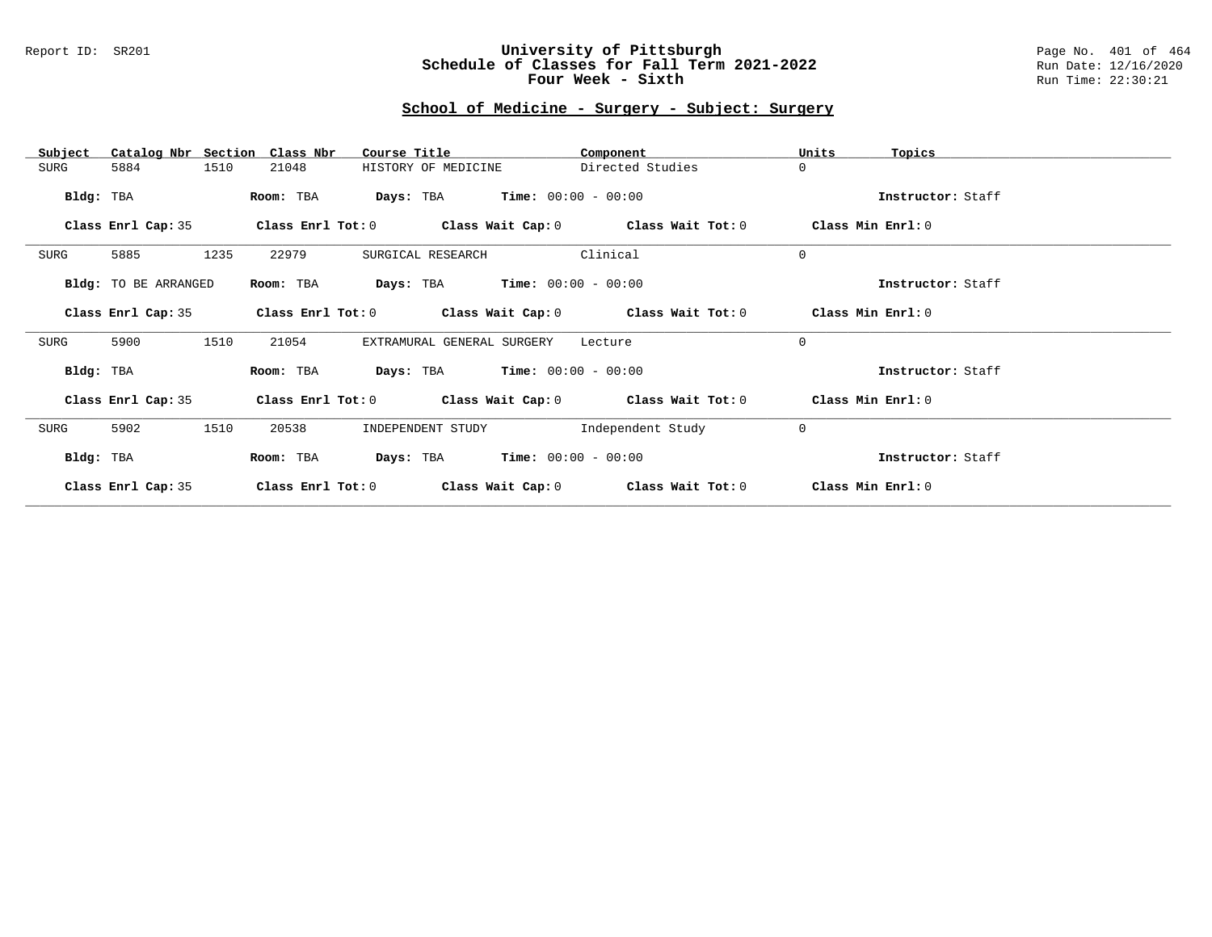# University of Pittsburgh
## Schedule of Classes for Fall Term 2021-2022
## Four Week - Sixth

Report ID: SR201

Run Date: 12/16/2020
Run Time: 22:30:21

### School of Medicine - Surgery - Subject: Surgery

| Subject | Catalog Nbr | Section | Class Nbr | Course Title | Component | Units | Topics |
|---|---|---|---|---|---|---|---|
| SURG | 5884 | 1510 | 21048 | HISTORY OF MEDICINE | Directed Studies | 0 | |

**Bldg:** TBA **Room:** TBA **Days:** TBA **Time:** 00:00 - 00:00 **Instructor:** Staff

**Class Enrl Cap:** 35 **Class Enrl Tot:** 0 **Class Wait Cap:** 0 **Class Wait Tot:** 0 **Class Min Enrl:** 0

---

| Subject | Catalog Nbr | Section | Class Nbr | Course Title | Component | Units | Topics |
|---|---|---|---|---|---|---|---|
| SURG | 5885 | 1235 | 22979 | SURGICAL RESEARCH | Clinical | 0 | |

**Bldg:** TO BE ARRANGED **Room:** TBA **Days:** TBA **Time:** 00:00 - 00:00 **Instructor:** Staff

**Class Enrl Cap:** 35 **Class Enrl Tot:** 0 **Class Wait Cap:** 0 **Class Wait Tot:** 0 **Class Min Enrl:** 0

---

| Subject | Catalog Nbr | Section | Class Nbr | Course Title | Component | Units | Topics |
|---|---|---|---|---|---|---|---|
| SURG | 5900 | 1510 | 21054 | EXTRAMURAL GENERAL SURGERY | Lecture | 0 | |

**Bldg:** TBA **Room:** TBA **Days:** TBA **Time:** 00:00 - 00:00 **Instructor:** Staff

**Class Enrl Cap:** 35 **Class Enrl Tot:** 0 **Class Wait Cap:** 0 **Class Wait Tot:** 0 **Class Min Enrl:** 0

---

| Subject | Catalog Nbr | Section | Class Nbr | Course Title | Component | Units | Topics |
|---|---|---|---|---|---|---|---|
| SURG | 5902 | 1510 | 20538 | INDEPENDENT STUDY | Independent Study | 0 | |

**Bldg:** TBA **Room:** TBA **Days:** TBA **Time:** 00:00 - 00:00 **Instructor:** Staff

**Class Enrl Cap:** 35 **Class Enrl Tot:** 0 **Class Wait Cap:** 0 **Class Wait Tot:** 0 **Class Min Enrl:** 0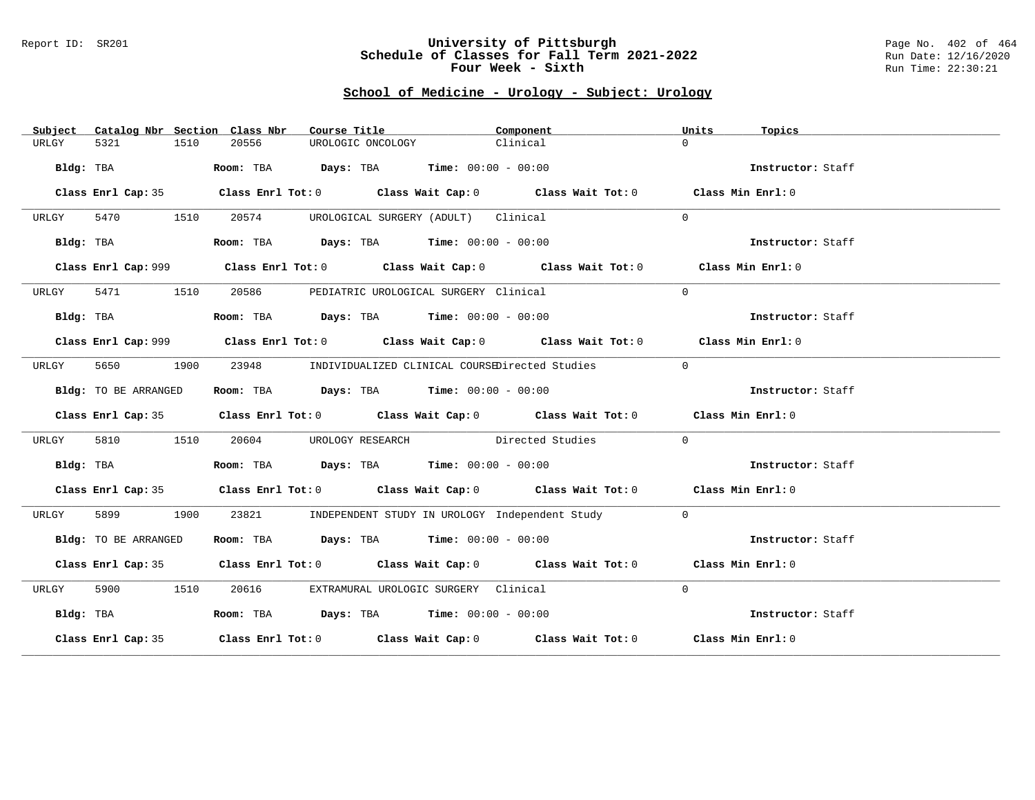# University of Pittsburgh
## Schedule of Classes for Fall Term 2021-2022
## Four Week - Sixth

Report ID: SR201

### School of Medicine - Urology - Subject: Urology

| Subject | Catalog Nbr | Section | Class Nbr | Course Title | Component | Units | Topics |
|---|---|---|---|---|---|---|---|
| URLGY | 5321 | 1510 | 20556 | UROLOGIC ONCOLOGY | Clinical | 0 | |

**Bldg:** TBA **Room:** TBA **Days:** TBA **Time:** 00:00 - 00:00 **Instructor:** Staff

**Class Enrl Cap:** 35 **Class Enrl Tot:** 0 **Class Wait Cap:** 0 **Class Wait Tot:** 0 **Class Min Enrl:** 0

| Subject | Catalog Nbr | Section | Class Nbr | Course Title | Component | Units | Topics |
|---|---|---|---|---|---|---|---|
| URLGY | 5470 | 1510 | 20574 | UROLOGICAL SURGERY (ADULT) | Clinical | 0 | |

**Bldg:** TBA **Room:** TBA **Days:** TBA **Time:** 00:00 - 00:00 **Instructor:** Staff

**Class Enrl Cap:** 999 **Class Enrl Tot:** 0 **Class Wait Cap:** 0 **Class Wait Tot:** 0 **Class Min Enrl:** 0

| Subject | Catalog Nbr | Section | Class Nbr | Course Title | Component | Units | Topics |
|---|---|---|---|---|---|---|---|
| URLGY | 5471 | 1510 | 20586 | PEDIATRIC UROLOGICAL SURGERY | Clinical | 0 | |

**Bldg:** TBA **Room:** TBA **Days:** TBA **Time:** 00:00 - 00:00 **Instructor:** Staff

**Class Enrl Cap:** 999 **Class Enrl Tot:** 0 **Class Wait Cap:** 0 **Class Wait Tot:** 0 **Class Min Enrl:** 0

| Subject | Catalog Nbr | Section | Class Nbr | Course Title | Component | Units | Topics |
|---|---|---|---|---|---|---|---|
| URLGY | 5650 | 1900 | 23948 | INDIVIDUALIZED CLINICAL COURSE | Directed Studies | 0 | |

**Bldg:** TO BE ARRANGED **Room:** TBA **Days:** TBA **Time:** 00:00 - 00:00 **Instructor:** Staff

**Class Enrl Cap:** 35 **Class Enrl Tot:** 0 **Class Wait Cap:** 0 **Class Wait Tot:** 0 **Class Min Enrl:** 0

| Subject | Catalog Nbr | Section | Class Nbr | Course Title | Component | Units | Topics |
|---|---|---|---|---|---|---|---|
| URLGY | 5810 | 1510 | 20604 | UROLOGY RESEARCH | Directed Studies | 0 | |

**Bldg:** TBA **Room:** TBA **Days:** TBA **Time:** 00:00 - 00:00 **Instructor:** Staff

**Class Enrl Cap:** 35 **Class Enrl Tot:** 0 **Class Wait Cap:** 0 **Class Wait Tot:** 0 **Class Min Enrl:** 0

| Subject | Catalog Nbr | Section | Class Nbr | Course Title | Component | Units | Topics |
|---|---|---|---|---|---|---|---|
| URLGY | 5899 | 1900 | 23821 | INDEPENDENT STUDY IN UROLOGY | Independent Study | 0 | |

**Bldg:** TO BE ARRANGED **Room:** TBA **Days:** TBA **Time:** 00:00 - 00:00 **Instructor:** Staff

**Class Enrl Cap:** 35 **Class Enrl Tot:** 0 **Class Wait Cap:** 0 **Class Wait Tot:** 0 **Class Min Enrl:** 0

| Subject | Catalog Nbr | Section | Class Nbr | Course Title | Component | Units | Topics |
|---|---|---|---|---|---|---|---|
| URLGY | 5900 | 1510 | 20616 | EXTRAMURAL UROLOGIC SURGERY | Clinical | 0 | |

**Bldg:** TBA **Room:** TBA **Days:** TBA **Time:** 00:00 - 00:00 **Instructor:** Staff

**Class Enrl Cap:** 35 **Class Enrl Tot:** 0 **Class Wait Cap:** 0 **Class Wait Tot:** 0 **Class Min Enrl:** 0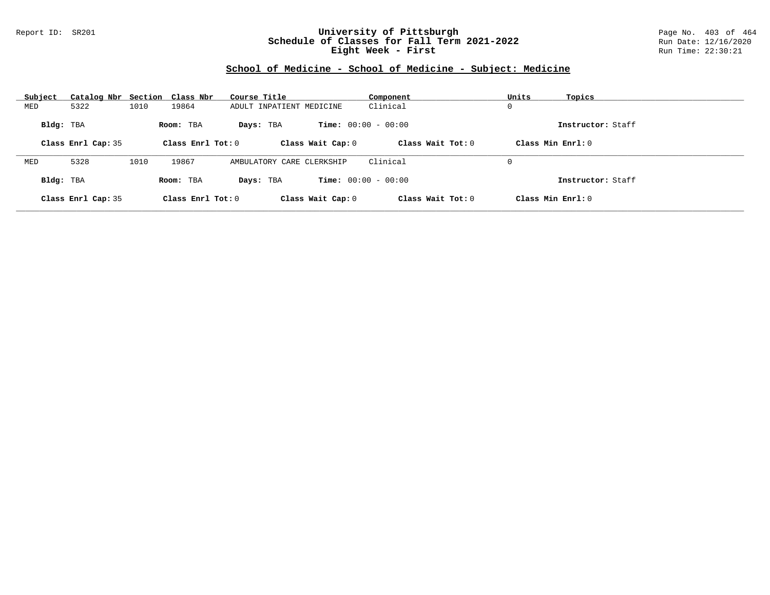## School of Medicine - School of Medicine - Subject: Medicine

| Subject | Catalog Nbr | Section | Class Nbr | Course Title | Component | Units | Topics |
|---|---|---|---|---|---|---|---|
| MED | 5322 | 1010 | 19864 | ADULT INPATIENT MEDICINE | Clinical | 0 | |

**Bldg:** TBA **Room:** TBA **Days:** TBA **Time:** 00:00 - 00:00 **Instructor:** Staff

**Class Enrl Cap:** 35 **Class Enrl Tot:** 0 **Class Wait Cap:** 0 **Class Wait Tot:** 0 **Class Min Enrl:** 0

| Subject | Catalog Nbr | Section | Class Nbr | Course Title | Component | Units | Topics |
|---|---|---|---|---|---|---|---|
| MED | 5328 | 1010 | 19867 | AMBULATORY CARE CLERKSHIP | Clinical | 0 | |

**Bldg:** TBA **Room:** TBA **Days:** TBA **Time:** 00:00 - 00:00 **Instructor:** Staff

**Class Enrl Cap:** 35 **Class Enrl Tot:** 0 **Class Wait Cap:** 0 **Class Wait Tot:** 0 **Class Min Enrl:** 0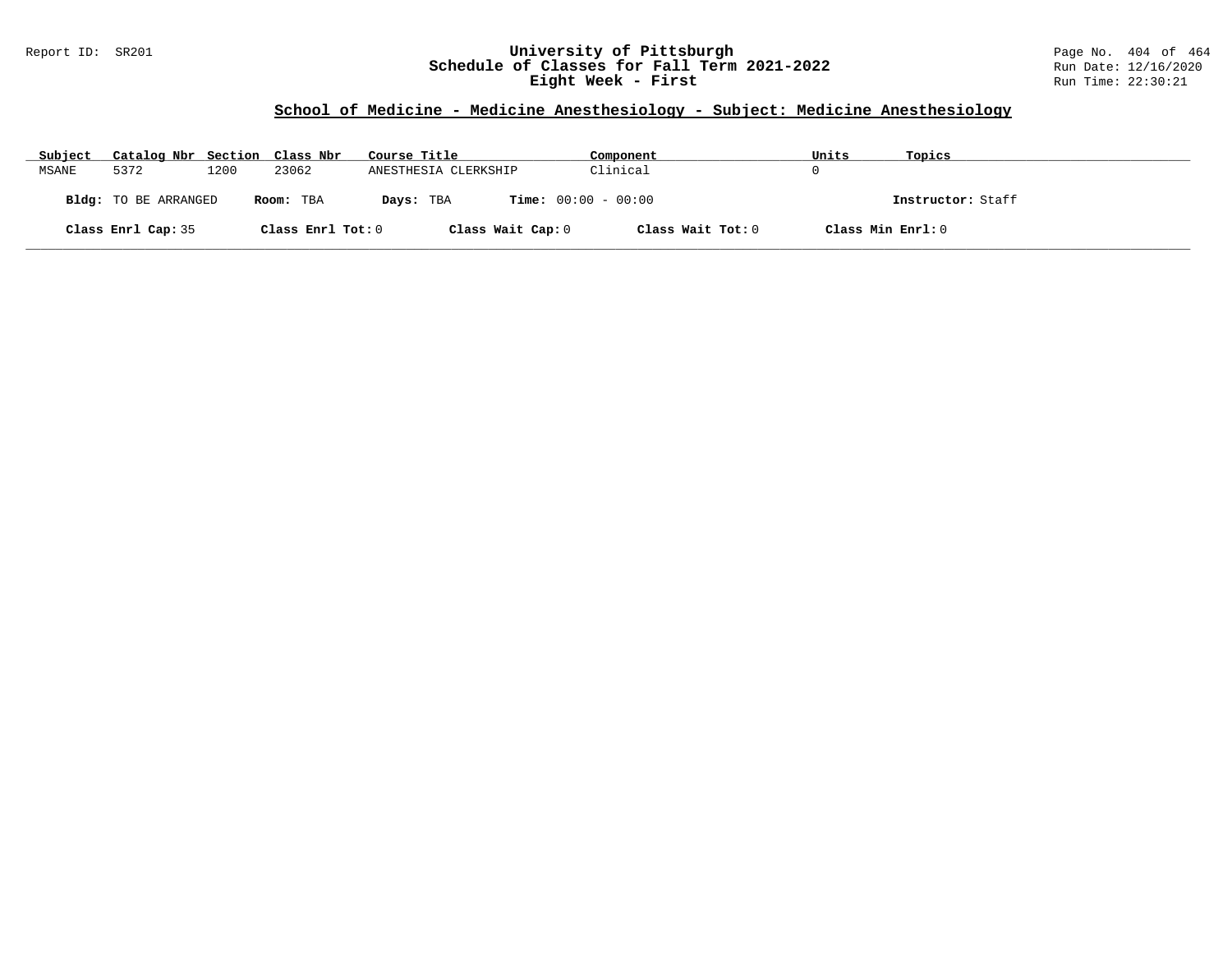## School of Medicine - Medicine Anesthesiology - Subject: Medicine Anesthesiology

| Subject | Catalog Nbr | Section | Class Nbr | Course Title | Component | Units | Topics |
|---|---|---|---|---|---|---|---|
| MSANE | 5372 | 1200 | 23062 | ANESTHESIA CLERKSHIP | Clinical | 0 | |

**Bldg:** TO BE ARRANGED **Room:** TBA **Days:** TBA **Time:** 00:00 - 00:00 **Instructor:** Staff

**Class Enrl Cap:** 35 **Class Enrl Tot:** 0 **Class Wait Cap:** 0 **Class Wait Tot:** 0 **Class Min Enrl:** 0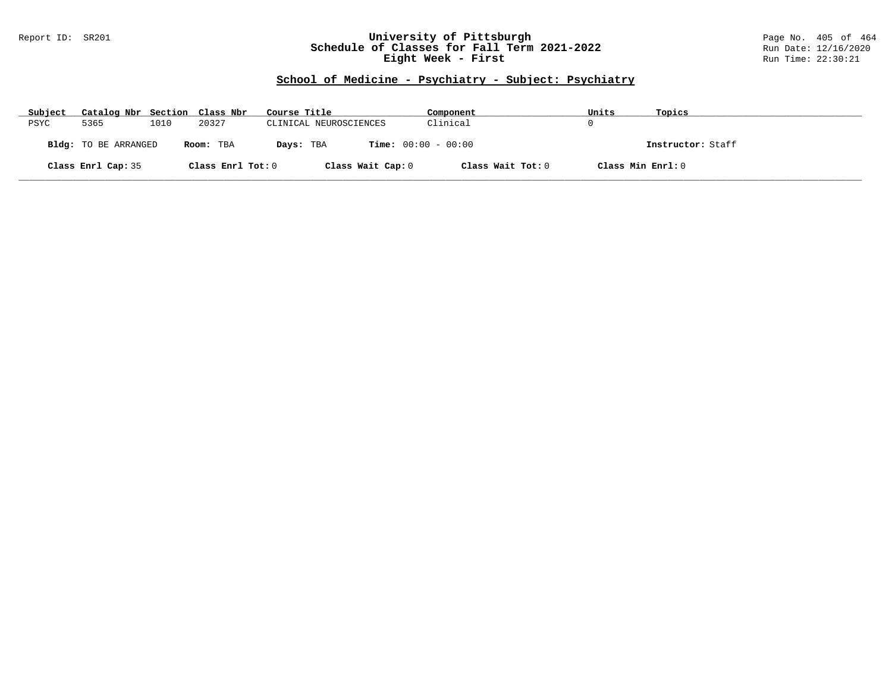# University of Pittsburgh
## Schedule of Classes for Fall Term 2021-2022
## Eight Week - First

### School of Medicine - Psychiatry - Subject: Psychiatry

| Subject | Catalog Nbr | Section | Class Nbr | Course Title | Component | Units | Topics |
|---|---|---|---|---|---|---|---|
| PSYC | 5365 | 1010 | 20327 | CLINICAL NEUROSCIENCES | Clinical | 0 | |

**Bldg:** TO BE ARRANGED **Room:** TBA **Days:** TBA **Time:** 00:00 - 00:00 **Instructor:** Staff

**Class Enrl Cap:** 35 **Class Enrl Tot:** 0 **Class Wait Cap:** 0 **Class Wait Tot:** 0 **Class Min Enrl:** 0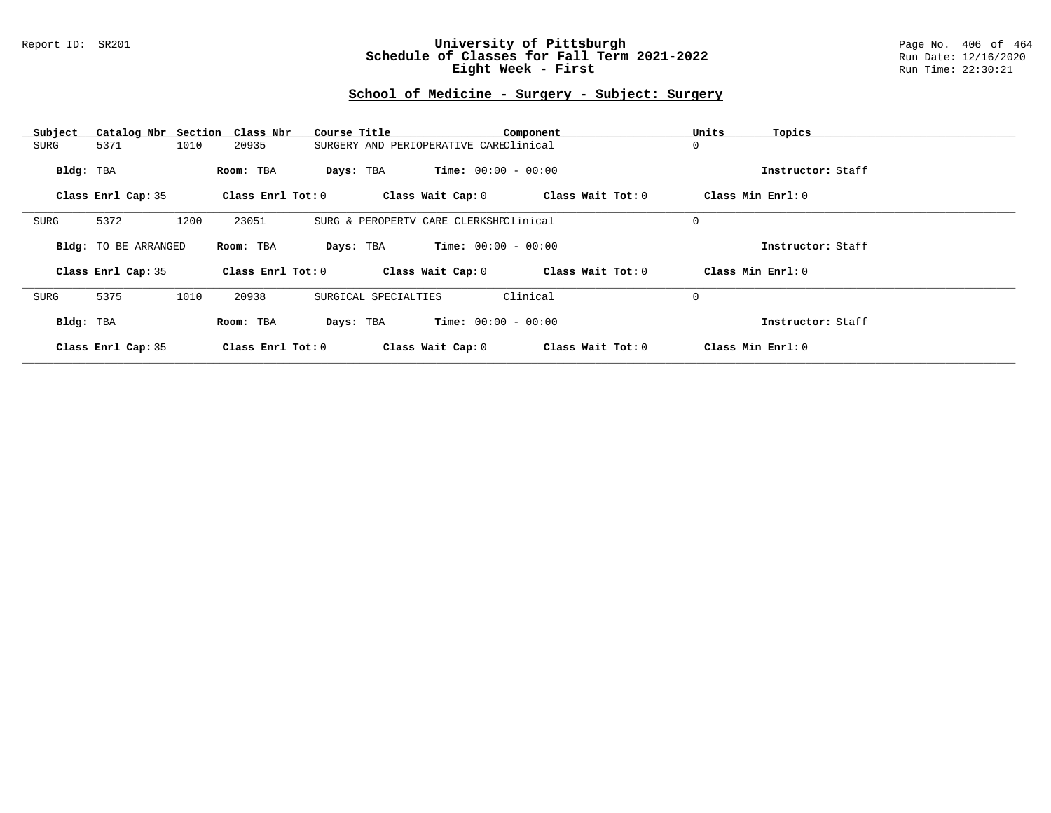# University of Pittsburgh
## Schedule of Classes for Fall Term 2021-2022
## Eight Week - First

Report ID: SR201

Run Date: 12/16/2020
Run Time: 22:30:21

### School of Medicine - Surgery - Subject: Surgery

| Subject | Catalog Nbr | Section | Class Nbr | Course Title | Component | Units | Topics |
|---|---|---|---|---|---|---|---|
| SURG | 5371 | 1010 | 20935 | SURGERY AND PERIOPERATIVE CARE | Clinical | 0 | |

**Bldg:** TBA **Room:** TBA **Days:** TBA **Time:** 00:00 - 00:00 **Instructor:** Staff

**Class Enrl Cap:** 35 **Class Enrl Tot:** 0 **Class Wait Cap:** 0 **Class Wait Tot:** 0 **Class Min Enrl:** 0

---

| Subject | Catalog Nbr | Section | Class Nbr | Course Title | Component | Units | Topics |
|---|---|---|---|---|---|---|---|
| SURG | 5372 | 1200 | 23051 | SURG & PEROPERTV CARE CLERKSHP | Clinical | 0 | |

**Bldg:** TO BE ARRANGED **Room:** TBA **Days:** TBA **Time:** 00:00 - 00:00 **Instructor:** Staff

**Class Enrl Cap:** 35 **Class Enrl Tot:** 0 **Class Wait Cap:** 0 **Class Wait Tot:** 0 **Class Min Enrl:** 0

---

| Subject | Catalog Nbr | Section | Class Nbr | Course Title | Component | Units | Topics |
|---|---|---|---|---|---|---|---|
| SURG | 5375 | 1010 | 20938 | SURGICAL SPECIALTIES | Clinical | 0 | |

**Bldg:** TBA **Room:** TBA **Days:** TBA **Time:** 00:00 - 00:00 **Instructor:** Staff

**Class Enrl Cap:** 35 **Class Enrl Tot:** 0 **Class Wait Cap:** 0 **Class Wait Tot:** 0 **Class Min Enrl:** 0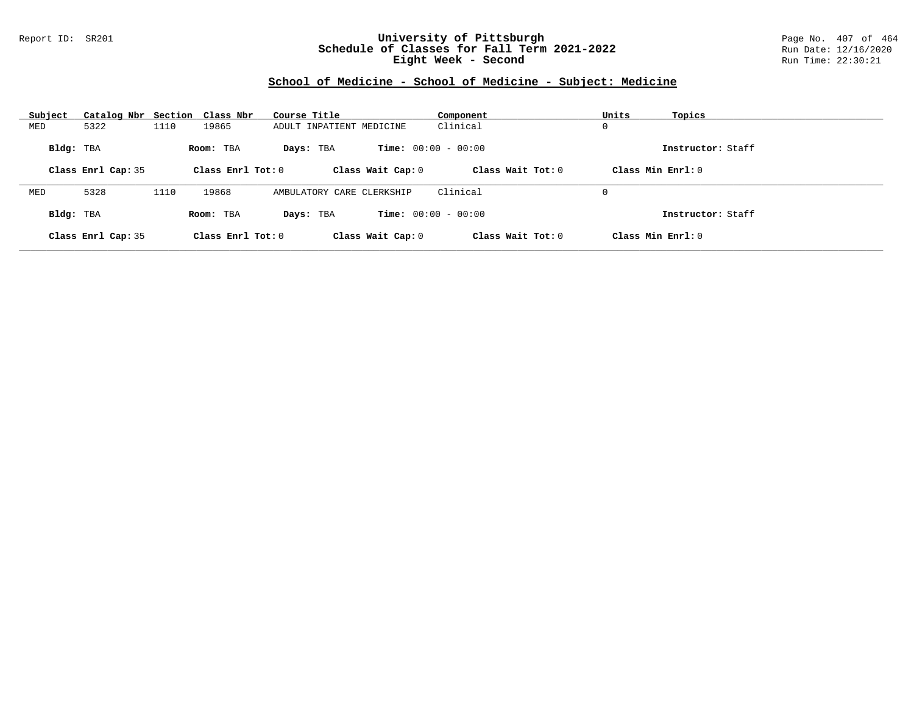# School of Medicine - School of Medicine - Subject: Medicine

| Subject | Catalog Nbr | Section | Class Nbr | Course Title | Component | Units | Topics |
|---|---|---|---|---|---|---|---|
| MED | 5322 | 1110 | 19865 | ADULT INPATIENT MEDICINE | Clinical | 0 | |

**Bldg:** TBA **Room:** TBA **Days:** TBA **Time:** 00:00 - 00:00 **Instructor:** Staff

**Class Enrl Cap:** 35 **Class Enrl Tot:** 0 **Class Wait Cap:** 0 **Class Wait Tot:** 0 **Class Min Enrl:** 0

---

| Subject | Catalog Nbr | Section | Class Nbr | Course Title | Component | Units | Topics |
|---|---|---|---|---|---|---|---|
| MED | 5328 | 1110 | 19868 | AMBULATORY CARE CLERKSHIP | Clinical | 0 | |

**Bldg:** TBA **Room:** TBA **Days:** TBA **Time:** 00:00 - 00:00 **Instructor:** Staff

**Class Enrl Cap:** 35 **Class Enrl Tot:** 0 **Class Wait Cap:** 0 **Class Wait Tot:** 0 **Class Min Enrl:** 0

---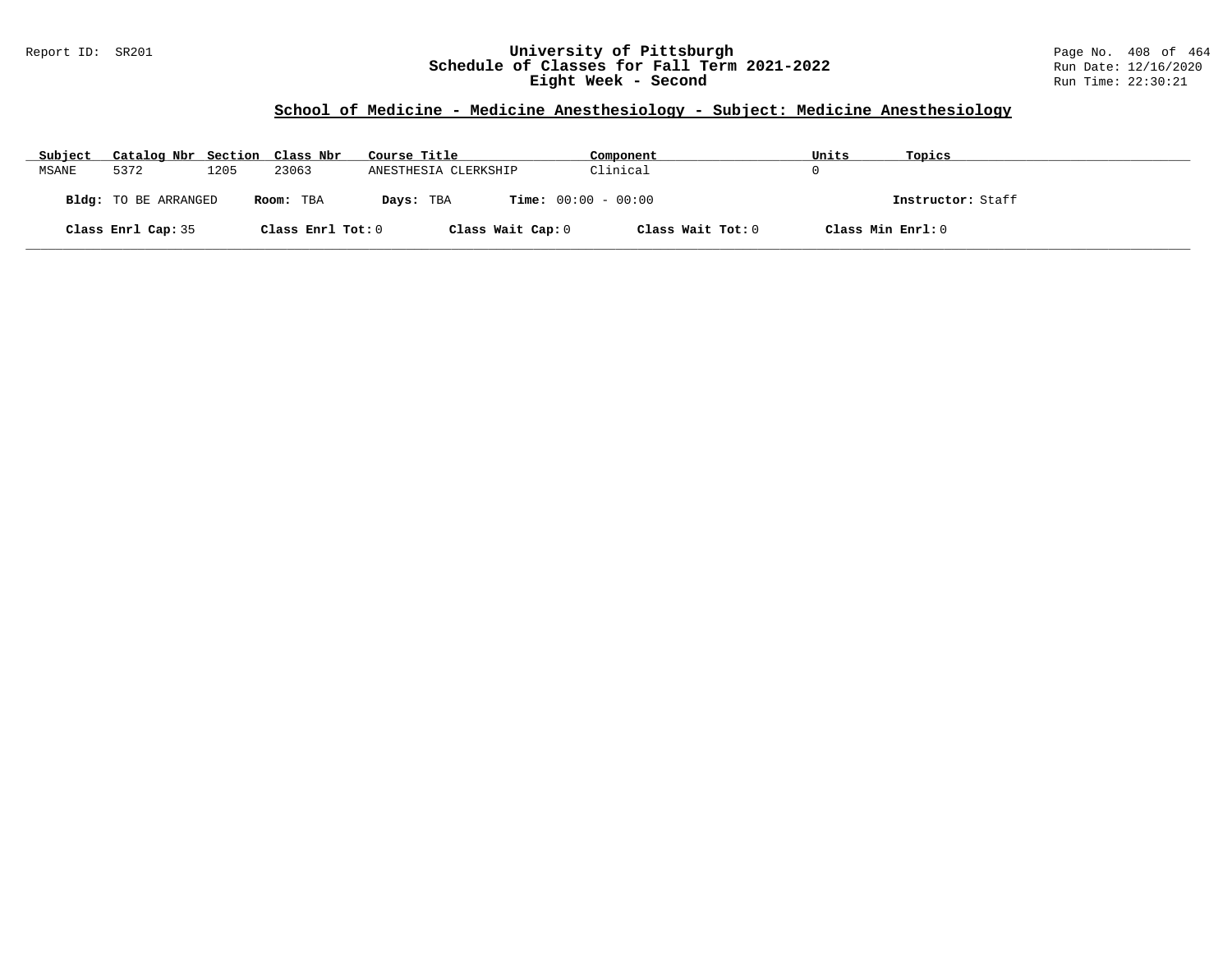## School of Medicine - Medicine Anesthesiology - Subject: Medicine Anesthesiology

| Subject | Catalog Nbr | Section | Class Nbr | Course Title | Component | Units | Topics |
|---|---|---|---|---|---|---|---|
| MSANE | 5372 | 1205 | 23063 | ANESTHESIA CLERKSHIP | Clinical | 0 | |

**Bldg:** TO BE ARRANGED **Room:** TBA **Days:** TBA **Time:** 00:00 - 00:00 **Instructor:** Staff

**Class Enrl Cap:** 35 **Class Enrl Tot:** 0 **Class Wait Cap:** 0 **Class Wait Tot:** 0 **Class Min Enrl:** 0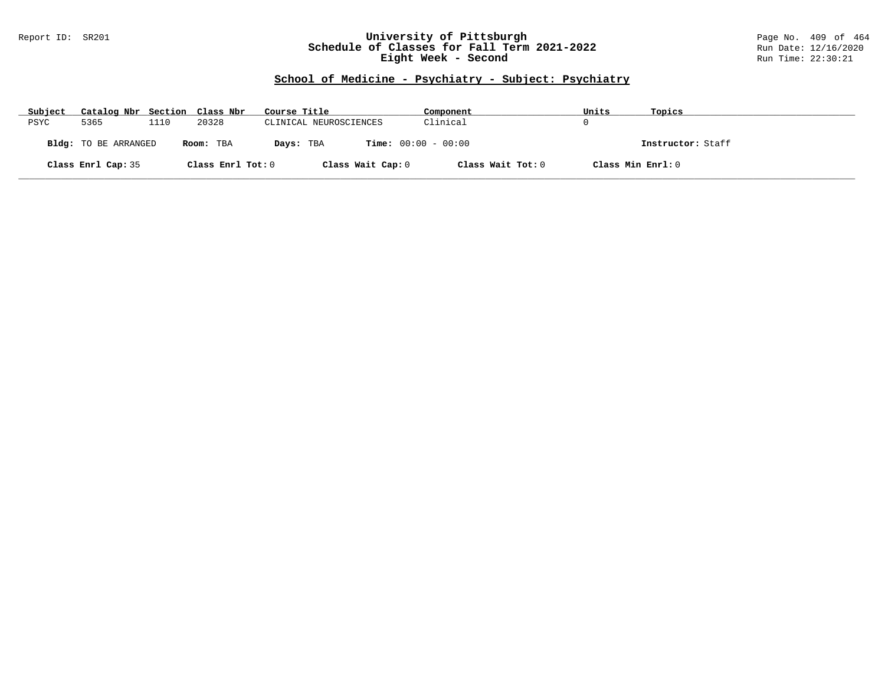Report ID: SR201

# University of Pittsburgh
## Schedule of Classes for Fall Term 2021-2022
## Eight Week - Second

Run Date: 12/16/2020
Run Time: 22:30:21

### School of Medicine - Psychiatry - Subject: Psychiatry

| Subject | Catalog Nbr | Section | Class Nbr | Course Title | Component | Units | Topics |
|---|---|---|---|---|---|---|---|
| PSYC | 5365 | 1110 | 20328 | CLINICAL NEUROSCIENCES | Clinical | 0 | |

**Bldg:** TO BE ARRANGED **Room:** TBA **Days:** TBA **Time:** 00:00 - 00:00 **Instructor:** Staff

**Class Enrl Cap:** 35 **Class Enrl Tot:** 0 **Class Wait Cap:** 0 **Class Wait Tot:** 0 **Class Min Enrl:** 0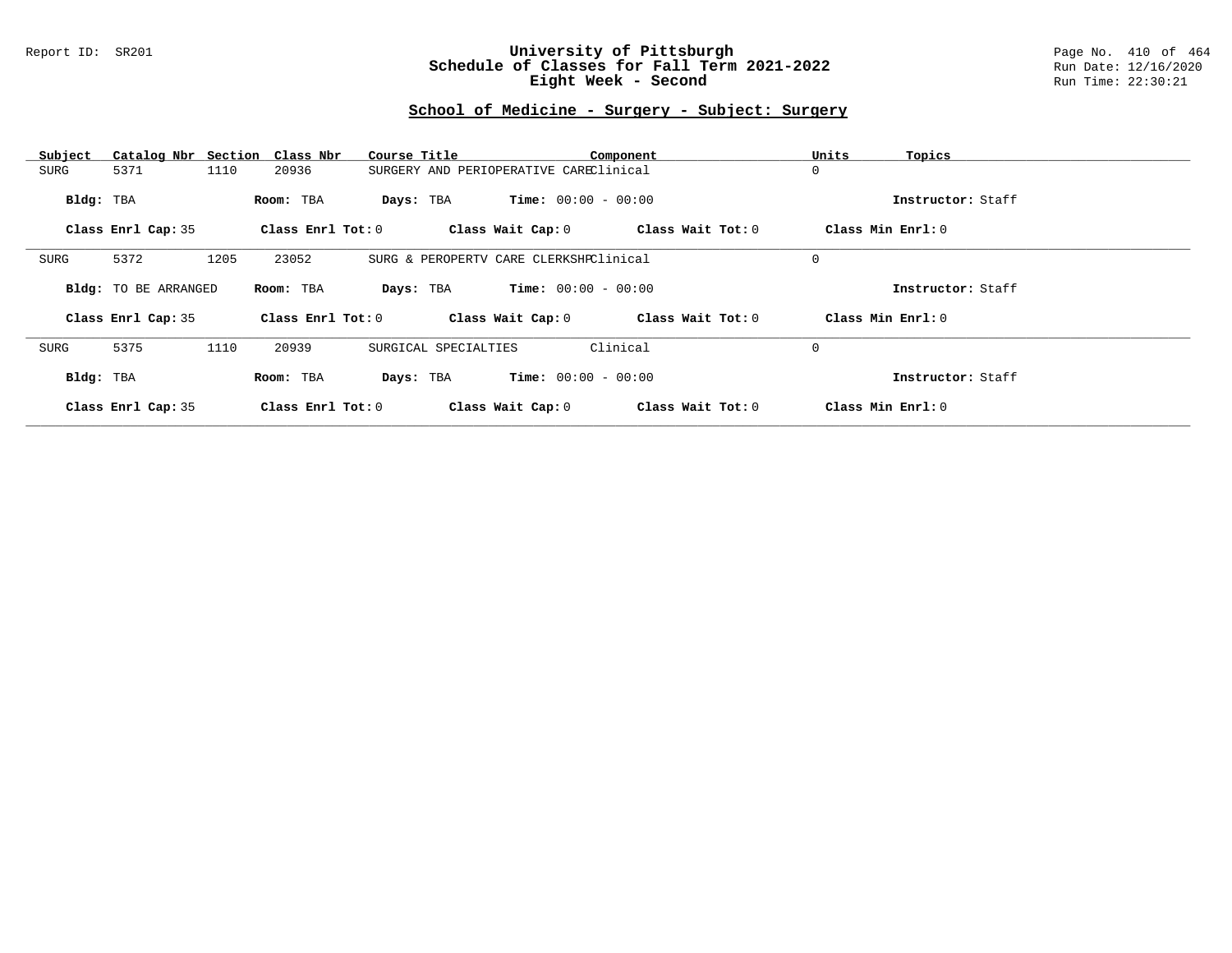## School of Medicine - Surgery - Subject: Surgery

| Subject | Catalog Nbr | Section | Class Nbr | Course Title | Component | Units | Topics |
|---|---|---|---|---|---|---|---|
| SURG | 5371 | 1110 | 20936 | SURGERY AND PERIOPERATIVE CARE | Clinical | 0 | |

**Bldg:** TBA **Room:** TBA **Days:** TBA **Time:** 00:00 - 00:00 **Instructor:** Staff

**Class Enrl Cap:** 35 **Class Enrl Tot:** 0 **Class Wait Cap:** 0 **Class Wait Tot:** 0 **Class Min Enrl:** 0

---

| Subject | Catalog Nbr | Section | Class Nbr | Course Title | Component | Units | Topics |
|---|---|---|---|---|---|---|---|
| SURG | 5372 | 1205 | 23052 | SURG & PEROPERTV CARE CLERKSHP | Clinical | 0 | |

**Bldg:** TO BE ARRANGED **Room:** TBA **Days:** TBA **Time:** 00:00 - 00:00 **Instructor:** Staff

**Class Enrl Cap:** 35 **Class Enrl Tot:** 0 **Class Wait Cap:** 0 **Class Wait Tot:** 0 **Class Min Enrl:** 0

---

| Subject | Catalog Nbr | Section | Class Nbr | Course Title | Component | Units | Topics |
|---|---|---|---|---|---|---|---|
| SURG | 5375 | 1110 | 20939 | SURGICAL SPECIALTIES | Clinical | 0 | |

**Bldg:** TBA **Room:** TBA **Days:** TBA **Time:** 00:00 - 00:00 **Instructor:** Staff

**Class Enrl Cap:** 35 **Class Enrl Tot:** 0 **Class Wait Cap:** 0 **Class Wait Tot:** 0 **Class Min Enrl:** 0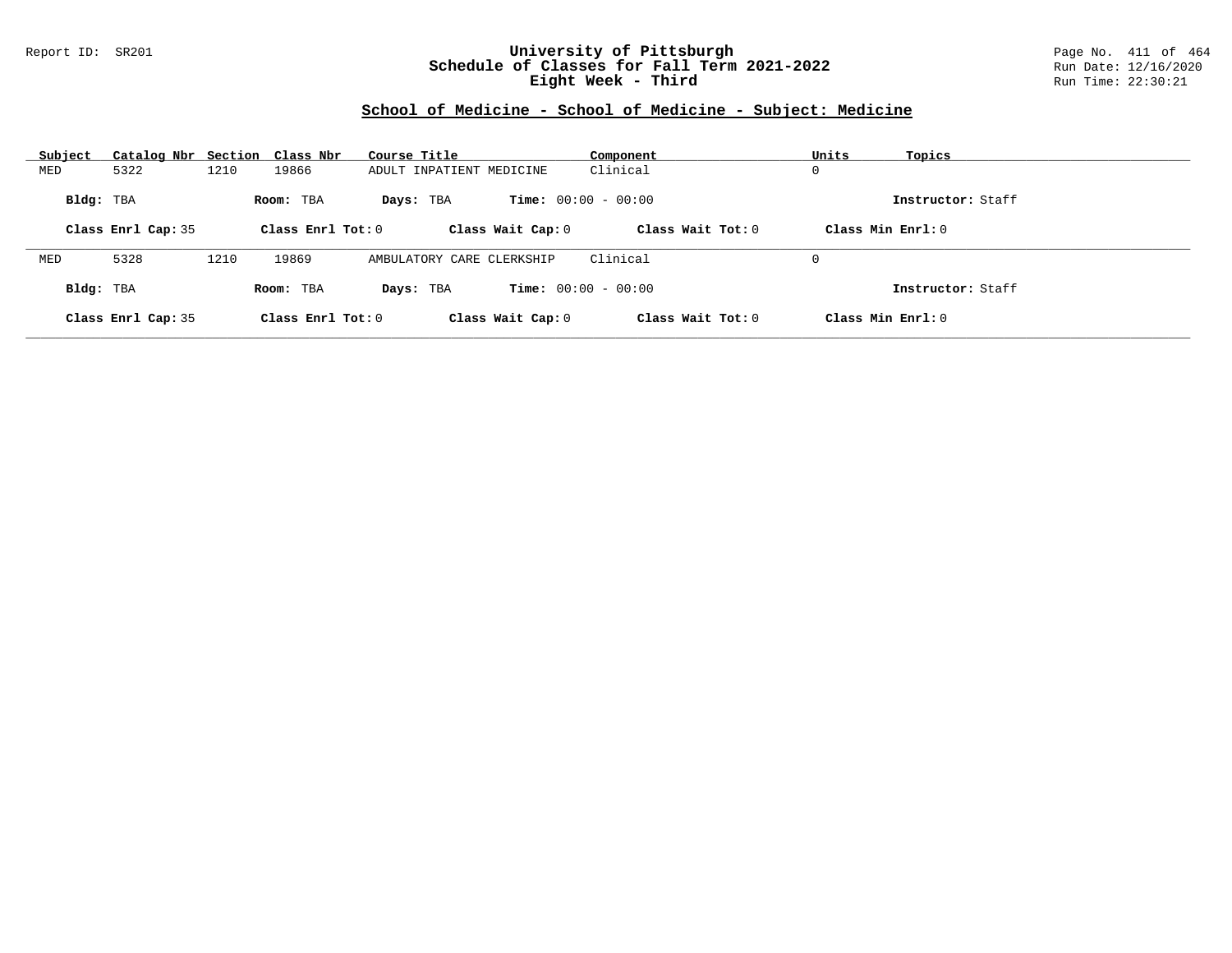## School of Medicine - School of Medicine - Subject: Medicine

| Subject | Catalog Nbr | Section | Class Nbr | Course Title | Component | Units | Topics |
|---|---|---|---|---|---|---|---|
| MED | 5322 | 1210 | 19866 | ADULT INPATIENT MEDICINE | Clinical | 0 | |

**Bldg:** TBA **Room:** TBA **Days:** TBA **Time:** 00:00 - 00:00 **Instructor:** Staff

**Class Enrl Cap:** 35 **Class Enrl Tot:** 0 **Class Wait Cap:** 0 **Class Wait Tot:** 0 **Class Min Enrl:** 0

| Subject | Catalog Nbr | Section | Class Nbr | Course Title | Component | Units | Topics |
|---|---|---|---|---|---|---|---|
| MED | 5328 | 1210 | 19869 | AMBULATORY CARE CLERKSHIP | Clinical | 0 | |

**Bldg:** TBA **Room:** TBA **Days:** TBA **Time:** 00:00 - 00:00 **Instructor:** Staff

**Class Enrl Cap:** 35 **Class Enrl Tot:** 0 **Class Wait Cap:** 0 **Class Wait Tot:** 0 **Class Min Enrl:** 0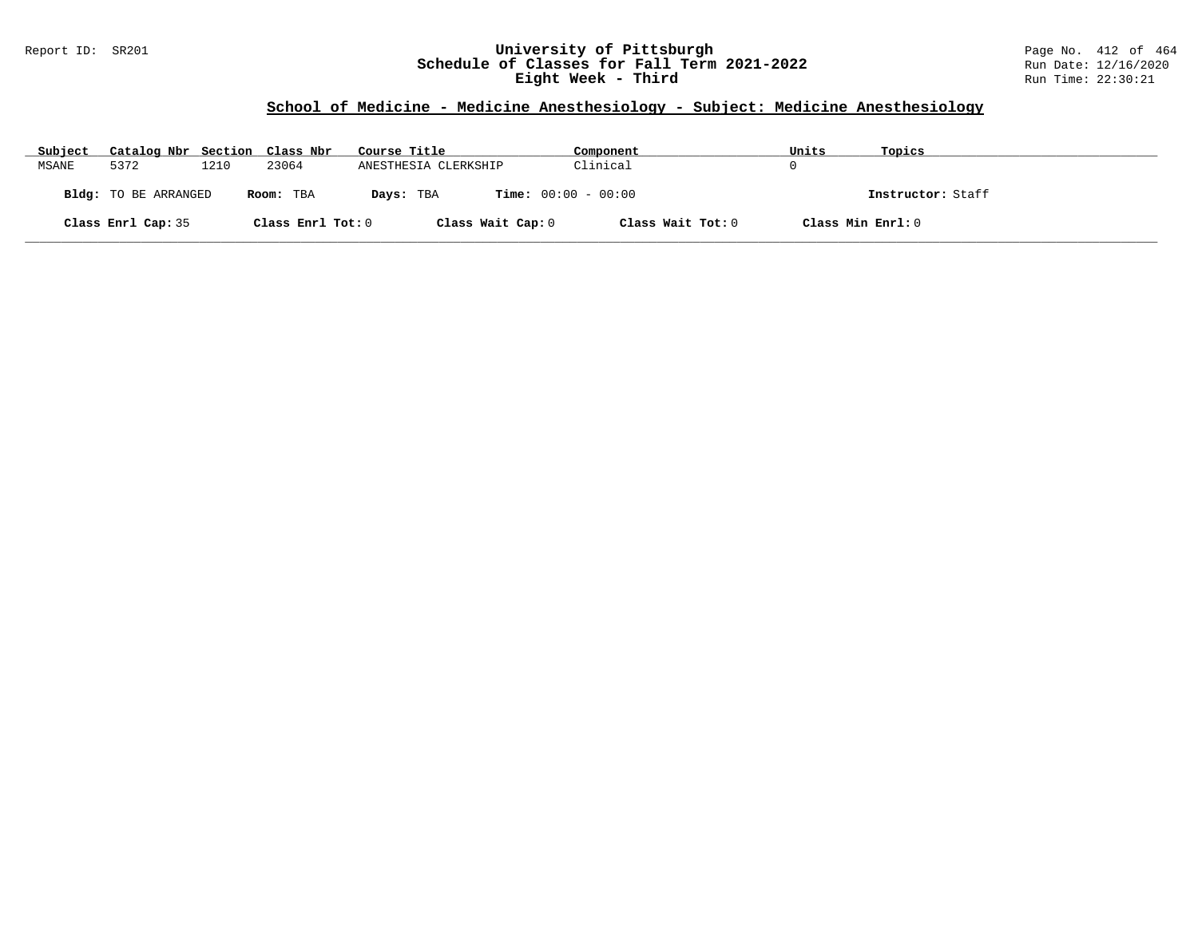# University of Pittsburgh
## Schedule of Classes for Fall Term 2021-2022
## Eight Week - Third

### School of Medicine - Medicine Anesthesiology - Subject: Medicine Anesthesiology

| Subject | Catalog Nbr | Section | Class Nbr | Course Title | Component | Units | Topics |
|---|---|---|---|---|---|---|---|
| MSANE | 5372 | 1210 | 23064 | ANESTHESIA CLERKSHIP | Clinical | 0 | |

**Bldg:** TO BE ARRANGED **Room:** TBA **Days:** TBA **Time:** 00:00 - 00:00 **Instructor:** Staff

**Class Enrl Cap:** 35 **Class Enrl Tot:** 0 **Class Wait Cap:** 0 **Class Wait Tot:** 0 **Class Min Enrl:** 0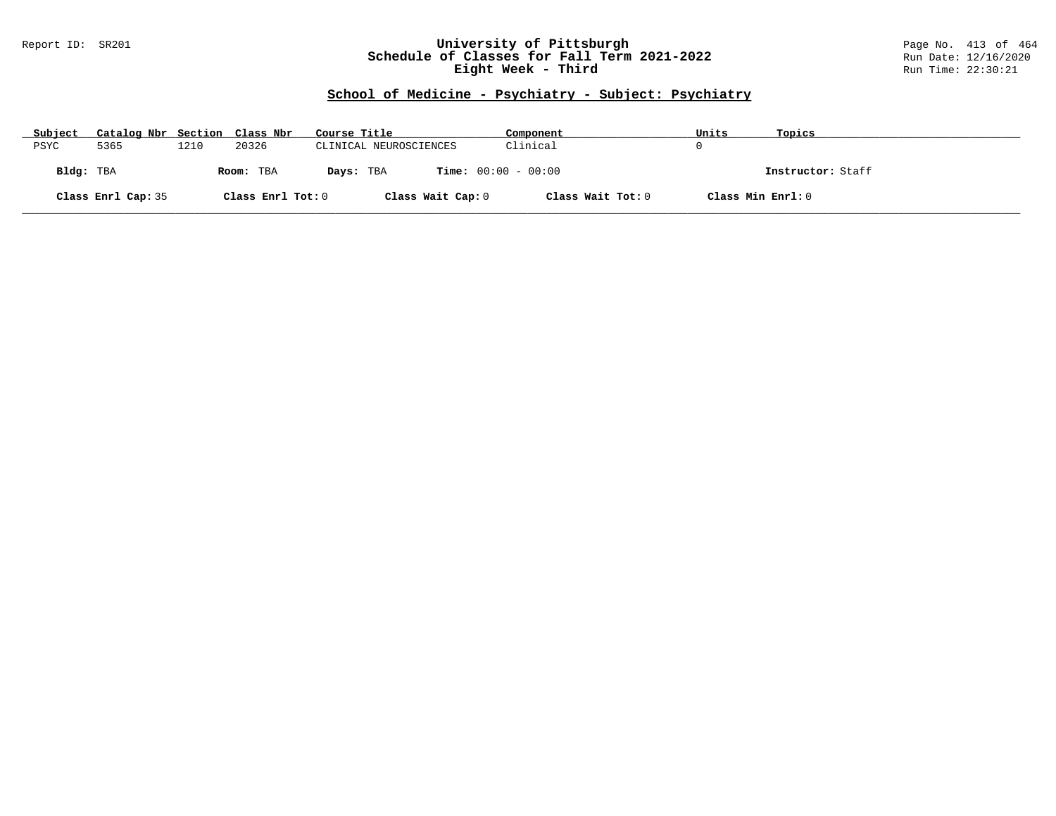## School of Medicine - Psychiatry - Subject: Psychiatry

| Subject | Catalog Nbr | Section | Class Nbr | Course Title | Component | Units | Topics |
|---|---|---|---|---|---|---|---|
| PSYC | 5365 | 1210 | 20326 | CLINICAL NEUROSCIENCES | Clinical | 0 | |

**Bldg:** TBA **Room:** TBA **Days:** TBA **Time:** 00:00 - 00:00 **Instructor:** Staff

**Class Enrl Cap:** 35 **Class Enrl Tot:** 0 **Class Wait Cap:** 0 **Class Wait Tot:** 0 **Class Min Enrl:** 0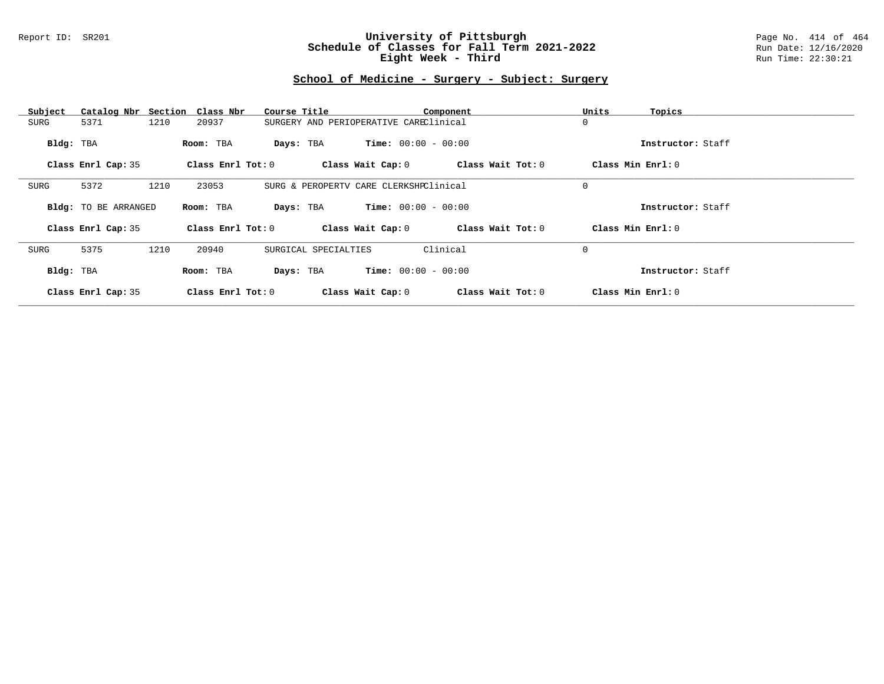# University of Pittsburgh
## Schedule of Classes for Fall Term 2021-2022
## Eight Week - Third

Report ID: SR201

Run Date: 12/16/2020
Run Time: 22:30:21

### School of Medicine - Surgery - Subject: Surgery

| Subject | Catalog Nbr | Section | Class Nbr | Course Title | Component | Units | Topics |
|---|---|---|---|---|---|---|---|
| SURG | 5371 | 1210 | 20937 | SURGERY AND PERIOPERATIVE CARE | Clinical | 0 | |

**Bldg:** TBA **Room:** TBA **Days:** TBA **Time:** 00:00 - 00:00 **Instructor:** Staff

**Class Enrl Cap:** 35 **Class Enrl Tot:** 0 **Class Wait Cap:** 0 **Class Wait Tot:** 0 **Class Min Enrl:** 0

| Subject | Catalog Nbr | Section | Class Nbr | Course Title | Component | Units | Topics |
|---|---|---|---|---|---|---|---|
| SURG | 5372 | 1210 | 23053 | SURG & PEROPERTV CARE CLERKSHP | Clinical | 0 | |

**Bldg:** TO BE ARRANGED **Room:** TBA **Days:** TBA **Time:** 00:00 - 00:00 **Instructor:** Staff

**Class Enrl Cap:** 35 **Class Enrl Tot:** 0 **Class Wait Cap:** 0 **Class Wait Tot:** 0 **Class Min Enrl:** 0

| Subject | Catalog Nbr | Section | Class Nbr | Course Title | Component | Units | Topics |
|---|---|---|---|---|---|---|---|
| SURG | 5375 | 1210 | 20940 | SURGICAL SPECIALTIES | Clinical | 0 | |

**Bldg:** TBA **Room:** TBA **Days:** TBA **Time:** 00:00 - 00:00 **Instructor:** Staff

**Class Enrl Cap:** 35 **Class Enrl Tot:** 0 **Class Wait Cap:** 0 **Class Wait Tot:** 0 **Class Min Enrl:** 0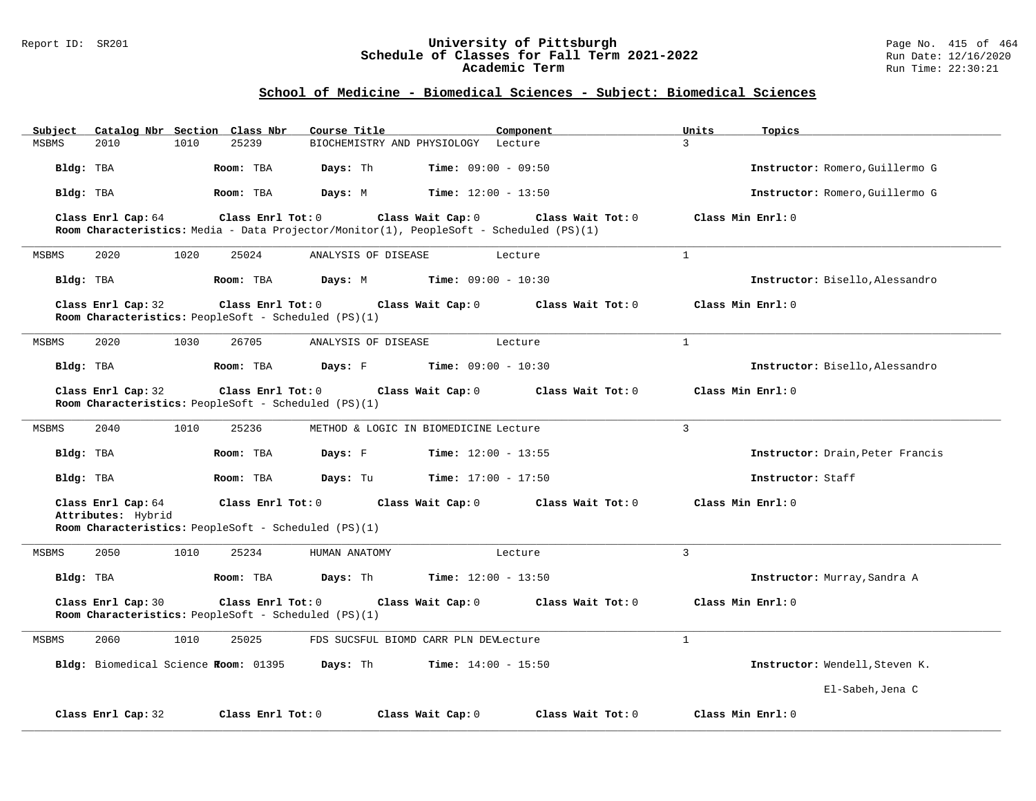## School of Medicine - Biomedical Sciences - Subject: Biomedical Sciences

| Subject | Catalog Nbr | Section | Class Nbr | Course Title | Component | Units | Topics |
|---|---|---|---|---|---|---|---|
| MSBMS | 2010 | 1010 | 25239 | BIOCHEMISTRY AND PHYSIOLOGY | Lecture | 3 | |

**Bldg:** TBA **Room:** TBA **Days:** Th **Time:** 09:00 - 09:50 **Instructor:** Romero,Guillermo G

**Bldg:** TBA **Room:** TBA **Days:** M **Time:** 12:00 - 13:50 **Instructor:** Romero,Guillermo G

**Class Enrl Cap:** 64 **Class Enrl Tot:** 0 **Class Wait Cap:** 0 **Class Wait Tot:** 0 **Class Min Enrl:** 0

**Room Characteristics:** Media - Data Projector/Monitor(1), PeopleSoft - Scheduled (PS)(1)

---

| Subject | Catalog Nbr | Section | Class Nbr | Course Title | Component | Units | Topics |
|---|---|---|---|---|---|---|---|
| MSBMS | 2020 | 1020 | 25024 | ANALYSIS OF DISEASE | Lecture | 1 | |

**Bldg:** TBA **Room:** TBA **Days:** M **Time:** 09:00 - 10:30 **Instructor:** Bisello,Alessandro

**Class Enrl Cap:** 32 **Class Enrl Tot:** 0 **Class Wait Cap:** 0 **Class Wait Tot:** 0 **Class Min Enrl:** 0

**Room Characteristics:** PeopleSoft - Scheduled (PS)(1)

---

| Subject | Catalog Nbr | Section | Class Nbr | Course Title | Component | Units | Topics |
|---|---|---|---|---|---|---|---|
| MSBMS | 2020 | 1030 | 26705 | ANALYSIS OF DISEASE | Lecture | 1 | |

**Bldg:** TBA **Room:** TBA **Days:** F **Time:** 09:00 - 10:30 **Instructor:** Bisello,Alessandro

**Class Enrl Cap:** 32 **Class Enrl Tot:** 0 **Class Wait Cap:** 0 **Class Wait Tot:** 0 **Class Min Enrl:** 0

**Room Characteristics:** PeopleSoft - Scheduled (PS)(1)

---

| Subject | Catalog Nbr | Section | Class Nbr | Course Title | Component | Units | Topics |
|---|---|---|---|---|---|---|---|
| MSBMS | 2040 | 1010 | 25236 | METHOD & LOGIC IN BIOMEDICINE | Lecture | 3 | |

**Bldg:** TBA **Room:** TBA **Days:** F **Time:** 12:00 - 13:55 **Instructor:** Drain,Peter Francis

**Bldg:** TBA **Room:** TBA **Days:** Tu **Time:** 17:00 - 17:50 **Instructor:** Staff

**Class Enrl Cap:** 64 **Class Enrl Tot:** 0 **Class Wait Cap:** 0 **Class Wait Tot:** 0 **Class Min Enrl:** 0

**Attributes:** Hybrid

**Room Characteristics:** PeopleSoft - Scheduled (PS)(1)

---

| Subject | Catalog Nbr | Section | Class Nbr | Course Title | Component | Units | Topics |
|---|---|---|---|---|---|---|---|
| MSBMS | 2050 | 1010 | 25234 | HUMAN ANATOMY | Lecture | 3 | |

**Bldg:** TBA **Room:** TBA **Days:** Th **Time:** 12:00 - 13:50 **Instructor:** Murray,Sandra A

**Class Enrl Cap:** 30 **Class Enrl Tot:** 0 **Class Wait Cap:** 0 **Class Wait Tot:** 0 **Class Min Enrl:** 0

**Room Characteristics:** PeopleSoft - Scheduled (PS)(1)

---

| Subject | Catalog Nbr | Section | Class Nbr | Course Title | Component | Units | Topics |
|---|---|---|---|---|---|---|---|
| MSBMS | 2060 | 1010 | 25025 | FDS SUCSFUL BIOMD CARR PLN DEV | Lecture | 1 | |

**Bldg:** Biomedical Science T **Room:** 01395 **Days:** Th **Time:** 14:00 - 15:50 **Instructor:** Wendell,Steven K.

El-Sabeh,Jena C

**Class Enrl Cap:** 32 **Class Enrl Tot:** 0 **Class Wait Cap:** 0 **Class Wait Tot:** 0 **Class Min Enrl:** 0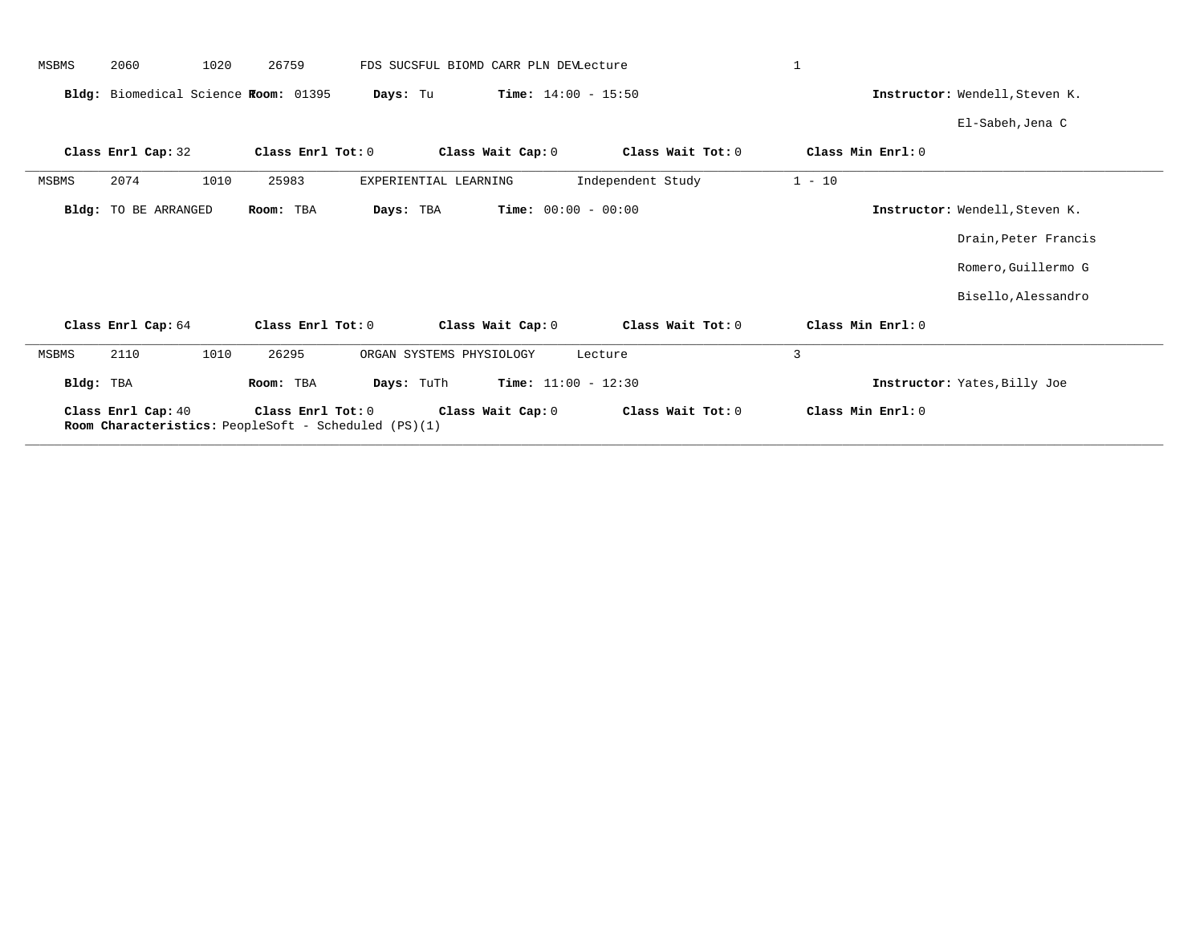MSBMS 2060 1020 26759 FDS SUCSFUL BIOMD CARR PLN DEV Lecture 1

**Bldg:** Biomedical Science R **Room:** 01395 **Days:** Tu **Time:** 14:00 - 15:50 **Instructor:** Wendell,Steven K.

El-Sabeh,Jena C

**Class Enrl Cap:** 32 **Class Enrl Tot:** 0 **Class Wait Cap:** 0 **Class Wait Tot:** 0 **Class Min Enrl:** 0

---

MSBMS 2074 1010 25983 EXPERIENTIAL LEARNING Independent Study 1 - 10

**Bldg:** TO BE ARRANGED **Room:** TBA **Days:** TBA **Time:** 00:00 - 00:00 **Instructor:** Wendell,Steven K.

Drain,Peter Francis

Romero,Guillermo G

Bisello,Alessandro

**Class Enrl Cap:** 64 **Class Enrl Tot:** 0 **Class Wait Cap:** 0 **Class Wait Tot:** 0 **Class Min Enrl:** 0

---

MSBMS 2110 1010 26295 ORGAN SYSTEMS PHYSIOLOGY Lecture 3

**Bldg:** TBA **Room:** TBA **Days:** TuTh **Time:** 11:00 - 12:30 **Instructor:** Yates,Billy Joe

**Class Enrl Cap:** 40 **Class Enrl Tot:** 0 **Class Wait Cap:** 0 **Class Wait Tot:** 0 **Class Min Enrl:** 0

**Room Characteristics:** PeopleSoft - Scheduled (PS)(1)

---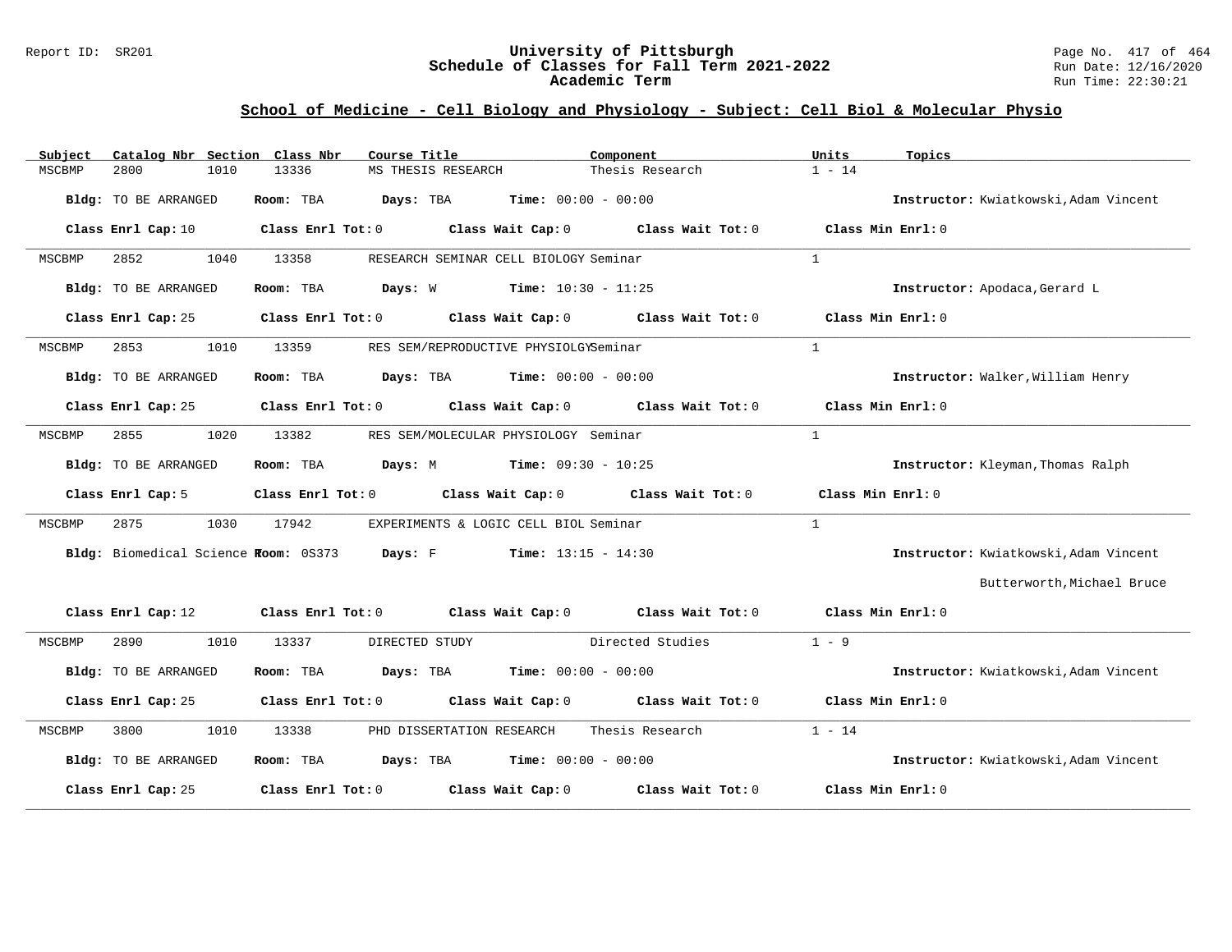Report ID: SR201

# University of Pittsburgh
## Schedule of Classes for Fall Term 2021-2022
### Academic Term

Run Date: 12/16/2020
Run Time: 22:30:21

## School of Medicine - Cell Biology and Physiology - Subject: Cell Biol & Molecular Physio

| Subject | Catalog Nbr | Section | Class Nbr | Course Title | Component | Units | Topics |
|---|---|---|---|---|---|---|---|
| MSCBMP | 2800 | 1010 | 13336 | MS THESIS RESEARCH | Thesis Research | 1 - 14 | |

**Bldg:** TO BE ARRANGED **Room:** TBA **Days:** TBA **Time:** 00:00 - 00:00 **Instructor:** Kwiatkowski,Adam Vincent

**Class Enrl Cap:** 10 **Class Enrl Tot:** 0 **Class Wait Cap:** 0 **Class Wait Tot:** 0 **Class Min Enrl:** 0

---

| Subject | Catalog Nbr | Section | Class Nbr | Course Title | Component | Units | Topics |
|---|---|---|---|---|---|---|---|
| MSCBMP | 2852 | 1040 | 13358 | RESEARCH SEMINAR CELL BIOLOGY | Seminar | 1 | |

**Bldg:** TO BE ARRANGED **Room:** TBA **Days:** W **Time:** 10:30 - 11:25 **Instructor:** Apodaca,Gerard L

**Class Enrl Cap:** 25 **Class Enrl Tot:** 0 **Class Wait Cap:** 0 **Class Wait Tot:** 0 **Class Min Enrl:** 0

---

| Subject | Catalog Nbr | Section | Class Nbr | Course Title | Component | Units | Topics |
|---|---|---|---|---|---|---|---|
| MSCBMP | 2853 | 1010 | 13359 | RES SEM/REPRODUCTIVE PHYSIOLGY | Seminar | 1 | |

**Bldg:** TO BE ARRANGED **Room:** TBA **Days:** TBA **Time:** 00:00 - 00:00 **Instructor:** Walker,William Henry

**Class Enrl Cap:** 25 **Class Enrl Tot:** 0 **Class Wait Cap:** 0 **Class Wait Tot:** 0 **Class Min Enrl:** 0

---

| Subject | Catalog Nbr | Section | Class Nbr | Course Title | Component | Units | Topics |
|---|---|---|---|---|---|---|---|
| MSCBMP | 2855 | 1020 | 13382 | RES SEM/MOLECULAR PHYSIOLOGY | Seminar | 1 | |

**Bldg:** TO BE ARRANGED **Room:** TBA **Days:** M **Time:** 09:30 - 10:25 **Instructor:** Kleyman,Thomas Ralph

**Class Enrl Cap:** 5 **Class Enrl Tot:** 0 **Class Wait Cap:** 0 **Class Wait Tot:** 0 **Class Min Enrl:** 0

---

| Subject | Catalog Nbr | Section | Class Nbr | Course Title | Component | Units | Topics |
|---|---|---|---|---|---|---|---|
| MSCBMP | 2875 | 1030 | 17942 | EXPERIMENTS & LOGIC CELL BIOL | Seminar | 1 | |

**Bldg:** Biomedical Science T **Room:** 0S373 **Days:** F **Time:** 13:15 - 14:30 **Instructor:** Kwiatkowski,Adam Vincent; Butterworth,Michael Bruce

**Class Enrl Cap:** 12 **Class Enrl Tot:** 0 **Class Wait Cap:** 0 **Class Wait Tot:** 0 **Class Min Enrl:** 0

---

| Subject | Catalog Nbr | Section | Class Nbr | Course Title | Component | Units | Topics |
|---|---|---|---|---|---|---|---|
| MSCBMP | 2890 | 1010 | 13337 | DIRECTED STUDY | Directed Studies | 1 - 9 | |

**Bldg:** TO BE ARRANGED **Room:** TBA **Days:** TBA **Time:** 00:00 - 00:00 **Instructor:** Kwiatkowski,Adam Vincent

**Class Enrl Cap:** 25 **Class Enrl Tot:** 0 **Class Wait Cap:** 0 **Class Wait Tot:** 0 **Class Min Enrl:** 0

---

| Subject | Catalog Nbr | Section | Class Nbr | Course Title | Component | Units | Topics |
|---|---|---|---|---|---|---|---|
| MSCBMP | 3800 | 1010 | 13338 | PHD DISSERTATION RESEARCH | Thesis Research | 1 - 14 | |

**Bldg:** TO BE ARRANGED **Room:** TBA **Days:** TBA **Time:** 00:00 - 00:00 **Instructor:** Kwiatkowski,Adam Vincent

**Class Enrl Cap:** 25 **Class Enrl Tot:** 0 **Class Wait Cap:** 0 **Class Wait Tot:** 0 **Class Min Enrl:** 0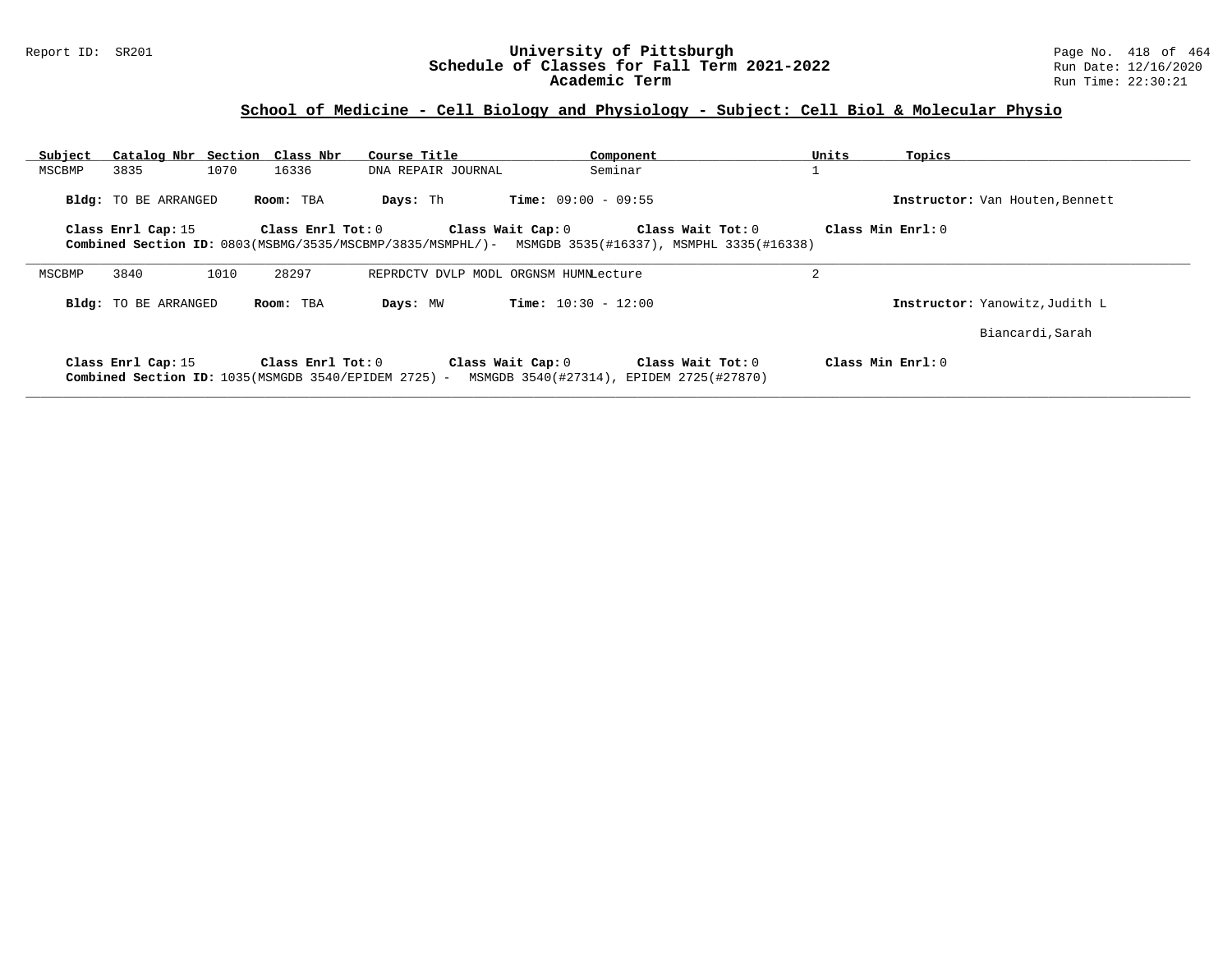## School of Medicine - Cell Biology and Physiology - Subject: Cell Biol & Molecular Physio

| Subject | Catalog Nbr | Section | Class Nbr | Course Title | Component | Units | Topics |
|---|---|---|---|---|---|---|---|
| MSCBMP | 3835 | 1070 | 16336 | DNA REPAIR JOURNAL | Seminar | 1 | |

**Bldg:** TO BE ARRANGED **Room:** TBA **Days:** Th **Time:** 09:00 - 09:55 **Instructor:** Van Houten,Bennett

**Class Enrl Cap:** 15 **Class Enrl Tot:** 0 **Class Wait Cap:** 0 **Class Wait Tot:** 0 **Class Min Enrl:** 0

**Combined Section ID:** 0803(MSBMG/3535/MSCBMP/3835/MSMPHL/)- MSMGDB 3535(#16337), MSMPHL 3335(#16338)

---

| Subject | Catalog Nbr | Section | Class Nbr | Course Title | Component | Units | Topics |
|---|---|---|---|---|---|---|---|
| MSCBMP | 3840 | 1010 | 28297 | REPRDCTV DVLP MODL ORGNSM HUMN | Lecture | 2 | |

**Bldg:** TO BE ARRANGED **Room:** TBA **Days:** MW **Time:** 10:30 - 12:00 **Instructor:** Yanowitz,Judith L

Biancardi,Sarah

**Class Enrl Cap:** 15 **Class Enrl Tot:** 0 **Class Wait Cap:** 0 **Class Wait Tot:** 0 **Class Min Enrl:** 0

**Combined Section ID:** 1035(MSMGDB 3540/EPIDEM 2725) - MSMGDB 3540(#27314), EPIDEM 2725(#27870)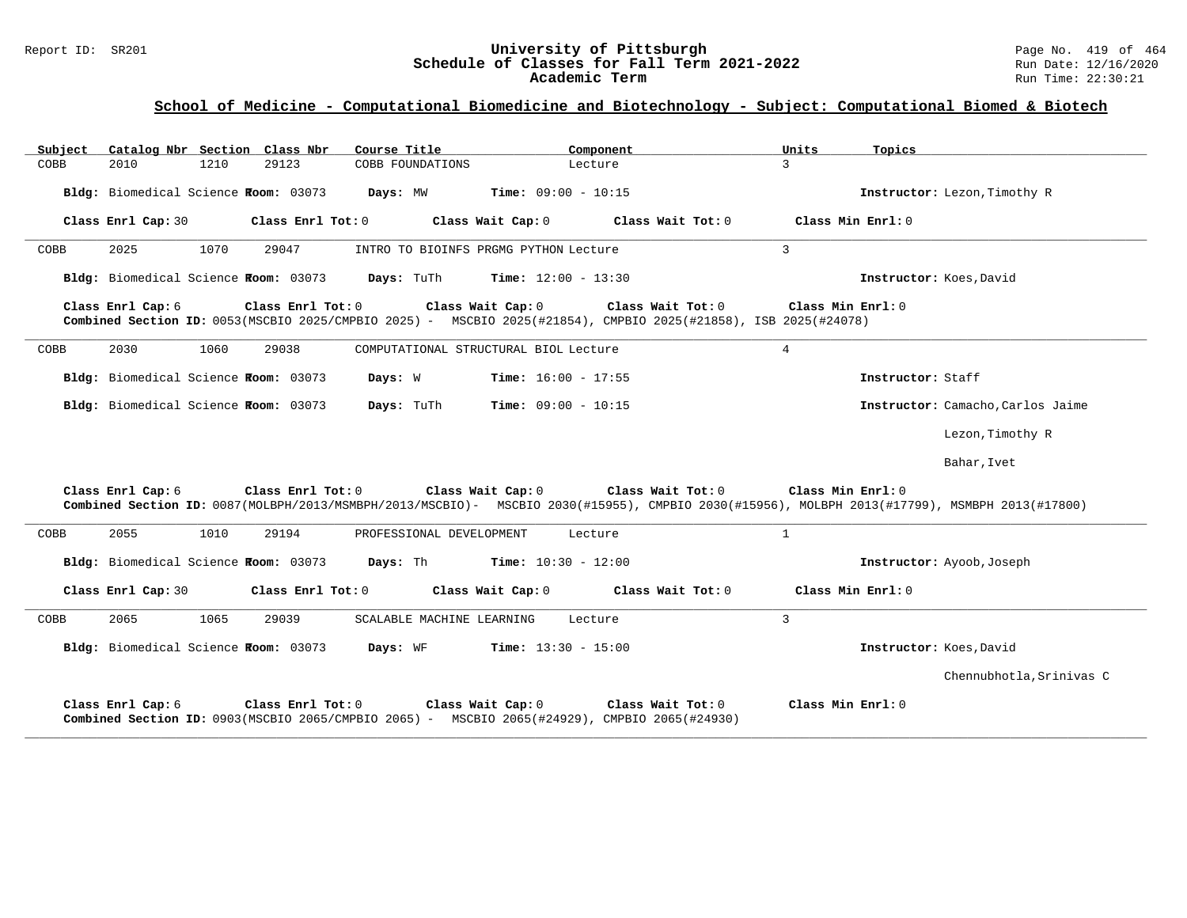## School of Medicine - Computational Biomedicine and Biotechnology - Subject: Computational Biomed & Biotech

| Subject | Catalog Nbr | Section | Class Nbr | Course Title | Component | Units | Topics |
|---|---|---|---|---|---|---|---|
| COBB | 2010 | 1210 | 29123 | COBB FOUNDATIONS | Lecture | 3 | |

**Bldg:** Biomedical Science **Room:** 03073 **Days:** MW **Time:** 09:00 - 10:15 **Instructor:** Lezon,Timothy R

**Class Enrl Cap:** 30 **Class Enrl Tot:** 0 **Class Wait Cap:** 0 **Class Wait Tot:** 0 **Class Min Enrl:** 0

---

| Subject | Catalog Nbr | Section | Class Nbr | Course Title | Component | Units | Topics |
|---|---|---|---|---|---|---|---|
| COBB | 2025 | 1070 | 29047 | INTRO TO BIOINFS PRGMG PYTHON | Lecture | 3 | |

**Bldg:** Biomedical Science **Room:** 03073 **Days:** TuTh **Time:** 12:00 - 13:30 **Instructor:** Koes,David

**Class Enrl Cap:** 6 **Class Enrl Tot:** 0 **Class Wait Cap:** 0 **Class Wait Tot:** 0 **Class Min Enrl:** 0

**Combined Section ID:** 0053(MSCBIO 2025/CMPBIO 2025) - MSCBIO 2025(#21854), CMPBIO 2025(#21858), ISB 2025(#24078)

---

| Subject | Catalog Nbr | Section | Class Nbr | Course Title | Component | Units | Topics |
|---|---|---|---|---|---|---|---|
| COBB | 2030 | 1060 | 29038 | COMPUTATIONAL STRUCTURAL BIOL | Lecture | 4 | |

**Bldg:** Biomedical Science **Room:** 03073 **Days:** W **Time:** 16:00 - 17:55 **Instructor:** Staff

**Bldg:** Biomedical Science **Room:** 03073 **Days:** TuTh **Time:** 09:00 - 10:15 **Instructor:** Camacho,Carlos Jaime

Lezon,Timothy R

Bahar,Ivet

**Class Enrl Cap:** 6 **Class Enrl Tot:** 0 **Class Wait Cap:** 0 **Class Wait Tot:** 0 **Class Min Enrl:** 0

**Combined Section ID:** 0087(MOLBPH/2013/MSMBPH/2013/MSCBIO)- MSCBIO 2030(#15955), CMPBIO 2030(#15956), MOLBPH 2013(#17799), MSMBPH 2013(#17800)

---

| Subject | Catalog Nbr | Section | Class Nbr | Course Title | Component | Units | Topics |
|---|---|---|---|---|---|---|---|
| COBB | 2055 | 1010 | 29194 | PROFESSIONAL DEVELOPMENT | Lecture | 1 | |

**Bldg:** Biomedical Science **Room:** 03073 **Days:** Th **Time:** 10:30 - 12:00 **Instructor:** Ayoob,Joseph

**Class Enrl Cap:** 30 **Class Enrl Tot:** 0 **Class Wait Cap:** 0 **Class Wait Tot:** 0 **Class Min Enrl:** 0

---

| Subject | Catalog Nbr | Section | Class Nbr | Course Title | Component | Units | Topics |
|---|---|---|---|---|---|---|---|
| COBB | 2065 | 1065 | 29039 | SCALABLE MACHINE LEARNING | Lecture | 3 | |

**Bldg:** Biomedical Science **Room:** 03073 **Days:** WF **Time:** 13:30 - 15:00 **Instructor:** Koes,David

Chennubhotla,Srinivas C

**Class Enrl Cap:** 6 **Class Enrl Tot:** 0 **Class Wait Cap:** 0 **Class Wait Tot:** 0 **Class Min Enrl:** 0

**Combined Section ID:** 0903(MSCBIO 2065/CMPBIO 2065) - MSCBIO 2065(#24929), CMPBIO 2065(#24930)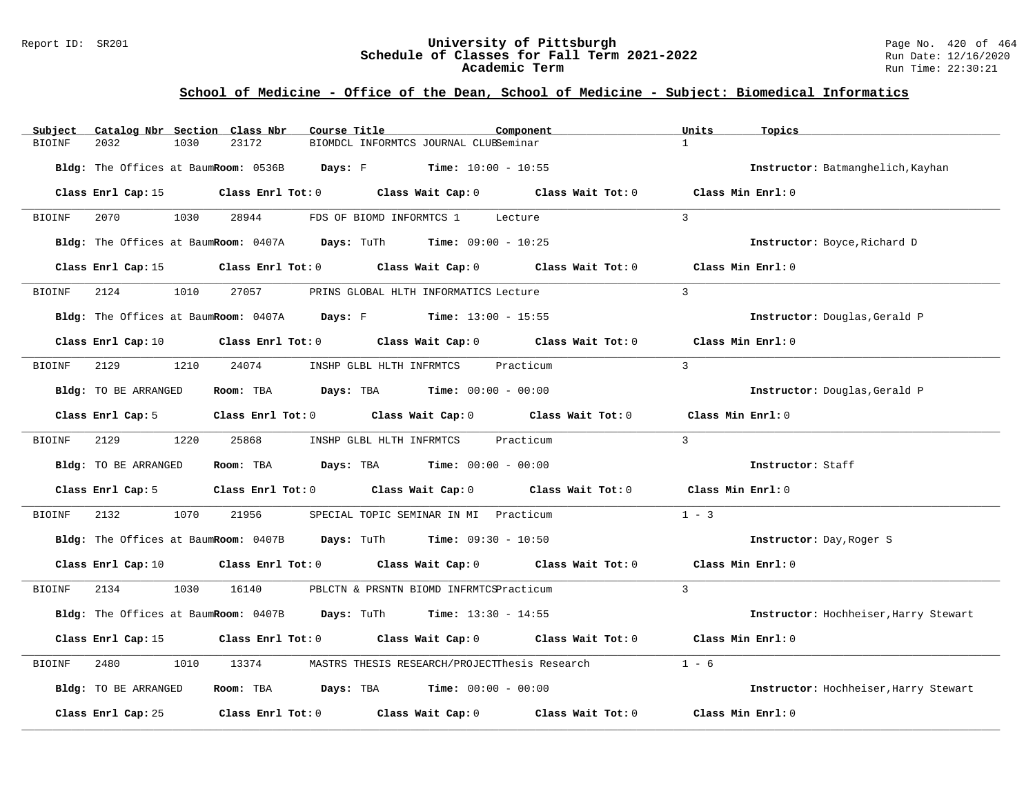## School of Medicine - Office of the Dean, School of Medicine - Subject: Biomedical Informatics

| Subject | Catalog Nbr | Section | Class Nbr | Course Title | Component | Units | Topics |
|---|---|---|---|---|---|---|---|
| BIOINF | 2032 | 1030 | 23172 | BIOMDCL INFORMTCS JOURNAL CLUB | Seminar | 1 | |

**Bldg:** The Offices at Baum **Room:** 0536B **Days:** F **Time:** 10:00 - 10:55 **Instructor:** Batmanghelich,Kayhan

**Class Enrl Cap:** 15 **Class Enrl Tot:** 0 **Class Wait Cap:** 0 **Class Wait Tot:** 0 **Class Min Enrl:** 0

---

| Subject | Catalog Nbr | Section | Class Nbr | Course Title | Component | Units | Topics |
|---|---|---|---|---|---|---|---|
| BIOINF | 2070 | 1030 | 28944 | FDS OF BIOMD INFORMTCS 1 | Lecture | 3 | |

**Bldg:** The Offices at Baum **Room:** 0407A **Days:** TuTh **Time:** 09:00 - 10:25 **Instructor:** Boyce,Richard D

**Class Enrl Cap:** 15 **Class Enrl Tot:** 0 **Class Wait Cap:** 0 **Class Wait Tot:** 0 **Class Min Enrl:** 0

---

| Subject | Catalog Nbr | Section | Class Nbr | Course Title | Component | Units | Topics |
|---|---|---|---|---|---|---|---|
| BIOINF | 2124 | 1010 | 27057 | PRINS GLOBAL HLTH INFORMATICS | Lecture | 3 | |

**Bldg:** The Offices at Baum **Room:** 0407A **Days:** F **Time:** 13:00 - 15:55 **Instructor:** Douglas,Gerald P

**Class Enrl Cap:** 10 **Class Enrl Tot:** 0 **Class Wait Cap:** 0 **Class Wait Tot:** 0 **Class Min Enrl:** 0

---

| Subject | Catalog Nbr | Section | Class Nbr | Course Title | Component | Units | Topics |
|---|---|---|---|---|---|---|---|
| BIOINF | 2129 | 1210 | 24074 | INSHP GLBL HLTH INFRMTCS | Practicum | 3 | |

**Bldg:** TO BE ARRANGED **Room:** TBA **Days:** TBA **Time:** 00:00 - 00:00 **Instructor:** Douglas,Gerald P

**Class Enrl Cap:** 5 **Class Enrl Tot:** 0 **Class Wait Cap:** 0 **Class Wait Tot:** 0 **Class Min Enrl:** 0

---

| Subject | Catalog Nbr | Section | Class Nbr | Course Title | Component | Units | Topics |
|---|---|---|---|---|---|---|---|
| BIOINF | 2129 | 1220 | 25868 | INSHP GLBL HLTH INFRMTCS | Practicum | 3 | |

**Bldg:** TO BE ARRANGED **Room:** TBA **Days:** TBA **Time:** 00:00 - 00:00 **Instructor:** Staff

**Class Enrl Cap:** 5 **Class Enrl Tot:** 0 **Class Wait Cap:** 0 **Class Wait Tot:** 0 **Class Min Enrl:** 0

---

| Subject | Catalog Nbr | Section | Class Nbr | Course Title | Component | Units | Topics |
|---|---|---|---|---|---|---|---|
| BIOINF | 2132 | 1070 | 21956 | SPECIAL TOPIC SEMINAR IN MI | Practicum | 1 - 3 | |

**Bldg:** The Offices at Baum **Room:** 0407B **Days:** TuTh **Time:** 09:30 - 10:50 **Instructor:** Day,Roger S

**Class Enrl Cap:** 10 **Class Enrl Tot:** 0 **Class Wait Cap:** 0 **Class Wait Tot:** 0 **Class Min Enrl:** 0

---

| Subject | Catalog Nbr | Section | Class Nbr | Course Title | Component | Units | Topics |
|---|---|---|---|---|---|---|---|
| BIOINF | 2134 | 1030 | 16140 | PBLCTN & PRSNTN BIOMD INFRMTCS | Practicum | 3 | |

**Bldg:** The Offices at Baum **Room:** 0407B **Days:** TuTh **Time:** 13:30 - 14:55 **Instructor:** Hochheiser,Harry Stewart

**Class Enrl Cap:** 15 **Class Enrl Tot:** 0 **Class Wait Cap:** 0 **Class Wait Tot:** 0 **Class Min Enrl:** 0

---

| Subject | Catalog Nbr | Section | Class Nbr | Course Title | Component | Units | Topics |
|---|---|---|---|---|---|---|---|
| BIOINF | 2480 | 1010 | 13374 | MASTRS THESIS RESEARCH/PROJECT | Thesis Research | 1 - 6 | |

**Bldg:** TO BE ARRANGED **Room:** TBA **Days:** TBA **Time:** 00:00 - 00:00 **Instructor:** Hochheiser,Harry Stewart

**Class Enrl Cap:** 25 **Class Enrl Tot:** 0 **Class Wait Cap:** 0 **Class Wait Tot:** 0 **Class Min Enrl:** 0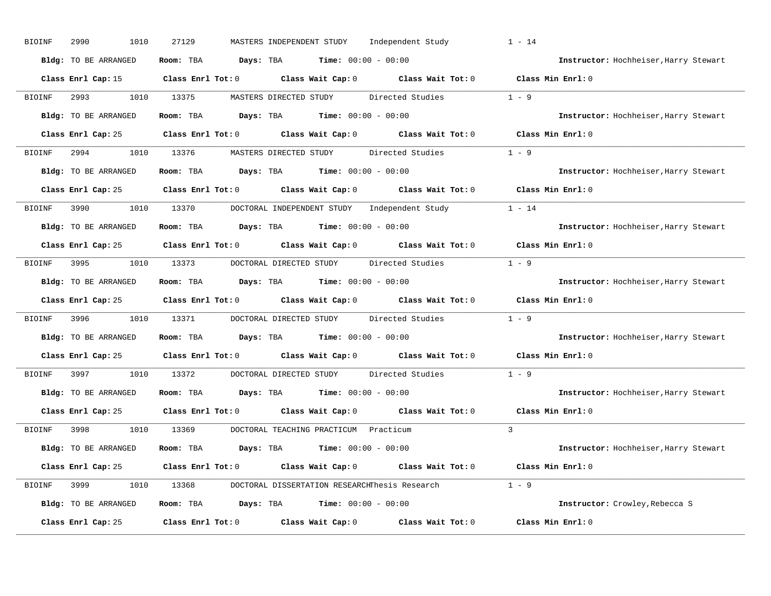BIOINF 2990 1010 27129 MASTERS INDEPENDENT STUDY Independent Study 1 - 14

**Bldg:** TO BE ARRANGED **Room:** TBA **Days:** TBA **Time:** 00:00 - 00:00 **Instructor:** Hochheiser,Harry Stewart

**Class Enrl Cap:** 15 **Class Enrl Tot:** 0 **Class Wait Cap:** 0 **Class Wait Tot:** 0 **Class Min Enrl:** 0

---

BIOINF 2993 1010 13375 MASTERS DIRECTED STUDY Directed Studies 1 - 9

**Bldg:** TO BE ARRANGED **Room:** TBA **Days:** TBA **Time:** 00:00 - 00:00 **Instructor:** Hochheiser,Harry Stewart

**Class Enrl Cap:** 25 **Class Enrl Tot:** 0 **Class Wait Cap:** 0 **Class Wait Tot:** 0 **Class Min Enrl:** 0

---

BIOINF 2994 1010 13376 MASTERS DIRECTED STUDY Directed Studies 1 - 9

**Bldg:** TO BE ARRANGED **Room:** TBA **Days:** TBA **Time:** 00:00 - 00:00 **Instructor:** Hochheiser,Harry Stewart

**Class Enrl Cap:** 25 **Class Enrl Tot:** 0 **Class Wait Cap:** 0 **Class Wait Tot:** 0 **Class Min Enrl:** 0

---

BIOINF 3990 1010 13370 DOCTORAL INDEPENDENT STUDY Independent Study 1 - 14

**Bldg:** TO BE ARRANGED **Room:** TBA **Days:** TBA **Time:** 00:00 - 00:00 **Instructor:** Hochheiser,Harry Stewart

**Class Enrl Cap:** 25 **Class Enrl Tot:** 0 **Class Wait Cap:** 0 **Class Wait Tot:** 0 **Class Min Enrl:** 0

---

BIOINF 3995 1010 13373 DOCTORAL DIRECTED STUDY Directed Studies 1 - 9

**Bldg:** TO BE ARRANGED **Room:** TBA **Days:** TBA **Time:** 00:00 - 00:00 **Instructor:** Hochheiser,Harry Stewart

**Class Enrl Cap:** 25 **Class Enrl Tot:** 0 **Class Wait Cap:** 0 **Class Wait Tot:** 0 **Class Min Enrl:** 0

---

BIOINF 3996 1010 13371 DOCTORAL DIRECTED STUDY Directed Studies 1 - 9

**Bldg:** TO BE ARRANGED **Room:** TBA **Days:** TBA **Time:** 00:00 - 00:00 **Instructor:** Hochheiser,Harry Stewart

**Class Enrl Cap:** 25 **Class Enrl Tot:** 0 **Class Wait Cap:** 0 **Class Wait Tot:** 0 **Class Min Enrl:** 0

---

BIOINF 3997 1010 13372 DOCTORAL DIRECTED STUDY Directed Studies 1 - 9

**Bldg:** TO BE ARRANGED **Room:** TBA **Days:** TBA **Time:** 00:00 - 00:00 **Instructor:** Hochheiser,Harry Stewart

**Class Enrl Cap:** 25 **Class Enrl Tot:** 0 **Class Wait Cap:** 0 **Class Wait Tot:** 0 **Class Min Enrl:** 0

---

BIOINF 3998 1010 13369 DOCTORAL TEACHING PRACTICUM Practicum 3

**Bldg:** TO BE ARRANGED **Room:** TBA **Days:** TBA **Time:** 00:00 - 00:00 **Instructor:** Hochheiser,Harry Stewart

**Class Enrl Cap:** 25 **Class Enrl Tot:** 0 **Class Wait Cap:** 0 **Class Wait Tot:** 0 **Class Min Enrl:** 0

---

BIOINF 3999 1010 13368 DOCTORAL DISSERTATION RESEARCHThesis Research 1 - 9

**Bldg:** TO BE ARRANGED **Room:** TBA **Days:** TBA **Time:** 00:00 - 00:00 **Instructor:** Crowley,Rebecca S

**Class Enrl Cap:** 25 **Class Enrl Tot:** 0 **Class Wait Cap:** 0 **Class Wait Tot:** 0 **Class Min Enrl:** 0

---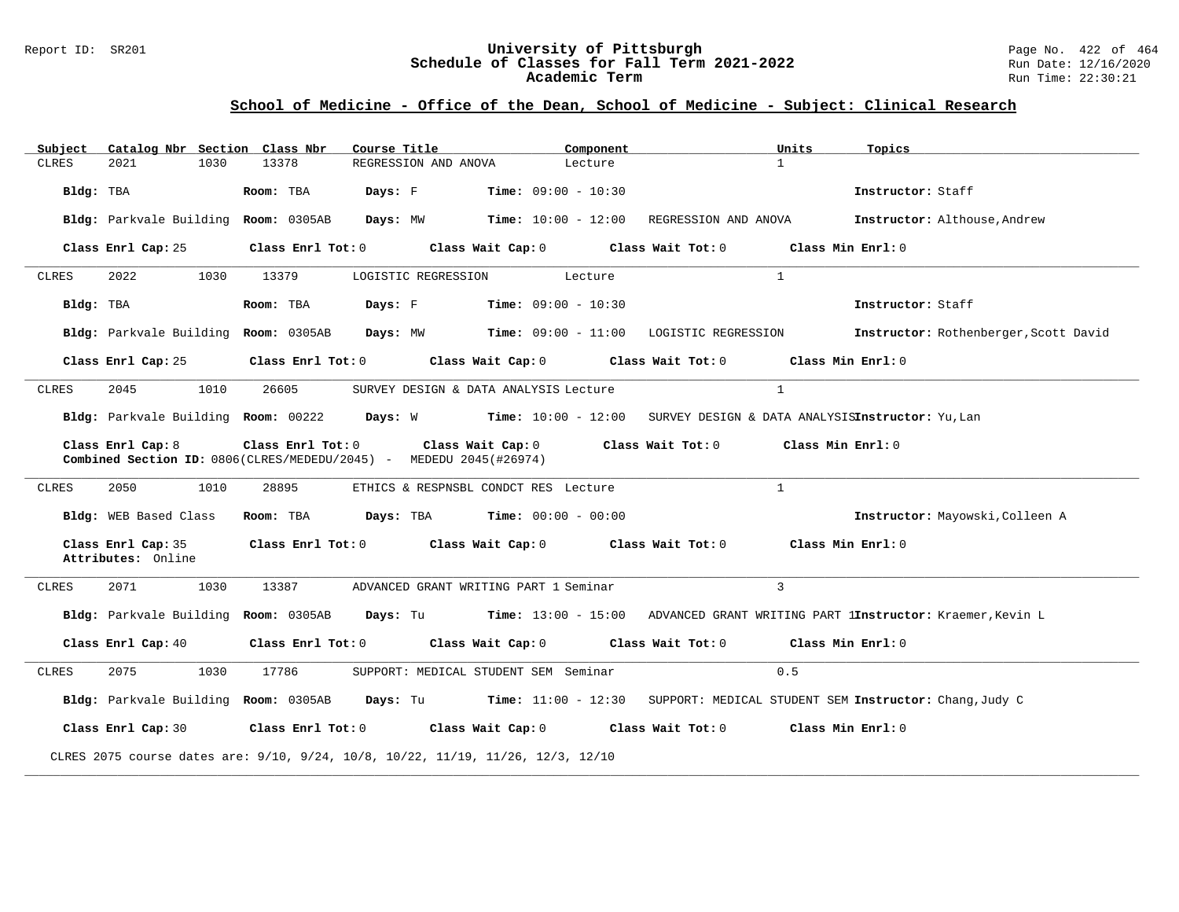## School of Medicine - Office of the Dean, School of Medicine - Subject: Clinical Research

| Subject | Catalog Nbr | Section | Class Nbr | Course Title | Component | Units | Topics |
|---|---|---|---|---|---|---|---|
| CLRES | 2021 | 1030 | 13378 | REGRESSION AND ANOVA | Lecture | 1 | |

**Bldg:** TBA **Room:** TBA **Days:** F **Time:** 09:00 - 10:30 **Instructor:** Staff

**Bldg:** Parkvale Building **Room:** 0305AB **Days:** MW **Time:** 10:00 - 12:00 REGRESSION AND ANOVA **Instructor:** Althouse,Andrew

**Class Enrl Cap:** 25 **Class Enrl Tot:** 0 **Class Wait Cap:** 0 **Class Wait Tot:** 0 **Class Min Enrl:** 0

---

| Subject | Catalog Nbr | Section | Class Nbr | Course Title | Component | Units | Topics |
|---|---|---|---|---|---|---|---|
| CLRES | 2022 | 1030 | 13379 | LOGISTIC REGRESSION | Lecture | 1 | |

**Bldg:** TBA **Room:** TBA **Days:** F **Time:** 09:00 - 10:30 **Instructor:** Staff

**Bldg:** Parkvale Building **Room:** 0305AB **Days:** MW **Time:** 09:00 - 11:00 LOGISTIC REGRESSION **Instructor:** Rothenberger,Scott David

**Class Enrl Cap:** 25 **Class Enrl Tot:** 0 **Class Wait Cap:** 0 **Class Wait Tot:** 0 **Class Min Enrl:** 0

---

| Subject | Catalog Nbr | Section | Class Nbr | Course Title | Component | Units | Topics |
|---|---|---|---|---|---|---|---|
| CLRES | 2045 | 1010 | 26605 | SURVEY DESIGN & DATA ANALYSIS | Lecture | 1 | |

**Bldg:** Parkvale Building **Room:** 00222 **Days:** W **Time:** 10:00 - 12:00 SURVEY DESIGN & DATA ANALYSIS **Instructor:** Yu,Lan

**Class Enrl Cap:** 8 **Class Enrl Tot:** 0 **Class Wait Cap:** 0 **Class Wait Tot:** 0 **Class Min Enrl:** 0
**Combined Section ID:** 0806(CLRES/MEDEDU/2045) - MEDEDU 2045(#26974)

---

| Subject | Catalog Nbr | Section | Class Nbr | Course Title | Component | Units | Topics |
|---|---|---|---|---|---|---|---|
| CLRES | 2050 | 1010 | 28895 | ETHICS & RESPNSBL CONDCT RES | Lecture | 1 | |

**Bldg:** WEB Based Class **Room:** TBA **Days:** TBA **Time:** 00:00 - 00:00 **Instructor:** Mayowski,Colleen A

**Class Enrl Cap:** 35 **Class Enrl Tot:** 0 **Class Wait Cap:** 0 **Class Wait Tot:** 0 **Class Min Enrl:** 0
**Attributes:** Online

---

| Subject | Catalog Nbr | Section | Class Nbr | Course Title | Component | Units | Topics |
|---|---|---|---|---|---|---|---|
| CLRES | 2071 | 1030 | 13387 | ADVANCED GRANT WRITING PART 1 | Seminar | 3 | |

**Bldg:** Parkvale Building **Room:** 0305AB **Days:** Tu **Time:** 13:00 - 15:00 ADVANCED GRANT WRITING PART 1 **Instructor:** Kraemer,Kevin L

**Class Enrl Cap:** 40 **Class Enrl Tot:** 0 **Class Wait Cap:** 0 **Class Wait Tot:** 0 **Class Min Enrl:** 0

---

| Subject | Catalog Nbr | Section | Class Nbr | Course Title | Component | Units | Topics |
|---|---|---|---|---|---|---|---|
| CLRES | 2075 | 1030 | 17786 | SUPPORT: MEDICAL STUDENT SEM | Seminar | 0.5 | |

**Bldg:** Parkvale Building **Room:** 0305AB **Days:** Tu **Time:** 11:00 - 12:30 SUPPORT: MEDICAL STUDENT SEM **Instructor:** Chang,Judy C

**Class Enrl Cap:** 30 **Class Enrl Tot:** 0 **Class Wait Cap:** 0 **Class Wait Tot:** 0 **Class Min Enrl:** 0

CLRES 2075 course dates are: 9/10, 9/24, 10/8, 10/22, 11/19, 11/26, 12/3, 12/10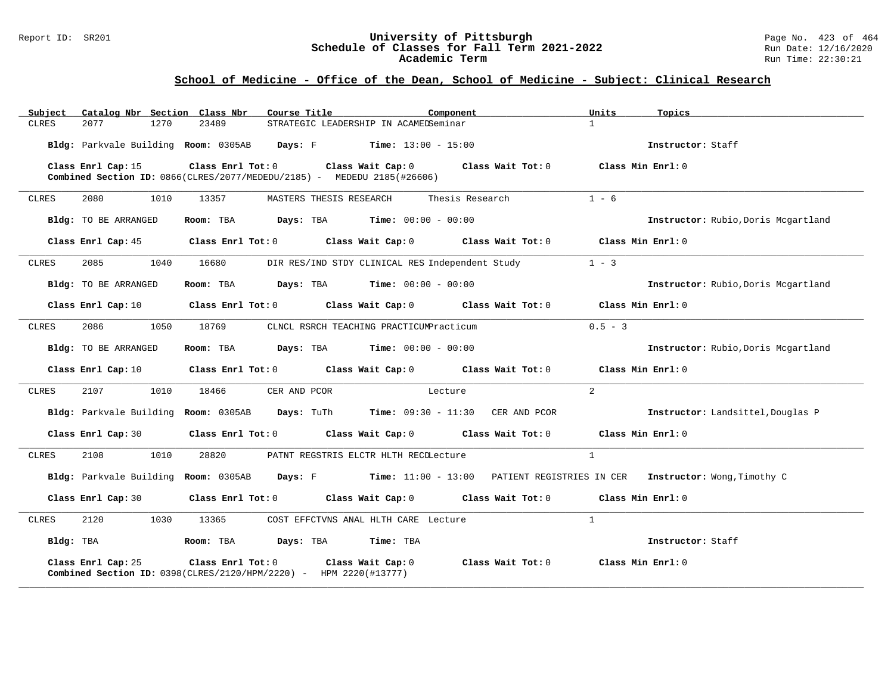## School of Medicine - Office of the Dean, School of Medicine - Subject: Clinical Research

| Subject | Catalog Nbr | Section | Class Nbr | Course Title | Component | Units | Topics |
|---|---|---|---|---|---|---|---|
| CLRES | 2077 | 1270 | 23489 | STRATEGIC LEADERSHIP IN ACAMED | Seminar | 1 | |

**Bldg:** Parkvale Building **Room:** 0305AB **Days:** F **Time:** 13:00 - 15:00 **Instructor:** Staff

**Class Enrl Cap:** 15 **Class Enrl Tot:** 0 **Class Wait Cap:** 0 **Class Wait Tot:** 0 **Class Min Enrl:** 0

**Combined Section ID:** 0866(CLRES/2077/MEDEDU/2185) - MEDEDU 2185(#26606)

---

| Subject | Catalog Nbr | Section | Class Nbr | Course Title | Component | Units | Topics |
|---|---|---|---|---|---|---|---|
| CLRES | 2080 | 1010 | 13357 | MASTERS THESIS RESEARCH | Thesis Research | 1 - 6 | |

**Bldg:** TO BE ARRANGED **Room:** TBA **Days:** TBA **Time:** 00:00 - 00:00 **Instructor:** Rubio,Doris Mcgartland

**Class Enrl Cap:** 45 **Class Enrl Tot:** 0 **Class Wait Cap:** 0 **Class Wait Tot:** 0 **Class Min Enrl:** 0

---

| Subject | Catalog Nbr | Section | Class Nbr | Course Title | Component | Units | Topics |
|---|---|---|---|---|---|---|---|
| CLRES | 2085 | 1040 | 16680 | DIR RES/IND STDY CLINICAL RES | Independent Study | 1 - 3 | |

**Bldg:** TO BE ARRANGED **Room:** TBA **Days:** TBA **Time:** 00:00 - 00:00 **Instructor:** Rubio,Doris Mcgartland

**Class Enrl Cap:** 10 **Class Enrl Tot:** 0 **Class Wait Cap:** 0 **Class Wait Tot:** 0 **Class Min Enrl:** 0

---

| Subject | Catalog Nbr | Section | Class Nbr | Course Title | Component | Units | Topics |
|---|---|---|---|---|---|---|---|
| CLRES | 2086 | 1050 | 18769 | CLNCL RSRCH TEACHING PRACTICUM | Practicum | 0.5 - 3 | |

**Bldg:** TO BE ARRANGED **Room:** TBA **Days:** TBA **Time:** 00:00 - 00:00 **Instructor:** Rubio,Doris Mcgartland

**Class Enrl Cap:** 10 **Class Enrl Tot:** 0 **Class Wait Cap:** 0 **Class Wait Tot:** 0 **Class Min Enrl:** 0

---

| Subject | Catalog Nbr | Section | Class Nbr | Course Title | Component | Units | Topics |
|---|---|---|---|---|---|---|---|
| CLRES | 2107 | 1010 | 18466 | CER AND PCOR | Lecture | 2 | |

**Bldg:** Parkvale Building **Room:** 0305AB **Days:** TuTh **Time:** 09:30 - 11:30 CER AND PCOR **Instructor:** Landsittel,Douglas P

**Class Enrl Cap:** 30 **Class Enrl Tot:** 0 **Class Wait Cap:** 0 **Class Wait Tot:** 0 **Class Min Enrl:** 0

---

| Subject | Catalog Nbr | Section | Class Nbr | Course Title | Component | Units | Topics |
|---|---|---|---|---|---|---|---|
| CLRES | 2108 | 1010 | 28820 | PATNT REGSTRIS ELCTR HLTH RECD | Lecture | 1 | |

**Bldg:** Parkvale Building **Room:** 0305AB **Days:** F **Time:** 11:00 - 13:00 PATIENT REGISTRIES IN CER **Instructor:** Wong,Timothy C

**Class Enrl Cap:** 30 **Class Enrl Tot:** 0 **Class Wait Cap:** 0 **Class Wait Tot:** 0 **Class Min Enrl:** 0

---

| Subject | Catalog Nbr | Section | Class Nbr | Course Title | Component | Units | Topics |
|---|---|---|---|---|---|---|---|
| CLRES | 2120 | 1030 | 13365 | COST EFFCTVNS ANAL HLTH CARE | Lecture | 1 | |

**Bldg:** TBA **Room:** TBA **Days:** TBA **Time:** TBA **Instructor:** Staff

**Class Enrl Cap:** 25 **Class Enrl Tot:** 0 **Class Wait Cap:** 0 **Class Wait Tot:** 0 **Class Min Enrl:** 0

**Combined Section ID:** 0398(CLRES/2120/HPM/2220) - HPM 2220(#13777)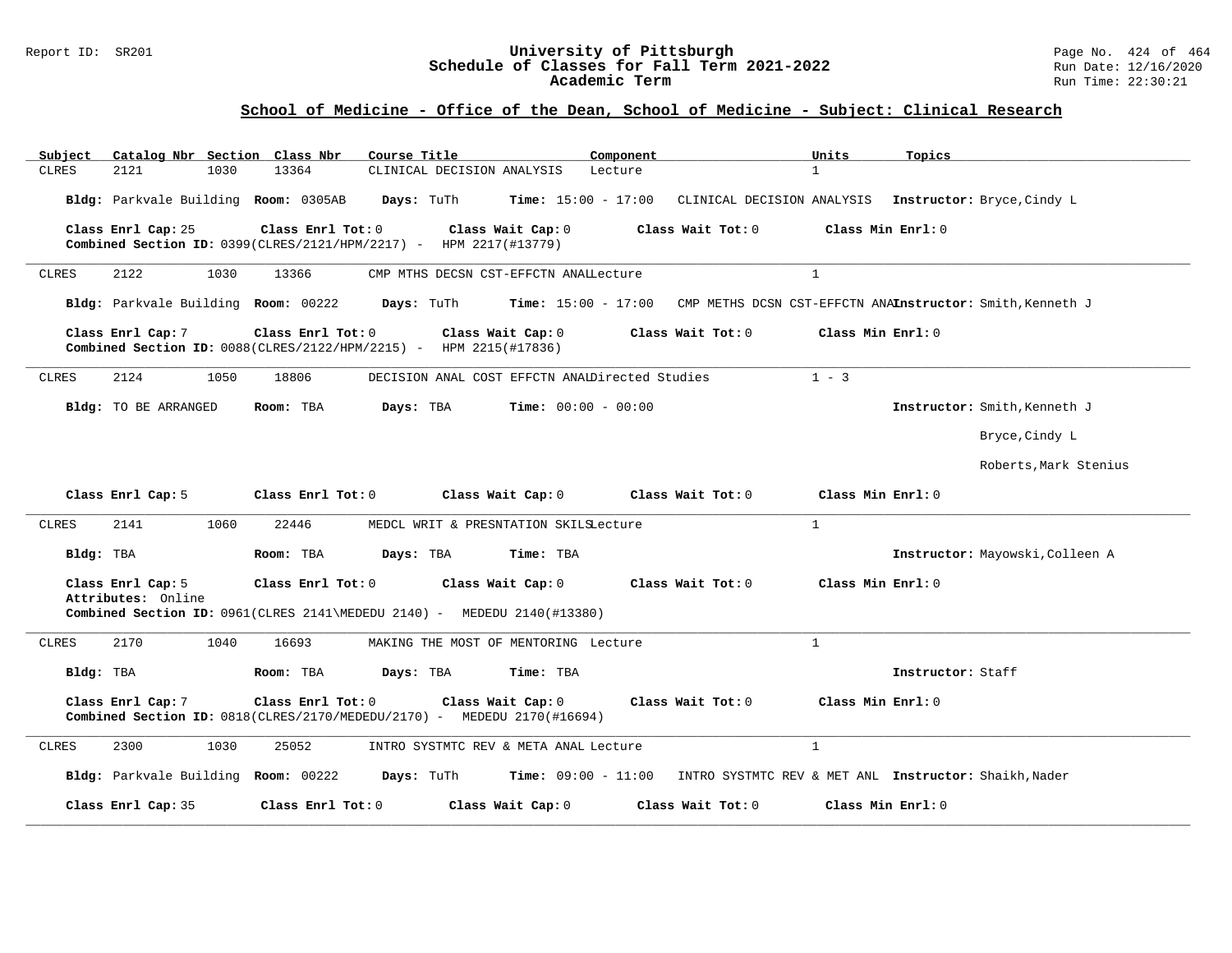## School of Medicine - Office of the Dean, School of Medicine - Subject: Clinical Research

| Subject | Catalog Nbr | Section | Class Nbr | Course Title | Component | Units | Topics |
|---|---|---|---|---|---|---|---|
| CLRES | 2121 | 1030 | 13364 | CLINICAL DECISION ANALYSIS | Lecture | 1 | |

**Bldg:** Parkvale Building **Room:** 0305AB **Days:** TuTh **Time:** 15:00 - 17:00 CLINICAL DECISION ANALYSIS **Instructor:** Bryce,Cindy L

**Class Enrl Cap:** 25 **Class Enrl Tot:** 0 **Class Wait Cap:** 0 **Class Wait Tot:** 0 **Class Min Enrl:** 0
**Combined Section ID:** 0399(CLRES/2121/HPM/2217) - HPM 2217(#13779)

---

| Subject | Catalog Nbr | Section | Class Nbr | Course Title | Component | Units | Topics |
|---|---|---|---|---|---|---|---|
| CLRES | 2122 | 1030 | 13366 | CMP MTHS DECSN CST-EFFCTN ANAL | Lecture | 1 | |

**Bldg:** Parkvale Building **Room:** 00222 **Days:** TuTh **Time:** 15:00 - 17:00 CMP METHS DCSN CST-EFFCTN ANA **Instructor:** Smith,Kenneth J

**Class Enrl Cap:** 7 **Class Enrl Tot:** 0 **Class Wait Cap:** 0 **Class Wait Tot:** 0 **Class Min Enrl:** 0
**Combined Section ID:** 0088(CLRES/2122/HPM/2215) - HPM 2215(#17836)

---

| Subject | Catalog Nbr | Section | Class Nbr | Course Title | Component | Units | Topics |
|---|---|---|---|---|---|---|---|
| CLRES | 2124 | 1050 | 18806 | DECISION ANAL COST EFFCTN ANAL | Directed Studies | 1 - 3 | |

**Bldg:** TO BE ARRANGED **Room:** TBA **Days:** TBA **Time:** 00:00 - 00:00 **Instructor:** Smith,Kenneth J

Bryce,Cindy L

Roberts,Mark Stenius

**Class Enrl Cap:** 5 **Class Enrl Tot:** 0 **Class Wait Cap:** 0 **Class Wait Tot:** 0 **Class Min Enrl:** 0

---

| Subject | Catalog Nbr | Section | Class Nbr | Course Title | Component | Units | Topics |
|---|---|---|---|---|---|---|---|
| CLRES | 2141 | 1060 | 22446 | MEDCL WRIT & PRESNTATION SKILS | Lecture | 1 | |

**Bldg:** TBA **Room:** TBA **Days:** TBA **Time:** TBA **Instructor:** Mayowski,Colleen A

**Class Enrl Cap:** 5 **Class Enrl Tot:** 0 **Class Wait Cap:** 0 **Class Wait Tot:** 0 **Class Min Enrl:** 0
**Attributes:** Online
**Combined Section ID:** 0961(CLRES 2141\MEDEDU 2140) - MEDEDU 2140(#13380)

---

| Subject | Catalog Nbr | Section | Class Nbr | Course Title | Component | Units | Topics |
|---|---|---|---|---|---|---|---|
| CLRES | 2170 | 1040 | 16693 | MAKING THE MOST OF MENTORING | Lecture | 1 | |

**Bldg:** TBA **Room:** TBA **Days:** TBA **Time:** TBA **Instructor:** Staff

**Class Enrl Cap:** 7 **Class Enrl Tot:** 0 **Class Wait Cap:** 0 **Class Wait Tot:** 0 **Class Min Enrl:** 0
**Combined Section ID:** 0818(CLRES/2170/MEDEDU/2170) - MEDEDU 2170(#16694)

---

| Subject | Catalog Nbr | Section | Class Nbr | Course Title | Component | Units | Topics |
|---|---|---|---|---|---|---|---|
| CLRES | 2300 | 1030 | 25052 | INTRO SYSTMTC REV & META ANAL | Lecture | 1 | |

**Bldg:** Parkvale Building **Room:** 00222 **Days:** TuTh **Time:** 09:00 - 11:00 INTRO SYSTMTC REV & MET ANL **Instructor:** Shaikh,Nader

**Class Enrl Cap:** 35 **Class Enrl Tot:** 0 **Class Wait Cap:** 0 **Class Wait Tot:** 0 **Class Min Enrl:** 0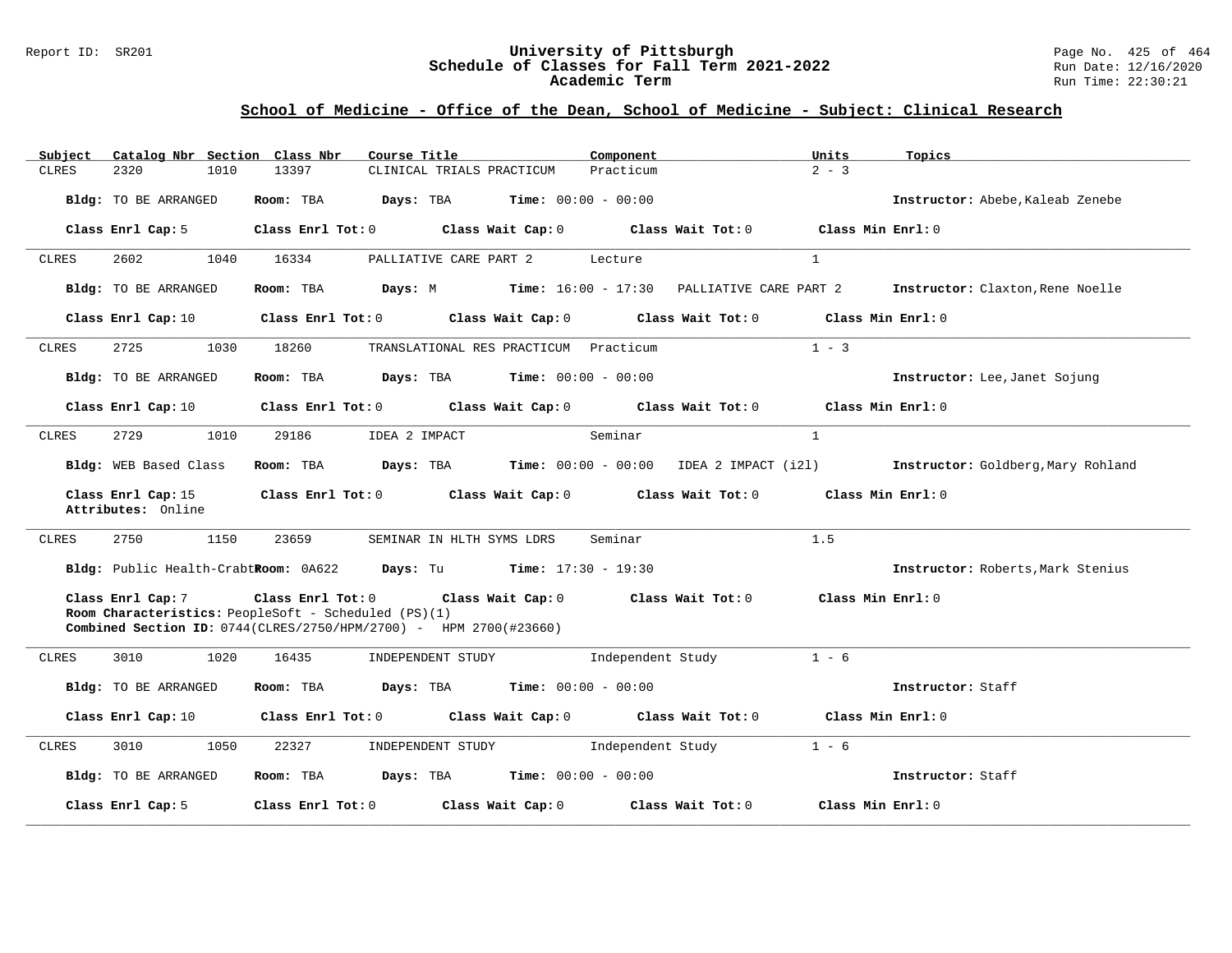## School of Medicine - Office of the Dean, School of Medicine - Subject: Clinical Research

| Subject | Catalog Nbr | Section | Class Nbr | Course Title | Component | Units | Topics |
|---|---|---|---|---|---|---|---|
| CLRES | 2320 | 1010 | 13397 | CLINICAL TRIALS PRACTICUM | Practicum | 2 - 3 | |

**Bldg:** TO BE ARRANGED **Room:** TBA **Days:** TBA **Time:** 00:00 - 00:00 **Instructor:** Abebe,Kaleab Zenebe

**Class Enrl Cap:** 5 **Class Enrl Tot:** 0 **Class Wait Cap:** 0 **Class Wait Tot:** 0 **Class Min Enrl:** 0

---

| Subject | Catalog Nbr | Section | Class Nbr | Course Title | Component | Units | Topics |
|---|---|---|---|---|---|---|---|
| CLRES | 2602 | 1040 | 16334 | PALLIATIVE CARE PART 2 | Lecture | 1 | |

**Bldg:** TO BE ARRANGED **Room:** TBA **Days:** M **Time:** 16:00 - 17:30 PALLIATIVE CARE PART 2 **Instructor:** Claxton,Rene Noelle

**Class Enrl Cap:** 10 **Class Enrl Tot:** 0 **Class Wait Cap:** 0 **Class Wait Tot:** 0 **Class Min Enrl:** 0

---

| Subject | Catalog Nbr | Section | Class Nbr | Course Title | Component | Units | Topics |
|---|---|---|---|---|---|---|---|
| CLRES | 2725 | 1030 | 18260 | TRANSLATIONAL RES PRACTICUM | Practicum | 1 - 3 | |

**Bldg:** TO BE ARRANGED **Room:** TBA **Days:** TBA **Time:** 00:00 - 00:00 **Instructor:** Lee,Janet Sojung

**Class Enrl Cap:** 10 **Class Enrl Tot:** 0 **Class Wait Cap:** 0 **Class Wait Tot:** 0 **Class Min Enrl:** 0

---

| Subject | Catalog Nbr | Section | Class Nbr | Course Title | Component | Units | Topics |
|---|---|---|---|---|---|---|---|
| CLRES | 2729 | 1010 | 29186 | IDEA 2 IMPACT | Seminar | 1 | |

**Bldg:** WEB Based Class **Room:** TBA **Days:** TBA **Time:** 00:00 - 00:00 IDEA 2 IMPACT (i2l) **Instructor:** Goldberg,Mary Rohland

**Class Enrl Cap:** 15 **Class Enrl Tot:** 0 **Class Wait Cap:** 0 **Class Wait Tot:** 0 **Class Min Enrl:** 0
**Attributes:** Online

---

| Subject | Catalog Nbr | Section | Class Nbr | Course Title | Component | Units | Topics |
|---|---|---|---|---|---|---|---|
| CLRES | 2750 | 1150 | 23659 | SEMINAR IN HLTH SYMS LDRS | Seminar | 1.5 | |

**Bldg:** Public Health-Crabtr **Room:** 0A622 **Days:** Tu **Time:** 17:30 - 19:30 **Instructor:** Roberts,Mark Stenius

**Class Enrl Cap:** 7 **Class Enrl Tot:** 0 **Class Wait Cap:** 0 **Class Wait Tot:** 0 **Class Min Enrl:** 0
**Room Characteristics:** PeopleSoft - Scheduled (PS)(1)
**Combined Section ID:** 0744(CLRES/2750/HPM/2700) - HPM 2700(#23660)

---

| Subject | Catalog Nbr | Section | Class Nbr | Course Title | Component | Units | Topics |
|---|---|---|---|---|---|---|---|
| CLRES | 3010 | 1020 | 16435 | INDEPENDENT STUDY | Independent Study | 1 - 6 | |

**Bldg:** TO BE ARRANGED **Room:** TBA **Days:** TBA **Time:** 00:00 - 00:00 **Instructor:** Staff

**Class Enrl Cap:** 10 **Class Enrl Tot:** 0 **Class Wait Cap:** 0 **Class Wait Tot:** 0 **Class Min Enrl:** 0

---

| Subject | Catalog Nbr | Section | Class Nbr | Course Title | Component | Units | Topics |
|---|---|---|---|---|---|---|---|
| CLRES | 3010 | 1050 | 22327 | INDEPENDENT STUDY | Independent Study | 1 - 6 | |

**Bldg:** TO BE ARRANGED **Room:** TBA **Days:** TBA **Time:** 00:00 - 00:00 **Instructor:** Staff

**Class Enrl Cap:** 5 **Class Enrl Tot:** 0 **Class Wait Cap:** 0 **Class Wait Tot:** 0 **Class Min Enrl:** 0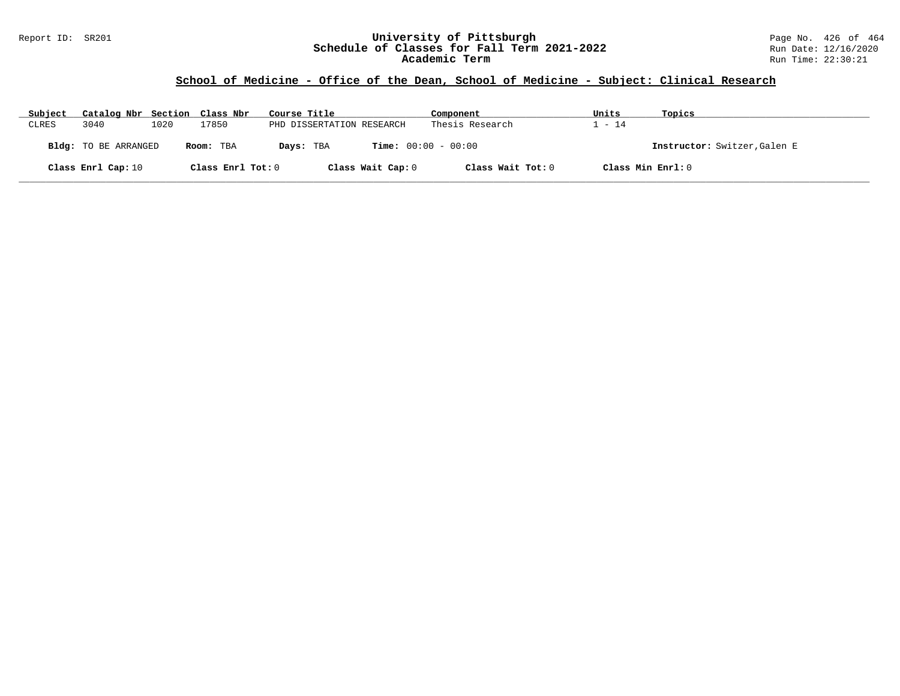## School of Medicine - Office of the Dean, School of Medicine - Subject: Clinical Research

| Subject | Catalog Nbr | Section | Class Nbr | Course Title | Component | Units | Topics |
|---|---|---|---|---|---|---|---|
| CLRES | 3040 | 1020 | 17850 | PHD DISSERTATION RESEARCH | Thesis Research | 1 - 14 | |

**Bldg:** TO BE ARRANGED **Room:** TBA **Days:** TBA **Time:** 00:00 - 00:00 **Instructor:** Switzer,Galen E

**Class Enrl Cap:** 10 **Class Enrl Tot:** 0 **Class Wait Cap:** 0 **Class Wait Tot:** 0 **Class Min Enrl:** 0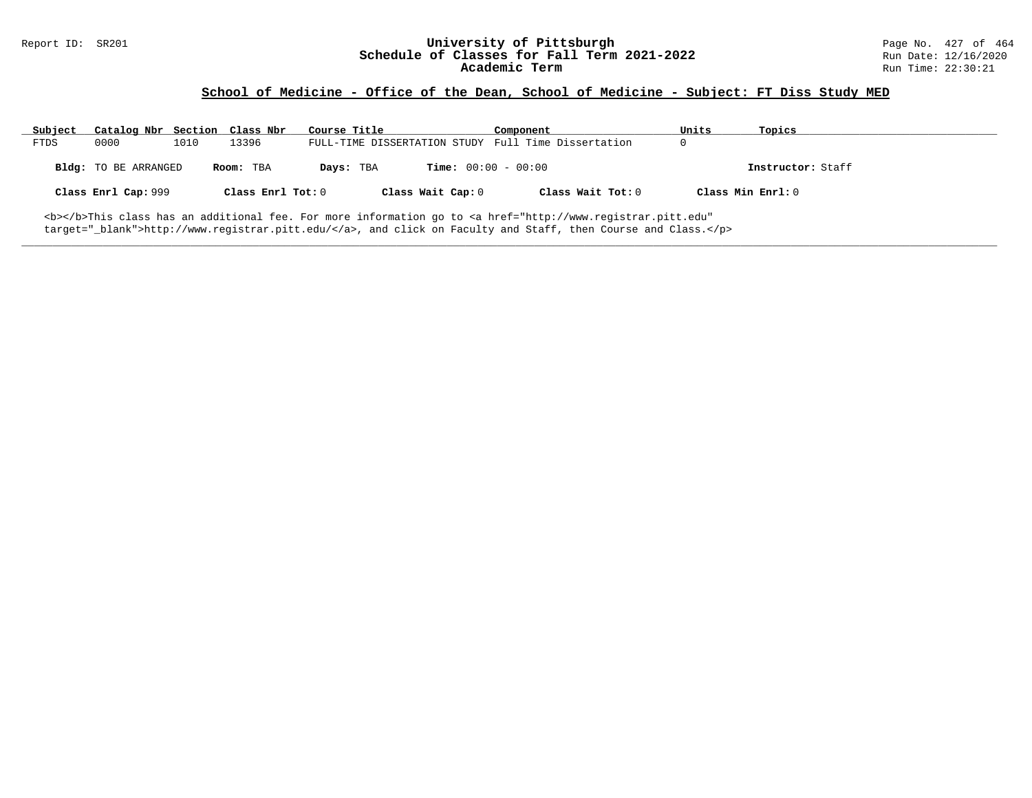Report ID: SR201

# University of Pittsburgh
## Schedule of Classes for Fall Term 2021-2022
### Academic Term

Run Date: 12/16/2020
Run Time: 22:30:21

## School of Medicine - Office of the Dean, School of Medicine - Subject: FT Diss Study MED

| Subject | Catalog Nbr | Section | Class Nbr | Course Title | Component | Units | Topics |
|---|---|---|---|---|---|---|---|
| FTDS | 0000 | 1010 | 13396 | FULL-TIME DISSERTATION STUDY | Full Time Dissertation | 0 | |

**Bldg:** TO BE ARRANGED **Room:** TBA **Days:** TBA **Time:** 00:00 - 00:00 **Instructor:** Staff

**Class Enrl Cap:** 999 **Class Enrl Tot:** 0 **Class Wait Cap:** 0 **Class Wait Tot:** 0 **Class Min Enrl:** 0

<b></b>This class has an additional fee. For more information go to <a href="http://www.registrar.pitt.edu" target="_blank">http://www.registrar.pitt.edu/</a>, and click on Faculty and Staff, then Course and Class.</p>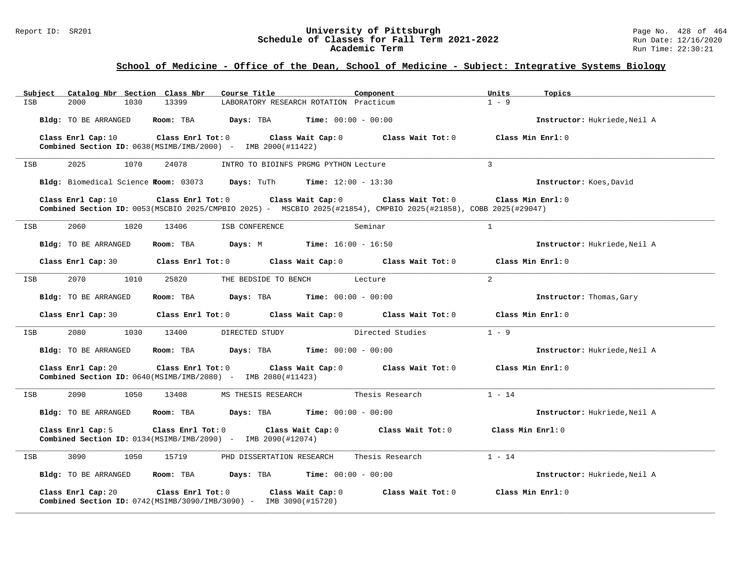## School of Medicine - Office of the Dean, School of Medicine - Subject: Integrative Systems Biology

| Subject | Catalog Nbr | Section | Class Nbr | Course Title | Component | Units | Topics |
|---|---|---|---|---|---|---|---|
| ISB | 2000 | 1030 | 13399 | LABORATORY RESEARCH ROTATION | Practicum | 1 - 9 | |

**Bldg:** TO BE ARRANGED **Room:** TBA **Days:** TBA **Time:** 00:00 - 00:00 **Instructor:** Hukriede,Neil A

**Class Enrl Cap:** 10 **Class Enrl Tot:** 0 **Class Wait Cap:** 0 **Class Wait Tot:** 0 **Class Min Enrl:** 0
**Combined Section ID:** 0638(MSIMB/IMB/2000) - IMB 2000(#11422)

---

| Subject | Catalog Nbr | Section | Class Nbr | Course Title | Component | Units | Topics |
|---|---|---|---|---|---|---|---|
| ISB | 2025 | 1070 | 24078 | INTRO TO BIOINFS PRGMG PYTHON | Lecture | 3 | |

**Bldg:** Biomedical Science T **Room:** 03073 **Days:** TuTh **Time:** 12:00 - 13:30 **Instructor:** Koes,David

**Class Enrl Cap:** 10 **Class Enrl Tot:** 0 **Class Wait Cap:** 0 **Class Wait Tot:** 0 **Class Min Enrl:** 0
**Combined Section ID:** 0053(MSCBIO 2025/CMPBIO 2025) - MSCBIO 2025(#21854), CMPBIO 2025(#21858), COBB 2025(#29047)

---

| Subject | Catalog Nbr | Section | Class Nbr | Course Title | Component | Units | Topics |
|---|---|---|---|---|---|---|---|
| ISB | 2060 | 1020 | 13406 | ISB CONFERENCE | Seminar | 1 | |

**Bldg:** TO BE ARRANGED **Room:** TBA **Days:** M **Time:** 16:00 - 16:50 **Instructor:** Hukriede,Neil A

**Class Enrl Cap:** 30 **Class Enrl Tot:** 0 **Class Wait Cap:** 0 **Class Wait Tot:** 0 **Class Min Enrl:** 0

---

| Subject | Catalog Nbr | Section | Class Nbr | Course Title | Component | Units | Topics |
|---|---|---|---|---|---|---|---|
| ISB | 2070 | 1010 | 25820 | THE BEDSIDE TO BENCH | Lecture | 2 | |

**Bldg:** TO BE ARRANGED **Room:** TBA **Days:** TBA **Time:** 00:00 - 00:00 **Instructor:** Thomas,Gary

**Class Enrl Cap:** 30 **Class Enrl Tot:** 0 **Class Wait Cap:** 0 **Class Wait Tot:** 0 **Class Min Enrl:** 0

---

| Subject | Catalog Nbr | Section | Class Nbr | Course Title | Component | Units | Topics |
|---|---|---|---|---|---|---|---|
| ISB | 2080 | 1030 | 13400 | DIRECTED STUDY | Directed Studies | 1 - 9 | |

**Bldg:** TO BE ARRANGED **Room:** TBA **Days:** TBA **Time:** 00:00 - 00:00 **Instructor:** Hukriede,Neil A

**Class Enrl Cap:** 20 **Class Enrl Tot:** 0 **Class Wait Cap:** 0 **Class Wait Tot:** 0 **Class Min Enrl:** 0
**Combined Section ID:** 0640(MSIMB/IMB/2080) - IMB 2080(#11423)

---

| Subject | Catalog Nbr | Section | Class Nbr | Course Title | Component | Units | Topics |
|---|---|---|---|---|---|---|---|
| ISB | 2090 | 1050 | 13408 | MS THESIS RESEARCH | Thesis Research | 1 - 14 | |

**Bldg:** TO BE ARRANGED **Room:** TBA **Days:** TBA **Time:** 00:00 - 00:00 **Instructor:** Hukriede,Neil A

**Class Enrl Cap:** 5 **Class Enrl Tot:** 0 **Class Wait Cap:** 0 **Class Wait Tot:** 0 **Class Min Enrl:** 0
**Combined Section ID:** 0134(MSIMB/IMB/2090) - IMB 2090(#12074)

---

| Subject | Catalog Nbr | Section | Class Nbr | Course Title | Component | Units | Topics |
|---|---|---|---|---|---|---|---|
| ISB | 3090 | 1050 | 15719 | PHD DISSERTATION RESEARCH | Thesis Research | 1 - 14 | |

**Bldg:** TO BE ARRANGED **Room:** TBA **Days:** TBA **Time:** 00:00 - 00:00 **Instructor:** Hukriede,Neil A

**Class Enrl Cap:** 20 **Class Enrl Tot:** 0 **Class Wait Cap:** 0 **Class Wait Tot:** 0 **Class Min Enrl:** 0
**Combined Section ID:** 0742(MSIMB/3090/IMB/3090) - IMB 3090(#15720)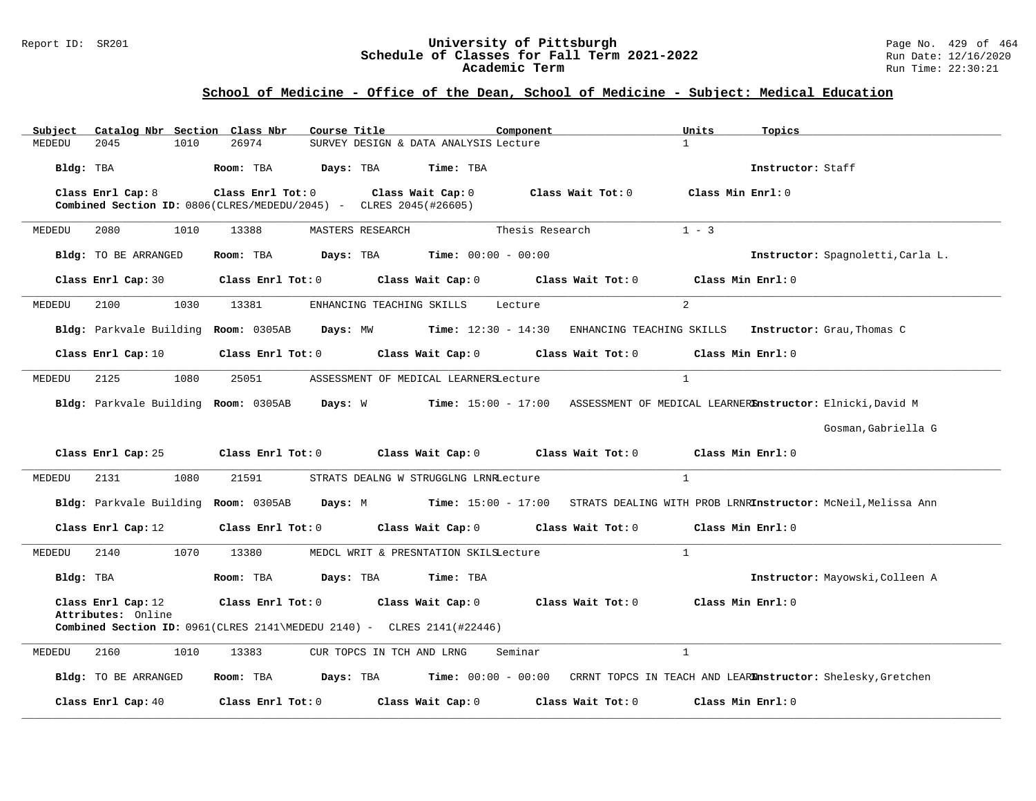## School of Medicine - Office of the Dean, School of Medicine - Subject: Medical Education

| Subject | Catalog Nbr | Section | Class Nbr | Course Title | Component | Units | Topics |
|---|---|---|---|---|---|---|---|
| MEDEDU | 2045 | 1010 | 26974 | SURVEY DESIGN & DATA ANALYSIS | Lecture | 1 | |

**Bldg:** TBA **Room:** TBA **Days:** TBA **Time:** TBA **Instructor:** Staff

**Class Enrl Cap:** 8 **Class Enrl Tot:** 0 **Class Wait Cap:** 0 **Class Wait Tot:** 0 **Class Min Enrl:** 0
**Combined Section ID:** 0806(CLRES/MEDEDU/2045) - CLRES 2045(#26605)

---

| Subject | Catalog Nbr | Section | Class Nbr | Course Title | Component | Units | Topics |
|---|---|---|---|---|---|---|---|
| MEDEDU | 2080 | 1010 | 13388 | MASTERS RESEARCH | Thesis Research | 1 - 3 | |

**Bldg:** TO BE ARRANGED **Room:** TBA **Days:** TBA **Time:** 00:00 - 00:00 **Instructor:** Spagnoletti,Carla L.

**Class Enrl Cap:** 30 **Class Enrl Tot:** 0 **Class Wait Cap:** 0 **Class Wait Tot:** 0 **Class Min Enrl:** 0

---

| Subject | Catalog Nbr | Section | Class Nbr | Course Title | Component | Units | Topics |
|---|---|---|---|---|---|---|---|
| MEDEDU | 2100 | 1030 | 13381 | ENHANCING TEACHING SKILLS | Lecture | 2 | |

**Bldg:** Parkvale Building **Room:** 0305AB **Days:** MW **Time:** 12:30 - 14:30 ENHANCING TEACHING SKILLS **Instructor:** Grau,Thomas C

**Class Enrl Cap:** 10 **Class Enrl Tot:** 0 **Class Wait Cap:** 0 **Class Wait Tot:** 0 **Class Min Enrl:** 0

---

| Subject | Catalog Nbr | Section | Class Nbr | Course Title | Component | Units | Topics |
|---|---|---|---|---|---|---|---|
| MEDEDU | 2125 | 1080 | 25051 | ASSESSMENT OF MEDICAL LEARNERS | Lecture | 1 | |

**Bldg:** Parkvale Building **Room:** 0305AB **Days:** W **Time:** 15:00 - 17:00 ASSESSMENT OF MEDICAL LEARNERS **Instructor:** Elnicki,David M
Gosman,Gabriella G

**Class Enrl Cap:** 25 **Class Enrl Tot:** 0 **Class Wait Cap:** 0 **Class Wait Tot:** 0 **Class Min Enrl:** 0

---

| Subject | Catalog Nbr | Section | Class Nbr | Course Title | Component | Units | Topics |
|---|---|---|---|---|---|---|---|
| MEDEDU | 2131 | 1080 | 21591 | STRATS DEALNG W STRUGGLNG LRNR | Lecture | 1 | |

**Bldg:** Parkvale Building **Room:** 0305AB **Days:** M **Time:** 15:00 - 17:00 STRATS DEALING WITH PROB LRNR **Instructor:** McNeil,Melissa Ann

**Class Enrl Cap:** 12 **Class Enrl Tot:** 0 **Class Wait Cap:** 0 **Class Wait Tot:** 0 **Class Min Enrl:** 0

---

| Subject | Catalog Nbr | Section | Class Nbr | Course Title | Component | Units | Topics |
|---|---|---|---|---|---|---|---|
| MEDEDU | 2140 | 1070 | 13380 | MEDCL WRIT & PRESNTATION SKILS | Lecture | 1 | |

**Bldg:** TBA **Room:** TBA **Days:** TBA **Time:** TBA **Instructor:** Mayowski,Colleen A

**Class Enrl Cap:** 12 **Class Enrl Tot:** 0 **Class Wait Cap:** 0 **Class Wait Tot:** 0 **Class Min Enrl:** 0
**Attributes:** Online
**Combined Section ID:** 0961(CLRES 2141\MEDEDU 2140) - CLRES 2141(#22446)

---

| Subject | Catalog Nbr | Section | Class Nbr | Course Title | Component | Units | Topics |
|---|---|---|---|---|---|---|---|
| MEDEDU | 2160 | 1010 | 13383 | CUR TOPCS IN TCH AND LRNG | Seminar | 1 | |

**Bldg:** TO BE ARRANGED **Room:** TBA **Days:** TBA **Time:** 00:00 - 00:00 CRRNT TOPCS IN TEACH AND LEARN **Instructor:** Shelesky,Gretchen

**Class Enrl Cap:** 40 **Class Enrl Tot:** 0 **Class Wait Cap:** 0 **Class Wait Tot:** 0 **Class Min Enrl:** 0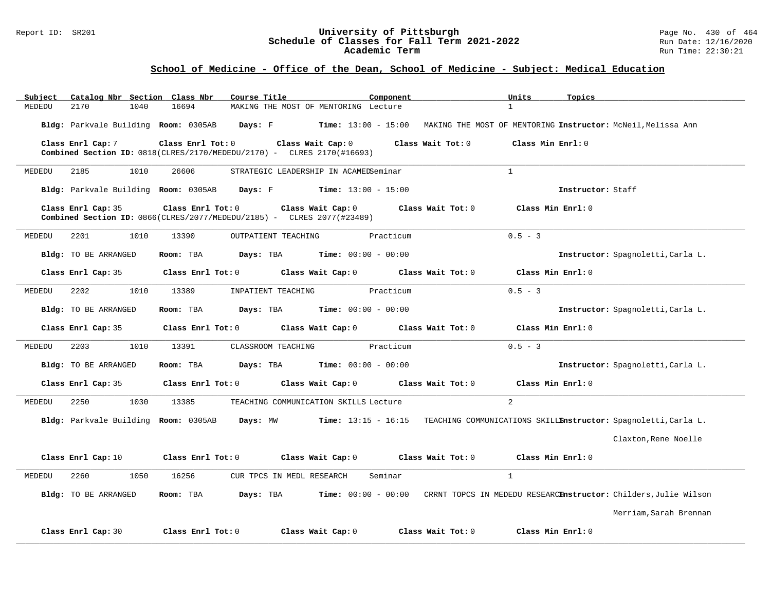## School of Medicine - Office of the Dean, School of Medicine - Subject: Medical Education

| Subject | Catalog Nbr | Section | Class Nbr | Course Title | Component | Units | Topics |
|---|---|---|---|---|---|---|---|
| MEDEDU | 2170 | 1040 | 16694 | MAKING THE MOST OF MENTORING | Lecture | 1 | |

**Bldg:** Parkvale Building **Room:** 0305AB **Days:** F **Time:** 13:00 - 15:00 MAKING THE MOST OF MENTORING **Instructor:** McNeil,Melissa Ann

**Class Enrl Cap:** 7 **Class Enrl Tot:** 0 **Class Wait Cap:** 0 **Class Wait Tot:** 0 **Class Min Enrl:** 0
**Combined Section ID:** 0818(CLRES/2170/MEDEDU/2170) - CLRES 2170(#16693)

---

| Subject | Catalog Nbr | Section | Class Nbr | Course Title | Component | Units | Topics |
|---|---|---|---|---|---|---|---|
| MEDEDU | 2185 | 1010 | 26606 | STRATEGIC LEADERSHIP IN ACAMED | Seminar | 1 | |

**Bldg:** Parkvale Building **Room:** 0305AB **Days:** F **Time:** 13:00 - 15:00 **Instructor:** Staff

**Class Enrl Cap:** 35 **Class Enrl Tot:** 0 **Class Wait Cap:** 0 **Class Wait Tot:** 0 **Class Min Enrl:** 0
**Combined Section ID:** 0866(CLRES/2077/MEDEDU/2185) - CLRES 2077(#23489)

---

| Subject | Catalog Nbr | Section | Class Nbr | Course Title | Component | Units | Topics |
|---|---|---|---|---|---|---|---|
| MEDEDU | 2201 | 1010 | 13390 | OUTPATIENT TEACHING | Practicum | 0.5 - 3 | |

**Bldg:** TO BE ARRANGED **Room:** TBA **Days:** TBA **Time:** 00:00 - 00:00 **Instructor:** Spagnoletti,Carla L.

**Class Enrl Cap:** 35 **Class Enrl Tot:** 0 **Class Wait Cap:** 0 **Class Wait Tot:** 0 **Class Min Enrl:** 0

---

| Subject | Catalog Nbr | Section | Class Nbr | Course Title | Component | Units | Topics |
|---|---|---|---|---|---|---|---|
| MEDEDU | 2202 | 1010 | 13389 | INPATIENT TEACHING | Practicum | 0.5 - 3 | |

**Bldg:** TO BE ARRANGED **Room:** TBA **Days:** TBA **Time:** 00:00 - 00:00 **Instructor:** Spagnoletti,Carla L.

**Class Enrl Cap:** 35 **Class Enrl Tot:** 0 **Class Wait Cap:** 0 **Class Wait Tot:** 0 **Class Min Enrl:** 0

---

| Subject | Catalog Nbr | Section | Class Nbr | Course Title | Component | Units | Topics |
|---|---|---|---|---|---|---|---|
| MEDEDU | 2203 | 1010 | 13391 | CLASSROOM TEACHING | Practicum | 0.5 - 3 | |

**Bldg:** TO BE ARRANGED **Room:** TBA **Days:** TBA **Time:** 00:00 - 00:00 **Instructor:** Spagnoletti,Carla L.

**Class Enrl Cap:** 35 **Class Enrl Tot:** 0 **Class Wait Cap:** 0 **Class Wait Tot:** 0 **Class Min Enrl:** 0

---

| Subject | Catalog Nbr | Section | Class Nbr | Course Title | Component | Units | Topics |
|---|---|---|---|---|---|---|---|
| MEDEDU | 2250 | 1030 | 13385 | TEACHING COMMUNICATION SKILLS | Lecture | 2 | |

**Bldg:** Parkvale Building **Room:** 0305AB **Days:** MW **Time:** 13:15 - 16:15 TEACHING COMMUNICATIONS SKILLS **Instructor:** Spagnoletti,Carla L.
Claxton,Rene Noelle

**Class Enrl Cap:** 10 **Class Enrl Tot:** 0 **Class Wait Cap:** 0 **Class Wait Tot:** 0 **Class Min Enrl:** 0

---

| Subject | Catalog Nbr | Section | Class Nbr | Course Title | Component | Units | Topics |
|---|---|---|---|---|---|---|---|
| MEDEDU | 2260 | 1050 | 16256 | CUR TPCS IN MEDL RESEARCH | Seminar | 1 | |

**Bldg:** TO BE ARRANGED **Room:** TBA **Days:** TBA **Time:** 00:00 - 00:00 CRRNT TOPCS IN MEDEDU RESEARCH **Instructor:** Childers,Julie Wilson
Merriam,Sarah Brennan

**Class Enrl Cap:** 30 **Class Enrl Tot:** 0 **Class Wait Cap:** 0 **Class Wait Tot:** 0 **Class Min Enrl:** 0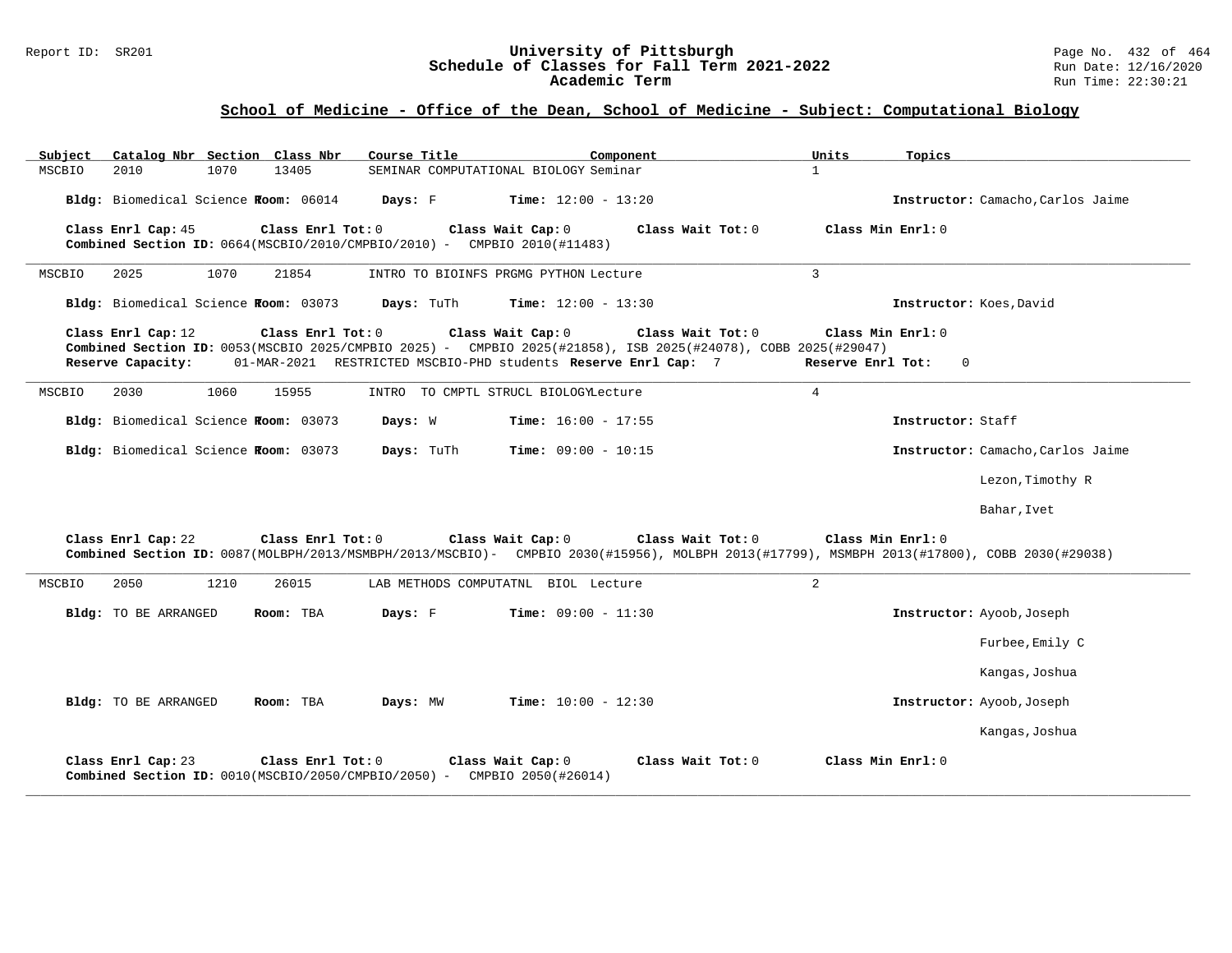## School of Medicine - Office of the Dean, School of Medicine - Subject: Computational Biology

| Subject | Catalog Nbr | Section | Class Nbr | Course Title | Component | Units | Topics |
|---|---|---|---|---|---|---|---|
| MSCBIO | 2010 | 1070 | 13405 | SEMINAR COMPUTATIONAL BIOLOGY | Seminar | 1 | |

**Bldg:** Biomedical Science **Room:** 06014 **Days:** F **Time:** 12:00 - 13:20 **Instructor:** Camacho,Carlos Jaime

**Class Enrl Cap:** 45 **Class Enrl Tot:** 0 **Class Wait Cap:** 0 **Class Wait Tot:** 0 **Class Min Enrl:** 0
**Combined Section ID:** 0664(MSCBIO/2010/CMPBIO/2010) - CMPBIO 2010(#11483)

---

| Subject | Catalog Nbr | Section | Class Nbr | Course Title | Component | Units | Topics |
|---|---|---|---|---|---|---|---|
| MSCBIO | 2025 | 1070 | 21854 | INTRO TO BIOINFS PRGMG PYTHON | Lecture | 3 | |

**Bldg:** Biomedical Science **Room:** 03073 **Days:** TuTh **Time:** 12:00 - 13:30 **Instructor:** Koes,David

**Class Enrl Cap:** 12 **Class Enrl Tot:** 0 **Class Wait Cap:** 0 **Class Wait Tot:** 0 **Class Min Enrl:** 0
**Combined Section ID:** 0053(MSCBIO 2025/CMPBIO 2025) - CMPBIO 2025(#21858), ISB 2025(#24078), COBB 2025(#29047)
**Reserve Capacity:** 01-MAR-2021 RESTRICTED MSCBIO-PHD students **Reserve Enrl Cap:** 7 **Reserve Enrl Tot:** 0

---

| Subject | Catalog Nbr | Section | Class Nbr | Course Title | Component | Units | Topics |
|---|---|---|---|---|---|---|---|
| MSCBIO | 2030 | 1060 | 15955 | INTRO TO CMPTL STRUCL BIOLOGY | Lecture | 4 | |

**Bldg:** Biomedical Science **Room:** 03073 **Days:** W **Time:** 16:00 - 17:55 **Instructor:** Staff

**Bldg:** Biomedical Science **Room:** 03073 **Days:** TuTh **Time:** 09:00 - 10:15 **Instructor:** Camacho,Carlos Jaime
Lezon,Timothy R
Bahar,Ivet

**Class Enrl Cap:** 22 **Class Enrl Tot:** 0 **Class Wait Cap:** 0 **Class Wait Tot:** 0 **Class Min Enrl:** 0
**Combined Section ID:** 0087(MOLBPH/2013/MSMBPH/2013/MSCBIO)- CMPBIO 2030(#15956), MOLBPH 2013(#17799), MSMBPH 2013(#17800), COBB 2030(#29038)

---

| Subject | Catalog Nbr | Section | Class Nbr | Course Title | Component | Units | Topics |
|---|---|---|---|---|---|---|---|
| MSCBIO | 2050 | 1210 | 26015 | LAB METHODS COMPUTATNL BIOL | Lecture | 2 | |

**Bldg:** TO BE ARRANGED **Room:** TBA **Days:** F **Time:** 09:00 - 11:30 **Instructor:** Ayoob,Joseph
Furbee,Emily C
Kangas,Joshua

**Bldg:** TO BE ARRANGED **Room:** TBA **Days:** MW **Time:** 10:00 - 12:30 **Instructor:** Ayoob,Joseph
Kangas,Joshua

**Class Enrl Cap:** 23 **Class Enrl Tot:** 0 **Class Wait Cap:** 0 **Class Wait Tot:** 0 **Class Min Enrl:** 0
**Combined Section ID:** 0010(MSCBIO/2050/CMPBIO/2050) - CMPBIO 2050(#26014)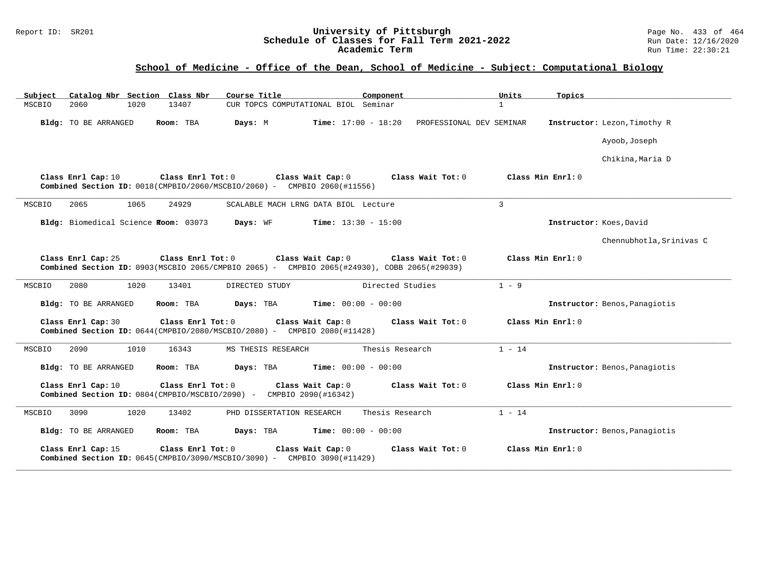## School of Medicine - Office of the Dean, School of Medicine - Subject: Computational Biology

| Subject | Catalog Nbr | Section | Class Nbr | Course Title | Component | Units | Topics |
|---|---|---|---|---|---|---|---|
| MSCBIO | 2060 | 1020 | 13407 | CUR TOPCS COMPUTATIONAL BIOL | Seminar | 1 | |

**Bldg:** TO BE ARRANGED **Room:** TBA **Days:** M **Time:** 17:00 - 18:20 PROFESSIONAL DEV SEMINAR **Instructor:** Lezon,Timothy R; Ayoob,Joseph; Chikina,Maria D

**Class Enrl Cap:** 10 **Class Enrl Tot:** 0 **Class Wait Cap:** 0 **Class Wait Tot:** 0 **Class Min Enrl:** 0
**Combined Section ID:** 0018(CMPBIO/2060/MSCBIO/2060) - CMPBIO 2060(#11556)

---

| Subject | Catalog Nbr | Section | Class Nbr | Course Title | Component | Units | Topics |
|---|---|---|---|---|---|---|---|
| MSCBIO | 2065 | 1065 | 24929 | SCALABLE MACH LRNG DATA BIOL | Lecture | 3 | |

**Bldg:** Biomedical Science T **Room:** 03073 **Days:** WF **Time:** 13:30 - 15:00 **Instructor:** Koes,David; Chennubhotla,Srinivas C

**Class Enrl Cap:** 25 **Class Enrl Tot:** 0 **Class Wait Cap:** 0 **Class Wait Tot:** 0 **Class Min Enrl:** 0
**Combined Section ID:** 0903(MSCBIO 2065/CMPBIO 2065) - CMPBIO 2065(#24930), COBB 2065(#29039)

---

| Subject | Catalog Nbr | Section | Class Nbr | Course Title | Component | Units | Topics |
|---|---|---|---|---|---|---|---|
| MSCBIO | 2080 | 1020 | 13401 | DIRECTED STUDY | Directed Studies | 1 - 9 | |

**Bldg:** TO BE ARRANGED **Room:** TBA **Days:** TBA **Time:** 00:00 - 00:00 **Instructor:** Benos,Panagiotis

**Class Enrl Cap:** 30 **Class Enrl Tot:** 0 **Class Wait Cap:** 0 **Class Wait Tot:** 0 **Class Min Enrl:** 0
**Combined Section ID:** 0644(CMPBIO/2080/MSCBIO/2080) - CMPBIO 2080(#11428)

---

| Subject | Catalog Nbr | Section | Class Nbr | Course Title | Component | Units | Topics |
|---|---|---|---|---|---|---|---|
| MSCBIO | 2090 | 1010 | 16343 | MS THESIS RESEARCH | Thesis Research | 1 - 14 | |

**Bldg:** TO BE ARRANGED **Room:** TBA **Days:** TBA **Time:** 00:00 - 00:00 **Instructor:** Benos,Panagiotis

**Class Enrl Cap:** 10 **Class Enrl Tot:** 0 **Class Wait Cap:** 0 **Class Wait Tot:** 0 **Class Min Enrl:** 0
**Combined Section ID:** 0804(CMPBIO/MSCBIO/2090) - CMPBIO 2090(#16342)

---

| Subject | Catalog Nbr | Section | Class Nbr | Course Title | Component | Units | Topics |
|---|---|---|---|---|---|---|---|
| MSCBIO | 3090 | 1020 | 13402 | PHD DISSERTATION RESEARCH | Thesis Research | 1 - 14 | |

**Bldg:** TO BE ARRANGED **Room:** TBA **Days:** TBA **Time:** 00:00 - 00:00 **Instructor:** Benos,Panagiotis

**Class Enrl Cap:** 15 **Class Enrl Tot:** 0 **Class Wait Cap:** 0 **Class Wait Tot:** 0 **Class Min Enrl:** 0
**Combined Section ID:** 0645(CMPBIO/3090/MSCBIO/3090) - CMPBIO 3090(#11429)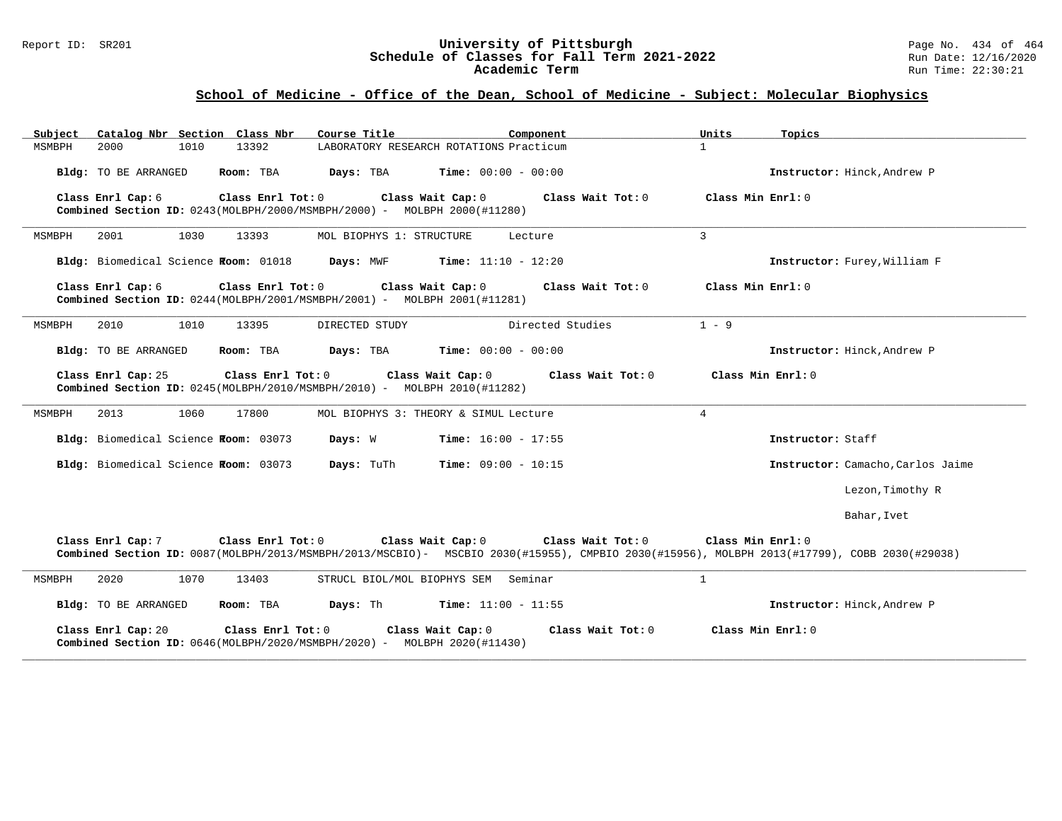## School of Medicine - Office of the Dean, School of Medicine - Subject: Molecular Biophysics

| Subject | Catalog Nbr | Section | Class Nbr | Course Title | Component | Units | Topics |
|---|---|---|---|---|---|---|---|
| MSMBPH | 2000 | 1010 | 13392 | LABORATORY RESEARCH ROTATIONS | Practicum | 1 | |

**Bldg:** TO BE ARRANGED **Room:** TBA **Days:** TBA **Time:** 00:00 - 00:00 **Instructor:** Hinck,Andrew P

**Class Enrl Cap:** 6 **Class Enrl Tot:** 0 **Class Wait Cap:** 0 **Class Wait Tot:** 0 **Class Min Enrl:** 0
**Combined Section ID:** 0243(MOLBPH/2000/MSMBPH/2000) - MOLBPH 2000(#11280)

---

| Subject | Catalog Nbr | Section | Class Nbr | Course Title | Component | Units | Topics |
|---|---|---|---|---|---|---|---|
| MSMBPH | 2001 | 1030 | 13393 | MOL BIOPHYS 1: STRUCTURE | Lecture | 3 | |

**Bldg:** Biomedical Science T **Room:** 01018 **Days:** MWF **Time:** 11:10 - 12:20 **Instructor:** Furey,William F

**Class Enrl Cap:** 6 **Class Enrl Tot:** 0 **Class Wait Cap:** 0 **Class Wait Tot:** 0 **Class Min Enrl:** 0
**Combined Section ID:** 0244(MOLBPH/2001/MSMBPH/2001) - MOLBPH 2001(#11281)

---

| Subject | Catalog Nbr | Section | Class Nbr | Course Title | Component | Units | Topics |
|---|---|---|---|---|---|---|---|
| MSMBPH | 2010 | 1010 | 13395 | DIRECTED STUDY | Directed Studies | 1 - 9 | |

**Bldg:** TO BE ARRANGED **Room:** TBA **Days:** TBA **Time:** 00:00 - 00:00 **Instructor:** Hinck,Andrew P

**Class Enrl Cap:** 25 **Class Enrl Tot:** 0 **Class Wait Cap:** 0 **Class Wait Tot:** 0 **Class Min Enrl:** 0
**Combined Section ID:** 0245(MOLBPH/2010/MSMBPH/2010) - MOLBPH 2010(#11282)

---

| Subject | Catalog Nbr | Section | Class Nbr | Course Title | Component | Units | Topics |
|---|---|---|---|---|---|---|---|
| MSMBPH | 2013 | 1060 | 17800 | MOL BIOPHYS 3: THEORY & SIMUL | Lecture | 4 | |

**Bldg:** Biomedical Science T **Room:** 03073 **Days:** W **Time:** 16:00 - 17:55 **Instructor:** Staff

**Bldg:** Biomedical Science T **Room:** 03073 **Days:** TuTh **Time:** 09:00 - 10:15 **Instructor:** Camacho,Carlos Jaime
Lezon,Timothy R
Bahar,Ivet

**Class Enrl Cap:** 7 **Class Enrl Tot:** 0 **Class Wait Cap:** 0 **Class Wait Tot:** 0 **Class Min Enrl:** 0
**Combined Section ID:** 0087(MOLBPH/2013/MSMBPH/2013/MSCBIO)- MSCBIO 2030(#15955), CMPBIO 2030(#15956), MOLBPH 2013(#17799), COBB 2030(#29038)

---

| Subject | Catalog Nbr | Section | Class Nbr | Course Title | Component | Units | Topics |
|---|---|---|---|---|---|---|---|
| MSMBPH | 2020 | 1070 | 13403 | STRUCL BIOL/MOL BIOPHYS SEM | Seminar | 1 | |

**Bldg:** TO BE ARRANGED **Room:** TBA **Days:** Th **Time:** 11:00 - 11:55 **Instructor:** Hinck,Andrew P

**Class Enrl Cap:** 20 **Class Enrl Tot:** 0 **Class Wait Cap:** 0 **Class Wait Tot:** 0 **Class Min Enrl:** 0
**Combined Section ID:** 0646(MOLBPH/2020/MSMBPH/2020) - MOLBPH 2020(#11430)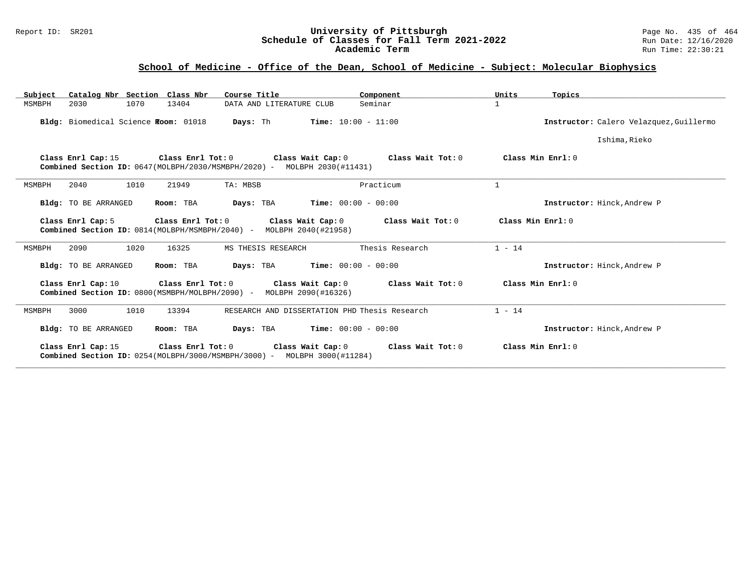## School of Medicine - Office of the Dean, School of Medicine - Subject: Molecular Biophysics

| Subject | Catalog Nbr | Section | Class Nbr | Course Title | Component | Units | Topics |
|---|---|---|---|---|---|---|---|
| MSMBPH | 2030 | 1070 | 13404 | DATA AND LITERATURE CLUB | Seminar | 1 | |

**Bldg:** Biomedical Science T **Room:** 01018 **Days:** Th **Time:** 10:00 - 11:00 **Instructor:** Calero Velazquez,Guillermo; Ishima,Rieko

**Class Enrl Cap:** 15 **Class Enrl Tot:** 0 **Class Wait Cap:** 0 **Class Wait Tot:** 0 **Class Min Enrl:** 0
**Combined Section ID:** 0647(MOLBPH/2030/MSMBPH/2020) - MOLBPH 2030(#11431)

---

| Subject | Catalog Nbr | Section | Class Nbr | Course Title | Component | Units | Topics |
|---|---|---|---|---|---|---|---|
| MSMBPH | 2040 | 1010 | 21949 | TA: MBSB | Practicum | 1 | |

**Bldg:** TO BE ARRANGED **Room:** TBA **Days:** TBA **Time:** 00:00 - 00:00 **Instructor:** Hinck,Andrew P

**Class Enrl Cap:** 5 **Class Enrl Tot:** 0 **Class Wait Cap:** 0 **Class Wait Tot:** 0 **Class Min Enrl:** 0
**Combined Section ID:** 0814(MOLBPH/MSMBPH/2040) - MOLBPH 2040(#21958)

---

| Subject | Catalog Nbr | Section | Class Nbr | Course Title | Component | Units | Topics |
|---|---|---|---|---|---|---|---|
| MSMBPH | 2090 | 1020 | 16325 | MS THESIS RESEARCH | Thesis Research | 1 - 14 | |

**Bldg:** TO BE ARRANGED **Room:** TBA **Days:** TBA **Time:** 00:00 - 00:00 **Instructor:** Hinck,Andrew P

**Class Enrl Cap:** 10 **Class Enrl Tot:** 0 **Class Wait Cap:** 0 **Class Wait Tot:** 0 **Class Min Enrl:** 0
**Combined Section ID:** 0800(MSMBPH/MOLBPH/2090) - MOLBPH 2090(#16326)

---

| Subject | Catalog Nbr | Section | Class Nbr | Course Title | Component | Units | Topics |
|---|---|---|---|---|---|---|---|
| MSMBPH | 3000 | 1010 | 13394 | RESEARCH AND DISSERTATION PHD | Thesis Research | 1 - 14 | |

**Bldg:** TO BE ARRANGED **Room:** TBA **Days:** TBA **Time:** 00:00 - 00:00 **Instructor:** Hinck,Andrew P

**Class Enrl Cap:** 15 **Class Enrl Tot:** 0 **Class Wait Cap:** 0 **Class Wait Tot:** 0 **Class Min Enrl:** 0
**Combined Section ID:** 0254(MOLBPH/3000/MSMBPH/3000) - MOLBPH 3000(#11284)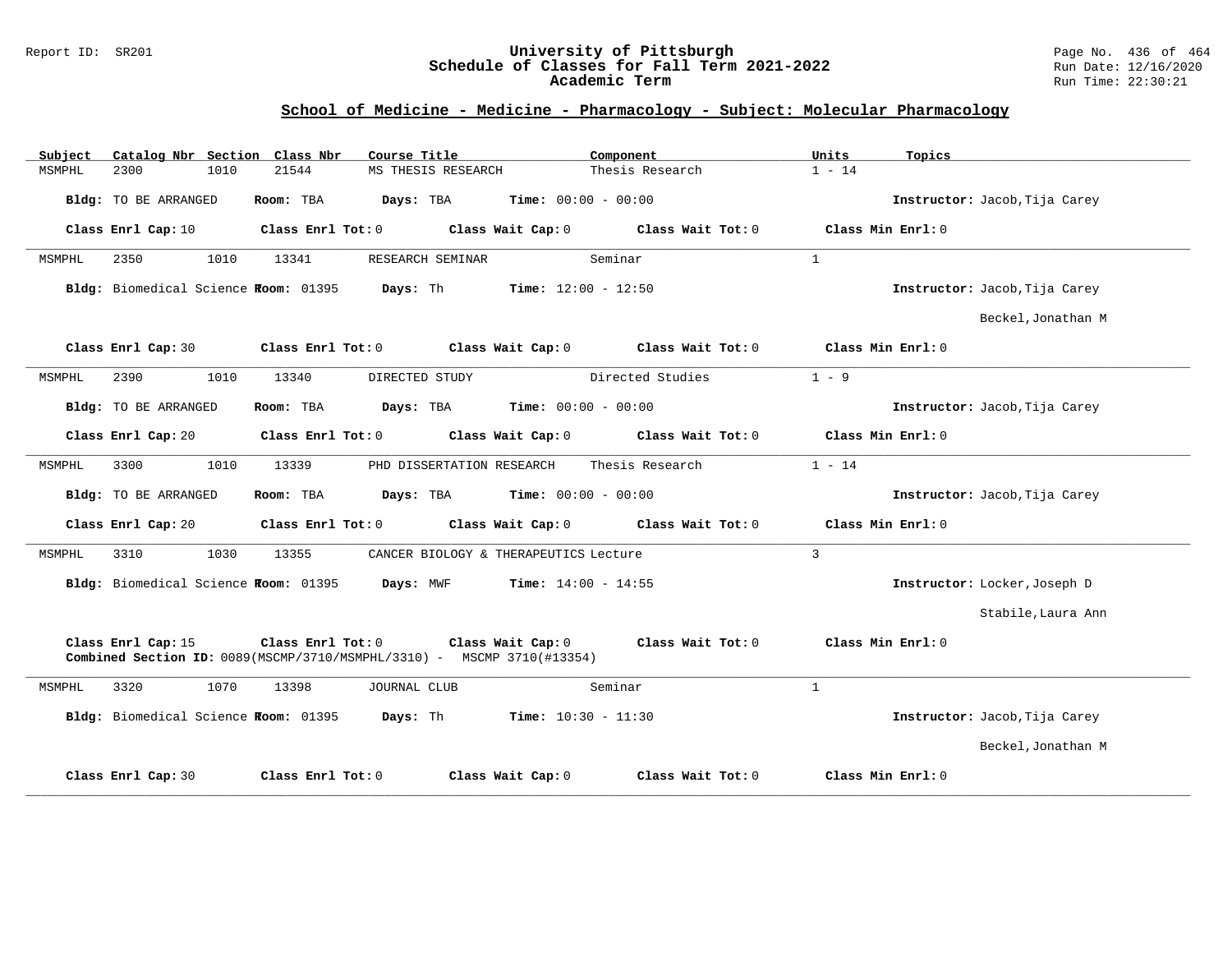## School of Medicine - Medicine - Pharmacology - Subject: Molecular Pharmacology

| Subject | Catalog Nbr | Section | Class Nbr | Course Title | Component | Units | Topics |
|---|---|---|---|---|---|---|---|
| MSMPHL | 2300 | 1010 | 21544 | MS THESIS RESEARCH | Thesis Research | 1 - 14 | |

**Bldg:** TO BE ARRANGED **Room:** TBA **Days:** TBA **Time:** 00:00 - 00:00 **Instructor:** Jacob,Tija Carey

**Class Enrl Cap:** 10 **Class Enrl Tot:** 0 **Class Wait Cap:** 0 **Class Wait Tot:** 0 **Class Min Enrl:** 0

---

| Subject | Catalog Nbr | Section | Class Nbr | Course Title | Component | Units | Topics |
|---|---|---|---|---|---|---|---|
| MSMPHL | 2350 | 1010 | 13341 | RESEARCH SEMINAR | Seminar | 1 | |

**Bldg:** Biomedical Science T **Room:** 01395 **Days:** Th **Time:** 12:00 - 12:50 **Instructor:** Jacob,Tija Carey; Beckel,Jonathan M

**Class Enrl Cap:** 30 **Class Enrl Tot:** 0 **Class Wait Cap:** 0 **Class Wait Tot:** 0 **Class Min Enrl:** 0

---

| Subject | Catalog Nbr | Section | Class Nbr | Course Title | Component | Units | Topics |
|---|---|---|---|---|---|---|---|
| MSMPHL | 2390 | 1010 | 13340 | DIRECTED STUDY | Directed Studies | 1 - 9 | |

**Bldg:** TO BE ARRANGED **Room:** TBA **Days:** TBA **Time:** 00:00 - 00:00 **Instructor:** Jacob,Tija Carey

**Class Enrl Cap:** 20 **Class Enrl Tot:** 0 **Class Wait Cap:** 0 **Class Wait Tot:** 0 **Class Min Enrl:** 0

---

| Subject | Catalog Nbr | Section | Class Nbr | Course Title | Component | Units | Topics |
|---|---|---|---|---|---|---|---|
| MSMPHL | 3300 | 1010 | 13339 | PHD DISSERTATION RESEARCH | Thesis Research | 1 - 14 | |

**Bldg:** TO BE ARRANGED **Room:** TBA **Days:** TBA **Time:** 00:00 - 00:00 **Instructor:** Jacob,Tija Carey

**Class Enrl Cap:** 20 **Class Enrl Tot:** 0 **Class Wait Cap:** 0 **Class Wait Tot:** 0 **Class Min Enrl:** 0

---

| Subject | Catalog Nbr | Section | Class Nbr | Course Title | Component | Units | Topics |
|---|---|---|---|---|---|---|---|
| MSMPHL | 3310 | 1030 | 13355 | CANCER BIOLOGY & THERAPEUTICS | Lecture | 3 | |

**Bldg:** Biomedical Science T **Room:** 01395 **Days:** MWF **Time:** 14:00 - 14:55 **Instructor:** Locker,Joseph D; Stabile,Laura Ann

**Class Enrl Cap:** 15 **Class Enrl Tot:** 0 **Class Wait Cap:** 0 **Class Wait Tot:** 0 **Class Min Enrl:** 0

**Combined Section ID:** 0089(MSCMP/3710/MSMPHL/3310) - MSCMP 3710(#13354)

---

| Subject | Catalog Nbr | Section | Class Nbr | Course Title | Component | Units | Topics |
|---|---|---|---|---|---|---|---|
| MSMPHL | 3320 | 1070 | 13398 | JOURNAL CLUB | Seminar | 1 | |

**Bldg:** Biomedical Science T **Room:** 01395 **Days:** Th **Time:** 10:30 - 11:30 **Instructor:** Jacob,Tija Carey; Beckel,Jonathan M

**Class Enrl Cap:** 30 **Class Enrl Tot:** 0 **Class Wait Cap:** 0 **Class Wait Tot:** 0 **Class Min Enrl:** 0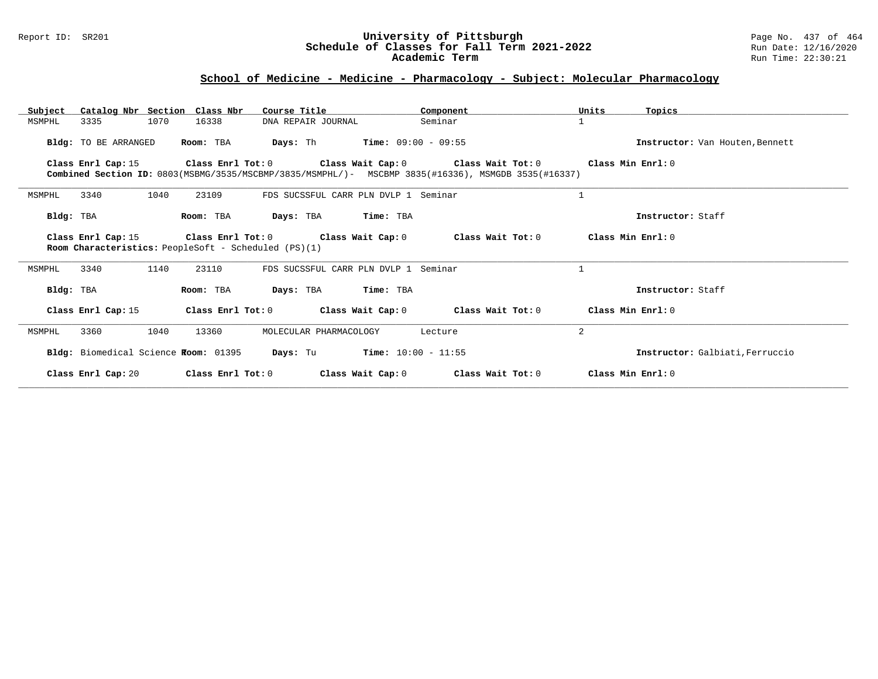## School of Medicine - Medicine - Pharmacology - Subject: Molecular Pharmacology

| Subject | Catalog Nbr | Section | Class Nbr | Course Title | Component | Units | Topics |
|---|---|---|---|---|---|---|---|
| MSMPHL | 3335 | 1070 | 16338 | DNA REPAIR JOURNAL | Seminar | 1 | |

**Bldg:** TO BE ARRANGED **Room:** TBA **Days:** Th **Time:** 09:00 - 09:55 **Instructor:** Van Houten,Bennett

**Class Enrl Cap:** 15 **Class Enrl Tot:** 0 **Class Wait Cap:** 0 **Class Wait Tot:** 0 **Class Min Enrl:** 0

**Combined Section ID:** 0803(MSBMG/3535/MSCBMP/3835/MSMPHL/)- MSCBMP 3835(#16336), MSMGDB 3535(#16337)

---

| Subject | Catalog Nbr | Section | Class Nbr | Course Title | Component | Units | Topics |
|---|---|---|---|---|---|---|---|
| MSMPHL | 3340 | 1040 | 23109 | FDS SUCSSFUL CARR PLN DVLP 1 | Seminar | 1 | |

**Bldg:** TBA **Room:** TBA **Days:** TBA **Time:** TBA **Instructor:** Staff

**Class Enrl Cap:** 15 **Class Enrl Tot:** 0 **Class Wait Cap:** 0 **Class Wait Tot:** 0 **Class Min Enrl:** 0

**Room Characteristics:** PeopleSoft - Scheduled (PS)(1)

---

| Subject | Catalog Nbr | Section | Class Nbr | Course Title | Component | Units | Topics |
|---|---|---|---|---|---|---|---|
| MSMPHL | 3340 | 1140 | 23110 | FDS SUCSSFUL CARR PLN DVLP 1 | Seminar | 1 | |

**Bldg:** TBA **Room:** TBA **Days:** TBA **Time:** TBA **Instructor:** Staff

**Class Enrl Cap:** 15 **Class Enrl Tot:** 0 **Class Wait Cap:** 0 **Class Wait Tot:** 0 **Class Min Enrl:** 0

---

| Subject | Catalog Nbr | Section | Class Nbr | Course Title | Component | Units | Topics |
|---|---|---|---|---|---|---|---|
| MSMPHL | 3360 | 1040 | 13360 | MOLECULAR PHARMACOLOGY | Lecture | 2 | |

**Bldg:** Biomedical Science T **Room:** 01395 **Days:** Tu **Time:** 10:00 - 11:55 **Instructor:** Galbiati,Ferruccio

**Class Enrl Cap:** 20 **Class Enrl Tot:** 0 **Class Wait Cap:** 0 **Class Wait Tot:** 0 **Class Min Enrl:** 0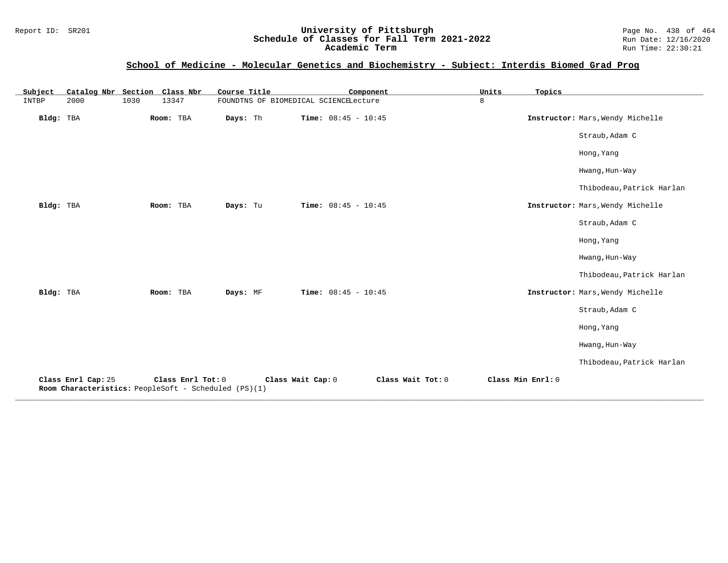## School of Medicine - Molecular Genetics and Biochemistry - Subject: Interdis Biomed Grad Prog

| Subject | Catalog Nbr | Section | Class Nbr | Course Title | Component | Units | Topics |
|---|---|---|---|---|---|---|---|
| INTBP | 2000 | 1030 | 13347 | FOUNDTNS OF BIOMEDICAL SCIENCE | Lecture | 8 | |

**Bldg:** TBA **Room:** TBA **Days:** Th **Time:** 08:45 - 10:45 **Instructor:** Mars,Wendy Michelle; Straub,Adam C; Hong,Yang; Hwang,Hun-Way; Thibodeau,Patrick Harlan

**Bldg:** TBA **Room:** TBA **Days:** Tu **Time:** 08:45 - 10:45 **Instructor:** Mars,Wendy Michelle; Straub,Adam C; Hong,Yang; Hwang,Hun-Way; Thibodeau,Patrick Harlan

**Bldg:** TBA **Room:** TBA **Days:** MF **Time:** 08:45 - 10:45 **Instructor:** Mars,Wendy Michelle; Straub,Adam C; Hong,Yang; Hwang,Hun-Way; Thibodeau,Patrick Harlan

**Class Enrl Cap:** 25 **Class Enrl Tot:** 0 **Class Wait Cap:** 0 **Class Wait Tot:** 0 **Class Min Enrl:** 0

**Room Characteristics:** PeopleSoft - Scheduled (PS)(1)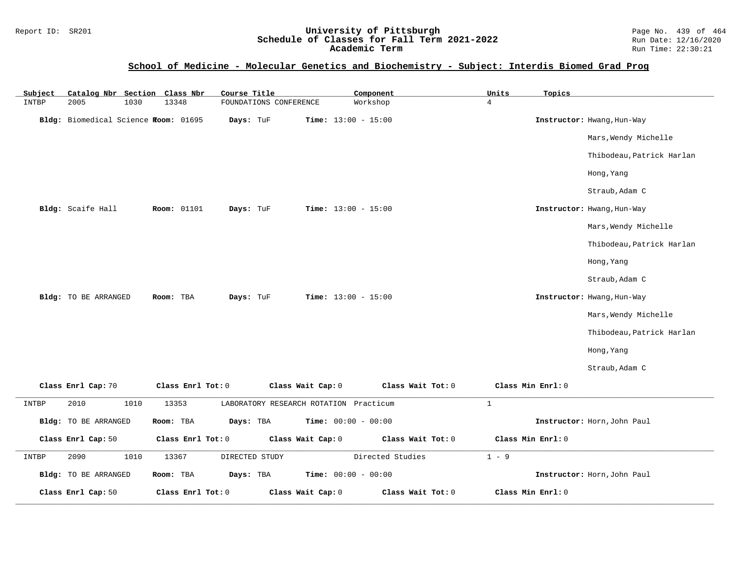## School of Medicine - Molecular Genetics and Biochemistry - Subject: Interdis Biomed Grad Prog

| Subject | Catalog Nbr | Section | Class Nbr | Course Title | Component | Units | Topics |
|---|---|---|---|---|---|---|---|
| INTBP | 2005 | 1030 | 13348 | FOUNDATIONS CONFERENCE | Workshop | 4 | |

**Bldg:** Biomedical Science T **Room:** 01695 **Days:** TuF **Time:** 13:00 - 15:00 **Instructor:** Hwang,Hun-Way; Mars,Wendy Michelle; Thibodeau,Patrick Harlan; Hong,Yang; Straub,Adam C

**Bldg:** Scaife Hall **Room:** 01101 **Days:** TuF **Time:** 13:00 - 15:00 **Instructor:** Hwang,Hun-Way; Mars,Wendy Michelle; Thibodeau,Patrick Harlan; Hong,Yang; Straub,Adam C

**Bldg:** TO BE ARRANGED **Room:** TBA **Days:** TuF **Time:** 13:00 - 15:00 **Instructor:** Hwang,Hun-Way; Mars,Wendy Michelle; Thibodeau,Patrick Harlan; Hong,Yang; Straub,Adam C

**Class Enrl Cap:** 70 **Class Enrl Tot:** 0 **Class Wait Cap:** 0 **Class Wait Tot:** 0 **Class Min Enrl:** 0

---

| Subject | Catalog Nbr | Section | Class Nbr | Course Title | Component | Units | Topics |
|---|---|---|---|---|---|---|---|
| INTBP | 2010 | 1010 | 13353 | LABORATORY RESEARCH ROTATION | Practicum | 1 | |

**Bldg:** TO BE ARRANGED **Room:** TBA **Days:** TBA **Time:** 00:00 - 00:00 **Instructor:** Horn,John Paul

**Class Enrl Cap:** 50 **Class Enrl Tot:** 0 **Class Wait Cap:** 0 **Class Wait Tot:** 0 **Class Min Enrl:** 0

---

| Subject | Catalog Nbr | Section | Class Nbr | Course Title | Component | Units | Topics |
|---|---|---|---|---|---|---|---|
| INTBP | 2090 | 1010 | 13367 | DIRECTED STUDY | Directed Studies | 1 - 9 | |

**Bldg:** TO BE ARRANGED **Room:** TBA **Days:** TBA **Time:** 00:00 - 00:00 **Instructor:** Horn,John Paul

**Class Enrl Cap:** 50 **Class Enrl Tot:** 0 **Class Wait Cap:** 0 **Class Wait Tot:** 0 **Class Min Enrl:** 0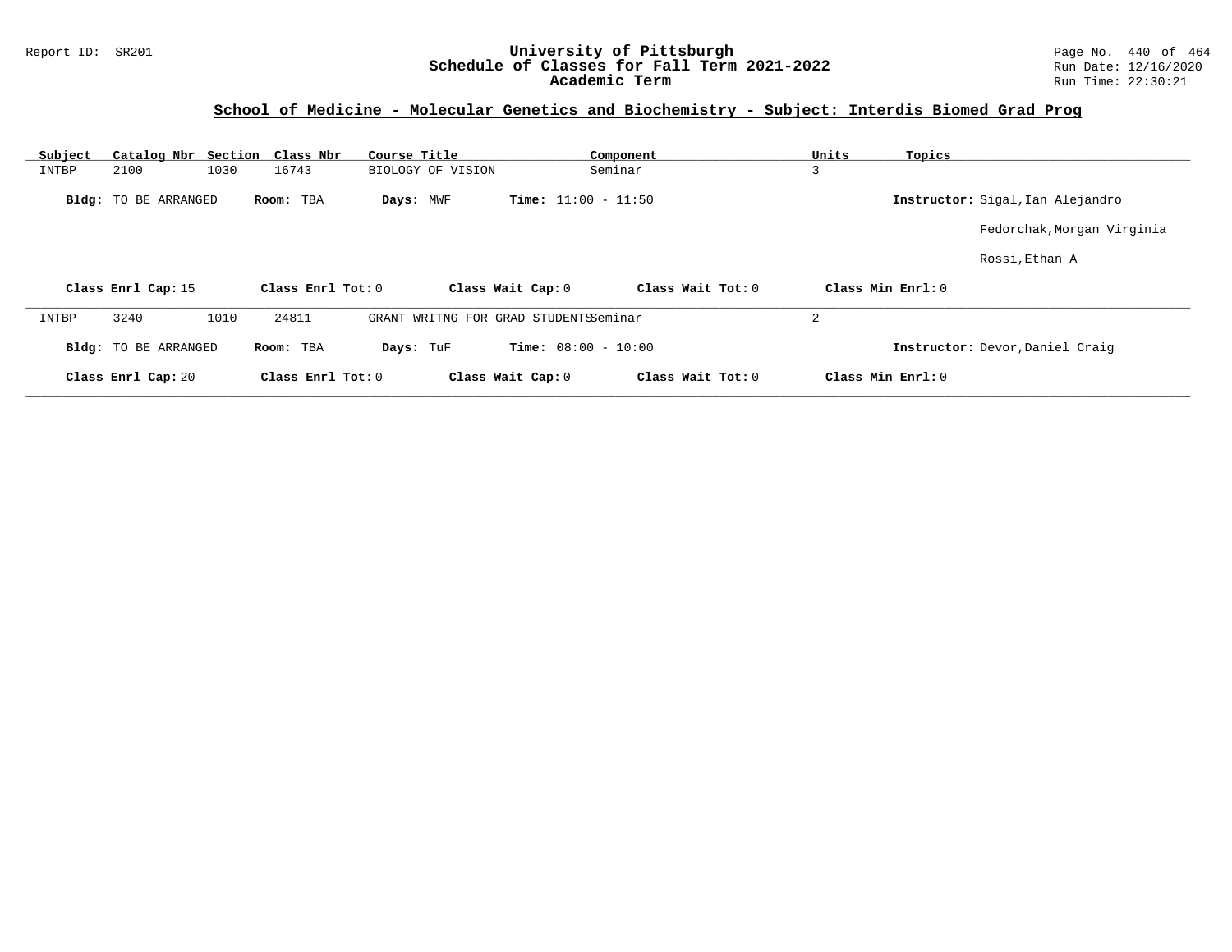## School of Medicine - Molecular Genetics and Biochemistry - Subject: Interdis Biomed Grad Prog

| Subject | Catalog Nbr | Section | Class Nbr | Course Title | Component | Units | Topics |
|---|---|---|---|---|---|---|---|
| INTBP | 2100 | 1030 | 16743 | BIOLOGY OF VISION | Seminar | 3 | |

**Bldg:** TO BE ARRANGED **Room:** TBA **Days:** MWF **Time:** 11:00 - 11:50 **Instructor:** Sigal,Ian Alejandro

Fedorchak,Morgan Virginia

Rossi,Ethan A

**Class Enrl Cap:** 15 **Class Enrl Tot:** 0 **Class Wait Cap:** 0 **Class Wait Tot:** 0 **Class Min Enrl:** 0

| Subject | Catalog Nbr | Section | Class Nbr | Course Title | Component | Units | Topics |
|---|---|---|---|---|---|---|---|
| INTBP | 3240 | 1010 | 24811 | GRANT WRITNG FOR GRAD STUDENTS | Seminar | 2 | |

**Bldg:** TO BE ARRANGED **Room:** TBA **Days:** TuF **Time:** 08:00 - 10:00 **Instructor:** Devor,Daniel Craig

**Class Enrl Cap:** 20 **Class Enrl Tot:** 0 **Class Wait Cap:** 0 **Class Wait Tot:** 0 **Class Min Enrl:** 0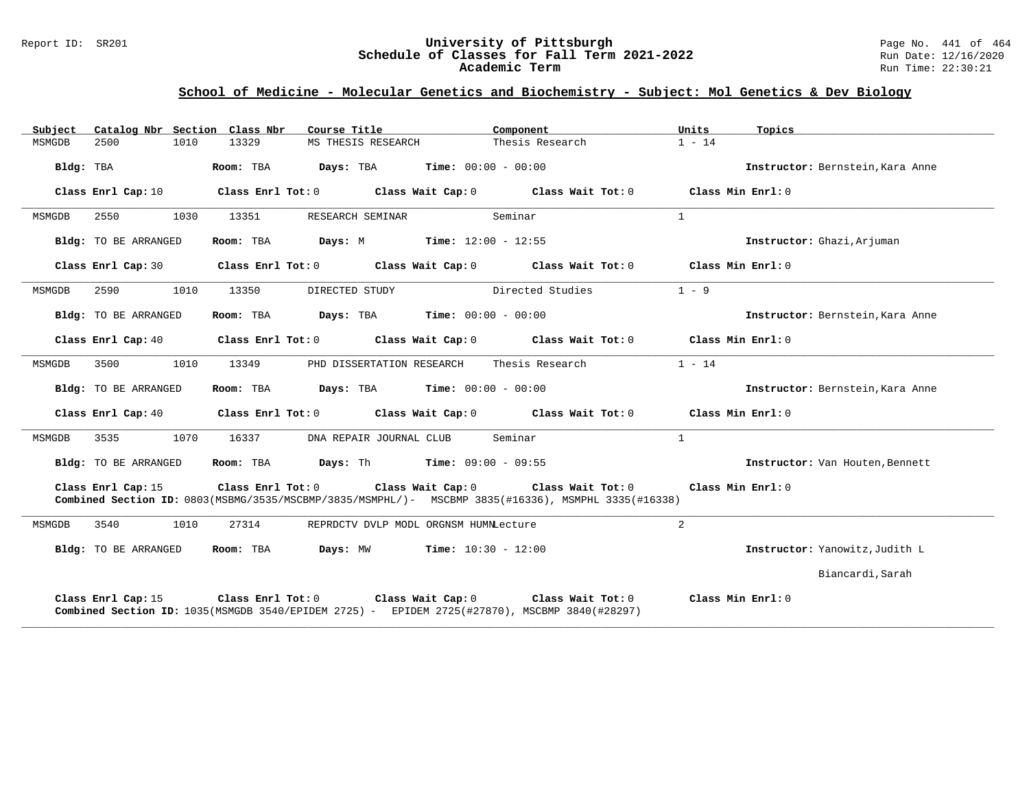## School of Medicine - Molecular Genetics and Biochemistry - Subject: Mol Genetics & Dev Biology

| Subject | Catalog Nbr | Section | Class Nbr | Course Title | Component | Units | Topics |
|---|---|---|---|---|---|---|---|
| MSMGDB | 2500 | 1010 | 13329 | MS THESIS RESEARCH | Thesis Research | 1 - 14 | |

**Bldg:** TBA **Room:** TBA **Days:** TBA **Time:** 00:00 - 00:00 **Instructor:** Bernstein,Kara Anne

**Class Enrl Cap:** 10 **Class Enrl Tot:** 0 **Class Wait Cap:** 0 **Class Wait Tot:** 0 **Class Min Enrl:** 0

---

| Subject | Catalog Nbr | Section | Class Nbr | Course Title | Component | Units | Topics |
|---|---|---|---|---|---|---|---|
| MSMGDB | 2550 | 1030 | 13351 | RESEARCH SEMINAR | Seminar | 1 | |

**Bldg:** TO BE ARRANGED **Room:** TBA **Days:** M **Time:** 12:00 - 12:55 **Instructor:** Ghazi,Arjuman

**Class Enrl Cap:** 30 **Class Enrl Tot:** 0 **Class Wait Cap:** 0 **Class Wait Tot:** 0 **Class Min Enrl:** 0

---

| Subject | Catalog Nbr | Section | Class Nbr | Course Title | Component | Units | Topics |
|---|---|---|---|---|---|---|---|
| MSMGDB | 2590 | 1010 | 13350 | DIRECTED STUDY | Directed Studies | 1 - 9 | |

**Bldg:** TO BE ARRANGED **Room:** TBA **Days:** TBA **Time:** 00:00 - 00:00 **Instructor:** Bernstein,Kara Anne

**Class Enrl Cap:** 40 **Class Enrl Tot:** 0 **Class Wait Cap:** 0 **Class Wait Tot:** 0 **Class Min Enrl:** 0

---

| Subject | Catalog Nbr | Section | Class Nbr | Course Title | Component | Units | Topics |
|---|---|---|---|---|---|---|---|
| MSMGDB | 3500 | 1010 | 13349 | PHD DISSERTATION RESEARCH | Thesis Research | 1 - 14 | |

**Bldg:** TO BE ARRANGED **Room:** TBA **Days:** TBA **Time:** 00:00 - 00:00 **Instructor:** Bernstein,Kara Anne

**Class Enrl Cap:** 40 **Class Enrl Tot:** 0 **Class Wait Cap:** 0 **Class Wait Tot:** 0 **Class Min Enrl:** 0

---

| Subject | Catalog Nbr | Section | Class Nbr | Course Title | Component | Units | Topics |
|---|---|---|---|---|---|---|---|
| MSMGDB | 3535 | 1070 | 16337 | DNA REPAIR JOURNAL CLUB | Seminar | 1 | |

**Bldg:** TO BE ARRANGED **Room:** TBA **Days:** Th **Time:** 09:00 - 09:55 **Instructor:** Van Houten,Bennett

**Class Enrl Cap:** 15 **Class Enrl Tot:** 0 **Class Wait Cap:** 0 **Class Wait Tot:** 0 **Class Min Enrl:** 0
**Combined Section ID:** 0803(MSBMG/3535/MSCBMP/3835/MSMPHL/)- MSCBMP 3835(#16336), MSMPHL 3335(#16338)

---

| Subject | Catalog Nbr | Section | Class Nbr | Course Title | Component | Units | Topics |
|---|---|---|---|---|---|---|---|
| MSMGDB | 3540 | 1010 | 27314 | REPRDCTV DVLP MODL ORGNSM HUMN | Lecture | 2 | |

**Bldg:** TO BE ARRANGED **Room:** TBA **Days:** MW **Time:** 10:30 - 12:00 **Instructor:** Yanowitz,Judith L
Biancardi,Sarah

**Class Enrl Cap:** 15 **Class Enrl Tot:** 0 **Class Wait Cap:** 0 **Class Wait Tot:** 0 **Class Min Enrl:** 0
**Combined Section ID:** 1035(MSMGDB 3540/EPIDEM 2725) - EPIDEM 2725(#27870), MSCBMP 3840(#28297)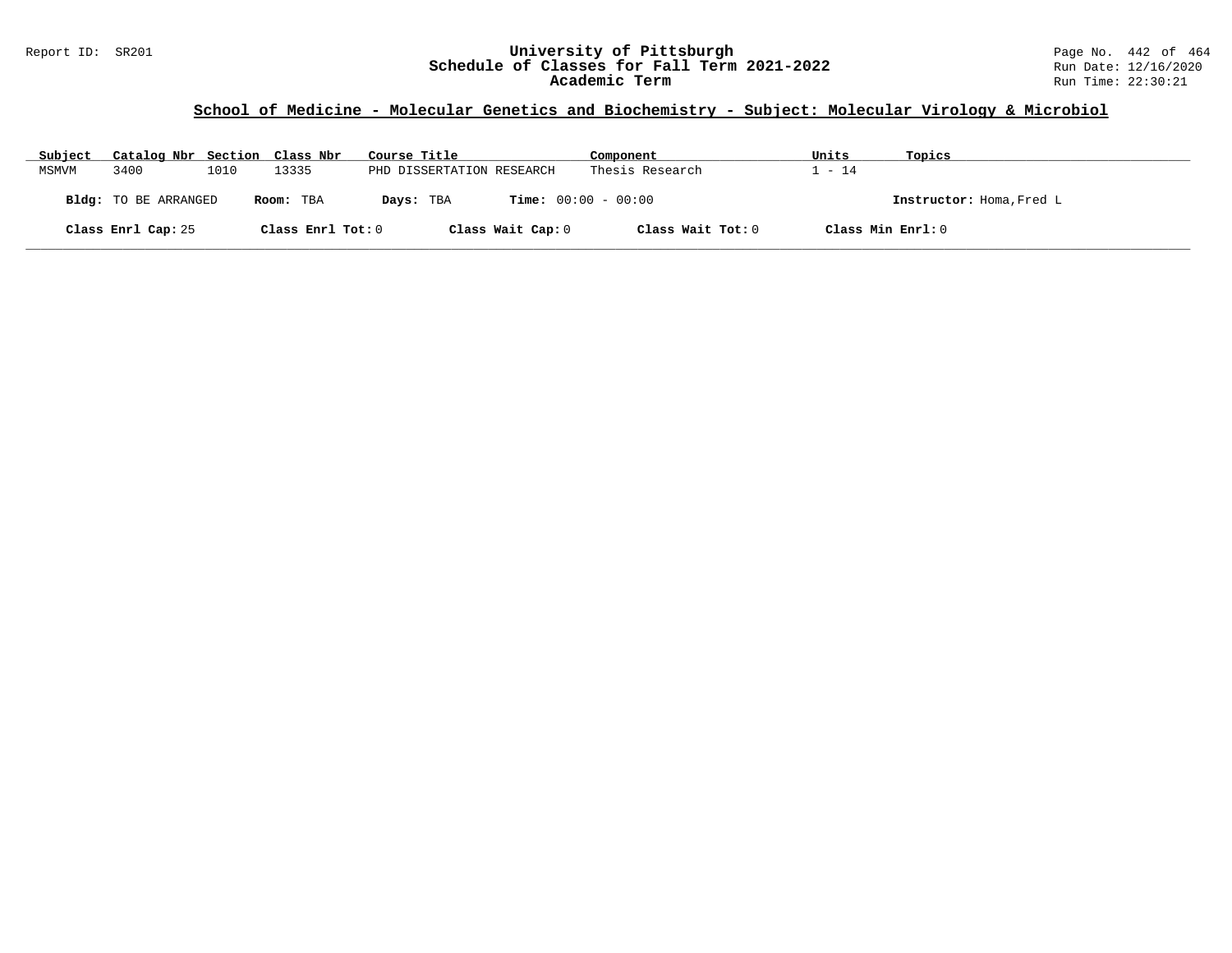## School of Medicine - Molecular Genetics and Biochemistry - Subject: Molecular Virology & Microbiol

| Subject | Catalog Nbr | Section | Class Nbr | Course Title | Component | Units | Topics |
|---|---|---|---|---|---|---|---|
| MSMVM | 3400 | 1010 | 13335 | PHD DISSERTATION RESEARCH | Thesis Research | 1 - 14 | |

**Bldg:** TO BE ARRANGED **Room:** TBA **Days:** TBA **Time:** 00:00 - 00:00 **Instructor:** Homa,Fred L

**Class Enrl Cap:** 25 **Class Enrl Tot:** 0 **Class Wait Cap:** 0 **Class Wait Tot:** 0 **Class Min Enrl:** 0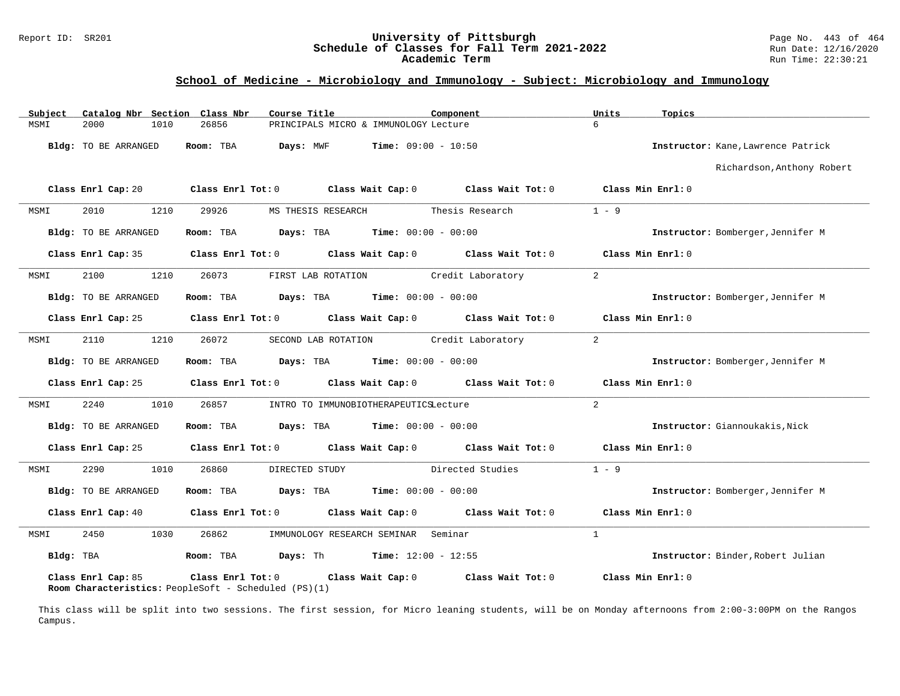## School of Medicine - Microbiology and Immunology - Subject: Microbiology and Immunology

| Subject | Catalog Nbr | Section | Class Nbr | Course Title | Component | Units | Topics |
|---|---|---|---|---|---|---|---|
| MSMI | 2000 | 1010 | 26856 | PRINCIPALS MICRO & IMMUNOLOGY | Lecture | 6 | |

**Bldg:** TO BE ARRANGED **Room:** TBA **Days:** MWF **Time:** 09:00 - 10:50 **Instructor:** Kane,Lawrence Patrick
Richardson,Anthony Robert

**Class Enrl Cap:** 20 **Class Enrl Tot:** 0 **Class Wait Cap:** 0 **Class Wait Tot:** 0 **Class Min Enrl:** 0

---

| Subject | Catalog Nbr | Section | Class Nbr | Course Title | Component | Units | Topics |
|---|---|---|---|---|---|---|---|
| MSMI | 2010 | 1210 | 29926 | MS THESIS RESEARCH | Thesis Research | 1 - 9 | |

**Bldg:** TO BE ARRANGED **Room:** TBA **Days:** TBA **Time:** 00:00 - 00:00 **Instructor:** Bomberger,Jennifer M

**Class Enrl Cap:** 35 **Class Enrl Tot:** 0 **Class Wait Cap:** 0 **Class Wait Tot:** 0 **Class Min Enrl:** 0

---

| Subject | Catalog Nbr | Section | Class Nbr | Course Title | Component | Units | Topics |
|---|---|---|---|---|---|---|---|
| MSMI | 2100 | 1210 | 26073 | FIRST LAB ROTATION | Credit Laboratory | 2 | |

**Bldg:** TO BE ARRANGED **Room:** TBA **Days:** TBA **Time:** 00:00 - 00:00 **Instructor:** Bomberger,Jennifer M

**Class Enrl Cap:** 25 **Class Enrl Tot:** 0 **Class Wait Cap:** 0 **Class Wait Tot:** 0 **Class Min Enrl:** 0

---

| Subject | Catalog Nbr | Section | Class Nbr | Course Title | Component | Units | Topics |
|---|---|---|---|---|---|---|---|
| MSMI | 2110 | 1210 | 26072 | SECOND LAB ROTATION | Credit Laboratory | 2 | |

**Bldg:** TO BE ARRANGED **Room:** TBA **Days:** TBA **Time:** 00:00 - 00:00 **Instructor:** Bomberger,Jennifer M

**Class Enrl Cap:** 25 **Class Enrl Tot:** 0 **Class Wait Cap:** 0 **Class Wait Tot:** 0 **Class Min Enrl:** 0

---

| Subject | Catalog Nbr | Section | Class Nbr | Course Title | Component | Units | Topics |
|---|---|---|---|---|---|---|---|
| MSMI | 2240 | 1010 | 26857 | INTRO TO IMMUNOBIOTHERAPEUTICS | Lecture | 2 | |

**Bldg:** TO BE ARRANGED **Room:** TBA **Days:** TBA **Time:** 00:00 - 00:00 **Instructor:** Giannoukakis,Nick

**Class Enrl Cap:** 25 **Class Enrl Tot:** 0 **Class Wait Cap:** 0 **Class Wait Tot:** 0 **Class Min Enrl:** 0

---

| Subject | Catalog Nbr | Section | Class Nbr | Course Title | Component | Units | Topics |
|---|---|---|---|---|---|---|---|
| MSMI | 2290 | 1010 | 26860 | DIRECTED STUDY | Directed Studies | 1 - 9 | |

**Bldg:** TO BE ARRANGED **Room:** TBA **Days:** TBA **Time:** 00:00 - 00:00 **Instructor:** Bomberger,Jennifer M

**Class Enrl Cap:** 40 **Class Enrl Tot:** 0 **Class Wait Cap:** 0 **Class Wait Tot:** 0 **Class Min Enrl:** 0

---

| Subject | Catalog Nbr | Section | Class Nbr | Course Title | Component | Units | Topics |
|---|---|---|---|---|---|---|---|
| MSMI | 2450 | 1030 | 26862 | IMMUNOLOGY RESEARCH SEMINAR | Seminar | 1 | |

**Bldg:** TBA **Room:** TBA **Days:** Th **Time:** 12:00 - 12:55 **Instructor:** Binder,Robert Julian

**Class Enrl Cap:** 85 **Class Enrl Tot:** 0 **Class Wait Cap:** 0 **Class Wait Tot:** 0 **Class Min Enrl:** 0
**Room Characteristics:** PeopleSoft - Scheduled (PS)(1)

This class will be split into two sessions. The first session, for Micro leaning students, will be on Monday afternoons from 2:00-3:00PM on the Rangos Campus.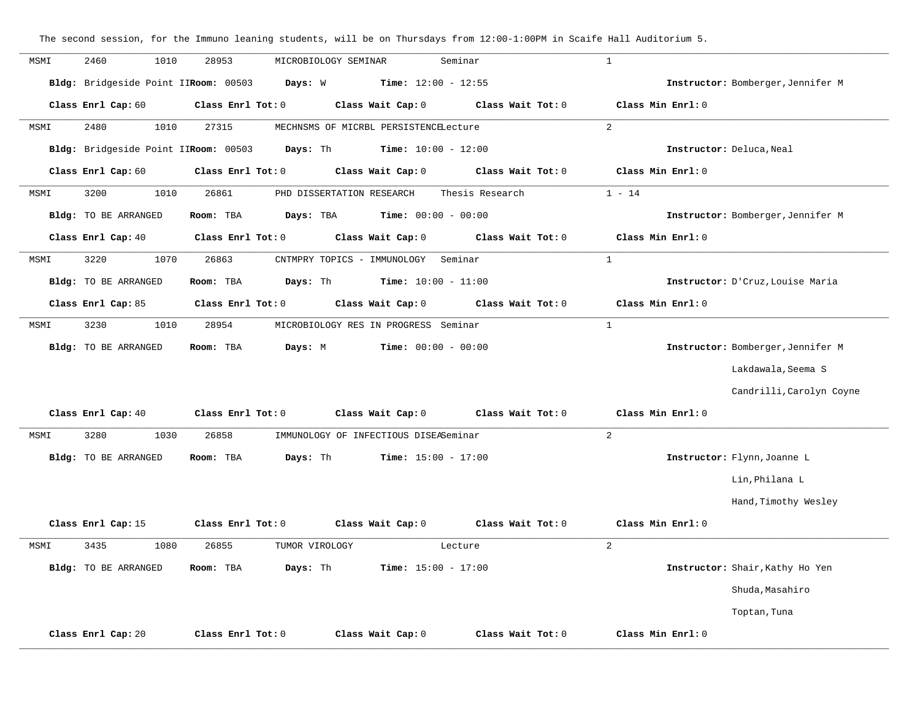The second session, for the Immuno leaning students, will be on Thursdays from 12:00-1:00PM in Scaife Hall Auditorium 5.

---

MSMI 2460 1010 28953 MICROBIOLOGY SEMINAR Seminar 1

**Bldg:** Bridgeside Point II **Room:** 00503 **Days:** W **Time:** 12:00 - 12:55 **Instructor:** Bomberger,Jennifer M

**Class Enrl Cap:** 60 **Class Enrl Tot:** 0 **Class Wait Cap:** 0 **Class Wait Tot:** 0 **Class Min Enrl:** 0

---

MSMI 2480 1010 27315 MECHNSMS OF MICRBL PERSISTENCE Lecture 2

**Bldg:** Bridgeside Point II **Room:** 00503 **Days:** Th **Time:** 10:00 - 12:00 **Instructor:** Deluca,Neal

**Class Enrl Cap:** 60 **Class Enrl Tot:** 0 **Class Wait Cap:** 0 **Class Wait Tot:** 0 **Class Min Enrl:** 0

---

MSMI 3200 1010 26861 PHD DISSERTATION RESEARCH Thesis Research 1 - 14

**Bldg:** TO BE ARRANGED **Room:** TBA **Days:** TBA **Time:** 00:00 - 00:00 **Instructor:** Bomberger,Jennifer M

**Class Enrl Cap:** 40 **Class Enrl Tot:** 0 **Class Wait Cap:** 0 **Class Wait Tot:** 0 **Class Min Enrl:** 0

---

MSMI 3220 1070 26863 CNTMPRY TOPICS - IMMUNOLOGY Seminar 1

**Bldg:** TO BE ARRANGED **Room:** TBA **Days:** Th **Time:** 10:00 - 11:00 **Instructor:** D'Cruz,Louise Maria

**Class Enrl Cap:** 85 **Class Enrl Tot:** 0 **Class Wait Cap:** 0 **Class Wait Tot:** 0 **Class Min Enrl:** 0

---

MSMI 3230 1010 28954 MICROBIOLOGY RES IN PROGRESS Seminar 1

**Bldg:** TO BE ARRANGED **Room:** TBA **Days:** M **Time:** 00:00 - 00:00 **Instructor:** Bomberger,Jennifer M
Lakdawala,Seema S
Candrilli,Carolyn Coyne

**Class Enrl Cap:** 40 **Class Enrl Tot:** 0 **Class Wait Cap:** 0 **Class Wait Tot:** 0 **Class Min Enrl:** 0

---

MSMI 3280 1030 26858 IMMUNOLOGY OF INFECTIOUS DISEA Seminar 2

**Bldg:** TO BE ARRANGED **Room:** TBA **Days:** Th **Time:** 15:00 - 17:00 **Instructor:** Flynn,Joanne L
Lin,Philana L
Hand,Timothy Wesley

**Class Enrl Cap:** 15 **Class Enrl Tot:** 0 **Class Wait Cap:** 0 **Class Wait Tot:** 0 **Class Min Enrl:** 0

---

MSMI 3435 1080 26855 TUMOR VIROLOGY Lecture 2

**Bldg:** TO BE ARRANGED **Room:** TBA **Days:** Th **Time:** 15:00 - 17:00 **Instructor:** Shair,Kathy Ho Yen
Shuda,Masahiro
Toptan,Tuna

**Class Enrl Cap:** 20 **Class Enrl Tot:** 0 **Class Wait Cap:** 0 **Class Wait Tot:** 0 **Class Min Enrl:** 0

---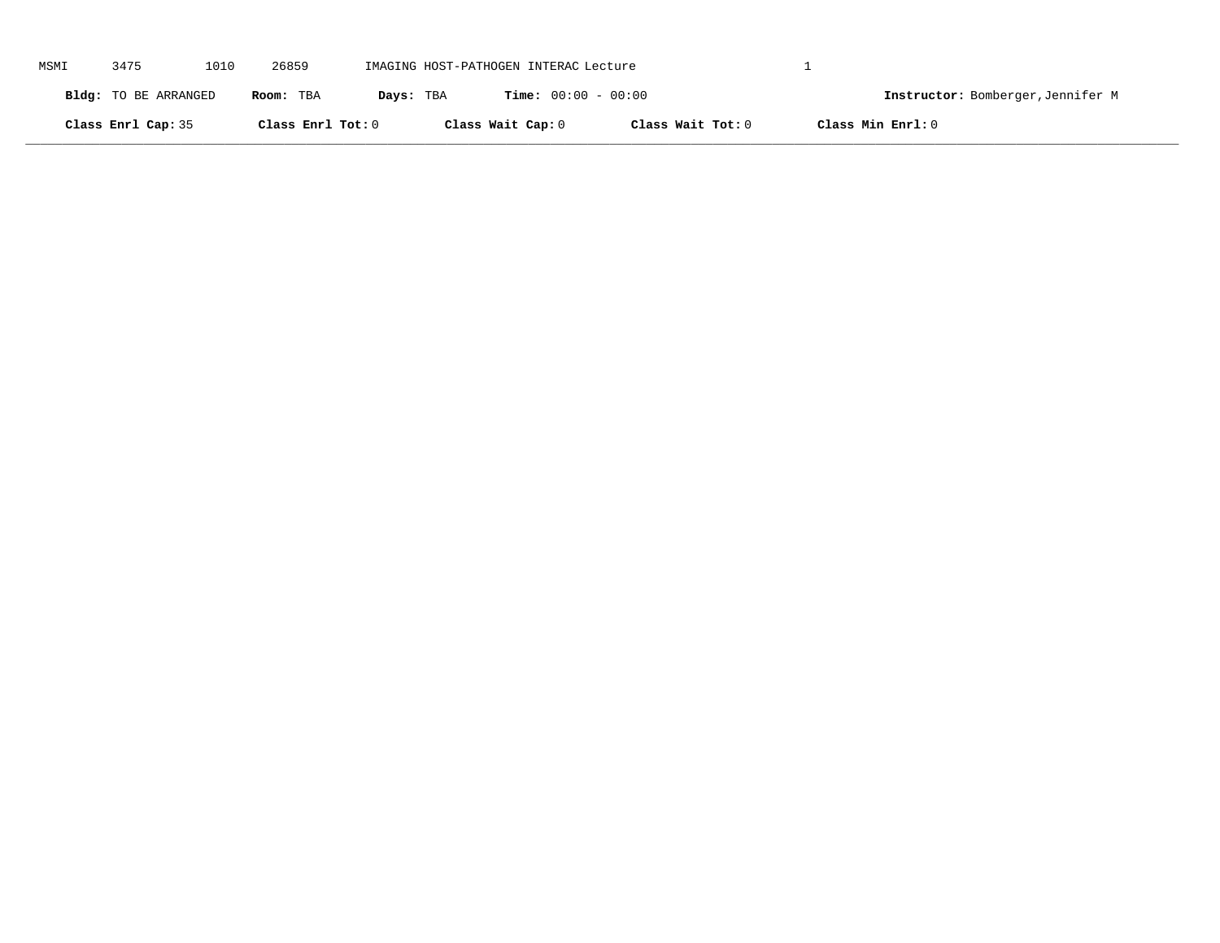MSMI 3475 1010 26859 IMAGING HOST-PATHOGEN INTERAC Lecture 1

**Bldg:** TO BE ARRANGED **Room:** TBA **Days:** TBA **Time:** 00:00 - 00:00 **Instructor:** Bomberger,Jennifer M

**Class Enrl Cap:** 35 **Class Enrl Tot:** 0 **Class Wait Cap:** 0 **Class Wait Tot:** 0 **Class Min Enrl:** 0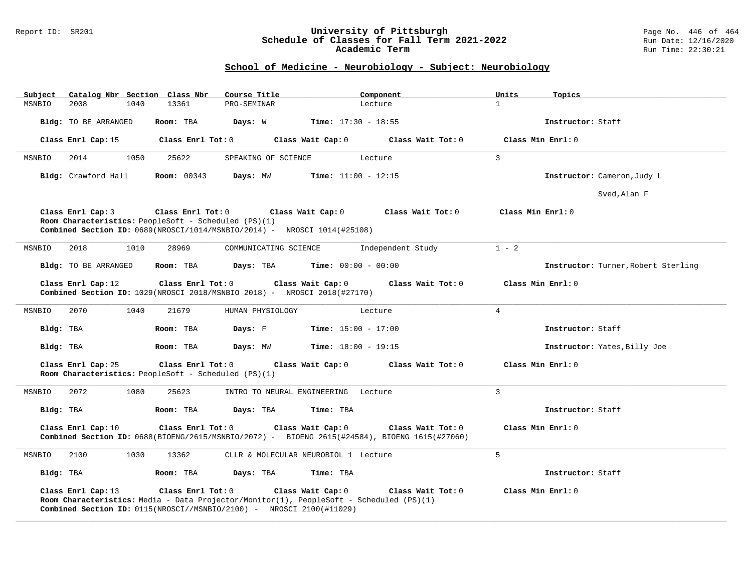## School of Medicine - Neurobiology - Subject: Neurobiology

| Subject | Catalog Nbr | Section | Class Nbr | Course Title | Component | Units | Topics |
|---|---|---|---|---|---|---|---|
| MSNBIO | 2008 | 1040 | 13361 | PRO-SEMINAR | Lecture | 1 | |

**Bldg:** TO BE ARRANGED **Room:** TBA **Days:** W **Time:** 17:30 - 18:55 **Instructor:** Staff

**Class Enrl Cap:** 15 **Class Enrl Tot:** 0 **Class Wait Cap:** 0 **Class Wait Tot:** 0 **Class Min Enrl:** 0

---

| Subject | Catalog Nbr | Section | Class Nbr | Course Title | Component | Units | Topics |
|---|---|---|---|---|---|---|---|
| MSNBIO | 2014 | 1050 | 25622 | SPEAKING OF SCIENCE | Lecture | 3 | |

**Bldg:** Crawford Hall **Room:** 00343 **Days:** MW **Time:** 11:00 - 12:15 **Instructor:** Cameron,Judy L

Sved,Alan F

**Class Enrl Cap:** 3 **Class Enrl Tot:** 0 **Class Wait Cap:** 0 **Class Wait Tot:** 0 **Class Min Enrl:** 0

**Room Characteristics:** PeopleSoft - Scheduled (PS)(1)

**Combined Section ID:** 0689(NROSCI/1014/MSNBIO/2014) - NROSCI 1014(#25108)

---

| Subject | Catalog Nbr | Section | Class Nbr | Course Title | Component | Units | Topics |
|---|---|---|---|---|---|---|---|
| MSNBIO | 2018 | 1010 | 28969 | COMMUNICATING SCIENCE | Independent Study | 1 - 2 | |

**Bldg:** TO BE ARRANGED **Room:** TBA **Days:** TBA **Time:** 00:00 - 00:00 **Instructor:** Turner,Robert Sterling

**Class Enrl Cap:** 12 **Class Enrl Tot:** 0 **Class Wait Cap:** 0 **Class Wait Tot:** 0 **Class Min Enrl:** 0

**Combined Section ID:** 1029(NROSCI 2018/MSNBIO 2018) - NROSCI 2018(#27170)

---

| Subject | Catalog Nbr | Section | Class Nbr | Course Title | Component | Units | Topics |
|---|---|---|---|---|---|---|---|
| MSNBIO | 2070 | 1040 | 21679 | HUMAN PHYSIOLOGY | Lecture | 4 | |

**Bldg:** TBA **Room:** TBA **Days:** F **Time:** 15:00 - 17:00 **Instructor:** Staff

**Bldg:** TBA **Room:** TBA **Days:** MW **Time:** 18:00 - 19:15 **Instructor:** Yates,Billy Joe

**Class Enrl Cap:** 25 **Class Enrl Tot:** 0 **Class Wait Cap:** 0 **Class Wait Tot:** 0 **Class Min Enrl:** 0

**Room Characteristics:** PeopleSoft - Scheduled (PS)(1)

---

| Subject | Catalog Nbr | Section | Class Nbr | Course Title | Component | Units | Topics |
|---|---|---|---|---|---|---|---|
| MSNBIO | 2072 | 1080 | 25623 | INTRO TO NEURAL ENGINEERING | Lecture | 3 | |

**Bldg:** TBA **Room:** TBA **Days:** TBA **Time:** TBA **Instructor:** Staff

**Class Enrl Cap:** 10 **Class Enrl Tot:** 0 **Class Wait Cap:** 0 **Class Wait Tot:** 0 **Class Min Enrl:** 0

**Combined Section ID:** 0688(BIOENG/2615/MSNBIO/2072) - BIOENG 2615(#24584), BIOENG 1615(#27060)

---

| Subject | Catalog Nbr | Section | Class Nbr | Course Title | Component | Units | Topics |
|---|---|---|---|---|---|---|---|
| MSNBIO | 2100 | 1030 | 13362 | CLLR & MOLECULAR NEUROBIOL 1 | Lecture | 5 | |

**Bldg:** TBA **Room:** TBA **Days:** TBA **Time:** TBA **Instructor:** Staff

**Class Enrl Cap:** 13 **Class Enrl Tot:** 0 **Class Wait Cap:** 0 **Class Wait Tot:** 0 **Class Min Enrl:** 0

**Room Characteristics:** Media - Data Projector/Monitor(1), PeopleSoft - Scheduled (PS)(1)

**Combined Section ID:** 0115(NROSCI//MSNBIO/2100) - NROSCI 2100(#11029)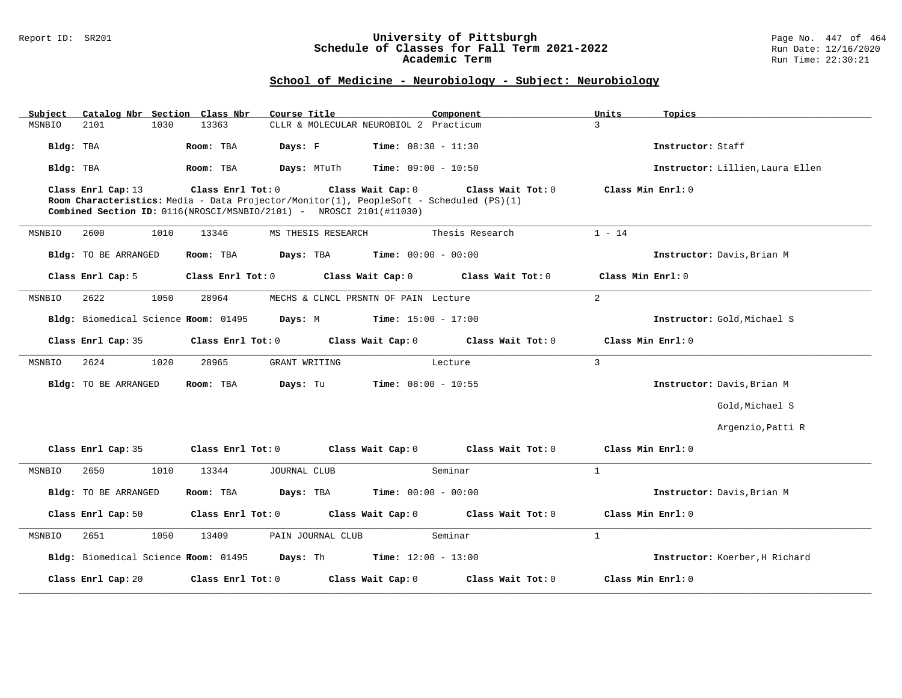# University of Pittsburgh
## Schedule of Classes for Fall Term 2021-2022
### Academic Term

Report ID: SR201

Run Date: 12/16/2020
Run Time: 22:30:21

## School of Medicine - Neurobiology - Subject: Neurobiology

| Subject | Catalog Nbr | Section | Class Nbr | Course Title | Component | Units | Topics |
|---|---|---|---|---|---|---|---|
| MSNBIO | 2101 | 1030 | 13363 | CLLR & MOLECULAR NEUROBIOL 2 | Practicum | 3 | |

**Bldg:** TBA **Room:** TBA **Days:** F **Time:** 08:30 - 11:30 **Instructor:** Staff

**Bldg:** TBA **Room:** TBA **Days:** MTuTh **Time:** 09:00 - 10:50 **Instructor:** Lillien,Laura Ellen

**Class Enrl Cap:** 13 **Class Enrl Tot:** 0 **Class Wait Cap:** 0 **Class Wait Tot:** 0 **Class Min Enrl:** 0

**Room Characteristics:** Media - Data Projector/Monitor(1), PeopleSoft - Scheduled (PS)(1)

**Combined Section ID:** 0116(NROSCI/MSNBIO/2101) - NROSCI 2101(#11030)

---

| Subject | Catalog Nbr | Section | Class Nbr | Course Title | Component | Units | Topics |
|---|---|---|---|---|---|---|---|
| MSNBIO | 2600 | 1010 | 13346 | MS THESIS RESEARCH | Thesis Research | 1 - 14 | |

**Bldg:** TO BE ARRANGED **Room:** TBA **Days:** TBA **Time:** 00:00 - 00:00 **Instructor:** Davis,Brian M

**Class Enrl Cap:** 5 **Class Enrl Tot:** 0 **Class Wait Cap:** 0 **Class Wait Tot:** 0 **Class Min Enrl:** 0

---

| Subject | Catalog Nbr | Section | Class Nbr | Course Title | Component | Units | Topics |
|---|---|---|---|---|---|---|---|
| MSNBIO | 2622 | 1050 | 28964 | MECHS & CLNCL PRSNTN OF PAIN | Lecture | 2 | |

**Bldg:** Biomedical Science **Room:** 01495 **Days:** M **Time:** 15:00 - 17:00 **Instructor:** Gold,Michael S

**Class Enrl Cap:** 35 **Class Enrl Tot:** 0 **Class Wait Cap:** 0 **Class Wait Tot:** 0 **Class Min Enrl:** 0

---

| Subject | Catalog Nbr | Section | Class Nbr | Course Title | Component | Units | Topics |
|---|---|---|---|---|---|---|---|
| MSNBIO | 2624 | 1020 | 28965 | GRANT WRITING | Lecture | 3 | |

**Bldg:** TO BE ARRANGED **Room:** TBA **Days:** Tu **Time:** 08:00 - 10:55 **Instructor:** Davis,Brian M; Gold,Michael S; Argenzio,Patti R

**Class Enrl Cap:** 35 **Class Enrl Tot:** 0 **Class Wait Cap:** 0 **Class Wait Tot:** 0 **Class Min Enrl:** 0

---

| Subject | Catalog Nbr | Section | Class Nbr | Course Title | Component | Units | Topics |
|---|---|---|---|---|---|---|---|
| MSNBIO | 2650 | 1010 | 13344 | JOURNAL CLUB | Seminar | 1 | |

**Bldg:** TO BE ARRANGED **Room:** TBA **Days:** TBA **Time:** 00:00 - 00:00 **Instructor:** Davis,Brian M

**Class Enrl Cap:** 50 **Class Enrl Tot:** 0 **Class Wait Cap:** 0 **Class Wait Tot:** 0 **Class Min Enrl:** 0

---

| Subject | Catalog Nbr | Section | Class Nbr | Course Title | Component | Units | Topics |
|---|---|---|---|---|---|---|---|
| MSNBIO | 2651 | 1050 | 13409 | PAIN JOURNAL CLUB | Seminar | 1 | |

**Bldg:** Biomedical Science **Room:** 01495 **Days:** Th **Time:** 12:00 - 13:00 **Instructor:** Koerber,H Richard

**Class Enrl Cap:** 20 **Class Enrl Tot:** 0 **Class Wait Cap:** 0 **Class Wait Tot:** 0 **Class Min Enrl:** 0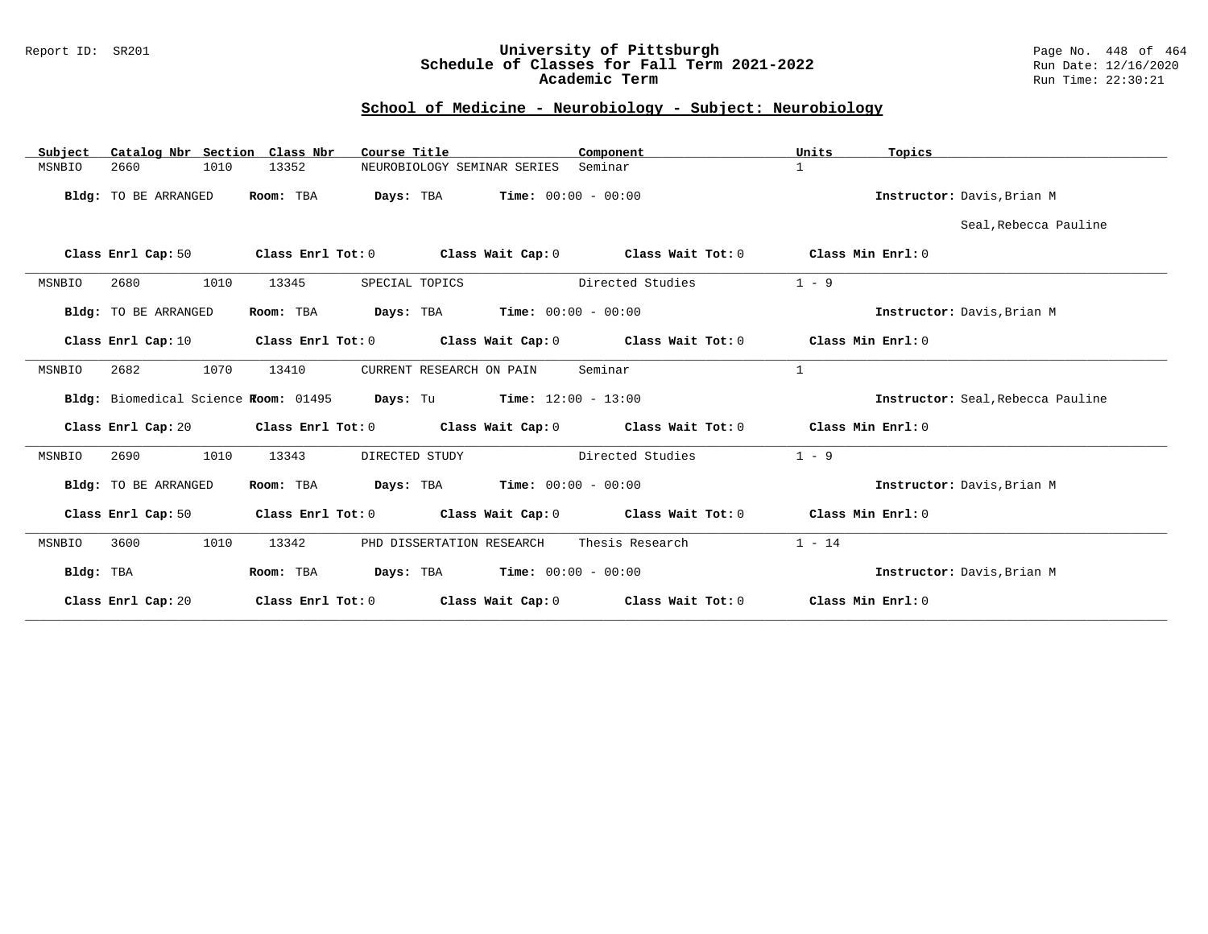## School of Medicine - Neurobiology - Subject: Neurobiology

| Subject | Catalog Nbr | Section | Class Nbr | Course Title | Component | Units | Topics |
|---|---|---|---|---|---|---|---|
| MSNBIO | 2660 | 1010 | 13352 | NEUROBIOLOGY SEMINAR SERIES | Seminar | 1 | |

**Bldg:** TO BE ARRANGED **Room:** TBA **Days:** TBA **Time:** 00:00 - 00:00 **Instructor:** Davis,Brian M; Seal,Rebecca Pauline

**Class Enrl Cap:** 50 **Class Enrl Tot:** 0 **Class Wait Cap:** 0 **Class Wait Tot:** 0 **Class Min Enrl:** 0

---

| Subject | Catalog Nbr | Section | Class Nbr | Course Title | Component | Units | Topics |
|---|---|---|---|---|---|---|---|
| MSNBIO | 2680 | 1010 | 13345 | SPECIAL TOPICS | Directed Studies | 1 - 9 | |

**Bldg:** TO BE ARRANGED **Room:** TBA **Days:** TBA **Time:** 00:00 - 00:00 **Instructor:** Davis,Brian M

**Class Enrl Cap:** 10 **Class Enrl Tot:** 0 **Class Wait Cap:** 0 **Class Wait Tot:** 0 **Class Min Enrl:** 0

---

| Subject | Catalog Nbr | Section | Class Nbr | Course Title | Component | Units | Topics |
|---|---|---|---|---|---|---|---|
| MSNBIO | 2682 | 1070 | 13410 | CURRENT RESEARCH ON PAIN | Seminar | 1 | |

**Bldg:** Biomedical Science **Room:** 01495 **Days:** Tu **Time:** 12:00 - 13:00 **Instructor:** Seal,Rebecca Pauline

**Class Enrl Cap:** 20 **Class Enrl Tot:** 0 **Class Wait Cap:** 0 **Class Wait Tot:** 0 **Class Min Enrl:** 0

---

| Subject | Catalog Nbr | Section | Class Nbr | Course Title | Component | Units | Topics |
|---|---|---|---|---|---|---|---|
| MSNBIO | 2690 | 1010 | 13343 | DIRECTED STUDY | Directed Studies | 1 - 9 | |

**Bldg:** TO BE ARRANGED **Room:** TBA **Days:** TBA **Time:** 00:00 - 00:00 **Instructor:** Davis,Brian M

**Class Enrl Cap:** 50 **Class Enrl Tot:** 0 **Class Wait Cap:** 0 **Class Wait Tot:** 0 **Class Min Enrl:** 0

---

| Subject | Catalog Nbr | Section | Class Nbr | Course Title | Component | Units | Topics |
|---|---|---|---|---|---|---|---|
| MSNBIO | 3600 | 1010 | 13342 | PHD DISSERTATION RESEARCH | Thesis Research | 1 - 14 | |

**Bldg:** TBA **Room:** TBA **Days:** TBA **Time:** 00:00 - 00:00 **Instructor:** Davis,Brian M

**Class Enrl Cap:** 20 **Class Enrl Tot:** 0 **Class Wait Cap:** 0 **Class Wait Tot:** 0 **Class Min Enrl:** 0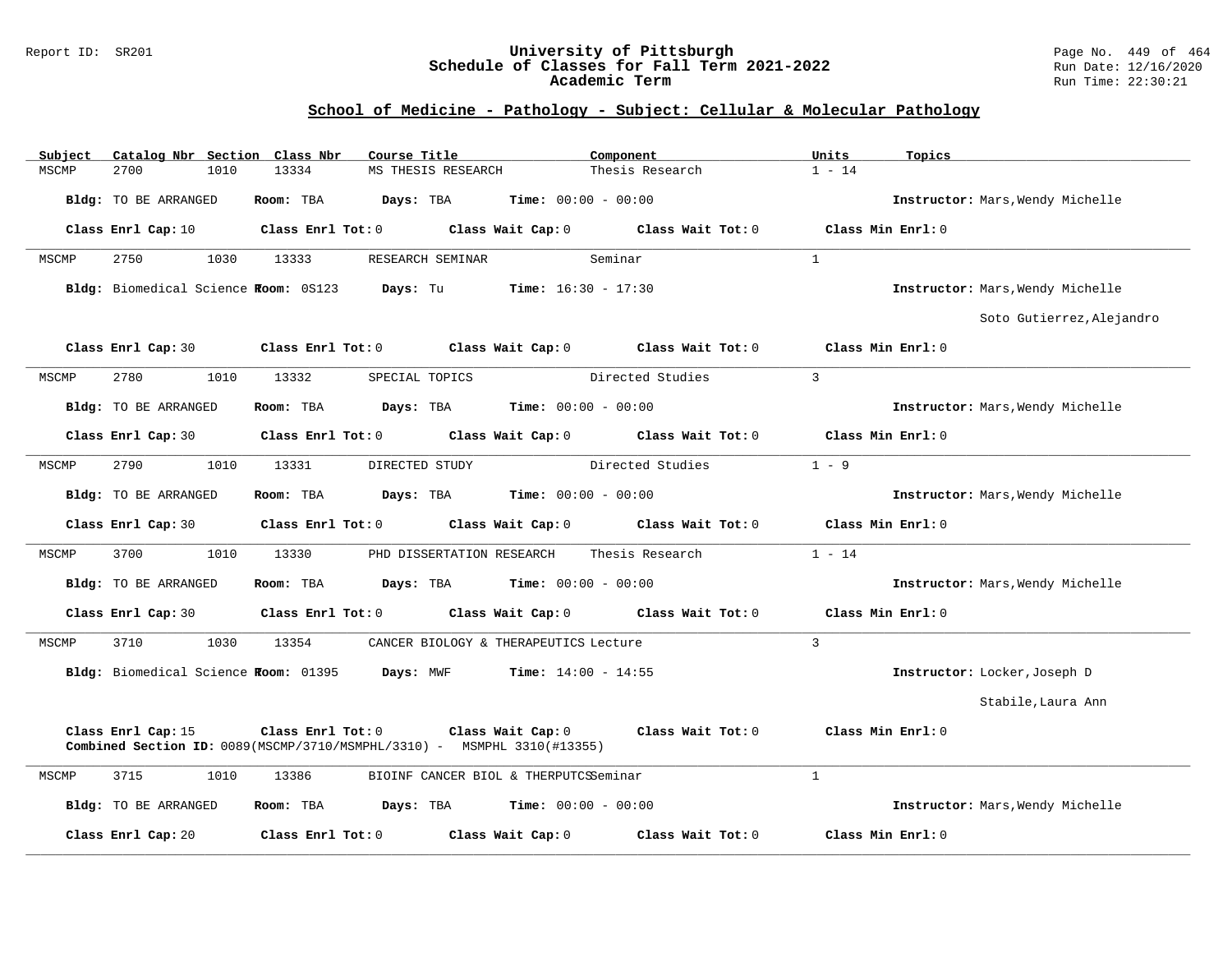## School of Medicine - Pathology - Subject: Cellular & Molecular Pathology

| Subject | Catalog Nbr | Section | Class Nbr | Course Title | Component | Units | Topics |
|---|---|---|---|---|---|---|---|
| MSCMP | 2700 | 1010 | 13334 | MS THESIS RESEARCH | Thesis Research | 1 - 14 | |

**Bldg:** TO BE ARRANGED **Room:** TBA **Days:** TBA **Time:** 00:00 - 00:00 **Instructor:** Mars,Wendy Michelle

**Class Enrl Cap:** 10 **Class Enrl Tot:** 0 **Class Wait Cap:** 0 **Class Wait Tot:** 0 **Class Min Enrl:** 0

---

| Subject | Catalog Nbr | Section | Class Nbr | Course Title | Component | Units | Topics |
|---|---|---|---|---|---|---|---|
| MSCMP | 2750 | 1030 | 13333 | RESEARCH SEMINAR | Seminar | 1 | |

**Bldg:** Biomedical Science **Room:** 0S123 **Days:** Tu **Time:** 16:30 - 17:30 **Instructor:** Mars,Wendy Michelle; Soto Gutierrez,Alejandro

**Class Enrl Cap:** 30 **Class Enrl Tot:** 0 **Class Wait Cap:** 0 **Class Wait Tot:** 0 **Class Min Enrl:** 0

---

| Subject | Catalog Nbr | Section | Class Nbr | Course Title | Component | Units | Topics |
|---|---|---|---|---|---|---|---|
| MSCMP | 2780 | 1010 | 13332 | SPECIAL TOPICS | Directed Studies | 3 | |

**Bldg:** TO BE ARRANGED **Room:** TBA **Days:** TBA **Time:** 00:00 - 00:00 **Instructor:** Mars,Wendy Michelle

**Class Enrl Cap:** 30 **Class Enrl Tot:** 0 **Class Wait Cap:** 0 **Class Wait Tot:** 0 **Class Min Enrl:** 0

---

| Subject | Catalog Nbr | Section | Class Nbr | Course Title | Component | Units | Topics |
|---|---|---|---|---|---|---|---|
| MSCMP | 2790 | 1010 | 13331 | DIRECTED STUDY | Directed Studies | 1 - 9 | |

**Bldg:** TO BE ARRANGED **Room:** TBA **Days:** TBA **Time:** 00:00 - 00:00 **Instructor:** Mars,Wendy Michelle

**Class Enrl Cap:** 30 **Class Enrl Tot:** 0 **Class Wait Cap:** 0 **Class Wait Tot:** 0 **Class Min Enrl:** 0

---

| Subject | Catalog Nbr | Section | Class Nbr | Course Title | Component | Units | Topics |
|---|---|---|---|---|---|---|---|
| MSCMP | 3700 | 1010 | 13330 | PHD DISSERTATION RESEARCH | Thesis Research | 1 - 14 | |

**Bldg:** TO BE ARRANGED **Room:** TBA **Days:** TBA **Time:** 00:00 - 00:00 **Instructor:** Mars,Wendy Michelle

**Class Enrl Cap:** 30 **Class Enrl Tot:** 0 **Class Wait Cap:** 0 **Class Wait Tot:** 0 **Class Min Enrl:** 0

---

| Subject | Catalog Nbr | Section | Class Nbr | Course Title | Component | Units | Topics |
|---|---|---|---|---|---|---|---|
| MSCMP | 3710 | 1030 | 13354 | CANCER BIOLOGY & THERAPEUTICS | Lecture | 3 | |

**Bldg:** Biomedical Science **Room:** 01395 **Days:** MWF **Time:** 14:00 - 14:55 **Instructor:** Locker,Joseph D; Stabile,Laura Ann

**Class Enrl Cap:** 15 **Class Enrl Tot:** 0 **Class Wait Cap:** 0 **Class Wait Tot:** 0 **Class Min Enrl:** 0

**Combined Section ID:** 0089(MSCMP/3710/MSMPHL/3310) - MSMPHL 3310(#13355)

---

| Subject | Catalog Nbr | Section | Class Nbr | Course Title | Component | Units | Topics |
|---|---|---|---|---|---|---|---|
| MSCMP | 3715 | 1010 | 13386 | BIOINF CANCER BIOL & THERPUTCS | Seminar | 1 | |

**Bldg:** TO BE ARRANGED **Room:** TBA **Days:** TBA **Time:** 00:00 - 00:00 **Instructor:** Mars,Wendy Michelle

**Class Enrl Cap:** 20 **Class Enrl Tot:** 0 **Class Wait Cap:** 0 **Class Wait Tot:** 0 **Class Min Enrl:** 0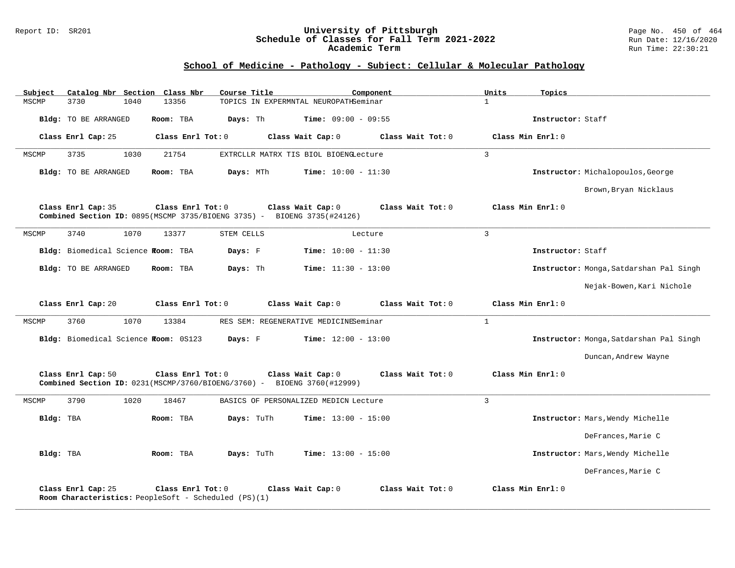Report ID: SR201

# University of Pittsburgh
## Schedule of Classes for Fall Term 2021-2022
### Academic Term

Run Date: 12/16/2020
Run Time: 22:30:21

## School of Medicine - Pathology - Subject: Cellular & Molecular Pathology

| Subject | Catalog Nbr | Section | Class Nbr | Course Title | Component | Units | Topics |
|---|---|---|---|---|---|---|---|
| MSCMP | 3730 | 1040 | 13356 | TOPICS IN EXPERMNTAL NEUROPATH | Seminar | 1 | |

**Bldg:** TO BE ARRANGED **Room:** TBA **Days:** Th **Time:** 09:00 - 09:55 **Instructor:** Staff

**Class Enrl Cap:** 25 **Class Enrl Tot:** 0 **Class Wait Cap:** 0 **Class Wait Tot:** 0 **Class Min Enrl:** 0

---

| Subject | Catalog Nbr | Section | Class Nbr | Course Title | Component | Units | Topics |
|---|---|---|---|---|---|---|---|
| MSCMP | 3735 | 1030 | 21754 | EXTRCLLR MATRX TIS BIOL BIOENG | Lecture | 3 | |

**Bldg:** TO BE ARRANGED **Room:** TBA **Days:** MTh **Time:** 10:00 - 11:30 **Instructor:** Michalopoulos,George; Brown,Bryan Nicklaus

**Class Enrl Cap:** 35 **Class Enrl Tot:** 0 **Class Wait Cap:** 0 **Class Wait Tot:** 0 **Class Min Enrl:** 0
**Combined Section ID:** 0895(MSCMP 3735/BIOENG 3735) - BIOENG 3735(#24126)

---

| Subject | Catalog Nbr | Section | Class Nbr | Course Title | Component | Units | Topics |
|---|---|---|---|---|---|---|---|
| MSCMP | 3740 | 1070 | 13377 | STEM CELLS | Lecture | 3 | |

**Bldg:** Biomedical Science F **Room:** TBA **Days:** F **Time:** 10:00 - 11:30 **Instructor:** Staff

**Bldg:** TO BE ARRANGED **Room:** TBA **Days:** Th **Time:** 11:30 - 13:00 **Instructor:** Monga,Satdarshan Pal Singh; Nejak-Bowen,Kari Nichole

**Class Enrl Cap:** 20 **Class Enrl Tot:** 0 **Class Wait Cap:** 0 **Class Wait Tot:** 0 **Class Min Enrl:** 0

---

| Subject | Catalog Nbr | Section | Class Nbr | Course Title | Component | Units | Topics |
|---|---|---|---|---|---|---|---|
| MSCMP | 3760 | 1070 | 13384 | RES SEM: REGENERATIVE MEDICINE | Seminar | 1 | |

**Bldg:** Biomedical Science F **Room:** 0S123 **Days:** F **Time:** 12:00 - 13:00 **Instructor:** Monga,Satdarshan Pal Singh; Duncan,Andrew Wayne

**Class Enrl Cap:** 50 **Class Enrl Tot:** 0 **Class Wait Cap:** 0 **Class Wait Tot:** 0 **Class Min Enrl:** 0
**Combined Section ID:** 0231(MSCMP/3760/BIOENG/3760) - BIOENG 3760(#12999)

---

| Subject | Catalog Nbr | Section | Class Nbr | Course Title | Component | Units | Topics |
|---|---|---|---|---|---|---|---|
| MSCMP | 3790 | 1020 | 18467 | BASICS OF PERSONALIZED MEDICN | Lecture | 3 | |

**Bldg:** TBA **Room:** TBA **Days:** TuTh **Time:** 13:00 - 15:00 **Instructor:** Mars,Wendy Michelle; DeFrances,Marie C

**Bldg:** TBA **Room:** TBA **Days:** TuTh **Time:** 13:00 - 15:00 **Instructor:** Mars,Wendy Michelle; DeFrances,Marie C

**Class Enrl Cap:** 25 **Class Enrl Tot:** 0 **Class Wait Cap:** 0 **Class Wait Tot:** 0 **Class Min Enrl:** 0
**Room Characteristics:** PeopleSoft - Scheduled (PS)(1)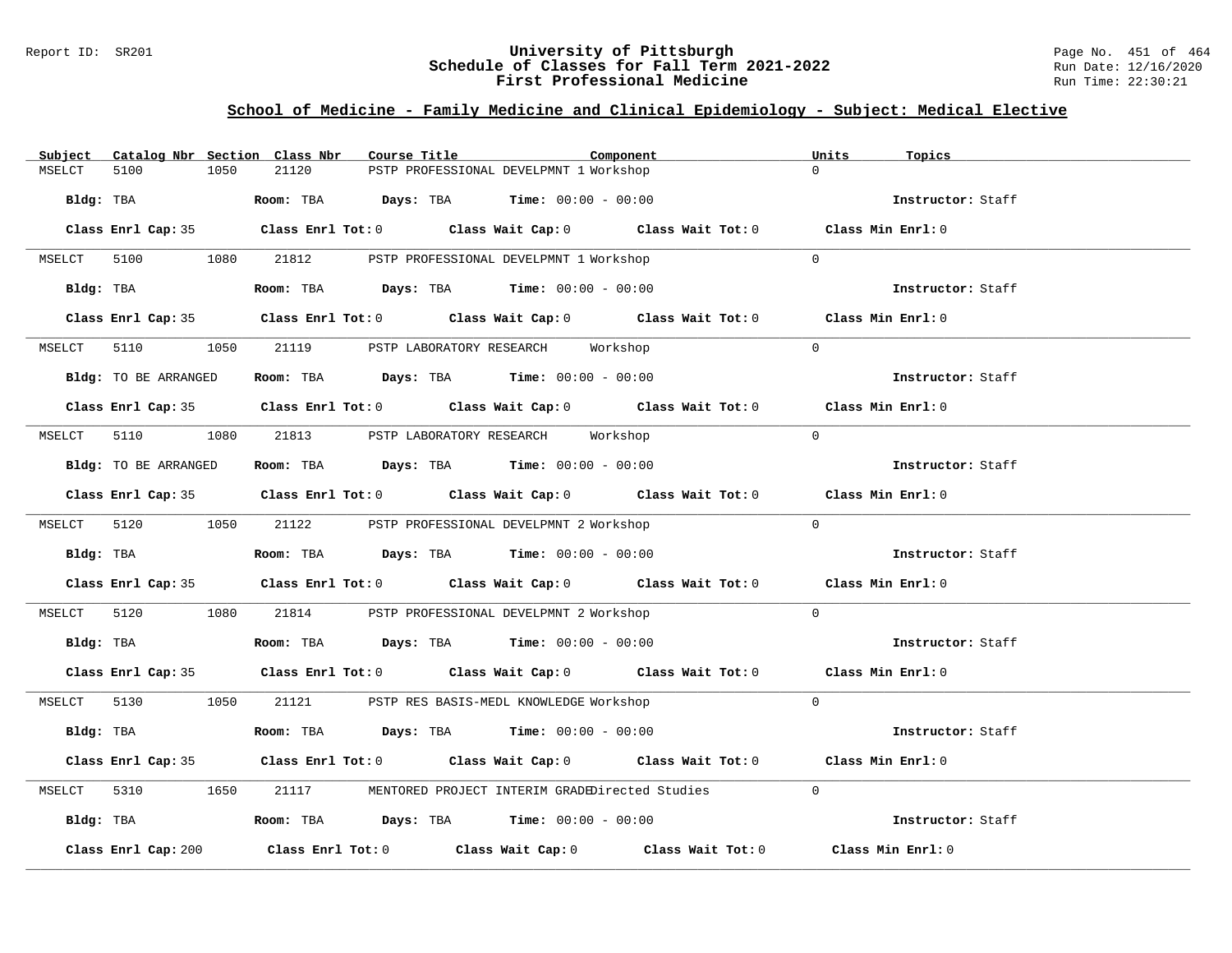## School of Medicine - Family Medicine and Clinical Epidemiology - Subject: Medical Elective

| Subject | Catalog Nbr | Section | Class Nbr | Course Title | Component | Units | Topics |
|---|---|---|---|---|---|---|---|
| MSELCT | 5100 | 1050 | 21120 | PSTP PROFESSIONAL DEVELPMNT 1 | Workshop | 0 | |

Bldg: TBA | Room: TBA | Days: TBA | Time: 00:00 - 00:00 | Instructor: Staff

Class Enrl Cap: 35 | Class Enrl Tot: 0 | Class Wait Cap: 0 | Class Wait Tot: 0 | Class Min Enrl: 0

| Subject | Catalog Nbr | Section | Class Nbr | Course Title | Component | Units | Topics |
|---|---|---|---|---|---|---|---|
| MSELCT | 5100 | 1080 | 21812 | PSTP PROFESSIONAL DEVELPMNT 1 | Workshop | 0 | |

Bldg: TBA | Room: TBA | Days: TBA | Time: 00:00 - 00:00 | Instructor: Staff

Class Enrl Cap: 35 | Class Enrl Tot: 0 | Class Wait Cap: 0 | Class Wait Tot: 0 | Class Min Enrl: 0

| Subject | Catalog Nbr | Section | Class Nbr | Course Title | Component | Units | Topics |
|---|---|---|---|---|---|---|---|
| MSELCT | 5110 | 1050 | 21119 | PSTP LABORATORY RESEARCH | Workshop | 0 | |

Bldg: TO BE ARRANGED | Room: TBA | Days: TBA | Time: 00:00 - 00:00 | Instructor: Staff

Class Enrl Cap: 35 | Class Enrl Tot: 0 | Class Wait Cap: 0 | Class Wait Tot: 0 | Class Min Enrl: 0

| Subject | Catalog Nbr | Section | Class Nbr | Course Title | Component | Units | Topics |
|---|---|---|---|---|---|---|---|
| MSELCT | 5110 | 1080 | 21813 | PSTP LABORATORY RESEARCH | Workshop | 0 | |

Bldg: TO BE ARRANGED | Room: TBA | Days: TBA | Time: 00:00 - 00:00 | Instructor: Staff

Class Enrl Cap: 35 | Class Enrl Tot: 0 | Class Wait Cap: 0 | Class Wait Tot: 0 | Class Min Enrl: 0

| Subject | Catalog Nbr | Section | Class Nbr | Course Title | Component | Units | Topics |
|---|---|---|---|---|---|---|---|
| MSELCT | 5120 | 1050 | 21122 | PSTP PROFESSIONAL DEVELPMNT 2 | Workshop | 0 | |

Bldg: TBA | Room: TBA | Days: TBA | Time: 00:00 - 00:00 | Instructor: Staff

Class Enrl Cap: 35 | Class Enrl Tot: 0 | Class Wait Cap: 0 | Class Wait Tot: 0 | Class Min Enrl: 0

| Subject | Catalog Nbr | Section | Class Nbr | Course Title | Component | Units | Topics |
|---|---|---|---|---|---|---|---|
| MSELCT | 5120 | 1080 | 21814 | PSTP PROFESSIONAL DEVELPMNT 2 | Workshop | 0 | |

Bldg: TBA | Room: TBA | Days: TBA | Time: 00:00 - 00:00 | Instructor: Staff

Class Enrl Cap: 35 | Class Enrl Tot: 0 | Class Wait Cap: 0 | Class Wait Tot: 0 | Class Min Enrl: 0

| Subject | Catalog Nbr | Section | Class Nbr | Course Title | Component | Units | Topics |
|---|---|---|---|---|---|---|---|
| MSELCT | 5130 | 1050 | 21121 | PSTP RES BASIS-MEDL KNOWLEDGE | Workshop | 0 | |

Bldg: TBA | Room: TBA | Days: TBA | Time: 00:00 - 00:00 | Instructor: Staff

Class Enrl Cap: 35 | Class Enrl Tot: 0 | Class Wait Cap: 0 | Class Wait Tot: 0 | Class Min Enrl: 0

| Subject | Catalog Nbr | Section | Class Nbr | Course Title | Component | Units | Topics |
|---|---|---|---|---|---|---|---|
| MSELCT | 5310 | 1650 | 21117 | MENTORED PROJECT INTERIM GRADE | Directed Studies | 0 | |

Bldg: TBA | Room: TBA | Days: TBA | Time: 00:00 - 00:00 | Instructor: Staff

Class Enrl Cap: 200 | Class Enrl Tot: 0 | Class Wait Cap: 0 | Class Wait Tot: 0 | Class Min Enrl: 0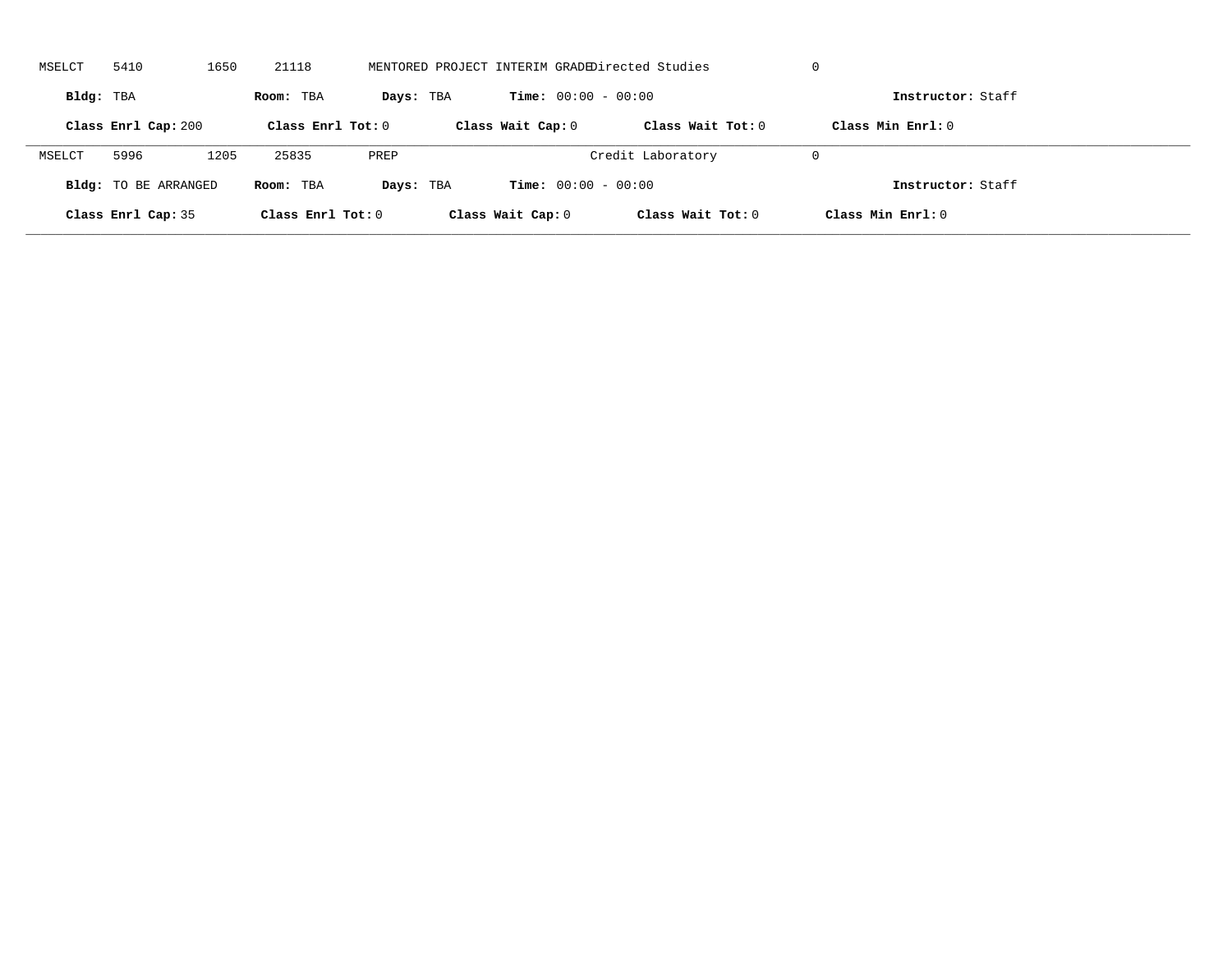MSELCT 5410 1650 21118 MENTORED PROJECT INTERIM GRADE Directed Studies 0

**Bldg:** TBA **Room:** TBA **Days:** TBA **Time:** 00:00 - 00:00 **Instructor:** Staff

**Class Enrl Cap:** 200 **Class Enrl Tot:** 0 **Class Wait Cap:** 0 **Class Wait Tot:** 0 **Class Min Enrl:** 0

---

MSELCT 5996 1205 25835 PREP Credit Laboratory 0

**Bldg:** TO BE ARRANGED **Room:** TBA **Days:** TBA **Time:** 00:00 - 00:00 **Instructor:** Staff

**Class Enrl Cap:** 35 **Class Enrl Tot:** 0 **Class Wait Cap:** 0 **Class Wait Tot:** 0 **Class Min Enrl:** 0

---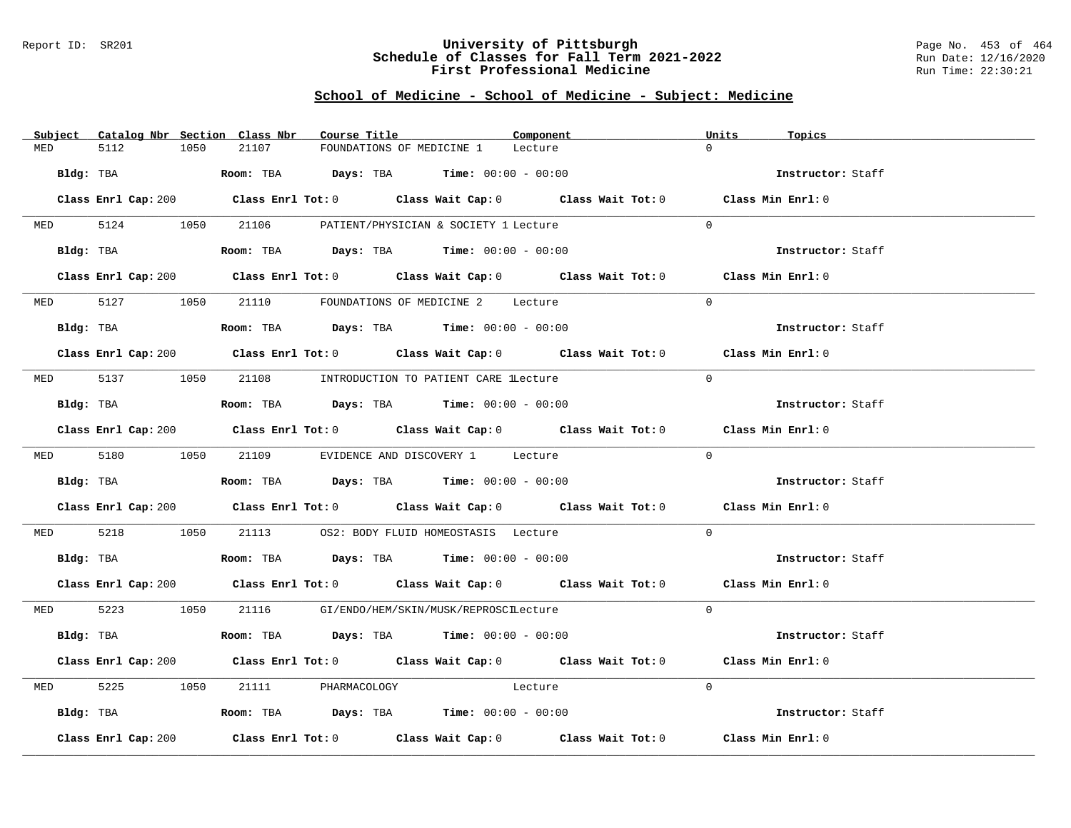## School of Medicine - School of Medicine - Subject: Medicine

| Subject | Catalog Nbr | Section | Class Nbr | Course Title | Component | Units | Topics |
|---|---|---|---|---|---|---|---|
| MED | 5112 | 1050 | 21107 | FOUNDATIONS OF MEDICINE 1 | Lecture | 0 | |

**Bldg:** TBA **Room:** TBA **Days:** TBA **Time:** 00:00 - 00:00 **Instructor:** Staff

**Class Enrl Cap:** 200 **Class Enrl Tot:** 0 **Class Wait Cap:** 0 **Class Wait Tot:** 0 **Class Min Enrl:** 0

| Subject | Catalog Nbr | Section | Class Nbr | Course Title | Component | Units | Topics |
|---|---|---|---|---|---|---|---|
| MED | 5124 | 1050 | 21106 | PATIENT/PHYSICIAN & SOCIETY 1 | Lecture | 0 | |

**Bldg:** TBA **Room:** TBA **Days:** TBA **Time:** 00:00 - 00:00 **Instructor:** Staff

**Class Enrl Cap:** 200 **Class Enrl Tot:** 0 **Class Wait Cap:** 0 **Class Wait Tot:** 0 **Class Min Enrl:** 0

| Subject | Catalog Nbr | Section | Class Nbr | Course Title | Component | Units | Topics |
|---|---|---|---|---|---|---|---|
| MED | 5127 | 1050 | 21110 | FOUNDATIONS OF MEDICINE 2 | Lecture | 0 | |

**Bldg:** TBA **Room:** TBA **Days:** TBA **Time:** 00:00 - 00:00 **Instructor:** Staff

**Class Enrl Cap:** 200 **Class Enrl Tot:** 0 **Class Wait Cap:** 0 **Class Wait Tot:** 0 **Class Min Enrl:** 0

| Subject | Catalog Nbr | Section | Class Nbr | Course Title | Component | Units | Topics |
|---|---|---|---|---|---|---|---|
| MED | 5137 | 1050 | 21108 | INTRODUCTION TO PATIENT CARE 1 | Lecture | 0 | |

**Bldg:** TBA **Room:** TBA **Days:** TBA **Time:** 00:00 - 00:00 **Instructor:** Staff

**Class Enrl Cap:** 200 **Class Enrl Tot:** 0 **Class Wait Cap:** 0 **Class Wait Tot:** 0 **Class Min Enrl:** 0

| Subject | Catalog Nbr | Section | Class Nbr | Course Title | Component | Units | Topics |
|---|---|---|---|---|---|---|---|
| MED | 5180 | 1050 | 21109 | EVIDENCE AND DISCOVERY 1 | Lecture | 0 | |

**Bldg:** TBA **Room:** TBA **Days:** TBA **Time:** 00:00 - 00:00 **Instructor:** Staff

**Class Enrl Cap:** 200 **Class Enrl Tot:** 0 **Class Wait Cap:** 0 **Class Wait Tot:** 0 **Class Min Enrl:** 0

| Subject | Catalog Nbr | Section | Class Nbr | Course Title | Component | Units | Topics |
|---|---|---|---|---|---|---|---|
| MED | 5218 | 1050 | 21113 | OS2: BODY FLUID HOMEOSTASIS | Lecture | 0 | |

**Bldg:** TBA **Room:** TBA **Days:** TBA **Time:** 00:00 - 00:00 **Instructor:** Staff

**Class Enrl Cap:** 200 **Class Enrl Tot:** 0 **Class Wait Cap:** 0 **Class Wait Tot:** 0 **Class Min Enrl:** 0

| Subject | Catalog Nbr | Section | Class Nbr | Course Title | Component | Units | Topics |
|---|---|---|---|---|---|---|---|
| MED | 5223 | 1050 | 21116 | GI/ENDO/HEM/SKIN/MUSK/REPROSCI | Lecture | 0 | |

**Bldg:** TBA **Room:** TBA **Days:** TBA **Time:** 00:00 - 00:00 **Instructor:** Staff

**Class Enrl Cap:** 200 **Class Enrl Tot:** 0 **Class Wait Cap:** 0 **Class Wait Tot:** 0 **Class Min Enrl:** 0

| Subject | Catalog Nbr | Section | Class Nbr | Course Title | Component | Units | Topics |
|---|---|---|---|---|---|---|---|
| MED | 5225 | 1050 | 21111 | PHARMACOLOGY | Lecture | 0 | |

**Bldg:** TBA **Room:** TBA **Days:** TBA **Time:** 00:00 - 00:00 **Instructor:** Staff

**Class Enrl Cap:** 200 **Class Enrl Tot:** 0 **Class Wait Cap:** 0 **Class Wait Tot:** 0 **Class Min Enrl:** 0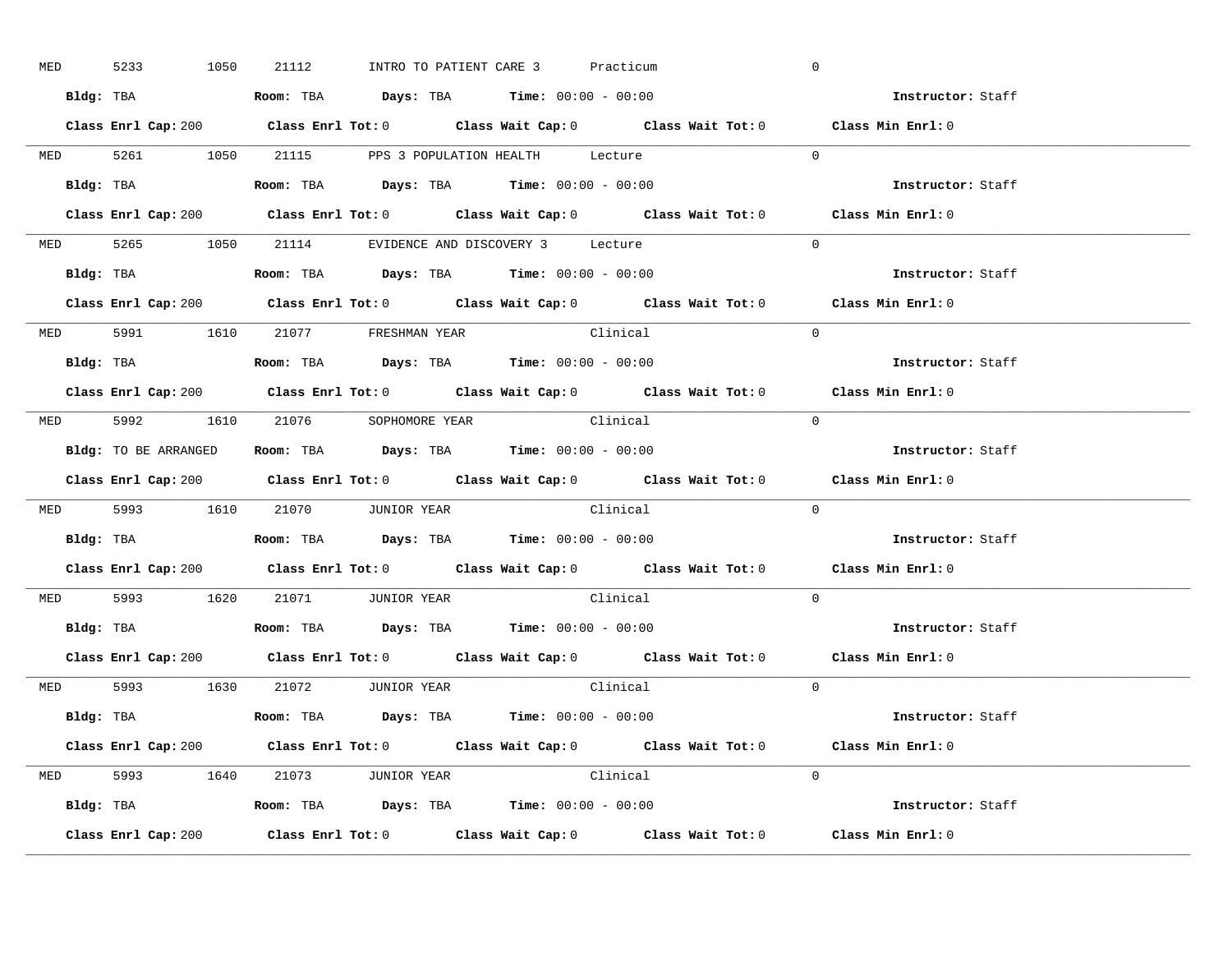MED 5233 1050 21112 INTRO TO PATIENT CARE 3 Practicum 0

**Bldg:** TBA **Room:** TBA **Days:** TBA **Time:** 00:00 - 00:00 **Instructor:** Staff

**Class Enrl Cap:** 200 **Class Enrl Tot:** 0 **Class Wait Cap:** 0 **Class Wait Tot:** 0 **Class Min Enrl:** 0

---

MED 5261 1050 21115 PPS 3 POPULATION HEALTH Lecture 0

**Bldg:** TBA **Room:** TBA **Days:** TBA **Time:** 00:00 - 00:00 **Instructor:** Staff

**Class Enrl Cap:** 200 **Class Enrl Tot:** 0 **Class Wait Cap:** 0 **Class Wait Tot:** 0 **Class Min Enrl:** 0

---

MED 5265 1050 21114 EVIDENCE AND DISCOVERY 3 Lecture 0

**Bldg:** TBA **Room:** TBA **Days:** TBA **Time:** 00:00 - 00:00 **Instructor:** Staff

**Class Enrl Cap:** 200 **Class Enrl Tot:** 0 **Class Wait Cap:** 0 **Class Wait Tot:** 0 **Class Min Enrl:** 0

---

MED 5991 1610 21077 FRESHMAN YEAR Clinical 0

**Bldg:** TBA **Room:** TBA **Days:** TBA **Time:** 00:00 - 00:00 **Instructor:** Staff

**Class Enrl Cap:** 200 **Class Enrl Tot:** 0 **Class Wait Cap:** 0 **Class Wait Tot:** 0 **Class Min Enrl:** 0

---

MED 5992 1610 21076 SOPHOMORE YEAR Clinical 0

**Bldg:** TO BE ARRANGED **Room:** TBA **Days:** TBA **Time:** 00:00 - 00:00 **Instructor:** Staff

**Class Enrl Cap:** 200 **Class Enrl Tot:** 0 **Class Wait Cap:** 0 **Class Wait Tot:** 0 **Class Min Enrl:** 0

---

MED 5993 1610 21070 JUNIOR YEAR Clinical 0

**Bldg:** TBA **Room:** TBA **Days:** TBA **Time:** 00:00 - 00:00 **Instructor:** Staff

**Class Enrl Cap:** 200 **Class Enrl Tot:** 0 **Class Wait Cap:** 0 **Class Wait Tot:** 0 **Class Min Enrl:** 0

---

MED 5993 1620 21071 JUNIOR YEAR Clinical 0

**Bldg:** TBA **Room:** TBA **Days:** TBA **Time:** 00:00 - 00:00 **Instructor:** Staff

**Class Enrl Cap:** 200 **Class Enrl Tot:** 0 **Class Wait Cap:** 0 **Class Wait Tot:** 0 **Class Min Enrl:** 0

---

MED 5993 1630 21072 JUNIOR YEAR Clinical 0

**Bldg:** TBA **Room:** TBA **Days:** TBA **Time:** 00:00 - 00:00 **Instructor:** Staff

**Class Enrl Cap:** 200 **Class Enrl Tot:** 0 **Class Wait Cap:** 0 **Class Wait Tot:** 0 **Class Min Enrl:** 0

---

MED 5993 1640 21073 JUNIOR YEAR Clinical 0

**Bldg:** TBA **Room:** TBA **Days:** TBA **Time:** 00:00 - 00:00 **Instructor:** Staff

**Class Enrl Cap:** 200 **Class Enrl Tot:** 0 **Class Wait Cap:** 0 **Class Wait Tot:** 0 **Class Min Enrl:** 0

---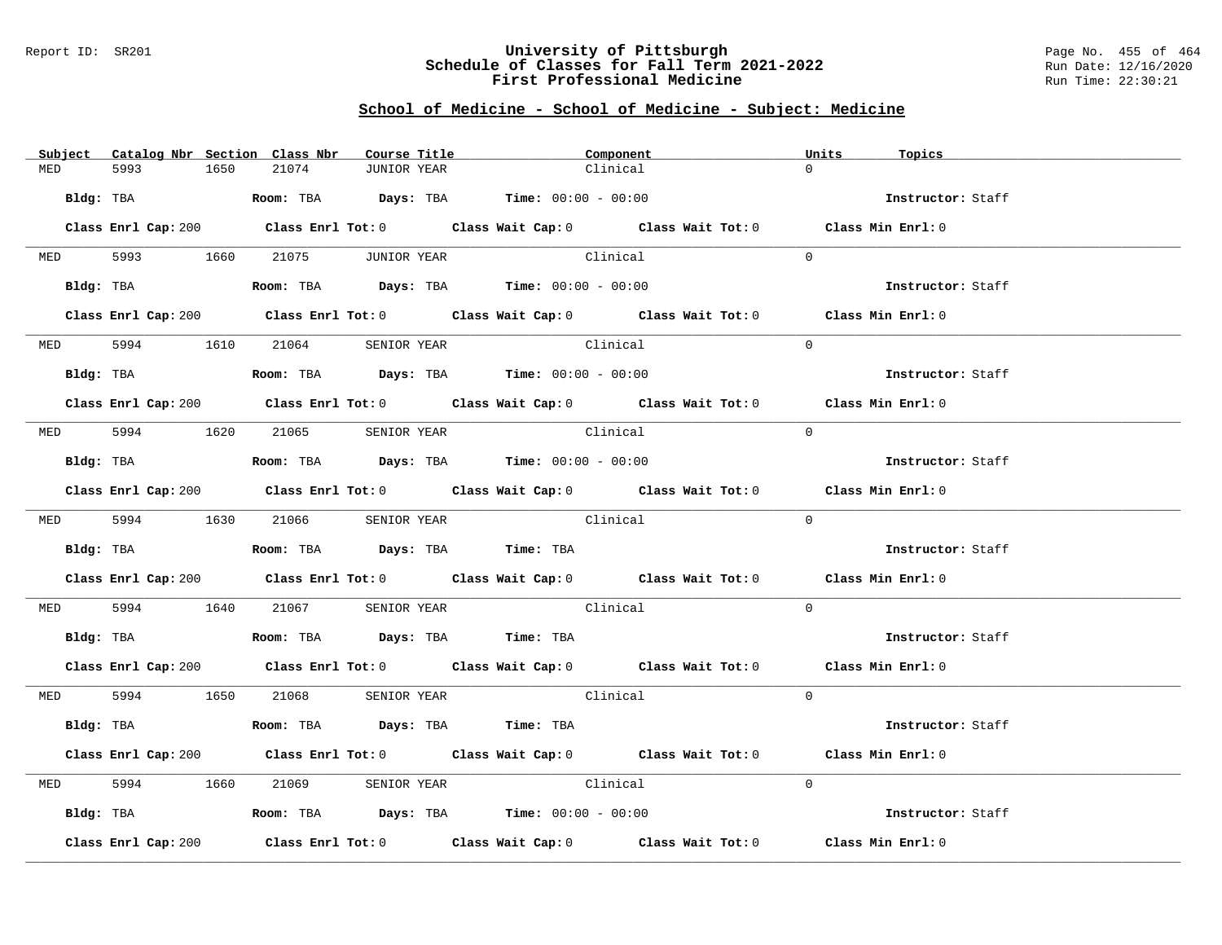Report ID: SR201

# University of Pittsburgh
## Schedule of Classes for Fall Term 2021-2022
## First Professional Medicine

Page No. 455 of 464
Run Date: 12/16/2020
Run Time: 22:30:21

### School of Medicine - School of Medicine - Subject: Medicine

| Subject | Catalog Nbr | Section | Class Nbr | Course Title | Component | Units | Topics |
|---|---|---|---|---|---|---|---|
| MED | 5993 | 1650 | 21074 | JUNIOR YEAR | Clinical | 0 | |

**Bldg:** TBA **Room:** TBA **Days:** TBA **Time:** 00:00 - 00:00 **Instructor:** Staff

**Class Enrl Cap:** 200 **Class Enrl Tot:** 0 **Class Wait Cap:** 0 **Class Wait Tot:** 0 **Class Min Enrl:** 0

| Subject | Catalog Nbr | Section | Class Nbr | Course Title | Component | Units | Topics |
|---|---|---|---|---|---|---|---|
| MED | 5993 | 1660 | 21075 | JUNIOR YEAR | Clinical | 0 | |

**Bldg:** TBA **Room:** TBA **Days:** TBA **Time:** 00:00 - 00:00 **Instructor:** Staff

**Class Enrl Cap:** 200 **Class Enrl Tot:** 0 **Class Wait Cap:** 0 **Class Wait Tot:** 0 **Class Min Enrl:** 0

| Subject | Catalog Nbr | Section | Class Nbr | Course Title | Component | Units | Topics |
|---|---|---|---|---|---|---|---|
| MED | 5994 | 1610 | 21064 | SENIOR YEAR | Clinical | 0 | |

**Bldg:** TBA **Room:** TBA **Days:** TBA **Time:** 00:00 - 00:00 **Instructor:** Staff

**Class Enrl Cap:** 200 **Class Enrl Tot:** 0 **Class Wait Cap:** 0 **Class Wait Tot:** 0 **Class Min Enrl:** 0

| Subject | Catalog Nbr | Section | Class Nbr | Course Title | Component | Units | Topics |
|---|---|---|---|---|---|---|---|
| MED | 5994 | 1620 | 21065 | SENIOR YEAR | Clinical | 0 | |

**Bldg:** TBA **Room:** TBA **Days:** TBA **Time:** 00:00 - 00:00 **Instructor:** Staff

**Class Enrl Cap:** 200 **Class Enrl Tot:** 0 **Class Wait Cap:** 0 **Class Wait Tot:** 0 **Class Min Enrl:** 0

| Subject | Catalog Nbr | Section | Class Nbr | Course Title | Component | Units | Topics |
|---|---|---|---|---|---|---|---|
| MED | 5994 | 1630 | 21066 | SENIOR YEAR | Clinical | 0 | |

**Bldg:** TBA **Room:** TBA **Days:** TBA **Time:** TBA **Instructor:** Staff

**Class Enrl Cap:** 200 **Class Enrl Tot:** 0 **Class Wait Cap:** 0 **Class Wait Tot:** 0 **Class Min Enrl:** 0

| Subject | Catalog Nbr | Section | Class Nbr | Course Title | Component | Units | Topics |
|---|---|---|---|---|---|---|---|
| MED | 5994 | 1640 | 21067 | SENIOR YEAR | Clinical | 0 | |

**Bldg:** TBA **Room:** TBA **Days:** TBA **Time:** TBA **Instructor:** Staff

**Class Enrl Cap:** 200 **Class Enrl Tot:** 0 **Class Wait Cap:** 0 **Class Wait Tot:** 0 **Class Min Enrl:** 0

| Subject | Catalog Nbr | Section | Class Nbr | Course Title | Component | Units | Topics |
|---|---|---|---|---|---|---|---|
| MED | 5994 | 1650 | 21068 | SENIOR YEAR | Clinical | 0 | |

**Bldg:** TBA **Room:** TBA **Days:** TBA **Time:** TBA **Instructor:** Staff

**Class Enrl Cap:** 200 **Class Enrl Tot:** 0 **Class Wait Cap:** 0 **Class Wait Tot:** 0 **Class Min Enrl:** 0

| Subject | Catalog Nbr | Section | Class Nbr | Course Title | Component | Units | Topics |
|---|---|---|---|---|---|---|---|
| MED | 5994 | 1660 | 21069 | SENIOR YEAR | Clinical | 0 | |

**Bldg:** TBA **Room:** TBA **Days:** TBA **Time:** 00:00 - 00:00 **Instructor:** Staff

**Class Enrl Cap:** 200 **Class Enrl Tot:** 0 **Class Wait Cap:** 0 **Class Wait Tot:** 0 **Class Min Enrl:** 0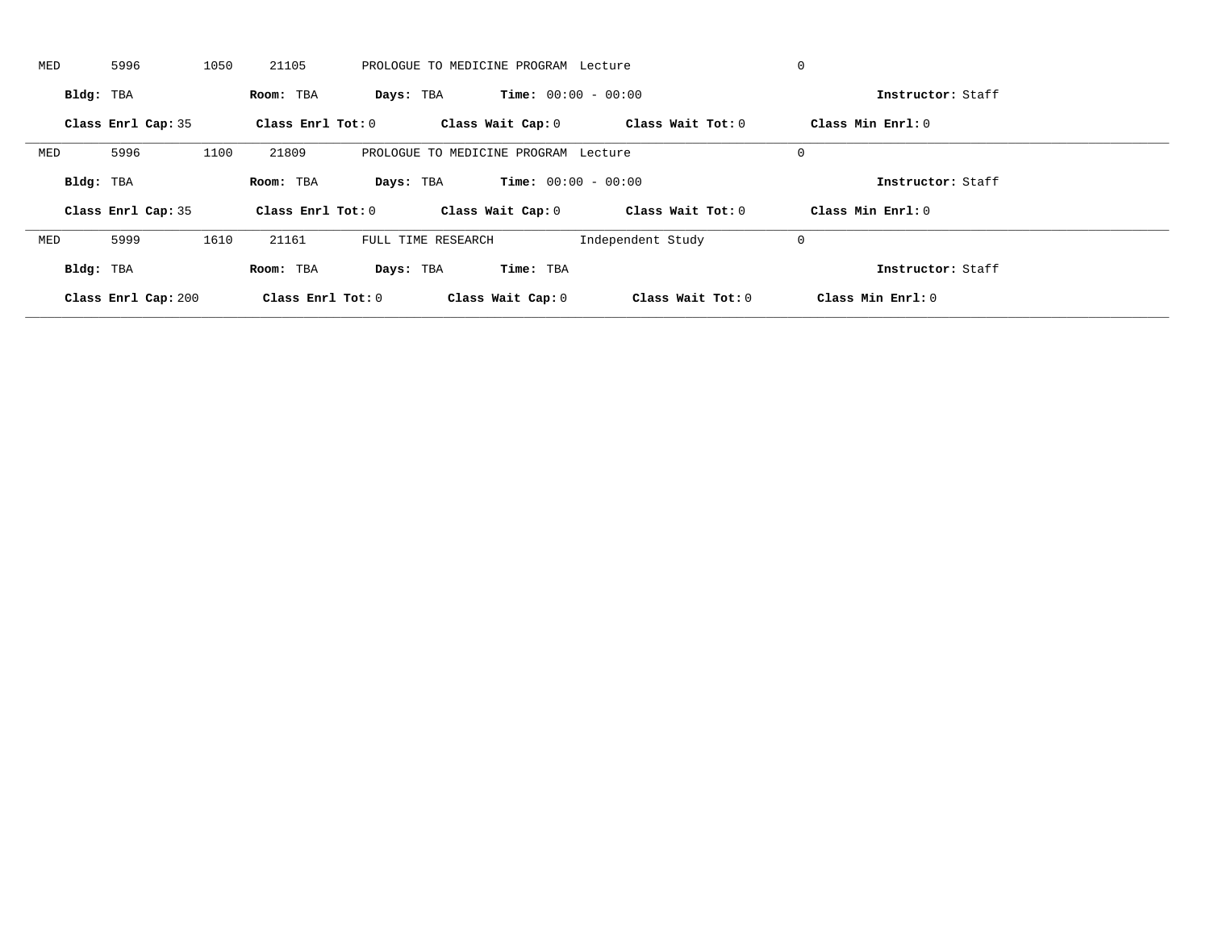MED 5996 1050 21105 PROLOGUE TO MEDICINE PROGRAM Lecture 0

**Bldg:** TBA **Room:** TBA **Days:** TBA **Time:** 00:00 - 00:00 **Instructor:** Staff

**Class Enrl Cap:** 35 **Class Enrl Tot:** 0 **Class Wait Cap:** 0 **Class Wait Tot:** 0 **Class Min Enrl:** 0

---

MED 5996 1100 21809 PROLOGUE TO MEDICINE PROGRAM Lecture 0

**Bldg:** TBA **Room:** TBA **Days:** TBA **Time:** 00:00 - 00:00 **Instructor:** Staff

**Class Enrl Cap:** 35 **Class Enrl Tot:** 0 **Class Wait Cap:** 0 **Class Wait Tot:** 0 **Class Min Enrl:** 0

---

MED 5999 1610 21161 FULL TIME RESEARCH Independent Study 0

**Bldg:** TBA **Room:** TBA **Days:** TBA **Time:** TBA **Instructor:** Staff

**Class Enrl Cap:** 200 **Class Enrl Tot:** 0 **Class Wait Cap:** 0 **Class Wait Tot:** 0 **Class Min Enrl:** 0

---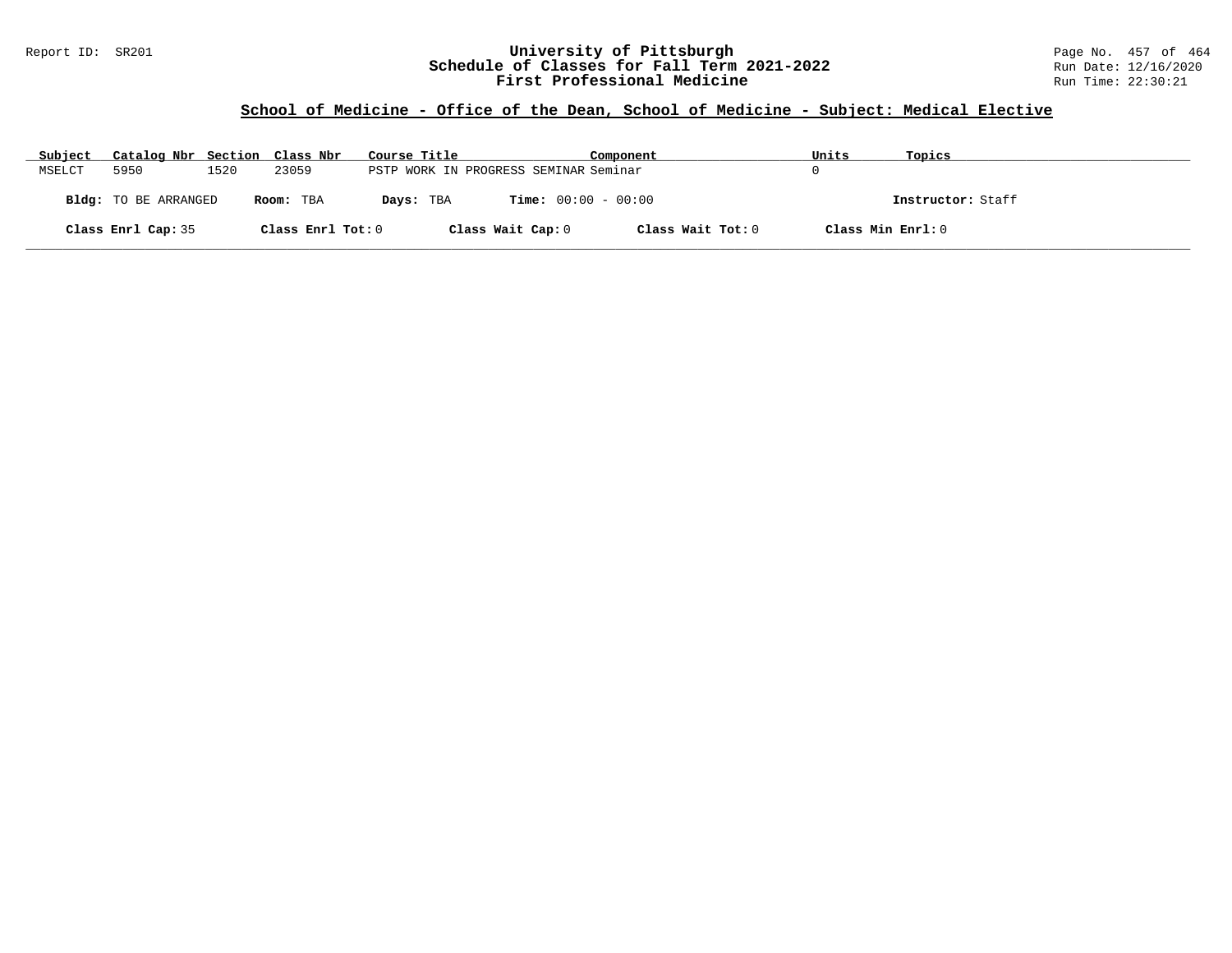## School of Medicine - Office of the Dean, School of Medicine - Subject: Medical Elective

| Subject | Catalog Nbr | Section | Class Nbr | Course Title | Component | Units | Topics |
|---|---|---|---|---|---|---|---|
| MSELCT | 5950 | 1520 | 23059 | PSTP WORK IN PROGRESS SEMINAR | Seminar | 0 | |

**Bldg:** TO BE ARRANGED **Room:** TBA **Days:** TBA **Time:** 00:00 - 00:00 **Instructor:** Staff

**Class Enrl Cap:** 35 **Class Enrl Tot:** 0 **Class Wait Cap:** 0 **Class Wait Tot:** 0 **Class Min Enrl:** 0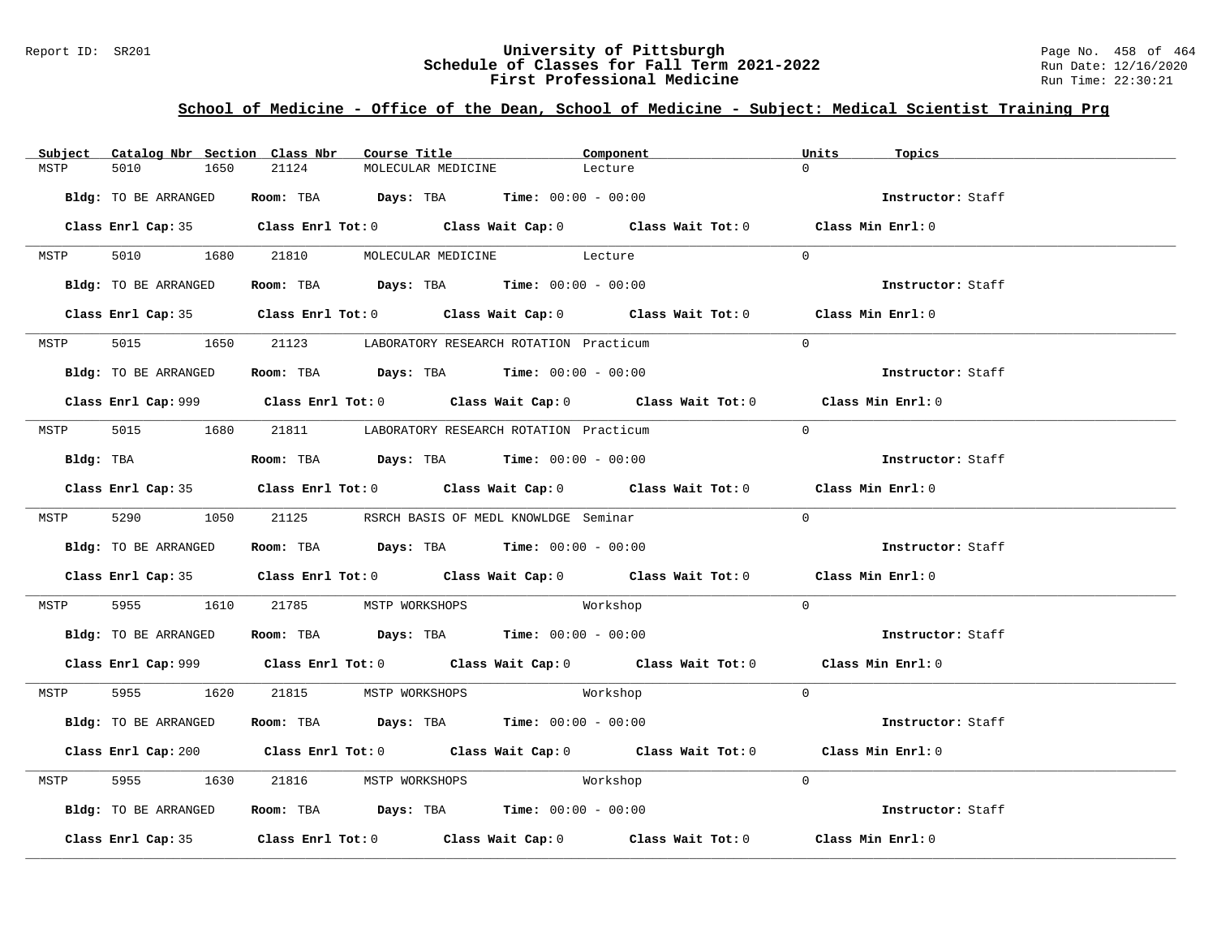## School of Medicine - Office of the Dean, School of Medicine - Subject: Medical Scientist Training Prg

| Subject | Catalog Nbr | Section | Class Nbr | Course Title | Component | Units | Topics |
|---|---|---|---|---|---|---|---|
| MSTP | 5010 | 1650 | 21124 | MOLECULAR MEDICINE | Lecture | 0 | |

**Bldg:** TO BE ARRANGED **Room:** TBA **Days:** TBA **Time:** 00:00 - 00:00 **Instructor:** Staff

**Class Enrl Cap:** 35 **Class Enrl Tot:** 0 **Class Wait Cap:** 0 **Class Wait Tot:** 0 **Class Min Enrl:** 0

| Subject | Catalog Nbr | Section | Class Nbr | Course Title | Component | Units | Topics |
|---|---|---|---|---|---|---|---|
| MSTP | 5010 | 1680 | 21810 | MOLECULAR MEDICINE | Lecture | 0 | |

**Bldg:** TO BE ARRANGED **Room:** TBA **Days:** TBA **Time:** 00:00 - 00:00 **Instructor:** Staff

**Class Enrl Cap:** 35 **Class Enrl Tot:** 0 **Class Wait Cap:** 0 **Class Wait Tot:** 0 **Class Min Enrl:** 0

| Subject | Catalog Nbr | Section | Class Nbr | Course Title | Component | Units | Topics |
|---|---|---|---|---|---|---|---|
| MSTP | 5015 | 1650 | 21123 | LABORATORY RESEARCH ROTATION | Practicum | 0 | |

**Bldg:** TO BE ARRANGED **Room:** TBA **Days:** TBA **Time:** 00:00 - 00:00 **Instructor:** Staff

**Class Enrl Cap:** 999 **Class Enrl Tot:** 0 **Class Wait Cap:** 0 **Class Wait Tot:** 0 **Class Min Enrl:** 0

| Subject | Catalog Nbr | Section | Class Nbr | Course Title | Component | Units | Topics |
|---|---|---|---|---|---|---|---|
| MSTP | 5015 | 1680 | 21811 | LABORATORY RESEARCH ROTATION | Practicum | 0 | |

**Bldg:** TBA **Room:** TBA **Days:** TBA **Time:** 00:00 - 00:00 **Instructor:** Staff

**Class Enrl Cap:** 35 **Class Enrl Tot:** 0 **Class Wait Cap:** 0 **Class Wait Tot:** 0 **Class Min Enrl:** 0

| Subject | Catalog Nbr | Section | Class Nbr | Course Title | Component | Units | Topics |
|---|---|---|---|---|---|---|---|
| MSTP | 5290 | 1050 | 21125 | RSRCH BASIS OF MEDL KNOWLDGE | Seminar | 0 | |

**Bldg:** TO BE ARRANGED **Room:** TBA **Days:** TBA **Time:** 00:00 - 00:00 **Instructor:** Staff

**Class Enrl Cap:** 35 **Class Enrl Tot:** 0 **Class Wait Cap:** 0 **Class Wait Tot:** 0 **Class Min Enrl:** 0

| Subject | Catalog Nbr | Section | Class Nbr | Course Title | Component | Units | Topics |
|---|---|---|---|---|---|---|---|
| MSTP | 5955 | 1610 | 21785 | MSTP WORKSHOPS | Workshop | 0 | |

**Bldg:** TO BE ARRANGED **Room:** TBA **Days:** TBA **Time:** 00:00 - 00:00 **Instructor:** Staff

**Class Enrl Cap:** 999 **Class Enrl Tot:** 0 **Class Wait Cap:** 0 **Class Wait Tot:** 0 **Class Min Enrl:** 0

| Subject | Catalog Nbr | Section | Class Nbr | Course Title | Component | Units | Topics |
|---|---|---|---|---|---|---|---|
| MSTP | 5955 | 1620 | 21815 | MSTP WORKSHOPS | Workshop | 0 | |

**Bldg:** TO BE ARRANGED **Room:** TBA **Days:** TBA **Time:** 00:00 - 00:00 **Instructor:** Staff

**Class Enrl Cap:** 200 **Class Enrl Tot:** 0 **Class Wait Cap:** 0 **Class Wait Tot:** 0 **Class Min Enrl:** 0

| Subject | Catalog Nbr | Section | Class Nbr | Course Title | Component | Units | Topics |
|---|---|---|---|---|---|---|---|
| MSTP | 5955 | 1630 | 21816 | MSTP WORKSHOPS | Workshop | 0 | |

**Bldg:** TO BE ARRANGED **Room:** TBA **Days:** TBA **Time:** 00:00 - 00:00 **Instructor:** Staff

**Class Enrl Cap:** 35 **Class Enrl Tot:** 0 **Class Wait Cap:** 0 **Class Wait Tot:** 0 **Class Min Enrl:** 0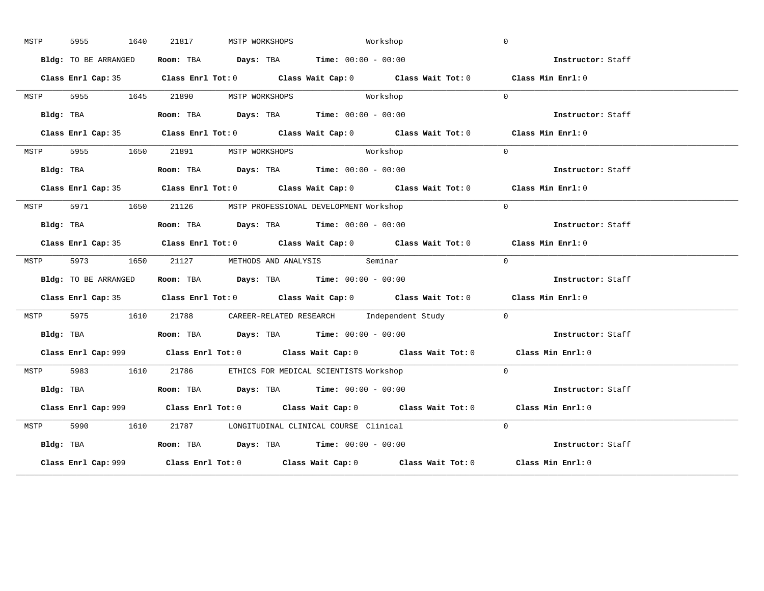MSTP 5955 1640 21817 MSTP WORKSHOPS Workshop 0

**Bldg:** TO BE ARRANGED **Room:** TBA **Days:** TBA **Time:** 00:00 - 00:00 **Instructor:** Staff

**Class Enrl Cap:** 35 **Class Enrl Tot:** 0 **Class Wait Cap:** 0 **Class Wait Tot:** 0 **Class Min Enrl:** 0

---

MSTP 5955 1645 21890 MSTP WORKSHOPS Workshop 0

**Bldg:** TBA **Room:** TBA **Days:** TBA **Time:** 00:00 - 00:00 **Instructor:** Staff

**Class Enrl Cap:** 35 **Class Enrl Tot:** 0 **Class Wait Cap:** 0 **Class Wait Tot:** 0 **Class Min Enrl:** 0

---

MSTP 5955 1650 21891 MSTP WORKSHOPS Workshop 0

**Bldg:** TBA **Room:** TBA **Days:** TBA **Time:** 00:00 - 00:00 **Instructor:** Staff

**Class Enrl Cap:** 35 **Class Enrl Tot:** 0 **Class Wait Cap:** 0 **Class Wait Tot:** 0 **Class Min Enrl:** 0

---

MSTP 5971 1650 21126 MSTP PROFESSIONAL DEVELOPMENT Workshop 0

**Bldg:** TBA **Room:** TBA **Days:** TBA **Time:** 00:00 - 00:00 **Instructor:** Staff

**Class Enrl Cap:** 35 **Class Enrl Tot:** 0 **Class Wait Cap:** 0 **Class Wait Tot:** 0 **Class Min Enrl:** 0

---

MSTP 5973 1650 21127 METHODS AND ANALYSIS Seminar 0

**Bldg:** TO BE ARRANGED **Room:** TBA **Days:** TBA **Time:** 00:00 - 00:00 **Instructor:** Staff

**Class Enrl Cap:** 35 **Class Enrl Tot:** 0 **Class Wait Cap:** 0 **Class Wait Tot:** 0 **Class Min Enrl:** 0

---

MSTP 5975 1610 21788 CAREER-RELATED RESEARCH Independent Study 0

**Bldg:** TBA **Room:** TBA **Days:** TBA **Time:** 00:00 - 00:00 **Instructor:** Staff

**Class Enrl Cap:** 999 **Class Enrl Tot:** 0 **Class Wait Cap:** 0 **Class Wait Tot:** 0 **Class Min Enrl:** 0

---

MSTP 5983 1610 21786 ETHICS FOR MEDICAL SCIENTISTS Workshop 0

**Bldg:** TBA **Room:** TBA **Days:** TBA **Time:** 00:00 - 00:00 **Instructor:** Staff

**Class Enrl Cap:** 999 **Class Enrl Tot:** 0 **Class Wait Cap:** 0 **Class Wait Tot:** 0 **Class Min Enrl:** 0

---

MSTP 5990 1610 21787 LONGITUDINAL CLINICAL COURSE Clinical 0

**Bldg:** TBA **Room:** TBA **Days:** TBA **Time:** 00:00 - 00:00 **Instructor:** Staff

**Class Enrl Cap:** 999 **Class Enrl Tot:** 0 **Class Wait Cap:** 0 **Class Wait Tot:** 0 **Class Min Enrl:** 0

---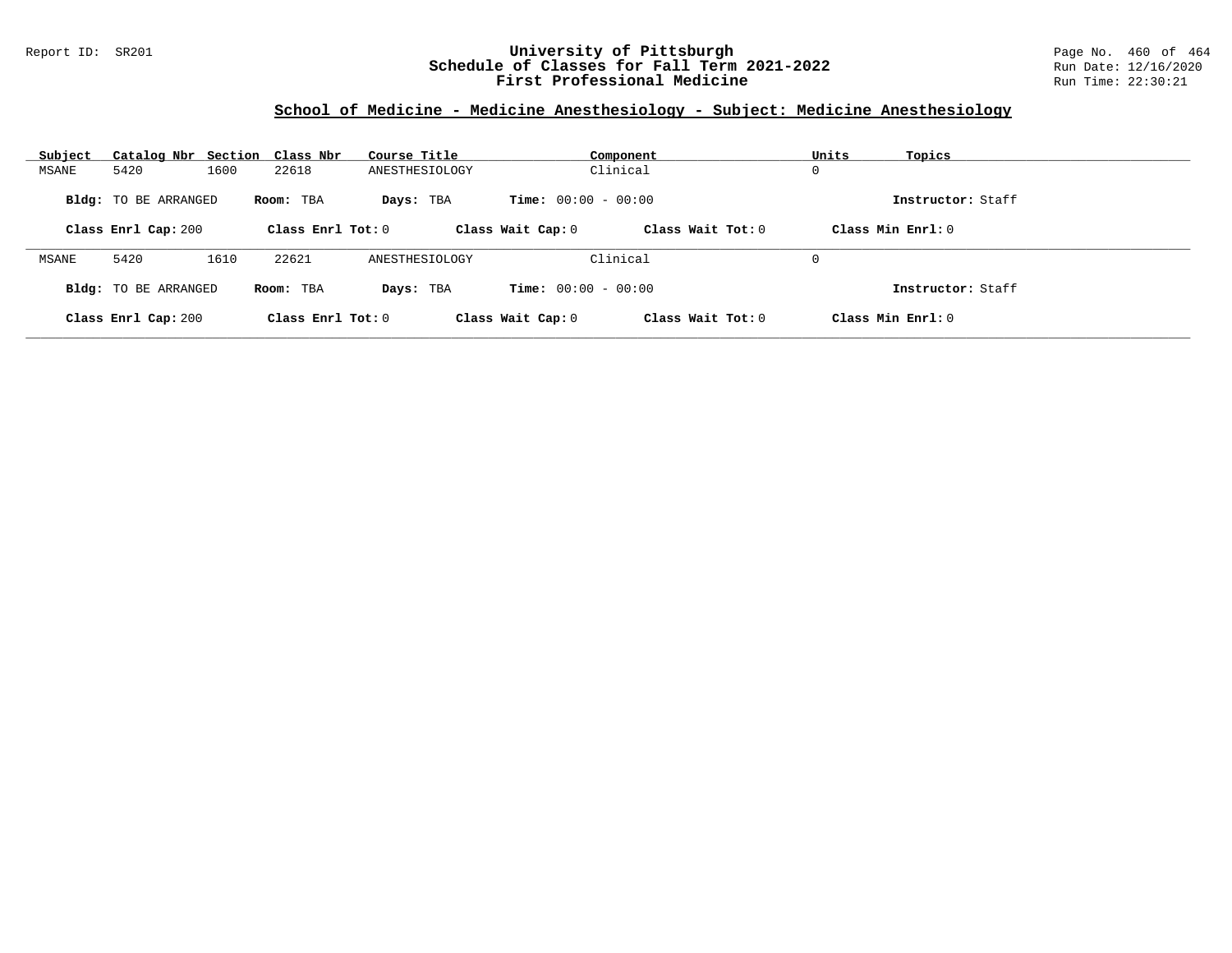## School of Medicine - Medicine Anesthesiology - Subject: Medicine Anesthesiology

| Subject | Catalog Nbr | Section | Class Nbr | Course Title | Component | Units | Topics |
|---|---|---|---|---|---|---|---|
| MSANE | 5420 | 1600 | 22618 | ANESTHESIOLOGY | Clinical | 0 | |

**Bldg:** TO BE ARRANGED **Room:** TBA **Days:** TBA **Time:** 00:00 - 00:00 **Instructor:** Staff

**Class Enrl Cap:** 200 **Class Enrl Tot:** 0 **Class Wait Cap:** 0 **Class Wait Tot:** 0 **Class Min Enrl:** 0

| Subject | Catalog Nbr | Section | Class Nbr | Course Title | Component | Units | Topics |
|---|---|---|---|---|---|---|---|
| MSANE | 5420 | 1610 | 22621 | ANESTHESIOLOGY | Clinical | 0 | |

**Bldg:** TO BE ARRANGED **Room:** TBA **Days:** TBA **Time:** 00:00 - 00:00 **Instructor:** Staff

**Class Enrl Cap:** 200 **Class Enrl Tot:** 0 **Class Wait Cap:** 0 **Class Wait Tot:** 0 **Class Min Enrl:** 0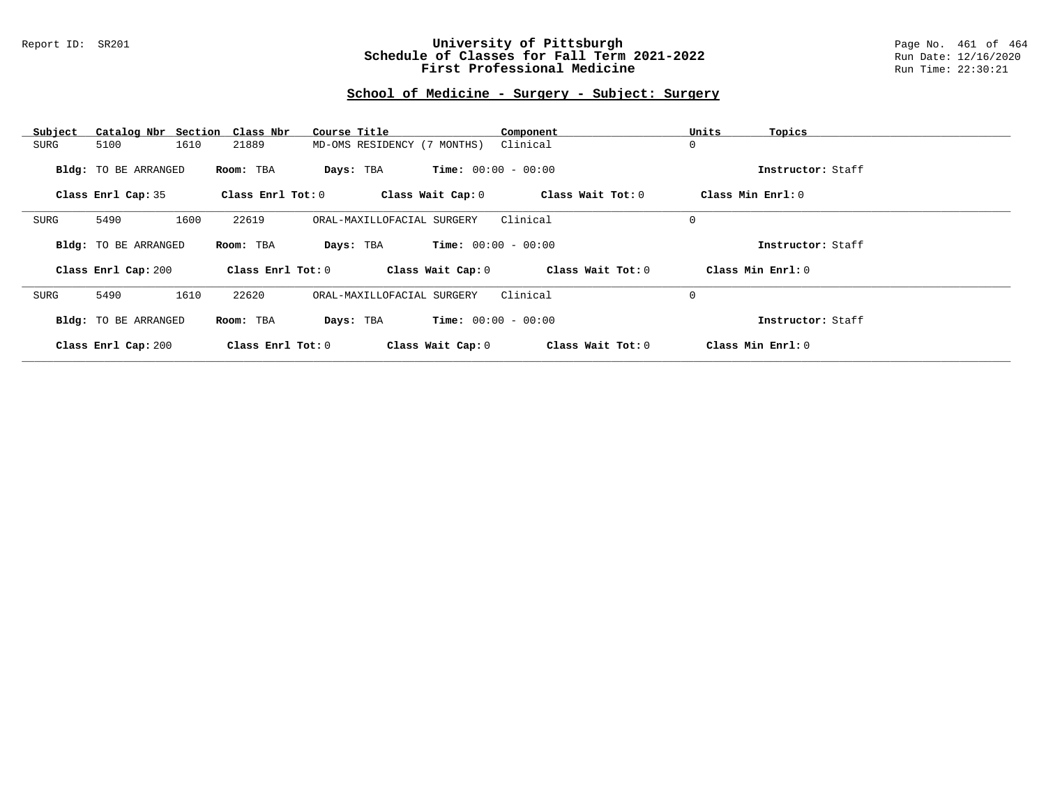## School of Medicine - Surgery - Subject: Surgery

| Subject | Catalog Nbr | Section | Class Nbr | Course Title | Component | Units | Topics |
|---|---|---|---|---|---|---|---|
| SURG | 5100 | 1610 | 21889 | MD-OMS RESIDENCY (7 MONTHS) | Clinical | 0 | |

**Bldg:** TO BE ARRANGED **Room:** TBA **Days:** TBA **Time:** 00:00 - 00:00 **Instructor:** Staff

**Class Enrl Cap:** 35 **Class Enrl Tot:** 0 **Class Wait Cap:** 0 **Class Wait Tot:** 0 **Class Min Enrl:** 0

---

| Subject | Catalog Nbr | Section | Class Nbr | Course Title | Component | Units | Topics |
|---|---|---|---|---|---|---|---|
| SURG | 5490 | 1600 | 22619 | ORAL-MAXILLOFACIAL SURGERY | Clinical | 0 | |

**Bldg:** TO BE ARRANGED **Room:** TBA **Days:** TBA **Time:** 00:00 - 00:00 **Instructor:** Staff

**Class Enrl Cap:** 200 **Class Enrl Tot:** 0 **Class Wait Cap:** 0 **Class Wait Tot:** 0 **Class Min Enrl:** 0

---

| Subject | Catalog Nbr | Section | Class Nbr | Course Title | Component | Units | Topics |
|---|---|---|---|---|---|---|---|
| SURG | 5490 | 1610 | 22620 | ORAL-MAXILLOFACIAL SURGERY | Clinical | 0 | |

**Bldg:** TO BE ARRANGED **Room:** TBA **Days:** TBA **Time:** 00:00 - 00:00 **Instructor:** Staff

**Class Enrl Cap:** 200 **Class Enrl Tot:** 0 **Class Wait Cap:** 0 **Class Wait Tot:** 0 **Class Min Enrl:** 0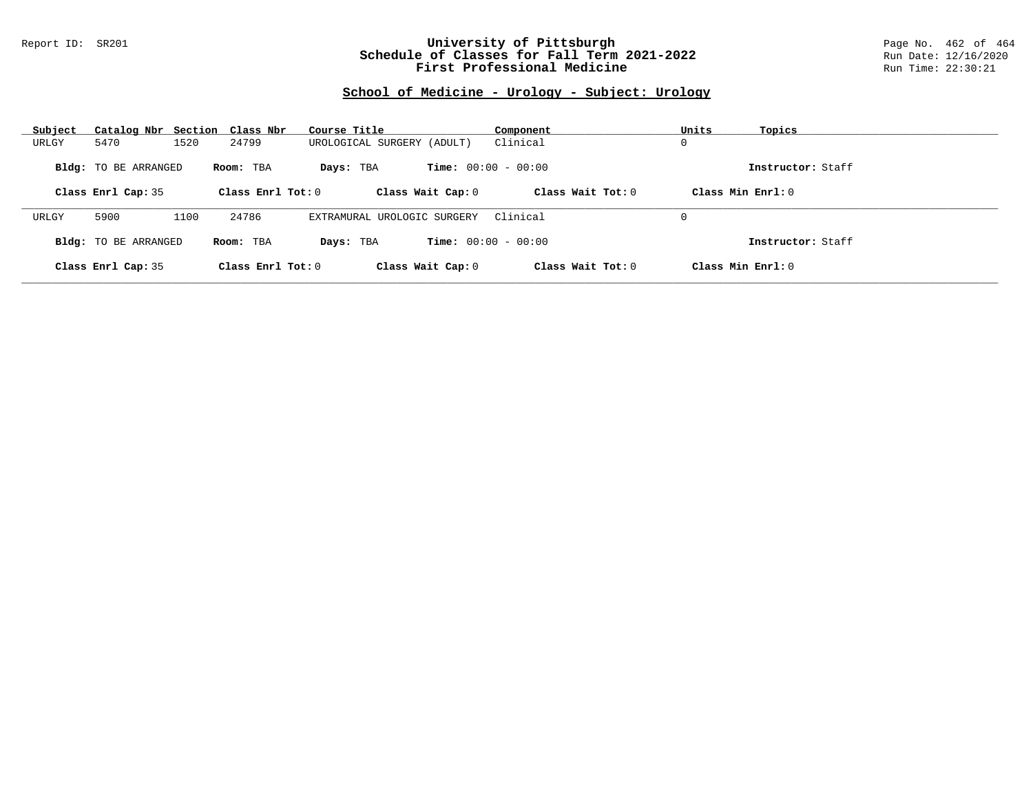## School of Medicine - Urology - Subject: Urology

| Subject | Catalog Nbr | Section | Class Nbr | Course Title | Component | Units | Topics |
|---|---|---|---|---|---|---|---|
| URLGY | 5470 | 1520 | 24799 | UROLOGICAL SURGERY (ADULT) | Clinical | 0 | |

**Bldg:** TO BE ARRANGED **Room:** TBA **Days:** TBA **Time:** 00:00 - 00:00 **Instructor:** Staff

**Class Enrl Cap:** 35 **Class Enrl Tot:** 0 **Class Wait Cap:** 0 **Class Wait Tot:** 0 **Class Min Enrl:** 0

---

| Subject | Catalog Nbr | Section | Class Nbr | Course Title | Component | Units | Topics |
|---|---|---|---|---|---|---|---|
| URLGY | 5900 | 1100 | 24786 | EXTRAMURAL UROLOGIC SURGERY | Clinical | 0 | |

**Bldg:** TO BE ARRANGED **Room:** TBA **Days:** TBA **Time:** 00:00 - 00:00 **Instructor:** Staff

**Class Enrl Cap:** 35 **Class Enrl Tot:** 0 **Class Wait Cap:** 0 **Class Wait Tot:** 0 **Class Min Enrl:** 0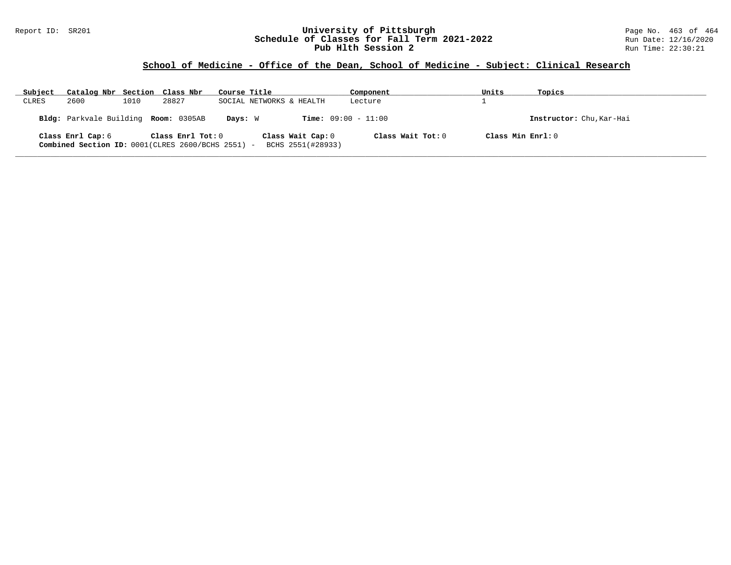## School of Medicine - Office of the Dean, School of Medicine - Subject: Clinical Research

| Subject | Catalog Nbr | Section | Class Nbr | Course Title | Component | Units | Topics |
|---|---|---|---|---|---|---|---|
| CLRES | 2600 | 1010 | 28827 | SOCIAL NETWORKS & HEALTH | Lecture | 1 | |

**Bldg:** Parkvale Building **Room:** 0305AB **Days:** W **Time:** 09:00 - 11:00 **Instructor:** Chu,Kar-Hai

**Class Enrl Cap:** 6 **Class Enrl Tot:** 0 **Class Wait Cap:** 0 **Class Wait Tot:** 0 **Class Min Enrl:** 0

**Combined Section ID:** 0001(CLRES 2600/BCHS 2551) - BCHS 2551(#28933)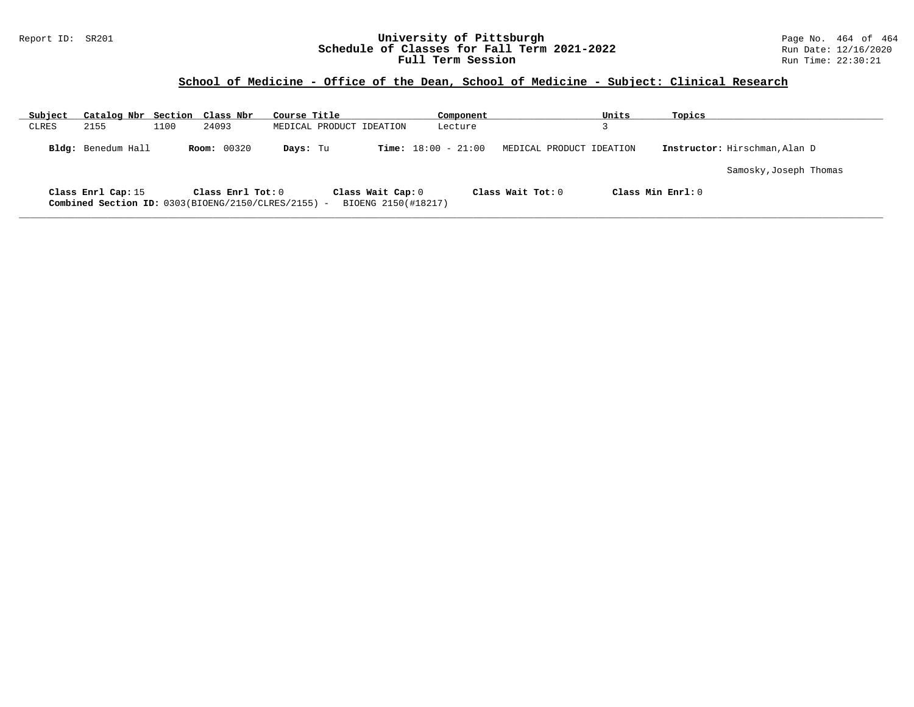Report ID: SR201

**University of Pittsburgh**
**Schedule of Classes for Fall Term 2021-2022**
**Full Term Session**

Run Date: 12/16/2020
Run Time: 22:30:21

## School of Medicine - Office of the Dean, School of Medicine - Subject: Clinical Research

| Subject | Catalog Nbr | Section | Class Nbr | Course Title | Component | Units | Topics |
|---|---|---|---|---|---|---|---|
| CLRES | 2155 | 1100 | 24093 | MEDICAL PRODUCT IDEATION | Lecture | 3 | |

**Bldg:** Benedum Hall **Room:** 00320 **Days:** Tu **Time:** 18:00 - 21:00 MEDICAL PRODUCT IDEATION **Instructor:** Hirschman,Alan D

Samosky,Joseph Thomas

**Class Enrl Cap:** 15 **Class Enrl Tot:** 0 **Class Wait Cap:** 0 **Class Wait Tot:** 0 **Class Min Enrl:** 0

**Combined Section ID:** 0303(BIOENG/2150/CLRES/2155) - BIOENG 2150(#18217)